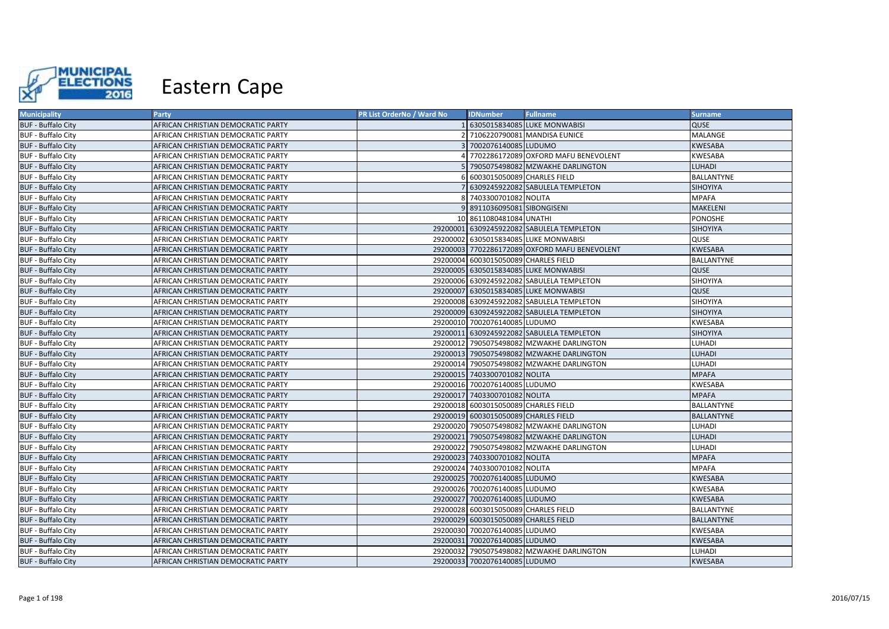# Eastern Cape

| Municipality | Party | PR List OrderNo / Ward No | IDNumber | Fullname | Surname |
|---|---|---|---|---|---|
| BUF - Buffalo City | AFRICAN CHRISTIAN DEMOCRATIC PARTY | 1 | 6305015834085 | LUKE MONWABISI | QUSE |
| BUF - Buffalo City | AFRICAN CHRISTIAN DEMOCRATIC PARTY | 2 | 7106220790081 | MANDISA EUNICE | MALANGE |
| BUF - Buffalo City | AFRICAN CHRISTIAN DEMOCRATIC PARTY | 3 | 7002076140085 | LUDUMO | KWESABA |
| BUF - Buffalo City | AFRICAN CHRISTIAN DEMOCRATIC PARTY | 4 | 7702286172089 | OXFORD MAFU BENEVOLENT | KWESABA |
| BUF - Buffalo City | AFRICAN CHRISTIAN DEMOCRATIC PARTY | 5 | 7905075498082 | MZWAKHE DARLINGTON | LUHADI |
| BUF - Buffalo City | AFRICAN CHRISTIAN DEMOCRATIC PARTY | 6 | 6003015050089 | CHARLES FIELD | BALLANTYNE |
| BUF - Buffalo City | AFRICAN CHRISTIAN DEMOCRATIC PARTY | 7 | 6309245922082 | SABULELA TEMPLETON | SIHOYIYA |
| BUF - Buffalo City | AFRICAN CHRISTIAN DEMOCRATIC PARTY | 8 | 7403300701082 | NOLITA | MPAFA |
| BUF - Buffalo City | AFRICAN CHRISTIAN DEMOCRATIC PARTY | 9 | 8911036095081 | SIBONGISENI | MAKELENI |
| BUF - Buffalo City | AFRICAN CHRISTIAN DEMOCRATIC PARTY | 10 | 8611080481084 | UNATHI | PONOSHE |
| BUF - Buffalo City | AFRICAN CHRISTIAN DEMOCRATIC PARTY | 29200001 | 6309245922082 | SABULELA TEMPLETON | SIHOYIYA |
| BUF - Buffalo City | AFRICAN CHRISTIAN DEMOCRATIC PARTY | 29200002 | 6305015834085 | LUKE MONWABISI | QUSE |
| BUF - Buffalo City | AFRICAN CHRISTIAN DEMOCRATIC PARTY | 29200003 | 7702286172089 | OXFORD MAFU BENEVOLENT | KWESABA |
| BUF - Buffalo City | AFRICAN CHRISTIAN DEMOCRATIC PARTY | 29200004 | 6003015050089 | CHARLES FIELD | BALLANTYNE |
| BUF - Buffalo City | AFRICAN CHRISTIAN DEMOCRATIC PARTY | 29200005 | 6305015834085 | LUKE MONWABISI | QUSE |
| BUF - Buffalo City | AFRICAN CHRISTIAN DEMOCRATIC PARTY | 29200006 | 6309245922082 | SABULELA TEMPLETON | SIHOYIYA |
| BUF - Buffalo City | AFRICAN CHRISTIAN DEMOCRATIC PARTY | 29200007 | 6305015834085 | LUKE MONWABISI | QUSE |
| BUF - Buffalo City | AFRICAN CHRISTIAN DEMOCRATIC PARTY | 29200008 | 6309245922082 | SABULELA TEMPLETON | SIHOYIYA |
| BUF - Buffalo City | AFRICAN CHRISTIAN DEMOCRATIC PARTY | 29200009 | 6309245922082 | SABULELA TEMPLETON | SIHOYIYA |
| BUF - Buffalo City | AFRICAN CHRISTIAN DEMOCRATIC PARTY | 29200010 | 7002076140085 | LUDUMO | KWESABA |
| BUF - Buffalo City | AFRICAN CHRISTIAN DEMOCRATIC PARTY | 29200011 | 6309245922082 | SABULELA TEMPLETON | SIHOYIYA |
| BUF - Buffalo City | AFRICAN CHRISTIAN DEMOCRATIC PARTY | 29200012 | 7905075498082 | MZWAKHE DARLINGTON | LUHADI |
| BUF - Buffalo City | AFRICAN CHRISTIAN DEMOCRATIC PARTY | 29200013 | 7905075498082 | MZWAKHE DARLINGTON | LUHADI |
| BUF - Buffalo City | AFRICAN CHRISTIAN DEMOCRATIC PARTY | 29200014 | 7905075498082 | MZWAKHE DARLINGTON | LUHADI |
| BUF - Buffalo City | AFRICAN CHRISTIAN DEMOCRATIC PARTY | 29200015 | 7403300701082 | NOLITA | MPAFA |
| BUF - Buffalo City | AFRICAN CHRISTIAN DEMOCRATIC PARTY | 29200016 | 7002076140085 | LUDUMO | KWESABA |
| BUF - Buffalo City | AFRICAN CHRISTIAN DEMOCRATIC PARTY | 29200017 | 7403300701082 | NOLITA | MPAFA |
| BUF - Buffalo City | AFRICAN CHRISTIAN DEMOCRATIC PARTY | 29200018 | 6003015050089 | CHARLES FIELD | BALLANTYNE |
| BUF - Buffalo City | AFRICAN CHRISTIAN DEMOCRATIC PARTY | 29200019 | 6003015050089 | CHARLES FIELD | BALLANTYNE |
| BUF - Buffalo City | AFRICAN CHRISTIAN DEMOCRATIC PARTY | 29200020 | 7905075498082 | MZWAKHE DARLINGTON | LUHADI |
| BUF - Buffalo City | AFRICAN CHRISTIAN DEMOCRATIC PARTY | 29200021 | 7905075498082 | MZWAKHE DARLINGTON | LUHADI |
| BUF - Buffalo City | AFRICAN CHRISTIAN DEMOCRATIC PARTY | 29200022 | 7905075498082 | MZWAKHE DARLINGTON | LUHADI |
| BUF - Buffalo City | AFRICAN CHRISTIAN DEMOCRATIC PARTY | 29200023 | 7403300701082 | NOLITA | MPAFA |
| BUF - Buffalo City | AFRICAN CHRISTIAN DEMOCRATIC PARTY | 29200024 | 7403300701082 | NOLITA | MPAFA |
| BUF - Buffalo City | AFRICAN CHRISTIAN DEMOCRATIC PARTY | 29200025 | 7002076140085 | LUDUMO | KWESABA |
| BUF - Buffalo City | AFRICAN CHRISTIAN DEMOCRATIC PARTY | 29200026 | 7002076140085 | LUDUMO | KWESABA |
| BUF - Buffalo City | AFRICAN CHRISTIAN DEMOCRATIC PARTY | 29200027 | 7002076140085 | LUDUMO | KWESABA |
| BUF - Buffalo City | AFRICAN CHRISTIAN DEMOCRATIC PARTY | 29200028 | 6003015050089 | CHARLES FIELD | BALLANTYNE |
| BUF - Buffalo City | AFRICAN CHRISTIAN DEMOCRATIC PARTY | 29200029 | 6003015050089 | CHARLES FIELD | BALLANTYNE |
| BUF - Buffalo City | AFRICAN CHRISTIAN DEMOCRATIC PARTY | 29200030 | 7002076140085 | LUDUMO | KWESABA |
| BUF - Buffalo City | AFRICAN CHRISTIAN DEMOCRATIC PARTY | 29200031 | 7002076140085 | LUDUMO | KWESABA |
| BUF - Buffalo City | AFRICAN CHRISTIAN DEMOCRATIC PARTY | 29200032 | 7905075498082 | MZWAKHE DARLINGTON | LUHADI |
| BUF - Buffalo City | AFRICAN CHRISTIAN DEMOCRATIC PARTY | 29200033 | 7002076140085 | LUDUMO | KWESABA |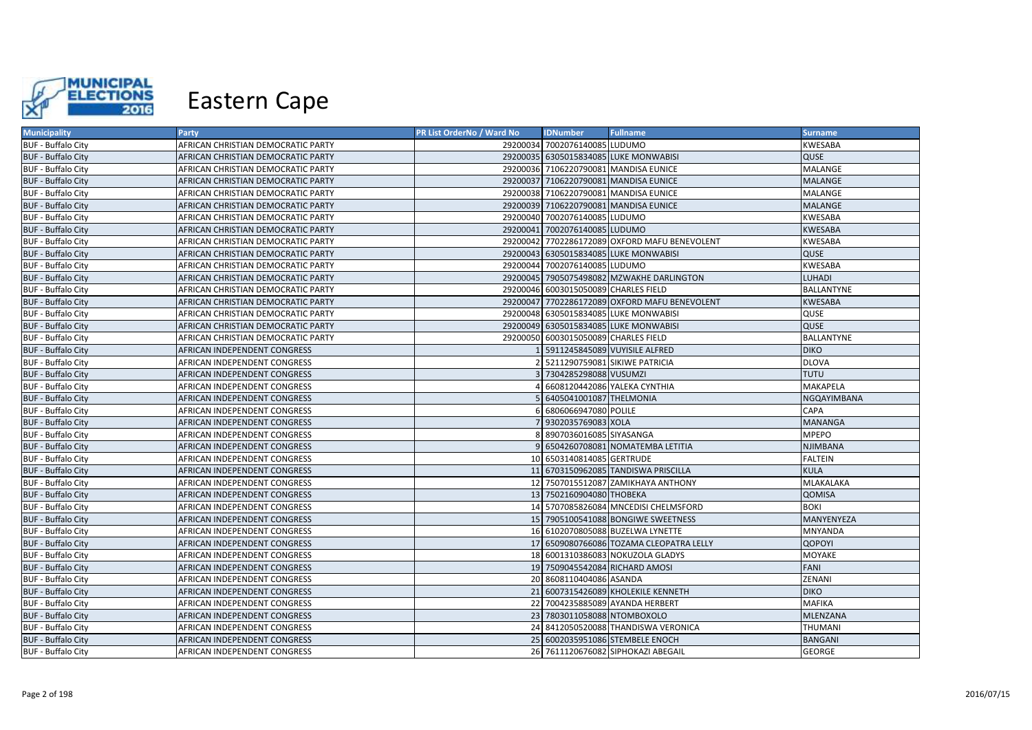# Eastern Cape

| Municipality | Party | PR List OrderNo / Ward No | IDNumber | Fullname | Surname |
|---|---|---|---|---|---|
| BUF - Buffalo City | AFRICAN CHRISTIAN DEMOCRATIC PARTY | 29200034 | 7002076140085 | LUDUMO | KWESABA |
| BUF - Buffalo City | AFRICAN CHRISTIAN DEMOCRATIC PARTY | 29200035 | 6305015834085 | LUKE MONWABISI | QUSE |
| BUF - Buffalo City | AFRICAN CHRISTIAN DEMOCRATIC PARTY | 29200036 | 7106220790081 | MANDISA EUNICE | MALANGE |
| BUF - Buffalo City | AFRICAN CHRISTIAN DEMOCRATIC PARTY | 29200037 | 7106220790081 | MANDISA EUNICE | MALANGE |
| BUF - Buffalo City | AFRICAN CHRISTIAN DEMOCRATIC PARTY | 29200038 | 7106220790081 | MANDISA EUNICE | MALANGE |
| BUF - Buffalo City | AFRICAN CHRISTIAN DEMOCRATIC PARTY | 29200039 | 7106220790081 | MANDISA EUNICE | MALANGE |
| BUF - Buffalo City | AFRICAN CHRISTIAN DEMOCRATIC PARTY | 29200040 | 7002076140085 | LUDUMO | KWESABA |
| BUF - Buffalo City | AFRICAN CHRISTIAN DEMOCRATIC PARTY | 29200041 | 7002076140085 | LUDUMO | KWESABA |
| BUF - Buffalo City | AFRICAN CHRISTIAN DEMOCRATIC PARTY | 29200042 | 7702286172089 | OXFORD MAFU BENEVOLENT | KWESABA |
| BUF - Buffalo City | AFRICAN CHRISTIAN DEMOCRATIC PARTY | 29200043 | 6305015834085 | LUKE MONWABISI | QUSE |
| BUF - Buffalo City | AFRICAN CHRISTIAN DEMOCRATIC PARTY | 29200044 | 7002076140085 | LUDUMO | KWESABA |
| BUF - Buffalo City | AFRICAN CHRISTIAN DEMOCRATIC PARTY | 29200045 | 7905075498082 | MZWAKHE DARLINGTON | LUHADI |
| BUF - Buffalo City | AFRICAN CHRISTIAN DEMOCRATIC PARTY | 29200046 | 6003015050089 | CHARLES FIELD | BALLANTYNE |
| BUF - Buffalo City | AFRICAN CHRISTIAN DEMOCRATIC PARTY | 29200047 | 7702286172089 | OXFORD MAFU BENEVOLENT | KWESABA |
| BUF - Buffalo City | AFRICAN CHRISTIAN DEMOCRATIC PARTY | 29200048 | 6305015834085 | LUKE MONWABISI | QUSE |
| BUF - Buffalo City | AFRICAN CHRISTIAN DEMOCRATIC PARTY | 29200049 | 6305015834085 | LUKE MONWABISI | QUSE |
| BUF - Buffalo City | AFRICAN CHRISTIAN DEMOCRATIC PARTY | 29200050 | 6003015050089 | CHARLES FIELD | BALLANTYNE |
| BUF - Buffalo City | AFRICAN INDEPENDENT CONGRESS | 1 | 5911245845089 | VUYISILE ALFRED | DIKO |
| BUF - Buffalo City | AFRICAN INDEPENDENT CONGRESS | 2 | 5211290759081 | SIKIWE PATRICIA | DLOVA |
| BUF - Buffalo City | AFRICAN INDEPENDENT CONGRESS | 3 | 7304285298088 | VUSUMZI | TUTU |
| BUF - Buffalo City | AFRICAN INDEPENDENT CONGRESS | 4 | 6608120442086 | YALEKA CYNTHIA | MAKAPELA |
| BUF - Buffalo City | AFRICAN INDEPENDENT CONGRESS | 5 | 6405041001087 | THELMONIA | NGQAYIMBANA |
| BUF - Buffalo City | AFRICAN INDEPENDENT CONGRESS | 6 | 6806066947080 | POLILE | CAPA |
| BUF - Buffalo City | AFRICAN INDEPENDENT CONGRESS | 7 | 9302035769083 | XOLA | MANANGA |
| BUF - Buffalo City | AFRICAN INDEPENDENT CONGRESS | 8 | 8907036016085 | SIYASANGA | MPEPO |
| BUF - Buffalo City | AFRICAN INDEPENDENT CONGRESS | 9 | 6504260708081 | NOMATEMBA LETITIA | NJIMBANA |
| BUF - Buffalo City | AFRICAN INDEPENDENT CONGRESS | 10 | 6503140814085 | GERTRUDE | FALTEIN |
| BUF - Buffalo City | AFRICAN INDEPENDENT CONGRESS | 11 | 6703150962085 | TANDISWA PRISCILLA | KULA |
| BUF - Buffalo City | AFRICAN INDEPENDENT CONGRESS | 12 | 7507015512087 | ZAMIKHAYA ANTHONY | MLAKALAKA |
| BUF - Buffalo City | AFRICAN INDEPENDENT CONGRESS | 13 | 7502160904080 | THOBEKA | QOMISA |
| BUF - Buffalo City | AFRICAN INDEPENDENT CONGRESS | 14 | 5707085826084 | MNCEDISI CHELMSFORD | BOKI |
| BUF - Buffalo City | AFRICAN INDEPENDENT CONGRESS | 15 | 7905100541088 | BONGIWE SWEETNESS | MANYENYEZA |
| BUF - Buffalo City | AFRICAN INDEPENDENT CONGRESS | 16 | 6102070805088 | BUZELWA LYNETTE | MNYANDA |
| BUF - Buffalo City | AFRICAN INDEPENDENT CONGRESS | 17 | 6509080766086 | TOZAMA CLEOPATRA LELLY | QOPOYI |
| BUF - Buffalo City | AFRICAN INDEPENDENT CONGRESS | 18 | 6001310386083 | NOKUZOLA GLADYS | MOYAKE |
| BUF - Buffalo City | AFRICAN INDEPENDENT CONGRESS | 19 | 7509045542084 | RICHARD AMOSI | FANI |
| BUF - Buffalo City | AFRICAN INDEPENDENT CONGRESS | 20 | 8608110404086 | ASANDA | ZENANI |
| BUF - Buffalo City | AFRICAN INDEPENDENT CONGRESS | 21 | 6007315426089 | KHOLEKILE KENNETH | DIKO |
| BUF - Buffalo City | AFRICAN INDEPENDENT CONGRESS | 22 | 7004235885089 | AYANDA HERBERT | MAFIKA |
| BUF - Buffalo City | AFRICAN INDEPENDENT CONGRESS | 23 | 7803011058088 | NTOMBOXOLO | MLENZANA |
| BUF - Buffalo City | AFRICAN INDEPENDENT CONGRESS | 24 | 8412050520088 | THANDISWA VERONICA | THUMANI |
| BUF - Buffalo City | AFRICAN INDEPENDENT CONGRESS | 25 | 6002035951086 | STEMBELE ENOCH | BANGANI |
| BUF - Buffalo City | AFRICAN INDEPENDENT CONGRESS | 26 | 7611120676082 | SIPHOKAZI ABEGAIL | GEORGE |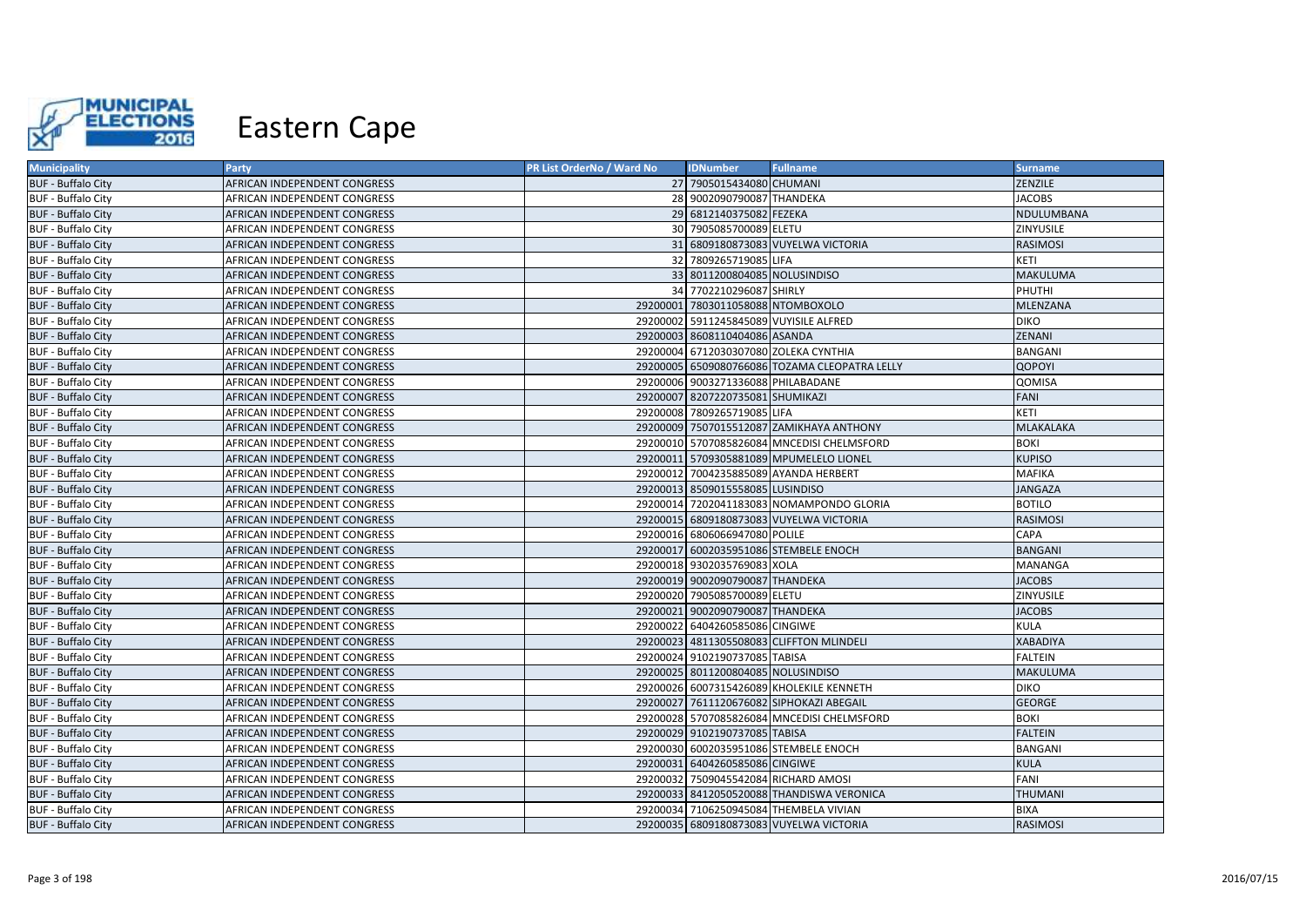# Eastern Cape

| Municipality | Party | PR List OrderNo / Ward No | IDNumber | Fullname | Surname |
|---|---|---|---|---|---|
| BUF - Buffalo City | AFRICAN INDEPENDENT CONGRESS | 27 | 7905015434080 | CHUMANI | ZENZILE |
| BUF - Buffalo City | AFRICAN INDEPENDENT CONGRESS | 28 | 9002090790087 | THANDEKA | JACOBS |
| BUF - Buffalo City | AFRICAN INDEPENDENT CONGRESS | 29 | 6812140375082 | FEZEKA | NDULUMBANA |
| BUF - Buffalo City | AFRICAN INDEPENDENT CONGRESS | 30 | 7905085700089 | ELETU | ZINYUSILE |
| BUF - Buffalo City | AFRICAN INDEPENDENT CONGRESS | 31 | 6809180873083 | VUYELWA VICTORIA | RASIMOSI |
| BUF - Buffalo City | AFRICAN INDEPENDENT CONGRESS | 32 | 7809265719085 | LIFA | KETI |
| BUF - Buffalo City | AFRICAN INDEPENDENT CONGRESS | 33 | 8011200804085 | NOLUSINDISO | MAKULUMA |
| BUF - Buffalo City | AFRICAN INDEPENDENT CONGRESS | 34 | 7702210296087 | SHIRLY | PHUTHI |
| BUF - Buffalo City | AFRICAN INDEPENDENT CONGRESS | 29200001 | 7803011058088 | NTOMBOXOLO | MLENZANA |
| BUF - Buffalo City | AFRICAN INDEPENDENT CONGRESS | 29200002 | 5911245845089 | VUYISILE ALFRED | DIKO |
| BUF - Buffalo City | AFRICAN INDEPENDENT CONGRESS | 29200003 | 8608110404086 | ASANDA | ZENANI |
| BUF - Buffalo City | AFRICAN INDEPENDENT CONGRESS | 29200004 | 6712030307080 | ZOLEKA CYNTHIA | BANGANI |
| BUF - Buffalo City | AFRICAN INDEPENDENT CONGRESS | 29200005 | 6509080766086 | TOZAMA CLEOPATRA LELLY | QOPOYI |
| BUF - Buffalo City | AFRICAN INDEPENDENT CONGRESS | 29200006 | 9003271336088 | PHILABADANE | QOMISA |
| BUF - Buffalo City | AFRICAN INDEPENDENT CONGRESS | 29200007 | 8207220735081 | SHUMIKAZI | FANI |
| BUF - Buffalo City | AFRICAN INDEPENDENT CONGRESS | 29200008 | 7809265719085 | LIFA | KETI |
| BUF - Buffalo City | AFRICAN INDEPENDENT CONGRESS | 29200009 | 7507015512087 | ZAMIKHAYA ANTHONY | MLAKALAKA |
| BUF - Buffalo City | AFRICAN INDEPENDENT CONGRESS | 29200010 | 5707085826084 | MNCEDISI CHELMSFORD | BOKI |
| BUF - Buffalo City | AFRICAN INDEPENDENT CONGRESS | 29200011 | 5709305881089 | MPUMELELO LIONEL | KUPISO |
| BUF - Buffalo City | AFRICAN INDEPENDENT CONGRESS | 29200012 | 7004235885089 | AYANDA HERBERT | MAFIKA |
| BUF - Buffalo City | AFRICAN INDEPENDENT CONGRESS | 29200013 | 8509015558085 | LUSINDISO | JANGAZA |
| BUF - Buffalo City | AFRICAN INDEPENDENT CONGRESS | 29200014 | 7202041183083 | NOMAMPONDO GLORIA | BOTILO |
| BUF - Buffalo City | AFRICAN INDEPENDENT CONGRESS | 29200015 | 6809180873083 | VUYELWA VICTORIA | RASIMOSI |
| BUF - Buffalo City | AFRICAN INDEPENDENT CONGRESS | 29200016 | 6806066947080 | POLILE | CAPA |
| BUF - Buffalo City | AFRICAN INDEPENDENT CONGRESS | 29200017 | 6002035951086 | STEMBELE ENOCH | BANGANI |
| BUF - Buffalo City | AFRICAN INDEPENDENT CONGRESS | 29200018 | 9302035769083 | XOLA | MANANGA |
| BUF - Buffalo City | AFRICAN INDEPENDENT CONGRESS | 29200019 | 9002090790087 | THANDEKA | JACOBS |
| BUF - Buffalo City | AFRICAN INDEPENDENT CONGRESS | 29200020 | 7905085700089 | ELETU | ZINYUSILE |
| BUF - Buffalo City | AFRICAN INDEPENDENT CONGRESS | 29200021 | 9002090790087 | THANDEKA | JACOBS |
| BUF - Buffalo City | AFRICAN INDEPENDENT CONGRESS | 29200022 | 6404260585086 | CINGIWE | KULA |
| BUF - Buffalo City | AFRICAN INDEPENDENT CONGRESS | 29200023 | 4811305508083 | CLIFFTON MLINDELI | XABADIYA |
| BUF - Buffalo City | AFRICAN INDEPENDENT CONGRESS | 29200024 | 9102190737085 | TABISA | FALTEIN |
| BUF - Buffalo City | AFRICAN INDEPENDENT CONGRESS | 29200025 | 8011200804085 | NOLUSINDISO | MAKULUMA |
| BUF - Buffalo City | AFRICAN INDEPENDENT CONGRESS | 29200026 | 6007315426089 | KHOLEKILE KENNETH | DIKO |
| BUF - Buffalo City | AFRICAN INDEPENDENT CONGRESS | 29200027 | 7611120676082 | SIPHOKAZI ABEGAIL | GEORGE |
| BUF - Buffalo City | AFRICAN INDEPENDENT CONGRESS | 29200028 | 5707085826084 | MNCEDISI CHELMSFORD | BOKI |
| BUF - Buffalo City | AFRICAN INDEPENDENT CONGRESS | 29200029 | 9102190737085 | TABISA | FALTEIN |
| BUF - Buffalo City | AFRICAN INDEPENDENT CONGRESS | 29200030 | 6002035951086 | STEMBELE ENOCH | BANGANI |
| BUF - Buffalo City | AFRICAN INDEPENDENT CONGRESS | 29200031 | 6404260585086 | CINGIWE | KULA |
| BUF - Buffalo City | AFRICAN INDEPENDENT CONGRESS | 29200032 | 7509045542084 | RICHARD AMOSI | FANI |
| BUF - Buffalo City | AFRICAN INDEPENDENT CONGRESS | 29200033 | 8412050520088 | THANDISWA VERONICA | THUMANI |
| BUF - Buffalo City | AFRICAN INDEPENDENT CONGRESS | 29200034 | 7106250945084 | THEMBELA VIVIAN | BIXA |
| BUF - Buffalo City | AFRICAN INDEPENDENT CONGRESS | 29200035 | 6809180873083 | VUYELWA VICTORIA | RASIMOSI |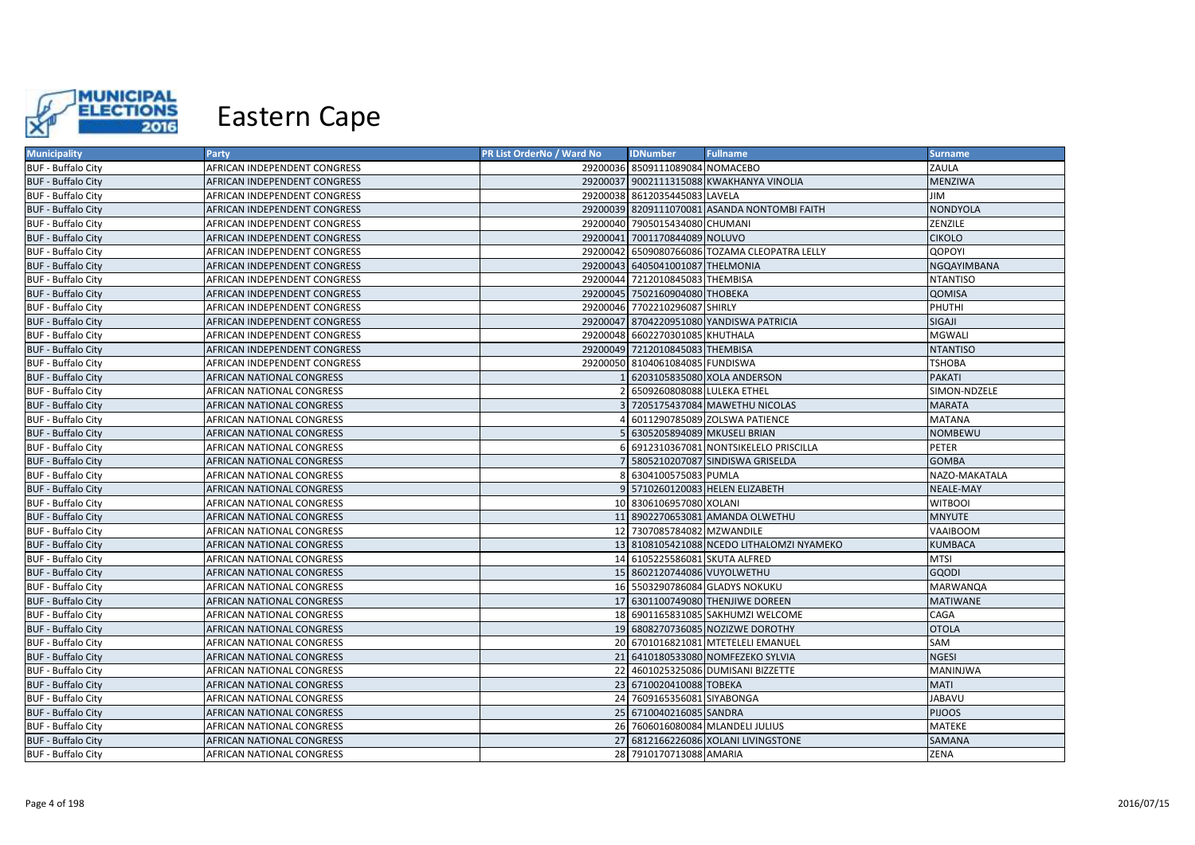# Eastern Cape

| Municipality | Party | PR List OrderNo / Ward No | IDNumber | Fullname | Surname |
|---|---|---|---|---|---|
| BUF - Buffalo City | AFRICAN INDEPENDENT CONGRESS | 29200036 | 8509111089084 | NOMACEBO | ZAULA |
| BUF - Buffalo City | AFRICAN INDEPENDENT CONGRESS | 29200037 | 9002111315088 | KWAKHANYA VINOLIA | MENZIWA |
| BUF - Buffalo City | AFRICAN INDEPENDENT CONGRESS | 29200038 | 8612035445083 | LAVELA | JIM |
| BUF - Buffalo City | AFRICAN INDEPENDENT CONGRESS | 29200039 | 8209111070081 | ASANDA NONTOMBI FAITH | NONDYOLA |
| BUF - Buffalo City | AFRICAN INDEPENDENT CONGRESS | 29200040 | 7905015434080 | CHUMANI | ZENZILE |
| BUF - Buffalo City | AFRICAN INDEPENDENT CONGRESS | 29200041 | 7001170844089 | NOLUVO | CIKOLO |
| BUF - Buffalo City | AFRICAN INDEPENDENT CONGRESS | 29200042 | 6509080766086 | TOZAMA CLEOPATRA LELLY | QOPOYI |
| BUF - Buffalo City | AFRICAN INDEPENDENT CONGRESS | 29200043 | 6405041001087 | THELMONIA | NGQAYIMBANA |
| BUF - Buffalo City | AFRICAN INDEPENDENT CONGRESS | 29200044 | 7212010845083 | THEMBISA | NTANTISO |
| BUF - Buffalo City | AFRICAN INDEPENDENT CONGRESS | 29200045 | 7502160904080 | THOBEKA | QOMISA |
| BUF - Buffalo City | AFRICAN INDEPENDENT CONGRESS | 29200046 | 7702210296087 | SHIRLY | PHUTHI |
| BUF - Buffalo City | AFRICAN INDEPENDENT CONGRESS | 29200047 | 8704220951080 | YANDISWA PATRICIA | SIGAJI |
| BUF - Buffalo City | AFRICAN INDEPENDENT CONGRESS | 29200048 | 6602270301085 | KHUTHALA | MGWALI |
| BUF - Buffalo City | AFRICAN INDEPENDENT CONGRESS | 29200049 | 7212010845083 | THEMBISA | NTANTISO |
| BUF - Buffalo City | AFRICAN INDEPENDENT CONGRESS | 29200050 | 8104061084085 | FUNDISWA | TSHOBA |
| BUF - Buffalo City | AFRICAN NATIONAL CONGRESS | 1 | 6203105835080 | XOLA ANDERSON | PAKATI |
| BUF - Buffalo City | AFRICAN NATIONAL CONGRESS | 2 | 6509260808088 | LULEKA ETHEL | SIMON-NDZELE |
| BUF - Buffalo City | AFRICAN NATIONAL CONGRESS | 3 | 7205175437084 | MAWETHU NICOLAS | MARATA |
| BUF - Buffalo City | AFRICAN NATIONAL CONGRESS | 4 | 6011290785089 | ZOLSWA PATIENCE | MATANA |
| BUF - Buffalo City | AFRICAN NATIONAL CONGRESS | 5 | 6305205894089 | MKUSELI BRIAN | NOMBEWU |
| BUF - Buffalo City | AFRICAN NATIONAL CONGRESS | 6 | 6912310367081 | NONTSIKELELO PRISCILLA | PETER |
| BUF - Buffalo City | AFRICAN NATIONAL CONGRESS | 7 | 5805210207087 | SINDISWA GRISELDA | GOMBA |
| BUF - Buffalo City | AFRICAN NATIONAL CONGRESS | 8 | 6304100575083 | PUMLA | NAZO-MAKATALA |
| BUF - Buffalo City | AFRICAN NATIONAL CONGRESS | 9 | 5710260120083 | HELEN ELIZABETH | NEALE-MAY |
| BUF - Buffalo City | AFRICAN NATIONAL CONGRESS | 10 | 8306106957080 | XOLANI | WITBOOI |
| BUF - Buffalo City | AFRICAN NATIONAL CONGRESS | 11 | 8902270653081 | AMANDA OLWETHU | MNYUTE |
| BUF - Buffalo City | AFRICAN NATIONAL CONGRESS | 12 | 7307085784082 | MZWANDILE | VAAIBOOM |
| BUF - Buffalo City | AFRICAN NATIONAL CONGRESS | 13 | 8108105421088 | NCEDO LITHALOMZI NYAMEKO | KUMBACA |
| BUF - Buffalo City | AFRICAN NATIONAL CONGRESS | 14 | 6105225586081 | SKUTA ALFRED | MTSI |
| BUF - Buffalo City | AFRICAN NATIONAL CONGRESS | 15 | 8602120744086 | VUYOLWETHU | GQODI |
| BUF - Buffalo City | AFRICAN NATIONAL CONGRESS | 16 | 5503290786084 | GLADYS NOKUKU | MARWANQA |
| BUF - Buffalo City | AFRICAN NATIONAL CONGRESS | 17 | 6301100749080 | THENJIWE DOREEN | MATIWANE |
| BUF - Buffalo City | AFRICAN NATIONAL CONGRESS | 18 | 6901165831085 | SAKHUMZI WELCOME | CAGA |
| BUF - Buffalo City | AFRICAN NATIONAL CONGRESS | 19 | 6808270736085 | NOZIZWE DOROTHY | OTOLA |
| BUF - Buffalo City | AFRICAN NATIONAL CONGRESS | 20 | 6701016821081 | MTETELELI EMANUEL | SAM |
| BUF - Buffalo City | AFRICAN NATIONAL CONGRESS | 21 | 6410180533080 | NOMFEZEKO SYLVIA | NGESI |
| BUF - Buffalo City | AFRICAN NATIONAL CONGRESS | 22 | 4601025325086 | DUMISANI BIZZETTE | MANINJWA |
| BUF - Buffalo City | AFRICAN NATIONAL CONGRESS | 23 | 6710020410088 | TOBEKA | MATI |
| BUF - Buffalo City | AFRICAN NATIONAL CONGRESS | 24 | 7609165356081 | SIYABONGA | JABAVU |
| BUF - Buffalo City | AFRICAN NATIONAL CONGRESS | 25 | 6710040216085 | SANDRA | PIJOOS |
| BUF - Buffalo City | AFRICAN NATIONAL CONGRESS | 26 | 7606016080084 | MLANDELI JULIUS | MATEKE |
| BUF - Buffalo City | AFRICAN NATIONAL CONGRESS | 27 | 6812166226086 | XOLANI LIVINGSTONE | SAMANA |
| BUF - Buffalo City | AFRICAN NATIONAL CONGRESS | 28 | 7910170713088 | AMARIA | ZENA |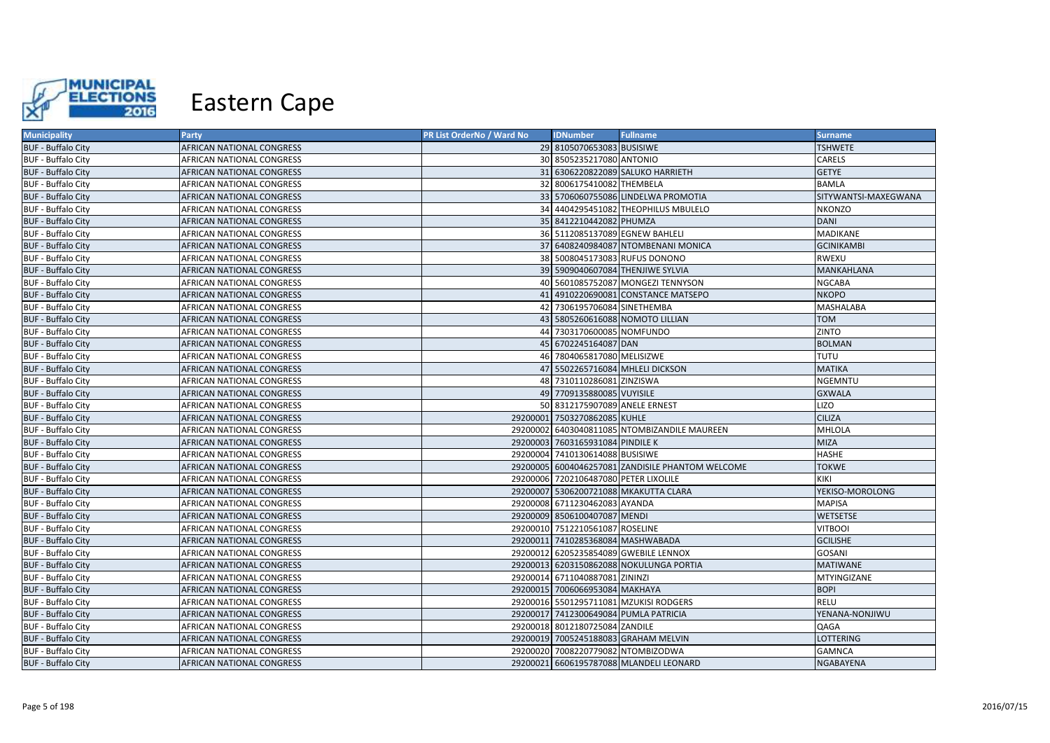# Eastern Cape

| Municipality | Party | PR List OrderNo / Ward No | IDNumber | Fullname | Surname |
|---|---|---|---|---|---|
| BUF - Buffalo City | AFRICAN NATIONAL CONGRESS | 29 | 8105070653083 | BUSISIWE | TSHWETE |
| BUF - Buffalo City | AFRICAN NATIONAL CONGRESS | 30 | 8505235217080 | ANTONIO | CARELS |
| BUF - Buffalo City | AFRICAN NATIONAL CONGRESS | 31 | 6306220822089 | SALUKO HARRIETH | GETYE |
| BUF - Buffalo City | AFRICAN NATIONAL CONGRESS | 32 | 8006175410082 | THEMBELA | BAMLA |
| BUF - Buffalo City | AFRICAN NATIONAL CONGRESS | 33 | 5706060755086 | LINDELWA PROMOTIA | SITYWANTSI-MAXEGWANA |
| BUF - Buffalo City | AFRICAN NATIONAL CONGRESS | 34 | 4404295451082 | THEOPHILUS MBULELO | NKONZO |
| BUF - Buffalo City | AFRICAN NATIONAL CONGRESS | 35 | 8412210442082 | PHUMZA | DANI |
| BUF - Buffalo City | AFRICAN NATIONAL CONGRESS | 36 | 5112085137089 | EGNEW BAHLELI | MADIKANE |
| BUF - Buffalo City | AFRICAN NATIONAL CONGRESS | 37 | 6408240984087 | NTOMBENANI MONICA | GCINIKAMBI |
| BUF - Buffalo City | AFRICAN NATIONAL CONGRESS | 38 | 5008045173083 | RUFUS DONONO | RWEXU |
| BUF - Buffalo City | AFRICAN NATIONAL CONGRESS | 39 | 5909040607084 | THENJIWE SYLVIA | MANKAHLANA |
| BUF - Buffalo City | AFRICAN NATIONAL CONGRESS | 40 | 5601085752087 | MONGEZI TENNYSON | NGCABA |
| BUF - Buffalo City | AFRICAN NATIONAL CONGRESS | 41 | 4910220690081 | CONSTANCE MATSEPO | NKOPO |
| BUF - Buffalo City | AFRICAN NATIONAL CONGRESS | 42 | 7306195706084 | SINETHEMBA | MASHALABA |
| BUF - Buffalo City | AFRICAN NATIONAL CONGRESS | 43 | 5805260616088 | NOMOTO LILLIAN | TOM |
| BUF - Buffalo City | AFRICAN NATIONAL CONGRESS | 44 | 7303170600085 | NOMFUNDO | ZINTO |
| BUF - Buffalo City | AFRICAN NATIONAL CONGRESS | 45 | 6702245164087 | DAN | BOLMAN |
| BUF - Buffalo City | AFRICAN NATIONAL CONGRESS | 46 | 7804065817080 | MELISIZWE | TUTU |
| BUF - Buffalo City | AFRICAN NATIONAL CONGRESS | 47 | 5502265716084 | MHLELI DICKSON | MATIKA |
| BUF - Buffalo City | AFRICAN NATIONAL CONGRESS | 48 | 7310110286081 | ZINZISWA | NGEMNTU |
| BUF - Buffalo City | AFRICAN NATIONAL CONGRESS | 49 | 7709135880085 | VUYISILE | GXWALA |
| BUF - Buffalo City | AFRICAN NATIONAL CONGRESS | 50 | 8312175907089 | ANELE ERNEST | LIZO |
| BUF - Buffalo City | AFRICAN NATIONAL CONGRESS | 29200001 | 7503270862085 | KUHLE | CILIZA |
| BUF - Buffalo City | AFRICAN NATIONAL CONGRESS | 29200002 | 6403040811085 | NTOMBIZANDILE MAUREEN | MHLOLA |
| BUF - Buffalo City | AFRICAN NATIONAL CONGRESS | 29200003 | 7603165931084 | PINDILE K | MIZA |
| BUF - Buffalo City | AFRICAN NATIONAL CONGRESS | 29200004 | 7410130614088 | BUSISIWE | HASHE |
| BUF - Buffalo City | AFRICAN NATIONAL CONGRESS | 29200005 | 6004046257081 | ZANDISILE PHANTOM WELCOME | TOKWE |
| BUF - Buffalo City | AFRICAN NATIONAL CONGRESS | 29200006 | 7202106487080 | PETER LIXOLILE | KIKI |
| BUF - Buffalo City | AFRICAN NATIONAL CONGRESS | 29200007 | 5306200721088 | MKAKUTTA CLARA | YEKISO-MOROLONG |
| BUF - Buffalo City | AFRICAN NATIONAL CONGRESS | 29200008 | 6711230462083 | AYANDA | MAPISA |
| BUF - Buffalo City | AFRICAN NATIONAL CONGRESS | 29200009 | 8506100407087 | MENDI | WETSETSE |
| BUF - Buffalo City | AFRICAN NATIONAL CONGRESS | 29200010 | 7512210561087 | ROSELINE | VITBOOI |
| BUF - Buffalo City | AFRICAN NATIONAL CONGRESS | 29200011 | 7410285368084 | MASHWABADA | GCILISHE |
| BUF - Buffalo City | AFRICAN NATIONAL CONGRESS | 29200012 | 6205235854089 | GWEBILE LENNOX | GOSANI |
| BUF - Buffalo City | AFRICAN NATIONAL CONGRESS | 29200013 | 6203150862088 | NOKULUNGA PORTIA | MATIWANE |
| BUF - Buffalo City | AFRICAN NATIONAL CONGRESS | 29200014 | 6711040887081 | ZININZI | MTYINGIZANE |
| BUF - Buffalo City | AFRICAN NATIONAL CONGRESS | 29200015 | 7006066953084 | MAKHAYA | BOPI |
| BUF - Buffalo City | AFRICAN NATIONAL CONGRESS | 29200016 | 5501295711081 | MZUKISI RODGERS | RELU |
| BUF - Buffalo City | AFRICAN NATIONAL CONGRESS | 29200017 | 7412300649084 | PUMLA PATRICIA | YENANA-NONJIWU |
| BUF - Buffalo City | AFRICAN NATIONAL CONGRESS | 29200018 | 8012180725084 | ZANDILE | QAGA |
| BUF - Buffalo City | AFRICAN NATIONAL CONGRESS | 29200019 | 7005245188083 | GRAHAM MELVIN | LOTTERING |
| BUF - Buffalo City | AFRICAN NATIONAL CONGRESS | 29200020 | 7008220779082 | NTOMBIZODWA | GAMNCA |
| BUF - Buffalo City | AFRICAN NATIONAL CONGRESS | 29200021 | 6606195787088 | MLANDELI LEONARD | NGABAYENA |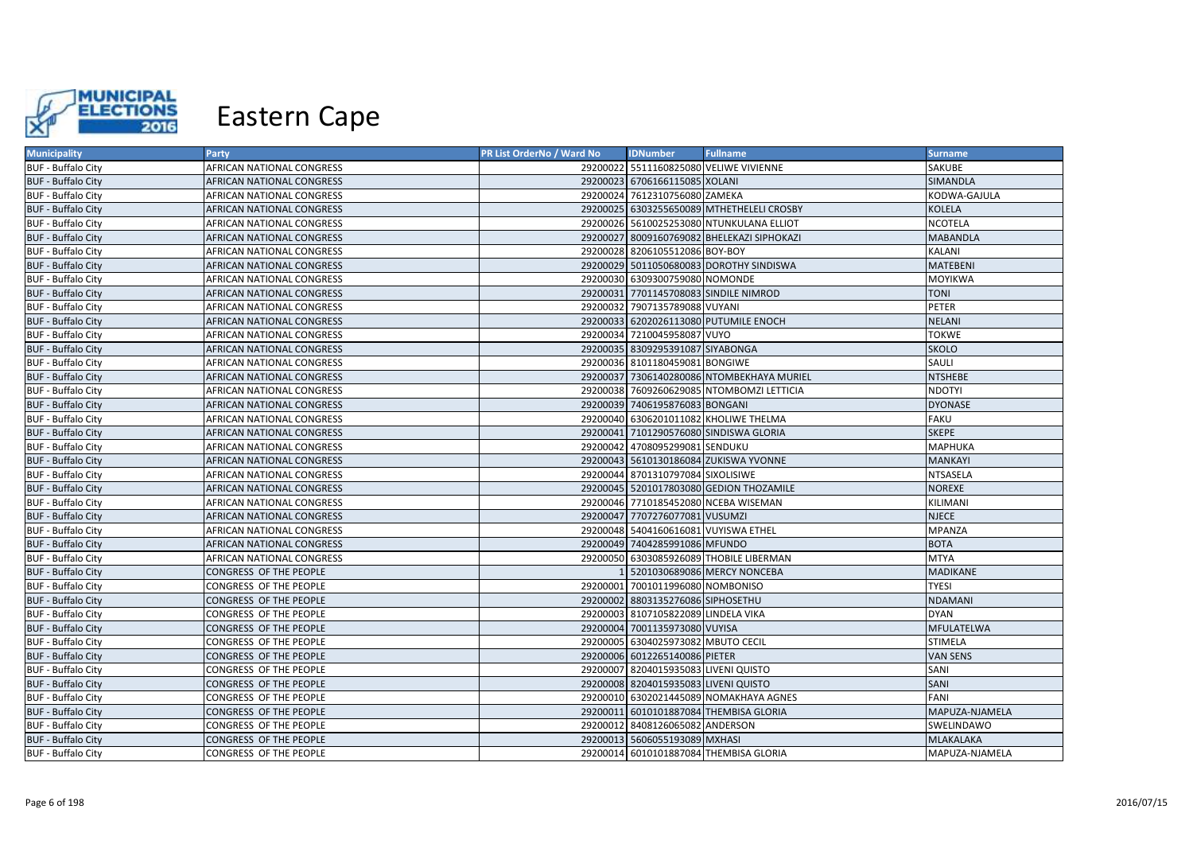# Eastern Cape

| Municipality | Party | PR List OrderNo / Ward No | IDNumber | Fullname | Surname |
|---|---|---|---|---|---|
| BUF - Buffalo City | AFRICAN NATIONAL CONGRESS | 29200022 | 5511160825080 | VELIWE VIVIENNE | SAKUBE |
| BUF - Buffalo City | AFRICAN NATIONAL CONGRESS | 29200023 | 6706166115085 | XOLANI | SIMANDLA |
| BUF - Buffalo City | AFRICAN NATIONAL CONGRESS | 29200024 | 7612310756080 | ZAMEKA | KODWA-GAJULA |
| BUF - Buffalo City | AFRICAN NATIONAL CONGRESS | 29200025 | 6303255650089 | MTHETHELELI CROSBY | KOLELA |
| BUF - Buffalo City | AFRICAN NATIONAL CONGRESS | 29200026 | 5610025253080 | NTUNKULANA ELLIOT | NCOTELA |
| BUF - Buffalo City | AFRICAN NATIONAL CONGRESS | 29200027 | 8009160769082 | BHELEKAZI SIPHOKAZI | MABANDLA |
| BUF - Buffalo City | AFRICAN NATIONAL CONGRESS | 29200028 | 8206105512086 | BOY-BOY | KALANI |
| BUF - Buffalo City | AFRICAN NATIONAL CONGRESS | 29200029 | 5011050680083 | DOROTHY SINDISWA | MATEBENI |
| BUF - Buffalo City | AFRICAN NATIONAL CONGRESS | 29200030 | 6309300759080 | NOMONDE | MOYIKWA |
| BUF - Buffalo City | AFRICAN NATIONAL CONGRESS | 29200031 | 7701145708083 | SINDILE NIMROD | TONI |
| BUF - Buffalo City | AFRICAN NATIONAL CONGRESS | 29200032 | 7907135789088 | VUYANI | PETER |
| BUF - Buffalo City | AFRICAN NATIONAL CONGRESS | 29200033 | 6202026113080 | PUTUMILE ENOCH | NELANI |
| BUF - Buffalo City | AFRICAN NATIONAL CONGRESS | 29200034 | 7210045958087 | VUYO | TOKWE |
| BUF - Buffalo City | AFRICAN NATIONAL CONGRESS | 29200035 | 8309295391087 | SIYABONGA | SKOLO |
| BUF - Buffalo City | AFRICAN NATIONAL CONGRESS | 29200036 | 8101180459081 | BONGIWE | SAULI |
| BUF - Buffalo City | AFRICAN NATIONAL CONGRESS | 29200037 | 7306140280086 | NTOMBEKHAYA MURIEL | NTSHEBE |
| BUF - Buffalo City | AFRICAN NATIONAL CONGRESS | 29200038 | 7609260629085 | NTOMBOMZI LETTICIA | NDOTYI |
| BUF - Buffalo City | AFRICAN NATIONAL CONGRESS | 29200039 | 7406195876083 | BONGANI | DYONASE |
| BUF - Buffalo City | AFRICAN NATIONAL CONGRESS | 29200040 | 6306201011082 | KHOLIWE THELMA | FAKU |
| BUF - Buffalo City | AFRICAN NATIONAL CONGRESS | 29200041 | 7101290576080 | SINDISWA GLORIA | SKEPE |
| BUF - Buffalo City | AFRICAN NATIONAL CONGRESS | 29200042 | 4708095299081 | SENDUKU | MAPHUKA |
| BUF - Buffalo City | AFRICAN NATIONAL CONGRESS | 29200043 | 5610130186084 | ZUKISWA YVONNE | MANKAYI |
| BUF - Buffalo City | AFRICAN NATIONAL CONGRESS | 29200044 | 8701310797084 | SIXOLISIWE | NTSASELA |
| BUF - Buffalo City | AFRICAN NATIONAL CONGRESS | 29200045 | 5201017803080 | GEDION THOZAMILE | NOREXE |
| BUF - Buffalo City | AFRICAN NATIONAL CONGRESS | 29200046 | 7710185452080 | NCEBA WISEMAN | KILIMANI |
| BUF - Buffalo City | AFRICAN NATIONAL CONGRESS | 29200047 | 7707276077081 | VUSUMZI | NJECE |
| BUF - Buffalo City | AFRICAN NATIONAL CONGRESS | 29200048 | 5404160616081 | VUYISWA ETHEL | MPANZA |
| BUF - Buffalo City | AFRICAN NATIONAL CONGRESS | 29200049 | 7404285991086 | MFUNDO | BOTA |
| BUF - Buffalo City | AFRICAN NATIONAL CONGRESS | 29200050 | 6303085926089 | THOBILE LIBERMAN | MTYA |
| BUF - Buffalo City | CONGRESS OF THE PEOPLE | 1 | 5201030689086 | MERCY NONCEBA | MADIKANE |
| BUF - Buffalo City | CONGRESS OF THE PEOPLE | 29200001 | 7001011996080 | NOMBONISO | TYESI |
| BUF - Buffalo City | CONGRESS OF THE PEOPLE | 29200002 | 8803135276086 | SIPHOSETHU | NDAMANI |
| BUF - Buffalo City | CONGRESS OF THE PEOPLE | 29200003 | 8107105822089 | LINDELA VIKA | DYAN |
| BUF - Buffalo City | CONGRESS OF THE PEOPLE | 29200004 | 7001135973080 | VUYISA | MFULATELWA |
| BUF - Buffalo City | CONGRESS OF THE PEOPLE | 29200005 | 6304025973082 | MBUTO CECIL | STIMELA |
| BUF - Buffalo City | CONGRESS OF THE PEOPLE | 29200006 | 6012265140086 | PIETER | VAN SENS |
| BUF - Buffalo City | CONGRESS OF THE PEOPLE | 29200007 | 8204015935083 | LIVENI QUISTO | SANI |
| BUF - Buffalo City | CONGRESS OF THE PEOPLE | 29200008 | 8204015935083 | LIVENI QUISTO | SANI |
| BUF - Buffalo City | CONGRESS OF THE PEOPLE | 29200010 | 6302021445089 | NOMAKHAYA AGNES | FANI |
| BUF - Buffalo City | CONGRESS OF THE PEOPLE | 29200011 | 6010101887084 | THEMBISA GLORIA | MAPUZA-NJAMELA |
| BUF - Buffalo City | CONGRESS OF THE PEOPLE | 29200012 | 8408126065082 | ANDERSON | SWELINDAWO |
| BUF - Buffalo City | CONGRESS OF THE PEOPLE | 29200013 | 5606055193089 | MXHASI | MLAKALAKA |
| BUF - Buffalo City | CONGRESS OF THE PEOPLE | 29200014 | 6010101887084 | THEMBISA GLORIA | MAPUZA-NJAMELA |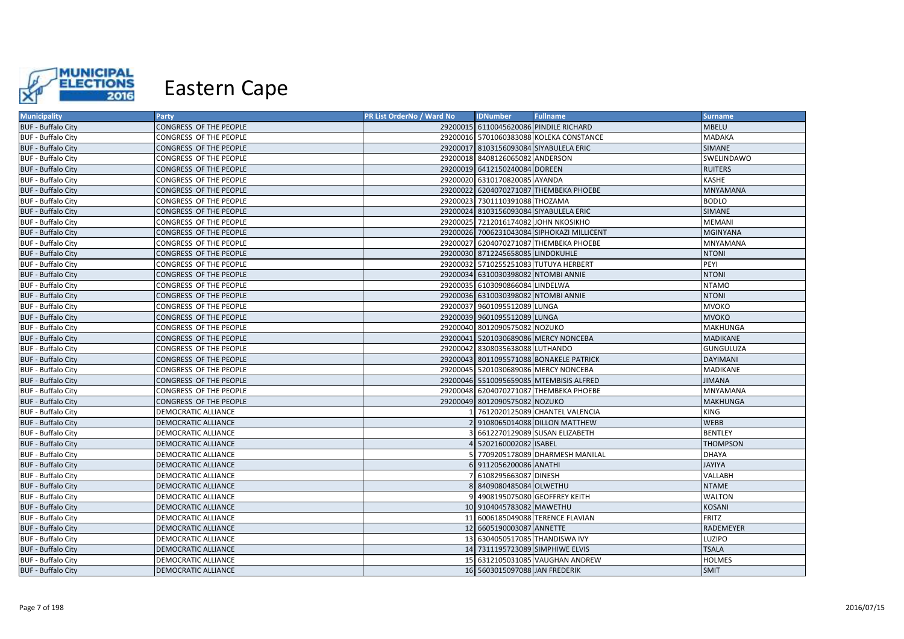# Eastern Cape

| Municipality | Party | PR List OrderNo / Ward No | IDNumber | Fullname | Surname |
|---|---|---|---|---|---|
| BUF - Buffalo City | CONGRESS OF THE PEOPLE | 29200015 | 6110045620086 | PINDILE RICHARD | MBELU |
| BUF - Buffalo City | CONGRESS OF THE PEOPLE | 29200016 | 5701060383088 | KOLEKA CONSTANCE | MADAKA |
| BUF - Buffalo City | CONGRESS OF THE PEOPLE | 29200017 | 8103156093084 | SIYABULELA ERIC | SIMANE |
| BUF - Buffalo City | CONGRESS OF THE PEOPLE | 29200018 | 8408126065082 | ANDERSON | SWELINDAWO |
| BUF - Buffalo City | CONGRESS OF THE PEOPLE | 29200019 | 6412150240084 | DOREEN | RUITERS |
| BUF - Buffalo City | CONGRESS OF THE PEOPLE | 29200020 | 6310170820085 | AYANDA | KASHE |
| BUF - Buffalo City | CONGRESS OF THE PEOPLE | 29200022 | 6204070271087 | THEMBEKA PHOEBE | MNYAMANA |
| BUF - Buffalo City | CONGRESS OF THE PEOPLE | 29200023 | 7301110391088 | THOZAMA | BODLO |
| BUF - Buffalo City | CONGRESS OF THE PEOPLE | 29200024 | 8103156093084 | SIYABULELA ERIC | SIMANE |
| BUF - Buffalo City | CONGRESS OF THE PEOPLE | 29200025 | 7212016174082 | JOHN NKOSIKHO | MEMANI |
| BUF - Buffalo City | CONGRESS OF THE PEOPLE | 29200026 | 7006231043084 | SIPHOKAZI MILLICENT | MGINYANA |
| BUF - Buffalo City | CONGRESS OF THE PEOPLE | 29200027 | 6204070271087 | THEMBEKA PHOEBE | MNYAMANA |
| BUF - Buffalo City | CONGRESS OF THE PEOPLE | 29200030 | 8712245658085 | LINDOKUHLE | NTONI |
| BUF - Buffalo City | CONGRESS OF THE PEOPLE | 29200032 | 5710255251083 | TUTUYA HERBERT | PEYI |
| BUF - Buffalo City | CONGRESS OF THE PEOPLE | 29200034 | 6310030398082 | NTOMBI ANNIE | NTONI |
| BUF - Buffalo City | CONGRESS OF THE PEOPLE | 29200035 | 6103090866084 | LINDELWA | NTAMO |
| BUF - Buffalo City | CONGRESS OF THE PEOPLE | 29200036 | 6310030398082 | NTOMBI ANNIE | NTONI |
| BUF - Buffalo City | CONGRESS OF THE PEOPLE | 29200037 | 9601095512089 | LUNGA | MVOKO |
| BUF - Buffalo City | CONGRESS OF THE PEOPLE | 29200039 | 9601095512089 | LUNGA | MVOKO |
| BUF - Buffalo City | CONGRESS OF THE PEOPLE | 29200040 | 8012090575082 | NOZUKO | MAKHUNGA |
| BUF - Buffalo City | CONGRESS OF THE PEOPLE | 29200041 | 5201030689086 | MERCY NONCEBA | MADIKANE |
| BUF - Buffalo City | CONGRESS OF THE PEOPLE | 29200042 | 8308035638088 | LUTHANDO | GUNGULUZA |
| BUF - Buffalo City | CONGRESS OF THE PEOPLE | 29200043 | 8011095571088 | BONAKELE PATRICK | DAYIMANI |
| BUF - Buffalo City | CONGRESS OF THE PEOPLE | 29200045 | 5201030689086 | MERCY NONCEBA | MADIKANE |
| BUF - Buffalo City | CONGRESS OF THE PEOPLE | 29200046 | 5510095659085 | MTEMBISIS ALFRED | JIMANA |
| BUF - Buffalo City | CONGRESS OF THE PEOPLE | 29200048 | 6204070271087 | THEMBEKA PHOEBE | MNYAMANA |
| BUF - Buffalo City | CONGRESS OF THE PEOPLE | 29200049 | 8012090575082 | NOZUKO | MAKHUNGA |
| BUF - Buffalo City | DEMOCRATIC ALLIANCE | 1 | 7612020125089 | CHANTEL VALENCIA | KING |
| BUF - Buffalo City | DEMOCRATIC ALLIANCE | 2 | 9108065014088 | DILLON MATTHEW | WEBB |
| BUF - Buffalo City | DEMOCRATIC ALLIANCE | 3 | 6612270129089 | SUSAN ELIZABETH | BENTLEY |
| BUF - Buffalo City | DEMOCRATIC ALLIANCE | 4 | 5202160002082 | ISABEL | THOMPSON |
| BUF - Buffalo City | DEMOCRATIC ALLIANCE | 5 | 7709205178089 | DHARMESH MANILAL | DHAYA |
| BUF - Buffalo City | DEMOCRATIC ALLIANCE | 6 | 9112056200086 | ANATHI | JAYIYA |
| BUF - Buffalo City | DEMOCRATIC ALLIANCE | 7 | 6108295663087 | DINESH | VALLABH |
| BUF - Buffalo City | DEMOCRATIC ALLIANCE | 8 | 8409080485084 | OLWETHU | NTAME |
| BUF - Buffalo City | DEMOCRATIC ALLIANCE | 9 | 4908195075080 | GEOFFREY KEITH | WALTON |
| BUF - Buffalo City | DEMOCRATIC ALLIANCE | 10 | 9104045783082 | MAWETHU | KOSANI |
| BUF - Buffalo City | DEMOCRATIC ALLIANCE | 11 | 6006185049088 | TERENCE FLAVIAN | FRITZ |
| BUF - Buffalo City | DEMOCRATIC ALLIANCE | 12 | 6605190003087 | ANNETTE | RADEMEYER |
| BUF - Buffalo City | DEMOCRATIC ALLIANCE | 13 | 6304050517085 | THANDISWA IVY | LUZIPO |
| BUF - Buffalo City | DEMOCRATIC ALLIANCE | 14 | 7311195723089 | SIMPHIWE ELVIS | TSALA |
| BUF - Buffalo City | DEMOCRATIC ALLIANCE | 15 | 6312105031085 | VAUGHAN ANDREW | HOLMES |
| BUF - Buffalo City | DEMOCRATIC ALLIANCE | 16 | 5603015097088 | JAN FREDERIK | SMIT |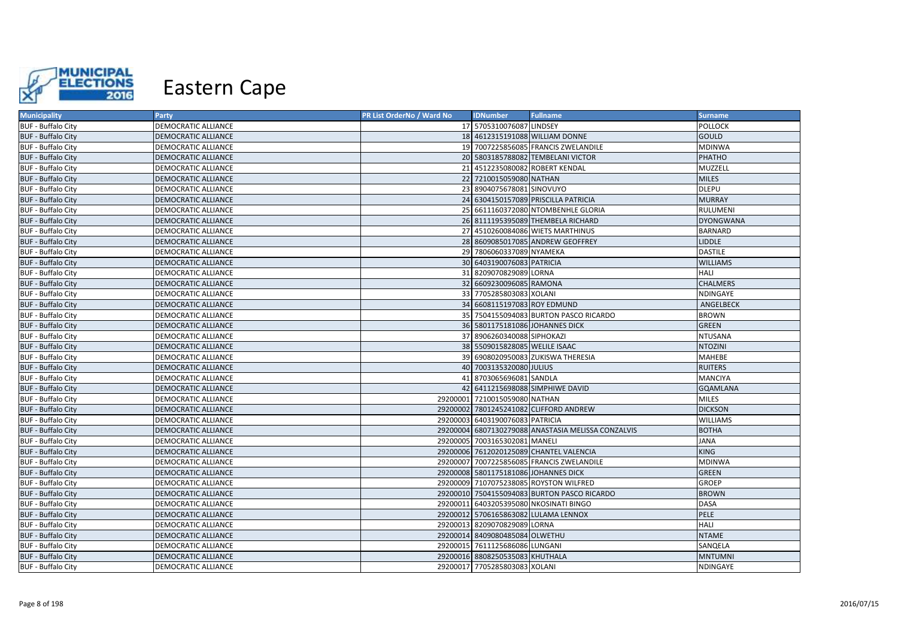# Eastern Cape

| Municipality | Party | PR List OrderNo / Ward No | IDNumber | Fullname | Surname |
|---|---|---|---|---|---|
| BUF - Buffalo City | DEMOCRATIC ALLIANCE | 17 | 5705310076087 | LINDSEY | POLLOCK |
| BUF - Buffalo City | DEMOCRATIC ALLIANCE | 18 | 4612315191088 | WILLIAM DONNE | GOULD |
| BUF - Buffalo City | DEMOCRATIC ALLIANCE | 19 | 7007225856085 | FRANCIS ZWELANDILE | MDINWA |
| BUF - Buffalo City | DEMOCRATIC ALLIANCE | 20 | 5803185788082 | TEMBELANI VICTOR | PHATHO |
| BUF - Buffalo City | DEMOCRATIC ALLIANCE | 21 | 4512235080082 | ROBERT KENDAL | MUZZELL |
| BUF - Buffalo City | DEMOCRATIC ALLIANCE | 22 | 7210015059080 | NATHAN | MILES |
| BUF - Buffalo City | DEMOCRATIC ALLIANCE | 23 | 8904075678081 | SINOVUYO | DLEPU |
| BUF - Buffalo City | DEMOCRATIC ALLIANCE | 24 | 6304150157089 | PRISCILLA PATRICIA | MURRAY |
| BUF - Buffalo City | DEMOCRATIC ALLIANCE | 25 | 6611160372080 | NTOMBENHLE GLORIA | RULUMENI |
| BUF - Buffalo City | DEMOCRATIC ALLIANCE | 26 | 8111195395089 | THEMBELA RICHARD | DYONGWANA |
| BUF - Buffalo City | DEMOCRATIC ALLIANCE | 27 | 4510260084086 | WIETS MARTHINUS | BARNARD |
| BUF - Buffalo City | DEMOCRATIC ALLIANCE | 28 | 8609085017085 | ANDREW GEOFFREY | LIDDLE |
| BUF - Buffalo City | DEMOCRATIC ALLIANCE | 29 | 7806060337089 | NYAMEKA | DASTILE |
| BUF - Buffalo City | DEMOCRATIC ALLIANCE | 30 | 6403190076083 | PATRICIA | WILLIAMS |
| BUF - Buffalo City | DEMOCRATIC ALLIANCE | 31 | 8209070829089 | LORNA | HALI |
| BUF - Buffalo City | DEMOCRATIC ALLIANCE | 32 | 6609230096085 | RAMONA | CHALMERS |
| BUF - Buffalo City | DEMOCRATIC ALLIANCE | 33 | 7705285803083 | XOLANI | NDINGAYE |
| BUF - Buffalo City | DEMOCRATIC ALLIANCE | 34 | 6608115197083 | ROY EDMUND | ANGELBECK |
| BUF - Buffalo City | DEMOCRATIC ALLIANCE | 35 | 7504155094083 | BURTON PASCO RICARDO | BROWN |
| BUF - Buffalo City | DEMOCRATIC ALLIANCE | 36 | 5801175181086 | JOHANNES DICK | GREEN |
| BUF - Buffalo City | DEMOCRATIC ALLIANCE | 37 | 8906260340088 | SIPHOKAZI | NTUSANA |
| BUF - Buffalo City | DEMOCRATIC ALLIANCE | 38 | 5509015828085 | WELILE ISAAC | NTOZINI |
| BUF - Buffalo City | DEMOCRATIC ALLIANCE | 39 | 6908020950083 | ZUKISWA THERESIA | MAHEBE |
| BUF - Buffalo City | DEMOCRATIC ALLIANCE | 40 | 7003135320080 | JULIUS | RUITERS |
| BUF - Buffalo City | DEMOCRATIC ALLIANCE | 41 | 8703065696081 | SANDLA | MANCIYA |
| BUF - Buffalo City | DEMOCRATIC ALLIANCE | 42 | 6411215698088 | SIMPHIWE DAVID | GQAMLANA |
| BUF - Buffalo City | DEMOCRATIC ALLIANCE | 29200001 | 7210015059080 | NATHAN | MILES |
| BUF - Buffalo City | DEMOCRATIC ALLIANCE | 29200002 | 7801245241082 | CLIFFORD ANDREW | DICKSON |
| BUF - Buffalo City | DEMOCRATIC ALLIANCE | 29200003 | 6403190076083 | PATRICIA | WILLIAMS |
| BUF - Buffalo City | DEMOCRATIC ALLIANCE | 29200004 | 6807130279088 | ANASTASIA MELISSA CONZALVIS | BOTHA |
| BUF - Buffalo City | DEMOCRATIC ALLIANCE | 29200005 | 7003165302081 | MANELI | JANA |
| BUF - Buffalo City | DEMOCRATIC ALLIANCE | 29200006 | 7612020125089 | CHANTEL VALENCIA | KING |
| BUF - Buffalo City | DEMOCRATIC ALLIANCE | 29200007 | 7007225856085 | FRANCIS ZWELANDILE | MDINWA |
| BUF - Buffalo City | DEMOCRATIC ALLIANCE | 29200008 | 5801175181086 | JOHANNES DICK | GREEN |
| BUF - Buffalo City | DEMOCRATIC ALLIANCE | 29200009 | 7107075238085 | ROYSTON WILFRED | GROEP |
| BUF - Buffalo City | DEMOCRATIC ALLIANCE | 29200010 | 7504155094083 | BURTON PASCO RICARDO | BROWN |
| BUF - Buffalo City | DEMOCRATIC ALLIANCE | 29200011 | 6403205395080 | NKOSINATI BINGO | DASA |
| BUF - Buffalo City | DEMOCRATIC ALLIANCE | 29200012 | 5706165863082 | LULAMA LENNOX | PELE |
| BUF - Buffalo City | DEMOCRATIC ALLIANCE | 29200013 | 8209070829089 | LORNA | HALI |
| BUF - Buffalo City | DEMOCRATIC ALLIANCE | 29200014 | 8409080485084 | OLWETHU | NTAME |
| BUF - Buffalo City | DEMOCRATIC ALLIANCE | 29200015 | 7611125686086 | LUNGANI | SANQELA |
| BUF - Buffalo City | DEMOCRATIC ALLIANCE | 29200016 | 8808250535083 | KHUTHALA | MNTUMNI |
| BUF - Buffalo City | DEMOCRATIC ALLIANCE | 29200017 | 7705285803083 | XOLANI | NDINGAYE |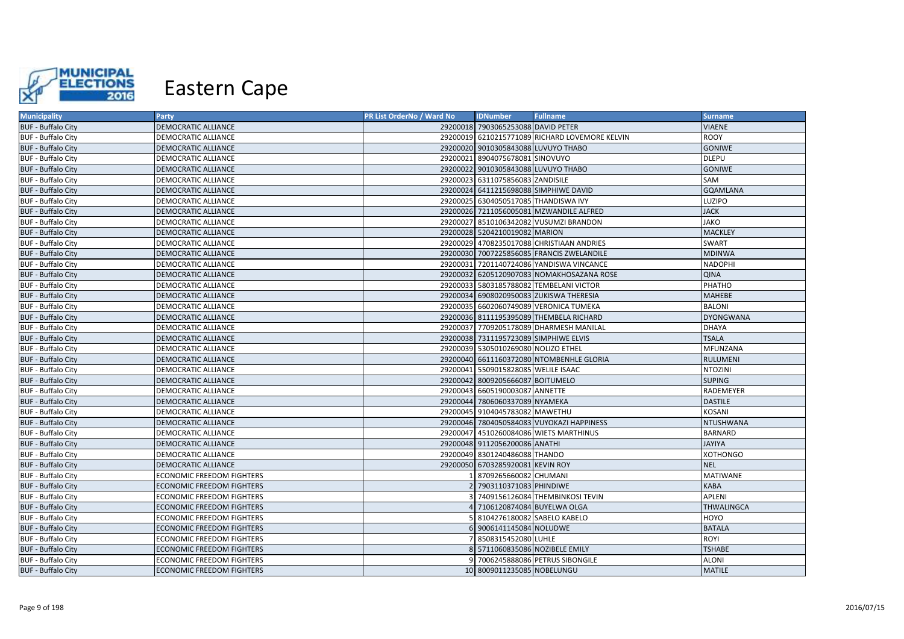# Eastern Cape

| Municipality | Party | PR List OrderNo / Ward No | IDNumber | Fullname | Surname |
|---|---|---|---|---|---|
| BUF - Buffalo City | DEMOCRATIC ALLIANCE | 29200018 | 7903065253088 | DAVID PETER | VIAENE |
| BUF - Buffalo City | DEMOCRATIC ALLIANCE | 29200019 | 6210215771089 | RICHARD LOVEMORE KELVIN | ROOY |
| BUF - Buffalo City | DEMOCRATIC ALLIANCE | 29200020 | 9010305843088 | LUVUYO THABO | GONIWE |
| BUF - Buffalo City | DEMOCRATIC ALLIANCE | 29200021 | 8904075678081 | SINOVUYO | DLEPU |
| BUF - Buffalo City | DEMOCRATIC ALLIANCE | 29200022 | 9010305843088 | LUVUYO THABO | GONIWE |
| BUF - Buffalo City | DEMOCRATIC ALLIANCE | 29200023 | 6311075856083 | ZANDISILE | SAM |
| BUF - Buffalo City | DEMOCRATIC ALLIANCE | 29200024 | 6411215698088 | SIMPHIWE DAVID | GQAMLANA |
| BUF - Buffalo City | DEMOCRATIC ALLIANCE | 29200025 | 6304050517085 | THANDISWA IVY | LUZIPO |
| BUF - Buffalo City | DEMOCRATIC ALLIANCE | 29200026 | 7211056005081 | MZWANDILE ALFRED | JACK |
| BUF - Buffalo City | DEMOCRATIC ALLIANCE | 29200027 | 8510106342082 | VUSUMZI BRANDON | JAKO |
| BUF - Buffalo City | DEMOCRATIC ALLIANCE | 29200028 | 5204210019082 | MARION | MACKLEY |
| BUF - Buffalo City | DEMOCRATIC ALLIANCE | 29200029 | 4708235017088 | CHRISTIAAN ANDRIES | SWART |
| BUF - Buffalo City | DEMOCRATIC ALLIANCE | 29200030 | 7007225856085 | FRANCIS ZWELANDILE | MDINWA |
| BUF - Buffalo City | DEMOCRATIC ALLIANCE | 29200031 | 7201140724086 | YANDISWA VINCANCE | NADOPHI |
| BUF - Buffalo City | DEMOCRATIC ALLIANCE | 29200032 | 6205120907083 | NOMAKHOSAZANA ROSE | QINA |
| BUF - Buffalo City | DEMOCRATIC ALLIANCE | 29200033 | 5803185788082 | TEMBELANI VICTOR | PHATHO |
| BUF - Buffalo City | DEMOCRATIC ALLIANCE | 29200034 | 6908020950083 | ZUKISWA THERESIA | MAHEBE |
| BUF - Buffalo City | DEMOCRATIC ALLIANCE | 29200035 | 6602060749089 | VERONICA TUMEKA | BALONI |
| BUF - Buffalo City | DEMOCRATIC ALLIANCE | 29200036 | 8111195395089 | THEMBELA RICHARD | DYONGWANA |
| BUF - Buffalo City | DEMOCRATIC ALLIANCE | 29200037 | 7709205178089 | DHARMESH MANILAL | DHAYA |
| BUF - Buffalo City | DEMOCRATIC ALLIANCE | 29200038 | 7311195723089 | SIMPHIWE ELVIS | TSALA |
| BUF - Buffalo City | DEMOCRATIC ALLIANCE | 29200039 | 5305010269080 | NOLIZO ETHEL | MFUNZANA |
| BUF - Buffalo City | DEMOCRATIC ALLIANCE | 29200040 | 6611160372080 | NTOMBENHLE GLORIA | RULUMENI |
| BUF - Buffalo City | DEMOCRATIC ALLIANCE | 29200041 | 5509015828085 | WELILE ISAAC | NTOZINI |
| BUF - Buffalo City | DEMOCRATIC ALLIANCE | 29200042 | 8009205666087 | BOITUMELO | SUPING |
| BUF - Buffalo City | DEMOCRATIC ALLIANCE | 29200043 | 6605190003087 | ANNETTE | RADEMEYER |
| BUF - Buffalo City | DEMOCRATIC ALLIANCE | 29200044 | 7806060337089 | NYAMEKA | DASTILE |
| BUF - Buffalo City | DEMOCRATIC ALLIANCE | 29200045 | 9104045783082 | MAWETHU | KOSANI |
| BUF - Buffalo City | DEMOCRATIC ALLIANCE | 29200046 | 7804050584083 | VUYOKAZI HAPPINESS | NTUSHWANA |
| BUF - Buffalo City | DEMOCRATIC ALLIANCE | 29200047 | 4510260084086 | WIETS MARTHINUS | BARNARD |
| BUF - Buffalo City | DEMOCRATIC ALLIANCE | 29200048 | 9112056200086 | ANATHI | JAYIYA |
| BUF - Buffalo City | DEMOCRATIC ALLIANCE | 29200049 | 8301240486088 | THANDO | XOTHONGO |
| BUF - Buffalo City | DEMOCRATIC ALLIANCE | 29200050 | 6703285920081 | KEVIN ROY | NEL |
| BUF - Buffalo City | ECONOMIC FREEDOM FIGHTERS | 1 | 8709265660082 | CHUMANI | MATIWANE |
| BUF - Buffalo City | ECONOMIC FREEDOM FIGHTERS | 2 | 7903110371083 | PHINDIWE | KABA |
| BUF - Buffalo City | ECONOMIC FREEDOM FIGHTERS | 3 | 7409156126084 | THEMBINKOSI TEVIN | APLENI |
| BUF - Buffalo City | ECONOMIC FREEDOM FIGHTERS | 4 | 7106120874084 | BUYELWA OLGA | THWALINGCA |
| BUF - Buffalo City | ECONOMIC FREEDOM FIGHTERS | 5 | 8104276180082 | SABELO KABELO | HOYO |
| BUF - Buffalo City | ECONOMIC FREEDOM FIGHTERS | 6 | 9006141145084 | NOLUDWE | BATALA |
| BUF - Buffalo City | ECONOMIC FREEDOM FIGHTERS | 7 | 8508315452080 | LUHLE | ROYI |
| BUF - Buffalo City | ECONOMIC FREEDOM FIGHTERS | 8 | 5711060835086 | NOZIBELE EMILY | TSHABE |
| BUF - Buffalo City | ECONOMIC FREEDOM FIGHTERS | 9 | 7006245888086 | PETRUS SIBONGILE | ALONI |
| BUF - Buffalo City | ECONOMIC FREEDOM FIGHTERS | 10 | 8009011235085 | NOBELUNGU | MATILE |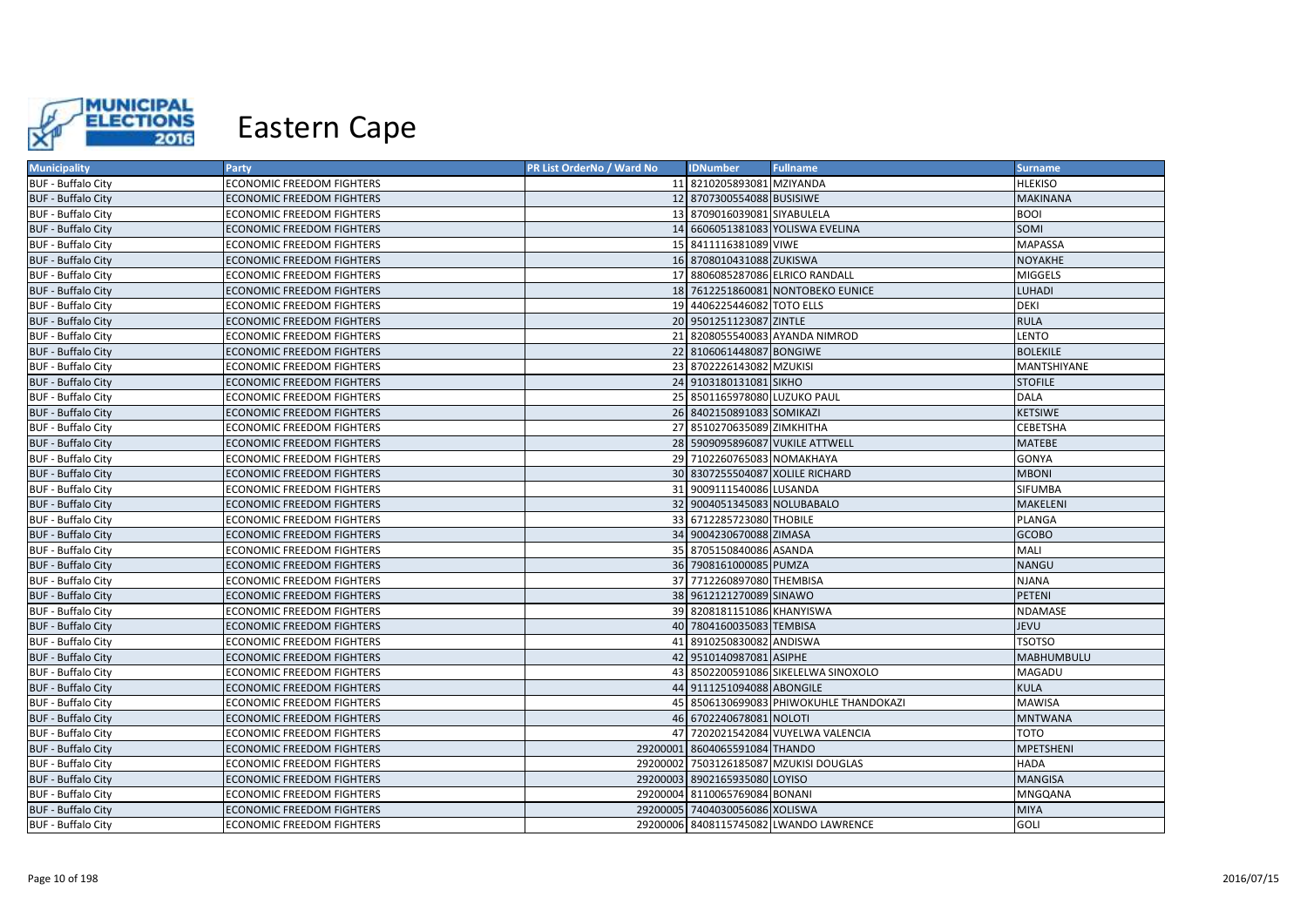# Eastern Cape

| Municipality | Party | PR List OrderNo / Ward No | IDNumber | Fullname | Surname |
|---|---|---|---|---|---|
| BUF - Buffalo City | ECONOMIC FREEDOM FIGHTERS | 11 | 8210205893081 | MZIYANDA | HLEKISO |
| BUF - Buffalo City | ECONOMIC FREEDOM FIGHTERS | 12 | 8707300554088 | BUSISIWE | MAKINANA |
| BUF - Buffalo City | ECONOMIC FREEDOM FIGHTERS | 13 | 8709016039081 | SIYABULELA | BOOI |
| BUF - Buffalo City | ECONOMIC FREEDOM FIGHTERS | 14 | 6606051381083 | YOLISWA EVELINA | SOMI |
| BUF - Buffalo City | ECONOMIC FREEDOM FIGHTERS | 15 | 8411116381089 | VIWE | MAPASSA |
| BUF - Buffalo City | ECONOMIC FREEDOM FIGHTERS | 16 | 8708010431088 | ZUKISWA | NOYAKHE |
| BUF - Buffalo City | ECONOMIC FREEDOM FIGHTERS | 17 | 8806085287086 | ELRICO RANDALL | MIGGELS |
| BUF - Buffalo City | ECONOMIC FREEDOM FIGHTERS | 18 | 7612251860081 | NONTOBEKO EUNICE | LUHADI |
| BUF - Buffalo City | ECONOMIC FREEDOM FIGHTERS | 19 | 4406225446082 | TOTO ELLS | DEKI |
| BUF - Buffalo City | ECONOMIC FREEDOM FIGHTERS | 20 | 9501251123087 | ZINTLE | RULA |
| BUF - Buffalo City | ECONOMIC FREEDOM FIGHTERS | 21 | 8208055540083 | AYANDA NIMROD | LENTO |
| BUF - Buffalo City | ECONOMIC FREEDOM FIGHTERS | 22 | 8106061448087 | BONGIWE | BOLEKILE |
| BUF - Buffalo City | ECONOMIC FREEDOM FIGHTERS | 23 | 8702226143082 | MZUKISI | MANTSHIYANE |
| BUF - Buffalo City | ECONOMIC FREEDOM FIGHTERS | 24 | 9103180131081 | SIKHO | STOFILE |
| BUF - Buffalo City | ECONOMIC FREEDOM FIGHTERS | 25 | 8501165978080 | LUZUKO PAUL | DALA |
| BUF - Buffalo City | ECONOMIC FREEDOM FIGHTERS | 26 | 8402150891083 | SOMIKAZI | KETSIWE |
| BUF - Buffalo City | ECONOMIC FREEDOM FIGHTERS | 27 | 8510270635089 | ZIMKHITHA | CEBETSHA |
| BUF - Buffalo City | ECONOMIC FREEDOM FIGHTERS | 28 | 5909095896087 | VUKILE ATTWELL | MATEBE |
| BUF - Buffalo City | ECONOMIC FREEDOM FIGHTERS | 29 | 7102260765083 | NOMAKHAYA | GONYA |
| BUF - Buffalo City | ECONOMIC FREEDOM FIGHTERS | 30 | 8307255504087 | XOLILE RICHARD | MBONI |
| BUF - Buffalo City | ECONOMIC FREEDOM FIGHTERS | 31 | 9009111540086 | LUSANDA | SIFUMBA |
| BUF - Buffalo City | ECONOMIC FREEDOM FIGHTERS | 32 | 9004051345083 | NOLUBABALO | MAKELENI |
| BUF - Buffalo City | ECONOMIC FREEDOM FIGHTERS | 33 | 6712285723080 | THOBILE | PLANGA |
| BUF - Buffalo City | ECONOMIC FREEDOM FIGHTERS | 34 | 9004230670088 | ZIMASA | GCOBO |
| BUF - Buffalo City | ECONOMIC FREEDOM FIGHTERS | 35 | 8705150840086 | ASANDA | MALI |
| BUF - Buffalo City | ECONOMIC FREEDOM FIGHTERS | 36 | 7908161000085 | PUMZA | NANGU |
| BUF - Buffalo City | ECONOMIC FREEDOM FIGHTERS | 37 | 7712260897080 | THEMBISA | NJANA |
| BUF - Buffalo City | ECONOMIC FREEDOM FIGHTERS | 38 | 9612121270089 | SINAWO | PETENI |
| BUF - Buffalo City | ECONOMIC FREEDOM FIGHTERS | 39 | 8208181151086 | KHANYISWA | NDAMASE |
| BUF - Buffalo City | ECONOMIC FREEDOM FIGHTERS | 40 | 7804160035083 | TEMBISA | JEVU |
| BUF - Buffalo City | ECONOMIC FREEDOM FIGHTERS | 41 | 8910250830082 | ANDISWA | TSOTSO |
| BUF - Buffalo City | ECONOMIC FREEDOM FIGHTERS | 42 | 9510140987081 | ASIPHE | MABHUMBULU |
| BUF - Buffalo City | ECONOMIC FREEDOM FIGHTERS | 43 | 8502200591086 | SIKELELWA SINOXOLO | MAGADU |
| BUF - Buffalo City | ECONOMIC FREEDOM FIGHTERS | 44 | 9111251094088 | ABONGILE | KULA |
| BUF - Buffalo City | ECONOMIC FREEDOM FIGHTERS | 45 | 8506130699083 | PHIWOKUHLE THANDOKAZI | MAWISA |
| BUF - Buffalo City | ECONOMIC FREEDOM FIGHTERS | 46 | 6702240678081 | NOLOTI | MNTWANA |
| BUF - Buffalo City | ECONOMIC FREEDOM FIGHTERS | 47 | 7202021542084 | VUYELWA VALENCIA | TOTO |
| BUF - Buffalo City | ECONOMIC FREEDOM FIGHTERS | 29200001 | 8604065591084 | THANDO | MPETSHENI |
| BUF - Buffalo City | ECONOMIC FREEDOM FIGHTERS | 29200002 | 7503126185087 | MZUKISI DOUGLAS | HADA |
| BUF - Buffalo City | ECONOMIC FREEDOM FIGHTERS | 29200003 | 8902165935080 | LOYISO | MANGISA |
| BUF - Buffalo City | ECONOMIC FREEDOM FIGHTERS | 29200004 | 8110065769084 | BONANI | MNGQANA |
| BUF - Buffalo City | ECONOMIC FREEDOM FIGHTERS | 29200005 | 7404030056086 | XOLISWA | MIYA |
| BUF - Buffalo City | ECONOMIC FREEDOM FIGHTERS | 29200006 | 8408115745082 | LWANDO LAWRENCE | GOLI |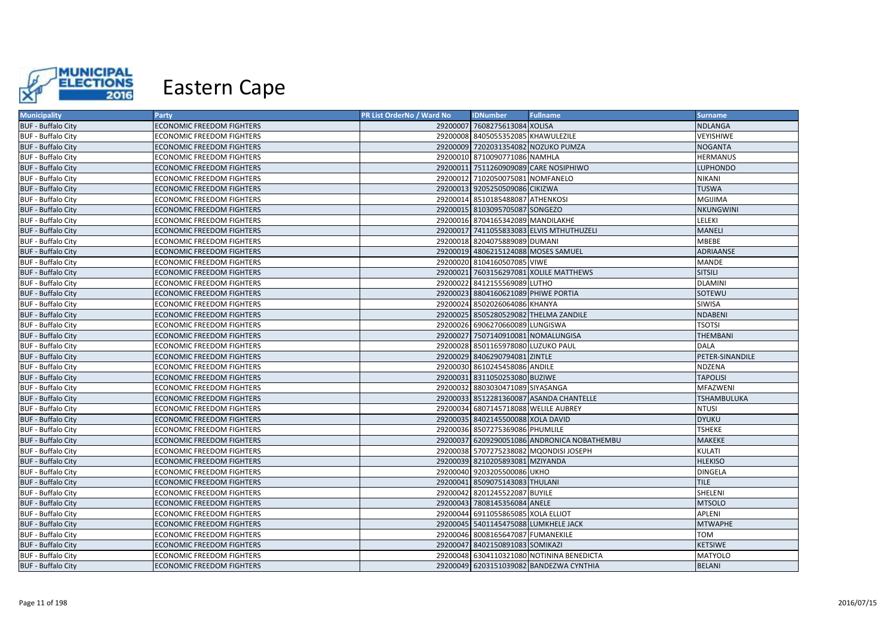# Eastern Cape

| Municipality | Party | PR List OrderNo / Ward No | IDNumber | Fullname | Surname |
|---|---|---|---|---|---|
| BUF - Buffalo City | ECONOMIC FREEDOM FIGHTERS | 29200007 | 7608275613084 | XOLISA | NDLANGA |
| BUF - Buffalo City | ECONOMIC FREEDOM FIGHTERS | 29200008 | 8405055352085 | KHAWULEZILE | VEYISHIWE |
| BUF - Buffalo City | ECONOMIC FREEDOM FIGHTERS | 29200009 | 7202031354082 | NOZUKO PUMZA | NOGANTA |
| BUF - Buffalo City | ECONOMIC FREEDOM FIGHTERS | 29200010 | 8710090771086 | NAMHLA | HERMANUS |
| BUF - Buffalo City | ECONOMIC FREEDOM FIGHTERS | 29200011 | 7511260909089 | CARE NOSIPHIWO | LUPHONDO |
| BUF - Buffalo City | ECONOMIC FREEDOM FIGHTERS | 29200012 | 7102050075081 | NOMFANELO | NIKANI |
| BUF - Buffalo City | ECONOMIC FREEDOM FIGHTERS | 29200013 | 9205250509086 | CIKIZWA | TUSWA |
| BUF - Buffalo City | ECONOMIC FREEDOM FIGHTERS | 29200014 | 8510185488087 | ATHENKOSI | MGIJIMA |
| BUF - Buffalo City | ECONOMIC FREEDOM FIGHTERS | 29200015 | 8103095705087 | SONGEZO | NKUNGWINI |
| BUF - Buffalo City | ECONOMIC FREEDOM FIGHTERS | 29200016 | 8704165342089 | MANDILAKHE | LELEKI |
| BUF - Buffalo City | ECONOMIC FREEDOM FIGHTERS | 29200017 | 7411055833083 | ELVIS MTHUTHUZELI | MANELI |
| BUF - Buffalo City | ECONOMIC FREEDOM FIGHTERS | 29200018 | 8204075889089 | DUMANI | MBEBE |
| BUF - Buffalo City | ECONOMIC FREEDOM FIGHTERS | 29200019 | 4806215124088 | MOSES SAMUEL | ADRIAANSE |
| BUF - Buffalo City | ECONOMIC FREEDOM FIGHTERS | 29200020 | 8104160507085 | VIWE | MANDE |
| BUF - Buffalo City | ECONOMIC FREEDOM FIGHTERS | 29200021 | 7603156297081 | XOLILE MATTHEWS | SITSILI |
| BUF - Buffalo City | ECONOMIC FREEDOM FIGHTERS | 29200022 | 8412155569089 | LUTHO | DLAMINI |
| BUF - Buffalo City | ECONOMIC FREEDOM FIGHTERS | 29200023 | 8804160621089 | PHIWE PORTIA | SOTEWU |
| BUF - Buffalo City | ECONOMIC FREEDOM FIGHTERS | 29200024 | 8502026064086 | KHANYA | SIWISA |
| BUF - Buffalo City | ECONOMIC FREEDOM FIGHTERS | 29200025 | 8505280529082 | THELMA ZANDILE | NDABENI |
| BUF - Buffalo City | ECONOMIC FREEDOM FIGHTERS | 29200026 | 6906270660089 | LUNGISWA | TSOTSI |
| BUF - Buffalo City | ECONOMIC FREEDOM FIGHTERS | 29200027 | 7507140910081 | NOMALUNGISA | THEMBANI |
| BUF - Buffalo City | ECONOMIC FREEDOM FIGHTERS | 29200028 | 8501165978080 | LUZUKO PAUL | DALA |
| BUF - Buffalo City | ECONOMIC FREEDOM FIGHTERS | 29200029 | 8406290794081 | ZINTLE | PETER-SINANDILE |
| BUF - Buffalo City | ECONOMIC FREEDOM FIGHTERS | 29200030 | 8610245458086 | ANDILE | NDZENA |
| BUF - Buffalo City | ECONOMIC FREEDOM FIGHTERS | 29200031 | 8311050253080 | BUZIWE | TAPOLISI |
| BUF - Buffalo City | ECONOMIC FREEDOM FIGHTERS | 29200032 | 8803030471089 | SIYASANGA | MFAZWENI |
| BUF - Buffalo City | ECONOMIC FREEDOM FIGHTERS | 29200033 | 8512281360087 | ASANDA CHANTELLE | TSHAMBULUKA |
| BUF - Buffalo City | ECONOMIC FREEDOM FIGHTERS | 29200034 | 6807145718088 | WELILE AUBREY | NTUSI |
| BUF - Buffalo City | ECONOMIC FREEDOM FIGHTERS | 29200035 | 8402145500088 | XOLA DAVID | DYUKU |
| BUF - Buffalo City | ECONOMIC FREEDOM FIGHTERS | 29200036 | 8507275369086 | PHUMLILE | TSHEKE |
| BUF - Buffalo City | ECONOMIC FREEDOM FIGHTERS | 29200037 | 6209290051086 | ANDRONICA NOBATHEMBU | MAKEKE |
| BUF - Buffalo City | ECONOMIC FREEDOM FIGHTERS | 29200038 | 5707275238082 | MQONDISI JOSEPH | KULATI |
| BUF - Buffalo City | ECONOMIC FREEDOM FIGHTERS | 29200039 | 8210205893081 | MZIYANDA | HLEKISO |
| BUF - Buffalo City | ECONOMIC FREEDOM FIGHTERS | 29200040 | 9203205500086 | UKHO | DINGELA |
| BUF - Buffalo City | ECONOMIC FREEDOM FIGHTERS | 29200041 | 8509075143083 | THULANI | TILE |
| BUF - Buffalo City | ECONOMIC FREEDOM FIGHTERS | 29200042 | 8201245522087 | BUYILE | SHELENI |
| BUF - Buffalo City | ECONOMIC FREEDOM FIGHTERS | 29200043 | 7808145356084 | ANELE | MTSOLO |
| BUF - Buffalo City | ECONOMIC FREEDOM FIGHTERS | 29200044 | 6911055865085 | XOLA ELLIOT | APLENI |
| BUF - Buffalo City | ECONOMIC FREEDOM FIGHTERS | 29200045 | 5401145475088 | LUMKHELE JACK | MTWAPHE |
| BUF - Buffalo City | ECONOMIC FREEDOM FIGHTERS | 29200046 | 8008165647087 | FUMANEKILE | TOM |
| BUF - Buffalo City | ECONOMIC FREEDOM FIGHTERS | 29200047 | 8402150891083 | SOMIKAZI | KETSIWE |
| BUF - Buffalo City | ECONOMIC FREEDOM FIGHTERS | 29200048 | 6304110321080 | NOTININA BENEDICTA | MATYOLO |
| BUF - Buffalo City | ECONOMIC FREEDOM FIGHTERS | 29200049 | 6203151039082 | BANDEZWA CYNTHIA | BELANI |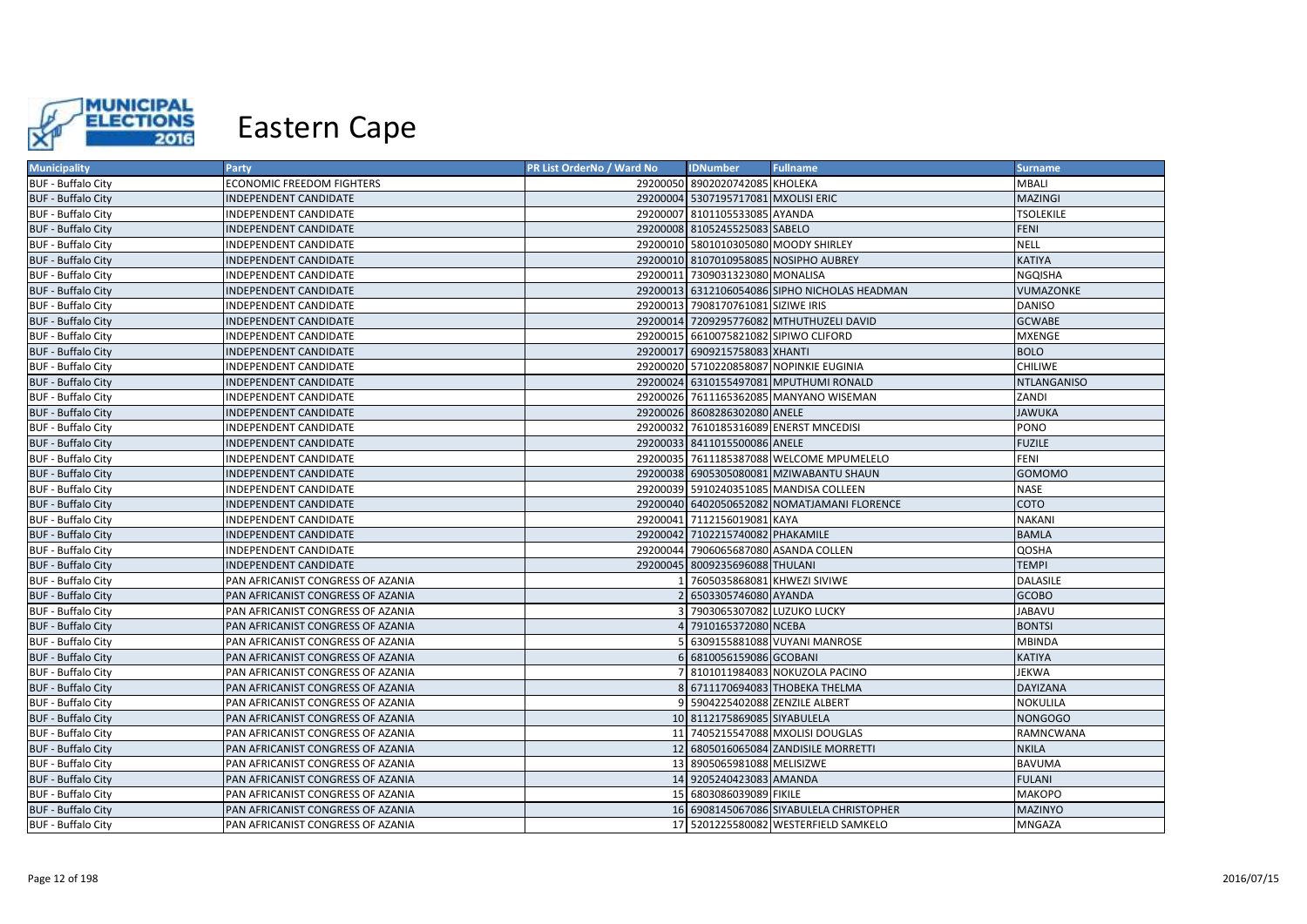# Eastern Cape

| Municipality | Party | PR List OrderNo / Ward No | IDNumber | Fullname | Surname |
|---|---|---|---|---|---|
| BUF - Buffalo City | ECONOMIC FREEDOM FIGHTERS | 29200050 | 8902020742085 | KHOLEKA | MBALI |
| BUF - Buffalo City | INDEPENDENT CANDIDATE | 29200004 | 5307195717081 | MXOLISI ERIC | MAZINGI |
| BUF - Buffalo City | INDEPENDENT CANDIDATE | 29200007 | 8101105533085 | AYANDA | TSOLEKILE |
| BUF - Buffalo City | INDEPENDENT CANDIDATE | 29200008 | 8105245525083 | SABELO | FENI |
| BUF - Buffalo City | INDEPENDENT CANDIDATE | 29200010 | 5801010305080 | MOODY SHIRLEY | NELL |
| BUF - Buffalo City | INDEPENDENT CANDIDATE | 29200010 | 8107010958085 | NOSIPHO AUBREY | KATIYA |
| BUF - Buffalo City | INDEPENDENT CANDIDATE | 29200011 | 7309031323080 | MONALISA | NGQISHA |
| BUF - Buffalo City | INDEPENDENT CANDIDATE | 29200013 | 6312106054086 | SIPHO NICHOLAS HEADMAN | VUMAZONKE |
| BUF - Buffalo City | INDEPENDENT CANDIDATE | 29200013 | 7908170761081 | SIZIWE IRIS | DANISO |
| BUF - Buffalo City | INDEPENDENT CANDIDATE | 29200014 | 7209295776082 | MTHUTHUZELI DAVID | GCWABE |
| BUF - Buffalo City | INDEPENDENT CANDIDATE | 29200015 | 6610075821082 | SIPIWO CLIFORD | MXENGE |
| BUF - Buffalo City | INDEPENDENT CANDIDATE | 29200017 | 6909215758083 | XHANTI | BOLO |
| BUF - Buffalo City | INDEPENDENT CANDIDATE | 29200020 | 5710220858087 | NOPINKIE EUGINIA | CHILIWE |
| BUF - Buffalo City | INDEPENDENT CANDIDATE | 29200024 | 6310155497081 | MPUTHUMI RONALD | NTLANGANISO |
| BUF - Buffalo City | INDEPENDENT CANDIDATE | 29200026 | 7611165362085 | MANYANO WISEMAN | ZANDI |
| BUF - Buffalo City | INDEPENDENT CANDIDATE | 29200026 | 8608286302080 | ANELE | JAWUKA |
| BUF - Buffalo City | INDEPENDENT CANDIDATE | 29200032 | 7610185316089 | ENERST MNCEDISI | PONO |
| BUF - Buffalo City | INDEPENDENT CANDIDATE | 29200033 | 8411015500086 | ANELE | FUZILE |
| BUF - Buffalo City | INDEPENDENT CANDIDATE | 29200035 | 7611185387088 | WELCOME MPUMELELO | FENI |
| BUF - Buffalo City | INDEPENDENT CANDIDATE | 29200038 | 6905305080081 | MZIWABANTU SHAUN | GOMOMO |
| BUF - Buffalo City | INDEPENDENT CANDIDATE | 29200039 | 5910240351085 | MANDISA COLLEEN | NASE |
| BUF - Buffalo City | INDEPENDENT CANDIDATE | 29200040 | 6402050652082 | NOMATJAMANI FLORENCE | COTO |
| BUF - Buffalo City | INDEPENDENT CANDIDATE | 29200041 | 7112156019081 | KAYA | NAKANI |
| BUF - Buffalo City | INDEPENDENT CANDIDATE | 29200042 | 7102215740082 | PHAKAMILE | BAMLA |
| BUF - Buffalo City | INDEPENDENT CANDIDATE | 29200044 | 7906065687080 | ASANDA COLLEN | QOSHA |
| BUF - Buffalo City | INDEPENDENT CANDIDATE | 29200045 | 8009235696088 | THULANI | TEMPI |
| BUF - Buffalo City | PAN AFRICANIST CONGRESS OF AZANIA | 1 | 7605035868081 | KHWEZI SIVIWE | DALASILE |
| BUF - Buffalo City | PAN AFRICANIST CONGRESS OF AZANIA | 2 | 6503305746080 | AYANDA | GCOBO |
| BUF - Buffalo City | PAN AFRICANIST CONGRESS OF AZANIA | 3 | 7903065307082 | LUZUKO LUCKY | JABAVU |
| BUF - Buffalo City | PAN AFRICANIST CONGRESS OF AZANIA | 4 | 7910165372080 | NCEBA | BONTSI |
| BUF - Buffalo City | PAN AFRICANIST CONGRESS OF AZANIA | 5 | 6309155881088 | VUYANI MANROSE | MBINDA |
| BUF - Buffalo City | PAN AFRICANIST CONGRESS OF AZANIA | 6 | 6810056159086 | GCOBANI | KATIYA |
| BUF - Buffalo City | PAN AFRICANIST CONGRESS OF AZANIA | 7 | 8101011984083 | NOKUZOLA PACINO | JEKWA |
| BUF - Buffalo City | PAN AFRICANIST CONGRESS OF AZANIA | 8 | 6711170694083 | THOBEKA THELMA | DAYIZANA |
| BUF - Buffalo City | PAN AFRICANIST CONGRESS OF AZANIA | 9 | 5904225402088 | ZENZILE ALBERT | NOKULILA |
| BUF - Buffalo City | PAN AFRICANIST CONGRESS OF AZANIA | 10 | 8112175869085 | SIYABULELA | NONGOGO |
| BUF - Buffalo City | PAN AFRICANIST CONGRESS OF AZANIA | 11 | 7405215547088 | MXOLISI DOUGLAS | RAMNCWANA |
| BUF - Buffalo City | PAN AFRICANIST CONGRESS OF AZANIA | 12 | 6805016065084 | ZANDISILE MORRETTI | NKILA |
| BUF - Buffalo City | PAN AFRICANIST CONGRESS OF AZANIA | 13 | 8905065981088 | MELISIZWE | BAVUMA |
| BUF - Buffalo City | PAN AFRICANIST CONGRESS OF AZANIA | 14 | 9205240423083 | AMANDA | FULANI |
| BUF - Buffalo City | PAN AFRICANIST CONGRESS OF AZANIA | 15 | 6803086039089 | FIKILE | MAKOPO |
| BUF - Buffalo City | PAN AFRICANIST CONGRESS OF AZANIA | 16 | 6908145067086 | SIYABULELA CHRISTOPHER | MAZINYO |
| BUF - Buffalo City | PAN AFRICANIST CONGRESS OF AZANIA | 17 | 5201225580082 | WESTERFIELD SAMKELO | MNGAZA |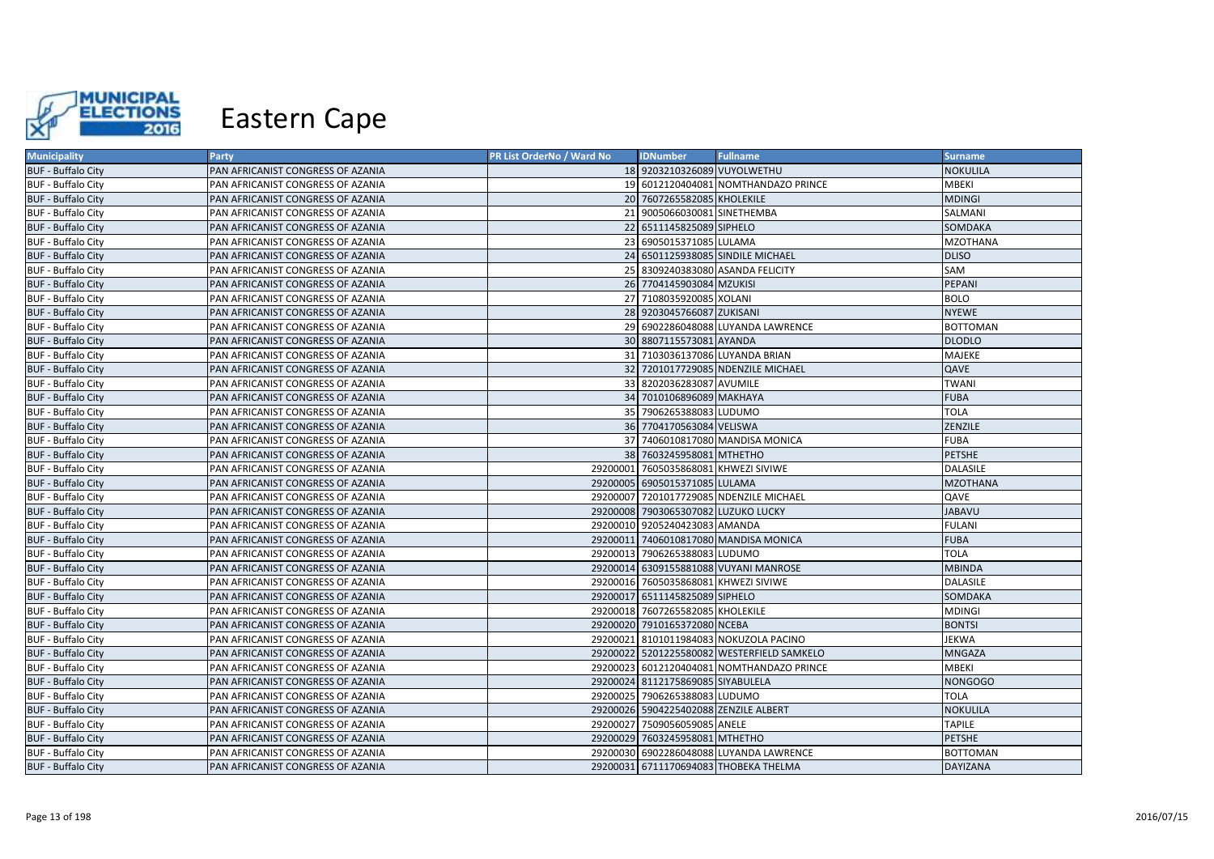# Eastern Cape

| Municipality | Party | PR List OrderNo / Ward No | IDNumber | Fullname | Surname |
|---|---|---|---|---|---|
| BUF - Buffalo City | PAN AFRICANIST CONGRESS OF AZANIA | 18 | 9203210326089 | VUYOLWETHU | NOKULILA |
| BUF - Buffalo City | PAN AFRICANIST CONGRESS OF AZANIA | 19 | 6012120404081 | NOMTHANDAZO PRINCE | MBEKI |
| BUF - Buffalo City | PAN AFRICANIST CONGRESS OF AZANIA | 20 | 7607265582085 | KHOLEKILE | MDINGI |
| BUF - Buffalo City | PAN AFRICANIST CONGRESS OF AZANIA | 21 | 9005066030081 | SINETHEMBA | SALMANI |
| BUF - Buffalo City | PAN AFRICANIST CONGRESS OF AZANIA | 22 | 6511145825089 | SIPHELO | SOMDAKA |
| BUF - Buffalo City | PAN AFRICANIST CONGRESS OF AZANIA | 23 | 6905015371085 | LULAMA | MZOTHANA |
| BUF - Buffalo City | PAN AFRICANIST CONGRESS OF AZANIA | 24 | 6501125938085 | SINDILE MICHAEL | DLISO |
| BUF - Buffalo City | PAN AFRICANIST CONGRESS OF AZANIA | 25 | 8309240383080 | ASANDA FELICITY | SAM |
| BUF - Buffalo City | PAN AFRICANIST CONGRESS OF AZANIA | 26 | 7704145903084 | MZUKISI | PEPANI |
| BUF - Buffalo City | PAN AFRICANIST CONGRESS OF AZANIA | 27 | 7108035920085 | XOLANI | BOLO |
| BUF - Buffalo City | PAN AFRICANIST CONGRESS OF AZANIA | 28 | 9203045766087 | ZUKISANI | NYEWE |
| BUF - Buffalo City | PAN AFRICANIST CONGRESS OF AZANIA | 29 | 6902286048088 | LUYANDA LAWRENCE | BOTTOMAN |
| BUF - Buffalo City | PAN AFRICANIST CONGRESS OF AZANIA | 30 | 8807115573081 | AYANDA | DLODLO |
| BUF - Buffalo City | PAN AFRICANIST CONGRESS OF AZANIA | 31 | 7103036137086 | LUYANDA BRIAN | MAJEKE |
| BUF - Buffalo City | PAN AFRICANIST CONGRESS OF AZANIA | 32 | 7201017729085 | NDENZILE MICHAEL | QAVE |
| BUF - Buffalo City | PAN AFRICANIST CONGRESS OF AZANIA | 33 | 8202036283087 | AVUMILE | TWANI |
| BUF - Buffalo City | PAN AFRICANIST CONGRESS OF AZANIA | 34 | 7010106896089 | MAKHAYA | FUBA |
| BUF - Buffalo City | PAN AFRICANIST CONGRESS OF AZANIA | 35 | 7906265388083 | LUDUMO | TOLA |
| BUF - Buffalo City | PAN AFRICANIST CONGRESS OF AZANIA | 36 | 7704170563084 | VELISWA | ZENZILE |
| BUF - Buffalo City | PAN AFRICANIST CONGRESS OF AZANIA | 37 | 7406010817080 | MANDISA MONICA | FUBA |
| BUF - Buffalo City | PAN AFRICANIST CONGRESS OF AZANIA | 38 | 7603245958081 | MTHETHO | PETSHE |
| BUF - Buffalo City | PAN AFRICANIST CONGRESS OF AZANIA | 29200001 | 7605035868081 | KHWEZI SIVIWE | DALASILE |
| BUF - Buffalo City | PAN AFRICANIST CONGRESS OF AZANIA | 29200005 | 6905015371085 | LULAMA | MZOTHANA |
| BUF - Buffalo City | PAN AFRICANIST CONGRESS OF AZANIA | 29200007 | 7201017729085 | NDENZILE MICHAEL | QAVE |
| BUF - Buffalo City | PAN AFRICANIST CONGRESS OF AZANIA | 29200008 | 7903065307082 | LUZUKO LUCKY | JABAVU |
| BUF - Buffalo City | PAN AFRICANIST CONGRESS OF AZANIA | 29200010 | 9205240423083 | AMANDA | FULANI |
| BUF - Buffalo City | PAN AFRICANIST CONGRESS OF AZANIA | 29200011 | 7406010817080 | MANDISA MONICA | FUBA |
| BUF - Buffalo City | PAN AFRICANIST CONGRESS OF AZANIA | 29200013 | 7906265388083 | LUDUMO | TOLA |
| BUF - Buffalo City | PAN AFRICANIST CONGRESS OF AZANIA | 29200014 | 6309155881088 | VUYANI MANROSE | MBINDA |
| BUF - Buffalo City | PAN AFRICANIST CONGRESS OF AZANIA | 29200016 | 7605035868081 | KHWEZI SIVIWE | DALASILE |
| BUF - Buffalo City | PAN AFRICANIST CONGRESS OF AZANIA | 29200017 | 6511145825089 | SIPHELO | SOMDAKA |
| BUF - Buffalo City | PAN AFRICANIST CONGRESS OF AZANIA | 29200018 | 7607265582085 | KHOLEKILE | MDINGI |
| BUF - Buffalo City | PAN AFRICANIST CONGRESS OF AZANIA | 29200020 | 7910165372080 | NCEBA | BONTSI |
| BUF - Buffalo City | PAN AFRICANIST CONGRESS OF AZANIA | 29200021 | 8101011984083 | NOKUZOLA PACINO | JEKWA |
| BUF - Buffalo City | PAN AFRICANIST CONGRESS OF AZANIA | 29200022 | 5201225580082 | WESTERFIELD SAMKELO | MNGAZA |
| BUF - Buffalo City | PAN AFRICANIST CONGRESS OF AZANIA | 29200023 | 6012120404081 | NOMTHANDAZO PRINCE | MBEKI |
| BUF - Buffalo City | PAN AFRICANIST CONGRESS OF AZANIA | 29200024 | 8112175869085 | SIYABULELA | NONGOGO |
| BUF - Buffalo City | PAN AFRICANIST CONGRESS OF AZANIA | 29200025 | 7906265388083 | LUDUMO | TOLA |
| BUF - Buffalo City | PAN AFRICANIST CONGRESS OF AZANIA | 29200026 | 5904225402088 | ZENZILE ALBERT | NOKULILA |
| BUF - Buffalo City | PAN AFRICANIST CONGRESS OF AZANIA | 29200027 | 7509056059085 | ANELE | TAPILE |
| BUF - Buffalo City | PAN AFRICANIST CONGRESS OF AZANIA | 29200029 | 7603245958081 | MTHETHO | PETSHE |
| BUF - Buffalo City | PAN AFRICANIST CONGRESS OF AZANIA | 29200030 | 6902286048088 | LUYANDA LAWRENCE | BOTTOMAN |
| BUF - Buffalo City | PAN AFRICANIST CONGRESS OF AZANIA | 29200031 | 6711170694083 | THOBEKA THELMA | DAYIZANA |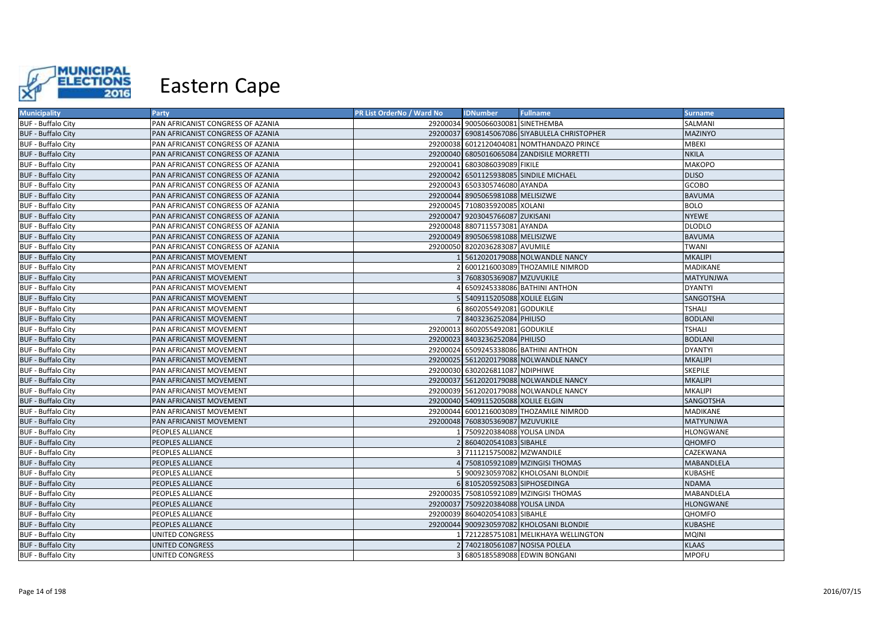# Eastern Cape

| Municipality | Party | PR List OrderNo / Ward No | IDNumber | Fullname | Surname |
|---|---|---|---|---|---|
| BUF - Buffalo City | PAN AFRICANIST CONGRESS OF AZANIA | 29200034 | 9005066030081 | SINETHEMBA | SALMANI |
| BUF - Buffalo City | PAN AFRICANIST CONGRESS OF AZANIA | 29200037 | 6908145067086 | SIYABULELA CHRISTOPHER | MAZINYO |
| BUF - Buffalo City | PAN AFRICANIST CONGRESS OF AZANIA | 29200038 | 6012120404081 | NOMTHANDAZO PRINCE | MBEKI |
| BUF - Buffalo City | PAN AFRICANIST CONGRESS OF AZANIA | 29200040 | 6805016065084 | ZANDISILE MORRETTI | NKILA |
| BUF - Buffalo City | PAN AFRICANIST CONGRESS OF AZANIA | 29200041 | 6803086039089 | FIKILE | MAKOPO |
| BUF - Buffalo City | PAN AFRICANIST CONGRESS OF AZANIA | 29200042 | 6501125938085 | SINDILE MICHAEL | DLISO |
| BUF - Buffalo City | PAN AFRICANIST CONGRESS OF AZANIA | 29200043 | 6503305746080 | AYANDA | GCOBO |
| BUF - Buffalo City | PAN AFRICANIST CONGRESS OF AZANIA | 29200044 | 8905065981088 | MELISIZWE | BAVUMA |
| BUF - Buffalo City | PAN AFRICANIST CONGRESS OF AZANIA | 29200045 | 7108035920085 | XOLANI | BOLO |
| BUF - Buffalo City | PAN AFRICANIST CONGRESS OF AZANIA | 29200047 | 9203045766087 | ZUKISANI | NYEWE |
| BUF - Buffalo City | PAN AFRICANIST CONGRESS OF AZANIA | 29200048 | 8807115573081 | AYANDA | DLODLO |
| BUF - Buffalo City | PAN AFRICANIST CONGRESS OF AZANIA | 29200049 | 8905065981088 | MELISIZWE | BAVUMA |
| BUF - Buffalo City | PAN AFRICANIST CONGRESS OF AZANIA | 29200050 | 8202036283087 | AVUMILE | TWANI |
| BUF - Buffalo City | PAN AFRICANIST MOVEMENT | 1 | 5612020179088 | NOLWANDLE NANCY | MKALIPI |
| BUF - Buffalo City | PAN AFRICANIST MOVEMENT | 2 | 6001216003089 | THOZAMILE NIMROD | MADIKANE |
| BUF - Buffalo City | PAN AFRICANIST MOVEMENT | 3 | 7608305369087 | MZUVUKILE | MATYUNJWA |
| BUF - Buffalo City | PAN AFRICANIST MOVEMENT | 4 | 6509245338086 | BATHINI ANTHON | DYANTYI |
| BUF - Buffalo City | PAN AFRICANIST MOVEMENT | 5 | 5409115205088 | XOLILE ELGIN | SANGOTSHA |
| BUF - Buffalo City | PAN AFRICANIST MOVEMENT | 6 | 8602055492081 | GODUKILE | TSHALI |
| BUF - Buffalo City | PAN AFRICANIST MOVEMENT | 7 | 8403236252084 | PHILISO | BODLANI |
| BUF - Buffalo City | PAN AFRICANIST MOVEMENT | 29200013 | 8602055492081 | GODUKILE | TSHALI |
| BUF - Buffalo City | PAN AFRICANIST MOVEMENT | 29200023 | 8403236252084 | PHILISO | BODLANI |
| BUF - Buffalo City | PAN AFRICANIST MOVEMENT | 29200024 | 6509245338086 | BATHINI ANTHON | DYANTYI |
| BUF - Buffalo City | PAN AFRICANIST MOVEMENT | 29200025 | 5612020179088 | NOLWANDLE NANCY | MKALIPI |
| BUF - Buffalo City | PAN AFRICANIST MOVEMENT | 29200030 | 6302026811087 | NDIPHIWE | SKEPILE |
| BUF - Buffalo City | PAN AFRICANIST MOVEMENT | 29200037 | 5612020179088 | NOLWANDLE NANCY | MKALIPI |
| BUF - Buffalo City | PAN AFRICANIST MOVEMENT | 29200039 | 5612020179088 | NOLWANDLE NANCY | MKALIPI |
| BUF - Buffalo City | PAN AFRICANIST MOVEMENT | 29200040 | 5409115205088 | XOLILE ELGIN | SANGOTSHA |
| BUF - Buffalo City | PAN AFRICANIST MOVEMENT | 29200044 | 6001216003089 | THOZAMILE NIMROD | MADIKANE |
| BUF - Buffalo City | PAN AFRICANIST MOVEMENT | 29200048 | 7608305369087 | MZUVUKILE | MATYUNJWA |
| BUF - Buffalo City | PEOPLES ALLIANCE | 1 | 7509220384088 | YOLISA LINDA | HLONGWANE |
| BUF - Buffalo City | PEOPLES ALLIANCE | 2 | 8604020541083 | SIBAHLE | QHOMFO |
| BUF - Buffalo City | PEOPLES ALLIANCE | 3 | 7111215750082 | MZWANDILE | CAZEKWANA |
| BUF - Buffalo City | PEOPLES ALLIANCE | 4 | 7508105921089 | MZINGISI THOMAS | MABANDLELA |
| BUF - Buffalo City | PEOPLES ALLIANCE | 5 | 9009230597082 | KHOLOSANI BLONDIE | KUBASHE |
| BUF - Buffalo City | PEOPLES ALLIANCE | 6 | 8105205925083 | SIPHOSEDINGA | NDAMA |
| BUF - Buffalo City | PEOPLES ALLIANCE | 29200035 | 7508105921089 | MZINGISI THOMAS | MABANDLELA |
| BUF - Buffalo City | PEOPLES ALLIANCE | 29200037 | 7509220384088 | YOLISA LINDA | HLONGWANE |
| BUF - Buffalo City | PEOPLES ALLIANCE | 29200039 | 8604020541083 | SIBAHLE | QHOMFO |
| BUF - Buffalo City | PEOPLES ALLIANCE | 29200044 | 9009230597082 | KHOLOSANI BLONDIE | KUBASHE |
| BUF - Buffalo City | UNITED CONGRESS | 1 | 7212285751081 | MELIKHAYA WELLINGTON | MQINI |
| BUF - Buffalo City | UNITED CONGRESS | 2 | 7402180561087 | NOSISA POLELA | KLAAS |
| BUF - Buffalo City | UNITED CONGRESS | 3 | 6805185589088 | EDWIN BONGANI | MPOFU |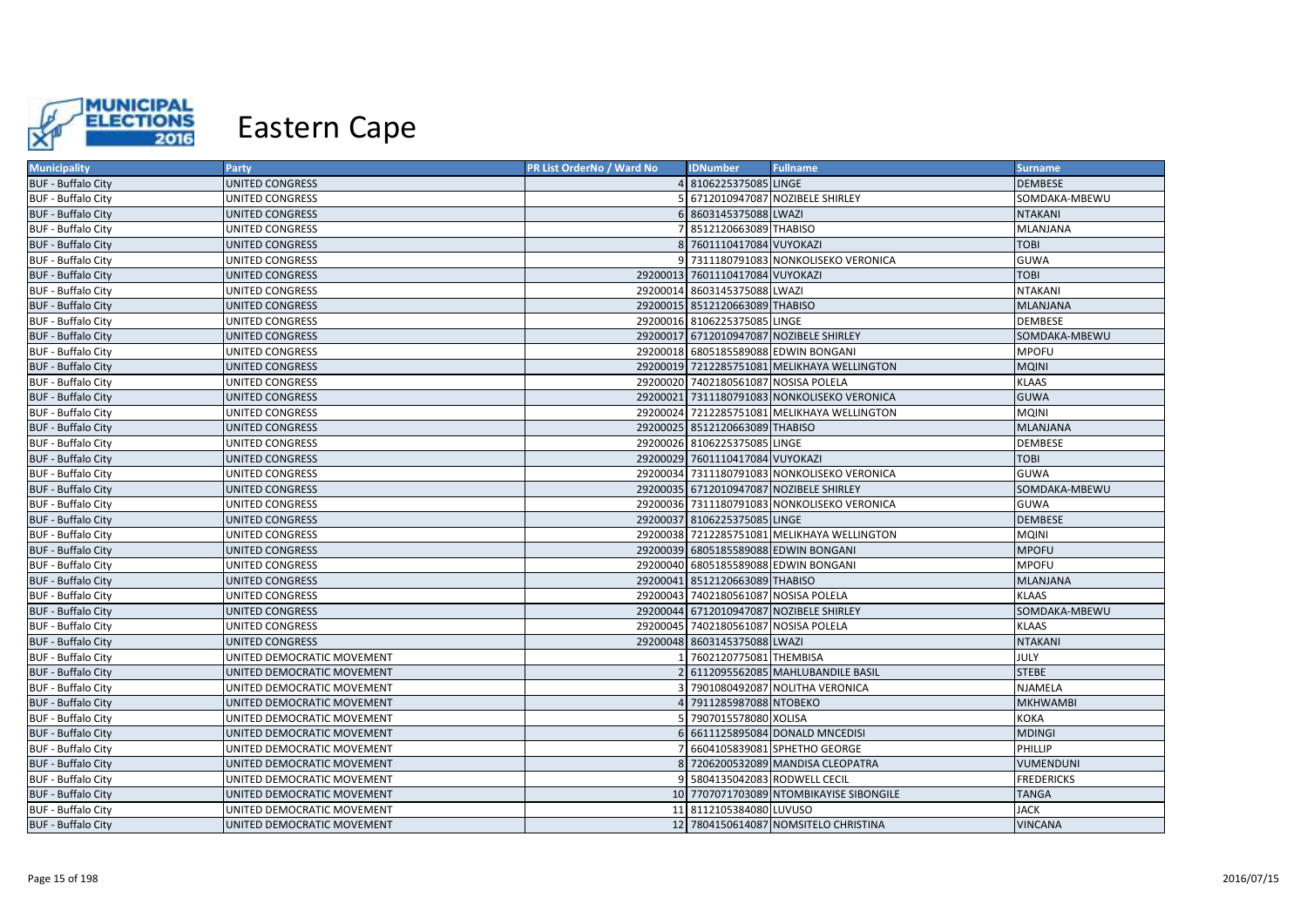# Eastern Cape

| Municipality | Party | PR List OrderNo / Ward No | IDNumber | Fullname | Surname |
|---|---|---|---|---|---|
| BUF - Buffalo City | UNITED CONGRESS | 4 | 8106225375085 | LINGE | DEMBESE |
| BUF - Buffalo City | UNITED CONGRESS | 5 | 6712010947087 | NOZIBELE SHIRLEY | SOMDAKA-MBEWU |
| BUF - Buffalo City | UNITED CONGRESS | 6 | 8603145375088 | LWAZI | NTAKANI |
| BUF - Buffalo City | UNITED CONGRESS | 7 | 8512120663089 | THABISO | MLANJANA |
| BUF - Buffalo City | UNITED CONGRESS | 8 | 7601110417084 | VUYOKAZI | TOBI |
| BUF - Buffalo City | UNITED CONGRESS | 9 | 7311180791083 | NONKOLISEKO VERONICA | GUWA |
| BUF - Buffalo City | UNITED CONGRESS | 29200013 | 7601110417084 | VUYOKAZI | TOBI |
| BUF - Buffalo City | UNITED CONGRESS | 29200014 | 8603145375088 | LWAZI | NTAKANI |
| BUF - Buffalo City | UNITED CONGRESS | 29200015 | 8512120663089 | THABISO | MLANJANA |
| BUF - Buffalo City | UNITED CONGRESS | 29200016 | 8106225375085 | LINGE | DEMBESE |
| BUF - Buffalo City | UNITED CONGRESS | 29200017 | 6712010947087 | NOZIBELE SHIRLEY | SOMDAKA-MBEWU |
| BUF - Buffalo City | UNITED CONGRESS | 29200018 | 6805185589088 | EDWIN BONGANI | MPOFU |
| BUF - Buffalo City | UNITED CONGRESS | 29200019 | 7212285751081 | MELIKHAYA WELLINGTON | MQINI |
| BUF - Buffalo City | UNITED CONGRESS | 29200020 | 7402180561087 | NOSISA POLELA | KLAAS |
| BUF - Buffalo City | UNITED CONGRESS | 29200021 | 7311180791083 | NONKOLISEKO VERONICA | GUWA |
| BUF - Buffalo City | UNITED CONGRESS | 29200024 | 7212285751081 | MELIKHAYA WELLINGTON | MQINI |
| BUF - Buffalo City | UNITED CONGRESS | 29200025 | 8512120663089 | THABISO | MLANJANA |
| BUF - Buffalo City | UNITED CONGRESS | 29200026 | 8106225375085 | LINGE | DEMBESE |
| BUF - Buffalo City | UNITED CONGRESS | 29200029 | 7601110417084 | VUYOKAZI | TOBI |
| BUF - Buffalo City | UNITED CONGRESS | 29200034 | 7311180791083 | NONKOLISEKO VERONICA | GUWA |
| BUF - Buffalo City | UNITED CONGRESS | 29200035 | 6712010947087 | NOZIBELE SHIRLEY | SOMDAKA-MBEWU |
| BUF - Buffalo City | UNITED CONGRESS | 29200036 | 7311180791083 | NONKOLISEKO VERONICA | GUWA |
| BUF - Buffalo City | UNITED CONGRESS | 29200037 | 8106225375085 | LINGE | DEMBESE |
| BUF - Buffalo City | UNITED CONGRESS | 29200038 | 7212285751081 | MELIKHAYA WELLINGTON | MQINI |
| BUF - Buffalo City | UNITED CONGRESS | 29200039 | 6805185589088 | EDWIN BONGANI | MPOFU |
| BUF - Buffalo City | UNITED CONGRESS | 29200040 | 6805185589088 | EDWIN BONGANI | MPOFU |
| BUF - Buffalo City | UNITED CONGRESS | 29200041 | 8512120663089 | THABISO | MLANJANA |
| BUF - Buffalo City | UNITED CONGRESS | 29200043 | 7402180561087 | NOSISA POLELA | KLAAS |
| BUF - Buffalo City | UNITED CONGRESS | 29200044 | 6712010947087 | NOZIBELE SHIRLEY | SOMDAKA-MBEWU |
| BUF - Buffalo City | UNITED CONGRESS | 29200045 | 7402180561087 | NOSISA POLELA | KLAAS |
| BUF - Buffalo City | UNITED CONGRESS | 29200048 | 8603145375088 | LWAZI | NTAKANI |
| BUF - Buffalo City | UNITED DEMOCRATIC MOVEMENT | 1 | 7602120775081 | THEMBISA | JULY |
| BUF - Buffalo City | UNITED DEMOCRATIC MOVEMENT | 2 | 6112095562085 | MAHLUBANDILE BASIL | STEBE |
| BUF - Buffalo City | UNITED DEMOCRATIC MOVEMENT | 3 | 7901080492087 | NOLITHA VERONICA | NJAMELA |
| BUF - Buffalo City | UNITED DEMOCRATIC MOVEMENT | 4 | 7911285987088 | NTOBEKO | MKHWAMBI |
| BUF - Buffalo City | UNITED DEMOCRATIC MOVEMENT | 5 | 7907015578080 | XOLISA | KOKA |
| BUF - Buffalo City | UNITED DEMOCRATIC MOVEMENT | 6 | 6611125895084 | DONALD MNCEDISI | MDINGI |
| BUF - Buffalo City | UNITED DEMOCRATIC MOVEMENT | 7 | 6604105839081 | SPHETHO GEORGE | PHILLIP |
| BUF - Buffalo City | UNITED DEMOCRATIC MOVEMENT | 8 | 7206200532089 | MANDISA CLEOPATRA | VUMENDUNI |
| BUF - Buffalo City | UNITED DEMOCRATIC MOVEMENT | 9 | 5804135042083 | RODWELL CECIL | FREDERICKS |
| BUF - Buffalo City | UNITED DEMOCRATIC MOVEMENT | 10 | 7707071703089 | NTOMBIKAYISE SIBONGILE | TANGA |
| BUF - Buffalo City | UNITED DEMOCRATIC MOVEMENT | 11 | 8112105384080 | LUVUSO | JACK |
| BUF - Buffalo City | UNITED DEMOCRATIC MOVEMENT | 12 | 7804150614087 | NOMSITELO CHRISTINA | VINCANA |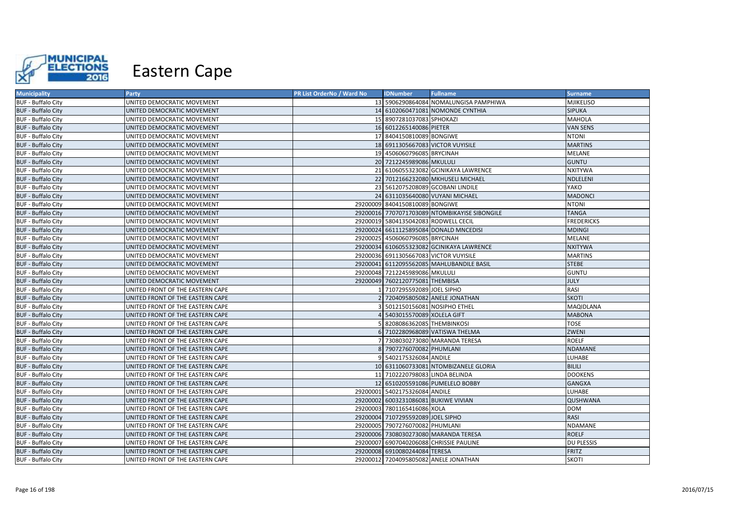# Eastern Cape

| Municipality | Party | PR List OrderNo / Ward No | IDNumber | Fullname | Surname |
|---|---|---|---|---|---|
| BUF - Buffalo City | UNITED DEMOCRATIC MOVEMENT | 13 | 5906290864084 | NOMALUNGISA PAMPHIWA | MJIKELISO |
| BUF - Buffalo City | UNITED DEMOCRATIC MOVEMENT | 14 | 6102060471081 | NOMONDE CYNTHIA | SIPUKA |
| BUF - Buffalo City | UNITED DEMOCRATIC MOVEMENT | 15 | 8907281037083 | SPHOKAZI | MAHOLA |
| BUF - Buffalo City | UNITED DEMOCRATIC MOVEMENT | 16 | 6012265140086 | PIETER | VAN SENS |
| BUF - Buffalo City | UNITED DEMOCRATIC MOVEMENT | 17 | 8404150810089 | BONGIWE | NTONI |
| BUF - Buffalo City | UNITED DEMOCRATIC MOVEMENT | 18 | 6911305667083 | VICTOR VUYISILE | MARTINS |
| BUF - Buffalo City | UNITED DEMOCRATIC MOVEMENT | 19 | 4506060796085 | BRYCINAH | MELANE |
| BUF - Buffalo City | UNITED DEMOCRATIC MOVEMENT | 20 | 7212245989086 | MKULULI | GUNTU |
| BUF - Buffalo City | UNITED DEMOCRATIC MOVEMENT | 21 | 6106055323082 | GCINIKAYA LAWRENCE | NXITYWA |
| BUF - Buffalo City | UNITED DEMOCRATIC MOVEMENT | 22 | 7012166232080 | MKHUSELI MICHAEL | NDLELENI |
| BUF - Buffalo City | UNITED DEMOCRATIC MOVEMENT | 23 | 5612075208089 | GCOBANI LINDILE | YAKO |
| BUF - Buffalo City | UNITED DEMOCRATIC MOVEMENT | 24 | 6311035640080 | VUYANI MICHAEL | MADONCI |
| BUF - Buffalo City | UNITED DEMOCRATIC MOVEMENT | 29200009 | 8404150810089 | BONGIWE | NTONI |
| BUF - Buffalo City | UNITED DEMOCRATIC MOVEMENT | 29200016 | 7707071703089 | NTOMBIKAYISE SIBONGILE | TANGA |
| BUF - Buffalo City | UNITED DEMOCRATIC MOVEMENT | 29200019 | 5804135042083 | RODWELL CECIL | FREDERICKS |
| BUF - Buffalo City | UNITED DEMOCRATIC MOVEMENT | 29200024 | 6611125895084 | DONALD MNCEDISI | MDINGI |
| BUF - Buffalo City | UNITED DEMOCRATIC MOVEMENT | 29200025 | 4506060796085 | BRYCINAH | MELANE |
| BUF - Buffalo City | UNITED DEMOCRATIC MOVEMENT | 29200034 | 6106055323082 | GCINIKAYA LAWRENCE | NXITYWA |
| BUF - Buffalo City | UNITED DEMOCRATIC MOVEMENT | 29200036 | 6911305667083 | VICTOR VUYISILE | MARTINS |
| BUF - Buffalo City | UNITED DEMOCRATIC MOVEMENT | 29200041 | 6112095562085 | MAHLUBANDILE BASIL | STEBE |
| BUF - Buffalo City | UNITED DEMOCRATIC MOVEMENT | 29200048 | 7212245989086 | MKULULI | GUNTU |
| BUF - Buffalo City | UNITED DEMOCRATIC MOVEMENT | 29200049 | 7602120775081 | THEMBISA | JULY |
| BUF - Buffalo City | UNITED FRONT OF THE EASTERN CAPE | 1 | 7107295592089 | JOEL SIPHO | RASI |
| BUF - Buffalo City | UNITED FRONT OF THE EASTERN CAPE | 2 | 7204095805082 | ANELE JONATHAN | SKOTI |
| BUF - Buffalo City | UNITED FRONT OF THE EASTERN CAPE | 3 | 5012150156081 | NOSIPHO ETHEL | MAQIDLANA |
| BUF - Buffalo City | UNITED FRONT OF THE EASTERN CAPE | 4 | 5403015570089 | XOLELA GIFT | MABONA |
| BUF - Buffalo City | UNITED FRONT OF THE EASTERN CAPE | 5 | 8208086362085 | THEMBINKOSI | TOSE |
| BUF - Buffalo City | UNITED FRONT OF THE EASTERN CAPE | 6 | 7102280968089 | VATISWA THELMA | ZWENI |
| BUF - Buffalo City | UNITED FRONT OF THE EASTERN CAPE | 7 | 7308030273080 | MARANDA TERESA | ROELF |
| BUF - Buffalo City | UNITED FRONT OF THE EASTERN CAPE | 8 | 7907276070082 | PHUMLANI | NDAMANE |
| BUF - Buffalo City | UNITED FRONT OF THE EASTERN CAPE | 9 | 5402175326084 | ANDILE | LUHABE |
| BUF - Buffalo City | UNITED FRONT OF THE EASTERN CAPE | 10 | 6311060733081 | NTOMBIZANELE GLORIA | BILILI |
| BUF - Buffalo City | UNITED FRONT OF THE EASTERN CAPE | 11 | 7102220798083 | LINDA BELINDA | DOOKENS |
| BUF - Buffalo City | UNITED FRONT OF THE EASTERN CAPE | 12 | 6510205591086 | PUMELELO BOBBY | GANGXA |
| BUF - Buffalo City | UNITED FRONT OF THE EASTERN CAPE | 29200001 | 5402175326084 | ANDILE | LUHABE |
| BUF - Buffalo City | UNITED FRONT OF THE EASTERN CAPE | 29200002 | 6003231086081 | BUKIWE VIVIAN | QUSHWANA |
| BUF - Buffalo City | UNITED FRONT OF THE EASTERN CAPE | 29200003 | 7801165416086 | XOLA | DOM |
| BUF - Buffalo City | UNITED FRONT OF THE EASTERN CAPE | 29200004 | 7107295592089 | JOEL SIPHO | RASI |
| BUF - Buffalo City | UNITED FRONT OF THE EASTERN CAPE | 29200005 | 7907276070082 | PHUMLANI | NDAMANE |
| BUF - Buffalo City | UNITED FRONT OF THE EASTERN CAPE | 29200006 | 7308030273080 | MARANDA TERESA | ROELF |
| BUF - Buffalo City | UNITED FRONT OF THE EASTERN CAPE | 29200007 | 6907040206088 | CHRISSIE PAULINE | DU PLESSIS |
| BUF - Buffalo City | UNITED FRONT OF THE EASTERN CAPE | 29200008 | 6910080244084 | TERESA | FRITZ |
| BUF - Buffalo City | UNITED FRONT OF THE EASTERN CAPE | 29200012 | 7204095805082 | ANELE JONATHAN | SKOTI |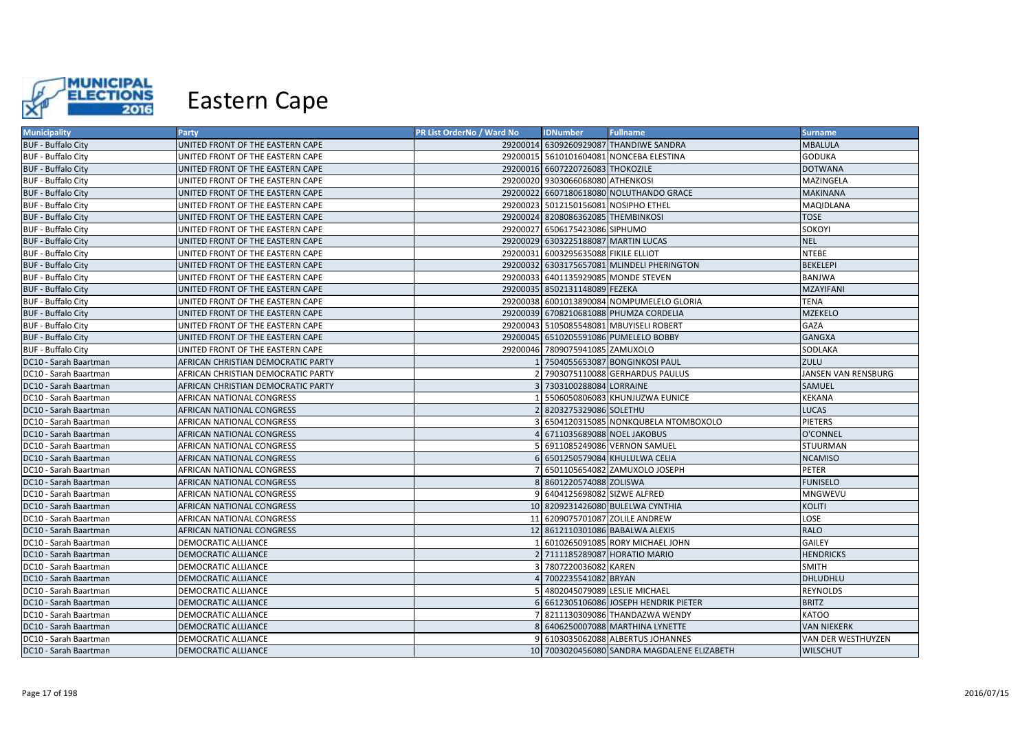# Eastern Cape

| Municipality | Party | PR List OrderNo / Ward No | IDNumber | Fullname | Surname |
|---|---|---|---|---|---|
| BUF - Buffalo City | UNITED FRONT OF THE EASTERN CAPE | 29200014 | 6309260929087 | THANDIWE SANDRA | MBALULA |
| BUF - Buffalo City | UNITED FRONT OF THE EASTERN CAPE | 29200015 | 5610101604081 | NONCEBA ELESTINA | GODUKA |
| BUF - Buffalo City | UNITED FRONT OF THE EASTERN CAPE | 29200016 | 6607220726083 | THOKOZILE | DOTWANA |
| BUF - Buffalo City | UNITED FRONT OF THE EASTERN CAPE | 29200020 | 9303066068080 | ATHENKOSI | MAZINGELA |
| BUF - Buffalo City | UNITED FRONT OF THE EASTERN CAPE | 29200022 | 6607180618080 | NOLUTHANDO GRACE | MAKINANA |
| BUF - Buffalo City | UNITED FRONT OF THE EASTERN CAPE | 29200023 | 5012150156081 | NOSIPHO ETHEL | MAQIDLANA |
| BUF - Buffalo City | UNITED FRONT OF THE EASTERN CAPE | 29200024 | 8208086362085 | THEMBINKOSI | TOSE |
| BUF - Buffalo City | UNITED FRONT OF THE EASTERN CAPE | 29200027 | 6506175423086 | SIPHUMO | SOKOYI |
| BUF - Buffalo City | UNITED FRONT OF THE EASTERN CAPE | 29200029 | 6303225188087 | MARTIN LUCAS | NEL |
| BUF - Buffalo City | UNITED FRONT OF THE EASTERN CAPE | 29200031 | 6003295635088 | FIKILE ELLIOT | NTEBE |
| BUF - Buffalo City | UNITED FRONT OF THE EASTERN CAPE | 29200032 | 6303175657081 | MLINDELI PHERINGTON | BEKELEPI |
| BUF - Buffalo City | UNITED FRONT OF THE EASTERN CAPE | 29200033 | 6401135929085 | MONDE STEVEN | BANJWA |
| BUF - Buffalo City | UNITED FRONT OF THE EASTERN CAPE | 29200035 | 8502131148089 | FEZEKA | MZAYIFANI |
| BUF - Buffalo City | UNITED FRONT OF THE EASTERN CAPE | 29200038 | 6001013890084 | NOMPUMELELO GLORIA | TENA |
| BUF - Buffalo City | UNITED FRONT OF THE EASTERN CAPE | 29200039 | 6708210681088 | PHUMZA CORDELIA | MZEKELO |
| BUF - Buffalo City | UNITED FRONT OF THE EASTERN CAPE | 29200043 | 5105085548081 | MBUYISELI ROBERT | GAZA |
| BUF - Buffalo City | UNITED FRONT OF THE EASTERN CAPE | 29200045 | 6510205591086 | PUMELELO BOBBY | GANGXA |
| BUF - Buffalo City | UNITED FRONT OF THE EASTERN CAPE | 29200046 | 7809075941085 | ZAMUXOLO | SODLAKA |
| DC10 - Sarah Baartman | AFRICAN CHRISTIAN DEMOCRATIC PARTY | 1 | 7504055653087 | BONGINKOSI PAUL | ZULU |
| DC10 - Sarah Baartman | AFRICAN CHRISTIAN DEMOCRATIC PARTY | 2 | 7903075110088 | GERHARDUS PAULUS | JANSEN VAN RENSBURG |
| DC10 - Sarah Baartman | AFRICAN CHRISTIAN DEMOCRATIC PARTY | 3 | 7303100288084 | LORRAINE | SAMUEL |
| DC10 - Sarah Baartman | AFRICAN NATIONAL CONGRESS | 1 | 5506050806083 | KHUNJUZWA EUNICE | KEKANA |
| DC10 - Sarah Baartman | AFRICAN NATIONAL CONGRESS | 2 | 8203275329086 | SOLETHU | LUCAS |
| DC10 - Sarah Baartman | AFRICAN NATIONAL CONGRESS | 3 | 6504120315085 | NONKQUBELA NTOMBOXOLO | PIETERS |
| DC10 - Sarah Baartman | AFRICAN NATIONAL CONGRESS | 4 | 6711035689088 | NOEL JAKOBUS | O'CONNEL |
| DC10 - Sarah Baartman | AFRICAN NATIONAL CONGRESS | 5 | 6911085249086 | VERNON SAMUEL | STUURMAN |
| DC10 - Sarah Baartman | AFRICAN NATIONAL CONGRESS | 6 | 6501250579084 | KHULULWA CELIA | NCAMISO |
| DC10 - Sarah Baartman | AFRICAN NATIONAL CONGRESS | 7 | 6501105654082 | ZAMUXOLO JOSEPH | PETER |
| DC10 - Sarah Baartman | AFRICAN NATIONAL CONGRESS | 8 | 8601220574088 | ZOLISWA | FUNISELO |
| DC10 - Sarah Baartman | AFRICAN NATIONAL CONGRESS | 9 | 6404125698082 | SIZWE ALFRED | MNGWEVU |
| DC10 - Sarah Baartman | AFRICAN NATIONAL CONGRESS | 10 | 8209231426080 | BULELWA CYNTHIA | KOLITI |
| DC10 - Sarah Baartman | AFRICAN NATIONAL CONGRESS | 11 | 6209075701087 | ZOLILE ANDREW | LOSE |
| DC10 - Sarah Baartman | AFRICAN NATIONAL CONGRESS | 12 | 8612110301086 | BABALWA ALEXIS | RALO |
| DC10 - Sarah Baartman | DEMOCRATIC ALLIANCE | 1 | 6010265091085 | RORY MICHAEL JOHN | GAILEY |
| DC10 - Sarah Baartman | DEMOCRATIC ALLIANCE | 2 | 7111185289087 | HORATIO MARIO | HENDRICKS |
| DC10 - Sarah Baartman | DEMOCRATIC ALLIANCE | 3 | 7807220036082 | KAREN | SMITH |
| DC10 - Sarah Baartman | DEMOCRATIC ALLIANCE | 4 | 7002235541082 | BRYAN | DHLUDHLU |
| DC10 - Sarah Baartman | DEMOCRATIC ALLIANCE | 5 | 4802045079089 | LESLIE MICHAEL | REYNOLDS |
| DC10 - Sarah Baartman | DEMOCRATIC ALLIANCE | 6 | 6612305106086 | JOSEPH HENDRIK PIETER | BRITZ |
| DC10 - Sarah Baartman | DEMOCRATIC ALLIANCE | 7 | 8211130309086 | THANDAZWA WENDY | KATOO |
| DC10 - Sarah Baartman | DEMOCRATIC ALLIANCE | 8 | 6406250007088 | MARTHINA LYNETTE | VAN NIEKERK |
| DC10 - Sarah Baartman | DEMOCRATIC ALLIANCE | 9 | 6103035062088 | ALBERTUS JOHANNES | VAN DER WESTHUYZEN |
| DC10 - Sarah Baartman | DEMOCRATIC ALLIANCE | 10 | 7003020456080 | SANDRA MAGDALENE ELIZABETH | WILSCHUT |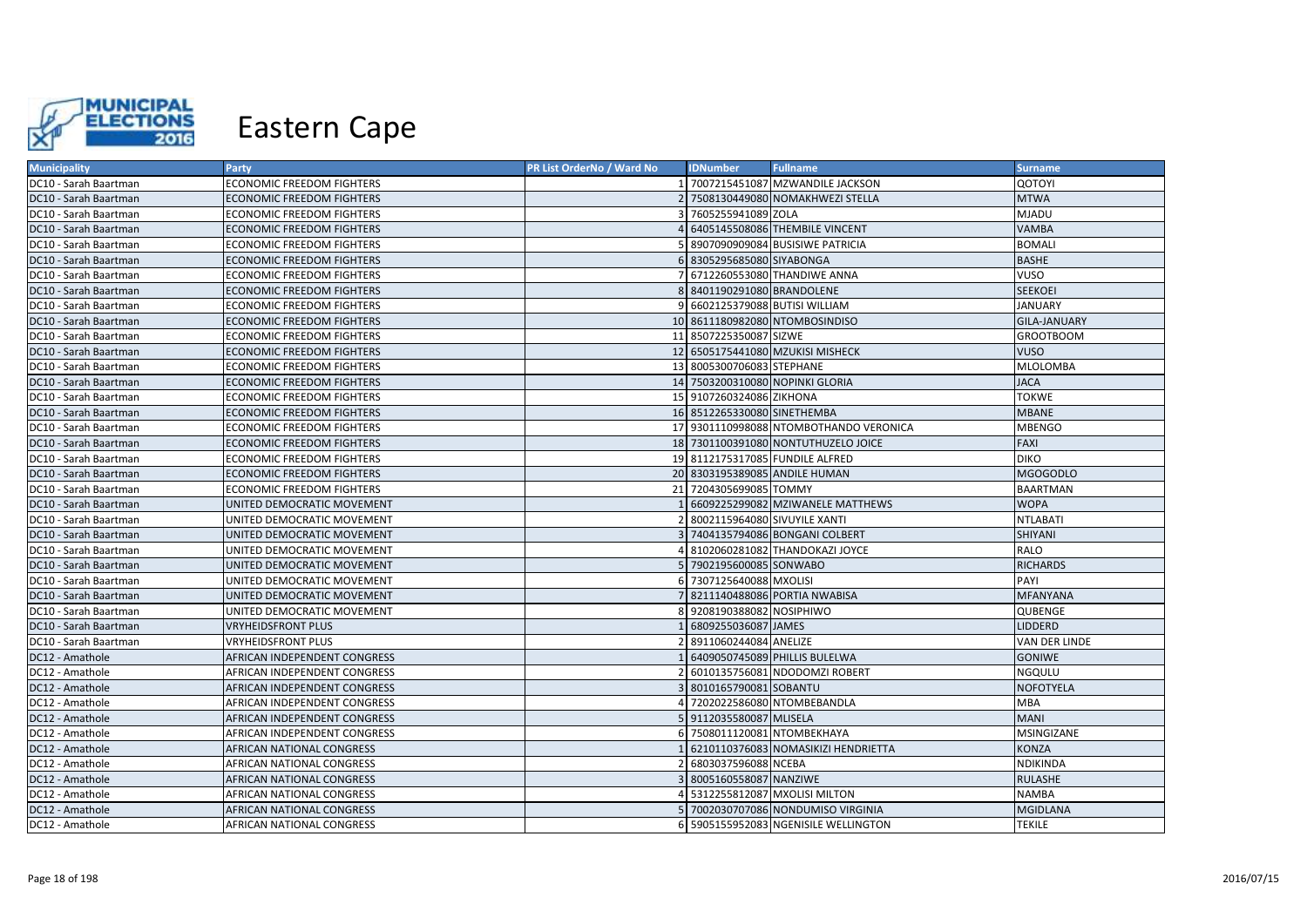# Eastern Cape

| Municipality | Party | PR List OrderNo / Ward No | IDNumber | Fullname | Surname |
|---|---|---|---|---|---|
| DC10 - Sarah Baartman | ECONOMIC FREEDOM FIGHTERS | 1 | 7007215451087 | MZWANDILE JACKSON | QOTOYI |
| DC10 - Sarah Baartman | ECONOMIC FREEDOM FIGHTERS | 2 | 7508130449080 | NOMAKHWEZI STELLA | MTWA |
| DC10 - Sarah Baartman | ECONOMIC FREEDOM FIGHTERS | 3 | 7605255941089 | ZOLA | MJADU |
| DC10 - Sarah Baartman | ECONOMIC FREEDOM FIGHTERS | 4 | 6405145508086 | THEMBILE VINCENT | VAMBA |
| DC10 - Sarah Baartman | ECONOMIC FREEDOM FIGHTERS | 5 | 8907090909084 | BUSISIWE PATRICIA | BOMALI |
| DC10 - Sarah Baartman | ECONOMIC FREEDOM FIGHTERS | 6 | 8305295685080 | SIYABONGA | BASHE |
| DC10 - Sarah Baartman | ECONOMIC FREEDOM FIGHTERS | 7 | 6712260553080 | THANDIWE ANNA | VUSO |
| DC10 - Sarah Baartman | ECONOMIC FREEDOM FIGHTERS | 8 | 8401190291080 | BRANDOLENE | SEEKOEI |
| DC10 - Sarah Baartman | ECONOMIC FREEDOM FIGHTERS | 9 | 6602125379088 | BUTISI WILLIAM | JANUARY |
| DC10 - Sarah Baartman | ECONOMIC FREEDOM FIGHTERS | 10 | 8611180982080 | NTOMBOSINDISO | GILA-JANUARY |
| DC10 - Sarah Baartman | ECONOMIC FREEDOM FIGHTERS | 11 | 8507225350087 | SIZWE | GROOTBOOM |
| DC10 - Sarah Baartman | ECONOMIC FREEDOM FIGHTERS | 12 | 6505175441080 | MZUKISI MISHECK | VUSO |
| DC10 - Sarah Baartman | ECONOMIC FREEDOM FIGHTERS | 13 | 8005300706083 | STEPHANE | MLOLOMBA |
| DC10 - Sarah Baartman | ECONOMIC FREEDOM FIGHTERS | 14 | 7503200310080 | NOPINKI GLORIA | JACA |
| DC10 - Sarah Baartman | ECONOMIC FREEDOM FIGHTERS | 15 | 9107260324086 | ZIKHONA | TOKWE |
| DC10 - Sarah Baartman | ECONOMIC FREEDOM FIGHTERS | 16 | 8512265330080 | SINETHEMBA | MBANE |
| DC10 - Sarah Baartman | ECONOMIC FREEDOM FIGHTERS | 17 | 9301110998088 | NTOMBOTHANDO VERONICA | MBENGO |
| DC10 - Sarah Baartman | ECONOMIC FREEDOM FIGHTERS | 18 | 7301100391080 | NONTUTHUZELO JOICE | FAXI |
| DC10 - Sarah Baartman | ECONOMIC FREEDOM FIGHTERS | 19 | 8112175317085 | FUNDILE ALFRED | DIKO |
| DC10 - Sarah Baartman | ECONOMIC FREEDOM FIGHTERS | 20 | 8303195389085 | ANDILE HUMAN | MGOGODLO |
| DC10 - Sarah Baartman | ECONOMIC FREEDOM FIGHTERS | 21 | 7204305699085 | TOMMY | BAARTMAN |
| DC10 - Sarah Baartman | UNITED DEMOCRATIC MOVEMENT | 1 | 6609225299082 | MZIWANELE MATTHEWS | WOPA |
| DC10 - Sarah Baartman | UNITED DEMOCRATIC MOVEMENT | 2 | 8002115964080 | SIVUYILE XANTI | NTLABATI |
| DC10 - Sarah Baartman | UNITED DEMOCRATIC MOVEMENT | 3 | 7404135794086 | BONGANI COLBERT | SHIYANI |
| DC10 - Sarah Baartman | UNITED DEMOCRATIC MOVEMENT | 4 | 8102060281082 | THANDOKAZI JOYCE | RALO |
| DC10 - Sarah Baartman | UNITED DEMOCRATIC MOVEMENT | 5 | 7902195600085 | SONWABO | RICHARDS |
| DC10 - Sarah Baartman | UNITED DEMOCRATIC MOVEMENT | 6 | 7307125640088 | MXOLISI | PAYI |
| DC10 - Sarah Baartman | UNITED DEMOCRATIC MOVEMENT | 7 | 8211140488086 | PORTIA NWABISA | MFANYANA |
| DC10 - Sarah Baartman | UNITED DEMOCRATIC MOVEMENT | 8 | 9208190388082 | NOSIPHIWO | QUBENGE |
| DC10 - Sarah Baartman | VRYHEIDSFRONT PLUS | 1 | 6809255036087 | JAMES | LIDDERD |
| DC10 - Sarah Baartman | VRYHEIDSFRONT PLUS | 2 | 8911060244084 | ANELIZE | VAN DER LINDE |
| DC12 - Amathole | AFRICAN INDEPENDENT CONGRESS | 1 | 6409050745089 | PHILLIS BULELWA | GONIWE |
| DC12 - Amathole | AFRICAN INDEPENDENT CONGRESS | 2 | 6010135756081 | NDODOMZI ROBERT | NGQULU |
| DC12 - Amathole | AFRICAN INDEPENDENT CONGRESS | 3 | 8010165790081 | SOBANTU | NOFOTYELA |
| DC12 - Amathole | AFRICAN INDEPENDENT CONGRESS | 4 | 7202022586080 | NTOMBEBANDLA | MBA |
| DC12 - Amathole | AFRICAN INDEPENDENT CONGRESS | 5 | 9112035580087 | MLISELA | MANI |
| DC12 - Amathole | AFRICAN INDEPENDENT CONGRESS | 6 | 7508011120081 | NTOMBEKHAYA | MSINGIZANE |
| DC12 - Amathole | AFRICAN NATIONAL CONGRESS | 1 | 6210110376083 | NOMASIKIZI HENDRIETTA | KONZA |
| DC12 - Amathole | AFRICAN NATIONAL CONGRESS | 2 | 6803037596088 | NCEBA | NDIKINDA |
| DC12 - Amathole | AFRICAN NATIONAL CONGRESS | 3 | 8005160558087 | NANZIWE | RULASHE |
| DC12 - Amathole | AFRICAN NATIONAL CONGRESS | 4 | 5312255812087 | MXOLISI MILTON | NAMBA |
| DC12 - Amathole | AFRICAN NATIONAL CONGRESS | 5 | 7002030707086 | NONDUMISO VIRGINIA | MGIDLANA |
| DC12 - Amathole | AFRICAN NATIONAL CONGRESS | 6 | 5905155952083 | NGENISILE WELLINGTON | TEKILE |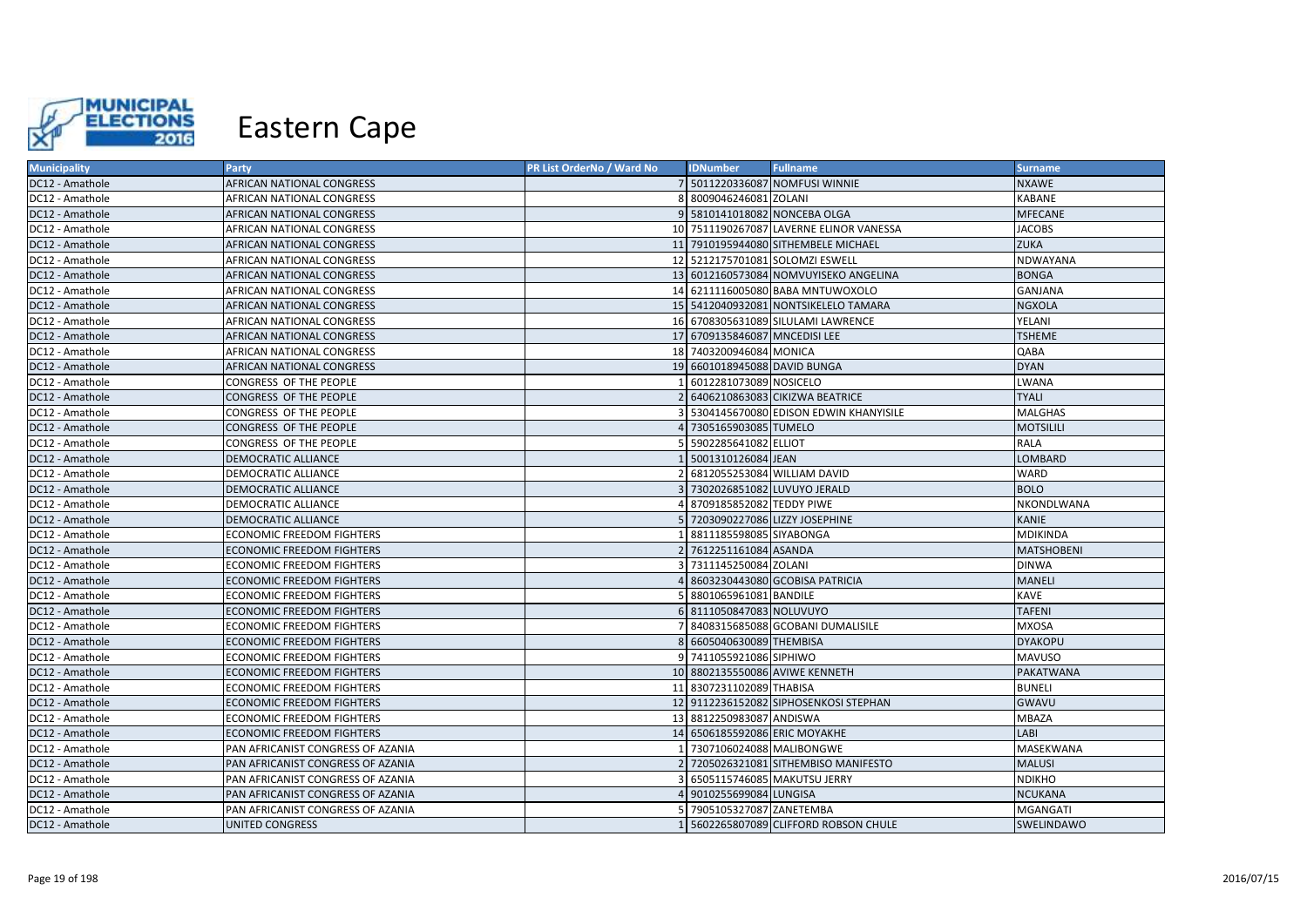# Eastern Cape

| Municipality | Party | PR List OrderNo / Ward No | IDNumber | Fullname | Surname |
|---|---|---|---|---|---|
| DC12 - Amathole | AFRICAN NATIONAL CONGRESS | 7 | 5011220336087 | NOMFUSI WINNIE | NXAWE |
| DC12 - Amathole | AFRICAN NATIONAL CONGRESS | 8 | 8009046246081 | ZOLANI | KABANE |
| DC12 - Amathole | AFRICAN NATIONAL CONGRESS | 9 | 5810141018082 | NONCEBA OLGA | MFECANE |
| DC12 - Amathole | AFRICAN NATIONAL CONGRESS | 10 | 7511190267087 | LAVERNE ELINOR VANESSA | JACOBS |
| DC12 - Amathole | AFRICAN NATIONAL CONGRESS | 11 | 7910195944080 | SITHEMBELE MICHAEL | ZUKA |
| DC12 - Amathole | AFRICAN NATIONAL CONGRESS | 12 | 5212175701081 | SOLOMZI ESWELL | NDWAYANA |
| DC12 - Amathole | AFRICAN NATIONAL CONGRESS | 13 | 6012160573084 | NOMVUYISEKO ANGELINA | BONGA |
| DC12 - Amathole | AFRICAN NATIONAL CONGRESS | 14 | 6211116005080 | BABA MNTUWOXOLO | GANJANA |
| DC12 - Amathole | AFRICAN NATIONAL CONGRESS | 15 | 5412040932081 | NONTSIKELELO TAMARA | NGXOLA |
| DC12 - Amathole | AFRICAN NATIONAL CONGRESS | 16 | 6708305631089 | SILULAMI LAWRENCE | YELANI |
| DC12 - Amathole | AFRICAN NATIONAL CONGRESS | 17 | 6709135846087 | MNCEDISI LEE | TSHEME |
| DC12 - Amathole | AFRICAN NATIONAL CONGRESS | 18 | 7403200946084 | MONICA | QABA |
| DC12 - Amathole | AFRICAN NATIONAL CONGRESS | 19 | 6601018945088 | DAVID BUNGA | DYAN |
| DC12 - Amathole | CONGRESS OF THE PEOPLE | 1 | 6012281073089 | NOSICELO | LWANA |
| DC12 - Amathole | CONGRESS OF THE PEOPLE | 2 | 6406210863083 | CIKIZWA BEATRICE | TYALI |
| DC12 - Amathole | CONGRESS OF THE PEOPLE | 3 | 5304145670080 | EDISON EDWIN KHANYISILE | MALGHAS |
| DC12 - Amathole | CONGRESS OF THE PEOPLE | 4 | 7305165903085 | TUMELO | MOTSILILI |
| DC12 - Amathole | CONGRESS OF THE PEOPLE | 5 | 5902285641082 | ELLIOT | RALA |
| DC12 - Amathole | DEMOCRATIC ALLIANCE | 1 | 5001310126084 | JEAN | LOMBARD |
| DC12 - Amathole | DEMOCRATIC ALLIANCE | 2 | 6812055253084 | WILLIAM DAVID | WARD |
| DC12 - Amathole | DEMOCRATIC ALLIANCE | 3 | 7302026851082 | LUVUYO JERALD | BOLO |
| DC12 - Amathole | DEMOCRATIC ALLIANCE | 4 | 8709185852082 | TEDDY PIWE | NKONDLWANA |
| DC12 - Amathole | DEMOCRATIC ALLIANCE | 5 | 7203090227086 | LIZZY JOSEPHINE | KANIE |
| DC12 - Amathole | ECONOMIC FREEDOM FIGHTERS | 1 | 8811185598085 | SIYABONGA | MDIKINDA |
| DC12 - Amathole | ECONOMIC FREEDOM FIGHTERS | 2 | 7612251161084 | ASANDA | MATSHOBENI |
| DC12 - Amathole | ECONOMIC FREEDOM FIGHTERS | 3 | 7311145250084 | ZOLANI | DINWA |
| DC12 - Amathole | ECONOMIC FREEDOM FIGHTERS | 4 | 8603230443080 | GCOBISA PATRICIA | MANELI |
| DC12 - Amathole | ECONOMIC FREEDOM FIGHTERS | 5 | 8801065961081 | BANDILE | KAVE |
| DC12 - Amathole | ECONOMIC FREEDOM FIGHTERS | 6 | 8111050847083 | NOLUVUYO | TAFENI |
| DC12 - Amathole | ECONOMIC FREEDOM FIGHTERS | 7 | 8408315685088 | GCOBANI DUMALISILE | MXOSA |
| DC12 - Amathole | ECONOMIC FREEDOM FIGHTERS | 8 | 6605040630089 | THEMBISA | DYAKOPU |
| DC12 - Amathole | ECONOMIC FREEDOM FIGHTERS | 9 | 7411055921086 | SIPHIWO | MAVUSO |
| DC12 - Amathole | ECONOMIC FREEDOM FIGHTERS | 10 | 8802135550086 | AVIWE KENNETH | PAKATWANA |
| DC12 - Amathole | ECONOMIC FREEDOM FIGHTERS | 11 | 8307231102089 | THABISA | BUNELI |
| DC12 - Amathole | ECONOMIC FREEDOM FIGHTERS | 12 | 9112236152082 | SIPHOSENKOSI STEPHAN | GWAVU |
| DC12 - Amathole | ECONOMIC FREEDOM FIGHTERS | 13 | 8812250983087 | ANDISWA | MBAZA |
| DC12 - Amathole | ECONOMIC FREEDOM FIGHTERS | 14 | 6506185592086 | ERIC MOYAKHE | LABI |
| DC12 - Amathole | PAN AFRICANIST CONGRESS OF AZANIA | 1 | 7307106024088 | MALIBONGWE | MASEKWANA |
| DC12 - Amathole | PAN AFRICANIST CONGRESS OF AZANIA | 2 | 7205026321081 | SITHEMBISO MANIFESTO | MALUSI |
| DC12 - Amathole | PAN AFRICANIST CONGRESS OF AZANIA | 3 | 6505115746085 | MAKUTSU JERRY | NDIKHO |
| DC12 - Amathole | PAN AFRICANIST CONGRESS OF AZANIA | 4 | 9010255699084 | LUNGISA | NCUKANA |
| DC12 - Amathole | PAN AFRICANIST CONGRESS OF AZANIA | 5 | 7905105327087 | ZANETEMBA | MGANGATI |
| DC12 - Amathole | UNITED CONGRESS | 1 | 5602265807089 | CLIFFORD ROBSON CHULE | SWELINDAWO |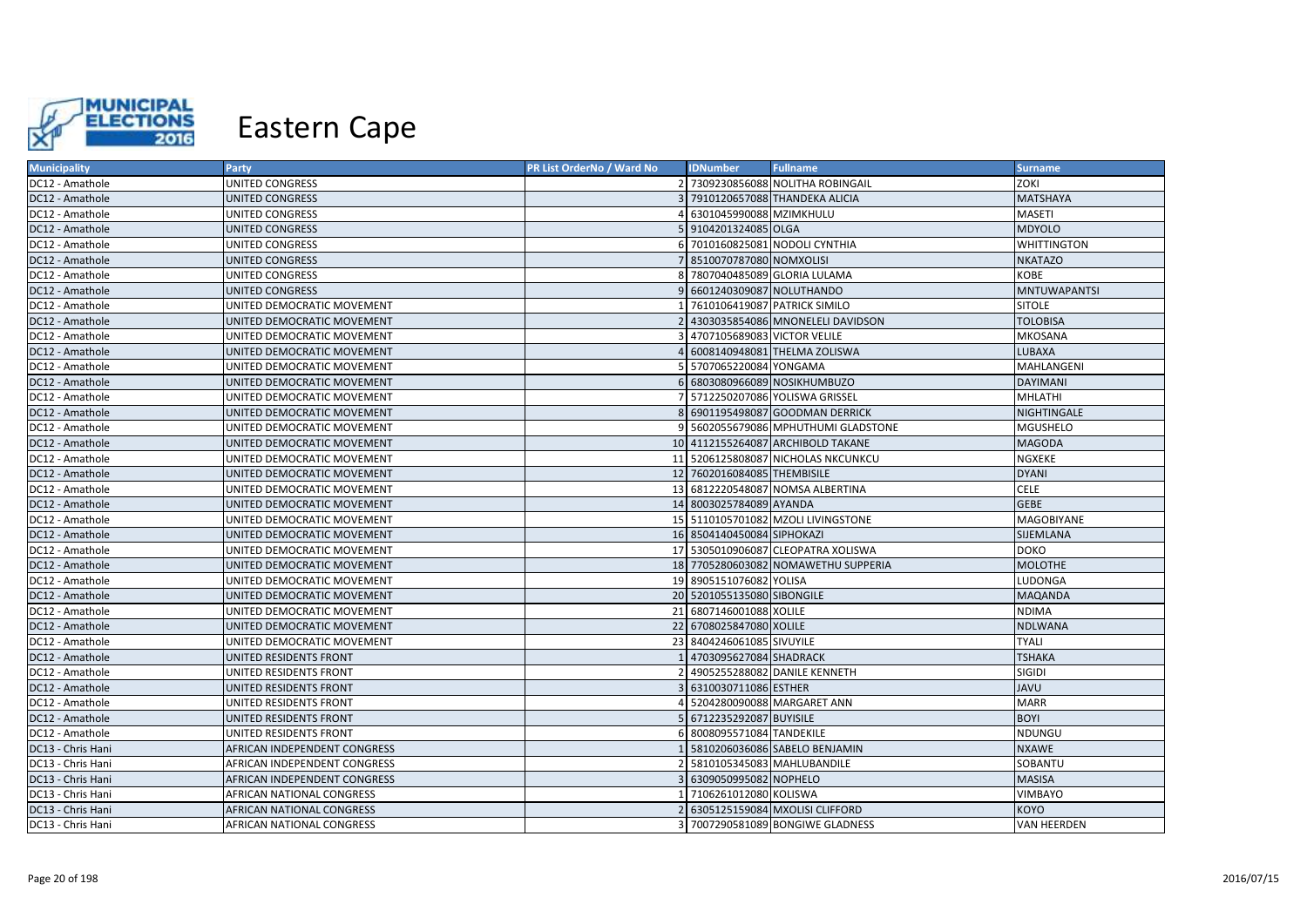# Eastern Cape

| Municipality | Party | PR List OrderNo / Ward No | IDNumber | Fullname | Surname |
|---|---|---|---|---|---|
| DC12 - Amathole | UNITED CONGRESS | 2 | 7309230856088 | NOLITHA ROBINGAIL | ZOKI |
| DC12 - Amathole | UNITED CONGRESS | 3 | 7910120657088 | THANDEKA ALICIA | MATSHAYA |
| DC12 - Amathole | UNITED CONGRESS | 4 | 6301045990088 | MZIMKHULU | MASETI |
| DC12 - Amathole | UNITED CONGRESS | 5 | 9104201324085 | OLGA | MDYOLO |
| DC12 - Amathole | UNITED CONGRESS | 6 | 7010160825081 | NODOLI CYNTHIA | WHITTINGTON |
| DC12 - Amathole | UNITED CONGRESS | 7 | 8510070787080 | NOMXOLISI | NKATAZO |
| DC12 - Amathole | UNITED CONGRESS | 8 | 7807040485089 | GLORIA LULAMA | KOBE |
| DC12 - Amathole | UNITED CONGRESS | 9 | 6601240309087 | NOLUTHANDO | MNTUWAPANTSI |
| DC12 - Amathole | UNITED DEMOCRATIC MOVEMENT | 1 | 7610106419087 | PATRICK SIMILO | SITOLE |
| DC12 - Amathole | UNITED DEMOCRATIC MOVEMENT | 2 | 4303035854086 | MNONELELI DAVIDSON | TOLOBISA |
| DC12 - Amathole | UNITED DEMOCRATIC MOVEMENT | 3 | 4707105689083 | VICTOR VELILE | MKOSANA |
| DC12 - Amathole | UNITED DEMOCRATIC MOVEMENT | 4 | 6008140948081 | THELMA ZOLISWA | LUBAXA |
| DC12 - Amathole | UNITED DEMOCRATIC MOVEMENT | 5 | 5707065220084 | YONGAMA | MAHLANGENI |
| DC12 - Amathole | UNITED DEMOCRATIC MOVEMENT | 6 | 6803080966089 | NOSIKHUMBUZO | DAYIMANI |
| DC12 - Amathole | UNITED DEMOCRATIC MOVEMENT | 7 | 5712250207086 | YOLISWA GRISSEL | MHLATHI |
| DC12 - Amathole | UNITED DEMOCRATIC MOVEMENT | 8 | 6901195498087 | GOODMAN DERRICK | NIGHTINGALE |
| DC12 - Amathole | UNITED DEMOCRATIC MOVEMENT | 9 | 5602055679086 | MPHUTHUMI GLADSTONE | MGUSHELO |
| DC12 - Amathole | UNITED DEMOCRATIC MOVEMENT | 10 | 4112155264087 | ARCHIBOLD TAKANE | MAGODA |
| DC12 - Amathole | UNITED DEMOCRATIC MOVEMENT | 11 | 5206125808087 | NICHOLAS NKCUNKCU | NGXEKE |
| DC12 - Amathole | UNITED DEMOCRATIC MOVEMENT | 12 | 7602016084085 | THEMBISILE | DYANI |
| DC12 - Amathole | UNITED DEMOCRATIC MOVEMENT | 13 | 6812220548087 | NOMSA ALBERTINA | CELE |
| DC12 - Amathole | UNITED DEMOCRATIC MOVEMENT | 14 | 8003025784089 | AYANDA | GEBE |
| DC12 - Amathole | UNITED DEMOCRATIC MOVEMENT | 15 | 5110105701082 | MZOLI LIVINGSTONE | MAGOBIYANE |
| DC12 - Amathole | UNITED DEMOCRATIC MOVEMENT | 16 | 8504140450084 | SIPHOKAZI | SIJEMLANA |
| DC12 - Amathole | UNITED DEMOCRATIC MOVEMENT | 17 | 5305010906087 | CLEOPATRA XOLISWA | DOKO |
| DC12 - Amathole | UNITED DEMOCRATIC MOVEMENT | 18 | 7705280603082 | NOMAWETHU SUPPERIA | MOLOTHE |
| DC12 - Amathole | UNITED DEMOCRATIC MOVEMENT | 19 | 8905151076082 | YOLISA | LUDONGA |
| DC12 - Amathole | UNITED DEMOCRATIC MOVEMENT | 20 | 5201055135080 | SIBONGILE | MAQANDA |
| DC12 - Amathole | UNITED DEMOCRATIC MOVEMENT | 21 | 6807146001088 | XOLILE | NDIMA |
| DC12 - Amathole | UNITED DEMOCRATIC MOVEMENT | 22 | 6708025847080 | XOLILE | NDLWANA |
| DC12 - Amathole | UNITED DEMOCRATIC MOVEMENT | 23 | 8404246061085 | SIVUYILE | TYALI |
| DC12 - Amathole | UNITED RESIDENTS FRONT | 1 | 4703095627084 | SHADRACK | TSHAKA |
| DC12 - Amathole | UNITED RESIDENTS FRONT | 2 | 4905255288082 | DANILE KENNETH | SIGIDI |
| DC12 - Amathole | UNITED RESIDENTS FRONT | 3 | 6310030711086 | ESTHER | JAVU |
| DC12 - Amathole | UNITED RESIDENTS FRONT | 4 | 5204280090088 | MARGARET ANN | MARR |
| DC12 - Amathole | UNITED RESIDENTS FRONT | 5 | 6712235292087 | BUYISILE | BOYI |
| DC12 - Amathole | UNITED RESIDENTS FRONT | 6 | 8008095571084 | TANDEKILE | NDUNGU |
| DC13 - Chris Hani | AFRICAN INDEPENDENT CONGRESS | 1 | 5810206036086 | SABELO BENJAMIN | NXAWE |
| DC13 - Chris Hani | AFRICAN INDEPENDENT CONGRESS | 2 | 5810105345083 | MAHLUBANDILE | SOBANTU |
| DC13 - Chris Hani | AFRICAN INDEPENDENT CONGRESS | 3 | 6309050995082 | NOPHELO | MASISA |
| DC13 - Chris Hani | AFRICAN NATIONAL CONGRESS | 1 | 7106261012080 | KOLISWA | VIMBAYO |
| DC13 - Chris Hani | AFRICAN NATIONAL CONGRESS | 2 | 6305125159084 | MXOLISI CLIFFORD | KOYO |
| DC13 - Chris Hani | AFRICAN NATIONAL CONGRESS | 3 | 7007290581089 | BONGIWE GLADNESS | VAN HEERDEN |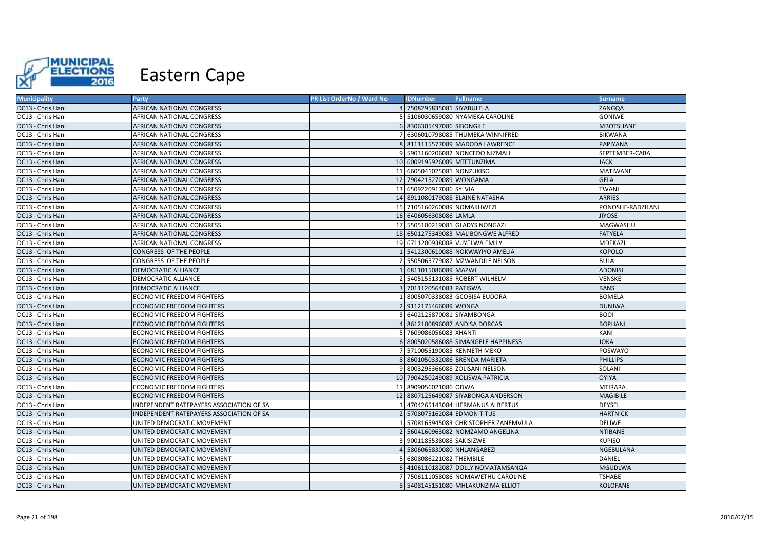# Eastern Cape

| Municipality | Party | PR List OrderNo / Ward No | IDNumber | Fullname | Surname |
|---|---|---|---|---|---|
| DC13 - Chris Hani | AFRICAN NATIONAL CONGRESS | 4 | 7508295835081 | SIYABULELA | ZANGQA |
| DC13 - Chris Hani | AFRICAN NATIONAL CONGRESS | 5 | 5106030659080 | NYAMEKA CAROLINE | GONIWE |
| DC13 - Chris Hani | AFRICAN NATIONAL CONGRESS | 6 | 8306305497086 | SIBONGILE | MBOTSHANE |
| DC13 - Chris Hani | AFRICAN NATIONAL CONGRESS | 7 | 6306010798085 | THUMEKA WINNIFRED | BIKWANA |
| DC13 - Chris Hani | AFRICAN NATIONAL CONGRESS | 8 | 8111115577089 | MADODA LAWRENCE | PAPIYANA |
| DC13 - Chris Hani | AFRICAN NATIONAL CONGRESS | 9 | 5903160206082 | NONCEDO NIZMAH | SEPTEMBER-CABA |
| DC13 - Chris Hani | AFRICAN NATIONAL CONGRESS | 10 | 6009195926089 | MTETUNZIMA | JACK |
| DC13 - Chris Hani | AFRICAN NATIONAL CONGRESS | 11 | 6605041025081 | NONZUKISO | MATIWANE |
| DC13 - Chris Hani | AFRICAN NATIONAL CONGRESS | 12 | 7904215270089 | WONGAMA | GELA |
| DC13 - Chris Hani | AFRICAN NATIONAL CONGRESS | 13 | 6509220917086 | SYLVIA | TWANI |
| DC13 - Chris Hani | AFRICAN NATIONAL CONGRESS | 14 | 8911080179088 | ELAINE NATASHA | ARRIES |
| DC13 - Chris Hani | AFRICAN NATIONAL CONGRESS | 15 | 7105160260089 | NOMAKHWEZI | PONOSHE-RADZILANI |
| DC13 - Chris Hani | AFRICAN NATIONAL CONGRESS | 16 | 6406056308086 | LAMLA | JIYOSE |
| DC13 - Chris Hani | AFRICAN NATIONAL CONGRESS | 17 | 5505100219081 | GLADYS NONGAZI | MAGWASHU |
| DC13 - Chris Hani | AFRICAN NATIONAL CONGRESS | 18 | 6501275349083 | MALIBONGWE ALFRED | FATYELA |
| DC13 - Chris Hani | AFRICAN NATIONAL CONGRESS | 19 | 6711200938088 | VUYELWA EMILY | MDEKAZI |
| DC13 - Chris Hani | CONGRESS OF THE PEOPLE | 1 | 5412300610088 | NOKWAYIYO AMELIA | KOPOLO |
| DC13 - Chris Hani | CONGRESS OF THE PEOPLE | 2 | 5505065779087 | MZWANDILE NELSON | BULA |
| DC13 - Chris Hani | DEMOCRATIC ALLIANCE | 1 | 6811015086089 | MAZWI | ADONISI |
| DC13 - Chris Hani | DEMOCRATIC ALLIANCE | 2 | 5405155131085 | ROBERT WILHELM | VENSKE |
| DC13 - Chris Hani | DEMOCRATIC ALLIANCE | 3 | 7011120564083 | PATISWA | BANS |
| DC13 - Chris Hani | ECONOMIC FREEDOM FIGHTERS | 1 | 8005070338083 | GCOBISA EUDORA | BOMELA |
| DC13 - Chris Hani | ECONOMIC FREEDOM FIGHTERS | 2 | 9112175466089 | WONGA | DUNJWA |
| DC13 - Chris Hani | ECONOMIC FREEDOM FIGHTERS | 3 | 6402125870081 | SIYAMBONGA | BOOI |
| DC13 - Chris Hani | ECONOMIC FREEDOM FIGHTERS | 4 | 8612100896087 | ANDISA DORCAS | BOPHANI |
| DC13 - Chris Hani | ECONOMIC FREEDOM FIGHTERS | 5 | 7609086056083 | XHANTI | KANI |
| DC13 - Chris Hani | ECONOMIC FREEDOM FIGHTERS | 6 | 8005020586088 | SIMANGELE HAPPINESS | JOKA |
| DC13 - Chris Hani | ECONOMIC FREEDOM FIGHTERS | 7 | 5710055190085 | KENNETH MEKO | POSWAYO |
| DC13 - Chris Hani | ECONOMIC FREEDOM FIGHTERS | 8 | 8601050332086 | BRENDA MARIETA | PHILLIPS |
| DC13 - Chris Hani | ECONOMIC FREEDOM FIGHTERS | 9 | 8003295366088 | ZOLISANI NELSON | SOLANI |
| DC13 - Chris Hani | ECONOMIC FREEDOM FIGHTERS | 10 | 7904250249089 | XOLISWA PATRICIA | OYIYA |
| DC13 - Chris Hani | ECONOMIC FREEDOM FIGHTERS | 11 | 8909056021086 | ODWA | MTIRARA |
| DC13 - Chris Hani | ECONOMIC FREEDOM FIGHTERS | 12 | 8807125649087 | SIYABONGA ANDERSON | MAGIBILE |
| DC13 - Chris Hani | INDEPENDENT RATEPAYERS ASSOCIATION OF SA | 1 | 4704265143084 | HERMANUS ALBERTUS | DEYSEL |
| DC13 - Chris Hani | INDEPENDENT RATEPAYERS ASSOCIATION OF SA | 2 | 5708075162084 | EDMON TITUS | HARTNICK |
| DC13 - Chris Hani | UNITED DEMOCRATIC MOVEMENT | 1 | 5708165945083 | CHRISTOPHER ZANEMVULA | DELIWE |
| DC13 - Chris Hani | UNITED DEMOCRATIC MOVEMENT | 2 | 5604160963082 | NOMZAMO ANGELINA | NTIBANE |
| DC13 - Chris Hani | UNITED DEMOCRATIC MOVEMENT | 3 | 9001185538088 | SAKISIZWE | KUPISO |
| DC13 - Chris Hani | UNITED DEMOCRATIC MOVEMENT | 4 | 5806065830080 | NHLANGABEZI | NGEBULANA |
| DC13 - Chris Hani | UNITED DEMOCRATIC MOVEMENT | 5 | 6808086221082 | THEMBILE | DANIEL |
| DC13 - Chris Hani | UNITED DEMOCRATIC MOVEMENT | 6 | 4106110182087 | DOLLY NOMATAMSANQA | MGUDLWA |
| DC13 - Chris Hani | UNITED DEMOCRATIC MOVEMENT | 7 | 7506111058086 | NOMAWETHU CAROLINE | TSHABE |
| DC13 - Chris Hani | UNITED DEMOCRATIC MOVEMENT | 8 | 5408145151080 | MHLAKUNZIMA ELLIOT | KOLOFANE |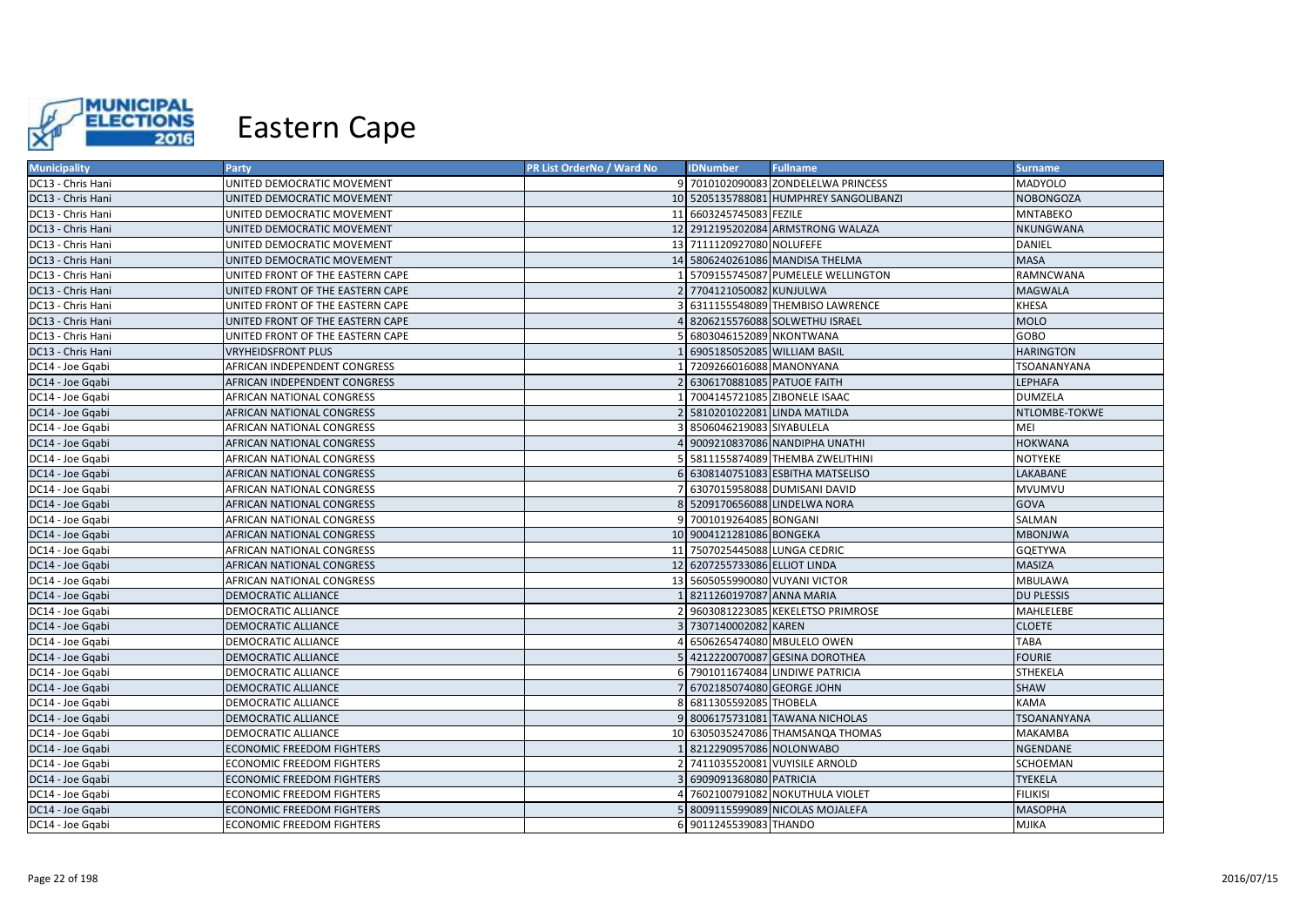# Eastern Cape

| Municipality | Party | PR List OrderNo / Ward No | IDNumber | Fullname | Surname |
|---|---|---|---|---|---|
| DC13 - Chris Hani | UNITED DEMOCRATIC MOVEMENT | 9 | 7010102090083 | ZONDELELWA PRINCESS | MADYOLO |
| DC13 - Chris Hani | UNITED DEMOCRATIC MOVEMENT | 10 | 5205135788081 | HUMPHREY SANGOLIBANZI | NOBONGOZA |
| DC13 - Chris Hani | UNITED DEMOCRATIC MOVEMENT | 11 | 6603245745083 | FEZILE | MNTABEKO |
| DC13 - Chris Hani | UNITED DEMOCRATIC MOVEMENT | 12 | 2912195202084 | ARMSTRONG WALAZA | NKUNGWANA |
| DC13 - Chris Hani | UNITED DEMOCRATIC MOVEMENT | 13 | 7111120927080 | NOLUFEFE | DANIEL |
| DC13 - Chris Hani | UNITED DEMOCRATIC MOVEMENT | 14 | 5806240261086 | MANDISA THELMA | MASA |
| DC13 - Chris Hani | UNITED FRONT OF THE EASTERN CAPE | 1 | 5709155745087 | PUMELELE WELLINGTON | RAMNCWANA |
| DC13 - Chris Hani | UNITED FRONT OF THE EASTERN CAPE | 2 | 7704121050082 | KUNJULWA | MAGWALA |
| DC13 - Chris Hani | UNITED FRONT OF THE EASTERN CAPE | 3 | 6311155548089 | THEMBISO LAWRENCE | KHESA |
| DC13 - Chris Hani | UNITED FRONT OF THE EASTERN CAPE | 4 | 8206215576088 | SOLWETHU ISRAEL | MOLO |
| DC13 - Chris Hani | UNITED FRONT OF THE EASTERN CAPE | 5 | 6803046152089 | NKONTWANA | GOBO |
| DC13 - Chris Hani | VRYHEIDSFRONT PLUS | 1 | 6905185052085 | WILLIAM BASIL | HARINGTON |
| DC14 - Joe Gqabi | AFRICAN INDEPENDENT CONGRESS | 1 | 7209266016088 | MANONYANA | TSOANANYANA |
| DC14 - Joe Gqabi | AFRICAN INDEPENDENT CONGRESS | 2 | 6306170881085 | PATUOE FAITH | LEPHAFA |
| DC14 - Joe Gqabi | AFRICAN NATIONAL CONGRESS | 1 | 7004145721085 | ZIBONELE ISAAC | DUMZELA |
| DC14 - Joe Gqabi | AFRICAN NATIONAL CONGRESS | 2 | 5810201022081 | LINDA MATILDA | NTLOMBE-TOKWE |
| DC14 - Joe Gqabi | AFRICAN NATIONAL CONGRESS | 3 | 8506046219083 | SIYABULELA | MEI |
| DC14 - Joe Gqabi | AFRICAN NATIONAL CONGRESS | 4 | 9009210837086 | NANDIPHA UNATHI | HOKWANA |
| DC14 - Joe Gqabi | AFRICAN NATIONAL CONGRESS | 5 | 5811155874089 | THEMBA ZWELITHINI | NOTYEKE |
| DC14 - Joe Gqabi | AFRICAN NATIONAL CONGRESS | 6 | 6308140751083 | ESBITHA MATSELISO | LAKABANE |
| DC14 - Joe Gqabi | AFRICAN NATIONAL CONGRESS | 7 | 6307015958088 | DUMISANI DAVID | MVUMVU |
| DC14 - Joe Gqabi | AFRICAN NATIONAL CONGRESS | 8 | 5209170656088 | LINDELWA NORA | GOVA |
| DC14 - Joe Gqabi | AFRICAN NATIONAL CONGRESS | 9 | 7001019264085 | BONGANI | SALMAN |
| DC14 - Joe Gqabi | AFRICAN NATIONAL CONGRESS | 10 | 9004121281086 | BONGEKA | MBONJWA |
| DC14 - Joe Gqabi | AFRICAN NATIONAL CONGRESS | 11 | 7507025445088 | LUNGA CEDRIC | GQETYWA |
| DC14 - Joe Gqabi | AFRICAN NATIONAL CONGRESS | 12 | 6207255733086 | ELLIOT LINDA | MASIZA |
| DC14 - Joe Gqabi | AFRICAN NATIONAL CONGRESS | 13 | 5605055990080 | VUYANI VICTOR | MBULAWA |
| DC14 - Joe Gqabi | DEMOCRATIC ALLIANCE | 1 | 8211260197087 | ANNA MARIA | DU PLESSIS |
| DC14 - Joe Gqabi | DEMOCRATIC ALLIANCE | 2 | 9603081223085 | KEKELETSO PRIMROSE | MAHLELEBE |
| DC14 - Joe Gqabi | DEMOCRATIC ALLIANCE | 3 | 7307140002082 | KAREN | CLOETE |
| DC14 - Joe Gqabi | DEMOCRATIC ALLIANCE | 4 | 6506265474080 | MBULELO OWEN | TABA |
| DC14 - Joe Gqabi | DEMOCRATIC ALLIANCE | 5 | 4212220070087 | GESINA DOROTHEA | FOURIE |
| DC14 - Joe Gqabi | DEMOCRATIC ALLIANCE | 6 | 7901011674084 | LINDIWE PATRICIA | STHEKELA |
| DC14 - Joe Gqabi | DEMOCRATIC ALLIANCE | 7 | 6702185074080 | GEORGE JOHN | SHAW |
| DC14 - Joe Gqabi | DEMOCRATIC ALLIANCE | 8 | 6811305592085 | THOBELA | KAMA |
| DC14 - Joe Gqabi | DEMOCRATIC ALLIANCE | 9 | 8006175731081 | TAWANA NICHOLAS | TSOANANYANA |
| DC14 - Joe Gqabi | DEMOCRATIC ALLIANCE | 10 | 6305035247086 | THAMSANQA THOMAS | MAKAMBA |
| DC14 - Joe Gqabi | ECONOMIC FREEDOM FIGHTERS | 1 | 8212290957086 | NOLONWABO | NGENDANE |
| DC14 - Joe Gqabi | ECONOMIC FREEDOM FIGHTERS | 2 | 7411035520081 | VUYISILE ARNOLD | SCHOEMAN |
| DC14 - Joe Gqabi | ECONOMIC FREEDOM FIGHTERS | 3 | 6909091368080 | PATRICIA | TYEKELA |
| DC14 - Joe Gqabi | ECONOMIC FREEDOM FIGHTERS | 4 | 7602100791082 | NOKUTHULA VIOLET | FILIKISI |
| DC14 - Joe Gqabi | ECONOMIC FREEDOM FIGHTERS | 5 | 8009115599089 | NICOLAS MOJALEFA | MASOPHA |
| DC14 - Joe Gqabi | ECONOMIC FREEDOM FIGHTERS | 6 | 9011245539083 | THANDO | MJIKA |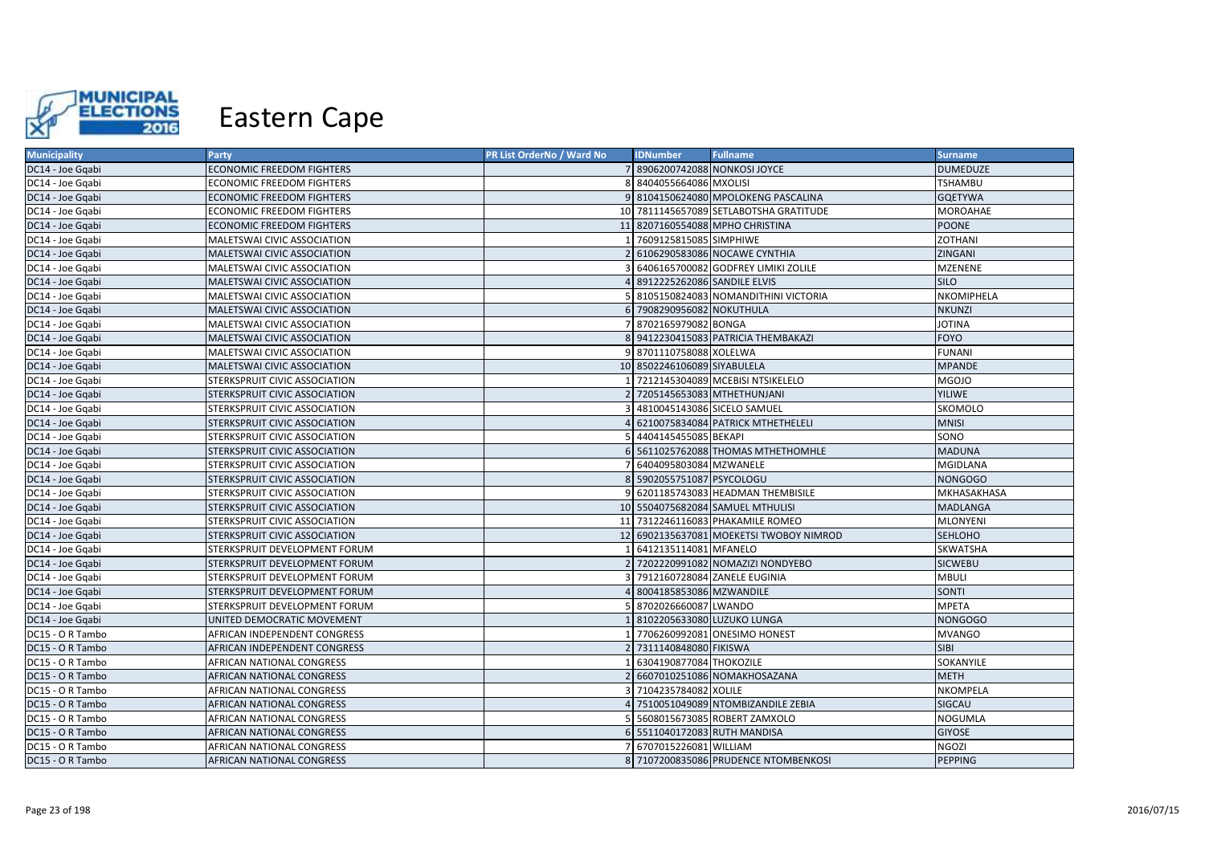# Eastern Cape

| Municipality | Party | PR List OrderNo / Ward No | IDNumber | Fullname | Surname |
|---|---|---|---|---|---|
| DC14 - Joe Gqabi | ECONOMIC FREEDOM FIGHTERS | 7 | 8906200742088 | NONKOSI JOYCE | DUMEDUZE |
| DC14 - Joe Gqabi | ECONOMIC FREEDOM FIGHTERS | 8 | 8404055664086 | MXOLISI | TSHAMBU |
| DC14 - Joe Gqabi | ECONOMIC FREEDOM FIGHTERS | 9 | 8104150624080 | MPOLOKENG PASCALINA | GQETYWA |
| DC14 - Joe Gqabi | ECONOMIC FREEDOM FIGHTERS | 10 | 7811145657089 | SETLABOTSHA GRATITUDE | MOROAHAE |
| DC14 - Joe Gqabi | ECONOMIC FREEDOM FIGHTERS | 11 | 8207160554088 | MPHO CHRISTINA | POONE |
| DC14 - Joe Gqabi | MALETSWAI CIVIC ASSOCIATION | 1 | 7609125815085 | SIMPHIWE | ZOTHANI |
| DC14 - Joe Gqabi | MALETSWAI CIVIC ASSOCIATION | 2 | 6106290583086 | NOCAWE CYNTHIA | ZINGANI |
| DC14 - Joe Gqabi | MALETSWAI CIVIC ASSOCIATION | 3 | 6406165700082 | GODFREY LIMIKI ZOLILE | MZENENE |
| DC14 - Joe Gqabi | MALETSWAI CIVIC ASSOCIATION | 4 | 8912225262086 | SANDILE ELVIS | SILO |
| DC14 - Joe Gqabi | MALETSWAI CIVIC ASSOCIATION | 5 | 8105150824083 | NOMANDITHINI VICTORIA | NKOMIPHELA |
| DC14 - Joe Gqabi | MALETSWAI CIVIC ASSOCIATION | 6 | 7908290956082 | NOKUTHULA | NKUNZI |
| DC14 - Joe Gqabi | MALETSWAI CIVIC ASSOCIATION | 7 | 8702165979082 | BONGA | JOTINA |
| DC14 - Joe Gqabi | MALETSWAI CIVIC ASSOCIATION | 8 | 9412230415083 | PATRICIA THEMBAKAZI | FOYO |
| DC14 - Joe Gqabi | MALETSWAI CIVIC ASSOCIATION | 9 | 8701110758088 | XOLELWA | FUNANI |
| DC14 - Joe Gqabi | MALETSWAI CIVIC ASSOCIATION | 10 | 8502246106089 | SIYABULELA | MPANDE |
| DC14 - Joe Gqabi | STERKSPRUIT CIVIC ASSOCIATION | 1 | 7212145304089 | MCEBISI NTSIKELELO | MGOJO |
| DC14 - Joe Gqabi | STERKSPRUIT CIVIC ASSOCIATION | 2 | 7205145653083 | MTHETHUNJANI | YILIWE |
| DC14 - Joe Gqabi | STERKSPRUIT CIVIC ASSOCIATION | 3 | 4810045143086 | SICELO SAMUEL | SKOMOLO |
| DC14 - Joe Gqabi | STERKSPRUIT CIVIC ASSOCIATION | 4 | 6210075834084 | PATRICK MTHETHELELI | MNISI |
| DC14 - Joe Gqabi | STERKSPRUIT CIVIC ASSOCIATION | 5 | 4404145455085 | BEKAPI | SONO |
| DC14 - Joe Gqabi | STERKSPRUIT CIVIC ASSOCIATION | 6 | 5611025762088 | THOMAS MTHETHOMHLE | MADUNA |
| DC14 - Joe Gqabi | STERKSPRUIT CIVIC ASSOCIATION | 7 | 6404095803084 | MZWANELE | MGIDLANA |
| DC14 - Joe Gqabi | STERKSPRUIT CIVIC ASSOCIATION | 8 | 5902055751087 | PSYCOLOGU | NONGOGO |
| DC14 - Joe Gqabi | STERKSPRUIT CIVIC ASSOCIATION | 9 | 6201185743083 | HEADMAN THEMBISILE | MKHASAKHASA |
| DC14 - Joe Gqabi | STERKSPRUIT CIVIC ASSOCIATION | 10 | 5504075682084 | SAMUEL MTHULISI | MADLANGA |
| DC14 - Joe Gqabi | STERKSPRUIT CIVIC ASSOCIATION | 11 | 7312246116083 | PHAKAMILE ROMEO | MLONYENI |
| DC14 - Joe Gqabi | STERKSPRUIT CIVIC ASSOCIATION | 12 | 6902135637081 | MOEKETSI TWOBOY NIMROD | SEHLOHO |
| DC14 - Joe Gqabi | STERKSPRUIT DEVELOPMENT FORUM | 1 | 6412135114081 | MFANELO | SKWATSHA |
| DC14 - Joe Gqabi | STERKSPRUIT DEVELOPMENT FORUM | 2 | 7202220991082 | NOMAZIZI NONDYEBO | SICWEBU |
| DC14 - Joe Gqabi | STERKSPRUIT DEVELOPMENT FORUM | 3 | 7912160728084 | ZANELE EUGINIA | MBULI |
| DC14 - Joe Gqabi | STERKSPRUIT DEVELOPMENT FORUM | 4 | 8004185853086 | MZWANDILE | SONTI |
| DC14 - Joe Gqabi | STERKSPRUIT DEVELOPMENT FORUM | 5 | 8702026660087 | LWANDO | MPETA |
| DC14 - Joe Gqabi | UNITED DEMOCRATIC MOVEMENT | 1 | 8102205633080 | LUZUKO LUNGA | NONGOGO |
| DC15 - O R Tambo | AFRICAN INDEPENDENT CONGRESS | 1 | 7706260992081 | ONESIMO HONEST | MVANGO |
| DC15 - O R Tambo | AFRICAN INDEPENDENT CONGRESS | 2 | 7311140848080 | FIKISWA | SIBI |
| DC15 - O R Tambo | AFRICAN NATIONAL CONGRESS | 1 | 6304190877084 | THOKOZILE | SOKANYILE |
| DC15 - O R Tambo | AFRICAN NATIONAL CONGRESS | 2 | 6607010251086 | NOMAKHOSAZANA | METH |
| DC15 - O R Tambo | AFRICAN NATIONAL CONGRESS | 3 | 7104235784082 | XOLILE | NKOMPELA |
| DC15 - O R Tambo | AFRICAN NATIONAL CONGRESS | 4 | 7510051049089 | NTOMBIZANDILE ZEBIA | SIGCAU |
| DC15 - O R Tambo | AFRICAN NATIONAL CONGRESS | 5 | 5608015673085 | ROBERT ZAMXOLO | NOGUMLA |
| DC15 - O R Tambo | AFRICAN NATIONAL CONGRESS | 6 | 5511040172083 | RUTH MANDISA | GIYOSE |
| DC15 - O R Tambo | AFRICAN NATIONAL CONGRESS | 7 | 6707015226081 | WILLIAM | NGOZI |
| DC15 - O R Tambo | AFRICAN NATIONAL CONGRESS | 8 | 7107200835086 | PRUDENCE NTOMBENKOSI | PEPPING |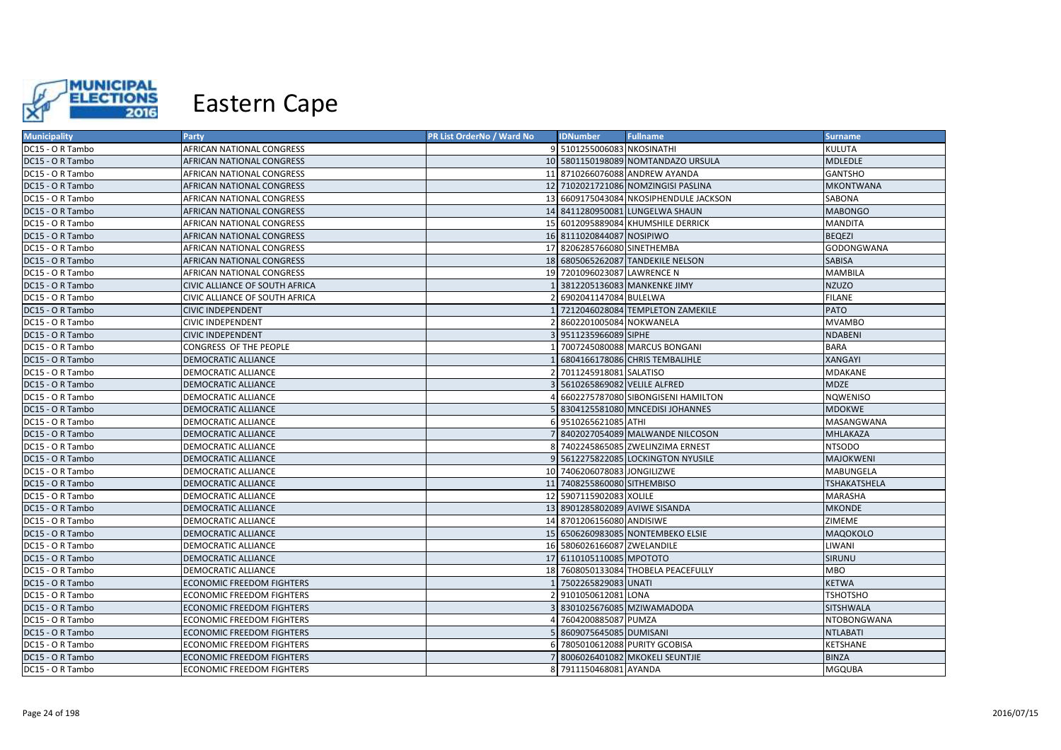# Eastern Cape

| Municipality | Party | PR List OrderNo / Ward No | IDNumber | Fullname | Surname |
|---|---|---|---|---|---|
| DC15 - O R Tambo | AFRICAN NATIONAL CONGRESS | 9 | 5101255006083 | NKOSINATHI | KULUTA |
| DC15 - O R Tambo | AFRICAN NATIONAL CONGRESS | 10 | 5801150198089 | NOMTANDAZO URSULA | MDLEDLE |
| DC15 - O R Tambo | AFRICAN NATIONAL CONGRESS | 11 | 8710266076088 | ANDREW AYANDA | GANTSHO |
| DC15 - O R Tambo | AFRICAN NATIONAL CONGRESS | 12 | 7102021721086 | NOMZINGISI PASLINA | MKONTWANA |
| DC15 - O R Tambo | AFRICAN NATIONAL CONGRESS | 13 | 6609175043084 | NKOSIPHENDULE JACKSON | SABONA |
| DC15 - O R Tambo | AFRICAN NATIONAL CONGRESS | 14 | 8411280950081 | LUNGELWA SHAUN | MABONGO |
| DC15 - O R Tambo | AFRICAN NATIONAL CONGRESS | 15 | 6012095889084 | KHUMSHILE DERRICK | MANDITA |
| DC15 - O R Tambo | AFRICAN NATIONAL CONGRESS | 16 | 8111020844087 | NOSIPIWO | BEQEZI |
| DC15 - O R Tambo | AFRICAN NATIONAL CONGRESS | 17 | 8206285766080 | SINETHEMBA | GODONGWANA |
| DC15 - O R Tambo | AFRICAN NATIONAL CONGRESS | 18 | 6805065262087 | TANDEKILE NELSON | SABISA |
| DC15 - O R Tambo | AFRICAN NATIONAL CONGRESS | 19 | 7201096023087 | LAWRENCE N | MAMBILA |
| DC15 - O R Tambo | CIVIC ALLIANCE OF SOUTH AFRICA | 1 | 3812205136083 | MANKENKE JIMY | NZUZO |
| DC15 - O R Tambo | CIVIC ALLIANCE OF SOUTH AFRICA | 2 | 6902041147084 | BULELWA | FILANE |
| DC15 - O R Tambo | CIVIC INDEPENDENT | 1 | 7212046028084 | TEMPLETON ZAMEKILE | PATO |
| DC15 - O R Tambo | CIVIC INDEPENDENT | 2 | 8602201005084 | NOKWANELA | MVAMBO |
| DC15 - O R Tambo | CIVIC INDEPENDENT | 3 | 9511235966089 | SIPHE | NDABENI |
| DC15 - O R Tambo | CONGRESS OF THE PEOPLE | 1 | 7007245080088 | MARCUS BONGANI | BARA |
| DC15 - O R Tambo | DEMOCRATIC ALLIANCE | 1 | 6804166178086 | CHRIS TEMBALIHLE | XANGAYI |
| DC15 - O R Tambo | DEMOCRATIC ALLIANCE | 2 | 7011245918081 | SALATISO | MDAKANE |
| DC15 - O R Tambo | DEMOCRATIC ALLIANCE | 3 | 5610265869082 | VELILE ALFRED | MDZE |
| DC15 - O R Tambo | DEMOCRATIC ALLIANCE | 4 | 6602275787080 | SIBONGISENI HAMILTON | NQWENISO |
| DC15 - O R Tambo | DEMOCRATIC ALLIANCE | 5 | 8304125581080 | MNCEDISI JOHANNES | MDOKWE |
| DC15 - O R Tambo | DEMOCRATIC ALLIANCE | 6 | 9510265621085 | ATHI | MASANGWANA |
| DC15 - O R Tambo | DEMOCRATIC ALLIANCE | 7 | 8402027054089 | MALWANDE NILCOSON | MHLAKAZA |
| DC15 - O R Tambo | DEMOCRATIC ALLIANCE | 8 | 7402245865085 | ZWELINZIMA ERNEST | NTSODO |
| DC15 - O R Tambo | DEMOCRATIC ALLIANCE | 9 | 5612275822085 | LOCKINGTON NYUSILE | MAJOKWENI |
| DC15 - O R Tambo | DEMOCRATIC ALLIANCE | 10 | 7406206078083 | JONGILIZWE | MABUNGELA |
| DC15 - O R Tambo | DEMOCRATIC ALLIANCE | 11 | 7408255860080 | SITHEMBISO | TSHAKATSHELA |
| DC15 - O R Tambo | DEMOCRATIC ALLIANCE | 12 | 5907115902083 | XOLILE | MARASHA |
| DC15 - O R Tambo | DEMOCRATIC ALLIANCE | 13 | 8901285802089 | AVIWE SISANDA | MKONDE |
| DC15 - O R Tambo | DEMOCRATIC ALLIANCE | 14 | 8701206156080 | ANDISIWE | ZIMEME |
| DC15 - O R Tambo | DEMOCRATIC ALLIANCE | 15 | 6506260983085 | NONTEMBEKO ELSIE | MAQOKOLO |
| DC15 - O R Tambo | DEMOCRATIC ALLIANCE | 16 | 5806026166087 | ZWELANDILE | LIWANI |
| DC15 - O R Tambo | DEMOCRATIC ALLIANCE | 17 | 6110105110085 | MPOTOTO | SIRUNU |
| DC15 - O R Tambo | DEMOCRATIC ALLIANCE | 18 | 7608050133084 | THOBELA PEACEFULLY | MBO |
| DC15 - O R Tambo | ECONOMIC FREEDOM FIGHTERS | 1 | 7502265829083 | UNATI | KETWA |
| DC15 - O R Tambo | ECONOMIC FREEDOM FIGHTERS | 2 | 9101050612081 | LONA | TSHOTSHO |
| DC15 - O R Tambo | ECONOMIC FREEDOM FIGHTERS | 3 | 8301025676085 | MZIWAMADODA | SITSHWALA |
| DC15 - O R Tambo | ECONOMIC FREEDOM FIGHTERS | 4 | 7604200885087 | PUMZA | NTOBONGWANA |
| DC15 - O R Tambo | ECONOMIC FREEDOM FIGHTERS | 5 | 8609075645085 | DUMISANI | NTLABATI |
| DC15 - O R Tambo | ECONOMIC FREEDOM FIGHTERS | 6 | 7805010612088 | PURITY GCOBISA | KETSHANE |
| DC15 - O R Tambo | ECONOMIC FREEDOM FIGHTERS | 7 | 8006026401082 | MKOKELI SEUNTJIE | BINZA |
| DC15 - O R Tambo | ECONOMIC FREEDOM FIGHTERS | 8 | 7911150468081 | AYANDA | MGQUBA |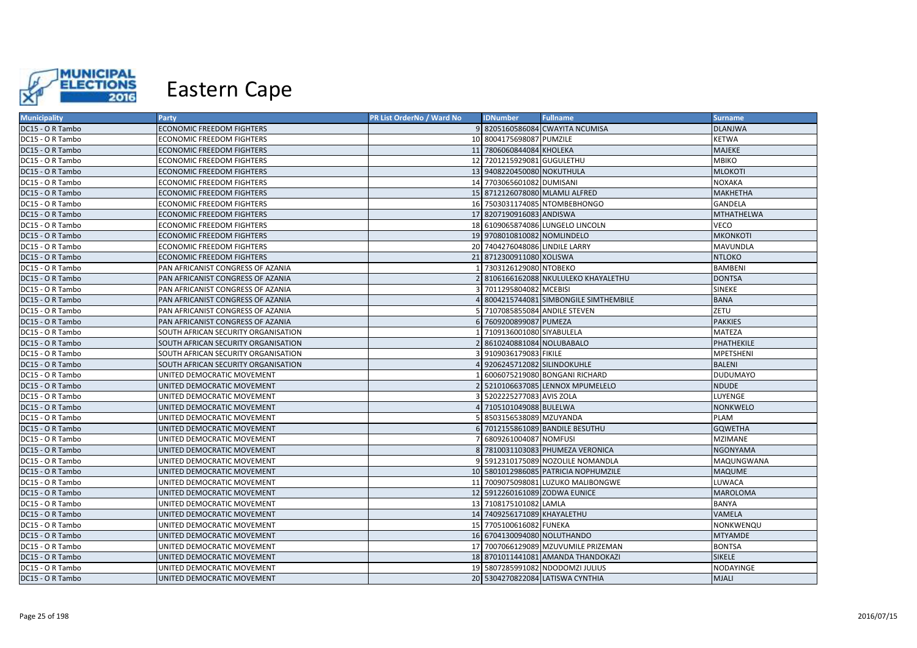# Eastern Cape

| Municipality | Party | PR List OrderNo / Ward No | IDNumber | Fullname | Surname |
|---|---|---|---|---|---|
| DC15 - O R Tambo | ECONOMIC FREEDOM FIGHTERS | 9 | 8205160586084 | CWAYITA NCUMISA | DLANJWA |
| DC15 - O R Tambo | ECONOMIC FREEDOM FIGHTERS | 10 | 8004175698087 | PUMZILE | KETWA |
| DC15 - O R Tambo | ECONOMIC FREEDOM FIGHTERS | 11 | 7806060844084 | KHOLEKA | MAJEKE |
| DC15 - O R Tambo | ECONOMIC FREEDOM FIGHTERS | 12 | 7201215929081 | GUGULETHU | MBIKO |
| DC15 - O R Tambo | ECONOMIC FREEDOM FIGHTERS | 13 | 9408220450080 | NOKUTHULA | MLOKOTI |
| DC15 - O R Tambo | ECONOMIC FREEDOM FIGHTERS | 14 | 7703065601082 | DUMISANI | NOXAKA |
| DC15 - O R Tambo | ECONOMIC FREEDOM FIGHTERS | 15 | 8712126078080 | MLAMLI ALFRED | MAKHETHA |
| DC15 - O R Tambo | ECONOMIC FREEDOM FIGHTERS | 16 | 7503031174085 | NTOMBEBHONGO | GANDELA |
| DC15 - O R Tambo | ECONOMIC FREEDOM FIGHTERS | 17 | 8207190916083 | ANDISWA | MTHATHELWA |
| DC15 - O R Tambo | ECONOMIC FREEDOM FIGHTERS | 18 | 6109065874086 | LUNGELO LINCOLN | VECO |
| DC15 - O R Tambo | ECONOMIC FREEDOM FIGHTERS | 19 | 9708010810082 | NOMLINDELO | MKONKOTI |
| DC15 - O R Tambo | ECONOMIC FREEDOM FIGHTERS | 20 | 7404276048086 | LINDILE LARRY | MAVUNDLA |
| DC15 - O R Tambo | ECONOMIC FREEDOM FIGHTERS | 21 | 8712300911080 | XOLISWA | NTLOKO |
| DC15 - O R Tambo | PAN AFRICANIST CONGRESS OF AZANIA | 1 | 7303126129080 | NTOBEKO | BAMBENI |
| DC15 - O R Tambo | PAN AFRICANIST CONGRESS OF AZANIA | 2 | 8106166162088 | NKULULEKO KHAYALETHU | DONTSA |
| DC15 - O R Tambo | PAN AFRICANIST CONGRESS OF AZANIA | 3 | 7011295804082 | MCEBISI | SINEKE |
| DC15 - O R Tambo | PAN AFRICANIST CONGRESS OF AZANIA | 4 | 8004215744081 | SIMBONGILE SIMTHEMBILE | BANA |
| DC15 - O R Tambo | PAN AFRICANIST CONGRESS OF AZANIA | 5 | 7107085855084 | ANDILE STEVEN | ZETU |
| DC15 - O R Tambo | PAN AFRICANIST CONGRESS OF AZANIA | 6 | 7609200899087 | PUMEZA | PAKKIES |
| DC15 - O R Tambo | SOUTH AFRICAN SECURITY ORGANISATION | 1 | 7109136001080 | SIYABULELA | MATEZA |
| DC15 - O R Tambo | SOUTH AFRICAN SECURITY ORGANISATION | 2 | 8610240881084 | NOLUBABALO | PHATHEKILE |
| DC15 - O R Tambo | SOUTH AFRICAN SECURITY ORGANISATION | 3 | 9109036179083 | FIKILE | MPETSHENI |
| DC15 - O R Tambo | SOUTH AFRICAN SECURITY ORGANISATION | 4 | 9206245712082 | SILINDOKUHLE | BALENI |
| DC15 - O R Tambo | UNITED DEMOCRATIC MOVEMENT | 1 | 6006075219080 | BONGANI RICHARD | DUDUMAYO |
| DC15 - O R Tambo | UNITED DEMOCRATIC MOVEMENT | 2 | 5210106637085 | LENNOX MPUMELELO | NDUDE |
| DC15 - O R Tambo | UNITED DEMOCRATIC MOVEMENT | 3 | 5202225277083 | AVIS ZOLA | LUYENGE |
| DC15 - O R Tambo | UNITED DEMOCRATIC MOVEMENT | 4 | 7105101049088 | BULELWA | NONKWELO |
| DC15 - O R Tambo | UNITED DEMOCRATIC MOVEMENT | 5 | 8503156538089 | MZUYANDA | PLAM |
| DC15 - O R Tambo | UNITED DEMOCRATIC MOVEMENT | 6 | 7012155861089 | BANDILE BESUTHU | GQWETHA |
| DC15 - O R Tambo | UNITED DEMOCRATIC MOVEMENT | 7 | 6809261004087 | NOMFUSI | MZIMANE |
| DC15 - O R Tambo | UNITED DEMOCRATIC MOVEMENT | 8 | 7810031103083 | PHUMEZA VERONICA | NGONYAMA |
| DC15 - O R Tambo | UNITED DEMOCRATIC MOVEMENT | 9 | 5912310175089 | NOZOLILE NOMANDLA | MAQUNGWANA |
| DC15 - O R Tambo | UNITED DEMOCRATIC MOVEMENT | 10 | 5801012986085 | PATRICIA NOPHUMZILE | MAQUME |
| DC15 - O R Tambo | UNITED DEMOCRATIC MOVEMENT | 11 | 7009075098081 | LUZUKO MALIBONGWE | LUWACA |
| DC15 - O R Tambo | UNITED DEMOCRATIC MOVEMENT | 12 | 5912260161089 | ZODWA EUNICE | MAROLOMA |
| DC15 - O R Tambo | UNITED DEMOCRATIC MOVEMENT | 13 | 7108175101082 | LAMLA | BANYA |
| DC15 - O R Tambo | UNITED DEMOCRATIC MOVEMENT | 14 | 7409256171089 | KHAYALETHU | VAMELA |
| DC15 - O R Tambo | UNITED DEMOCRATIC MOVEMENT | 15 | 7705100616082 | FUNEKA | NONKWENQU |
| DC15 - O R Tambo | UNITED DEMOCRATIC MOVEMENT | 16 | 6704130094080 | NOLUTHANDO | MTYAMDE |
| DC15 - O R Tambo | UNITED DEMOCRATIC MOVEMENT | 17 | 7007066129089 | MZUVUMILE PRIZEMAN | BONTSA |
| DC15 - O R Tambo | UNITED DEMOCRATIC MOVEMENT | 18 | 8701011441081 | AMANDA THANDOKAZI | SIKELE |
| DC15 - O R Tambo | UNITED DEMOCRATIC MOVEMENT | 19 | 5807285991082 | NDODOMZI JULIUS | NODAYINGE |
| DC15 - O R Tambo | UNITED DEMOCRATIC MOVEMENT | 20 | 5304270822084 | LATISWA CYNTHIA | MJALI |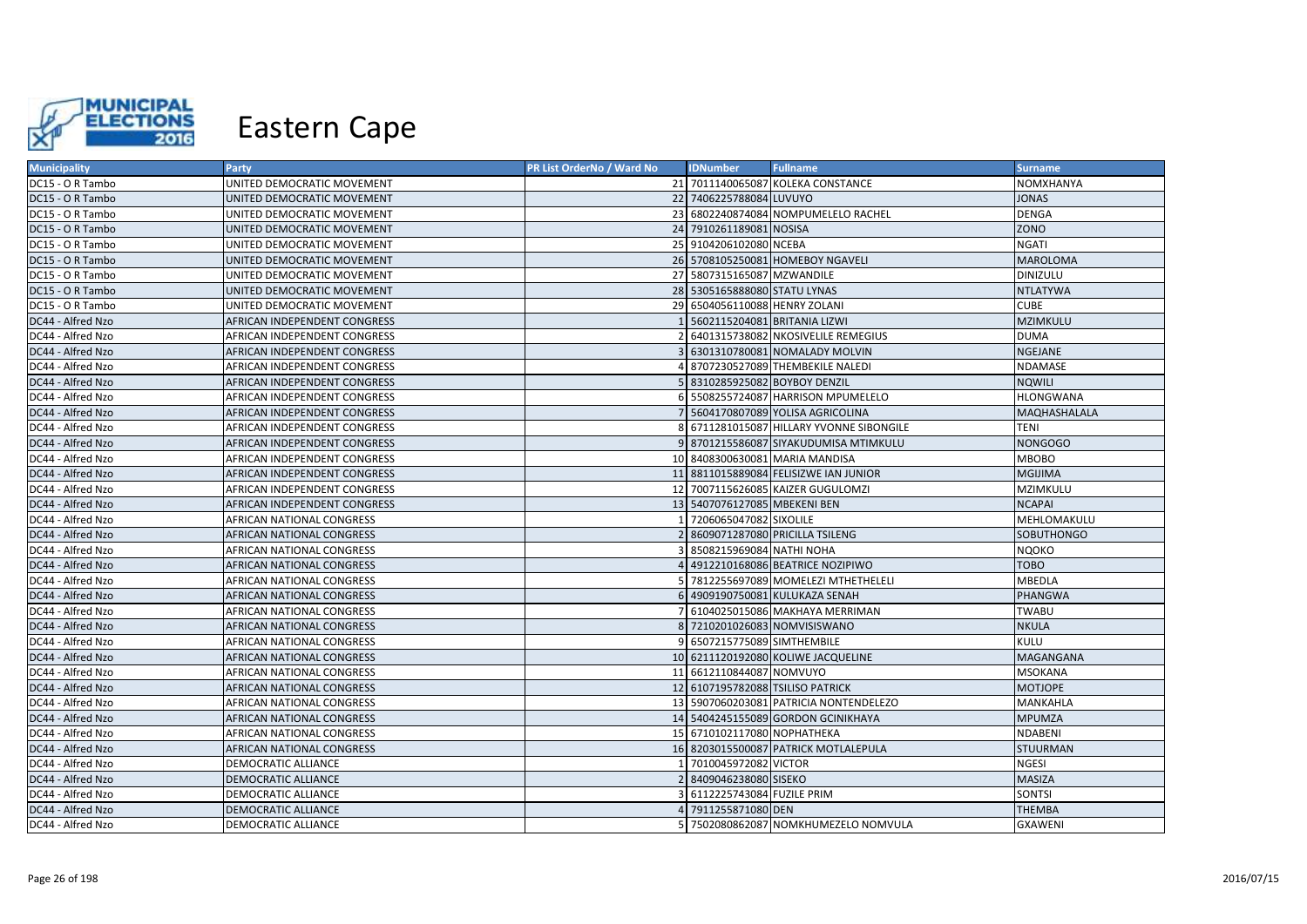# Eastern Cape

| Municipality | Party | PR List OrderNo / Ward No | IDNumber | Fullname | Surname |
|---|---|---|---|---|---|
| DC15 - O R Tambo | UNITED DEMOCRATIC MOVEMENT | 21 | 7011140065087 | KOLEKA CONSTANCE | NOMXHANYA |
| DC15 - O R Tambo | UNITED DEMOCRATIC MOVEMENT | 22 | 7406225788084 | LUVUYO | JONAS |
| DC15 - O R Tambo | UNITED DEMOCRATIC MOVEMENT | 23 | 6802240874084 | NOMPUMELELO RACHEL | DENGA |
| DC15 - O R Tambo | UNITED DEMOCRATIC MOVEMENT | 24 | 7910261189081 | NOSISA | ZONO |
| DC15 - O R Tambo | UNITED DEMOCRATIC MOVEMENT | 25 | 9104206102080 | NCEBA | NGATI |
| DC15 - O R Tambo | UNITED DEMOCRATIC MOVEMENT | 26 | 5708105250081 | HOMEBOY NGAVELI | MAROLOMA |
| DC15 - O R Tambo | UNITED DEMOCRATIC MOVEMENT | 27 | 5807315165087 | MZWANDILE | DINIZULU |
| DC15 - O R Tambo | UNITED DEMOCRATIC MOVEMENT | 28 | 5305165888080 | STATU LYNAS | NTLATYWA |
| DC15 - O R Tambo | UNITED DEMOCRATIC MOVEMENT | 29 | 6504056110088 | HENRY ZOLANI | CUBE |
| DC44 - Alfred Nzo | AFRICAN INDEPENDENT CONGRESS | 1 | 5602115204081 | BRITANIA LIZWI | MZIMKULU |
| DC44 - Alfred Nzo | AFRICAN INDEPENDENT CONGRESS | 2 | 6401315738082 | NKOSIVELILE REMEGIUS | DUMA |
| DC44 - Alfred Nzo | AFRICAN INDEPENDENT CONGRESS | 3 | 6301310780081 | NOMALADY MOLVIN | NGEJANE |
| DC44 - Alfred Nzo | AFRICAN INDEPENDENT CONGRESS | 4 | 8707230527089 | THEMBEKILE NALEDI | NDAMASE |
| DC44 - Alfred Nzo | AFRICAN INDEPENDENT CONGRESS | 5 | 8310285925082 | BOYBOY DENZIL | NQWILI |
| DC44 - Alfred Nzo | AFRICAN INDEPENDENT CONGRESS | 6 | 5508255724087 | HARRISON MPUMELELO | HLONGWANA |
| DC44 - Alfred Nzo | AFRICAN INDEPENDENT CONGRESS | 7 | 5604170807089 | YOLISA AGRICOLINA | MAQHASHALALA |
| DC44 - Alfred Nzo | AFRICAN INDEPENDENT CONGRESS | 8 | 6711281015087 | HILLARY YVONNE SIBONGILE | TENI |
| DC44 - Alfred Nzo | AFRICAN INDEPENDENT CONGRESS | 9 | 8701215586087 | SIYAKUDUMISA MTIMKULU | NONGOGO |
| DC44 - Alfred Nzo | AFRICAN INDEPENDENT CONGRESS | 10 | 8408300630081 | MARIA MANDISA | MBOBO |
| DC44 - Alfred Nzo | AFRICAN INDEPENDENT CONGRESS | 11 | 8811015889084 | FELISIZWE IAN JUNIOR | MGIJIMA |
| DC44 - Alfred Nzo | AFRICAN INDEPENDENT CONGRESS | 12 | 7007115626085 | KAIZER GUGULOMZI | MZIMKULU |
| DC44 - Alfred Nzo | AFRICAN INDEPENDENT CONGRESS | 13 | 5407076127085 | MBEKENI BEN | NCAPAI |
| DC44 - Alfred Nzo | AFRICAN NATIONAL CONGRESS | 1 | 7206065047082 | SIXOLILE | MEHLOMAKULU |
| DC44 - Alfred Nzo | AFRICAN NATIONAL CONGRESS | 2 | 8609071287080 | PRICILLA TSILENG | SOBUTHONGO |
| DC44 - Alfred Nzo | AFRICAN NATIONAL CONGRESS | 3 | 8508215969084 | NATHI NOHA | NQOKO |
| DC44 - Alfred Nzo | AFRICAN NATIONAL CONGRESS | 4 | 4912210168086 | BEATRICE NOZIPIWO | TOBO |
| DC44 - Alfred Nzo | AFRICAN NATIONAL CONGRESS | 5 | 7812255697089 | MOMELEZI MTHETHELELI | MBEDLA |
| DC44 - Alfred Nzo | AFRICAN NATIONAL CONGRESS | 6 | 4909190750081 | KULUKAZA SENAH | PHANGWA |
| DC44 - Alfred Nzo | AFRICAN NATIONAL CONGRESS | 7 | 6104025015086 | MAKHAYA MERRIMAN | TWABU |
| DC44 - Alfred Nzo | AFRICAN NATIONAL CONGRESS | 8 | 7210201026083 | NOMVISISWANO | NKULA |
| DC44 - Alfred Nzo | AFRICAN NATIONAL CONGRESS | 9 | 6507215775089 | SIMTHEMBILE | KULU |
| DC44 - Alfred Nzo | AFRICAN NATIONAL CONGRESS | 10 | 6211120192080 | KOLIWE JACQUELINE | MAGANGANA |
| DC44 - Alfred Nzo | AFRICAN NATIONAL CONGRESS | 11 | 6612110844087 | NOMVUYO | MSOKANA |
| DC44 - Alfred Nzo | AFRICAN NATIONAL CONGRESS | 12 | 6107195782088 | TSILISO PATRICK | MOTJOPE |
| DC44 - Alfred Nzo | AFRICAN NATIONAL CONGRESS | 13 | 5907060203081 | PATRICIA NONTENDELEZO | MANKAHLA |
| DC44 - Alfred Nzo | AFRICAN NATIONAL CONGRESS | 14 | 5404245155089 | GORDON GCINIKHAYA | MPUMZA |
| DC44 - Alfred Nzo | AFRICAN NATIONAL CONGRESS | 15 | 6710102117080 | NOPHATHEKA | NDABENI |
| DC44 - Alfred Nzo | AFRICAN NATIONAL CONGRESS | 16 | 8203015500087 | PATRICK MOTLALEPULA | STUURMAN |
| DC44 - Alfred Nzo | DEMOCRATIC ALLIANCE | 1 | 7010045972082 | VICTOR | NGESI |
| DC44 - Alfred Nzo | DEMOCRATIC ALLIANCE | 2 | 8409046238080 | SISEKO | MASIZA |
| DC44 - Alfred Nzo | DEMOCRATIC ALLIANCE | 3 | 6112225743084 | FUZILE PRIM | SONTSI |
| DC44 - Alfred Nzo | DEMOCRATIC ALLIANCE | 4 | 7911255871080 | DEN | THEMBA |
| DC44 - Alfred Nzo | DEMOCRATIC ALLIANCE | 5 | 7502080862087 | NOMKHUMEZELO NOMVULA | GXAWENI |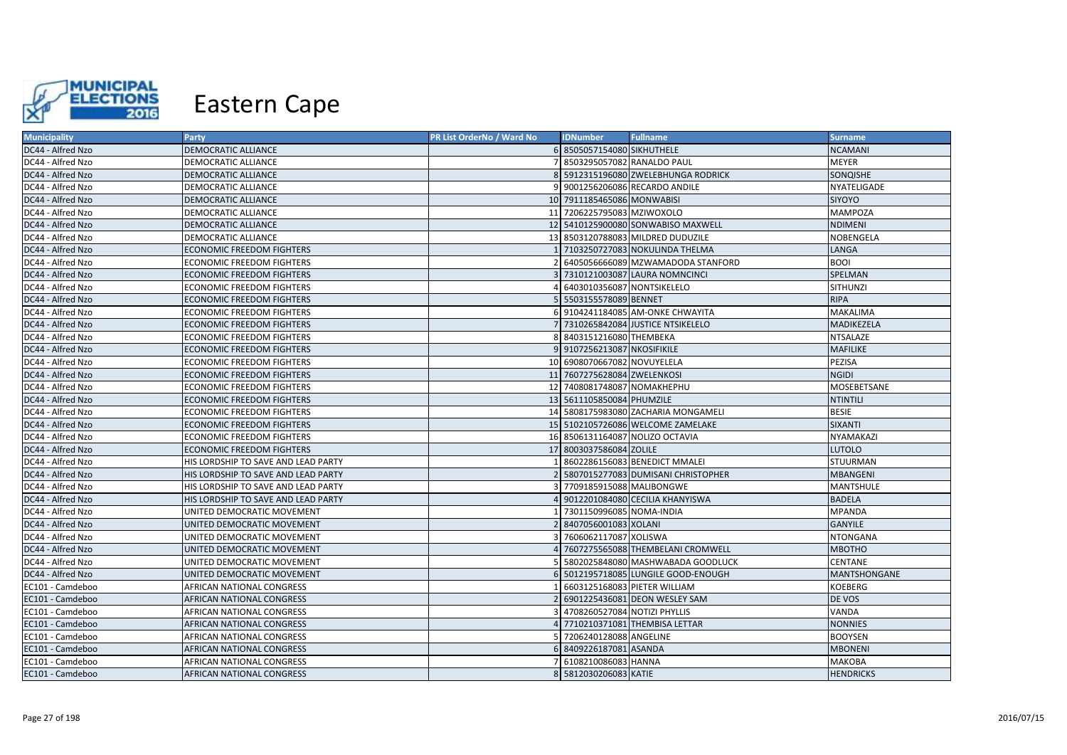# Eastern Cape

| Municipality | Party | PR List OrderNo / Ward No | IDNumber | Fullname | Surname |
|---|---|---|---|---|---|
| DC44 - Alfred Nzo | DEMOCRATIC ALLIANCE | 6 | 8505057154080 | SIKHUTHELE | NCAMANI |
| DC44 - Alfred Nzo | DEMOCRATIC ALLIANCE | 7 | 8503295057082 | RANALDO PAUL | MEYER |
| DC44 - Alfred Nzo | DEMOCRATIC ALLIANCE | 8 | 5912315196080 | ZWELEBHUNGA RODRICK | SONQISHE |
| DC44 - Alfred Nzo | DEMOCRATIC ALLIANCE | 9 | 9001256206086 | RECARDO ANDILE | NYATELIGADE |
| DC44 - Alfred Nzo | DEMOCRATIC ALLIANCE | 10 | 7911185465086 | MONWABISI | SIYOYO |
| DC44 - Alfred Nzo | DEMOCRATIC ALLIANCE | 11 | 7206225795083 | MZIWOXOLO | MAMPOZA |
| DC44 - Alfred Nzo | DEMOCRATIC ALLIANCE | 12 | 5410125900080 | SONWABISO MAXWELL | NDIMENI |
| DC44 - Alfred Nzo | DEMOCRATIC ALLIANCE | 13 | 8503120788083 | MILDRED DUDUZILE | NOBENGELA |
| DC44 - Alfred Nzo | ECONOMIC FREEDOM FIGHTERS | 1 | 7103250727083 | NOKULINDA THELMA | LANGA |
| DC44 - Alfred Nzo | ECONOMIC FREEDOM FIGHTERS | 2 | 6405056666089 | MZWAMADODA STANFORD | BOOI |
| DC44 - Alfred Nzo | ECONOMIC FREEDOM FIGHTERS | 3 | 7310121003087 | LAURA NOMNCINCI | SPELMAN |
| DC44 - Alfred Nzo | ECONOMIC FREEDOM FIGHTERS | 4 | 6403010356087 | NONTSIKELELO | SITHUNZI |
| DC44 - Alfred Nzo | ECONOMIC FREEDOM FIGHTERS | 5 | 5503155578089 | BENNET | RIPA |
| DC44 - Alfred Nzo | ECONOMIC FREEDOM FIGHTERS | 6 | 9104241184085 | AM-ONKE CHWAYITA | MAKALIMA |
| DC44 - Alfred Nzo | ECONOMIC FREEDOM FIGHTERS | 7 | 7310265842084 | JUSTICE NTSIKELELO | MADIKEZELA |
| DC44 - Alfred Nzo | ECONOMIC FREEDOM FIGHTERS | 8 | 8403151216080 | THEMBEKA | NTSALAZE |
| DC44 - Alfred Nzo | ECONOMIC FREEDOM FIGHTERS | 9 | 9107256213087 | NKOSIFIKILE | MAFILIKE |
| DC44 - Alfred Nzo | ECONOMIC FREEDOM FIGHTERS | 10 | 6908070667082 | NOVUYELELA | PEZISA |
| DC44 - Alfred Nzo | ECONOMIC FREEDOM FIGHTERS | 11 | 7607275628084 | ZWELENKOSI | NGIDI |
| DC44 - Alfred Nzo | ECONOMIC FREEDOM FIGHTERS | 12 | 7408081748087 | NOMAKHEPHU | MOSEBETSANE |
| DC44 - Alfred Nzo | ECONOMIC FREEDOM FIGHTERS | 13 | 5611105850084 | PHUMZILE | NTINTILI |
| DC44 - Alfred Nzo | ECONOMIC FREEDOM FIGHTERS | 14 | 5808175983080 | ZACHARIA MONGAMELI | BESIE |
| DC44 - Alfred Nzo | ECONOMIC FREEDOM FIGHTERS | 15 | 5102105726086 | WELCOME ZAMELAKE | SIXANTI |
| DC44 - Alfred Nzo | ECONOMIC FREEDOM FIGHTERS | 16 | 8506131164087 | NOLIZO OCTAVIA | NYAMAKAZI |
| DC44 - Alfred Nzo | ECONOMIC FREEDOM FIGHTERS | 17 | 8003037586084 | ZOLILE | LUTOLO |
| DC44 - Alfred Nzo | HIS LORDSHIP TO SAVE AND LEAD PARTY | 1 | 8602286156083 | BENEDICT MMALEI | STUURMAN |
| DC44 - Alfred Nzo | HIS LORDSHIP TO SAVE AND LEAD PARTY | 2 | 5807015277083 | DUMISANI CHRISTOPHER | MBANGENI |
| DC44 - Alfred Nzo | HIS LORDSHIP TO SAVE AND LEAD PARTY | 3 | 7709185915088 | MALIBONGWE | MANTSHULE |
| DC44 - Alfred Nzo | HIS LORDSHIP TO SAVE AND LEAD PARTY | 4 | 9012201084080 | CECILIA KHANYISWA | BADELA |
| DC44 - Alfred Nzo | UNITED DEMOCRATIC MOVEMENT | 1 | 7301150996085 | NOMA-INDIA | MPANDA |
| DC44 - Alfred Nzo | UNITED DEMOCRATIC MOVEMENT | 2 | 8407056001083 | XOLANI | GANYILE |
| DC44 - Alfred Nzo | UNITED DEMOCRATIC MOVEMENT | 3 | 7606062117087 | XOLISWA | NTONGANA |
| DC44 - Alfred Nzo | UNITED DEMOCRATIC MOVEMENT | 4 | 7607275565088 | THEMBELANI CROMWELL | MBOTHO |
| DC44 - Alfred Nzo | UNITED DEMOCRATIC MOVEMENT | 5 | 5802025848080 | MASHWABADA GOODLUCK | CENTANE |
| DC44 - Alfred Nzo | UNITED DEMOCRATIC MOVEMENT | 6 | 5012195718085 | LUNGILE GOOD-ENOUGH | MANTSHONGANE |
| EC101 - Camdeboo | AFRICAN NATIONAL CONGRESS | 1 | 6603125168083 | PIETER WILLIAM | KOEBERG |
| EC101 - Camdeboo | AFRICAN NATIONAL CONGRESS | 2 | 6901225436081 | DEON WESLEY SAM | DE VOS |
| EC101 - Camdeboo | AFRICAN NATIONAL CONGRESS | 3 | 4708260527084 | NOTIZI PHYLLIS | VANDA |
| EC101 - Camdeboo | AFRICAN NATIONAL CONGRESS | 4 | 7710210371081 | THEMBISA LETTAR | NONNIES |
| EC101 - Camdeboo | AFRICAN NATIONAL CONGRESS | 5 | 7206240128088 | ANGELINE | BOOYSEN |
| EC101 - Camdeboo | AFRICAN NATIONAL CONGRESS | 6 | 8409226187081 | ASANDA | MBONENI |
| EC101 - Camdeboo | AFRICAN NATIONAL CONGRESS | 7 | 6108210086083 | HANNA | MAKOBA |
| EC101 - Camdeboo | AFRICAN NATIONAL CONGRESS | 8 | 5812030206083 | KATIE | HENDRICKS |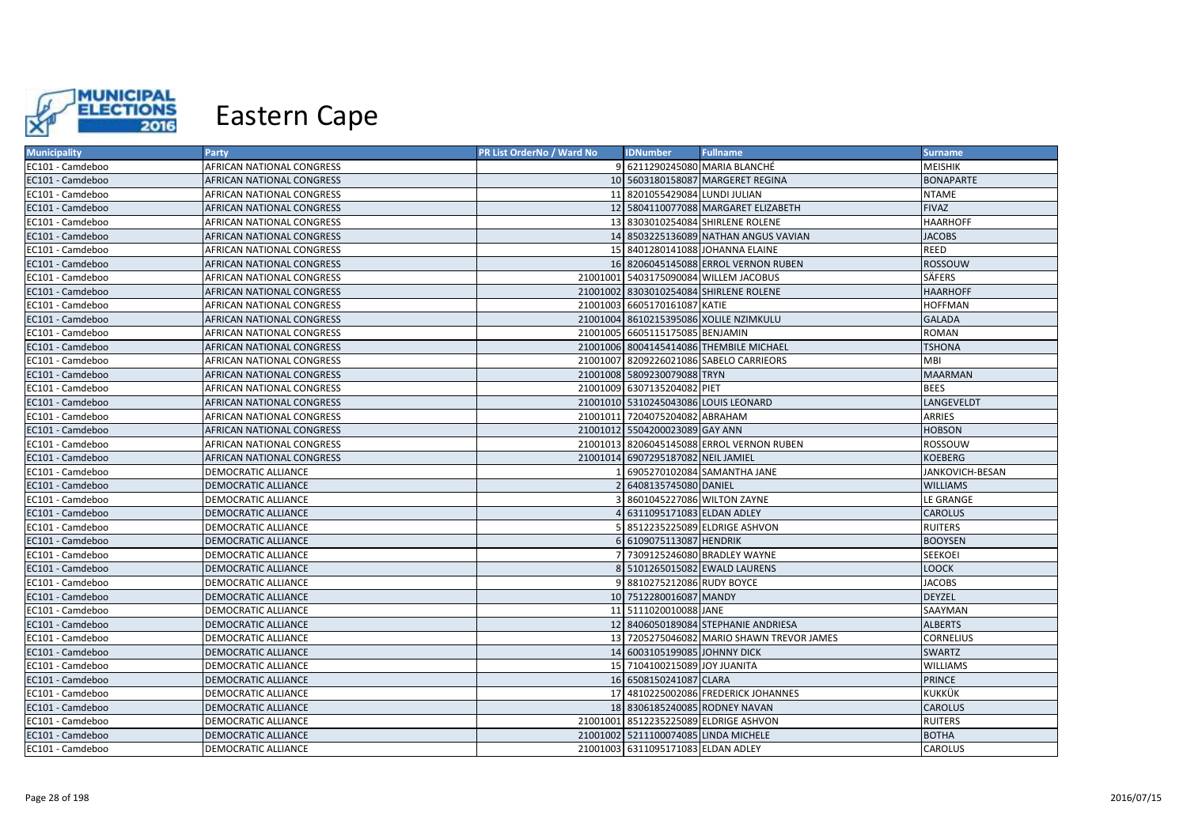# Eastern Cape

| Municipality | Party | PR List OrderNo / Ward No | IDNumber | Fullname | Surname |
|---|---|---|---|---|---|
| EC101 - Camdeboo | AFRICAN NATIONAL CONGRESS | 9 | 6211290245080 | MARIA BLANCHÉ | MEISHIK |
| EC101 - Camdeboo | AFRICAN NATIONAL CONGRESS | 10 | 5603180158087 | MARGERET REGINA | BONAPARTE |
| EC101 - Camdeboo | AFRICAN NATIONAL CONGRESS | 11 | 8201055429084 | LUNDI JULIAN | NTAME |
| EC101 - Camdeboo | AFRICAN NATIONAL CONGRESS | 12 | 5804110077088 | MARGARET ELIZABETH | FIVAZ |
| EC101 - Camdeboo | AFRICAN NATIONAL CONGRESS | 13 | 8303010254084 | SHIRLENE ROLENE | HAARHOFF |
| EC101 - Camdeboo | AFRICAN NATIONAL CONGRESS | 14 | 8503225136089 | NATHAN ANGUS VAVIAN | JACOBS |
| EC101 - Camdeboo | AFRICAN NATIONAL CONGRESS | 15 | 8401280141088 | JOHANNA ELAINE | REED |
| EC101 - Camdeboo | AFRICAN NATIONAL CONGRESS | 16 | 8206045145088 | ERROL VERNON RUBEN | ROSSOUW |
| EC101 - Camdeboo | AFRICAN NATIONAL CONGRESS | 21001001 | 5403175090084 | WILLEM JACOBUS | SÄFERS |
| EC101 - Camdeboo | AFRICAN NATIONAL CONGRESS | 21001002 | 8303010254084 | SHIRLENE ROLENE | HAARHOFF |
| EC101 - Camdeboo | AFRICAN NATIONAL CONGRESS | 21001003 | 6605170161087 | KATIE | HOFFMAN |
| EC101 - Camdeboo | AFRICAN NATIONAL CONGRESS | 21001004 | 8610215395086 | XOLILE NZIMKULU | GALADA |
| EC101 - Camdeboo | AFRICAN NATIONAL CONGRESS | 21001005 | 6605115175085 | BENJAMIN | ROMAN |
| EC101 - Camdeboo | AFRICAN NATIONAL CONGRESS | 21001006 | 8004145414086 | THEMBILE MICHAEL | TSHONA |
| EC101 - Camdeboo | AFRICAN NATIONAL CONGRESS | 21001007 | 8209226021086 | SABELO CARRIEORS | MBI |
| EC101 - Camdeboo | AFRICAN NATIONAL CONGRESS | 21001008 | 5809230079088 | TRYN | MAARMAN |
| EC101 - Camdeboo | AFRICAN NATIONAL CONGRESS | 21001009 | 6307135204082 | PIET | BEES |
| EC101 - Camdeboo | AFRICAN NATIONAL CONGRESS | 21001010 | 5310245043086 | LOUIS LEONARD | LANGEVELDT |
| EC101 - Camdeboo | AFRICAN NATIONAL CONGRESS | 21001011 | 7204075204082 | ABRAHAM | ARRIES |
| EC101 - Camdeboo | AFRICAN NATIONAL CONGRESS | 21001012 | 5504200023089 | GAY ANN | HOBSON |
| EC101 - Camdeboo | AFRICAN NATIONAL CONGRESS | 21001013 | 8206045145088 | ERROL VERNON RUBEN | ROSSOUW |
| EC101 - Camdeboo | AFRICAN NATIONAL CONGRESS | 21001014 | 6907295187082 | NEIL JAMIEL | KOEBERG |
| EC101 - Camdeboo | DEMOCRATIC ALLIANCE | 1 | 6905270102084 | SAMANTHA JANE | JANKOVICH-BESAN |
| EC101 - Camdeboo | DEMOCRATIC ALLIANCE | 2 | 6408135745080 | DANIEL | WILLIAMS |
| EC101 - Camdeboo | DEMOCRATIC ALLIANCE | 3 | 8601045227086 | WILTON ZAYNE | LE GRANGE |
| EC101 - Camdeboo | DEMOCRATIC ALLIANCE | 4 | 6311095171083 | ELDAN ADLEY | CAROLUS |
| EC101 - Camdeboo | DEMOCRATIC ALLIANCE | 5 | 8512235225089 | ELDRIGE ASHVON | RUITERS |
| EC101 - Camdeboo | DEMOCRATIC ALLIANCE | 6 | 6109075113087 | HENDRIK | BOOYSEN |
| EC101 - Camdeboo | DEMOCRATIC ALLIANCE | 7 | 7309125246080 | BRADLEY WAYNE | SEEKOEI |
| EC101 - Camdeboo | DEMOCRATIC ALLIANCE | 8 | 5101265015082 | EWALD LAURENS | LOOCK |
| EC101 - Camdeboo | DEMOCRATIC ALLIANCE | 9 | 8810275212086 | RUDY BOYCE | JACOBS |
| EC101 - Camdeboo | DEMOCRATIC ALLIANCE | 10 | 7512280016087 | MANDY | DEYZEL |
| EC101 - Camdeboo | DEMOCRATIC ALLIANCE | 11 | 5111020010088 | JANE | SAAYMAN |
| EC101 - Camdeboo | DEMOCRATIC ALLIANCE | 12 | 8406050189084 | STEPHANIE ANDRIESA | ALBERTS |
| EC101 - Camdeboo | DEMOCRATIC ALLIANCE | 13 | 7205275046082 | MARIO SHAWN TREVOR JAMES | CORNELIUS |
| EC101 - Camdeboo | DEMOCRATIC ALLIANCE | 14 | 6003105199085 | JOHNNY DICK | SWARTZ |
| EC101 - Camdeboo | DEMOCRATIC ALLIANCE | 15 | 7104100215089 | JOY JUANITA | WILLIAMS |
| EC101 - Camdeboo | DEMOCRATIC ALLIANCE | 16 | 6508150241087 | CLARA | PRINCE |
| EC101 - Camdeboo | DEMOCRATIC ALLIANCE | 17 | 4810225002086 | FREDERICK JOHANNES | KUKKÜK |
| EC101 - Camdeboo | DEMOCRATIC ALLIANCE | 18 | 8306185240085 | RODNEY NAVAN | CAROLUS |
| EC101 - Camdeboo | DEMOCRATIC ALLIANCE | 21001001 | 8512235225089 | ELDRIGE ASHVON | RUITERS |
| EC101 - Camdeboo | DEMOCRATIC ALLIANCE | 21001002 | 5211100074085 | LINDA MICHELE | BOTHA |
| EC101 - Camdeboo | DEMOCRATIC ALLIANCE | 21001003 | 6311095171083 | ELDAN ADLEY | CAROLUS |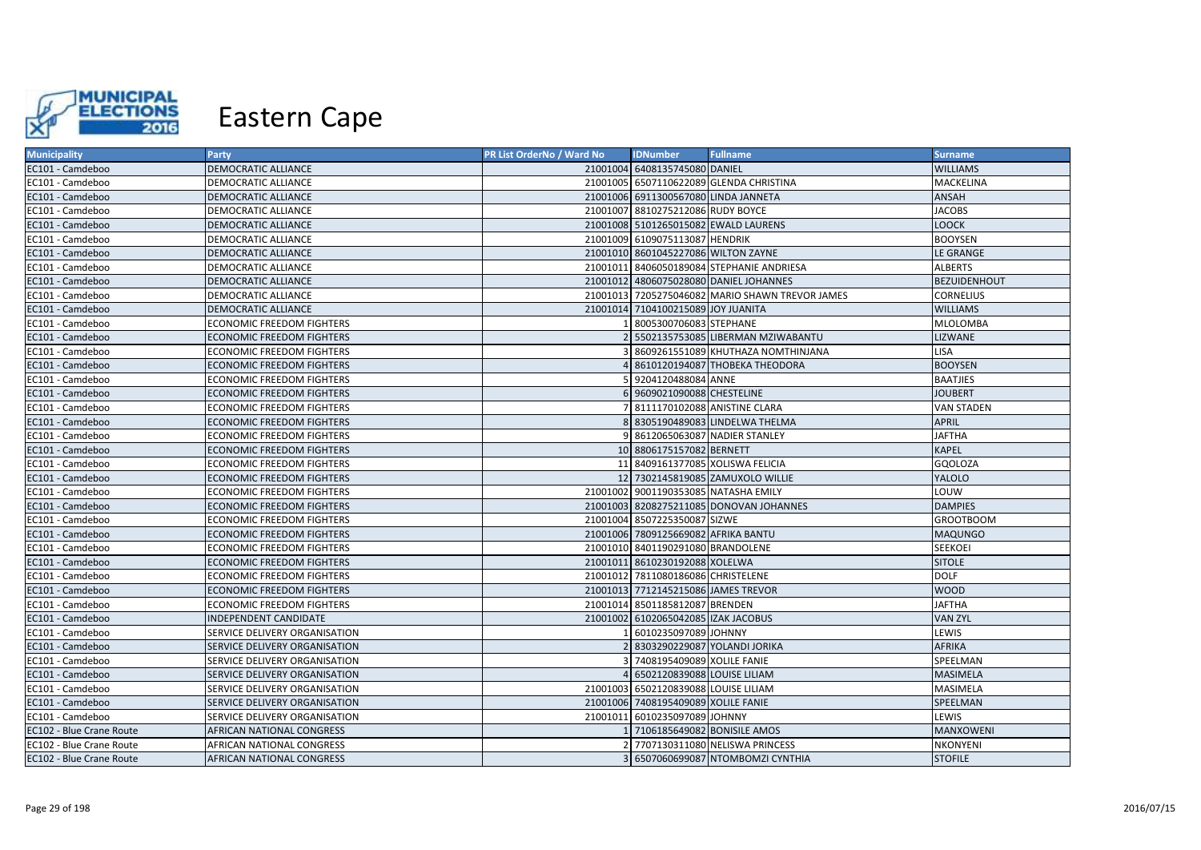# Eastern Cape

| Municipality | Party | PR List OrderNo / Ward No | IDNumber | Fullname | Surname |
|---|---|---|---|---|---|
| EC101 - Camdeboo | DEMOCRATIC ALLIANCE | 21001004 | 6408135745080 | DANIEL | WILLIAMS |
| EC101 - Camdeboo | DEMOCRATIC ALLIANCE | 21001005 | 6507110622089 | GLENDA CHRISTINA | MACKELINA |
| EC101 - Camdeboo | DEMOCRATIC ALLIANCE | 21001006 | 6911300567080 | LINDA JANNETA | ANSAH |
| EC101 - Camdeboo | DEMOCRATIC ALLIANCE | 21001007 | 8810275212086 | RUDY BOYCE | JACOBS |
| EC101 - Camdeboo | DEMOCRATIC ALLIANCE | 21001008 | 5101265015082 | EWALD LAURENS | LOOCK |
| EC101 - Camdeboo | DEMOCRATIC ALLIANCE | 21001009 | 6109075113087 | HENDRIK | BOOYSEN |
| EC101 - Camdeboo | DEMOCRATIC ALLIANCE | 21001010 | 8601045227086 | WILTON ZAYNE | LE GRANGE |
| EC101 - Camdeboo | DEMOCRATIC ALLIANCE | 21001011 | 8406050189084 | STEPHANIE ANDRIESA | ALBERTS |
| EC101 - Camdeboo | DEMOCRATIC ALLIANCE | 21001012 | 4806075028080 | DANIEL JOHANNES | BEZUIDENHOUT |
| EC101 - Camdeboo | DEMOCRATIC ALLIANCE | 21001013 | 7205275046082 | MARIO SHAWN TREVOR JAMES | CORNELIUS |
| EC101 - Camdeboo | DEMOCRATIC ALLIANCE | 21001014 | 7104100215089 | JOY JUANITA | WILLIAMS |
| EC101 - Camdeboo | ECONOMIC FREEDOM FIGHTERS | 1 | 8005300706083 | STEPHANE | MLOLOMBA |
| EC101 - Camdeboo | ECONOMIC FREEDOM FIGHTERS | 2 | 5502135753085 | LIBERMAN MZIWABANTU | LIZWANE |
| EC101 - Camdeboo | ECONOMIC FREEDOM FIGHTERS | 3 | 8609261551089 | KHUTHAZA NOMTHINJANA | LISA |
| EC101 - Camdeboo | ECONOMIC FREEDOM FIGHTERS | 4 | 8610120194087 | THOBEKA THEODORA | BOOYSEN |
| EC101 - Camdeboo | ECONOMIC FREEDOM FIGHTERS | 5 | 9204120488084 | ANNE | BAATJIES |
| EC101 - Camdeboo | ECONOMIC FREEDOM FIGHTERS | 6 | 9609021090088 | CHESTELINE | JOUBERT |
| EC101 - Camdeboo | ECONOMIC FREEDOM FIGHTERS | 7 | 8111170102088 | ANISTINE CLARA | VAN STADEN |
| EC101 - Camdeboo | ECONOMIC FREEDOM FIGHTERS | 8 | 8305190489083 | LINDELWA THELMA | APRIL |
| EC101 - Camdeboo | ECONOMIC FREEDOM FIGHTERS | 9 | 8612065063087 | NADIER STANLEY | JAFTHA |
| EC101 - Camdeboo | ECONOMIC FREEDOM FIGHTERS | 10 | 8806175157082 | BERNETT | KAPEL |
| EC101 - Camdeboo | ECONOMIC FREEDOM FIGHTERS | 11 | 8409161377085 | XOLISWA FELICIA | GQOLOZA |
| EC101 - Camdeboo | ECONOMIC FREEDOM FIGHTERS | 12 | 7302145819085 | ZAMUXOLO WILLIE | YALOLO |
| EC101 - Camdeboo | ECONOMIC FREEDOM FIGHTERS | 21001002 | 9001190353085 | NATASHA EMILY | LOUW |
| EC101 - Camdeboo | ECONOMIC FREEDOM FIGHTERS | 21001003 | 8208275211085 | DONOVAN JOHANNES | DAMPIES |
| EC101 - Camdeboo | ECONOMIC FREEDOM FIGHTERS | 21001004 | 8507225350087 | SIZWE | GROOTBOOM |
| EC101 - Camdeboo | ECONOMIC FREEDOM FIGHTERS | 21001006 | 7809125669082 | AFRIKA BANTU | MAQUNGO |
| EC101 - Camdeboo | ECONOMIC FREEDOM FIGHTERS | 21001010 | 8401190291080 | BRANDOLENE | SEEKOEI |
| EC101 - Camdeboo | ECONOMIC FREEDOM FIGHTERS | 21001011 | 8610230192088 | XOLELWA | SITOLE |
| EC101 - Camdeboo | ECONOMIC FREEDOM FIGHTERS | 21001012 | 7811080186086 | CHRISTELENE | DOLF |
| EC101 - Camdeboo | ECONOMIC FREEDOM FIGHTERS | 21001013 | 7712145215086 | JAMES TREVOR | WOOD |
| EC101 - Camdeboo | ECONOMIC FREEDOM FIGHTERS | 21001014 | 8501185812087 | BRENDEN | JAFTHA |
| EC101 - Camdeboo | INDEPENDENT CANDIDATE | 21001002 | 6102065042085 | IZAK JACOBUS | VAN ZYL |
| EC101 - Camdeboo | SERVICE DELIVERY ORGANISATION | 1 | 6010235097089 | JOHNNY | LEWIS |
| EC101 - Camdeboo | SERVICE DELIVERY ORGANISATION | 2 | 8303290229087 | YOLANDI JORIKA | AFRIKA |
| EC101 - Camdeboo | SERVICE DELIVERY ORGANISATION | 3 | 7408195409089 | XOLILE FANIE | SPEELMAN |
| EC101 - Camdeboo | SERVICE DELIVERY ORGANISATION | 4 | 6502120839088 | LOUISE LILIAM | MASIMELA |
| EC101 - Camdeboo | SERVICE DELIVERY ORGANISATION | 21001003 | 6502120839088 | LOUISE LILIAM | MASIMELA |
| EC101 - Camdeboo | SERVICE DELIVERY ORGANISATION | 21001006 | 7408195409089 | XOLILE FANIE | SPEELMAN |
| EC101 - Camdeboo | SERVICE DELIVERY ORGANISATION | 21001011 | 6010235097089 | JOHNNY | LEWIS |
| EC102 - Blue Crane Route | AFRICAN NATIONAL CONGRESS | 1 | 7106185649082 | BONISILE AMOS | MANXOWENI |
| EC102 - Blue Crane Route | AFRICAN NATIONAL CONGRESS | 2 | 7707130311080 | NELISWA PRINCESS | NKONYENI |
| EC102 - Blue Crane Route | AFRICAN NATIONAL CONGRESS | 3 | 6507060699087 | NTOMBOMZI CYNTHIA | STOFILE |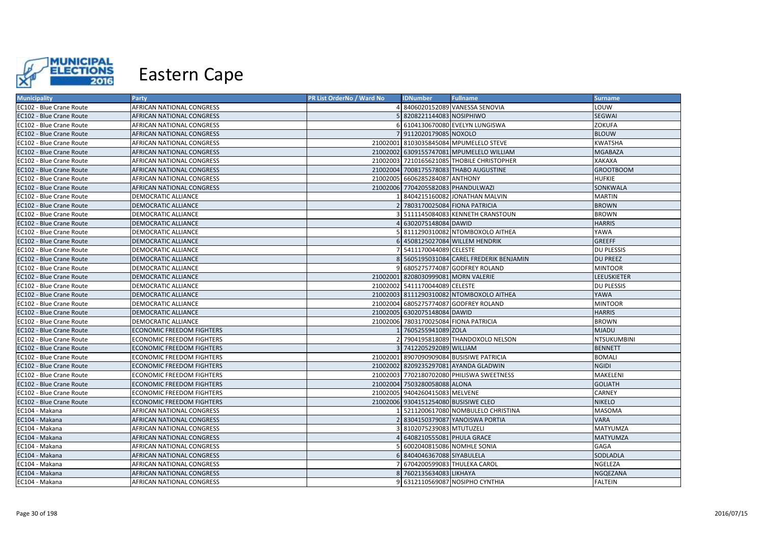# Eastern Cape

| Municipality | Party | PR List OrderNo / Ward No | IDNumber | Fullname | Surname |
|---|---|---|---|---|---|
| EC102 - Blue Crane Route | AFRICAN NATIONAL CONGRESS | 4 | 8406020152089 | VANESSA SENOVIA | LOUW |
| EC102 - Blue Crane Route | AFRICAN NATIONAL CONGRESS | 5 | 8208221144083 | NOSIPHIWO | SEGWAI |
| EC102 - Blue Crane Route | AFRICAN NATIONAL CONGRESS | 6 | 6104130670080 | EVELYN LUNGISWA | ZOKUFA |
| EC102 - Blue Crane Route | AFRICAN NATIONAL CONGRESS | 7 | 9112020179085 | NOXOLO | BLOUW |
| EC102 - Blue Crane Route | AFRICAN NATIONAL CONGRESS | 21002001 | 8103035845084 | MPUMELELO STEVE | KWATSHA |
| EC102 - Blue Crane Route | AFRICAN NATIONAL CONGRESS | 21002002 | 6309155747081 | MPUMELELO WILLIAM | MGABAZA |
| EC102 - Blue Crane Route | AFRICAN NATIONAL CONGRESS | 21002003 | 7210165621085 | THOBILE CHRISTOPHER | XAKAXA |
| EC102 - Blue Crane Route | AFRICAN NATIONAL CONGRESS | 21002004 | 7008175578083 | THABO AUGUSTINE | GROOTBOOM |
| EC102 - Blue Crane Route | AFRICAN NATIONAL CONGRESS | 21002005 | 6606285284087 | ANTHONY | HUFKIE |
| EC102 - Blue Crane Route | AFRICAN NATIONAL CONGRESS | 21002006 | 7704205582083 | PHANDULWAZI | SONKWALA |
| EC102 - Blue Crane Route | DEMOCRATIC ALLIANCE | 1 | 8404215160082 | JONATHAN MALVIN | MARTIN |
| EC102 - Blue Crane Route | DEMOCRATIC ALLIANCE | 2 | 7803170025084 | FIONA PATRICIA | BROWN |
| EC102 - Blue Crane Route | DEMOCRATIC ALLIANCE | 3 | 5111145084083 | KENNETH CRANSTOUN | BROWN |
| EC102 - Blue Crane Route | DEMOCRATIC ALLIANCE | 4 | 6302075148084 | DAWID | HARRIS |
| EC102 - Blue Crane Route | DEMOCRATIC ALLIANCE | 5 | 8111290310082 | NTOMBOXOLO AITHEA | YAWA |
| EC102 - Blue Crane Route | DEMOCRATIC ALLIANCE | 6 | 4508125027084 | WILLEM HENDRIK | GREEFF |
| EC102 - Blue Crane Route | DEMOCRATIC ALLIANCE | 7 | 5411170044089 | CELESTE | DU PLESSIS |
| EC102 - Blue Crane Route | DEMOCRATIC ALLIANCE | 8 | 5605195031084 | CAREL FREDERIK BENJAMIN | DU PREEZ |
| EC102 - Blue Crane Route | DEMOCRATIC ALLIANCE | 9 | 6805275774087 | GODFREY ROLAND | MINTOOR |
| EC102 - Blue Crane Route | DEMOCRATIC ALLIANCE | 21002001 | 8208030999081 | MORN VALERIE | LEEUSKIETER |
| EC102 - Blue Crane Route | DEMOCRATIC ALLIANCE | 21002002 | 5411170044089 | CELESTE | DU PLESSIS |
| EC102 - Blue Crane Route | DEMOCRATIC ALLIANCE | 21002003 | 8111290310082 | NTOMBOXOLO AITHEA | YAWA |
| EC102 - Blue Crane Route | DEMOCRATIC ALLIANCE | 21002004 | 6805275774087 | GODFREY ROLAND | MINTOOR |
| EC102 - Blue Crane Route | DEMOCRATIC ALLIANCE | 21002005 | 6302075148084 | DAWID | HARRIS |
| EC102 - Blue Crane Route | DEMOCRATIC ALLIANCE | 21002006 | 7803170025084 | FIONA PATRICIA | BROWN |
| EC102 - Blue Crane Route | ECONOMIC FREEDOM FIGHTERS | 1 | 7605255941089 | ZOLA | MJADU |
| EC102 - Blue Crane Route | ECONOMIC FREEDOM FIGHTERS | 2 | 7904195818089 | THANDOXOLO NELSON | NTSUKUMBINI |
| EC102 - Blue Crane Route | ECONOMIC FREEDOM FIGHTERS | 3 | 7412205292089 | WILLIAM | BENNETT |
| EC102 - Blue Crane Route | ECONOMIC FREEDOM FIGHTERS | 21002001 | 8907090909084 | BUSISIWE PATRICIA | BOMALI |
| EC102 - Blue Crane Route | ECONOMIC FREEDOM FIGHTERS | 21002002 | 8209235297081 | AYANDA GLADWIN | NGIDI |
| EC102 - Blue Crane Route | ECONOMIC FREEDOM FIGHTERS | 21002003 | 7702180702080 | PHILISWA SWEETNESS | MAKELENI |
| EC102 - Blue Crane Route | ECONOMIC FREEDOM FIGHTERS | 21002004 | 7503280058088 | ALONA | GOLIATH |
| EC102 - Blue Crane Route | ECONOMIC FREEDOM FIGHTERS | 21002005 | 9404260415083 | MELVENE | CARNEY |
| EC102 - Blue Crane Route | ECONOMIC FREEDOM FIGHTERS | 21002006 | 9304151254080 | BUSISIWE CLEO | NIKELO |
| EC104 - Makana | AFRICAN NATIONAL CONGRESS | 1 | 5211200617080 | NOMBULELO CHRISTINA | MASOMA |
| EC104 - Makana | AFRICAN NATIONAL CONGRESS | 2 | 8304150379087 | YANOISWA PORTIA | VARA |
| EC104 - Makana | AFRICAN NATIONAL CONGRESS | 3 | 8102075239083 | MTUTUZELI | MATYUMZA |
| EC104 - Makana | AFRICAN NATIONAL CONGRESS | 4 | 6408210555081 | PHULA GRACE | MATYUMZA |
| EC104 - Makana | AFRICAN NATIONAL CONGRESS | 5 | 6002040815086 | NOMHLE SONIA | GAGA |
| EC104 - Makana | AFRICAN NATIONAL CONGRESS | 6 | 8404046367088 | SIYABULELA | SODLADLA |
| EC104 - Makana | AFRICAN NATIONAL CONGRESS | 7 | 6704200599083 | THULEKA CAROL | NGELEZA |
| EC104 - Makana | AFRICAN NATIONAL CONGRESS | 8 | 7602135634083 | LIKHAYA | NGQEZANA |
| EC104 - Makana | AFRICAN NATIONAL CONGRESS | 9 | 6312110569087 | NOSIPHO CYNTHIA | FALTEIN |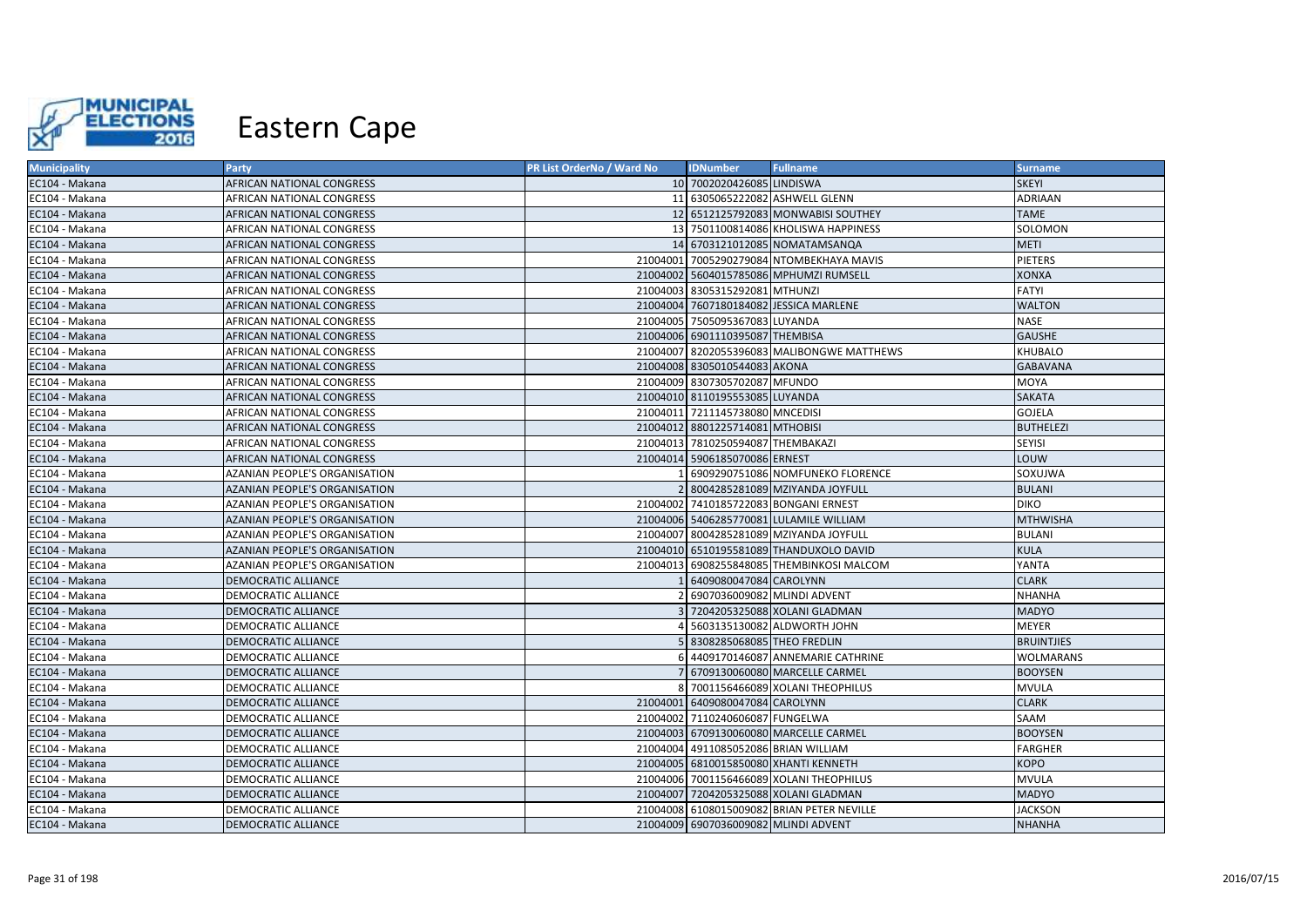# Eastern Cape

| Municipality | Party | PR List OrderNo / Ward No | IDNumber | Fullname | Surname |
|---|---|---|---|---|---|
| EC104 - Makana | AFRICAN NATIONAL CONGRESS | 10 | 7002020426085 | LINDISWA | SKEYI |
| EC104 - Makana | AFRICAN NATIONAL CONGRESS | 11 | 6305065222082 | ASHWELL GLENN | ADRIAAN |
| EC104 - Makana | AFRICAN NATIONAL CONGRESS | 12 | 6512125792083 | MONWABISI SOUTHEY | TAME |
| EC104 - Makana | AFRICAN NATIONAL CONGRESS | 13 | 7501100814086 | KHOLISWA HAPPINESS | SOLOMON |
| EC104 - Makana | AFRICAN NATIONAL CONGRESS | 14 | 6703121012085 | NOMATAMSANQA | METI |
| EC104 - Makana | AFRICAN NATIONAL CONGRESS | 21004001 | 7005290279084 | NTOMBEKHAYA MAVIS | PIETERS |
| EC104 - Makana | AFRICAN NATIONAL CONGRESS | 21004002 | 5604015785086 | MPHUMZI RUMSELL | XONXA |
| EC104 - Makana | AFRICAN NATIONAL CONGRESS | 21004003 | 8305315292081 | MTHUNZI | FATYI |
| EC104 - Makana | AFRICAN NATIONAL CONGRESS | 21004004 | 7607180184082 | JESSICA MARLENE | WALTON |
| EC104 - Makana | AFRICAN NATIONAL CONGRESS | 21004005 | 7505095367083 | LUYANDA | NASE |
| EC104 - Makana | AFRICAN NATIONAL CONGRESS | 21004006 | 6901110395087 | THEMBISA | GAUSHE |
| EC104 - Makana | AFRICAN NATIONAL CONGRESS | 21004007 | 8202055396083 | MALIBONGWE MATTHEWS | KHUBALO |
| EC104 - Makana | AFRICAN NATIONAL CONGRESS | 21004008 | 8305010544083 | AKONA | GABAVANA |
| EC104 - Makana | AFRICAN NATIONAL CONGRESS | 21004009 | 8307305702087 | MFUNDO | MOYA |
| EC104 - Makana | AFRICAN NATIONAL CONGRESS | 21004010 | 8110195553085 | LUYANDA | SAKATA |
| EC104 - Makana | AFRICAN NATIONAL CONGRESS | 21004011 | 7211145738080 | MNCEDISI | GOJELA |
| EC104 - Makana | AFRICAN NATIONAL CONGRESS | 21004012 | 8801225714081 | MTHOBISI | BUTHELEZI |
| EC104 - Makana | AFRICAN NATIONAL CONGRESS | 21004013 | 7810250594087 | THEMBAKAZI | SEYISI |
| EC104 - Makana | AFRICAN NATIONAL CONGRESS | 21004014 | 5906185070086 | ERNEST | LOUW |
| EC104 - Makana | AZANIAN PEOPLE'S ORGANISATION | 1 | 6909290751086 | NOMFUNEKO FLORENCE | SOXUJWA |
| EC104 - Makana | AZANIAN PEOPLE'S ORGANISATION | 2 | 8004285281089 | MZIYANDA JOYFULL | BULANI |
| EC104 - Makana | AZANIAN PEOPLE'S ORGANISATION | 21004002 | 7410185722083 | BONGANI ERNEST | DIKO |
| EC104 - Makana | AZANIAN PEOPLE'S ORGANISATION | 21004006 | 5406285770081 | LULAMILE WILLIAM | MTHWISHA |
| EC104 - Makana | AZANIAN PEOPLE'S ORGANISATION | 21004007 | 8004285281089 | MZIYANDA JOYFULL | BULANI |
| EC104 - Makana | AZANIAN PEOPLE'S ORGANISATION | 21004010 | 6510195581089 | THANDUXOLO DAVID | KULA |
| EC104 - Makana | AZANIAN PEOPLE'S ORGANISATION | 21004013 | 6908255848085 | THEMBINKOSI MALCOM | YANTA |
| EC104 - Makana | DEMOCRATIC ALLIANCE | 1 | 6409080047084 | CAROLYNN | CLARK |
| EC104 - Makana | DEMOCRATIC ALLIANCE | 2 | 6907036009082 | MLINDI ADVENT | NHANHA |
| EC104 - Makana | DEMOCRATIC ALLIANCE | 3 | 7204205325088 | XOLANI GLADMAN | MADYO |
| EC104 - Makana | DEMOCRATIC ALLIANCE | 4 | 5603135130082 | ALDWORTH JOHN | MEYER |
| EC104 - Makana | DEMOCRATIC ALLIANCE | 5 | 8308285068085 | THEO FREDLIN | BRUINTJIES |
| EC104 - Makana | DEMOCRATIC ALLIANCE | 6 | 4409170146087 | ANNEMARIE CATHRINE | WOLMARANS |
| EC104 - Makana | DEMOCRATIC ALLIANCE | 7 | 6709130060080 | MARCELLE CARMEL | BOOYSEN |
| EC104 - Makana | DEMOCRATIC ALLIANCE | 8 | 7001156466089 | XOLANI THEOPHILUS | MVULA |
| EC104 - Makana | DEMOCRATIC ALLIANCE | 21004001 | 6409080047084 | CAROLYNN | CLARK |
| EC104 - Makana | DEMOCRATIC ALLIANCE | 21004002 | 7110240606087 | FUNGELWA | SAAM |
| EC104 - Makana | DEMOCRATIC ALLIANCE | 21004003 | 6709130060080 | MARCELLE CARMEL | BOOYSEN |
| EC104 - Makana | DEMOCRATIC ALLIANCE | 21004004 | 4911085052086 | BRIAN WILLIAM | FARGHER |
| EC104 - Makana | DEMOCRATIC ALLIANCE | 21004005 | 6810015850080 | XHANTI KENNETH | KOPO |
| EC104 - Makana | DEMOCRATIC ALLIANCE | 21004006 | 7001156466089 | XOLANI THEOPHILUS | MVULA |
| EC104 - Makana | DEMOCRATIC ALLIANCE | 21004007 | 7204205325088 | XOLANI GLADMAN | MADYO |
| EC104 - Makana | DEMOCRATIC ALLIANCE | 21004008 | 6108015009082 | BRIAN PETER NEVILLE | JACKSON |
| EC104 - Makana | DEMOCRATIC ALLIANCE | 21004009 | 6907036009082 | MLINDI ADVENT | NHANHA |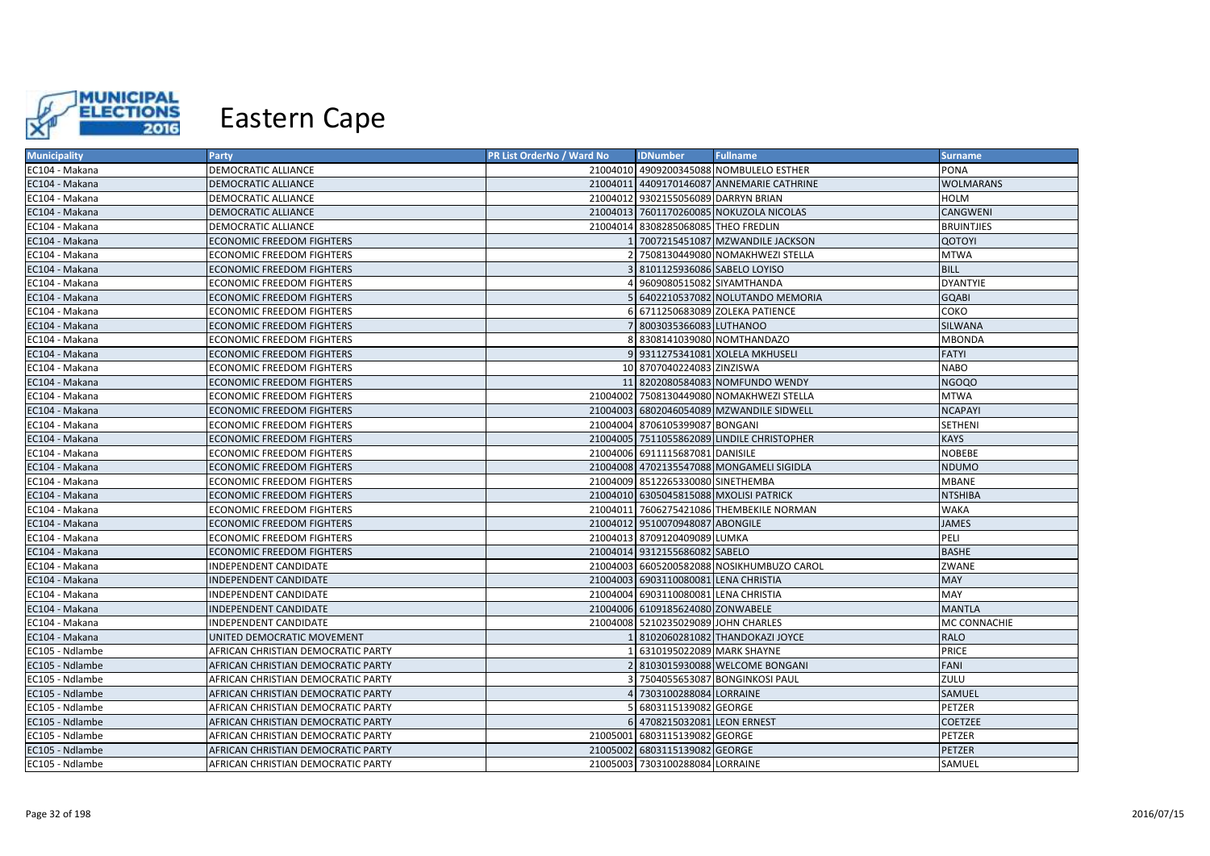# Eastern Cape

| Municipality | Party | PR List OrderNo / Ward No | IDNumber | Fullname | Surname |
|---|---|---|---|---|---|
| EC104 - Makana | DEMOCRATIC ALLIANCE | 21004010 | 4909200345088 | NOMBULELO ESTHER | PONA |
| EC104 - Makana | DEMOCRATIC ALLIANCE | 21004011 | 4409170146087 | ANNEMARIE CATHRINE | WOLMARANS |
| EC104 - Makana | DEMOCRATIC ALLIANCE | 21004012 | 9302155056089 | DARRYN BRIAN | HOLM |
| EC104 - Makana | DEMOCRATIC ALLIANCE | 21004013 | 7601170260085 | NOKUZOLA NICOLAS | CANGWENI |
| EC104 - Makana | DEMOCRATIC ALLIANCE | 21004014 | 8308285068085 | THEO FREDLIN | BRUINTJIES |
| EC104 - Makana | ECONOMIC FREEDOM FIGHTERS | 1 | 7007215451087 | MZWANDILE JACKSON | QOTOYI |
| EC104 - Makana | ECONOMIC FREEDOM FIGHTERS | 2 | 7508130449080 | NOMAKHWEZI STELLA | MTWA |
| EC104 - Makana | ECONOMIC FREEDOM FIGHTERS | 3 | 8101125936086 | SABELO LOYISO | BILL |
| EC104 - Makana | ECONOMIC FREEDOM FIGHTERS | 4 | 9609080515082 | SIYAMTHANDA | DYANTYIE |
| EC104 - Makana | ECONOMIC FREEDOM FIGHTERS | 5 | 6402210537082 | NOLUTANDO MEMORIA | GQABI |
| EC104 - Makana | ECONOMIC FREEDOM FIGHTERS | 6 | 6711250683089 | ZOLEKA PATIENCE | COKO |
| EC104 - Makana | ECONOMIC FREEDOM FIGHTERS | 7 | 8003035366083 | LUTHANOO | SILWANA |
| EC104 - Makana | ECONOMIC FREEDOM FIGHTERS | 8 | 8308141039080 | NOMTHANDAZO | MBONDA |
| EC104 - Makana | ECONOMIC FREEDOM FIGHTERS | 9 | 9311275341081 | XOLELA MKHUSELI | FATYI |
| EC104 - Makana | ECONOMIC FREEDOM FIGHTERS | 10 | 8707040224083 | ZINZISWA | NABO |
| EC104 - Makana | ECONOMIC FREEDOM FIGHTERS | 11 | 8202080584083 | NOMFUNDO WENDY | NGOQO |
| EC104 - Makana | ECONOMIC FREEDOM FIGHTERS | 21004002 | 7508130449080 | NOMAKHWEZI STELLA | MTWA |
| EC104 - Makana | ECONOMIC FREEDOM FIGHTERS | 21004003 | 6802046054089 | MZWANDILE SIDWELL | NCAPAYI |
| EC104 - Makana | ECONOMIC FREEDOM FIGHTERS | 21004004 | 8706105399087 | BONGANI | SETHENI |
| EC104 - Makana | ECONOMIC FREEDOM FIGHTERS | 21004005 | 7511055862089 | LINDILE CHRISTOPHER | KAYS |
| EC104 - Makana | ECONOMIC FREEDOM FIGHTERS | 21004006 | 6911115687081 | DANISILE | NOBEBE |
| EC104 - Makana | ECONOMIC FREEDOM FIGHTERS | 21004008 | 4702135547088 | MONGAMELI SIGIDLA | NDUMO |
| EC104 - Makana | ECONOMIC FREEDOM FIGHTERS | 21004009 | 8512265330080 | SINETHEMBA | MBANE |
| EC104 - Makana | ECONOMIC FREEDOM FIGHTERS | 21004010 | 6305045815088 | MXOLISI PATRICK | NTSHIBA |
| EC104 - Makana | ECONOMIC FREEDOM FIGHTERS | 21004011 | 7606275421086 | THEMBEKILE NORMAN | WAKA |
| EC104 - Makana | ECONOMIC FREEDOM FIGHTERS | 21004012 | 9510070948087 | ABONGILE | JAMES |
| EC104 - Makana | ECONOMIC FREEDOM FIGHTERS | 21004013 | 8709120409089 | LUMKA | PELI |
| EC104 - Makana | ECONOMIC FREEDOM FIGHTERS | 21004014 | 9312155686082 | SABELO | BASHE |
| EC104 - Makana | INDEPENDENT CANDIDATE | 21004003 | 6605200582088 | NOSIKHUMBUZO CAROL | ZWANE |
| EC104 - Makana | INDEPENDENT CANDIDATE | 21004003 | 6903110080081 | LENA CHRISTIA | MAY |
| EC104 - Makana | INDEPENDENT CANDIDATE | 21004004 | 6903110080081 | LENA CHRISTIA | MAY |
| EC104 - Makana | INDEPENDENT CANDIDATE | 21004006 | 6109185624080 | ZONWABELE | MANTLA |
| EC104 - Makana | INDEPENDENT CANDIDATE | 21004008 | 5210235029089 | JOHN CHARLES | MC CONNACHIE |
| EC104 - Makana | UNITED DEMOCRATIC MOVEMENT | 1 | 8102060281082 | THANDOKAZI JOYCE | RALO |
| EC105 - Ndlambe | AFRICAN CHRISTIAN DEMOCRATIC PARTY | 1 | 6310195022089 | MARK SHAYNE | PRICE |
| EC105 - Ndlambe | AFRICAN CHRISTIAN DEMOCRATIC PARTY | 2 | 8103015930088 | WELCOME BONGANI | FANI |
| EC105 - Ndlambe | AFRICAN CHRISTIAN DEMOCRATIC PARTY | 3 | 7504055653087 | BONGINKOSI PAUL | ZULU |
| EC105 - Ndlambe | AFRICAN CHRISTIAN DEMOCRATIC PARTY | 4 | 7303100288084 | LORRAINE | SAMUEL |
| EC105 - Ndlambe | AFRICAN CHRISTIAN DEMOCRATIC PARTY | 5 | 6803115139082 | GEORGE | PETZER |
| EC105 - Ndlambe | AFRICAN CHRISTIAN DEMOCRATIC PARTY | 6 | 4708215032081 | LEON ERNEST | COETZEE |
| EC105 - Ndlambe | AFRICAN CHRISTIAN DEMOCRATIC PARTY | 21005001 | 6803115139082 | GEORGE | PETZER |
| EC105 - Ndlambe | AFRICAN CHRISTIAN DEMOCRATIC PARTY | 21005002 | 6803115139082 | GEORGE | PETZER |
| EC105 - Ndlambe | AFRICAN CHRISTIAN DEMOCRATIC PARTY | 21005003 | 7303100288084 | LORRAINE | SAMUEL |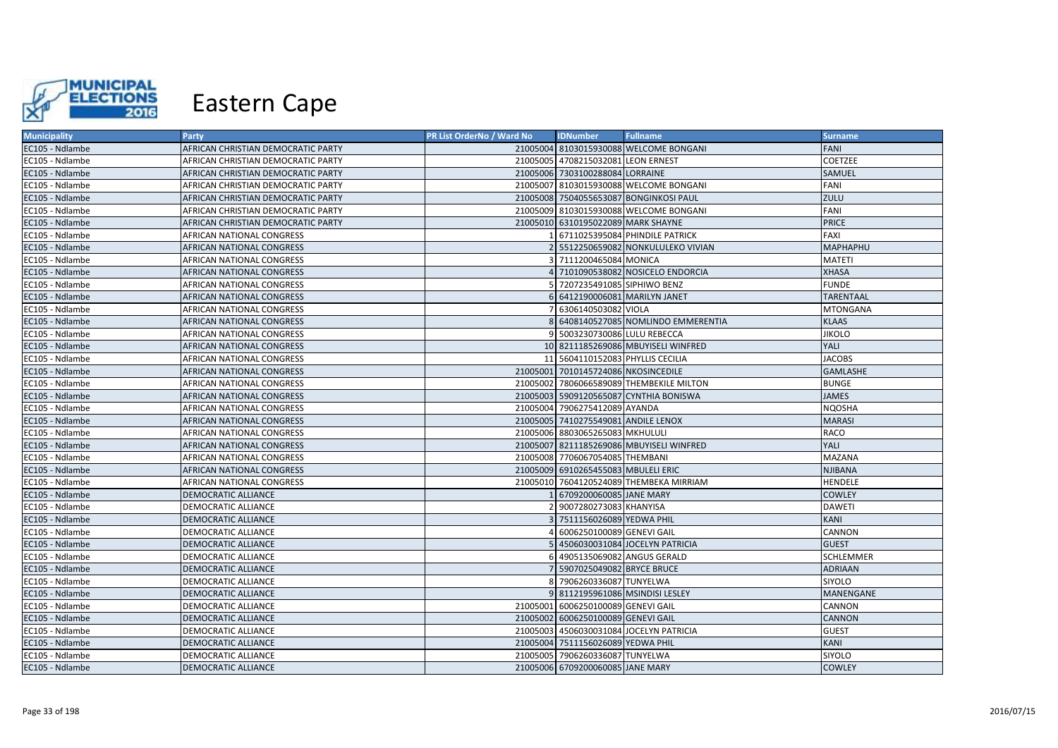# Eastern Cape

| Municipality | Party | PR List OrderNo / Ward No | IDNumber | Fullname | Surname |
|---|---|---|---|---|---|
| EC105 - Ndlambe | AFRICAN CHRISTIAN DEMOCRATIC PARTY | 21005004 | 8103015930088 | WELCOME BONGANI | FANI |
| EC105 - Ndlambe | AFRICAN CHRISTIAN DEMOCRATIC PARTY | 21005005 | 4708215032081 | LEON ERNEST | COETZEE |
| EC105 - Ndlambe | AFRICAN CHRISTIAN DEMOCRATIC PARTY | 21005006 | 7303100288084 | LORRAINE | SAMUEL |
| EC105 - Ndlambe | AFRICAN CHRISTIAN DEMOCRATIC PARTY | 21005007 | 8103015930088 | WELCOME BONGANI | FANI |
| EC105 - Ndlambe | AFRICAN CHRISTIAN DEMOCRATIC PARTY | 21005008 | 7504055653087 | BONGINKOSI PAUL | ZULU |
| EC105 - Ndlambe | AFRICAN CHRISTIAN DEMOCRATIC PARTY | 21005009 | 8103015930088 | WELCOME BONGANI | FANI |
| EC105 - Ndlambe | AFRICAN CHRISTIAN DEMOCRATIC PARTY | 21005010 | 6310195022089 | MARK SHAYNE | PRICE |
| EC105 - Ndlambe | AFRICAN NATIONAL CONGRESS | 1 | 6711025395084 | PHINDILE PATRICK | FAXI |
| EC105 - Ndlambe | AFRICAN NATIONAL CONGRESS | 2 | 5512250659082 | NONKULULEKO VIVIAN | MAPHAPHU |
| EC105 - Ndlambe | AFRICAN NATIONAL CONGRESS | 3 | 7111200465084 | MONICA | MATETI |
| EC105 - Ndlambe | AFRICAN NATIONAL CONGRESS | 4 | 7101090538082 | NOSICELO ENDORCIA | XHASA |
| EC105 - Ndlambe | AFRICAN NATIONAL CONGRESS | 5 | 7207235491085 | SIPHIWO BENZ | FUNDE |
| EC105 - Ndlambe | AFRICAN NATIONAL CONGRESS | 6 | 6412190006081 | MARILYN JANET | TARENTAAL |
| EC105 - Ndlambe | AFRICAN NATIONAL CONGRESS | 7 | 6306140503082 | VIOLA | MTONGANA |
| EC105 - Ndlambe | AFRICAN NATIONAL CONGRESS | 8 | 6408140527085 | NOMLINDO EMMERENTIA | KLAAS |
| EC105 - Ndlambe | AFRICAN NATIONAL CONGRESS | 9 | 5003230730086 | LULU REBECCA | JIKOLO |
| EC105 - Ndlambe | AFRICAN NATIONAL CONGRESS | 10 | 8211185269086 | MBUYISELI WINFRED | YALI |
| EC105 - Ndlambe | AFRICAN NATIONAL CONGRESS | 11 | 5604110152083 | PHYLLIS CECILIA | JACOBS |
| EC105 - Ndlambe | AFRICAN NATIONAL CONGRESS | 21005001 | 7010145724086 | NKOSINCEDILE | GAMLASHE |
| EC105 - Ndlambe | AFRICAN NATIONAL CONGRESS | 21005002 | 7806066589089 | THEMBEKILE MILTON | BUNGE |
| EC105 - Ndlambe | AFRICAN NATIONAL CONGRESS | 21005003 | 5909120565087 | CYNTHIA BONISWA | JAMES |
| EC105 - Ndlambe | AFRICAN NATIONAL CONGRESS | 21005004 | 7906275412089 | AYANDA | NQOSHA |
| EC105 - Ndlambe | AFRICAN NATIONAL CONGRESS | 21005005 | 7410275549081 | ANDILE LENOX | MARASI |
| EC105 - Ndlambe | AFRICAN NATIONAL CONGRESS | 21005006 | 8803065265083 | MKHULULI | RACO |
| EC105 - Ndlambe | AFRICAN NATIONAL CONGRESS | 21005007 | 8211185269086 | MBUYISELI WINFRED | YALI |
| EC105 - Ndlambe | AFRICAN NATIONAL CONGRESS | 21005008 | 7706067054085 | THEMBANI | MAZANA |
| EC105 - Ndlambe | AFRICAN NATIONAL CONGRESS | 21005009 | 6910265455083 | MBULELI ERIC | NJIBANA |
| EC105 - Ndlambe | AFRICAN NATIONAL CONGRESS | 21005010 | 7604120524089 | THEMBEKA MIRRIAM | HENDELE |
| EC105 - Ndlambe | DEMOCRATIC ALLIANCE | 1 | 6709200060085 | JANE MARY | COWLEY |
| EC105 - Ndlambe | DEMOCRATIC ALLIANCE | 2 | 9007280273083 | KHANYISA | DAWETI |
| EC105 - Ndlambe | DEMOCRATIC ALLIANCE | 3 | 7511156026089 | YEDWA PHIL | KANI |
| EC105 - Ndlambe | DEMOCRATIC ALLIANCE | 4 | 6006250100089 | GENEVI GAIL | CANNON |
| EC105 - Ndlambe | DEMOCRATIC ALLIANCE | 5 | 4506030031084 | JOCELYN PATRICIA | GUEST |
| EC105 - Ndlambe | DEMOCRATIC ALLIANCE | 6 | 4905135069082 | ANGUS GERALD | SCHLEMMER |
| EC105 - Ndlambe | DEMOCRATIC ALLIANCE | 7 | 5907025049082 | BRYCE BRUCE | ADRIAAN |
| EC105 - Ndlambe | DEMOCRATIC ALLIANCE | 8 | 7906260336087 | TUNYELWA | SIYOLO |
| EC105 - Ndlambe | DEMOCRATIC ALLIANCE | 9 | 8112195961086 | MSINDISI LESLEY | MANENGANE |
| EC105 - Ndlambe | DEMOCRATIC ALLIANCE | 21005001 | 6006250100089 | GENEVI GAIL | CANNON |
| EC105 - Ndlambe | DEMOCRATIC ALLIANCE | 21005002 | 6006250100089 | GENEVI GAIL | CANNON |
| EC105 - Ndlambe | DEMOCRATIC ALLIANCE | 21005003 | 4506030031084 | JOCELYN PATRICIA | GUEST |
| EC105 - Ndlambe | DEMOCRATIC ALLIANCE | 21005004 | 7511156026089 | YEDWA PHIL | KANI |
| EC105 - Ndlambe | DEMOCRATIC ALLIANCE | 21005005 | 7906260336087 | TUNYELWA | SIYOLO |
| EC105 - Ndlambe | DEMOCRATIC ALLIANCE | 21005006 | 6709200060085 | JANE MARY | COWLEY |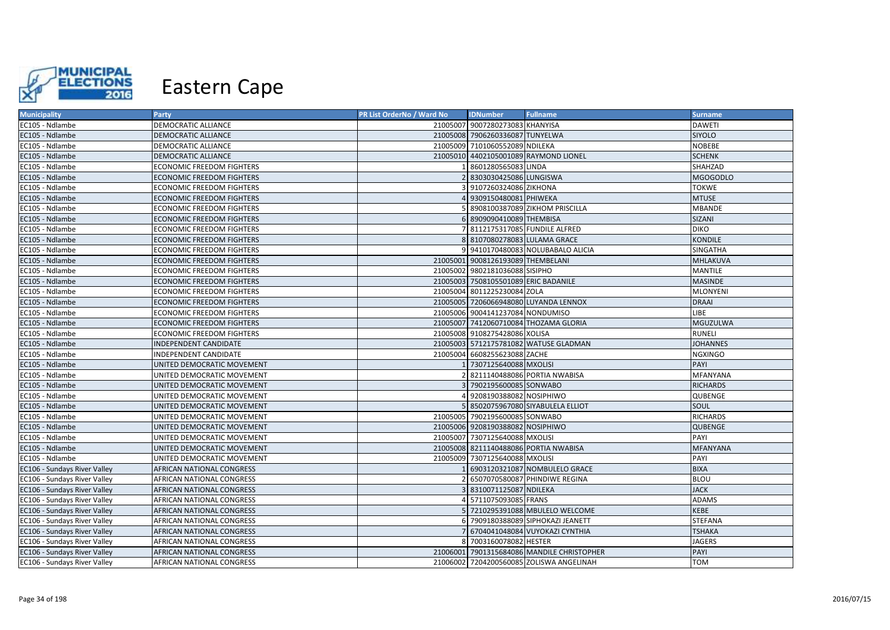# Eastern Cape

| Municipality | Party | PR List OrderNo / Ward No | IDNumber | Fullname | Surname |
|---|---|---|---|---|---|
| EC105 - Ndlambe | DEMOCRATIC ALLIANCE | 21005007 | 9007280273083 | KHANYISA | DAWETI |
| EC105 - Ndlambe | DEMOCRATIC ALLIANCE | 21005008 | 7906260336087 | TUNYELWA | SIYOLO |
| EC105 - Ndlambe | DEMOCRATIC ALLIANCE | 21005009 | 7101060552089 | NDILEKA | NOBEBE |
| EC105 - Ndlambe | DEMOCRATIC ALLIANCE | 21005010 | 4402105001089 | RAYMOND LIONEL | SCHENK |
| EC105 - Ndlambe | ECONOMIC FREEDOM FIGHTERS | 1 | 8601280565083 | LINDA | SHAHZAD |
| EC105 - Ndlambe | ECONOMIC FREEDOM FIGHTERS | 2 | 8303030425086 | LUNGISWA | MGOGODLO |
| EC105 - Ndlambe | ECONOMIC FREEDOM FIGHTERS | 3 | 9107260324086 | ZIKHONA | TOKWE |
| EC105 - Ndlambe | ECONOMIC FREEDOM FIGHTERS | 4 | 9309150480081 | PHIWEKA | MTUSE |
| EC105 - Ndlambe | ECONOMIC FREEDOM FIGHTERS | 5 | 8908100387089 | ZIKHOM PRISCILLA | MBANDE |
| EC105 - Ndlambe | ECONOMIC FREEDOM FIGHTERS | 6 | 8909090410089 | THEMBISA | SIZANI |
| EC105 - Ndlambe | ECONOMIC FREEDOM FIGHTERS | 7 | 8112175317085 | FUNDILE ALFRED | DIKO |
| EC105 - Ndlambe | ECONOMIC FREEDOM FIGHTERS | 8 | 8107080278083 | LULAMA GRACE | KONDILE |
| EC105 - Ndlambe | ECONOMIC FREEDOM FIGHTERS | 9 | 9410170480083 | NOLUBABALO ALICIA | SINGATHA |
| EC105 - Ndlambe | ECONOMIC FREEDOM FIGHTERS | 21005001 | 9008126193089 | THEMBELANI | MHLAKUVA |
| EC105 - Ndlambe | ECONOMIC FREEDOM FIGHTERS | 21005002 | 9802181036088 | SISIPHO | MANTILE |
| EC105 - Ndlambe | ECONOMIC FREEDOM FIGHTERS | 21005003 | 7508105501089 | ERIC BADANILE | MASINDE |
| EC105 - Ndlambe | ECONOMIC FREEDOM FIGHTERS | 21005004 | 8011225230084 | ZOLA | MLONYENI |
| EC105 - Ndlambe | ECONOMIC FREEDOM FIGHTERS | 21005005 | 7206066948080 | LUYANDA LENNOX | DRAAI |
| EC105 - Ndlambe | ECONOMIC FREEDOM FIGHTERS | 21005006 | 9004141237084 | NONDUMISO | LIBE |
| EC105 - Ndlambe | ECONOMIC FREEDOM FIGHTERS | 21005007 | 7412060710084 | THOZAMA GLORIA | MGUZULWA |
| EC105 - Ndlambe | ECONOMIC FREEDOM FIGHTERS | 21005008 | 9108275428086 | XOLISA | RUNELI |
| EC105 - Ndlambe | INDEPENDENT CANDIDATE | 21005003 | 5712175781082 | WATUSE GLADMAN | JOHANNES |
| EC105 - Ndlambe | INDEPENDENT CANDIDATE | 21005004 | 6608255623088 | ZACHE | NGXINGO |
| EC105 - Ndlambe | UNITED DEMOCRATIC MOVEMENT | 1 | 7307125640088 | MXOLISI | PAYI |
| EC105 - Ndlambe | UNITED DEMOCRATIC MOVEMENT | 2 | 8211140488086 | PORTIA NWABISA | MFANYANA |
| EC105 - Ndlambe | UNITED DEMOCRATIC MOVEMENT | 3 | 7902195600085 | SONWABO | RICHARDS |
| EC105 - Ndlambe | UNITED DEMOCRATIC MOVEMENT | 4 | 9208190388082 | NOSIPHIWO | QUBENGE |
| EC105 - Ndlambe | UNITED DEMOCRATIC MOVEMENT | 5 | 8502075967080 | SIYABULELA ELLIOT | SOUL |
| EC105 - Ndlambe | UNITED DEMOCRATIC MOVEMENT | 21005005 | 7902195600085 | SONWABO | RICHARDS |
| EC105 - Ndlambe | UNITED DEMOCRATIC MOVEMENT | 21005006 | 9208190388082 | NOSIPHIWO | QUBENGE |
| EC105 - Ndlambe | UNITED DEMOCRATIC MOVEMENT | 21005007 | 7307125640088 | MXOLISI | PAYI |
| EC105 - Ndlambe | UNITED DEMOCRATIC MOVEMENT | 21005008 | 8211140488086 | PORTIA NWABISA | MFANYANA |
| EC105 - Ndlambe | UNITED DEMOCRATIC MOVEMENT | 21005009 | 7307125640088 | MXOLISI | PAYI |
| EC106 - Sundays River Valley | AFRICAN NATIONAL CONGRESS | 1 | 6903120321087 | NOMBULELO GRACE | BIXA |
| EC106 - Sundays River Valley | AFRICAN NATIONAL CONGRESS | 2 | 6507070580087 | PHINDIWE REGINA | BLOU |
| EC106 - Sundays River Valley | AFRICAN NATIONAL CONGRESS | 3 | 8310071125087 | NDILEKA | JACK |
| EC106 - Sundays River Valley | AFRICAN NATIONAL CONGRESS | 4 | 5711075093085 | FRANS | ADAMS |
| EC106 - Sundays River Valley | AFRICAN NATIONAL CONGRESS | 5 | 7210295391088 | MBULELO WELCOME | KEBE |
| EC106 - Sundays River Valley | AFRICAN NATIONAL CONGRESS | 6 | 7909180388089 | SIPHOKAZI JEANETT | STEFANA |
| EC106 - Sundays River Valley | AFRICAN NATIONAL CONGRESS | 7 | 6704041048084 | VUYOKAZI CYNTHIA | TSHAKA |
| EC106 - Sundays River Valley | AFRICAN NATIONAL CONGRESS | 8 | 7003160078082 | HESTER | JAGERS |
| EC106 - Sundays River Valley | AFRICAN NATIONAL CONGRESS | 21006001 | 7901315684086 | MANDILE CHRISTOPHER | PAYI |
| EC106 - Sundays River Valley | AFRICAN NATIONAL CONGRESS | 21006002 | 7204200560085 | ZOLISWA ANGELINAH | TOM |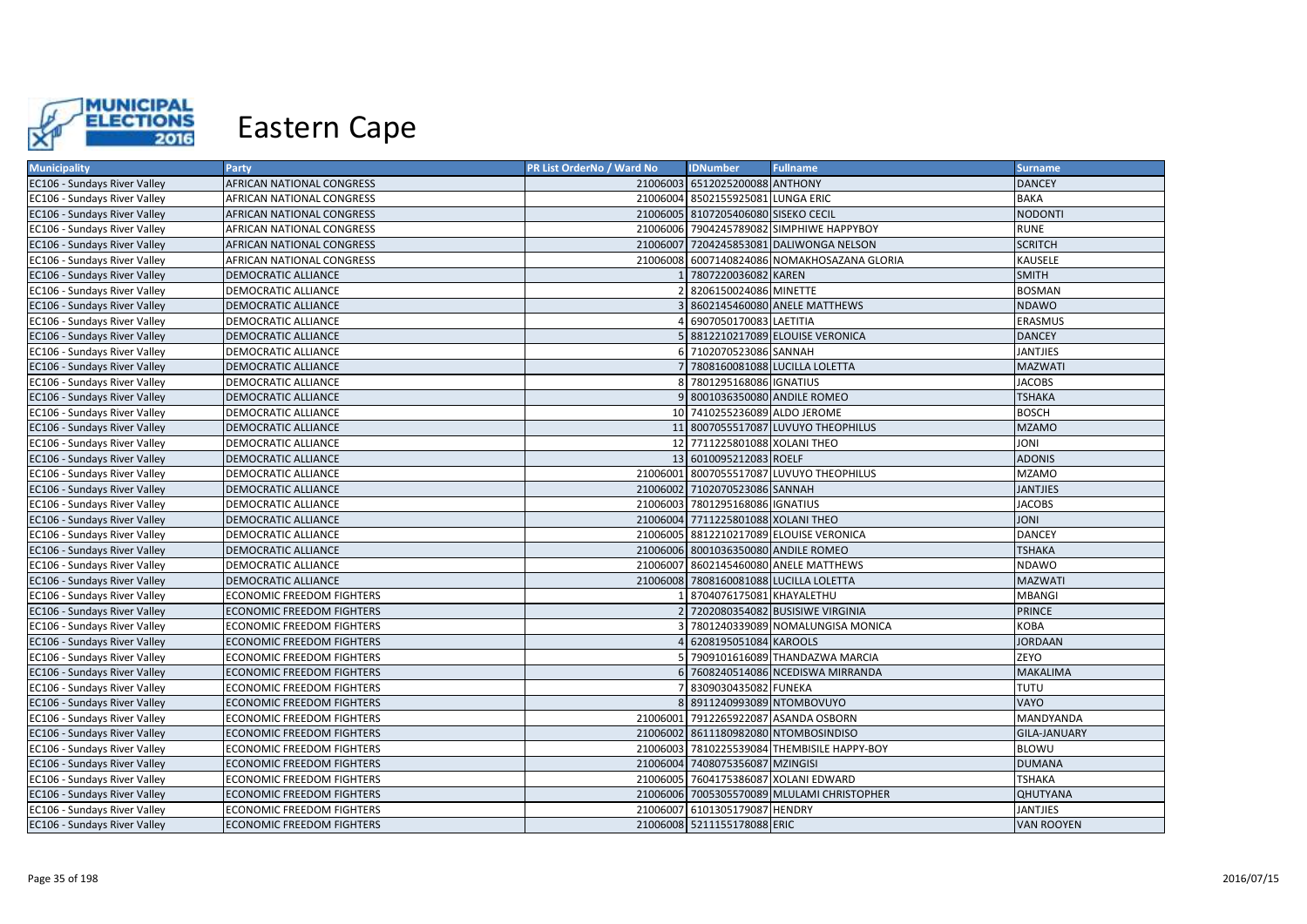# Eastern Cape

| Municipality | Party | PR List OrderNo / Ward No | IDNumber | Fullname | Surname |
|---|---|---|---|---|---|
| EC106 - Sundays River Valley | AFRICAN NATIONAL CONGRESS | 21006003 | 6512025200088 | ANTHONY | DANCEY |
| EC106 - Sundays River Valley | AFRICAN NATIONAL CONGRESS | 21006004 | 8502155925081 | LUNGA ERIC | BAKA |
| EC106 - Sundays River Valley | AFRICAN NATIONAL CONGRESS | 21006005 | 8107205406080 | SISEKO CECIL | NODONTI |
| EC106 - Sundays River Valley | AFRICAN NATIONAL CONGRESS | 21006006 | 7904245789082 | SIMPHIWE HAPPYBOY | RUNE |
| EC106 - Sundays River Valley | AFRICAN NATIONAL CONGRESS | 21006007 | 7204245853081 | DALIWONGA NELSON | SCRITCH |
| EC106 - Sundays River Valley | AFRICAN NATIONAL CONGRESS | 21006008 | 6007140824086 | NOMAKHOSAZANA GLORIA | KAUSELE |
| EC106 - Sundays River Valley | DEMOCRATIC ALLIANCE | 1 | 7807220036082 | KAREN | SMITH |
| EC106 - Sundays River Valley | DEMOCRATIC ALLIANCE | 2 | 8206150024086 | MINETTE | BOSMAN |
| EC106 - Sundays River Valley | DEMOCRATIC ALLIANCE | 3 | 8602145460080 | ANELE MATTHEWS | NDAWO |
| EC106 - Sundays River Valley | DEMOCRATIC ALLIANCE | 4 | 6907050170083 | LAETITIA | ERASMUS |
| EC106 - Sundays River Valley | DEMOCRATIC ALLIANCE | 5 | 8812210217089 | ELOUISE VERONICA | DANCEY |
| EC106 - Sundays River Valley | DEMOCRATIC ALLIANCE | 6 | 7102070523086 | SANNAH | JANTJIES |
| EC106 - Sundays River Valley | DEMOCRATIC ALLIANCE | 7 | 7808160081088 | LUCILLA LOLETTA | MAZWATI |
| EC106 - Sundays River Valley | DEMOCRATIC ALLIANCE | 8 | 7801295168086 | IGNATIUS | JACOBS |
| EC106 - Sundays River Valley | DEMOCRATIC ALLIANCE | 9 | 8001036350080 | ANDILE ROMEO | TSHAKA |
| EC106 - Sundays River Valley | DEMOCRATIC ALLIANCE | 10 | 7410255236089 | ALDO JEROME | BOSCH |
| EC106 - Sundays River Valley | DEMOCRATIC ALLIANCE | 11 | 8007055517087 | LUVUYO THEOPHILUS | MZAMO |
| EC106 - Sundays River Valley | DEMOCRATIC ALLIANCE | 12 | 7711225801088 | XOLANI THEO | JONI |
| EC106 - Sundays River Valley | DEMOCRATIC ALLIANCE | 13 | 6010095212083 | ROELF | ADONIS |
| EC106 - Sundays River Valley | DEMOCRATIC ALLIANCE | 21006001 | 8007055517087 | LUVUYO THEOPHILUS | MZAMO |
| EC106 - Sundays River Valley | DEMOCRATIC ALLIANCE | 21006002 | 7102070523086 | SANNAH | JANTJIES |
| EC106 - Sundays River Valley | DEMOCRATIC ALLIANCE | 21006003 | 7801295168086 | IGNATIUS | JACOBS |
| EC106 - Sundays River Valley | DEMOCRATIC ALLIANCE | 21006004 | 7711225801088 | XOLANI THEO | JONI |
| EC106 - Sundays River Valley | DEMOCRATIC ALLIANCE | 21006005 | 8812210217089 | ELOUISE VERONICA | DANCEY |
| EC106 - Sundays River Valley | DEMOCRATIC ALLIANCE | 21006006 | 8001036350080 | ANDILE ROMEO | TSHAKA |
| EC106 - Sundays River Valley | DEMOCRATIC ALLIANCE | 21006007 | 8602145460080 | ANELE MATTHEWS | NDAWO |
| EC106 - Sundays River Valley | DEMOCRATIC ALLIANCE | 21006008 | 7808160081088 | LUCILLA LOLETTA | MAZWATI |
| EC106 - Sundays River Valley | ECONOMIC FREEDOM FIGHTERS | 1 | 8704076175081 | KHAYALETHU | MBANGI |
| EC106 - Sundays River Valley | ECONOMIC FREEDOM FIGHTERS | 2 | 7202080354082 | BUSISIWE VIRGINIA | PRINCE |
| EC106 - Sundays River Valley | ECONOMIC FREEDOM FIGHTERS | 3 | 7801240339089 | NOMALUNGISA MONICA | KOBA |
| EC106 - Sundays River Valley | ECONOMIC FREEDOM FIGHTERS | 4 | 6208195051084 | KAROOLS | JORDAAN |
| EC106 - Sundays River Valley | ECONOMIC FREEDOM FIGHTERS | 5 | 7909101616089 | THANDAZWA MARCIA | ZEYO |
| EC106 - Sundays River Valley | ECONOMIC FREEDOM FIGHTERS | 6 | 7608240514086 | NCEDISWA MIRRANDA | MAKALIMA |
| EC106 - Sundays River Valley | ECONOMIC FREEDOM FIGHTERS | 7 | 8309030435082 | FUNEKA | TUTU |
| EC106 - Sundays River Valley | ECONOMIC FREEDOM FIGHTERS | 8 | 8911240993089 | NTOMBOVUYO | VAYO |
| EC106 - Sundays River Valley | ECONOMIC FREEDOM FIGHTERS | 21006001 | 7912265922087 | ASANDA OSBORN | MANDYANDA |
| EC106 - Sundays River Valley | ECONOMIC FREEDOM FIGHTERS | 21006002 | 8611180982080 | NTOMBOSINDISO | GILA-JANUARY |
| EC106 - Sundays River Valley | ECONOMIC FREEDOM FIGHTERS | 21006003 | 7810225539084 | THEMBISILE HAPPY-BOY | BLOWU |
| EC106 - Sundays River Valley | ECONOMIC FREEDOM FIGHTERS | 21006004 | 7408075356087 | MZINGISI | DUMANA |
| EC106 - Sundays River Valley | ECONOMIC FREEDOM FIGHTERS | 21006005 | 7604175386087 | XOLANI EDWARD | TSHAKA |
| EC106 - Sundays River Valley | ECONOMIC FREEDOM FIGHTERS | 21006006 | 7005305570089 | MLULAMI CHRISTOPHER | QHUTYANA |
| EC106 - Sundays River Valley | ECONOMIC FREEDOM FIGHTERS | 21006007 | 6101305179087 | HENDRY | JANTJIES |
| EC106 - Sundays River Valley | ECONOMIC FREEDOM FIGHTERS | 21006008 | 5211155178088 | ERIC | VAN ROOYEN |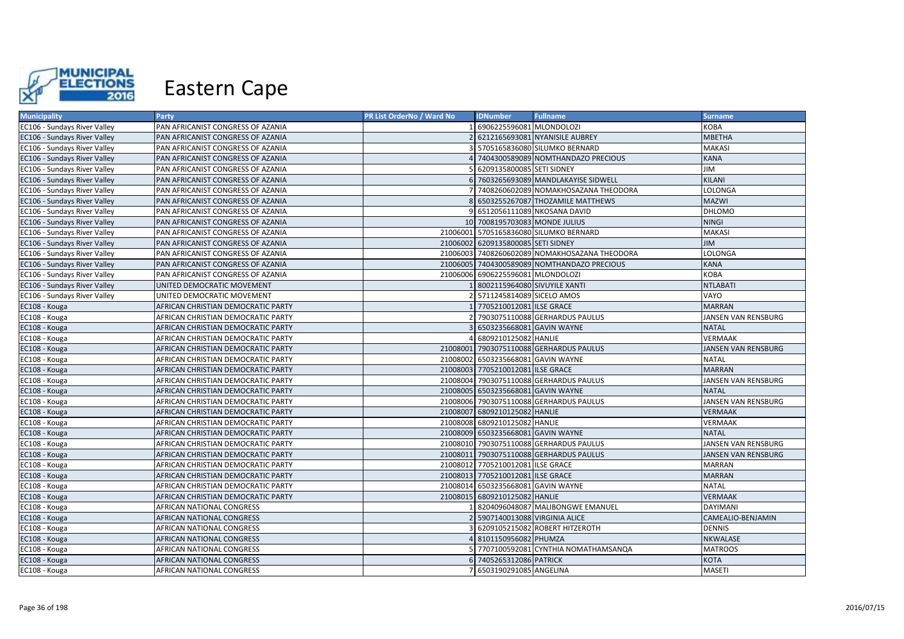# Eastern Cape

| Municipality | Party | PR List OrderNo / Ward No | IDNumber | Fullname | Surname |
|---|---|---|---|---|---|
| EC106 - Sundays River Valley | PAN AFRICANIST CONGRESS OF AZANIA | 1 | 6906225596081 | MLONDOLOZI | KOBA |
| EC106 - Sundays River Valley | PAN AFRICANIST CONGRESS OF AZANIA | 2 | 6212165693081 | NYANISILE AUBREY | MBETHA |
| EC106 - Sundays River Valley | PAN AFRICANIST CONGRESS OF AZANIA | 3 | 5705165836080 | SILUMKO BERNARD | MAKASI |
| EC106 - Sundays River Valley | PAN AFRICANIST CONGRESS OF AZANIA | 4 | 7404300589089 | NOMTHANDAZO PRECIOUS | KANA |
| EC106 - Sundays River Valley | PAN AFRICANIST CONGRESS OF AZANIA | 5 | 6209135800085 | SETI SIDNEY | JIM |
| EC106 - Sundays River Valley | PAN AFRICANIST CONGRESS OF AZANIA | 6 | 7603265693089 | MANDLAKAYISE SIDWELL | KILANI |
| EC106 - Sundays River Valley | PAN AFRICANIST CONGRESS OF AZANIA | 7 | 7408260602089 | NOMAKHOSAZANA THEODORA | LOLONGA |
| EC106 - Sundays River Valley | PAN AFRICANIST CONGRESS OF AZANIA | 8 | 6503255267087 | THOZAMILE MATTHEWS | MAZWI |
| EC106 - Sundays River Valley | PAN AFRICANIST CONGRESS OF AZANIA | 9 | 6512056111089 | NKOSANA DAVID | DHLOMO |
| EC106 - Sundays River Valley | PAN AFRICANIST CONGRESS OF AZANIA | 10 | 7008195703083 | MONDE JULIUS | NINGI |
| EC106 - Sundays River Valley | PAN AFRICANIST CONGRESS OF AZANIA | 21006001 | 5705165836080 | SILUMKO BERNARD | MAKASI |
| EC106 - Sundays River Valley | PAN AFRICANIST CONGRESS OF AZANIA | 21006002 | 6209135800085 | SETI SIDNEY | JIM |
| EC106 - Sundays River Valley | PAN AFRICANIST CONGRESS OF AZANIA | 21006003 | 7408260602089 | NOMAKHOSAZANA THEODORA | LOLONGA |
| EC106 - Sundays River Valley | PAN AFRICANIST CONGRESS OF AZANIA | 21006005 | 7404300589089 | NOMTHANDAZO PRECIOUS | KANA |
| EC106 - Sundays River Valley | PAN AFRICANIST CONGRESS OF AZANIA | 21006006 | 6906225596081 | MLONDOLOZI | KOBA |
| EC106 - Sundays River Valley | UNITED DEMOCRATIC MOVEMENT | 1 | 8002115964080 | SIVUYILE XANTI | NTLABATI |
| EC106 - Sundays River Valley | UNITED DEMOCRATIC MOVEMENT | 2 | 5711245814089 | SICELO AMOS | VAYO |
| EC108 - Kouga | AFRICAN CHRISTIAN DEMOCRATIC PARTY | 1 | 7705210012081 | ILSE GRACE | MARRAN |
| EC108 - Kouga | AFRICAN CHRISTIAN DEMOCRATIC PARTY | 2 | 7903075110088 | GERHARDUS PAULUS | JANSEN VAN RENSBURG |
| EC108 - Kouga | AFRICAN CHRISTIAN DEMOCRATIC PARTY | 3 | 6503235668081 | GAVIN WAYNE | NATAL |
| EC108 - Kouga | AFRICAN CHRISTIAN DEMOCRATIC PARTY | 4 | 6809210125082 | HANLIE | VERMAAK |
| EC108 - Kouga | AFRICAN CHRISTIAN DEMOCRATIC PARTY | 21008001 | 7903075110088 | GERHARDUS PAULUS | JANSEN VAN RENSBURG |
| EC108 - Kouga | AFRICAN CHRISTIAN DEMOCRATIC PARTY | 21008002 | 6503235668081 | GAVIN WAYNE | NATAL |
| EC108 - Kouga | AFRICAN CHRISTIAN DEMOCRATIC PARTY | 21008003 | 7705210012081 | ILSE GRACE | MARRAN |
| EC108 - Kouga | AFRICAN CHRISTIAN DEMOCRATIC PARTY | 21008004 | 7903075110088 | GERHARDUS PAULUS | JANSEN VAN RENSBURG |
| EC108 - Kouga | AFRICAN CHRISTIAN DEMOCRATIC PARTY | 21008005 | 6503235668081 | GAVIN WAYNE | NATAL |
| EC108 - Kouga | AFRICAN CHRISTIAN DEMOCRATIC PARTY | 21008006 | 7903075110088 | GERHARDUS PAULUS | JANSEN VAN RENSBURG |
| EC108 - Kouga | AFRICAN CHRISTIAN DEMOCRATIC PARTY | 21008007 | 6809210125082 | HANLIE | VERMAAK |
| EC108 - Kouga | AFRICAN CHRISTIAN DEMOCRATIC PARTY | 21008008 | 6809210125082 | HANLIE | VERMAAK |
| EC108 - Kouga | AFRICAN CHRISTIAN DEMOCRATIC PARTY | 21008009 | 6503235668081 | GAVIN WAYNE | NATAL |
| EC108 - Kouga | AFRICAN CHRISTIAN DEMOCRATIC PARTY | 21008010 | 7903075110088 | GERHARDUS PAULUS | JANSEN VAN RENSBURG |
| EC108 - Kouga | AFRICAN CHRISTIAN DEMOCRATIC PARTY | 21008011 | 7903075110088 | GERHARDUS PAULUS | JANSEN VAN RENSBURG |
| EC108 - Kouga | AFRICAN CHRISTIAN DEMOCRATIC PARTY | 21008012 | 7705210012081 | ILSE GRACE | MARRAN |
| EC108 - Kouga | AFRICAN CHRISTIAN DEMOCRATIC PARTY | 21008013 | 7705210012081 | ILSE GRACE | MARRAN |
| EC108 - Kouga | AFRICAN CHRISTIAN DEMOCRATIC PARTY | 21008014 | 6503235668081 | GAVIN WAYNE | NATAL |
| EC108 - Kouga | AFRICAN CHRISTIAN DEMOCRATIC PARTY | 21008015 | 6809210125082 | HANLIE | VERMAAK |
| EC108 - Kouga | AFRICAN NATIONAL CONGRESS | 1 | 8204096048087 | MALIBONGWE EMANUEL | DAYIMANI |
| EC108 - Kouga | AFRICAN NATIONAL CONGRESS | 2 | 5907140013088 | VIRGINIA ALICE | CAMEALIO-BENJAMIN |
| EC108 - Kouga | AFRICAN NATIONAL CONGRESS | 3 | 6209105215082 | ROBERT HITZEROTH | DENNIS |
| EC108 - Kouga | AFRICAN NATIONAL CONGRESS | 4 | 8101150956082 | PHUMZA | NKWALASE |
| EC108 - Kouga | AFRICAN NATIONAL CONGRESS | 5 | 7707100592081 | CYNTHIA NOMATHAMSANQA | MATROOS |
| EC108 - Kouga | AFRICAN NATIONAL CONGRESS | 6 | 7405265312086 | PATRICK | KOTA |
| EC108 - Kouga | AFRICAN NATIONAL CONGRESS | 7 | 6503190291085 | ANGELINA | MASETI |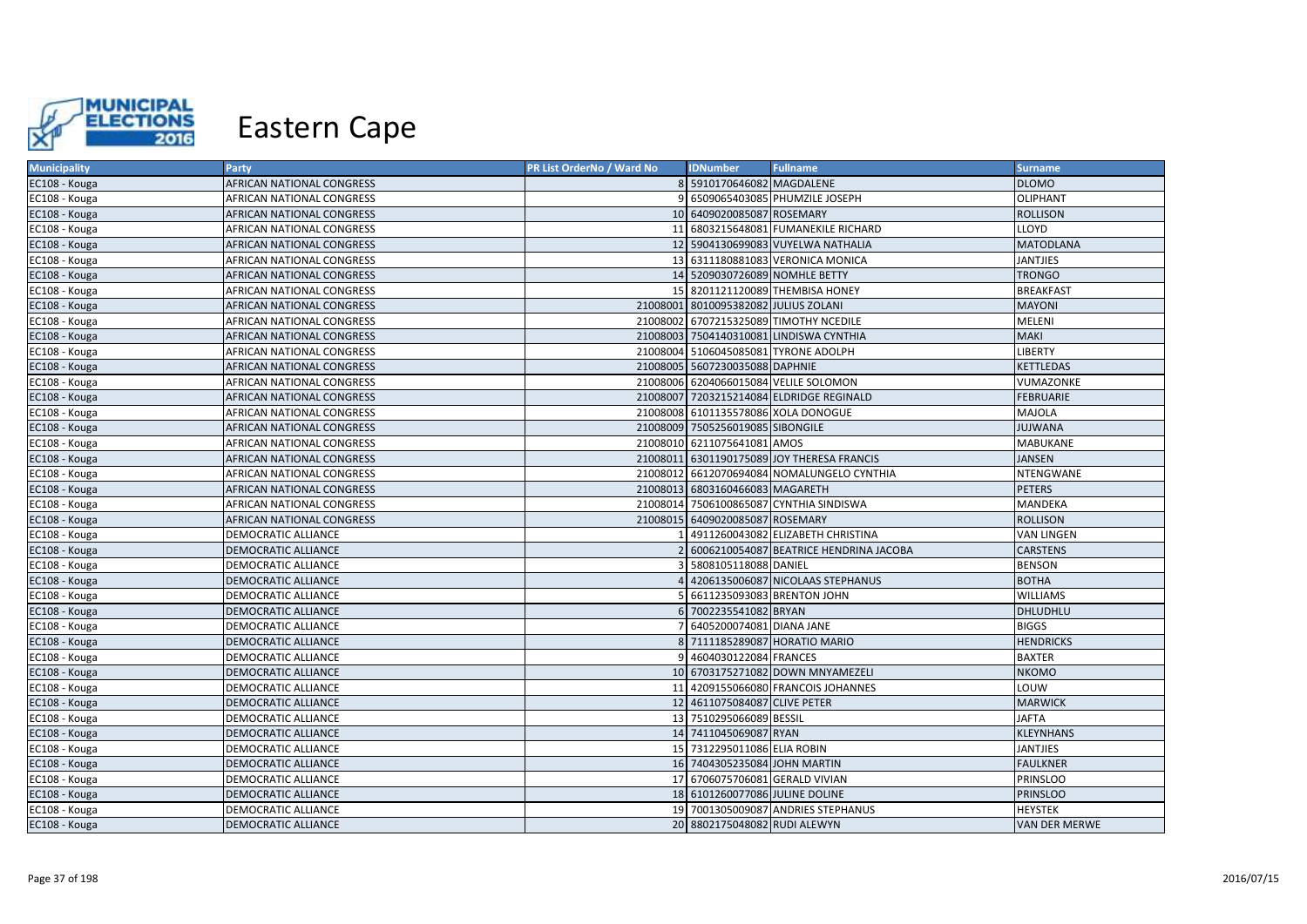# Eastern Cape

| Municipality | Party | PR List OrderNo / Ward No | IDNumber | Fullname | Surname |
|---|---|---|---|---|---|
| EC108 - Kouga | AFRICAN NATIONAL CONGRESS | 8 | 5910170646082 | MAGDALENE | DLOMO |
| EC108 - Kouga | AFRICAN NATIONAL CONGRESS | 9 | 6509065403085 | PHUMZILE JOSEPH | OLIPHANT |
| EC108 - Kouga | AFRICAN NATIONAL CONGRESS | 10 | 6409020085087 | ROSEMARY | ROLLISON |
| EC108 - Kouga | AFRICAN NATIONAL CONGRESS | 11 | 6803215648081 | FUMANEKILE RICHARD | LLOYD |
| EC108 - Kouga | AFRICAN NATIONAL CONGRESS | 12 | 5904130699083 | VUYELWA NATHALIA | MATODLANA |
| EC108 - Kouga | AFRICAN NATIONAL CONGRESS | 13 | 6311180881083 | VERONICA MONICA | JANTJIES |
| EC108 - Kouga | AFRICAN NATIONAL CONGRESS | 14 | 5209030726089 | NOMHLE BETTY | TRONGO |
| EC108 - Kouga | AFRICAN NATIONAL CONGRESS | 15 | 8201121120089 | THEMBISA HONEY | BREAKFAST |
| EC108 - Kouga | AFRICAN NATIONAL CONGRESS | 21008001 | 8010095382082 | JULIUS ZOLANI | MAYONI |
| EC108 - Kouga | AFRICAN NATIONAL CONGRESS | 21008002 | 6707215325089 | TIMOTHY NCEDILE | MELENI |
| EC108 - Kouga | AFRICAN NATIONAL CONGRESS | 21008003 | 7504140310081 | LINDISWA CYNTHIA | MAKI |
| EC108 - Kouga | AFRICAN NATIONAL CONGRESS | 21008004 | 5106045085081 | TYRONE ADOLPH | LIBERTY |
| EC108 - Kouga | AFRICAN NATIONAL CONGRESS | 21008005 | 5607230035088 | DAPHNIE | KETTLEDAS |
| EC108 - Kouga | AFRICAN NATIONAL CONGRESS | 21008006 | 6204066015084 | VELILE SOLOMON | VUMAZONKE |
| EC108 - Kouga | AFRICAN NATIONAL CONGRESS | 21008007 | 7203215214084 | ELDRIDGE REGINALD | FEBRUARIE |
| EC108 - Kouga | AFRICAN NATIONAL CONGRESS | 21008008 | 6101135578086 | XOLA DONOGUE | MAJOLA |
| EC108 - Kouga | AFRICAN NATIONAL CONGRESS | 21008009 | 7505256019085 | SIBONGILE | JUJWANA |
| EC108 - Kouga | AFRICAN NATIONAL CONGRESS | 21008010 | 6211075641081 | AMOS | MABUKANE |
| EC108 - Kouga | AFRICAN NATIONAL CONGRESS | 21008011 | 6301190175089 | JOY THERESA FRANCIS | JANSEN |
| EC108 - Kouga | AFRICAN NATIONAL CONGRESS | 21008012 | 6612070694084 | NOMALUNGELO CYNTHIA | NTENGWANE |
| EC108 - Kouga | AFRICAN NATIONAL CONGRESS | 21008013 | 6803160466083 | MAGARETH | PETERS |
| EC108 - Kouga | AFRICAN NATIONAL CONGRESS | 21008014 | 7506100865087 | CYNTHIA SINDISWA | MANDEKA |
| EC108 - Kouga | AFRICAN NATIONAL CONGRESS | 21008015 | 6409020085087 | ROSEMARY | ROLLISON |
| EC108 - Kouga | DEMOCRATIC ALLIANCE | 1 | 4911260043082 | ELIZABETH CHRISTINA | VAN LINGEN |
| EC108 - Kouga | DEMOCRATIC ALLIANCE | 2 | 6006210054087 | BEATRICE HENDRINA JACOBA | CARSTENS |
| EC108 - Kouga | DEMOCRATIC ALLIANCE | 3 | 5808105118088 | DANIEL | BENSON |
| EC108 - Kouga | DEMOCRATIC ALLIANCE | 4 | 4206135006087 | NICOLAAS STEPHANUS | BOTHA |
| EC108 - Kouga | DEMOCRATIC ALLIANCE | 5 | 6611235093083 | BRENTON JOHN | WILLIAMS |
| EC108 - Kouga | DEMOCRATIC ALLIANCE | 6 | 7002235541082 | BRYAN | DHLUDHLU |
| EC108 - Kouga | DEMOCRATIC ALLIANCE | 7 | 6405200074081 | DIANA JANE | BIGGS |
| EC108 - Kouga | DEMOCRATIC ALLIANCE | 8 | 7111185289087 | HORATIO MARIO | HENDRICKS |
| EC108 - Kouga | DEMOCRATIC ALLIANCE | 9 | 4604030122084 | FRANCES | BAXTER |
| EC108 - Kouga | DEMOCRATIC ALLIANCE | 10 | 6703175271082 | DOWN MNYAMEZELI | NKOMO |
| EC108 - Kouga | DEMOCRATIC ALLIANCE | 11 | 4209155066080 | FRANCOIS JOHANNES | LOUW |
| EC108 - Kouga | DEMOCRATIC ALLIANCE | 12 | 4611075084087 | CLIVE PETER | MARWICK |
| EC108 - Kouga | DEMOCRATIC ALLIANCE | 13 | 7510295066089 | BESSIL | JAFTA |
| EC108 - Kouga | DEMOCRATIC ALLIANCE | 14 | 7411045069087 | RYAN | KLEYNHANS |
| EC108 - Kouga | DEMOCRATIC ALLIANCE | 15 | 7312295011086 | ELIA ROBIN | JANTJIES |
| EC108 - Kouga | DEMOCRATIC ALLIANCE | 16 | 7404305235084 | JOHN MARTIN | FAULKNER |
| EC108 - Kouga | DEMOCRATIC ALLIANCE | 17 | 6706075706081 | GERALD VIVIAN | PRINSLOO |
| EC108 - Kouga | DEMOCRATIC ALLIANCE | 18 | 6101260077086 | JULINE DOLINE | PRINSLOO |
| EC108 - Kouga | DEMOCRATIC ALLIANCE | 19 | 7001305009087 | ANDRIES STEPHANUS | HEYSTEK |
| EC108 - Kouga | DEMOCRATIC ALLIANCE | 20 | 8802175048082 | RUDI ALEWYN | VAN DER MERWE |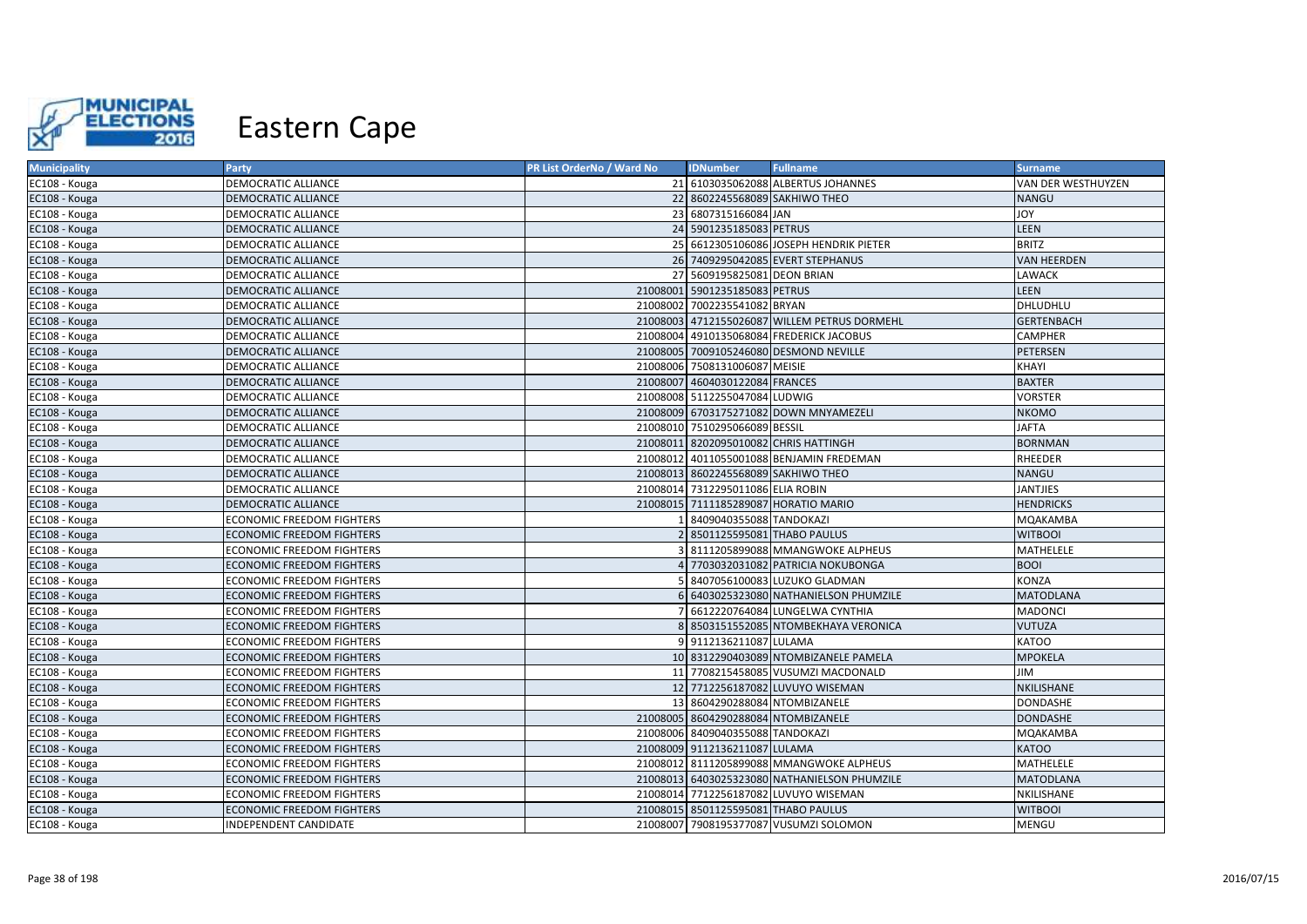# Eastern Cape

| Municipality | Party | PR List OrderNo / Ward No | IDNumber | Fullname | Surname |
|---|---|---|---|---|---|
| EC108 - Kouga | DEMOCRATIC ALLIANCE | 21 | 6103035062088 | ALBERTUS JOHANNES | VAN DER WESTHUYZEN |
| EC108 - Kouga | DEMOCRATIC ALLIANCE | 22 | 8602245568089 | SAKHIWO THEO | NANGU |
| EC108 - Kouga | DEMOCRATIC ALLIANCE | 23 | 6807315166084 | JAN | JOY |
| EC108 - Kouga | DEMOCRATIC ALLIANCE | 24 | 5901235185083 | PETRUS | LEEN |
| EC108 - Kouga | DEMOCRATIC ALLIANCE | 25 | 6612305106086 | JOSEPH HENDRIK PIETER | BRITZ |
| EC108 - Kouga | DEMOCRATIC ALLIANCE | 26 | 7409295042085 | EVERT STEPHANUS | VAN HEERDEN |
| EC108 - Kouga | DEMOCRATIC ALLIANCE | 27 | 5609195825081 | DEON BRIAN | LAWACK |
| EC108 - Kouga | DEMOCRATIC ALLIANCE | 21008001 | 5901235185083 | PETRUS | LEEN |
| EC108 - Kouga | DEMOCRATIC ALLIANCE | 21008002 | 7002235541082 | BRYAN | DHLUDHLU |
| EC108 - Kouga | DEMOCRATIC ALLIANCE | 21008003 | 4712155026087 | WILLEM PETRUS DORMEHL | GERTENBACH |
| EC108 - Kouga | DEMOCRATIC ALLIANCE | 21008004 | 4910135068084 | FREDERICK JACOBUS | CAMPHER |
| EC108 - Kouga | DEMOCRATIC ALLIANCE | 21008005 | 7009105246080 | DESMOND NEVILLE | PETERSEN |
| EC108 - Kouga | DEMOCRATIC ALLIANCE | 21008006 | 7508131006087 | MEISIE | KHAYI |
| EC108 - Kouga | DEMOCRATIC ALLIANCE | 21008007 | 4604030122084 | FRANCES | BAXTER |
| EC108 - Kouga | DEMOCRATIC ALLIANCE | 21008008 | 5112255047084 | LUDWIG | VORSTER |
| EC108 - Kouga | DEMOCRATIC ALLIANCE | 21008009 | 6703175271082 | DOWN MNYAMEZELI | NKOMO |
| EC108 - Kouga | DEMOCRATIC ALLIANCE | 21008010 | 7510295066089 | BESSIL | JAFTA |
| EC108 - Kouga | DEMOCRATIC ALLIANCE | 21008011 | 8202095010082 | CHRIS HATTINGH | BORNMAN |
| EC108 - Kouga | DEMOCRATIC ALLIANCE | 21008012 | 4011055001088 | BENJAMIN FREDEMAN | RHEEDER |
| EC108 - Kouga | DEMOCRATIC ALLIANCE | 21008013 | 8602245568089 | SAKHIWO THEO | NANGU |
| EC108 - Kouga | DEMOCRATIC ALLIANCE | 21008014 | 7312295011086 | ELIA ROBIN | JANTJIES |
| EC108 - Kouga | DEMOCRATIC ALLIANCE | 21008015 | 7111185289087 | HORATIO MARIO | HENDRICKS |
| EC108 - Kouga | ECONOMIC FREEDOM FIGHTERS | 1 | 8409040355088 | TANDOKAZI | MQAKAMBA |
| EC108 - Kouga | ECONOMIC FREEDOM FIGHTERS | 2 | 8501125595081 | THABO PAULUS | WITBOOI |
| EC108 - Kouga | ECONOMIC FREEDOM FIGHTERS | 3 | 8111205899088 | MMANGWOKE ALPHEUS | MATHELELE |
| EC108 - Kouga | ECONOMIC FREEDOM FIGHTERS | 4 | 7703032031082 | PATRICIA NOKUBONGA | BOOI |
| EC108 - Kouga | ECONOMIC FREEDOM FIGHTERS | 5 | 8407056100083 | LUZUKO GLADMAN | KONZA |
| EC108 - Kouga | ECONOMIC FREEDOM FIGHTERS | 6 | 6403025323080 | NATHANIELSON PHUMZILE | MATODLANA |
| EC108 - Kouga | ECONOMIC FREEDOM FIGHTERS | 7 | 6612220764084 | LUNGELWA CYNTHIA | MADONCI |
| EC108 - Kouga | ECONOMIC FREEDOM FIGHTERS | 8 | 8503151552085 | NTOMBEKHAYA VERONICA | VUTUZA |
| EC108 - Kouga | ECONOMIC FREEDOM FIGHTERS | 9 | 9112136211087 | LULAMA | KATOO |
| EC108 - Kouga | ECONOMIC FREEDOM FIGHTERS | 10 | 8312290403089 | NTOMBIZANELE PAMELA | MPOKELA |
| EC108 - Kouga | ECONOMIC FREEDOM FIGHTERS | 11 | 7708215458085 | VUSUMZI MACDONALD | JIM |
| EC108 - Kouga | ECONOMIC FREEDOM FIGHTERS | 12 | 7712256187082 | LUVUYO WISEMAN | NKILISHANE |
| EC108 - Kouga | ECONOMIC FREEDOM FIGHTERS | 13 | 8604290288084 | NTOMBIZANELE | DONDASHE |
| EC108 - Kouga | ECONOMIC FREEDOM FIGHTERS | 21008005 | 8604290288084 | NTOMBIZANELE | DONDASHE |
| EC108 - Kouga | ECONOMIC FREEDOM FIGHTERS | 21008006 | 8409040355088 | TANDOKAZI | MQAKAMBA |
| EC108 - Kouga | ECONOMIC FREEDOM FIGHTERS | 21008009 | 9112136211087 | LULAMA | KATOO |
| EC108 - Kouga | ECONOMIC FREEDOM FIGHTERS | 21008012 | 8111205899088 | MMANGWOKE ALPHEUS | MATHELELE |
| EC108 - Kouga | ECONOMIC FREEDOM FIGHTERS | 21008013 | 6403025323080 | NATHANIELSON PHUMZILE | MATODLANA |
| EC108 - Kouga | ECONOMIC FREEDOM FIGHTERS | 21008014 | 7712256187082 | LUVUYO WISEMAN | NKILISHANE |
| EC108 - Kouga | ECONOMIC FREEDOM FIGHTERS | 21008015 | 8501125595081 | THABO PAULUS | WITBOOI |
| EC108 - Kouga | INDEPENDENT CANDIDATE | 21008007 | 7908195377087 | VUSUMZI SOLOMON | MENGU |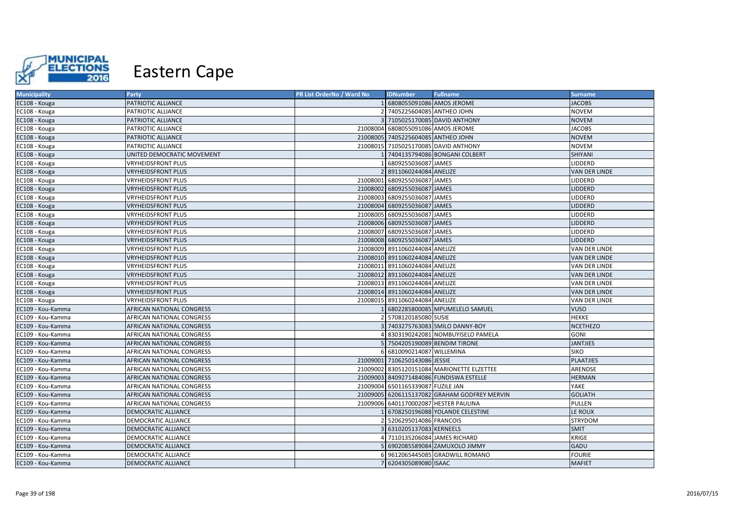# Eastern Cape

| Municipality | Party | PR List OrderNo / Ward No | IDNumber | Fullname | Surname |
|---|---|---|---|---|---|
| EC108 - Kouga | PATRIOTIC ALLIANCE | 1 | 6808055091086 | AMOS JEROME | JACOBS |
| EC108 - Kouga | PATRIOTIC ALLIANCE | 2 | 7405225604085 | ANTHEO JOHN | NOVEM |
| EC108 - Kouga | PATRIOTIC ALLIANCE | 3 | 7105025170085 | DAVID ANTHONY | NOVEM |
| EC108 - Kouga | PATRIOTIC ALLIANCE | 21008004 | 6808055091086 | AMOS JEROME | JACOBS |
| EC108 - Kouga | PATRIOTIC ALLIANCE | 21008005 | 7405225604085 | ANTHEO JOHN | NOVEM |
| EC108 - Kouga | PATRIOTIC ALLIANCE | 21008015 | 7105025170085 | DAVID ANTHONY | NOVEM |
| EC108 - Kouga | UNITED DEMOCRATIC MOVEMENT | 1 | 7404135794086 | BONGANI COLBERT | SHIYANI |
| EC108 - Kouga | VRYHEIDSFRONT PLUS | 1 | 6809255036087 | JAMES | LIDDERD |
| EC108 - Kouga | VRYHEIDSFRONT PLUS | 2 | 8911060244084 | ANELIZE | VAN DER LINDE |
| EC108 - Kouga | VRYHEIDSFRONT PLUS | 21008001 | 6809255036087 | JAMES | LIDDERD |
| EC108 - Kouga | VRYHEIDSFRONT PLUS | 21008002 | 6809255036087 | JAMES | LIDDERD |
| EC108 - Kouga | VRYHEIDSFRONT PLUS | 21008003 | 6809255036087 | JAMES | LIDDERD |
| EC108 - Kouga | VRYHEIDSFRONT PLUS | 21008004 | 6809255036087 | JAMES | LIDDERD |
| EC108 - Kouga | VRYHEIDSFRONT PLUS | 21008005 | 6809255036087 | JAMES | LIDDERD |
| EC108 - Kouga | VRYHEIDSFRONT PLUS | 21008006 | 6809255036087 | JAMES | LIDDERD |
| EC108 - Kouga | VRYHEIDSFRONT PLUS | 21008007 | 6809255036087 | JAMES | LIDDERD |
| EC108 - Kouga | VRYHEIDSFRONT PLUS | 21008008 | 6809255036087 | JAMES | LIDDERD |
| EC108 - Kouga | VRYHEIDSFRONT PLUS | 21008009 | 8911060244084 | ANELIZE | VAN DER LINDE |
| EC108 - Kouga | VRYHEIDSFRONT PLUS | 21008010 | 8911060244084 | ANELIZE | VAN DER LINDE |
| EC108 - Kouga | VRYHEIDSFRONT PLUS | 21008011 | 8911060244084 | ANELIZE | VAN DER LINDE |
| EC108 - Kouga | VRYHEIDSFRONT PLUS | 21008012 | 8911060244084 | ANELIZE | VAN DER LINDE |
| EC108 - Kouga | VRYHEIDSFRONT PLUS | 21008013 | 8911060244084 | ANELIZE | VAN DER LINDE |
| EC108 - Kouga | VRYHEIDSFRONT PLUS | 21008014 | 8911060244084 | ANELIZE | VAN DER LINDE |
| EC108 - Kouga | VRYHEIDSFRONT PLUS | 21008015 | 8911060244084 | ANELIZE | VAN DER LINDE |
| EC109 - Kou-Kamma | AFRICAN NATIONAL CONGRESS | 1 | 6802285800085 | MPUMELELO SAMUEL | VUSO |
| EC109 - Kou-Kamma | AFRICAN NATIONAL CONGRESS | 2 | 5708120185080 | SUSIE | HEKKE |
| EC109 - Kou-Kamma | AFRICAN NATIONAL CONGRESS | 3 | 7403275763083 | SMILO DANNY-BOY | NCETHEZO |
| EC109 - Kou-Kamma | AFRICAN NATIONAL CONGRESS | 4 | 8303190242081 | NOMBUYISELO PAMELA | GONI |
| EC109 - Kou-Kamma | AFRICAN NATIONAL CONGRESS | 5 | 7504205190089 | BENDIM TIRONE | JANTJIES |
| EC109 - Kou-Kamma | AFRICAN NATIONAL CONGRESS | 6 | 6810090214087 | WILLEMINA | SIKO |
| EC109 - Kou-Kamma | AFRICAN NATIONAL CONGRESS | 21009001 | 7106250143086 | JESSIE | PLAATJIES |
| EC109 - Kou-Kamma | AFRICAN NATIONAL CONGRESS | 21009002 | 8305120151084 | MARIONETTE ELZETTEE | ARENDSE |
| EC109 - Kou-Kamma | AFRICAN NATIONAL CONGRESS | 21009003 | 8409271484086 | FUNDISWA ESTELLE | HERMAN |
| EC109 - Kou-Kamma | AFRICAN NATIONAL CONGRESS | 21009004 | 6501165339087 | FUZILE JAN | YAKE |
| EC109 - Kou-Kamma | AFRICAN NATIONAL CONGRESS | 21009005 | 6206115137082 | GRAHAM GODFREY MERVIN | GOLIATH |
| EC109 - Kou-Kamma | AFRICAN NATIONAL CONGRESS | 21009006 | 6401170002087 | HESTER PAULINA | PULLEN |
| EC109 - Kou-Kamma | DEMOCRATIC ALLIANCE | 1 | 6708250196088 | YOLANDE CELESTINE | LE ROUX |
| EC109 - Kou-Kamma | DEMOCRATIC ALLIANCE | 2 | 5206295014086 | FRANCOIS | STRYDOM |
| EC109 - Kou-Kamma | DEMOCRATIC ALLIANCE | 3 | 6310205137083 | KERNEELS | SMIT |
| EC109 - Kou-Kamma | DEMOCRATIC ALLIANCE | 4 | 7110135206084 | JAMES RICHARD | KRIGE |
| EC109 - Kou-Kamma | DEMOCRATIC ALLIANCE | 5 | 6902085589084 | ZAMUXOLO JIMMY | GADU |
| EC109 - Kou-Kamma | DEMOCRATIC ALLIANCE | 6 | 9612065445085 | GRADWILL ROMANO | FOURIE |
| EC109 - Kou-Kamma | DEMOCRATIC ALLIANCE | 7 | 6204305089080 | ISAAC | MAFIET |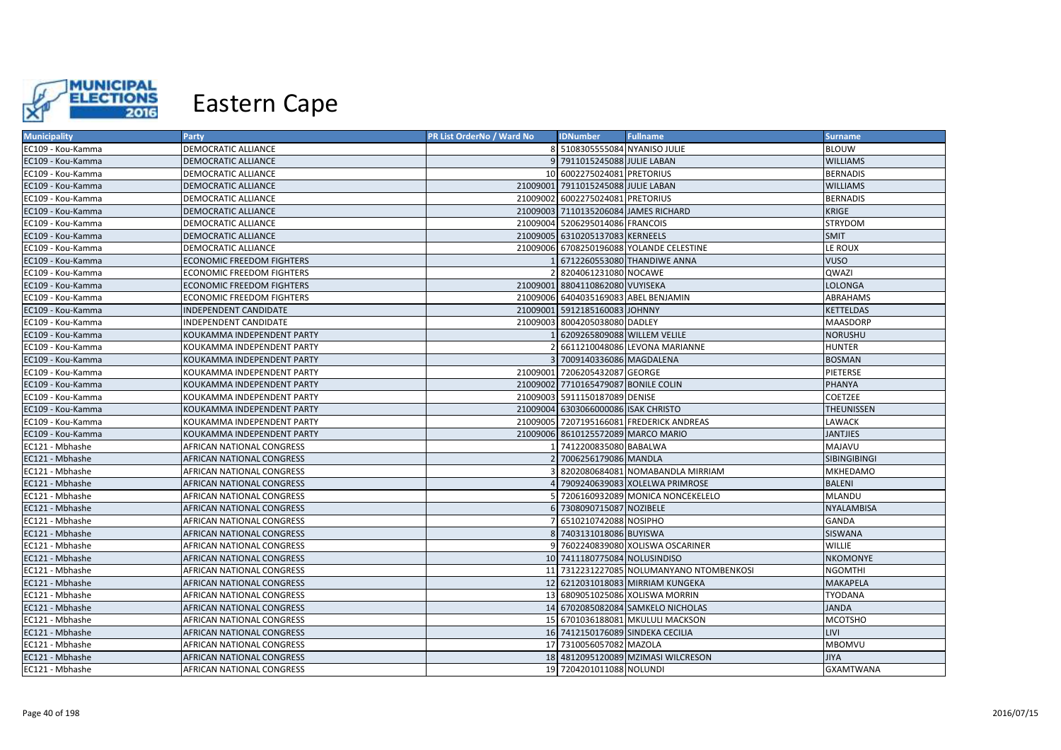# Eastern Cape

| Municipality | Party | PR List OrderNo / Ward No | IDNumber | Fullname | Surname |
|---|---|---|---|---|---|
| EC109 - Kou-Kamma | DEMOCRATIC ALLIANCE | 8 | 5108305555084 | NYANISO JULIE | BLOUW |
| EC109 - Kou-Kamma | DEMOCRATIC ALLIANCE | 9 | 7911015245088 | JULIE LABAN | WILLIAMS |
| EC109 - Kou-Kamma | DEMOCRATIC ALLIANCE | 10 | 6002275024081 | PRETORIUS | BERNADIS |
| EC109 - Kou-Kamma | DEMOCRATIC ALLIANCE | 21009001 | 7911015245088 | JULIE LABAN | WILLIAMS |
| EC109 - Kou-Kamma | DEMOCRATIC ALLIANCE | 21009002 | 6002275024081 | PRETORIUS | BERNADIS |
| EC109 - Kou-Kamma | DEMOCRATIC ALLIANCE | 21009003 | 7110135206084 | JAMES RICHARD | KRIGE |
| EC109 - Kou-Kamma | DEMOCRATIC ALLIANCE | 21009004 | 5206295014086 | FRANCOIS | STRYDOM |
| EC109 - Kou-Kamma | DEMOCRATIC ALLIANCE | 21009005 | 6310205137083 | KERNEELS | SMIT |
| EC109 - Kou-Kamma | DEMOCRATIC ALLIANCE | 21009006 | 6708250196088 | YOLANDE CELESTINE | LE ROUX |
| EC109 - Kou-Kamma | ECONOMIC FREEDOM FIGHTERS | 1 | 6712260553080 | THANDIWE ANNA | VUSO |
| EC109 - Kou-Kamma | ECONOMIC FREEDOM FIGHTERS | 2 | 8204061231080 | NOCAWE | QWAZI |
| EC109 - Kou-Kamma | ECONOMIC FREEDOM FIGHTERS | 21009001 | 8804110862080 | VUYISEKA | LOLONGA |
| EC109 - Kou-Kamma | ECONOMIC FREEDOM FIGHTERS | 21009006 | 6404035169083 | ABEL BENJAMIN | ABRAHAMS |
| EC109 - Kou-Kamma | INDEPENDENT CANDIDATE | 21009001 | 5912185160083 | JOHNNY | KETTELDAS |
| EC109 - Kou-Kamma | INDEPENDENT CANDIDATE | 21009003 | 8004205038080 | DADLEY | MAASDORP |
| EC109 - Kou-Kamma | KOUKAMMA INDEPENDENT PARTY | 1 | 6209265809088 | WILLEM VELILE | NORUSHU |
| EC109 - Kou-Kamma | KOUKAMMA INDEPENDENT PARTY | 2 | 6611210048086 | LEVONA MARIANNE | HUNTER |
| EC109 - Kou-Kamma | KOUKAMMA INDEPENDENT PARTY | 3 | 7009140336086 | MAGDALENA | BOSMAN |
| EC109 - Kou-Kamma | KOUKAMMA INDEPENDENT PARTY | 21009001 | 7206205432087 | GEORGE | PIETERSE |
| EC109 - Kou-Kamma | KOUKAMMA INDEPENDENT PARTY | 21009002 | 7710165479087 | BONILE COLIN | PHANYA |
| EC109 - Kou-Kamma | KOUKAMMA INDEPENDENT PARTY | 21009003 | 5911150187089 | DENISE | COETZEE |
| EC109 - Kou-Kamma | KOUKAMMA INDEPENDENT PARTY | 21009004 | 6303066000086 | ISAK CHRISTO | THEUNISSEN |
| EC109 - Kou-Kamma | KOUKAMMA INDEPENDENT PARTY | 21009005 | 7207195166081 | FREDERICK ANDREAS | LAWACK |
| EC109 - Kou-Kamma | KOUKAMMA INDEPENDENT PARTY | 21009006 | 8610125572089 | MARCO MARIO | JANTJIES |
| EC121 - Mbhashe | AFRICAN NATIONAL CONGRESS | 1 | 7412200835080 | BABALWA | MAJAVU |
| EC121 - Mbhashe | AFRICAN NATIONAL CONGRESS | 2 | 7006256179086 | MANDLA | SIBINGIBINGI |
| EC121 - Mbhashe | AFRICAN NATIONAL CONGRESS | 3 | 8202080684081 | NOMABANDLA MIRRIAM | MKHEDAMO |
| EC121 - Mbhashe | AFRICAN NATIONAL CONGRESS | 4 | 7909240639083 | XOLELWA PRIMROSE | BALENI |
| EC121 - Mbhashe | AFRICAN NATIONAL CONGRESS | 5 | 7206160932089 | MONICA NONCEKELELO | MLANDU |
| EC121 - Mbhashe | AFRICAN NATIONAL CONGRESS | 6 | 7308090715087 | NOZIBELE | NYALAMBISA |
| EC121 - Mbhashe | AFRICAN NATIONAL CONGRESS | 7 | 6510210742088 | NOSIPHO | GANDA |
| EC121 - Mbhashe | AFRICAN NATIONAL CONGRESS | 8 | 7403131018086 | BUYISWA | SISWANA |
| EC121 - Mbhashe | AFRICAN NATIONAL CONGRESS | 9 | 7602240839080 | XOLISWA OSCARINER | WILLIE |
| EC121 - Mbhashe | AFRICAN NATIONAL CONGRESS | 10 | 7411180775084 | NOLUSINDISO | NKOMONYE |
| EC121 - Mbhashe | AFRICAN NATIONAL CONGRESS | 11 | 7312231227085 | NOLUMANYANO NTOMBENKOSI | NGOMTHI |
| EC121 - Mbhashe | AFRICAN NATIONAL CONGRESS | 12 | 6212031018083 | MIRRIAM KUNGEKA | MAKAPELA |
| EC121 - Mbhashe | AFRICAN NATIONAL CONGRESS | 13 | 6809051025086 | XOLISWA MORRIN | TYODANA |
| EC121 - Mbhashe | AFRICAN NATIONAL CONGRESS | 14 | 6702085082084 | SAMKELO NICHOLAS | JANDA |
| EC121 - Mbhashe | AFRICAN NATIONAL CONGRESS | 15 | 6701036188081 | MKULULI MACKSON | MCOTSHO |
| EC121 - Mbhashe | AFRICAN NATIONAL CONGRESS | 16 | 7412150176089 | SINDEKA CECILIA | LIVI |
| EC121 - Mbhashe | AFRICAN NATIONAL CONGRESS | 17 | 7310056057082 | MAZOLA | MBOMVU |
| EC121 - Mbhashe | AFRICAN NATIONAL CONGRESS | 18 | 4812095120089 | MZIMASI WILCRESON | JIYA |
| EC121 - Mbhashe | AFRICAN NATIONAL CONGRESS | 19 | 7204201011088 | NOLUNDI | GXAMTWANA |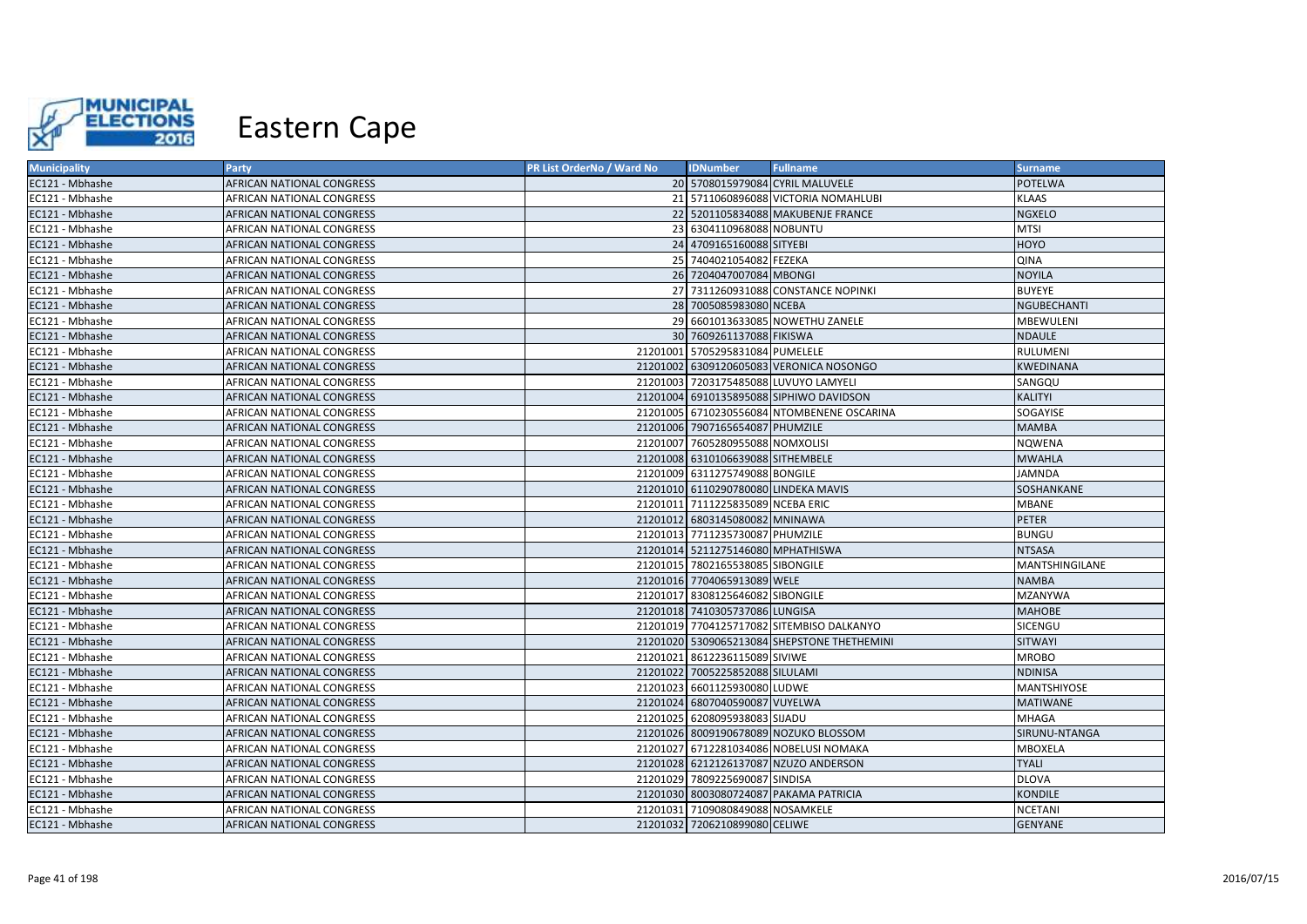# Eastern Cape

| Municipality | Party | PR List OrderNo / Ward No | IDNumber | Fullname | Surname |
|---|---|---|---|---|---|
| EC121 - Mbhashe | AFRICAN NATIONAL CONGRESS | 20 | 5708015979084 | CYRIL MALUVELE | POTELWA |
| EC121 - Mbhashe | AFRICAN NATIONAL CONGRESS | 21 | 5711060896088 | VICTORIA NOMAHLUBI | KLAAS |
| EC121 - Mbhashe | AFRICAN NATIONAL CONGRESS | 22 | 5201105834088 | MAKUBENJE FRANCE | NGXELO |
| EC121 - Mbhashe | AFRICAN NATIONAL CONGRESS | 23 | 6304110968088 | NOBUNTU | MTSI |
| EC121 - Mbhashe | AFRICAN NATIONAL CONGRESS | 24 | 4709165160088 | SITYEBI | HOYO |
| EC121 - Mbhashe | AFRICAN NATIONAL CONGRESS | 25 | 7404021054082 | FEZEKA | QINA |
| EC121 - Mbhashe | AFRICAN NATIONAL CONGRESS | 26 | 7204047007084 | MBONGI | NOYILA |
| EC121 - Mbhashe | AFRICAN NATIONAL CONGRESS | 27 | 7311260931088 | CONSTANCE NOPINKI | BUYEYE |
| EC121 - Mbhashe | AFRICAN NATIONAL CONGRESS | 28 | 7005085983080 | NCEBA | NGUBECHANTI |
| EC121 - Mbhashe | AFRICAN NATIONAL CONGRESS | 29 | 6601013633085 | NOWETHU ZANELE | MBEWULENI |
| EC121 - Mbhashe | AFRICAN NATIONAL CONGRESS | 30 | 7609261137088 | FIKISWA | NDAULE |
| EC121 - Mbhashe | AFRICAN NATIONAL CONGRESS | 21201001 | 5705295831084 | PUMELELE | RULUMENI |
| EC121 - Mbhashe | AFRICAN NATIONAL CONGRESS | 21201002 | 6309120605083 | VERONICA NOSONGO | KWEDINANA |
| EC121 - Mbhashe | AFRICAN NATIONAL CONGRESS | 21201003 | 7203175485088 | LUVUYO LAMYELI | SANGQU |
| EC121 - Mbhashe | AFRICAN NATIONAL CONGRESS | 21201004 | 6910135895088 | SIPHIWO DAVIDSON | KALITYI |
| EC121 - Mbhashe | AFRICAN NATIONAL CONGRESS | 21201005 | 6710230556084 | NTOMBENENE OSCARINA | SOGAYISE |
| EC121 - Mbhashe | AFRICAN NATIONAL CONGRESS | 21201006 | 7907165654087 | PHUMZILE | MAMBA |
| EC121 - Mbhashe | AFRICAN NATIONAL CONGRESS | 21201007 | 7605280955088 | NOMXOLISI | NQWENA |
| EC121 - Mbhashe | AFRICAN NATIONAL CONGRESS | 21201008 | 6310106639088 | SITHEMBELE | MWAHLA |
| EC121 - Mbhashe | AFRICAN NATIONAL CONGRESS | 21201009 | 6311275749088 | BONGILE | JAMNDA |
| EC121 - Mbhashe | AFRICAN NATIONAL CONGRESS | 21201010 | 6110290780080 | LINDEKA MAVIS | SOSHANKANE |
| EC121 - Mbhashe | AFRICAN NATIONAL CONGRESS | 21201011 | 7111225835089 | NCEBA ERIC | MBANE |
| EC121 - Mbhashe | AFRICAN NATIONAL CONGRESS | 21201012 | 6803145080082 | MNINAWA | PETER |
| EC121 - Mbhashe | AFRICAN NATIONAL CONGRESS | 21201013 | 7711235730087 | PHUMZILE | BUNGU |
| EC121 - Mbhashe | AFRICAN NATIONAL CONGRESS | 21201014 | 5211275146080 | MPHATHISWA | NTSASA |
| EC121 - Mbhashe | AFRICAN NATIONAL CONGRESS | 21201015 | 7802165538085 | SIBONGILE | MANTSHINGILANE |
| EC121 - Mbhashe | AFRICAN NATIONAL CONGRESS | 21201016 | 7704065913089 | WELE | NAMBA |
| EC121 - Mbhashe | AFRICAN NATIONAL CONGRESS | 21201017 | 8308125646082 | SIBONGILE | MZANYWA |
| EC121 - Mbhashe | AFRICAN NATIONAL CONGRESS | 21201018 | 7410305737086 | LUNGISA | MAHOBE |
| EC121 - Mbhashe | AFRICAN NATIONAL CONGRESS | 21201019 | 7704125717082 | SITEMBISO DALKANYO | SICENGU |
| EC121 - Mbhashe | AFRICAN NATIONAL CONGRESS | 21201020 | 5309065213084 | SHEPSTONE THETHEMINI | SITWAYI |
| EC121 - Mbhashe | AFRICAN NATIONAL CONGRESS | 21201021 | 8612236115089 | SIVIWE | MROBO |
| EC121 - Mbhashe | AFRICAN NATIONAL CONGRESS | 21201022 | 7005225852088 | SILULAMI | NDINISA |
| EC121 - Mbhashe | AFRICAN NATIONAL CONGRESS | 21201023 | 6601125930080 | LUDWE | MANTSHIYOSE |
| EC121 - Mbhashe | AFRICAN NATIONAL CONGRESS | 21201024 | 6807040590087 | VUYELWA | MATIWANE |
| EC121 - Mbhashe | AFRICAN NATIONAL CONGRESS | 21201025 | 6208095938083 | SIJADU | MHAGA |
| EC121 - Mbhashe | AFRICAN NATIONAL CONGRESS | 21201026 | 8009190678089 | NOZUKO BLOSSOM | SIRUNU-NTANGA |
| EC121 - Mbhashe | AFRICAN NATIONAL CONGRESS | 21201027 | 6712281034086 | NOBELUSI NOMAKA | MBOXELA |
| EC121 - Mbhashe | AFRICAN NATIONAL CONGRESS | 21201028 | 6212126137087 | NZUZO ANDERSON | TYALI |
| EC121 - Mbhashe | AFRICAN NATIONAL CONGRESS | 21201029 | 7809225690087 | SINDISA | DLOVA |
| EC121 - Mbhashe | AFRICAN NATIONAL CONGRESS | 21201030 | 8003080724087 | PAKAMA PATRICIA | KONDILE |
| EC121 - Mbhashe | AFRICAN NATIONAL CONGRESS | 21201031 | 7109080849088 | NOSAMKELE | NCETANI |
| EC121 - Mbhashe | AFRICAN NATIONAL CONGRESS | 21201032 | 7206210899080 | CELIWE | GENYANE |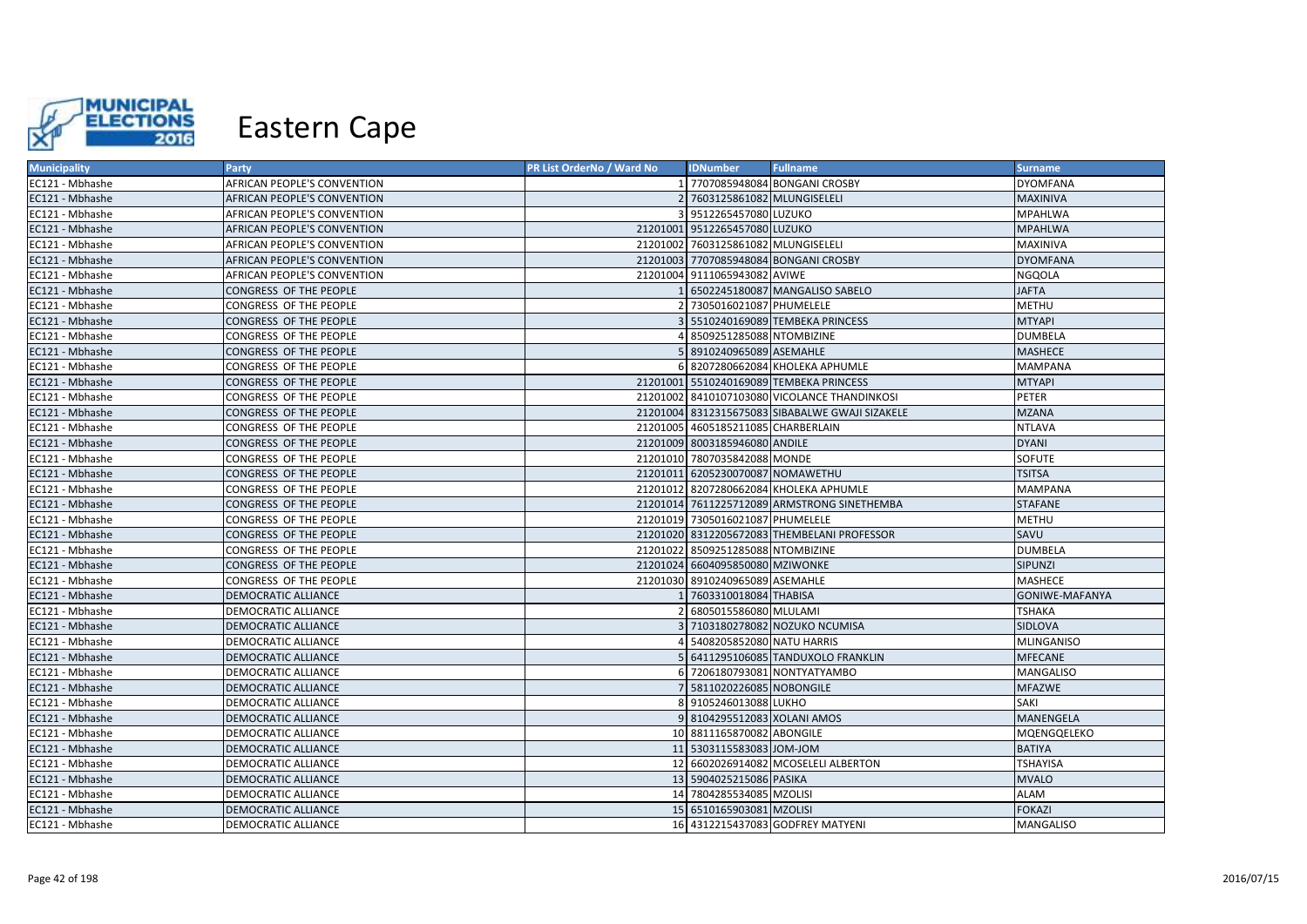# Eastern Cape

| Municipality | Party | PR List OrderNo / Ward No | IDNumber | Fullname | Surname |
|---|---|---|---|---|---|
| EC121 - Mbhashe | AFRICAN PEOPLE'S CONVENTION | 1 | 7707085948084 | BONGANI CROSBY | DYOMFANA |
| EC121 - Mbhashe | AFRICAN PEOPLE'S CONVENTION | 2 | 7603125861082 | MLUNGISELELI | MAXINIVA |
| EC121 - Mbhashe | AFRICAN PEOPLE'S CONVENTION | 3 | 9512265457080 | LUZUKO | MPAHLWA |
| EC121 - Mbhashe | AFRICAN PEOPLE'S CONVENTION | 21201001 | 9512265457080 | LUZUKO | MPAHLWA |
| EC121 - Mbhashe | AFRICAN PEOPLE'S CONVENTION | 21201002 | 7603125861082 | MLUNGISELELI | MAXINIVA |
| EC121 - Mbhashe | AFRICAN PEOPLE'S CONVENTION | 21201003 | 7707085948084 | BONGANI CROSBY | DYOMFANA |
| EC121 - Mbhashe | AFRICAN PEOPLE'S CONVENTION | 21201004 | 9111065943082 | AVIWE | NGQOLA |
| EC121 - Mbhashe | CONGRESS OF THE PEOPLE | 1 | 6502245180087 | MANGALISO SABELO | JAFTA |
| EC121 - Mbhashe | CONGRESS OF THE PEOPLE | 2 | 7305016021087 | PHUMELELE | METHU |
| EC121 - Mbhashe | CONGRESS OF THE PEOPLE | 3 | 5510240169089 | TEMBEKA PRINCESS | MTYAPI |
| EC121 - Mbhashe | CONGRESS OF THE PEOPLE | 4 | 8509251285088 | NTOMBIZINE | DUMBELA |
| EC121 - Mbhashe | CONGRESS OF THE PEOPLE | 5 | 8910240965089 | ASEMAHLE | MASHECE |
| EC121 - Mbhashe | CONGRESS OF THE PEOPLE | 6 | 8207280662084 | KHOLEKA APHUMLE | MAMPANA |
| EC121 - Mbhashe | CONGRESS OF THE PEOPLE | 21201001 | 5510240169089 | TEMBEKA PRINCESS | MTYAPI |
| EC121 - Mbhashe | CONGRESS OF THE PEOPLE | 21201002 | 8410107103080 | VICOLANCE THANDINKOSI | PETER |
| EC121 - Mbhashe | CONGRESS OF THE PEOPLE | 21201004 | 8312315675083 | SIBABALWE GWAJI SIZAKELE | MZANA |
| EC121 - Mbhashe | CONGRESS OF THE PEOPLE | 21201005 | 4605185211085 | CHARBERLAIN | NTLAVA |
| EC121 - Mbhashe | CONGRESS OF THE PEOPLE | 21201009 | 8003185946080 | ANDILE | DYANI |
| EC121 - Mbhashe | CONGRESS OF THE PEOPLE | 21201010 | 7807035842088 | MONDE | SOFUTE |
| EC121 - Mbhashe | CONGRESS OF THE PEOPLE | 21201011 | 6205230070087 | NOMAWETHU | TSITSA |
| EC121 - Mbhashe | CONGRESS OF THE PEOPLE | 21201012 | 8207280662084 | KHOLEKA APHUMLE | MAMPANA |
| EC121 - Mbhashe | CONGRESS OF THE PEOPLE | 21201014 | 7611225712089 | ARMSTRONG SINETHEMBA | STAFANE |
| EC121 - Mbhashe | CONGRESS OF THE PEOPLE | 21201019 | 7305016021087 | PHUMELELE | METHU |
| EC121 - Mbhashe | CONGRESS OF THE PEOPLE | 21201020 | 8312205672083 | THEMBELANI PROFESSOR | SAVU |
| EC121 - Mbhashe | CONGRESS OF THE PEOPLE | 21201022 | 8509251285088 | NTOMBIZINE | DUMBELA |
| EC121 - Mbhashe | CONGRESS OF THE PEOPLE | 21201024 | 6604095850080 | MZIWONKE | SIPUNZI |
| EC121 - Mbhashe | CONGRESS OF THE PEOPLE | 21201030 | 8910240965089 | ASEMAHLE | MASHECE |
| EC121 - Mbhashe | DEMOCRATIC ALLIANCE | 1 | 7603310018084 | THABISA | GONIWE-MAFANYA |
| EC121 - Mbhashe | DEMOCRATIC ALLIANCE | 2 | 6805015586080 | MLULAMI | TSHAKA |
| EC121 - Mbhashe | DEMOCRATIC ALLIANCE | 3 | 7103180278082 | NOZUKO NCUMISA | SIDLOVA |
| EC121 - Mbhashe | DEMOCRATIC ALLIANCE | 4 | 5408205852080 | NATU HARRIS | MLINGANISO |
| EC121 - Mbhashe | DEMOCRATIC ALLIANCE | 5 | 6411295106085 | TANDUXOLO FRANKLIN | MFECANE |
| EC121 - Mbhashe | DEMOCRATIC ALLIANCE | 6 | 7206180793081 | NONTYATYAMBO | MANGALISO |
| EC121 - Mbhashe | DEMOCRATIC ALLIANCE | 7 | 5811020226085 | NOBONGILE | MFAZWE |
| EC121 - Mbhashe | DEMOCRATIC ALLIANCE | 8 | 9105246013088 | LUKHO | SAKI |
| EC121 - Mbhashe | DEMOCRATIC ALLIANCE | 9 | 8104295512083 | XOLANI AMOS | MANENGELA |
| EC121 - Mbhashe | DEMOCRATIC ALLIANCE | 10 | 8811165870082 | ABONGILE | MQENGQELEKO |
| EC121 - Mbhashe | DEMOCRATIC ALLIANCE | 11 | 5303115583083 | JOM-JOM | BATIYA |
| EC121 - Mbhashe | DEMOCRATIC ALLIANCE | 12 | 6602026914082 | MCOSELELI ALBERTON | TSHAYISA |
| EC121 - Mbhashe | DEMOCRATIC ALLIANCE | 13 | 5904025215086 | PASIKA | MVALO |
| EC121 - Mbhashe | DEMOCRATIC ALLIANCE | 14 | 7804285534085 | MZOLISI | ALAM |
| EC121 - Mbhashe | DEMOCRATIC ALLIANCE | 15 | 6510165903081 | MZOLISI | FOKAZI |
| EC121 - Mbhashe | DEMOCRATIC ALLIANCE | 16 | 4312215437083 | GODFREY MATYENI | MANGALISO |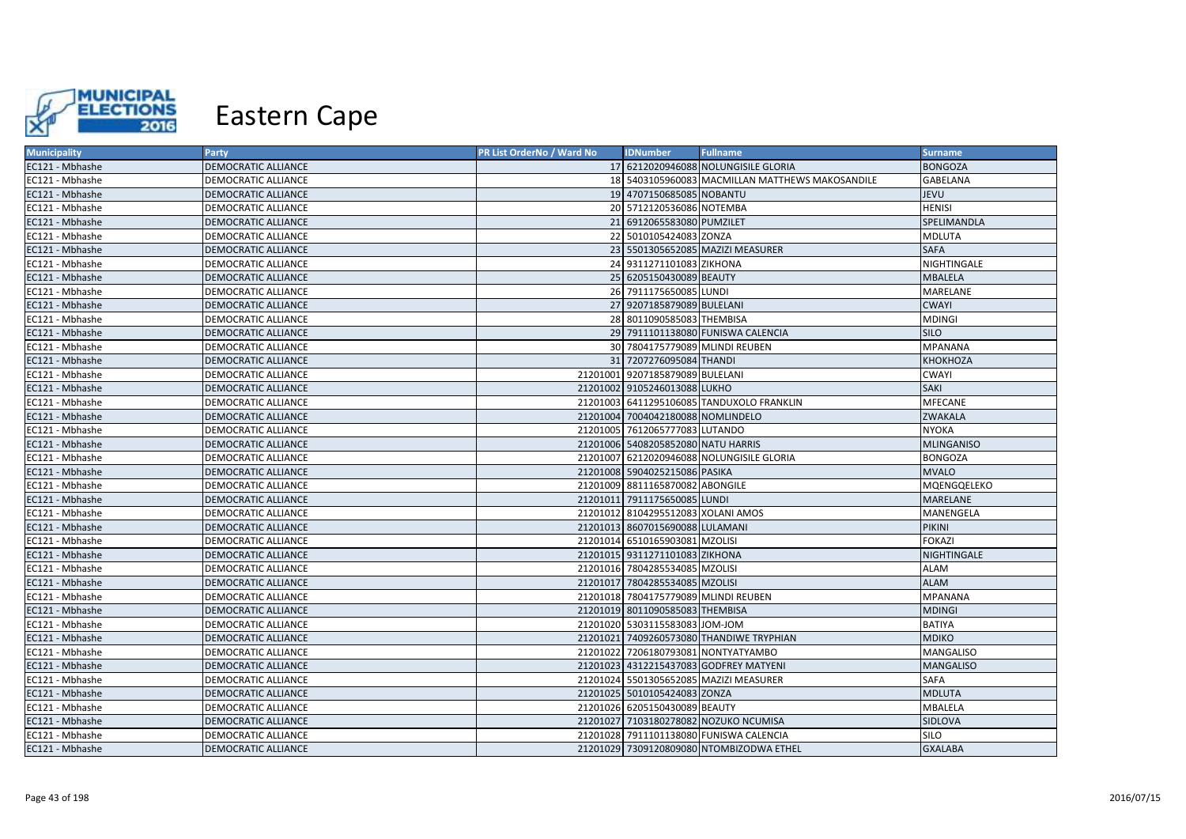# Eastern Cape

| Municipality | Party | PR List OrderNo / Ward No | IDNumber | Fullname | Surname |
|---|---|---|---|---|---|
| EC121 - Mbhashe | DEMOCRATIC ALLIANCE | 17 | 6212020946088 | NOLUNGISILE GLORIA | BONGOZA |
| EC121 - Mbhashe | DEMOCRATIC ALLIANCE | 18 | 5403105960083 | MACMILLAN MATTHEWS MAKOSANDILE | GABELANA |
| EC121 - Mbhashe | DEMOCRATIC ALLIANCE | 19 | 4707150685085 | NOBANTU | JEVU |
| EC121 - Mbhashe | DEMOCRATIC ALLIANCE | 20 | 5712120536086 | NOTEMBA | HENISI |
| EC121 - Mbhashe | DEMOCRATIC ALLIANCE | 21 | 6912065583080 | PUMZILET | SPELIMANDLA |
| EC121 - Mbhashe | DEMOCRATIC ALLIANCE | 22 | 5010105424083 | ZONZA | MDLUTA |
| EC121 - Mbhashe | DEMOCRATIC ALLIANCE | 23 | 5501305652085 | MAZIZI MEASURER | SAFA |
| EC121 - Mbhashe | DEMOCRATIC ALLIANCE | 24 | 9311271101083 | ZIKHONA | NIGHTINGALE |
| EC121 - Mbhashe | DEMOCRATIC ALLIANCE | 25 | 6205150430089 | BEAUTY | MBALELA |
| EC121 - Mbhashe | DEMOCRATIC ALLIANCE | 26 | 7911175650085 | LUNDI | MARELANE |
| EC121 - Mbhashe | DEMOCRATIC ALLIANCE | 27 | 9207185879089 | BULELANI | CWAYI |
| EC121 - Mbhashe | DEMOCRATIC ALLIANCE | 28 | 8011090585083 | THEMBISA | MDINGI |
| EC121 - Mbhashe | DEMOCRATIC ALLIANCE | 29 | 7911101138080 | FUNISWA CALENCIA | SILO |
| EC121 - Mbhashe | DEMOCRATIC ALLIANCE | 30 | 7804175779089 | MLINDI REUBEN | MPANANA |
| EC121 - Mbhashe | DEMOCRATIC ALLIANCE | 31 | 7207276095084 | THANDI | KHOKHOZA |
| EC121 - Mbhashe | DEMOCRATIC ALLIANCE | 21201001 | 9207185879089 | BULELANI | CWAYI |
| EC121 - Mbhashe | DEMOCRATIC ALLIANCE | 21201002 | 9105246013088 | LUKHO | SAKI |
| EC121 - Mbhashe | DEMOCRATIC ALLIANCE | 21201003 | 6411295106085 | TANDUXOLO FRANKLIN | MFECANE |
| EC121 - Mbhashe | DEMOCRATIC ALLIANCE | 21201004 | 7004042180088 | NOMLINDELO | ZWAKALA |
| EC121 - Mbhashe | DEMOCRATIC ALLIANCE | 21201005 | 7612065777083 | LUTANDO | NYOKA |
| EC121 - Mbhashe | DEMOCRATIC ALLIANCE | 21201006 | 5408205852080 | NATU HARRIS | MLINGANISO |
| EC121 - Mbhashe | DEMOCRATIC ALLIANCE | 21201007 | 6212020946088 | NOLUNGISILE GLORIA | BONGOZA |
| EC121 - Mbhashe | DEMOCRATIC ALLIANCE | 21201008 | 5904025215086 | PASIKA | MVALO |
| EC121 - Mbhashe | DEMOCRATIC ALLIANCE | 21201009 | 8811165870082 | ABONGILE | MQENGQELEKO |
| EC121 - Mbhashe | DEMOCRATIC ALLIANCE | 21201011 | 7911175650085 | LUNDI | MARELANE |
| EC121 - Mbhashe | DEMOCRATIC ALLIANCE | 21201012 | 8104295512083 | XOLANI AMOS | MANENGELA |
| EC121 - Mbhashe | DEMOCRATIC ALLIANCE | 21201013 | 8607015690088 | LULAMANI | PIKINI |
| EC121 - Mbhashe | DEMOCRATIC ALLIANCE | 21201014 | 6510165903081 | MZOLISI | FOKAZI |
| EC121 - Mbhashe | DEMOCRATIC ALLIANCE | 21201015 | 9311271101083 | ZIKHONA | NIGHTINGALE |
| EC121 - Mbhashe | DEMOCRATIC ALLIANCE | 21201016 | 7804285534085 | MZOLISI | ALAM |
| EC121 - Mbhashe | DEMOCRATIC ALLIANCE | 21201017 | 7804285534085 | MZOLISI | ALAM |
| EC121 - Mbhashe | DEMOCRATIC ALLIANCE | 21201018 | 7804175779089 | MLINDI REUBEN | MPANANA |
| EC121 - Mbhashe | DEMOCRATIC ALLIANCE | 21201019 | 8011090585083 | THEMBISA | MDINGI |
| EC121 - Mbhashe | DEMOCRATIC ALLIANCE | 21201020 | 5303115583083 | JOM-JOM | BATIYA |
| EC121 - Mbhashe | DEMOCRATIC ALLIANCE | 21201021 | 7409260573080 | THANDIWE TRYPHIAN | MDIKO |
| EC121 - Mbhashe | DEMOCRATIC ALLIANCE | 21201022 | 7206180793081 | NONTYATYAMBO | MANGALISO |
| EC121 - Mbhashe | DEMOCRATIC ALLIANCE | 21201023 | 4312215437083 | GODFREY MATYENI | MANGALISO |
| EC121 - Mbhashe | DEMOCRATIC ALLIANCE | 21201024 | 5501305652085 | MAZIZI MEASURER | SAFA |
| EC121 - Mbhashe | DEMOCRATIC ALLIANCE | 21201025 | 5010105424083 | ZONZA | MDLUTA |
| EC121 - Mbhashe | DEMOCRATIC ALLIANCE | 21201026 | 6205150430089 | BEAUTY | MBALELA |
| EC121 - Mbhashe | DEMOCRATIC ALLIANCE | 21201027 | 7103180278082 | NOZUKO NCUMISA | SIDLOVA |
| EC121 - Mbhashe | DEMOCRATIC ALLIANCE | 21201028 | 7911101138080 | FUNISWA CALENCIA | SILO |
| EC121 - Mbhashe | DEMOCRATIC ALLIANCE | 21201029 | 7309120809080 | NTOMBIZODWA ETHEL | GXALABA |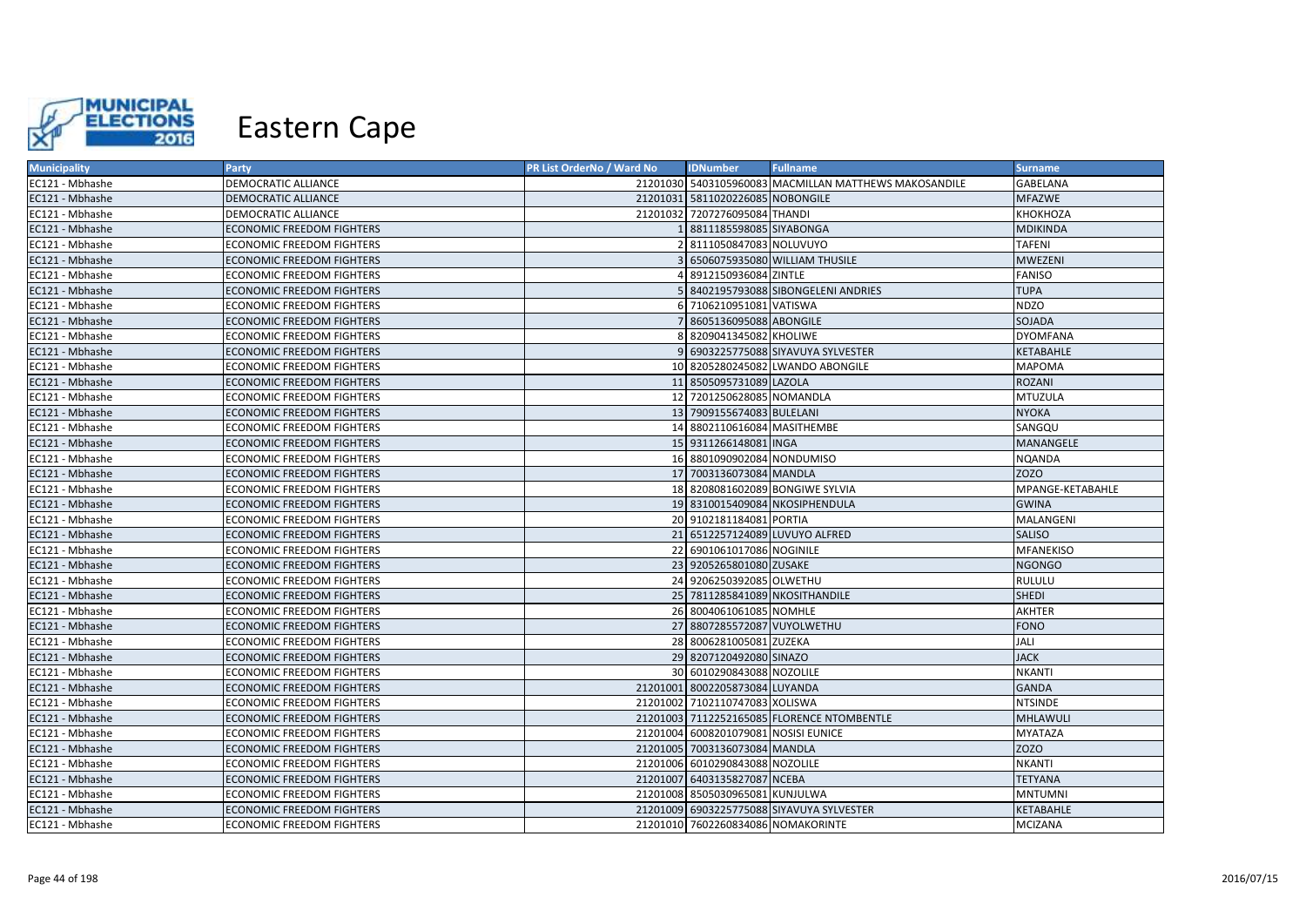# Eastern Cape

| Municipality | Party | PR List OrderNo / Ward No | IDNumber | Fullname | Surname |
|---|---|---|---|---|---|
| EC121 - Mbhashe | DEMOCRATIC ALLIANCE | 21201030 | 5403105960083 | MACMILLAN MATTHEWS MAKOSANDILE | GABELANA |
| EC121 - Mbhashe | DEMOCRATIC ALLIANCE | 21201031 | 5811020226085 | NOBONGILE | MFAZWE |
| EC121 - Mbhashe | DEMOCRATIC ALLIANCE | 21201032 | 7207276095084 | THANDI | KHOKHOZA |
| EC121 - Mbhashe | ECONOMIC FREEDOM FIGHTERS | 1 | 8811185598085 | SIYABONGA | MDIKINDA |
| EC121 - Mbhashe | ECONOMIC FREEDOM FIGHTERS | 2 | 8111050847083 | NOLUVUYO | TAFENI |
| EC121 - Mbhashe | ECONOMIC FREEDOM FIGHTERS | 3 | 6506075935080 | WILLIAM THUSILE | MWEZENI |
| EC121 - Mbhashe | ECONOMIC FREEDOM FIGHTERS | 4 | 8912150936084 | ZINTLE | FANISO |
| EC121 - Mbhashe | ECONOMIC FREEDOM FIGHTERS | 5 | 8402195793088 | SIBONGELENI ANDRIES | TUPA |
| EC121 - Mbhashe | ECONOMIC FREEDOM FIGHTERS | 6 | 7106210951081 | VATISWA | NDZO |
| EC121 - Mbhashe | ECONOMIC FREEDOM FIGHTERS | 7 | 8605136095088 | ABONGILE | SOJADA |
| EC121 - Mbhashe | ECONOMIC FREEDOM FIGHTERS | 8 | 8209041345082 | KHOLIWE | DYOMFANA |
| EC121 - Mbhashe | ECONOMIC FREEDOM FIGHTERS | 9 | 6903225775088 | SIYAVUYA SYLVESTER | KETABAHLE |
| EC121 - Mbhashe | ECONOMIC FREEDOM FIGHTERS | 10 | 8205280245082 | LWANDO ABONGILE | MAPOMA |
| EC121 - Mbhashe | ECONOMIC FREEDOM FIGHTERS | 11 | 8505095731089 | LAZOLA | ROZANI |
| EC121 - Mbhashe | ECONOMIC FREEDOM FIGHTERS | 12 | 7201250628085 | NOMANDLA | MTUZULA |
| EC121 - Mbhashe | ECONOMIC FREEDOM FIGHTERS | 13 | 7909155674083 | BULELANI | NYOKA |
| EC121 - Mbhashe | ECONOMIC FREEDOM FIGHTERS | 14 | 8802110616084 | MASITHEMBE | SANGQU |
| EC121 - Mbhashe | ECONOMIC FREEDOM FIGHTERS | 15 | 9311266148081 | INGA | MANANGELE |
| EC121 - Mbhashe | ECONOMIC FREEDOM FIGHTERS | 16 | 8801090902084 | NONDUMISO | NQANDA |
| EC121 - Mbhashe | ECONOMIC FREEDOM FIGHTERS | 17 | 7003136073084 | MANDLA | ZOZO |
| EC121 - Mbhashe | ECONOMIC FREEDOM FIGHTERS | 18 | 8208081602089 | BONGIWE SYLVIA | MPANGE-KETABAHLE |
| EC121 - Mbhashe | ECONOMIC FREEDOM FIGHTERS | 19 | 8310015409084 | NKOSIPHENDULA | GWINA |
| EC121 - Mbhashe | ECONOMIC FREEDOM FIGHTERS | 20 | 9102181184081 | PORTIA | MALANGENI |
| EC121 - Mbhashe | ECONOMIC FREEDOM FIGHTERS | 21 | 6512257124089 | LUVUYO ALFRED | SALISO |
| EC121 - Mbhashe | ECONOMIC FREEDOM FIGHTERS | 22 | 6901061017086 | NOGINILE | MFANEKISO |
| EC121 - Mbhashe | ECONOMIC FREEDOM FIGHTERS | 23 | 9205265801080 | ZUSAKE | NGONGO |
| EC121 - Mbhashe | ECONOMIC FREEDOM FIGHTERS | 24 | 9206250392085 | OLWETHU | RULULU |
| EC121 - Mbhashe | ECONOMIC FREEDOM FIGHTERS | 25 | 7811285841089 | NKOSITHANDILE | SHEDI |
| EC121 - Mbhashe | ECONOMIC FREEDOM FIGHTERS | 26 | 8004061061085 | NOMHLE | AKHTER |
| EC121 - Mbhashe | ECONOMIC FREEDOM FIGHTERS | 27 | 8807285572087 | VUYOLWETHU | FONO |
| EC121 - Mbhashe | ECONOMIC FREEDOM FIGHTERS | 28 | 8006281005081 | ZUZEKA | JALI |
| EC121 - Mbhashe | ECONOMIC FREEDOM FIGHTERS | 29 | 8207120492080 | SINAZO | JACK |
| EC121 - Mbhashe | ECONOMIC FREEDOM FIGHTERS | 30 | 6010290843088 | NOZOLILE | NKANTI |
| EC121 - Mbhashe | ECONOMIC FREEDOM FIGHTERS | 21201001 | 8002205873084 | LUYANDA | GANDA |
| EC121 - Mbhashe | ECONOMIC FREEDOM FIGHTERS | 21201002 | 7102110747083 | XOLISWA | NTSINDE |
| EC121 - Mbhashe | ECONOMIC FREEDOM FIGHTERS | 21201003 | 7112252165085 | FLORENCE NTOMBENTLE | MHLAWULI |
| EC121 - Mbhashe | ECONOMIC FREEDOM FIGHTERS | 21201004 | 6008201079081 | NOSISI EUNICE | MYATAZA |
| EC121 - Mbhashe | ECONOMIC FREEDOM FIGHTERS | 21201005 | 7003136073084 | MANDLA | ZOZO |
| EC121 - Mbhashe | ECONOMIC FREEDOM FIGHTERS | 21201006 | 6010290843088 | NOZOLILE | NKANTI |
| EC121 - Mbhashe | ECONOMIC FREEDOM FIGHTERS | 21201007 | 6403135827087 | NCEBA | TETYANA |
| EC121 - Mbhashe | ECONOMIC FREEDOM FIGHTERS | 21201008 | 8505030965081 | KUNJULWA | MNTUMNI |
| EC121 - Mbhashe | ECONOMIC FREEDOM FIGHTERS | 21201009 | 6903225775088 | SIYAVUYA SYLVESTER | KETABAHLE |
| EC121 - Mbhashe | ECONOMIC FREEDOM FIGHTERS | 21201010 | 7602260834086 | NOMAKORINTE | MCIZANA |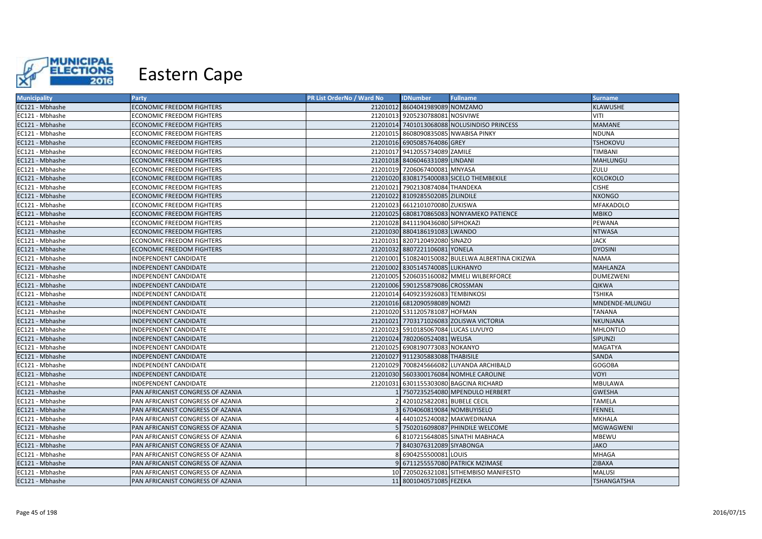# Eastern Cape

| Municipality | Party | PR List OrderNo / Ward No | IDNumber | Fullname | Surname |
|---|---|---|---|---|---|
| EC121 - Mbhashe | ECONOMIC FREEDOM FIGHTERS | 21201012 | 8604041989089 | NOMZAMO | KLAWUSHE |
| EC121 - Mbhashe | ECONOMIC FREEDOM FIGHTERS | 21201013 | 9205230788081 | NOSIVIWE | VITI |
| EC121 - Mbhashe | ECONOMIC FREEDOM FIGHTERS | 21201014 | 7401013068088 | NOLUSINDISO PRINCESS | MAMANE |
| EC121 - Mbhashe | ECONOMIC FREEDOM FIGHTERS | 21201015 | 8608090835085 | NWABISA PINKY | NDUNA |
| EC121 - Mbhashe | ECONOMIC FREEDOM FIGHTERS | 21201016 | 6905085764086 | GREY | TSHOKOVU |
| EC121 - Mbhashe | ECONOMIC FREEDOM FIGHTERS | 21201017 | 9412055734089 | ZAMILE | TIMBANI |
| EC121 - Mbhashe | ECONOMIC FREEDOM FIGHTERS | 21201018 | 8406046331089 | LINDANI | MAHLUNGU |
| EC121 - Mbhashe | ECONOMIC FREEDOM FIGHTERS | 21201019 | 7206067400081 | MNYASA | ZULU |
| EC121 - Mbhashe | ECONOMIC FREEDOM FIGHTERS | 21201020 | 8308175400083 | SICELO THEMBEKILE | KOLOKOLO |
| EC121 - Mbhashe | ECONOMIC FREEDOM FIGHTERS | 21201021 | 7902130874084 | THANDEKA | CISHE |
| EC121 - Mbhashe | ECONOMIC FREEDOM FIGHTERS | 21201022 | 8109285502085 | ZILINDILE | NXONGO |
| EC121 - Mbhashe | ECONOMIC FREEDOM FIGHTERS | 21201023 | 6612101070080 | ZUKISWA | MFAKADOLO |
| EC121 - Mbhashe | ECONOMIC FREEDOM FIGHTERS | 21201025 | 6808170865083 | NONYAMEKO PATIENCE | MBIKO |
| EC121 - Mbhashe | ECONOMIC FREEDOM FIGHTERS | 21201028 | 8411190436080 | SIPHOKAZI | PEWANA |
| EC121 - Mbhashe | ECONOMIC FREEDOM FIGHTERS | 21201030 | 8804186191083 | LWANDO | NTWASA |
| EC121 - Mbhashe | ECONOMIC FREEDOM FIGHTERS | 21201031 | 8207120492080 | SINAZO | JACK |
| EC121 - Mbhashe | ECONOMIC FREEDOM FIGHTERS | 21201032 | 8807221106081 | YONELA | DYOSINI |
| EC121 - Mbhashe | INDEPENDENT CANDIDATE | 21201001 | 5108240150082 | BULELWA ALBERTINA CIKIZWA | NAMA |
| EC121 - Mbhashe | INDEPENDENT CANDIDATE | 21201002 | 8305145740085 | LUKHANYO | MAHLANZA |
| EC121 - Mbhashe | INDEPENDENT CANDIDATE | 21201005 | 5206035160082 | MMELI WILBERFORCE | DUMEZWENI |
| EC121 - Mbhashe | INDEPENDENT CANDIDATE | 21201006 | 5901255879086 | CROSSMAN | QIKWA |
| EC121 - Mbhashe | INDEPENDENT CANDIDATE | 21201014 | 6409235926083 | TEMBINKOSI | TSHIKA |
| EC121 - Mbhashe | INDEPENDENT CANDIDATE | 21201016 | 6812090598089 | NOMZI | MNDENDE-MLUNGU |
| EC121 - Mbhashe | INDEPENDENT CANDIDATE | 21201020 | 5311205781087 | HOFMAN | TANANA |
| EC121 - Mbhashe | INDEPENDENT CANDIDATE | 21201021 | 7703171026083 | ZOLISWA VICTORIA | NKUNJANA |
| EC121 - Mbhashe | INDEPENDENT CANDIDATE | 21201023 | 5910185067084 | LUCAS LUVUYO | MHLONTLO |
| EC121 - Mbhashe | INDEPENDENT CANDIDATE | 21201024 | 7802060524081 | WELISA | SIPUNZI |
| EC121 - Mbhashe | INDEPENDENT CANDIDATE | 21201025 | 6908190773083 | NOKANYO | MAGATYA |
| EC121 - Mbhashe | INDEPENDENT CANDIDATE | 21201027 | 9112305883088 | THABISILE | SANDA |
| EC121 - Mbhashe | INDEPENDENT CANDIDATE | 21201029 | 7008245666082 | LUYANDA ARCHIBALD | GOGOBA |
| EC121 - Mbhashe | INDEPENDENT CANDIDATE | 21201030 | 5603300176084 | NOMHLE CAROLINE | VOYI |
| EC121 - Mbhashe | INDEPENDENT CANDIDATE | 21201031 | 6301155303080 | BAGCINA RICHARD | MBULAWA |
| EC121 - Mbhashe | PAN AFRICANIST CONGRESS OF AZANIA | 1 | 7507235254080 | MPENDULO HERBERT | GWESHA |
| EC121 - Mbhashe | PAN AFRICANIST CONGRESS OF AZANIA | 2 | 4201025822081 | BUBELE CECIL | TAMELA |
| EC121 - Mbhashe | PAN AFRICANIST CONGRESS OF AZANIA | 3 | 6704060819084 | NOMBUYISELO | FENNEL |
| EC121 - Mbhashe | PAN AFRICANIST CONGRESS OF AZANIA | 4 | 4401025240082 | MAKWEDINANA | MKHALA |
| EC121 - Mbhashe | PAN AFRICANIST CONGRESS OF AZANIA | 5 | 7502016098087 | PHINDILE WELCOME | MGWAGWENI |
| EC121 - Mbhashe | PAN AFRICANIST CONGRESS OF AZANIA | 6 | 8107215648085 | SINATHI MABHACA | MBEWU |
| EC121 - Mbhashe | PAN AFRICANIST CONGRESS OF AZANIA | 7 | 8403076312089 | SIYABONGA | JAKO |
| EC121 - Mbhashe | PAN AFRICANIST CONGRESS OF AZANIA | 8 | 6904255500081 | LOUIS | MHAGA |
| EC121 - Mbhashe | PAN AFRICANIST CONGRESS OF AZANIA | 9 | 6711255557080 | PATRICK MZIMASE | ZIBAXA |
| EC121 - Mbhashe | PAN AFRICANIST CONGRESS OF AZANIA | 10 | 7205026321081 | SITHEMBISO MANIFESTO | MALUSI |
| EC121 - Mbhashe | PAN AFRICANIST CONGRESS OF AZANIA | 11 | 8001040571085 | FEZEKA | TSHANGATSHA |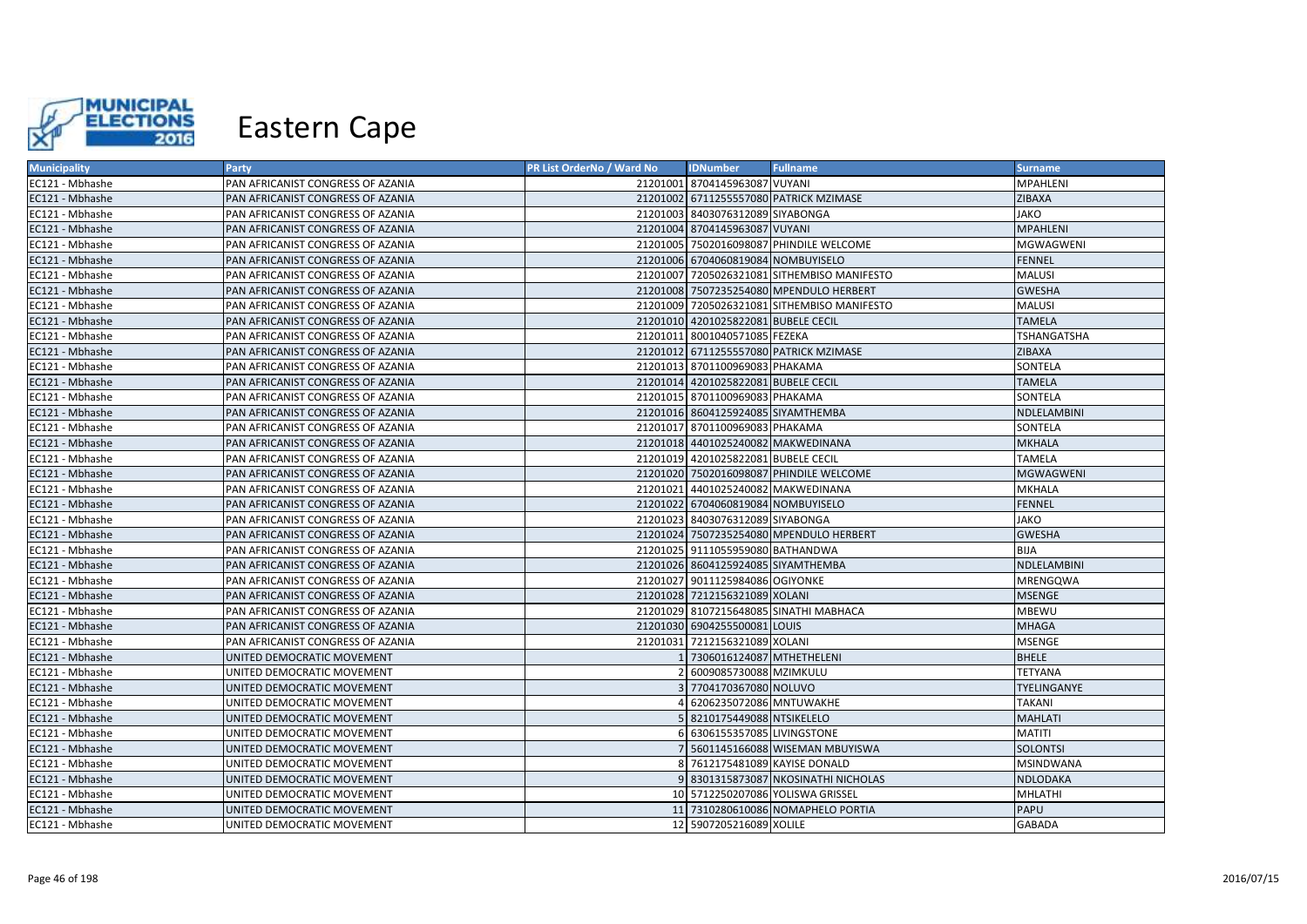# Eastern Cape

| Municipality | Party | PR List OrderNo / Ward No | IDNumber | Fullname | Surname |
|---|---|---|---|---|---|
| EC121 - Mbhashe | PAN AFRICANIST CONGRESS OF AZANIA | 21201001 | 8704145963087 | VUYANI | MPAHLENI |
| EC121 - Mbhashe | PAN AFRICANIST CONGRESS OF AZANIA | 21201002 | 6711255557080 | PATRICK MZIMASE | ZIBAXA |
| EC121 - Mbhashe | PAN AFRICANIST CONGRESS OF AZANIA | 21201003 | 8403076312089 | SIYABONGA | JAKO |
| EC121 - Mbhashe | PAN AFRICANIST CONGRESS OF AZANIA | 21201004 | 8704145963087 | VUYANI | MPAHLENI |
| EC121 - Mbhashe | PAN AFRICANIST CONGRESS OF AZANIA | 21201005 | 7502016098087 | PHINDILE WELCOME | MGWAGWENI |
| EC121 - Mbhashe | PAN AFRICANIST CONGRESS OF AZANIA | 21201006 | 6704060819084 | NOMBUYISELO | FENNEL |
| EC121 - Mbhashe | PAN AFRICANIST CONGRESS OF AZANIA | 21201007 | 7205026321081 | SITHEMBISO MANIFESTO | MALUSI |
| EC121 - Mbhashe | PAN AFRICANIST CONGRESS OF AZANIA | 21201008 | 7507235254080 | MPENDULO HERBERT | GWESHA |
| EC121 - Mbhashe | PAN AFRICANIST CONGRESS OF AZANIA | 21201009 | 7205026321081 | SITHEMBISO MANIFESTO | MALUSI |
| EC121 - Mbhashe | PAN AFRICANIST CONGRESS OF AZANIA | 21201010 | 4201025822081 | BUBELE CECIL | TAMELA |
| EC121 - Mbhashe | PAN AFRICANIST CONGRESS OF AZANIA | 21201011 | 8001040571085 | FEZEKA | TSHANGATSHA |
| EC121 - Mbhashe | PAN AFRICANIST CONGRESS OF AZANIA | 21201012 | 6711255557080 | PATRICK MZIMASE | ZIBAXA |
| EC121 - Mbhashe | PAN AFRICANIST CONGRESS OF AZANIA | 21201013 | 8701100969083 | PHAKAMA | SONTELA |
| EC121 - Mbhashe | PAN AFRICANIST CONGRESS OF AZANIA | 21201014 | 4201025822081 | BUBELE CECIL | TAMELA |
| EC121 - Mbhashe | PAN AFRICANIST CONGRESS OF AZANIA | 21201015 | 8701100969083 | PHAKAMA | SONTELA |
| EC121 - Mbhashe | PAN AFRICANIST CONGRESS OF AZANIA | 21201016 | 8604125924085 | SIYAMTHEMBA | NDLELAMBINI |
| EC121 - Mbhashe | PAN AFRICANIST CONGRESS OF AZANIA | 21201017 | 8701100969083 | PHAKAMA | SONTELA |
| EC121 - Mbhashe | PAN AFRICANIST CONGRESS OF AZANIA | 21201018 | 4401025240082 | MAKWEDINANA | MKHALA |
| EC121 - Mbhashe | PAN AFRICANIST CONGRESS OF AZANIA | 21201019 | 4201025822081 | BUBELE CECIL | TAMELA |
| EC121 - Mbhashe | PAN AFRICANIST CONGRESS OF AZANIA | 21201020 | 7502016098087 | PHINDILE WELCOME | MGWAGWENI |
| EC121 - Mbhashe | PAN AFRICANIST CONGRESS OF AZANIA | 21201021 | 4401025240082 | MAKWEDINANA | MKHALA |
| EC121 - Mbhashe | PAN AFRICANIST CONGRESS OF AZANIA | 21201022 | 6704060819084 | NOMBUYISELO | FENNEL |
| EC121 - Mbhashe | PAN AFRICANIST CONGRESS OF AZANIA | 21201023 | 8403076312089 | SIYABONGA | JAKO |
| EC121 - Mbhashe | PAN AFRICANIST CONGRESS OF AZANIA | 21201024 | 7507235254080 | MPENDULO HERBERT | GWESHA |
| EC121 - Mbhashe | PAN AFRICANIST CONGRESS OF AZANIA | 21201025 | 9111055959080 | BATHANDWA | BIJA |
| EC121 - Mbhashe | PAN AFRICANIST CONGRESS OF AZANIA | 21201026 | 8604125924085 | SIYAMTHEMBA | NDLELAMBINI |
| EC121 - Mbhashe | PAN AFRICANIST CONGRESS OF AZANIA | 21201027 | 9011125984086 | OGIYONKE | MRENGQWA |
| EC121 - Mbhashe | PAN AFRICANIST CONGRESS OF AZANIA | 21201028 | 7212156321089 | XOLANI | MSENGE |
| EC121 - Mbhashe | PAN AFRICANIST CONGRESS OF AZANIA | 21201029 | 8107215648085 | SINATHI MABHACA | MBEWU |
| EC121 - Mbhashe | PAN AFRICANIST CONGRESS OF AZANIA | 21201030 | 6904255500081 | LOUIS | MHAGA |
| EC121 - Mbhashe | PAN AFRICANIST CONGRESS OF AZANIA | 21201031 | 7212156321089 | XOLANI | MSENGE |
| EC121 - Mbhashe | UNITED DEMOCRATIC MOVEMENT | 1 | 7306016124087 | MTHETHELENI | BHELE |
| EC121 - Mbhashe | UNITED DEMOCRATIC MOVEMENT | 2 | 6009085730088 | MZIMKULU | TETYANA |
| EC121 - Mbhashe | UNITED DEMOCRATIC MOVEMENT | 3 | 7704170367080 | NOLUVO | TYELINGANYE |
| EC121 - Mbhashe | UNITED DEMOCRATIC MOVEMENT | 4 | 6206235072086 | MNTUWAKHE | TAKANI |
| EC121 - Mbhashe | UNITED DEMOCRATIC MOVEMENT | 5 | 8210175449088 | NTSIKELELO | MAHLATI |
| EC121 - Mbhashe | UNITED DEMOCRATIC MOVEMENT | 6 | 6306155357085 | LIVINGSTONE | MATITI |
| EC121 - Mbhashe | UNITED DEMOCRATIC MOVEMENT | 7 | 5601145166088 | WISEMAN MBUYISWA | SOLONTSI |
| EC121 - Mbhashe | UNITED DEMOCRATIC MOVEMENT | 8 | 7612175481089 | KAYISE DONALD | MSINDWANA |
| EC121 - Mbhashe | UNITED DEMOCRATIC MOVEMENT | 9 | 8301315873087 | NKOSINATHI NICHOLAS | NDLODAKA |
| EC121 - Mbhashe | UNITED DEMOCRATIC MOVEMENT | 10 | 5712250207086 | YOLISWA GRISSEL | MHLATHI |
| EC121 - Mbhashe | UNITED DEMOCRATIC MOVEMENT | 11 | 7310280610086 | NOMAPHELO PORTIA | PAPU |
| EC121 - Mbhashe | UNITED DEMOCRATIC MOVEMENT | 12 | 5907205216089 | XOLILE | GABADA |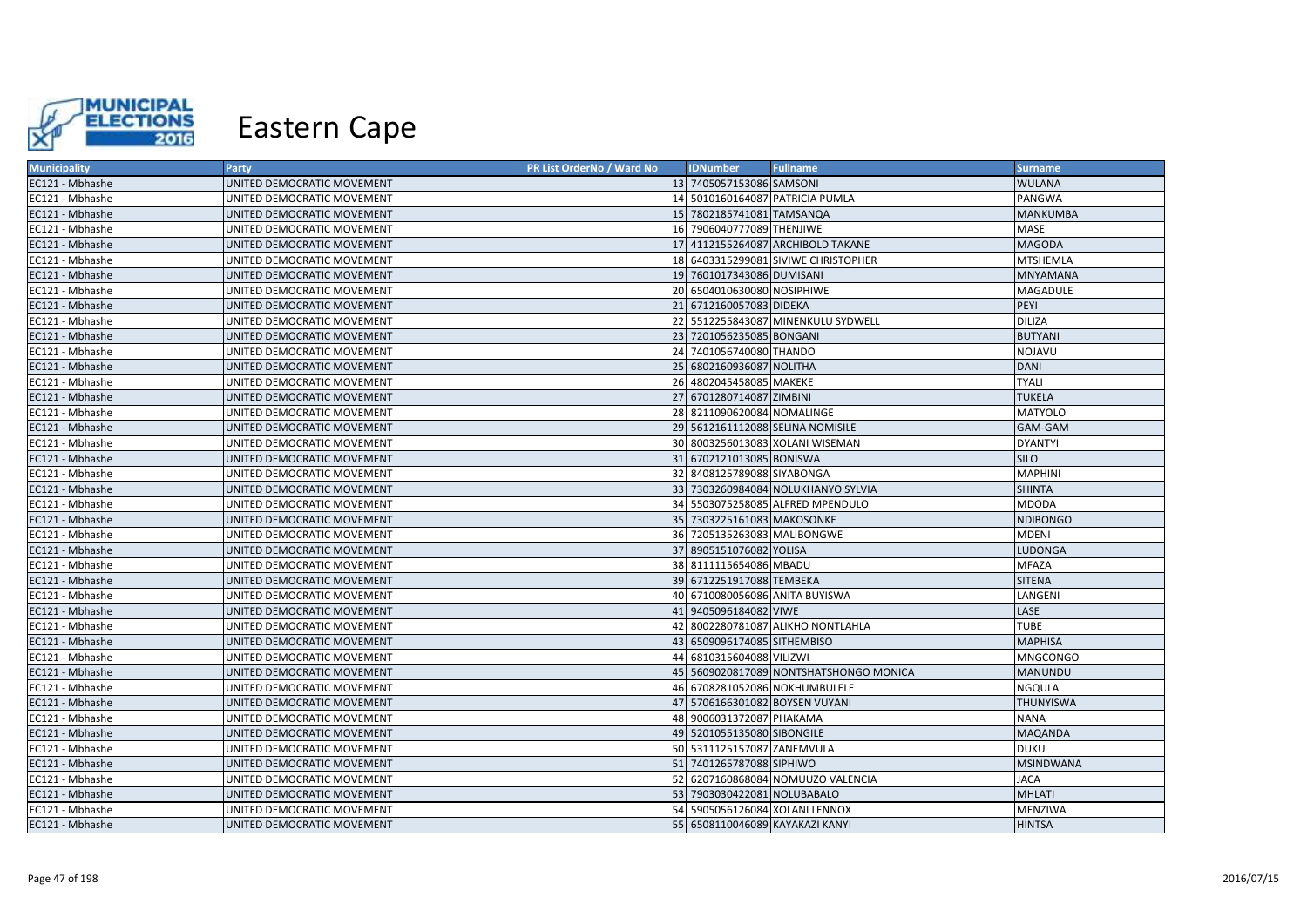# Eastern Cape

| Municipality | Party | PR List OrderNo / Ward No | IDNumber | Fullname | Surname |
|---|---|---|---|---|---|
| EC121 - Mbhashe | UNITED DEMOCRATIC MOVEMENT | 13 | 7405057153086 | SAMSONI | WULANA |
| EC121 - Mbhashe | UNITED DEMOCRATIC MOVEMENT | 14 | 5010160164087 | PATRICIA PUMLA | PANGWA |
| EC121 - Mbhashe | UNITED DEMOCRATIC MOVEMENT | 15 | 7802185741081 | TAMSANQA | MANKUMBA |
| EC121 - Mbhashe | UNITED DEMOCRATIC MOVEMENT | 16 | 7906040777089 | THENJIWE | MASE |
| EC121 - Mbhashe | UNITED DEMOCRATIC MOVEMENT | 17 | 4112155264087 | ARCHIBOLD TAKANE | MAGODA |
| EC121 - Mbhashe | UNITED DEMOCRATIC MOVEMENT | 18 | 6403315299081 | SIVIWE CHRISTOPHER | MTSHEMLA |
| EC121 - Mbhashe | UNITED DEMOCRATIC MOVEMENT | 19 | 7601017343086 | DUMISANI | MNYAMANA |
| EC121 - Mbhashe | UNITED DEMOCRATIC MOVEMENT | 20 | 6504010630080 | NOSIPHIWE | MAGADULE |
| EC121 - Mbhashe | UNITED DEMOCRATIC MOVEMENT | 21 | 6712160057083 | DIDEKA | PEYI |
| EC121 - Mbhashe | UNITED DEMOCRATIC MOVEMENT | 22 | 5512255843087 | MINENKULU SYDWELL | DILIZA |
| EC121 - Mbhashe | UNITED DEMOCRATIC MOVEMENT | 23 | 7201056235085 | BONGANI | BUTYANI |
| EC121 - Mbhashe | UNITED DEMOCRATIC MOVEMENT | 24 | 7401056740080 | THANDO | NOJAVU |
| EC121 - Mbhashe | UNITED DEMOCRATIC MOVEMENT | 25 | 6802160936087 | NOLITHA | DANI |
| EC121 - Mbhashe | UNITED DEMOCRATIC MOVEMENT | 26 | 4802045458085 | MAKEKE | TYALI |
| EC121 - Mbhashe | UNITED DEMOCRATIC MOVEMENT | 27 | 6701280714087 | ZIMBINI | TUKELA |
| EC121 - Mbhashe | UNITED DEMOCRATIC MOVEMENT | 28 | 8211090620084 | NOMALINGE | MATYOLO |
| EC121 - Mbhashe | UNITED DEMOCRATIC MOVEMENT | 29 | 5612161112088 | SELINA NOMISILE | GAM-GAM |
| EC121 - Mbhashe | UNITED DEMOCRATIC MOVEMENT | 30 | 8003256013083 | XOLANI WISEMAN | DYANTYI |
| EC121 - Mbhashe | UNITED DEMOCRATIC MOVEMENT | 31 | 6702121013085 | BONISWA | SILO |
| EC121 - Mbhashe | UNITED DEMOCRATIC MOVEMENT | 32 | 8408125789088 | SIYABONGA | MAPHINI |
| EC121 - Mbhashe | UNITED DEMOCRATIC MOVEMENT | 33 | 7303260984084 | NOLUKHANYO SYLVIA | SHINTA |
| EC121 - Mbhashe | UNITED DEMOCRATIC MOVEMENT | 34 | 5503075258085 | ALFRED MPENDULO | MDODA |
| EC121 - Mbhashe | UNITED DEMOCRATIC MOVEMENT | 35 | 7303225161083 | MAKOSONKE | NDIBONGO |
| EC121 - Mbhashe | UNITED DEMOCRATIC MOVEMENT | 36 | 7205135263083 | MALIBONGWE | MDENI |
| EC121 - Mbhashe | UNITED DEMOCRATIC MOVEMENT | 37 | 8905151076082 | YOLISA | LUDONGA |
| EC121 - Mbhashe | UNITED DEMOCRATIC MOVEMENT | 38 | 8111115654086 | MBADU | MFAZA |
| EC121 - Mbhashe | UNITED DEMOCRATIC MOVEMENT | 39 | 6712251917088 | TEMBEKA | SITENA |
| EC121 - Mbhashe | UNITED DEMOCRATIC MOVEMENT | 40 | 6710080056086 | ANITA BUYISWA | LANGENI |
| EC121 - Mbhashe | UNITED DEMOCRATIC MOVEMENT | 41 | 9405096184082 | VIWE | LASE |
| EC121 - Mbhashe | UNITED DEMOCRATIC MOVEMENT | 42 | 8002280781087 | ALIKHO NONTLAHLA | TUBE |
| EC121 - Mbhashe | UNITED DEMOCRATIC MOVEMENT | 43 | 6509096174085 | SITHEMBISO | MAPHISA |
| EC121 - Mbhashe | UNITED DEMOCRATIC MOVEMENT | 44 | 6810315604088 | VILIZWI | MNGCONGO |
| EC121 - Mbhashe | UNITED DEMOCRATIC MOVEMENT | 45 | 5609020817089 | NONTSHATSHONGO MONICA | MANUNDU |
| EC121 - Mbhashe | UNITED DEMOCRATIC MOVEMENT | 46 | 6708281052086 | NOKHUMBULELE | NGQULA |
| EC121 - Mbhashe | UNITED DEMOCRATIC MOVEMENT | 47 | 5706166301082 | BOYSEN VUYANI | THUNYISWA |
| EC121 - Mbhashe | UNITED DEMOCRATIC MOVEMENT | 48 | 9006031372087 | PHAKAMA | NANA |
| EC121 - Mbhashe | UNITED DEMOCRATIC MOVEMENT | 49 | 5201055135080 | SIBONGILE | MAQANDA |
| EC121 - Mbhashe | UNITED DEMOCRATIC MOVEMENT | 50 | 5311125157087 | ZANEMVULA | DUKU |
| EC121 - Mbhashe | UNITED DEMOCRATIC MOVEMENT | 51 | 7401265787088 | SIPHIWO | MSINDWANA |
| EC121 - Mbhashe | UNITED DEMOCRATIC MOVEMENT | 52 | 6207160868084 | NOMUUZO VALENCIA | JACA |
| EC121 - Mbhashe | UNITED DEMOCRATIC MOVEMENT | 53 | 7903030422081 | NOLUBABALO | MHLATI |
| EC121 - Mbhashe | UNITED DEMOCRATIC MOVEMENT | 54 | 5905056126084 | XOLANI LENNOX | MENZIWA |
| EC121 - Mbhashe | UNITED DEMOCRATIC MOVEMENT | 55 | 6508110046089 | KAYAKAZI KANYI | HINTSA |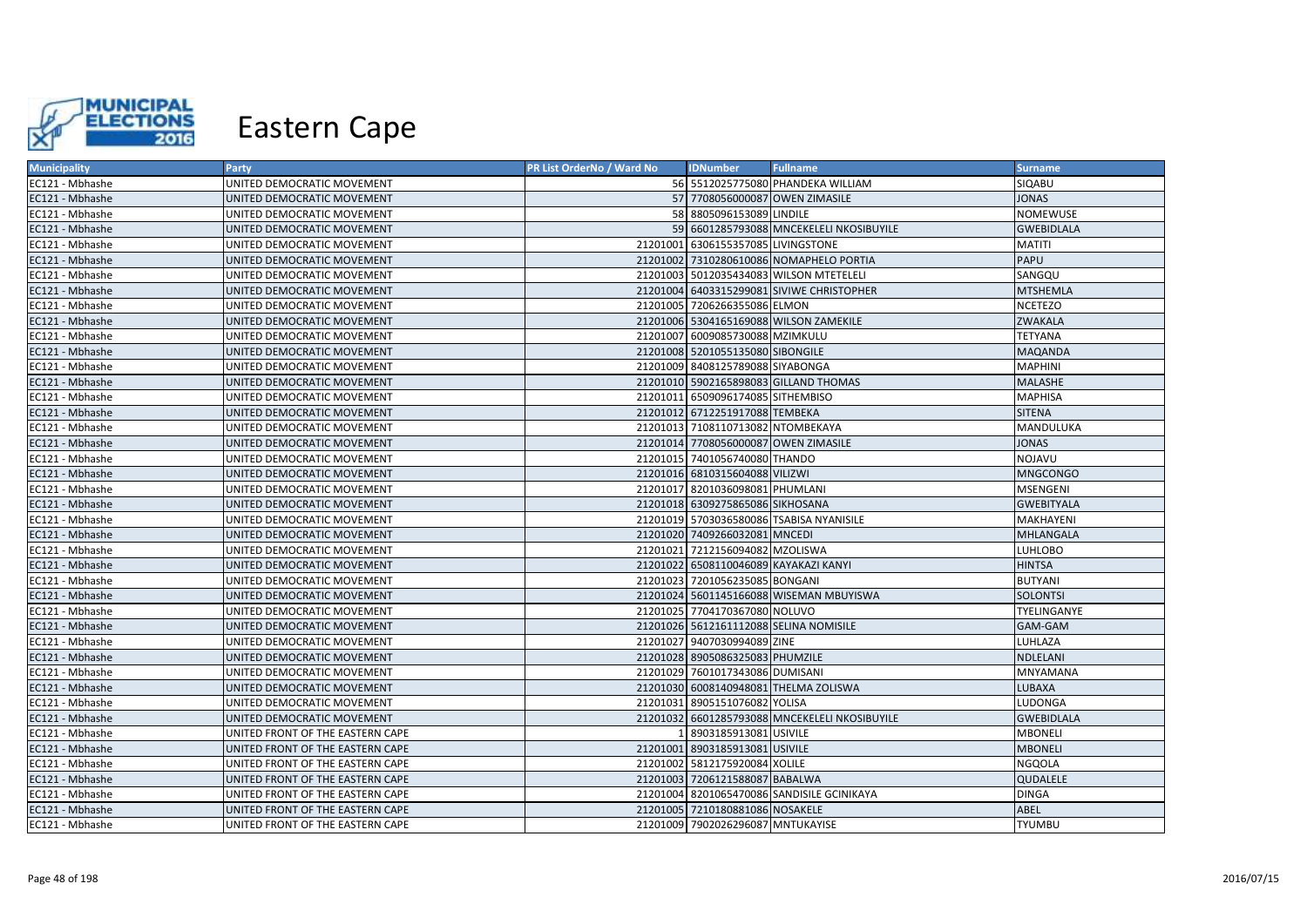# Eastern Cape

| Municipality | Party | PR List OrderNo / Ward No | IDNumber | Fullname | Surname |
|---|---|---|---|---|---|
| EC121 - Mbhashe | UNITED DEMOCRATIC MOVEMENT | 56 | 5512025775080 | PHANDEKA WILLIAM | SIQABU |
| EC121 - Mbhashe | UNITED DEMOCRATIC MOVEMENT | 57 | 7708056000087 | OWEN ZIMASILE | JONAS |
| EC121 - Mbhashe | UNITED DEMOCRATIC MOVEMENT | 58 | 8805096153089 | LINDILE | NOMEWUSE |
| EC121 - Mbhashe | UNITED DEMOCRATIC MOVEMENT | 59 | 6601285793088 | MNCEKELELI NKOSIBUYILE | GWEBIDLALA |
| EC121 - Mbhashe | UNITED DEMOCRATIC MOVEMENT | 21201001 | 6306155357085 | LIVINGSTONE | MATITI |
| EC121 - Mbhashe | UNITED DEMOCRATIC MOVEMENT | 21201002 | 7310280610086 | NOMAPHELO PORTIA | PAPU |
| EC121 - Mbhashe | UNITED DEMOCRATIC MOVEMENT | 21201003 | 5012035434083 | WILSON MTETELELI | SANGQU |
| EC121 - Mbhashe | UNITED DEMOCRATIC MOVEMENT | 21201004 | 6403315299081 | SIVIWE CHRISTOPHER | MTSHEMLA |
| EC121 - Mbhashe | UNITED DEMOCRATIC MOVEMENT | 21201005 | 7206266355086 | ELMON | NCETEZO |
| EC121 - Mbhashe | UNITED DEMOCRATIC MOVEMENT | 21201006 | 5304165169088 | WILSON ZAMEKILE | ZWAKALA |
| EC121 - Mbhashe | UNITED DEMOCRATIC MOVEMENT | 21201007 | 6009085730088 | MZIMKULU | TETYANA |
| EC121 - Mbhashe | UNITED DEMOCRATIC MOVEMENT | 21201008 | 5201055135080 | SIBONGILE | MAQANDA |
| EC121 - Mbhashe | UNITED DEMOCRATIC MOVEMENT | 21201009 | 8408125789088 | SIYABONGA | MAPHINI |
| EC121 - Mbhashe | UNITED DEMOCRATIC MOVEMENT | 21201010 | 5902165898083 | GILLAND THOMAS | MALASHE |
| EC121 - Mbhashe | UNITED DEMOCRATIC MOVEMENT | 21201011 | 6509096174085 | SITHEMBISO | MAPHISA |
| EC121 - Mbhashe | UNITED DEMOCRATIC MOVEMENT | 21201012 | 6712251917088 | TEMBEKA | SITENA |
| EC121 - Mbhashe | UNITED DEMOCRATIC MOVEMENT | 21201013 | 7108110713082 | NTOMBEKAYA | MANDULUKA |
| EC121 - Mbhashe | UNITED DEMOCRATIC MOVEMENT | 21201014 | 7708056000087 | OWEN ZIMASILE | JONAS |
| EC121 - Mbhashe | UNITED DEMOCRATIC MOVEMENT | 21201015 | 7401056740080 | THANDO | NOJAVU |
| EC121 - Mbhashe | UNITED DEMOCRATIC MOVEMENT | 21201016 | 6810315604088 | VILIZWI | MNGCONGO |
| EC121 - Mbhashe | UNITED DEMOCRATIC MOVEMENT | 21201017 | 8201036098081 | PHUMLANI | MSENGENI |
| EC121 - Mbhashe | UNITED DEMOCRATIC MOVEMENT | 21201018 | 6309275865086 | SIKHOSANA | GWEBITYALA |
| EC121 - Mbhashe | UNITED DEMOCRATIC MOVEMENT | 21201019 | 5703036580086 | TSABISA NYANISILE | MAKHAYENI |
| EC121 - Mbhashe | UNITED DEMOCRATIC MOVEMENT | 21201020 | 7409266032081 | MNCEDI | MHLANGALA |
| EC121 - Mbhashe | UNITED DEMOCRATIC MOVEMENT | 21201021 | 7212156094082 | MZOLISWA | LUHLOBO |
| EC121 - Mbhashe | UNITED DEMOCRATIC MOVEMENT | 21201022 | 6508110046089 | KAYAKAZI KANYI | HINTSA |
| EC121 - Mbhashe | UNITED DEMOCRATIC MOVEMENT | 21201023 | 7201056235085 | BONGANI | BUTYANI |
| EC121 - Mbhashe | UNITED DEMOCRATIC MOVEMENT | 21201024 | 5601145166088 | WISEMAN MBUYISWA | SOLONTSI |
| EC121 - Mbhashe | UNITED DEMOCRATIC MOVEMENT | 21201025 | 7704170367080 | NOLUVO | TYELINGANYE |
| EC121 - Mbhashe | UNITED DEMOCRATIC MOVEMENT | 21201026 | 5612161112088 | SELINA NOMISILE | GAM-GAM |
| EC121 - Mbhashe | UNITED DEMOCRATIC MOVEMENT | 21201027 | 9407030994089 | ZINE | LUHLAZA |
| EC121 - Mbhashe | UNITED DEMOCRATIC MOVEMENT | 21201028 | 8905086325083 | PHUMZILE | NDLELANI |
| EC121 - Mbhashe | UNITED DEMOCRATIC MOVEMENT | 21201029 | 7601017343086 | DUMISANI | MNYAMANA |
| EC121 - Mbhashe | UNITED DEMOCRATIC MOVEMENT | 21201030 | 6008140948081 | THELMA ZOLISWA | LUBAXA |
| EC121 - Mbhashe | UNITED DEMOCRATIC MOVEMENT | 21201031 | 8905151076082 | YOLISA | LUDONGA |
| EC121 - Mbhashe | UNITED DEMOCRATIC MOVEMENT | 21201032 | 6601285793088 | MNCEKELELI NKOSIBUYILE | GWEBIDLALA |
| EC121 - Mbhashe | UNITED FRONT OF THE EASTERN CAPE | 1 | 8903185913081 | USIVILE | MBONELI |
| EC121 - Mbhashe | UNITED FRONT OF THE EASTERN CAPE | 21201001 | 8903185913081 | USIVILE | MBONELI |
| EC121 - Mbhashe | UNITED FRONT OF THE EASTERN CAPE | 21201002 | 5812175920084 | XOLILE | NGQOLA |
| EC121 - Mbhashe | UNITED FRONT OF THE EASTERN CAPE | 21201003 | 7206121588087 | BABALWA | QUDALELE |
| EC121 - Mbhashe | UNITED FRONT OF THE EASTERN CAPE | 21201004 | 8201065470086 | SANDISILE GCINIKAYA | DINGA |
| EC121 - Mbhashe | UNITED FRONT OF THE EASTERN CAPE | 21201005 | 7210180881086 | NOSAKELE | ABEL |
| EC121 - Mbhashe | UNITED FRONT OF THE EASTERN CAPE | 21201009 | 7902026296087 | MNTUKAYISE | TYUMBU |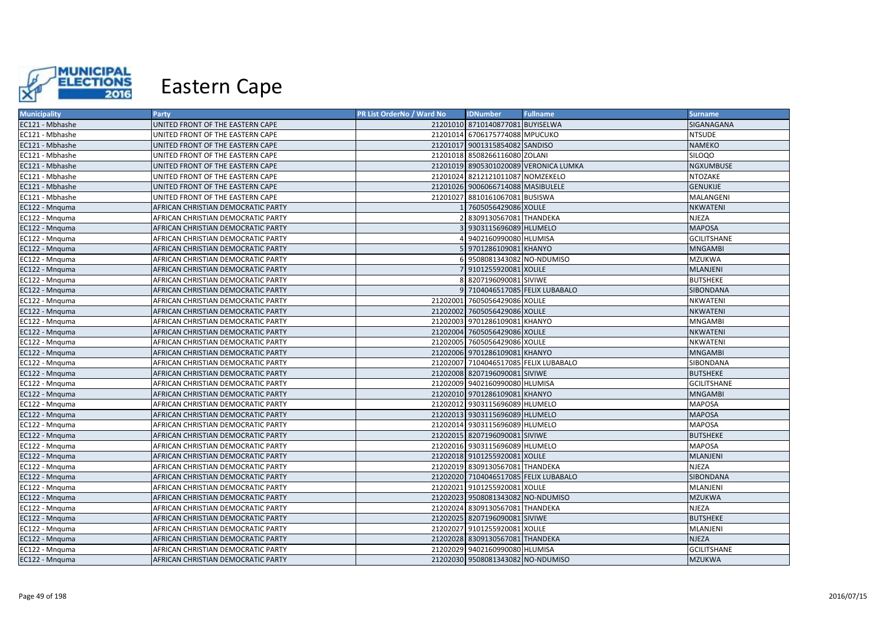# Eastern Cape

| Municipality | Party | PR List OrderNo / Ward No | IDNumber | Fullname | Surname |
|---|---|---|---|---|---|
| EC121 - Mbhashe | UNITED FRONT OF THE EASTERN CAPE | 21201010 | 8710140877081 | BUYISELWA | SIGANAGANA |
| EC121 - Mbhashe | UNITED FRONT OF THE EASTERN CAPE | 21201014 | 6706175774088 | MPUCUKO | NTSUDE |
| EC121 - Mbhashe | UNITED FRONT OF THE EASTERN CAPE | 21201017 | 9001315854082 | SANDISO | NAMEKO |
| EC121 - Mbhashe | UNITED FRONT OF THE EASTERN CAPE | 21201018 | 8508266116080 | ZOLANI | SILOQO |
| EC121 - Mbhashe | UNITED FRONT OF THE EASTERN CAPE | 21201019 | 8905301020089 | VERONICA LUMKA | NGXUMBUSE |
| EC121 - Mbhashe | UNITED FRONT OF THE EASTERN CAPE | 21201024 | 8212121011087 | NOMZEKELO | NTOZAKE |
| EC121 - Mbhashe | UNITED FRONT OF THE EASTERN CAPE | 21201026 | 9006066714088 | MASIBULELE | GENUKIJE |
| EC121 - Mbhashe | UNITED FRONT OF THE EASTERN CAPE | 21201027 | 8810161067081 | BUSISWA | MALANGENI |
| EC122 - Mnquma | AFRICAN CHRISTIAN DEMOCRATIC PARTY | 1 | 7605056429086 | XOLILE | NKWATENI |
| EC122 - Mnquma | AFRICAN CHRISTIAN DEMOCRATIC PARTY | 2 | 8309130567081 | THANDEKA | NJEZA |
| EC122 - Mnquma | AFRICAN CHRISTIAN DEMOCRATIC PARTY | 3 | 9303115696089 | HLUMELO | MAPOSA |
| EC122 - Mnquma | AFRICAN CHRISTIAN DEMOCRATIC PARTY | 4 | 9402160990080 | HLUMISA | GCILITSHANE |
| EC122 - Mnquma | AFRICAN CHRISTIAN DEMOCRATIC PARTY | 5 | 9701286109081 | KHANYO | MNGAMBI |
| EC122 - Mnquma | AFRICAN CHRISTIAN DEMOCRATIC PARTY | 6 | 9508081343082 | NO-NDUMISO | MZUKWA |
| EC122 - Mnquma | AFRICAN CHRISTIAN DEMOCRATIC PARTY | 7 | 9101255920081 | XOLILE | MLANJENI |
| EC122 - Mnquma | AFRICAN CHRISTIAN DEMOCRATIC PARTY | 8 | 8207196090081 | SIVIWE | BUTSHEKE |
| EC122 - Mnquma | AFRICAN CHRISTIAN DEMOCRATIC PARTY | 9 | 7104046517085 | FELIX LUBABALO | SIBONDANA |
| EC122 - Mnquma | AFRICAN CHRISTIAN DEMOCRATIC PARTY | 21202001 | 7605056429086 | XOLILE | NKWATENI |
| EC122 - Mnquma | AFRICAN CHRISTIAN DEMOCRATIC PARTY | 21202002 | 7605056429086 | XOLILE | NKWATENI |
| EC122 - Mnquma | AFRICAN CHRISTIAN DEMOCRATIC PARTY | 21202003 | 9701286109081 | KHANYO | MNGAMBI |
| EC122 - Mnquma | AFRICAN CHRISTIAN DEMOCRATIC PARTY | 21202004 | 7605056429086 | XOLILE | NKWATENI |
| EC122 - Mnquma | AFRICAN CHRISTIAN DEMOCRATIC PARTY | 21202005 | 7605056429086 | XOLILE | NKWATENI |
| EC122 - Mnquma | AFRICAN CHRISTIAN DEMOCRATIC PARTY | 21202006 | 9701286109081 | KHANYO | MNGAMBI |
| EC122 - Mnquma | AFRICAN CHRISTIAN DEMOCRATIC PARTY | 21202007 | 7104046517085 | FELIX LUBABALO | SIBONDANA |
| EC122 - Mnquma | AFRICAN CHRISTIAN DEMOCRATIC PARTY | 21202008 | 8207196090081 | SIVIWE | BUTSHEKE |
| EC122 - Mnquma | AFRICAN CHRISTIAN DEMOCRATIC PARTY | 21202009 | 9402160990080 | HLUMISA | GCILITSHANE |
| EC122 - Mnquma | AFRICAN CHRISTIAN DEMOCRATIC PARTY | 21202010 | 9701286109081 | KHANYO | MNGAMBI |
| EC122 - Mnquma | AFRICAN CHRISTIAN DEMOCRATIC PARTY | 21202012 | 9303115696089 | HLUMELO | MAPOSA |
| EC122 - Mnquma | AFRICAN CHRISTIAN DEMOCRATIC PARTY | 21202013 | 9303115696089 | HLUMELO | MAPOSA |
| EC122 - Mnquma | AFRICAN CHRISTIAN DEMOCRATIC PARTY | 21202014 | 9303115696089 | HLUMELO | MAPOSA |
| EC122 - Mnquma | AFRICAN CHRISTIAN DEMOCRATIC PARTY | 21202015 | 8207196090081 | SIVIWE | BUTSHEKE |
| EC122 - Mnquma | AFRICAN CHRISTIAN DEMOCRATIC PARTY | 21202016 | 9303115696089 | HLUMELO | MAPOSA |
| EC122 - Mnquma | AFRICAN CHRISTIAN DEMOCRATIC PARTY | 21202018 | 9101255920081 | XOLILE | MLANJENI |
| EC122 - Mnquma | AFRICAN CHRISTIAN DEMOCRATIC PARTY | 21202019 | 8309130567081 | THANDEKA | NJEZA |
| EC122 - Mnquma | AFRICAN CHRISTIAN DEMOCRATIC PARTY | 21202020 | 7104046517085 | FELIX LUBABALO | SIBONDANA |
| EC122 - Mnquma | AFRICAN CHRISTIAN DEMOCRATIC PARTY | 21202021 | 9101255920081 | XOLILE | MLANJENI |
| EC122 - Mnquma | AFRICAN CHRISTIAN DEMOCRATIC PARTY | 21202023 | 9508081343082 | NO-NDUMISO | MZUKWA |
| EC122 - Mnquma | AFRICAN CHRISTIAN DEMOCRATIC PARTY | 21202024 | 8309130567081 | THANDEKA | NJEZA |
| EC122 - Mnquma | AFRICAN CHRISTIAN DEMOCRATIC PARTY | 21202025 | 8207196090081 | SIVIWE | BUTSHEKE |
| EC122 - Mnquma | AFRICAN CHRISTIAN DEMOCRATIC PARTY | 21202027 | 9101255920081 | XOLILE | MLANJENI |
| EC122 - Mnquma | AFRICAN CHRISTIAN DEMOCRATIC PARTY | 21202028 | 8309130567081 | THANDEKA | NJEZA |
| EC122 - Mnquma | AFRICAN CHRISTIAN DEMOCRATIC PARTY | 21202029 | 9402160990080 | HLUMISA | GCILITSHANE |
| EC122 - Mnquma | AFRICAN CHRISTIAN DEMOCRATIC PARTY | 21202030 | 9508081343082 | NO-NDUMISO | MZUKWA |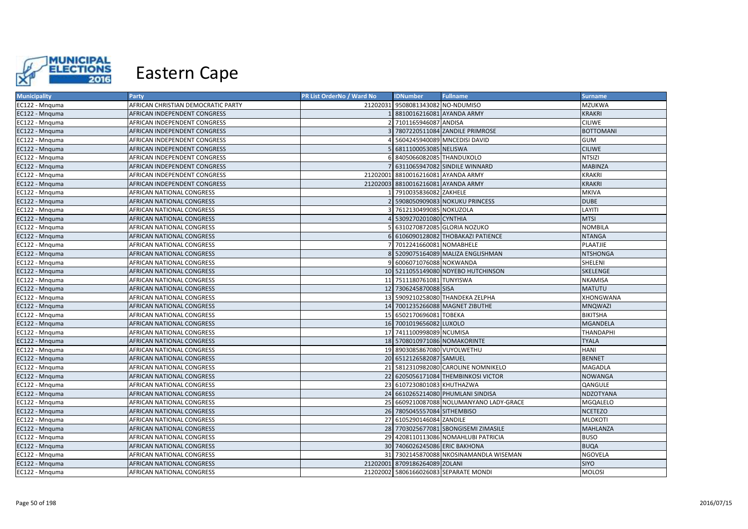# Eastern Cape

| Municipality | Party | PR List OrderNo / Ward No | IDNumber | Fullname | Surname |
|---|---|---|---|---|---|
| EC122 - Mnquma | AFRICAN CHRISTIAN DEMOCRATIC PARTY | 21202031 | 9508081343082 | NO-NDUMISO | MZUKWA |
| EC122 - Mnquma | AFRICAN INDEPENDENT CONGRESS | 1 | 8810016216081 | AYANDA ARMY | KRAKRI |
| EC122 - Mnquma | AFRICAN INDEPENDENT CONGRESS | 2 | 7101165946087 | ANDISA | CILIWE |
| EC122 - Mnquma | AFRICAN INDEPENDENT CONGRESS | 3 | 7807220511084 | ZANDILE PRIMROSE | BOTTOMANI |
| EC122 - Mnquma | AFRICAN INDEPENDENT CONGRESS | 4 | 5604245940089 | MNCEDISI DAVID | GUM |
| EC122 - Mnquma | AFRICAN INDEPENDENT CONGRESS | 5 | 6811100053085 | NELISWA | CILIWE |
| EC122 - Mnquma | AFRICAN INDEPENDENT CONGRESS | 6 | 8405066082085 | THANDUXOLO | NTSIZI |
| EC122 - Mnquma | AFRICAN INDEPENDENT CONGRESS | 7 | 6311065947082 | SINDILE WINNARD | MABINZA |
| EC122 - Mnquma | AFRICAN INDEPENDENT CONGRESS | 21202001 | 8810016216081 | AYANDA ARMY | KRAKRI |
| EC122 - Mnquma | AFRICAN INDEPENDENT CONGRESS | 21202003 | 8810016216081 | AYANDA ARMY | KRAKRI |
| EC122 - Mnquma | AFRICAN NATIONAL CONGRESS | 1 | 7910035836082 | ZAKHELE | MKIVA |
| EC122 - Mnquma | AFRICAN NATIONAL CONGRESS | 2 | 5908050909083 | NOKUKU PRINCESS | DUBE |
| EC122 - Mnquma | AFRICAN NATIONAL CONGRESS | 3 | 7612130499085 | NOKUZOLA | LAYITI |
| EC122 - Mnquma | AFRICAN NATIONAL CONGRESS | 4 | 5309270201080 | CYNTHIA | MTSI |
| EC122 - Mnquma | AFRICAN NATIONAL CONGRESS | 5 | 6310270872085 | GLORIA NOZUKO | NOMBILA |
| EC122 - Mnquma | AFRICAN NATIONAL CONGRESS | 6 | 6106090128082 | THOBAKAZI PATIENCE | NTANGA |
| EC122 - Mnquma | AFRICAN NATIONAL CONGRESS | 7 | 7012241660081 | NOMABHELE | PLAATJIE |
| EC122 - Mnquma | AFRICAN NATIONAL CONGRESS | 8 | 5209075164089 | MALIZA ENGLISHMAN | NTSHONGA |
| EC122 - Mnquma | AFRICAN NATIONAL CONGRESS | 9 | 6006071076088 | NOKWANDA | SHELENI |
| EC122 - Mnquma | AFRICAN NATIONAL CONGRESS | 10 | 5211055149080 | NDYEBO HUTCHINSON | SKELENGE |
| EC122 - Mnquma | AFRICAN NATIONAL CONGRESS | 11 | 7511180761081 | TUNYISWA | NKAMISA |
| EC122 - Mnquma | AFRICAN NATIONAL CONGRESS | 12 | 7306245870088 | SISA | MATUTU |
| EC122 - Mnquma | AFRICAN NATIONAL CONGRESS | 13 | 5909210258080 | THANDEKA ZELPHA | XHONGWANA |
| EC122 - Mnquma | AFRICAN NATIONAL CONGRESS | 14 | 7001235266088 | MAGNET ZIBUTHE | MNQWAZI |
| EC122 - Mnquma | AFRICAN NATIONAL CONGRESS | 15 | 6502170696081 | TOBEKA | BIKITSHA |
| EC122 - Mnquma | AFRICAN NATIONAL CONGRESS | 16 | 7001019656082 | LUXOLO | MGANDELA |
| EC122 - Mnquma | AFRICAN NATIONAL CONGRESS | 17 | 7411100998089 | NCUMISA | THANDAPHI |
| EC122 - Mnquma | AFRICAN NATIONAL CONGRESS | 18 | 5708010971086 | NOMAKORINTE | TYALA |
| EC122 - Mnquma | AFRICAN NATIONAL CONGRESS | 19 | 8903085867080 | VUYOLWETHU | HANI |
| EC122 - Mnquma | AFRICAN NATIONAL CONGRESS | 20 | 6512126582087 | SAMUEL | BENNET |
| EC122 - Mnquma | AFRICAN NATIONAL CONGRESS | 21 | 5812310982080 | CAROLINE NOMNIKELO | MAGADLA |
| EC122 - Mnquma | AFRICAN NATIONAL CONGRESS | 22 | 6205056171084 | THEMBINKOSI VICTOR | NOWANGA |
| EC122 - Mnquma | AFRICAN NATIONAL CONGRESS | 23 | 6107230801083 | KHUTHAZWA | QANGULE |
| EC122 - Mnquma | AFRICAN NATIONAL CONGRESS | 24 | 6610265214080 | PHUMLANI SINDISA | NDZOTYANA |
| EC122 - Mnquma | AFRICAN NATIONAL CONGRESS | 25 | 6609210087088 | NOLUMANYANO LADY-GRACE | MGQALELO |
| EC122 - Mnquma | AFRICAN NATIONAL CONGRESS | 26 | 7805045557084 | SITHEMBISO | NCETEZO |
| EC122 - Mnquma | AFRICAN NATIONAL CONGRESS | 27 | 6105290146084 | ZANDILE | MLOKOTI |
| EC122 - Mnquma | AFRICAN NATIONAL CONGRESS | 28 | 7703025677081 | SBONGISEMI ZIMASILE | MAHLANZA |
| EC122 - Mnquma | AFRICAN NATIONAL CONGRESS | 29 | 4208110113086 | NOMAHLUBI PATRICIA | BUSO |
| EC122 - Mnquma | AFRICAN NATIONAL CONGRESS | 30 | 7406026245086 | ERIC BAKHONA | BUQA |
| EC122 - Mnquma | AFRICAN NATIONAL CONGRESS | 31 | 7302145870088 | NKOSINAMANDLA WISEMAN | NGOVELA |
| EC122 - Mnquma | AFRICAN NATIONAL CONGRESS | 21202001 | 8709186264089 | ZOLANI | SIYO |
| EC122 - Mnquma | AFRICAN NATIONAL CONGRESS | 21202002 | 5806166026083 | SEPARATE MONDI | MOLOSI |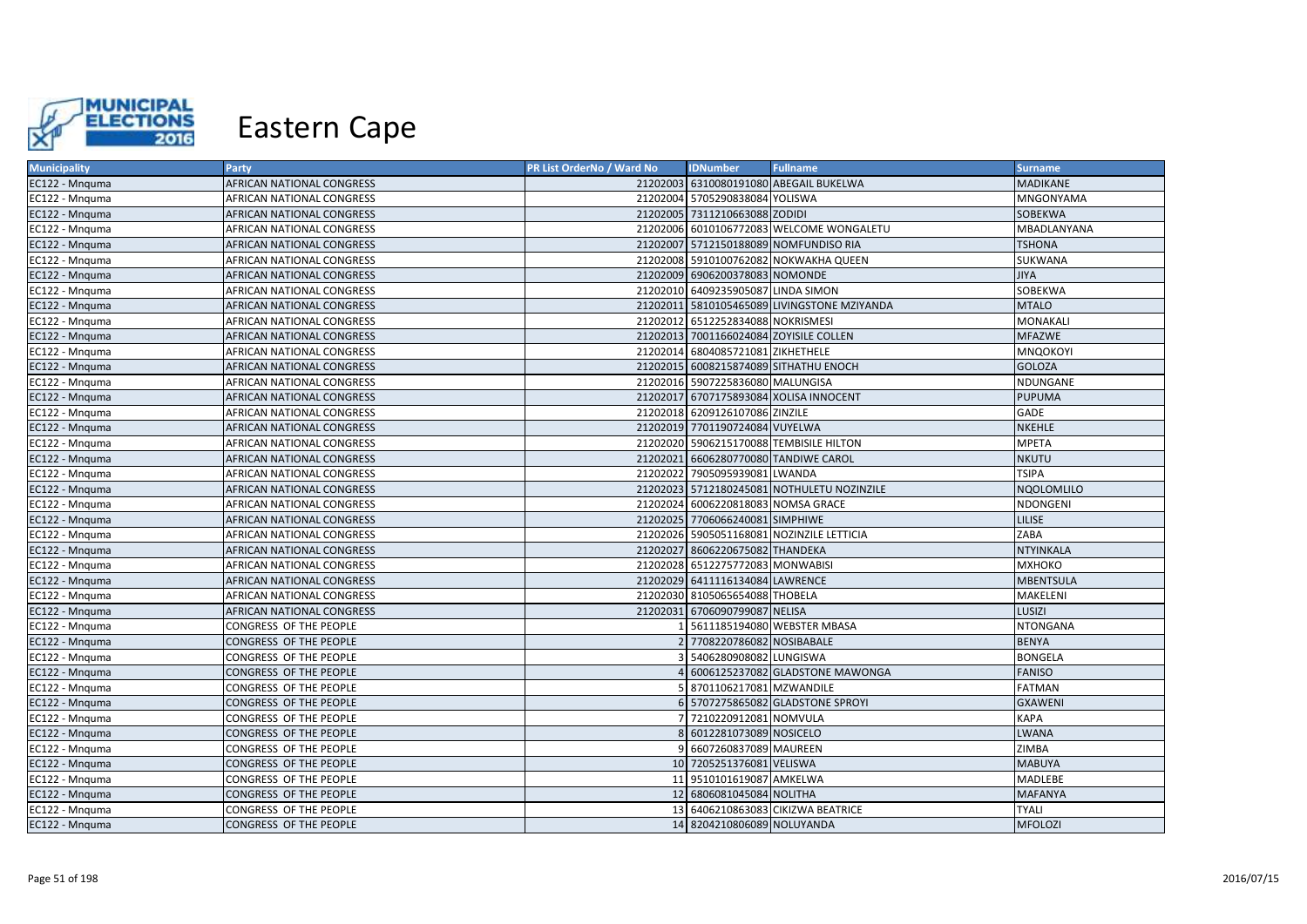# Eastern Cape

| Municipality | Party | PR List OrderNo / Ward No | IDNumber | Fullname | Surname |
|---|---|---|---|---|---|
| EC122 - Mnquma | AFRICAN NATIONAL CONGRESS | 21202003 | 6310080191080 | ABEGAIL BUKELWA | MADIKANE |
| EC122 - Mnquma | AFRICAN NATIONAL CONGRESS | 21202004 | 5705290838084 | YOLISWA | MNGONYAMA |
| EC122 - Mnquma | AFRICAN NATIONAL CONGRESS | 21202005 | 7311210663088 | ZODIDI | SOBEKWA |
| EC122 - Mnquma | AFRICAN NATIONAL CONGRESS | 21202006 | 6010106772083 | WELCOME WONGALETU | MBADLANYANA |
| EC122 - Mnquma | AFRICAN NATIONAL CONGRESS | 21202007 | 5712150188089 | NOMFUNDISO RIA | TSHONA |
| EC122 - Mnquma | AFRICAN NATIONAL CONGRESS | 21202008 | 5910100762082 | NOKWAKHA QUEEN | SUKWANA |
| EC122 - Mnquma | AFRICAN NATIONAL CONGRESS | 21202009 | 6906200378083 | NOMONDE | JIYA |
| EC122 - Mnquma | AFRICAN NATIONAL CONGRESS | 21202010 | 6409235905087 | LINDA SIMON | SOBEKWA |
| EC122 - Mnquma | AFRICAN NATIONAL CONGRESS | 21202011 | 5810105465089 | LIVINGSTONE MZIYANDA | MTALO |
| EC122 - Mnquma | AFRICAN NATIONAL CONGRESS | 21202012 | 6512252834088 | NOKRISMESI | MONAKALI |
| EC122 - Mnquma | AFRICAN NATIONAL CONGRESS | 21202013 | 7001166024084 | ZOYISILE COLLEN | MFAZWE |
| EC122 - Mnquma | AFRICAN NATIONAL CONGRESS | 21202014 | 6804085721081 | ZIKHETHELE | MNQOKOYI |
| EC122 - Mnquma | AFRICAN NATIONAL CONGRESS | 21202015 | 6008215874089 | SITHATHU ENOCH | GOLOZA |
| EC122 - Mnquma | AFRICAN NATIONAL CONGRESS | 21202016 | 5907225836080 | MALUNGISA | NDUNGANE |
| EC122 - Mnquma | AFRICAN NATIONAL CONGRESS | 21202017 | 6707175893084 | XOLISA INNOCENT | PUPUMA |
| EC122 - Mnquma | AFRICAN NATIONAL CONGRESS | 21202018 | 6209126107086 | ZINZILE | GADE |
| EC122 - Mnquma | AFRICAN NATIONAL CONGRESS | 21202019 | 7701190724084 | VUYELWA | NKEHLE |
| EC122 - Mnquma | AFRICAN NATIONAL CONGRESS | 21202020 | 5906215170088 | TEMBISILE HILTON | MPETA |
| EC122 - Mnquma | AFRICAN NATIONAL CONGRESS | 21202021 | 6606280770080 | TANDIWE CAROL | NKUTU |
| EC122 - Mnquma | AFRICAN NATIONAL CONGRESS | 21202022 | 7905095939081 | LWANDA | TSIPA |
| EC122 - Mnquma | AFRICAN NATIONAL CONGRESS | 21202023 | 5712180245081 | NOTHULETU NOZINZILE | NQOLOMLILO |
| EC122 - Mnquma | AFRICAN NATIONAL CONGRESS | 21202024 | 6006220818083 | NOMSA GRACE | NDONGENI |
| EC122 - Mnquma | AFRICAN NATIONAL CONGRESS | 21202025 | 7706066240081 | SIMPHIWE | LILISE |
| EC122 - Mnquma | AFRICAN NATIONAL CONGRESS | 21202026 | 5905051168081 | NOZINZILE LETTICIA | ZABA |
| EC122 - Mnquma | AFRICAN NATIONAL CONGRESS | 21202027 | 8606220675082 | THANDEKA | NTYINKALA |
| EC122 - Mnquma | AFRICAN NATIONAL CONGRESS | 21202028 | 6512275772083 | MONWABISI | MXHOKO |
| EC122 - Mnquma | AFRICAN NATIONAL CONGRESS | 21202029 | 6411116134084 | LAWRENCE | MBENTSULA |
| EC122 - Mnquma | AFRICAN NATIONAL CONGRESS | 21202030 | 8105065654088 | THOBELA | MAKELENI |
| EC122 - Mnquma | AFRICAN NATIONAL CONGRESS | 21202031 | 6706090799087 | NELISA | LUSIZI |
| EC122 - Mnquma | CONGRESS OF THE PEOPLE | 1 | 5611185194080 | WEBSTER MBASA | NTONGANA |
| EC122 - Mnquma | CONGRESS OF THE PEOPLE | 2 | 7708220786082 | NOSIBABALE | BENYA |
| EC122 - Mnquma | CONGRESS OF THE PEOPLE | 3 | 5406280908082 | LUNGISWA | BONGELA |
| EC122 - Mnquma | CONGRESS OF THE PEOPLE | 4 | 6006125237082 | GLADSTONE MAWONGA | FANISO |
| EC122 - Mnquma | CONGRESS OF THE PEOPLE | 5 | 8701106217081 | MZWANDILE | FATMAN |
| EC122 - Mnquma | CONGRESS OF THE PEOPLE | 6 | 5707275865082 | GLADSTONE SPROYI | GXAWENI |
| EC122 - Mnquma | CONGRESS OF THE PEOPLE | 7 | 7210220912081 | NOMVULA | KAPA |
| EC122 - Mnquma | CONGRESS OF THE PEOPLE | 8 | 6012281073089 | NOSICELO | LWANA |
| EC122 - Mnquma | CONGRESS OF THE PEOPLE | 9 | 6607260837089 | MAUREEN | ZIMBA |
| EC122 - Mnquma | CONGRESS OF THE PEOPLE | 10 | 7205251376081 | VELISWA | MABUYA |
| EC122 - Mnquma | CONGRESS OF THE PEOPLE | 11 | 9510101619087 | AMKELWA | MADLEBE |
| EC122 - Mnquma | CONGRESS OF THE PEOPLE | 12 | 6806081045084 | NOLITHA | MAFANYA |
| EC122 - Mnquma | CONGRESS OF THE PEOPLE | 13 | 6406210863083 | CIKIZWA BEATRICE | TYALI |
| EC122 - Mnquma | CONGRESS OF THE PEOPLE | 14 | 8204210806089 | NOLUYANDA | MFOLOZI |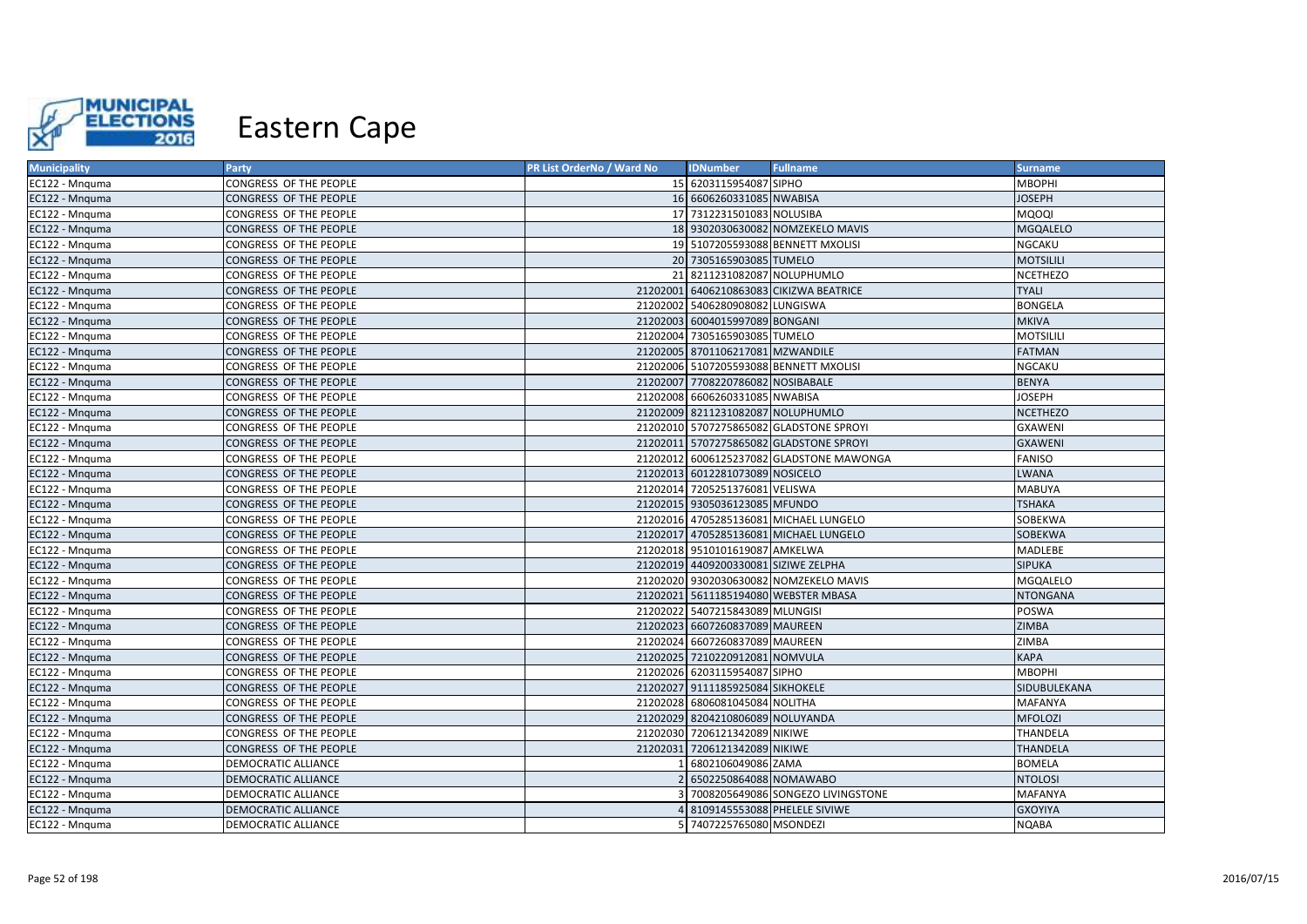# Eastern Cape

| Municipality | Party | PR List OrderNo / Ward No | IDNumber | Fullname | Surname |
|---|---|---|---|---|---|
| EC122 - Mnquma | CONGRESS OF THE PEOPLE | 15 | 6203115954087 | SIPHO | MBOPHI |
| EC122 - Mnquma | CONGRESS OF THE PEOPLE | 16 | 6606260331085 | NWABISA | JOSEPH |
| EC122 - Mnquma | CONGRESS OF THE PEOPLE | 17 | 7312231501083 | NOLUSIBA | MQOQI |
| EC122 - Mnquma | CONGRESS OF THE PEOPLE | 18 | 9302030630082 | NOMZEKELO MAVIS | MGQALELO |
| EC122 - Mnquma | CONGRESS OF THE PEOPLE | 19 | 5107205593088 | BENNETT MXOLISI | NGCAKU |
| EC122 - Mnquma | CONGRESS OF THE PEOPLE | 20 | 7305165903085 | TUMELO | MOTSILILI |
| EC122 - Mnquma | CONGRESS OF THE PEOPLE | 21 | 8211231082087 | NOLUPHUMLO | NCETHEZO |
| EC122 - Mnquma | CONGRESS OF THE PEOPLE | 21202001 | 6406210863083 | CIKIZWA BEATRICE | TYALI |
| EC122 - Mnquma | CONGRESS OF THE PEOPLE | 21202002 | 5406280908082 | LUNGISWA | BONGELA |
| EC122 - Mnquma | CONGRESS OF THE PEOPLE | 21202003 | 6004015997089 | BONGANI | MKIVA |
| EC122 - Mnquma | CONGRESS OF THE PEOPLE | 21202004 | 7305165903085 | TUMELO | MOTSILILI |
| EC122 - Mnquma | CONGRESS OF THE PEOPLE | 21202005 | 8701106217081 | MZWANDILE | FATMAN |
| EC122 - Mnquma | CONGRESS OF THE PEOPLE | 21202006 | 5107205593088 | BENNETT MXOLISI | NGCAKU |
| EC122 - Mnquma | CONGRESS OF THE PEOPLE | 21202007 | 7708220786082 | NOSIBABALE | BENYA |
| EC122 - Mnquma | CONGRESS OF THE PEOPLE | 21202008 | 6606260331085 | NWABISA | JOSEPH |
| EC122 - Mnquma | CONGRESS OF THE PEOPLE | 21202009 | 8211231082087 | NOLUPHUMLO | NCETHEZO |
| EC122 - Mnquma | CONGRESS OF THE PEOPLE | 21202010 | 5707275865082 | GLADSTONE SPROYI | GXAWENI |
| EC122 - Mnquma | CONGRESS OF THE PEOPLE | 21202011 | 5707275865082 | GLADSTONE SPROYI | GXAWENI |
| EC122 - Mnquma | CONGRESS OF THE PEOPLE | 21202012 | 6006125237082 | GLADSTONE MAWONGA | FANISO |
| EC122 - Mnquma | CONGRESS OF THE PEOPLE | 21202013 | 6012281073089 | NOSICELO | LWANA |
| EC122 - Mnquma | CONGRESS OF THE PEOPLE | 21202014 | 7205251376081 | VELISWA | MABUYA |
| EC122 - Mnquma | CONGRESS OF THE PEOPLE | 21202015 | 9305036123085 | MFUNDO | TSHAKA |
| EC122 - Mnquma | CONGRESS OF THE PEOPLE | 21202016 | 4705285136081 | MICHAEL LUNGELO | SOBEKWA |
| EC122 - Mnquma | CONGRESS OF THE PEOPLE | 21202017 | 4705285136081 | MICHAEL LUNGELO | SOBEKWA |
| EC122 - Mnquma | CONGRESS OF THE PEOPLE | 21202018 | 9510101619087 | AMKELWA | MADLEBE |
| EC122 - Mnquma | CONGRESS OF THE PEOPLE | 21202019 | 4409200330081 | SIZIWE ZELPHA | SIPUKA |
| EC122 - Mnquma | CONGRESS OF THE PEOPLE | 21202020 | 9302030630082 | NOMZEKELO MAVIS | MGQALELO |
| EC122 - Mnquma | CONGRESS OF THE PEOPLE | 21202021 | 5611185194080 | WEBSTER MBASA | NTONGANA |
| EC122 - Mnquma | CONGRESS OF THE PEOPLE | 21202022 | 5407215843089 | MLUNGISI | POSWA |
| EC122 - Mnquma | CONGRESS OF THE PEOPLE | 21202023 | 6607260837089 | MAUREEN | ZIMBA |
| EC122 - Mnquma | CONGRESS OF THE PEOPLE | 21202024 | 6607260837089 | MAUREEN | ZIMBA |
| EC122 - Mnquma | CONGRESS OF THE PEOPLE | 21202025 | 7210220912081 | NOMVULA | KAPA |
| EC122 - Mnquma | CONGRESS OF THE PEOPLE | 21202026 | 6203115954087 | SIPHO | MBOPHI |
| EC122 - Mnquma | CONGRESS OF THE PEOPLE | 21202027 | 9111185925084 | SIKHOKELE | SIDUBULEKANA |
| EC122 - Mnquma | CONGRESS OF THE PEOPLE | 21202028 | 6806081045084 | NOLITHA | MAFANYA |
| EC122 - Mnquma | CONGRESS OF THE PEOPLE | 21202029 | 8204210806089 | NOLUYANDA | MFOLOZI |
| EC122 - Mnquma | CONGRESS OF THE PEOPLE | 21202030 | 7206121342089 | NIKIWE | THANDELA |
| EC122 - Mnquma | CONGRESS OF THE PEOPLE | 21202031 | 7206121342089 | NIKIWE | THANDELA |
| EC122 - Mnquma | DEMOCRATIC ALLIANCE | 1 | 6802106049086 | ZAMA | BOMELA |
| EC122 - Mnquma | DEMOCRATIC ALLIANCE | 2 | 6502250864088 | NOMAWABO | NTOLOSI |
| EC122 - Mnquma | DEMOCRATIC ALLIANCE | 3 | 7008205649086 | SONGEZO LIVINGSTONE | MAFANYA |
| EC122 - Mnquma | DEMOCRATIC ALLIANCE | 4 | 8109145553088 | PHELELE SIVIWE | GXOYIYA |
| EC122 - Mnquma | DEMOCRATIC ALLIANCE | 5 | 7407225765080 | MSONDEZI | NQABA |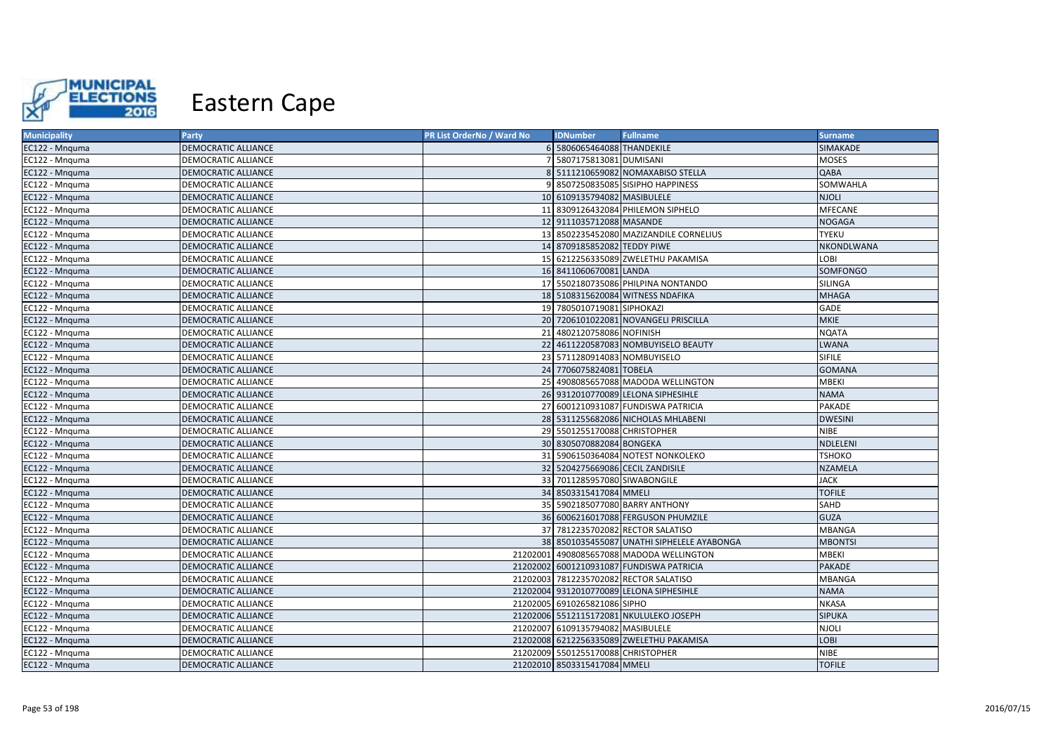# Eastern Cape

| Municipality | Party | PR List OrderNo / Ward No | IDNumber | Fullname | Surname |
|---|---|---|---|---|---|
| EC122 - Mnquma | DEMOCRATIC ALLIANCE | 6 | 5806065464088 | THANDEKILE | SIMAKADE |
| EC122 - Mnquma | DEMOCRATIC ALLIANCE | 7 | 5807175813081 | DUMISANI | MOSES |
| EC122 - Mnquma | DEMOCRATIC ALLIANCE | 8 | 5111210659082 | NOMAXABISO STELLA | QABA |
| EC122 - Mnquma | DEMOCRATIC ALLIANCE | 9 | 8507250835085 | SISIPHO HAPPINESS | SOMWAHLA |
| EC122 - Mnquma | DEMOCRATIC ALLIANCE | 10 | 6109135794082 | MASIBULELE | NJOLI |
| EC122 - Mnquma | DEMOCRATIC ALLIANCE | 11 | 8309126432084 | PHILEMON SIPHELO | MFECANE |
| EC122 - Mnquma | DEMOCRATIC ALLIANCE | 12 | 9111035712088 | MASANDE | NOGAGA |
| EC122 - Mnquma | DEMOCRATIC ALLIANCE | 13 | 8502235452080 | MAZIZANDILE CORNELIUS | TYEKU |
| EC122 - Mnquma | DEMOCRATIC ALLIANCE | 14 | 8709185852082 | TEDDY PIWE | NKONDLWANA |
| EC122 - Mnquma | DEMOCRATIC ALLIANCE | 15 | 6212256335089 | ZWELETHU PAKAMISA | LOBI |
| EC122 - Mnquma | DEMOCRATIC ALLIANCE | 16 | 8411060670081 | LANDA | SOMFONGO |
| EC122 - Mnquma | DEMOCRATIC ALLIANCE | 17 | 5502180735086 | PHILPINA NONTANDO | SILINGA |
| EC122 - Mnquma | DEMOCRATIC ALLIANCE | 18 | 5108315620084 | WITNESS NDAFIKA | MHAGA |
| EC122 - Mnquma | DEMOCRATIC ALLIANCE | 19 | 7805010719081 | SIPHOKAZI | GADE |
| EC122 - Mnquma | DEMOCRATIC ALLIANCE | 20 | 7206101022081 | NOVANGELI PRISCILLA | MKIE |
| EC122 - Mnquma | DEMOCRATIC ALLIANCE | 21 | 4802120758086 | NOFINISH | NQATA |
| EC122 - Mnquma | DEMOCRATIC ALLIANCE | 22 | 4611220587083 | NOMBUYISELO BEAUTY | LWANA |
| EC122 - Mnquma | DEMOCRATIC ALLIANCE | 23 | 5711280914083 | NOMBUYISELO | SIFILE |
| EC122 - Mnquma | DEMOCRATIC ALLIANCE | 24 | 7706075824081 | TOBELA | GOMANA |
| EC122 - Mnquma | DEMOCRATIC ALLIANCE | 25 | 4908085657088 | MADODA WELLINGTON | MBEKI |
| EC122 - Mnquma | DEMOCRATIC ALLIANCE | 26 | 9312010770089 | LELONA SIPHESIHLE | NAMA |
| EC122 - Mnquma | DEMOCRATIC ALLIANCE | 27 | 6001210931087 | FUNDISWA PATRICIA | PAKADE |
| EC122 - Mnquma | DEMOCRATIC ALLIANCE | 28 | 5311255682086 | NICHOLAS MHLABENI | DWESINI |
| EC122 - Mnquma | DEMOCRATIC ALLIANCE | 29 | 5501255170088 | CHRISTOPHER | NIBE |
| EC122 - Mnquma | DEMOCRATIC ALLIANCE | 30 | 8305070882084 | BONGEKA | NDLELENI |
| EC122 - Mnquma | DEMOCRATIC ALLIANCE | 31 | 5906150364084 | NOTEST NONKOLEKO | TSHOKO |
| EC122 - Mnquma | DEMOCRATIC ALLIANCE | 32 | 5204275669086 | CECIL ZANDISILE | NZAMELA |
| EC122 - Mnquma | DEMOCRATIC ALLIANCE | 33 | 7011285957080 | SIWABONGILE | JACK |
| EC122 - Mnquma | DEMOCRATIC ALLIANCE | 34 | 8503315417084 | MMELI | TOFILE |
| EC122 - Mnquma | DEMOCRATIC ALLIANCE | 35 | 5902185077080 | BARRY ANTHONY | SAHD |
| EC122 - Mnquma | DEMOCRATIC ALLIANCE | 36 | 6006216017088 | FERGUSON PHUMZILE | GUZA |
| EC122 - Mnquma | DEMOCRATIC ALLIANCE | 37 | 7812235702082 | RECTOR SALATISO | MBANGA |
| EC122 - Mnquma | DEMOCRATIC ALLIANCE | 38 | 8501035455087 | UNATHI SIPHELELE AYABONGA | MBONTSI |
| EC122 - Mnquma | DEMOCRATIC ALLIANCE | 21202001 | 4908085657088 | MADODA WELLINGTON | MBEKI |
| EC122 - Mnquma | DEMOCRATIC ALLIANCE | 21202002 | 6001210931087 | FUNDISWA PATRICIA | PAKADE |
| EC122 - Mnquma | DEMOCRATIC ALLIANCE | 21202003 | 7812235702082 | RECTOR SALATISO | MBANGA |
| EC122 - Mnquma | DEMOCRATIC ALLIANCE | 21202004 | 9312010770089 | LELONA SIPHESIHLE | NAMA |
| EC122 - Mnquma | DEMOCRATIC ALLIANCE | 21202005 | 6910265821086 | SIPHO | NKASA |
| EC122 - Mnquma | DEMOCRATIC ALLIANCE | 21202006 | 5512115172081 | NKULULEKO JOSEPH | SIPUKA |
| EC122 - Mnquma | DEMOCRATIC ALLIANCE | 21202007 | 6109135794082 | MASIBULELE | NJOLI |
| EC122 - Mnquma | DEMOCRATIC ALLIANCE | 21202008 | 6212256335089 | ZWELETHU PAKAMISA | LOBI |
| EC122 - Mnquma | DEMOCRATIC ALLIANCE | 21202009 | 5501255170088 | CHRISTOPHER | NIBE |
| EC122 - Mnquma | DEMOCRATIC ALLIANCE | 21202010 | 8503315417084 | MMELI | TOFILE |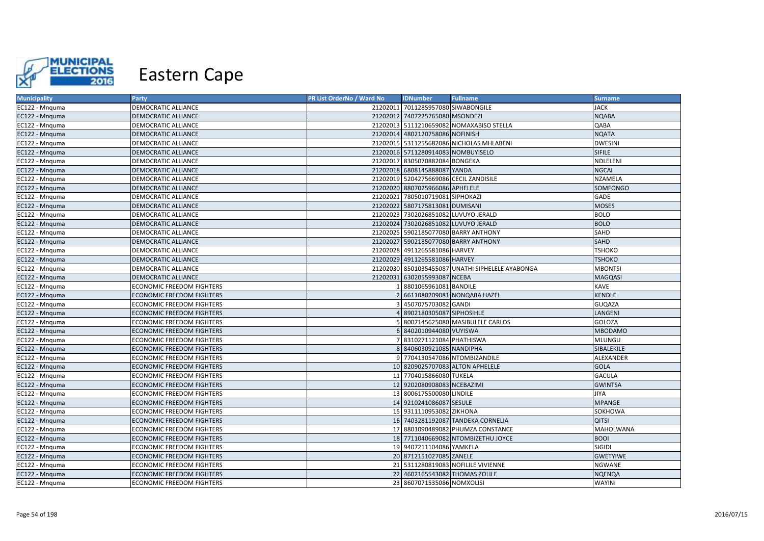# Eastern Cape

| Municipality | Party | PR List OrderNo / Ward No | IDNumber | Fullname | Surname |
|---|---|---|---|---|---|
| EC122 - Mnquma | DEMOCRATIC ALLIANCE | 21202011 | 7011285957080 | SIWABONGILE | JACK |
| EC122 - Mnquma | DEMOCRATIC ALLIANCE | 21202012 | 7407225765080 | MSONDEZI | NQABA |
| EC122 - Mnquma | DEMOCRATIC ALLIANCE | 21202013 | 5111210659082 | NOMAXABISO STELLA | QABA |
| EC122 - Mnquma | DEMOCRATIC ALLIANCE | 21202014 | 4802120758086 | NOFINISH | NQATA |
| EC122 - Mnquma | DEMOCRATIC ALLIANCE | 21202015 | 5311255682086 | NICHOLAS MHLABENI | DWESINI |
| EC122 - Mnquma | DEMOCRATIC ALLIANCE | 21202016 | 5711280914083 | NOMBUYISELO | SIFILE |
| EC122 - Mnquma | DEMOCRATIC ALLIANCE | 21202017 | 8305070882084 | BONGEKA | NDLELENI |
| EC122 - Mnquma | DEMOCRATIC ALLIANCE | 21202018 | 6808145888087 | YANDA | NGCAI |
| EC122 - Mnquma | DEMOCRATIC ALLIANCE | 21202019 | 5204275669086 | CECIL ZANDISILE | NZAMELA |
| EC122 - Mnquma | DEMOCRATIC ALLIANCE | 21202020 | 8807025966086 | APHELELE | SOMFONGO |
| EC122 - Mnquma | DEMOCRATIC ALLIANCE | 21202021 | 7805010719081 | SIPHOKAZI | GADE |
| EC122 - Mnquma | DEMOCRATIC ALLIANCE | 21202022 | 5807175813081 | DUMISANI | MOSES |
| EC122 - Mnquma | DEMOCRATIC ALLIANCE | 21202023 | 7302026851082 | LUVUYO JERALD | BOLO |
| EC122 - Mnquma | DEMOCRATIC ALLIANCE | 21202024 | 7302026851082 | LUVUYO JERALD | BOLO |
| EC122 - Mnquma | DEMOCRATIC ALLIANCE | 21202025 | 5902185077080 | BARRY ANTHONY | SAHD |
| EC122 - Mnquma | DEMOCRATIC ALLIANCE | 21202027 | 5902185077080 | BARRY ANTHONY | SAHD |
| EC122 - Mnquma | DEMOCRATIC ALLIANCE | 21202028 | 4911265581086 | HARVEY | TSHOKO |
| EC122 - Mnquma | DEMOCRATIC ALLIANCE | 21202029 | 4911265581086 | HARVEY | TSHOKO |
| EC122 - Mnquma | DEMOCRATIC ALLIANCE | 21202030 | 8501035455087 | UNATHI SIPHELELE AYABONGA | MBONTSI |
| EC122 - Mnquma | DEMOCRATIC ALLIANCE | 21202031 | 6302055993087 | NCEBA | MAGQASI |
| EC122 - Mnquma | ECONOMIC FREEDOM FIGHTERS | 1 | 8801065961081 | BANDILE | KAVE |
| EC122 - Mnquma | ECONOMIC FREEDOM FIGHTERS | 2 | 6611080209081 | NONQABA HAZEL | KENDLE |
| EC122 - Mnquma | ECONOMIC FREEDOM FIGHTERS | 3 | 4507075703082 | GANDI | GUQAZA |
| EC122 - Mnquma | ECONOMIC FREEDOM FIGHTERS | 4 | 8902180305087 | SIPHOSIHLE | LANGENI |
| EC122 - Mnquma | ECONOMIC FREEDOM FIGHTERS | 5 | 8007145625080 | MASIBULELE CARLOS | GOLOZA |
| EC122 - Mnquma | ECONOMIC FREEDOM FIGHTERS | 6 | 8402010944080 | VUYISWA | MBODAMO |
| EC122 - Mnquma | ECONOMIC FREEDOM FIGHTERS | 7 | 8310271121084 | PHATHISWA | MLUNGU |
| EC122 - Mnquma | ECONOMIC FREEDOM FIGHTERS | 8 | 8406030921085 | NANDIPHA | SIBALEKILE |
| EC122 - Mnquma | ECONOMIC FREEDOM FIGHTERS | 9 | 7704130547086 | NTOMBIZANDILE | ALEXANDER |
| EC122 - Mnquma | ECONOMIC FREEDOM FIGHTERS | 10 | 8209025707083 | ALTON APHELELE | GOLA |
| EC122 - Mnquma | ECONOMIC FREEDOM FIGHTERS | 11 | 7704015866080 | TUKELA | GACULA |
| EC122 - Mnquma | ECONOMIC FREEDOM FIGHTERS | 12 | 9202080908083 | NCEBAZIMI | GWINTSA |
| EC122 - Mnquma | ECONOMIC FREEDOM FIGHTERS | 13 | 8006175500080 | LINDILE | JIYA |
| EC122 - Mnquma | ECONOMIC FREEDOM FIGHTERS | 14 | 9210241086087 | SESULE | MPANGE |
| EC122 - Mnquma | ECONOMIC FREEDOM FIGHTERS | 15 | 9311110953082 | ZIKHONA | SOKHOWA |
| EC122 - Mnquma | ECONOMIC FREEDOM FIGHTERS | 16 | 7403281192087 | TANDEKA CORNELIA | QITSI |
| EC122 - Mnquma | ECONOMIC FREEDOM FIGHTERS | 17 | 8801090489082 | PHUMZA CONSTANCE | MAHOLWANA |
| EC122 - Mnquma | ECONOMIC FREEDOM FIGHTERS | 18 | 7711040669082 | NTOMBIZETHU JOYCE | BOOI |
| EC122 - Mnquma | ECONOMIC FREEDOM FIGHTERS | 19 | 9407211104086 | YAMKELA | SIGIDI |
| EC122 - Mnquma | ECONOMIC FREEDOM FIGHTERS | 20 | 8712151027085 | ZANELE | GWETYIWE |
| EC122 - Mnquma | ECONOMIC FREEDOM FIGHTERS | 21 | 5311280819083 | NOFILILE VIVIENNE | NGWANE |
| EC122 - Mnquma | ECONOMIC FREEDOM FIGHTERS | 22 | 4602165543082 | THOMAS ZOLILE | NQENQA |
| EC122 - Mnquma | ECONOMIC FREEDOM FIGHTERS | 23 | 8607071535086 | NOMXOLISI | WAYINI |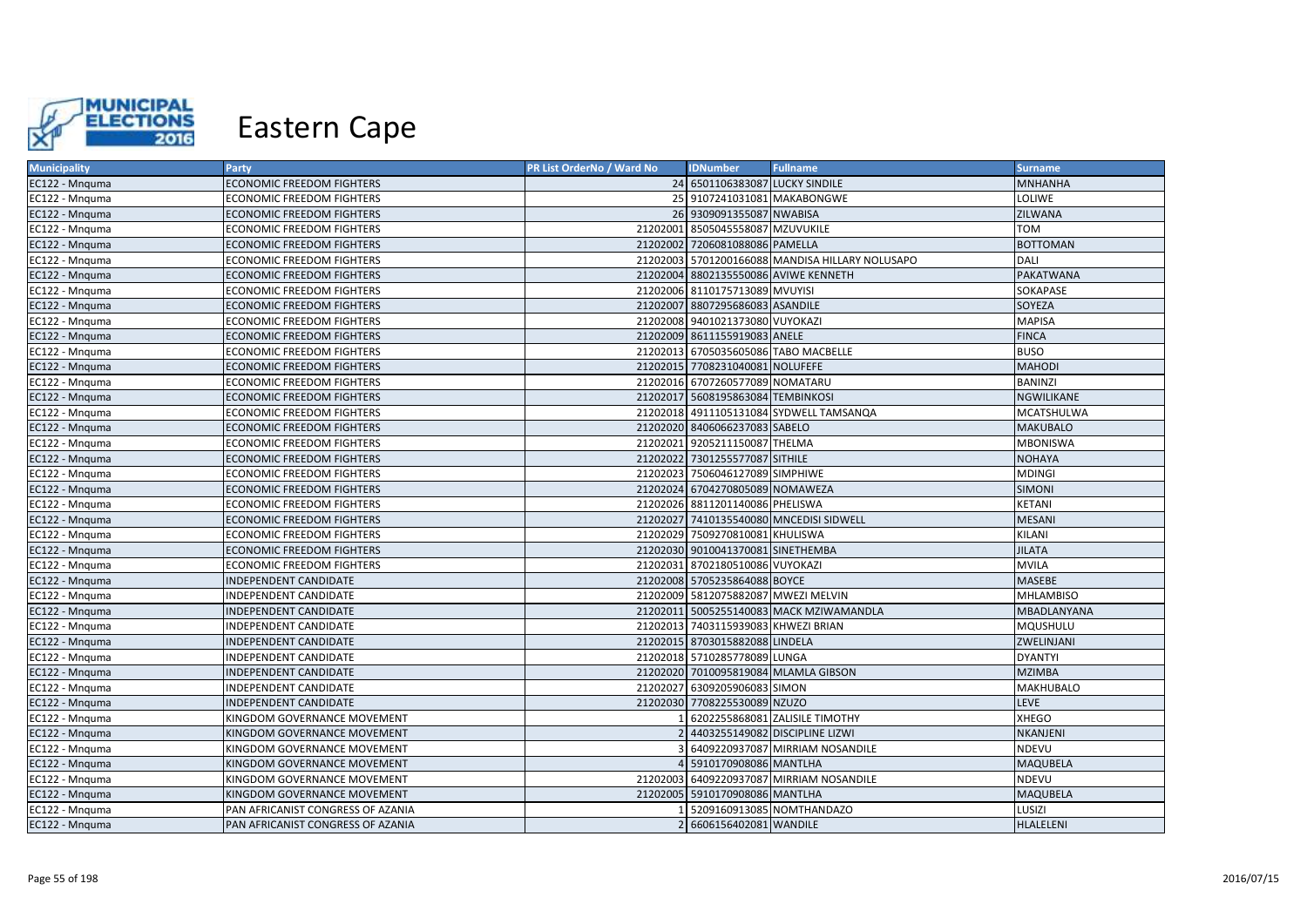# Eastern Cape

| Municipality | Party | PR List OrderNo / Ward No | IDNumber | Fullname | Surname |
|---|---|---|---|---|---|
| EC122 - Mnquma | ECONOMIC FREEDOM FIGHTERS | 24 | 6501106383087 | LUCKY SINDILE | MNHANHA |
| EC122 - Mnquma | ECONOMIC FREEDOM FIGHTERS | 25 | 9107241031081 | MAKABONGWE | LOLIWE |
| EC122 - Mnquma | ECONOMIC FREEDOM FIGHTERS | 26 | 9309091355087 | NWABISA | ZILWANA |
| EC122 - Mnquma | ECONOMIC FREEDOM FIGHTERS | 21202001 | 8505045558087 | MZUVUKILE | TOM |
| EC122 - Mnquma | ECONOMIC FREEDOM FIGHTERS | 21202002 | 7206081088086 | PAMELLA | BOTTOMAN |
| EC122 - Mnquma | ECONOMIC FREEDOM FIGHTERS | 21202003 | 5701200166088 | MANDISA HILLARY NOLUSAPO | DALI |
| EC122 - Mnquma | ECONOMIC FREEDOM FIGHTERS | 21202004 | 8802135550086 | AVIWE KENNETH | PAKATWANA |
| EC122 - Mnquma | ECONOMIC FREEDOM FIGHTERS | 21202006 | 8110175713089 | MVUYISI | SOKAPASE |
| EC122 - Mnquma | ECONOMIC FREEDOM FIGHTERS | 21202007 | 8807295686083 | ASANDILE | SOYEZA |
| EC122 - Mnquma | ECONOMIC FREEDOM FIGHTERS | 21202008 | 9401021373080 | VUYOKAZI | MAPISA |
| EC122 - Mnquma | ECONOMIC FREEDOM FIGHTERS | 21202009 | 8611155919083 | ANELE | FINCA |
| EC122 - Mnquma | ECONOMIC FREEDOM FIGHTERS | 21202013 | 6705035605086 | TABO MACBELLE | BUSO |
| EC122 - Mnquma | ECONOMIC FREEDOM FIGHTERS | 21202015 | 7708231040081 | NOLUFEFE | MAHODI |
| EC122 - Mnquma | ECONOMIC FREEDOM FIGHTERS | 21202016 | 6707260577089 | NOMATARU | BANINZI |
| EC122 - Mnquma | ECONOMIC FREEDOM FIGHTERS | 21202017 | 5608195863084 | TEMBINKOSI | NGWILIKANE |
| EC122 - Mnquma | ECONOMIC FREEDOM FIGHTERS | 21202018 | 4911105131084 | SYDWELL TAMSANQA | MCATSHULWA |
| EC122 - Mnquma | ECONOMIC FREEDOM FIGHTERS | 21202020 | 8406066237083 | SABELO | MAKUBALO |
| EC122 - Mnquma | ECONOMIC FREEDOM FIGHTERS | 21202021 | 9205211150087 | THELMA | MBONISWA |
| EC122 - Mnquma | ECONOMIC FREEDOM FIGHTERS | 21202022 | 7301255577087 | SITHILE | NOHAYA |
| EC122 - Mnquma | ECONOMIC FREEDOM FIGHTERS | 21202023 | 7506046127089 | SIMPHIWE | MDINGI |
| EC122 - Mnquma | ECONOMIC FREEDOM FIGHTERS | 21202024 | 6704270805089 | NOMAWEZA | SIMONI |
| EC122 - Mnquma | ECONOMIC FREEDOM FIGHTERS | 21202026 | 8811201140086 | PHELISWA | KETANI |
| EC122 - Mnquma | ECONOMIC FREEDOM FIGHTERS | 21202027 | 7410135540080 | MNCEDISI SIDWELL | MESANI |
| EC122 - Mnquma | ECONOMIC FREEDOM FIGHTERS | 21202029 | 7509270810081 | KHULISWA | KILANI |
| EC122 - Mnquma | ECONOMIC FREEDOM FIGHTERS | 21202030 | 9010041370081 | SINETHEMBA | JILATA |
| EC122 - Mnquma | ECONOMIC FREEDOM FIGHTERS | 21202031 | 8702180510086 | VUYOKAZI | MVILA |
| EC122 - Mnquma | INDEPENDENT CANDIDATE | 21202008 | 5705235864088 | BOYCE | MASEBE |
| EC122 - Mnquma | INDEPENDENT CANDIDATE | 21202009 | 5812075882087 | MWEZI MELVIN | MHLAMBISO |
| EC122 - Mnquma | INDEPENDENT CANDIDATE | 21202011 | 5005255140083 | MACK MZIWAMANDLA | MBADLANYANA |
| EC122 - Mnquma | INDEPENDENT CANDIDATE | 21202013 | 7403115939083 | KHWEZI BRIAN | MQUSHULU |
| EC122 - Mnquma | INDEPENDENT CANDIDATE | 21202015 | 8703015882088 | LINDELA | ZWELINJANI |
| EC122 - Mnquma | INDEPENDENT CANDIDATE | 21202018 | 5710285778089 | LUNGA | DYANTYI |
| EC122 - Mnquma | INDEPENDENT CANDIDATE | 21202020 | 7010095819084 | MLAMLA GIBSON | MZIMBA |
| EC122 - Mnquma | INDEPENDENT CANDIDATE | 21202027 | 6309205906083 | SIMON | MAKHUBALO |
| EC122 - Mnquma | INDEPENDENT CANDIDATE | 21202030 | 7708225530089 | NZUZO | LEVE |
| EC122 - Mnquma | KINGDOM GOVERNANCE MOVEMENT | 1 | 6202255868081 | ZALISILE TIMOTHY | XHEGO |
| EC122 - Mnquma | KINGDOM GOVERNANCE MOVEMENT | 2 | 4403255149082 | DISCIPLINE LIZWI | NKANJENI |
| EC122 - Mnquma | KINGDOM GOVERNANCE MOVEMENT | 3 | 6409220937087 | MIRRIAM NOSANDILE | NDEVU |
| EC122 - Mnquma | KINGDOM GOVERNANCE MOVEMENT | 4 | 5910170908086 | MANTLHA | MAQUBELA |
| EC122 - Mnquma | KINGDOM GOVERNANCE MOVEMENT | 21202003 | 6409220937087 | MIRRIAM NOSANDILE | NDEVU |
| EC122 - Mnquma | KINGDOM GOVERNANCE MOVEMENT | 21202005 | 5910170908086 | MANTLHA | MAQUBELA |
| EC122 - Mnquma | PAN AFRICANIST CONGRESS OF AZANIA | 1 | 5209160913085 | NOMTHANDAZO | LUSIZI |
| EC122 - Mnquma | PAN AFRICANIST CONGRESS OF AZANIA | 2 | 6606156402081 | WANDILE | HLALELENI |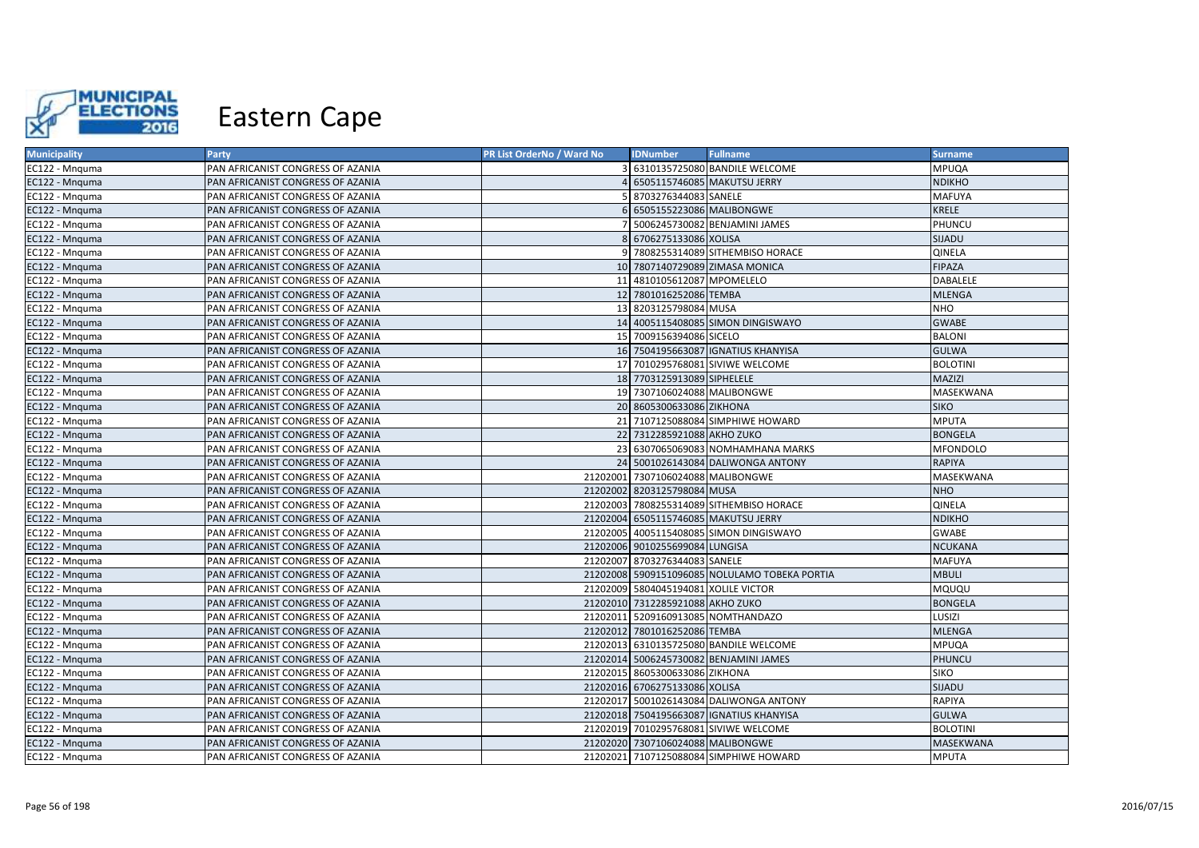# Eastern Cape

| Municipality | Party | PR List OrderNo / Ward No | IDNumber | Fullname | Surname |
|---|---|---|---|---|---|
| EC122 - Mnquma | PAN AFRICANIST CONGRESS OF AZANIA | 3 | 6310135725080 | BANDILE WELCOME | MPUQA |
| EC122 - Mnquma | PAN AFRICANIST CONGRESS OF AZANIA | 4 | 6505115746085 | MAKUTSU JERRY | NDIKHO |
| EC122 - Mnquma | PAN AFRICANIST CONGRESS OF AZANIA | 5 | 8703276344083 | SANELE | MAFUYA |
| EC122 - Mnquma | PAN AFRICANIST CONGRESS OF AZANIA | 6 | 6505155223086 | MALIBONGWE | KRELE |
| EC122 - Mnquma | PAN AFRICANIST CONGRESS OF AZANIA | 7 | 5006245730082 | BENJAMINI JAMES | PHUNCU |
| EC122 - Mnquma | PAN AFRICANIST CONGRESS OF AZANIA | 8 | 6706275133086 | XOLISA | SIJADU |
| EC122 - Mnquma | PAN AFRICANIST CONGRESS OF AZANIA | 9 | 7808255314089 | SITHEMBISO HORACE | QINELA |
| EC122 - Mnquma | PAN AFRICANIST CONGRESS OF AZANIA | 10 | 7807140729089 | ZIMASA MONICA | FIPAZA |
| EC122 - Mnquma | PAN AFRICANIST CONGRESS OF AZANIA | 11 | 4810105612087 | MPOMELELO | DABALELE |
| EC122 - Mnquma | PAN AFRICANIST CONGRESS OF AZANIA | 12 | 7801016252086 | TEMBA | MLENGA |
| EC122 - Mnquma | PAN AFRICANIST CONGRESS OF AZANIA | 13 | 8203125798084 | MUSA | NHO |
| EC122 - Mnquma | PAN AFRICANIST CONGRESS OF AZANIA | 14 | 4005115408085 | SIMON DINGISWAYO | GWABE |
| EC122 - Mnquma | PAN AFRICANIST CONGRESS OF AZANIA | 15 | 7009156394086 | SICELO | BALONI |
| EC122 - Mnquma | PAN AFRICANIST CONGRESS OF AZANIA | 16 | 7504195663087 | IGNATIUS KHANYISA | GULWA |
| EC122 - Mnquma | PAN AFRICANIST CONGRESS OF AZANIA | 17 | 7010295768081 | SIVIWE WELCOME | BOLOTINI |
| EC122 - Mnquma | PAN AFRICANIST CONGRESS OF AZANIA | 18 | 7703125913089 | SIPHELELE | MAZIZI |
| EC122 - Mnquma | PAN AFRICANIST CONGRESS OF AZANIA | 19 | 7307106024088 | MALIBONGWE | MASEKWANA |
| EC122 - Mnquma | PAN AFRICANIST CONGRESS OF AZANIA | 20 | 8605300633086 | ZIKHONA | SIKO |
| EC122 - Mnquma | PAN AFRICANIST CONGRESS OF AZANIA | 21 | 7107125088084 | SIMPHIWE HOWARD | MPUTA |
| EC122 - Mnquma | PAN AFRICANIST CONGRESS OF AZANIA | 22 | 7312285921088 | AKHO ZUKO | BONGELA |
| EC122 - Mnquma | PAN AFRICANIST CONGRESS OF AZANIA | 23 | 6307065069083 | NOMHAMHANA MARKS | MFONDOLO |
| EC122 - Mnquma | PAN AFRICANIST CONGRESS OF AZANIA | 24 | 5001026143084 | DALIWONGA ANTONY | RAPIYA |
| EC122 - Mnquma | PAN AFRICANIST CONGRESS OF AZANIA | 21202001 | 7307106024088 | MALIBONGWE | MASEKWANA |
| EC122 - Mnquma | PAN AFRICANIST CONGRESS OF AZANIA | 21202002 | 8203125798084 | MUSA | NHO |
| EC122 - Mnquma | PAN AFRICANIST CONGRESS OF AZANIA | 21202003 | 7808255314089 | SITHEMBISO HORACE | QINELA |
| EC122 - Mnquma | PAN AFRICANIST CONGRESS OF AZANIA | 21202004 | 6505115746085 | MAKUTSU JERRY | NDIKHO |
| EC122 - Mnquma | PAN AFRICANIST CONGRESS OF AZANIA | 21202005 | 4005115408085 | SIMON DINGISWAYO | GWABE |
| EC122 - Mnquma | PAN AFRICANIST CONGRESS OF AZANIA | 21202006 | 9010255699084 | LUNGISA | NCUKANA |
| EC122 - Mnquma | PAN AFRICANIST CONGRESS OF AZANIA | 21202007 | 8703276344083 | SANELE | MAFUYA |
| EC122 - Mnquma | PAN AFRICANIST CONGRESS OF AZANIA | 21202008 | 5909151096085 | NOLULAMO TOBEKA PORTIA | MBULI |
| EC122 - Mnquma | PAN AFRICANIST CONGRESS OF AZANIA | 21202009 | 5804045194081 | XOLILE VICTOR | MQUQU |
| EC122 - Mnquma | PAN AFRICANIST CONGRESS OF AZANIA | 21202010 | 7312285921088 | AKHO ZUKO | BONGELA |
| EC122 - Mnquma | PAN AFRICANIST CONGRESS OF AZANIA | 21202011 | 5209160913085 | NOMTHANDAZO | LUSIZI |
| EC122 - Mnquma | PAN AFRICANIST CONGRESS OF AZANIA | 21202012 | 7801016252086 | TEMBA | MLENGA |
| EC122 - Mnquma | PAN AFRICANIST CONGRESS OF AZANIA | 21202013 | 6310135725080 | BANDILE WELCOME | MPUQA |
| EC122 - Mnquma | PAN AFRICANIST CONGRESS OF AZANIA | 21202014 | 5006245730082 | BENJAMINI JAMES | PHUNCU |
| EC122 - Mnquma | PAN AFRICANIST CONGRESS OF AZANIA | 21202015 | 8605300633086 | ZIKHONA | SIKO |
| EC122 - Mnquma | PAN AFRICANIST CONGRESS OF AZANIA | 21202016 | 6706275133086 | XOLISA | SIJADU |
| EC122 - Mnquma | PAN AFRICANIST CONGRESS OF AZANIA | 21202017 | 5001026143084 | DALIWONGA ANTONY | RAPIYA |
| EC122 - Mnquma | PAN AFRICANIST CONGRESS OF AZANIA | 21202018 | 7504195663087 | IGNATIUS KHANYISA | GULWA |
| EC122 - Mnquma | PAN AFRICANIST CONGRESS OF AZANIA | 21202019 | 7010295768081 | SIVIWE WELCOME | BOLOTINI |
| EC122 - Mnquma | PAN AFRICANIST CONGRESS OF AZANIA | 21202020 | 7307106024088 | MALIBONGWE | MASEKWANA |
| EC122 - Mnquma | PAN AFRICANIST CONGRESS OF AZANIA | 21202021 | 7107125088084 | SIMPHIWE HOWARD | MPUTA |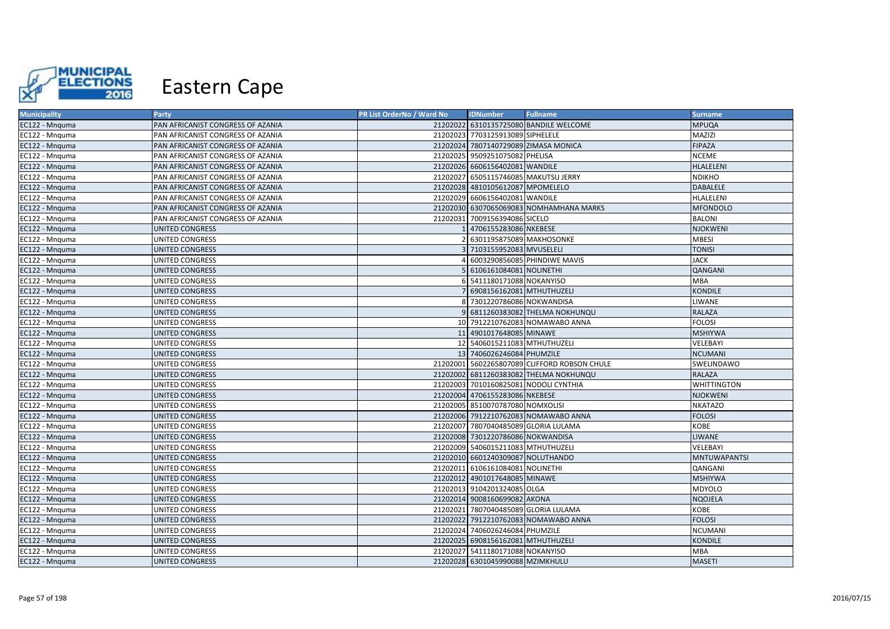# Eastern Cape

| Municipality | Party | PR List OrderNo / Ward No | IDNumber | Fullname | Surname |
|---|---|---|---|---|---|
| EC122 - Mnquma | PAN AFRICANIST CONGRESS OF AZANIA | 21202022 | 6310135725080 | BANDILE WELCOME | MPUQA |
| EC122 - Mnquma | PAN AFRICANIST CONGRESS OF AZANIA | 21202023 | 7703125913089 | SIPHELELE | MAZIZI |
| EC122 - Mnquma | PAN AFRICANIST CONGRESS OF AZANIA | 21202024 | 7807140729089 | ZIMASA MONICA | FIPAZA |
| EC122 - Mnquma | PAN AFRICANIST CONGRESS OF AZANIA | 21202025 | 9509251075082 | PHELISA | NCEME |
| EC122 - Mnquma | PAN AFRICANIST CONGRESS OF AZANIA | 21202026 | 6606156402081 | WANDILE | HLALELENI |
| EC122 - Mnquma | PAN AFRICANIST CONGRESS OF AZANIA | 21202027 | 6505115746085 | MAKUTSU JERRY | NDIKHO |
| EC122 - Mnquma | PAN AFRICANIST CONGRESS OF AZANIA | 21202028 | 4810105612087 | MPOMELELO | DABALELE |
| EC122 - Mnquma | PAN AFRICANIST CONGRESS OF AZANIA | 21202029 | 6606156402081 | WANDILE | HLALELENI |
| EC122 - Mnquma | PAN AFRICANIST CONGRESS OF AZANIA | 21202030 | 6307065069083 | NOMHAMHANA MARKS | MFONDOLO |
| EC122 - Mnquma | PAN AFRICANIST CONGRESS OF AZANIA | 21202031 | 7009156394086 | SICELO | BALONI |
| EC122 - Mnquma | UNITED CONGRESS | 1 | 4706155283086 | NKEBESE | NJOKWENI |
| EC122 - Mnquma | UNITED CONGRESS | 2 | 6301195875089 | MAKHOSONKE | MBESI |
| EC122 - Mnquma | UNITED CONGRESS | 3 | 7103155952083 | MVUSELELI | TONISI |
| EC122 - Mnquma | UNITED CONGRESS | 4 | 6003290856085 | PHINDIWE MAVIS | JACK |
| EC122 - Mnquma | UNITED CONGRESS | 5 | 6106161084081 | NOLINETHI | QANGANI |
| EC122 - Mnquma | UNITED CONGRESS | 6 | 5411180171088 | NOKANYISO | MBA |
| EC122 - Mnquma | UNITED CONGRESS | 7 | 6908156162081 | MTHUTHUZELI | KONDILE |
| EC122 - Mnquma | UNITED CONGRESS | 8 | 7301220786086 | NOKWANDISA | LIWANE |
| EC122 - Mnquma | UNITED CONGRESS | 9 | 6811260383082 | THELMA NOKHUNQU | RALAZA |
| EC122 - Mnquma | UNITED CONGRESS | 10 | 7912210762083 | NOMAWABO ANNA | FOLOSI |
| EC122 - Mnquma | UNITED CONGRESS | 11 | 4901017648085 | MINAWE | MSHIYWA |
| EC122 - Mnquma | UNITED CONGRESS | 12 | 5406015211083 | MTHUTHUZELI | VELEBAYI |
| EC122 - Mnquma | UNITED CONGRESS | 13 | 7406026246084 | PHUMZILE | NCUMANI |
| EC122 - Mnquma | UNITED CONGRESS | 21202001 | 5602265807089 | CLIFFORD ROBSON CHULE | SWELINDAWO |
| EC122 - Mnquma | UNITED CONGRESS | 21202002 | 6811260383082 | THELMA NOKHUNQU | RALAZA |
| EC122 - Mnquma | UNITED CONGRESS | 21202003 | 7010160825081 | NODOLI CYNTHIA | WHITTINGTON |
| EC122 - Mnquma | UNITED CONGRESS | 21202004 | 4706155283086 | NKEBESE | NJOKWENI |
| EC122 - Mnquma | UNITED CONGRESS | 21202005 | 8510070787080 | NOMXOLISI | NKATAZO |
| EC122 - Mnquma | UNITED CONGRESS | 21202006 | 7912210762083 | NOMAWABO ANNA | FOLOSI |
| EC122 - Mnquma | UNITED CONGRESS | 21202007 | 7807040485089 | GLORIA LULAMA | KOBE |
| EC122 - Mnquma | UNITED CONGRESS | 21202008 | 7301220786086 | NOKWANDISA | LIWANE |
| EC122 - Mnquma | UNITED CONGRESS | 21202009 | 5406015211083 | MTHUTHUZELI | VELEBAYI |
| EC122 - Mnquma | UNITED CONGRESS | 21202010 | 6601240309087 | NOLUTHANDO | MNTUWAPANTSI |
| EC122 - Mnquma | UNITED CONGRESS | 21202011 | 6106161084081 | NOLINETHI | QANGANI |
| EC122 - Mnquma | UNITED CONGRESS | 21202012 | 4901017648085 | MINAWE | MSHIYWA |
| EC122 - Mnquma | UNITED CONGRESS | 21202013 | 9104201324085 | OLGA | MDYOLO |
| EC122 - Mnquma | UNITED CONGRESS | 21202014 | 9008160699082 | AKONA | NQOJELA |
| EC122 - Mnquma | UNITED CONGRESS | 21202021 | 7807040485089 | GLORIA LULAMA | KOBE |
| EC122 - Mnquma | UNITED CONGRESS | 21202022 | 7912210762083 | NOMAWABO ANNA | FOLOSI |
| EC122 - Mnquma | UNITED CONGRESS | 21202024 | 7406026246084 | PHUMZILE | NCUMANI |
| EC122 - Mnquma | UNITED CONGRESS | 21202025 | 6908156162081 | MTHUTHUZELI | KONDILE |
| EC122 - Mnquma | UNITED CONGRESS | 21202027 | 5411180171088 | NOKANYISO | MBA |
| EC122 - Mnquma | UNITED CONGRESS | 21202028 | 6301045990088 | MZIMKHULU | MASETI |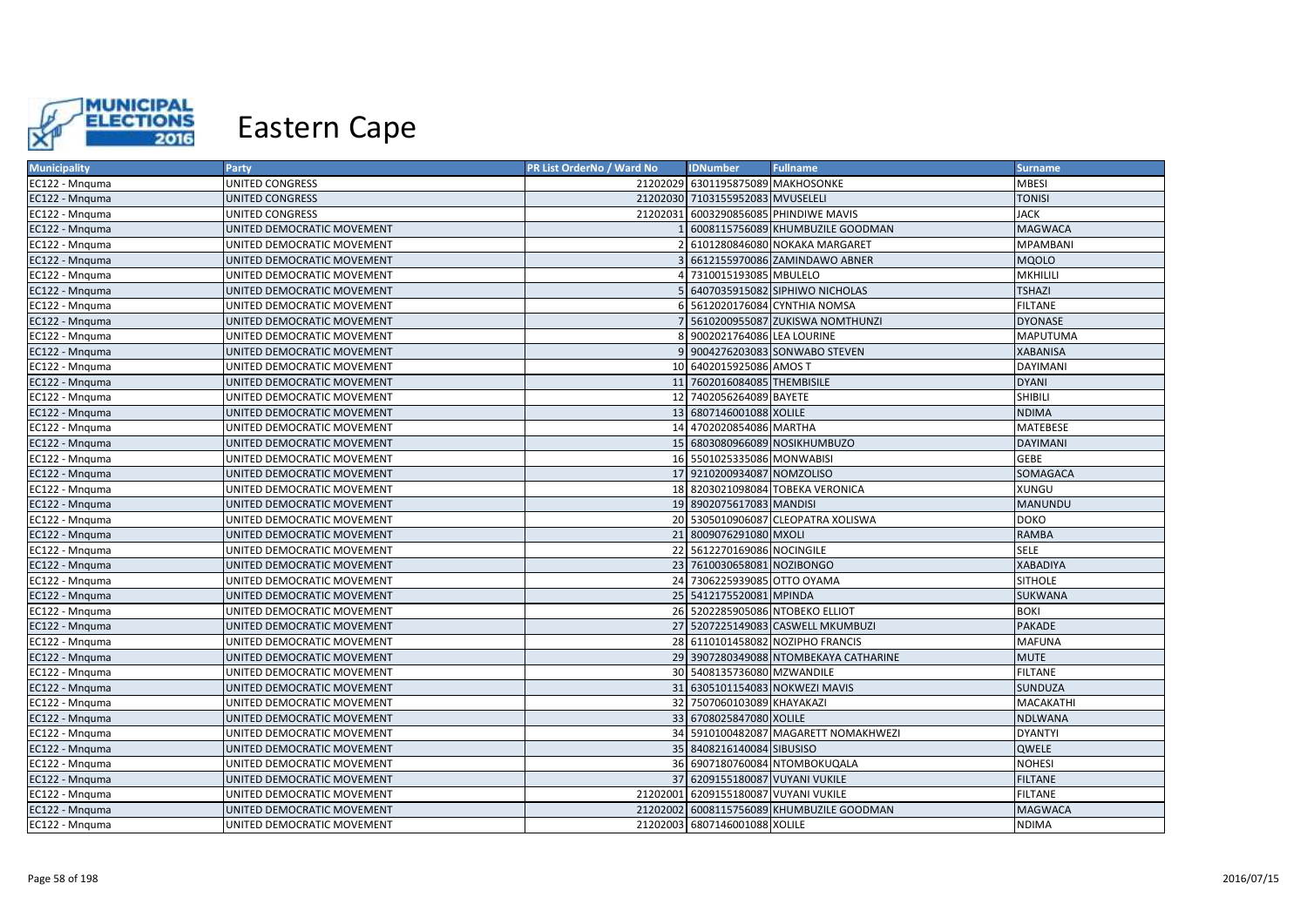# Eastern Cape

| Municipality | Party | PR List OrderNo / Ward No | IDNumber | Fullname | Surname |
|---|---|---|---|---|---|
| EC122 - Mnquma | UNITED CONGRESS | 21202029 | 6301195875089 | MAKHOSONKE | MBESI |
| EC122 - Mnquma | UNITED CONGRESS | 21202030 | 7103155952083 | MVUSELELI | TONISI |
| EC122 - Mnquma | UNITED CONGRESS | 21202031 | 6003290856085 | PHINDIWE MAVIS | JACK |
| EC122 - Mnquma | UNITED DEMOCRATIC MOVEMENT | 1 | 6008115756089 | KHUMBUZILE GOODMAN | MAGWACA |
| EC122 - Mnquma | UNITED DEMOCRATIC MOVEMENT | 2 | 6101280846080 | NOKAKA MARGARET | MPAMBANI |
| EC122 - Mnquma | UNITED DEMOCRATIC MOVEMENT | 3 | 6612155970086 | ZAMINDAWO ABNER | MQOLO |
| EC122 - Mnquma | UNITED DEMOCRATIC MOVEMENT | 4 | 7310015193085 | MBULELO | MKHILILI |
| EC122 - Mnquma | UNITED DEMOCRATIC MOVEMENT | 5 | 6407035915082 | SIPHIWO NICHOLAS | TSHAZI |
| EC122 - Mnquma | UNITED DEMOCRATIC MOVEMENT | 6 | 5612020176084 | CYNTHIA NOMSA | FILTANE |
| EC122 - Mnquma | UNITED DEMOCRATIC MOVEMENT | 7 | 5610200955087 | ZUKISWA NOMTHUNZI | DYONASE |
| EC122 - Mnquma | UNITED DEMOCRATIC MOVEMENT | 8 | 9002021764086 | LEA LOURINE | MAPUTUMA |
| EC122 - Mnquma | UNITED DEMOCRATIC MOVEMENT | 9 | 9004276203083 | SONWABO STEVEN | XABANISA |
| EC122 - Mnquma | UNITED DEMOCRATIC MOVEMENT | 10 | 6402015925086 | AMOS T | DAYIMANI |
| EC122 - Mnquma | UNITED DEMOCRATIC MOVEMENT | 11 | 7602016084085 | THEMBISILE | DYANI |
| EC122 - Mnquma | UNITED DEMOCRATIC MOVEMENT | 12 | 7402056264089 | BAYETE | SHIBILI |
| EC122 - Mnquma | UNITED DEMOCRATIC MOVEMENT | 13 | 6807146001088 | XOLILE | NDIMA |
| EC122 - Mnquma | UNITED DEMOCRATIC MOVEMENT | 14 | 4702020854086 | MARTHA | MATEBESE |
| EC122 - Mnquma | UNITED DEMOCRATIC MOVEMENT | 15 | 6803080966089 | NOSIKHUMBUZO | DAYIMANI |
| EC122 - Mnquma | UNITED DEMOCRATIC MOVEMENT | 16 | 5501025335086 | MONWABISI | GEBE |
| EC122 - Mnquma | UNITED DEMOCRATIC MOVEMENT | 17 | 9210200934087 | NOMZOLISO | SOMAGACA |
| EC122 - Mnquma | UNITED DEMOCRATIC MOVEMENT | 18 | 8203021098084 | TOBEKA VERONICA | XUNGU |
| EC122 - Mnquma | UNITED DEMOCRATIC MOVEMENT | 19 | 8902075617083 | MANDISI | MANUNDU |
| EC122 - Mnquma | UNITED DEMOCRATIC MOVEMENT | 20 | 5305010906087 | CLEOPATRA XOLISWA | DOKO |
| EC122 - Mnquma | UNITED DEMOCRATIC MOVEMENT | 21 | 8009076291080 | MXOLI | RAMBA |
| EC122 - Mnquma | UNITED DEMOCRATIC MOVEMENT | 22 | 5612270169086 | NOCINGILE | SELE |
| EC122 - Mnquma | UNITED DEMOCRATIC MOVEMENT | 23 | 7610030658081 | NOZIBONGO | XABADIYA |
| EC122 - Mnquma | UNITED DEMOCRATIC MOVEMENT | 24 | 7306225939085 | OTTO OYAMA | SITHOLE |
| EC122 - Mnquma | UNITED DEMOCRATIC MOVEMENT | 25 | 5412175520081 | MPINDA | SUKWANA |
| EC122 - Mnquma | UNITED DEMOCRATIC MOVEMENT | 26 | 5202285905086 | NTOBEKO ELLIOT | BOKI |
| EC122 - Mnquma | UNITED DEMOCRATIC MOVEMENT | 27 | 5207225149083 | CASWELL MKUMBUZI | PAKADE |
| EC122 - Mnquma | UNITED DEMOCRATIC MOVEMENT | 28 | 6110101458082 | NOZIPHO FRANCIS | MAFUNA |
| EC122 - Mnquma | UNITED DEMOCRATIC MOVEMENT | 29 | 3907280349088 | NTOMBEKAYA CATHARINE | MUTE |
| EC122 - Mnquma | UNITED DEMOCRATIC MOVEMENT | 30 | 5408135736080 | MZWANDILE | FILTANE |
| EC122 - Mnquma | UNITED DEMOCRATIC MOVEMENT | 31 | 6305101154083 | NOKWEZI MAVIS | SUNDUZA |
| EC122 - Mnquma | UNITED DEMOCRATIC MOVEMENT | 32 | 7507060103089 | KHAYAKAZI | MACAKATHI |
| EC122 - Mnquma | UNITED DEMOCRATIC MOVEMENT | 33 | 6708025847080 | XOLILE | NDLWANA |
| EC122 - Mnquma | UNITED DEMOCRATIC MOVEMENT | 34 | 5910100482087 | MAGARETT NOMAKHWEZI | DYANTYI |
| EC122 - Mnquma | UNITED DEMOCRATIC MOVEMENT | 35 | 8408216140084 | SIBUSISO | QWELE |
| EC122 - Mnquma | UNITED DEMOCRATIC MOVEMENT | 36 | 6907180760084 | NTOMBOKUQALA | NOHESI |
| EC122 - Mnquma | UNITED DEMOCRATIC MOVEMENT | 37 | 6209155180087 | VUYANI VUKILE | FILTANE |
| EC122 - Mnquma | UNITED DEMOCRATIC MOVEMENT | 21202001 | 6209155180087 | VUYANI VUKILE | FILTANE |
| EC122 - Mnquma | UNITED DEMOCRATIC MOVEMENT | 21202002 | 6008115756089 | KHUMBUZILE GOODMAN | MAGWACA |
| EC122 - Mnquma | UNITED DEMOCRATIC MOVEMENT | 21202003 | 6807146001088 | XOLILE | NDIMA |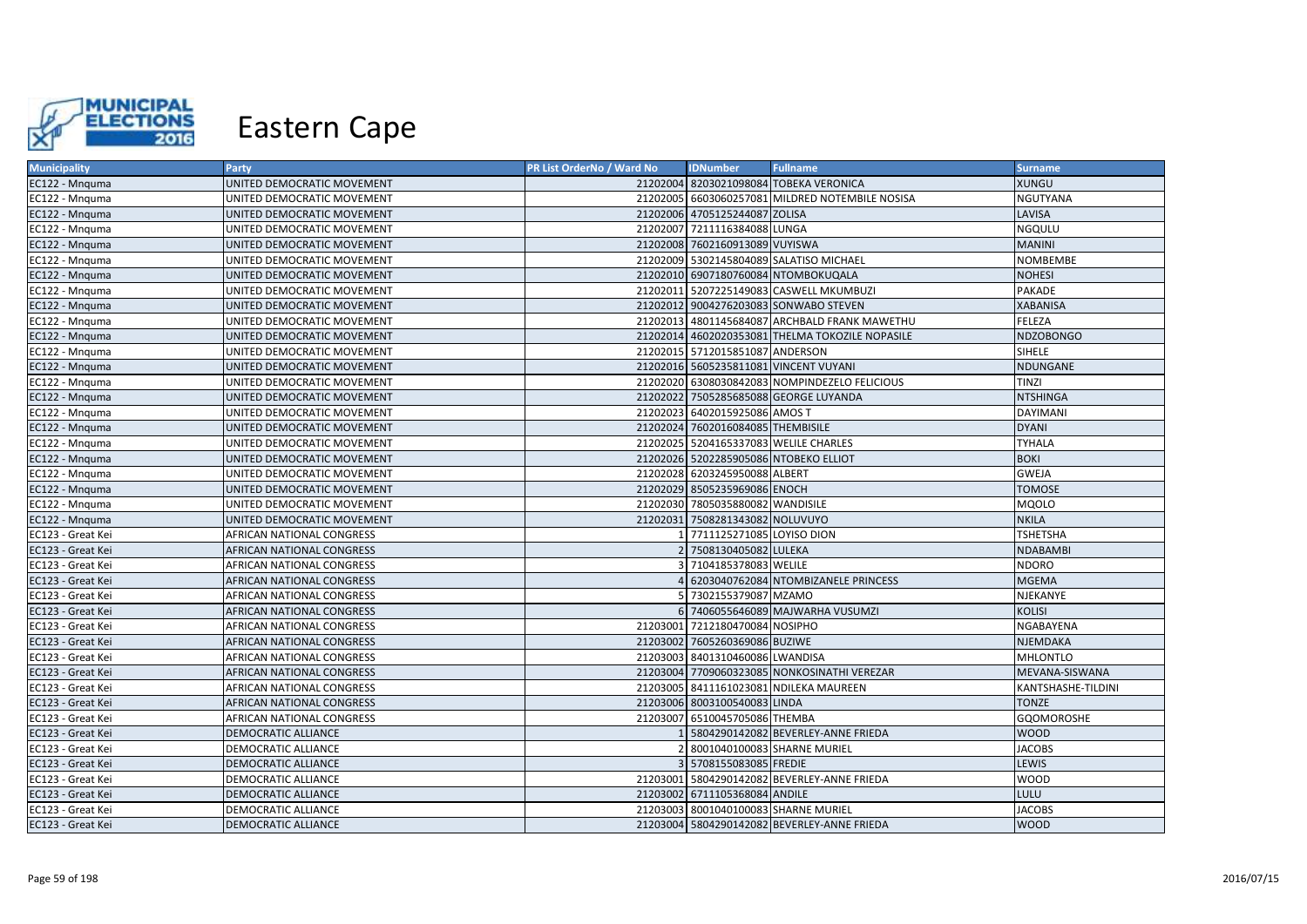# Eastern Cape

| Municipality | Party | PR List OrderNo / Ward No | IDNumber | Fullname | Surname |
|---|---|---|---|---|---|
| EC122 - Mnquma | UNITED DEMOCRATIC MOVEMENT | 21202004 | 8203021098084 | TOBEKA VERONICA | XUNGU |
| EC122 - Mnquma | UNITED DEMOCRATIC MOVEMENT | 21202005 | 6603060257081 | MILDRED NOTEMBILE NOSISA | NGUTYANA |
| EC122 - Mnquma | UNITED DEMOCRATIC MOVEMENT | 21202006 | 4705125244087 | ZOLISA | LAVISA |
| EC122 - Mnquma | UNITED DEMOCRATIC MOVEMENT | 21202007 | 7211116384088 | LUNGA | NGQULU |
| EC122 - Mnquma | UNITED DEMOCRATIC MOVEMENT | 21202008 | 7602160913089 | VUYISWA | MANINI |
| EC122 - Mnquma | UNITED DEMOCRATIC MOVEMENT | 21202009 | 5302145804089 | SALATISO MICHAEL | NOMBEMBE |
| EC122 - Mnquma | UNITED DEMOCRATIC MOVEMENT | 21202010 | 6907180760084 | NTOMBOKUQALA | NOHESI |
| EC122 - Mnquma | UNITED DEMOCRATIC MOVEMENT | 21202011 | 5207225149083 | CASWELL MKUMBUZI | PAKADE |
| EC122 - Mnquma | UNITED DEMOCRATIC MOVEMENT | 21202012 | 9004276203083 | SONWABO STEVEN | XABANISA |
| EC122 - Mnquma | UNITED DEMOCRATIC MOVEMENT | 21202013 | 4801145684087 | ARCHBALD FRANK MAWETHU | FELEZA |
| EC122 - Mnquma | UNITED DEMOCRATIC MOVEMENT | 21202014 | 4602020353081 | THELMA TOKOZILE NOPASILE | NDZOBONGO |
| EC122 - Mnquma | UNITED DEMOCRATIC MOVEMENT | 21202015 | 5712015851087 | ANDERSON | SIHELE |
| EC122 - Mnquma | UNITED DEMOCRATIC MOVEMENT | 21202016 | 5605235811081 | VINCENT VUYANI | NDUNGANE |
| EC122 - Mnquma | UNITED DEMOCRATIC MOVEMENT | 21202020 | 6308030842083 | NOMPINDEZELO FELICIOUS | TINZI |
| EC122 - Mnquma | UNITED DEMOCRATIC MOVEMENT | 21202022 | 7505285685088 | GEORGE LUYANDA | NTSHINGA |
| EC122 - Mnquma | UNITED DEMOCRATIC MOVEMENT | 21202023 | 6402015925086 | AMOS T | DAYIMANI |
| EC122 - Mnquma | UNITED DEMOCRATIC MOVEMENT | 21202024 | 7602016084085 | THEMBISILE | DYANI |
| EC122 - Mnquma | UNITED DEMOCRATIC MOVEMENT | 21202025 | 5204165337083 | WELILE CHARLES | TYHALA |
| EC122 - Mnquma | UNITED DEMOCRATIC MOVEMENT | 21202026 | 5202285905086 | NTOBEKO ELLIOT | BOKI |
| EC122 - Mnquma | UNITED DEMOCRATIC MOVEMENT | 21202028 | 6203245950088 | ALBERT | GWEJA |
| EC122 - Mnquma | UNITED DEMOCRATIC MOVEMENT | 21202029 | 8505235969086 | ENOCH | TOMOSE |
| EC122 - Mnquma | UNITED DEMOCRATIC MOVEMENT | 21202030 | 7805035880082 | WANDISILE | MQOLO |
| EC122 - Mnquma | UNITED DEMOCRATIC MOVEMENT | 21202031 | 7508281343082 | NOLUVUYO | NKILA |
| EC123 - Great Kei | AFRICAN NATIONAL CONGRESS | 1 | 7711125271085 | LOYISO DION | TSHETSHA |
| EC123 - Great Kei | AFRICAN NATIONAL CONGRESS | 2 | 7508130405082 | LULEKA | NDABAMBI |
| EC123 - Great Kei | AFRICAN NATIONAL CONGRESS | 3 | 7104185378083 | WELILE | NDORO |
| EC123 - Great Kei | AFRICAN NATIONAL CONGRESS | 4 | 6203040762084 | NTOMBIZANELE PRINCESS | MGEMA |
| EC123 - Great Kei | AFRICAN NATIONAL CONGRESS | 5 | 7302155379087 | MZAMO | NJEKANYE |
| EC123 - Great Kei | AFRICAN NATIONAL CONGRESS | 6 | 7406055646089 | MAJWARHA VUSUMZI | KOLISI |
| EC123 - Great Kei | AFRICAN NATIONAL CONGRESS | 21203001 | 7212180470084 | NOSIPHO | NGABAYENA |
| EC123 - Great Kei | AFRICAN NATIONAL CONGRESS | 21203002 | 7605260369086 | BUZIWE | NJEMDAKA |
| EC123 - Great Kei | AFRICAN NATIONAL CONGRESS | 21203003 | 8401310460086 | LWANDISA | MHLONTLO |
| EC123 - Great Kei | AFRICAN NATIONAL CONGRESS | 21203004 | 7709060323085 | NONKOSINATHI VEREZAR | MEVANA-SISWANA |
| EC123 - Great Kei | AFRICAN NATIONAL CONGRESS | 21203005 | 8411161023081 | NDILEKA MAUREEN | KANTSHASHE-TILDINI |
| EC123 - Great Kei | AFRICAN NATIONAL CONGRESS | 21203006 | 8003100540083 | LINDA | TONZE |
| EC123 - Great Kei | AFRICAN NATIONAL CONGRESS | 21203007 | 6510045705086 | THEMBA | GQOMOROSHE |
| EC123 - Great Kei | DEMOCRATIC ALLIANCE | 1 | 5804290142082 | BEVERLEY-ANNE FRIEDA | WOOD |
| EC123 - Great Kei | DEMOCRATIC ALLIANCE | 2 | 8001040100083 | SHARNE MURIEL | JACOBS |
| EC123 - Great Kei | DEMOCRATIC ALLIANCE | 3 | 5708155083085 | FREDIE | LEWIS |
| EC123 - Great Kei | DEMOCRATIC ALLIANCE | 21203001 | 5804290142082 | BEVERLEY-ANNE FRIEDA | WOOD |
| EC123 - Great Kei | DEMOCRATIC ALLIANCE | 21203002 | 6711105368084 | ANDILE | LULU |
| EC123 - Great Kei | DEMOCRATIC ALLIANCE | 21203003 | 8001040100083 | SHARNE MURIEL | JACOBS |
| EC123 - Great Kei | DEMOCRATIC ALLIANCE | 21203004 | 5804290142082 | BEVERLEY-ANNE FRIEDA | WOOD |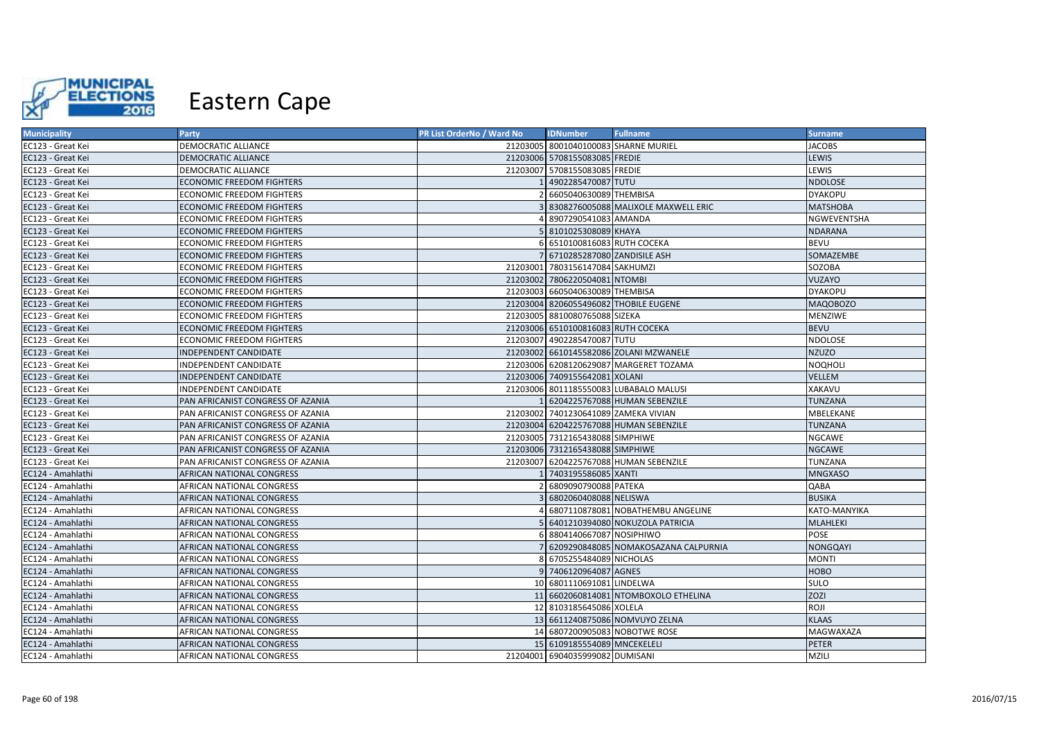# Eastern Cape

| Municipality | Party | PR List OrderNo / Ward No | IDNumber | Fullname | Surname |
|---|---|---|---|---|---|
| EC123 - Great Kei | DEMOCRATIC ALLIANCE | 21203005 | 8001040100083 | SHARNE MURIEL | JACOBS |
| EC123 - Great Kei | DEMOCRATIC ALLIANCE | 21203006 | 5708155083085 | FREDIE | LEWIS |
| EC123 - Great Kei | DEMOCRATIC ALLIANCE | 21203007 | 5708155083085 | FREDIE | LEWIS |
| EC123 - Great Kei | ECONOMIC FREEDOM FIGHTERS | 1 | 4902285470087 | TUTU | NDOLOSE |
| EC123 - Great Kei | ECONOMIC FREEDOM FIGHTERS | 2 | 6605040630089 | THEMBISA | DYAKOPU |
| EC123 - Great Kei | ECONOMIC FREEDOM FIGHTERS | 3 | 8308276005088 | MALIXOLE MAXWELL ERIC | MATSHOBA |
| EC123 - Great Kei | ECONOMIC FREEDOM FIGHTERS | 4 | 8907290541083 | AMANDA | NGWEVENTSHA |
| EC123 - Great Kei | ECONOMIC FREEDOM FIGHTERS | 5 | 8101025308089 | KHAYA | NDARANA |
| EC123 - Great Kei | ECONOMIC FREEDOM FIGHTERS | 6 | 6510100816083 | RUTH COCEKA | BEVU |
| EC123 - Great Kei | ECONOMIC FREEDOM FIGHTERS | 7 | 6710285287080 | ZANDISILE ASH | SOMAZEMBE |
| EC123 - Great Kei | ECONOMIC FREEDOM FIGHTERS | 21203001 | 7803156147084 | SAKHUMZI | SOZOBA |
| EC123 - Great Kei | ECONOMIC FREEDOM FIGHTERS | 21203002 | 7806220504081 | NTOMBI | VUZAYO |
| EC123 - Great Kei | ECONOMIC FREEDOM FIGHTERS | 21203003 | 6605040630089 | THEMBISA | DYAKOPU |
| EC123 - Great Kei | ECONOMIC FREEDOM FIGHTERS | 21203004 | 8206055496082 | THOBILE EUGENE | MAQOBOZO |
| EC123 - Great Kei | ECONOMIC FREEDOM FIGHTERS | 21203005 | 8810080765088 | SIZEKA | MENZIWE |
| EC123 - Great Kei | ECONOMIC FREEDOM FIGHTERS | 21203006 | 6510100816083 | RUTH COCEKA | BEVU |
| EC123 - Great Kei | ECONOMIC FREEDOM FIGHTERS | 21203007 | 4902285470087 | TUTU | NDOLOSE |
| EC123 - Great Kei | INDEPENDENT CANDIDATE | 21203002 | 6610145582086 | ZOLANI MZWANELE | NZUZO |
| EC123 - Great Kei | INDEPENDENT CANDIDATE | 21203006 | 6208120629087 | MARGERET TOZAMA | NOQHOLI |
| EC123 - Great Kei | INDEPENDENT CANDIDATE | 21203006 | 7409155642081 | XOLANI | VELLEM |
| EC123 - Great Kei | INDEPENDENT CANDIDATE | 21203006 | 8011185550083 | LUBABALO MALUSI | XAKAVU |
| EC123 - Great Kei | PAN AFRICANIST CONGRESS OF AZANIA | 1 | 6204225767088 | HUMAN SEBENZILE | TUNZANA |
| EC123 - Great Kei | PAN AFRICANIST CONGRESS OF AZANIA | 21203002 | 7401230641089 | ZAMEKA VIVIAN | MBELEKANE |
| EC123 - Great Kei | PAN AFRICANIST CONGRESS OF AZANIA | 21203004 | 6204225767088 | HUMAN SEBENZILE | TUNZANA |
| EC123 - Great Kei | PAN AFRICANIST CONGRESS OF AZANIA | 21203005 | 7312165438088 | SIMPHIWE | NGCAWE |
| EC123 - Great Kei | PAN AFRICANIST CONGRESS OF AZANIA | 21203006 | 7312165438088 | SIMPHIWE | NGCAWE |
| EC123 - Great Kei | PAN AFRICANIST CONGRESS OF AZANIA | 21203007 | 6204225767088 | HUMAN SEBENZILE | TUNZANA |
| EC124 - Amahlathi | AFRICAN NATIONAL CONGRESS | 1 | 7403195586085 | XANTI | MNGXASO |
| EC124 - Amahlathi | AFRICAN NATIONAL CONGRESS | 2 | 6809090790088 | PATEKA | QABA |
| EC124 - Amahlathi | AFRICAN NATIONAL CONGRESS | 3 | 6802060408088 | NELISWA | BUSIKA |
| EC124 - Amahlathi | AFRICAN NATIONAL CONGRESS | 4 | 6807110878081 | NOBATHEMBU ANGELINE | KATO-MANYIKA |
| EC124 - Amahlathi | AFRICAN NATIONAL CONGRESS | 5 | 6401210394080 | NOKUZOLA PATRICIA | MLAHLEKI |
| EC124 - Amahlathi | AFRICAN NATIONAL CONGRESS | 6 | 8804140667087 | NOSIPHIWO | POSE |
| EC124 - Amahlathi | AFRICAN NATIONAL CONGRESS | 7 | 6209290848085 | NOMAKOSAZANA CALPURNIA | NONGQAYI |
| EC124 - Amahlathi | AFRICAN NATIONAL CONGRESS | 8 | 6705255484089 | NICHOLAS | MONTI |
| EC124 - Amahlathi | AFRICAN NATIONAL CONGRESS | 9 | 7406120964087 | AGNES | HOBO |
| EC124 - Amahlathi | AFRICAN NATIONAL CONGRESS | 10 | 6801110691081 | LINDELWA | SULO |
| EC124 - Amahlathi | AFRICAN NATIONAL CONGRESS | 11 | 6602060814081 | NTOMBOXOLO ETHELINA | ZOZI |
| EC124 - Amahlathi | AFRICAN NATIONAL CONGRESS | 12 | 8103185645086 | XOLELA | ROJI |
| EC124 - Amahlathi | AFRICAN NATIONAL CONGRESS | 13 | 6611240875086 | NOMVUYO ZELNA | KLAAS |
| EC124 - Amahlathi | AFRICAN NATIONAL CONGRESS | 14 | 6807200905083 | NOBOTWE ROSE | MAGWAXAZA |
| EC124 - Amahlathi | AFRICAN NATIONAL CONGRESS | 15 | 6109185554089 | MNCEKELELI | PETER |
| EC124 - Amahlathi | AFRICAN NATIONAL CONGRESS | 21204001 | 6904035999082 | DUMISANI | MZILI |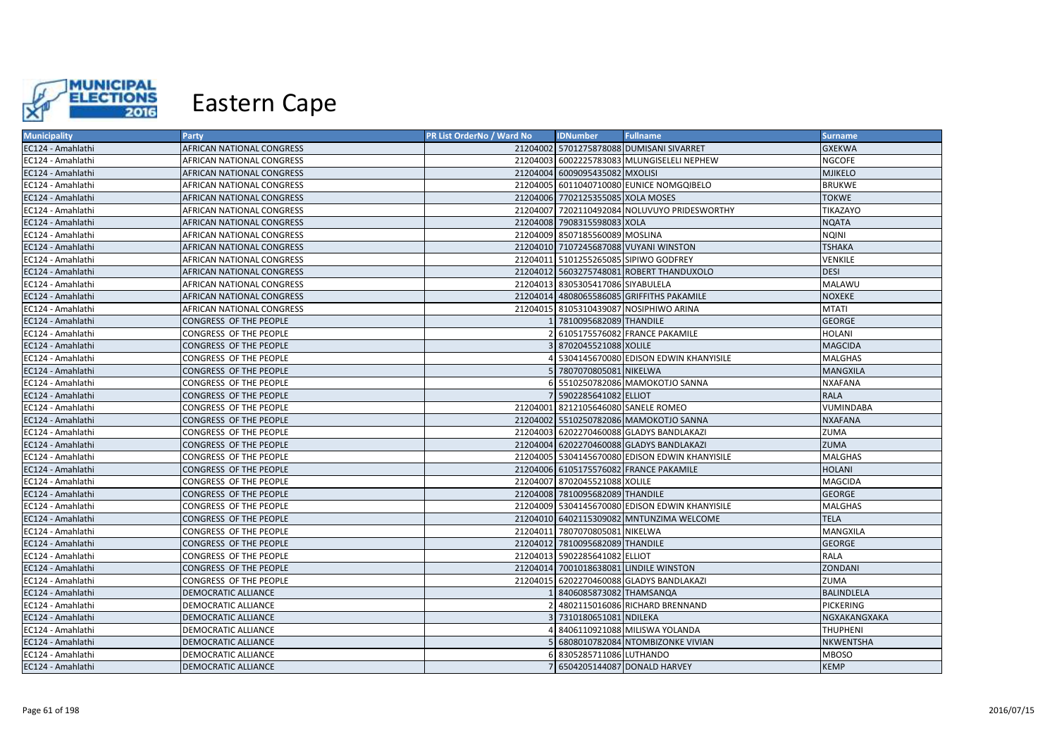# Eastern Cape

| Municipality | Party | PR List OrderNo / Ward No | IDNumber | Fullname | Surname |
|---|---|---|---|---|---|
| EC124 - Amahlathi | AFRICAN NATIONAL CONGRESS | 21204002 | 5701275878088 | DUMISANI SIVARRET | GXEKWA |
| EC124 - Amahlathi | AFRICAN NATIONAL CONGRESS | 21204003 | 6002225783083 | MLUNGISELELI NEPHEW | NGCOFE |
| EC124 - Amahlathi | AFRICAN NATIONAL CONGRESS | 21204004 | 6009095435082 | MXOLISI | MJIKELO |
| EC124 - Amahlathi | AFRICAN NATIONAL CONGRESS | 21204005 | 6011040710080 | EUNICE NOMGQIBELO | BRUKWE |
| EC124 - Amahlathi | AFRICAN NATIONAL CONGRESS | 21204006 | 7702125355085 | XOLA MOSES | TOKWE |
| EC124 - Amahlathi | AFRICAN NATIONAL CONGRESS | 21204007 | 7202110492084 | NOLUVUYO PRIDESWORTHY | TIKAZAYO |
| EC124 - Amahlathi | AFRICAN NATIONAL CONGRESS | 21204008 | 7908315598083 | XOLA | NQATA |
| EC124 - Amahlathi | AFRICAN NATIONAL CONGRESS | 21204009 | 8507185560089 | MOSLINA | NQINI |
| EC124 - Amahlathi | AFRICAN NATIONAL CONGRESS | 21204010 | 7107245687088 | VUYANI WINSTON | TSHAKA |
| EC124 - Amahlathi | AFRICAN NATIONAL CONGRESS | 21204011 | 5101255265085 | SIPIWO GODFREY | VENKILE |
| EC124 - Amahlathi | AFRICAN NATIONAL CONGRESS | 21204012 | 5603275748081 | ROBERT THANDUXOLO | DESI |
| EC124 - Amahlathi | AFRICAN NATIONAL CONGRESS | 21204013 | 8305305417086 | SIYABULELA | MALAWU |
| EC124 - Amahlathi | AFRICAN NATIONAL CONGRESS | 21204014 | 4808065586085 | GRIFFITHS PAKAMILE | NOXEKE |
| EC124 - Amahlathi | AFRICAN NATIONAL CONGRESS | 21204015 | 8105310439087 | NOSIPHIWO ARINA | MTATI |
| EC124 - Amahlathi | CONGRESS OF THE PEOPLE | 1 | 7810095682089 | THANDILE | GEORGE |
| EC124 - Amahlathi | CONGRESS OF THE PEOPLE | 2 | 6105175576082 | FRANCE PAKAMILE | HOLANI |
| EC124 - Amahlathi | CONGRESS OF THE PEOPLE | 3 | 8702045521088 | XOLILE | MAGCIDA |
| EC124 - Amahlathi | CONGRESS OF THE PEOPLE | 4 | 5304145670080 | EDISON EDWIN KHANYISILE | MALGHAS |
| EC124 - Amahlathi | CONGRESS OF THE PEOPLE | 5 | 7807070805081 | NIKELWA | MANGXILA |
| EC124 - Amahlathi | CONGRESS OF THE PEOPLE | 6 | 5510250782086 | MAMOKOTJO SANNA | NXAFANA |
| EC124 - Amahlathi | CONGRESS OF THE PEOPLE | 7 | 5902285641082 | ELLIOT | RALA |
| EC124 - Amahlathi | CONGRESS OF THE PEOPLE | 21204001 | 8212105646080 | SANELE ROMEO | VUMINDABA |
| EC124 - Amahlathi | CONGRESS OF THE PEOPLE | 21204002 | 5510250782086 | MAMOKOTJO SANNA | NXAFANA |
| EC124 - Amahlathi | CONGRESS OF THE PEOPLE | 21204003 | 6202270460088 | GLADYS BANDLAKAZI | ZUMA |
| EC124 - Amahlathi | CONGRESS OF THE PEOPLE | 21204004 | 6202270460088 | GLADYS BANDLAKAZI | ZUMA |
| EC124 - Amahlathi | CONGRESS OF THE PEOPLE | 21204005 | 5304145670080 | EDISON EDWIN KHANYISILE | MALGHAS |
| EC124 - Amahlathi | CONGRESS OF THE PEOPLE | 21204006 | 6105175576082 | FRANCE PAKAMILE | HOLANI |
| EC124 - Amahlathi | CONGRESS OF THE PEOPLE | 21204007 | 8702045521088 | XOLILE | MAGCIDA |
| EC124 - Amahlathi | CONGRESS OF THE PEOPLE | 21204008 | 7810095682089 | THANDILE | GEORGE |
| EC124 - Amahlathi | CONGRESS OF THE PEOPLE | 21204009 | 5304145670080 | EDISON EDWIN KHANYISILE | MALGHAS |
| EC124 - Amahlathi | CONGRESS OF THE PEOPLE | 21204010 | 6402115309082 | MNTUNZIMA WELCOME | TELA |
| EC124 - Amahlathi | CONGRESS OF THE PEOPLE | 21204011 | 7807070805081 | NIKELWA | MANGXILA |
| EC124 - Amahlathi | CONGRESS OF THE PEOPLE | 21204012 | 7810095682089 | THANDILE | GEORGE |
| EC124 - Amahlathi | CONGRESS OF THE PEOPLE | 21204013 | 5902285641082 | ELLIOT | RALA |
| EC124 - Amahlathi | CONGRESS OF THE PEOPLE | 21204014 | 7001018638081 | LINDILE WINSTON | ZONDANI |
| EC124 - Amahlathi | CONGRESS OF THE PEOPLE | 21204015 | 6202270460088 | GLADYS BANDLAKAZI | ZUMA |
| EC124 - Amahlathi | DEMOCRATIC ALLIANCE | 1 | 8406085873082 | THAMSANQA | BALINDLELA |
| EC124 - Amahlathi | DEMOCRATIC ALLIANCE | 2 | 4802115016086 | RICHARD BRENNAND | PICKERING |
| EC124 - Amahlathi | DEMOCRATIC ALLIANCE | 3 | 7310180651081 | NDILEKA | NGXAKANGXAKA |
| EC124 - Amahlathi | DEMOCRATIC ALLIANCE | 4 | 8406110921088 | MILISWA YOLANDA | THUPHENI |
| EC124 - Amahlathi | DEMOCRATIC ALLIANCE | 5 | 6808010782084 | NTOMBIZONKE VIVIAN | NKWENTSHA |
| EC124 - Amahlathi | DEMOCRATIC ALLIANCE | 6 | 8305285711086 | LUTHANDO | MBOSO |
| EC124 - Amahlathi | DEMOCRATIC ALLIANCE | 7 | 6504205144087 | DONALD HARVEY | KEMP |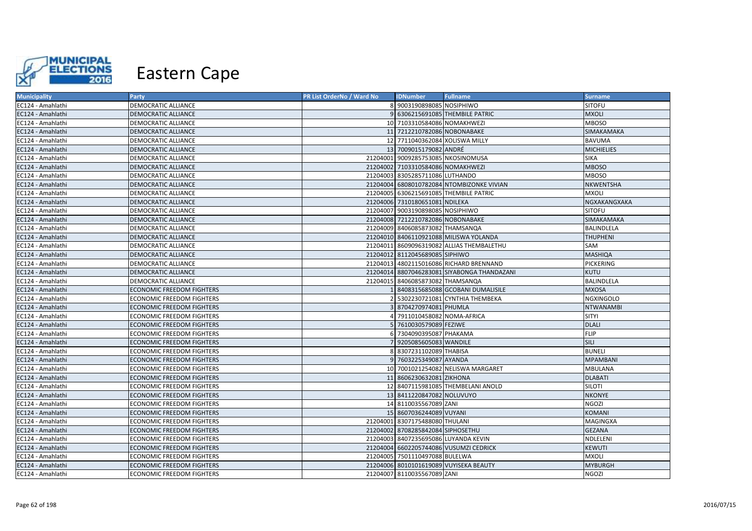# Eastern Cape

| Municipality | Party | PR List OrderNo / Ward No | IDNumber | Fullname | Surname |
|---|---|---|---|---|---|
| EC124 - Amahlathi | DEMOCRATIC ALLIANCE | 8 | 9003190898085 | NOSIPHIWO | SITOFU |
| EC124 - Amahlathi | DEMOCRATIC ALLIANCE | 9 | 6306215691085 | THEMBILE PATRIC | MXOLI |
| EC124 - Amahlathi | DEMOCRATIC ALLIANCE | 10 | 7103310584086 | NOMAKHWEZI | MBOSO |
| EC124 - Amahlathi | DEMOCRATIC ALLIANCE | 11 | 7212210782086 | NOBONABAKE | SIMAKAMAKA |
| EC124 - Amahlathi | DEMOCRATIC ALLIANCE | 12 | 7711040362084 | XOLISWA MILLY | BAVUMA |
| EC124 - Amahlathi | DEMOCRATIC ALLIANCE | 13 | 7009015179082 | ANDRÉ | MICHIELIES |
| EC124 - Amahlathi | DEMOCRATIC ALLIANCE | 21204001 | 9009285753085 | NKOSINOMUSA | SIKA |
| EC124 - Amahlathi | DEMOCRATIC ALLIANCE | 21204002 | 7103310584086 | NOMAKHWEZI | MBOSO |
| EC124 - Amahlathi | DEMOCRATIC ALLIANCE | 21204003 | 8305285711086 | LUTHANDO | MBOSO |
| EC124 - Amahlathi | DEMOCRATIC ALLIANCE | 21204004 | 6808010782084 | NTOMBIZONKE VIVIAN | NKWENTSHA |
| EC124 - Amahlathi | DEMOCRATIC ALLIANCE | 21204005 | 6306215691085 | THEMBILE PATRIC | MXOLI |
| EC124 - Amahlathi | DEMOCRATIC ALLIANCE | 21204006 | 7310180651081 | NDILEKA | NGXAKANGXAKA |
| EC124 - Amahlathi | DEMOCRATIC ALLIANCE | 21204007 | 9003190898085 | NOSIPHIWO | SITOFU |
| EC124 - Amahlathi | DEMOCRATIC ALLIANCE | 21204008 | 7212210782086 | NOBONABAKE | SIMAKAMAKA |
| EC124 - Amahlathi | DEMOCRATIC ALLIANCE | 21204009 | 8406085873082 | THAMSANQA | BALINDLELA |
| EC124 - Amahlathi | DEMOCRATIC ALLIANCE | 21204010 | 8406110921088 | MILISWA YOLANDA | THUPHENI |
| EC124 - Amahlathi | DEMOCRATIC ALLIANCE | 21204011 | 8609096319082 | ALLIAS THEMBALETHU | SAM |
| EC124 - Amahlathi | DEMOCRATIC ALLIANCE | 21204012 | 8112045689085 | SIPHIWO | MASHIQA |
| EC124 - Amahlathi | DEMOCRATIC ALLIANCE | 21204013 | 4802115016086 | RICHARD BRENNAND | PICKERING |
| EC124 - Amahlathi | DEMOCRATIC ALLIANCE | 21204014 | 8807046283081 | SIYABONGA THANDAZANI | KUTU |
| EC124 - Amahlathi | DEMOCRATIC ALLIANCE | 21204015 | 8406085873082 | THAMSANQA | BALINDLELA |
| EC124 - Amahlathi | ECONOMIC FREEDOM FIGHTERS | 1 | 8408315685088 | GCOBANI DUMALISILE | MXOSA |
| EC124 - Amahlathi | ECONOMIC FREEDOM FIGHTERS | 2 | 5302230721081 | CYNTHIA THEMBEKA | NGXINGOLO |
| EC124 - Amahlathi | ECONOMIC FREEDOM FIGHTERS | 3 | 8704270974081 | PHUMLA | NTWANAMBI |
| EC124 - Amahlathi | ECONOMIC FREEDOM FIGHTERS | 4 | 7911010458082 | NOMA-AFRICA | SITYI |
| EC124 - Amahlathi | ECONOMIC FREEDOM FIGHTERS | 5 | 7610030579089 | FEZIWE | DLALI |
| EC124 - Amahlathi | ECONOMIC FREEDOM FIGHTERS | 6 | 7304090395087 | PHAKAMA | FLIP |
| EC124 - Amahlathi | ECONOMIC FREEDOM FIGHTERS | 7 | 9205085605083 | WANDILE | SILI |
| EC124 - Amahlathi | ECONOMIC FREEDOM FIGHTERS | 8 | 8307231102089 | THABISA | BUNELI |
| EC124 - Amahlathi | ECONOMIC FREEDOM FIGHTERS | 9 | 7603225349087 | AYANDA | MPAMBANI |
| EC124 - Amahlathi | ECONOMIC FREEDOM FIGHTERS | 10 | 7001021254082 | NELISWA MARGARET | MBULANA |
| EC124 - Amahlathi | ECONOMIC FREEDOM FIGHTERS | 11 | 8606230632081 | ZIKHONA | DLABATI |
| EC124 - Amahlathi | ECONOMIC FREEDOM FIGHTERS | 12 | 8407115981085 | THEMBELANI ANOLD | SILOTI |
| EC124 - Amahlathi | ECONOMIC FREEDOM FIGHTERS | 13 | 8411220847082 | NOLUVUYO | NKONYE |
| EC124 - Amahlathi | ECONOMIC FREEDOM FIGHTERS | 14 | 8110035567089 | ZANI | NGOZI |
| EC124 - Amahlathi | ECONOMIC FREEDOM FIGHTERS | 15 | 8607036244089 | VUYANI | KOMANI |
| EC124 - Amahlathi | ECONOMIC FREEDOM FIGHTERS | 21204001 | 8307175488080 | THULANI | MAGINGXA |
| EC124 - Amahlathi | ECONOMIC FREEDOM FIGHTERS | 21204002 | 8708285842084 | SIPHOSETHU | GEZANA |
| EC124 - Amahlathi | ECONOMIC FREEDOM FIGHTERS | 21204003 | 8407235695086 | LUYANDA KEVIN | NDLELENI |
| EC124 - Amahlathi | ECONOMIC FREEDOM FIGHTERS | 21204004 | 6602205744086 | VUSUMZI CEDRICK | KEWUTI |
| EC124 - Amahlathi | ECONOMIC FREEDOM FIGHTERS | 21204005 | 7501110497088 | BULELWA | MXOLI |
| EC124 - Amahlathi | ECONOMIC FREEDOM FIGHTERS | 21204006 | 8010101619089 | VUYISEKA BEAUTY | MYBURGH |
| EC124 - Amahlathi | ECONOMIC FREEDOM FIGHTERS | 21204007 | 8110035567089 | ZANI | NGOZI |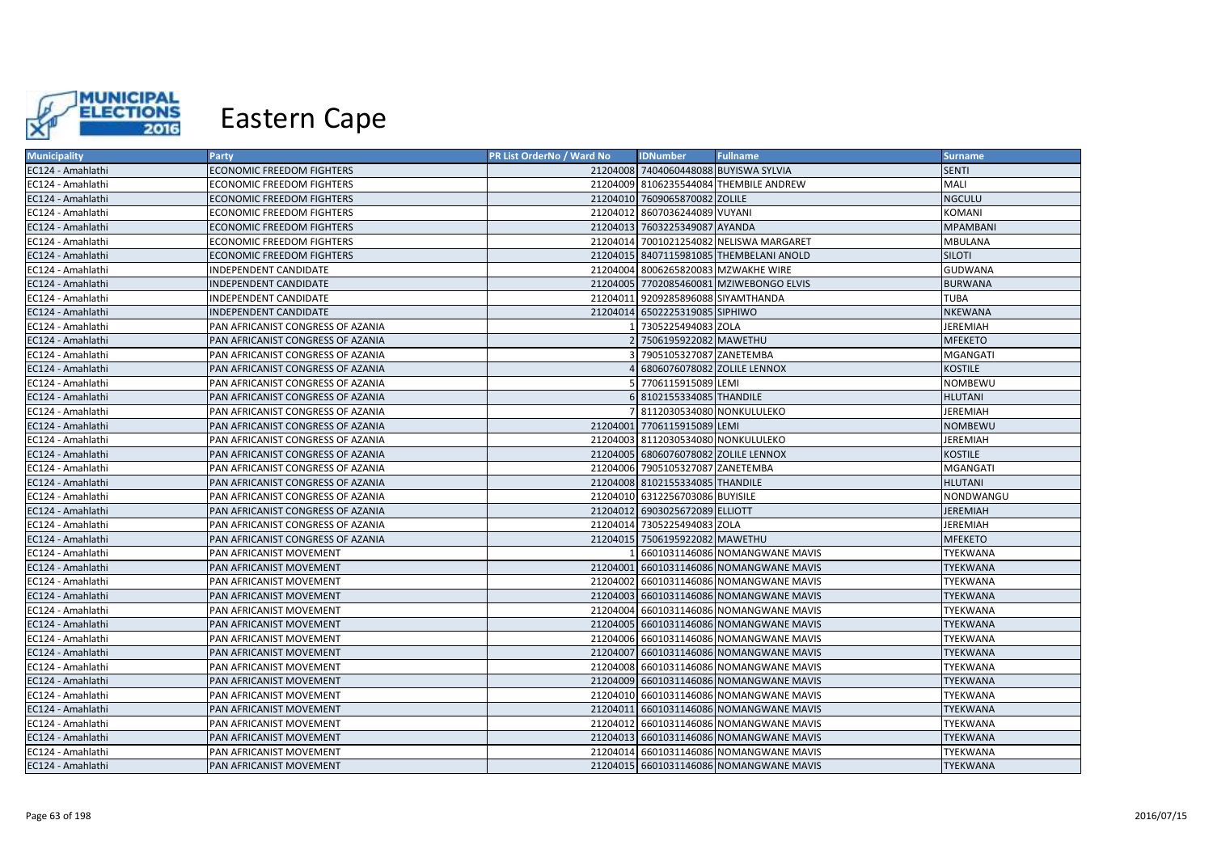# Eastern Cape

| Municipality | Party | PR List OrderNo / Ward No | IDNumber | Fullname | Surname |
|---|---|---|---|---|---|
| EC124 - Amahlathi | ECONOMIC FREEDOM FIGHTERS | 21204008 | 7404060448088 | BUYISWA SYLVIA | SENTI |
| EC124 - Amahlathi | ECONOMIC FREEDOM FIGHTERS | 21204009 | 8106235544084 | THEMBILE ANDREW | MALI |
| EC124 - Amahlathi | ECONOMIC FREEDOM FIGHTERS | 21204010 | 7609065870082 | ZOLILE | NGCULU |
| EC124 - Amahlathi | ECONOMIC FREEDOM FIGHTERS | 21204012 | 8607036244089 | VUYANI | KOMANI |
| EC124 - Amahlathi | ECONOMIC FREEDOM FIGHTERS | 21204013 | 7603225349087 | AYANDA | MPAMBANI |
| EC124 - Amahlathi | ECONOMIC FREEDOM FIGHTERS | 21204014 | 7001021254082 | NELISWA MARGARET | MBULANA |
| EC124 - Amahlathi | ECONOMIC FREEDOM FIGHTERS | 21204015 | 8407115981085 | THEMBELANI ANOLD | SILOTI |
| EC124 - Amahlathi | INDEPENDENT CANDIDATE | 21204004 | 8006265820083 | MZWAKHE WIRE | GUDWANA |
| EC124 - Amahlathi | INDEPENDENT CANDIDATE | 21204005 | 7702085460081 | MZIWEBONGO ELVIS | BURWANA |
| EC124 - Amahlathi | INDEPENDENT CANDIDATE | 21204011 | 9209285896088 | SIYAMTHANDA | TUBA |
| EC124 - Amahlathi | INDEPENDENT CANDIDATE | 21204014 | 6502225319085 | SIPHIWO | NKEWANA |
| EC124 - Amahlathi | PAN AFRICANIST CONGRESS OF AZANIA | 1 | 7305225494083 | ZOLA | JEREMIAH |
| EC124 - Amahlathi | PAN AFRICANIST CONGRESS OF AZANIA | 2 | 7506195922082 | MAWETHU | MFEKETO |
| EC124 - Amahlathi | PAN AFRICANIST CONGRESS OF AZANIA | 3 | 7905105327087 | ZANETEMBA | MGANGATI |
| EC124 - Amahlathi | PAN AFRICANIST CONGRESS OF AZANIA | 4 | 6806076078082 | ZOLILE LENNOX | KOSTILE |
| EC124 - Amahlathi | PAN AFRICANIST CONGRESS OF AZANIA | 5 | 7706115915089 | LEMI | NOMBEWU |
| EC124 - Amahlathi | PAN AFRICANIST CONGRESS OF AZANIA | 6 | 8102155334085 | THANDILE | HLUTANI |
| EC124 - Amahlathi | PAN AFRICANIST CONGRESS OF AZANIA | 7 | 8112030534080 | NONKULULEKO | JEREMIAH |
| EC124 - Amahlathi | PAN AFRICANIST CONGRESS OF AZANIA | 21204001 | 7706115915089 | LEMI | NOMBEWU |
| EC124 - Amahlathi | PAN AFRICANIST CONGRESS OF AZANIA | 21204003 | 8112030534080 | NONKULULEKO | JEREMIAH |
| EC124 - Amahlathi | PAN AFRICANIST CONGRESS OF AZANIA | 21204005 | 6806076078082 | ZOLILE LENNOX | KOSTILE |
| EC124 - Amahlathi | PAN AFRICANIST CONGRESS OF AZANIA | 21204006 | 7905105327087 | ZANETEMBA | MGANGATI |
| EC124 - Amahlathi | PAN AFRICANIST CONGRESS OF AZANIA | 21204008 | 8102155334085 | THANDILE | HLUTANI |
| EC124 - Amahlathi | PAN AFRICANIST CONGRESS OF AZANIA | 21204010 | 6312256703086 | BUYISILE | NONDWANGU |
| EC124 - Amahlathi | PAN AFRICANIST CONGRESS OF AZANIA | 21204012 | 6903025672089 | ELLIOTT | JEREMIAH |
| EC124 - Amahlathi | PAN AFRICANIST CONGRESS OF AZANIA | 21204014 | 7305225494083 | ZOLA | JEREMIAH |
| EC124 - Amahlathi | PAN AFRICANIST CONGRESS OF AZANIA | 21204015 | 7506195922082 | MAWETHU | MFEKETO |
| EC124 - Amahlathi | PAN AFRICANIST MOVEMENT | 1 | 6601031146086 | NOMANGWANE MAVIS | TYEKWANA |
| EC124 - Amahlathi | PAN AFRICANIST MOVEMENT | 21204001 | 6601031146086 | NOMANGWANE MAVIS | TYEKWANA |
| EC124 - Amahlathi | PAN AFRICANIST MOVEMENT | 21204002 | 6601031146086 | NOMANGWANE MAVIS | TYEKWANA |
| EC124 - Amahlathi | PAN AFRICANIST MOVEMENT | 21204003 | 6601031146086 | NOMANGWANE MAVIS | TYEKWANA |
| EC124 - Amahlathi | PAN AFRICANIST MOVEMENT | 21204004 | 6601031146086 | NOMANGWANE MAVIS | TYEKWANA |
| EC124 - Amahlathi | PAN AFRICANIST MOVEMENT | 21204005 | 6601031146086 | NOMANGWANE MAVIS | TYEKWANA |
| EC124 - Amahlathi | PAN AFRICANIST MOVEMENT | 21204006 | 6601031146086 | NOMANGWANE MAVIS | TYEKWANA |
| EC124 - Amahlathi | PAN AFRICANIST MOVEMENT | 21204007 | 6601031146086 | NOMANGWANE MAVIS | TYEKWANA |
| EC124 - Amahlathi | PAN AFRICANIST MOVEMENT | 21204008 | 6601031146086 | NOMANGWANE MAVIS | TYEKWANA |
| EC124 - Amahlathi | PAN AFRICANIST MOVEMENT | 21204009 | 6601031146086 | NOMANGWANE MAVIS | TYEKWANA |
| EC124 - Amahlathi | PAN AFRICANIST MOVEMENT | 21204010 | 6601031146086 | NOMANGWANE MAVIS | TYEKWANA |
| EC124 - Amahlathi | PAN AFRICANIST MOVEMENT | 21204011 | 6601031146086 | NOMANGWANE MAVIS | TYEKWANA |
| EC124 - Amahlathi | PAN AFRICANIST MOVEMENT | 21204012 | 6601031146086 | NOMANGWANE MAVIS | TYEKWANA |
| EC124 - Amahlathi | PAN AFRICANIST MOVEMENT | 21204013 | 6601031146086 | NOMANGWANE MAVIS | TYEKWANA |
| EC124 - Amahlathi | PAN AFRICANIST MOVEMENT | 21204014 | 6601031146086 | NOMANGWANE MAVIS | TYEKWANA |
| EC124 - Amahlathi | PAN AFRICANIST MOVEMENT | 21204015 | 6601031146086 | NOMANGWANE MAVIS | TYEKWANA |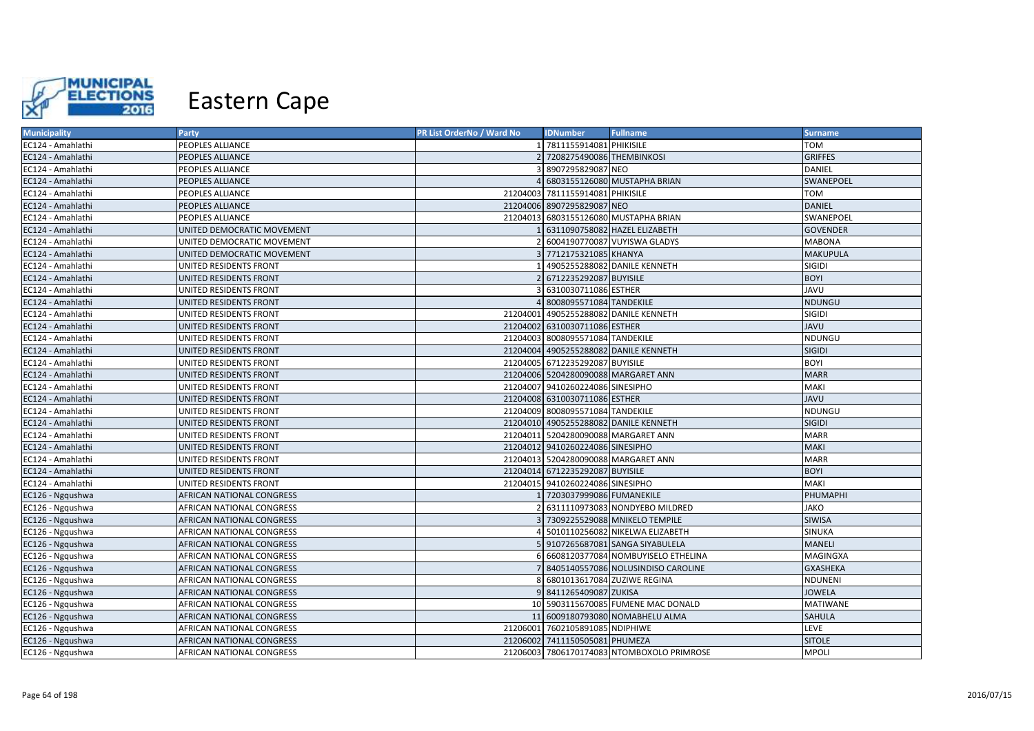# Eastern Cape

| Municipality | Party | PR List OrderNo / Ward No | IDNumber | Fullname | Surname |
|---|---|---|---|---|---|
| EC124 - Amahlathi | PEOPLES ALLIANCE | 1 | 7811155914081 | PHIKISILE | TOM |
| EC124 - Amahlathi | PEOPLES ALLIANCE | 2 | 7208275490086 | THEMBINKOSI | GRIFFES |
| EC124 - Amahlathi | PEOPLES ALLIANCE | 3 | 8907295829087 | NEO | DANIEL |
| EC124 - Amahlathi | PEOPLES ALLIANCE | 4 | 6803155126080 | MUSTAPHA BRIAN | SWANEPOEL |
| EC124 - Amahlathi | PEOPLES ALLIANCE | 21204003 | 7811155914081 | PHIKISILE | TOM |
| EC124 - Amahlathi | PEOPLES ALLIANCE | 21204006 | 8907295829087 | NEO | DANIEL |
| EC124 - Amahlathi | PEOPLES ALLIANCE | 21204013 | 6803155126080 | MUSTAPHA BRIAN | SWANEPOEL |
| EC124 - Amahlathi | UNITED DEMOCRATIC MOVEMENT | 1 | 6311090758082 | HAZEL ELIZABETH | GOVENDER |
| EC124 - Amahlathi | UNITED DEMOCRATIC MOVEMENT | 2 | 6004190770087 | VUYISWA GLADYS | MABONA |
| EC124 - Amahlathi | UNITED DEMOCRATIC MOVEMENT | 3 | 7712175321085 | KHANYA | MAKUPULA |
| EC124 - Amahlathi | UNITED RESIDENTS FRONT | 1 | 4905255288082 | DANILE KENNETH | SIGIDI |
| EC124 - Amahlathi | UNITED RESIDENTS FRONT | 2 | 6712235292087 | BUYISILE | BOYI |
| EC124 - Amahlathi | UNITED RESIDENTS FRONT | 3 | 6310030711086 | ESTHER | JAVU |
| EC124 - Amahlathi | UNITED RESIDENTS FRONT | 4 | 8008095571084 | TANDEKILE | NDUNGU |
| EC124 - Amahlathi | UNITED RESIDENTS FRONT | 21204001 | 4905255288082 | DANILE KENNETH | SIGIDI |
| EC124 - Amahlathi | UNITED RESIDENTS FRONT | 21204002 | 6310030711086 | ESTHER | JAVU |
| EC124 - Amahlathi | UNITED RESIDENTS FRONT | 21204003 | 8008095571084 | TANDEKILE | NDUNGU |
| EC124 - Amahlathi | UNITED RESIDENTS FRONT | 21204004 | 4905255288082 | DANILE KENNETH | SIGIDI |
| EC124 - Amahlathi | UNITED RESIDENTS FRONT | 21204005 | 6712235292087 | BUYISILE | BOYI |
| EC124 - Amahlathi | UNITED RESIDENTS FRONT | 21204006 | 5204280090088 | MARGARET ANN | MARR |
| EC124 - Amahlathi | UNITED RESIDENTS FRONT | 21204007 | 9410260224086 | SINESIPHO | MAKI |
| EC124 - Amahlathi | UNITED RESIDENTS FRONT | 21204008 | 6310030711086 | ESTHER | JAVU |
| EC124 - Amahlathi | UNITED RESIDENTS FRONT | 21204009 | 8008095571084 | TANDEKILE | NDUNGU |
| EC124 - Amahlathi | UNITED RESIDENTS FRONT | 21204010 | 4905255288082 | DANILE KENNETH | SIGIDI |
| EC124 - Amahlathi | UNITED RESIDENTS FRONT | 21204011 | 5204280090088 | MARGARET ANN | MARR |
| EC124 - Amahlathi | UNITED RESIDENTS FRONT | 21204012 | 9410260224086 | SINESIPHO | MAKI |
| EC124 - Amahlathi | UNITED RESIDENTS FRONT | 21204013 | 5204280090088 | MARGARET ANN | MARR |
| EC124 - Amahlathi | UNITED RESIDENTS FRONT | 21204014 | 6712235292087 | BUYISILE | BOYI |
| EC124 - Amahlathi | UNITED RESIDENTS FRONT | 21204015 | 9410260224086 | SINESIPHO | MAKI |
| EC126 - Ngqushwa | AFRICAN NATIONAL CONGRESS | 1 | 7203037999086 | FUMANEKILE | PHUMAPHI |
| EC126 - Ngqushwa | AFRICAN NATIONAL CONGRESS | 2 | 6311110973083 | NONDYEBO MILDRED | JAKO |
| EC126 - Ngqushwa | AFRICAN NATIONAL CONGRESS | 3 | 7309225529088 | MNIKELO TEMPILE | SIWISA |
| EC126 - Ngqushwa | AFRICAN NATIONAL CONGRESS | 4 | 5010110256082 | NIKELWA ELIZABETH | SINUKA |
| EC126 - Ngqushwa | AFRICAN NATIONAL CONGRESS | 5 | 9107265687081 | SANGA SIYABULELA | MANELI |
| EC126 - Ngqushwa | AFRICAN NATIONAL CONGRESS | 6 | 6608120377084 | NOMBUYISELO ETHELINA | MAGINGXA |
| EC126 - Ngqushwa | AFRICAN NATIONAL CONGRESS | 7 | 8405140557086 | NOLUSINDISO CAROLINE | GXASHEKA |
| EC126 - Ngqushwa | AFRICAN NATIONAL CONGRESS | 8 | 6801013617084 | ZUZIWE REGINA | NDUNENI |
| EC126 - Ngqushwa | AFRICAN NATIONAL CONGRESS | 9 | 8411265409087 | ZUKISA | JOWELA |
| EC126 - Ngqushwa | AFRICAN NATIONAL CONGRESS | 10 | 5903115670085 | FUMENE MAC DONALD | MATIWANE |
| EC126 - Ngqushwa | AFRICAN NATIONAL CONGRESS | 11 | 6009180793080 | NOMABHELU ALMA | SAHULA |
| EC126 - Ngqushwa | AFRICAN NATIONAL CONGRESS | 21206001 | 7602105891085 | NDIPHIWE | LEVE |
| EC126 - Ngqushwa | AFRICAN NATIONAL CONGRESS | 21206002 | 7411150505081 | PHUMEZA | SITOLE |
| EC126 - Ngqushwa | AFRICAN NATIONAL CONGRESS | 21206003 | 7806170174083 | NTOMBOXOLO PRIMROSE | MPOLI |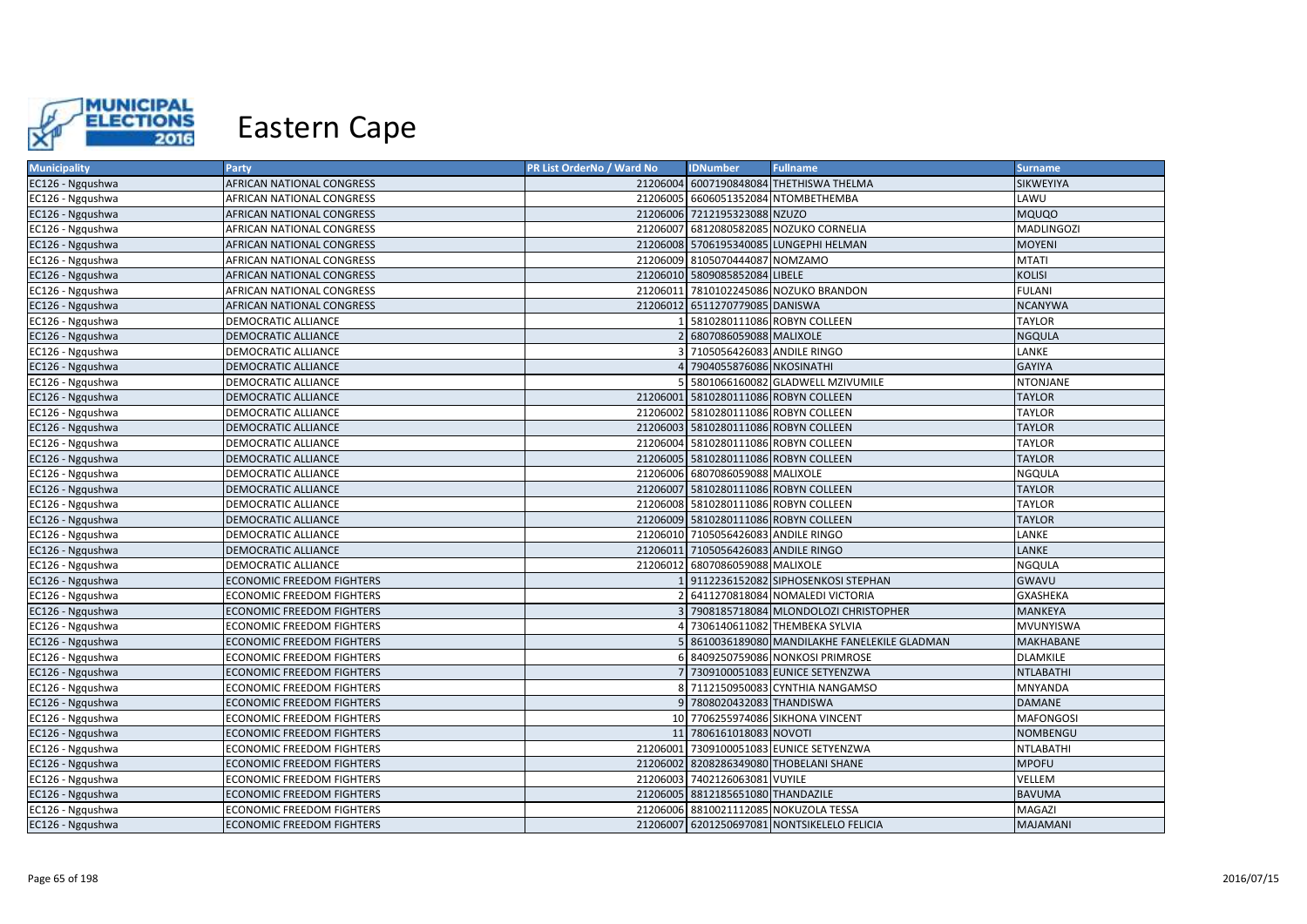# Eastern Cape

| Municipality | Party | PR List OrderNo / Ward No | IDNumber | Fullname | Surname |
|---|---|---|---|---|---|
| EC126 - Ngqushwa | AFRICAN NATIONAL CONGRESS | 21206004 | 6007190848084 | THETHISWA THELMA | SIKWEYIYA |
| EC126 - Ngqushwa | AFRICAN NATIONAL CONGRESS | 21206005 | 6606051352084 | NTOMBETHEMBA | LAWU |
| EC126 - Ngqushwa | AFRICAN NATIONAL CONGRESS | 21206006 | 7212195323088 | NZUZO | MQUQO |
| EC126 - Ngqushwa | AFRICAN NATIONAL CONGRESS | 21206007 | 6812080582085 | NOZUKO CORNELIA | MADLINGOZI |
| EC126 - Ngqushwa | AFRICAN NATIONAL CONGRESS | 21206008 | 5706195340085 | LUNGEPHI HELMAN | MOYENI |
| EC126 - Ngqushwa | AFRICAN NATIONAL CONGRESS | 21206009 | 8105070444087 | NOMZAMO | MTATI |
| EC126 - Ngqushwa | AFRICAN NATIONAL CONGRESS | 21206010 | 5809085852084 | LIBELE | KOLISI |
| EC126 - Ngqushwa | AFRICAN NATIONAL CONGRESS | 21206011 | 7810102245086 | NOZUKO BRANDON | FULANI |
| EC126 - Ngqushwa | AFRICAN NATIONAL CONGRESS | 21206012 | 6511270779085 | DANISWA | NCANYWA |
| EC126 - Ngqushwa | DEMOCRATIC ALLIANCE | 1 | 5810280111086 | ROBYN COLLEEN | TAYLOR |
| EC126 - Ngqushwa | DEMOCRATIC ALLIANCE | 2 | 6807086059088 | MALIXOLE | NGQULA |
| EC126 - Ngqushwa | DEMOCRATIC ALLIANCE | 3 | 7105056426083 | ANDILE RINGO | LANKE |
| EC126 - Ngqushwa | DEMOCRATIC ALLIANCE | 4 | 7904055876086 | NKOSINATHI | GAYIYA |
| EC126 - Ngqushwa | DEMOCRATIC ALLIANCE | 5 | 5801066160082 | GLADWELL MZIVUMILE | NTONJANE |
| EC126 - Ngqushwa | DEMOCRATIC ALLIANCE | 21206001 | 5810280111086 | ROBYN COLLEEN | TAYLOR |
| EC126 - Ngqushwa | DEMOCRATIC ALLIANCE | 21206002 | 5810280111086 | ROBYN COLLEEN | TAYLOR |
| EC126 - Ngqushwa | DEMOCRATIC ALLIANCE | 21206003 | 5810280111086 | ROBYN COLLEEN | TAYLOR |
| EC126 - Ngqushwa | DEMOCRATIC ALLIANCE | 21206004 | 5810280111086 | ROBYN COLLEEN | TAYLOR |
| EC126 - Ngqushwa | DEMOCRATIC ALLIANCE | 21206005 | 5810280111086 | ROBYN COLLEEN | TAYLOR |
| EC126 - Ngqushwa | DEMOCRATIC ALLIANCE | 21206006 | 6807086059088 | MALIXOLE | NGQULA |
| EC126 - Ngqushwa | DEMOCRATIC ALLIANCE | 21206007 | 5810280111086 | ROBYN COLLEEN | TAYLOR |
| EC126 - Ngqushwa | DEMOCRATIC ALLIANCE | 21206008 | 5810280111086 | ROBYN COLLEEN | TAYLOR |
| EC126 - Ngqushwa | DEMOCRATIC ALLIANCE | 21206009 | 5810280111086 | ROBYN COLLEEN | TAYLOR |
| EC126 - Ngqushwa | DEMOCRATIC ALLIANCE | 21206010 | 7105056426083 | ANDILE RINGO | LANKE |
| EC126 - Ngqushwa | DEMOCRATIC ALLIANCE | 21206011 | 7105056426083 | ANDILE RINGO | LANKE |
| EC126 - Ngqushwa | DEMOCRATIC ALLIANCE | 21206012 | 6807086059088 | MALIXOLE | NGQULA |
| EC126 - Ngqushwa | ECONOMIC FREEDOM FIGHTERS | 1 | 9112236152082 | SIPHOSENKOSI STEPHAN | GWAVU |
| EC126 - Ngqushwa | ECONOMIC FREEDOM FIGHTERS | 2 | 6411270818084 | NOMALEDI VICTORIA | GXASHEKA |
| EC126 - Ngqushwa | ECONOMIC FREEDOM FIGHTERS | 3 | 7908185718084 | MLONDOLOZI CHRISTOPHER | MANKEYA |
| EC126 - Ngqushwa | ECONOMIC FREEDOM FIGHTERS | 4 | 7306140611082 | THEMBEKA SYLVIA | MVUNYISWA |
| EC126 - Ngqushwa | ECONOMIC FREEDOM FIGHTERS | 5 | 8610036189080 | MANDILAKHE FANELEKILE GLADMAN | MAKHABANE |
| EC126 - Ngqushwa | ECONOMIC FREEDOM FIGHTERS | 6 | 8409250759086 | NONKOSI PRIMROSE | DLAMKILE |
| EC126 - Ngqushwa | ECONOMIC FREEDOM FIGHTERS | 7 | 7309100051083 | EUNICE SETYENZWA | NTLABATHI |
| EC126 - Ngqushwa | ECONOMIC FREEDOM FIGHTERS | 8 | 7112150950083 | CYNTHIA NANGAMSO | MNYANDA |
| EC126 - Ngqushwa | ECONOMIC FREEDOM FIGHTERS | 9 | 7808020432083 | THANDISWA | DAMANE |
| EC126 - Ngqushwa | ECONOMIC FREEDOM FIGHTERS | 10 | 7706255974086 | SIKHONA VINCENT | MAFONGOSI |
| EC126 - Ngqushwa | ECONOMIC FREEDOM FIGHTERS | 11 | 7806161018083 | NOVOTI | NOMBENGU |
| EC126 - Ngqushwa | ECONOMIC FREEDOM FIGHTERS | 21206001 | 7309100051083 | EUNICE SETYENZWA | NTLABATHI |
| EC126 - Ngqushwa | ECONOMIC FREEDOM FIGHTERS | 21206002 | 8208286349080 | THOBELANI SHANE | MPOFU |
| EC126 - Ngqushwa | ECONOMIC FREEDOM FIGHTERS | 21206003 | 7402126063081 | VUYILE | VELLEM |
| EC126 - Ngqushwa | ECONOMIC FREEDOM FIGHTERS | 21206005 | 8812185651080 | THANDAZILE | BAVUMA |
| EC126 - Ngqushwa | ECONOMIC FREEDOM FIGHTERS | 21206006 | 8810021112085 | NOKUZOLA TESSA | MAGAZI |
| EC126 - Ngqushwa | ECONOMIC FREEDOM FIGHTERS | 21206007 | 6201250697081 | NONTSIKELELO FELICIA | MAJAMANI |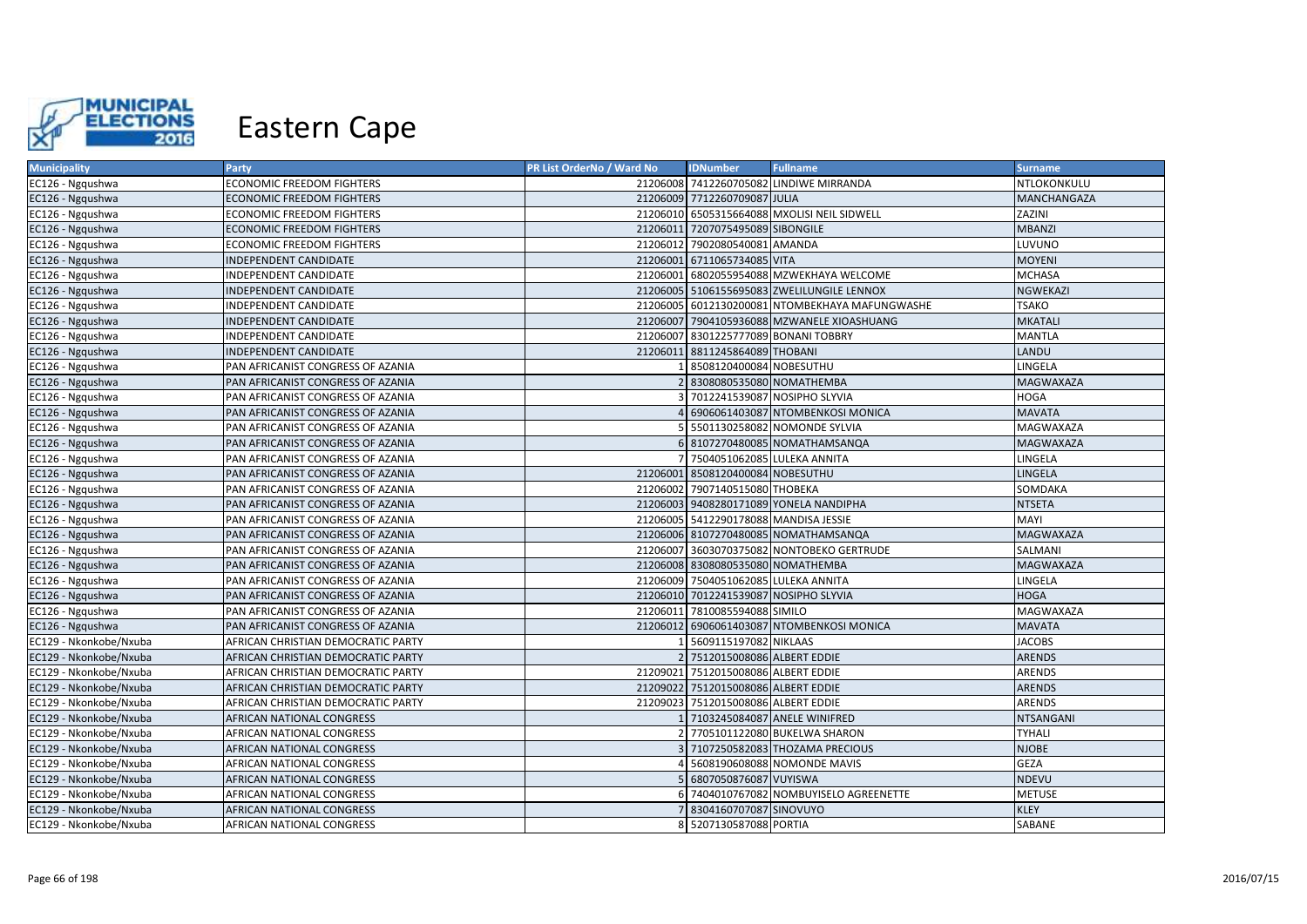# Eastern Cape

| Municipality | Party | PR List OrderNo / Ward No | IDNumber | Fullname | Surname |
|---|---|---|---|---|---|
| EC126 - Ngqushwa | ECONOMIC FREEDOM FIGHTERS | 21206008 | 7412260705082 | LINDIWE MIRRANDA | NTLOKONKULU |
| EC126 - Ngqushwa | ECONOMIC FREEDOM FIGHTERS | 21206009 | 7712260709087 | JULIA | MANCHANGAZA |
| EC126 - Ngqushwa | ECONOMIC FREEDOM FIGHTERS | 21206010 | 6505315664088 | MXOLISI NEIL SIDWELL | ZAZINI |
| EC126 - Ngqushwa | ECONOMIC FREEDOM FIGHTERS | 21206011 | 7207075495089 | SIBONGILE | MBANZI |
| EC126 - Ngqushwa | ECONOMIC FREEDOM FIGHTERS | 21206012 | 7902080540081 | AMANDA | LUVUNO |
| EC126 - Ngqushwa | INDEPENDENT CANDIDATE | 21206001 | 6711065734085 | VITA | MOYENI |
| EC126 - Ngqushwa | INDEPENDENT CANDIDATE | 21206001 | 6802055954088 | MZWEKHAYA WELCOME | MCHASA |
| EC126 - Ngqushwa | INDEPENDENT CANDIDATE | 21206005 | 5106155695083 | ZWELILUNGILE LENNOX | NGWEKAZI |
| EC126 - Ngqushwa | INDEPENDENT CANDIDATE | 21206005 | 6012130200081 | NTOMBEKHAYA MAFUNGWASHE | TSAKO |
| EC126 - Ngqushwa | INDEPENDENT CANDIDATE | 21206007 | 7904105936088 | MZWANELE XIOASHUANG | MKATALI |
| EC126 - Ngqushwa | INDEPENDENT CANDIDATE | 21206007 | 8301225777089 | BONANI TOBBRY | MANTLA |
| EC126 - Ngqushwa | INDEPENDENT CANDIDATE | 21206011 | 8811245864089 | THOBANI | LANDU |
| EC126 - Ngqushwa | PAN AFRICANIST CONGRESS OF AZANIA | 1 | 8508120400084 | NOBESUTHU | LINGELA |
| EC126 - Ngqushwa | PAN AFRICANIST CONGRESS OF AZANIA | 2 | 8308080535080 | NOMATHEMBA | MAGWAXAZA |
| EC126 - Ngqushwa | PAN AFRICANIST CONGRESS OF AZANIA | 3 | 7012241539087 | NOSIPHO SLYVIA | HOGA |
| EC126 - Ngqushwa | PAN AFRICANIST CONGRESS OF AZANIA | 4 | 6906061403087 | NTOMBENKOSI MONICA | MAVATA |
| EC126 - Ngqushwa | PAN AFRICANIST CONGRESS OF AZANIA | 5 | 5501130258082 | NOMONDE SYLVIA | MAGWAXAZA |
| EC126 - Ngqushwa | PAN AFRICANIST CONGRESS OF AZANIA | 6 | 8107270480085 | NOMATHAMSANQA | MAGWAXAZA |
| EC126 - Ngqushwa | PAN AFRICANIST CONGRESS OF AZANIA | 7 | 7504051062085 | LULEKA ANNITA | LINGELA |
| EC126 - Ngqushwa | PAN AFRICANIST CONGRESS OF AZANIA | 21206001 | 8508120400084 | NOBESUTHU | LINGELA |
| EC126 - Ngqushwa | PAN AFRICANIST CONGRESS OF AZANIA | 21206002 | 7907140515080 | THOBEKA | SOMDAKA |
| EC126 - Ngqushwa | PAN AFRICANIST CONGRESS OF AZANIA | 21206003 | 9408280171089 | YONELA NANDIPHA | NTSETA |
| EC126 - Ngqushwa | PAN AFRICANIST CONGRESS OF AZANIA | 21206005 | 5412290178088 | MANDISA JESSIE | MAYI |
| EC126 - Ngqushwa | PAN AFRICANIST CONGRESS OF AZANIA | 21206006 | 8107270480085 | NOMATHAMSANQA | MAGWAXAZA |
| EC126 - Ngqushwa | PAN AFRICANIST CONGRESS OF AZANIA | 21206007 | 3603070375082 | NONTOBEKO GERTRUDE | SALMANI |
| EC126 - Ngqushwa | PAN AFRICANIST CONGRESS OF AZANIA | 21206008 | 8308080535080 | NOMATHEMBA | MAGWAXAZA |
| EC126 - Ngqushwa | PAN AFRICANIST CONGRESS OF AZANIA | 21206009 | 7504051062085 | LULEKA ANNITA | LINGELA |
| EC126 - Ngqushwa | PAN AFRICANIST CONGRESS OF AZANIA | 21206010 | 7012241539087 | NOSIPHO SLYVIA | HOGA |
| EC126 - Ngqushwa | PAN AFRICANIST CONGRESS OF AZANIA | 21206011 | 7810085594088 | SIMILO | MAGWAXAZA |
| EC126 - Ngqushwa | PAN AFRICANIST CONGRESS OF AZANIA | 21206012 | 6906061403087 | NTOMBENKOSI MONICA | MAVATA |
| EC129 - Nkonkobe/Nxuba | AFRICAN CHRISTIAN DEMOCRATIC PARTY | 1 | 5609115197082 | NIKLAAS | JACOBS |
| EC129 - Nkonkobe/Nxuba | AFRICAN CHRISTIAN DEMOCRATIC PARTY | 2 | 7512015008086 | ALBERT EDDIE | ARENDS |
| EC129 - Nkonkobe/Nxuba | AFRICAN CHRISTIAN DEMOCRATIC PARTY | 21209021 | 7512015008086 | ALBERT EDDIE | ARENDS |
| EC129 - Nkonkobe/Nxuba | AFRICAN CHRISTIAN DEMOCRATIC PARTY | 21209022 | 7512015008086 | ALBERT EDDIE | ARENDS |
| EC129 - Nkonkobe/Nxuba | AFRICAN CHRISTIAN DEMOCRATIC PARTY | 21209023 | 7512015008086 | ALBERT EDDIE | ARENDS |
| EC129 - Nkonkobe/Nxuba | AFRICAN NATIONAL CONGRESS | 1 | 7103245084087 | ANELE WINIFRED | NTSANGANI |
| EC129 - Nkonkobe/Nxuba | AFRICAN NATIONAL CONGRESS | 2 | 7705101122080 | BUKELWA SHARON | TYHALI |
| EC129 - Nkonkobe/Nxuba | AFRICAN NATIONAL CONGRESS | 3 | 7107250582083 | THOZAMA PRECIOUS | NJOBE |
| EC129 - Nkonkobe/Nxuba | AFRICAN NATIONAL CONGRESS | 4 | 5608190608088 | NOMONDE MAVIS | GEZA |
| EC129 - Nkonkobe/Nxuba | AFRICAN NATIONAL CONGRESS | 5 | 6807050876087 | VUYISWA | NDEVU |
| EC129 - Nkonkobe/Nxuba | AFRICAN NATIONAL CONGRESS | 6 | 7404010767082 | NOMBUYISELO AGREENETTE | METUSE |
| EC129 - Nkonkobe/Nxuba | AFRICAN NATIONAL CONGRESS | 7 | 8304160707087 | SINOVUYO | KLEY |
| EC129 - Nkonkobe/Nxuba | AFRICAN NATIONAL CONGRESS | 8 | 5207130587088 | PORTIA | SABANE |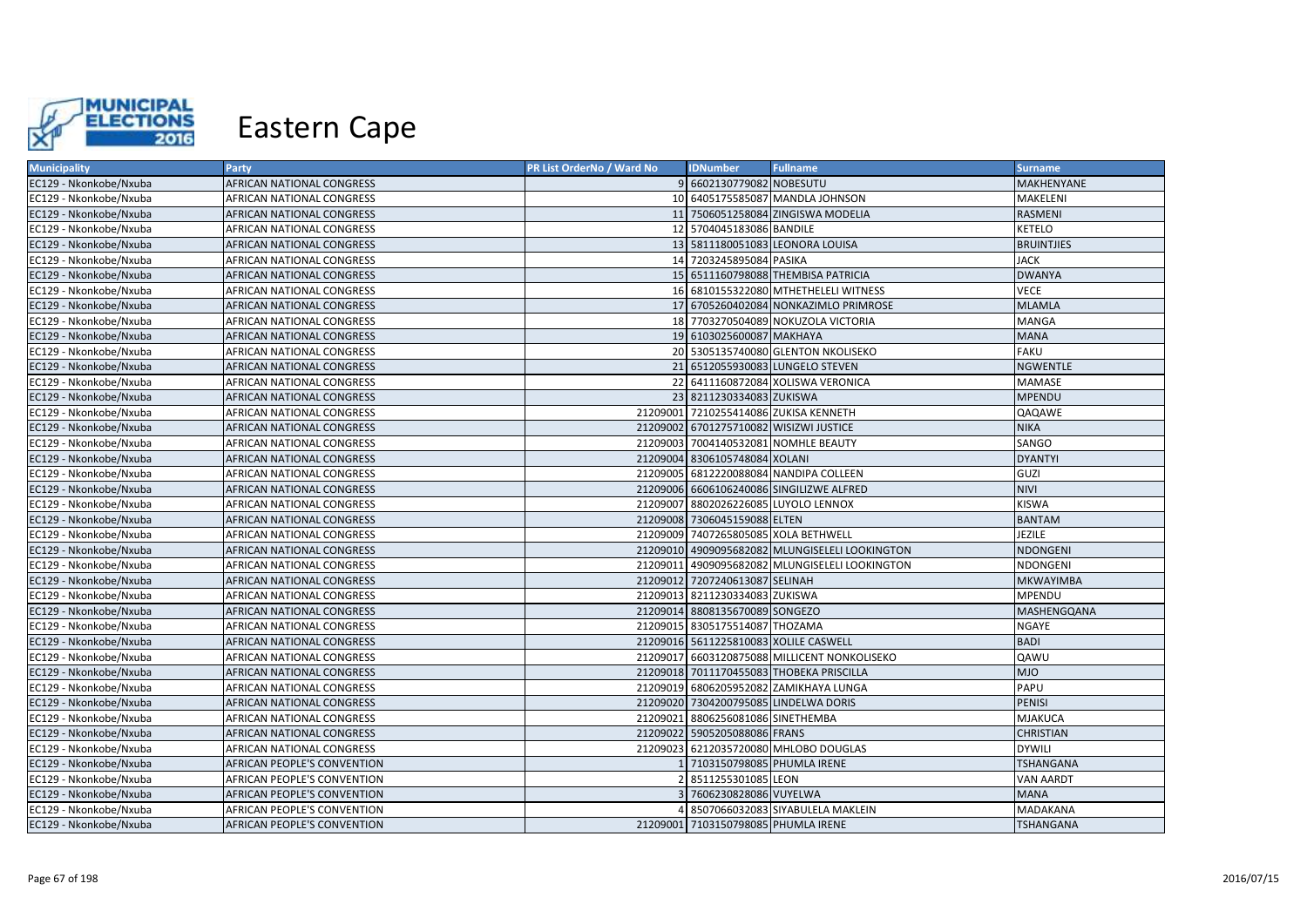# Eastern Cape

| Municipality | Party | PR List OrderNo / Ward No | IDNumber | Fullname | Surname |
|---|---|---|---|---|---|
| EC129 - Nkonkobe/Nxuba | AFRICAN NATIONAL CONGRESS | 9 | 6602130779082 | NOBESUTU | MAKHENYANE |
| EC129 - Nkonkobe/Nxuba | AFRICAN NATIONAL CONGRESS | 10 | 6405175585087 | MANDLA JOHNSON | MAKELENI |
| EC129 - Nkonkobe/Nxuba | AFRICAN NATIONAL CONGRESS | 11 | 7506051258084 | ZINGISWA MODELIA | RASMENI |
| EC129 - Nkonkobe/Nxuba | AFRICAN NATIONAL CONGRESS | 12 | 5704045183086 | BANDILE | KETELO |
| EC129 - Nkonkobe/Nxuba | AFRICAN NATIONAL CONGRESS | 13 | 5811180051083 | LEONORA LOUISA | BRUINTJIES |
| EC129 - Nkonkobe/Nxuba | AFRICAN NATIONAL CONGRESS | 14 | 7203245895084 | PASIKA | JACK |
| EC129 - Nkonkobe/Nxuba | AFRICAN NATIONAL CONGRESS | 15 | 6511160798088 | THEMBISA PATRICIA | DWANYA |
| EC129 - Nkonkobe/Nxuba | AFRICAN NATIONAL CONGRESS | 16 | 6810155322080 | MTHETHELELI WITNESS | VECE |
| EC129 - Nkonkobe/Nxuba | AFRICAN NATIONAL CONGRESS | 17 | 6705260402084 | NONKAZIMLO PRIMROSE | MLAMLA |
| EC129 - Nkonkobe/Nxuba | AFRICAN NATIONAL CONGRESS | 18 | 7703270504089 | NOKUZOLA VICTORIA | MANGA |
| EC129 - Nkonkobe/Nxuba | AFRICAN NATIONAL CONGRESS | 19 | 6103025600087 | MAKHAYA | MANA |
| EC129 - Nkonkobe/Nxuba | AFRICAN NATIONAL CONGRESS | 20 | 5305135740080 | GLENTON NKOLISEKO | FAKU |
| EC129 - Nkonkobe/Nxuba | AFRICAN NATIONAL CONGRESS | 21 | 6512055930083 | LUNGELO STEVEN | NGWENTLE |
| EC129 - Nkonkobe/Nxuba | AFRICAN NATIONAL CONGRESS | 22 | 6411160872084 | XOLISWA VERONICA | MAMASE |
| EC129 - Nkonkobe/Nxuba | AFRICAN NATIONAL CONGRESS | 23 | 8211230334083 | ZUKISWA | MPENDU |
| EC129 - Nkonkobe/Nxuba | AFRICAN NATIONAL CONGRESS | 21209001 | 7210255414086 | ZUKISA KENNETH | QAQAWE |
| EC129 - Nkonkobe/Nxuba | AFRICAN NATIONAL CONGRESS | 21209002 | 6701275710082 | WISIZWI JUSTICE | NIKA |
| EC129 - Nkonkobe/Nxuba | AFRICAN NATIONAL CONGRESS | 21209003 | 7004140532081 | NOMHLE BEAUTY | SANGO |
| EC129 - Nkonkobe/Nxuba | AFRICAN NATIONAL CONGRESS | 21209004 | 8306105748084 | XOLANI | DYANTYI |
| EC129 - Nkonkobe/Nxuba | AFRICAN NATIONAL CONGRESS | 21209005 | 6812220088084 | NANDIPA COLLEEN | GUZI |
| EC129 - Nkonkobe/Nxuba | AFRICAN NATIONAL CONGRESS | 21209006 | 6606106240086 | SINGILIZWE ALFRED | NIVI |
| EC129 - Nkonkobe/Nxuba | AFRICAN NATIONAL CONGRESS | 21209007 | 8802026226085 | LUYOLO LENNOX | KISWA |
| EC129 - Nkonkobe/Nxuba | AFRICAN NATIONAL CONGRESS | 21209008 | 7306045159088 | ELTEN | BANTAM |
| EC129 - Nkonkobe/Nxuba | AFRICAN NATIONAL CONGRESS | 21209009 | 7407265805085 | XOLA BETHWELL | JEZILE |
| EC129 - Nkonkobe/Nxuba | AFRICAN NATIONAL CONGRESS | 21209010 | 4909095682082 | MLUNGISELELI LOOKINGTON | NDONGENI |
| EC129 - Nkonkobe/Nxuba | AFRICAN NATIONAL CONGRESS | 21209011 | 4909095682082 | MLUNGISELELI LOOKINGTON | NDONGENI |
| EC129 - Nkonkobe/Nxuba | AFRICAN NATIONAL CONGRESS | 21209012 | 7207240613087 | SELINAH | MKWAYIMBA |
| EC129 - Nkonkobe/Nxuba | AFRICAN NATIONAL CONGRESS | 21209013 | 8211230334083 | ZUKISWA | MPENDU |
| EC129 - Nkonkobe/Nxuba | AFRICAN NATIONAL CONGRESS | 21209014 | 8808135670089 | SONGEZO | MASHENGQANA |
| EC129 - Nkonkobe/Nxuba | AFRICAN NATIONAL CONGRESS | 21209015 | 8305175514087 | THOZAMA | NGAYE |
| EC129 - Nkonkobe/Nxuba | AFRICAN NATIONAL CONGRESS | 21209016 | 5611225810083 | XOLILE CASWELL | BADI |
| EC129 - Nkonkobe/Nxuba | AFRICAN NATIONAL CONGRESS | 21209017 | 6603120875088 | MILLICENT NONKOLISEKO | QAWU |
| EC129 - Nkonkobe/Nxuba | AFRICAN NATIONAL CONGRESS | 21209018 | 7011170455083 | THOBEKA PRISCILLA | MJO |
| EC129 - Nkonkobe/Nxuba | AFRICAN NATIONAL CONGRESS | 21209019 | 6806205952082 | ZAMIKHAYA LUNGA | PAPU |
| EC129 - Nkonkobe/Nxuba | AFRICAN NATIONAL CONGRESS | 21209020 | 7304200795085 | LINDELWA DORIS | PENISI |
| EC129 - Nkonkobe/Nxuba | AFRICAN NATIONAL CONGRESS | 21209021 | 8806256081086 | SINETHEMBA | MJAKUCA |
| EC129 - Nkonkobe/Nxuba | AFRICAN NATIONAL CONGRESS | 21209022 | 5905205088086 | FRANS | CHRISTIAN |
| EC129 - Nkonkobe/Nxuba | AFRICAN NATIONAL CONGRESS | 21209023 | 6212035720080 | MHLOBO DOUGLAS | DYWILI |
| EC129 - Nkonkobe/Nxuba | AFRICAN PEOPLE'S CONVENTION | 1 | 7103150798085 | PHUMLA IRENE | TSHANGANA |
| EC129 - Nkonkobe/Nxuba | AFRICAN PEOPLE'S CONVENTION | 2 | 8511255301085 | LEON | VAN AARDT |
| EC129 - Nkonkobe/Nxuba | AFRICAN PEOPLE'S CONVENTION | 3 | 7606230828086 | VUYELWA | MANA |
| EC129 - Nkonkobe/Nxuba | AFRICAN PEOPLE'S CONVENTION | 4 | 8507066032083 | SIYABULELA MAKLEIN | MADAKANA |
| EC129 - Nkonkobe/Nxuba | AFRICAN PEOPLE'S CONVENTION | 21209001 | 7103150798085 | PHUMLA IRENE | TSHANGANA |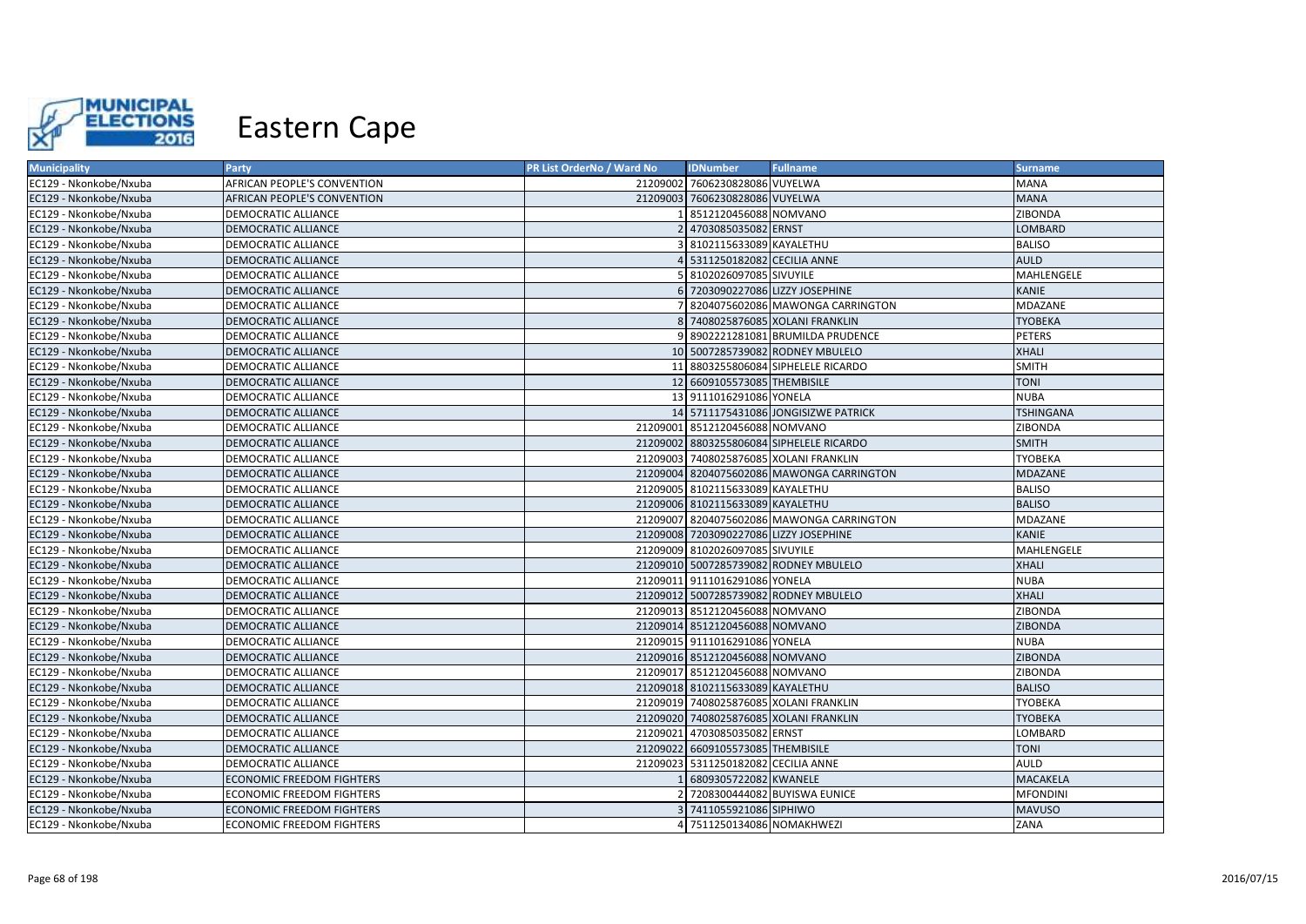# Eastern Cape

| Municipality | Party | PR List OrderNo / Ward No | IDNumber | Fullname | Surname |
|---|---|---|---|---|---|
| EC129 - Nkonkobe/Nxuba | AFRICAN PEOPLE'S CONVENTION | 21209002 | 7606230828086 | VUYELWA | MANA |
| EC129 - Nkonkobe/Nxuba | AFRICAN PEOPLE'S CONVENTION | 21209003 | 7606230828086 | VUYELWA | MANA |
| EC129 - Nkonkobe/Nxuba | DEMOCRATIC ALLIANCE | 1 | 8512120456088 | NOMVANO | ZIBONDA |
| EC129 - Nkonkobe/Nxuba | DEMOCRATIC ALLIANCE | 2 | 4703085035082 | ERNST | LOMBARD |
| EC129 - Nkonkobe/Nxuba | DEMOCRATIC ALLIANCE | 3 | 8102115633089 | KAYALETHU | BALISO |
| EC129 - Nkonkobe/Nxuba | DEMOCRATIC ALLIANCE | 4 | 5311250182082 | CECILIA ANNE | AULD |
| EC129 - Nkonkobe/Nxuba | DEMOCRATIC ALLIANCE | 5 | 8102026097085 | SIVUYILE | MAHLENGELE |
| EC129 - Nkonkobe/Nxuba | DEMOCRATIC ALLIANCE | 6 | 7203090227086 | LIZZY JOSEPHINE | KANIE |
| EC129 - Nkonkobe/Nxuba | DEMOCRATIC ALLIANCE | 7 | 8204075602086 | MAWONGA CARRINGTON | MDAZANE |
| EC129 - Nkonkobe/Nxuba | DEMOCRATIC ALLIANCE | 8 | 7408025876085 | XOLANI FRANKLIN | TYOBEKA |
| EC129 - Nkonkobe/Nxuba | DEMOCRATIC ALLIANCE | 9 | 8902221281081 | BRUMILDA PRUDENCE | PETERS |
| EC129 - Nkonkobe/Nxuba | DEMOCRATIC ALLIANCE | 10 | 5007285739082 | RODNEY MBULELO | XHALI |
| EC129 - Nkonkobe/Nxuba | DEMOCRATIC ALLIANCE | 11 | 8803255806084 | SIPHELELE RICARDO | SMITH |
| EC129 - Nkonkobe/Nxuba | DEMOCRATIC ALLIANCE | 12 | 6609105573085 | THEMBISILE | TONI |
| EC129 - Nkonkobe/Nxuba | DEMOCRATIC ALLIANCE | 13 | 9111016291086 | YONELA | NUBA |
| EC129 - Nkonkobe/Nxuba | DEMOCRATIC ALLIANCE | 14 | 5711175431086 | JONGISIZWE PATRICK | TSHINGANA |
| EC129 - Nkonkobe/Nxuba | DEMOCRATIC ALLIANCE | 21209001 | 8512120456088 | NOMVANO | ZIBONDA |
| EC129 - Nkonkobe/Nxuba | DEMOCRATIC ALLIANCE | 21209002 | 8803255806084 | SIPHELELE RICARDO | SMITH |
| EC129 - Nkonkobe/Nxuba | DEMOCRATIC ALLIANCE | 21209003 | 7408025876085 | XOLANI FRANKLIN | TYOBEKA |
| EC129 - Nkonkobe/Nxuba | DEMOCRATIC ALLIANCE | 21209004 | 8204075602086 | MAWONGA CARRINGTON | MDAZANE |
| EC129 - Nkonkobe/Nxuba | DEMOCRATIC ALLIANCE | 21209005 | 8102115633089 | KAYALETHU | BALISO |
| EC129 - Nkonkobe/Nxuba | DEMOCRATIC ALLIANCE | 21209006 | 8102115633089 | KAYALETHU | BALISO |
| EC129 - Nkonkobe/Nxuba | DEMOCRATIC ALLIANCE | 21209007 | 8204075602086 | MAWONGA CARRINGTON | MDAZANE |
| EC129 - Nkonkobe/Nxuba | DEMOCRATIC ALLIANCE | 21209008 | 7203090227086 | LIZZY JOSEPHINE | KANIE |
| EC129 - Nkonkobe/Nxuba | DEMOCRATIC ALLIANCE | 21209009 | 8102026097085 | SIVUYILE | MAHLENGELE |
| EC129 - Nkonkobe/Nxuba | DEMOCRATIC ALLIANCE | 21209010 | 5007285739082 | RODNEY MBULELO | XHALI |
| EC129 - Nkonkobe/Nxuba | DEMOCRATIC ALLIANCE | 21209011 | 9111016291086 | YONELA | NUBA |
| EC129 - Nkonkobe/Nxuba | DEMOCRATIC ALLIANCE | 21209012 | 5007285739082 | RODNEY MBULELO | XHALI |
| EC129 - Nkonkobe/Nxuba | DEMOCRATIC ALLIANCE | 21209013 | 8512120456088 | NOMVANO | ZIBONDA |
| EC129 - Nkonkobe/Nxuba | DEMOCRATIC ALLIANCE | 21209014 | 8512120456088 | NOMVANO | ZIBONDA |
| EC129 - Nkonkobe/Nxuba | DEMOCRATIC ALLIANCE | 21209015 | 9111016291086 | YONELA | NUBA |
| EC129 - Nkonkobe/Nxuba | DEMOCRATIC ALLIANCE | 21209016 | 8512120456088 | NOMVANO | ZIBONDA |
| EC129 - Nkonkobe/Nxuba | DEMOCRATIC ALLIANCE | 21209017 | 8512120456088 | NOMVANO | ZIBONDA |
| EC129 - Nkonkobe/Nxuba | DEMOCRATIC ALLIANCE | 21209018 | 8102115633089 | KAYALETHU | BALISO |
| EC129 - Nkonkobe/Nxuba | DEMOCRATIC ALLIANCE | 21209019 | 7408025876085 | XOLANI FRANKLIN | TYOBEKA |
| EC129 - Nkonkobe/Nxuba | DEMOCRATIC ALLIANCE | 21209020 | 7408025876085 | XOLANI FRANKLIN | TYOBEKA |
| EC129 - Nkonkobe/Nxuba | DEMOCRATIC ALLIANCE | 21209021 | 4703085035082 | ERNST | LOMBARD |
| EC129 - Nkonkobe/Nxuba | DEMOCRATIC ALLIANCE | 21209022 | 6609105573085 | THEMBISILE | TONI |
| EC129 - Nkonkobe/Nxuba | DEMOCRATIC ALLIANCE | 21209023 | 5311250182082 | CECILIA ANNE | AULD |
| EC129 - Nkonkobe/Nxuba | ECONOMIC FREEDOM FIGHTERS | 1 | 6809305722082 | KWANELE | MACAKELA |
| EC129 - Nkonkobe/Nxuba | ECONOMIC FREEDOM FIGHTERS | 2 | 7208300444082 | BUYISWA EUNICE | MFONDINI |
| EC129 - Nkonkobe/Nxuba | ECONOMIC FREEDOM FIGHTERS | 3 | 7411055921086 | SIPHIWO | MAVUSO |
| EC129 - Nkonkobe/Nxuba | ECONOMIC FREEDOM FIGHTERS | 4 | 7511250134086 | NOMAKHWEZI | ZANA |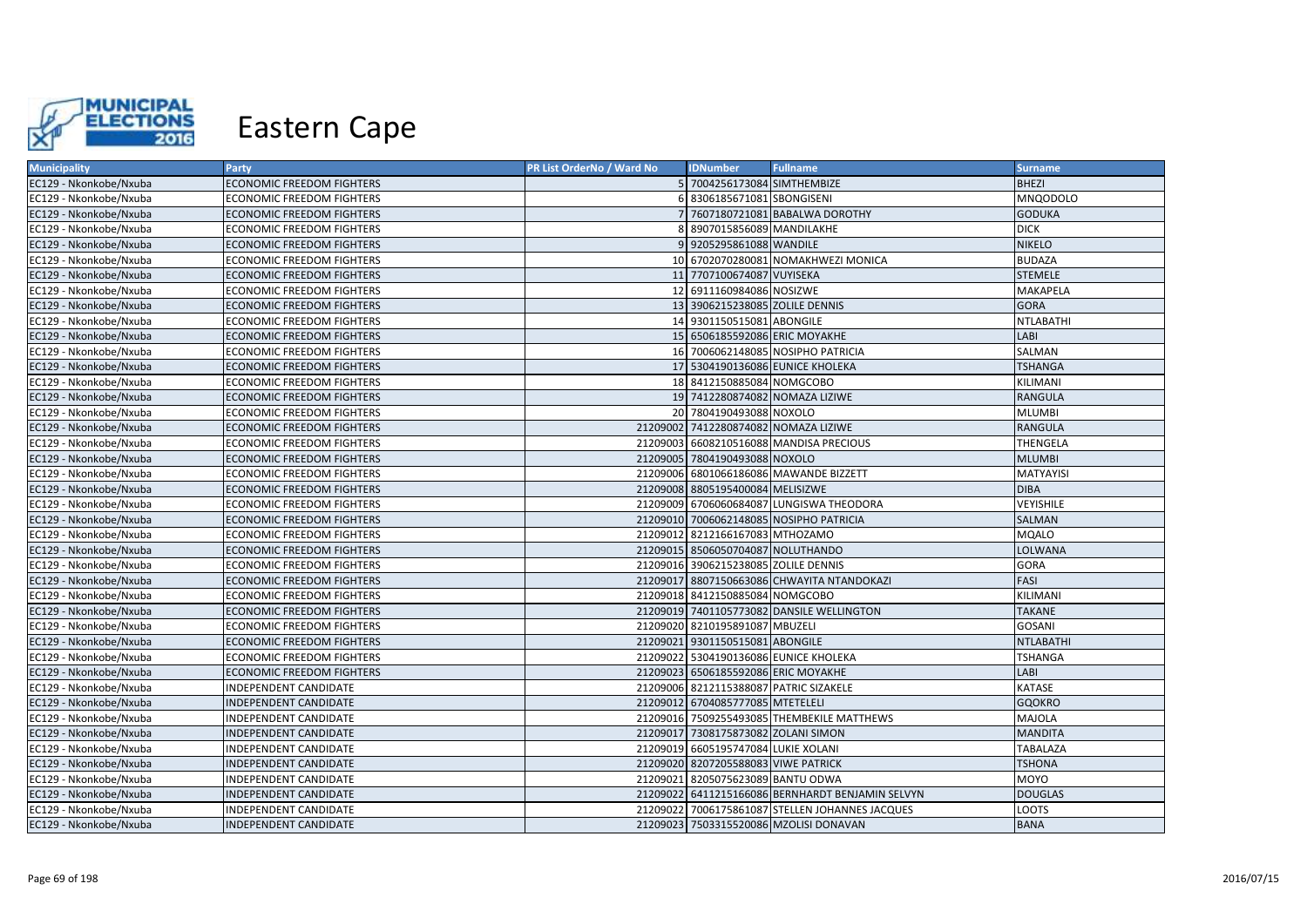# Eastern Cape

| Municipality | Party | PR List OrderNo / Ward No | IDNumber | Fullname | Surname |
|---|---|---|---|---|---|
| EC129 - Nkonkobe/Nxuba | ECONOMIC FREEDOM FIGHTERS | 5 | 7004256173084 | SIMTHEMBIZE | BHEZI |
| EC129 - Nkonkobe/Nxuba | ECONOMIC FREEDOM FIGHTERS | 6 | 8306185671081 | SBONGISENI | MNQODOLO |
| EC129 - Nkonkobe/Nxuba | ECONOMIC FREEDOM FIGHTERS | 7 | 7607180721081 | BABALWA DOROTHY | GODUKA |
| EC129 - Nkonkobe/Nxuba | ECONOMIC FREEDOM FIGHTERS | 8 | 8907015856089 | MANDILAKHE | DICK |
| EC129 - Nkonkobe/Nxuba | ECONOMIC FREEDOM FIGHTERS | 9 | 9205295861088 | WANDILE | NIKELO |
| EC129 - Nkonkobe/Nxuba | ECONOMIC FREEDOM FIGHTERS | 10 | 6702070280081 | NOMAKHWEZI MONICA | BUDAZA |
| EC129 - Nkonkobe/Nxuba | ECONOMIC FREEDOM FIGHTERS | 11 | 7707100674087 | VUYISEKA | STEMELE |
| EC129 - Nkonkobe/Nxuba | ECONOMIC FREEDOM FIGHTERS | 12 | 6911160984086 | NOSIZWE | MAKAPELA |
| EC129 - Nkonkobe/Nxuba | ECONOMIC FREEDOM FIGHTERS | 13 | 3906215238085 | ZOLILE DENNIS | GORA |
| EC129 - Nkonkobe/Nxuba | ECONOMIC FREEDOM FIGHTERS | 14 | 9301150515081 | ABONGILE | NTLABATHI |
| EC129 - Nkonkobe/Nxuba | ECONOMIC FREEDOM FIGHTERS | 15 | 6506185592086 | ERIC MOYAKHE | LABI |
| EC129 - Nkonkobe/Nxuba | ECONOMIC FREEDOM FIGHTERS | 16 | 7006062148085 | NOSIPHO PATRICIA | SALMAN |
| EC129 - Nkonkobe/Nxuba | ECONOMIC FREEDOM FIGHTERS | 17 | 5304190136086 | EUNICE KHOLEKA | TSHANGA |
| EC129 - Nkonkobe/Nxuba | ECONOMIC FREEDOM FIGHTERS | 18 | 8412150885084 | NOMGCOBO | KILIMANI |
| EC129 - Nkonkobe/Nxuba | ECONOMIC FREEDOM FIGHTERS | 19 | 7412280874082 | NOMAZA LIZIWE | RANGULA |
| EC129 - Nkonkobe/Nxuba | ECONOMIC FREEDOM FIGHTERS | 20 | 7804190493088 | NOXOLO | MLUMBI |
| EC129 - Nkonkobe/Nxuba | ECONOMIC FREEDOM FIGHTERS | 21209002 | 7412280874082 | NOMAZA LIZIWE | RANGULA |
| EC129 - Nkonkobe/Nxuba | ECONOMIC FREEDOM FIGHTERS | 21209003 | 6608210516088 | MANDISA PRECIOUS | THENGELA |
| EC129 - Nkonkobe/Nxuba | ECONOMIC FREEDOM FIGHTERS | 21209005 | 7804190493088 | NOXOLO | MLUMBI |
| EC129 - Nkonkobe/Nxuba | ECONOMIC FREEDOM FIGHTERS | 21209006 | 6801066186086 | MAWANDE BIZZETT | MATYAYISI |
| EC129 - Nkonkobe/Nxuba | ECONOMIC FREEDOM FIGHTERS | 21209008 | 8805195400084 | MELISIZWE | DIBA |
| EC129 - Nkonkobe/Nxuba | ECONOMIC FREEDOM FIGHTERS | 21209009 | 6706060684087 | LUNGISWA THEODORA | VEYISHILE |
| EC129 - Nkonkobe/Nxuba | ECONOMIC FREEDOM FIGHTERS | 21209010 | 7006062148085 | NOSIPHO PATRICIA | SALMAN |
| EC129 - Nkonkobe/Nxuba | ECONOMIC FREEDOM FIGHTERS | 21209012 | 8212166167083 | MTHOZAMO | MQALO |
| EC129 - Nkonkobe/Nxuba | ECONOMIC FREEDOM FIGHTERS | 21209015 | 8506050704087 | NOLUTHANDO | LOLWANA |
| EC129 - Nkonkobe/Nxuba | ECONOMIC FREEDOM FIGHTERS | 21209016 | 3906215238085 | ZOLILE DENNIS | GORA |
| EC129 - Nkonkobe/Nxuba | ECONOMIC FREEDOM FIGHTERS | 21209017 | 8807150663086 | CHWAYITA NTANDOKAZI | FASI |
| EC129 - Nkonkobe/Nxuba | ECONOMIC FREEDOM FIGHTERS | 21209018 | 8412150885084 | NOMGCOBO | KILIMANI |
| EC129 - Nkonkobe/Nxuba | ECONOMIC FREEDOM FIGHTERS | 21209019 | 7401105773082 | DANSILE WELLINGTON | TAKANE |
| EC129 - Nkonkobe/Nxuba | ECONOMIC FREEDOM FIGHTERS | 21209020 | 8210195891087 | MBUZELI | GOSANI |
| EC129 - Nkonkobe/Nxuba | ECONOMIC FREEDOM FIGHTERS | 21209021 | 9301150515081 | ABONGILE | NTLABATHI |
| EC129 - Nkonkobe/Nxuba | ECONOMIC FREEDOM FIGHTERS | 21209022 | 5304190136086 | EUNICE KHOLEKA | TSHANGA |
| EC129 - Nkonkobe/Nxuba | ECONOMIC FREEDOM FIGHTERS | 21209023 | 6506185592086 | ERIC MOYAKHE | LABI |
| EC129 - Nkonkobe/Nxuba | INDEPENDENT CANDIDATE | 21209006 | 8212115388087 | PATRIC SIZAKELE | KATASE |
| EC129 - Nkonkobe/Nxuba | INDEPENDENT CANDIDATE | 21209012 | 6704085777085 | MTETELELI | GQOKRO |
| EC129 - Nkonkobe/Nxuba | INDEPENDENT CANDIDATE | 21209016 | 7509255493085 | THEMBEKILE MATTHEWS | MAJOLA |
| EC129 - Nkonkobe/Nxuba | INDEPENDENT CANDIDATE | 21209017 | 7308175873082 | ZOLANI SIMON | MANDITA |
| EC129 - Nkonkobe/Nxuba | INDEPENDENT CANDIDATE | 21209019 | 6605195747084 | LUKIE XOLANI | TABALAZA |
| EC129 - Nkonkobe/Nxuba | INDEPENDENT CANDIDATE | 21209020 | 8207205588083 | VIWE PATRICK | TSHONA |
| EC129 - Nkonkobe/Nxuba | INDEPENDENT CANDIDATE | 21209021 | 8205075623089 | BANTU ODWA | MOYO |
| EC129 - Nkonkobe/Nxuba | INDEPENDENT CANDIDATE | 21209022 | 6411215166086 | BERNHARDT BENJAMIN SELVYN | DOUGLAS |
| EC129 - Nkonkobe/Nxuba | INDEPENDENT CANDIDATE | 21209022 | 7006175861087 | STELLEN JOHANNES JACQUES | LOOTS |
| EC129 - Nkonkobe/Nxuba | INDEPENDENT CANDIDATE | 21209023 | 7503315520086 | MZOLISI DONAVAN | BANA |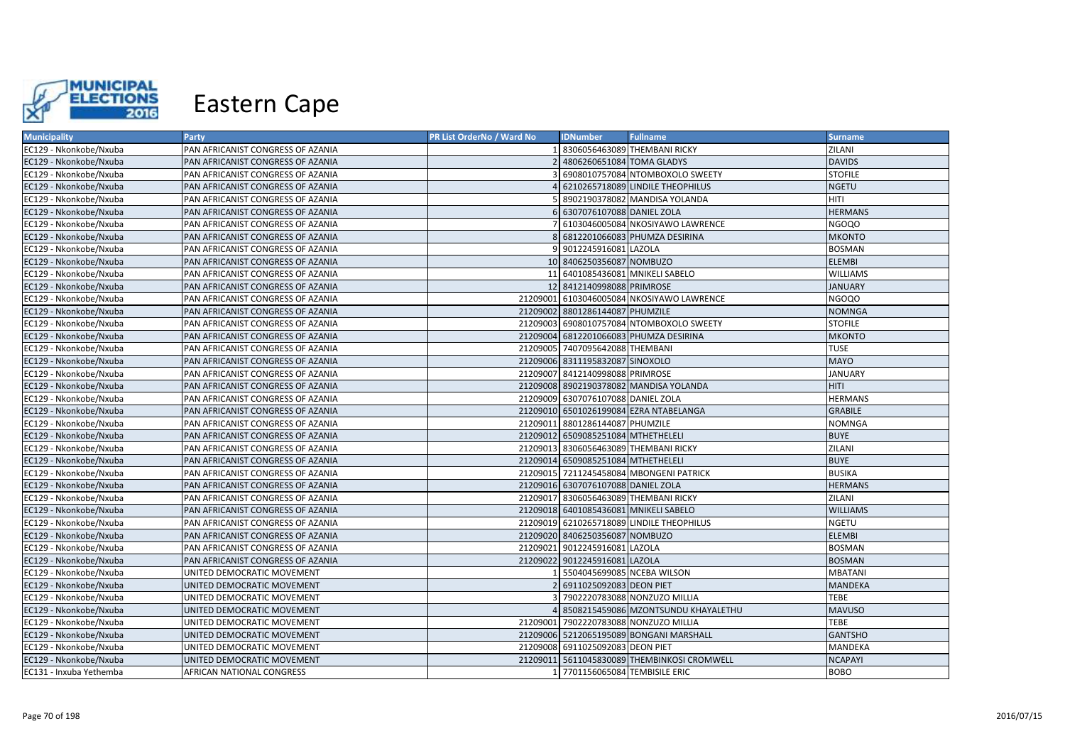# Eastern Cape

| Municipality | Party | PR List OrderNo / Ward No | IDNumber | Fullname | Surname |
|---|---|---|---|---|---|
| EC129 - Nkonkobe/Nxuba | PAN AFRICANIST CONGRESS OF AZANIA | 1 | 8306056463089 | THEMBANI RICKY | ZILANI |
| EC129 - Nkonkobe/Nxuba | PAN AFRICANIST CONGRESS OF AZANIA | 2 | 4806260651084 | TOMA GLADYS | DAVIDS |
| EC129 - Nkonkobe/Nxuba | PAN AFRICANIST CONGRESS OF AZANIA | 3 | 6908010757084 | NTOMBOXOLO SWEETY | STOFILE |
| EC129 - Nkonkobe/Nxuba | PAN AFRICANIST CONGRESS OF AZANIA | 4 | 6210265718089 | LINDILE THEOPHILUS | NGETU |
| EC129 - Nkonkobe/Nxuba | PAN AFRICANIST CONGRESS OF AZANIA | 5 | 8902190378082 | MANDISA YOLANDA | HITI |
| EC129 - Nkonkobe/Nxuba | PAN AFRICANIST CONGRESS OF AZANIA | 6 | 6307076107088 | DANIEL ZOLA | HERMANS |
| EC129 - Nkonkobe/Nxuba | PAN AFRICANIST CONGRESS OF AZANIA | 7 | 6103046005084 | NKOSIYAWO LAWRENCE | NGOQO |
| EC129 - Nkonkobe/Nxuba | PAN AFRICANIST CONGRESS OF AZANIA | 8 | 6812201066083 | PHUMZA DESIRINA | MKONTO |
| EC129 - Nkonkobe/Nxuba | PAN AFRICANIST CONGRESS OF AZANIA | 9 | 9012245916081 | LAZOLA | BOSMAN |
| EC129 - Nkonkobe/Nxuba | PAN AFRICANIST CONGRESS OF AZANIA | 10 | 8406250356087 | NOMBUZO | ELEMBI |
| EC129 - Nkonkobe/Nxuba | PAN AFRICANIST CONGRESS OF AZANIA | 11 | 6401085436081 | MNIKELI SABELO | WILLIAMS |
| EC129 - Nkonkobe/Nxuba | PAN AFRICANIST CONGRESS OF AZANIA | 12 | 8412140998088 | PRIMROSE | JANUARY |
| EC129 - Nkonkobe/Nxuba | PAN AFRICANIST CONGRESS OF AZANIA | 21209001 | 6103046005084 | NKOSIYAWO LAWRENCE | NGOQO |
| EC129 - Nkonkobe/Nxuba | PAN AFRICANIST CONGRESS OF AZANIA | 21209002 | 8801286144087 | PHUMZILE | NOMNGA |
| EC129 - Nkonkobe/Nxuba | PAN AFRICANIST CONGRESS OF AZANIA | 21209003 | 6908010757084 | NTOMBOXOLO SWEETY | STOFILE |
| EC129 - Nkonkobe/Nxuba | PAN AFRICANIST CONGRESS OF AZANIA | 21209004 | 6812201066083 | PHUMZA DESIRINA | MKONTO |
| EC129 - Nkonkobe/Nxuba | PAN AFRICANIST CONGRESS OF AZANIA | 21209005 | 7407095642088 | THEMBANI | TUSE |
| EC129 - Nkonkobe/Nxuba | PAN AFRICANIST CONGRESS OF AZANIA | 21209006 | 8311195832087 | SINOXOLO | MAYO |
| EC129 - Nkonkobe/Nxuba | PAN AFRICANIST CONGRESS OF AZANIA | 21209007 | 8412140998088 | PRIMROSE | JANUARY |
| EC129 - Nkonkobe/Nxuba | PAN AFRICANIST CONGRESS OF AZANIA | 21209008 | 8902190378082 | MANDISA YOLANDA | HITI |
| EC129 - Nkonkobe/Nxuba | PAN AFRICANIST CONGRESS OF AZANIA | 21209009 | 6307076107088 | DANIEL ZOLA | HERMANS |
| EC129 - Nkonkobe/Nxuba | PAN AFRICANIST CONGRESS OF AZANIA | 21209010 | 6501026199084 | EZRA NTABELANGA | GRABILE |
| EC129 - Nkonkobe/Nxuba | PAN AFRICANIST CONGRESS OF AZANIA | 21209011 | 8801286144087 | PHUMZILE | NOMNGA |
| EC129 - Nkonkobe/Nxuba | PAN AFRICANIST CONGRESS OF AZANIA | 21209012 | 6509085251084 | MTHETHELELI | BUYE |
| EC129 - Nkonkobe/Nxuba | PAN AFRICANIST CONGRESS OF AZANIA | 21209013 | 8306056463089 | THEMBANI RICKY | ZILANI |
| EC129 - Nkonkobe/Nxuba | PAN AFRICANIST CONGRESS OF AZANIA | 21209014 | 6509085251084 | MTHETHELELI | BUYE |
| EC129 - Nkonkobe/Nxuba | PAN AFRICANIST CONGRESS OF AZANIA | 21209015 | 7211245458084 | MBONGENI PATRICK | BUSIKA |
| EC129 - Nkonkobe/Nxuba | PAN AFRICANIST CONGRESS OF AZANIA | 21209016 | 6307076107088 | DANIEL ZOLA | HERMANS |
| EC129 - Nkonkobe/Nxuba | PAN AFRICANIST CONGRESS OF AZANIA | 21209017 | 8306056463089 | THEMBANI RICKY | ZILANI |
| EC129 - Nkonkobe/Nxuba | PAN AFRICANIST CONGRESS OF AZANIA | 21209018 | 6401085436081 | MNIKELI SABELO | WILLIAMS |
| EC129 - Nkonkobe/Nxuba | PAN AFRICANIST CONGRESS OF AZANIA | 21209019 | 6210265718089 | LINDILE THEOPHILUS | NGETU |
| EC129 - Nkonkobe/Nxuba | PAN AFRICANIST CONGRESS OF AZANIA | 21209020 | 8406250356087 | NOMBUZO | ELEMBI |
| EC129 - Nkonkobe/Nxuba | PAN AFRICANIST CONGRESS OF AZANIA | 21209021 | 9012245916081 | LAZOLA | BOSMAN |
| EC129 - Nkonkobe/Nxuba | PAN AFRICANIST CONGRESS OF AZANIA | 21209022 | 9012245916081 | LAZOLA | BOSMAN |
| EC129 - Nkonkobe/Nxuba | UNITED DEMOCRATIC MOVEMENT | 1 | 5504045699085 | NCEBA WILSON | MBATANI |
| EC129 - Nkonkobe/Nxuba | UNITED DEMOCRATIC MOVEMENT | 2 | 6911025092083 | DEON PIET | MANDEKA |
| EC129 - Nkonkobe/Nxuba | UNITED DEMOCRATIC MOVEMENT | 3 | 7902220783088 | NONZUZO MILLIA | TEBE |
| EC129 - Nkonkobe/Nxuba | UNITED DEMOCRATIC MOVEMENT | 4 | 8508215459086 | MZONTSUNDU KHAYALETHU | MAVUSO |
| EC129 - Nkonkobe/Nxuba | UNITED DEMOCRATIC MOVEMENT | 21209001 | 7902220783088 | NONZUZO MILLIA | TEBE |
| EC129 - Nkonkobe/Nxuba | UNITED DEMOCRATIC MOVEMENT | 21209006 | 5212065195089 | BONGANI MARSHALL | GANTSHO |
| EC129 - Nkonkobe/Nxuba | UNITED DEMOCRATIC MOVEMENT | 21209008 | 6911025092083 | DEON PIET | MANDEKA |
| EC129 - Nkonkobe/Nxuba | UNITED DEMOCRATIC MOVEMENT | 21209011 | 5611045830089 | THEMBINKOSI CROMWELL | NCAPAYI |
| EC131 - Inxuba Yethemba | AFRICAN NATIONAL CONGRESS | 1 | 7701156065084 | TEMBISILE ERIC | BOBO |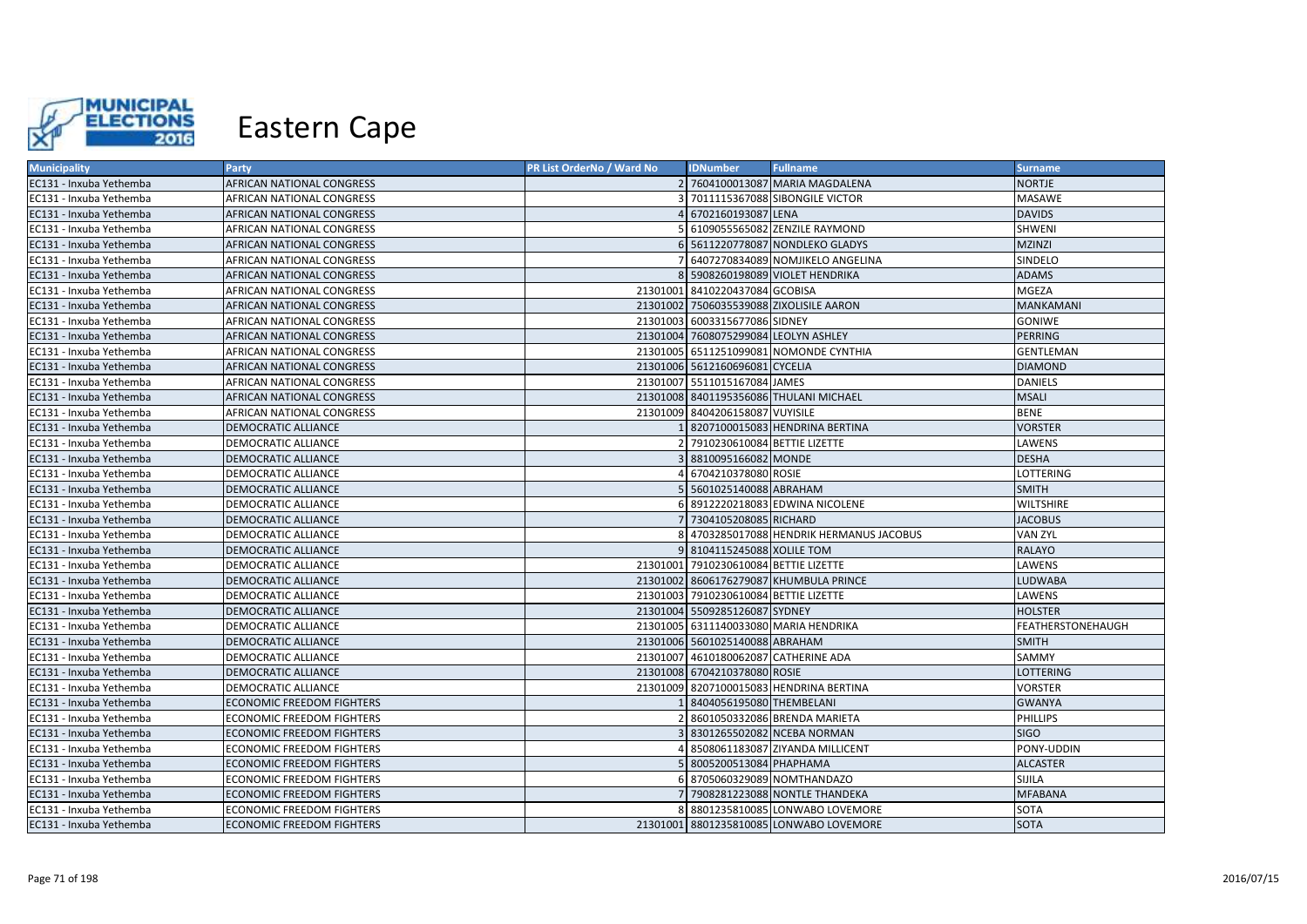# Eastern Cape

| Municipality | Party | PR List OrderNo / Ward No | IDNumber | Fullname | Surname |
|---|---|---|---|---|---|
| EC131 - Inxuba Yethemba | AFRICAN NATIONAL CONGRESS | 2 | 7604100013087 | MARIA MAGDALENA | NORTJE |
| EC131 - Inxuba Yethemba | AFRICAN NATIONAL CONGRESS | 3 | 7011115367088 | SIBONGILE VICTOR | MASAWE |
| EC131 - Inxuba Yethemba | AFRICAN NATIONAL CONGRESS | 4 | 6702160193087 | LENA | DAVIDS |
| EC131 - Inxuba Yethemba | AFRICAN NATIONAL CONGRESS | 5 | 6109055565082 | ZENZILE RAYMOND | SHWENI |
| EC131 - Inxuba Yethemba | AFRICAN NATIONAL CONGRESS | 6 | 5611220778087 | NONDLEKO GLADYS | MZINZI |
| EC131 - Inxuba Yethemba | AFRICAN NATIONAL CONGRESS | 7 | 6407270834089 | NOMJIKELO ANGELINA | SINDELO |
| EC131 - Inxuba Yethemba | AFRICAN NATIONAL CONGRESS | 8 | 5908260198089 | VIOLET HENDRIKA | ADAMS |
| EC131 - Inxuba Yethemba | AFRICAN NATIONAL CONGRESS | 21301001 | 8410220437084 | GCOBISA | MGEZA |
| EC131 - Inxuba Yethemba | AFRICAN NATIONAL CONGRESS | 21301002 | 7506035539088 | ZIXOLISILE AARON | MANKAMANI |
| EC131 - Inxuba Yethemba | AFRICAN NATIONAL CONGRESS | 21301003 | 6003315677086 | SIDNEY | GONIWE |
| EC131 - Inxuba Yethemba | AFRICAN NATIONAL CONGRESS | 21301004 | 7608075299084 | LEOLYN ASHLEY | PERRING |
| EC131 - Inxuba Yethemba | AFRICAN NATIONAL CONGRESS | 21301005 | 6511251099081 | NOMONDE CYNTHIA | GENTLEMAN |
| EC131 - Inxuba Yethemba | AFRICAN NATIONAL CONGRESS | 21301006 | 5612160696081 | CYCELIA | DIAMOND |
| EC131 - Inxuba Yethemba | AFRICAN NATIONAL CONGRESS | 21301007 | 5511015167084 | JAMES | DANIELS |
| EC131 - Inxuba Yethemba | AFRICAN NATIONAL CONGRESS | 21301008 | 8401195356086 | THULANI MICHAEL | MSALI |
| EC131 - Inxuba Yethemba | AFRICAN NATIONAL CONGRESS | 21301009 | 8404206158087 | VUYISILE | BENE |
| EC131 - Inxuba Yethemba | DEMOCRATIC ALLIANCE | 1 | 8207100015083 | HENDRINA BERTINA | VORSTER |
| EC131 - Inxuba Yethemba | DEMOCRATIC ALLIANCE | 2 | 7910230610084 | BETTIE LIZETTE | LAWENS |
| EC131 - Inxuba Yethemba | DEMOCRATIC ALLIANCE | 3 | 8810095166082 | MONDE | DESHA |
| EC131 - Inxuba Yethemba | DEMOCRATIC ALLIANCE | 4 | 6704210378080 | ROSIE | LOTTERING |
| EC131 - Inxuba Yethemba | DEMOCRATIC ALLIANCE | 5 | 5601025140088 | ABRAHAM | SMITH |
| EC131 - Inxuba Yethemba | DEMOCRATIC ALLIANCE | 6 | 8912220218083 | EDWINA NICOLENE | WILTSHIRE |
| EC131 - Inxuba Yethemba | DEMOCRATIC ALLIANCE | 7 | 7304105208085 | RICHARD | JACOBUS |
| EC131 - Inxuba Yethemba | DEMOCRATIC ALLIANCE | 8 | 4703285017088 | HENDRIK HERMANUS JACOBUS | VAN ZYL |
| EC131 - Inxuba Yethemba | DEMOCRATIC ALLIANCE | 9 | 8104115245088 | XOLILE TOM | RALAYO |
| EC131 - Inxuba Yethemba | DEMOCRATIC ALLIANCE | 21301001 | 7910230610084 | BETTIE LIZETTE | LAWENS |
| EC131 - Inxuba Yethemba | DEMOCRATIC ALLIANCE | 21301002 | 8606176279087 | KHUMBULA PRINCE | LUDWABA |
| EC131 - Inxuba Yethemba | DEMOCRATIC ALLIANCE | 21301003 | 7910230610084 | BETTIE LIZETTE | LAWENS |
| EC131 - Inxuba Yethemba | DEMOCRATIC ALLIANCE | 21301004 | 5509285126087 | SYDNEY | HOLSTER |
| EC131 - Inxuba Yethemba | DEMOCRATIC ALLIANCE | 21301005 | 6311140033080 | MARIA HENDRIKA | FEATHERSTONEHAUGH |
| EC131 - Inxuba Yethemba | DEMOCRATIC ALLIANCE | 21301006 | 5601025140088 | ABRAHAM | SMITH |
| EC131 - Inxuba Yethemba | DEMOCRATIC ALLIANCE | 21301007 | 4610180062087 | CATHERINE ADA | SAMMY |
| EC131 - Inxuba Yethemba | DEMOCRATIC ALLIANCE | 21301008 | 6704210378080 | ROSIE | LOTTERING |
| EC131 - Inxuba Yethemba | DEMOCRATIC ALLIANCE | 21301009 | 8207100015083 | HENDRINA BERTINA | VORSTER |
| EC131 - Inxuba Yethemba | ECONOMIC FREEDOM FIGHTERS | 1 | 8404056195080 | THEMBELANI | GWANYA |
| EC131 - Inxuba Yethemba | ECONOMIC FREEDOM FIGHTERS | 2 | 8601050332086 | BRENDA MARIETA | PHILLIPS |
| EC131 - Inxuba Yethemba | ECONOMIC FREEDOM FIGHTERS | 3 | 8301265502082 | NCEBA NORMAN | SIGO |
| EC131 - Inxuba Yethemba | ECONOMIC FREEDOM FIGHTERS | 4 | 8508061183087 | ZIYANDA MILLICENT | PONY-UDDIN |
| EC131 - Inxuba Yethemba | ECONOMIC FREEDOM FIGHTERS | 5 | 8005200513084 | PHAPHAMA | ALCASTER |
| EC131 - Inxuba Yethemba | ECONOMIC FREEDOM FIGHTERS | 6 | 8705060329089 | NOMTHANDAZO | SIJILA |
| EC131 - Inxuba Yethemba | ECONOMIC FREEDOM FIGHTERS | 7 | 7908281223088 | NONTLE THANDEKA | MFABANA |
| EC131 - Inxuba Yethemba | ECONOMIC FREEDOM FIGHTERS | 8 | 8801235810085 | LONWABO LOVEMORE | SOTA |
| EC131 - Inxuba Yethemba | ECONOMIC FREEDOM FIGHTERS | 21301001 | 8801235810085 | LONWABO LOVEMORE | SOTA |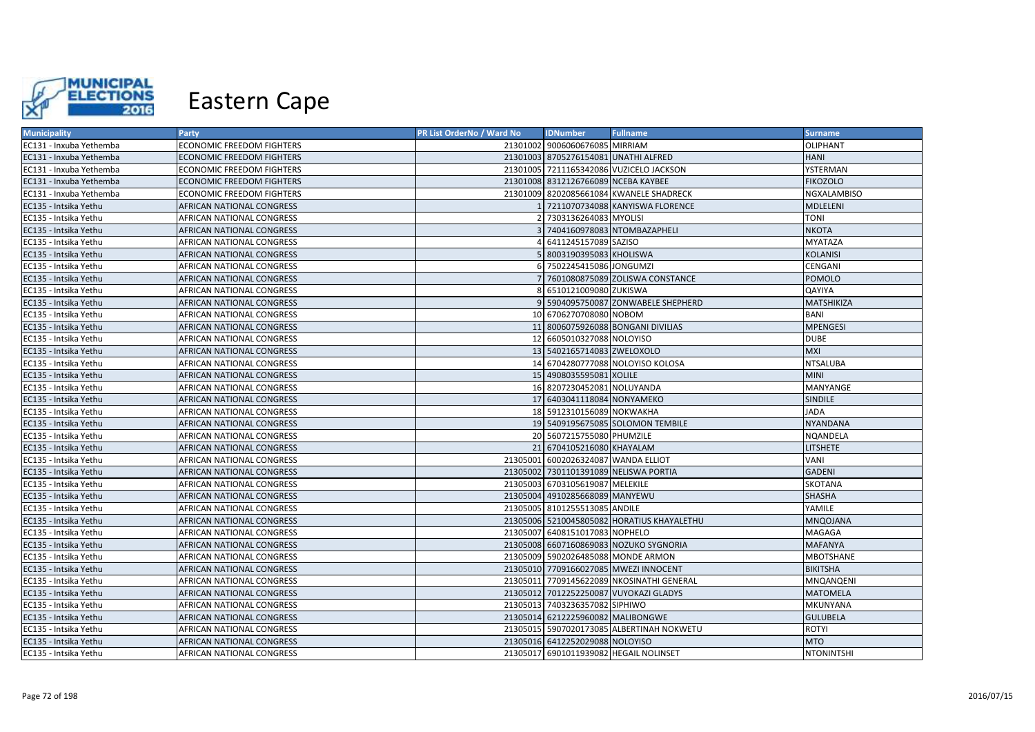# Eastern Cape

| Municipality | Party | PR List OrderNo / Ward No | IDNumber | Fullname | Surname |
|---|---|---|---|---|---|
| EC131 - Inxuba Yethemba | ECONOMIC FREEDOM FIGHTERS | 21301002 | 9006060676085 | MIRRIAM | OLIPHANT |
| EC131 - Inxuba Yethemba | ECONOMIC FREEDOM FIGHTERS | 21301003 | 8705276154081 | UNATHI ALFRED | HANI |
| EC131 - Inxuba Yethemba | ECONOMIC FREEDOM FIGHTERS | 21301005 | 7211165342086 | VUZICELO JACKSON | YSTERMAN |
| EC131 - Inxuba Yethemba | ECONOMIC FREEDOM FIGHTERS | 21301008 | 8312126766089 | NCEBA KAYBEE | FIKOZOLO |
| EC131 - Inxuba Yethemba | ECONOMIC FREEDOM FIGHTERS | 21301009 | 8202085661084 | KWANELE SHADRECK | NGXALAMBISO |
| EC135 - Intsika Yethu | AFRICAN NATIONAL CONGRESS | 1 | 7211070734088 | KANYISWA FLORENCE | MDLELENI |
| EC135 - Intsika Yethu | AFRICAN NATIONAL CONGRESS | 2 | 7303136264083 | MYOLISI | TONI |
| EC135 - Intsika Yethu | AFRICAN NATIONAL CONGRESS | 3 | 7404160978083 | NTOMBAZAPHELI | NKOTA |
| EC135 - Intsika Yethu | AFRICAN NATIONAL CONGRESS | 4 | 6411245157089 | SAZISO | MYATAZA |
| EC135 - Intsika Yethu | AFRICAN NATIONAL CONGRESS | 5 | 8003190395083 | KHOLISWA | KOLANISI |
| EC135 - Intsika Yethu | AFRICAN NATIONAL CONGRESS | 6 | 7502245415086 | JONGUMZI | CENGANI |
| EC135 - Intsika Yethu | AFRICAN NATIONAL CONGRESS | 7 | 7601080875089 | ZOLISWA CONSTANCE | POMOLO |
| EC135 - Intsika Yethu | AFRICAN NATIONAL CONGRESS | 8 | 6510121009080 | ZUKISWA | QAYIYA |
| EC135 - Intsika Yethu | AFRICAN NATIONAL CONGRESS | 9 | 5904095750087 | ZONWABELE SHEPHERD | MATSHIKIZA |
| EC135 - Intsika Yethu | AFRICAN NATIONAL CONGRESS | 10 | 6706270708080 | NOBOM | BANI |
| EC135 - Intsika Yethu | AFRICAN NATIONAL CONGRESS | 11 | 8006075926088 | BONGANI DIVILIAS | MPENGESI |
| EC135 - Intsika Yethu | AFRICAN NATIONAL CONGRESS | 12 | 6605010327088 | NOLOYISO | DUBE |
| EC135 - Intsika Yethu | AFRICAN NATIONAL CONGRESS | 13 | 5402165714083 | ZWELOXOLO | MXI |
| EC135 - Intsika Yethu | AFRICAN NATIONAL CONGRESS | 14 | 6704280777088 | NOLOYISO KOLOSA | NTSALUBA |
| EC135 - Intsika Yethu | AFRICAN NATIONAL CONGRESS | 15 | 4908035595081 | XOLILE | MINI |
| EC135 - Intsika Yethu | AFRICAN NATIONAL CONGRESS | 16 | 8207230452081 | NOLUYANDA | MANYANGE |
| EC135 - Intsika Yethu | AFRICAN NATIONAL CONGRESS | 17 | 6403041118084 | NONYAMEKO | SINDILE |
| EC135 - Intsika Yethu | AFRICAN NATIONAL CONGRESS | 18 | 5912310156089 | NOKWAKHA | JADA |
| EC135 - Intsika Yethu | AFRICAN NATIONAL CONGRESS | 19 | 5409195675085 | SOLOMON TEMBILE | NYANDANA |
| EC135 - Intsika Yethu | AFRICAN NATIONAL CONGRESS | 20 | 5607215755080 | PHUMZILE | NQANDELA |
| EC135 - Intsika Yethu | AFRICAN NATIONAL CONGRESS | 21 | 6704105216080 | KHAYALAM | LITSHETE |
| EC135 - Intsika Yethu | AFRICAN NATIONAL CONGRESS | 21305001 | 6002026324087 | WANDA ELLIOT | VANI |
| EC135 - Intsika Yethu | AFRICAN NATIONAL CONGRESS | 21305002 | 7301101391089 | NELISWA PORTIA | GADENI |
| EC135 - Intsika Yethu | AFRICAN NATIONAL CONGRESS | 21305003 | 6703105619087 | MELEKILE | SKOTANA |
| EC135 - Intsika Yethu | AFRICAN NATIONAL CONGRESS | 21305004 | 4910285668089 | MANYEWU | SHASHA |
| EC135 - Intsika Yethu | AFRICAN NATIONAL CONGRESS | 21305005 | 8101255513085 | ANDILE | YAMILE |
| EC135 - Intsika Yethu | AFRICAN NATIONAL CONGRESS | 21305006 | 5210045805082 | HORATIUS KHAYALETHU | MNQOJANA |
| EC135 - Intsika Yethu | AFRICAN NATIONAL CONGRESS | 21305007 | 6408151017083 | NOPHELO | MAGAGA |
| EC135 - Intsika Yethu | AFRICAN NATIONAL CONGRESS | 21305008 | 6607160869083 | NOZUKO SYGNORIA | MAFANYA |
| EC135 - Intsika Yethu | AFRICAN NATIONAL CONGRESS | 21305009 | 5902026485088 | MONDE ARMON | MBOTSHANE |
| EC135 - Intsika Yethu | AFRICAN NATIONAL CONGRESS | 21305010 | 7709166027085 | MWEZI INNOCENT | BIKITSHA |
| EC135 - Intsika Yethu | AFRICAN NATIONAL CONGRESS | 21305011 | 7709145622089 | NKOSINATHI GENERAL | MNQANQENI |
| EC135 - Intsika Yethu | AFRICAN NATIONAL CONGRESS | 21305012 | 7012252250087 | VUYOKAZI GLADYS | MATOMELA |
| EC135 - Intsika Yethu | AFRICAN NATIONAL CONGRESS | 21305013 | 7403236357082 | SIPHIWO | MKUNYANA |
| EC135 - Intsika Yethu | AFRICAN NATIONAL CONGRESS | 21305014 | 6212225960082 | MALIBONGWE | GULUBELA |
| EC135 - Intsika Yethu | AFRICAN NATIONAL CONGRESS | 21305015 | 5907020173085 | ALBERTINAH NOKWETU | ROTYI |
| EC135 - Intsika Yethu | AFRICAN NATIONAL CONGRESS | 21305016 | 6412252029088 | NOLOYISO | MTO |
| EC135 - Intsika Yethu | AFRICAN NATIONAL CONGRESS | 21305017 | 6901011939082 | HEGAIL NOLINSET | NTONINTSHI |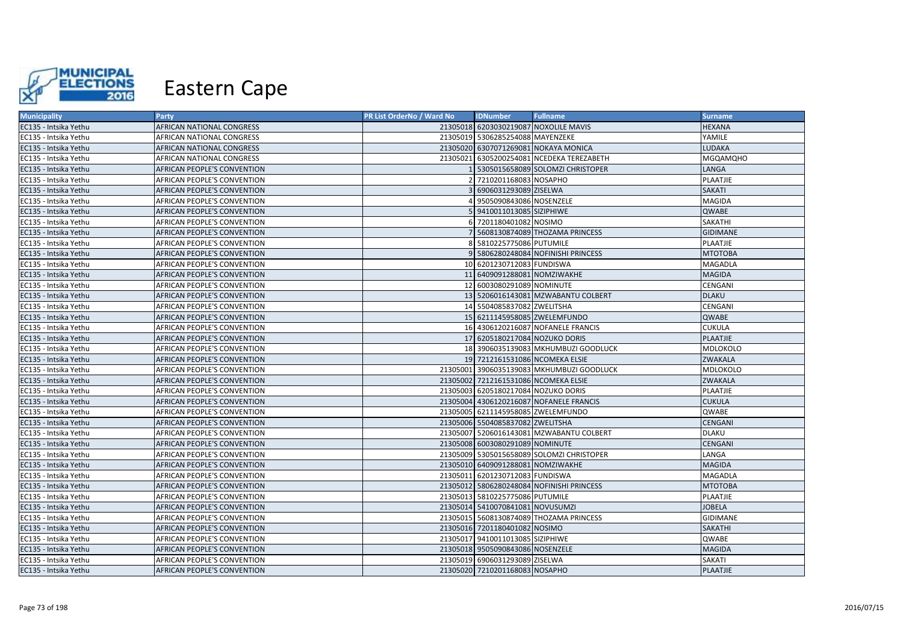# Eastern Cape

| Municipality | Party | PR List OrderNo / Ward No | IDNumber | Fullname | Surname |
|---|---|---|---|---|---|
| EC135 - Intsika Yethu | AFRICAN NATIONAL CONGRESS | 21305018 | 6203030219087 | NOXOLILE MAVIS | HEXANA |
| EC135 - Intsika Yethu | AFRICAN NATIONAL CONGRESS | 21305019 | 5306285254088 | MAYENZEKE | YAMILE |
| EC135 - Intsika Yethu | AFRICAN NATIONAL CONGRESS | 21305020 | 6307071269081 | NOKAYA MONICA | LUDAKA |
| EC135 - Intsika Yethu | AFRICAN NATIONAL CONGRESS | 21305021 | 6305200254081 | NCEDEKA TEREZABETH | MGQAMQHO |
| EC135 - Intsika Yethu | AFRICAN PEOPLE'S CONVENTION | 1 | 5305015658089 | SOLOMZI CHRISTOPER | LANGA |
| EC135 - Intsika Yethu | AFRICAN PEOPLE'S CONVENTION | 2 | 7210201168083 | NOSAPHO | PLAATJIE |
| EC135 - Intsika Yethu | AFRICAN PEOPLE'S CONVENTION | 3 | 6906031293089 | ZISELWA | SAKATI |
| EC135 - Intsika Yethu | AFRICAN PEOPLE'S CONVENTION | 4 | 9505090843086 | NOSENZELE | MAGIDA |
| EC135 - Intsika Yethu | AFRICAN PEOPLE'S CONVENTION | 5 | 9410011013085 | SIZIPHIWE | QWABE |
| EC135 - Intsika Yethu | AFRICAN PEOPLE'S CONVENTION | 6 | 7201180401082 | NOSIMO | SAKATHI |
| EC135 - Intsika Yethu | AFRICAN PEOPLE'S CONVENTION | 7 | 5608130874089 | THOZAMA PRINCESS | GIDIMANE |
| EC135 - Intsika Yethu | AFRICAN PEOPLE'S CONVENTION | 8 | 5810225775086 | PUTUMILE | PLAATJIE |
| EC135 - Intsika Yethu | AFRICAN PEOPLE'S CONVENTION | 9 | 5806280248084 | NOFINISHI PRINCESS | MTOTOBA |
| EC135 - Intsika Yethu | AFRICAN PEOPLE'S CONVENTION | 10 | 6201230712083 | FUNDISWA | MAGADLA |
| EC135 - Intsika Yethu | AFRICAN PEOPLE'S CONVENTION | 11 | 6409091288081 | NOMZIWAKHE | MAGIDA |
| EC135 - Intsika Yethu | AFRICAN PEOPLE'S CONVENTION | 12 | 6003080291089 | NOMINUTE | CENGANI |
| EC135 - Intsika Yethu | AFRICAN PEOPLE'S CONVENTION | 13 | 5206016143081 | MZWABANTU COLBERT | DLAKU |
| EC135 - Intsika Yethu | AFRICAN PEOPLE'S CONVENTION | 14 | 5504085837082 | ZWELITSHA | CENGANI |
| EC135 - Intsika Yethu | AFRICAN PEOPLE'S CONVENTION | 15 | 6211145958085 | ZWELEMFUNDO | QWABE |
| EC135 - Intsika Yethu | AFRICAN PEOPLE'S CONVENTION | 16 | 4306120216087 | NOFANELE FRANCIS | CUKULA |
| EC135 - Intsika Yethu | AFRICAN PEOPLE'S CONVENTION | 17 | 6205180217084 | NOZUKO DORIS | PLAATJIE |
| EC135 - Intsika Yethu | AFRICAN PEOPLE'S CONVENTION | 18 | 3906035139083 | MKHUMBUZI GOODLUCK | MDLOKOLO |
| EC135 - Intsika Yethu | AFRICAN PEOPLE'S CONVENTION | 19 | 7212161531086 | NCOMEKA ELSIE | ZWAKALA |
| EC135 - Intsika Yethu | AFRICAN PEOPLE'S CONVENTION | 21305001 | 3906035139083 | MKHUMBUZI GOODLUCK | MDLOKOLO |
| EC135 - Intsika Yethu | AFRICAN PEOPLE'S CONVENTION | 21305002 | 7212161531086 | NCOMEKA ELSIE | ZWAKALA |
| EC135 - Intsika Yethu | AFRICAN PEOPLE'S CONVENTION | 21305003 | 6205180217084 | NOZUKO DORIS | PLAATJIE |
| EC135 - Intsika Yethu | AFRICAN PEOPLE'S CONVENTION | 21305004 | 4306120216087 | NOFANELE FRANCIS | CUKULA |
| EC135 - Intsika Yethu | AFRICAN PEOPLE'S CONVENTION | 21305005 | 6211145958085 | ZWELEMFUNDO | QWABE |
| EC135 - Intsika Yethu | AFRICAN PEOPLE'S CONVENTION | 21305006 | 5504085837082 | ZWELITSHA | CENGANI |
| EC135 - Intsika Yethu | AFRICAN PEOPLE'S CONVENTION | 21305007 | 5206016143081 | MZWABANTU COLBERT | DLAKU |
| EC135 - Intsika Yethu | AFRICAN PEOPLE'S CONVENTION | 21305008 | 6003080291089 | NOMINUTE | CENGANI |
| EC135 - Intsika Yethu | AFRICAN PEOPLE'S CONVENTION | 21305009 | 5305015658089 | SOLOMZI CHRISTOPER | LANGA |
| EC135 - Intsika Yethu | AFRICAN PEOPLE'S CONVENTION | 21305010 | 6409091288081 | NOMZIWAKHE | MAGIDA |
| EC135 - Intsika Yethu | AFRICAN PEOPLE'S CONVENTION | 21305011 | 6201230712083 | FUNDISWA | MAGADLA |
| EC135 - Intsika Yethu | AFRICAN PEOPLE'S CONVENTION | 21305012 | 5806280248084 | NOFINISHI PRINCESS | MTOTOBA |
| EC135 - Intsika Yethu | AFRICAN PEOPLE'S CONVENTION | 21305013 | 5810225775086 | PUTUMILE | PLAATJIE |
| EC135 - Intsika Yethu | AFRICAN PEOPLE'S CONVENTION | 21305014 | 5410070841081 | NOVUSUMZI | JOBELA |
| EC135 - Intsika Yethu | AFRICAN PEOPLE'S CONVENTION | 21305015 | 5608130874089 | THOZAMA PRINCESS | GIDIMANE |
| EC135 - Intsika Yethu | AFRICAN PEOPLE'S CONVENTION | 21305016 | 7201180401082 | NOSIMO | SAKATHI |
| EC135 - Intsika Yethu | AFRICAN PEOPLE'S CONVENTION | 21305017 | 9410011013085 | SIZIPHIWE | QWABE |
| EC135 - Intsika Yethu | AFRICAN PEOPLE'S CONVENTION | 21305018 | 9505090843086 | NOSENZELE | MAGIDA |
| EC135 - Intsika Yethu | AFRICAN PEOPLE'S CONVENTION | 21305019 | 6906031293089 | ZISELWA | SAKATI |
| EC135 - Intsika Yethu | AFRICAN PEOPLE'S CONVENTION | 21305020 | 7210201168083 | NOSAPHO | PLAATJIE |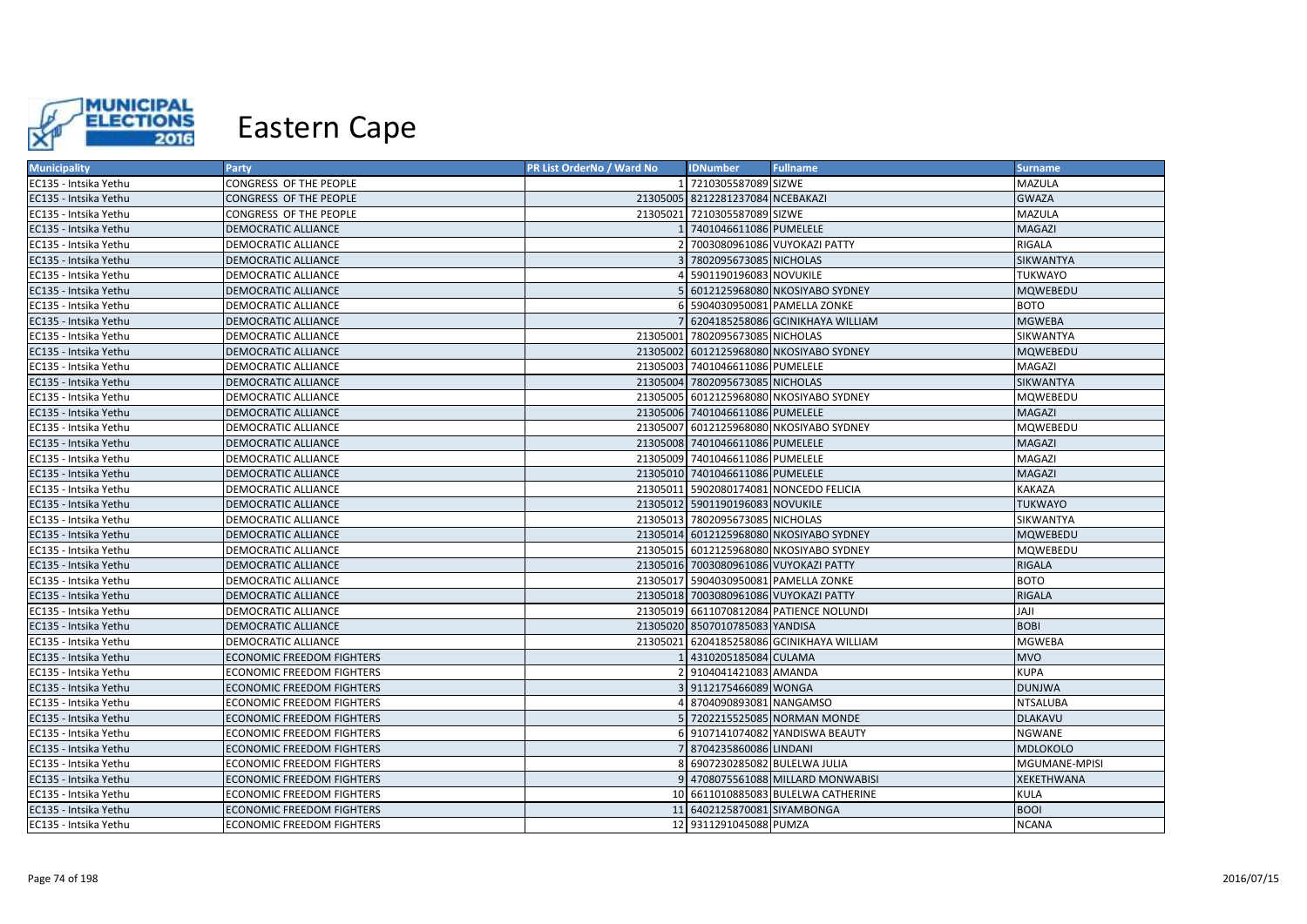# Eastern Cape

| Municipality | Party | PR List OrderNo / Ward No | IDNumber | Fullname | Surname |
|---|---|---|---|---|---|
| EC135 - Intsika Yethu | CONGRESS OF THE PEOPLE | 1 | 7210305587089 | SIZWE | MAZULA |
| EC135 - Intsika Yethu | CONGRESS OF THE PEOPLE | 21305005 | 8212281237084 | NCEBAKAZI | GWAZA |
| EC135 - Intsika Yethu | CONGRESS OF THE PEOPLE | 21305021 | 7210305587089 | SIZWE | MAZULA |
| EC135 - Intsika Yethu | DEMOCRATIC ALLIANCE | 1 | 7401046611086 | PUMELELE | MAGAZI |
| EC135 - Intsika Yethu | DEMOCRATIC ALLIANCE | 2 | 7003080961086 | VUYOKAZI PATTY | RIGALA |
| EC135 - Intsika Yethu | DEMOCRATIC ALLIANCE | 3 | 7802095673085 | NICHOLAS | SIKWANTYA |
| EC135 - Intsika Yethu | DEMOCRATIC ALLIANCE | 4 | 5901190196083 | NOVUKILE | TUKWAYO |
| EC135 - Intsika Yethu | DEMOCRATIC ALLIANCE | 5 | 6012125968080 | NKOSIYABO SYDNEY | MQWEBEDU |
| EC135 - Intsika Yethu | DEMOCRATIC ALLIANCE | 6 | 5904030950081 | PAMELLA ZONKE | BOTO |
| EC135 - Intsika Yethu | DEMOCRATIC ALLIANCE | 7 | 6204185258086 | GCINIKHAYA WILLIAM | MGWEBA |
| EC135 - Intsika Yethu | DEMOCRATIC ALLIANCE | 21305001 | 7802095673085 | NICHOLAS | SIKWANTYA |
| EC135 - Intsika Yethu | DEMOCRATIC ALLIANCE | 21305002 | 6012125968080 | NKOSIYABO SYDNEY | MQWEBEDU |
| EC135 - Intsika Yethu | DEMOCRATIC ALLIANCE | 21305003 | 7401046611086 | PUMELELE | MAGAZI |
| EC135 - Intsika Yethu | DEMOCRATIC ALLIANCE | 21305004 | 7802095673085 | NICHOLAS | SIKWANTYA |
| EC135 - Intsika Yethu | DEMOCRATIC ALLIANCE | 21305005 | 6012125968080 | NKOSIYABO SYDNEY | MQWEBEDU |
| EC135 - Intsika Yethu | DEMOCRATIC ALLIANCE | 21305006 | 7401046611086 | PUMELELE | MAGAZI |
| EC135 - Intsika Yethu | DEMOCRATIC ALLIANCE | 21305007 | 6012125968080 | NKOSIYABO SYDNEY | MQWEBEDU |
| EC135 - Intsika Yethu | DEMOCRATIC ALLIANCE | 21305008 | 7401046611086 | PUMELELE | MAGAZI |
| EC135 - Intsika Yethu | DEMOCRATIC ALLIANCE | 21305009 | 7401046611086 | PUMELELE | MAGAZI |
| EC135 - Intsika Yethu | DEMOCRATIC ALLIANCE | 21305010 | 7401046611086 | PUMELELE | MAGAZI |
| EC135 - Intsika Yethu | DEMOCRATIC ALLIANCE | 21305011 | 5902080174081 | NONCEDO FELICIA | KAKAZA |
| EC135 - Intsika Yethu | DEMOCRATIC ALLIANCE | 21305012 | 5901190196083 | NOVUKILE | TUKWAYO |
| EC135 - Intsika Yethu | DEMOCRATIC ALLIANCE | 21305013 | 7802095673085 | NICHOLAS | SIKWANTYA |
| EC135 - Intsika Yethu | DEMOCRATIC ALLIANCE | 21305014 | 6012125968080 | NKOSIYABO SYDNEY | MQWEBEDU |
| EC135 - Intsika Yethu | DEMOCRATIC ALLIANCE | 21305015 | 6012125968080 | NKOSIYABO SYDNEY | MQWEBEDU |
| EC135 - Intsika Yethu | DEMOCRATIC ALLIANCE | 21305016 | 7003080961086 | VUYOKAZI PATTY | RIGALA |
| EC135 - Intsika Yethu | DEMOCRATIC ALLIANCE | 21305017 | 5904030950081 | PAMELLA ZONKE | BOTO |
| EC135 - Intsika Yethu | DEMOCRATIC ALLIANCE | 21305018 | 7003080961086 | VUYOKAZI PATTY | RIGALA |
| EC135 - Intsika Yethu | DEMOCRATIC ALLIANCE | 21305019 | 6611070812084 | PATIENCE NOLUNDI | JAJI |
| EC135 - Intsika Yethu | DEMOCRATIC ALLIANCE | 21305020 | 8507010785083 | YANDISA | BOBI |
| EC135 - Intsika Yethu | DEMOCRATIC ALLIANCE | 21305021 | 6204185258086 | GCINIKHAYA WILLIAM | MGWEBA |
| EC135 - Intsika Yethu | ECONOMIC FREEDOM FIGHTERS | 1 | 4310205185084 | CULAMA | MVO |
| EC135 - Intsika Yethu | ECONOMIC FREEDOM FIGHTERS | 2 | 9104041421083 | AMANDA | KUPA |
| EC135 - Intsika Yethu | ECONOMIC FREEDOM FIGHTERS | 3 | 9112175466089 | WONGA | DUNJWA |
| EC135 - Intsika Yethu | ECONOMIC FREEDOM FIGHTERS | 4 | 8704090893081 | NANGAMSO | NTSALUBA |
| EC135 - Intsika Yethu | ECONOMIC FREEDOM FIGHTERS | 5 | 7202215525085 | NORMAN MONDE | DLAKAVU |
| EC135 - Intsika Yethu | ECONOMIC FREEDOM FIGHTERS | 6 | 9107141074082 | YANDISWA BEAUTY | NGWANE |
| EC135 - Intsika Yethu | ECONOMIC FREEDOM FIGHTERS | 7 | 8704235860086 | LINDANI | MDLOKOLO |
| EC135 - Intsika Yethu | ECONOMIC FREEDOM FIGHTERS | 8 | 6907230285082 | BULELWA JULIA | MGUMANE-MPISI |
| EC135 - Intsika Yethu | ECONOMIC FREEDOM FIGHTERS | 9 | 4708075561088 | MILLARD MONWABISI | XEKETHWANA |
| EC135 - Intsika Yethu | ECONOMIC FREEDOM FIGHTERS | 10 | 6611010885083 | BULELWA CATHERINE | KULA |
| EC135 - Intsika Yethu | ECONOMIC FREEDOM FIGHTERS | 11 | 6402125870081 | SIYAMBONGA | BOOI |
| EC135 - Intsika Yethu | ECONOMIC FREEDOM FIGHTERS | 12 | 9311291045088 | PUMZA | NCANA |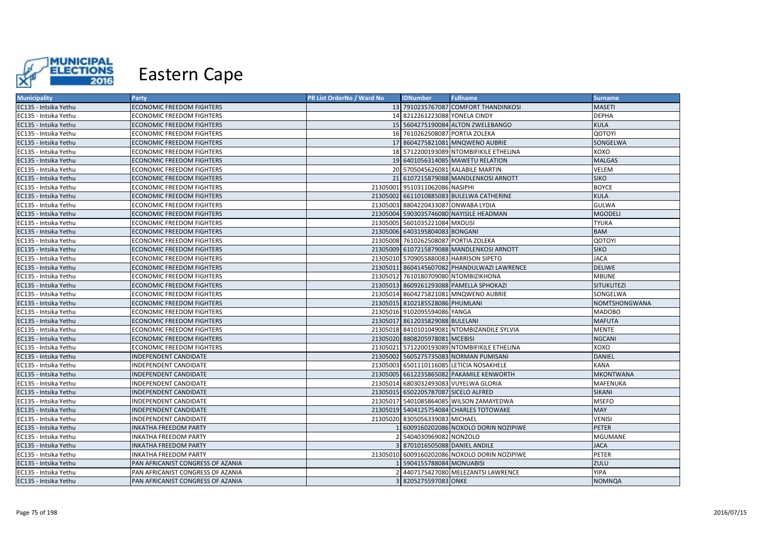# Eastern Cape

| Municipality | Party | PR List OrderNo / Ward No | IDNumber | Fullname | Surname |
|---|---|---|---|---|---|
| EC135 - Intsika Yethu | ECONOMIC FREEDOM FIGHTERS | 13 | 7910235767087 | COMFORT THANDINKOSI | MASETI |
| EC135 - Intsika Yethu | ECONOMIC FREEDOM FIGHTERS | 14 | 8212261223088 | YONELA CINDY | DEPHA |
| EC135 - Intsika Yethu | ECONOMIC FREEDOM FIGHTERS | 15 | 5604275190084 | ALTON ZWELEBANGO | KULA |
| EC135 - Intsika Yethu | ECONOMIC FREEDOM FIGHTERS | 16 | 7610262508087 | PORTIA ZOLEKA | QOTOYI |
| EC135 - Intsika Yethu | ECONOMIC FREEDOM FIGHTERS | 17 | 8604275821081 | MNQWENO AUBRIE | SONGELWA |
| EC135 - Intsika Yethu | ECONOMIC FREEDOM FIGHTERS | 18 | 5712200193089 | NTOMBIFIKILE ETHELINA | XOXO |
| EC135 - Intsika Yethu | ECONOMIC FREEDOM FIGHTERS | 19 | 6401056314085 | MAWETU RELATION | MALGAS |
| EC135 - Intsika Yethu | ECONOMIC FREEDOM FIGHTERS | 20 | 5705045626081 | XALABILE MARTIN | VELEM |
| EC135 - Intsika Yethu | ECONOMIC FREEDOM FIGHTERS | 21 | 6107215879088 | MANDLENKOSI ARNOTT | SIKO |
| EC135 - Intsika Yethu | ECONOMIC FREEDOM FIGHTERS | 21305001 | 9510311062086 | NASIPHI | BOYCE |
| EC135 - Intsika Yethu | ECONOMIC FREEDOM FIGHTERS | 21305002 | 6611010885083 | BULELWA CATHERINE | KULA |
| EC135 - Intsika Yethu | ECONOMIC FREEDOM FIGHTERS | 21305003 | 8804220433087 | ONWABA LYDIA | GULWA |
| EC135 - Intsika Yethu | ECONOMIC FREEDOM FIGHTERS | 21305004 | 5903035746080 | NAYISILE HEADMAN | MGODELI |
| EC135 - Intsika Yethu | ECONOMIC FREEDOM FIGHTERS | 21305005 | 5601035221084 | MXOLISI | TYUKA |
| EC135 - Intsika Yethu | ECONOMIC FREEDOM FIGHTERS | 21305006 | 6403195804083 | BONGANI | BAM |
| EC135 - Intsika Yethu | ECONOMIC FREEDOM FIGHTERS | 21305008 | 7610262508087 | PORTIA ZOLEKA | QOTOYI |
| EC135 - Intsika Yethu | ECONOMIC FREEDOM FIGHTERS | 21305009 | 6107215879088 | MANDLENKOSI ARNOTT | SIKO |
| EC135 - Intsika Yethu | ECONOMIC FREEDOM FIGHTERS | 21305010 | 5709055880083 | HARRISON SIPETO | JACA |
| EC135 - Intsika Yethu | ECONOMIC FREEDOM FIGHTERS | 21305011 | 8604145607082 | PHANDULWAZI LAWRENCE | DELIWE |
| EC135 - Intsika Yethu | ECONOMIC FREEDOM FIGHTERS | 21305012 | 7610180709080 | NTOMBIZIKHONA | MBUNE |
| EC135 - Intsika Yethu | ECONOMIC FREEDOM FIGHTERS | 21305013 | 8609261293088 | PAMELLA SPHOKAZI | SITUKUTEZI |
| EC135 - Intsika Yethu | ECONOMIC FREEDOM FIGHTERS | 21305014 | 8604275821081 | MNQWENO AUBRIE | SONGELWA |
| EC135 - Intsika Yethu | ECONOMIC FREEDOM FIGHTERS | 21305015 | 8102185528086 | PHUMLANI | NOMTSHONGWANA |
| EC135 - Intsika Yethu | ECONOMIC FREEDOM FIGHTERS | 21305016 | 9102095594086 | YANGA | MADOBO |
| EC135 - Intsika Yethu | ECONOMIC FREEDOM FIGHTERS | 21305017 | 8612035829088 | BULELANI | MAFUTA |
| EC135 - Intsika Yethu | ECONOMIC FREEDOM FIGHTERS | 21305018 | 8410101049081 | NTOMBIZANDILE SYLVIA | MENTE |
| EC135 - Intsika Yethu | ECONOMIC FREEDOM FIGHTERS | 21305020 | 8808205978081 | MCEBISI | NGCANI |
| EC135 - Intsika Yethu | ECONOMIC FREEDOM FIGHTERS | 21305021 | 5712200193089 | NTOMBIFIKILE ETHELINA | XOXO |
| EC135 - Intsika Yethu | INDEPENDENT CANDIDATE | 21305002 | 5605275735083 | NORMAN PUMISANI | DANIEL |
| EC135 - Intsika Yethu | INDEPENDENT CANDIDATE | 21305003 | 6501110116085 | LETICIA NOSAKHELE | KANA |
| EC135 - Intsika Yethu | INDEPENDENT CANDIDATE | 21305005 | 6612235865082 | PAKAMILE KENWORTH | MKONTWANA |
| EC135 - Intsika Yethu | INDEPENDENT CANDIDATE | 21305014 | 6803032493083 | VUYELWA GLORIA | MAFENUKA |
| EC135 - Intsika Yethu | INDEPENDENT CANDIDATE | 21305015 | 6502205787087 | SICELO ALFRED | SIKANI |
| EC135 - Intsika Yethu | INDEPENDENT CANDIDATE | 21305017 | 5401085864085 | WILSON ZAMAYEDWA | MSEFO |
| EC135 - Intsika Yethu | INDEPENDENT CANDIDATE | 21305019 | 5404125754084 | CHARLES TOTOWAKE | MAY |
| EC135 - Intsika Yethu | INDEPENDENT CANDIDATE | 21305020 | 8305056339083 | MICHAEL | VENISI |
| EC135 - Intsika Yethu | INKATHA FREEDOM PARTY | 1 | 6009160202086 | NOXOLO DORIN NOZIPIWE | PETER |
| EC135 - Intsika Yethu | INKATHA FREEDOM PARTY | 2 | 5404030969082 | NONZOLO | MGUMANE |
| EC135 - Intsika Yethu | INKATHA FREEDOM PARTY | 3 | 8701016505088 | DANIEL ANDILE | JACA |
| EC135 - Intsika Yethu | INKATHA FREEDOM PARTY | 21305010 | 6009160202086 | NOXOLO DORIN NOZIPIWE | PETER |
| EC135 - Intsika Yethu | PAN AFRICANIST CONGRESS OF AZANIA | 1 | 5904155788084 | MONUABISI | ZULU |
| EC135 - Intsika Yethu | PAN AFRICANIST CONGRESS OF AZANIA | 2 | 4407175427080 | MELEZANTSI LAWRENCE | YIPA |
| EC135 - Intsika Yethu | PAN AFRICANIST CONGRESS OF AZANIA | 3 | 8205275597083 | ONKE | NOMNQA |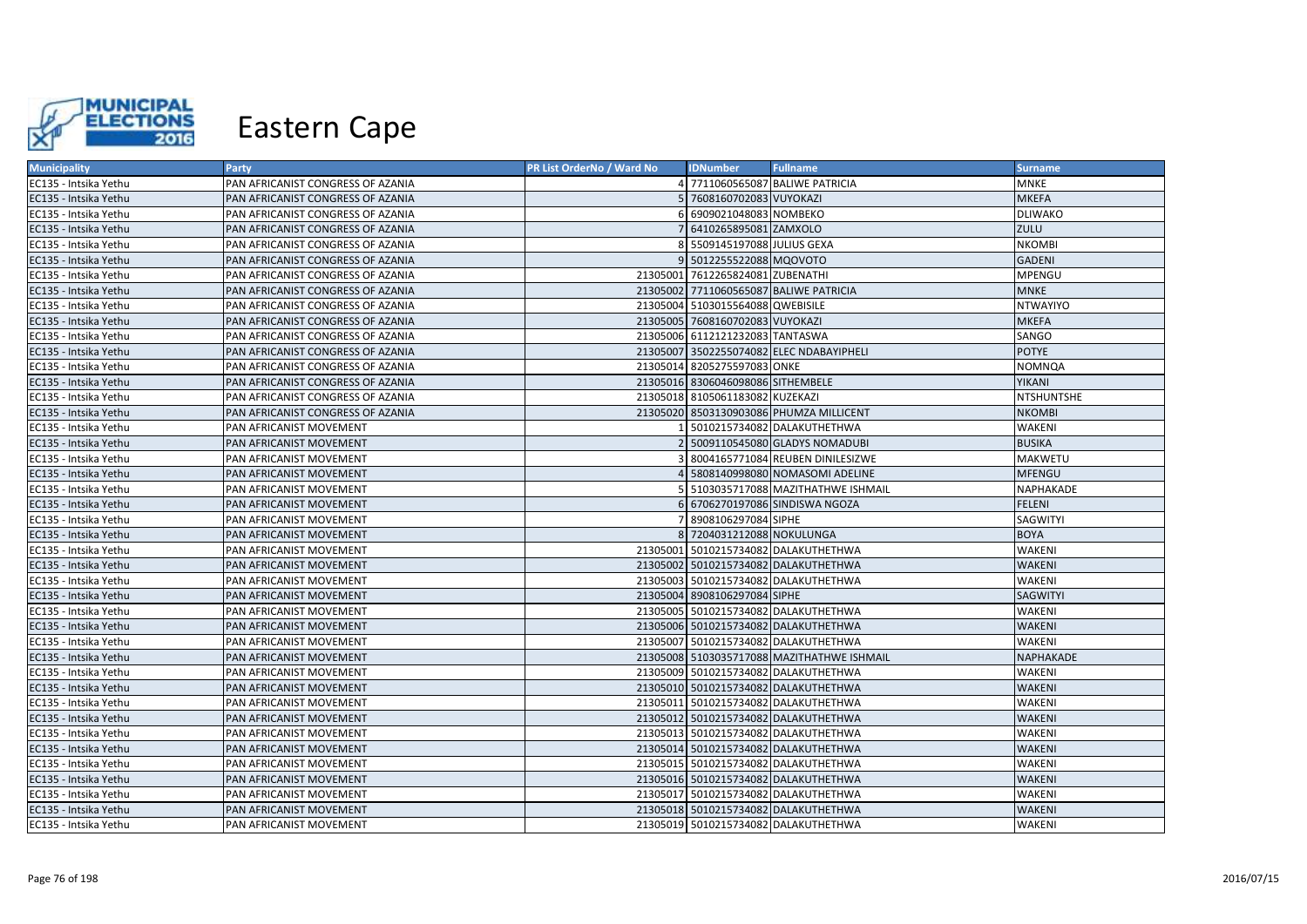# Eastern Cape

| Municipality | Party | PR List OrderNo / Ward No | IDNumber | Fullname | Surname |
|---|---|---|---|---|---|
| EC135 - Intsika Yethu | PAN AFRICANIST CONGRESS OF AZANIA | 4 | 7711060565087 | BALIWE PATRICIA | MNKE |
| EC135 - Intsika Yethu | PAN AFRICANIST CONGRESS OF AZANIA | 5 | 7608160702083 | VUYOKAZI | MKEFA |
| EC135 - Intsika Yethu | PAN AFRICANIST CONGRESS OF AZANIA | 6 | 6909021048083 | NOMBEKO | DLIWAKO |
| EC135 - Intsika Yethu | PAN AFRICANIST CONGRESS OF AZANIA | 7 | 6410265895081 | ZAMXOLO | ZULU |
| EC135 - Intsika Yethu | PAN AFRICANIST CONGRESS OF AZANIA | 8 | 5509145197088 | JULIUS GEXA | NKOMBI |
| EC135 - Intsika Yethu | PAN AFRICANIST CONGRESS OF AZANIA | 9 | 5012255522088 | MQOVOTO | GADENI |
| EC135 - Intsika Yethu | PAN AFRICANIST CONGRESS OF AZANIA | 21305001 | 7612265824081 | ZUBENATHI | MPENGU |
| EC135 - Intsika Yethu | PAN AFRICANIST CONGRESS OF AZANIA | 21305002 | 7711060565087 | BALIWE PATRICIA | MNKE |
| EC135 - Intsika Yethu | PAN AFRICANIST CONGRESS OF AZANIA | 21305004 | 5103015564088 | QWEBISILE | NTWAYIYO |
| EC135 - Intsika Yethu | PAN AFRICANIST CONGRESS OF AZANIA | 21305005 | 7608160702083 | VUYOKAZI | MKEFA |
| EC135 - Intsika Yethu | PAN AFRICANIST CONGRESS OF AZANIA | 21305006 | 6112121232083 | TANTASWA | SANGO |
| EC135 - Intsika Yethu | PAN AFRICANIST CONGRESS OF AZANIA | 21305007 | 3502255074082 | ELEC NDABAYIPHELI | POTYE |
| EC135 - Intsika Yethu | PAN AFRICANIST CONGRESS OF AZANIA | 21305014 | 8205275597083 | ONKE | NOMNQA |
| EC135 - Intsika Yethu | PAN AFRICANIST CONGRESS OF AZANIA | 21305016 | 8306046098086 | SITHEMBELE | YIKANI |
| EC135 - Intsika Yethu | PAN AFRICANIST CONGRESS OF AZANIA | 21305018 | 8105061183082 | KUZEKAZI | NTSHUNTSHE |
| EC135 - Intsika Yethu | PAN AFRICANIST CONGRESS OF AZANIA | 21305020 | 8503130903086 | PHUMZA MILLICENT | NKOMBI |
| EC135 - Intsika Yethu | PAN AFRICANIST MOVEMENT | 1 | 5010215734082 | DALAKUTHETHWA | WAKENI |
| EC135 - Intsika Yethu | PAN AFRICANIST MOVEMENT | 2 | 5009110545080 | GLADYS NOMADUBI | BUSIKA |
| EC135 - Intsika Yethu | PAN AFRICANIST MOVEMENT | 3 | 8004165771084 | REUBEN DINILESIZWE | MAKWETU |
| EC135 - Intsika Yethu | PAN AFRICANIST MOVEMENT | 4 | 5808140998080 | NOMASOMI ADELINE | MFENGU |
| EC135 - Intsika Yethu | PAN AFRICANIST MOVEMENT | 5 | 5103035717088 | MAZITHATHWE ISHMAIL | NAPHAKADE |
| EC135 - Intsika Yethu | PAN AFRICANIST MOVEMENT | 6 | 6706270197086 | SINDISWA NGOZA | FELENI |
| EC135 - Intsika Yethu | PAN AFRICANIST MOVEMENT | 7 | 8908106297084 | SIPHE | SAGWITYI |
| EC135 - Intsika Yethu | PAN AFRICANIST MOVEMENT | 8 | 7204031212088 | NOKULUNGA | BOYA |
| EC135 - Intsika Yethu | PAN AFRICANIST MOVEMENT | 21305001 | 5010215734082 | DALAKUTHETHWA | WAKENI |
| EC135 - Intsika Yethu | PAN AFRICANIST MOVEMENT | 21305002 | 5010215734082 | DALAKUTHETHWA | WAKENI |
| EC135 - Intsika Yethu | PAN AFRICANIST MOVEMENT | 21305003 | 5010215734082 | DALAKUTHETHWA | WAKENI |
| EC135 - Intsika Yethu | PAN AFRICANIST MOVEMENT | 21305004 | 8908106297084 | SIPHE | SAGWITYI |
| EC135 - Intsika Yethu | PAN AFRICANIST MOVEMENT | 21305005 | 5010215734082 | DALAKUTHETHWA | WAKENI |
| EC135 - Intsika Yethu | PAN AFRICANIST MOVEMENT | 21305006 | 5010215734082 | DALAKUTHETHWA | WAKENI |
| EC135 - Intsika Yethu | PAN AFRICANIST MOVEMENT | 21305007 | 5010215734082 | DALAKUTHETHWA | WAKENI |
| EC135 - Intsika Yethu | PAN AFRICANIST MOVEMENT | 21305008 | 5103035717088 | MAZITHATHWE ISHMAIL | NAPHAKADE |
| EC135 - Intsika Yethu | PAN AFRICANIST MOVEMENT | 21305009 | 5010215734082 | DALAKUTHETHWA | WAKENI |
| EC135 - Intsika Yethu | PAN AFRICANIST MOVEMENT | 21305010 | 5010215734082 | DALAKUTHETHWA | WAKENI |
| EC135 - Intsika Yethu | PAN AFRICANIST MOVEMENT | 21305011 | 5010215734082 | DALAKUTHETHWA | WAKENI |
| EC135 - Intsika Yethu | PAN AFRICANIST MOVEMENT | 21305012 | 5010215734082 | DALAKUTHETHWA | WAKENI |
| EC135 - Intsika Yethu | PAN AFRICANIST MOVEMENT | 21305013 | 5010215734082 | DALAKUTHETHWA | WAKENI |
| EC135 - Intsika Yethu | PAN AFRICANIST MOVEMENT | 21305014 | 5010215734082 | DALAKUTHETHWA | WAKENI |
| EC135 - Intsika Yethu | PAN AFRICANIST MOVEMENT | 21305015 | 5010215734082 | DALAKUTHETHWA | WAKENI |
| EC135 - Intsika Yethu | PAN AFRICANIST MOVEMENT | 21305016 | 5010215734082 | DALAKUTHETHWA | WAKENI |
| EC135 - Intsika Yethu | PAN AFRICANIST MOVEMENT | 21305017 | 5010215734082 | DALAKUTHETHWA | WAKENI |
| EC135 - Intsika Yethu | PAN AFRICANIST MOVEMENT | 21305018 | 5010215734082 | DALAKUTHETHWA | WAKENI |
| EC135 - Intsika Yethu | PAN AFRICANIST MOVEMENT | 21305019 | 5010215734082 | DALAKUTHETHWA | WAKENI |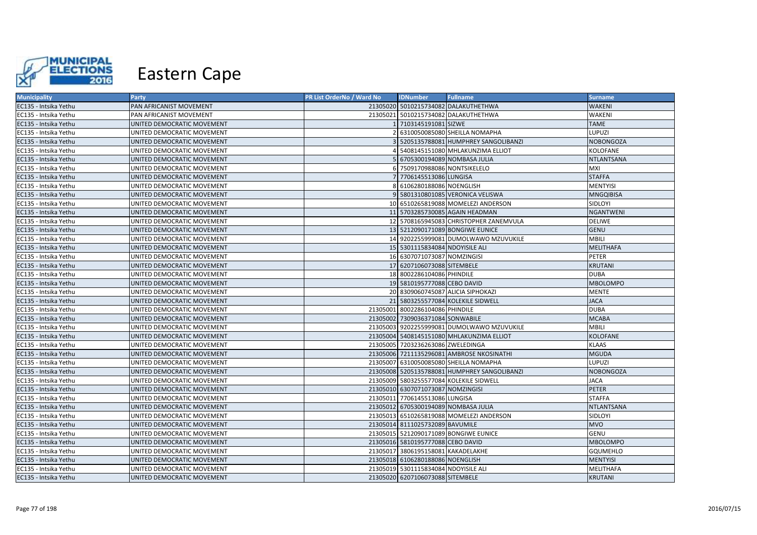# Eastern Cape

| Municipality | Party | PR List OrderNo / Ward No | IDNumber | Fullname | Surname |
|---|---|---|---|---|---|
| EC135 - Intsika Yethu | PAN AFRICANIST MOVEMENT | 21305020 | 5010215734082 | DALAKUTHETHWA | WAKENI |
| EC135 - Intsika Yethu | PAN AFRICANIST MOVEMENT | 21305021 | 5010215734082 | DALAKUTHETHWA | WAKENI |
| EC135 - Intsika Yethu | UNITED DEMOCRATIC MOVEMENT | 1 | 7103145191081 | SIZWE | TAME |
| EC135 - Intsika Yethu | UNITED DEMOCRATIC MOVEMENT | 2 | 6310050085080 | SHEILLA NOMAPHA | LUPUZI |
| EC135 - Intsika Yethu | UNITED DEMOCRATIC MOVEMENT | 3 | 5205135788081 | HUMPHREY SANGOLIBANZI | NOBONGOZA |
| EC135 - Intsika Yethu | UNITED DEMOCRATIC MOVEMENT | 4 | 5408145151080 | MHLAKUNZIMA ELLIOT | KOLOFANE |
| EC135 - Intsika Yethu | UNITED DEMOCRATIC MOVEMENT | 5 | 6705300194089 | NOMBASA JULIA | NTLANTSANA |
| EC135 - Intsika Yethu | UNITED DEMOCRATIC MOVEMENT | 6 | 7509170988086 | NONTSIKELELO | MXI |
| EC135 - Intsika Yethu | UNITED DEMOCRATIC MOVEMENT | 7 | 7706145513086 | LUNGISA | STAFFA |
| EC135 - Intsika Yethu | UNITED DEMOCRATIC MOVEMENT | 8 | 6106280188086 | NOENGLISH | MENTYISI |
| EC135 - Intsika Yethu | UNITED DEMOCRATIC MOVEMENT | 9 | 5801310801085 | VERONICA VELISWA | MNGQIBISA |
| EC135 - Intsika Yethu | UNITED DEMOCRATIC MOVEMENT | 10 | 6510265819088 | MOMELEZI ANDERSON | SIDLOYI |
| EC135 - Intsika Yethu | UNITED DEMOCRATIC MOVEMENT | 11 | 5703285730085 | AGAIN HEADMAN | NGANTWENI |
| EC135 - Intsika Yethu | UNITED DEMOCRATIC MOVEMENT | 12 | 5708165945083 | CHRISTOPHER ZANEMVULA | DELIWE |
| EC135 - Intsika Yethu | UNITED DEMOCRATIC MOVEMENT | 13 | 5212090171089 | BONGIWE EUNICE | GENU |
| EC135 - Intsika Yethu | UNITED DEMOCRATIC MOVEMENT | 14 | 9202255999081 | DUMOLWAWO MZUVUKILE | MBILI |
| EC135 - Intsika Yethu | UNITED DEMOCRATIC MOVEMENT | 15 | 5301115834084 | NDOYISILE ALI | MELITHAFA |
| EC135 - Intsika Yethu | UNITED DEMOCRATIC MOVEMENT | 16 | 6307071073087 | NOMZINGISI | PETER |
| EC135 - Intsika Yethu | UNITED DEMOCRATIC MOVEMENT | 17 | 6207106073088 | SITEMBELE | KRUTANI |
| EC135 - Intsika Yethu | UNITED DEMOCRATIC MOVEMENT | 18 | 8002286104086 | PHINDILE | DUBA |
| EC135 - Intsika Yethu | UNITED DEMOCRATIC MOVEMENT | 19 | 5810195777088 | CEBO DAVID | MBOLOMPO |
| EC135 - Intsika Yethu | UNITED DEMOCRATIC MOVEMENT | 20 | 8309060745087 | ALICIA SIPHOKAZI | MENTE |
| EC135 - Intsika Yethu | UNITED DEMOCRATIC MOVEMENT | 21 | 5803255577084 | KOLEKILE SIDWELL | JACA |
| EC135 - Intsika Yethu | UNITED DEMOCRATIC MOVEMENT | 21305001 | 8002286104086 | PHINDILE | DUBA |
| EC135 - Intsika Yethu | UNITED DEMOCRATIC MOVEMENT | 21305002 | 7309036371084 | SONWABILE | MCABA |
| EC135 - Intsika Yethu | UNITED DEMOCRATIC MOVEMENT | 21305003 | 9202255999081 | DUMOLWAWO MZUVUKILE | MBILI |
| EC135 - Intsika Yethu | UNITED DEMOCRATIC MOVEMENT | 21305004 | 5408145151080 | MHLAKUNZIMA ELLIOT | KOLOFANE |
| EC135 - Intsika Yethu | UNITED DEMOCRATIC MOVEMENT | 21305005 | 7203236263086 | ZWELEDINGA | KLAAS |
| EC135 - Intsika Yethu | UNITED DEMOCRATIC MOVEMENT | 21305006 | 7211135296081 | AMBROSE NKOSINATHI | MGUDA |
| EC135 - Intsika Yethu | UNITED DEMOCRATIC MOVEMENT | 21305007 | 6310050085080 | SHEILLA NOMAPHA | LUPUZI |
| EC135 - Intsika Yethu | UNITED DEMOCRATIC MOVEMENT | 21305008 | 5205135788081 | HUMPHREY SANGOLIBANZI | NOBONGOZA |
| EC135 - Intsika Yethu | UNITED DEMOCRATIC MOVEMENT | 21305009 | 5803255577084 | KOLEKILE SIDWELL | JACA |
| EC135 - Intsika Yethu | UNITED DEMOCRATIC MOVEMENT | 21305010 | 6307071073087 | NOMZINGISI | PETER |
| EC135 - Intsika Yethu | UNITED DEMOCRATIC MOVEMENT | 21305011 | 7706145513086 | LUNGISA | STAFFA |
| EC135 - Intsika Yethu | UNITED DEMOCRATIC MOVEMENT | 21305012 | 6705300194089 | NOMBASA JULIA | NTLANTSANA |
| EC135 - Intsika Yethu | UNITED DEMOCRATIC MOVEMENT | 21305013 | 6510265819088 | MOMELEZI ANDERSON | SIDLOYI |
| EC135 - Intsika Yethu | UNITED DEMOCRATIC MOVEMENT | 21305014 | 8111025732089 | BAVUMILE | MVO |
| EC135 - Intsika Yethu | UNITED DEMOCRATIC MOVEMENT | 21305015 | 5212090171089 | BONGIWE EUNICE | GENU |
| EC135 - Intsika Yethu | UNITED DEMOCRATIC MOVEMENT | 21305016 | 5810195777088 | CEBO DAVID | MBOLOMPO |
| EC135 - Intsika Yethu | UNITED DEMOCRATIC MOVEMENT | 21305017 | 3806195158081 | KAKADELAKHE | GQUMEHLO |
| EC135 - Intsika Yethu | UNITED DEMOCRATIC MOVEMENT | 21305018 | 6106280188086 | NOENGLISH | MENTYISI |
| EC135 - Intsika Yethu | UNITED DEMOCRATIC MOVEMENT | 21305019 | 5301115834084 | NDOYISILE ALI | MELITHAFA |
| EC135 - Intsika Yethu | UNITED DEMOCRATIC MOVEMENT | 21305020 | 6207106073088 | SITEMBELE | KRUTANI |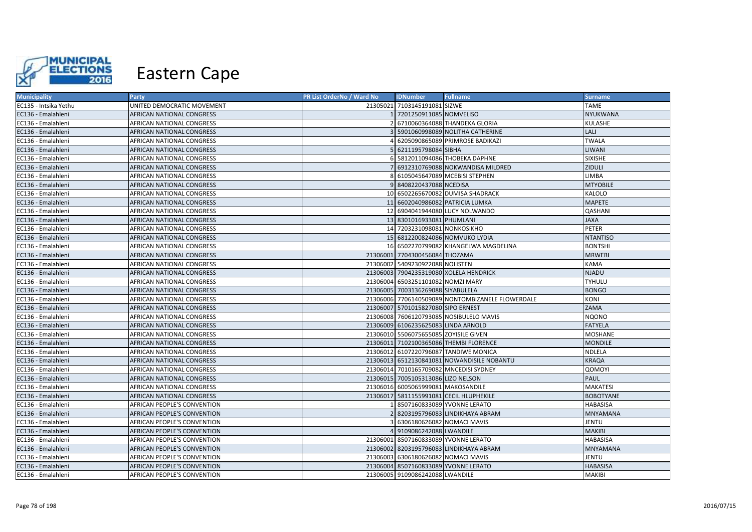# Eastern Cape

| Municipality | Party | PR List OrderNo / Ward No | IDNumber | Fullname | Surname |
|---|---|---|---|---|---|
| EC135 - Intsika Yethu | UNITED DEMOCRATIC MOVEMENT | 21305021 | 7103145191081 | SIZWE | TAME |
| EC136 - Emalahleni | AFRICAN NATIONAL CONGRESS | 1 | 7201250911085 | NOMVELISO | NYUKWANA |
| EC136 - Emalahleni | AFRICAN NATIONAL CONGRESS | 2 | 6710060364088 | THANDEKA GLORIA | KULASHE |
| EC136 - Emalahleni | AFRICAN NATIONAL CONGRESS | 3 | 5901060998089 | NOLITHA CATHERINE | LALI |
| EC136 - Emalahleni | AFRICAN NATIONAL CONGRESS | 4 | 6205090865089 | PRIMROSE BADIKAZI | TWALA |
| EC136 - Emalahleni | AFRICAN NATIONAL CONGRESS | 5 | 6211195798084 | SIBHA | LIWANI |
| EC136 - Emalahleni | AFRICAN NATIONAL CONGRESS | 6 | 5812011094086 | THOBEKA DAPHNE | SIXISHE |
| EC136 - Emalahleni | AFRICAN NATIONAL CONGRESS | 7 | 6912310769088 | NOKWANDISA MILDRED | ZIDULI |
| EC136 - Emalahleni | AFRICAN NATIONAL CONGRESS | 8 | 6105045647089 | MCEBISI STEPHEN | LIMBA |
| EC136 - Emalahleni | AFRICAN NATIONAL CONGRESS | 9 | 8408220437088 | NCEDISA | MTYOBILE |
| EC136 - Emalahleni | AFRICAN NATIONAL CONGRESS | 10 | 6502265670082 | DUMISA SHADRACK | KALOLO |
| EC136 - Emalahleni | AFRICAN NATIONAL CONGRESS | 11 | 6602040986082 | PATRICIA LUMKA | MAPETE |
| EC136 - Emalahleni | AFRICAN NATIONAL CONGRESS | 12 | 6904041944080 | LUCY NOLWANDO | QASHANI |
| EC136 - Emalahleni | AFRICAN NATIONAL CONGRESS | 13 | 8301016933081 | PHUMLANI | JAXA |
| EC136 - Emalahleni | AFRICAN NATIONAL CONGRESS | 14 | 7203231098081 | NONKOSIKHO | PETER |
| EC136 - Emalahleni | AFRICAN NATIONAL CONGRESS | 15 | 6812200824086 | NOMVUKO LYDIA | NTANTISO |
| EC136 - Emalahleni | AFRICAN NATIONAL CONGRESS | 16 | 6502270799082 | KHANGELWA MAGDELINA | BONTSHI |
| EC136 - Emalahleni | AFRICAN NATIONAL CONGRESS | 21306001 | 7704300456084 | THOZAMA | MRWEBI |
| EC136 - Emalahleni | AFRICAN NATIONAL CONGRESS | 21306002 | 5409230922088 | NOLISTEN | KAMA |
| EC136 - Emalahleni | AFRICAN NATIONAL CONGRESS | 21306003 | 7904235319080 | XOLELA HENDRICK | NJADU |
| EC136 - Emalahleni | AFRICAN NATIONAL CONGRESS | 21306004 | 6503251101082 | NOMZI MARY | TYHULU |
| EC136 - Emalahleni | AFRICAN NATIONAL CONGRESS | 21306005 | 7003136269088 | SIYABULELA | BONGO |
| EC136 - Emalahleni | AFRICAN NATIONAL CONGRESS | 21306006 | 7706140509089 | NONTOMBIZANELE FLOWERDALE | KONI |
| EC136 - Emalahleni | AFRICAN NATIONAL CONGRESS | 21306007 | 5701015827080 | SIPO ERNEST | ZAMA |
| EC136 - Emalahleni | AFRICAN NATIONAL CONGRESS | 21306008 | 7606120793085 | NOSIBULELO MAVIS | NQONO |
| EC136 - Emalahleni | AFRICAN NATIONAL CONGRESS | 21306009 | 6106235625083 | LINDA ARNOLD | FATYELA |
| EC136 - Emalahleni | AFRICAN NATIONAL CONGRESS | 21306010 | 5506075655085 | ZOYISILE GIVEN | MOSHANE |
| EC136 - Emalahleni | AFRICAN NATIONAL CONGRESS | 21306011 | 7102100365086 | THEMBI FLORENCE | MONDILE |
| EC136 - Emalahleni | AFRICAN NATIONAL CONGRESS | 21306012 | 6107220796087 | TANDIWE MONICA | NDLELA |
| EC136 - Emalahleni | AFRICAN NATIONAL CONGRESS | 21306013 | 6512130841081 | NOWANDISILE NOBANTU | KRAQA |
| EC136 - Emalahleni | AFRICAN NATIONAL CONGRESS | 21306014 | 7010165709082 | MNCEDISI SYDNEY | QOMOYI |
| EC136 - Emalahleni | AFRICAN NATIONAL CONGRESS | 21306015 | 7005105313086 | LIZO NELSON | PAUL |
| EC136 - Emalahleni | AFRICAN NATIONAL CONGRESS | 21306016 | 6005065999081 | MAKOSANDILE | MAKATESI |
| EC136 - Emalahleni | AFRICAN NATIONAL CONGRESS | 21306017 | 5811155991081 | CECIL HLUPHEKILE | BOBOTYANE |
| EC136 - Emalahleni | AFRICAN PEOPLE'S CONVENTION | 1 | 8507160833089 | YVONNE LERATO | HABASISA |
| EC136 - Emalahleni | AFRICAN PEOPLE'S CONVENTION | 2 | 8203195796083 | LINDIKHAYA ABRAM | MNYAMANA |
| EC136 - Emalahleni | AFRICAN PEOPLE'S CONVENTION | 3 | 6306180626082 | NOMACI MAVIS | JENTU |
| EC136 - Emalahleni | AFRICAN PEOPLE'S CONVENTION | 4 | 9109086242088 | LWANDILE | MAKIBI |
| EC136 - Emalahleni | AFRICAN PEOPLE'S CONVENTION | 21306001 | 8507160833089 | YVONNE LERATO | HABASISA |
| EC136 - Emalahleni | AFRICAN PEOPLE'S CONVENTION | 21306002 | 8203195796083 | LINDIKHAYA ABRAM | MNYAMANA |
| EC136 - Emalahleni | AFRICAN PEOPLE'S CONVENTION | 21306003 | 6306180626082 | NOMACI MAVIS | JENTU |
| EC136 - Emalahleni | AFRICAN PEOPLE'S CONVENTION | 21306004 | 8507160833089 | YVONNE LERATO | HABASISA |
| EC136 - Emalahleni | AFRICAN PEOPLE'S CONVENTION | 21306005 | 9109086242088 | LWANDILE | MAKIBI |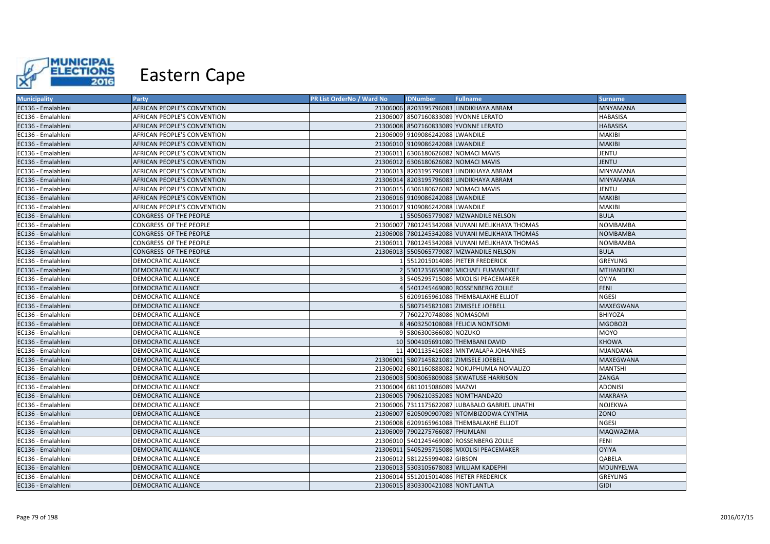# Eastern Cape

| Municipality | Party | PR List OrderNo / Ward No | IDNumber | Fullname | Surname |
|---|---|---|---|---|---|
| EC136 - Emalahleni | AFRICAN PEOPLE'S CONVENTION | 21306006 | 8203195796083 | LINDIKHAYA ABRAM | MNYAMANA |
| EC136 - Emalahleni | AFRICAN PEOPLE'S CONVENTION | 21306007 | 8507160833089 | YVONNE LERATO | HABASISA |
| EC136 - Emalahleni | AFRICAN PEOPLE'S CONVENTION | 21306008 | 8507160833089 | YVONNE LERATO | HABASISA |
| EC136 - Emalahleni | AFRICAN PEOPLE'S CONVENTION | 21306009 | 9109086242088 | LWANDILE | MAKIBI |
| EC136 - Emalahleni | AFRICAN PEOPLE'S CONVENTION | 21306010 | 9109086242088 | LWANDILE | MAKIBI |
| EC136 - Emalahleni | AFRICAN PEOPLE'S CONVENTION | 21306011 | 6306180626082 | NOMACI MAVIS | JENTU |
| EC136 - Emalahleni | AFRICAN PEOPLE'S CONVENTION | 21306012 | 6306180626082 | NOMACI MAVIS | JENTU |
| EC136 - Emalahleni | AFRICAN PEOPLE'S CONVENTION | 21306013 | 8203195796083 | LINDIKHAYA ABRAM | MNYAMANA |
| EC136 - Emalahleni | AFRICAN PEOPLE'S CONVENTION | 21306014 | 8203195796083 | LINDIKHAYA ABRAM | MNYAMANA |
| EC136 - Emalahleni | AFRICAN PEOPLE'S CONVENTION | 21306015 | 6306180626082 | NOMACI MAVIS | JENTU |
| EC136 - Emalahleni | AFRICAN PEOPLE'S CONVENTION | 21306016 | 9109086242088 | LWANDILE | MAKIBI |
| EC136 - Emalahleni | AFRICAN PEOPLE'S CONVENTION | 21306017 | 9109086242088 | LWANDILE | MAKIBI |
| EC136 - Emalahleni | CONGRESS OF THE PEOPLE | 1 | 5505065779087 | MZWANDILE NELSON | BULA |
| EC136 - Emalahleni | CONGRESS OF THE PEOPLE | 21306007 | 7801245342088 | VUYANI MELIKHAYA THOMAS | NOMBAMBA |
| EC136 - Emalahleni | CONGRESS OF THE PEOPLE | 21306008 | 7801245342088 | VUYANI MELIKHAYA THOMAS | NOMBAMBA |
| EC136 - Emalahleni | CONGRESS OF THE PEOPLE | 21306011 | 7801245342088 | VUYANI MELIKHAYA THOMAS | NOMBAMBA |
| EC136 - Emalahleni | CONGRESS OF THE PEOPLE | 21306013 | 5505065779087 | MZWANDILE NELSON | BULA |
| EC136 - Emalahleni | DEMOCRATIC ALLIANCE | 1 | 5512015014086 | PIETER FREDERICK | GREYLING |
| EC136 - Emalahleni | DEMOCRATIC ALLIANCE | 2 | 5301235659080 | MICHAEL FUMANEKILE | MTHANDEKI |
| EC136 - Emalahleni | DEMOCRATIC ALLIANCE | 3 | 5405295715086 | MXOLISI PEACEMAKER | OYIYA |
| EC136 - Emalahleni | DEMOCRATIC ALLIANCE | 4 | 5401245469080 | ROSSENBERG ZOLILE | FENI |
| EC136 - Emalahleni | DEMOCRATIC ALLIANCE | 5 | 6209165961088 | THEMBALAKHE ELLIOT | NGESI |
| EC136 - Emalahleni | DEMOCRATIC ALLIANCE | 6 | 5807145821081 | ZIMISELE JOEBELL | MAXEGWANA |
| EC136 - Emalahleni | DEMOCRATIC ALLIANCE | 7 | 7602270748086 | NOMASOMI | BHIYOZA |
| EC136 - Emalahleni | DEMOCRATIC ALLIANCE | 8 | 4603250108088 | FELICIA NONTSOMI | MGOBOZI |
| EC136 - Emalahleni | DEMOCRATIC ALLIANCE | 9 | 5806300366080 | NOZUKO | MOYO |
| EC136 - Emalahleni | DEMOCRATIC ALLIANCE | 10 | 5004105691080 | THEMBANI DAVID | KHOWA |
| EC136 - Emalahleni | DEMOCRATIC ALLIANCE | 11 | 4001135416083 | MNTWALAPA JOHANNES | MJANDANA |
| EC136 - Emalahleni | DEMOCRATIC ALLIANCE | 21306001 | 5807145821081 | ZIMISELE JOEBELL | MAXEGWANA |
| EC136 - Emalahleni | DEMOCRATIC ALLIANCE | 21306002 | 6801160888082 | NOKUPHUMLA NOMALIZO | MANTSHI |
| EC136 - Emalahleni | DEMOCRATIC ALLIANCE | 21306003 | 5003065809088 | SKWATUSE HARRISON | ZANGA |
| EC136 - Emalahleni | DEMOCRATIC ALLIANCE | 21306004 | 6811015086089 | MAZWI | ADONISI |
| EC136 - Emalahleni | DEMOCRATIC ALLIANCE | 21306005 | 7906210352085 | NOMTHANDAZO | MAKRAYA |
| EC136 - Emalahleni | DEMOCRATIC ALLIANCE | 21306006 | 7311175622087 | LUBABALO GABRIEL UNATHI | NOJEKWA |
| EC136 - Emalahleni | DEMOCRATIC ALLIANCE | 21306007 | 6205090907089 | NTOMBIZODWA CYNTHIA | ZONO |
| EC136 - Emalahleni | DEMOCRATIC ALLIANCE | 21306008 | 6209165961088 | THEMBALAKHE ELLIOT | NGESI |
| EC136 - Emalahleni | DEMOCRATIC ALLIANCE | 21306009 | 7902275766087 | PHUMLANI | MAQWAZIMA |
| EC136 - Emalahleni | DEMOCRATIC ALLIANCE | 21306010 | 5401245469080 | ROSSENBERG ZOLILE | FENI |
| EC136 - Emalahleni | DEMOCRATIC ALLIANCE | 21306011 | 5405295715086 | MXOLISI PEACEMAKER | OYIYA |
| EC136 - Emalahleni | DEMOCRATIC ALLIANCE | 21306012 | 5812255994082 | GIBSON | QABELA |
| EC136 - Emalahleni | DEMOCRATIC ALLIANCE | 21306013 | 5303105678083 | WILLIAM KADEPHI | MDUNYELWA |
| EC136 - Emalahleni | DEMOCRATIC ALLIANCE | 21306014 | 5512015014086 | PIETER FREDERICK | GREYLING |
| EC136 - Emalahleni | DEMOCRATIC ALLIANCE | 21306015 | 8303300421088 | NONTLANTLA | GIDI |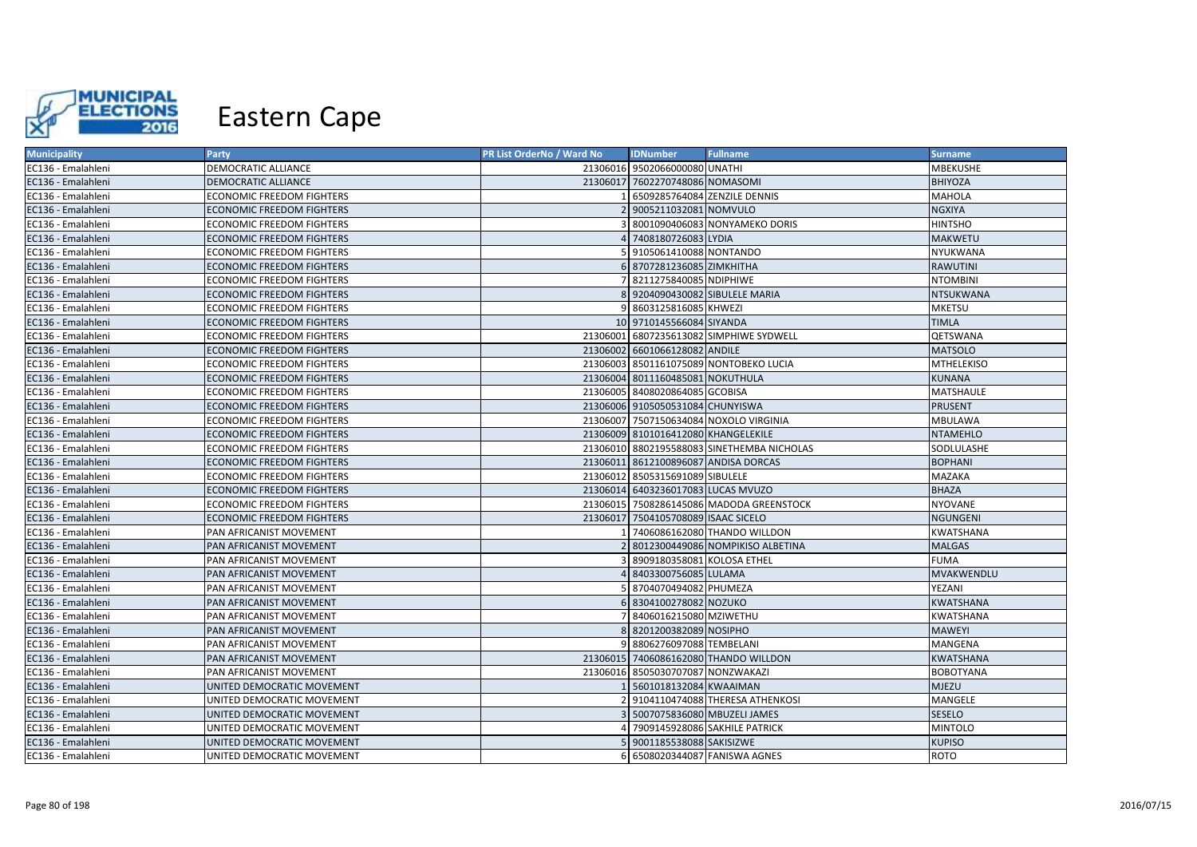# Eastern Cape

| Municipality | Party | PR List OrderNo / Ward No | IDNumber | Fullname | Surname |
|---|---|---|---|---|---|
| EC136 - Emalahleni | DEMOCRATIC ALLIANCE | 21306016 | 9502066000080 | UNATHI | MBEKUSHE |
| EC136 - Emalahleni | DEMOCRATIC ALLIANCE | 21306017 | 7602270748086 | NOMASOMI | BHIYOZA |
| EC136 - Emalahleni | ECONOMIC FREEDOM FIGHTERS | 1 | 6509285764084 | ZENZILE DENNIS | MAHOLA |
| EC136 - Emalahleni | ECONOMIC FREEDOM FIGHTERS | 2 | 9005211032081 | NOMVULO | NGXIYA |
| EC136 - Emalahleni | ECONOMIC FREEDOM FIGHTERS | 3 | 8001090406083 | NONYAMEKO DORIS | HINTSHO |
| EC136 - Emalahleni | ECONOMIC FREEDOM FIGHTERS | 4 | 7408180726083 | LYDIA | MAKWETU |
| EC136 - Emalahleni | ECONOMIC FREEDOM FIGHTERS | 5 | 9105061410088 | NONTANDO | NYUKWANA |
| EC136 - Emalahleni | ECONOMIC FREEDOM FIGHTERS | 6 | 8707281236085 | ZIMKHITHA | RAWUTINI |
| EC136 - Emalahleni | ECONOMIC FREEDOM FIGHTERS | 7 | 8211275840085 | NDIPHIWE | NTOMBINI |
| EC136 - Emalahleni | ECONOMIC FREEDOM FIGHTERS | 8 | 9204090430082 | SIBULELE MARIA | NTSUKWANA |
| EC136 - Emalahleni | ECONOMIC FREEDOM FIGHTERS | 9 | 8603125816085 | KHWEZI | MKETSU |
| EC136 - Emalahleni | ECONOMIC FREEDOM FIGHTERS | 10 | 9710145566084 | SIYANDA | TIMLA |
| EC136 - Emalahleni | ECONOMIC FREEDOM FIGHTERS | 21306001 | 6807235613082 | SIMPHIWE SYDWELL | QETSWANA |
| EC136 - Emalahleni | ECONOMIC FREEDOM FIGHTERS | 21306002 | 6601066128082 | ANDILE | MATSOLO |
| EC136 - Emalahleni | ECONOMIC FREEDOM FIGHTERS | 21306003 | 8501161075089 | NONTOBEKO LUCIA | MTHELEKISO |
| EC136 - Emalahleni | ECONOMIC FREEDOM FIGHTERS | 21306004 | 8011160485081 | NOKUTHULA | KUNANA |
| EC136 - Emalahleni | ECONOMIC FREEDOM FIGHTERS | 21306005 | 8408020864085 | GCOBISA | MATSHAULE |
| EC136 - Emalahleni | ECONOMIC FREEDOM FIGHTERS | 21306006 | 9105050531084 | CHUNYISWA | PRUSENT |
| EC136 - Emalahleni | ECONOMIC FREEDOM FIGHTERS | 21306007 | 7507150634084 | NOXOLO VIRGINIA | MBULAWA |
| EC136 - Emalahleni | ECONOMIC FREEDOM FIGHTERS | 21306009 | 8101016412080 | KHANGELEKILE | NTAMEHLO |
| EC136 - Emalahleni | ECONOMIC FREEDOM FIGHTERS | 21306010 | 8802195588083 | SINETHEMBA NICHOLAS | SODLULASHE |
| EC136 - Emalahleni | ECONOMIC FREEDOM FIGHTERS | 21306011 | 8612100896087 | ANDISA DORCAS | BOPHANI |
| EC136 - Emalahleni | ECONOMIC FREEDOM FIGHTERS | 21306012 | 8505315691089 | SIBULELE | MAZAKA |
| EC136 - Emalahleni | ECONOMIC FREEDOM FIGHTERS | 21306014 | 6403236017083 | LUCAS MVUZO | BHAZA |
| EC136 - Emalahleni | ECONOMIC FREEDOM FIGHTERS | 21306015 | 7508286145086 | MADODA GREENSTOCK | NYOVANE |
| EC136 - Emalahleni | ECONOMIC FREEDOM FIGHTERS | 21306017 | 7504105708089 | ISAAC SICELO | NGUNGENI |
| EC136 - Emalahleni | PAN AFRICANIST MOVEMENT | 1 | 7406086162080 | THANDO WILLDON | KWATSHANA |
| EC136 - Emalahleni | PAN AFRICANIST MOVEMENT | 2 | 8012300449086 | NOMPIKISO ALBETINA | MALGAS |
| EC136 - Emalahleni | PAN AFRICANIST MOVEMENT | 3 | 8909180358081 | KOLOSA ETHEL | FUMA |
| EC136 - Emalahleni | PAN AFRICANIST MOVEMENT | 4 | 8403300756085 | LULAMA | MVAKWENDLU |
| EC136 - Emalahleni | PAN AFRICANIST MOVEMENT | 5 | 8704070494082 | PHUMEZA | YEZANI |
| EC136 - Emalahleni | PAN AFRICANIST MOVEMENT | 6 | 8304100278082 | NOZUKO | KWATSHANA |
| EC136 - Emalahleni | PAN AFRICANIST MOVEMENT | 7 | 8406016215080 | MZIWETHU | KWATSHANA |
| EC136 - Emalahleni | PAN AFRICANIST MOVEMENT | 8 | 8201200382089 | NOSIPHO | MAWEYI |
| EC136 - Emalahleni | PAN AFRICANIST MOVEMENT | 9 | 8806276097088 | TEMBELANI | MANGENA |
| EC136 - Emalahleni | PAN AFRICANIST MOVEMENT | 21306015 | 7406086162080 | THANDO WILLDON | KWATSHANA |
| EC136 - Emalahleni | PAN AFRICANIST MOVEMENT | 21306016 | 8505030707087 | NONZWAKAZI | BOBOTYANA |
| EC136 - Emalahleni | UNITED DEMOCRATIC MOVEMENT | 1 | 5601018132084 | KWAAIMAN | MJEZU |
| EC136 - Emalahleni | UNITED DEMOCRATIC MOVEMENT | 2 | 9104110474088 | THERESA ATHENKOSI | MANGELE |
| EC136 - Emalahleni | UNITED DEMOCRATIC MOVEMENT | 3 | 5007075836080 | MBUZELI JAMES | SESELO |
| EC136 - Emalahleni | UNITED DEMOCRATIC MOVEMENT | 4 | 7909145928086 | SAKHILE PATRICK | MINTOLO |
| EC136 - Emalahleni | UNITED DEMOCRATIC MOVEMENT | 5 | 9001185538088 | SAKISIZWE | KUPISO |
| EC136 - Emalahleni | UNITED DEMOCRATIC MOVEMENT | 6 | 6508020344087 | FANISWA AGNES | ROTO |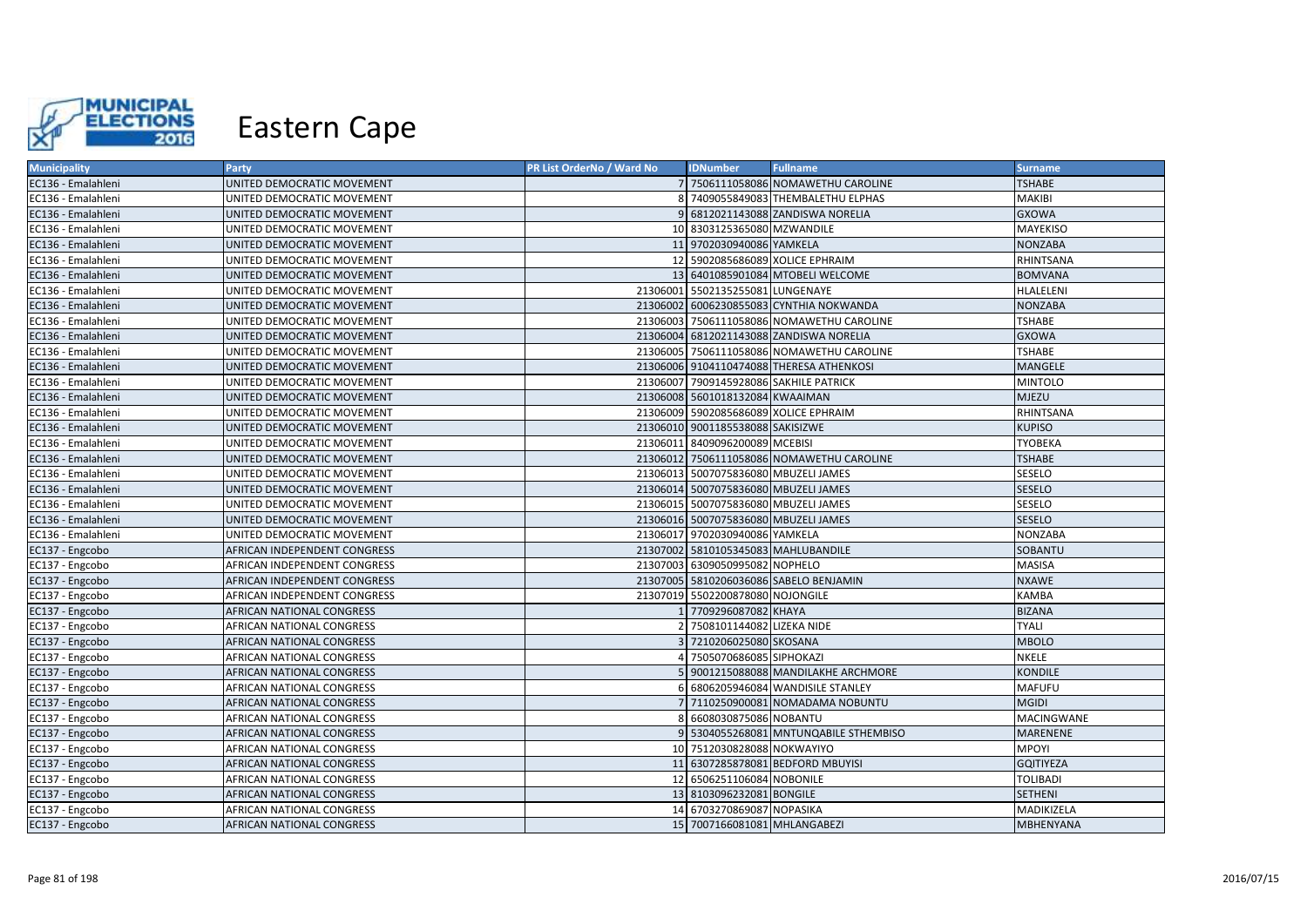# Eastern Cape

| Municipality | Party | PR List OrderNo / Ward No | IDNumber | Fullname | Surname |
| --- | --- | --- | --- | --- | --- |
| EC136 - Emalahleni | UNITED DEMOCRATIC MOVEMENT | 7 | 7506111058086 | NOMAWETHU CAROLINE | TSHABE |
| EC136 - Emalahleni | UNITED DEMOCRATIC MOVEMENT | 8 | 7409055849083 | THEMBALETHU ELPHAS | MAKIBI |
| EC136 - Emalahleni | UNITED DEMOCRATIC MOVEMENT | 9 | 6812021143088 | ZANDISWA NORELIA | GXOWA |
| EC136 - Emalahleni | UNITED DEMOCRATIC MOVEMENT | 10 | 8303125365080 | MZWANDILE | MAYEKISO |
| EC136 - Emalahleni | UNITED DEMOCRATIC MOVEMENT | 11 | 9702030940086 | YAMKELA | NONZABA |
| EC136 - Emalahleni | UNITED DEMOCRATIC MOVEMENT | 12 | 5902085686089 | XOLICE EPHRAIM | RHINTSANA |
| EC136 - Emalahleni | UNITED DEMOCRATIC MOVEMENT | 13 | 6401085901084 | MTOBELI WELCOME | BOMVANA |
| EC136 - Emalahleni | UNITED DEMOCRATIC MOVEMENT | 21306001 | 5502135255081 | LUNGENAYE | HLALELENI |
| EC136 - Emalahleni | UNITED DEMOCRATIC MOVEMENT | 21306002 | 6006230855083 | CYNTHIA NOKWANDA | NONZABA |
| EC136 - Emalahleni | UNITED DEMOCRATIC MOVEMENT | 21306003 | 7506111058086 | NOMAWETHU CAROLINE | TSHABE |
| EC136 - Emalahleni | UNITED DEMOCRATIC MOVEMENT | 21306004 | 6812021143088 | ZANDISWA NORELIA | GXOWA |
| EC136 - Emalahleni | UNITED DEMOCRATIC MOVEMENT | 21306005 | 7506111058086 | NOMAWETHU CAROLINE | TSHABE |
| EC136 - Emalahleni | UNITED DEMOCRATIC MOVEMENT | 21306006 | 9104110474088 | THERESA ATHENKOSI | MANGELE |
| EC136 - Emalahleni | UNITED DEMOCRATIC MOVEMENT | 21306007 | 7909145928086 | SAKHILE PATRICK | MINTOLO |
| EC136 - Emalahleni | UNITED DEMOCRATIC MOVEMENT | 21306008 | 5601018132084 | KWAAIMAN | MJEZU |
| EC136 - Emalahleni | UNITED DEMOCRATIC MOVEMENT | 21306009 | 5902085686089 | XOLICE EPHRAIM | RHINTSANA |
| EC136 - Emalahleni | UNITED DEMOCRATIC MOVEMENT | 21306010 | 9001185538088 | SAKISIZWE | KUPISO |
| EC136 - Emalahleni | UNITED DEMOCRATIC MOVEMENT | 21306011 | 8409096200089 | MCEBISI | TYOBEKA |
| EC136 - Emalahleni | UNITED DEMOCRATIC MOVEMENT | 21306012 | 7506111058086 | NOMAWETHU CAROLINE | TSHABE |
| EC136 - Emalahleni | UNITED DEMOCRATIC MOVEMENT | 21306013 | 5007075836080 | MBUZELI JAMES | SESELO |
| EC136 - Emalahleni | UNITED DEMOCRATIC MOVEMENT | 21306014 | 5007075836080 | MBUZELI JAMES | SESELO |
| EC136 - Emalahleni | UNITED DEMOCRATIC MOVEMENT | 21306015 | 5007075836080 | MBUZELI JAMES | SESELO |
| EC136 - Emalahleni | UNITED DEMOCRATIC MOVEMENT | 21306016 | 5007075836080 | MBUZELI JAMES | SESELO |
| EC136 - Emalahleni | UNITED DEMOCRATIC MOVEMENT | 21306017 | 9702030940086 | YAMKELA | NONZABA |
| EC137 - Engcobo | AFRICAN INDEPENDENT CONGRESS | 21307002 | 5810105345083 | MAHLUBANDILE | SOBANTU |
| EC137 - Engcobo | AFRICAN INDEPENDENT CONGRESS | 21307003 | 6309050995082 | NOPHELO | MASISA |
| EC137 - Engcobo | AFRICAN INDEPENDENT CONGRESS | 21307005 | 5810206036086 | SABELO BENJAMIN | NXAWE |
| EC137 - Engcobo | AFRICAN INDEPENDENT CONGRESS | 21307019 | 5502200878080 | NOJONGILE | KAMBA |
| EC137 - Engcobo | AFRICAN NATIONAL CONGRESS | 1 | 7709296087082 | KHAYA | BIZANA |
| EC137 - Engcobo | AFRICAN NATIONAL CONGRESS | 2 | 7508101144082 | LIZEKA NIDE | TYALI |
| EC137 - Engcobo | AFRICAN NATIONAL CONGRESS | 3 | 7210206025080 | SKOSANA | MBOLO |
| EC137 - Engcobo | AFRICAN NATIONAL CONGRESS | 4 | 7505070686085 | SIPHOKAZI | NKELE |
| EC137 - Engcobo | AFRICAN NATIONAL CONGRESS | 5 | 9001215088088 | MANDILAKHE ARCHMORE | KONDILE |
| EC137 - Engcobo | AFRICAN NATIONAL CONGRESS | 6 | 6806205946084 | WANDISILE STANLEY | MAFUFU |
| EC137 - Engcobo | AFRICAN NATIONAL CONGRESS | 7 | 7110250900081 | NOMADAMA NOBUNTU | MGIDI |
| EC137 - Engcobo | AFRICAN NATIONAL CONGRESS | 8 | 6608030875086 | NOBANTU | MACINGWANE |
| EC137 - Engcobo | AFRICAN NATIONAL CONGRESS | 9 | 5304055268081 | MNTUNQABILE STHEMBISO | MARENENE |
| EC137 - Engcobo | AFRICAN NATIONAL CONGRESS | 10 | 7512030828088 | NOKWAYIYO | MPOYI |
| EC137 - Engcobo | AFRICAN NATIONAL CONGRESS | 11 | 6307285878081 | BEDFORD MBUYISI | GQITIYEZA |
| EC137 - Engcobo | AFRICAN NATIONAL CONGRESS | 12 | 6506251106084 | NOBONILE | TOLIBADI |
| EC137 - Engcobo | AFRICAN NATIONAL CONGRESS | 13 | 8103096232081 | BONGILE | SETHENI |
| EC137 - Engcobo | AFRICAN NATIONAL CONGRESS | 14 | 6703270869087 | NOPASIKA | MADIKIZELA |
| EC137 - Engcobo | AFRICAN NATIONAL CONGRESS | 15 | 7007166081081 | MHLANGABEZI | MBHENYANA |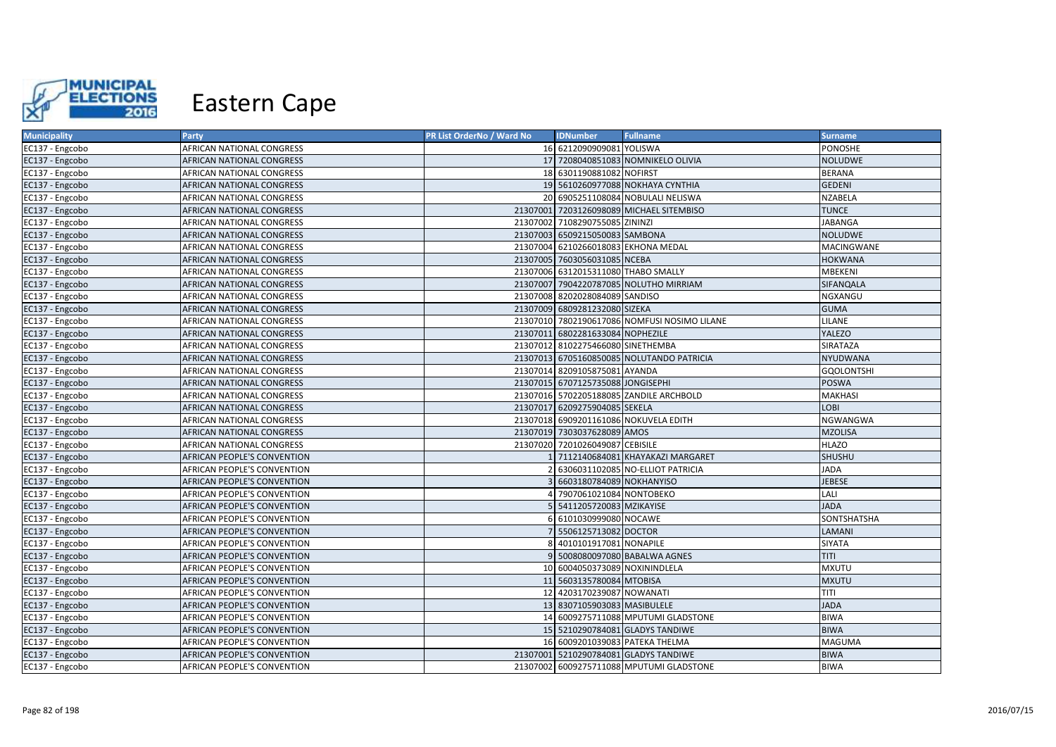# Eastern Cape

| Municipality | Party | PR List OrderNo / Ward No | IDNumber | Fullname | Surname |
|---|---|---|---|---|---|
| EC137 - Engcobo | AFRICAN NATIONAL CONGRESS | 16 | 6212090909081 | YOLISWA | PONOSHE |
| EC137 - Engcobo | AFRICAN NATIONAL CONGRESS | 17 | 7208040851083 | NOMNIKELO OLIVIA | NOLUDWE |
| EC137 - Engcobo | AFRICAN NATIONAL CONGRESS | 18 | 6301190881082 | NOFIRST | BERANA |
| EC137 - Engcobo | AFRICAN NATIONAL CONGRESS | 19 | 5610260977088 | NOKHAYA CYNTHIA | GEDENI |
| EC137 - Engcobo | AFRICAN NATIONAL CONGRESS | 20 | 6905251108084 | NOBULALI NELISWA | NZABELA |
| EC137 - Engcobo | AFRICAN NATIONAL CONGRESS | 21307001 | 7203126098089 | MICHAEL SITEMBISO | TUNCE |
| EC137 - Engcobo | AFRICAN NATIONAL CONGRESS | 21307002 | 7108290755085 | ZININZI | JABANGA |
| EC137 - Engcobo | AFRICAN NATIONAL CONGRESS | 21307003 | 6509215050083 | SAMBONA | NOLUDWE |
| EC137 - Engcobo | AFRICAN NATIONAL CONGRESS | 21307004 | 6210266018083 | EKHONA MEDAL | MACINGWANE |
| EC137 - Engcobo | AFRICAN NATIONAL CONGRESS | 21307005 | 7603056031085 | NCEBA | HOKWANA |
| EC137 - Engcobo | AFRICAN NATIONAL CONGRESS | 21307006 | 6312015311080 | THABO SMALLY | MBEKENI |
| EC137 - Engcobo | AFRICAN NATIONAL CONGRESS | 21307007 | 7904220787085 | NOLUTHO MIRRIAM | SIFANQALA |
| EC137 - Engcobo | AFRICAN NATIONAL CONGRESS | 21307008 | 8202028084089 | SANDISO | NGXANGU |
| EC137 - Engcobo | AFRICAN NATIONAL CONGRESS | 21307009 | 6809281232080 | SIZEKA | GUMA |
| EC137 - Engcobo | AFRICAN NATIONAL CONGRESS | 21307010 | 7802190617086 | NOMFUSI NOSIMO LILANE | LILANE |
| EC137 - Engcobo | AFRICAN NATIONAL CONGRESS | 21307011 | 6802281633084 | NOPHEZILE | YALEZO |
| EC137 - Engcobo | AFRICAN NATIONAL CONGRESS | 21307012 | 8102275466080 | SINETHEMBA | SIRATAZA |
| EC137 - Engcobo | AFRICAN NATIONAL CONGRESS | 21307013 | 6705160850085 | NOLUTANDO PATRICIA | NYUDWANA |
| EC137 - Engcobo | AFRICAN NATIONAL CONGRESS | 21307014 | 8209105875081 | AYANDA | GQOLONTSHI |
| EC137 - Engcobo | AFRICAN NATIONAL CONGRESS | 21307015 | 6707125735088 | JONGISEPHI | POSWA |
| EC137 - Engcobo | AFRICAN NATIONAL CONGRESS | 21307016 | 5702205188085 | ZANDILE ARCHBOLD | MAKHASI |
| EC137 - Engcobo | AFRICAN NATIONAL CONGRESS | 21307017 | 6209275904085 | SEKELA | LOBI |
| EC137 - Engcobo | AFRICAN NATIONAL CONGRESS | 21307018 | 6909201161086 | NOKUVELA EDITH | NGWANGWA |
| EC137 - Engcobo | AFRICAN NATIONAL CONGRESS | 21307019 | 7303037628089 | AMOS | MZOLISA |
| EC137 - Engcobo | AFRICAN NATIONAL CONGRESS | 21307020 | 7201026049087 | CEBISILE | HLAZO |
| EC137 - Engcobo | AFRICAN PEOPLE'S CONVENTION | 1 | 7112140684081 | KHAYAKAZI MARGARET | SHUSHU |
| EC137 - Engcobo | AFRICAN PEOPLE'S CONVENTION | 2 | 6306031102085 | NO-ELLIOT PATRICIA | JADA |
| EC137 - Engcobo | AFRICAN PEOPLE'S CONVENTION | 3 | 6603180784089 | NOKHANYISO | JEBESE |
| EC137 - Engcobo | AFRICAN PEOPLE'S CONVENTION | 4 | 7907061021084 | NONTOBEKO | LALI |
| EC137 - Engcobo | AFRICAN PEOPLE'S CONVENTION | 5 | 5411205720083 | MZIKAYISE | JADA |
| EC137 - Engcobo | AFRICAN PEOPLE'S CONVENTION | 6 | 6101030999080 | NOCAWE | SONTSHATSHA |
| EC137 - Engcobo | AFRICAN PEOPLE'S CONVENTION | 7 | 5506125713082 | DOCTOR | LAMANI |
| EC137 - Engcobo | AFRICAN PEOPLE'S CONVENTION | 8 | 4010101917081 | NONAPILE | SIYATA |
| EC137 - Engcobo | AFRICAN PEOPLE'S CONVENTION | 9 | 5008080097080 | BABALWA AGNES | TITI |
| EC137 - Engcobo | AFRICAN PEOPLE'S CONVENTION | 10 | 6004050373089 | NOXININDLELA | MXUTU |
| EC137 - Engcobo | AFRICAN PEOPLE'S CONVENTION | 11 | 5603135780084 | MTOBISA | MXUTU |
| EC137 - Engcobo | AFRICAN PEOPLE'S CONVENTION | 12 | 4203170239087 | NOWANATI | TITI |
| EC137 - Engcobo | AFRICAN PEOPLE'S CONVENTION | 13 | 8307105903083 | MASIBULELE | JADA |
| EC137 - Engcobo | AFRICAN PEOPLE'S CONVENTION | 14 | 6009275711088 | MPUTUMI GLADSTONE | BIWA |
| EC137 - Engcobo | AFRICAN PEOPLE'S CONVENTION | 15 | 5210290784081 | GLADYS TANDIWE | BIWA |
| EC137 - Engcobo | AFRICAN PEOPLE'S CONVENTION | 16 | 6009201039083 | PATEKA THELMA | MAGUMA |
| EC137 - Engcobo | AFRICAN PEOPLE'S CONVENTION | 21307001 | 5210290784081 | GLADYS TANDIWE | BIWA |
| EC137 - Engcobo | AFRICAN PEOPLE'S CONVENTION | 21307002 | 6009275711088 | MPUTUMI GLADSTONE | BIWA |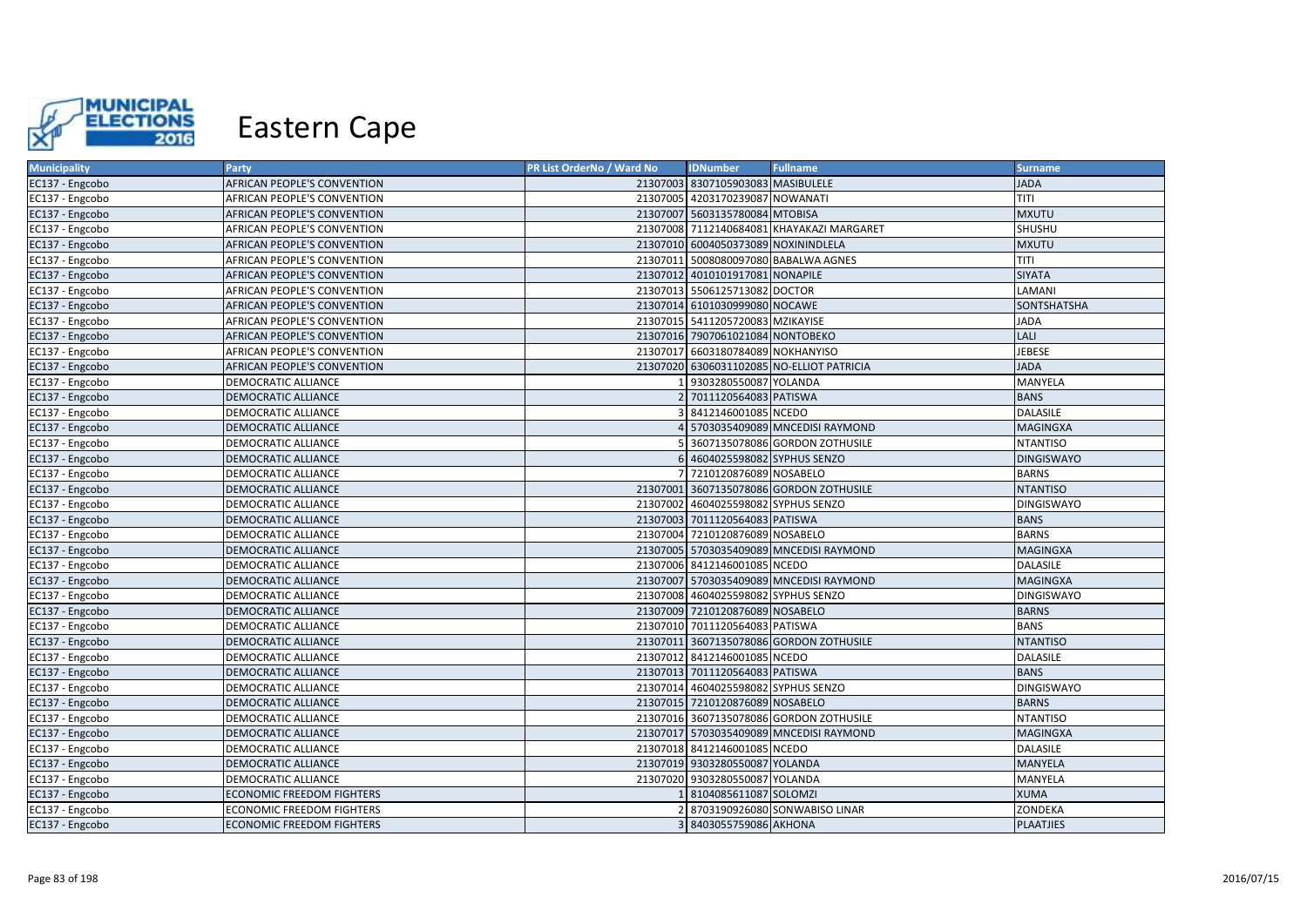# Eastern Cape

| Municipality | Party | PR List OrderNo / Ward No | IDNumber | Fullname | Surname |
|---|---|---|---|---|---|
| EC137 - Engcobo | AFRICAN PEOPLE'S CONVENTION | 21307003 | 8307105903083 | MASIBULELE | JADA |
| EC137 - Engcobo | AFRICAN PEOPLE'S CONVENTION | 21307005 | 4203170239087 | NOWANATI | TITI |
| EC137 - Engcobo | AFRICAN PEOPLE'S CONVENTION | 21307007 | 5603135780084 | MTOBISA | MXUTU |
| EC137 - Engcobo | AFRICAN PEOPLE'S CONVENTION | 21307008 | 7112140684081 | KHAYAKAZI MARGARET | SHUSHU |
| EC137 - Engcobo | AFRICAN PEOPLE'S CONVENTION | 21307010 | 6004050373089 | NOXININDLELA | MXUTU |
| EC137 - Engcobo | AFRICAN PEOPLE'S CONVENTION | 21307011 | 5008080097080 | BABALWA AGNES | TITI |
| EC137 - Engcobo | AFRICAN PEOPLE'S CONVENTION | 21307012 | 4010101917081 | NONAPILE | SIYATA |
| EC137 - Engcobo | AFRICAN PEOPLE'S CONVENTION | 21307013 | 5506125713082 | DOCTOR | LAMANI |
| EC137 - Engcobo | AFRICAN PEOPLE'S CONVENTION | 21307014 | 6101030999080 | NOCAWE | SONTSHATSHA |
| EC137 - Engcobo | AFRICAN PEOPLE'S CONVENTION | 21307015 | 5411205720083 | MZIKAYISE | JADA |
| EC137 - Engcobo | AFRICAN PEOPLE'S CONVENTION | 21307016 | 7907061021084 | NONTOBEKO | LALI |
| EC137 - Engcobo | AFRICAN PEOPLE'S CONVENTION | 21307017 | 6603180784089 | NOKHANYISO | JEBESE |
| EC137 - Engcobo | AFRICAN PEOPLE'S CONVENTION | 21307020 | 6306031102085 | NO-ELLIOT PATRICIA | JADA |
| EC137 - Engcobo | DEMOCRATIC ALLIANCE | 1 | 9303280550087 | YOLANDA | MANYELA |
| EC137 - Engcobo | DEMOCRATIC ALLIANCE | 2 | 7011120564083 | PATISWA | BANS |
| EC137 - Engcobo | DEMOCRATIC ALLIANCE | 3 | 8412146001085 | NCEDO | DALASILE |
| EC137 - Engcobo | DEMOCRATIC ALLIANCE | 4 | 5703035409089 | MNCEDISI RAYMOND | MAGINGXA |
| EC137 - Engcobo | DEMOCRATIC ALLIANCE | 5 | 3607135078086 | GORDON ZOTHUSILE | NTANTISO |
| EC137 - Engcobo | DEMOCRATIC ALLIANCE | 6 | 4604025598082 | SYPHUS SENZO | DINGISWAYO |
| EC137 - Engcobo | DEMOCRATIC ALLIANCE | 7 | 7210120876089 | NOSABELO | BARNS |
| EC137 - Engcobo | DEMOCRATIC ALLIANCE | 21307001 | 3607135078086 | GORDON ZOTHUSILE | NTANTISO |
| EC137 - Engcobo | DEMOCRATIC ALLIANCE | 21307002 | 4604025598082 | SYPHUS SENZO | DINGISWAYO |
| EC137 - Engcobo | DEMOCRATIC ALLIANCE | 21307003 | 7011120564083 | PATISWA | BANS |
| EC137 - Engcobo | DEMOCRATIC ALLIANCE | 21307004 | 7210120876089 | NOSABELO | BARNS |
| EC137 - Engcobo | DEMOCRATIC ALLIANCE | 21307005 | 5703035409089 | MNCEDISI RAYMOND | MAGINGXA |
| EC137 - Engcobo | DEMOCRATIC ALLIANCE | 21307006 | 8412146001085 | NCEDO | DALASILE |
| EC137 - Engcobo | DEMOCRATIC ALLIANCE | 21307007 | 5703035409089 | MNCEDISI RAYMOND | MAGINGXA |
| EC137 - Engcobo | DEMOCRATIC ALLIANCE | 21307008 | 4604025598082 | SYPHUS SENZO | DINGISWAYO |
| EC137 - Engcobo | DEMOCRATIC ALLIANCE | 21307009 | 7210120876089 | NOSABELO | BARNS |
| EC137 - Engcobo | DEMOCRATIC ALLIANCE | 21307010 | 7011120564083 | PATISWA | BANS |
| EC137 - Engcobo | DEMOCRATIC ALLIANCE | 21307011 | 3607135078086 | GORDON ZOTHUSILE | NTANTISO |
| EC137 - Engcobo | DEMOCRATIC ALLIANCE | 21307012 | 8412146001085 | NCEDO | DALASILE |
| EC137 - Engcobo | DEMOCRATIC ALLIANCE | 21307013 | 7011120564083 | PATISWA | BANS |
| EC137 - Engcobo | DEMOCRATIC ALLIANCE | 21307014 | 4604025598082 | SYPHUS SENZO | DINGISWAYO |
| EC137 - Engcobo | DEMOCRATIC ALLIANCE | 21307015 | 7210120876089 | NOSABELO | BARNS |
| EC137 - Engcobo | DEMOCRATIC ALLIANCE | 21307016 | 3607135078086 | GORDON ZOTHUSILE | NTANTISO |
| EC137 - Engcobo | DEMOCRATIC ALLIANCE | 21307017 | 5703035409089 | MNCEDISI RAYMOND | MAGINGXA |
| EC137 - Engcobo | DEMOCRATIC ALLIANCE | 21307018 | 8412146001085 | NCEDO | DALASILE |
| EC137 - Engcobo | DEMOCRATIC ALLIANCE | 21307019 | 9303280550087 | YOLANDA | MANYELA |
| EC137 - Engcobo | DEMOCRATIC ALLIANCE | 21307020 | 9303280550087 | YOLANDA | MANYELA |
| EC137 - Engcobo | ECONOMIC FREEDOM FIGHTERS | 1 | 8104085611087 | SOLOMZI | XUMA |
| EC137 - Engcobo | ECONOMIC FREEDOM FIGHTERS | 2 | 8703190926080 | SONWABISO LINAR | ZONDEKA |
| EC137 - Engcobo | ECONOMIC FREEDOM FIGHTERS | 3 | 8403055759086 | AKHONA | PLAATJIES |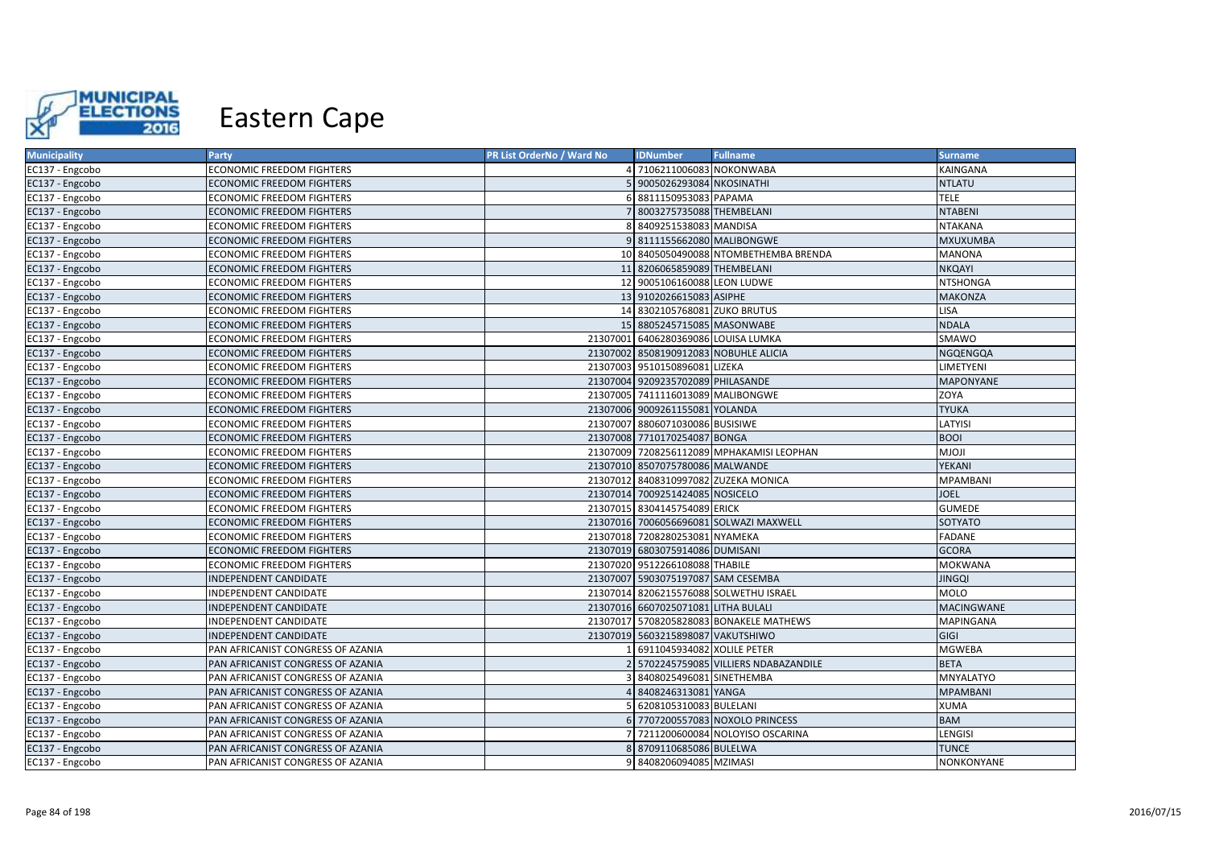# Eastern Cape

| Municipality | Party | PR List OrderNo / Ward No | IDNumber | Fullname | Surname |
|---|---|---|---|---|---|
| EC137 - Engcobo | ECONOMIC FREEDOM FIGHTERS | 4 | 7106211006083 | NOKONWABA | KAINGANA |
| EC137 - Engcobo | ECONOMIC FREEDOM FIGHTERS | 5 | 9005026293084 | NKOSINATHI | NTLATU |
| EC137 - Engcobo | ECONOMIC FREEDOM FIGHTERS | 6 | 8811150953083 | PAPAMA | TELE |
| EC137 - Engcobo | ECONOMIC FREEDOM FIGHTERS | 7 | 8003275735088 | THEMBELANI | NTABENI |
| EC137 - Engcobo | ECONOMIC FREEDOM FIGHTERS | 8 | 8409251538083 | MANDISA | NTAKANA |
| EC137 - Engcobo | ECONOMIC FREEDOM FIGHTERS | 9 | 8111155662080 | MALIBONGWE | MXUXUMBA |
| EC137 - Engcobo | ECONOMIC FREEDOM FIGHTERS | 10 | 8405050490088 | NTOMBETHEMBA BRENDA | MANONA |
| EC137 - Engcobo | ECONOMIC FREEDOM FIGHTERS | 11 | 8206065859089 | THEMBELANI | NKQAYI |
| EC137 - Engcobo | ECONOMIC FREEDOM FIGHTERS | 12 | 9005106160088 | LEON LUDWE | NTSHONGA |
| EC137 - Engcobo | ECONOMIC FREEDOM FIGHTERS | 13 | 9102026615083 | ASIPHE | MAKONZA |
| EC137 - Engcobo | ECONOMIC FREEDOM FIGHTERS | 14 | 8302105768081 | ZUKO BRUTUS | LISA |
| EC137 - Engcobo | ECONOMIC FREEDOM FIGHTERS | 15 | 8805245715085 | MASONWABE | NDALA |
| EC137 - Engcobo | ECONOMIC FREEDOM FIGHTERS | 21307001 | 6406280369086 | LOUISA LUMKA | SMAWO |
| EC137 - Engcobo | ECONOMIC FREEDOM FIGHTERS | 21307002 | 8508190912083 | NOBUHLE ALICIA | NGQENGQA |
| EC137 - Engcobo | ECONOMIC FREEDOM FIGHTERS | 21307003 | 9510150896081 | LIZEKA | LIMETYENI |
| EC137 - Engcobo | ECONOMIC FREEDOM FIGHTERS | 21307004 | 9209235702089 | PHILASANDE | MAPONYANE |
| EC137 - Engcobo | ECONOMIC FREEDOM FIGHTERS | 21307005 | 7411116013089 | MALIBONGWE | ZOYA |
| EC137 - Engcobo | ECONOMIC FREEDOM FIGHTERS | 21307006 | 9009261155081 | YOLANDA | TYUKA |
| EC137 - Engcobo | ECONOMIC FREEDOM FIGHTERS | 21307007 | 8806071030086 | BUSISIWE | LATYISI |
| EC137 - Engcobo | ECONOMIC FREEDOM FIGHTERS | 21307008 | 7710170254087 | BONGA | BOOI |
| EC137 - Engcobo | ECONOMIC FREEDOM FIGHTERS | 21307009 | 7208256112089 | MPHAKAMISI LEOPHAN | MJOJI |
| EC137 - Engcobo | ECONOMIC FREEDOM FIGHTERS | 21307010 | 8507075780086 | MALWANDE | YEKANI |
| EC137 - Engcobo | ECONOMIC FREEDOM FIGHTERS | 21307012 | 8408310997082 | ZUZEKA MONICA | MPAMBANI |
| EC137 - Engcobo | ECONOMIC FREEDOM FIGHTERS | 21307014 | 7009251424085 | NOSICELO | JOEL |
| EC137 - Engcobo | ECONOMIC FREEDOM FIGHTERS | 21307015 | 8304145754089 | ERICK | GUMEDE |
| EC137 - Engcobo | ECONOMIC FREEDOM FIGHTERS | 21307016 | 7006056696081 | SOLWAZI MAXWELL | SOTYATO |
| EC137 - Engcobo | ECONOMIC FREEDOM FIGHTERS | 21307018 | 7208280253081 | NYAMEKA | FADANE |
| EC137 - Engcobo | ECONOMIC FREEDOM FIGHTERS | 21307019 | 6803075914086 | DUMISANI | GCORA |
| EC137 - Engcobo | ECONOMIC FREEDOM FIGHTERS | 21307020 | 9512266108088 | THABILE | MOKWANA |
| EC137 - Engcobo | INDEPENDENT CANDIDATE | 21307007 | 5903075197087 | SAM CESEMBA | JINGQI |
| EC137 - Engcobo | INDEPENDENT CANDIDATE | 21307014 | 8206215576088 | SOLWETHU ISRAEL | MOLO |
| EC137 - Engcobo | INDEPENDENT CANDIDATE | 21307016 | 6607025071081 | LITHA BULALI | MACINGWANE |
| EC137 - Engcobo | INDEPENDENT CANDIDATE | 21307017 | 5708205828083 | BONAKELE MATHEWS | MAPINGANA |
| EC137 - Engcobo | INDEPENDENT CANDIDATE | 21307019 | 5603215898087 | VAKUTSHIWO | GIGI |
| EC137 - Engcobo | PAN AFRICANIST CONGRESS OF AZANIA | 1 | 6911045934082 | XOLILE PETER | MGWEBA |
| EC137 - Engcobo | PAN AFRICANIST CONGRESS OF AZANIA | 2 | 5702245759085 | VILLIERS NDABAZANDILE | BETA |
| EC137 - Engcobo | PAN AFRICANIST CONGRESS OF AZANIA | 3 | 8408025496081 | SINETHEMBA | MNYALATYO |
| EC137 - Engcobo | PAN AFRICANIST CONGRESS OF AZANIA | 4 | 8408246313081 | YANGA | MPAMBANI |
| EC137 - Engcobo | PAN AFRICANIST CONGRESS OF AZANIA | 5 | 6208105310083 | BULELANI | XUMA |
| EC137 - Engcobo | PAN AFRICANIST CONGRESS OF AZANIA | 6 | 7707200557083 | NOXOLO PRINCESS | BAM |
| EC137 - Engcobo | PAN AFRICANIST CONGRESS OF AZANIA | 7 | 7211200600084 | NOLOYISO OSCARINA | LENGISI |
| EC137 - Engcobo | PAN AFRICANIST CONGRESS OF AZANIA | 8 | 8709110685086 | BULELWA | TUNCE |
| EC137 - Engcobo | PAN AFRICANIST CONGRESS OF AZANIA | 9 | 8408206094085 | MZIMASI | NONKONYANE |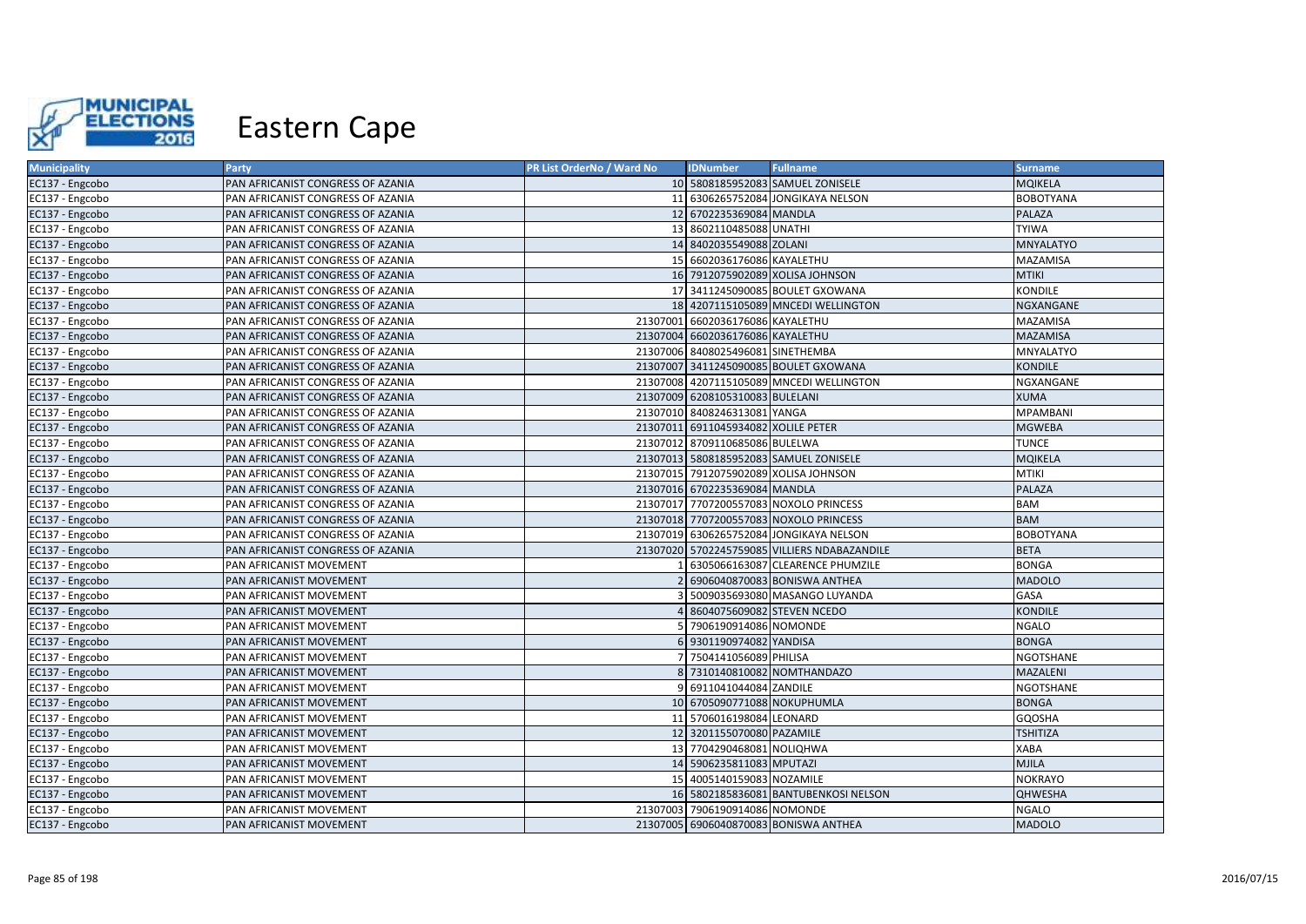# Eastern Cape

| Municipality | Party | PR List OrderNo / Ward No | IDNumber | Fullname | Surname |
|---|---|---|---|---|---|
| EC137 - Engcobo | PAN AFRICANIST CONGRESS OF AZANIA | 10 | 5808185952083 | SAMUEL ZONISELE | MQIKELA |
| EC137 - Engcobo | PAN AFRICANIST CONGRESS OF AZANIA | 11 | 6306265752084 | JONGIKAYA NELSON | BOBOTYANA |
| EC137 - Engcobo | PAN AFRICANIST CONGRESS OF AZANIA | 12 | 6702235369084 | MANDLA | PALAZA |
| EC137 - Engcobo | PAN AFRICANIST CONGRESS OF AZANIA | 13 | 8602110485088 | UNATHI | TYIWA |
| EC137 - Engcobo | PAN AFRICANIST CONGRESS OF AZANIA | 14 | 8402035549088 | ZOLANI | MNYALATYO |
| EC137 - Engcobo | PAN AFRICANIST CONGRESS OF AZANIA | 15 | 6602036176086 | KAYALETHU | MAZAMISA |
| EC137 - Engcobo | PAN AFRICANIST CONGRESS OF AZANIA | 16 | 7912075902089 | XOLISA JOHNSON | MTIKI |
| EC137 - Engcobo | PAN AFRICANIST CONGRESS OF AZANIA | 17 | 3411245090085 | BOULET GXOWANA | KONDILE |
| EC137 - Engcobo | PAN AFRICANIST CONGRESS OF AZANIA | 18 | 4207115105089 | MNCEDI WELLINGTON | NGXANGANE |
| EC137 - Engcobo | PAN AFRICANIST CONGRESS OF AZANIA | 21307001 | 6602036176086 | KAYALETHU | MAZAMISA |
| EC137 - Engcobo | PAN AFRICANIST CONGRESS OF AZANIA | 21307004 | 6602036176086 | KAYALETHU | MAZAMISA |
| EC137 - Engcobo | PAN AFRICANIST CONGRESS OF AZANIA | 21307006 | 8408025496081 | SINETHEMBA | MNYALATYO |
| EC137 - Engcobo | PAN AFRICANIST CONGRESS OF AZANIA | 21307007 | 3411245090085 | BOULET GXOWANA | KONDILE |
| EC137 - Engcobo | PAN AFRICANIST CONGRESS OF AZANIA | 21307008 | 4207115105089 | MNCEDI WELLINGTON | NGXANGANE |
| EC137 - Engcobo | PAN AFRICANIST CONGRESS OF AZANIA | 21307009 | 6208105310083 | BULELANI | XUMA |
| EC137 - Engcobo | PAN AFRICANIST CONGRESS OF AZANIA | 21307010 | 8408246313081 | YANGA | MPAMBANI |
| EC137 - Engcobo | PAN AFRICANIST CONGRESS OF AZANIA | 21307011 | 6911045934082 | XOLILE PETER | MGWEBA |
| EC137 - Engcobo | PAN AFRICANIST CONGRESS OF AZANIA | 21307012 | 8709110685086 | BULELWA | TUNCE |
| EC137 - Engcobo | PAN AFRICANIST CONGRESS OF AZANIA | 21307013 | 5808185952083 | SAMUEL ZONISELE | MQIKELA |
| EC137 - Engcobo | PAN AFRICANIST CONGRESS OF AZANIA | 21307015 | 7912075902089 | XOLISA JOHNSON | MTIKI |
| EC137 - Engcobo | PAN AFRICANIST CONGRESS OF AZANIA | 21307016 | 6702235369084 | MANDLA | PALAZA |
| EC137 - Engcobo | PAN AFRICANIST CONGRESS OF AZANIA | 21307017 | 7707200557083 | NOXOLO PRINCESS | BAM |
| EC137 - Engcobo | PAN AFRICANIST CONGRESS OF AZANIA | 21307018 | 7707200557083 | NOXOLO PRINCESS | BAM |
| EC137 - Engcobo | PAN AFRICANIST CONGRESS OF AZANIA | 21307019 | 6306265752084 | JONGIKAYA NELSON | BOBOTYANA |
| EC137 - Engcobo | PAN AFRICANIST CONGRESS OF AZANIA | 21307020 | 5702245759085 | VILLIERS NDABAZANDILE | BETA |
| EC137 - Engcobo | PAN AFRICANIST MOVEMENT | 1 | 6305066163087 | CLEARENCE PHUMZILE | BONGA |
| EC137 - Engcobo | PAN AFRICANIST MOVEMENT | 2 | 6906040870083 | BONISWA ANTHEA | MADOLO |
| EC137 - Engcobo | PAN AFRICANIST MOVEMENT | 3 | 5009035693080 | MASANGO LUYANDA | GASA |
| EC137 - Engcobo | PAN AFRICANIST MOVEMENT | 4 | 8604075609082 | STEVEN NCEDO | KONDILE |
| EC137 - Engcobo | PAN AFRICANIST MOVEMENT | 5 | 7906190914086 | NOMONDE | NGALO |
| EC137 - Engcobo | PAN AFRICANIST MOVEMENT | 6 | 9301190974082 | YANDISA | BONGA |
| EC137 - Engcobo | PAN AFRICANIST MOVEMENT | 7 | 7504141056089 | PHILISA | NGOTSHANE |
| EC137 - Engcobo | PAN AFRICANIST MOVEMENT | 8 | 7310140810082 | NOMTHANDAZO | MAZALENI |
| EC137 - Engcobo | PAN AFRICANIST MOVEMENT | 9 | 6911041044084 | ZANDILE | NGOTSHANE |
| EC137 - Engcobo | PAN AFRICANIST MOVEMENT | 10 | 6705090771088 | NOKUPHUMLA | BONGA |
| EC137 - Engcobo | PAN AFRICANIST MOVEMENT | 11 | 5706016198084 | LEONARD | GQOSHA |
| EC137 - Engcobo | PAN AFRICANIST MOVEMENT | 12 | 3201155070080 | PAZAMILE | TSHITIZA |
| EC137 - Engcobo | PAN AFRICANIST MOVEMENT | 13 | 7704290468081 | NOLIQHWA | XABA |
| EC137 - Engcobo | PAN AFRICANIST MOVEMENT | 14 | 5906235811083 | MPUTAZI | MJILA |
| EC137 - Engcobo | PAN AFRICANIST MOVEMENT | 15 | 4005140159083 | NOZAMILE | NOKRAYO |
| EC137 - Engcobo | PAN AFRICANIST MOVEMENT | 16 | 5802185836081 | BANTUBENKOSI NELSON | QHWESHA |
| EC137 - Engcobo | PAN AFRICANIST MOVEMENT | 21307003 | 7906190914086 | NOMONDE | NGALO |
| EC137 - Engcobo | PAN AFRICANIST MOVEMENT | 21307005 | 6906040870083 | BONISWA ANTHEA | MADOLO |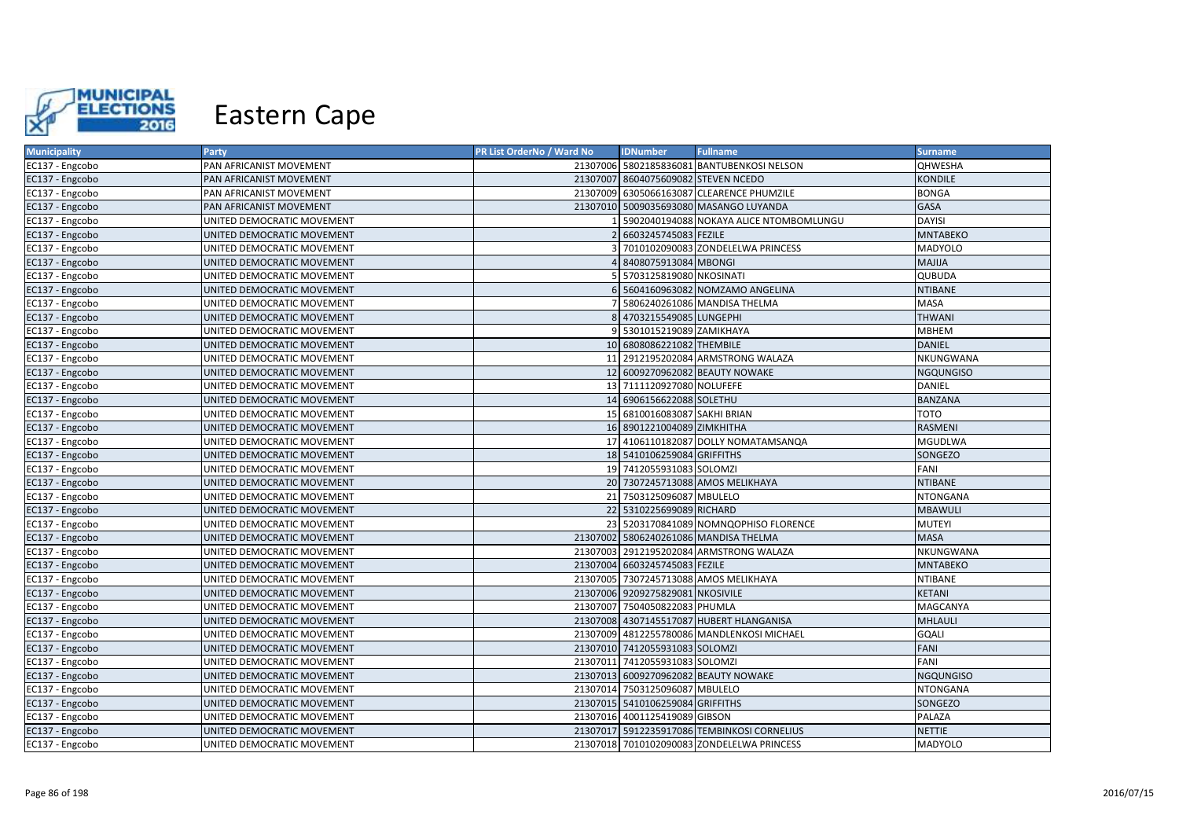# Eastern Cape

| Municipality | Party | PR List OrderNo / Ward No | IDNumber | Fullname | Surname |
|---|---|---|---|---|---|
| EC137 - Engcobo | PAN AFRICANIST MOVEMENT | 21307006 | 5802185836081 | BANTUBENKOSI NELSON | QHWESHA |
| EC137 - Engcobo | PAN AFRICANIST MOVEMENT | 21307007 | 8604075609082 | STEVEN NCEDO | KONDILE |
| EC137 - Engcobo | PAN AFRICANIST MOVEMENT | 21307009 | 6305066163087 | CLEARENCE PHUMZILE | BONGA |
| EC137 - Engcobo | PAN AFRICANIST MOVEMENT | 21307010 | 5009035693080 | MASANGO LUYANDA | GASA |
| EC137 - Engcobo | UNITED DEMOCRATIC MOVEMENT | 1 | 5902040194088 | NOKAYA ALICE NTOMBOMLUNGU | DAYISI |
| EC137 - Engcobo | UNITED DEMOCRATIC MOVEMENT | 2 | 6603245745083 | FEZILE | MNTABEKO |
| EC137 - Engcobo | UNITED DEMOCRATIC MOVEMENT | 3 | 7010102090083 | ZONDELELWA PRINCESS | MADYOLO |
| EC137 - Engcobo | UNITED DEMOCRATIC MOVEMENT | 4 | 8408075913084 | MBONGI | MAJIJA |
| EC137 - Engcobo | UNITED DEMOCRATIC MOVEMENT | 5 | 5703125819080 | NKOSINATI | QUBUDA |
| EC137 - Engcobo | UNITED DEMOCRATIC MOVEMENT | 6 | 5604160963082 | NOMZAMO ANGELINA | NTIBANE |
| EC137 - Engcobo | UNITED DEMOCRATIC MOVEMENT | 7 | 5806240261086 | MANDISA THELMA | MASA |
| EC137 - Engcobo | UNITED DEMOCRATIC MOVEMENT | 8 | 4703215549085 | LUNGEPHI | THWANI |
| EC137 - Engcobo | UNITED DEMOCRATIC MOVEMENT | 9 | 5301015219089 | ZAMIKHAYA | MBHEM |
| EC137 - Engcobo | UNITED DEMOCRATIC MOVEMENT | 10 | 6808086221082 | THEMBILE | DANIEL |
| EC137 - Engcobo | UNITED DEMOCRATIC MOVEMENT | 11 | 2912195202084 | ARMSTRONG WALAZA | NKUNGWANA |
| EC137 - Engcobo | UNITED DEMOCRATIC MOVEMENT | 12 | 6009270962082 | BEAUTY NOWAKE | NGQUNGISO |
| EC137 - Engcobo | UNITED DEMOCRATIC MOVEMENT | 13 | 7111120927080 | NOLUFEFE | DANIEL |
| EC137 - Engcobo | UNITED DEMOCRATIC MOVEMENT | 14 | 6906156622088 | SOLETHU | BANZANA |
| EC137 - Engcobo | UNITED DEMOCRATIC MOVEMENT | 15 | 6810016083087 | SAKHI BRIAN | TOTO |
| EC137 - Engcobo | UNITED DEMOCRATIC MOVEMENT | 16 | 8901221004089 | ZIMKHITHA | RASMENI |
| EC137 - Engcobo | UNITED DEMOCRATIC MOVEMENT | 17 | 4106110182087 | DOLLY NOMATAMSANQA | MGUDLWA |
| EC137 - Engcobo | UNITED DEMOCRATIC MOVEMENT | 18 | 5410106259084 | GRIFFITHS | SONGEZO |
| EC137 - Engcobo | UNITED DEMOCRATIC MOVEMENT | 19 | 7412055931083 | SOLOMZI | FANI |
| EC137 - Engcobo | UNITED DEMOCRATIC MOVEMENT | 20 | 7307245713088 | AMOS MELIKHAYA | NTIBANE |
| EC137 - Engcobo | UNITED DEMOCRATIC MOVEMENT | 21 | 7503125096087 | MBULELO | NTONGANA |
| EC137 - Engcobo | UNITED DEMOCRATIC MOVEMENT | 22 | 5310225699089 | RICHARD | MBAWULI |
| EC137 - Engcobo | UNITED DEMOCRATIC MOVEMENT | 23 | 5203170841089 | NOMNQOPHISO FLORENCE | MUTEYI |
| EC137 - Engcobo | UNITED DEMOCRATIC MOVEMENT | 21307002 | 5806240261086 | MANDISA THELMA | MASA |
| EC137 - Engcobo | UNITED DEMOCRATIC MOVEMENT | 21307003 | 2912195202084 | ARMSTRONG WALAZA | NKUNGWANA |
| EC137 - Engcobo | UNITED DEMOCRATIC MOVEMENT | 21307004 | 6603245745083 | FEZILE | MNTABEKO |
| EC137 - Engcobo | UNITED DEMOCRATIC MOVEMENT | 21307005 | 7307245713088 | AMOS MELIKHAYA | NTIBANE |
| EC137 - Engcobo | UNITED DEMOCRATIC MOVEMENT | 21307006 | 9209275829081 | NKOSIVILE | KETANI |
| EC137 - Engcobo | UNITED DEMOCRATIC MOVEMENT | 21307007 | 7504050822083 | PHUMLA | MAGCANYA |
| EC137 - Engcobo | UNITED DEMOCRATIC MOVEMENT | 21307008 | 4307145517087 | HUBERT HLANGANISA | MHLAULI |
| EC137 - Engcobo | UNITED DEMOCRATIC MOVEMENT | 21307009 | 4812255780086 | MANDLENKOSI MICHAEL | GQALI |
| EC137 - Engcobo | UNITED DEMOCRATIC MOVEMENT | 21307010 | 7412055931083 | SOLOMZI | FANI |
| EC137 - Engcobo | UNITED DEMOCRATIC MOVEMENT | 21307011 | 7412055931083 | SOLOMZI | FANI |
| EC137 - Engcobo | UNITED DEMOCRATIC MOVEMENT | 21307013 | 6009270962082 | BEAUTY NOWAKE | NGQUNGISO |
| EC137 - Engcobo | UNITED DEMOCRATIC MOVEMENT | 21307014 | 7503125096087 | MBULELO | NTONGANA |
| EC137 - Engcobo | UNITED DEMOCRATIC MOVEMENT | 21307015 | 5410106259084 | GRIFFITHS | SONGEZO |
| EC137 - Engcobo | UNITED DEMOCRATIC MOVEMENT | 21307016 | 4001125419089 | GIBSON | PALAZA |
| EC137 - Engcobo | UNITED DEMOCRATIC MOVEMENT | 21307017 | 5912235917086 | TEMBINKOSI CORNELIUS | NETTIE |
| EC137 - Engcobo | UNITED DEMOCRATIC MOVEMENT | 21307018 | 7010102090083 | ZONDELELWA PRINCESS | MADYOLO |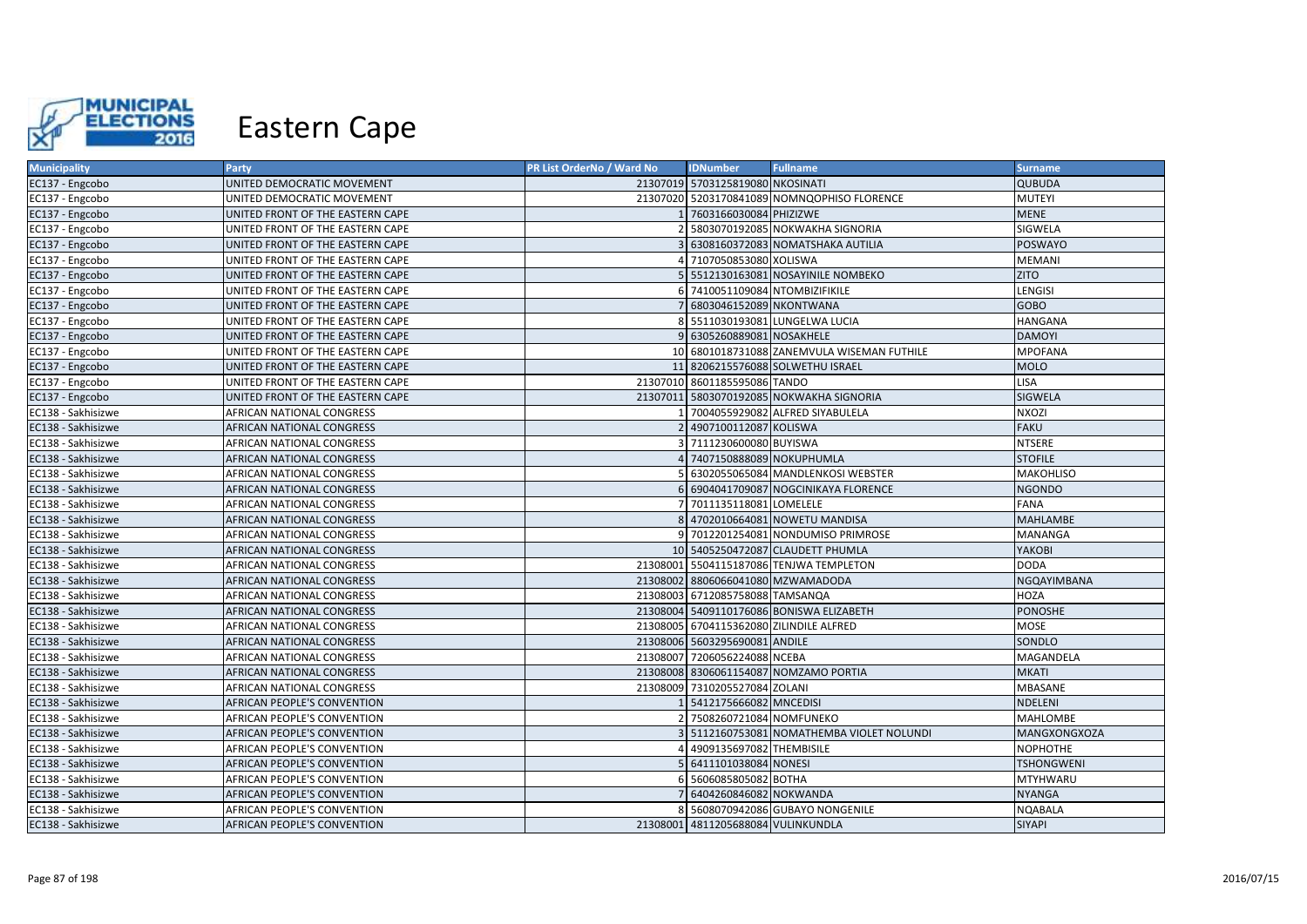# Eastern Cape

| Municipality | Party | PR List OrderNo / Ward No | IDNumber | Fullname | Surname |
|---|---|---|---|---|---|
| EC137 - Engcobo | UNITED DEMOCRATIC MOVEMENT | 21307019 | 5703125819080 | NKOSINATI | QUBUDA |
| EC137 - Engcobo | UNITED DEMOCRATIC MOVEMENT | 21307020 | 5203170841089 | NOMNQOPHISO FLORENCE | MUTEYI |
| EC137 - Engcobo | UNITED FRONT OF THE EASTERN CAPE | 1 | 7603166030084 | PHIZIZWE | MENE |
| EC137 - Engcobo | UNITED FRONT OF THE EASTERN CAPE | 2 | 5803070192085 | NOKWAKHA SIGNORIA | SIGWELA |
| EC137 - Engcobo | UNITED FRONT OF THE EASTERN CAPE | 3 | 6308160372083 | NOMATSHAKA AUTILIA | POSWAYO |
| EC137 - Engcobo | UNITED FRONT OF THE EASTERN CAPE | 4 | 7107050853080 | XOLISWA | MEMANI |
| EC137 - Engcobo | UNITED FRONT OF THE EASTERN CAPE | 5 | 5512130163081 | NOSAYINILE NOMBEKO | ZITO |
| EC137 - Engcobo | UNITED FRONT OF THE EASTERN CAPE | 6 | 7410051109084 | NTOMBIZIFIKILE | LENGISI |
| EC137 - Engcobo | UNITED FRONT OF THE EASTERN CAPE | 7 | 6803046152089 | NKONTWANA | GOBO |
| EC137 - Engcobo | UNITED FRONT OF THE EASTERN CAPE | 8 | 5511030193081 | LUNGELWA LUCIA | HANGANA |
| EC137 - Engcobo | UNITED FRONT OF THE EASTERN CAPE | 9 | 6305260889081 | NOSAKHELE | DAMOYI |
| EC137 - Engcobo | UNITED FRONT OF THE EASTERN CAPE | 10 | 6801018731088 | ZANEMVULA WISEMAN FUTHILE | MPOFANA |
| EC137 - Engcobo | UNITED FRONT OF THE EASTERN CAPE | 11 | 8206215576088 | SOLWETHU ISRAEL | MOLO |
| EC137 - Engcobo | UNITED FRONT OF THE EASTERN CAPE | 21307010 | 8601185595086 | TANDO | LISA |
| EC137 - Engcobo | UNITED FRONT OF THE EASTERN CAPE | 21307011 | 5803070192085 | NOKWAKHA SIGNORIA | SIGWELA |
| EC138 - Sakhisizwe | AFRICAN NATIONAL CONGRESS | 1 | 7004055929082 | ALFRED SIYABULELA | NXOZI |
| EC138 - Sakhisizwe | AFRICAN NATIONAL CONGRESS | 2 | 4907100112087 | KOLISWA | FAKU |
| EC138 - Sakhisizwe | AFRICAN NATIONAL CONGRESS | 3 | 7111230600080 | BUYISWA | NTSERE |
| EC138 - Sakhisizwe | AFRICAN NATIONAL CONGRESS | 4 | 7407150888089 | NOKUPHUMLA | STOFILE |
| EC138 - Sakhisizwe | AFRICAN NATIONAL CONGRESS | 5 | 6302055065084 | MANDLENKOSI WEBSTER | MAKOHLISO |
| EC138 - Sakhisizwe | AFRICAN NATIONAL CONGRESS | 6 | 6904041709087 | NOGCINIKAYA FLORENCE | NGONDO |
| EC138 - Sakhisizwe | AFRICAN NATIONAL CONGRESS | 7 | 7011135118081 | LOMELELE | FANA |
| EC138 - Sakhisizwe | AFRICAN NATIONAL CONGRESS | 8 | 4702010664081 | NOWETU MANDISA | MAHLAMBE |
| EC138 - Sakhisizwe | AFRICAN NATIONAL CONGRESS | 9 | 7012201254081 | NONDUMISO PRIMROSE | MANANGA |
| EC138 - Sakhisizwe | AFRICAN NATIONAL CONGRESS | 10 | 5405250472087 | CLAUDETT PHUMLA | YAKOBI |
| EC138 - Sakhisizwe | AFRICAN NATIONAL CONGRESS | 21308001 | 5504115187086 | TENJWA TEMPLETON | DODA |
| EC138 - Sakhisizwe | AFRICAN NATIONAL CONGRESS | 21308002 | 8806066041080 | MZWAMADODA | NGQAYIMBANA |
| EC138 - Sakhisizwe | AFRICAN NATIONAL CONGRESS | 21308003 | 6712085758088 | TAMSANQA | HOZA |
| EC138 - Sakhisizwe | AFRICAN NATIONAL CONGRESS | 21308004 | 5409110176086 | BONISWA ELIZABETH | PONOSHE |
| EC138 - Sakhisizwe | AFRICAN NATIONAL CONGRESS | 21308005 | 6704115362080 | ZILINDILE ALFRED | MOSE |
| EC138 - Sakhisizwe | AFRICAN NATIONAL CONGRESS | 21308006 | 5603295690081 | ANDILE | SONDLO |
| EC138 - Sakhisizwe | AFRICAN NATIONAL CONGRESS | 21308007 | 7206056224088 | NCEBA | MAGANDELA |
| EC138 - Sakhisizwe | AFRICAN NATIONAL CONGRESS | 21308008 | 8306061154087 | NOMZAMO PORTIA | MKATI |
| EC138 - Sakhisizwe | AFRICAN NATIONAL CONGRESS | 21308009 | 7310205527084 | ZOLANI | MBASANE |
| EC138 - Sakhisizwe | AFRICAN PEOPLE'S CONVENTION | 1 | 5412175666082 | MNCEDISI | NDELENI |
| EC138 - Sakhisizwe | AFRICAN PEOPLE'S CONVENTION | 2 | 7508260721084 | NOMFUNEKO | MAHLOMBE |
| EC138 - Sakhisizwe | AFRICAN PEOPLE'S CONVENTION | 3 | 5112160753081 | NOMATHEMBA VIOLET NOLUNDI | MANGXONGXOZA |
| EC138 - Sakhisizwe | AFRICAN PEOPLE'S CONVENTION | 4 | 4909135697082 | THEMBISILE | NOPHOTHE |
| EC138 - Sakhisizwe | AFRICAN PEOPLE'S CONVENTION | 5 | 6411101038084 | NONESI | TSHONGWENI |
| EC138 - Sakhisizwe | AFRICAN PEOPLE'S CONVENTION | 6 | 5606085805082 | BOTHA | MTYHWARU |
| EC138 - Sakhisizwe | AFRICAN PEOPLE'S CONVENTION | 7 | 6404260846082 | NOKWANDA | NYANGA |
| EC138 - Sakhisizwe | AFRICAN PEOPLE'S CONVENTION | 8 | 5608070942086 | GUBAYO NONGENILE | NQABALA |
| EC138 - Sakhisizwe | AFRICAN PEOPLE'S CONVENTION | 21308001 | 4811205688084 | VULINKUNDLA | SIYAPI |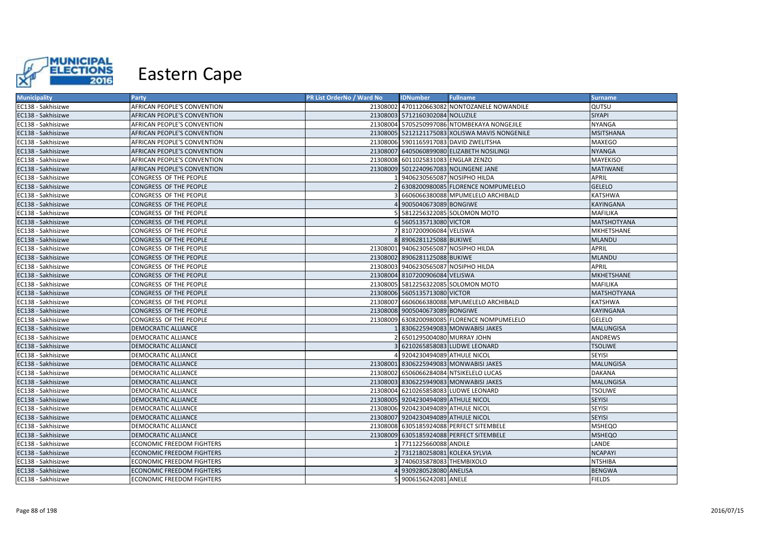# Eastern Cape

| Municipality | Party | PR List OrderNo / Ward No | IDNumber | Fullname | Surname |
|---|---|---|---|---|---|
| EC138 - Sakhisizwe | AFRICAN PEOPLE'S CONVENTION | 21308002 | 4701120663082 | NONTOZANELE NOWANDILE | QUTSU |
| EC138 - Sakhisizwe | AFRICAN PEOPLE'S CONVENTION | 21308003 | 5712160302084 | NOLUZILE | SIYAPI |
| EC138 - Sakhisizwe | AFRICAN PEOPLE'S CONVENTION | 21308004 | 5705250997086 | NTOMBEKAYA NONGEJILE | NYANGA |
| EC138 - Sakhisizwe | AFRICAN PEOPLE'S CONVENTION | 21308005 | 5212121175083 | XOLISWA MAVIS NONGENILE | MSITSHANA |
| EC138 - Sakhisizwe | AFRICAN PEOPLE'S CONVENTION | 21308006 | 5901165917083 | DAVID ZWELITSHA | MAXEGO |
| EC138 - Sakhisizwe | AFRICAN PEOPLE'S CONVENTION | 21308007 | 6405060899080 | ELIZABETH NOSILINGI | NYANGA |
| EC138 - Sakhisizwe | AFRICAN PEOPLE'S CONVENTION | 21308008 | 6011025831083 | ENGLAR ZENZO | MAYEKISO |
| EC138 - Sakhisizwe | AFRICAN PEOPLE'S CONVENTION | 21308009 | 5012240967083 | NOLINGENE JANE | MATIWANE |
| EC138 - Sakhisizwe | CONGRESS OF THE PEOPLE | 1 | 9406230565087 | NOSIPHO HILDA | APRIL |
| EC138 - Sakhisizwe | CONGRESS OF THE PEOPLE | 2 | 6308200980085 | FLORENCE NOMPUMELELO | GELELO |
| EC138 - Sakhisizwe | CONGRESS OF THE PEOPLE | 3 | 6606066380088 | MPUMELELO ARCHIBALD | KATSHWA |
| EC138 - Sakhisizwe | CONGRESS OF THE PEOPLE | 4 | 9005040673089 | BONGIWE | KAYINGANA |
| EC138 - Sakhisizwe | CONGRESS OF THE PEOPLE | 5 | 5812256322085 | SOLOMON MOTO | MAFILIKA |
| EC138 - Sakhisizwe | CONGRESS OF THE PEOPLE | 6 | 5605135713080 | VICTOR | MATSHOTYANA |
| EC138 - Sakhisizwe | CONGRESS OF THE PEOPLE | 7 | 8107200906084 | VELISWA | MKHETSHANE |
| EC138 - Sakhisizwe | CONGRESS OF THE PEOPLE | 8 | 8906281125088 | BUKIWE | MLANDU |
| EC138 - Sakhisizwe | CONGRESS OF THE PEOPLE | 21308001 | 9406230565087 | NOSIPHO HILDA | APRIL |
| EC138 - Sakhisizwe | CONGRESS OF THE PEOPLE | 21308002 | 8906281125088 | BUKIWE | MLANDU |
| EC138 - Sakhisizwe | CONGRESS OF THE PEOPLE | 21308003 | 9406230565087 | NOSIPHO HILDA | APRIL |
| EC138 - Sakhisizwe | CONGRESS OF THE PEOPLE | 21308004 | 8107200906084 | VELISWA | MKHETSHANE |
| EC138 - Sakhisizwe | CONGRESS OF THE PEOPLE | 21308005 | 5812256322085 | SOLOMON MOTO | MAFILIKA |
| EC138 - Sakhisizwe | CONGRESS OF THE PEOPLE | 21308006 | 5605135713080 | VICTOR | MATSHOTYANA |
| EC138 - Sakhisizwe | CONGRESS OF THE PEOPLE | 21308007 | 6606066380088 | MPUMELELO ARCHIBALD | KATSHWA |
| EC138 - Sakhisizwe | CONGRESS OF THE PEOPLE | 21308008 | 9005040673089 | BONGIWE | KAYINGANA |
| EC138 - Sakhisizwe | CONGRESS OF THE PEOPLE | 21308009 | 6308200980085 | FLORENCE NOMPUMELELO | GELELO |
| EC138 - Sakhisizwe | DEMOCRATIC ALLIANCE | 1 | 8306225949083 | MONWABISI JAKES | MALUNGISA |
| EC138 - Sakhisizwe | DEMOCRATIC ALLIANCE | 2 | 6501295004080 | MURRAY JOHN | ANDREWS |
| EC138 - Sakhisizwe | DEMOCRATIC ALLIANCE | 3 | 6210265858083 | LUDWE LEONARD | TSOLIWE |
| EC138 - Sakhisizwe | DEMOCRATIC ALLIANCE | 4 | 9204230494089 | ATHULE NICOL | SEYISI |
| EC138 - Sakhisizwe | DEMOCRATIC ALLIANCE | 21308001 | 8306225949083 | MONWABISI JAKES | MALUNGISA |
| EC138 - Sakhisizwe | DEMOCRATIC ALLIANCE | 21308002 | 6506066284084 | NTSIKELELO LUCAS | DAKANA |
| EC138 - Sakhisizwe | DEMOCRATIC ALLIANCE | 21308003 | 8306225949083 | MONWABISI JAKES | MALUNGISA |
| EC138 - Sakhisizwe | DEMOCRATIC ALLIANCE | 21308004 | 6210265858083 | LUDWE LEONARD | TSOLIWE |
| EC138 - Sakhisizwe | DEMOCRATIC ALLIANCE | 21308005 | 9204230494089 | ATHULE NICOL | SEYISI |
| EC138 - Sakhisizwe | DEMOCRATIC ALLIANCE | 21308006 | 9204230494089 | ATHULE NICOL | SEYISI |
| EC138 - Sakhisizwe | DEMOCRATIC ALLIANCE | 21308007 | 9204230494089 | ATHULE NICOL | SEYISI |
| EC138 - Sakhisizwe | DEMOCRATIC ALLIANCE | 21308008 | 6305185924088 | PERFECT SITEMBELE | MSHEQO |
| EC138 - Sakhisizwe | DEMOCRATIC ALLIANCE | 21308009 | 6305185924088 | PERFECT SITEMBELE | MSHEQO |
| EC138 - Sakhisizwe | ECONOMIC FREEDOM FIGHTERS | 1 | 7711225660088 | ANDILE | LANDE |
| EC138 - Sakhisizwe | ECONOMIC FREEDOM FIGHTERS | 2 | 7312180258081 | KOLEKA SYLVIA | NCAPAYI |
| EC138 - Sakhisizwe | ECONOMIC FREEDOM FIGHTERS | 3 | 7406035878083 | THEMBIXOLO | NTSHIBA |
| EC138 - Sakhisizwe | ECONOMIC FREEDOM FIGHTERS | 4 | 9309280528080 | ANELISA | BENGWA |
| EC138 - Sakhisizwe | ECONOMIC FREEDOM FIGHTERS | 5 | 9006156242081 | ANELE | FIELDS |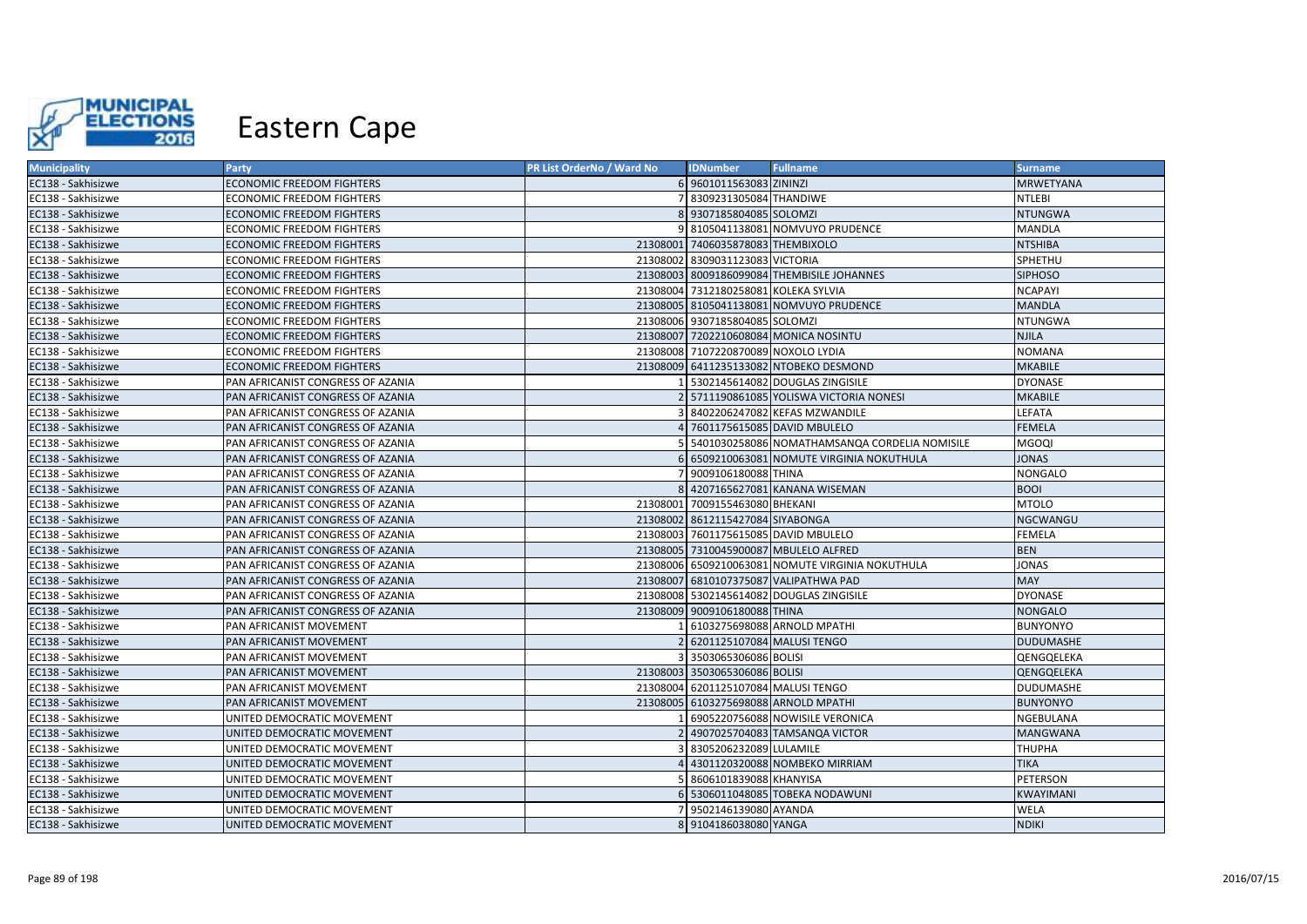# Eastern Cape

| Municipality | Party | PR List OrderNo / Ward No | IDNumber | Fullname | Surname |
|---|---|---|---|---|---|
| EC138 - Sakhisizwe | ECONOMIC FREEDOM FIGHTERS | 6 | 9601011563083 | ZININZI | MRWETYANA |
| EC138 - Sakhisizwe | ECONOMIC FREEDOM FIGHTERS | 7 | 8309231305084 | THANDIWE | NTLEBI |
| EC138 - Sakhisizwe | ECONOMIC FREEDOM FIGHTERS | 8 | 9307185804085 | SOLOMZI | NTUNGWA |
| EC138 - Sakhisizwe | ECONOMIC FREEDOM FIGHTERS | 9 | 8105041138081 | NOMVUYO PRUDENCE | MANDLA |
| EC138 - Sakhisizwe | ECONOMIC FREEDOM FIGHTERS | 21308001 | 7406035878083 | THEMBIXOLO | NTSHIBA |
| EC138 - Sakhisizwe | ECONOMIC FREEDOM FIGHTERS | 21308002 | 8309031123083 | VICTORIA | SPHETHU |
| EC138 - Sakhisizwe | ECONOMIC FREEDOM FIGHTERS | 21308003 | 8009186099084 | THEMBISILE JOHANNES | SIPHOSO |
| EC138 - Sakhisizwe | ECONOMIC FREEDOM FIGHTERS | 21308004 | 7312180258081 | KOLEKA SYLVIA | NCAPAYI |
| EC138 - Sakhisizwe | ECONOMIC FREEDOM FIGHTERS | 21308005 | 8105041138081 | NOMVUYO PRUDENCE | MANDLA |
| EC138 - Sakhisizwe | ECONOMIC FREEDOM FIGHTERS | 21308006 | 9307185804085 | SOLOMZI | NTUNGWA |
| EC138 - Sakhisizwe | ECONOMIC FREEDOM FIGHTERS | 21308007 | 7202210608084 | MONICA NOSINTU | NJILA |
| EC138 - Sakhisizwe | ECONOMIC FREEDOM FIGHTERS | 21308008 | 7107220870089 | NOXOLO LYDIA | NOMANA |
| EC138 - Sakhisizwe | ECONOMIC FREEDOM FIGHTERS | 21308009 | 6411235133082 | NTOBEKO DESMOND | MKABILE |
| EC138 - Sakhisizwe | PAN AFRICANIST CONGRESS OF AZANIA | 1 | 5302145614082 | DOUGLAS ZINGISILE | DYONASE |
| EC138 - Sakhisizwe | PAN AFRICANIST CONGRESS OF AZANIA | 2 | 5711190861085 | YOLISWA VICTORIA NONESI | MKABILE |
| EC138 - Sakhisizwe | PAN AFRICANIST CONGRESS OF AZANIA | 3 | 8402206247082 | KEFAS MZWANDILE | LEFATA |
| EC138 - Sakhisizwe | PAN AFRICANIST CONGRESS OF AZANIA | 4 | 7601175615085 | DAVID MBULELO | FEMELA |
| EC138 - Sakhisizwe | PAN AFRICANIST CONGRESS OF AZANIA | 5 | 5401030258086 | NOMATHAMSANQA CORDELIA NOMISILE | MGOQI |
| EC138 - Sakhisizwe | PAN AFRICANIST CONGRESS OF AZANIA | 6 | 6509210063081 | NOMUTE VIRGINIA NOKUTHULA | JONAS |
| EC138 - Sakhisizwe | PAN AFRICANIST CONGRESS OF AZANIA | 7 | 9009106180088 | THINA | NONGALO |
| EC138 - Sakhisizwe | PAN AFRICANIST CONGRESS OF AZANIA | 8 | 4207165627081 | KANANA WISEMAN | BOOI |
| EC138 - Sakhisizwe | PAN AFRICANIST CONGRESS OF AZANIA | 21308001 | 7009155463080 | BHEKANI | MTOLO |
| EC138 - Sakhisizwe | PAN AFRICANIST CONGRESS OF AZANIA | 21308002 | 8612115427084 | SIYABONGA | NGCWANGU |
| EC138 - Sakhisizwe | PAN AFRICANIST CONGRESS OF AZANIA | 21308003 | 7601175615085 | DAVID MBULELO | FEMELA |
| EC138 - Sakhisizwe | PAN AFRICANIST CONGRESS OF AZANIA | 21308005 | 7310045900087 | MBULELO ALFRED | BEN |
| EC138 - Sakhisizwe | PAN AFRICANIST CONGRESS OF AZANIA | 21308006 | 6509210063081 | NOMUTE VIRGINIA NOKUTHULA | JONAS |
| EC138 - Sakhisizwe | PAN AFRICANIST CONGRESS OF AZANIA | 21308007 | 6810107375087 | VALIPATHWA PAD | MAY |
| EC138 - Sakhisizwe | PAN AFRICANIST CONGRESS OF AZANIA | 21308008 | 5302145614082 | DOUGLAS ZINGISILE | DYONASE |
| EC138 - Sakhisizwe | PAN AFRICANIST CONGRESS OF AZANIA | 21308009 | 9009106180088 | THINA | NONGALO |
| EC138 - Sakhisizwe | PAN AFRICANIST MOVEMENT | 1 | 6103275698088 | ARNOLD MPATHI | BUNYONYO |
| EC138 - Sakhisizwe | PAN AFRICANIST MOVEMENT | 2 | 6201125107084 | MALUSI TENGO | DUDUMASHE |
| EC138 - Sakhisizwe | PAN AFRICANIST MOVEMENT | 3 | 3503065306086 | BOLISI | QENGQELEKA |
| EC138 - Sakhisizwe | PAN AFRICANIST MOVEMENT | 21308003 | 3503065306086 | BOLISI | QENGQELEKA |
| EC138 - Sakhisizwe | PAN AFRICANIST MOVEMENT | 21308004 | 6201125107084 | MALUSI TENGO | DUDUMASHE |
| EC138 - Sakhisizwe | PAN AFRICANIST MOVEMENT | 21308005 | 6103275698088 | ARNOLD MPATHI | BUNYONYO |
| EC138 - Sakhisizwe | UNITED DEMOCRATIC MOVEMENT | 1 | 6905220756088 | NOWISILE VERONICA | NGEBULANA |
| EC138 - Sakhisizwe | UNITED DEMOCRATIC MOVEMENT | 2 | 4907025704083 | TAMSANQA VICTOR | MANGWANA |
| EC138 - Sakhisizwe | UNITED DEMOCRATIC MOVEMENT | 3 | 8305206232089 | LULAMILE | THUPHA |
| EC138 - Sakhisizwe | UNITED DEMOCRATIC MOVEMENT | 4 | 4301120320088 | NOMBEKO MIRRIAM | TIKA |
| EC138 - Sakhisizwe | UNITED DEMOCRATIC MOVEMENT | 5 | 8606101839088 | KHANYISA | PETERSON |
| EC138 - Sakhisizwe | UNITED DEMOCRATIC MOVEMENT | 6 | 5306011048085 | TOBEKA NODAWUNI | KWAYIMANI |
| EC138 - Sakhisizwe | UNITED DEMOCRATIC MOVEMENT | 7 | 9502146139080 | AYANDA | WELA |
| EC138 - Sakhisizwe | UNITED DEMOCRATIC MOVEMENT | 8 | 9104186038080 | YANGA | NDIKI |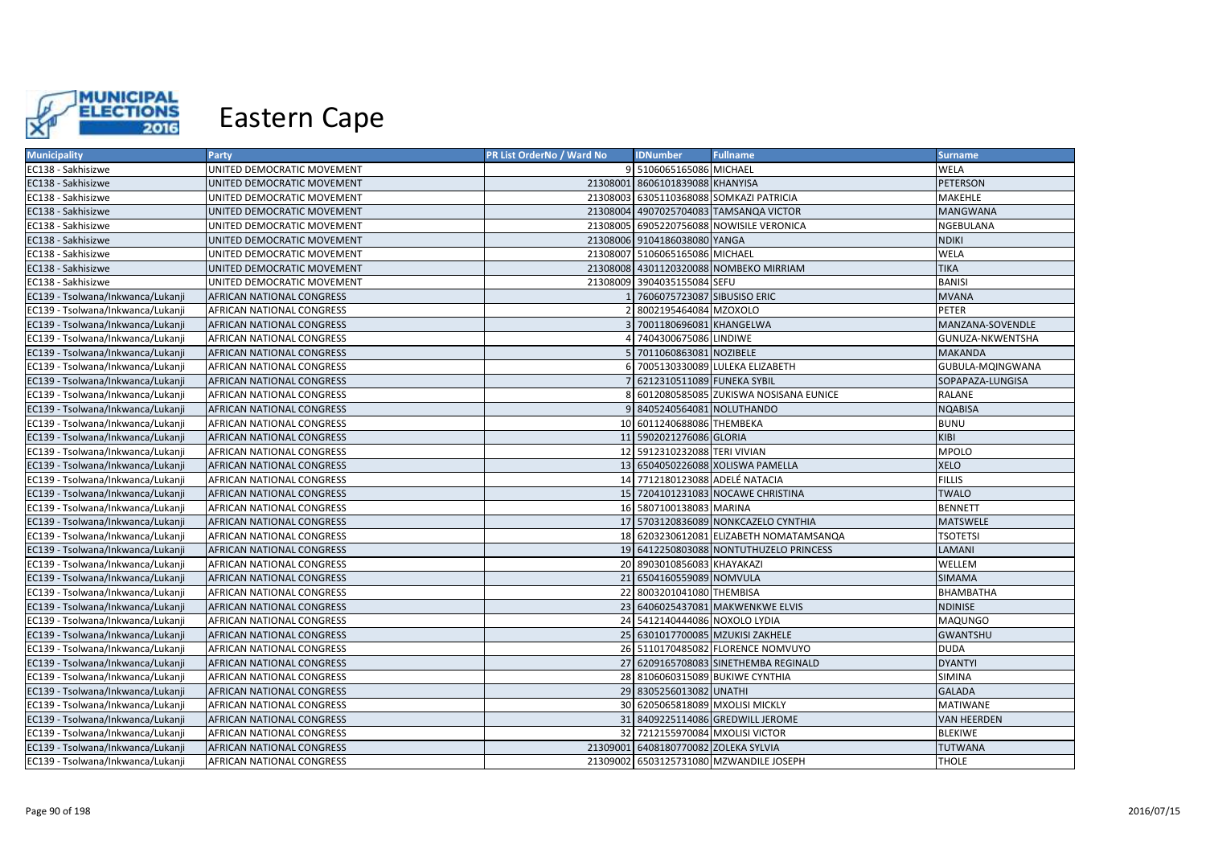# Eastern Cape

| Municipality | Party | PR List OrderNo / Ward No | IDNumber | Fullname | Surname |
|---|---|---|---|---|---|
| EC138 - Sakhisizwe | UNITED DEMOCRATIC MOVEMENT | 9 | 5106065165086 | MICHAEL | WELA |
| EC138 - Sakhisizwe | UNITED DEMOCRATIC MOVEMENT | 21308001 | 8606101839088 | KHANYISA | PETERSON |
| EC138 - Sakhisizwe | UNITED DEMOCRATIC MOVEMENT | 21308003 | 6305110368088 | SOMKAZI PATRICIA | MAKEHLE |
| EC138 - Sakhisizwe | UNITED DEMOCRATIC MOVEMENT | 21308004 | 4907025704083 | TAMSANQA VICTOR | MANGWANA |
| EC138 - Sakhisizwe | UNITED DEMOCRATIC MOVEMENT | 21308005 | 6905220756088 | NOWISILE VERONICA | NGEBULANA |
| EC138 - Sakhisizwe | UNITED DEMOCRATIC MOVEMENT | 21308006 | 9104186038080 | YANGA | NDIKI |
| EC138 - Sakhisizwe | UNITED DEMOCRATIC MOVEMENT | 21308007 | 5106065165086 | MICHAEL | WELA |
| EC138 - Sakhisizwe | UNITED DEMOCRATIC MOVEMENT | 21308008 | 4301120320088 | NOMBEKO MIRRIAM | TIKA |
| EC138 - Sakhisizwe | UNITED DEMOCRATIC MOVEMENT | 21308009 | 3904035155084 | SEFU | BANISI |
| EC139 - Tsolwana/Inkwanca/Lukanji | AFRICAN NATIONAL CONGRESS | 1 | 7606075723087 | SIBUSISO ERIC | MVANA |
| EC139 - Tsolwana/Inkwanca/Lukanji | AFRICAN NATIONAL CONGRESS | 2 | 8002195464084 | MZOXOLO | PETER |
| EC139 - Tsolwana/Inkwanca/Lukanji | AFRICAN NATIONAL CONGRESS | 3 | 7001180696081 | KHANGELWA | MANZANA-SOVENDLE |
| EC139 - Tsolwana/Inkwanca/Lukanji | AFRICAN NATIONAL CONGRESS | 4 | 7404300675086 | LINDIWE | GUNUZA-NKWENTSHA |
| EC139 - Tsolwana/Inkwanca/Lukanji | AFRICAN NATIONAL CONGRESS | 5 | 7011060863081 | NOZIBELE | MAKANDA |
| EC139 - Tsolwana/Inkwanca/Lukanji | AFRICAN NATIONAL CONGRESS | 6 | 7005130330089 | LULEKA ELIZABETH | GUBULA-MQINGWANA |
| EC139 - Tsolwana/Inkwanca/Lukanji | AFRICAN NATIONAL CONGRESS | 7 | 6212310511089 | FUNEKA SYBIL | SOPAPAZA-LUNGISA |
| EC139 - Tsolwana/Inkwanca/Lukanji | AFRICAN NATIONAL CONGRESS | 8 | 6012080585085 | ZUKISWA NOSISANA EUNICE | RALANE |
| EC139 - Tsolwana/Inkwanca/Lukanji | AFRICAN NATIONAL CONGRESS | 9 | 8405240564081 | NOLUTHANDO | NQABISA |
| EC139 - Tsolwana/Inkwanca/Lukanji | AFRICAN NATIONAL CONGRESS | 10 | 6011240688086 | THEMBEKA | BUNU |
| EC139 - Tsolwana/Inkwanca/Lukanji | AFRICAN NATIONAL CONGRESS | 11 | 5902021276086 | GLORIA | KIBI |
| EC139 - Tsolwana/Inkwanca/Lukanji | AFRICAN NATIONAL CONGRESS | 12 | 5912310232088 | TERI VIVIAN | MPOLO |
| EC139 - Tsolwana/Inkwanca/Lukanji | AFRICAN NATIONAL CONGRESS | 13 | 6504050226088 | XOLISWA PAMELLA | XELO |
| EC139 - Tsolwana/Inkwanca/Lukanji | AFRICAN NATIONAL CONGRESS | 14 | 7712180123088 | ADELÉ NATACIA | FILLIS |
| EC139 - Tsolwana/Inkwanca/Lukanji | AFRICAN NATIONAL CONGRESS | 15 | 7204101231083 | NOCAWE CHRISTINA | TWALO |
| EC139 - Tsolwana/Inkwanca/Lukanji | AFRICAN NATIONAL CONGRESS | 16 | 5807100138083 | MARINA | BENNETT |
| EC139 - Tsolwana/Inkwanca/Lukanji | AFRICAN NATIONAL CONGRESS | 17 | 5703120836089 | NONKCAZELO CYNTHIA | MATSWELE |
| EC139 - Tsolwana/Inkwanca/Lukanji | AFRICAN NATIONAL CONGRESS | 18 | 6203230612081 | ELIZABETH NOMATAMSANQA | TSOTETSI |
| EC139 - Tsolwana/Inkwanca/Lukanji | AFRICAN NATIONAL CONGRESS | 19 | 6412250803088 | NONTUTHUZELO PRINCESS | LAMANI |
| EC139 - Tsolwana/Inkwanca/Lukanji | AFRICAN NATIONAL CONGRESS | 20 | 8903010856083 | KHAYAKAZI | WELLEM |
| EC139 - Tsolwana/Inkwanca/Lukanji | AFRICAN NATIONAL CONGRESS | 21 | 6504160559089 | NOMVULA | SIMAMA |
| EC139 - Tsolwana/Inkwanca/Lukanji | AFRICAN NATIONAL CONGRESS | 22 | 8003201041080 | THEMBISA | BHAMBATHA |
| EC139 - Tsolwana/Inkwanca/Lukanji | AFRICAN NATIONAL CONGRESS | 23 | 6406025437081 | MAKWENKWE ELVIS | NDINISE |
| EC139 - Tsolwana/Inkwanca/Lukanji | AFRICAN NATIONAL CONGRESS | 24 | 5412140444086 | NOXOLO LYDIA | MAQUNGO |
| EC139 - Tsolwana/Inkwanca/Lukanji | AFRICAN NATIONAL CONGRESS | 25 | 6301017700085 | MZUKISI ZAKHELE | GWANTSHU |
| EC139 - Tsolwana/Inkwanca/Lukanji | AFRICAN NATIONAL CONGRESS | 26 | 5110170485082 | FLORENCE NOMVUYO | DUDA |
| EC139 - Tsolwana/Inkwanca/Lukanji | AFRICAN NATIONAL CONGRESS | 27 | 6209165708083 | SINETHEMBA REGINALD | DYANTYI |
| EC139 - Tsolwana/Inkwanca/Lukanji | AFRICAN NATIONAL CONGRESS | 28 | 8106060315089 | BUKIWE CYNTHIA | SIMINA |
| EC139 - Tsolwana/Inkwanca/Lukanji | AFRICAN NATIONAL CONGRESS | 29 | 8305256013082 | UNATHI | GALADA |
| EC139 - Tsolwana/Inkwanca/Lukanji | AFRICAN NATIONAL CONGRESS | 30 | 6205065818089 | MXOLISI MICKLY | MATIWANE |
| EC139 - Tsolwana/Inkwanca/Lukanji | AFRICAN NATIONAL CONGRESS | 31 | 8409225114086 | GREDWILL JEROME | VAN HEERDEN |
| EC139 - Tsolwana/Inkwanca/Lukanji | AFRICAN NATIONAL CONGRESS | 32 | 7212155970084 | MXOLISI VICTOR | BLEKIWE |
| EC139 - Tsolwana/Inkwanca/Lukanji | AFRICAN NATIONAL CONGRESS | 21309001 | 6408180770082 | ZOLEKA SYLVIA | TUTWANA |
| EC139 - Tsolwana/Inkwanca/Lukanji | AFRICAN NATIONAL CONGRESS | 21309002 | 6503125731080 | MZWANDILE JOSEPH | THOLE |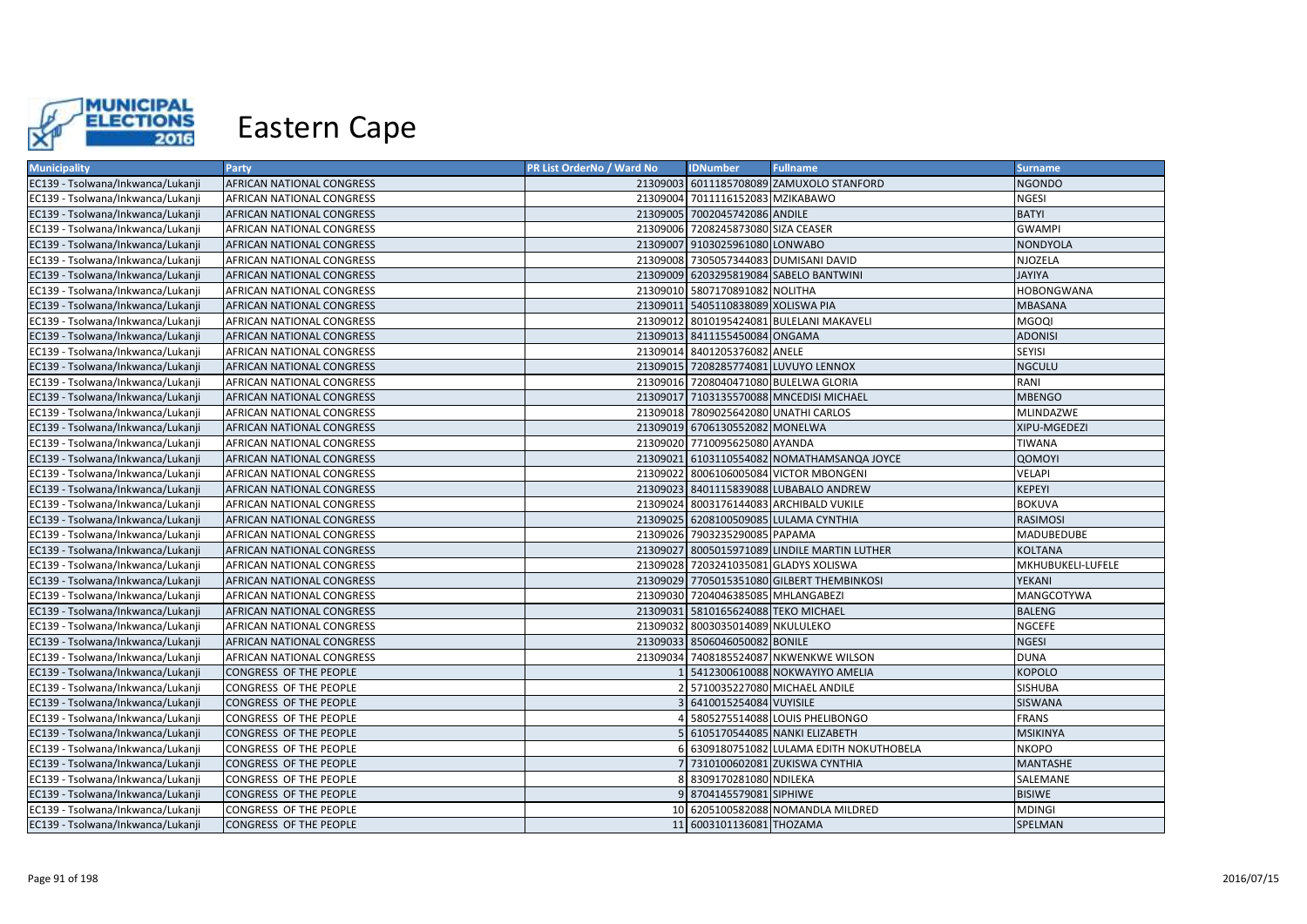# Eastern Cape

| Municipality | Party | PR List OrderNo / Ward No | IDNumber | Fullname | Surname |
|---|---|---|---|---|---|
| EC139 - Tsolwana/Inkwanca/Lukanji | AFRICAN NATIONAL CONGRESS | 21309003 | 6011185708089 | ZAMUXOLO STANFORD | NGONDO |
| EC139 - Tsolwana/Inkwanca/Lukanji | AFRICAN NATIONAL CONGRESS | 21309004 | 7011116152083 | MZIKABAWO | NGESI |
| EC139 - Tsolwana/Inkwanca/Lukanji | AFRICAN NATIONAL CONGRESS | 21309005 | 7002045742086 | ANDILE | BATYI |
| EC139 - Tsolwana/Inkwanca/Lukanji | AFRICAN NATIONAL CONGRESS | 21309006 | 7208245873080 | SIZA CEASER | GWAMPI |
| EC139 - Tsolwana/Inkwanca/Lukanji | AFRICAN NATIONAL CONGRESS | 21309007 | 9103025961080 | LONWABO | NONDYOLA |
| EC139 - Tsolwana/Inkwanca/Lukanji | AFRICAN NATIONAL CONGRESS | 21309008 | 7305057344083 | DUMISANI DAVID | NJOZELA |
| EC139 - Tsolwana/Inkwanca/Lukanji | AFRICAN NATIONAL CONGRESS | 21309009 | 6203295819084 | SABELO BANTWINI | JAYIYA |
| EC139 - Tsolwana/Inkwanca/Lukanji | AFRICAN NATIONAL CONGRESS | 21309010 | 5807170891082 | NOLITHA | HOBONGWANA |
| EC139 - Tsolwana/Inkwanca/Lukanji | AFRICAN NATIONAL CONGRESS | 21309011 | 5405110838089 | XOLISWA PIA | MBASANA |
| EC139 - Tsolwana/Inkwanca/Lukanji | AFRICAN NATIONAL CONGRESS | 21309012 | 8010195424081 | BULELANI MAKAVELI | MGOQI |
| EC139 - Tsolwana/Inkwanca/Lukanji | AFRICAN NATIONAL CONGRESS | 21309013 | 8411155450084 | ONGAMA | ADONISI |
| EC139 - Tsolwana/Inkwanca/Lukanji | AFRICAN NATIONAL CONGRESS | 21309014 | 8401205376082 | ANELE | SEYISI |
| EC139 - Tsolwana/Inkwanca/Lukanji | AFRICAN NATIONAL CONGRESS | 21309015 | 7208285774081 | LUVUYO LENNOX | NGCULU |
| EC139 - Tsolwana/Inkwanca/Lukanji | AFRICAN NATIONAL CONGRESS | 21309016 | 7208040471080 | BULELWA GLORIA | RANI |
| EC139 - Tsolwana/Inkwanca/Lukanji | AFRICAN NATIONAL CONGRESS | 21309017 | 7103135570088 | MNCEDISI MICHAEL | MBENGO |
| EC139 - Tsolwana/Inkwanca/Lukanji | AFRICAN NATIONAL CONGRESS | 21309018 | 7809025642080 | UNATHI CARLOS | MLINDAZWE |
| EC139 - Tsolwana/Inkwanca/Lukanji | AFRICAN NATIONAL CONGRESS | 21309019 | 6706130552082 | MONELWA | XIPU-MGEDEZI |
| EC139 - Tsolwana/Inkwanca/Lukanji | AFRICAN NATIONAL CONGRESS | 21309020 | 7710095625080 | AYANDA | TIWANA |
| EC139 - Tsolwana/Inkwanca/Lukanji | AFRICAN NATIONAL CONGRESS | 21309021 | 6103110554082 | NOMATHAMSANQA JOYCE | QOMOYI |
| EC139 - Tsolwana/Inkwanca/Lukanji | AFRICAN NATIONAL CONGRESS | 21309022 | 8006106005084 | VICTOR MBONGENI | VELAPI |
| EC139 - Tsolwana/Inkwanca/Lukanji | AFRICAN NATIONAL CONGRESS | 21309023 | 8401115839088 | LUBABALO ANDREW | KEPEYI |
| EC139 - Tsolwana/Inkwanca/Lukanji | AFRICAN NATIONAL CONGRESS | 21309024 | 8003176144083 | ARCHIBALD VUKILE | BOKUVA |
| EC139 - Tsolwana/Inkwanca/Lukanji | AFRICAN NATIONAL CONGRESS | 21309025 | 6208100509085 | LULAMA CYNTHIA | RASIMOSI |
| EC139 - Tsolwana/Inkwanca/Lukanji | AFRICAN NATIONAL CONGRESS | 21309026 | 7903235290085 | PAPAMA | MADUBEDUBE |
| EC139 - Tsolwana/Inkwanca/Lukanji | AFRICAN NATIONAL CONGRESS | 21309027 | 8005015971089 | LINDILE MARTIN LUTHER | KOLTANA |
| EC139 - Tsolwana/Inkwanca/Lukanji | AFRICAN NATIONAL CONGRESS | 21309028 | 7203241035081 | GLADYS XOLISWA | MKHUBUKELI-LUFELE |
| EC139 - Tsolwana/Inkwanca/Lukanji | AFRICAN NATIONAL CONGRESS | 21309029 | 7705015351080 | GILBERT THEMBINKOSI | YEKANI |
| EC139 - Tsolwana/Inkwanca/Lukanji | AFRICAN NATIONAL CONGRESS | 21309030 | 7204046385085 | MHLANGABEZI | MANGCOTYWA |
| EC139 - Tsolwana/Inkwanca/Lukanji | AFRICAN NATIONAL CONGRESS | 21309031 | 5810165624088 | TEKO MICHAEL | BALENG |
| EC139 - Tsolwana/Inkwanca/Lukanji | AFRICAN NATIONAL CONGRESS | 21309032 | 8003035014089 | NKULULEKO | NGCEFE |
| EC139 - Tsolwana/Inkwanca/Lukanji | AFRICAN NATIONAL CONGRESS | 21309033 | 8506046050082 | BONILE | NGESI |
| EC139 - Tsolwana/Inkwanca/Lukanji | AFRICAN NATIONAL CONGRESS | 21309034 | 7408185524087 | NKWENKWE WILSON | DUNA |
| EC139 - Tsolwana/Inkwanca/Lukanji | CONGRESS OF THE PEOPLE | 1 | 5412300610088 | NOKWAYIYO AMELIA | KOPOLO |
| EC139 - Tsolwana/Inkwanca/Lukanji | CONGRESS OF THE PEOPLE | 2 | 5710035227080 | MICHAEL ANDILE | SISHUBA |
| EC139 - Tsolwana/Inkwanca/Lukanji | CONGRESS OF THE PEOPLE | 3 | 6410015254084 | VUYISILE | SISWANA |
| EC139 - Tsolwana/Inkwanca/Lukanji | CONGRESS OF THE PEOPLE | 4 | 5805275514088 | LOUIS PHELIBONGO | FRANS |
| EC139 - Tsolwana/Inkwanca/Lukanji | CONGRESS OF THE PEOPLE | 5 | 6105170544085 | NANKI ELIZABETH | MSIKINYA |
| EC139 - Tsolwana/Inkwanca/Lukanji | CONGRESS OF THE PEOPLE | 6 | 6309180751082 | LULAMA EDITH NOKUTHOBELA | NKOPO |
| EC139 - Tsolwana/Inkwanca/Lukanji | CONGRESS OF THE PEOPLE | 7 | 7310100602081 | ZUKISWA CYNTHIA | MANTASHE |
| EC139 - Tsolwana/Inkwanca/Lukanji | CONGRESS OF THE PEOPLE | 8 | 8309170281080 | NDILEKA | SALEMANE |
| EC139 - Tsolwana/Inkwanca/Lukanji | CONGRESS OF THE PEOPLE | 9 | 8704145579081 | SIPHIWE | BISIWE |
| EC139 - Tsolwana/Inkwanca/Lukanji | CONGRESS OF THE PEOPLE | 10 | 6205100582088 | NOMANDLA MILDRED | MDINGI |
| EC139 - Tsolwana/Inkwanca/Lukanji | CONGRESS OF THE PEOPLE | 11 | 6003101136081 | THOZAMA | SPELMAN |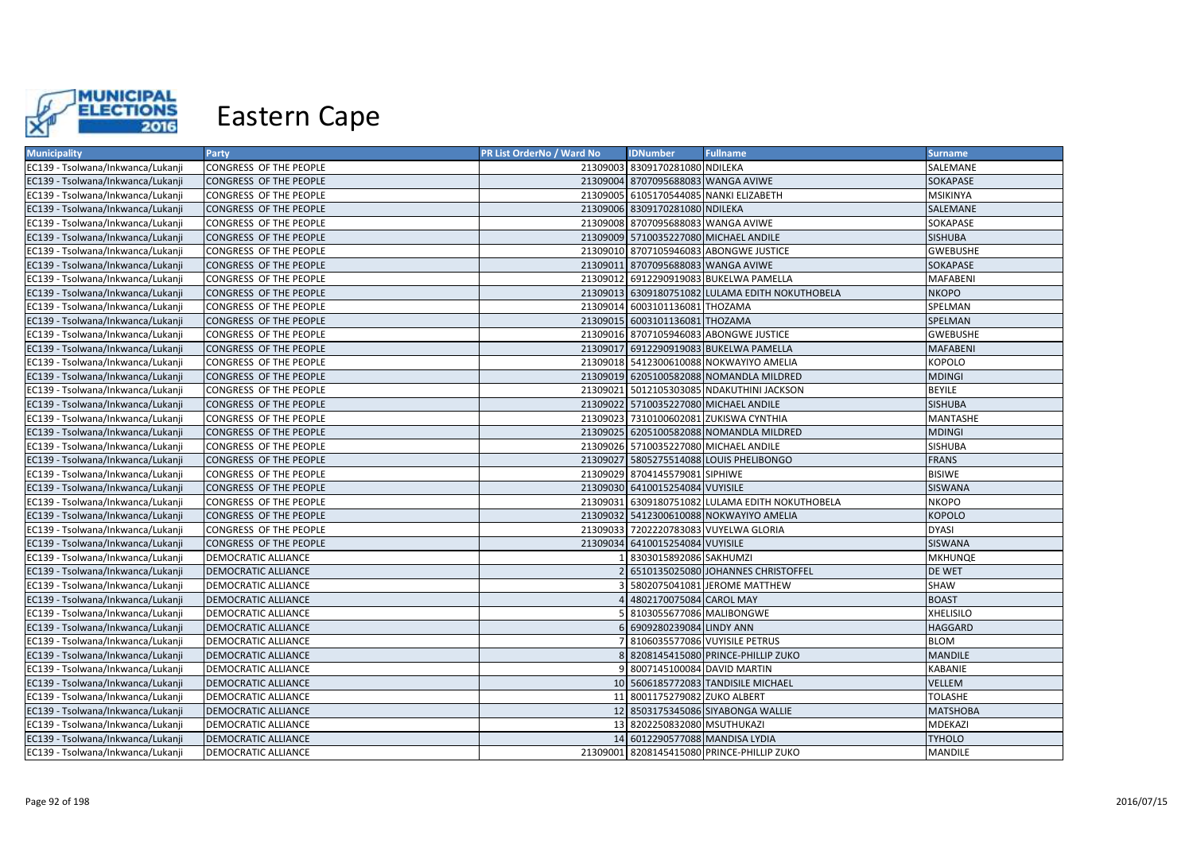# Eastern Cape

| Municipality | Party | PR List OrderNo / Ward No | IDNumber | Fullname | Surname |
|---|---|---|---|---|---|
| EC139 - Tsolwana/Inkwanca/Lukanji | CONGRESS OF THE PEOPLE | 21309003 | 8309170281080 | NDILEKA | SALEMANE |
| EC139 - Tsolwana/Inkwanca/Lukanji | CONGRESS OF THE PEOPLE | 21309004 | 8707095688083 | WANGA AVIWE | SOKAPASE |
| EC139 - Tsolwana/Inkwanca/Lukanji | CONGRESS OF THE PEOPLE | 21309005 | 6105170544085 | NANKI ELIZABETH | MSIKINYA |
| EC139 - Tsolwana/Inkwanca/Lukanji | CONGRESS OF THE PEOPLE | 21309006 | 8309170281080 | NDILEKA | SALEMANE |
| EC139 - Tsolwana/Inkwanca/Lukanji | CONGRESS OF THE PEOPLE | 21309008 | 8707095688083 | WANGA AVIWE | SOKAPASE |
| EC139 - Tsolwana/Inkwanca/Lukanji | CONGRESS OF THE PEOPLE | 21309009 | 5710035227080 | MICHAEL ANDILE | SISHUBA |
| EC139 - Tsolwana/Inkwanca/Lukanji | CONGRESS OF THE PEOPLE | 21309010 | 8707105946083 | ABONGWE JUSTICE | GWEBUSHE |
| EC139 - Tsolwana/Inkwanca/Lukanji | CONGRESS OF THE PEOPLE | 21309011 | 8707095688083 | WANGA AVIWE | SOKAPASE |
| EC139 - Tsolwana/Inkwanca/Lukanji | CONGRESS OF THE PEOPLE | 21309012 | 6912290919083 | BUKELWA PAMELLA | MAFABENI |
| EC139 - Tsolwana/Inkwanca/Lukanji | CONGRESS OF THE PEOPLE | 21309013 | 6309180751082 | LULAMA EDITH NOKUTHOBELA | NKOPO |
| EC139 - Tsolwana/Inkwanca/Lukanji | CONGRESS OF THE PEOPLE | 21309014 | 6003101136081 | THOZAMA | SPELMAN |
| EC139 - Tsolwana/Inkwanca/Lukanji | CONGRESS OF THE PEOPLE | 21309015 | 6003101136081 | THOZAMA | SPELMAN |
| EC139 - Tsolwana/Inkwanca/Lukanji | CONGRESS OF THE PEOPLE | 21309016 | 8707105946083 | ABONGWE JUSTICE | GWEBUSHE |
| EC139 - Tsolwana/Inkwanca/Lukanji | CONGRESS OF THE PEOPLE | 21309017 | 6912290919083 | BUKELWA PAMELLA | MAFABENI |
| EC139 - Tsolwana/Inkwanca/Lukanji | CONGRESS OF THE PEOPLE | 21309018 | 5412300610088 | NOKWAYIYO AMELIA | KOPOLO |
| EC139 - Tsolwana/Inkwanca/Lukanji | CONGRESS OF THE PEOPLE | 21309019 | 6205100582088 | NOMANDLA MILDRED | MDINGI |
| EC139 - Tsolwana/Inkwanca/Lukanji | CONGRESS OF THE PEOPLE | 21309021 | 5012105303085 | NDAKUTHINI JACKSON | BEYILE |
| EC139 - Tsolwana/Inkwanca/Lukanji | CONGRESS OF THE PEOPLE | 21309022 | 5710035227080 | MICHAEL ANDILE | SISHUBA |
| EC139 - Tsolwana/Inkwanca/Lukanji | CONGRESS OF THE PEOPLE | 21309023 | 7310100602081 | ZUKISWA CYNTHIA | MANTASHE |
| EC139 - Tsolwana/Inkwanca/Lukanji | CONGRESS OF THE PEOPLE | 21309025 | 6205100582088 | NOMANDLA MILDRED | MDINGI |
| EC139 - Tsolwana/Inkwanca/Lukanji | CONGRESS OF THE PEOPLE | 21309026 | 5710035227080 | MICHAEL ANDILE | SISHUBA |
| EC139 - Tsolwana/Inkwanca/Lukanji | CONGRESS OF THE PEOPLE | 21309027 | 5805275514088 | LOUIS PHELIBONGO | FRANS |
| EC139 - Tsolwana/Inkwanca/Lukanji | CONGRESS OF THE PEOPLE | 21309029 | 8704145579081 | SIPHIWE | BISIWE |
| EC139 - Tsolwana/Inkwanca/Lukanji | CONGRESS OF THE PEOPLE | 21309030 | 6410015254084 | VUYISILE | SISWANA |
| EC139 - Tsolwana/Inkwanca/Lukanji | CONGRESS OF THE PEOPLE | 21309031 | 6309180751082 | LULAMA EDITH NOKUTHOBELA | NKOPO |
| EC139 - Tsolwana/Inkwanca/Lukanji | CONGRESS OF THE PEOPLE | 21309032 | 5412300610088 | NOKWAYIYO AMELIA | KOPOLO |
| EC139 - Tsolwana/Inkwanca/Lukanji | CONGRESS OF THE PEOPLE | 21309033 | 7202220783083 | VUYELWA GLORIA | DYASI |
| EC139 - Tsolwana/Inkwanca/Lukanji | CONGRESS OF THE PEOPLE | 21309034 | 6410015254084 | VUYISILE | SISWANA |
| EC139 - Tsolwana/Inkwanca/Lukanji | DEMOCRATIC ALLIANCE | 1 | 8303015892086 | SAKHUMZI | MKHUNQE |
| EC139 - Tsolwana/Inkwanca/Lukanji | DEMOCRATIC ALLIANCE | 2 | 6510135025080 | JOHANNES CHRISTOFFEL | DE WET |
| EC139 - Tsolwana/Inkwanca/Lukanji | DEMOCRATIC ALLIANCE | 3 | 5802075041081 | JEROME MATTHEW | SHAW |
| EC139 - Tsolwana/Inkwanca/Lukanji | DEMOCRATIC ALLIANCE | 4 | 4802170075084 | CAROL MAY | BOAST |
| EC139 - Tsolwana/Inkwanca/Lukanji | DEMOCRATIC ALLIANCE | 5 | 8103055677086 | MALIBONGWE | XHELISILO |
| EC139 - Tsolwana/Inkwanca/Lukanji | DEMOCRATIC ALLIANCE | 6 | 6909280239084 | LINDY ANN | HAGGARD |
| EC139 - Tsolwana/Inkwanca/Lukanji | DEMOCRATIC ALLIANCE | 7 | 8106035577086 | VUYISILE PETRUS | BLOM |
| EC139 - Tsolwana/Inkwanca/Lukanji | DEMOCRATIC ALLIANCE | 8 | 8208145415080 | PRINCE-PHILLIP ZUKO | MANDILE |
| EC139 - Tsolwana/Inkwanca/Lukanji | DEMOCRATIC ALLIANCE | 9 | 8007145100084 | DAVID MARTIN | KABANIE |
| EC139 - Tsolwana/Inkwanca/Lukanji | DEMOCRATIC ALLIANCE | 10 | 5606185772083 | TANDISILE MICHAEL | VELLEM |
| EC139 - Tsolwana/Inkwanca/Lukanji | DEMOCRATIC ALLIANCE | 11 | 8001175279082 | ZUKO ALBERT | TOLASHE |
| EC139 - Tsolwana/Inkwanca/Lukanji | DEMOCRATIC ALLIANCE | 12 | 8503175345086 | SIYABONGA WALLIE | MATSHOBA |
| EC139 - Tsolwana/Inkwanca/Lukanji | DEMOCRATIC ALLIANCE | 13 | 8202250832080 | MSUTHUKAZI | MDEKAZI |
| EC139 - Tsolwana/Inkwanca/Lukanji | DEMOCRATIC ALLIANCE | 14 | 6012290577088 | MANDISA LYDIA | TYHOLO |
| EC139 - Tsolwana/Inkwanca/Lukanji | DEMOCRATIC ALLIANCE | 21309001 | 8208145415080 | PRINCE-PHILLIP ZUKO | MANDILE |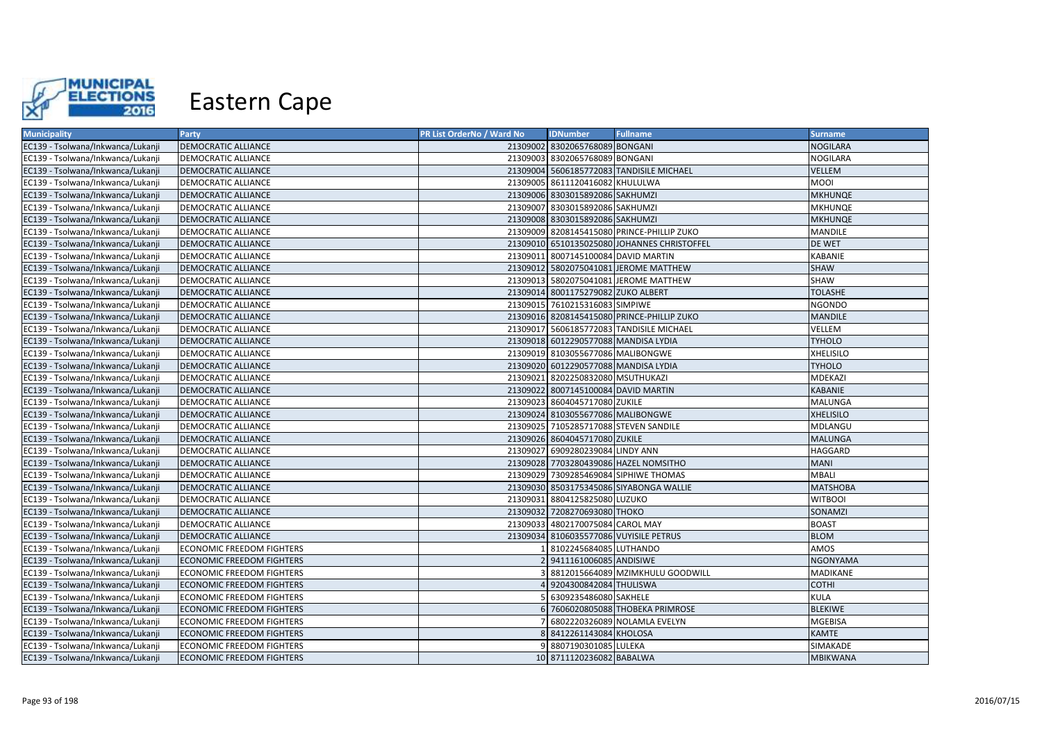# Eastern Cape

| Municipality | Party | PR List OrderNo / Ward No | IDNumber | Fullname | Surname |
|---|---|---|---|---|---|
| EC139 - Tsolwana/Inkwanca/Lukanji | DEMOCRATIC ALLIANCE | 21309002 | 8302065768089 | BONGANI | NOGILARA |
| EC139 - Tsolwana/Inkwanca/Lukanji | DEMOCRATIC ALLIANCE | 21309003 | 8302065768089 | BONGANI | NOGILARA |
| EC139 - Tsolwana/Inkwanca/Lukanji | DEMOCRATIC ALLIANCE | 21309004 | 5606185772083 | TANDISILE MICHAEL | VELLEM |
| EC139 - Tsolwana/Inkwanca/Lukanji | DEMOCRATIC ALLIANCE | 21309005 | 8611120416082 | KHULULWA | MOOI |
| EC139 - Tsolwana/Inkwanca/Lukanji | DEMOCRATIC ALLIANCE | 21309006 | 8303015892086 | SAKHUMZI | MKHUNQE |
| EC139 - Tsolwana/Inkwanca/Lukanji | DEMOCRATIC ALLIANCE | 21309007 | 8303015892086 | SAKHUMZI | MKHUNQE |
| EC139 - Tsolwana/Inkwanca/Lukanji | DEMOCRATIC ALLIANCE | 21309008 | 8303015892086 | SAKHUMZI | MKHUNQE |
| EC139 - Tsolwana/Inkwanca/Lukanji | DEMOCRATIC ALLIANCE | 21309009 | 8208145415080 | PRINCE-PHILLIP ZUKO | MANDILE |
| EC139 - Tsolwana/Inkwanca/Lukanji | DEMOCRATIC ALLIANCE | 21309010 | 6510135025080 | JOHANNES CHRISTOFFEL | DE WET |
| EC139 - Tsolwana/Inkwanca/Lukanji | DEMOCRATIC ALLIANCE | 21309011 | 8007145100084 | DAVID MARTIN | KABANIE |
| EC139 - Tsolwana/Inkwanca/Lukanji | DEMOCRATIC ALLIANCE | 21309012 | 5802075041081 | JEROME MATTHEW | SHAW |
| EC139 - Tsolwana/Inkwanca/Lukanji | DEMOCRATIC ALLIANCE | 21309013 | 5802075041081 | JEROME MATTHEW | SHAW |
| EC139 - Tsolwana/Inkwanca/Lukanji | DEMOCRATIC ALLIANCE | 21309014 | 8001175279082 | ZUKO ALBERT | TOLASHE |
| EC139 - Tsolwana/Inkwanca/Lukanji | DEMOCRATIC ALLIANCE | 21309015 | 7610215316083 | SIMPIWE | NGONDO |
| EC139 - Tsolwana/Inkwanca/Lukanji | DEMOCRATIC ALLIANCE | 21309016 | 8208145415080 | PRINCE-PHILLIP ZUKO | MANDILE |
| EC139 - Tsolwana/Inkwanca/Lukanji | DEMOCRATIC ALLIANCE | 21309017 | 5606185772083 | TANDISILE MICHAEL | VELLEM |
| EC139 - Tsolwana/Inkwanca/Lukanji | DEMOCRATIC ALLIANCE | 21309018 | 6012290577088 | MANDISA LYDIA | TYHOLO |
| EC139 - Tsolwana/Inkwanca/Lukanji | DEMOCRATIC ALLIANCE | 21309019 | 8103055677086 | MALIBONGWE | XHELISILO |
| EC139 - Tsolwana/Inkwanca/Lukanji | DEMOCRATIC ALLIANCE | 21309020 | 6012290577088 | MANDISA LYDIA | TYHOLO |
| EC139 - Tsolwana/Inkwanca/Lukanji | DEMOCRATIC ALLIANCE | 21309021 | 8202250832080 | MSUTHUKAZI | MDEKAZI |
| EC139 - Tsolwana/Inkwanca/Lukanji | DEMOCRATIC ALLIANCE | 21309022 | 8007145100084 | DAVID MARTIN | KABANIE |
| EC139 - Tsolwana/Inkwanca/Lukanji | DEMOCRATIC ALLIANCE | 21309023 | 8604045717080 | ZUKILE | MALUNGA |
| EC139 - Tsolwana/Inkwanca/Lukanji | DEMOCRATIC ALLIANCE | 21309024 | 8103055677086 | MALIBONGWE | XHELISILO |
| EC139 - Tsolwana/Inkwanca/Lukanji | DEMOCRATIC ALLIANCE | 21309025 | 7105285717088 | STEVEN SANDILE | MDLANGU |
| EC139 - Tsolwana/Inkwanca/Lukanji | DEMOCRATIC ALLIANCE | 21309026 | 8604045717080 | ZUKILE | MALUNGA |
| EC139 - Tsolwana/Inkwanca/Lukanji | DEMOCRATIC ALLIANCE | 21309027 | 6909280239084 | LINDY ANN | HAGGARD |
| EC139 - Tsolwana/Inkwanca/Lukanji | DEMOCRATIC ALLIANCE | 21309028 | 7703280439086 | HAZEL NOMSITHO | MANI |
| EC139 - Tsolwana/Inkwanca/Lukanji | DEMOCRATIC ALLIANCE | 21309029 | 7309285469084 | SIPHIWE THOMAS | MBALI |
| EC139 - Tsolwana/Inkwanca/Lukanji | DEMOCRATIC ALLIANCE | 21309030 | 8503175345086 | SIYABONGA WALLIE | MATSHOBA |
| EC139 - Tsolwana/Inkwanca/Lukanji | DEMOCRATIC ALLIANCE | 21309031 | 8804125825080 | LUZUKO | WITBOOI |
| EC139 - Tsolwana/Inkwanca/Lukanji | DEMOCRATIC ALLIANCE | 21309032 | 7208270693080 | THOKO | SONAMZI |
| EC139 - Tsolwana/Inkwanca/Lukanji | DEMOCRATIC ALLIANCE | 21309033 | 4802170075084 | CAROL MAY | BOAST |
| EC139 - Tsolwana/Inkwanca/Lukanji | DEMOCRATIC ALLIANCE | 21309034 | 8106035577086 | VUYISILE PETRUS | BLOM |
| EC139 - Tsolwana/Inkwanca/Lukanji | ECONOMIC FREEDOM FIGHTERS | 1 | 8102245684085 | LUTHANDO | AMOS |
| EC139 - Tsolwana/Inkwanca/Lukanji | ECONOMIC FREEDOM FIGHTERS | 2 | 9411161006085 | ANDISIWE | NGONYAMA |
| EC139 - Tsolwana/Inkwanca/Lukanji | ECONOMIC FREEDOM FIGHTERS | 3 | 8812015664089 | MZIMKHULU GOODWILL | MADIKANE |
| EC139 - Tsolwana/Inkwanca/Lukanji | ECONOMIC FREEDOM FIGHTERS | 4 | 9204300842084 | THULISWA | COTHI |
| EC139 - Tsolwana/Inkwanca/Lukanji | ECONOMIC FREEDOM FIGHTERS | 5 | 6309235486080 | SAKHELE | KULA |
| EC139 - Tsolwana/Inkwanca/Lukanji | ECONOMIC FREEDOM FIGHTERS | 6 | 7606020805088 | THOBEKA PRIMROSE | BLEKIWE |
| EC139 - Tsolwana/Inkwanca/Lukanji | ECONOMIC FREEDOM FIGHTERS | 7 | 6802220326089 | NOLAMLA EVELYN | MGEBISA |
| EC139 - Tsolwana/Inkwanca/Lukanji | ECONOMIC FREEDOM FIGHTERS | 8 | 8412261143084 | KHOLOSA | KAMTE |
| EC139 - Tsolwana/Inkwanca/Lukanji | ECONOMIC FREEDOM FIGHTERS | 9 | 8807190301085 | LULEKA | SIMAKADE |
| EC139 - Tsolwana/Inkwanca/Lukanji | ECONOMIC FREEDOM FIGHTERS | 10 | 8711120236082 | BABALWA | MBIKWANA |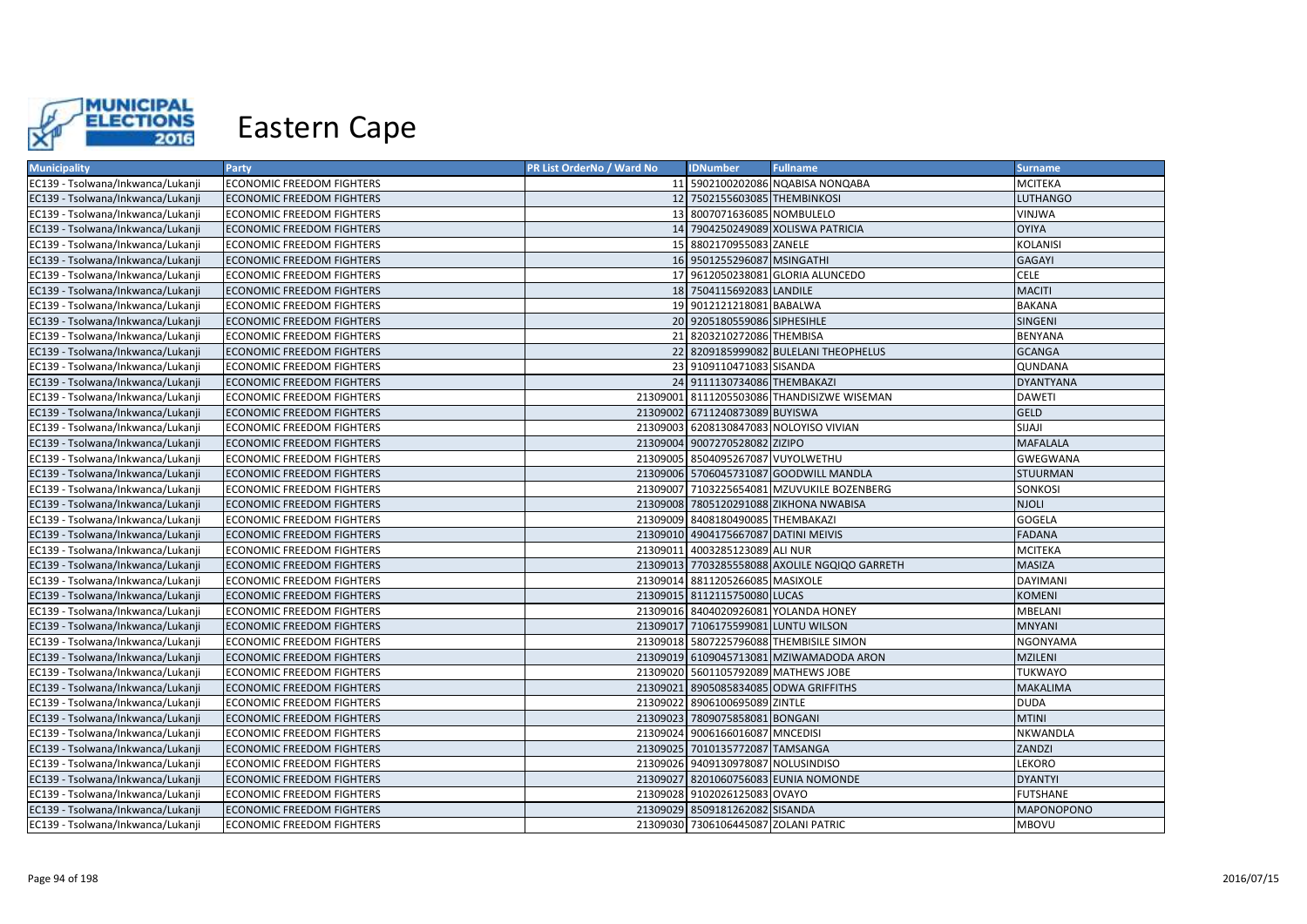# Eastern Cape

| Municipality | Party | PR List OrderNo / Ward No | IDNumber | Fullname | Surname |
|---|---|---|---|---|---|
| EC139 - Tsolwana/Inkwanca/Lukanji | ECONOMIC FREEDOM FIGHTERS | 11 | 5902100202086 | NQABISA NONQABA | MCITEKA |
| EC139 - Tsolwana/Inkwanca/Lukanji | ECONOMIC FREEDOM FIGHTERS | 12 | 7502155603085 | THEMBINKOSI | LUTHANGO |
| EC139 - Tsolwana/Inkwanca/Lukanji | ECONOMIC FREEDOM FIGHTERS | 13 | 8007071636085 | NOMBULELO | VINJWA |
| EC139 - Tsolwana/Inkwanca/Lukanji | ECONOMIC FREEDOM FIGHTERS | 14 | 7904250249089 | XOLISWA PATRICIA | OYIYA |
| EC139 - Tsolwana/Inkwanca/Lukanji | ECONOMIC FREEDOM FIGHTERS | 15 | 8802170955083 | ZANELE | KOLANISI |
| EC139 - Tsolwana/Inkwanca/Lukanji | ECONOMIC FREEDOM FIGHTERS | 16 | 9501255296087 | MSINGATHI | GAGAYI |
| EC139 - Tsolwana/Inkwanca/Lukanji | ECONOMIC FREEDOM FIGHTERS | 17 | 9612050238081 | GLORIA ALUNCEDO | CELE |
| EC139 - Tsolwana/Inkwanca/Lukanji | ECONOMIC FREEDOM FIGHTERS | 18 | 7504115692083 | LANDILE | MACITI |
| EC139 - Tsolwana/Inkwanca/Lukanji | ECONOMIC FREEDOM FIGHTERS | 19 | 9012121218081 | BABALWA | BAKANA |
| EC139 - Tsolwana/Inkwanca/Lukanji | ECONOMIC FREEDOM FIGHTERS | 20 | 9205180559086 | SIPHESIHLE | SINGENI |
| EC139 - Tsolwana/Inkwanca/Lukanji | ECONOMIC FREEDOM FIGHTERS | 21 | 8203210272086 | THEMBISA | BENYANA |
| EC139 - Tsolwana/Inkwanca/Lukanji | ECONOMIC FREEDOM FIGHTERS | 22 | 8209185999082 | BULELANI THEOPHELUS | GCANGA |
| EC139 - Tsolwana/Inkwanca/Lukanji | ECONOMIC FREEDOM FIGHTERS | 23 | 9109110471083 | SISANDA | QUNDANA |
| EC139 - Tsolwana/Inkwanca/Lukanji | ECONOMIC FREEDOM FIGHTERS | 24 | 9111130734086 | THEMBAKAZI | DYANTYANA |
| EC139 - Tsolwana/Inkwanca/Lukanji | ECONOMIC FREEDOM FIGHTERS | 21309001 | 8111205503086 | THANDISIZWE WISEMAN | DAWETI |
| EC139 - Tsolwana/Inkwanca/Lukanji | ECONOMIC FREEDOM FIGHTERS | 21309002 | 6711240873089 | BUYISWA | GELD |
| EC139 - Tsolwana/Inkwanca/Lukanji | ECONOMIC FREEDOM FIGHTERS | 21309003 | 6208130847083 | NOLOYISO VIVIAN | SIJAJI |
| EC139 - Tsolwana/Inkwanca/Lukanji | ECONOMIC FREEDOM FIGHTERS | 21309004 | 9007270528082 | ZIZIPO | MAFALALA |
| EC139 - Tsolwana/Inkwanca/Lukanji | ECONOMIC FREEDOM FIGHTERS | 21309005 | 8504095267087 | VUYOLWETHU | GWEGWANA |
| EC139 - Tsolwana/Inkwanca/Lukanji | ECONOMIC FREEDOM FIGHTERS | 21309006 | 5706045731087 | GOODWILL MANDLA | STUURMAN |
| EC139 - Tsolwana/Inkwanca/Lukanji | ECONOMIC FREEDOM FIGHTERS | 21309007 | 7103225654081 | MZUVUKILE BOZENBERG | SONKOSI |
| EC139 - Tsolwana/Inkwanca/Lukanji | ECONOMIC FREEDOM FIGHTERS | 21309008 | 7805120291088 | ZIKHONA NWABISA | NJOLI |
| EC139 - Tsolwana/Inkwanca/Lukanji | ECONOMIC FREEDOM FIGHTERS | 21309009 | 8408180490085 | THEMBAKAZI | GOGELA |
| EC139 - Tsolwana/Inkwanca/Lukanji | ECONOMIC FREEDOM FIGHTERS | 21309010 | 4904175667087 | DATINI MEIVIS | FADANA |
| EC139 - Tsolwana/Inkwanca/Lukanji | ECONOMIC FREEDOM FIGHTERS | 21309011 | 4003285123089 | ALI NUR | MCITEKA |
| EC139 - Tsolwana/Inkwanca/Lukanji | ECONOMIC FREEDOM FIGHTERS | 21309013 | 7703285558088 | AXOLILE NGQIQO GARRETH | MASIZA |
| EC139 - Tsolwana/Inkwanca/Lukanji | ECONOMIC FREEDOM FIGHTERS | 21309014 | 8811205266085 | MASIXOLE | DAYIMANI |
| EC139 - Tsolwana/Inkwanca/Lukanji | ECONOMIC FREEDOM FIGHTERS | 21309015 | 8112115750080 | LUCAS | KOMENI |
| EC139 - Tsolwana/Inkwanca/Lukanji | ECONOMIC FREEDOM FIGHTERS | 21309016 | 8404020926081 | YOLANDA HONEY | MBELANI |
| EC139 - Tsolwana/Inkwanca/Lukanji | ECONOMIC FREEDOM FIGHTERS | 21309017 | 7106175599081 | LUNTU WILSON | MNYANI |
| EC139 - Tsolwana/Inkwanca/Lukanji | ECONOMIC FREEDOM FIGHTERS | 21309018 | 5807225796088 | THEMBISILE SIMON | NGONYAMA |
| EC139 - Tsolwana/Inkwanca/Lukanji | ECONOMIC FREEDOM FIGHTERS | 21309019 | 6109045713081 | MZIWAMADODA ARON | MZILENI |
| EC139 - Tsolwana/Inkwanca/Lukanji | ECONOMIC FREEDOM FIGHTERS | 21309020 | 5601105792089 | MATHEWS JOBE | TUKWAYO |
| EC139 - Tsolwana/Inkwanca/Lukanji | ECONOMIC FREEDOM FIGHTERS | 21309021 | 8905085834085 | ODWA GRIFFITHS | MAKALIMA |
| EC139 - Tsolwana/Inkwanca/Lukanji | ECONOMIC FREEDOM FIGHTERS | 21309022 | 8906100695089 | ZINTLE | DUDA |
| EC139 - Tsolwana/Inkwanca/Lukanji | ECONOMIC FREEDOM FIGHTERS | 21309023 | 7809075858081 | BONGANI | MTINI |
| EC139 - Tsolwana/Inkwanca/Lukanji | ECONOMIC FREEDOM FIGHTERS | 21309024 | 9006166016087 | MNCEDISI | NKWANDLA |
| EC139 - Tsolwana/Inkwanca/Lukanji | ECONOMIC FREEDOM FIGHTERS | 21309025 | 7010135772087 | TAMSANGA | ZANDZI |
| EC139 - Tsolwana/Inkwanca/Lukanji | ECONOMIC FREEDOM FIGHTERS | 21309026 | 9409130978087 | NOLUSINDISO | LEKORO |
| EC139 - Tsolwana/Inkwanca/Lukanji | ECONOMIC FREEDOM FIGHTERS | 21309027 | 8201060756083 | EUNIA NOMONDE | DYANTYI |
| EC139 - Tsolwana/Inkwanca/Lukanji | ECONOMIC FREEDOM FIGHTERS | 21309028 | 9102026125083 | OVAYO | FUTSHANE |
| EC139 - Tsolwana/Inkwanca/Lukanji | ECONOMIC FREEDOM FIGHTERS | 21309029 | 8509181262082 | SISANDA | MAPONOPONO |
| EC139 - Tsolwana/Inkwanca/Lukanji | ECONOMIC FREEDOM FIGHTERS | 21309030 | 7306106445087 | ZOLANI PATRIC | MBOVU |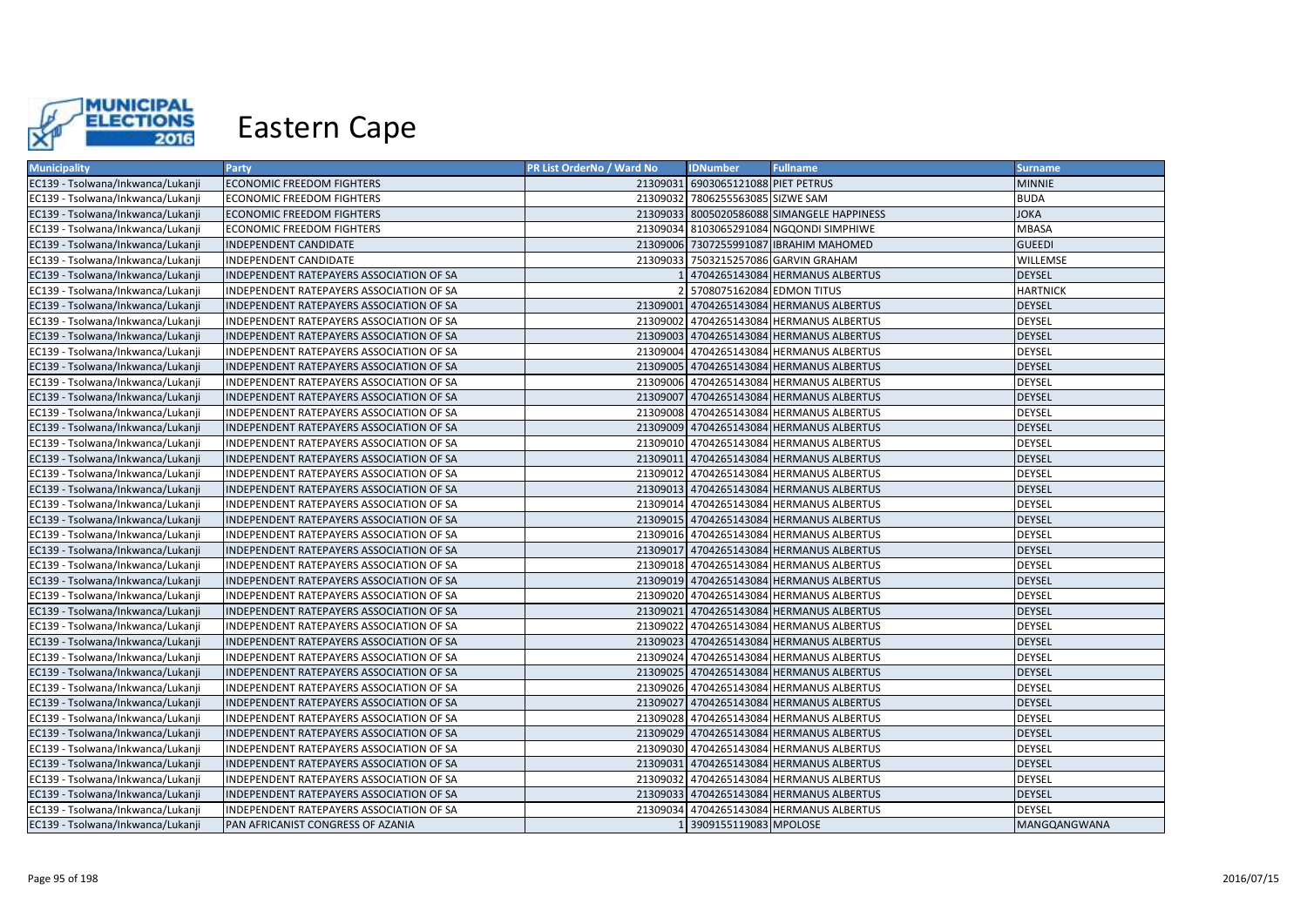# Eastern Cape

| Municipality | Party | PR List OrderNo / Ward No | IDNumber | Fullname | Surname |
|---|---|---|---|---|---|
| EC139 - Tsolwana/Inkwanca/Lukanji | ECONOMIC FREEDOM FIGHTERS | 21309031 | 6903065121088 | PIET PETRUS | MINNIE |
| EC139 - Tsolwana/Inkwanca/Lukanji | ECONOMIC FREEDOM FIGHTERS | 21309032 | 7806255563085 | SIZWE SAM | BUDA |
| EC139 - Tsolwana/Inkwanca/Lukanji | ECONOMIC FREEDOM FIGHTERS | 21309033 | 8005020586088 | SIMANGELE HAPPINESS | JOKA |
| EC139 - Tsolwana/Inkwanca/Lukanji | ECONOMIC FREEDOM FIGHTERS | 21309034 | 8103065291084 | NGQONDI SIMPHIWE | MBASA |
| EC139 - Tsolwana/Inkwanca/Lukanji | INDEPENDENT CANDIDATE | 21309006 | 7307255991087 | IBRAHIM MAHOMED | GUEEDI |
| EC139 - Tsolwana/Inkwanca/Lukanji | INDEPENDENT CANDIDATE | 21309033 | 7503215257086 | GARVIN GRAHAM | WILLEMSE |
| EC139 - Tsolwana/Inkwanca/Lukanji | INDEPENDENT RATEPAYERS ASSOCIATION OF SA | 1 | 4704265143084 | HERMANUS ALBERTUS | DEYSEL |
| EC139 - Tsolwana/Inkwanca/Lukanji | INDEPENDENT RATEPAYERS ASSOCIATION OF SA | 2 | 5708075162084 | EDMON TITUS | HARTNICK |
| EC139 - Tsolwana/Inkwanca/Lukanji | INDEPENDENT RATEPAYERS ASSOCIATION OF SA | 21309001 | 4704265143084 | HERMANUS ALBERTUS | DEYSEL |
| EC139 - Tsolwana/Inkwanca/Lukanji | INDEPENDENT RATEPAYERS ASSOCIATION OF SA | 21309002 | 4704265143084 | HERMANUS ALBERTUS | DEYSEL |
| EC139 - Tsolwana/Inkwanca/Lukanji | INDEPENDENT RATEPAYERS ASSOCIATION OF SA | 21309003 | 4704265143084 | HERMANUS ALBERTUS | DEYSEL |
| EC139 - Tsolwana/Inkwanca/Lukanji | INDEPENDENT RATEPAYERS ASSOCIATION OF SA | 21309004 | 4704265143084 | HERMANUS ALBERTUS | DEYSEL |
| EC139 - Tsolwana/Inkwanca/Lukanji | INDEPENDENT RATEPAYERS ASSOCIATION OF SA | 21309005 | 4704265143084 | HERMANUS ALBERTUS | DEYSEL |
| EC139 - Tsolwana/Inkwanca/Lukanji | INDEPENDENT RATEPAYERS ASSOCIATION OF SA | 21309006 | 4704265143084 | HERMANUS ALBERTUS | DEYSEL |
| EC139 - Tsolwana/Inkwanca/Lukanji | INDEPENDENT RATEPAYERS ASSOCIATION OF SA | 21309007 | 4704265143084 | HERMANUS ALBERTUS | DEYSEL |
| EC139 - Tsolwana/Inkwanca/Lukanji | INDEPENDENT RATEPAYERS ASSOCIATION OF SA | 21309008 | 4704265143084 | HERMANUS ALBERTUS | DEYSEL |
| EC139 - Tsolwana/Inkwanca/Lukanji | INDEPENDENT RATEPAYERS ASSOCIATION OF SA | 21309009 | 4704265143084 | HERMANUS ALBERTUS | DEYSEL |
| EC139 - Tsolwana/Inkwanca/Lukanji | INDEPENDENT RATEPAYERS ASSOCIATION OF SA | 21309010 | 4704265143084 | HERMANUS ALBERTUS | DEYSEL |
| EC139 - Tsolwana/Inkwanca/Lukanji | INDEPENDENT RATEPAYERS ASSOCIATION OF SA | 21309011 | 4704265143084 | HERMANUS ALBERTUS | DEYSEL |
| EC139 - Tsolwana/Inkwanca/Lukanji | INDEPENDENT RATEPAYERS ASSOCIATION OF SA | 21309012 | 4704265143084 | HERMANUS ALBERTUS | DEYSEL |
| EC139 - Tsolwana/Inkwanca/Lukanji | INDEPENDENT RATEPAYERS ASSOCIATION OF SA | 21309013 | 4704265143084 | HERMANUS ALBERTUS | DEYSEL |
| EC139 - Tsolwana/Inkwanca/Lukanji | INDEPENDENT RATEPAYERS ASSOCIATION OF SA | 21309014 | 4704265143084 | HERMANUS ALBERTUS | DEYSEL |
| EC139 - Tsolwana/Inkwanca/Lukanji | INDEPENDENT RATEPAYERS ASSOCIATION OF SA | 21309015 | 4704265143084 | HERMANUS ALBERTUS | DEYSEL |
| EC139 - Tsolwana/Inkwanca/Lukanji | INDEPENDENT RATEPAYERS ASSOCIATION OF SA | 21309016 | 4704265143084 | HERMANUS ALBERTUS | DEYSEL |
| EC139 - Tsolwana/Inkwanca/Lukanji | INDEPENDENT RATEPAYERS ASSOCIATION OF SA | 21309017 | 4704265143084 | HERMANUS ALBERTUS | DEYSEL |
| EC139 - Tsolwana/Inkwanca/Lukanji | INDEPENDENT RATEPAYERS ASSOCIATION OF SA | 21309018 | 4704265143084 | HERMANUS ALBERTUS | DEYSEL |
| EC139 - Tsolwana/Inkwanca/Lukanji | INDEPENDENT RATEPAYERS ASSOCIATION OF SA | 21309019 | 4704265143084 | HERMANUS ALBERTUS | DEYSEL |
| EC139 - Tsolwana/Inkwanca/Lukanji | INDEPENDENT RATEPAYERS ASSOCIATION OF SA | 21309020 | 4704265143084 | HERMANUS ALBERTUS | DEYSEL |
| EC139 - Tsolwana/Inkwanca/Lukanji | INDEPENDENT RATEPAYERS ASSOCIATION OF SA | 21309021 | 4704265143084 | HERMANUS ALBERTUS | DEYSEL |
| EC139 - Tsolwana/Inkwanca/Lukanji | INDEPENDENT RATEPAYERS ASSOCIATION OF SA | 21309022 | 4704265143084 | HERMANUS ALBERTUS | DEYSEL |
| EC139 - Tsolwana/Inkwanca/Lukanji | INDEPENDENT RATEPAYERS ASSOCIATION OF SA | 21309023 | 4704265143084 | HERMANUS ALBERTUS | DEYSEL |
| EC139 - Tsolwana/Inkwanca/Lukanji | INDEPENDENT RATEPAYERS ASSOCIATION OF SA | 21309024 | 4704265143084 | HERMANUS ALBERTUS | DEYSEL |
| EC139 - Tsolwana/Inkwanca/Lukanji | INDEPENDENT RATEPAYERS ASSOCIATION OF SA | 21309025 | 4704265143084 | HERMANUS ALBERTUS | DEYSEL |
| EC139 - Tsolwana/Inkwanca/Lukanji | INDEPENDENT RATEPAYERS ASSOCIATION OF SA | 21309026 | 4704265143084 | HERMANUS ALBERTUS | DEYSEL |
| EC139 - Tsolwana/Inkwanca/Lukanji | INDEPENDENT RATEPAYERS ASSOCIATION OF SA | 21309027 | 4704265143084 | HERMANUS ALBERTUS | DEYSEL |
| EC139 - Tsolwana/Inkwanca/Lukanji | INDEPENDENT RATEPAYERS ASSOCIATION OF SA | 21309028 | 4704265143084 | HERMANUS ALBERTUS | DEYSEL |
| EC139 - Tsolwana/Inkwanca/Lukanji | INDEPENDENT RATEPAYERS ASSOCIATION OF SA | 21309029 | 4704265143084 | HERMANUS ALBERTUS | DEYSEL |
| EC139 - Tsolwana/Inkwanca/Lukanji | INDEPENDENT RATEPAYERS ASSOCIATION OF SA | 21309030 | 4704265143084 | HERMANUS ALBERTUS | DEYSEL |
| EC139 - Tsolwana/Inkwanca/Lukanji | INDEPENDENT RATEPAYERS ASSOCIATION OF SA | 21309031 | 4704265143084 | HERMANUS ALBERTUS | DEYSEL |
| EC139 - Tsolwana/Inkwanca/Lukanji | INDEPENDENT RATEPAYERS ASSOCIATION OF SA | 21309032 | 4704265143084 | HERMANUS ALBERTUS | DEYSEL |
| EC139 - Tsolwana/Inkwanca/Lukanji | INDEPENDENT RATEPAYERS ASSOCIATION OF SA | 21309033 | 4704265143084 | HERMANUS ALBERTUS | DEYSEL |
| EC139 - Tsolwana/Inkwanca/Lukanji | INDEPENDENT RATEPAYERS ASSOCIATION OF SA | 21309034 | 4704265143084 | HERMANUS ALBERTUS | DEYSEL |
| EC139 - Tsolwana/Inkwanca/Lukanji | PAN AFRICANIST CONGRESS OF AZANIA | 1 | 3909155119083 | MPOLOSE | MANGQANGWANA |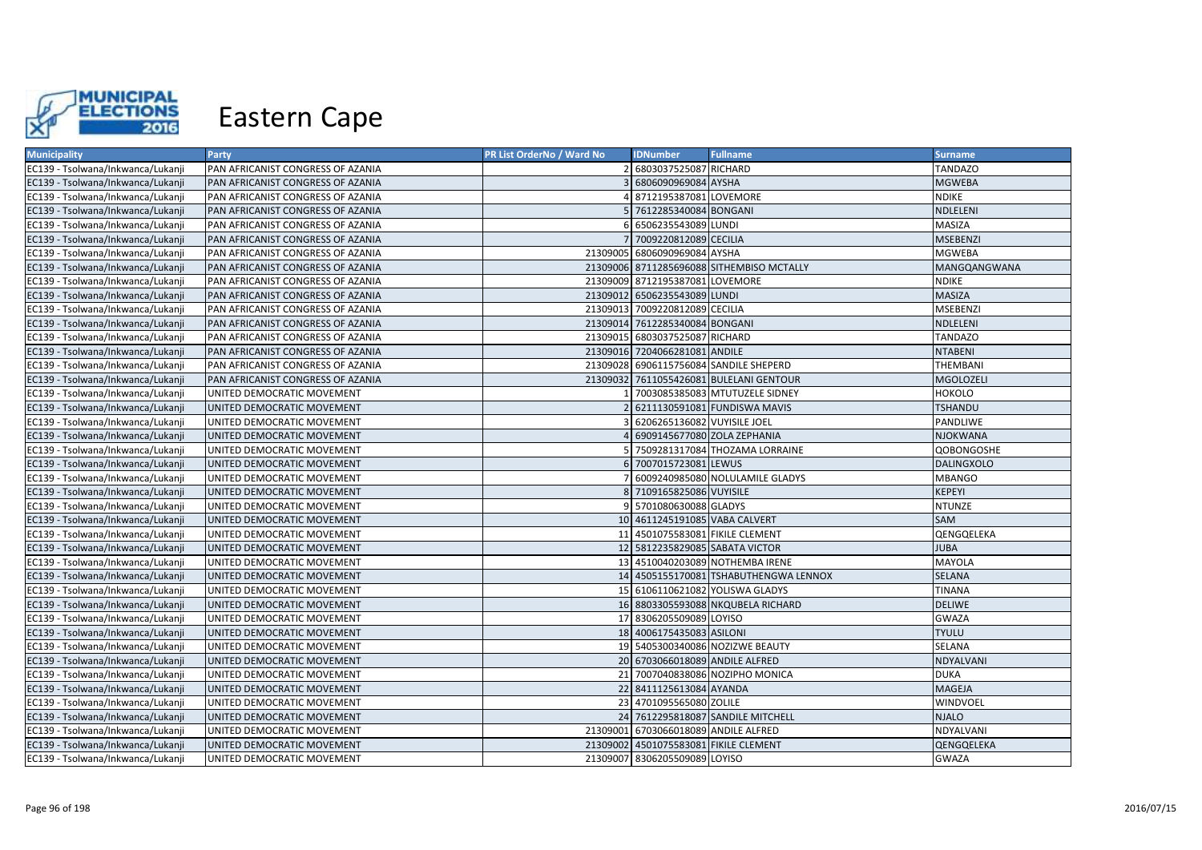# Eastern Cape

| Municipality | Party | PR List OrderNo / Ward No | IDNumber | Fullname | Surname |
|---|---|---|---|---|---|
| EC139 - Tsolwana/Inkwanca/Lukanji | PAN AFRICANIST CONGRESS OF AZANIA | 2 | 6803037525087 | RICHARD | TANDAZO |
| EC139 - Tsolwana/Inkwanca/Lukanji | PAN AFRICANIST CONGRESS OF AZANIA | 3 | 6806090969084 | AYSHA | MGWEBA |
| EC139 - Tsolwana/Inkwanca/Lukanji | PAN AFRICANIST CONGRESS OF AZANIA | 4 | 8712195387081 | LOVEMORE | NDIKE |
| EC139 - Tsolwana/Inkwanca/Lukanji | PAN AFRICANIST CONGRESS OF AZANIA | 5 | 7612285340084 | BONGANI | NDLELENI |
| EC139 - Tsolwana/Inkwanca/Lukanji | PAN AFRICANIST CONGRESS OF AZANIA | 6 | 6506235543089 | LUNDI | MASIZA |
| EC139 - Tsolwana/Inkwanca/Lukanji | PAN AFRICANIST CONGRESS OF AZANIA | 7 | 7009220812089 | CECILIA | MSEBENZI |
| EC139 - Tsolwana/Inkwanca/Lukanji | PAN AFRICANIST CONGRESS OF AZANIA | 21309005 | 6806090969084 | AYSHA | MGWEBA |
| EC139 - Tsolwana/Inkwanca/Lukanji | PAN AFRICANIST CONGRESS OF AZANIA | 21309006 | 8711285696088 | SITHEMBISO MCTALLY | MANGQANGWANA |
| EC139 - Tsolwana/Inkwanca/Lukanji | PAN AFRICANIST CONGRESS OF AZANIA | 21309009 | 8712195387081 | LOVEMORE | NDIKE |
| EC139 - Tsolwana/Inkwanca/Lukanji | PAN AFRICANIST CONGRESS OF AZANIA | 21309012 | 6506235543089 | LUNDI | MASIZA |
| EC139 - Tsolwana/Inkwanca/Lukanji | PAN AFRICANIST CONGRESS OF AZANIA | 21309013 | 7009220812089 | CECILIA | MSEBENZI |
| EC139 - Tsolwana/Inkwanca/Lukanji | PAN AFRICANIST CONGRESS OF AZANIA | 21309014 | 7612285340084 | BONGANI | NDLELENI |
| EC139 - Tsolwana/Inkwanca/Lukanji | PAN AFRICANIST CONGRESS OF AZANIA | 21309015 | 6803037525087 | RICHARD | TANDAZO |
| EC139 - Tsolwana/Inkwanca/Lukanji | PAN AFRICANIST CONGRESS OF AZANIA | 21309016 | 7204066281081 | ANDILE | NTABENI |
| EC139 - Tsolwana/Inkwanca/Lukanji | PAN AFRICANIST CONGRESS OF AZANIA | 21309028 | 6906115756084 | SANDILE SHEPERD | THEMBANI |
| EC139 - Tsolwana/Inkwanca/Lukanji | PAN AFRICANIST CONGRESS OF AZANIA | 21309032 | 7611055426081 | BULELANI GENTOUR | MGOLOZELI |
| EC139 - Tsolwana/Inkwanca/Lukanji | UNITED DEMOCRATIC MOVEMENT | 1 | 7003085385083 | MTUTUZELE SIDNEY | HOKOLO |
| EC139 - Tsolwana/Inkwanca/Lukanji | UNITED DEMOCRATIC MOVEMENT | 2 | 6211130591081 | FUNDISWA MAVIS | TSHANDU |
| EC139 - Tsolwana/Inkwanca/Lukanji | UNITED DEMOCRATIC MOVEMENT | 3 | 6206265136082 | VUYISILE JOEL | PANDLIWE |
| EC139 - Tsolwana/Inkwanca/Lukanji | UNITED DEMOCRATIC MOVEMENT | 4 | 6909145677080 | ZOLA ZEPHANIA | NJOKWANA |
| EC139 - Tsolwana/Inkwanca/Lukanji | UNITED DEMOCRATIC MOVEMENT | 5 | 7509281317084 | THOZAMA LORRAINE | QOBONGOSHE |
| EC139 - Tsolwana/Inkwanca/Lukanji | UNITED DEMOCRATIC MOVEMENT | 6 | 7007015723081 | LEWUS | DALINGXOLO |
| EC139 - Tsolwana/Inkwanca/Lukanji | UNITED DEMOCRATIC MOVEMENT | 7 | 6009240985080 | NOLULAMILE GLADYS | MBANGO |
| EC139 - Tsolwana/Inkwanca/Lukanji | UNITED DEMOCRATIC MOVEMENT | 8 | 7109165825086 | VUYISILE | KEPEYI |
| EC139 - Tsolwana/Inkwanca/Lukanji | UNITED DEMOCRATIC MOVEMENT | 9 | 5701080630088 | GLADYS | NTUNZE |
| EC139 - Tsolwana/Inkwanca/Lukanji | UNITED DEMOCRATIC MOVEMENT | 10 | 4611245191085 | VABA CALVERT | SAM |
| EC139 - Tsolwana/Inkwanca/Lukanji | UNITED DEMOCRATIC MOVEMENT | 11 | 4501075583081 | FIKILE CLEMENT | QENGQELEKA |
| EC139 - Tsolwana/Inkwanca/Lukanji | UNITED DEMOCRATIC MOVEMENT | 12 | 5812235829085 | SABATA VICTOR | JUBA |
| EC139 - Tsolwana/Inkwanca/Lukanji | UNITED DEMOCRATIC MOVEMENT | 13 | 4510040203089 | NOTHEMBA IRENE | MAYOLA |
| EC139 - Tsolwana/Inkwanca/Lukanji | UNITED DEMOCRATIC MOVEMENT | 14 | 4505155170081 | TSHABUTHENGWA LENNOX | SELANA |
| EC139 - Tsolwana/Inkwanca/Lukanji | UNITED DEMOCRATIC MOVEMENT | 15 | 6106110621082 | YOLISWA GLADYS | TINANA |
| EC139 - Tsolwana/Inkwanca/Lukanji | UNITED DEMOCRATIC MOVEMENT | 16 | 8803305593088 | NKQUBELA RICHARD | DELIWE |
| EC139 - Tsolwana/Inkwanca/Lukanji | UNITED DEMOCRATIC MOVEMENT | 17 | 8306205509089 | LOYISO | GWAZA |
| EC139 - Tsolwana/Inkwanca/Lukanji | UNITED DEMOCRATIC MOVEMENT | 18 | 4006175435083 | ASILONI | TYULU |
| EC139 - Tsolwana/Inkwanca/Lukanji | UNITED DEMOCRATIC MOVEMENT | 19 | 5405300340086 | NOZIZWE BEAUTY | SELANA |
| EC139 - Tsolwana/Inkwanca/Lukanji | UNITED DEMOCRATIC MOVEMENT | 20 | 6703066018089 | ANDILE ALFRED | NDYALVANI |
| EC139 - Tsolwana/Inkwanca/Lukanji | UNITED DEMOCRATIC MOVEMENT | 21 | 7007040838086 | NOZIPHO MONICA | DUKA |
| EC139 - Tsolwana/Inkwanca/Lukanji | UNITED DEMOCRATIC MOVEMENT | 22 | 8411125613084 | AYANDA | MAGEJA |
| EC139 - Tsolwana/Inkwanca/Lukanji | UNITED DEMOCRATIC MOVEMENT | 23 | 4701095565080 | ZOLILE | WINDVOEL |
| EC139 - Tsolwana/Inkwanca/Lukanji | UNITED DEMOCRATIC MOVEMENT | 24 | 7612295818087 | SANDILE MITCHELL | NJALO |
| EC139 - Tsolwana/Inkwanca/Lukanji | UNITED DEMOCRATIC MOVEMENT | 21309001 | 6703066018089 | ANDILE ALFRED | NDYALVANI |
| EC139 - Tsolwana/Inkwanca/Lukanji | UNITED DEMOCRATIC MOVEMENT | 21309002 | 4501075583081 | FIKILE CLEMENT | QENGQELEKA |
| EC139 - Tsolwana/Inkwanca/Lukanji | UNITED DEMOCRATIC MOVEMENT | 21309007 | 8306205509089 | LOYISO | GWAZA |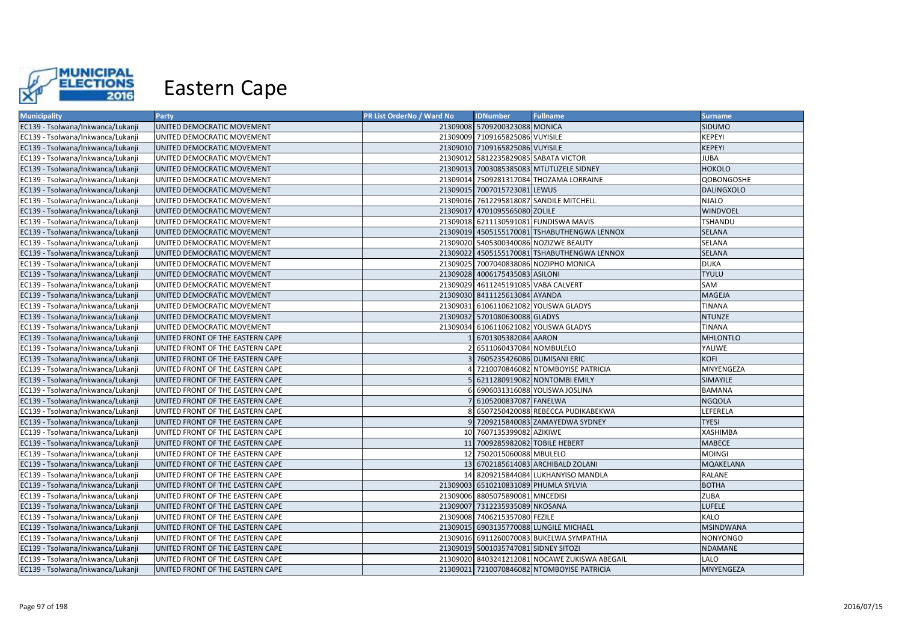# Eastern Cape

| Municipality | Party | PR List OrderNo / Ward No | IDNumber | Fullname | Surname |
|---|---|---|---|---|---|
| EC139 - Tsolwana/Inkwanca/Lukanji | UNITED DEMOCRATIC MOVEMENT | 21309008 | 5709200323088 | MONICA | SIDUMO |
| EC139 - Tsolwana/Inkwanca/Lukanji | UNITED DEMOCRATIC MOVEMENT | 21309009 | 7109165825086 | VUYISILE | KEPEYI |
| EC139 - Tsolwana/Inkwanca/Lukanji | UNITED DEMOCRATIC MOVEMENT | 21309010 | 7109165825086 | VUYISILE | KEPEYI |
| EC139 - Tsolwana/Inkwanca/Lukanji | UNITED DEMOCRATIC MOVEMENT | 21309012 | 5812235829085 | SABATA VICTOR | JUBA |
| EC139 - Tsolwana/Inkwanca/Lukanji | UNITED DEMOCRATIC MOVEMENT | 21309013 | 7003085385083 | MTUTUZELE SIDNEY | HOKOLO |
| EC139 - Tsolwana/Inkwanca/Lukanji | UNITED DEMOCRATIC MOVEMENT | 21309014 | 7509281317084 | THOZAMA LORRAINE | QOBONGOSHE |
| EC139 - Tsolwana/Inkwanca/Lukanji | UNITED DEMOCRATIC MOVEMENT | 21309015 | 7007015723081 | LEWUS | DALINGXOLO |
| EC139 - Tsolwana/Inkwanca/Lukanji | UNITED DEMOCRATIC MOVEMENT | 21309016 | 7612295818087 | SANDILE MITCHELL | NJALO |
| EC139 - Tsolwana/Inkwanca/Lukanji | UNITED DEMOCRATIC MOVEMENT | 21309017 | 4701095565080 | ZOLILE | WINDVOEL |
| EC139 - Tsolwana/Inkwanca/Lukanji | UNITED DEMOCRATIC MOVEMENT | 21309018 | 6211130591081 | FUNDISWA MAVIS | TSHANDU |
| EC139 - Tsolwana/Inkwanca/Lukanji | UNITED DEMOCRATIC MOVEMENT | 21309019 | 4505155170081 | TSHABUTHENGWA LENNOX | SELANA |
| EC139 - Tsolwana/Inkwanca/Lukanji | UNITED DEMOCRATIC MOVEMENT | 21309020 | 5405300340086 | NOZIZWE BEAUTY | SELANA |
| EC139 - Tsolwana/Inkwanca/Lukanji | UNITED DEMOCRATIC MOVEMENT | 21309022 | 4505155170081 | TSHABUTHENGWA LENNOX | SELANA |
| EC139 - Tsolwana/Inkwanca/Lukanji | UNITED DEMOCRATIC MOVEMENT | 21309025 | 7007040838086 | NOZIPHO MONICA | DUKA |
| EC139 - Tsolwana/Inkwanca/Lukanji | UNITED DEMOCRATIC MOVEMENT | 21309028 | 4006175435083 | ASILONI | TYULU |
| EC139 - Tsolwana/Inkwanca/Lukanji | UNITED DEMOCRATIC MOVEMENT | 21309029 | 4611245191085 | VABA CALVERT | SAM |
| EC139 - Tsolwana/Inkwanca/Lukanji | UNITED DEMOCRATIC MOVEMENT | 21309030 | 8411125613084 | AYANDA | MAGEJA |
| EC139 - Tsolwana/Inkwanca/Lukanji | UNITED DEMOCRATIC MOVEMENT | 21309031 | 6106110621082 | YOLISWA GLADYS | TINANA |
| EC139 - Tsolwana/Inkwanca/Lukanji | UNITED DEMOCRATIC MOVEMENT | 21309032 | 5701080630088 | GLADYS | NTUNZE |
| EC139 - Tsolwana/Inkwanca/Lukanji | UNITED DEMOCRATIC MOVEMENT | 21309034 | 6106110621082 | YOLISWA GLADYS | TINANA |
| EC139 - Tsolwana/Inkwanca/Lukanji | UNITED FRONT OF THE EASTERN CAPE | 1 | 6701305382084 | AARON | MHLONTLO |
| EC139 - Tsolwana/Inkwanca/Lukanji | UNITED FRONT OF THE EASTERN CAPE | 2 | 6511060437084 | NOMBULELO | YALIWE |
| EC139 - Tsolwana/Inkwanca/Lukanji | UNITED FRONT OF THE EASTERN CAPE | 3 | 7605235426086 | DUMISANI ERIC | KOFI |
| EC139 - Tsolwana/Inkwanca/Lukanji | UNITED FRONT OF THE EASTERN CAPE | 4 | 7210070846082 | NTOMBOYISE PATRICIA | MNYENGEZA |
| EC139 - Tsolwana/Inkwanca/Lukanji | UNITED FRONT OF THE EASTERN CAPE | 5 | 6211280919082 | NONTOMBI EMILY | SIMAYILE |
| EC139 - Tsolwana/Inkwanca/Lukanji | UNITED FRONT OF THE EASTERN CAPE | 6 | 6906031316088 | YOLISWA JOSLINA | BAMANA |
| EC139 - Tsolwana/Inkwanca/Lukanji | UNITED FRONT OF THE EASTERN CAPE | 7 | 6105200837087 | FANELWA | NGQOLA |
| EC139 - Tsolwana/Inkwanca/Lukanji | UNITED FRONT OF THE EASTERN CAPE | 8 | 6507250420088 | REBECCA PUDIKABEKWA | LEFERELA |
| EC139 - Tsolwana/Inkwanca/Lukanji | UNITED FRONT OF THE EASTERN CAPE | 9 | 7209215840083 | ZAMAYEDWA SYDNEY | TYESI |
| EC139 - Tsolwana/Inkwanca/Lukanji | UNITED FRONT OF THE EASTERN CAPE | 10 | 7607135399082 | AZIKIWE | XASHIMBA |
| EC139 - Tsolwana/Inkwanca/Lukanji | UNITED FRONT OF THE EASTERN CAPE | 11 | 7009285982082 | TOBILE HEBERT | MABECE |
| EC139 - Tsolwana/Inkwanca/Lukanji | UNITED FRONT OF THE EASTERN CAPE | 12 | 7502015060088 | MBULELO | MDINGI |
| EC139 - Tsolwana/Inkwanca/Lukanji | UNITED FRONT OF THE EASTERN CAPE | 13 | 6702185614083 | ARCHIBALD ZOLANI | MQAKELANA |
| EC139 - Tsolwana/Inkwanca/Lukanji | UNITED FRONT OF THE EASTERN CAPE | 14 | 8209215844084 | LUKHANYISO MANDLA | RALANE |
| EC139 - Tsolwana/Inkwanca/Lukanji | UNITED FRONT OF THE EASTERN CAPE | 21309003 | 6510210831089 | PHUMLA SYLVIA | BOTHA |
| EC139 - Tsolwana/Inkwanca/Lukanji | UNITED FRONT OF THE EASTERN CAPE | 21309006 | 8805075890081 | MNCEDISI | ZUBA |
| EC139 - Tsolwana/Inkwanca/Lukanji | UNITED FRONT OF THE EASTERN CAPE | 21309007 | 7312235935089 | NKOSANA | LUFELE |
| EC139 - Tsolwana/Inkwanca/Lukanji | UNITED FRONT OF THE EASTERN CAPE | 21309008 | 7406215357080 | FEZILE | KALO |
| EC139 - Tsolwana/Inkwanca/Lukanji | UNITED FRONT OF THE EASTERN CAPE | 21309015 | 6903135770088 | LUNGILE MICHAEL | MSINDWANA |
| EC139 - Tsolwana/Inkwanca/Lukanji | UNITED FRONT OF THE EASTERN CAPE | 21309016 | 6911260070083 | BUKELWA SYMPATHIA | NONYONGO |
| EC139 - Tsolwana/Inkwanca/Lukanji | UNITED FRONT OF THE EASTERN CAPE | 21309019 | 5001035747081 | SIDNEY SITOZI | NDAMANE |
| EC139 - Tsolwana/Inkwanca/Lukanji | UNITED FRONT OF THE EASTERN CAPE | 21309020 | 8403241212081 | NOCAWE ZUKISWA ABEGAIL | LALO |
| EC139 - Tsolwana/Inkwanca/Lukanji | UNITED FRONT OF THE EASTERN CAPE | 21309021 | 7210070846082 | NTOMBOYISE PATRICIA | MNYENGEZA |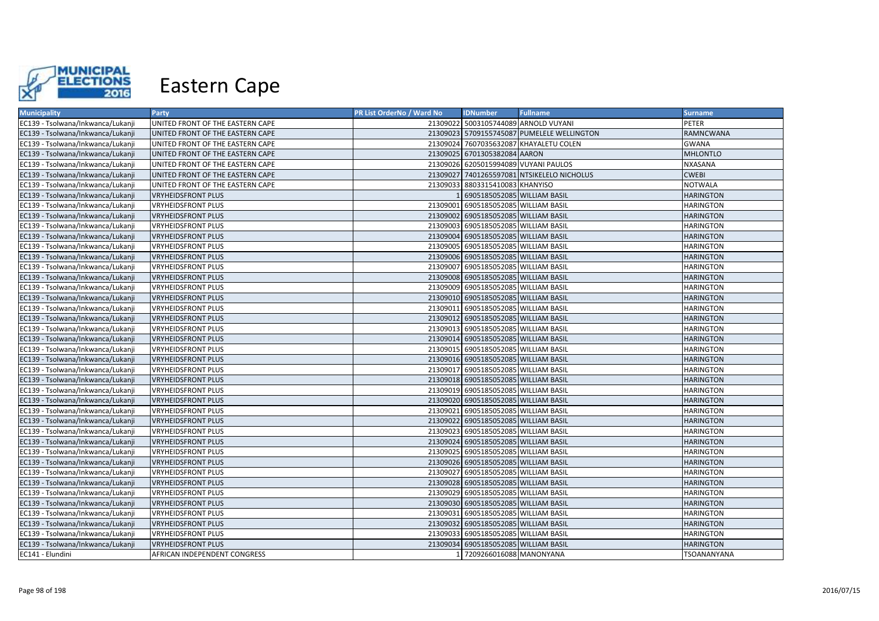# Eastern Cape

| Municipality | Party | PR List OrderNo / Ward No | IDNumber | Fullname | Surname |
|---|---|---|---|---|---|
| EC139 - Tsolwana/Inkwanca/Lukanji | UNITED FRONT OF THE EASTERN CAPE | 21309022 | 5003105744089 | ARNOLD VUYANI | PETER |
| EC139 - Tsolwana/Inkwanca/Lukanji | UNITED FRONT OF THE EASTERN CAPE | 21309023 | 5709155745087 | PUMELELE WELLINGTON | RAMNCWANA |
| EC139 - Tsolwana/Inkwanca/Lukanji | UNITED FRONT OF THE EASTERN CAPE | 21309024 | 7607035632087 | KHAYALETU COLEN | GWANA |
| EC139 - Tsolwana/Inkwanca/Lukanji | UNITED FRONT OF THE EASTERN CAPE | 21309025 | 6701305382084 | AARON | MHLONTLO |
| EC139 - Tsolwana/Inkwanca/Lukanji | UNITED FRONT OF THE EASTERN CAPE | 21309026 | 6205015994089 | VUYANI PAULOS | NXASANA |
| EC139 - Tsolwana/Inkwanca/Lukanji | UNITED FRONT OF THE EASTERN CAPE | 21309027 | 7401265597081 | NTSIKELELO NICHOLUS | CWEBI |
| EC139 - Tsolwana/Inkwanca/Lukanji | UNITED FRONT OF THE EASTERN CAPE | 21309033 | 8803315410083 | KHANYISO | NOTWALA |
| EC139 - Tsolwana/Inkwanca/Lukanji | VRYHEIDSFRONT PLUS | 1 | 6905185052085 | WILLIAM BASIL | HARINGTON |
| EC139 - Tsolwana/Inkwanca/Lukanji | VRYHEIDSFRONT PLUS | 21309001 | 6905185052085 | WILLIAM BASIL | HARINGTON |
| EC139 - Tsolwana/Inkwanca/Lukanji | VRYHEIDSFRONT PLUS | 21309002 | 6905185052085 | WILLIAM BASIL | HARINGTON |
| EC139 - Tsolwana/Inkwanca/Lukanji | VRYHEIDSFRONT PLUS | 21309003 | 6905185052085 | WILLIAM BASIL | HARINGTON |
| EC139 - Tsolwana/Inkwanca/Lukanji | VRYHEIDSFRONT PLUS | 21309004 | 6905185052085 | WILLIAM BASIL | HARINGTON |
| EC139 - Tsolwana/Inkwanca/Lukanji | VRYHEIDSFRONT PLUS | 21309005 | 6905185052085 | WILLIAM BASIL | HARINGTON |
| EC139 - Tsolwana/Inkwanca/Lukanji | VRYHEIDSFRONT PLUS | 21309006 | 6905185052085 | WILLIAM BASIL | HARINGTON |
| EC139 - Tsolwana/Inkwanca/Lukanji | VRYHEIDSFRONT PLUS | 21309007 | 6905185052085 | WILLIAM BASIL | HARINGTON |
| EC139 - Tsolwana/Inkwanca/Lukanji | VRYHEIDSFRONT PLUS | 21309008 | 6905185052085 | WILLIAM BASIL | HARINGTON |
| EC139 - Tsolwana/Inkwanca/Lukanji | VRYHEIDSFRONT PLUS | 21309009 | 6905185052085 | WILLIAM BASIL | HARINGTON |
| EC139 - Tsolwana/Inkwanca/Lukanji | VRYHEIDSFRONT PLUS | 21309010 | 6905185052085 | WILLIAM BASIL | HARINGTON |
| EC139 - Tsolwana/Inkwanca/Lukanji | VRYHEIDSFRONT PLUS | 21309011 | 6905185052085 | WILLIAM BASIL | HARINGTON |
| EC139 - Tsolwana/Inkwanca/Lukanji | VRYHEIDSFRONT PLUS | 21309012 | 6905185052085 | WILLIAM BASIL | HARINGTON |
| EC139 - Tsolwana/Inkwanca/Lukanji | VRYHEIDSFRONT PLUS | 21309013 | 6905185052085 | WILLIAM BASIL | HARINGTON |
| EC139 - Tsolwana/Inkwanca/Lukanji | VRYHEIDSFRONT PLUS | 21309014 | 6905185052085 | WILLIAM BASIL | HARINGTON |
| EC139 - Tsolwana/Inkwanca/Lukanji | VRYHEIDSFRONT PLUS | 21309015 | 6905185052085 | WILLIAM BASIL | HARINGTON |
| EC139 - Tsolwana/Inkwanca/Lukanji | VRYHEIDSFRONT PLUS | 21309016 | 6905185052085 | WILLIAM BASIL | HARINGTON |
| EC139 - Tsolwana/Inkwanca/Lukanji | VRYHEIDSFRONT PLUS | 21309017 | 6905185052085 | WILLIAM BASIL | HARINGTON |
| EC139 - Tsolwana/Inkwanca/Lukanji | VRYHEIDSFRONT PLUS | 21309018 | 6905185052085 | WILLIAM BASIL | HARINGTON |
| EC139 - Tsolwana/Inkwanca/Lukanji | VRYHEIDSFRONT PLUS | 21309019 | 6905185052085 | WILLIAM BASIL | HARINGTON |
| EC139 - Tsolwana/Inkwanca/Lukanji | VRYHEIDSFRONT PLUS | 21309020 | 6905185052085 | WILLIAM BASIL | HARINGTON |
| EC139 - Tsolwana/Inkwanca/Lukanji | VRYHEIDSFRONT PLUS | 21309021 | 6905185052085 | WILLIAM BASIL | HARINGTON |
| EC139 - Tsolwana/Inkwanca/Lukanji | VRYHEIDSFRONT PLUS | 21309022 | 6905185052085 | WILLIAM BASIL | HARINGTON |
| EC139 - Tsolwana/Inkwanca/Lukanji | VRYHEIDSFRONT PLUS | 21309023 | 6905185052085 | WILLIAM BASIL | HARINGTON |
| EC139 - Tsolwana/Inkwanca/Lukanji | VRYHEIDSFRONT PLUS | 21309024 | 6905185052085 | WILLIAM BASIL | HARINGTON |
| EC139 - Tsolwana/Inkwanca/Lukanji | VRYHEIDSFRONT PLUS | 21309025 | 6905185052085 | WILLIAM BASIL | HARINGTON |
| EC139 - Tsolwana/Inkwanca/Lukanji | VRYHEIDSFRONT PLUS | 21309026 | 6905185052085 | WILLIAM BASIL | HARINGTON |
| EC139 - Tsolwana/Inkwanca/Lukanji | VRYHEIDSFRONT PLUS | 21309027 | 6905185052085 | WILLIAM BASIL | HARINGTON |
| EC139 - Tsolwana/Inkwanca/Lukanji | VRYHEIDSFRONT PLUS | 21309028 | 6905185052085 | WILLIAM BASIL | HARINGTON |
| EC139 - Tsolwana/Inkwanca/Lukanji | VRYHEIDSFRONT PLUS | 21309029 | 6905185052085 | WILLIAM BASIL | HARINGTON |
| EC139 - Tsolwana/Inkwanca/Lukanji | VRYHEIDSFRONT PLUS | 21309030 | 6905185052085 | WILLIAM BASIL | HARINGTON |
| EC139 - Tsolwana/Inkwanca/Lukanji | VRYHEIDSFRONT PLUS | 21309031 | 6905185052085 | WILLIAM BASIL | HARINGTON |
| EC139 - Tsolwana/Inkwanca/Lukanji | VRYHEIDSFRONT PLUS | 21309032 | 6905185052085 | WILLIAM BASIL | HARINGTON |
| EC139 - Tsolwana/Inkwanca/Lukanji | VRYHEIDSFRONT PLUS | 21309033 | 6905185052085 | WILLIAM BASIL | HARINGTON |
| EC139 - Tsolwana/Inkwanca/Lukanji | VRYHEIDSFRONT PLUS | 21309034 | 6905185052085 | WILLIAM BASIL | HARINGTON |
| EC141 - Elundini | AFRICAN INDEPENDENT CONGRESS | 1 | 7209266016088 | MANONYANA | TSOANANYANA |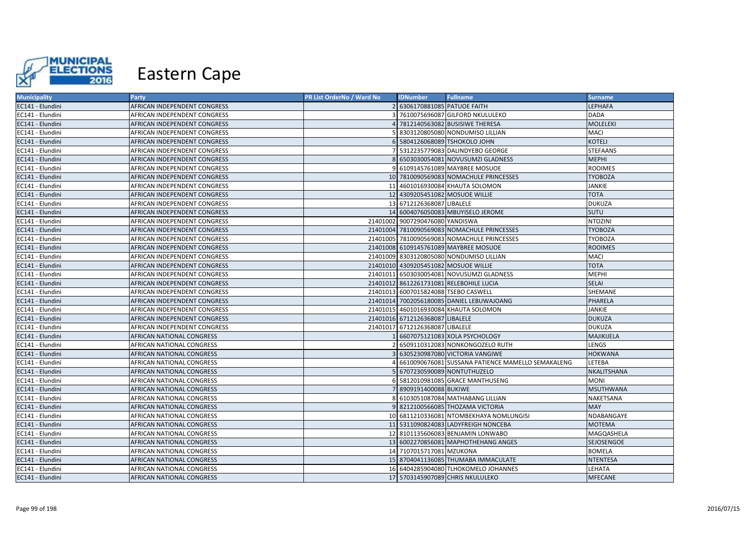# Eastern Cape

| Municipality | Party | PR List OrderNo / Ward No | IDNumber | Fullname | Surname |
|---|---|---|---|---|---|
| EC141 - Elundini | AFRICAN INDEPENDENT CONGRESS | 2 | 6306170881085 | PATUOE FAITH | LEPHAFA |
| EC141 - Elundini | AFRICAN INDEPENDENT CONGRESS | 3 | 7610075696087 | GILFORD NKULULEKO | DADA |
| EC141 - Elundini | AFRICAN INDEPENDENT CONGRESS | 4 | 7812140563082 | BUSISIWE THERESA | MOLELEKI |
| EC141 - Elundini | AFRICAN INDEPENDENT CONGRESS | 5 | 8303120805080 | NONDUMISO LILLIAN | MACI |
| EC141 - Elundini | AFRICAN INDEPENDENT CONGRESS | 6 | 5804126068089 | TSHOKOLO JOHN | KOTELI |
| EC141 - Elundini | AFRICAN INDEPENDENT CONGRESS | 7 | 5312235779083 | DALINDYEBO GEORGE | STEFAANS |
| EC141 - Elundini | AFRICAN INDEPENDENT CONGRESS | 8 | 6503030054081 | NOVUSUMZI GLADNESS | MEPHI |
| EC141 - Elundini | AFRICAN INDEPENDENT CONGRESS | 9 | 6109145761089 | MAYBREE MOSUOE | ROOIMES |
| EC141 - Elundini | AFRICAN INDEPENDENT CONGRESS | 10 | 7810090569083 | NOMACHULE PRINCESSES | TYOBOZA |
| EC141 - Elundini | AFRICAN INDEPENDENT CONGRESS | 11 | 4601016930084 | KHAUTA SOLOMON | JANKIE |
| EC141 - Elundini | AFRICAN INDEPENDENT CONGRESS | 12 | 4309205451082 | MOSUOE WILLIE | TOTA |
| EC141 - Elundini | AFRICAN INDEPENDENT CONGRESS | 13 | 6712126368087 | LIBALELE | DUKUZA |
| EC141 - Elundini | AFRICAN INDEPENDENT CONGRESS | 14 | 6004076050083 | MBUYISELO JEROME | SUTU |
| EC141 - Elundini | AFRICAN INDEPENDENT CONGRESS | 21401002 | 9007290476080 | YANDISWA | NTOZINI |
| EC141 - Elundini | AFRICAN INDEPENDENT CONGRESS | 21401004 | 7810090569083 | NOMACHULE PRINCESSES | TYOBOZA |
| EC141 - Elundini | AFRICAN INDEPENDENT CONGRESS | 21401005 | 7810090569083 | NOMACHULE PRINCESSES | TYOBOZA |
| EC141 - Elundini | AFRICAN INDEPENDENT CONGRESS | 21401008 | 6109145761089 | MAYBREE MOSUOE | ROOIMES |
| EC141 - Elundini | AFRICAN INDEPENDENT CONGRESS | 21401009 | 8303120805080 | NONDUMISO LILLIAN | MACI |
| EC141 - Elundini | AFRICAN INDEPENDENT CONGRESS | 21401010 | 4309205451082 | MOSUOE WILLIE | TOTA |
| EC141 - Elundini | AFRICAN INDEPENDENT CONGRESS | 21401011 | 6503030054081 | NOVUSUMZI GLADNESS | MEPHI |
| EC141 - Elundini | AFRICAN INDEPENDENT CONGRESS | 21401012 | 8612261731081 | RELEBOHILE LUCIA | SELAI |
| EC141 - Elundini | AFRICAN INDEPENDENT CONGRESS | 21401013 | 6007015824088 | TSEBO CASWELL | SHEMANE |
| EC141 - Elundini | AFRICAN INDEPENDENT CONGRESS | 21401014 | 7002056180085 | DANIEL LEBUWAJOANG | PHARELA |
| EC141 - Elundini | AFRICAN INDEPENDENT CONGRESS | 21401015 | 4601016930084 | KHAUTA SOLOMON | JANKIE |
| EC141 - Elundini | AFRICAN INDEPENDENT CONGRESS | 21401016 | 6712126368087 | LIBALELE | DUKUZA |
| EC141 - Elundini | AFRICAN INDEPENDENT CONGRESS | 21401017 | 6712126368087 | LIBALELE | DUKUZA |
| EC141 - Elundini | AFRICAN NATIONAL CONGRESS | 1 | 6607075121083 | XOLA PSYCHOLOGY | MAJIKIJELA |
| EC141 - Elundini | AFRICAN NATIONAL CONGRESS | 2 | 6509110312083 | NONKONGOZELO RUTH | LENGS |
| EC141 - Elundini | AFRICAN NATIONAL CONGRESS | 3 | 6305230987080 | VICTORIA VANGIWE | HOKWANA |
| EC141 - Elundini | AFRICAN NATIONAL CONGRESS | 4 | 6610090676081 | SUSSANA PATIENCE MAMELLO SEMAKALENG | LETEBA |
| EC141 - Elundini | AFRICAN NATIONAL CONGRESS | 5 | 6707230590089 | NONTUTHUZELO | NKALITSHANA |
| EC141 - Elundini | AFRICAN NATIONAL CONGRESS | 6 | 5812010981085 | GRACE MANTHUSENG | MONI |
| EC141 - Elundini | AFRICAN NATIONAL CONGRESS | 7 | 8909191400088 | BUKIWE | MSUTHWANA |
| EC141 - Elundini | AFRICAN NATIONAL CONGRESS | 8 | 6103051087084 | MATHABANG LILLIAN | NAKETSANA |
| EC141 - Elundini | AFRICAN NATIONAL CONGRESS | 9 | 8212100566085 | THOZAMA VICTORIA | MAY |
| EC141 - Elundini | AFRICAN NATIONAL CONGRESS | 10 | 6811210336081 | NTOMBEKHAYA NOMLUNGISI | NDABANGAYE |
| EC141 - Elundini | AFRICAN NATIONAL CONGRESS | 11 | 5311090824083 | LADYFREIGH NONCEBA | MOTEMA |
| EC141 - Elundini | AFRICAN NATIONAL CONGRESS | 12 | 8101135606083 | BENJAMIN LONWABO | MAGQASHELA |
| EC141 - Elundini | AFRICAN NATIONAL CONGRESS | 13 | 6002270856081 | MAPHOTHEHANG ANGES | SEJOSENGOE |
| EC141 - Elundini | AFRICAN NATIONAL CONGRESS | 14 | 7107015717081 | MZUKONA | BOMELA |
| EC141 - Elundini | AFRICAN NATIONAL CONGRESS | 15 | 8704041136085 | THUMABA IMMACULATE | NTENTESA |
| EC141 - Elundini | AFRICAN NATIONAL CONGRESS | 16 | 6404285904080 | TLHOKOMELO JOHANNES | LEHATA |
| EC141 - Elundini | AFRICAN NATIONAL CONGRESS | 17 | 5703145907089 | CHRIS NKULULEKO | MFECANE |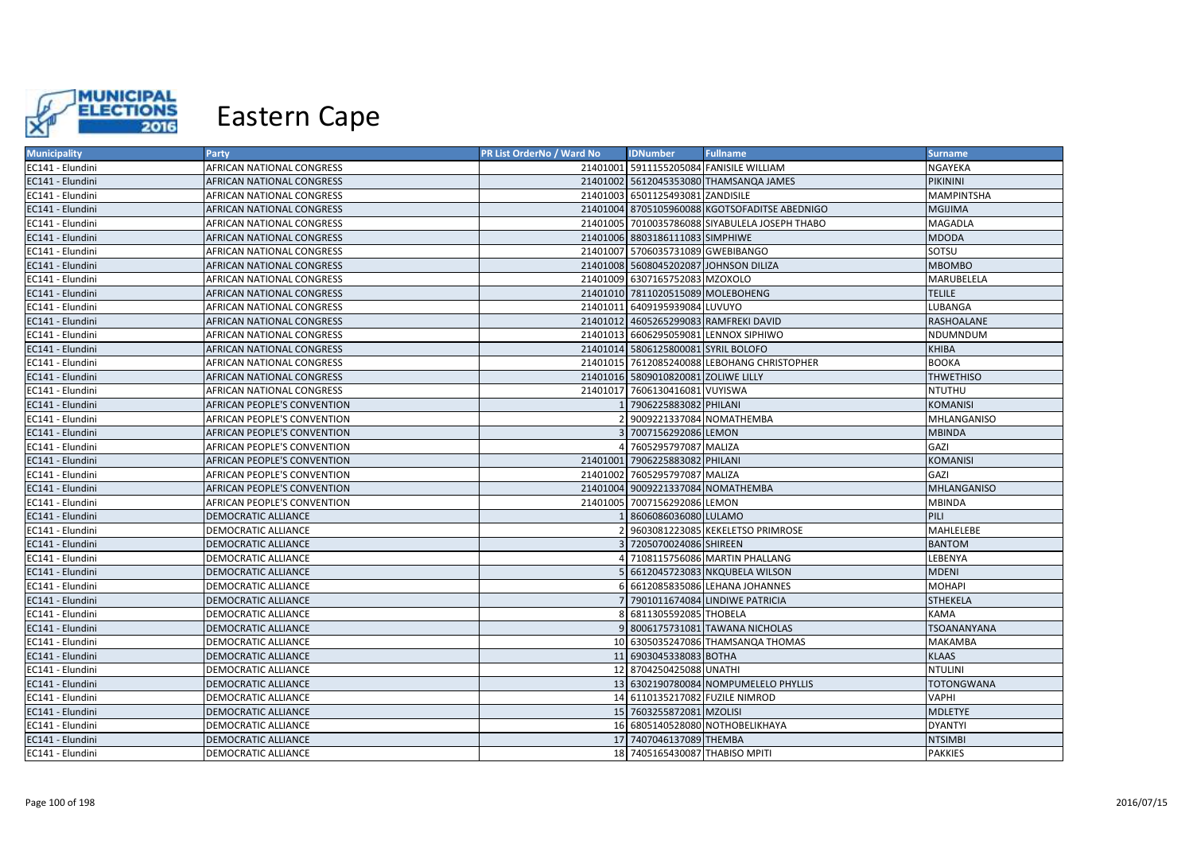# Eastern Cape

| Municipality | Party | PR List OrderNo / Ward No | IDNumber | Fullname | Surname |
|---|---|---|---|---|---|
| EC141 - Elundini | AFRICAN NATIONAL CONGRESS | 21401001 | 5911155205084 | FANISILE WILLIAM | NGAYEKA |
| EC141 - Elundini | AFRICAN NATIONAL CONGRESS | 21401002 | 5612045353080 | THAMSANQA JAMES | PIKININI |
| EC141 - Elundini | AFRICAN NATIONAL CONGRESS | 21401003 | 6501125493081 | ZANDISILE | MAMPINTSHA |
| EC141 - Elundini | AFRICAN NATIONAL CONGRESS | 21401004 | 8705105960088 | KGOTSOFADITSE ABEDNIGO | MGIJIMA |
| EC141 - Elundini | AFRICAN NATIONAL CONGRESS | 21401005 | 7010035786088 | SIYABULELA JOSEPH THABO | MAGADLA |
| EC141 - Elundini | AFRICAN NATIONAL CONGRESS | 21401006 | 8803186111083 | SIMPHIWE | MDODA |
| EC141 - Elundini | AFRICAN NATIONAL CONGRESS | 21401007 | 5706035731089 | GWEBIBANGO | SOTSU |
| EC141 - Elundini | AFRICAN NATIONAL CONGRESS | 21401008 | 5608045202087 | JOHNSON DILIZA | MBOMBO |
| EC141 - Elundini | AFRICAN NATIONAL CONGRESS | 21401009 | 6307165752083 | MZOXOLO | MARUBELELA |
| EC141 - Elundini | AFRICAN NATIONAL CONGRESS | 21401010 | 7811020515089 | MOLEBOHENG | TELILE |
| EC141 - Elundini | AFRICAN NATIONAL CONGRESS | 21401011 | 6409195939084 | LUVUYO | LUBANGA |
| EC141 - Elundini | AFRICAN NATIONAL CONGRESS | 21401012 | 4605265299083 | RAMFREKI DAVID | RASHOALANE |
| EC141 - Elundini | AFRICAN NATIONAL CONGRESS | 21401013 | 6606295059081 | LENNOX SIPHIWO | NDUMNDUM |
| EC141 - Elundini | AFRICAN NATIONAL CONGRESS | 21401014 | 5806125800081 | SYRIL BOLOFO | KHIBA |
| EC141 - Elundini | AFRICAN NATIONAL CONGRESS | 21401015 | 7612085240088 | LEBOHANG CHRISTOPHER | BOOKA |
| EC141 - Elundini | AFRICAN NATIONAL CONGRESS | 21401016 | 5809010820081 | ZOLIWE LILLY | THWETHISO |
| EC141 - Elundini | AFRICAN NATIONAL CONGRESS | 21401017 | 7606130416081 | VUYISWA | NTUTHU |
| EC141 - Elundini | AFRICAN PEOPLE'S CONVENTION | 1 | 7906225883082 | PHILANI | KOMANISI |
| EC141 - Elundini | AFRICAN PEOPLE'S CONVENTION | 2 | 9009221337084 | NOMATHEMBA | MHLANGANISO |
| EC141 - Elundini | AFRICAN PEOPLE'S CONVENTION | 3 | 7007156292086 | LEMON | MBINDA |
| EC141 - Elundini | AFRICAN PEOPLE'S CONVENTION | 4 | 7605295797087 | MALIZA | GAZI |
| EC141 - Elundini | AFRICAN PEOPLE'S CONVENTION | 21401001 | 7906225883082 | PHILANI | KOMANISI |
| EC141 - Elundini | AFRICAN PEOPLE'S CONVENTION | 21401002 | 7605295797087 | MALIZA | GAZI |
| EC141 - Elundini | AFRICAN PEOPLE'S CONVENTION | 21401004 | 9009221337084 | NOMATHEMBA | MHLANGANISO |
| EC141 - Elundini | AFRICAN PEOPLE'S CONVENTION | 21401005 | 7007156292086 | LEMON | MBINDA |
| EC141 - Elundini | DEMOCRATIC ALLIANCE | 1 | 8606086036080 | LULAMO | PILI |
| EC141 - Elundini | DEMOCRATIC ALLIANCE | 2 | 9603081223085 | KEKELETSO PRIMROSE | MAHLELEBE |
| EC141 - Elundini | DEMOCRATIC ALLIANCE | 3 | 7205070024086 | SHIREEN | BANTOM |
| EC141 - Elundini | DEMOCRATIC ALLIANCE | 4 | 7108115756086 | MARTIN PHALLANG | LEBENYA |
| EC141 - Elundini | DEMOCRATIC ALLIANCE | 5 | 6612045723083 | NKQUBELA WILSON | MDENI |
| EC141 - Elundini | DEMOCRATIC ALLIANCE | 6 | 6612085835086 | LEHANA JOHANNES | MOHAPI |
| EC141 - Elundini | DEMOCRATIC ALLIANCE | 7 | 7901011674084 | LINDIWE PATRICIA | STHEKELA |
| EC141 - Elundini | DEMOCRATIC ALLIANCE | 8 | 6811305592085 | THOBELA | KAMA |
| EC141 - Elundini | DEMOCRATIC ALLIANCE | 9 | 8006175731081 | TAWANA NICHOLAS | TSOANANYANA |
| EC141 - Elundini | DEMOCRATIC ALLIANCE | 10 | 6305035247086 | THAMSANQA THOMAS | MAKAMBA |
| EC141 - Elundini | DEMOCRATIC ALLIANCE | 11 | 6903045338083 | BOTHA | KLAAS |
| EC141 - Elundini | DEMOCRATIC ALLIANCE | 12 | 8704250425088 | UNATHI | NTULINI |
| EC141 - Elundini | DEMOCRATIC ALLIANCE | 13 | 6302190780084 | NOMPUMELELO PHYLLIS | TOTONGWANA |
| EC141 - Elundini | DEMOCRATIC ALLIANCE | 14 | 6110135217082 | FUZILE NIMROD | VAPHI |
| EC141 - Elundini | DEMOCRATIC ALLIANCE | 15 | 7603255872081 | MZOLISI | MDLETYE |
| EC141 - Elundini | DEMOCRATIC ALLIANCE | 16 | 6805140528080 | NOTHOBELIKHAYA | DYANTYI |
| EC141 - Elundini | DEMOCRATIC ALLIANCE | 17 | 7407046137089 | THEMBA | NTSIMBI |
| EC141 - Elundini | DEMOCRATIC ALLIANCE | 18 | 7405165430087 | THABISO MPITI | PAKKIES |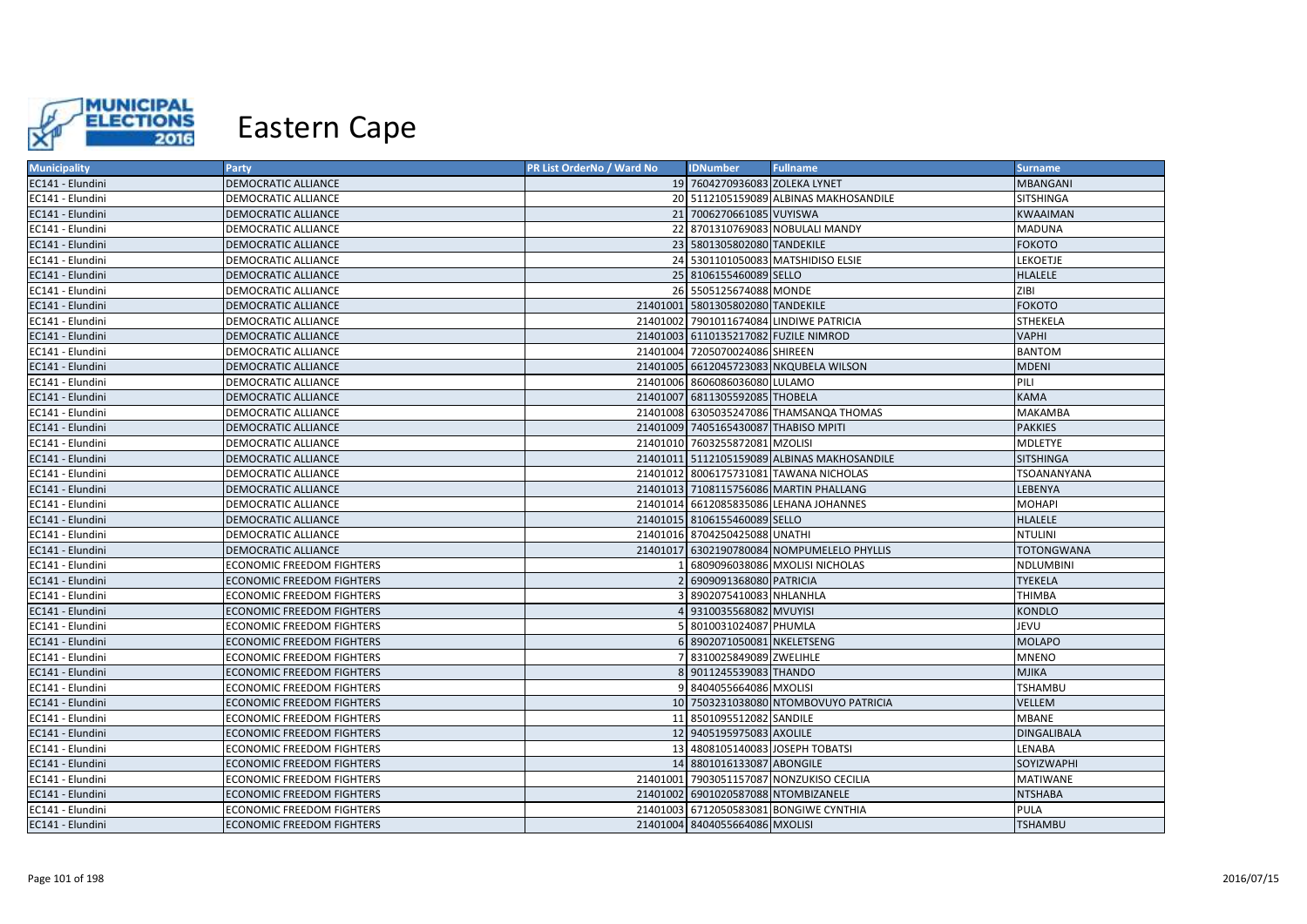# Eastern Cape

| Municipality | Party | PR List OrderNo / Ward No | IDNumber | Fullname | Surname |
|---|---|---|---|---|---|
| EC141 - Elundini | DEMOCRATIC ALLIANCE | 19 | 7604270936083 | ZOLEKA LYNET | MBANGANI |
| EC141 - Elundini | DEMOCRATIC ALLIANCE | 20 | 5112105159089 | ALBINAS MAKHOSANDILE | SITSHINGA |
| EC141 - Elundini | DEMOCRATIC ALLIANCE | 21 | 7006270661085 | VUYISWA | KWAAIMAN |
| EC141 - Elundini | DEMOCRATIC ALLIANCE | 22 | 8701310769083 | NOBULALI MANDY | MADUNA |
| EC141 - Elundini | DEMOCRATIC ALLIANCE | 23 | 5801305802080 | TANDEKILE | FOKOTO |
| EC141 - Elundini | DEMOCRATIC ALLIANCE | 24 | 5301101050083 | MATSHIDISO ELSIE | LEKOETJE |
| EC141 - Elundini | DEMOCRATIC ALLIANCE | 25 | 8106155460089 | SELLO | HLALELE |
| EC141 - Elundini | DEMOCRATIC ALLIANCE | 26 | 5505125674088 | MONDE | ZIBI |
| EC141 - Elundini | DEMOCRATIC ALLIANCE | 21401001 | 5801305802080 | TANDEKILE | FOKOTO |
| EC141 - Elundini | DEMOCRATIC ALLIANCE | 21401002 | 7901011674084 | LINDIWE PATRICIA | STHEKELA |
| EC141 - Elundini | DEMOCRATIC ALLIANCE | 21401003 | 6110135217082 | FUZILE NIMROD | VAPHI |
| EC141 - Elundini | DEMOCRATIC ALLIANCE | 21401004 | 7205070024086 | SHIREEN | BANTOM |
| EC141 - Elundini | DEMOCRATIC ALLIANCE | 21401005 | 6612045723083 | NKQUBELA WILSON | MDENI |
| EC141 - Elundini | DEMOCRATIC ALLIANCE | 21401006 | 8606086036080 | LULAMO | PILI |
| EC141 - Elundini | DEMOCRATIC ALLIANCE | 21401007 | 6811305592085 | THOBELA | KAMA |
| EC141 - Elundini | DEMOCRATIC ALLIANCE | 21401008 | 6305035247086 | THAMSANQA THOMAS | MAKAMBA |
| EC141 - Elundini | DEMOCRATIC ALLIANCE | 21401009 | 7405165430087 | THABISO MPITI | PAKKIES |
| EC141 - Elundini | DEMOCRATIC ALLIANCE | 21401010 | 7603255872081 | MZOLISI | MDLETYE |
| EC141 - Elundini | DEMOCRATIC ALLIANCE | 21401011 | 5112105159089 | ALBINAS MAKHOSANDILE | SITSHINGA |
| EC141 - Elundini | DEMOCRATIC ALLIANCE | 21401012 | 8006175731081 | TAWANA NICHOLAS | TSOANANYANA |
| EC141 - Elundini | DEMOCRATIC ALLIANCE | 21401013 | 7108115756086 | MARTIN PHALLANG | LEBENYA |
| EC141 - Elundini | DEMOCRATIC ALLIANCE | 21401014 | 6612085835086 | LEHANA JOHANNES | MOHAPI |
| EC141 - Elundini | DEMOCRATIC ALLIANCE | 21401015 | 8106155460089 | SELLO | HLALELE |
| EC141 - Elundini | DEMOCRATIC ALLIANCE | 21401016 | 8704250425088 | UNATHI | NTULINI |
| EC141 - Elundini | DEMOCRATIC ALLIANCE | 21401017 | 6302190780084 | NOMPUMELELO PHYLLIS | TOTONGWANA |
| EC141 - Elundini | ECONOMIC FREEDOM FIGHTERS | 1 | 6809096038086 | MXOLISI NICHOLAS | NDLUMBINI |
| EC141 - Elundini | ECONOMIC FREEDOM FIGHTERS | 2 | 6909091368080 | PATRICIA | TYEKELA |
| EC141 - Elundini | ECONOMIC FREEDOM FIGHTERS | 3 | 8902075410083 | NHLANHLA | THIMBA |
| EC141 - Elundini | ECONOMIC FREEDOM FIGHTERS | 4 | 9310035568082 | MVUYISI | KONDLO |
| EC141 - Elundini | ECONOMIC FREEDOM FIGHTERS | 5 | 8010031024087 | PHUMLA | JEVU |
| EC141 - Elundini | ECONOMIC FREEDOM FIGHTERS | 6 | 8902071050081 | NKELETSENG | MOLAPO |
| EC141 - Elundini | ECONOMIC FREEDOM FIGHTERS | 7 | 8310025849089 | ZWELIHLE | MNENO |
| EC141 - Elundini | ECONOMIC FREEDOM FIGHTERS | 8 | 9011245539083 | THANDO | MJIKA |
| EC141 - Elundini | ECONOMIC FREEDOM FIGHTERS | 9 | 8404055664086 | MXOLISI | TSHAMBU |
| EC141 - Elundini | ECONOMIC FREEDOM FIGHTERS | 10 | 7503231038080 | NTOMBOVUYO PATRICIA | VELLEM |
| EC141 - Elundini | ECONOMIC FREEDOM FIGHTERS | 11 | 8501095512082 | SANDILE | MBANE |
| EC141 - Elundini | ECONOMIC FREEDOM FIGHTERS | 12 | 9405195975083 | AXOLILE | DINGALIBALA |
| EC141 - Elundini | ECONOMIC FREEDOM FIGHTERS | 13 | 4808105140083 | JOSEPH TOBATSI | LENABA |
| EC141 - Elundini | ECONOMIC FREEDOM FIGHTERS | 14 | 8801016133087 | ABONGILE | SOYIZWAPHI |
| EC141 - Elundini | ECONOMIC FREEDOM FIGHTERS | 21401001 | 7903051157087 | NONZUKISO CECILIA | MATIWANE |
| EC141 - Elundini | ECONOMIC FREEDOM FIGHTERS | 21401002 | 6901020587088 | NTOMBIZANELE | NTSHABA |
| EC141 - Elundini | ECONOMIC FREEDOM FIGHTERS | 21401003 | 6712050583081 | BONGIWE CYNTHIA | PULA |
| EC141 - Elundini | ECONOMIC FREEDOM FIGHTERS | 21401004 | 8404055664086 | MXOLISI | TSHAMBU |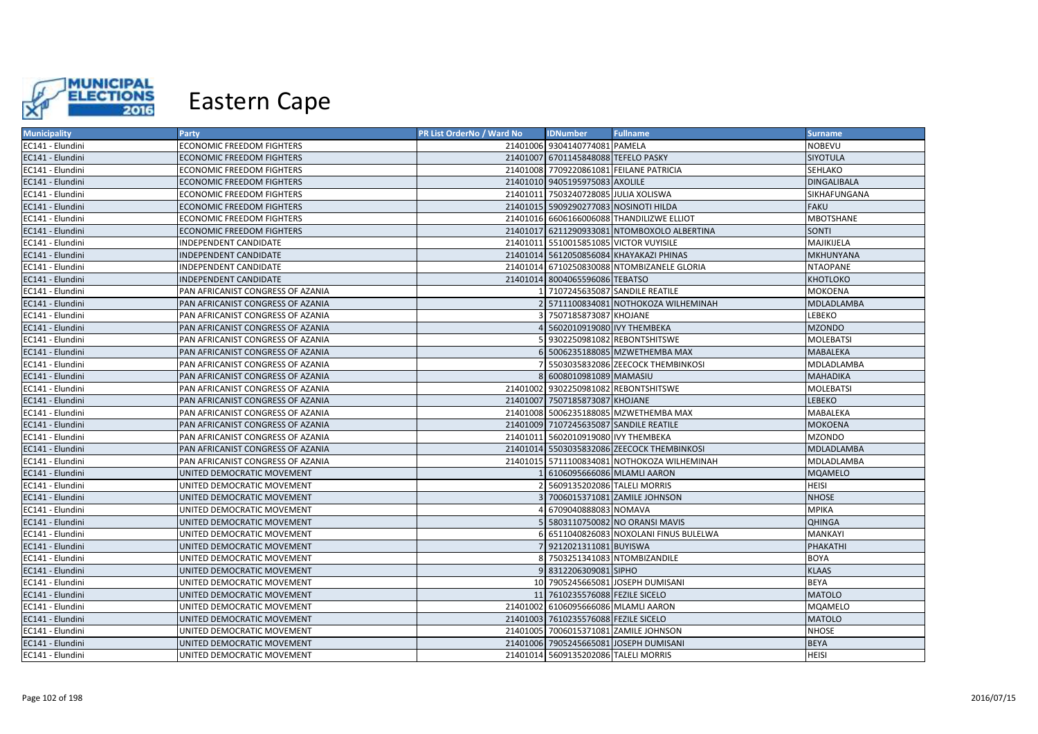# Eastern Cape

| Municipality | Party | PR List OrderNo / Ward No | IDNumber | Fullname | Surname |
|---|---|---|---|---|---|
| EC141 - Elundini | ECONOMIC FREEDOM FIGHTERS | 21401006 | 9304140774081 | PAMELA | NOBEVU |
| EC141 - Elundini | ECONOMIC FREEDOM FIGHTERS | 21401007 | 6701145848088 | TEFELO PASKY | SIYOTULA |
| EC141 - Elundini | ECONOMIC FREEDOM FIGHTERS | 21401008 | 7709220861081 | FEILANE PATRICIA | SEHLAKO |
| EC141 - Elundini | ECONOMIC FREEDOM FIGHTERS | 21401010 | 9405195975083 | AXOLILE | DINGALIBALA |
| EC141 - Elundini | ECONOMIC FREEDOM FIGHTERS | 21401011 | 7503240728085 | JULIA XOLISWA | SIKHAFUNGANA |
| EC141 - Elundini | ECONOMIC FREEDOM FIGHTERS | 21401015 | 5909290277083 | NOSINOTI HILDA | FAKU |
| EC141 - Elundini | ECONOMIC FREEDOM FIGHTERS | 21401016 | 6606166006088 | THANDILIZWE ELLIOT | MBOTSHANE |
| EC141 - Elundini | ECONOMIC FREEDOM FIGHTERS | 21401017 | 6211290933081 | NTOMBOXOLO ALBERTINA | SONTI |
| EC141 - Elundini | INDEPENDENT CANDIDATE | 21401011 | 5510015851085 | VICTOR VUYISILE | MAJIKIJELA |
| EC141 - Elundini | INDEPENDENT CANDIDATE | 21401014 | 5612050856084 | KHAYAKAZI PHINAS | MKHUNYANA |
| EC141 - Elundini | INDEPENDENT CANDIDATE | 21401014 | 6710250830088 | NTOMBIZANELE GLORIA | NTAOPANE |
| EC141 - Elundini | INDEPENDENT CANDIDATE | 21401014 | 8004065596086 | TEBATSO | KHOTLOKO |
| EC141 - Elundini | PAN AFRICANIST CONGRESS OF AZANIA | 1 | 7107245635087 | SANDILE REATILE | MOKOENA |
| EC141 - Elundini | PAN AFRICANIST CONGRESS OF AZANIA | 2 | 5711100834081 | NOTHOKOZA WILHEMINAH | MDLADLAMBA |
| EC141 - Elundini | PAN AFRICANIST CONGRESS OF AZANIA | 3 | 7507185873087 | KHOJANE | LEBEKO |
| EC141 - Elundini | PAN AFRICANIST CONGRESS OF AZANIA | 4 | 5602010919080 | IVY THEMBEKA | MZONDO |
| EC141 - Elundini | PAN AFRICANIST CONGRESS OF AZANIA | 5 | 9302250981082 | REBONTSHITSWE | MOLEBATSI |
| EC141 - Elundini | PAN AFRICANIST CONGRESS OF AZANIA | 6 | 5006235188085 | MZWETHEMBA MAX | MABALEKA |
| EC141 - Elundini | PAN AFRICANIST CONGRESS OF AZANIA | 7 | 5503035832086 | ZEECOCK THEMBINKOSI | MDLADLAMBA |
| EC141 - Elundini | PAN AFRICANIST CONGRESS OF AZANIA | 8 | 6008010981089 | MAMASIU | MAHADIKA |
| EC141 - Elundini | PAN AFRICANIST CONGRESS OF AZANIA | 21401002 | 9302250981082 | REBONTSHITSWE | MOLEBATSI |
| EC141 - Elundini | PAN AFRICANIST CONGRESS OF AZANIA | 21401007 | 7507185873087 | KHOJANE | LEBEKO |
| EC141 - Elundini | PAN AFRICANIST CONGRESS OF AZANIA | 21401008 | 5006235188085 | MZWETHEMBA MAX | MABALEKA |
| EC141 - Elundini | PAN AFRICANIST CONGRESS OF AZANIA | 21401009 | 7107245635087 | SANDILE REATILE | MOKOENA |
| EC141 - Elundini | PAN AFRICANIST CONGRESS OF AZANIA | 21401011 | 5602010919080 | IVY THEMBEKA | MZONDO |
| EC141 - Elundini | PAN AFRICANIST CONGRESS OF AZANIA | 21401014 | 5503035832086 | ZEECOCK THEMBINKOSI | MDLADLAMBA |
| EC141 - Elundini | PAN AFRICANIST CONGRESS OF AZANIA | 21401015 | 5711100834081 | NOTHOKOZA WILHEMINAH | MDLADLAMBA |
| EC141 - Elundini | UNITED DEMOCRATIC MOVEMENT | 1 | 6106095666086 | MLAMLI AARON | MQAMELO |
| EC141 - Elundini | UNITED DEMOCRATIC MOVEMENT | 2 | 5609135202086 | TALELI MORRIS | HEISI |
| EC141 - Elundini | UNITED DEMOCRATIC MOVEMENT | 3 | 7006015371081 | ZAMILE JOHNSON | NHOSE |
| EC141 - Elundini | UNITED DEMOCRATIC MOVEMENT | 4 | 6709040888083 | NOMAVA | MPIKA |
| EC141 - Elundini | UNITED DEMOCRATIC MOVEMENT | 5 | 5803110750082 | NO ORANSI MAVIS | QHINGA |
| EC141 - Elundini | UNITED DEMOCRATIC MOVEMENT | 6 | 6511040826083 | NOXOLANI FINUS BULELWA | MANKAYI |
| EC141 - Elundini | UNITED DEMOCRATIC MOVEMENT | 7 | 9212021311081 | BUYISWA | PHAKATHI |
| EC141 - Elundini | UNITED DEMOCRATIC MOVEMENT | 8 | 7503251341083 | NTOMBIZANDILE | BOYA |
| EC141 - Elundini | UNITED DEMOCRATIC MOVEMENT | 9 | 8312206309081 | SIPHO | KLAAS |
| EC141 - Elundini | UNITED DEMOCRATIC MOVEMENT | 10 | 7905245665081 | JOSEPH DUMISANI | BEYA |
| EC141 - Elundini | UNITED DEMOCRATIC MOVEMENT | 11 | 7610235576088 | FEZILE SICELO | MATOLO |
| EC141 - Elundini | UNITED DEMOCRATIC MOVEMENT | 21401002 | 6106095666086 | MLAMLI AARON | MQAMELO |
| EC141 - Elundini | UNITED DEMOCRATIC MOVEMENT | 21401003 | 7610235576088 | FEZILE SICELO | MATOLO |
| EC141 - Elundini | UNITED DEMOCRATIC MOVEMENT | 21401005 | 7006015371081 | ZAMILE JOHNSON | NHOSE |
| EC141 - Elundini | UNITED DEMOCRATIC MOVEMENT | 21401006 | 7905245665081 | JOSEPH DUMISANI | BEYA |
| EC141 - Elundini | UNITED DEMOCRATIC MOVEMENT | 21401014 | 5609135202086 | TALELI MORRIS | HEISI |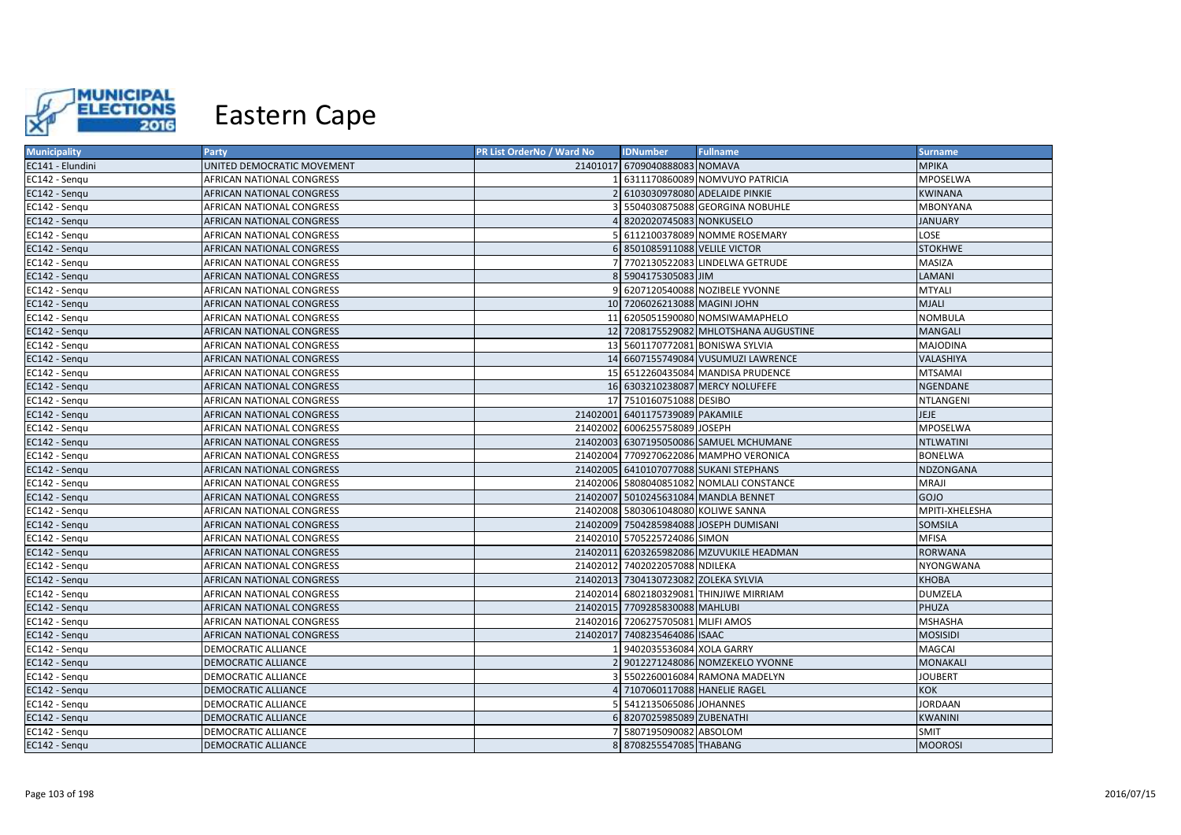# Eastern Cape

| Municipality | Party | PR List OrderNo / Ward No | IDNumber | Fullname | Surname |
|---|---|---|---|---|---|
| EC141 - Elundini | UNITED DEMOCRATIC MOVEMENT | 21401017 | 6709040888083 | NOMAVA | MPIKA |
| EC142 - Senqu | AFRICAN NATIONAL CONGRESS | 1 | 6311170860089 | NOMVUYO PATRICIA | MPOSELWA |
| EC142 - Senqu | AFRICAN NATIONAL CONGRESS | 2 | 6103030978080 | ADELAIDE PINKIE | KWINANA |
| EC142 - Senqu | AFRICAN NATIONAL CONGRESS | 3 | 5504030875088 | GEORGINA NOBUHLE | MBONYANA |
| EC142 - Senqu | AFRICAN NATIONAL CONGRESS | 4 | 8202020745083 | NONKUSELO | JANUARY |
| EC142 - Senqu | AFRICAN NATIONAL CONGRESS | 5 | 6112100378089 | NOMME ROSEMARY | LOSE |
| EC142 - Senqu | AFRICAN NATIONAL CONGRESS | 6 | 8501085911088 | VELILE VICTOR | STOKHWE |
| EC142 - Senqu | AFRICAN NATIONAL CONGRESS | 7 | 7702130522083 | LINDELWA GETRUDE | MASIZA |
| EC142 - Senqu | AFRICAN NATIONAL CONGRESS | 8 | 5904175305083 | JIM | LAMANI |
| EC142 - Senqu | AFRICAN NATIONAL CONGRESS | 9 | 6207120540088 | NOZIBELE YVONNE | MTYALI |
| EC142 - Senqu | AFRICAN NATIONAL CONGRESS | 10 | 7206026213088 | MAGINI JOHN | MJALI |
| EC142 - Senqu | AFRICAN NATIONAL CONGRESS | 11 | 6205051590080 | NOMSIWAMAPHELO | NOMBULA |
| EC142 - Senqu | AFRICAN NATIONAL CONGRESS | 12 | 7208175529082 | MHLOTSHANA AUGUSTINE | MANGALI |
| EC142 - Senqu | AFRICAN NATIONAL CONGRESS | 13 | 5601170772081 | BONISWA SYLVIA | MAJODINA |
| EC142 - Senqu | AFRICAN NATIONAL CONGRESS | 14 | 6607155749084 | VUSUMUZI LAWRENCE | VALASHIYA |
| EC142 - Senqu | AFRICAN NATIONAL CONGRESS | 15 | 6512260435084 | MANDISA PRUDENCE | MTSAMAI |
| EC142 - Senqu | AFRICAN NATIONAL CONGRESS | 16 | 6303210238087 | MERCY NOLUFEFE | NGENDANE |
| EC142 - Senqu | AFRICAN NATIONAL CONGRESS | 17 | 7510160751088 | DESIBO | NTLANGENI |
| EC142 - Senqu | AFRICAN NATIONAL CONGRESS | 21402001 | 6401175739089 | PAKAMILE | JEJE |
| EC142 - Senqu | AFRICAN NATIONAL CONGRESS | 21402002 | 6006255758089 | JOSEPH | MPOSELWA |
| EC142 - Senqu | AFRICAN NATIONAL CONGRESS | 21402003 | 6307195050086 | SAMUEL MCHUMANE | NTLWATINI |
| EC142 - Senqu | AFRICAN NATIONAL CONGRESS | 21402004 | 7709270622086 | MAMPHO VERONICA | BONELWA |
| EC142 - Senqu | AFRICAN NATIONAL CONGRESS | 21402005 | 6410107077088 | SUKANI STEPHANS | NDZONGANA |
| EC142 - Senqu | AFRICAN NATIONAL CONGRESS | 21402006 | 5808040851082 | NOMLALI CONSTANCE | MRAJI |
| EC142 - Senqu | AFRICAN NATIONAL CONGRESS | 21402007 | 5010245631084 | MANDLA BENNET | GOJO |
| EC142 - Senqu | AFRICAN NATIONAL CONGRESS | 21402008 | 5803061048080 | KOLIWE SANNA | MPITI-XHELESHA |
| EC142 - Senqu | AFRICAN NATIONAL CONGRESS | 21402009 | 7504285984088 | JOSEPH DUMISANI | SOMSILA |
| EC142 - Senqu | AFRICAN NATIONAL CONGRESS | 21402010 | 5705225724086 | SIMON | MFISA |
| EC142 - Senqu | AFRICAN NATIONAL CONGRESS | 21402011 | 6203265982086 | MZUVUKILE HEADMAN | RORWANA |
| EC142 - Senqu | AFRICAN NATIONAL CONGRESS | 21402012 | 7402022057088 | NDILEKA | NYONGWANA |
| EC142 - Senqu | AFRICAN NATIONAL CONGRESS | 21402013 | 7304130723082 | ZOLEKA SYLVIA | KHOBA |
| EC142 - Senqu | AFRICAN NATIONAL CONGRESS | 21402014 | 6802180329081 | THINJIWE MIRRIAM | DUMZELA |
| EC142 - Senqu | AFRICAN NATIONAL CONGRESS | 21402015 | 7709285830088 | MAHLUBI | PHUZA |
| EC142 - Senqu | AFRICAN NATIONAL CONGRESS | 21402016 | 7206275705081 | MLIFI AMOS | MSHASHA |
| EC142 - Senqu | AFRICAN NATIONAL CONGRESS | 21402017 | 7408235464086 | ISAAC | MOSISIDI |
| EC142 - Senqu | DEMOCRATIC ALLIANCE | 1 | 9402035536084 | XOLA GARRY | MAGCAI |
| EC142 - Senqu | DEMOCRATIC ALLIANCE | 2 | 9012271248086 | NOMZEKELO YVONNE | MONAKALI |
| EC142 - Senqu | DEMOCRATIC ALLIANCE | 3 | 5502260016084 | RAMONA MADELYN | JOUBERT |
| EC142 - Senqu | DEMOCRATIC ALLIANCE | 4 | 7107060117088 | HANELIE RAGEL | KOK |
| EC142 - Senqu | DEMOCRATIC ALLIANCE | 5 | 5412135065086 | JOHANNES | JORDAAN |
| EC142 - Senqu | DEMOCRATIC ALLIANCE | 6 | 8207025985089 | ZUBENATHI | KWANINI |
| EC142 - Senqu | DEMOCRATIC ALLIANCE | 7 | 5807195090082 | ABSOLOM | SMIT |
| EC142 - Senqu | DEMOCRATIC ALLIANCE | 8 | 8708255547085 | THABANG | MOOROSI |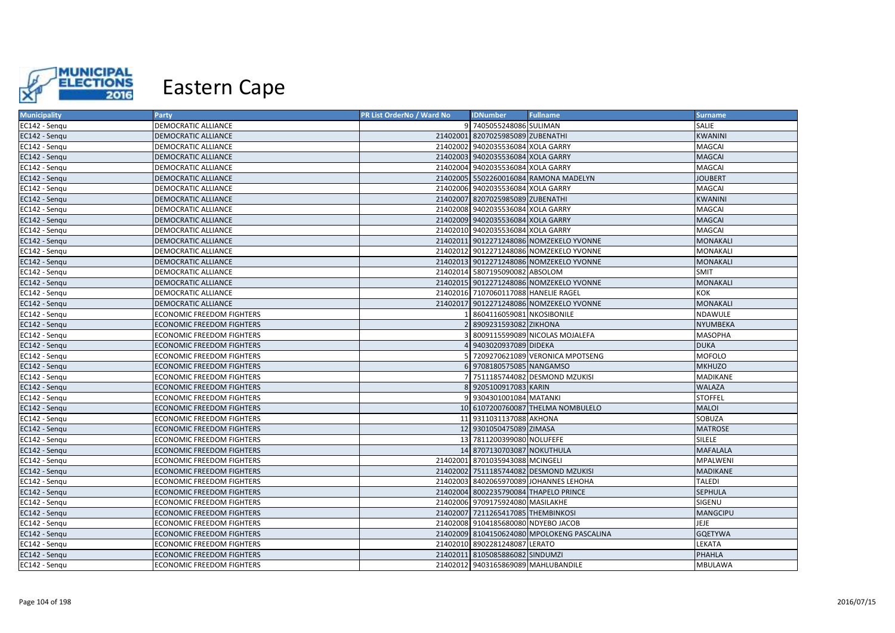# Eastern Cape

| Municipality | Party | PR List OrderNo / Ward No | IDNumber | Fullname | Surname |
|---|---|---|---|---|---|
| EC142 - Senqu | DEMOCRATIC ALLIANCE | 9 | 7405055248086 | SULIMAN | SALIE |
| EC142 - Senqu | DEMOCRATIC ALLIANCE | 21402001 | 8207025985089 | ZUBENATHI | KWANINI |
| EC142 - Senqu | DEMOCRATIC ALLIANCE | 21402002 | 9402035536084 | XOLA GARRY | MAGCAI |
| EC142 - Senqu | DEMOCRATIC ALLIANCE | 21402003 | 9402035536084 | XOLA GARRY | MAGCAI |
| EC142 - Senqu | DEMOCRATIC ALLIANCE | 21402004 | 9402035536084 | XOLA GARRY | MAGCAI |
| EC142 - Senqu | DEMOCRATIC ALLIANCE | 21402005 | 5502260016084 | RAMONA MADELYN | JOUBERT |
| EC142 - Senqu | DEMOCRATIC ALLIANCE | 21402006 | 9402035536084 | XOLA GARRY | MAGCAI |
| EC142 - Senqu | DEMOCRATIC ALLIANCE | 21402007 | 8207025985089 | ZUBENATHI | KWANINI |
| EC142 - Senqu | DEMOCRATIC ALLIANCE | 21402008 | 9402035536084 | XOLA GARRY | MAGCAI |
| EC142 - Senqu | DEMOCRATIC ALLIANCE | 21402009 | 9402035536084 | XOLA GARRY | MAGCAI |
| EC142 - Senqu | DEMOCRATIC ALLIANCE | 21402010 | 9402035536084 | XOLA GARRY | MAGCAI |
| EC142 - Senqu | DEMOCRATIC ALLIANCE | 21402011 | 9012271248086 | NOMZEKELO YVONNE | MONAKALI |
| EC142 - Senqu | DEMOCRATIC ALLIANCE | 21402012 | 9012271248086 | NOMZEKELO YVONNE | MONAKALI |
| EC142 - Senqu | DEMOCRATIC ALLIANCE | 21402013 | 9012271248086 | NOMZEKELO YVONNE | MONAKALI |
| EC142 - Senqu | DEMOCRATIC ALLIANCE | 21402014 | 5807195090082 | ABSOLOM | SMIT |
| EC142 - Senqu | DEMOCRATIC ALLIANCE | 21402015 | 9012271248086 | NOMZEKELO YVONNE | MONAKALI |
| EC142 - Senqu | DEMOCRATIC ALLIANCE | 21402016 | 7107060117088 | HANELIE RAGEL | KOK |
| EC142 - Senqu | DEMOCRATIC ALLIANCE | 21402017 | 9012271248086 | NOMZEKELO YVONNE | MONAKALI |
| EC142 - Senqu | ECONOMIC FREEDOM FIGHTERS | 1 | 8604116059081 | NKOSIBONILE | NDAWULE |
| EC142 - Senqu | ECONOMIC FREEDOM FIGHTERS | 2 | 8909231593082 | ZIKHONA | NYUMBEKA |
| EC142 - Senqu | ECONOMIC FREEDOM FIGHTERS | 3 | 8009115599089 | NICOLAS MOJALEFA | MASOPHA |
| EC142 - Senqu | ECONOMIC FREEDOM FIGHTERS | 4 | 9403020937089 | DIDEKA | DUKA |
| EC142 - Senqu | ECONOMIC FREEDOM FIGHTERS | 5 | 7209270621089 | VERONICA MPOTSENG | MOFOLO |
| EC142 - Senqu | ECONOMIC FREEDOM FIGHTERS | 6 | 9708180575085 | NANGAMSO | MKHUZO |
| EC142 - Senqu | ECONOMIC FREEDOM FIGHTERS | 7 | 7511185744082 | DESMOND MZUKISI | MADIKANE |
| EC142 - Senqu | ECONOMIC FREEDOM FIGHTERS | 8 | 9205100917083 | KARIN | WALAZA |
| EC142 - Senqu | ECONOMIC FREEDOM FIGHTERS | 9 | 9304301001084 | MATANKI | STOFFEL |
| EC142 - Senqu | ECONOMIC FREEDOM FIGHTERS | 10 | 6107200760087 | THELMA NOMBULELO | MALOI |
| EC142 - Senqu | ECONOMIC FREEDOM FIGHTERS | 11 | 9311031137088 | AKHONA | SOBUZA |
| EC142 - Senqu | ECONOMIC FREEDOM FIGHTERS | 12 | 9301050475089 | ZIMASA | MATROSE |
| EC142 - Senqu | ECONOMIC FREEDOM FIGHTERS | 13 | 7811200399080 | NOLUFEFE | SILELE |
| EC142 - Senqu | ECONOMIC FREEDOM FIGHTERS | 14 | 8707130703087 | NOKUTHULA | MAFALALA |
| EC142 - Senqu | ECONOMIC FREEDOM FIGHTERS | 21402001 | 8701035943088 | MCINGELI | MPALWENI |
| EC142 - Senqu | ECONOMIC FREEDOM FIGHTERS | 21402002 | 7511185744082 | DESMOND MZUKISI | MADIKANE |
| EC142 - Senqu | ECONOMIC FREEDOM FIGHTERS | 21402003 | 8402065970089 | JOHANNES LEHOHA | TALEDI |
| EC142 - Senqu | ECONOMIC FREEDOM FIGHTERS | 21402004 | 8002235790084 | THAPELO PRINCE | SEPHULA |
| EC142 - Senqu | ECONOMIC FREEDOM FIGHTERS | 21402006 | 9709175924080 | MASILAKHE | SIGENU |
| EC142 - Senqu | ECONOMIC FREEDOM FIGHTERS | 21402007 | 7211265417085 | THEMBINKOSI | MANGCIPU |
| EC142 - Senqu | ECONOMIC FREEDOM FIGHTERS | 21402008 | 9104185680080 | NDYEBO JACOB | JEJE |
| EC142 - Senqu | ECONOMIC FREEDOM FIGHTERS | 21402009 | 8104150624080 | MPOLOKENG PASCALINA | GQETYWA |
| EC142 - Senqu | ECONOMIC FREEDOM FIGHTERS | 21402010 | 8902281248087 | LERATO | LEKATA |
| EC142 - Senqu | ECONOMIC FREEDOM FIGHTERS | 21402011 | 8105085886082 | SINDUMZI | PHAHLA |
| EC142 - Senqu | ECONOMIC FREEDOM FIGHTERS | 21402012 | 9403165869089 | MAHLUBANDILE | MBULAWA |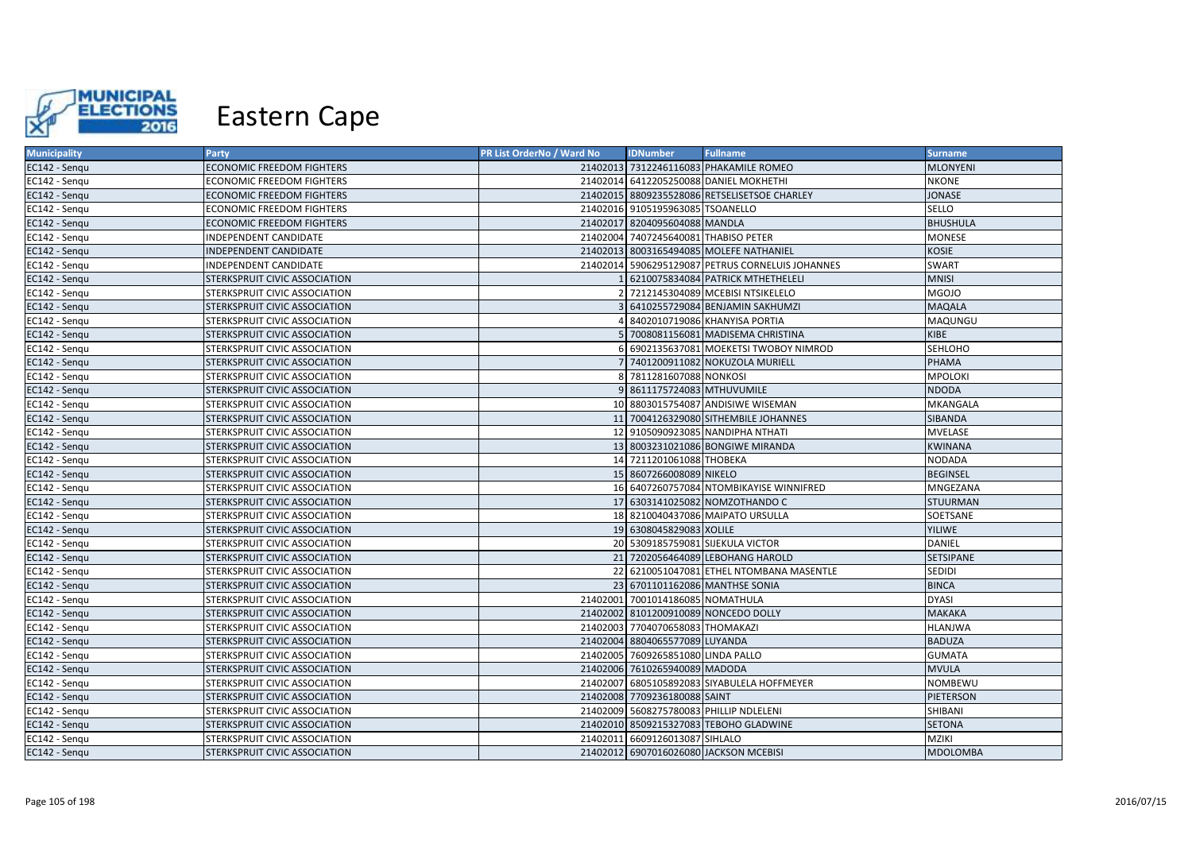# Eastern Cape

| Municipality | Party | PR List OrderNo / Ward No | IDNumber | Fullname | Surname |
|---|---|---|---|---|---|
| EC142 - Senqu | ECONOMIC FREEDOM FIGHTERS | 21402013 | 7312246116083 | PHAKAMILE ROMEO | MLONYENI |
| EC142 - Senqu | ECONOMIC FREEDOM FIGHTERS | 21402014 | 6412205250088 | DANIEL MOKHETHI | NKONE |
| EC142 - Senqu | ECONOMIC FREEDOM FIGHTERS | 21402015 | 8809235528086 | RETSELISETSOE CHARLEY | JONASE |
| EC142 - Senqu | ECONOMIC FREEDOM FIGHTERS | 21402016 | 9105195963085 | TSOANELLO | SELLO |
| EC142 - Senqu | ECONOMIC FREEDOM FIGHTERS | 21402017 | 8204095604088 | MANDLA | BHUSHULA |
| EC142 - Senqu | INDEPENDENT CANDIDATE | 21402004 | 7407245640081 | THABISO PETER | MONESE |
| EC142 - Senqu | INDEPENDENT CANDIDATE | 21402013 | 8003165494085 | MOLEFE NATHANIEL | KOSIE |
| EC142 - Senqu | INDEPENDENT CANDIDATE | 21402014 | 5906295129087 | PETRUS CORNELUIS JOHANNES | SWART |
| EC142 - Senqu | STERKSPRUIT CIVIC ASSOCIATION | 1 | 6210075834084 | PATRICK MTHETHELELI | MNISI |
| EC142 - Senqu | STERKSPRUIT CIVIC ASSOCIATION | 2 | 7212145304089 | MCEBISI NTSIKELELO | MGOJO |
| EC142 - Senqu | STERKSPRUIT CIVIC ASSOCIATION | 3 | 6410255729084 | BENJAMIN SAKHUMZI | MAQALA |
| EC142 - Senqu | STERKSPRUIT CIVIC ASSOCIATION | 4 | 8402010719086 | KHANYISA PORTIA | MAQUNGU |
| EC142 - Senqu | STERKSPRUIT CIVIC ASSOCIATION | 5 | 7008081156081 | MADISEMA CHRISTINA | KIBE |
| EC142 - Senqu | STERKSPRUIT CIVIC ASSOCIATION | 6 | 6902135637081 | MOEKETSI TWOBOY NIMROD | SEHLOHO |
| EC142 - Senqu | STERKSPRUIT CIVIC ASSOCIATION | 7 | 7401200911082 | NOKUZOLA MURIELL | PHAMA |
| EC142 - Senqu | STERKSPRUIT CIVIC ASSOCIATION | 8 | 7811281607088 | NONKOSI | MPOLOKI |
| EC142 - Senqu | STERKSPRUIT CIVIC ASSOCIATION | 9 | 8611175724083 | MTHUVUMILE | NDODA |
| EC142 - Senqu | STERKSPRUIT CIVIC ASSOCIATION | 10 | 8803015754087 | ANDISIWE WISEMAN | MKANGALA |
| EC142 - Senqu | STERKSPRUIT CIVIC ASSOCIATION | 11 | 7004126329080 | SITHEMBILE JOHANNES | SIBANDA |
| EC142 - Senqu | STERKSPRUIT CIVIC ASSOCIATION | 12 | 9105090923085 | NANDIPHA NTHATI | MVELASE |
| EC142 - Senqu | STERKSPRUIT CIVIC ASSOCIATION | 13 | 8003231021086 | BONGIWE MIRANDA | KWINANA |
| EC142 - Senqu | STERKSPRUIT CIVIC ASSOCIATION | 14 | 7211201061088 | THOBEKA | NODADA |
| EC142 - Senqu | STERKSPRUIT CIVIC ASSOCIATION | 15 | 8607266008089 | NIKELO | BEGINSEL |
| EC142 - Senqu | STERKSPRUIT CIVIC ASSOCIATION | 16 | 6407260757084 | NTOMBIKAYISE WINNIFRED | MNGEZANA |
| EC142 - Senqu | STERKSPRUIT CIVIC ASSOCIATION | 17 | 6303141025082 | NOMZOTHANDO C | STUURMAN |
| EC142 - Senqu | STERKSPRUIT CIVIC ASSOCIATION | 18 | 8210040437086 | MAIPATO URSULLA | SOETSANE |
| EC142 - Senqu | STERKSPRUIT CIVIC ASSOCIATION | 19 | 6308045829083 | XOLILE | YILIWE |
| EC142 - Senqu | STERKSPRUIT CIVIC ASSOCIATION | 20 | 5309185759081 | SIJEKULA VICTOR | DANIEL |
| EC142 - Senqu | STERKSPRUIT CIVIC ASSOCIATION | 21 | 7202056464089 | LEBOHANG HAROLD | SETSIPANE |
| EC142 - Senqu | STERKSPRUIT CIVIC ASSOCIATION | 22 | 6210051047081 | ETHEL NTOMBANA MASENTLE | SEDIDI |
| EC142 - Senqu | STERKSPRUIT CIVIC ASSOCIATION | 23 | 6701101162086 | MANTHSE SONIA | BINCA |
| EC142 - Senqu | STERKSPRUIT CIVIC ASSOCIATION | 21402001 | 7001014186085 | NOMATHULA | DYASI |
| EC142 - Senqu | STERKSPRUIT CIVIC ASSOCIATION | 21402002 | 8101200910089 | NONCEDO DOLLY | MAKAKA |
| EC142 - Senqu | STERKSPRUIT CIVIC ASSOCIATION | 21402003 | 7704070658083 | THOMAKAZI | HLANJWA |
| EC142 - Senqu | STERKSPRUIT CIVIC ASSOCIATION | 21402004 | 8804065577089 | LUYANDA | BADUZA |
| EC142 - Senqu | STERKSPRUIT CIVIC ASSOCIATION | 21402005 | 7609265851080 | LINDA PALLO | GUMATA |
| EC142 - Senqu | STERKSPRUIT CIVIC ASSOCIATION | 21402006 | 7610265940089 | MADODA | MVULA |
| EC142 - Senqu | STERKSPRUIT CIVIC ASSOCIATION | 21402007 | 6805105892083 | SIYABULELA HOFFMEYER | NOMBEWU |
| EC142 - Senqu | STERKSPRUIT CIVIC ASSOCIATION | 21402008 | 7709236180088 | SAINT | PIETERSON |
| EC142 - Senqu | STERKSPRUIT CIVIC ASSOCIATION | 21402009 | 5608275780083 | PHILLIP NDLELENI | SHIBANI |
| EC142 - Senqu | STERKSPRUIT CIVIC ASSOCIATION | 21402010 | 8509215327083 | TEBOHO GLADWINE | SETONA |
| EC142 - Senqu | STERKSPRUIT CIVIC ASSOCIATION | 21402011 | 6609126013087 | SIHLALO | MZIKI |
| EC142 - Senqu | STERKSPRUIT CIVIC ASSOCIATION | 21402012 | 6907016026080 | JACKSON MCEBISI | MDOLOMBA |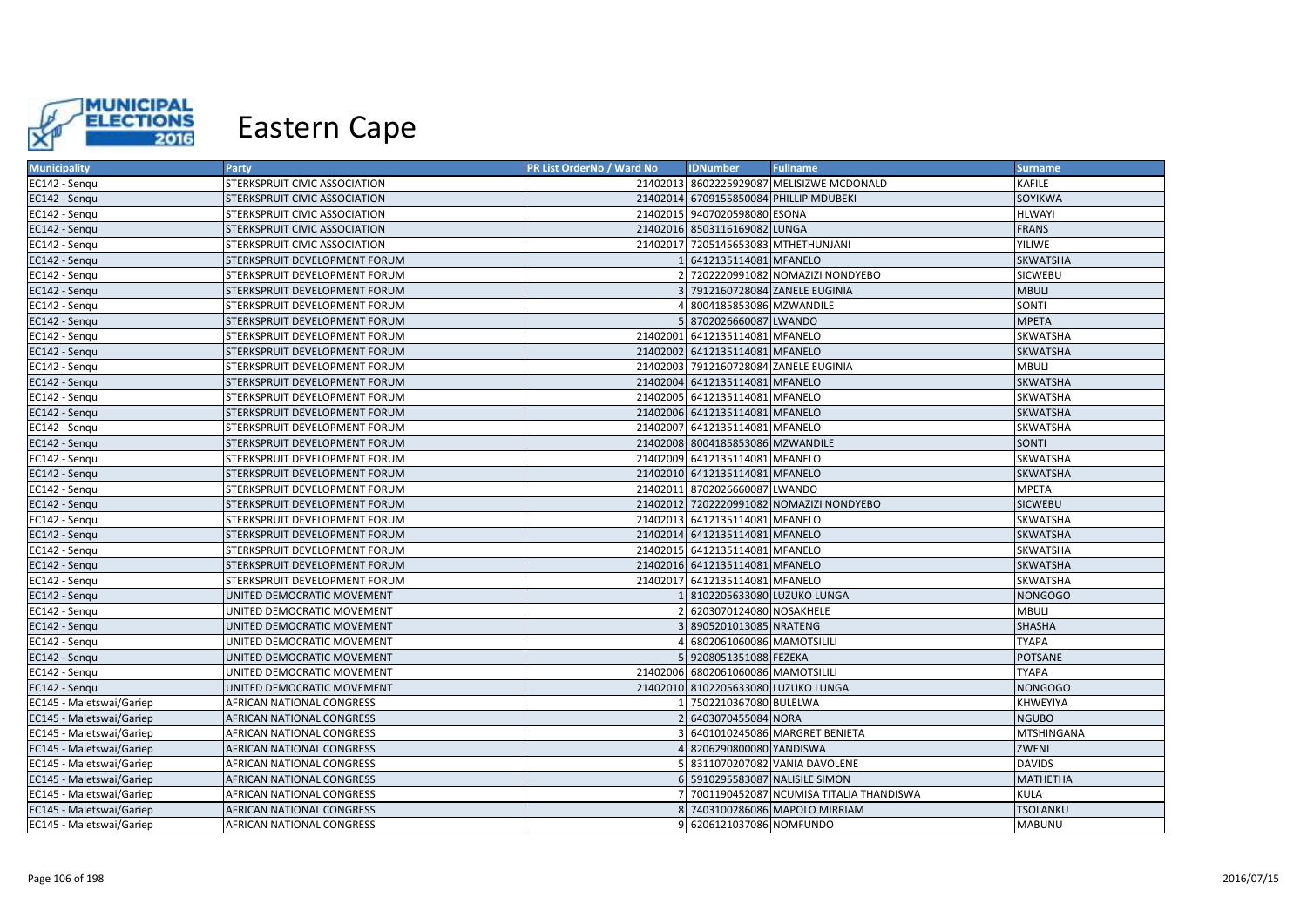# Eastern Cape

| Municipality | Party | PR List OrderNo / Ward No | IDNumber | Fullname | Surname |
|---|---|---|---|---|---|
| EC142 - Senqu | STERKSPRUIT CIVIC ASSOCIATION | 21402013 | 8602225929087 | MELISIZWE MCDONALD | KAFILE |
| EC142 - Senqu | STERKSPRUIT CIVIC ASSOCIATION | 21402014 | 6709155850084 | PHILLIP MDUBEKI | SOYIKWA |
| EC142 - Senqu | STERKSPRUIT CIVIC ASSOCIATION | 21402015 | 9407020598080 | ESONA | HLWAYI |
| EC142 - Senqu | STERKSPRUIT CIVIC ASSOCIATION | 21402016 | 8503116169082 | LUNGA | FRANS |
| EC142 - Senqu | STERKSPRUIT CIVIC ASSOCIATION | 21402017 | 7205145653083 | MTHETHUNJANI | YILIWE |
| EC142 - Senqu | STERKSPRUIT DEVELOPMENT FORUM | 1 | 6412135114081 | MFANELO | SKWATSHA |
| EC142 - Senqu | STERKSPRUIT DEVELOPMENT FORUM | 2 | 7202220991082 | NOMAZIZI NONDYEBO | SICWEBU |
| EC142 - Senqu | STERKSPRUIT DEVELOPMENT FORUM | 3 | 7912160728084 | ZANELE EUGINIA | MBULI |
| EC142 - Senqu | STERKSPRUIT DEVELOPMENT FORUM | 4 | 8004185853086 | MZWANDILE | SONTI |
| EC142 - Senqu | STERKSPRUIT DEVELOPMENT FORUM | 5 | 8702026660087 | LWANDO | MPETA |
| EC142 - Senqu | STERKSPRUIT DEVELOPMENT FORUM | 21402001 | 6412135114081 | MFANELO | SKWATSHA |
| EC142 - Senqu | STERKSPRUIT DEVELOPMENT FORUM | 21402002 | 6412135114081 | MFANELO | SKWATSHA |
| EC142 - Senqu | STERKSPRUIT DEVELOPMENT FORUM | 21402003 | 7912160728084 | ZANELE EUGINIA | MBULI |
| EC142 - Senqu | STERKSPRUIT DEVELOPMENT FORUM | 21402004 | 6412135114081 | MFANELO | SKWATSHA |
| EC142 - Senqu | STERKSPRUIT DEVELOPMENT FORUM | 21402005 | 6412135114081 | MFANELO | SKWATSHA |
| EC142 - Senqu | STERKSPRUIT DEVELOPMENT FORUM | 21402006 | 6412135114081 | MFANELO | SKWATSHA |
| EC142 - Senqu | STERKSPRUIT DEVELOPMENT FORUM | 21402007 | 6412135114081 | MFANELO | SKWATSHA |
| EC142 - Senqu | STERKSPRUIT DEVELOPMENT FORUM | 21402008 | 8004185853086 | MZWANDILE | SONTI |
| EC142 - Senqu | STERKSPRUIT DEVELOPMENT FORUM | 21402009 | 6412135114081 | MFANELO | SKWATSHA |
| EC142 - Senqu | STERKSPRUIT DEVELOPMENT FORUM | 21402010 | 6412135114081 | MFANELO | SKWATSHA |
| EC142 - Senqu | STERKSPRUIT DEVELOPMENT FORUM | 21402011 | 8702026660087 | LWANDO | MPETA |
| EC142 - Senqu | STERKSPRUIT DEVELOPMENT FORUM | 21402012 | 7202220991082 | NOMAZIZI NONDYEBO | SICWEBU |
| EC142 - Senqu | STERKSPRUIT DEVELOPMENT FORUM | 21402013 | 6412135114081 | MFANELO | SKWATSHA |
| EC142 - Senqu | STERKSPRUIT DEVELOPMENT FORUM | 21402014 | 6412135114081 | MFANELO | SKWATSHA |
| EC142 - Senqu | STERKSPRUIT DEVELOPMENT FORUM | 21402015 | 6412135114081 | MFANELO | SKWATSHA |
| EC142 - Senqu | STERKSPRUIT DEVELOPMENT FORUM | 21402016 | 6412135114081 | MFANELO | SKWATSHA |
| EC142 - Senqu | STERKSPRUIT DEVELOPMENT FORUM | 21402017 | 6412135114081 | MFANELO | SKWATSHA |
| EC142 - Senqu | UNITED DEMOCRATIC MOVEMENT | 1 | 8102205633080 | LUZUKO LUNGA | NONGOGO |
| EC142 - Senqu | UNITED DEMOCRATIC MOVEMENT | 2 | 6203070124080 | NOSAKHELE | MBULI |
| EC142 - Senqu | UNITED DEMOCRATIC MOVEMENT | 3 | 8905201013085 | NRATENG | SHASHA |
| EC142 - Senqu | UNITED DEMOCRATIC MOVEMENT | 4 | 6802061060086 | MAMOTSILILI | TYAPA |
| EC142 - Senqu | UNITED DEMOCRATIC MOVEMENT | 5 | 9208051351088 | FEZEKA | POTSANE |
| EC142 - Senqu | UNITED DEMOCRATIC MOVEMENT | 21402006 | 6802061060086 | MAMOTSILILI | TYAPA |
| EC142 - Senqu | UNITED DEMOCRATIC MOVEMENT | 21402010 | 8102205633080 | LUZUKO LUNGA | NONGOGO |
| EC145 - Maletswai/Gariep | AFRICAN NATIONAL CONGRESS | 1 | 7502210367080 | BULELWA | KHWEYIYA |
| EC145 - Maletswai/Gariep | AFRICAN NATIONAL CONGRESS | 2 | 6403070455084 | NORA | NGUBO |
| EC145 - Maletswai/Gariep | AFRICAN NATIONAL CONGRESS | 3 | 6401010245086 | MARGRET BENIETA | MTSHINGANA |
| EC145 - Maletswai/Gariep | AFRICAN NATIONAL CONGRESS | 4 | 8206290800080 | YANDISWA | ZWENI |
| EC145 - Maletswai/Gariep | AFRICAN NATIONAL CONGRESS | 5 | 8311070207082 | VANIA DAVOLENE | DAVIDS |
| EC145 - Maletswai/Gariep | AFRICAN NATIONAL CONGRESS | 6 | 5910295583087 | NALISILE SIMON | MATHETHA |
| EC145 - Maletswai/Gariep | AFRICAN NATIONAL CONGRESS | 7 | 7001190452087 | NCUMISA TITALIA THANDISWA | KULA |
| EC145 - Maletswai/Gariep | AFRICAN NATIONAL CONGRESS | 8 | 7403100286086 | MAPOLO MIRRIAM | TSOLANKU |
| EC145 - Maletswai/Gariep | AFRICAN NATIONAL CONGRESS | 9 | 6206121037086 | NOMFUNDO | MABUNU |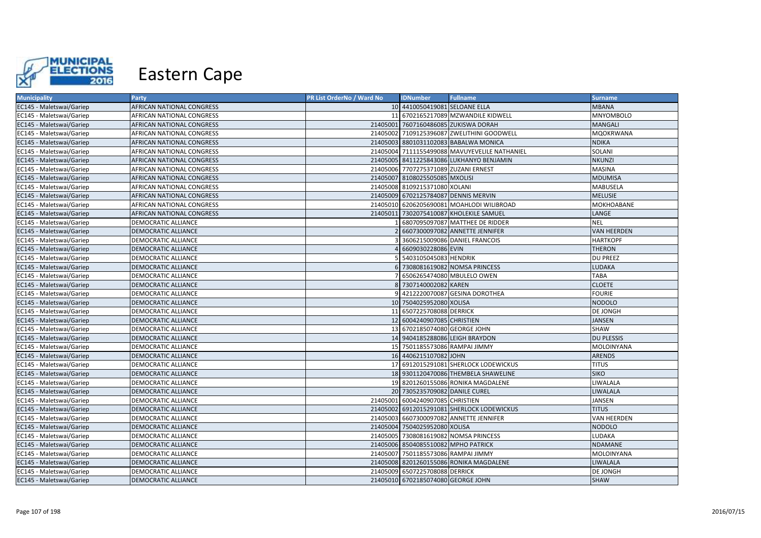# Eastern Cape

| Municipality | Party | PR List OrderNo / Ward No | IDNumber | Fullname | Surname |
|---|---|---|---|---|---|
| EC145 - Maletswai/Gariep | AFRICAN NATIONAL CONGRESS | 10 | 4410050419081 | SELOANE ELLA | MBANA |
| EC145 - Maletswai/Gariep | AFRICAN NATIONAL CONGRESS | 11 | 6702165217089 | MZWANDILE KIDWELL | MNYOMBOLO |
| EC145 - Maletswai/Gariep | AFRICAN NATIONAL CONGRESS | 21405001 | 7607160486085 | ZUKISWA DORAH | MANGALI |
| EC145 - Maletswai/Gariep | AFRICAN NATIONAL CONGRESS | 21405002 | 7109125396087 | ZWELITHINI GOODWELL | MQOKRWANA |
| EC145 - Maletswai/Gariep | AFRICAN NATIONAL CONGRESS | 21405003 | 8801031102083 | BABALWA MONICA | NDIKA |
| EC145 - Maletswai/Gariep | AFRICAN NATIONAL CONGRESS | 21405004 | 7111155499088 | MAVUYEVELILE NATHANIEL | SOLANI |
| EC145 - Maletswai/Gariep | AFRICAN NATIONAL CONGRESS | 21405005 | 8411225843086 | LUKHANYO BENJAMIN | NKUNZI |
| EC145 - Maletswai/Gariep | AFRICAN NATIONAL CONGRESS | 21405006 | 7707275371089 | ZUZANI ERNEST | MASINA |
| EC145 - Maletswai/Gariep | AFRICAN NATIONAL CONGRESS | 21405007 | 8108025505085 | MXOLISI | MDUMISA |
| EC145 - Maletswai/Gariep | AFRICAN NATIONAL CONGRESS | 21405008 | 8109215371080 | XOLANI | MABUSELA |
| EC145 - Maletswai/Gariep | AFRICAN NATIONAL CONGRESS | 21405009 | 6702125784087 | DENNIS MERVIN | MELUSIE |
| EC145 - Maletswai/Gariep | AFRICAN NATIONAL CONGRESS | 21405010 | 6206205690081 | MOAHLODI WILIBROAD | MOKHOABANE |
| EC145 - Maletswai/Gariep | AFRICAN NATIONAL CONGRESS | 21405011 | 7302075410087 | KHOLEKILE SAMUEL | LANGE |
| EC145 - Maletswai/Gariep | DEMOCRATIC ALLIANCE | 1 | 6807095097087 | MATTHEE DE RIDDER | NEL |
| EC145 - Maletswai/Gariep | DEMOCRATIC ALLIANCE | 2 | 6607300097082 | ANNETTE JENNIFER | VAN HEERDEN |
| EC145 - Maletswai/Gariep | DEMOCRATIC ALLIANCE | 3 | 3606215009086 | DANIEL FRANCOIS | HARTKOPF |
| EC145 - Maletswai/Gariep | DEMOCRATIC ALLIANCE | 4 | 6609030228086 | EVIN | THERON |
| EC145 - Maletswai/Gariep | DEMOCRATIC ALLIANCE | 5 | 5403105045083 | HENDRIK | DU PREEZ |
| EC145 - Maletswai/Gariep | DEMOCRATIC ALLIANCE | 6 | 7308081619082 | NOMSA PRINCESS | LUDAKA |
| EC145 - Maletswai/Gariep | DEMOCRATIC ALLIANCE | 7 | 6506265474080 | MBULELO OWEN | TABA |
| EC145 - Maletswai/Gariep | DEMOCRATIC ALLIANCE | 8 | 7307140002082 | KAREN | CLOETE |
| EC145 - Maletswai/Gariep | DEMOCRATIC ALLIANCE | 9 | 4212220070087 | GESINA DOROTHEA | FOURIE |
| EC145 - Maletswai/Gariep | DEMOCRATIC ALLIANCE | 10 | 7504025952080 | XOLISA | NODOLO |
| EC145 - Maletswai/Gariep | DEMOCRATIC ALLIANCE | 11 | 6507225708088 | DERRICK | DE JONGH |
| EC145 - Maletswai/Gariep | DEMOCRATIC ALLIANCE | 12 | 6004240907085 | CHRISTIEN | JANSEN |
| EC145 - Maletswai/Gariep | DEMOCRATIC ALLIANCE | 13 | 6702185074080 | GEORGE JOHN | SHAW |
| EC145 - Maletswai/Gariep | DEMOCRATIC ALLIANCE | 14 | 9404185288086 | LEIGH BRAYDON | DU PLESSIS |
| EC145 - Maletswai/Gariep | DEMOCRATIC ALLIANCE | 15 | 7501185573086 | RAMPAI JIMMY | MOLOINYANA |
| EC145 - Maletswai/Gariep | DEMOCRATIC ALLIANCE | 16 | 4406215107082 | JOHN | ARENDS |
| EC145 - Maletswai/Gariep | DEMOCRATIC ALLIANCE | 17 | 6912015291081 | SHERLOCK LODEWICKUS | TITUS |
| EC145 - Maletswai/Gariep | DEMOCRATIC ALLIANCE | 18 | 9301120470086 | THEMBELA SHAWELINE | SIKO |
| EC145 - Maletswai/Gariep | DEMOCRATIC ALLIANCE | 19 | 8201260155086 | RONIKA MAGDALENE | LIWALALA |
| EC145 - Maletswai/Gariep | DEMOCRATIC ALLIANCE | 20 | 7305235709082 | DANILE CUREL | LIWALALA |
| EC145 - Maletswai/Gariep | DEMOCRATIC ALLIANCE | 21405001 | 6004240907085 | CHRISTIEN | JANSEN |
| EC145 - Maletswai/Gariep | DEMOCRATIC ALLIANCE | 21405002 | 6912015291081 | SHERLOCK LODEWICKUS | TITUS |
| EC145 - Maletswai/Gariep | DEMOCRATIC ALLIANCE | 21405003 | 6607300097082 | ANNETTE JENNIFER | VAN HEERDEN |
| EC145 - Maletswai/Gariep | DEMOCRATIC ALLIANCE | 21405004 | 7504025952080 | XOLISA | NODOLO |
| EC145 - Maletswai/Gariep | DEMOCRATIC ALLIANCE | 21405005 | 7308081619082 | NOMSA PRINCESS | LUDAKA |
| EC145 - Maletswai/Gariep | DEMOCRATIC ALLIANCE | 21405006 | 8504085510082 | MPHO PATRICK | NDAMANE |
| EC145 - Maletswai/Gariep | DEMOCRATIC ALLIANCE | 21405007 | 7501185573086 | RAMPAI JIMMY | MOLOINYANA |
| EC145 - Maletswai/Gariep | DEMOCRATIC ALLIANCE | 21405008 | 8201260155086 | RONIKA MAGDALENE | LIWALALA |
| EC145 - Maletswai/Gariep | DEMOCRATIC ALLIANCE | 21405009 | 6507225708088 | DERRICK | DE JONGH |
| EC145 - Maletswai/Gariep | DEMOCRATIC ALLIANCE | 21405010 | 6702185074080 | GEORGE JOHN | SHAW |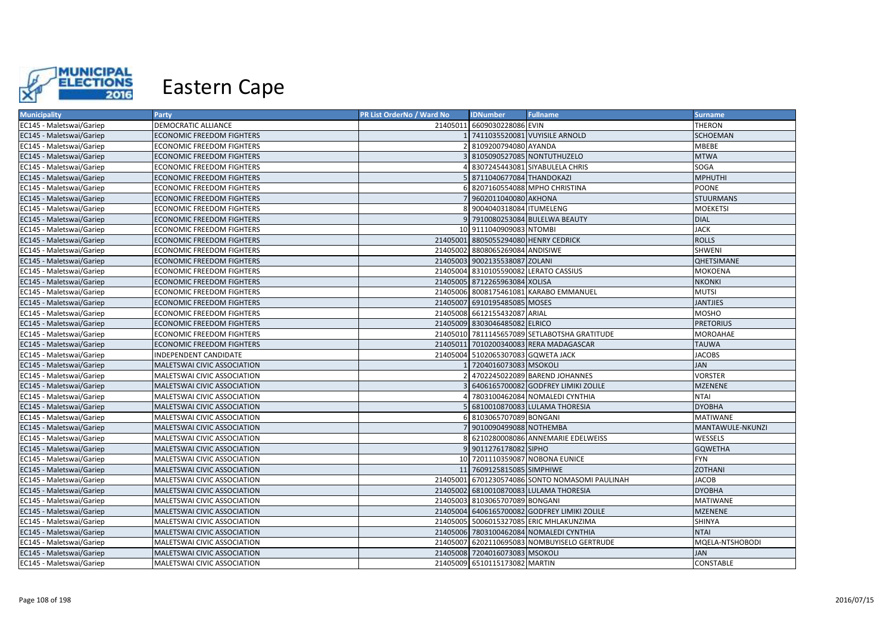# Eastern Cape

| Municipality | Party | PR List OrderNo / Ward No | IDNumber | Fullname | Surname |
|---|---|---|---|---|---|
| EC145 - Maletswai/Gariep | DEMOCRATIC ALLIANCE | 21405011 | 6609030228086 | EVIN | THERON |
| EC145 - Maletswai/Gariep | ECONOMIC FREEDOM FIGHTERS | 1 | 7411035520081 | VUYISILE ARNOLD | SCHOEMAN |
| EC145 - Maletswai/Gariep | ECONOMIC FREEDOM FIGHTERS | 2 | 8109200794080 | AYANDA | MBEBE |
| EC145 - Maletswai/Gariep | ECONOMIC FREEDOM FIGHTERS | 3 | 8105090527085 | NONTUTHUZELO | MTWA |
| EC145 - Maletswai/Gariep | ECONOMIC FREEDOM FIGHTERS | 4 | 8307245443081 | SIYABULELA CHRIS | SOGA |
| EC145 - Maletswai/Gariep | ECONOMIC FREEDOM FIGHTERS | 5 | 8711040677084 | THANDOKAZI | MPHUTHI |
| EC145 - Maletswai/Gariep | ECONOMIC FREEDOM FIGHTERS | 6 | 8207160554088 | MPHO CHRISTINA | POONE |
| EC145 - Maletswai/Gariep | ECONOMIC FREEDOM FIGHTERS | 7 | 9602011040080 | AKHONA | STUURMANS |
| EC145 - Maletswai/Gariep | ECONOMIC FREEDOM FIGHTERS | 8 | 9004040318084 | ITUMELENG | MOEKETSI |
| EC145 - Maletswai/Gariep | ECONOMIC FREEDOM FIGHTERS | 9 | 7910080253084 | BULELWA BEAUTY | DIAL |
| EC145 - Maletswai/Gariep | ECONOMIC FREEDOM FIGHTERS | 10 | 9111040909083 | NTOMBI | JACK |
| EC145 - Maletswai/Gariep | ECONOMIC FREEDOM FIGHTERS | 21405001 | 8805055294080 | HENRY CEDRICK | ROLLS |
| EC145 - Maletswai/Gariep | ECONOMIC FREEDOM FIGHTERS | 21405002 | 8808065269084 | ANDISIWE | SHWENI |
| EC145 - Maletswai/Gariep | ECONOMIC FREEDOM FIGHTERS | 21405003 | 9002135538087 | ZOLANI | QHETSIMANE |
| EC145 - Maletswai/Gariep | ECONOMIC FREEDOM FIGHTERS | 21405004 | 8310105590082 | LERATO CASSIUS | MOKOENA |
| EC145 - Maletswai/Gariep | ECONOMIC FREEDOM FIGHTERS | 21405005 | 8712265963084 | XOLISA | NKONKI |
| EC145 - Maletswai/Gariep | ECONOMIC FREEDOM FIGHTERS | 21405006 | 8008175461081 | KARABO EMMANUEL | MUTSI |
| EC145 - Maletswai/Gariep | ECONOMIC FREEDOM FIGHTERS | 21405007 | 6910195485085 | MOSES | JANTJIES |
| EC145 - Maletswai/Gariep | ECONOMIC FREEDOM FIGHTERS | 21405008 | 6612155432087 | ARIAL | MOSHO |
| EC145 - Maletswai/Gariep | ECONOMIC FREEDOM FIGHTERS | 21405009 | 8303046485082 | ELRICO | PRETORIUS |
| EC145 - Maletswai/Gariep | ECONOMIC FREEDOM FIGHTERS | 21405010 | 7811145657089 | SETLABOTSHA GRATITUDE | MOROAHAE |
| EC145 - Maletswai/Gariep | ECONOMIC FREEDOM FIGHTERS | 21405011 | 7010200340083 | RERA MADAGASCAR | TAUWA |
| EC145 - Maletswai/Gariep | INDEPENDENT CANDIDATE | 21405004 | 5102065307083 | GQWETA JACK | JACOBS |
| EC145 - Maletswai/Gariep | MALETSWAI CIVIC ASSOCIATION | 1 | 7204016073083 | MSOKOLI | JAN |
| EC145 - Maletswai/Gariep | MALETSWAI CIVIC ASSOCIATION | 2 | 4702245022089 | BAREND JOHANNES | VORSTER |
| EC145 - Maletswai/Gariep | MALETSWAI CIVIC ASSOCIATION | 3 | 6406165700082 | GODFREY LIMIKI ZOLILE | MZENENE |
| EC145 - Maletswai/Gariep | MALETSWAI CIVIC ASSOCIATION | 4 | 7803100462084 | NOMALEDI CYNTHIA | NTAI |
| EC145 - Maletswai/Gariep | MALETSWAI CIVIC ASSOCIATION | 5 | 6810010870083 | LULAMA THORESIA | DYOBHA |
| EC145 - Maletswai/Gariep | MALETSWAI CIVIC ASSOCIATION | 6 | 8103065707089 | BONGANI | MATIWANE |
| EC145 - Maletswai/Gariep | MALETSWAI CIVIC ASSOCIATION | 7 | 9010090499088 | NOTHEMBA | MANTAWULE-NKUNZI |
| EC145 - Maletswai/Gariep | MALETSWAI CIVIC ASSOCIATION | 8 | 6210280008086 | ANNEMARIE EDELWEISS | WESSELS |
| EC145 - Maletswai/Gariep | MALETSWAI CIVIC ASSOCIATION | 9 | 9011276178082 | SIPHO | GQWETHA |
| EC145 - Maletswai/Gariep | MALETSWAI CIVIC ASSOCIATION | 10 | 7201110359087 | NOBONA EUNICE | FYN |
| EC145 - Maletswai/Gariep | MALETSWAI CIVIC ASSOCIATION | 11 | 7609125815085 | SIMPHIWE | ZOTHANI |
| EC145 - Maletswai/Gariep | MALETSWAI CIVIC ASSOCIATION | 21405001 | 6701230574086 | SONTO NOMASOMI PAULINAH | JACOB |
| EC145 - Maletswai/Gariep | MALETSWAI CIVIC ASSOCIATION | 21405002 | 6810010870083 | LULAMA THORESIA | DYOBHA |
| EC145 - Maletswai/Gariep | MALETSWAI CIVIC ASSOCIATION | 21405003 | 8103065707089 | BONGANI | MATIWANE |
| EC145 - Maletswai/Gariep | MALETSWAI CIVIC ASSOCIATION | 21405004 | 6406165700082 | GODFREY LIMIKI ZOLILE | MZENENE |
| EC145 - Maletswai/Gariep | MALETSWAI CIVIC ASSOCIATION | 21405005 | 5006015327085 | ERIC MHLAKUNZIMA | SHINYA |
| EC145 - Maletswai/Gariep | MALETSWAI CIVIC ASSOCIATION | 21405006 | 7803100462084 | NOMALEDI CYNTHIA | NTAI |
| EC145 - Maletswai/Gariep | MALETSWAI CIVIC ASSOCIATION | 21405007 | 6202110695083 | NOMBUYISELO GERTRUDE | MQELA-NTSHOBODI |
| EC145 - Maletswai/Gariep | MALETSWAI CIVIC ASSOCIATION | 21405008 | 7204016073083 | MSOKOLI | JAN |
| EC145 - Maletswai/Gariep | MALETSWAI CIVIC ASSOCIATION | 21405009 | 6510115173082 | MARTIN | CONSTABLE |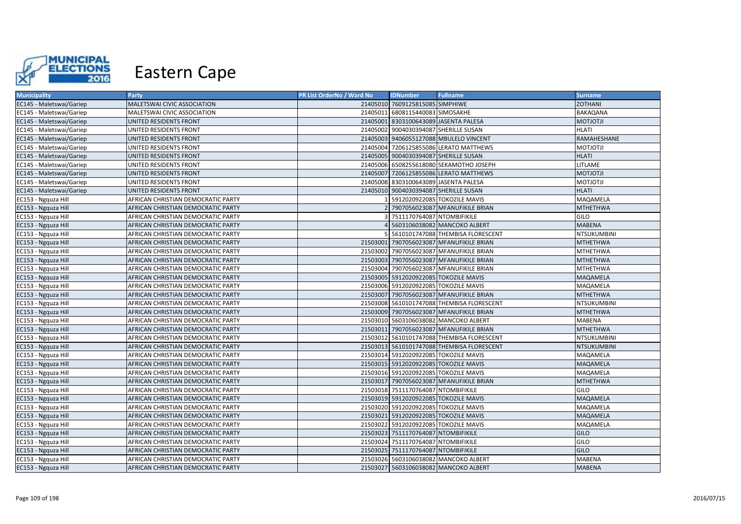# Eastern Cape

| Municipality | Party | PR List OrderNo / Ward No | IDNumber | Fullname | Surname |
|---|---|---|---|---|---|
| EC145 - Maletswai/Gariep | MALETSWAI CIVIC ASSOCIATION | 21405010 | 7609125815085 | SIMPHIWE | ZOTHANI |
| EC145 - Maletswai/Gariep | MALETSWAI CIVIC ASSOCIATION | 21405011 | 6808115440083 | SIMOSAKHE | BAKAQANA |
| EC145 - Maletswai/Gariep | UNITED RESIDENTS FRONT | 21405001 | 8303100643089 | JASENTA PALESA | MOTJOTJI |
| EC145 - Maletswai/Gariep | UNITED RESIDENTS FRONT | 21405002 | 9004030394087 | SHERILLE SUSAN | HLATI |
| EC145 - Maletswai/Gariep | UNITED RESIDENTS FRONT | 21405003 | 9406055127088 | MBULELO VINCENT | RAMAHESHANE |
| EC145 - Maletswai/Gariep | UNITED RESIDENTS FRONT | 21405004 | 7206125855086 | LERATO MATTHEWS | MOTJOTJI |
| EC145 - Maletswai/Gariep | UNITED RESIDENTS FRONT | 21405005 | 9004030394087 | SHERILLE SUSAN | HLATI |
| EC145 - Maletswai/Gariep | UNITED RESIDENTS FRONT | 21405006 | 6508255618080 | SEKAMOTHO JOSEPH | LITLAME |
| EC145 - Maletswai/Gariep | UNITED RESIDENTS FRONT | 21405007 | 7206125855086 | LERATO MATTHEWS | MOTJOTJI |
| EC145 - Maletswai/Gariep | UNITED RESIDENTS FRONT | 21405008 | 8303100643089 | JASENTA PALESA | MOTJOTJI |
| EC145 - Maletswai/Gariep | UNITED RESIDENTS FRONT | 21405010 | 9004030394087 | SHERILLE SUSAN | HLATI |
| EC153 - Ngquza Hill | AFRICAN CHRISTIAN DEMOCRATIC PARTY | 1 | 5912020922085 | TOKOZILE MAVIS | MAQAMELA |
| EC153 - Ngquza Hill | AFRICAN CHRISTIAN DEMOCRATIC PARTY | 2 | 7907056023087 | MFANUFIKILE BRIAN | MTHETHWA |
| EC153 - Ngquza Hill | AFRICAN CHRISTIAN DEMOCRATIC PARTY | 3 | 7511170764087 | NTOMBIFIKILE | GILO |
| EC153 - Ngquza Hill | AFRICAN CHRISTIAN DEMOCRATIC PARTY | 4 | 5603106038082 | MANCOKO ALBERT | MABENA |
| EC153 - Ngquza Hill | AFRICAN CHRISTIAN DEMOCRATIC PARTY | 5 | 5610101747088 | THEMBISA FLORESCENT | NTSUKUMBINI |
| EC153 - Ngquza Hill | AFRICAN CHRISTIAN DEMOCRATIC PARTY | 21503001 | 7907056023087 | MFANUFIKILE BRIAN | MTHETHWA |
| EC153 - Ngquza Hill | AFRICAN CHRISTIAN DEMOCRATIC PARTY | 21503002 | 7907056023087 | MFANUFIKILE BRIAN | MTHETHWA |
| EC153 - Ngquza Hill | AFRICAN CHRISTIAN DEMOCRATIC PARTY | 21503003 | 7907056023087 | MFANUFIKILE BRIAN | MTHETHWA |
| EC153 - Ngquza Hill | AFRICAN CHRISTIAN DEMOCRATIC PARTY | 21503004 | 7907056023087 | MFANUFIKILE BRIAN | MTHETHWA |
| EC153 - Ngquza Hill | AFRICAN CHRISTIAN DEMOCRATIC PARTY | 21503005 | 5912020922085 | TOKOZILE MAVIS | MAQAMELA |
| EC153 - Ngquza Hill | AFRICAN CHRISTIAN DEMOCRATIC PARTY | 21503006 | 5912020922085 | TOKOZILE MAVIS | MAQAMELA |
| EC153 - Ngquza Hill | AFRICAN CHRISTIAN DEMOCRATIC PARTY | 21503007 | 7907056023087 | MFANUFIKILE BRIAN | MTHETHWA |
| EC153 - Ngquza Hill | AFRICAN CHRISTIAN DEMOCRATIC PARTY | 21503008 | 5610101747088 | THEMBISA FLORESCENT | NTSUKUMBINI |
| EC153 - Ngquza Hill | AFRICAN CHRISTIAN DEMOCRATIC PARTY | 21503009 | 7907056023087 | MFANUFIKILE BRIAN | MTHETHWA |
| EC153 - Ngquza Hill | AFRICAN CHRISTIAN DEMOCRATIC PARTY | 21503010 | 5603106038082 | MANCOKO ALBERT | MABENA |
| EC153 - Ngquza Hill | AFRICAN CHRISTIAN DEMOCRATIC PARTY | 21503011 | 7907056023087 | MFANUFIKILE BRIAN | MTHETHWA |
| EC153 - Ngquza Hill | AFRICAN CHRISTIAN DEMOCRATIC PARTY | 21503012 | 5610101747088 | THEMBISA FLORESCENT | NTSUKUMBINI |
| EC153 - Ngquza Hill | AFRICAN CHRISTIAN DEMOCRATIC PARTY | 21503013 | 5610101747088 | THEMBISA FLORESCENT | NTSUKUMBINI |
| EC153 - Ngquza Hill | AFRICAN CHRISTIAN DEMOCRATIC PARTY | 21503014 | 5912020922085 | TOKOZILE MAVIS | MAQAMELA |
| EC153 - Ngquza Hill | AFRICAN CHRISTIAN DEMOCRATIC PARTY | 21503015 | 5912020922085 | TOKOZILE MAVIS | MAQAMELA |
| EC153 - Ngquza Hill | AFRICAN CHRISTIAN DEMOCRATIC PARTY | 21503016 | 5912020922085 | TOKOZILE MAVIS | MAQAMELA |
| EC153 - Ngquza Hill | AFRICAN CHRISTIAN DEMOCRATIC PARTY | 21503017 | 7907056023087 | MFANUFIKILE BRIAN | MTHETHWA |
| EC153 - Ngquza Hill | AFRICAN CHRISTIAN DEMOCRATIC PARTY | 21503018 | 7511170764087 | NTOMBIFIKILE | GILO |
| EC153 - Ngquza Hill | AFRICAN CHRISTIAN DEMOCRATIC PARTY | 21503019 | 5912020922085 | TOKOZILE MAVIS | MAQAMELA |
| EC153 - Ngquza Hill | AFRICAN CHRISTIAN DEMOCRATIC PARTY | 21503020 | 5912020922085 | TOKOZILE MAVIS | MAQAMELA |
| EC153 - Ngquza Hill | AFRICAN CHRISTIAN DEMOCRATIC PARTY | 21503021 | 5912020922085 | TOKOZILE MAVIS | MAQAMELA |
| EC153 - Ngquza Hill | AFRICAN CHRISTIAN DEMOCRATIC PARTY | 21503022 | 5912020922085 | TOKOZILE MAVIS | MAQAMELA |
| EC153 - Ngquza Hill | AFRICAN CHRISTIAN DEMOCRATIC PARTY | 21503023 | 7511170764087 | NTOMBIFIKILE | GILO |
| EC153 - Ngquza Hill | AFRICAN CHRISTIAN DEMOCRATIC PARTY | 21503024 | 7511170764087 | NTOMBIFIKILE | GILO |
| EC153 - Ngquza Hill | AFRICAN CHRISTIAN DEMOCRATIC PARTY | 21503025 | 7511170764087 | NTOMBIFIKILE | GILO |
| EC153 - Ngquza Hill | AFRICAN CHRISTIAN DEMOCRATIC PARTY | 21503026 | 5603106038082 | MANCOKO ALBERT | MABENA |
| EC153 - Ngquza Hill | AFRICAN CHRISTIAN DEMOCRATIC PARTY | 21503027 | 5603106038082 | MANCOKO ALBERT | MABENA |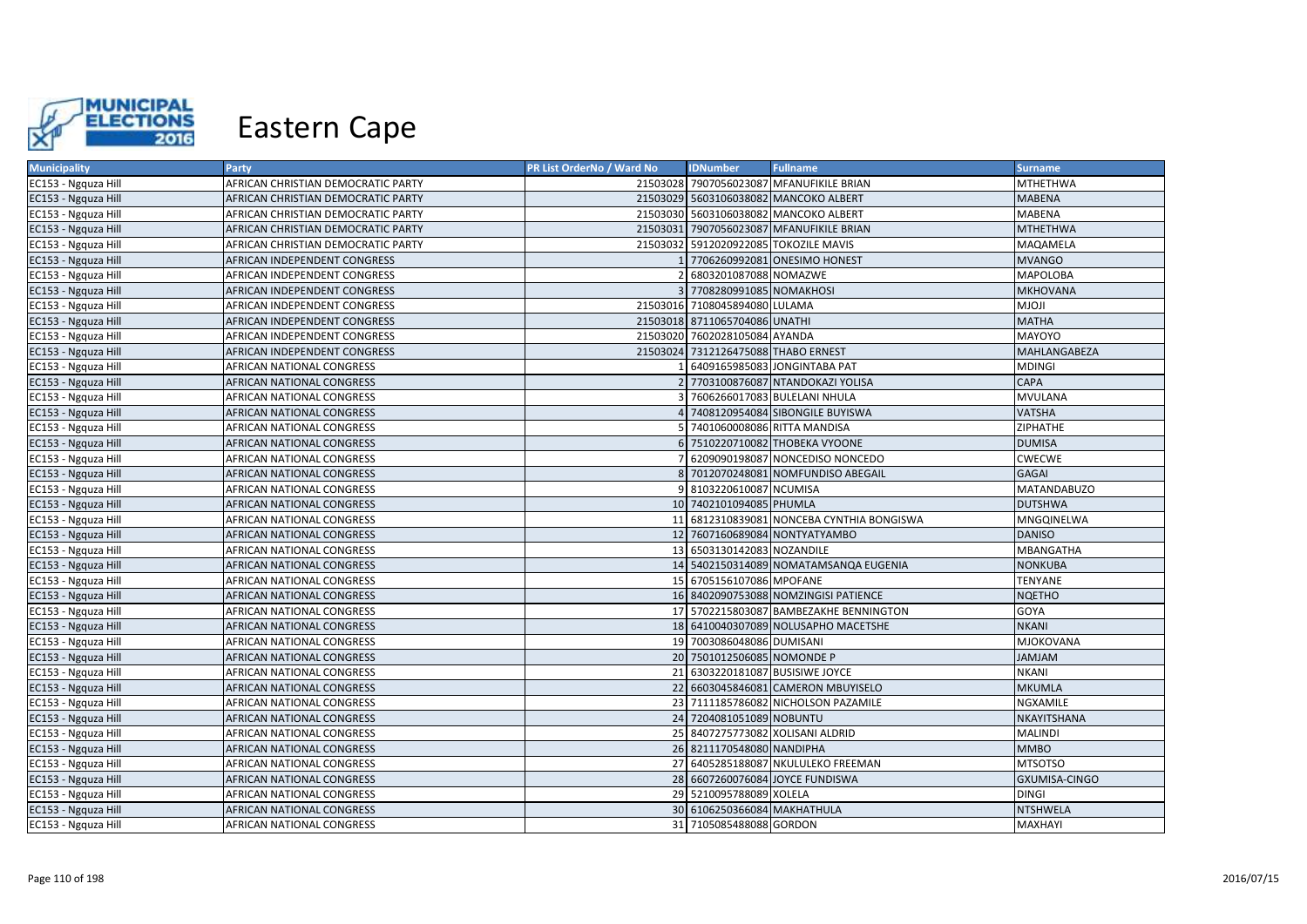# Eastern Cape

| Municipality | Party | PR List OrderNo / Ward No | IDNumber | Fullname | Surname |
|---|---|---|---|---|---|
| EC153 - Ngquza Hill | AFRICAN CHRISTIAN DEMOCRATIC PARTY | 21503028 | 7907056023087 | MFANUFIKILE BRIAN | MTHETHWA |
| EC153 - Ngquza Hill | AFRICAN CHRISTIAN DEMOCRATIC PARTY | 21503029 | 5603106038082 | MANCOKO ALBERT | MABENA |
| EC153 - Ngquza Hill | AFRICAN CHRISTIAN DEMOCRATIC PARTY | 21503030 | 5603106038082 | MANCOKO ALBERT | MABENA |
| EC153 - Ngquza Hill | AFRICAN CHRISTIAN DEMOCRATIC PARTY | 21503031 | 7907056023087 | MFANUFIKILE BRIAN | MTHETHWA |
| EC153 - Ngquza Hill | AFRICAN CHRISTIAN DEMOCRATIC PARTY | 21503032 | 5912020922085 | TOKOZILE MAVIS | MAQAMELA |
| EC153 - Ngquza Hill | AFRICAN INDEPENDENT CONGRESS | 1 | 7706260992081 | ONESIMO HONEST | MVANGO |
| EC153 - Ngquza Hill | AFRICAN INDEPENDENT CONGRESS | 2 | 6803201087088 | NOMAZWE | MAPOLOBA |
| EC153 - Ngquza Hill | AFRICAN INDEPENDENT CONGRESS | 3 | 7708280991085 | NOMAKHOSI | MKHOVANA |
| EC153 - Ngquza Hill | AFRICAN INDEPENDENT CONGRESS | 21503016 | 7108045894080 | LULAMA | MJOJI |
| EC153 - Ngquza Hill | AFRICAN INDEPENDENT CONGRESS | 21503018 | 8711065704086 | UNATHI | MATHA |
| EC153 - Ngquza Hill | AFRICAN INDEPENDENT CONGRESS | 21503020 | 7602028105084 | AYANDA | MAYOYO |
| EC153 - Ngquza Hill | AFRICAN INDEPENDENT CONGRESS | 21503024 | 7312126475088 | THABO ERNEST | MAHLANGABEZA |
| EC153 - Ngquza Hill | AFRICAN NATIONAL CONGRESS | 1 | 6409165985083 | JONGINTABA PAT | MDINGI |
| EC153 - Ngquza Hill | AFRICAN NATIONAL CONGRESS | 2 | 7703100876087 | NTANDOKAZI YOLISA | CAPA |
| EC153 - Ngquza Hill | AFRICAN NATIONAL CONGRESS | 3 | 7606266017083 | BULELANI NHULA | MVULANA |
| EC153 - Ngquza Hill | AFRICAN NATIONAL CONGRESS | 4 | 7408120954084 | SIBONGILE BUYISWA | VATSHA |
| EC153 - Ngquza Hill | AFRICAN NATIONAL CONGRESS | 5 | 7401060008086 | RITTA MANDISA | ZIPHATHE |
| EC153 - Ngquza Hill | AFRICAN NATIONAL CONGRESS | 6 | 7510220710082 | THOBEKA VYOONE | DUMISA |
| EC153 - Ngquza Hill | AFRICAN NATIONAL CONGRESS | 7 | 6209090198087 | NONCEDISO NONCEDO | CWECWE |
| EC153 - Ngquza Hill | AFRICAN NATIONAL CONGRESS | 8 | 7012070248081 | NOMFUNDISO ABEGAIL | GAGAI |
| EC153 - Ngquza Hill | AFRICAN NATIONAL CONGRESS | 9 | 8103220610087 | NCUMISA | MATANDABUZO |
| EC153 - Ngquza Hill | AFRICAN NATIONAL CONGRESS | 10 | 7402101094085 | PHUMLA | DUTSHWA |
| EC153 - Ngquza Hill | AFRICAN NATIONAL CONGRESS | 11 | 6812310839081 | NONCEBA CYNTHIA BONGISWA | MNGQINELWA |
| EC153 - Ngquza Hill | AFRICAN NATIONAL CONGRESS | 12 | 7607160689084 | NONTYATYAMBO | DANISO |
| EC153 - Ngquza Hill | AFRICAN NATIONAL CONGRESS | 13 | 6503130142083 | NOZANDILE | MBANGATHA |
| EC153 - Ngquza Hill | AFRICAN NATIONAL CONGRESS | 14 | 5402150314089 | NOMATAMSANQA EUGENIA | NONKUBA |
| EC153 - Ngquza Hill | AFRICAN NATIONAL CONGRESS | 15 | 6705156107086 | MPOFANE | TENYANE |
| EC153 - Ngquza Hill | AFRICAN NATIONAL CONGRESS | 16 | 8402090753088 | NOMZINGISI PATIENCE | NQETHO |
| EC153 - Ngquza Hill | AFRICAN NATIONAL CONGRESS | 17 | 5702215803087 | BAMBEZAKHE BENNINGTON | GOYA |
| EC153 - Ngquza Hill | AFRICAN NATIONAL CONGRESS | 18 | 6410040307089 | NOLUSAPHO MACETSHE | NKANI |
| EC153 - Ngquza Hill | AFRICAN NATIONAL CONGRESS | 19 | 7003086048086 | DUMISANI | MJOKOVANA |
| EC153 - Ngquza Hill | AFRICAN NATIONAL CONGRESS | 20 | 7501012506085 | NOMONDE P | JAMJAM |
| EC153 - Ngquza Hill | AFRICAN NATIONAL CONGRESS | 21 | 6303220181087 | BUSISIWE JOYCE | NKANI |
| EC153 - Ngquza Hill | AFRICAN NATIONAL CONGRESS | 22 | 6603045846081 | CAMERON MBUYISELO | MKUMLA |
| EC153 - Ngquza Hill | AFRICAN NATIONAL CONGRESS | 23 | 7111185786082 | NICHOLSON PAZAMILE | NGXAMILE |
| EC153 - Ngquza Hill | AFRICAN NATIONAL CONGRESS | 24 | 7204081051089 | NOBUNTU | NKAYITSHANA |
| EC153 - Ngquza Hill | AFRICAN NATIONAL CONGRESS | 25 | 8407275773082 | XOLISANI ALDRID | MALINDI |
| EC153 - Ngquza Hill | AFRICAN NATIONAL CONGRESS | 26 | 8211170548080 | NANDIPHA | MMBO |
| EC153 - Ngquza Hill | AFRICAN NATIONAL CONGRESS | 27 | 6405285188087 | NKULULEKO FREEMAN | MTSOTSO |
| EC153 - Ngquza Hill | AFRICAN NATIONAL CONGRESS | 28 | 6607260076084 | JOYCE FUNDISWA | GXUMISA-CINGO |
| EC153 - Ngquza Hill | AFRICAN NATIONAL CONGRESS | 29 | 5210095788089 | XOLELA | DINGI |
| EC153 - Ngquza Hill | AFRICAN NATIONAL CONGRESS | 30 | 6106250366084 | MAKHATHULA | NTSHWELA |
| EC153 - Ngquza Hill | AFRICAN NATIONAL CONGRESS | 31 | 7105085488088 | GORDON | MAXHAYI |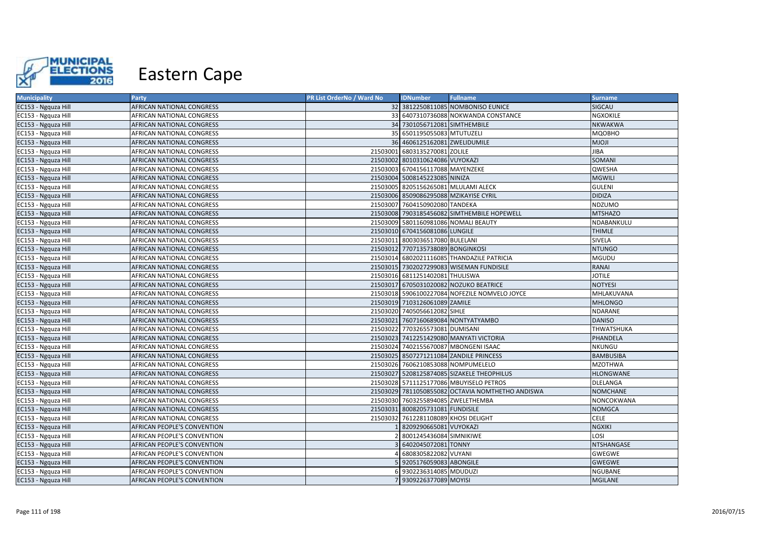# Eastern Cape

| Municipality | Party | PR List OrderNo / Ward No | IDNumber | Fullname | Surname |
|---|---|---|---|---|---|
| EC153 - Ngquza Hill | AFRICAN NATIONAL CONGRESS | 32 | 3812250811085 | NOMBONISO EUNICE | SIGCAU |
| EC153 - Ngquza Hill | AFRICAN NATIONAL CONGRESS | 33 | 6407310736088 | NOKWANDA CONSTANCE | NGXOKILE |
| EC153 - Ngquza Hill | AFRICAN NATIONAL CONGRESS | 34 | 7301056712081 | SIMTHEMBILE | NKWAKWA |
| EC153 - Ngquza Hill | AFRICAN NATIONAL CONGRESS | 35 | 6501195055083 | MTUTUZELI | MQOBHO |
| EC153 - Ngquza Hill | AFRICAN NATIONAL CONGRESS | 36 | 4606125162081 | ZWELIDUMILE | MJOJI |
| EC153 - Ngquza Hill | AFRICAN NATIONAL CONGRESS | 21503001 | 6803135270081 | ZOLILE | JIBA |
| EC153 - Ngquza Hill | AFRICAN NATIONAL CONGRESS | 21503002 | 8010310624086 | VUYOKAZI | SOMANI |
| EC153 - Ngquza Hill | AFRICAN NATIONAL CONGRESS | 21503003 | 6704156117088 | MAYENZEKE | QWESHA |
| EC153 - Ngquza Hill | AFRICAN NATIONAL CONGRESS | 21503004 | 5008145223085 | NINIZA | MGWILI |
| EC153 - Ngquza Hill | AFRICAN NATIONAL CONGRESS | 21503005 | 8205156265081 | MLULAMI ALECK | GULENI |
| EC153 - Ngquza Hill | AFRICAN NATIONAL CONGRESS | 21503006 | 8509086295088 | MZIKAYISE CYRIL | DIDIZA |
| EC153 - Ngquza Hill | AFRICAN NATIONAL CONGRESS | 21503007 | 7604150902080 | TANDEKA | NDZUMO |
| EC153 - Ngquza Hill | AFRICAN NATIONAL CONGRESS | 21503008 | 7903185456082 | SIMTHEMBILE HOPEWELL | MTSHAZO |
| EC153 - Ngquza Hill | AFRICAN NATIONAL CONGRESS | 21503009 | 5801160981086 | NOMALI BEAUTY | NDABANKULU |
| EC153 - Ngquza Hill | AFRICAN NATIONAL CONGRESS | 21503010 | 6704156081086 | LUNGILE | THIMLE |
| EC153 - Ngquza Hill | AFRICAN NATIONAL CONGRESS | 21503011 | 8003036517080 | BULELANI | SIVELA |
| EC153 - Ngquza Hill | AFRICAN NATIONAL CONGRESS | 21503012 | 7707135738089 | BONGINKOSI | NTUNGO |
| EC153 - Ngquza Hill | AFRICAN NATIONAL CONGRESS | 21503014 | 6802021116085 | THANDAZILE PATRICIA | MGUDU |
| EC153 - Ngquza Hill | AFRICAN NATIONAL CONGRESS | 21503015 | 7302027299083 | WISEMAN FUNDISILE | RANAI |
| EC153 - Ngquza Hill | AFRICAN NATIONAL CONGRESS | 21503016 | 6811251402081 | THULISWA | JOTILE |
| EC153 - Ngquza Hill | AFRICAN NATIONAL CONGRESS | 21503017 | 6705031020082 | NOZUKO BEATRICE | NOTYESI |
| EC153 - Ngquza Hill | AFRICAN NATIONAL CONGRESS | 21503018 | 5906100227084 | NOFEZILE NOMVELO JOYCE | MHLAKUVANA |
| EC153 - Ngquza Hill | AFRICAN NATIONAL CONGRESS | 21503019 | 7103126061089 | ZAMILE | MHLONGO |
| EC153 - Ngquza Hill | AFRICAN NATIONAL CONGRESS | 21503020 | 7405056612082 | SIHLE | NDARANE |
| EC153 - Ngquza Hill | AFRICAN NATIONAL CONGRESS | 21503021 | 7607160689084 | NONTYATYAMBO | DANISO |
| EC153 - Ngquza Hill | AFRICAN NATIONAL CONGRESS | 21503022 | 7703265573081 | DUMISANI | THWATSHUKA |
| EC153 - Ngquza Hill | AFRICAN NATIONAL CONGRESS | 21503023 | 7412251429080 | MANYATI VICTORIA | PHANDELA |
| EC153 - Ngquza Hill | AFRICAN NATIONAL CONGRESS | 21503024 | 7402155670087 | MBONGENI ISAAC | NKUNGU |
| EC153 - Ngquza Hill | AFRICAN NATIONAL CONGRESS | 21503025 | 8507271211084 | ZANDILE PRINCESS | BAMBUSIBA |
| EC153 - Ngquza Hill | AFRICAN NATIONAL CONGRESS | 21503026 | 7606210853088 | NOMPUMELELO | MZOTHWA |
| EC153 - Ngquza Hill | AFRICAN NATIONAL CONGRESS | 21503027 | 5208125874085 | SIZAKELE THEOPHILUS | HLONGWANE |
| EC153 - Ngquza Hill | AFRICAN NATIONAL CONGRESS | 21503028 | 5711125177086 | MBUYISELO PETROS | DLELANGA |
| EC153 - Ngquza Hill | AFRICAN NATIONAL CONGRESS | 21503029 | 7811050855082 | OCTAVIA NOMTHETHO ANDISWA | NOMCHANE |
| EC153 - Ngquza Hill | AFRICAN NATIONAL CONGRESS | 21503030 | 7603255894085 | ZWELETHEMBA | NONCOKWANA |
| EC153 - Ngquza Hill | AFRICAN NATIONAL CONGRESS | 21503031 | 8008205731081 | FUNDISILE | NOMGCA |
| EC153 - Ngquza Hill | AFRICAN NATIONAL CONGRESS | 21503032 | 7612281108089 | KHOSI DELIGHT | CELE |
| EC153 - Ngquza Hill | AFRICAN PEOPLE'S CONVENTION | 1 | 8209290665081 | VUYOKAZI | NGXIKI |
| EC153 - Ngquza Hill | AFRICAN PEOPLE'S CONVENTION | 2 | 8001245436084 | SIMNIKIWE | LOSI |
| EC153 - Ngquza Hill | AFRICAN PEOPLE'S CONVENTION | 3 | 6402045072081 | TONNY | NTSHANGASE |
| EC153 - Ngquza Hill | AFRICAN PEOPLE'S CONVENTION | 4 | 6808305822082 | VUYANI | GWEGWE |
| EC153 - Ngquza Hill | AFRICAN PEOPLE'S CONVENTION | 5 | 9205176059083 | ABONGILE | GWEGWE |
| EC153 - Ngquza Hill | AFRICAN PEOPLE'S CONVENTION | 6 | 9302236314085 | MDUDUZI | NGUBANE |
| EC153 - Ngquza Hill | AFRICAN PEOPLE'S CONVENTION | 7 | 9309226377089 | MOYISI | MGILANE |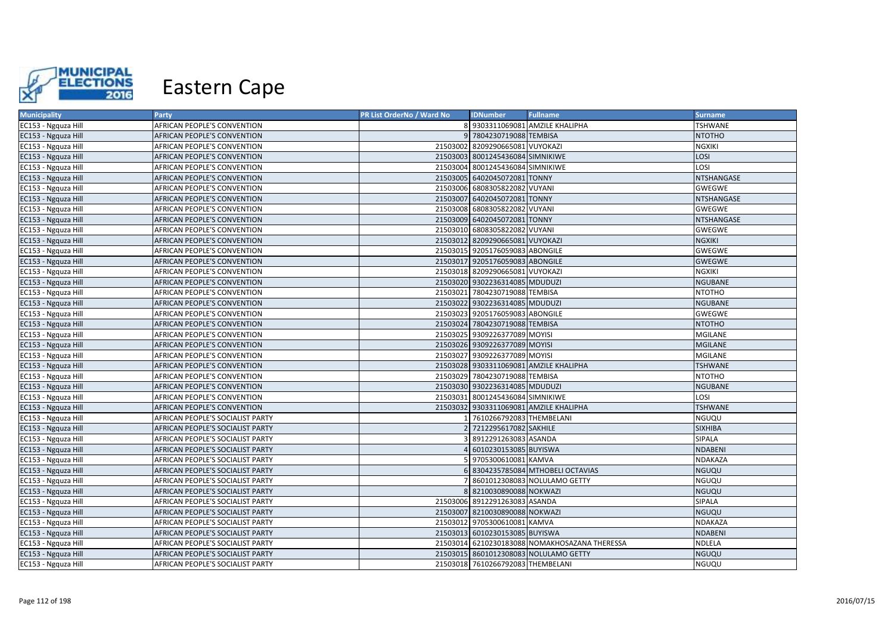# Eastern Cape

| Municipality | Party | PR List OrderNo / Ward No | IDNumber | Fullname | Surname |
|---|---|---|---|---|---|
| EC153 - Ngquza Hill | AFRICAN PEOPLE'S CONVENTION | 8 | 9303311069081 | AMZILE KHALIPHA | TSHWANE |
| EC153 - Ngquza Hill | AFRICAN PEOPLE'S CONVENTION | 9 | 7804230719088 | TEMBISA | NTOTHO |
| EC153 - Ngquza Hill | AFRICAN PEOPLE'S CONVENTION | 21503002 | 8209290665081 | VUYOKAZI | NGXIKI |
| EC153 - Ngquza Hill | AFRICAN PEOPLE'S CONVENTION | 21503003 | 8001245436084 | SIMNIKIWE | LOSI |
| EC153 - Ngquza Hill | AFRICAN PEOPLE'S CONVENTION | 21503004 | 8001245436084 | SIMNIKIWE | LOSI |
| EC153 - Ngquza Hill | AFRICAN PEOPLE'S CONVENTION | 21503005 | 6402045072081 | TONNY | NTSHANGASE |
| EC153 - Ngquza Hill | AFRICAN PEOPLE'S CONVENTION | 21503006 | 6808305822082 | VUYANI | GWEGWE |
| EC153 - Ngquza Hill | AFRICAN PEOPLE'S CONVENTION | 21503007 | 6402045072081 | TONNY | NTSHANGASE |
| EC153 - Ngquza Hill | AFRICAN PEOPLE'S CONVENTION | 21503008 | 6808305822082 | VUYANI | GWEGWE |
| EC153 - Ngquza Hill | AFRICAN PEOPLE'S CONVENTION | 21503009 | 6402045072081 | TONNY | NTSHANGASE |
| EC153 - Ngquza Hill | AFRICAN PEOPLE'S CONVENTION | 21503010 | 6808305822082 | VUYANI | GWEGWE |
| EC153 - Ngquza Hill | AFRICAN PEOPLE'S CONVENTION | 21503012 | 8209290665081 | VUYOKAZI | NGXIKI |
| EC153 - Ngquza Hill | AFRICAN PEOPLE'S CONVENTION | 21503015 | 9205176059083 | ABONGILE | GWEGWE |
| EC153 - Ngquza Hill | AFRICAN PEOPLE'S CONVENTION | 21503017 | 9205176059083 | ABONGILE | GWEGWE |
| EC153 - Ngquza Hill | AFRICAN PEOPLE'S CONVENTION | 21503018 | 8209290665081 | VUYOKAZI | NGXIKI |
| EC153 - Ngquza Hill | AFRICAN PEOPLE'S CONVENTION | 21503020 | 9302236314085 | MDUDUZI | NGUBANE |
| EC153 - Ngquza Hill | AFRICAN PEOPLE'S CONVENTION | 21503021 | 7804230719088 | TEMBISA | NTOTHO |
| EC153 - Ngquza Hill | AFRICAN PEOPLE'S CONVENTION | 21503022 | 9302236314085 | MDUDUZI | NGUBANE |
| EC153 - Ngquza Hill | AFRICAN PEOPLE'S CONVENTION | 21503023 | 9205176059083 | ABONGILE | GWEGWE |
| EC153 - Ngquza Hill | AFRICAN PEOPLE'S CONVENTION | 21503024 | 7804230719088 | TEMBISA | NTOTHO |
| EC153 - Ngquza Hill | AFRICAN PEOPLE'S CONVENTION | 21503025 | 9309226377089 | MOYISI | MGILANE |
| EC153 - Ngquza Hill | AFRICAN PEOPLE'S CONVENTION | 21503026 | 9309226377089 | MOYISI | MGILANE |
| EC153 - Ngquza Hill | AFRICAN PEOPLE'S CONVENTION | 21503027 | 9309226377089 | MOYISI | MGILANE |
| EC153 - Ngquza Hill | AFRICAN PEOPLE'S CONVENTION | 21503028 | 9303311069081 | AMZILE KHALIPHA | TSHWANE |
| EC153 - Ngquza Hill | AFRICAN PEOPLE'S CONVENTION | 21503029 | 7804230719088 | TEMBISA | NTOTHO |
| EC153 - Ngquza Hill | AFRICAN PEOPLE'S CONVENTION | 21503030 | 9302236314085 | MDUDUZI | NGUBANE |
| EC153 - Ngquza Hill | AFRICAN PEOPLE'S CONVENTION | 21503031 | 8001245436084 | SIMNIKIWE | LOSI |
| EC153 - Ngquza Hill | AFRICAN PEOPLE'S CONVENTION | 21503032 | 9303311069081 | AMZILE KHALIPHA | TSHWANE |
| EC153 - Ngquza Hill | AFRICAN PEOPLE'S SOCIALIST PARTY | 1 | 7610266792083 | THEMBELANI | NGUQU |
| EC153 - Ngquza Hill | AFRICAN PEOPLE'S SOCIALIST PARTY | 2 | 7212295617082 | SAKHILE | SIXHIBA |
| EC153 - Ngquza Hill | AFRICAN PEOPLE'S SOCIALIST PARTY | 3 | 8912291263083 | ASANDA | SIPALA |
| EC153 - Ngquza Hill | AFRICAN PEOPLE'S SOCIALIST PARTY | 4 | 6010230153085 | BUYISWA | NDABENI |
| EC153 - Ngquza Hill | AFRICAN PEOPLE'S SOCIALIST PARTY | 5 | 9705300610081 | KAMVA | NDAKAZA |
| EC153 - Ngquza Hill | AFRICAN PEOPLE'S SOCIALIST PARTY | 6 | 8304235785084 | MTHOBELI OCTAVIAS | NGUQU |
| EC153 - Ngquza Hill | AFRICAN PEOPLE'S SOCIALIST PARTY | 7 | 8601012308083 | NOLULAMO GETTY | NGUQU |
| EC153 - Ngquza Hill | AFRICAN PEOPLE'S SOCIALIST PARTY | 8 | 8210030890088 | NOKWAZI | NGUQU |
| EC153 - Ngquza Hill | AFRICAN PEOPLE'S SOCIALIST PARTY | 21503006 | 8912291263083 | ASANDA | SIPALA |
| EC153 - Ngquza Hill | AFRICAN PEOPLE'S SOCIALIST PARTY | 21503007 | 8210030890088 | NOKWAZI | NGUQU |
| EC153 - Ngquza Hill | AFRICAN PEOPLE'S SOCIALIST PARTY | 21503012 | 9705300610081 | KAMVA | NDAKAZA |
| EC153 - Ngquza Hill | AFRICAN PEOPLE'S SOCIALIST PARTY | 21503013 | 6010230153085 | BUYISWA | NDABENI |
| EC153 - Ngquza Hill | AFRICAN PEOPLE'S SOCIALIST PARTY | 21503014 | 6210230183088 | NOMAKHOSAZANA THERESSA | NDLELA |
| EC153 - Ngquza Hill | AFRICAN PEOPLE'S SOCIALIST PARTY | 21503015 | 8601012308083 | NOLULAMO GETTY | NGUQU |
| EC153 - Ngquza Hill | AFRICAN PEOPLE'S SOCIALIST PARTY | 21503018 | 7610266792083 | THEMBELANI | NGUQU |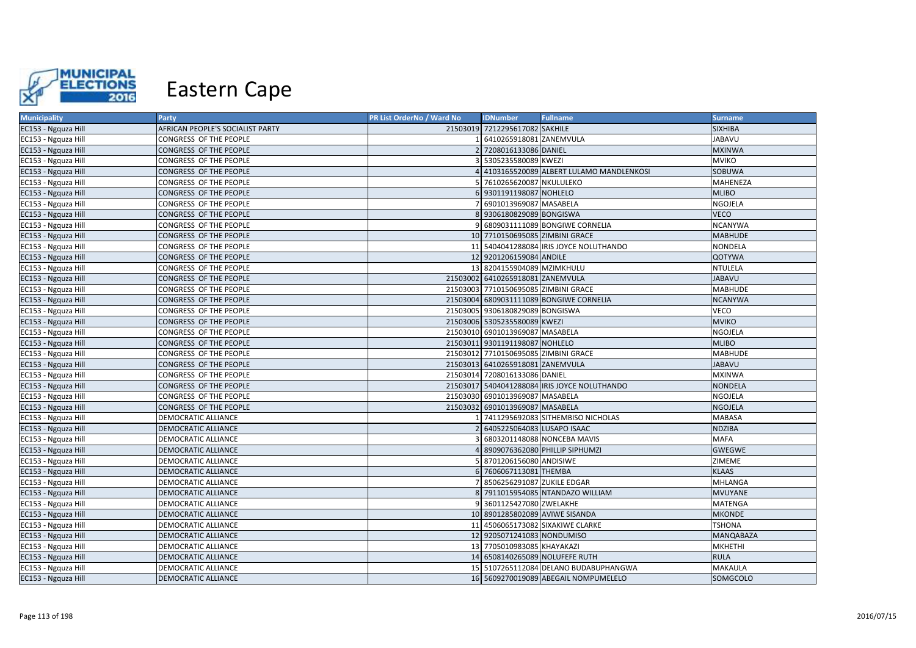# Eastern Cape

| Municipality | Party | PR List OrderNo / Ward No | IDNumber | Fullname | Surname |
|---|---|---|---|---|---|
| EC153 - Ngquza Hill | AFRICAN PEOPLE'S SOCIALIST PARTY | 21503019 | 7212295617082 | SAKHILE | SIXHIBA |
| EC153 - Ngquza Hill | CONGRESS OF THE PEOPLE | 1 | 6410265918081 | ZANEMVULA | JABAVU |
| EC153 - Ngquza Hill | CONGRESS OF THE PEOPLE | 2 | 7208016133086 | DANIEL | MXINWA |
| EC153 - Ngquza Hill | CONGRESS OF THE PEOPLE | 3 | 5305235580089 | KWEZI | MVIKO |
| EC153 - Ngquza Hill | CONGRESS OF THE PEOPLE | 4 | 4103165520089 | ALBERT LULAMO MANDLENKOSI | SOBUWA |
| EC153 - Ngquza Hill | CONGRESS OF THE PEOPLE | 5 | 7610265620087 | NKULULEKO | MAHENEZA |
| EC153 - Ngquza Hill | CONGRESS OF THE PEOPLE | 6 | 9301191198087 | NOHLELO | MLIBO |
| EC153 - Ngquza Hill | CONGRESS OF THE PEOPLE | 7 | 6901013969087 | MASABELA | NGOJELA |
| EC153 - Ngquza Hill | CONGRESS OF THE PEOPLE | 8 | 9306180829089 | BONGISWA | VECO |
| EC153 - Ngquza Hill | CONGRESS OF THE PEOPLE | 9 | 6809031111089 | BONGIWE CORNELIA | NCANYWA |
| EC153 - Ngquza Hill | CONGRESS OF THE PEOPLE | 10 | 7710150695085 | ZIMBINI GRACE | MABHUDE |
| EC153 - Ngquza Hill | CONGRESS OF THE PEOPLE | 11 | 5404041288084 | IRIS JOYCE NOLUTHANDO | NONDELA |
| EC153 - Ngquza Hill | CONGRESS OF THE PEOPLE | 12 | 9201206159084 | ANDILE | QOTYWA |
| EC153 - Ngquza Hill | CONGRESS OF THE PEOPLE | 13 | 8204155904089 | MZIMKHULU | NTULELA |
| EC153 - Ngquza Hill | CONGRESS OF THE PEOPLE | 21503002 | 6410265918081 | ZANEMVULA | JABAVU |
| EC153 - Ngquza Hill | CONGRESS OF THE PEOPLE | 21503003 | 7710150695085 | ZIMBINI GRACE | MABHUDE |
| EC153 - Ngquza Hill | CONGRESS OF THE PEOPLE | 21503004 | 6809031111089 | BONGIWE CORNELIA | NCANYWA |
| EC153 - Ngquza Hill | CONGRESS OF THE PEOPLE | 21503005 | 9306180829089 | BONGISWA | VECO |
| EC153 - Ngquza Hill | CONGRESS OF THE PEOPLE | 21503006 | 5305235580089 | KWEZI | MVIKO |
| EC153 - Ngquza Hill | CONGRESS OF THE PEOPLE | 21503010 | 6901013969087 | MASABELA | NGOJELA |
| EC153 - Ngquza Hill | CONGRESS OF THE PEOPLE | 21503011 | 9301191198087 | NOHLELO | MLIBO |
| EC153 - Ngquza Hill | CONGRESS OF THE PEOPLE | 21503012 | 7710150695085 | ZIMBINI GRACE | MABHUDE |
| EC153 - Ngquza Hill | CONGRESS OF THE PEOPLE | 21503013 | 6410265918081 | ZANEMVULA | JABAVU |
| EC153 - Ngquza Hill | CONGRESS OF THE PEOPLE | 21503014 | 7208016133086 | DANIEL | MXINWA |
| EC153 - Ngquza Hill | CONGRESS OF THE PEOPLE | 21503017 | 5404041288084 | IRIS JOYCE NOLUTHANDO | NONDELA |
| EC153 - Ngquza Hill | CONGRESS OF THE PEOPLE | 21503030 | 6901013969087 | MASABELA | NGOJELA |
| EC153 - Ngquza Hill | CONGRESS OF THE PEOPLE | 21503032 | 6901013969087 | MASABELA | NGOJELA |
| EC153 - Ngquza Hill | DEMOCRATIC ALLIANCE | 1 | 7411295692083 | SITHEMBISO NICHOLAS | MABASA |
| EC153 - Ngquza Hill | DEMOCRATIC ALLIANCE | 2 | 6405225064083 | LUSAPO ISAAC | NDZIBA |
| EC153 - Ngquza Hill | DEMOCRATIC ALLIANCE | 3 | 6803201148088 | NONCEBA MAVIS | MAFA |
| EC153 - Ngquza Hill | DEMOCRATIC ALLIANCE | 4 | 8909076362080 | PHILLIP SIPHUMZI | GWEGWE |
| EC153 - Ngquza Hill | DEMOCRATIC ALLIANCE | 5 | 8701206156080 | ANDISIWE | ZIMEME |
| EC153 - Ngquza Hill | DEMOCRATIC ALLIANCE | 6 | 7606067113081 | THEMBA | KLAAS |
| EC153 - Ngquza Hill | DEMOCRATIC ALLIANCE | 7 | 8506256291087 | ZUKILE EDGAR | MHLANGA |
| EC153 - Ngquza Hill | DEMOCRATIC ALLIANCE | 8 | 7911015954085 | NTANDAZO WILLIAM | MVUYANE |
| EC153 - Ngquza Hill | DEMOCRATIC ALLIANCE | 9 | 3601125427080 | ZWELAKHE | MATENGA |
| EC153 - Ngquza Hill | DEMOCRATIC ALLIANCE | 10 | 8901285802089 | AVIWE SISANDA | MKONDE |
| EC153 - Ngquza Hill | DEMOCRATIC ALLIANCE | 11 | 4506065173082 | SIXAKIWE CLARKE | TSHONA |
| EC153 - Ngquza Hill | DEMOCRATIC ALLIANCE | 12 | 9205071241083 | NONDUMISO | MANQABAZA |
| EC153 - Ngquza Hill | DEMOCRATIC ALLIANCE | 13 | 7705010983085 | KHAYAKAZI | MKHETHI |
| EC153 - Ngquza Hill | DEMOCRATIC ALLIANCE | 14 | 6508140265089 | NOLUFEFE RUTH | RULA |
| EC153 - Ngquza Hill | DEMOCRATIC ALLIANCE | 15 | 5107265112084 | DELANO BUDABUPHANGWA | MAKAULA |
| EC153 - Ngquza Hill | DEMOCRATIC ALLIANCE | 16 | 5609270019089 | ABEGAIL NOMPUMELELO | SOMGCOLO |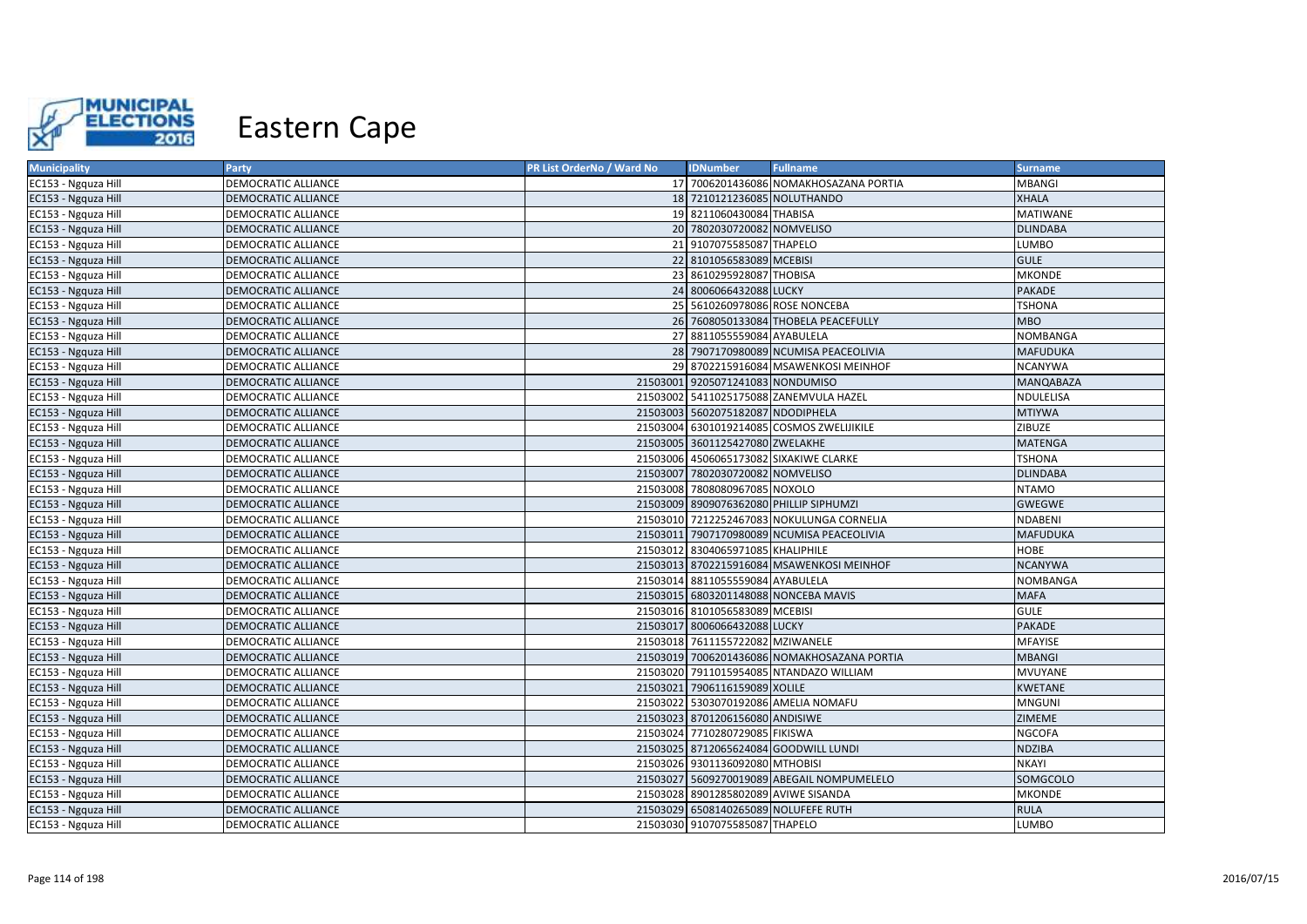# Eastern Cape

| Municipality | Party | PR List OrderNo / Ward No | IDNumber | Fullname | Surname |
|---|---|---|---|---|---|
| EC153 - Ngquza Hill | DEMOCRATIC ALLIANCE | 17 | 7006201436086 | NOMAKHOSAZANA PORTIA | MBANGI |
| EC153 - Ngquza Hill | DEMOCRATIC ALLIANCE | 18 | 7210121236085 | NOLUTHANDO | XHALA |
| EC153 - Ngquza Hill | DEMOCRATIC ALLIANCE | 19 | 8211060430084 | THABISA | MATIWANE |
| EC153 - Ngquza Hill | DEMOCRATIC ALLIANCE | 20 | 7802030720082 | NOMVELISO | DLINDABA |
| EC153 - Ngquza Hill | DEMOCRATIC ALLIANCE | 21 | 9107075585087 | THAPELO | LUMBO |
| EC153 - Ngquza Hill | DEMOCRATIC ALLIANCE | 22 | 8101056583089 | MCEBISI | GULE |
| EC153 - Ngquza Hill | DEMOCRATIC ALLIANCE | 23 | 8610295928087 | THOBISA | MKONDE |
| EC153 - Ngquza Hill | DEMOCRATIC ALLIANCE | 24 | 8006066432088 | LUCKY | PAKADE |
| EC153 - Ngquza Hill | DEMOCRATIC ALLIANCE | 25 | 5610260978086 | ROSE NONCEBA | TSHONA |
| EC153 - Ngquza Hill | DEMOCRATIC ALLIANCE | 26 | 7608050133084 | THOBELA PEACEFULLY | MBO |
| EC153 - Ngquza Hill | DEMOCRATIC ALLIANCE | 27 | 8811055559084 | AYABULELA | NOMBANGA |
| EC153 - Ngquza Hill | DEMOCRATIC ALLIANCE | 28 | 7907170980089 | NCUMISA PEACEOLIVIA | MAFUDUKA |
| EC153 - Ngquza Hill | DEMOCRATIC ALLIANCE | 29 | 8702215916084 | MSAWENKOSI MEINHOF | NCANYWA |
| EC153 - Ngquza Hill | DEMOCRATIC ALLIANCE | 21503001 | 9205071241083 | NONDUMISO | MANQABAZA |
| EC153 - Ngquza Hill | DEMOCRATIC ALLIANCE | 21503002 | 5411025175088 | ZANEMVULA HAZEL | NDULELISA |
| EC153 - Ngquza Hill | DEMOCRATIC ALLIANCE | 21503003 | 5602075182087 | NDODIPHELA | MTIYWA |
| EC153 - Ngquza Hill | DEMOCRATIC ALLIANCE | 21503004 | 6301019214085 | COSMOS ZWELIJIKILE | ZIBUZE |
| EC153 - Ngquza Hill | DEMOCRATIC ALLIANCE | 21503005 | 3601125427080 | ZWELAKHE | MATENGA |
| EC153 - Ngquza Hill | DEMOCRATIC ALLIANCE | 21503006 | 4506065173082 | SIXAKIWE CLARKE | TSHONA |
| EC153 - Ngquza Hill | DEMOCRATIC ALLIANCE | 21503007 | 7802030720082 | NOMVELISO | DLINDABA |
| EC153 - Ngquza Hill | DEMOCRATIC ALLIANCE | 21503008 | 7808080967085 | NOXOLO | NTAMO |
| EC153 - Ngquza Hill | DEMOCRATIC ALLIANCE | 21503009 | 8909076362080 | PHILLIP SIPHUMZI | GWEGWE |
| EC153 - Ngquza Hill | DEMOCRATIC ALLIANCE | 21503010 | 7212252467083 | NOKULUNGA CORNELIA | NDABENI |
| EC153 - Ngquza Hill | DEMOCRATIC ALLIANCE | 21503011 | 7907170980089 | NCUMISA PEACEOLIVIA | MAFUDUKA |
| EC153 - Ngquza Hill | DEMOCRATIC ALLIANCE | 21503012 | 8304065971085 | KHALIPHILE | HOBE |
| EC153 - Ngquza Hill | DEMOCRATIC ALLIANCE | 21503013 | 8702215916084 | MSAWENKOSI MEINHOF | NCANYWA |
| EC153 - Ngquza Hill | DEMOCRATIC ALLIANCE | 21503014 | 8811055559084 | AYABULELA | NOMBANGA |
| EC153 - Ngquza Hill | DEMOCRATIC ALLIANCE | 21503015 | 6803201148088 | NONCEBA MAVIS | MAFA |
| EC153 - Ngquza Hill | DEMOCRATIC ALLIANCE | 21503016 | 8101056583089 | MCEBISI | GULE |
| EC153 - Ngquza Hill | DEMOCRATIC ALLIANCE | 21503017 | 8006066432088 | LUCKY | PAKADE |
| EC153 - Ngquza Hill | DEMOCRATIC ALLIANCE | 21503018 | 7611155722082 | MZIWANELE | MFAYISE |
| EC153 - Ngquza Hill | DEMOCRATIC ALLIANCE | 21503019 | 7006201436086 | NOMAKHOSAZANA PORTIA | MBANGI |
| EC153 - Ngquza Hill | DEMOCRATIC ALLIANCE | 21503020 | 7911015954085 | NTANDAZO WILLIAM | MVUYANE |
| EC153 - Ngquza Hill | DEMOCRATIC ALLIANCE | 21503021 | 7906116159089 | XOLILE | KWETANE |
| EC153 - Ngquza Hill | DEMOCRATIC ALLIANCE | 21503022 | 5303070192086 | AMELIA NOMAFU | MNGUNI |
| EC153 - Ngquza Hill | DEMOCRATIC ALLIANCE | 21503023 | 8701206156080 | ANDISIWE | ZIMEME |
| EC153 - Ngquza Hill | DEMOCRATIC ALLIANCE | 21503024 | 7710280729085 | FIKISWA | NGCOFA |
| EC153 - Ngquza Hill | DEMOCRATIC ALLIANCE | 21503025 | 8712065624084 | GOODWILL LUNDI | NDZIBA |
| EC153 - Ngquza Hill | DEMOCRATIC ALLIANCE | 21503026 | 9301136092080 | MTHOBISI | NKAYI |
| EC153 - Ngquza Hill | DEMOCRATIC ALLIANCE | 21503027 | 5609270019089 | ABEGAIL NOMPUMELELO | SOMGCOLO |
| EC153 - Ngquza Hill | DEMOCRATIC ALLIANCE | 21503028 | 8901285802089 | AVIWE SISANDA | MKONDE |
| EC153 - Ngquza Hill | DEMOCRATIC ALLIANCE | 21503029 | 6508140265089 | NOLUFEFE RUTH | RULA |
| EC153 - Ngquza Hill | DEMOCRATIC ALLIANCE | 21503030 | 9107075585087 | THAPELO | LUMBO |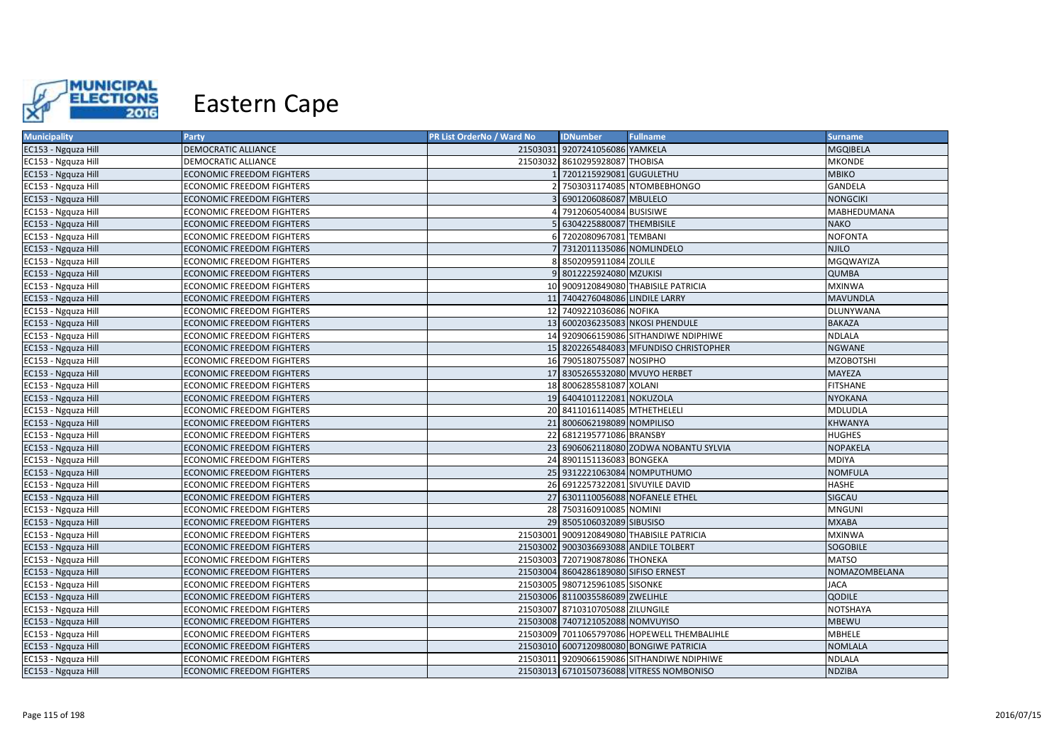# Eastern Cape

| Municipality | Party | PR List OrderNo / Ward No | IDNumber | Fullname | Surname |
|---|---|---|---|---|---|
| EC153 - Ngquza Hill | DEMOCRATIC ALLIANCE | 21503031 | 9207241056086 | YAMKELA | MGQIBELA |
| EC153 - Ngquza Hill | DEMOCRATIC ALLIANCE | 21503032 | 8610295928087 | THOBISA | MKONDE |
| EC153 - Ngquza Hill | ECONOMIC FREEDOM FIGHTERS | 1 | 7201215929081 | GUGULETHU | MBIKO |
| EC153 - Ngquza Hill | ECONOMIC FREEDOM FIGHTERS | 2 | 7503031174085 | NTOMBEBHONGO | GANDELA |
| EC153 - Ngquza Hill | ECONOMIC FREEDOM FIGHTERS | 3 | 6901206086087 | MBULELO | NONGCIKI |
| EC153 - Ngquza Hill | ECONOMIC FREEDOM FIGHTERS | 4 | 7912060540084 | BUSISIWE | MABHEDUMANA |
| EC153 - Ngquza Hill | ECONOMIC FREEDOM FIGHTERS | 5 | 6304225880087 | THEMBISILE | NAKO |
| EC153 - Ngquza Hill | ECONOMIC FREEDOM FIGHTERS | 6 | 7202080967081 | TEMBANI | NOFONTA |
| EC153 - Ngquza Hill | ECONOMIC FREEDOM FIGHTERS | 7 | 7312011135086 | NOMLINDELO | NJILO |
| EC153 - Ngquza Hill | ECONOMIC FREEDOM FIGHTERS | 8 | 8502095911084 | ZOLILE | MGQWAYIZA |
| EC153 - Ngquza Hill | ECONOMIC FREEDOM FIGHTERS | 9 | 8012225924080 | MZUKISI | QUMBA |
| EC153 - Ngquza Hill | ECONOMIC FREEDOM FIGHTERS | 10 | 9009120849080 | THABISILE PATRICIA | MXINWA |
| EC153 - Ngquza Hill | ECONOMIC FREEDOM FIGHTERS | 11 | 7404276048086 | LINDILE LARRY | MAVUNDLA |
| EC153 - Ngquza Hill | ECONOMIC FREEDOM FIGHTERS | 12 | 7409221036086 | NOFIKA | DLUNYWANA |
| EC153 - Ngquza Hill | ECONOMIC FREEDOM FIGHTERS | 13 | 6002036235083 | NKOSI PHENDULE | BAKAZA |
| EC153 - Ngquza Hill | ECONOMIC FREEDOM FIGHTERS | 14 | 9209066159086 | SITHANDIWE NDIPHIWE | NDLALA |
| EC153 - Ngquza Hill | ECONOMIC FREEDOM FIGHTERS | 15 | 8202265484083 | MFUNDISO CHRISTOPHER | NGWANE |
| EC153 - Ngquza Hill | ECONOMIC FREEDOM FIGHTERS | 16 | 7905180755087 | NOSIPHO | MZOBOTSHI |
| EC153 - Ngquza Hill | ECONOMIC FREEDOM FIGHTERS | 17 | 8305265532080 | MVUYO HERBET | MAYEZA |
| EC153 - Ngquza Hill | ECONOMIC FREEDOM FIGHTERS | 18 | 8006285581087 | XOLANI | FITSHANE |
| EC153 - Ngquza Hill | ECONOMIC FREEDOM FIGHTERS | 19 | 6404101122081 | NOKUZOLA | NYOKANA |
| EC153 - Ngquza Hill | ECONOMIC FREEDOM FIGHTERS | 20 | 8411016114085 | MTHETHELELI | MDLUDLA |
| EC153 - Ngquza Hill | ECONOMIC FREEDOM FIGHTERS | 21 | 8006062198089 | NOMPILISO | KHWANYA |
| EC153 - Ngquza Hill | ECONOMIC FREEDOM FIGHTERS | 22 | 6812195771086 | BRANSBY | HUGHES |
| EC153 - Ngquza Hill | ECONOMIC FREEDOM FIGHTERS | 23 | 6906062118080 | ZODWA NOBANTU SYLVIA | NOPAKELA |
| EC153 - Ngquza Hill | ECONOMIC FREEDOM FIGHTERS | 24 | 8901151136083 | BONGEKA | MDIYA |
| EC153 - Ngquza Hill | ECONOMIC FREEDOM FIGHTERS | 25 | 9312221063084 | NOMPUTHUMO | NOMFULA |
| EC153 - Ngquza Hill | ECONOMIC FREEDOM FIGHTERS | 26 | 6912257322081 | SIVUYILE DAVID | HASHE |
| EC153 - Ngquza Hill | ECONOMIC FREEDOM FIGHTERS | 27 | 6301110056088 | NOFANELE ETHEL | SIGCAU |
| EC153 - Ngquza Hill | ECONOMIC FREEDOM FIGHTERS | 28 | 7503160910085 | NOMINI | MNGUNI |
| EC153 - Ngquza Hill | ECONOMIC FREEDOM FIGHTERS | 29 | 8505106032089 | SIBUSISO | MXABA |
| EC153 - Ngquza Hill | ECONOMIC FREEDOM FIGHTERS | 21503001 | 9009120849080 | THABISILE PATRICIA | MXINWA |
| EC153 - Ngquza Hill | ECONOMIC FREEDOM FIGHTERS | 21503002 | 9003036693088 | ANDILE TOLBERT | SOGOBILE |
| EC153 - Ngquza Hill | ECONOMIC FREEDOM FIGHTERS | 21503003 | 7207190878086 | THONEKA | MATSO |
| EC153 - Ngquza Hill | ECONOMIC FREEDOM FIGHTERS | 21503004 | 8604286189080 | SIFISO ERNEST | NOMAZOMBELANA |
| EC153 - Ngquza Hill | ECONOMIC FREEDOM FIGHTERS | 21503005 | 9807125961085 | SISONKE | JACA |
| EC153 - Ngquza Hill | ECONOMIC FREEDOM FIGHTERS | 21503006 | 8110035586089 | ZWELIHLE | QODILE |
| EC153 - Ngquza Hill | ECONOMIC FREEDOM FIGHTERS | 21503007 | 8710310705088 | ZILUNGILE | NOTSHAYA |
| EC153 - Ngquza Hill | ECONOMIC FREEDOM FIGHTERS | 21503008 | 7407121052088 | NOMVUYISO | MBEWU |
| EC153 - Ngquza Hill | ECONOMIC FREEDOM FIGHTERS | 21503009 | 7011065797086 | HOPEWELL THEMBALIHLE | MBHELE |
| EC153 - Ngquza Hill | ECONOMIC FREEDOM FIGHTERS | 21503010 | 6007120980080 | BONGIWE PATRICIA | NOMLALA |
| EC153 - Ngquza Hill | ECONOMIC FREEDOM FIGHTERS | 21503011 | 9209066159086 | SITHANDIWE NDIPHIWE | NDLALA |
| EC153 - Ngquza Hill | ECONOMIC FREEDOM FIGHTERS | 21503013 | 6710150736088 | VITRESS NOMBONISO | NDZIBA |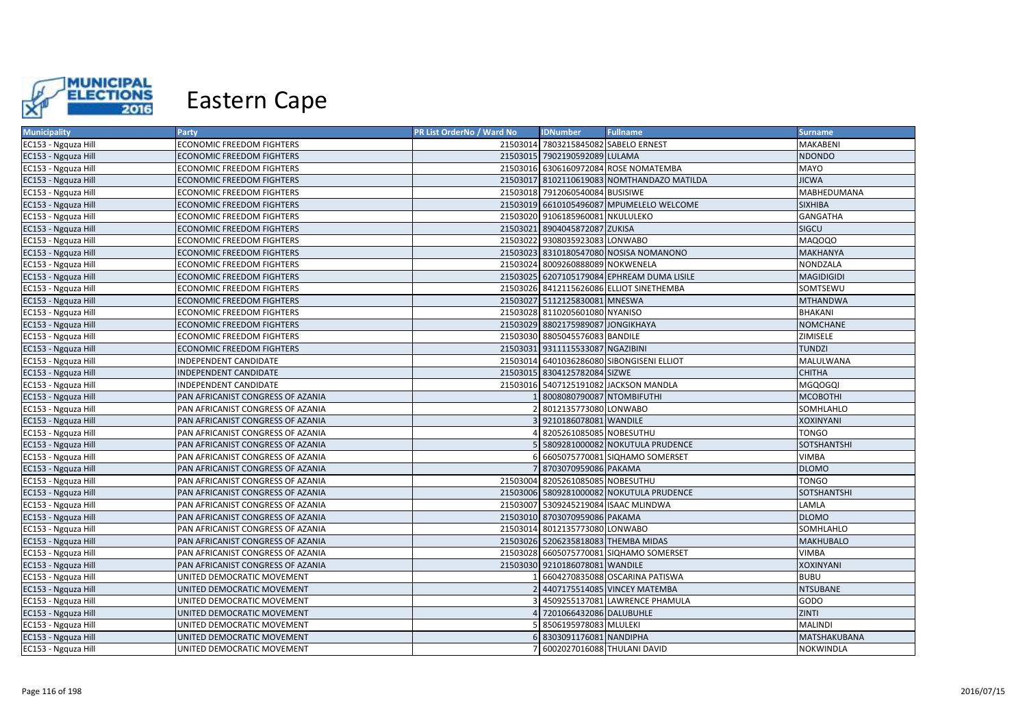# Eastern Cape

| Municipality | Party | PR List OrderNo / Ward No | IDNumber | Fullname | Surname |
|---|---|---|---|---|---|
| EC153 - Ngquza Hill | ECONOMIC FREEDOM FIGHTERS | 21503014 | 7803215845082 | SABELO ERNEST | MAKABENI |
| EC153 - Ngquza Hill | ECONOMIC FREEDOM FIGHTERS | 21503015 | 7902190592089 | LULAMA | NDONDO |
| EC153 - Ngquza Hill | ECONOMIC FREEDOM FIGHTERS | 21503016 | 6306160972084 | ROSE NOMATEMBA | MAYO |
| EC153 - Ngquza Hill | ECONOMIC FREEDOM FIGHTERS | 21503017 | 8102110619083 | NOMTHANDAZO MATILDA | JICWA |
| EC153 - Ngquza Hill | ECONOMIC FREEDOM FIGHTERS | 21503018 | 7912060540084 | BUSISIWE | MABHEDUMANA |
| EC153 - Ngquza Hill | ECONOMIC FREEDOM FIGHTERS | 21503019 | 6610105496087 | MPUMELELO WELCOME | SIXHIBA |
| EC153 - Ngquza Hill | ECONOMIC FREEDOM FIGHTERS | 21503020 | 9106185960081 | NKULULEKO | GANGATHA |
| EC153 - Ngquza Hill | ECONOMIC FREEDOM FIGHTERS | 21503021 | 8904045872087 | ZUKISA | SIGCU |
| EC153 - Ngquza Hill | ECONOMIC FREEDOM FIGHTERS | 21503022 | 9308035923083 | LONWABO | MAQOQO |
| EC153 - Ngquza Hill | ECONOMIC FREEDOM FIGHTERS | 21503023 | 8310180547080 | NOSISA NOMANONO | MAKHANYA |
| EC153 - Ngquza Hill | ECONOMIC FREEDOM FIGHTERS | 21503024 | 8009260888089 | NOKWENELA | NONDZALA |
| EC153 - Ngquza Hill | ECONOMIC FREEDOM FIGHTERS | 21503025 | 6207105179084 | EPHREAM DUMA LISILE | MAGIDIGIDI |
| EC153 - Ngquza Hill | ECONOMIC FREEDOM FIGHTERS | 21503026 | 8412115626086 | ELLIOT SINETHEMBA | SOMTSEWU |
| EC153 - Ngquza Hill | ECONOMIC FREEDOM FIGHTERS | 21503027 | 5112125830081 | MNESWA | MTHANDWA |
| EC153 - Ngquza Hill | ECONOMIC FREEDOM FIGHTERS | 21503028 | 8110205601080 | NYANISO | BHAKANI |
| EC153 - Ngquza Hill | ECONOMIC FREEDOM FIGHTERS | 21503029 | 8802175989087 | JONGIKHAYA | NOMCHANE |
| EC153 - Ngquza Hill | ECONOMIC FREEDOM FIGHTERS | 21503030 | 8805045576083 | BANDILE | ZIMISELE |
| EC153 - Ngquza Hill | ECONOMIC FREEDOM FIGHTERS | 21503031 | 9311115533087 | NGAZIBINI | TUNDZI |
| EC153 - Ngquza Hill | INDEPENDENT CANDIDATE | 21503014 | 6401036286080 | SIBONGISENI ELLIOT | MALULWANA |
| EC153 - Ngquza Hill | INDEPENDENT CANDIDATE | 21503015 | 8304125782084 | SIZWE | CHITHA |
| EC153 - Ngquza Hill | INDEPENDENT CANDIDATE | 21503016 | 5407125191082 | JACKSON MANDLA | MGQOGQI |
| EC153 - Ngquza Hill | PAN AFRICANIST CONGRESS OF AZANIA | 1 | 8008080790087 | NTOMBIFUTHI | MCOBOTHI |
| EC153 - Ngquza Hill | PAN AFRICANIST CONGRESS OF AZANIA | 2 | 8012135773080 | LONWABO | SOMHLAHLO |
| EC153 - Ngquza Hill | PAN AFRICANIST CONGRESS OF AZANIA | 3 | 9210186078081 | WANDILE | XOXINYANI |
| EC153 - Ngquza Hill | PAN AFRICANIST CONGRESS OF AZANIA | 4 | 8205261085085 | NOBESUTHU | TONGO |
| EC153 - Ngquza Hill | PAN AFRICANIST CONGRESS OF AZANIA | 5 | 5809281000082 | NOKUTULA PRUDENCE | SOTSHANTSHI |
| EC153 - Ngquza Hill | PAN AFRICANIST CONGRESS OF AZANIA | 6 | 6605075770081 | SIQHAMO SOMERSET | VIMBA |
| EC153 - Ngquza Hill | PAN AFRICANIST CONGRESS OF AZANIA | 7 | 8703070959086 | PAKAMA | DLOMO |
| EC153 - Ngquza Hill | PAN AFRICANIST CONGRESS OF AZANIA | 21503004 | 8205261085085 | NOBESUTHU | TONGO |
| EC153 - Ngquza Hill | PAN AFRICANIST CONGRESS OF AZANIA | 21503006 | 5809281000082 | NOKUTULA PRUDENCE | SOTSHANTSHI |
| EC153 - Ngquza Hill | PAN AFRICANIST CONGRESS OF AZANIA | 21503007 | 5309245219084 | ISAAC MLINDWA | LAMLA |
| EC153 - Ngquza Hill | PAN AFRICANIST CONGRESS OF AZANIA | 21503010 | 8703070959086 | PAKAMA | DLOMO |
| EC153 - Ngquza Hill | PAN AFRICANIST CONGRESS OF AZANIA | 21503014 | 8012135773080 | LONWABO | SOMHLAHLO |
| EC153 - Ngquza Hill | PAN AFRICANIST CONGRESS OF AZANIA | 21503026 | 5206235818083 | THEMBA MIDAS | MAKHUBALO |
| EC153 - Ngquza Hill | PAN AFRICANIST CONGRESS OF AZANIA | 21503028 | 6605075770081 | SIQHAMO SOMERSET | VIMBA |
| EC153 - Ngquza Hill | PAN AFRICANIST CONGRESS OF AZANIA | 21503030 | 9210186078081 | WANDILE | XOXINYANI |
| EC153 - Ngquza Hill | UNITED DEMOCRATIC MOVEMENT | 1 | 6604270835088 | OSCARINA PATISWA | BUBU |
| EC153 - Ngquza Hill | UNITED DEMOCRATIC MOVEMENT | 2 | 4407175514085 | VINCEY MATEMBA | NTSUBANE |
| EC153 - Ngquza Hill | UNITED DEMOCRATIC MOVEMENT | 3 | 4509255137081 | LAWRENCE PHAMULA | GODO |
| EC153 - Ngquza Hill | UNITED DEMOCRATIC MOVEMENT | 4 | 7201066432086 | DALUBUHLE | ZINTI |
| EC153 - Ngquza Hill | UNITED DEMOCRATIC MOVEMENT | 5 | 8506195978083 | MLULEKI | MALINDI |
| EC153 - Ngquza Hill | UNITED DEMOCRATIC MOVEMENT | 6 | 8303091176081 | NANDIPHA | MATSHAKUBANA |
| EC153 - Ngquza Hill | UNITED DEMOCRATIC MOVEMENT | 7 | 6002027016088 | THULANI DAVID | NOKWINDLA |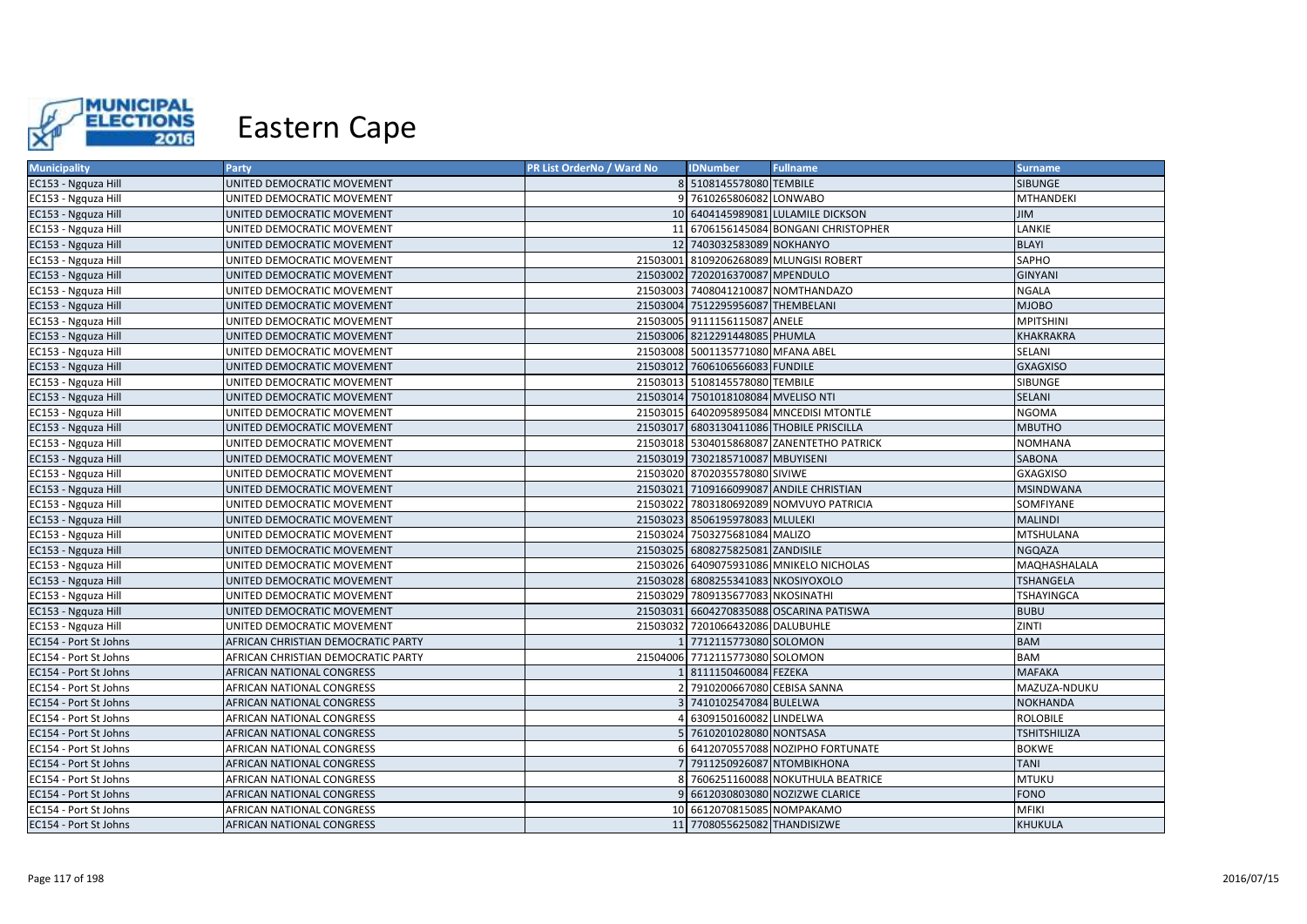# Eastern Cape

| Municipality | Party | PR List OrderNo / Ward No | IDNumber | Fullname | Surname |
|---|---|---|---|---|---|
| EC153 - Ngquza Hill | UNITED DEMOCRATIC MOVEMENT | 8 | 5108145578080 | TEMBILE | SIBUNGE |
| EC153 - Ngquza Hill | UNITED DEMOCRATIC MOVEMENT | 9 | 7610265806082 | LONWABO | MTHANDEKI |
| EC153 - Ngquza Hill | UNITED DEMOCRATIC MOVEMENT | 10 | 6404145989081 | LULAMILE DICKSON | JIM |
| EC153 - Ngquza Hill | UNITED DEMOCRATIC MOVEMENT | 11 | 6706156145084 | BONGANI CHRISTOPHER | LANKIE |
| EC153 - Ngquza Hill | UNITED DEMOCRATIC MOVEMENT | 12 | 7403032583089 | NOKHANYO | BLAYI |
| EC153 - Ngquza Hill | UNITED DEMOCRATIC MOVEMENT | 21503001 | 8109206268089 | MLUNGISI ROBERT | SAPHO |
| EC153 - Ngquza Hill | UNITED DEMOCRATIC MOVEMENT | 21503002 | 7202016370087 | MPENDULO | GINYANI |
| EC153 - Ngquza Hill | UNITED DEMOCRATIC MOVEMENT | 21503003 | 7408041210087 | NOMTHANDAZO | NGALA |
| EC153 - Ngquza Hill | UNITED DEMOCRATIC MOVEMENT | 21503004 | 7512295956087 | THEMBELANI | MJOBO |
| EC153 - Ngquza Hill | UNITED DEMOCRATIC MOVEMENT | 21503005 | 9111156115087 | ANELE | MPITSHINI |
| EC153 - Ngquza Hill | UNITED DEMOCRATIC MOVEMENT | 21503006 | 8212291448085 | PHUMLA | KHAKRAKRA |
| EC153 - Ngquza Hill | UNITED DEMOCRATIC MOVEMENT | 21503008 | 5001135771080 | MFANA ABEL | SELANI |
| EC153 - Ngquza Hill | UNITED DEMOCRATIC MOVEMENT | 21503012 | 7606106566083 | FUNDILE | GXAGXISO |
| EC153 - Ngquza Hill | UNITED DEMOCRATIC MOVEMENT | 21503013 | 5108145578080 | TEMBILE | SIBUNGE |
| EC153 - Ngquza Hill | UNITED DEMOCRATIC MOVEMENT | 21503014 | 7501018108084 | MVELISO NTI | SELANI |
| EC153 - Ngquza Hill | UNITED DEMOCRATIC MOVEMENT | 21503015 | 6402095895084 | MNCEDISI MTONTLE | NGOMA |
| EC153 - Ngquza Hill | UNITED DEMOCRATIC MOVEMENT | 21503017 | 6803130411086 | THOBILE PRISCILLA | MBUTHO |
| EC153 - Ngquza Hill | UNITED DEMOCRATIC MOVEMENT | 21503018 | 5304015868087 | ZANENTETHO PATRICK | NOMHANA |
| EC153 - Ngquza Hill | UNITED DEMOCRATIC MOVEMENT | 21503019 | 7302185710087 | MBUYISENI | SABONA |
| EC153 - Ngquza Hill | UNITED DEMOCRATIC MOVEMENT | 21503020 | 8702035578080 | SIVIWE | GXAGXISO |
| EC153 - Ngquza Hill | UNITED DEMOCRATIC MOVEMENT | 21503021 | 7109166099087 | ANDILE CHRISTIAN | MSINDWANA |
| EC153 - Ngquza Hill | UNITED DEMOCRATIC MOVEMENT | 21503022 | 7803180692089 | NOMVUYO PATRICIA | SOMFIYANE |
| EC153 - Ngquza Hill | UNITED DEMOCRATIC MOVEMENT | 21503023 | 8506195978083 | MLULEKI | MALINDI |
| EC153 - Ngquza Hill | UNITED DEMOCRATIC MOVEMENT | 21503024 | 7503275681084 | MALIZO | MTSHULANA |
| EC153 - Ngquza Hill | UNITED DEMOCRATIC MOVEMENT | 21503025 | 6808275825081 | ZANDISILE | NGQAZA |
| EC153 - Ngquza Hill | UNITED DEMOCRATIC MOVEMENT | 21503026 | 6409075931086 | MNIKELO NICHOLAS | MAQHASHALALA |
| EC153 - Ngquza Hill | UNITED DEMOCRATIC MOVEMENT | 21503028 | 6808255341083 | NKOSIYOXOLO | TSHANGELA |
| EC153 - Ngquza Hill | UNITED DEMOCRATIC MOVEMENT | 21503029 | 7809135677083 | NKOSINATHI | TSHAYINGCA |
| EC153 - Ngquza Hill | UNITED DEMOCRATIC MOVEMENT | 21503031 | 6604270835088 | OSCARINA PATISWA | BUBU |
| EC153 - Ngquza Hill | UNITED DEMOCRATIC MOVEMENT | 21503032 | 7201066432086 | DALUBUHLE | ZINTI |
| EC154 - Port St Johns | AFRICAN CHRISTIAN DEMOCRATIC PARTY | 1 | 7712115773080 | SOLOMON | BAM |
| EC154 - Port St Johns | AFRICAN CHRISTIAN DEMOCRATIC PARTY | 21504006 | 7712115773080 | SOLOMON | BAM |
| EC154 - Port St Johns | AFRICAN NATIONAL CONGRESS | 1 | 8111150460084 | FEZEKA | MAFAKA |
| EC154 - Port St Johns | AFRICAN NATIONAL CONGRESS | 2 | 7910200667080 | CEBISA SANNA | MAZUZA-NDUKU |
| EC154 - Port St Johns | AFRICAN NATIONAL CONGRESS | 3 | 7410102547084 | BULELWA | NOKHANDA |
| EC154 - Port St Johns | AFRICAN NATIONAL CONGRESS | 4 | 6309150160082 | LINDELWA | ROLOBILE |
| EC154 - Port St Johns | AFRICAN NATIONAL CONGRESS | 5 | 7610201028080 | NONTSASA | TSHITSHILIZA |
| EC154 - Port St Johns | AFRICAN NATIONAL CONGRESS | 6 | 6412070557088 | NOZIPHO FORTUNATE | BOKWE |
| EC154 - Port St Johns | AFRICAN NATIONAL CONGRESS | 7 | 7911250926087 | NTOMBIKHONA | TANI |
| EC154 - Port St Johns | AFRICAN NATIONAL CONGRESS | 8 | 7606251160088 | NOKUTHULA BEATRICE | MTUKU |
| EC154 - Port St Johns | AFRICAN NATIONAL CONGRESS | 9 | 6612030803080 | NOZIZWE CLARICE | FONO |
| EC154 - Port St Johns | AFRICAN NATIONAL CONGRESS | 10 | 6612070815085 | NOMPAKAMO | MFIKI |
| EC154 - Port St Johns | AFRICAN NATIONAL CONGRESS | 11 | 7708055625082 | THANDISIZWE | KHUKULA |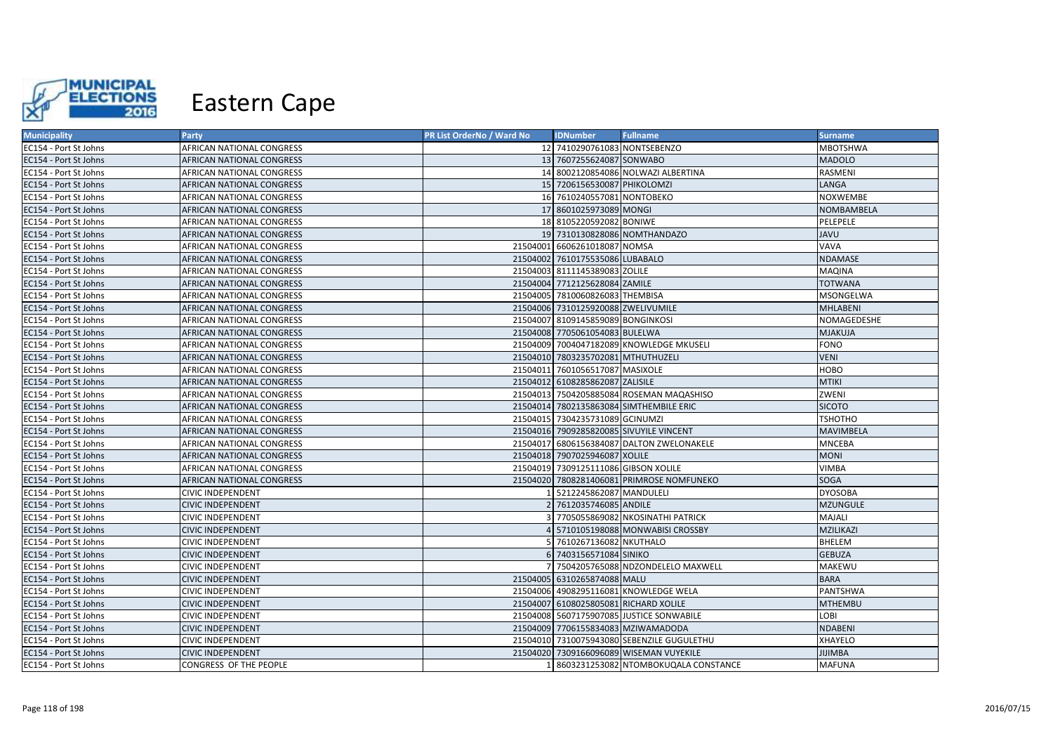# Eastern Cape

| Municipality | Party | PR List OrderNo / Ward No | IDNumber | Fullname | Surname |
|---|---|---|---|---|---|
| EC154 - Port St Johns | AFRICAN NATIONAL CONGRESS | 12 | 7410290761083 | NONTSEBENZO | MBOTSHWA |
| EC154 - Port St Johns | AFRICAN NATIONAL CONGRESS | 13 | 7607255624087 | SONWABO | MADOLO |
| EC154 - Port St Johns | AFRICAN NATIONAL CONGRESS | 14 | 8002120854086 | NOLWAZI ALBERTINA | RASMENI |
| EC154 - Port St Johns | AFRICAN NATIONAL CONGRESS | 15 | 7206156530087 | PHIKOLOMZI | LANGA |
| EC154 - Port St Johns | AFRICAN NATIONAL CONGRESS | 16 | 7610240557081 | NONTOBEKO | NOXWEMBE |
| EC154 - Port St Johns | AFRICAN NATIONAL CONGRESS | 17 | 8601025973089 | MONGI | NOMBAMBELA |
| EC154 - Port St Johns | AFRICAN NATIONAL CONGRESS | 18 | 8105220592082 | BONIWE | PELEPELE |
| EC154 - Port St Johns | AFRICAN NATIONAL CONGRESS | 19 | 7310130828086 | NOMTHANDAZO | JAVU |
| EC154 - Port St Johns | AFRICAN NATIONAL CONGRESS | 21504001 | 6606261018087 | NOMSA | VAVA |
| EC154 - Port St Johns | AFRICAN NATIONAL CONGRESS | 21504002 | 7610175535086 | LUBABALO | NDAMASE |
| EC154 - Port St Johns | AFRICAN NATIONAL CONGRESS | 21504003 | 8111145389083 | ZOLILE | MAQINA |
| EC154 - Port St Johns | AFRICAN NATIONAL CONGRESS | 21504004 | 7712125628084 | ZAMILE | TOTWANA |
| EC154 - Port St Johns | AFRICAN NATIONAL CONGRESS | 21504005 | 7810060826083 | THEMBISA | MSONGELWA |
| EC154 - Port St Johns | AFRICAN NATIONAL CONGRESS | 21504006 | 7310125920088 | ZWELIVUMILE | MHLABENI |
| EC154 - Port St Johns | AFRICAN NATIONAL CONGRESS | 21504007 | 8109145859089 | BONGINKOSI | NOMAGEDESHE |
| EC154 - Port St Johns | AFRICAN NATIONAL CONGRESS | 21504008 | 7705061054083 | BULELWA | MJAKUJA |
| EC154 - Port St Johns | AFRICAN NATIONAL CONGRESS | 21504009 | 7004047182089 | KNOWLEDGE MKUSELI | FONO |
| EC154 - Port St Johns | AFRICAN NATIONAL CONGRESS | 21504010 | 7803235702081 | MTHUTHUZELI | VENI |
| EC154 - Port St Johns | AFRICAN NATIONAL CONGRESS | 21504011 | 7601056517087 | MASIXOLE | HOBO |
| EC154 - Port St Johns | AFRICAN NATIONAL CONGRESS | 21504012 | 6108285862087 | ZALISILE | MTIKI |
| EC154 - Port St Johns | AFRICAN NATIONAL CONGRESS | 21504013 | 7504205885084 | ROSEMAN MAQASHISO | ZWENI |
| EC154 - Port St Johns | AFRICAN NATIONAL CONGRESS | 21504014 | 7802135863084 | SIMTHEMBILE ERIC | SICOTO |
| EC154 - Port St Johns | AFRICAN NATIONAL CONGRESS | 21504015 | 7304235731089 | GCINUMZI | TSHOTHO |
| EC154 - Port St Johns | AFRICAN NATIONAL CONGRESS | 21504016 | 7909285820085 | SIVUYILE VINCENT | MAVIMBELA |
| EC154 - Port St Johns | AFRICAN NATIONAL CONGRESS | 21504017 | 6806156384087 | DALTON ZWELONAKELE | MNCEBA |
| EC154 - Port St Johns | AFRICAN NATIONAL CONGRESS | 21504018 | 7907025946087 | XOLILE | MONI |
| EC154 - Port St Johns | AFRICAN NATIONAL CONGRESS | 21504019 | 7309125111086 | GIBSON XOLILE | VIMBA |
| EC154 - Port St Johns | AFRICAN NATIONAL CONGRESS | 21504020 | 7808281406081 | PRIMROSE NOMFUNEKO | SOGA |
| EC154 - Port St Johns | CIVIC INDEPENDENT | 1 | 5212245862087 | MANDULELI | DYOSOBA |
| EC154 - Port St Johns | CIVIC INDEPENDENT | 2 | 7612035746085 | ANDILE | MZUNGULE |
| EC154 - Port St Johns | CIVIC INDEPENDENT | 3 | 7705055869082 | NKOSINATHI PATRICK | MAJALI |
| EC154 - Port St Johns | CIVIC INDEPENDENT | 4 | 5710105198088 | MONWABISI CROSSBY | MZILIKAZI |
| EC154 - Port St Johns | CIVIC INDEPENDENT | 5 | 7610267136082 | NKUTHALO | BHELEM |
| EC154 - Port St Johns | CIVIC INDEPENDENT | 6 | 7403156571084 | SINIKO | GEBUZA |
| EC154 - Port St Johns | CIVIC INDEPENDENT | 7 | 7504205765088 | NDZONDELELO MAXWELL | MAKEWU |
| EC154 - Port St Johns | CIVIC INDEPENDENT | 21504005 | 6310265874088 | MALU | BARA |
| EC154 - Port St Johns | CIVIC INDEPENDENT | 21504006 | 4908295116081 | KNOWLEDGE WELA | PANTSHWA |
| EC154 - Port St Johns | CIVIC INDEPENDENT | 21504007 | 6108025805081 | RICHARD XOLILE | MTHEMBU |
| EC154 - Port St Johns | CIVIC INDEPENDENT | 21504008 | 5607175907085 | JUSTICE SONWABILE | LOBI |
| EC154 - Port St Johns | CIVIC INDEPENDENT | 21504009 | 7706155834083 | MZIWAMADODA | NDABENI |
| EC154 - Port St Johns | CIVIC INDEPENDENT | 21504010 | 7310075943080 | SEBENZILE GUGULETHU | XHAYELO |
| EC154 - Port St Johns | CIVIC INDEPENDENT | 21504020 | 7309166096089 | WISEMAN VUYEKILE | JIJIMBA |
| EC154 - Port St Johns | CONGRESS OF THE PEOPLE | 1 | 8603231253082 | NTOMBOKUQALA CONSTANCE | MAFUNA |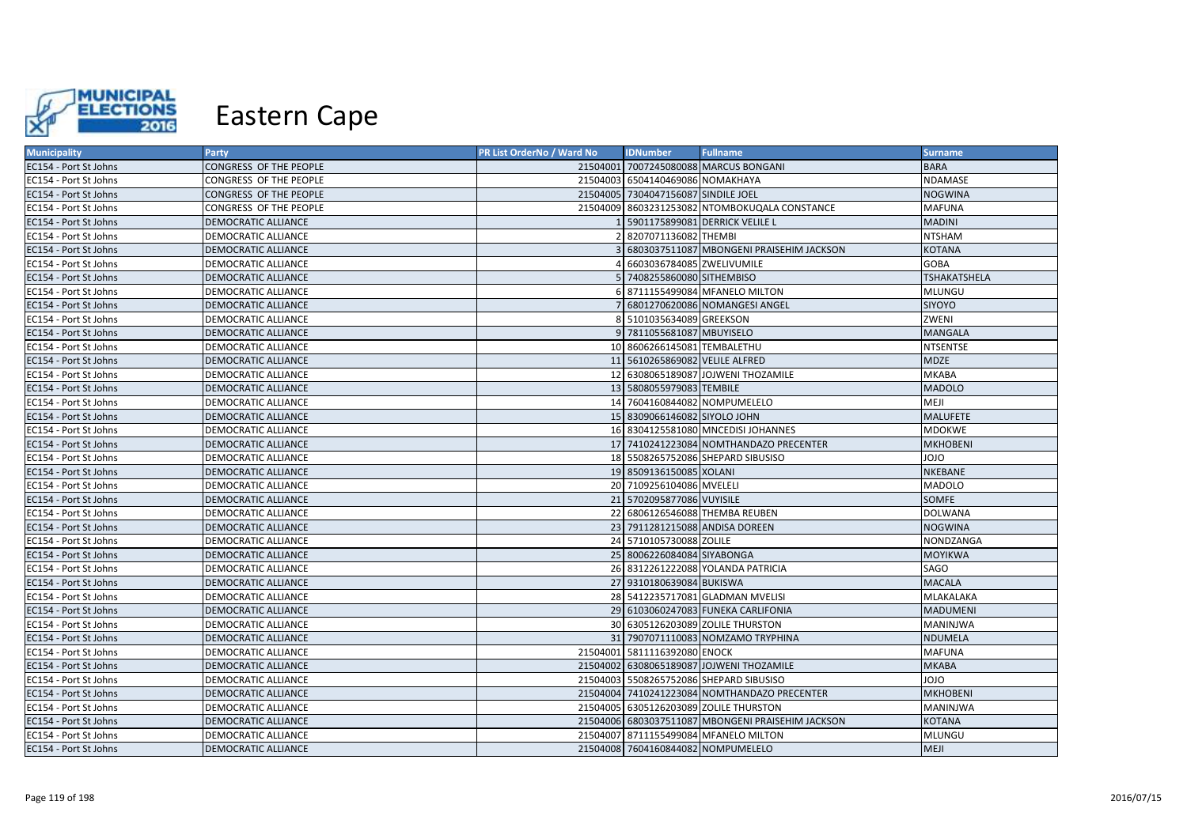# Eastern Cape

| Municipality | Party | PR List OrderNo / Ward No | IDNumber | Fullname | Surname |
|---|---|---|---|---|---|
| EC154 - Port St Johns | CONGRESS OF THE PEOPLE | 21504001 | 7007245080088 | MARCUS BONGANI | BARA |
| EC154 - Port St Johns | CONGRESS OF THE PEOPLE | 21504003 | 6504140469086 | NOMAKHAYA | NDAMASE |
| EC154 - Port St Johns | CONGRESS OF THE PEOPLE | 21504005 | 7304047156087 | SINDILE JOEL | NOGWINA |
| EC154 - Port St Johns | CONGRESS OF THE PEOPLE | 21504009 | 8603231253082 | NTOMBOKUQALA CONSTANCE | MAFUNA |
| EC154 - Port St Johns | DEMOCRATIC ALLIANCE | 1 | 5901175899081 | DERRICK VELILE L | MADINI |
| EC154 - Port St Johns | DEMOCRATIC ALLIANCE | 2 | 8207071136082 | THEMBI | NTSHAM |
| EC154 - Port St Johns | DEMOCRATIC ALLIANCE | 3 | 6803037511087 | MBONGENI PRAISEHIM JACKSON | KOTANA |
| EC154 - Port St Johns | DEMOCRATIC ALLIANCE | 4 | 6603036784085 | ZWELIVUMILE | GOBA |
| EC154 - Port St Johns | DEMOCRATIC ALLIANCE | 5 | 7408255860080 | SITHEMBISO | TSHAKATSHELA |
| EC154 - Port St Johns | DEMOCRATIC ALLIANCE | 6 | 8711155499084 | MFANELO MILTON | MLUNGU |
| EC154 - Port St Johns | DEMOCRATIC ALLIANCE | 7 | 6801270620086 | NOMANGESI ANGEL | SIYOYO |
| EC154 - Port St Johns | DEMOCRATIC ALLIANCE | 8 | 5101035634089 | GREEKSON | ZWENI |
| EC154 - Port St Johns | DEMOCRATIC ALLIANCE | 9 | 7811055681087 | MBUYISELO | MANGALA |
| EC154 - Port St Johns | DEMOCRATIC ALLIANCE | 10 | 8606266145081 | TEMBALETHU | NTSENTSE |
| EC154 - Port St Johns | DEMOCRATIC ALLIANCE | 11 | 5610265869082 | VELILE ALFRED | MDZE |
| EC154 - Port St Johns | DEMOCRATIC ALLIANCE | 12 | 6308065189087 | JOJWENI THOZAMILE | MKABA |
| EC154 - Port St Johns | DEMOCRATIC ALLIANCE | 13 | 5808055979083 | TEMBILE | MADOLO |
| EC154 - Port St Johns | DEMOCRATIC ALLIANCE | 14 | 7604160844082 | NOMPUMELELO | MEJI |
| EC154 - Port St Johns | DEMOCRATIC ALLIANCE | 15 | 8309066146082 | SIYOLO JOHN | MALUFETE |
| EC154 - Port St Johns | DEMOCRATIC ALLIANCE | 16 | 8304125581080 | MNCEDISI JOHANNES | MDOKWE |
| EC154 - Port St Johns | DEMOCRATIC ALLIANCE | 17 | 7410241223084 | NOMTHANDAZO PRECENTER | MKHOBENI |
| EC154 - Port St Johns | DEMOCRATIC ALLIANCE | 18 | 5508265752086 | SHEPARD SIBUSISO | JOJO |
| EC154 - Port St Johns | DEMOCRATIC ALLIANCE | 19 | 8509136150085 | XOLANI | NKEBANE |
| EC154 - Port St Johns | DEMOCRATIC ALLIANCE | 20 | 7109256104086 | MVELELI | MADOLO |
| EC154 - Port St Johns | DEMOCRATIC ALLIANCE | 21 | 5702095877086 | VUYISILE | SOMFE |
| EC154 - Port St Johns | DEMOCRATIC ALLIANCE | 22 | 6806126546088 | THEMBA REUBEN | DOLWANA |
| EC154 - Port St Johns | DEMOCRATIC ALLIANCE | 23 | 7911281215088 | ANDISA DOREEN | NOGWINA |
| EC154 - Port St Johns | DEMOCRATIC ALLIANCE | 24 | 5710105730088 | ZOLILE | NONDZANGA |
| EC154 - Port St Johns | DEMOCRATIC ALLIANCE | 25 | 8006226084084 | SIYABONGA | MOYIKWA |
| EC154 - Port St Johns | DEMOCRATIC ALLIANCE | 26 | 8312261222088 | YOLANDA PATRICIA | SAGO |
| EC154 - Port St Johns | DEMOCRATIC ALLIANCE | 27 | 9310180639084 | BUKISWA | MACALA |
| EC154 - Port St Johns | DEMOCRATIC ALLIANCE | 28 | 5412235717081 | GLADMAN MVELISI | MLAKALAKA |
| EC154 - Port St Johns | DEMOCRATIC ALLIANCE | 29 | 6103060247083 | FUNEKA CARLIFONIA | MADUMENI |
| EC154 - Port St Johns | DEMOCRATIC ALLIANCE | 30 | 6305126203089 | ZOLILE THURSTON | MANINJWA |
| EC154 - Port St Johns | DEMOCRATIC ALLIANCE | 31 | 7907071110083 | NOMZAMO TRYPHINA | NDUMELA |
| EC154 - Port St Johns | DEMOCRATIC ALLIANCE | 21504001 | 5811116392080 | ENOCK | MAFUNA |
| EC154 - Port St Johns | DEMOCRATIC ALLIANCE | 21504002 | 6308065189087 | JOJWENI THOZAMILE | MKABA |
| EC154 - Port St Johns | DEMOCRATIC ALLIANCE | 21504003 | 5508265752086 | SHEPARD SIBUSISO | JOJO |
| EC154 - Port St Johns | DEMOCRATIC ALLIANCE | 21504004 | 7410241223084 | NOMTHANDAZO PRECENTER | MKHOBENI |
| EC154 - Port St Johns | DEMOCRATIC ALLIANCE | 21504005 | 6305126203089 | ZOLILE THURSTON | MANINJWA |
| EC154 - Port St Johns | DEMOCRATIC ALLIANCE | 21504006 | 6803037511087 | MBONGENI PRAISEHIM JACKSON | KOTANA |
| EC154 - Port St Johns | DEMOCRATIC ALLIANCE | 21504007 | 8711155499084 | MFANELO MILTON | MLUNGU |
| EC154 - Port St Johns | DEMOCRATIC ALLIANCE | 21504008 | 7604160844082 | NOMPUMELELO | MEJI |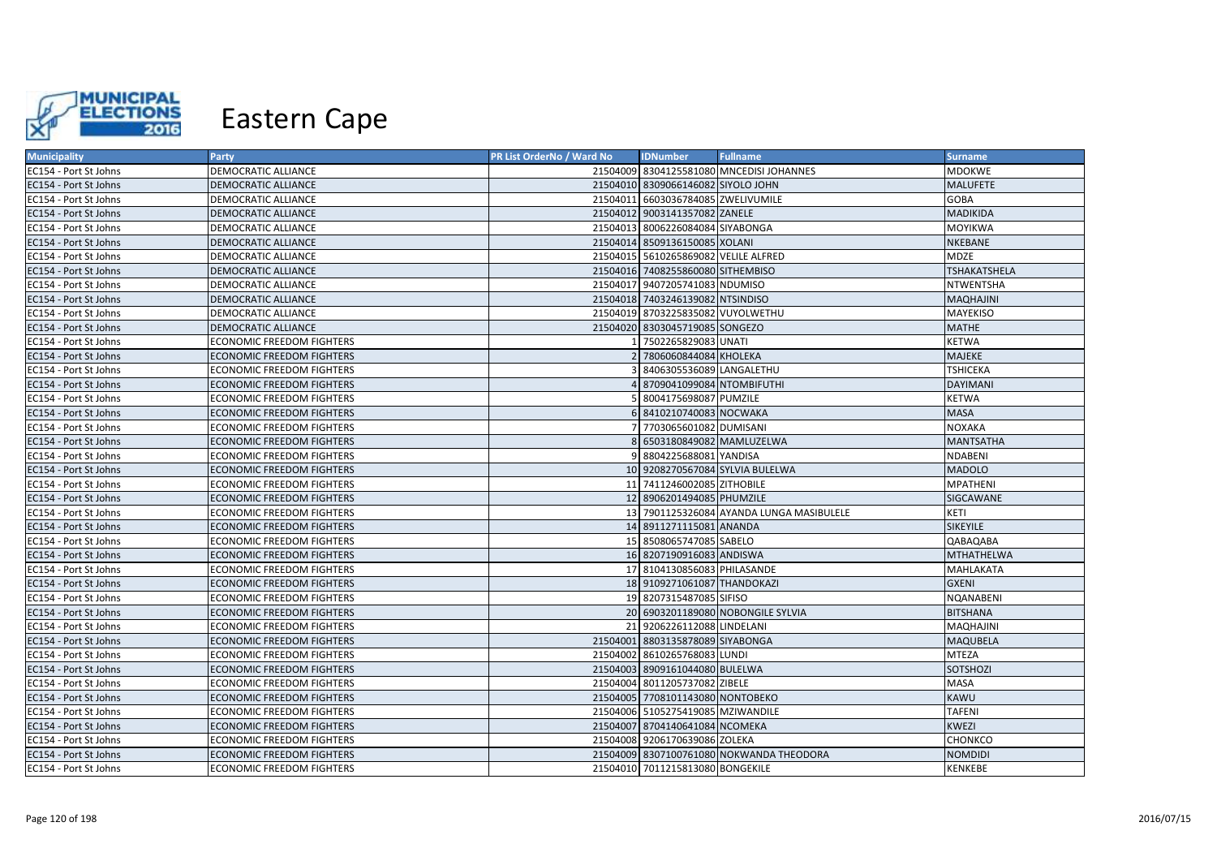# Eastern Cape

| Municipality | Party | PR List OrderNo / Ward No | IDNumber | Fullname | Surname |
|---|---|---|---|---|---|
| EC154 - Port St Johns | DEMOCRATIC ALLIANCE | 21504009 | 8304125581080 | MNCEDISI JOHANNES | MDOKWE |
| EC154 - Port St Johns | DEMOCRATIC ALLIANCE | 21504010 | 8309066146082 | SIYOLO JOHN | MALUFETE |
| EC154 - Port St Johns | DEMOCRATIC ALLIANCE | 21504011 | 6603036784085 | ZWELIVUMILE | GOBA |
| EC154 - Port St Johns | DEMOCRATIC ALLIANCE | 21504012 | 9003141357082 | ZANELE | MADIKIDA |
| EC154 - Port St Johns | DEMOCRATIC ALLIANCE | 21504013 | 8006226084084 | SIYABONGA | MOYIKWA |
| EC154 - Port St Johns | DEMOCRATIC ALLIANCE | 21504014 | 8509136150085 | XOLANI | NKEBANE |
| EC154 - Port St Johns | DEMOCRATIC ALLIANCE | 21504015 | 5610265869082 | VELILE ALFRED | MDZE |
| EC154 - Port St Johns | DEMOCRATIC ALLIANCE | 21504016 | 7408255860080 | SITHEMBISO | TSHAKATSHELA |
| EC154 - Port St Johns | DEMOCRATIC ALLIANCE | 21504017 | 9407205741083 | NDUMISO | NTWENTSHA |
| EC154 - Port St Johns | DEMOCRATIC ALLIANCE | 21504018 | 7403246139082 | NTSINDISO | MAQHAJINI |
| EC154 - Port St Johns | DEMOCRATIC ALLIANCE | 21504019 | 8703225835082 | VUYOLWETHU | MAYEKISO |
| EC154 - Port St Johns | DEMOCRATIC ALLIANCE | 21504020 | 8303045719085 | SONGEZO | MATHE |
| EC154 - Port St Johns | ECONOMIC FREEDOM FIGHTERS | 1 | 7502265829083 | UNATI | KETWA |
| EC154 - Port St Johns | ECONOMIC FREEDOM FIGHTERS | 2 | 7806060844084 | KHOLEKA | MAJEKE |
| EC154 - Port St Johns | ECONOMIC FREEDOM FIGHTERS | 3 | 8406305536089 | LANGALETHU | TSHICEKA |
| EC154 - Port St Johns | ECONOMIC FREEDOM FIGHTERS | 4 | 8709041099084 | NTOMBIFUTHI | DAYIMANI |
| EC154 - Port St Johns | ECONOMIC FREEDOM FIGHTERS | 5 | 8004175698087 | PUMZILE | KETWA |
| EC154 - Port St Johns | ECONOMIC FREEDOM FIGHTERS | 6 | 8410210740083 | NOCWAKA | MASA |
| EC154 - Port St Johns | ECONOMIC FREEDOM FIGHTERS | 7 | 7703065601082 | DUMISANI | NOXAKA |
| EC154 - Port St Johns | ECONOMIC FREEDOM FIGHTERS | 8 | 6503180849082 | MAMLUZELWA | MANTSATHA |
| EC154 - Port St Johns | ECONOMIC FREEDOM FIGHTERS | 9 | 8804225688081 | YANDISA | NDABENI |
| EC154 - Port St Johns | ECONOMIC FREEDOM FIGHTERS | 10 | 9208270567084 | SYLVIA BULELWA | MADOLO |
| EC154 - Port St Johns | ECONOMIC FREEDOM FIGHTERS | 11 | 7411246002085 | ZITHOBILE | MPATHENI |
| EC154 - Port St Johns | ECONOMIC FREEDOM FIGHTERS | 12 | 8906201494085 | PHUMZILE | SIGCAWANE |
| EC154 - Port St Johns | ECONOMIC FREEDOM FIGHTERS | 13 | 7901125326084 | AYANDA LUNGA MASIBULELE | KETI |
| EC154 - Port St Johns | ECONOMIC FREEDOM FIGHTERS | 14 | 8911271115081 | ANANDA | SIKEYILE |
| EC154 - Port St Johns | ECONOMIC FREEDOM FIGHTERS | 15 | 8508065747085 | SABELO | QABAQABA |
| EC154 - Port St Johns | ECONOMIC FREEDOM FIGHTERS | 16 | 8207190916083 | ANDISWA | MTHATHELWA |
| EC154 - Port St Johns | ECONOMIC FREEDOM FIGHTERS | 17 | 8104130856083 | PHILASANDE | MAHLAKATA |
| EC154 - Port St Johns | ECONOMIC FREEDOM FIGHTERS | 18 | 9109271061087 | THANDOKAZI | GXENI |
| EC154 - Port St Johns | ECONOMIC FREEDOM FIGHTERS | 19 | 8207315487085 | SIFISO | NQANABENI |
| EC154 - Port St Johns | ECONOMIC FREEDOM FIGHTERS | 20 | 6903201189080 | NOBONGILE SYLVIA | BITSHANA |
| EC154 - Port St Johns | ECONOMIC FREEDOM FIGHTERS | 21 | 9206226112088 | LINDELANI | MAQHAJINI |
| EC154 - Port St Johns | ECONOMIC FREEDOM FIGHTERS | 21504001 | 8803135878089 | SIYABONGA | MAQUBELA |
| EC154 - Port St Johns | ECONOMIC FREEDOM FIGHTERS | 21504002 | 8610265768083 | LUNDI | MTEZA |
| EC154 - Port St Johns | ECONOMIC FREEDOM FIGHTERS | 21504003 | 8909161044080 | BULELWA | SOTSHOZI |
| EC154 - Port St Johns | ECONOMIC FREEDOM FIGHTERS | 21504004 | 8011205737082 | ZIBELE | MASA |
| EC154 - Port St Johns | ECONOMIC FREEDOM FIGHTERS | 21504005 | 7708101143080 | NONTOBEKO | KAWU |
| EC154 - Port St Johns | ECONOMIC FREEDOM FIGHTERS | 21504006 | 5105275419085 | MZIWANDILE | TAFENI |
| EC154 - Port St Johns | ECONOMIC FREEDOM FIGHTERS | 21504007 | 8704140641084 | NCOMEKA | KWEZI |
| EC154 - Port St Johns | ECONOMIC FREEDOM FIGHTERS | 21504008 | 9206170639086 | ZOLEKA | CHONKCO |
| EC154 - Port St Johns | ECONOMIC FREEDOM FIGHTERS | 21504009 | 8307100761080 | NOKWANDA THEODORA | NOMDIDI |
| EC154 - Port St Johns | ECONOMIC FREEDOM FIGHTERS | 21504010 | 7011215813080 | BONGEKILE | KENKEBE |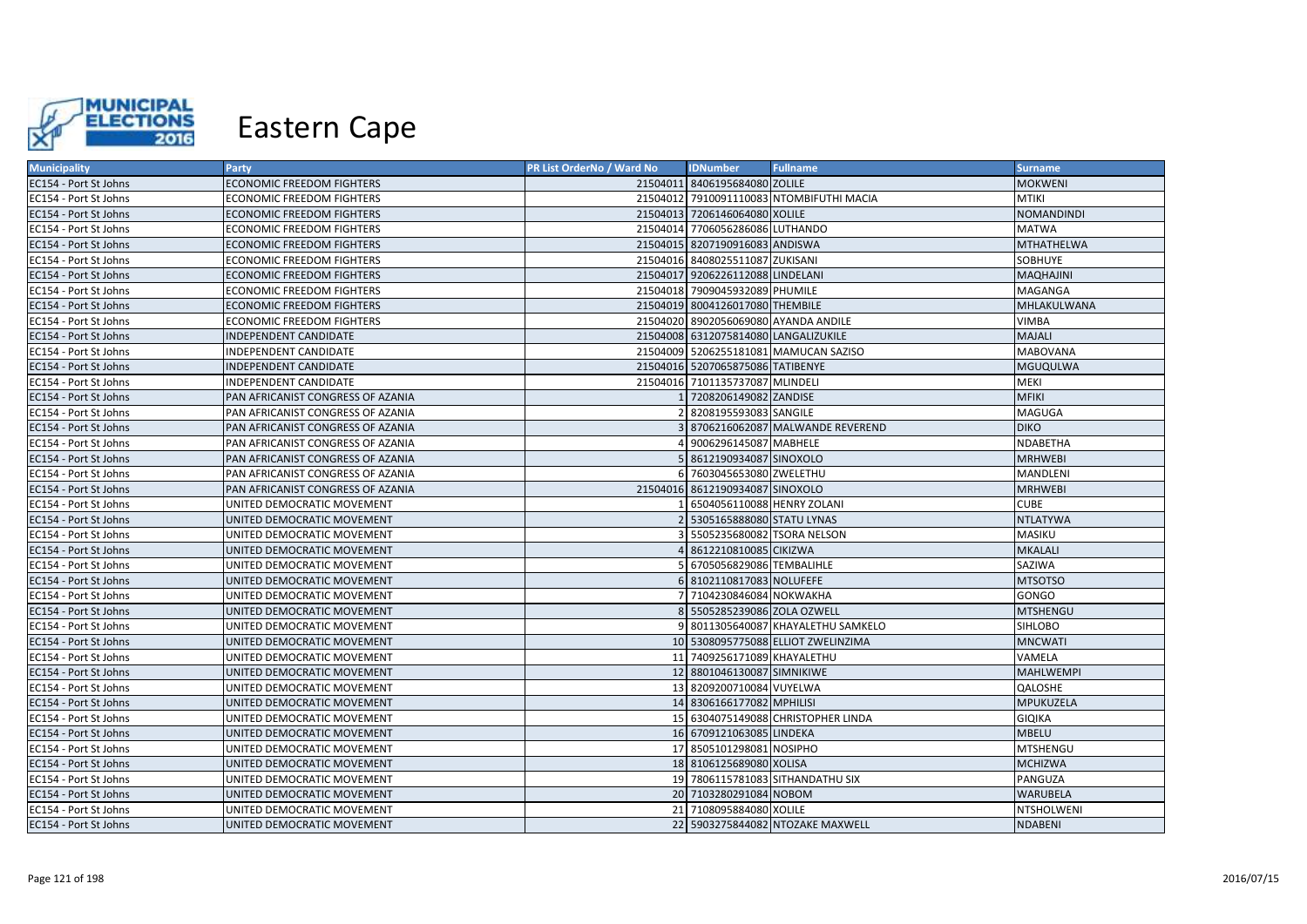# Eastern Cape

| Municipality | Party | PR List OrderNo / Ward No | IDNumber | Fullname | Surname |
|---|---|---|---|---|---|
| EC154 - Port St Johns | ECONOMIC FREEDOM FIGHTERS | 21504011 | 8406195684080 | ZOLILE | MOKWENI |
| EC154 - Port St Johns | ECONOMIC FREEDOM FIGHTERS | 21504012 | 7910091110083 | NTOMBIFUTHI MACIA | MTIKI |
| EC154 - Port St Johns | ECONOMIC FREEDOM FIGHTERS | 21504013 | 7206146064080 | XOLILE | NOMANDINDI |
| EC154 - Port St Johns | ECONOMIC FREEDOM FIGHTERS | 21504014 | 7706056286086 | LUTHANDO | MATWA |
| EC154 - Port St Johns | ECONOMIC FREEDOM FIGHTERS | 21504015 | 8207190916083 | ANDISWA | MTHATHELWA |
| EC154 - Port St Johns | ECONOMIC FREEDOM FIGHTERS | 21504016 | 8408025511087 | ZUKISANI | SOBHUYE |
| EC154 - Port St Johns | ECONOMIC FREEDOM FIGHTERS | 21504017 | 9206226112088 | LINDELANI | MAQHAJINI |
| EC154 - Port St Johns | ECONOMIC FREEDOM FIGHTERS | 21504018 | 7909045932089 | PHUMILE | MAGANGA |
| EC154 - Port St Johns | ECONOMIC FREEDOM FIGHTERS | 21504019 | 8004126017080 | THEMBILE | MHLAKULWANA |
| EC154 - Port St Johns | ECONOMIC FREEDOM FIGHTERS | 21504020 | 8902056069080 | AYANDA ANDILE | VIMBA |
| EC154 - Port St Johns | INDEPENDENT CANDIDATE | 21504008 | 6312075814080 | LANGALIZUKILE | MAJALI |
| EC154 - Port St Johns | INDEPENDENT CANDIDATE | 21504009 | 5206255181081 | MAMUCAN SAZISO | MABOVANA |
| EC154 - Port St Johns | INDEPENDENT CANDIDATE | 21504016 | 5207065875086 | TATIBENYE | MGUQULWA |
| EC154 - Port St Johns | INDEPENDENT CANDIDATE | 21504016 | 7101135737087 | MLINDELI | MEKI |
| EC154 - Port St Johns | PAN AFRICANIST CONGRESS OF AZANIA | 1 | 7208206149082 | ZANDISE | MFIKI |
| EC154 - Port St Johns | PAN AFRICANIST CONGRESS OF AZANIA | 2 | 8208195593083 | SANGILE | MAGUGA |
| EC154 - Port St Johns | PAN AFRICANIST CONGRESS OF AZANIA | 3 | 8706216062087 | MALWANDE REVEREND | DIKO |
| EC154 - Port St Johns | PAN AFRICANIST CONGRESS OF AZANIA | 4 | 9006296145087 | MABHELE | NDABETHA |
| EC154 - Port St Johns | PAN AFRICANIST CONGRESS OF AZANIA | 5 | 8612190934087 | SINOXOLO | MRHWEBI |
| EC154 - Port St Johns | PAN AFRICANIST CONGRESS OF AZANIA | 6 | 7603045653080 | ZWELETHU | MANDLENI |
| EC154 - Port St Johns | PAN AFRICANIST CONGRESS OF AZANIA | 21504016 | 8612190934087 | SINOXOLO | MRHWEBI |
| EC154 - Port St Johns | UNITED DEMOCRATIC MOVEMENT | 1 | 6504056110088 | HENRY ZOLANI | CUBE |
| EC154 - Port St Johns | UNITED DEMOCRATIC MOVEMENT | 2 | 5305165888080 | STATU LYNAS | NTLATYWA |
| EC154 - Port St Johns | UNITED DEMOCRATIC MOVEMENT | 3 | 5505235680082 | TSORA NELSON | MASIKU |
| EC154 - Port St Johns | UNITED DEMOCRATIC MOVEMENT | 4 | 8612210810085 | CIKIZWA | MKALALI |
| EC154 - Port St Johns | UNITED DEMOCRATIC MOVEMENT | 5 | 6705056829086 | TEMBALIHLE | SAZIWA |
| EC154 - Port St Johns | UNITED DEMOCRATIC MOVEMENT | 6 | 8102110817083 | NOLUFEFE | MTSOTSO |
| EC154 - Port St Johns | UNITED DEMOCRATIC MOVEMENT | 7 | 7104230846084 | NOKWAKHA | GONGO |
| EC154 - Port St Johns | UNITED DEMOCRATIC MOVEMENT | 8 | 5505285239086 | ZOLA OZWELL | MTSHENGU |
| EC154 - Port St Johns | UNITED DEMOCRATIC MOVEMENT | 9 | 8011305640087 | KHAYALETHU SAMKELO | SIHLOBO |
| EC154 - Port St Johns | UNITED DEMOCRATIC MOVEMENT | 10 | 5308095775088 | ELLIOT ZWELINZIMA | MNCWATI |
| EC154 - Port St Johns | UNITED DEMOCRATIC MOVEMENT | 11 | 7409256171089 | KHAYALETHU | VAMELA |
| EC154 - Port St Johns | UNITED DEMOCRATIC MOVEMENT | 12 | 8801046130087 | SIMNIKIWE | MAHLWEMPI |
| EC154 - Port St Johns | UNITED DEMOCRATIC MOVEMENT | 13 | 8209200710084 | VUYELWA | QALOSHE |
| EC154 - Port St Johns | UNITED DEMOCRATIC MOVEMENT | 14 | 8306166177082 | MPHILISI | MPUKUZELA |
| EC154 - Port St Johns | UNITED DEMOCRATIC MOVEMENT | 15 | 6304075149088 | CHRISTOPHER LINDA | GIQIKA |
| EC154 - Port St Johns | UNITED DEMOCRATIC MOVEMENT | 16 | 6709121063085 | LINDEKA | MBELU |
| EC154 - Port St Johns | UNITED DEMOCRATIC MOVEMENT | 17 | 8505101298081 | NOSIPHO | MTSHENGU |
| EC154 - Port St Johns | UNITED DEMOCRATIC MOVEMENT | 18 | 8106125689080 | XOLISA | MCHIZWA |
| EC154 - Port St Johns | UNITED DEMOCRATIC MOVEMENT | 19 | 7806115781083 | SITHANDATHU SIX | PANGUZA |
| EC154 - Port St Johns | UNITED DEMOCRATIC MOVEMENT | 20 | 7103280291084 | NOBOM | WARUBELA |
| EC154 - Port St Johns | UNITED DEMOCRATIC MOVEMENT | 21 | 7108095884080 | XOLILE | NTSHOLWENI |
| EC154 - Port St Johns | UNITED DEMOCRATIC MOVEMENT | 22 | 5903275844082 | NTOZAKE MAXWELL | NDABENI |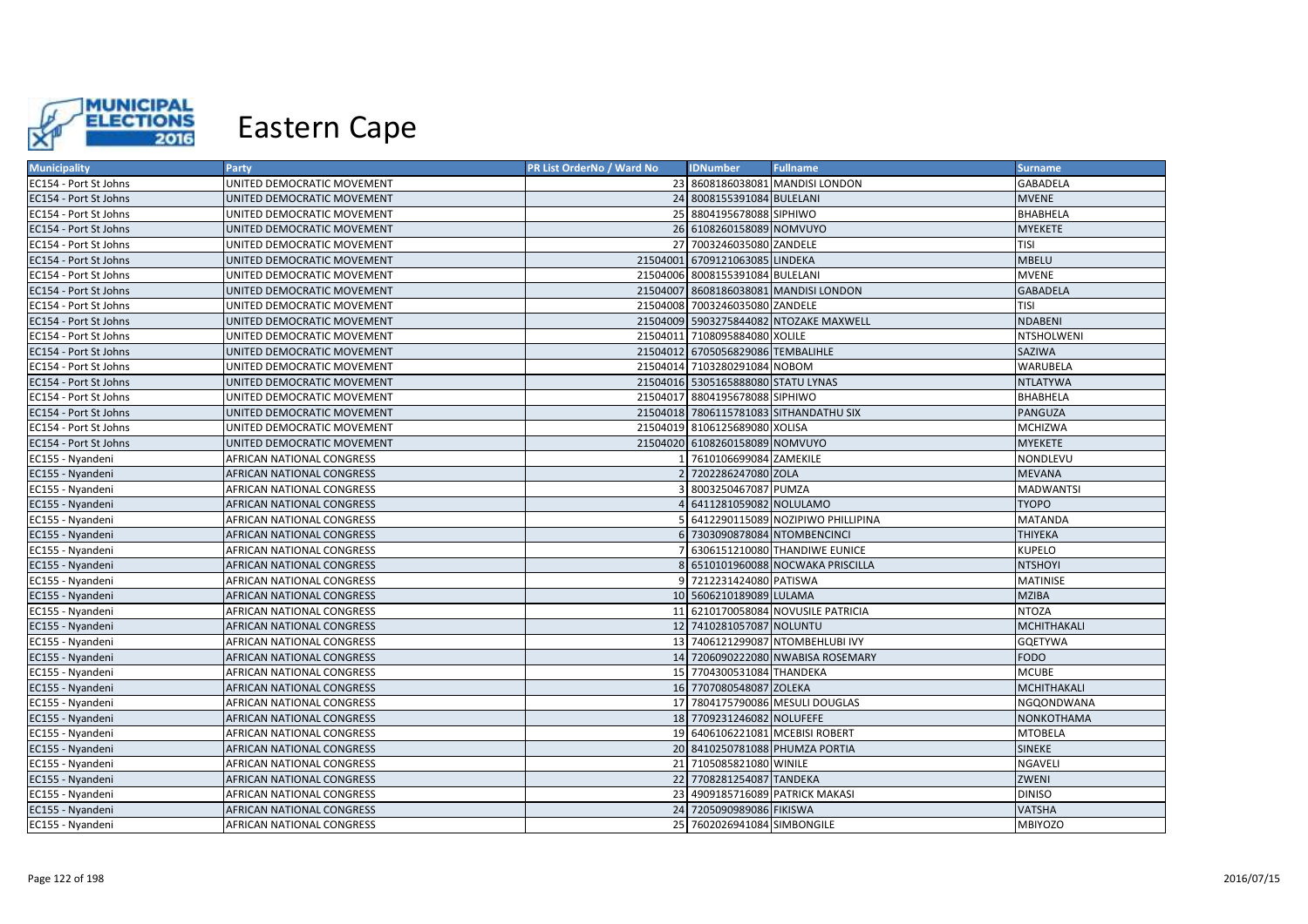# Eastern Cape

| Municipality | Party | PR List OrderNo / Ward No | IDNumber | Fullname | Surname |
|---|---|---|---|---|---|
| EC154 - Port St Johns | UNITED DEMOCRATIC MOVEMENT | 23 | 8608186038081 | MANDISI LONDON | GABADELA |
| EC154 - Port St Johns | UNITED DEMOCRATIC MOVEMENT | 24 | 8008155391084 | BULELANI | MVENE |
| EC154 - Port St Johns | UNITED DEMOCRATIC MOVEMENT | 25 | 8804195678088 | SIPHIWO | BHABHELA |
| EC154 - Port St Johns | UNITED DEMOCRATIC MOVEMENT | 26 | 6108260158089 | NOMVUYO | MYEKETE |
| EC154 - Port St Johns | UNITED DEMOCRATIC MOVEMENT | 27 | 7003246035080 | ZANDELE | TISI |
| EC154 - Port St Johns | UNITED DEMOCRATIC MOVEMENT | 21504001 | 6709121063085 | LINDEKA | MBELU |
| EC154 - Port St Johns | UNITED DEMOCRATIC MOVEMENT | 21504006 | 8008155391084 | BULELANI | MVENE |
| EC154 - Port St Johns | UNITED DEMOCRATIC MOVEMENT | 21504007 | 8608186038081 | MANDISI LONDON | GABADELA |
| EC154 - Port St Johns | UNITED DEMOCRATIC MOVEMENT | 21504008 | 7003246035080 | ZANDELE | TISI |
| EC154 - Port St Johns | UNITED DEMOCRATIC MOVEMENT | 21504009 | 5903275844082 | NTOZAKE MAXWELL | NDABENI |
| EC154 - Port St Johns | UNITED DEMOCRATIC MOVEMENT | 21504011 | 7108095884080 | XOLILE | NTSHOLWENI |
| EC154 - Port St Johns | UNITED DEMOCRATIC MOVEMENT | 21504012 | 6705056829086 | TEMBALIHLE | SAZIWA |
| EC154 - Port St Johns | UNITED DEMOCRATIC MOVEMENT | 21504014 | 7103280291084 | NOBOM | WARUBELA |
| EC154 - Port St Johns | UNITED DEMOCRATIC MOVEMENT | 21504016 | 5305165888080 | STATU LYNAS | NTLATYWA |
| EC154 - Port St Johns | UNITED DEMOCRATIC MOVEMENT | 21504017 | 8804195678088 | SIPHIWO | BHABHELA |
| EC154 - Port St Johns | UNITED DEMOCRATIC MOVEMENT | 21504018 | 7806115781083 | SITHANDATHU SIX | PANGUZA |
| EC154 - Port St Johns | UNITED DEMOCRATIC MOVEMENT | 21504019 | 8106125689080 | XOLISA | MCHIZWA |
| EC154 - Port St Johns | UNITED DEMOCRATIC MOVEMENT | 21504020 | 6108260158089 | NOMVUYO | MYEKETE |
| EC155 - Nyandeni | AFRICAN NATIONAL CONGRESS | 1 | 7610106699084 | ZAMEKILE | NONDLEVU |
| EC155 - Nyandeni | AFRICAN NATIONAL CONGRESS | 2 | 7202286247080 | ZOLA | MEVANA |
| EC155 - Nyandeni | AFRICAN NATIONAL CONGRESS | 3 | 8003250467087 | PUMZA | MADWANTSI |
| EC155 - Nyandeni | AFRICAN NATIONAL CONGRESS | 4 | 6411281059082 | NOLULAMO | TYOPO |
| EC155 - Nyandeni | AFRICAN NATIONAL CONGRESS | 5 | 6412290115089 | NOZIPIWO PHILLIPINA | MATANDA |
| EC155 - Nyandeni | AFRICAN NATIONAL CONGRESS | 6 | 7303090878084 | NTOMBENCINCI | THIYEKA |
| EC155 - Nyandeni | AFRICAN NATIONAL CONGRESS | 7 | 6306151210080 | THANDIWE EUNICE | KUPELO |
| EC155 - Nyandeni | AFRICAN NATIONAL CONGRESS | 8 | 6510101960088 | NOCWAKA PRISCILLA | NTSHOYI |
| EC155 - Nyandeni | AFRICAN NATIONAL CONGRESS | 9 | 7212231424080 | PATISWA | MATINISE |
| EC155 - Nyandeni | AFRICAN NATIONAL CONGRESS | 10 | 5606210189089 | LULAMA | MZIBA |
| EC155 - Nyandeni | AFRICAN NATIONAL CONGRESS | 11 | 6210170058084 | NOVUSILE PATRICIA | NTOZA |
| EC155 - Nyandeni | AFRICAN NATIONAL CONGRESS | 12 | 7410281057087 | NOLUNTU | MCHITHAKALI |
| EC155 - Nyandeni | AFRICAN NATIONAL CONGRESS | 13 | 7406121299087 | NTOMBEHLUBI IVY | GQETYWA |
| EC155 - Nyandeni | AFRICAN NATIONAL CONGRESS | 14 | 7206090222080 | NWABISA ROSEMARY | FODO |
| EC155 - Nyandeni | AFRICAN NATIONAL CONGRESS | 15 | 7704300531084 | THANDEKA | MCUBE |
| EC155 - Nyandeni | AFRICAN NATIONAL CONGRESS | 16 | 7707080548087 | ZOLEKA | MCHITHAKALI |
| EC155 - Nyandeni | AFRICAN NATIONAL CONGRESS | 17 | 7804175790086 | MESULI DOUGLAS | NGQONDWANA |
| EC155 - Nyandeni | AFRICAN NATIONAL CONGRESS | 18 | 7709231246082 | NOLUFEFE | NONKOTHAMA |
| EC155 - Nyandeni | AFRICAN NATIONAL CONGRESS | 19 | 6406106221081 | MCEBISI ROBERT | MTOBELA |
| EC155 - Nyandeni | AFRICAN NATIONAL CONGRESS | 20 | 8410250781088 | PHUMZA PORTIA | SINEKE |
| EC155 - Nyandeni | AFRICAN NATIONAL CONGRESS | 21 | 7105085821080 | WINILE | NGAVELI |
| EC155 - Nyandeni | AFRICAN NATIONAL CONGRESS | 22 | 7708281254087 | TANDEKA | ZWENI |
| EC155 - Nyandeni | AFRICAN NATIONAL CONGRESS | 23 | 4909185716089 | PATRICK MAKASI | DINISO |
| EC155 - Nyandeni | AFRICAN NATIONAL CONGRESS | 24 | 7205090989086 | FIKISWA | VATSHA |
| EC155 - Nyandeni | AFRICAN NATIONAL CONGRESS | 25 | 7602026941084 | SIMBONGILE | MBIYOZO |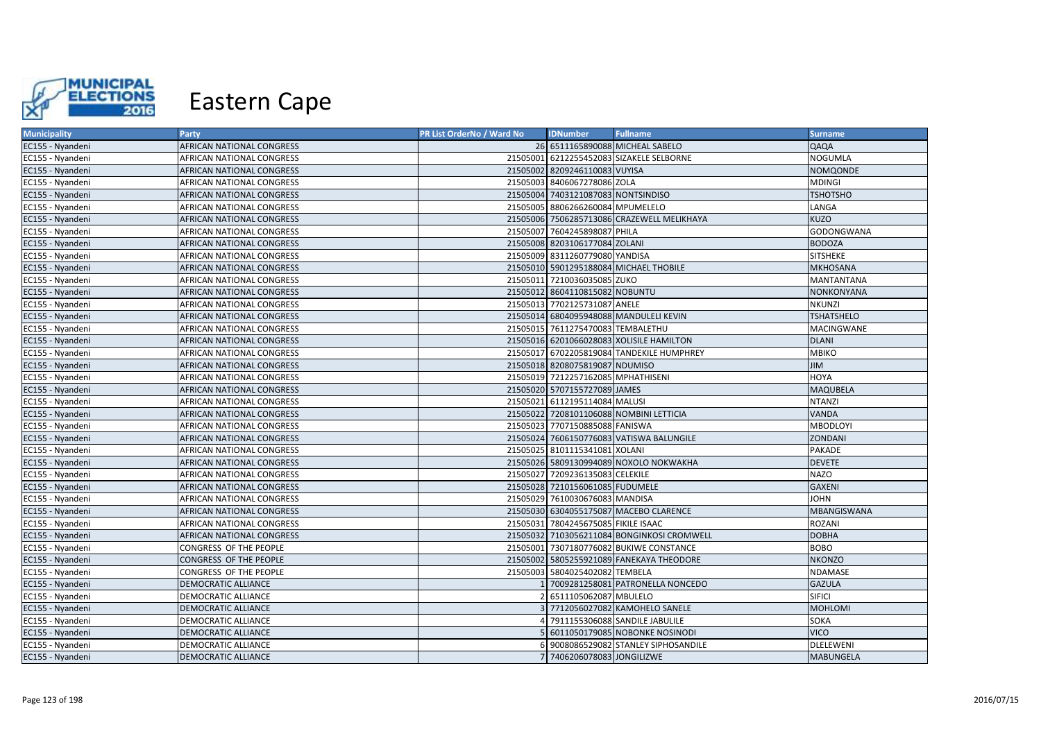# Eastern Cape

| Municipality | Party | PR List OrderNo / Ward No | IDNumber | Fullname | Surname |
|---|---|---|---|---|---|
| EC155 - Nyandeni | AFRICAN NATIONAL CONGRESS | 26 | 6511165890088 | MICHEAL SABELO | QAQA |
| EC155 - Nyandeni | AFRICAN NATIONAL CONGRESS | 21505001 | 6212255452083 | SIZAKELE SELBORNE | NOGUMLA |
| EC155 - Nyandeni | AFRICAN NATIONAL CONGRESS | 21505002 | 8209246110083 | VUYISA | NOMQONDE |
| EC155 - Nyandeni | AFRICAN NATIONAL CONGRESS | 21505003 | 8406067278086 | ZOLA | MDINGI |
| EC155 - Nyandeni | AFRICAN NATIONAL CONGRESS | 21505004 | 7403121087083 | NONTSINDISO | TSHOTSHO |
| EC155 - Nyandeni | AFRICAN NATIONAL CONGRESS | 21505005 | 8806266260084 | MPUMELELO | LANGA |
| EC155 - Nyandeni | AFRICAN NATIONAL CONGRESS | 21505006 | 7506285713086 | CRAZEWELL MELIKHAYA | KUZO |
| EC155 - Nyandeni | AFRICAN NATIONAL CONGRESS | 21505007 | 7604245898087 | PHILA | GODONGWANA |
| EC155 - Nyandeni | AFRICAN NATIONAL CONGRESS | 21505008 | 8203106177084 | ZOLANI | BODOZA |
| EC155 - Nyandeni | AFRICAN NATIONAL CONGRESS | 21505009 | 8311260779080 | YANDISA | SITSHEKE |
| EC155 - Nyandeni | AFRICAN NATIONAL CONGRESS | 21505010 | 5901295188084 | MICHAEL THOBILE | MKHOSANA |
| EC155 - Nyandeni | AFRICAN NATIONAL CONGRESS | 21505011 | 7210036035085 | ZUKO | MANTANTANA |
| EC155 - Nyandeni | AFRICAN NATIONAL CONGRESS | 21505012 | 8604110815082 | NOBUNTU | NONKONYANA |
| EC155 - Nyandeni | AFRICAN NATIONAL CONGRESS | 21505013 | 7702125731087 | ANELE | NKUNZI |
| EC155 - Nyandeni | AFRICAN NATIONAL CONGRESS | 21505014 | 6804095948088 | MANDULELI KEVIN | TSHATSHELO |
| EC155 - Nyandeni | AFRICAN NATIONAL CONGRESS | 21505015 | 7611275470083 | TEMBALETHU | MACINGWANE |
| EC155 - Nyandeni | AFRICAN NATIONAL CONGRESS | 21505016 | 6201066028083 | XOLISILE HAMILTON | DLANI |
| EC155 - Nyandeni | AFRICAN NATIONAL CONGRESS | 21505017 | 6702205819084 | TANDEKILE HUMPHREY | MBIKO |
| EC155 - Nyandeni | AFRICAN NATIONAL CONGRESS | 21505018 | 8208075819087 | NDUMISO | JIM |
| EC155 - Nyandeni | AFRICAN NATIONAL CONGRESS | 21505019 | 7212257162085 | MPHATHISENI | HOYA |
| EC155 - Nyandeni | AFRICAN NATIONAL CONGRESS | 21505020 | 5707155727089 | JAMES | MAQUBELA |
| EC155 - Nyandeni | AFRICAN NATIONAL CONGRESS | 21505021 | 6112195114084 | MALUSI | NTANZI |
| EC155 - Nyandeni | AFRICAN NATIONAL CONGRESS | 21505022 | 7208101106088 | NOMBINI LETTICIA | VANDA |
| EC155 - Nyandeni | AFRICAN NATIONAL CONGRESS | 21505023 | 7707150885088 | FANISWA | MBODLOYI |
| EC155 - Nyandeni | AFRICAN NATIONAL CONGRESS | 21505024 | 7606150776083 | VATISWA BALUNGILE | ZONDANI |
| EC155 - Nyandeni | AFRICAN NATIONAL CONGRESS | 21505025 | 8101115341081 | XOLANI | PAKADE |
| EC155 - Nyandeni | AFRICAN NATIONAL CONGRESS | 21505026 | 5809130994089 | NOXOLO NOKWAKHA | DEVETE |
| EC155 - Nyandeni | AFRICAN NATIONAL CONGRESS | 21505027 | 7209236135083 | CELEKILE | NAZO |
| EC155 - Nyandeni | AFRICAN NATIONAL CONGRESS | 21505028 | 7210156061085 | FUDUMELE | GAXENI |
| EC155 - Nyandeni | AFRICAN NATIONAL CONGRESS | 21505029 | 7610030676083 | MANDISA | JOHN |
| EC155 - Nyandeni | AFRICAN NATIONAL CONGRESS | 21505030 | 6304055175087 | MACEBO CLARENCE | MBANGISWANA |
| EC155 - Nyandeni | AFRICAN NATIONAL CONGRESS | 21505031 | 7804245675085 | FIKILE ISAAC | ROZANI |
| EC155 - Nyandeni | AFRICAN NATIONAL CONGRESS | 21505032 | 7103056211084 | BONGINKOSI CROMWELL | DOBHA |
| EC155 - Nyandeni | CONGRESS OF THE PEOPLE | 21505001 | 7307180776082 | BUKIWE CONSTANCE | BOBO |
| EC155 - Nyandeni | CONGRESS OF THE PEOPLE | 21505002 | 5805255921089 | FANEKAYA THEODORE | NKONZO |
| EC155 - Nyandeni | CONGRESS OF THE PEOPLE | 21505003 | 5804025402082 | TEMBELA | NDAMASE |
| EC155 - Nyandeni | DEMOCRATIC ALLIANCE | 1 | 7009281258081 | PATRONELLA NONCEDO | GAZULA |
| EC155 - Nyandeni | DEMOCRATIC ALLIANCE | 2 | 6511105062087 | MBULELO | SIFICI |
| EC155 - Nyandeni | DEMOCRATIC ALLIANCE | 3 | 7712056027082 | KAMOHELO SANELE | MOHLOMI |
| EC155 - Nyandeni | DEMOCRATIC ALLIANCE | 4 | 7911155306088 | SANDILE JABULILE | SOKA |
| EC155 - Nyandeni | DEMOCRATIC ALLIANCE | 5 | 6011050179085 | NOBONKE NOSINODI | VICO |
| EC155 - Nyandeni | DEMOCRATIC ALLIANCE | 6 | 9008086529082 | STANLEY SIPHOSANDILE | DLELEWENI |
| EC155 - Nyandeni | DEMOCRATIC ALLIANCE | 7 | 7406206078083 | JONGILIZWE | MABUNGELA |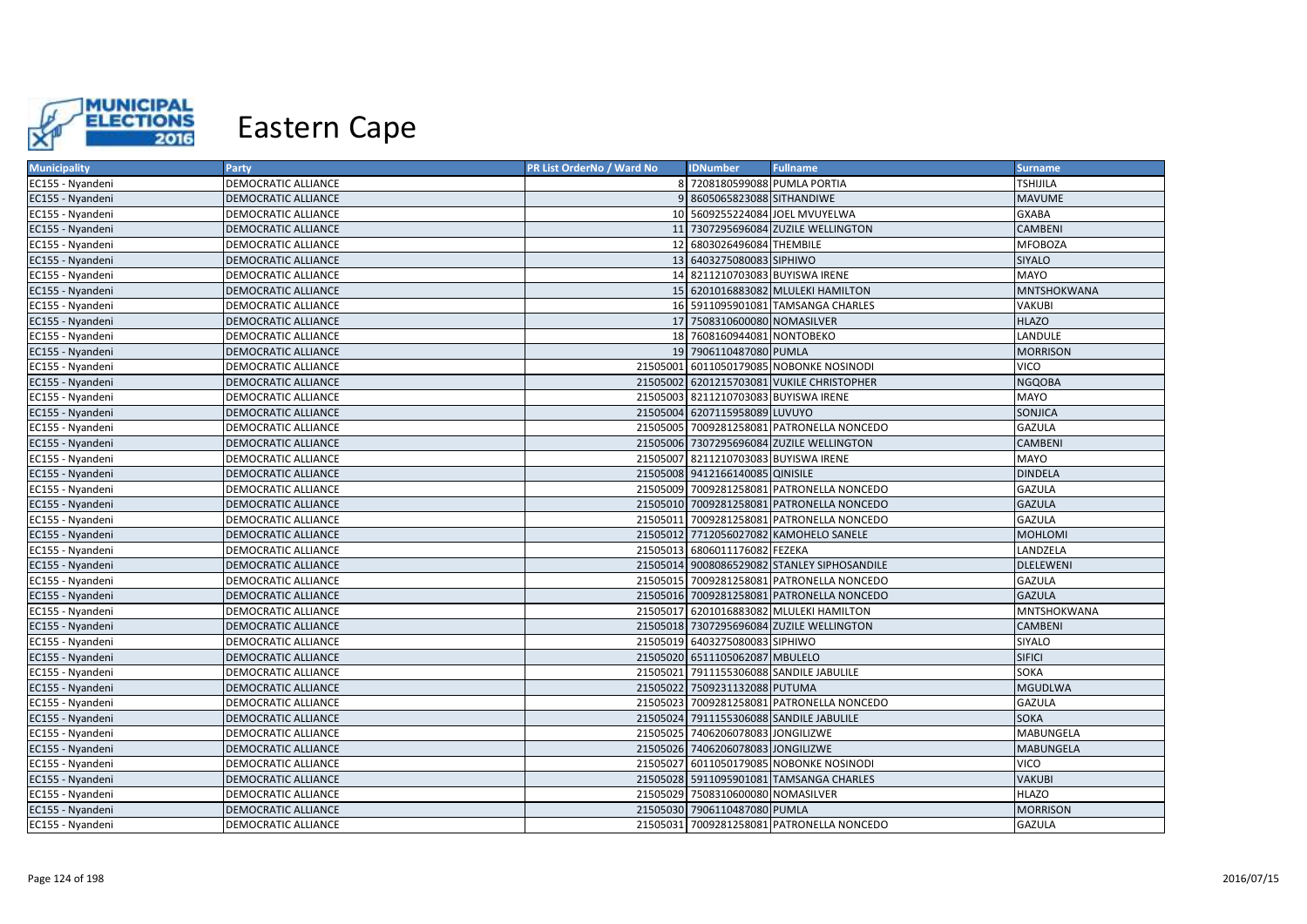# Eastern Cape

| Municipality | Party | PR List OrderNo / Ward No | IDNumber | Fullname | Surname |
|---|---|---|---|---|---|
| EC155 - Nyandeni | DEMOCRATIC ALLIANCE | 8 | 7208180599088 | PUMLA PORTIA | TSHIJILA |
| EC155 - Nyandeni | DEMOCRATIC ALLIANCE | 9 | 8605065823088 | SITHANDIWE | MAVUME |
| EC155 - Nyandeni | DEMOCRATIC ALLIANCE | 10 | 5609255224084 | JOEL MVUYELWA | GXABA |
| EC155 - Nyandeni | DEMOCRATIC ALLIANCE | 11 | 7307295696084 | ZUZILE WELLINGTON | CAMBENI |
| EC155 - Nyandeni | DEMOCRATIC ALLIANCE | 12 | 6803026496084 | THEMBILE | MFOBOZA |
| EC155 - Nyandeni | DEMOCRATIC ALLIANCE | 13 | 6403275080083 | SIPHIWO | SIYALO |
| EC155 - Nyandeni | DEMOCRATIC ALLIANCE | 14 | 8211210703083 | BUYISWA IRENE | MAYO |
| EC155 - Nyandeni | DEMOCRATIC ALLIANCE | 15 | 6201016883082 | MLULEKI HAMILTON | MNTSHOKWANA |
| EC155 - Nyandeni | DEMOCRATIC ALLIANCE | 16 | 5911095901081 | TAMSANGA CHARLES | VAKUBI |
| EC155 - Nyandeni | DEMOCRATIC ALLIANCE | 17 | 7508310600080 | NOMASILVER | HLAZO |
| EC155 - Nyandeni | DEMOCRATIC ALLIANCE | 18 | 7608160944081 | NONTOBEKO | LANDULE |
| EC155 - Nyandeni | DEMOCRATIC ALLIANCE | 19 | 7906110487080 | PUMLA | MORRISON |
| EC155 - Nyandeni | DEMOCRATIC ALLIANCE | 21505001 | 6011050179085 | NOBONKE NOSINODI | VICO |
| EC155 - Nyandeni | DEMOCRATIC ALLIANCE | 21505002 | 6201215703081 | VUKILE CHRISTOPHER | NGQOBA |
| EC155 - Nyandeni | DEMOCRATIC ALLIANCE | 21505003 | 8211210703083 | BUYISWA IRENE | MAYO |
| EC155 - Nyandeni | DEMOCRATIC ALLIANCE | 21505004 | 6207115958089 | LUVUYO | SONJICA |
| EC155 - Nyandeni | DEMOCRATIC ALLIANCE | 21505005 | 7009281258081 | PATRONELLA NONCEDO | GAZULA |
| EC155 - Nyandeni | DEMOCRATIC ALLIANCE | 21505006 | 7307295696084 | ZUZILE WELLINGTON | CAMBENI |
| EC155 - Nyandeni | DEMOCRATIC ALLIANCE | 21505007 | 8211210703083 | BUYISWA IRENE | MAYO |
| EC155 - Nyandeni | DEMOCRATIC ALLIANCE | 21505008 | 9412166140085 | QINISILE | DINDELA |
| EC155 - Nyandeni | DEMOCRATIC ALLIANCE | 21505009 | 7009281258081 | PATRONELLA NONCEDO | GAZULA |
| EC155 - Nyandeni | DEMOCRATIC ALLIANCE | 21505010 | 7009281258081 | PATRONELLA NONCEDO | GAZULA |
| EC155 - Nyandeni | DEMOCRATIC ALLIANCE | 21505011 | 7009281258081 | PATRONELLA NONCEDO | GAZULA |
| EC155 - Nyandeni | DEMOCRATIC ALLIANCE | 21505012 | 7712056027082 | KAMOHELO SANELE | MOHLOMI |
| EC155 - Nyandeni | DEMOCRATIC ALLIANCE | 21505013 | 6806011176082 | FEZEKA | LANDZELA |
| EC155 - Nyandeni | DEMOCRATIC ALLIANCE | 21505014 | 9008086529082 | STANLEY SIPHOSANDILE | DLELEWENI |
| EC155 - Nyandeni | DEMOCRATIC ALLIANCE | 21505015 | 7009281258081 | PATRONELLA NONCEDO | GAZULA |
| EC155 - Nyandeni | DEMOCRATIC ALLIANCE | 21505016 | 7009281258081 | PATRONELLA NONCEDO | GAZULA |
| EC155 - Nyandeni | DEMOCRATIC ALLIANCE | 21505017 | 6201016883082 | MLULEKI HAMILTON | MNTSHOKWANA |
| EC155 - Nyandeni | DEMOCRATIC ALLIANCE | 21505018 | 7307295696084 | ZUZILE WELLINGTON | CAMBENI |
| EC155 - Nyandeni | DEMOCRATIC ALLIANCE | 21505019 | 6403275080083 | SIPHIWO | SIYALO |
| EC155 - Nyandeni | DEMOCRATIC ALLIANCE | 21505020 | 6511105062087 | MBULELO | SIFICI |
| EC155 - Nyandeni | DEMOCRATIC ALLIANCE | 21505021 | 7911155306088 | SANDILE JABULILE | SOKA |
| EC155 - Nyandeni | DEMOCRATIC ALLIANCE | 21505022 | 7509231132088 | PUTUMA | MGUDLWA |
| EC155 - Nyandeni | DEMOCRATIC ALLIANCE | 21505023 | 7009281258081 | PATRONELLA NONCEDO | GAZULA |
| EC155 - Nyandeni | DEMOCRATIC ALLIANCE | 21505024 | 7911155306088 | SANDILE JABULILE | SOKA |
| EC155 - Nyandeni | DEMOCRATIC ALLIANCE | 21505025 | 7406206078083 | JONGILIZWE | MABUNGELA |
| EC155 - Nyandeni | DEMOCRATIC ALLIANCE | 21505026 | 7406206078083 | JONGILIZWE | MABUNGELA |
| EC155 - Nyandeni | DEMOCRATIC ALLIANCE | 21505027 | 6011050179085 | NOBONKE NOSINODI | VICO |
| EC155 - Nyandeni | DEMOCRATIC ALLIANCE | 21505028 | 5911095901081 | TAMSANGA CHARLES | VAKUBI |
| EC155 - Nyandeni | DEMOCRATIC ALLIANCE | 21505029 | 7508310600080 | NOMASILVER | HLAZO |
| EC155 - Nyandeni | DEMOCRATIC ALLIANCE | 21505030 | 7906110487080 | PUMLA | MORRISON |
| EC155 - Nyandeni | DEMOCRATIC ALLIANCE | 21505031 | 7009281258081 | PATRONELLA NONCEDO | GAZULA |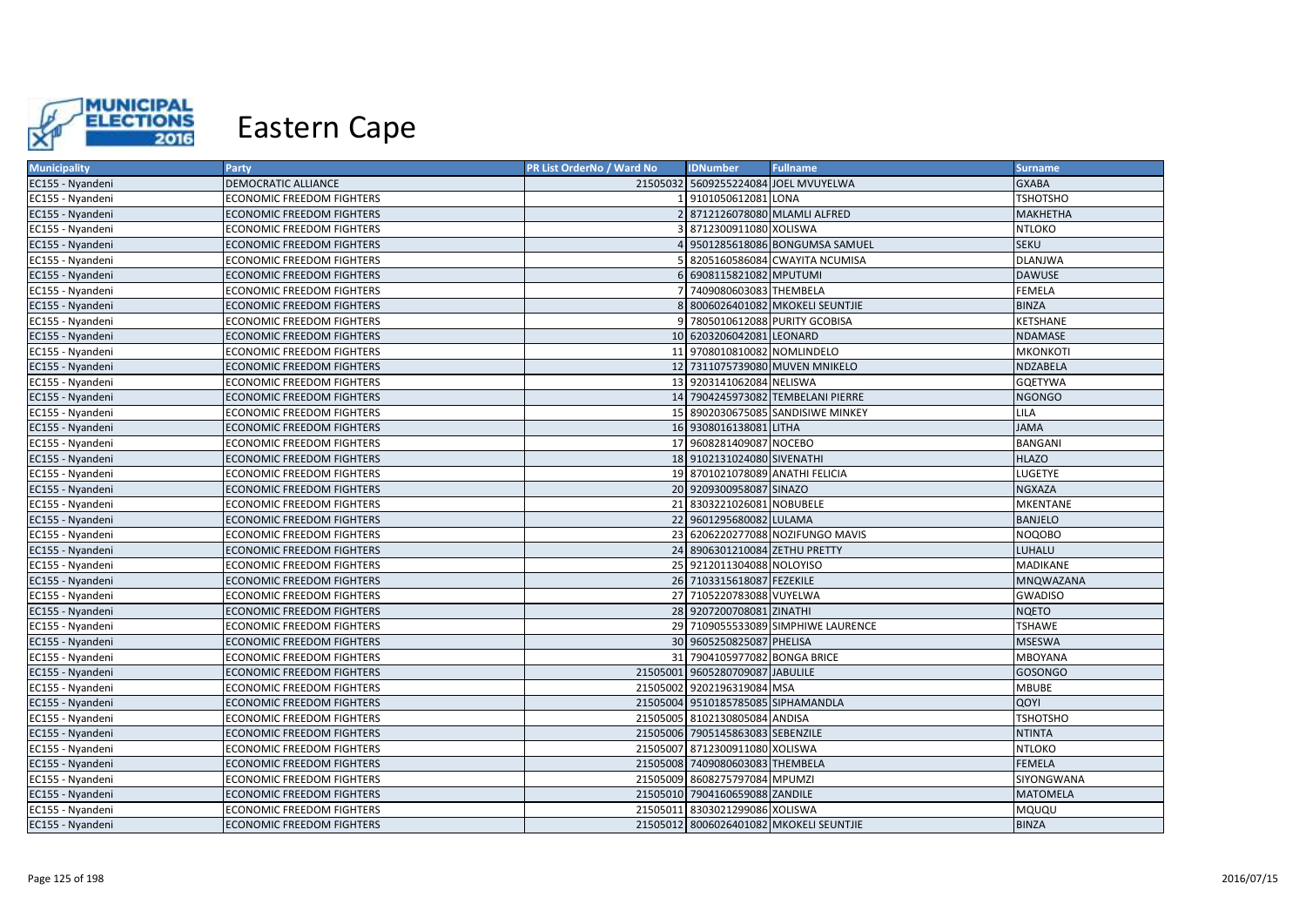# Eastern Cape

| Municipality | Party | PR List OrderNo / Ward No | IDNumber | Fullname | Surname |
|---|---|---|---|---|---|
| EC155 - Nyandeni | DEMOCRATIC ALLIANCE | 21505032 | 5609255224084 | JOEL MVUYELWA | GXABA |
| EC155 - Nyandeni | ECONOMIC FREEDOM FIGHTERS | 1 | 9101050612081 | LONA | TSHOTSHO |
| EC155 - Nyandeni | ECONOMIC FREEDOM FIGHTERS | 2 | 8712126078080 | MLAMLI ALFRED | MAKHETHA |
| EC155 - Nyandeni | ECONOMIC FREEDOM FIGHTERS | 3 | 8712300911080 | XOLISWA | NTLOKO |
| EC155 - Nyandeni | ECONOMIC FREEDOM FIGHTERS | 4 | 9501285618086 | BONGUMSA SAMUEL | SEKU |
| EC155 - Nyandeni | ECONOMIC FREEDOM FIGHTERS | 5 | 8205160586084 | CWAYITA NCUMISA | DLANJWA |
| EC155 - Nyandeni | ECONOMIC FREEDOM FIGHTERS | 6 | 6908115821082 | MPUTUMI | DAWUSE |
| EC155 - Nyandeni | ECONOMIC FREEDOM FIGHTERS | 7 | 7409080603083 | THEMBELA | FEMELA |
| EC155 - Nyandeni | ECONOMIC FREEDOM FIGHTERS | 8 | 8006026401082 | MKOKELI SEUNTJIE | BINZA |
| EC155 - Nyandeni | ECONOMIC FREEDOM FIGHTERS | 9 | 7805010612088 | PURITY GCOBISA | KETSHANE |
| EC155 - Nyandeni | ECONOMIC FREEDOM FIGHTERS | 10 | 6203206042081 | LEONARD | NDAMASE |
| EC155 - Nyandeni | ECONOMIC FREEDOM FIGHTERS | 11 | 9708010810082 | NOMLINDELO | MKONKOTI |
| EC155 - Nyandeni | ECONOMIC FREEDOM FIGHTERS | 12 | 7311075739080 | MUVEN MNIKELO | NDZABELA |
| EC155 - Nyandeni | ECONOMIC FREEDOM FIGHTERS | 13 | 9203141062084 | NELISWA | GQETYWA |
| EC155 - Nyandeni | ECONOMIC FREEDOM FIGHTERS | 14 | 7904245973082 | TEMBELANI PIERRE | NGONGO |
| EC155 - Nyandeni | ECONOMIC FREEDOM FIGHTERS | 15 | 8902030675085 | SANDISIWE MINKEY | LILA |
| EC155 - Nyandeni | ECONOMIC FREEDOM FIGHTERS | 16 | 9308016138081 | LITHA | JAMA |
| EC155 - Nyandeni | ECONOMIC FREEDOM FIGHTERS | 17 | 9608281409087 | NOCEBO | BANGANI |
| EC155 - Nyandeni | ECONOMIC FREEDOM FIGHTERS | 18 | 9102131024080 | SIVENATHI | HLAZO |
| EC155 - Nyandeni | ECONOMIC FREEDOM FIGHTERS | 19 | 8701021078089 | ANATHI FELICIA | LUGETYE |
| EC155 - Nyandeni | ECONOMIC FREEDOM FIGHTERS | 20 | 9209300958087 | SINAZO | NGXAZA |
| EC155 - Nyandeni | ECONOMIC FREEDOM FIGHTERS | 21 | 8303221026081 | NOBUBELE | MKENTANE |
| EC155 - Nyandeni | ECONOMIC FREEDOM FIGHTERS | 22 | 9601295680082 | LULAMA | BANJELO |
| EC155 - Nyandeni | ECONOMIC FREEDOM FIGHTERS | 23 | 6206220277088 | NOZIFUNGO MAVIS | NOQOBO |
| EC155 - Nyandeni | ECONOMIC FREEDOM FIGHTERS | 24 | 8906301210084 | ZETHU PRETTY | LUHALU |
| EC155 - Nyandeni | ECONOMIC FREEDOM FIGHTERS | 25 | 9212011304088 | NOLOYISO | MADIKANE |
| EC155 - Nyandeni | ECONOMIC FREEDOM FIGHTERS | 26 | 7103315618087 | FEZEKILE | MNQWAZANA |
| EC155 - Nyandeni | ECONOMIC FREEDOM FIGHTERS | 27 | 7105220783088 | VUYELWA | GWADISO |
| EC155 - Nyandeni | ECONOMIC FREEDOM FIGHTERS | 28 | 9207200708081 | ZINATHI | NQETO |
| EC155 - Nyandeni | ECONOMIC FREEDOM FIGHTERS | 29 | 7109055533089 | SIMPHIWE LAURENCE | TSHAWE |
| EC155 - Nyandeni | ECONOMIC FREEDOM FIGHTERS | 30 | 9605250825087 | PHELISA | MSESWA |
| EC155 - Nyandeni | ECONOMIC FREEDOM FIGHTERS | 31 | 7904105977082 | BONGA BRICE | MBOYANA |
| EC155 - Nyandeni | ECONOMIC FREEDOM FIGHTERS | 21505001 | 9605280709087 | JABULILE | GOSONGO |
| EC155 - Nyandeni | ECONOMIC FREEDOM FIGHTERS | 21505002 | 9202196319084 | MSA | MBUBE |
| EC155 - Nyandeni | ECONOMIC FREEDOM FIGHTERS | 21505004 | 9510185785085 | SIPHAMANDLA | QOYI |
| EC155 - Nyandeni | ECONOMIC FREEDOM FIGHTERS | 21505005 | 8102130805084 | ANDISA | TSHOTSHO |
| EC155 - Nyandeni | ECONOMIC FREEDOM FIGHTERS | 21505006 | 7905145863083 | SEBENZILE | NTINTA |
| EC155 - Nyandeni | ECONOMIC FREEDOM FIGHTERS | 21505007 | 8712300911080 | XOLISWA | NTLOKO |
| EC155 - Nyandeni | ECONOMIC FREEDOM FIGHTERS | 21505008 | 7409080603083 | THEMBELA | FEMELA |
| EC155 - Nyandeni | ECONOMIC FREEDOM FIGHTERS | 21505009 | 8608275797084 | MPUMZI | SIYONGWANA |
| EC155 - Nyandeni | ECONOMIC FREEDOM FIGHTERS | 21505010 | 7904160659088 | ZANDILE | MATOMELA |
| EC155 - Nyandeni | ECONOMIC FREEDOM FIGHTERS | 21505011 | 8303021299086 | XOLISWA | MQUQU |
| EC155 - Nyandeni | ECONOMIC FREEDOM FIGHTERS | 21505012 | 8006026401082 | MKOKELI SEUNTJIE | BINZA |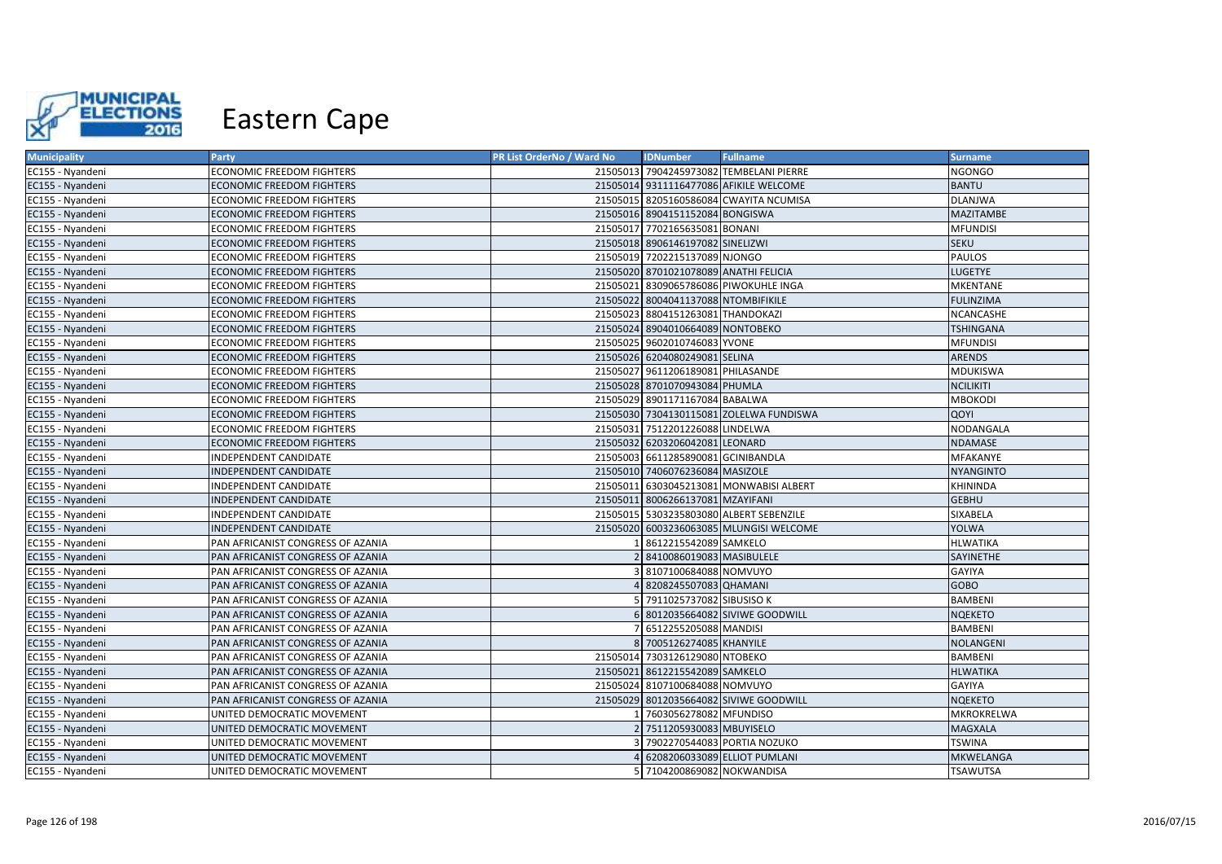# Eastern Cape

| Municipality | Party | PR List OrderNo / Ward No | IDNumber | Fullname | Surname |
|---|---|---|---|---|---|
| EC155 - Nyandeni | ECONOMIC FREEDOM FIGHTERS | 21505013 | 7904245973082 | TEMBELANI PIERRE | NGONGO |
| EC155 - Nyandeni | ECONOMIC FREEDOM FIGHTERS | 21505014 | 9311116477086 | AFIKILE WELCOME | BANTU |
| EC155 - Nyandeni | ECONOMIC FREEDOM FIGHTERS | 21505015 | 8205160586084 | CWAYITA NCUMISA | DLANJWA |
| EC155 - Nyandeni | ECONOMIC FREEDOM FIGHTERS | 21505016 | 8904151152084 | BONGISWA | MAZITAMBE |
| EC155 - Nyandeni | ECONOMIC FREEDOM FIGHTERS | 21505017 | 7702165635081 | BONANI | MFUNDISI |
| EC155 - Nyandeni | ECONOMIC FREEDOM FIGHTERS | 21505018 | 8906146197082 | SINELIZWI | SEKU |
| EC155 - Nyandeni | ECONOMIC FREEDOM FIGHTERS | 21505019 | 7202215137089 | NJONGO | PAULOS |
| EC155 - Nyandeni | ECONOMIC FREEDOM FIGHTERS | 21505020 | 8701021078089 | ANATHI FELICIA | LUGETYE |
| EC155 - Nyandeni | ECONOMIC FREEDOM FIGHTERS | 21505021 | 8309065786086 | PIWOKUHLE INGA | MKENTANE |
| EC155 - Nyandeni | ECONOMIC FREEDOM FIGHTERS | 21505022 | 8004041137088 | NTOMBIFIKILE | FULINZIMA |
| EC155 - Nyandeni | ECONOMIC FREEDOM FIGHTERS | 21505023 | 8804151263081 | THANDOKAZI | NCANCASHE |
| EC155 - Nyandeni | ECONOMIC FREEDOM FIGHTERS | 21505024 | 8904010664089 | NONTOBEKO | TSHINGANA |
| EC155 - Nyandeni | ECONOMIC FREEDOM FIGHTERS | 21505025 | 9602010746083 | YVONE | MFUNDISI |
| EC155 - Nyandeni | ECONOMIC FREEDOM FIGHTERS | 21505026 | 6204080249081 | SELINA | ARENDS |
| EC155 - Nyandeni | ECONOMIC FREEDOM FIGHTERS | 21505027 | 9611206189081 | PHILASANDE | MDUKISWA |
| EC155 - Nyandeni | ECONOMIC FREEDOM FIGHTERS | 21505028 | 8701070943084 | PHUMLA | NCILIKITI |
| EC155 - Nyandeni | ECONOMIC FREEDOM FIGHTERS | 21505029 | 8901171167084 | BABALWA | MBOKODI |
| EC155 - Nyandeni | ECONOMIC FREEDOM FIGHTERS | 21505030 | 7304130115081 | ZOLELWA FUNDISWA | QOYI |
| EC155 - Nyandeni | ECONOMIC FREEDOM FIGHTERS | 21505031 | 7512201226088 | LINDELWA | NODANGALA |
| EC155 - Nyandeni | ECONOMIC FREEDOM FIGHTERS | 21505032 | 6203206042081 | LEONARD | NDAMASE |
| EC155 - Nyandeni | INDEPENDENT CANDIDATE | 21505003 | 6611285890081 | GCINIBANDLA | MFAKANYE |
| EC155 - Nyandeni | INDEPENDENT CANDIDATE | 21505010 | 7406076236084 | MASIZOLE | NYANGINTO |
| EC155 - Nyandeni | INDEPENDENT CANDIDATE | 21505011 | 6303045213081 | MONWABISI ALBERT | KHININDA |
| EC155 - Nyandeni | INDEPENDENT CANDIDATE | 21505011 | 8006266137081 | MZAYIFANI | GEBHU |
| EC155 - Nyandeni | INDEPENDENT CANDIDATE | 21505015 | 5303235803080 | ALBERT SEBENZILE | SIXABELA |
| EC155 - Nyandeni | INDEPENDENT CANDIDATE | 21505020 | 6003236063085 | MLUNGISI WELCOME | YOLWA |
| EC155 - Nyandeni | PAN AFRICANIST CONGRESS OF AZANIA | 1 | 8612215542089 | SAMKELO | HLWATIKA |
| EC155 - Nyandeni | PAN AFRICANIST CONGRESS OF AZANIA | 2 | 8410086019083 | MASIBULELE | SAYINETHE |
| EC155 - Nyandeni | PAN AFRICANIST CONGRESS OF AZANIA | 3 | 8107100684088 | NOMVUYO | GAYIYA |
| EC155 - Nyandeni | PAN AFRICANIST CONGRESS OF AZANIA | 4 | 8208245507083 | QHAMANI | GOBO |
| EC155 - Nyandeni | PAN AFRICANIST CONGRESS OF AZANIA | 5 | 7911025737082 | SIBUSISO K | BAMBENI |
| EC155 - Nyandeni | PAN AFRICANIST CONGRESS OF AZANIA | 6 | 8012035664082 | SIVIWE GOODWILL | NQEKETO |
| EC155 - Nyandeni | PAN AFRICANIST CONGRESS OF AZANIA | 7 | 6512255205088 | MANDISI | BAMBENI |
| EC155 - Nyandeni | PAN AFRICANIST CONGRESS OF AZANIA | 8 | 7005126274085 | KHANYILE | NOLANGENI |
| EC155 - Nyandeni | PAN AFRICANIST CONGRESS OF AZANIA | 21505014 | 7303126129080 | NTOBEKO | BAMBENI |
| EC155 - Nyandeni | PAN AFRICANIST CONGRESS OF AZANIA | 21505021 | 8612215542089 | SAMKELO | HLWATIKA |
| EC155 - Nyandeni | PAN AFRICANIST CONGRESS OF AZANIA | 21505024 | 8107100684088 | NOMVUYO | GAYIYA |
| EC155 - Nyandeni | PAN AFRICANIST CONGRESS OF AZANIA | 21505029 | 8012035664082 | SIVIWE GOODWILL | NQEKETO |
| EC155 - Nyandeni | UNITED DEMOCRATIC MOVEMENT | 1 | 7603056278082 | MFUNDISO | MKROKRELWA |
| EC155 - Nyandeni | UNITED DEMOCRATIC MOVEMENT | 2 | 7511205930083 | MBUYISELO | MAGXALA |
| EC155 - Nyandeni | UNITED DEMOCRATIC MOVEMENT | 3 | 7902270544083 | PORTIA NOZUKO | TSWINA |
| EC155 - Nyandeni | UNITED DEMOCRATIC MOVEMENT | 4 | 6208206033089 | ELLIOT PUMLANI | MKWELANGA |
| EC155 - Nyandeni | UNITED DEMOCRATIC MOVEMENT | 5 | 7104200869082 | NOKWANDISA | TSAWUTSA |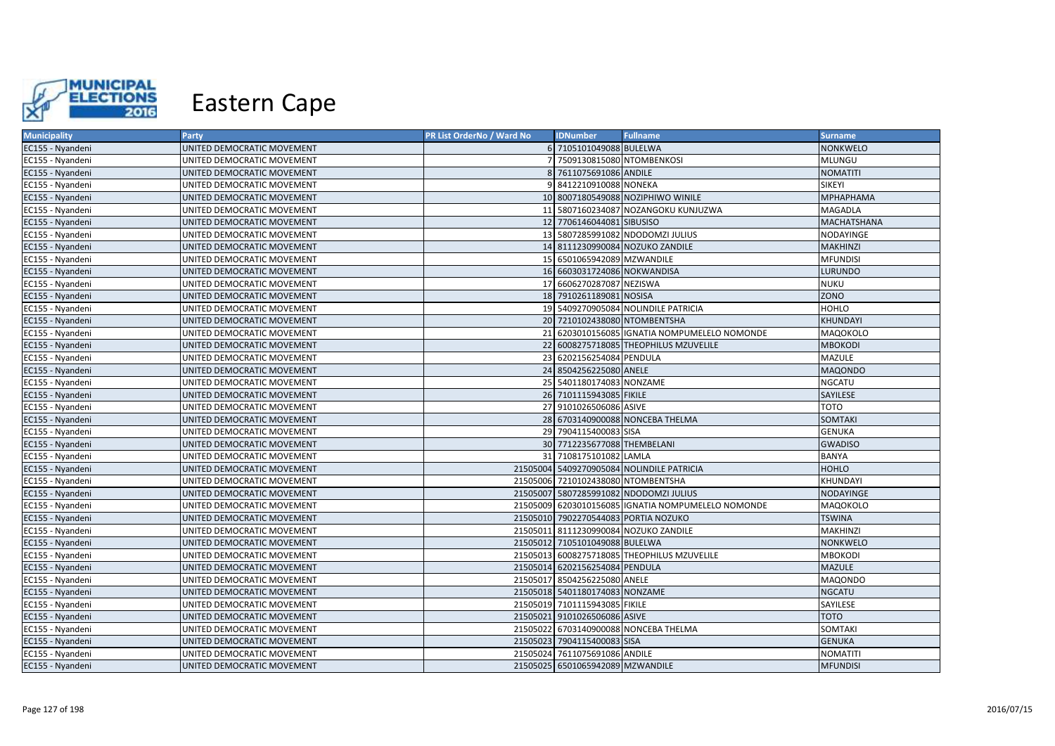# Eastern Cape

| Municipality | Party | PR List OrderNo / Ward No | IDNumber | Fullname | Surname |
|---|---|---|---|---|---|
| EC155 - Nyandeni | UNITED DEMOCRATIC MOVEMENT | 6 | 7105101049088 | BULELWA | NONKWELO |
| EC155 - Nyandeni | UNITED DEMOCRATIC MOVEMENT | 7 | 7509130815080 | NTOMBENKOSI | MLUNGU |
| EC155 - Nyandeni | UNITED DEMOCRATIC MOVEMENT | 8 | 7611075691086 | ANDILE | NOMATITI |
| EC155 - Nyandeni | UNITED DEMOCRATIC MOVEMENT | 9 | 8412210910088 | NONEKA | SIKEYI |
| EC155 - Nyandeni | UNITED DEMOCRATIC MOVEMENT | 10 | 8007180549088 | NOZIPHIWO WINILE | MPHAPHAMA |
| EC155 - Nyandeni | UNITED DEMOCRATIC MOVEMENT | 11 | 5807160234087 | NOZANGOKU KUNJUZWA | MAGADLA |
| EC155 - Nyandeni | UNITED DEMOCRATIC MOVEMENT | 12 | 7706146044081 | SIBUSISO | MACHATSHANA |
| EC155 - Nyandeni | UNITED DEMOCRATIC MOVEMENT | 13 | 5807285991082 | NDODOMZI JULIUS | NODAYINGE |
| EC155 - Nyandeni | UNITED DEMOCRATIC MOVEMENT | 14 | 8111230990084 | NOZUKO ZANDILE | MAKHINZI |
| EC155 - Nyandeni | UNITED DEMOCRATIC MOVEMENT | 15 | 6501065942089 | MZWANDILE | MFUNDISI |
| EC155 - Nyandeni | UNITED DEMOCRATIC MOVEMENT | 16 | 6603031724086 | NOKWANDISA | LURUNDO |
| EC155 - Nyandeni | UNITED DEMOCRATIC MOVEMENT | 17 | 6606270287087 | NEZISWA | NUKU |
| EC155 - Nyandeni | UNITED DEMOCRATIC MOVEMENT | 18 | 7910261189081 | NOSISA | ZONO |
| EC155 - Nyandeni | UNITED DEMOCRATIC MOVEMENT | 19 | 5409270905084 | NOLINDILE PATRICIA | HOHLO |
| EC155 - Nyandeni | UNITED DEMOCRATIC MOVEMENT | 20 | 7210102438080 | NTOMBENTSHA | KHUNDAYI |
| EC155 - Nyandeni | UNITED DEMOCRATIC MOVEMENT | 21 | 6203010156085 | IGNATIA NOMPUMELELO NOMONDE | MAQOKOLO |
| EC155 - Nyandeni | UNITED DEMOCRATIC MOVEMENT | 22 | 6008275718085 | THEOPHILUS MZUVELILE | MBOKODI |
| EC155 - Nyandeni | UNITED DEMOCRATIC MOVEMENT | 23 | 6202156254084 | PENDULA | MAZULE |
| EC155 - Nyandeni | UNITED DEMOCRATIC MOVEMENT | 24 | 8504256225080 | ANELE | MAQONDO |
| EC155 - Nyandeni | UNITED DEMOCRATIC MOVEMENT | 25 | 5401180174083 | NONZAME | NGCATU |
| EC155 - Nyandeni | UNITED DEMOCRATIC MOVEMENT | 26 | 7101115943085 | FIKILE | SAYILESE |
| EC155 - Nyandeni | UNITED DEMOCRATIC MOVEMENT | 27 | 9101026506086 | ASIVE | TOTO |
| EC155 - Nyandeni | UNITED DEMOCRATIC MOVEMENT | 28 | 6703140900088 | NONCEBA THELMA | SOMTAKI |
| EC155 - Nyandeni | UNITED DEMOCRATIC MOVEMENT | 29 | 7904115400083 | SISA | GENUKA |
| EC155 - Nyandeni | UNITED DEMOCRATIC MOVEMENT | 30 | 7712235677088 | THEMBELANI | GWADISO |
| EC155 - Nyandeni | UNITED DEMOCRATIC MOVEMENT | 31 | 7108175101082 | LAMLA | BANYA |
| EC155 - Nyandeni | UNITED DEMOCRATIC MOVEMENT | 21505004 | 5409270905084 | NOLINDILE PATRICIA | HOHLO |
| EC155 - Nyandeni | UNITED DEMOCRATIC MOVEMENT | 21505006 | 7210102438080 | NTOMBENTSHA | KHUNDAYI |
| EC155 - Nyandeni | UNITED DEMOCRATIC MOVEMENT | 21505007 | 5807285991082 | NDODOMZI JULIUS | NODAYINGE |
| EC155 - Nyandeni | UNITED DEMOCRATIC MOVEMENT | 21505009 | 6203010156085 | IGNATIA NOMPUMELELO NOMONDE | MAQOKOLO |
| EC155 - Nyandeni | UNITED DEMOCRATIC MOVEMENT | 21505010 | 7902270544083 | PORTIA NOZUKO | TSWINA |
| EC155 - Nyandeni | UNITED DEMOCRATIC MOVEMENT | 21505011 | 8111230990084 | NOZUKO ZANDILE | MAKHINZI |
| EC155 - Nyandeni | UNITED DEMOCRATIC MOVEMENT | 21505012 | 7105101049088 | BULELWA | NONKWELO |
| EC155 - Nyandeni | UNITED DEMOCRATIC MOVEMENT | 21505013 | 6008275718085 | THEOPHILUS MZUVELILE | MBOKODI |
| EC155 - Nyandeni | UNITED DEMOCRATIC MOVEMENT | 21505014 | 6202156254084 | PENDULA | MAZULE |
| EC155 - Nyandeni | UNITED DEMOCRATIC MOVEMENT | 21505017 | 8504256225080 | ANELE | MAQONDO |
| EC155 - Nyandeni | UNITED DEMOCRATIC MOVEMENT | 21505018 | 5401180174083 | NONZAME | NGCATU |
| EC155 - Nyandeni | UNITED DEMOCRATIC MOVEMENT | 21505019 | 7101115943085 | FIKILE | SAYILESE |
| EC155 - Nyandeni | UNITED DEMOCRATIC MOVEMENT | 21505021 | 9101026506086 | ASIVE | TOTO |
| EC155 - Nyandeni | UNITED DEMOCRATIC MOVEMENT | 21505022 | 6703140900088 | NONCEBA THELMA | SOMTAKI |
| EC155 - Nyandeni | UNITED DEMOCRATIC MOVEMENT | 21505023 | 7904115400083 | SISA | GENUKA |
| EC155 - Nyandeni | UNITED DEMOCRATIC MOVEMENT | 21505024 | 7611075691086 | ANDILE | NOMATITI |
| EC155 - Nyandeni | UNITED DEMOCRATIC MOVEMENT | 21505025 | 6501065942089 | MZWANDILE | MFUNDISI |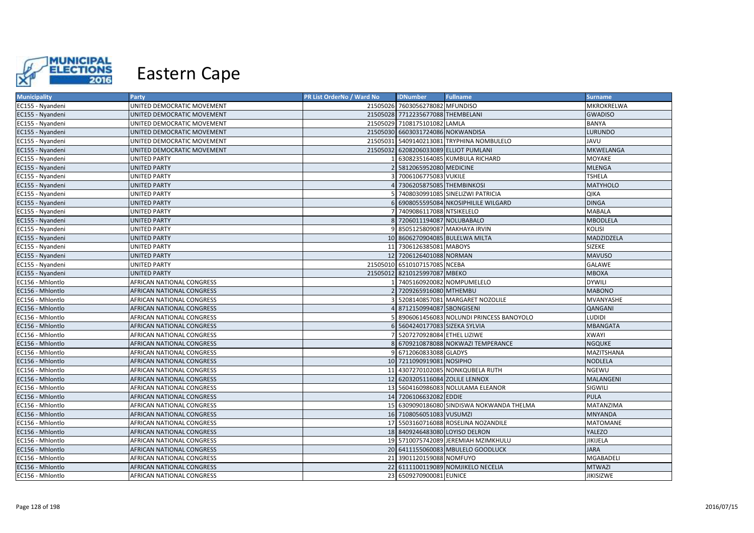# Eastern Cape

| Municipality | Party | PR List OrderNo / Ward No | IDNumber | Fullname | Surname |
|---|---|---|---|---|---|
| EC155 - Nyandeni | UNITED DEMOCRATIC MOVEMENT | 21505026 | 7603056278082 | MFUNDISO | MKROKRELWA |
| EC155 - Nyandeni | UNITED DEMOCRATIC MOVEMENT | 21505028 | 7712235677088 | THEMBELANI | GWADISO |
| EC155 - Nyandeni | UNITED DEMOCRATIC MOVEMENT | 21505029 | 7108175101082 | LAMLA | BANYA |
| EC155 - Nyandeni | UNITED DEMOCRATIC MOVEMENT | 21505030 | 6603031724086 | NOKWANDISA | LURUNDO |
| EC155 - Nyandeni | UNITED DEMOCRATIC MOVEMENT | 21505031 | 5409140213081 | TRYPHINA NOMBULELO | JAVU |
| EC155 - Nyandeni | UNITED DEMOCRATIC MOVEMENT | 21505032 | 6208206033089 | ELLIOT PUMLANI | MKWELANGA |
| EC155 - Nyandeni | UNITED PARTY | 1 | 6308235164085 | KUMBULA RICHARD | MOYAKE |
| EC155 - Nyandeni | UNITED PARTY | 2 | 5812065952080 | MEDICINE | MLENGA |
| EC155 - Nyandeni | UNITED PARTY | 3 | 7006106775083 | VUKILE | TSHELA |
| EC155 - Nyandeni | UNITED PARTY | 4 | 7306205875085 | THEMBINKOSI | MATYHOLO |
| EC155 - Nyandeni | UNITED PARTY | 5 | 7408030991085 | SINELIZWI PATRICIA | QIKA |
| EC155 - Nyandeni | UNITED PARTY | 6 | 6908055595084 | NKOSIPHILILE WILGARD | DINGA |
| EC155 - Nyandeni | UNITED PARTY | 7 | 7409086117088 | NTSIKELELO | MABALA |
| EC155 - Nyandeni | UNITED PARTY | 8 | 7206011194087 | NOLUBABALO | MBODLELA |
| EC155 - Nyandeni | UNITED PARTY | 9 | 8505125809087 | MAKHAYA IRVIN | KOLISI |
| EC155 - Nyandeni | UNITED PARTY | 10 | 8606270904085 | BULELWA MILTA | MADZIDZELA |
| EC155 - Nyandeni | UNITED PARTY | 11 | 7306126385081 | MABOYS | SIZEKE |
| EC155 - Nyandeni | UNITED PARTY | 12 | 7206126401088 | NORMAN | MAVUSO |
| EC155 - Nyandeni | UNITED PARTY | 21505010 | 6510107157085 | NCEBA | GALAWE |
| EC155 - Nyandeni | UNITED PARTY | 21505012 | 8210125997087 | MBEKO | MBOXA |
| EC156 - Mhlontlo | AFRICAN NATIONAL CONGRESS | 1 | 7405160920082 | NOMPUMELELO | DYWILI |
| EC156 - Mhlontlo | AFRICAN NATIONAL CONGRESS | 2 | 7209265916080 | MTHEMBU | MABONO |
| EC156 - Mhlontlo | AFRICAN NATIONAL CONGRESS | 3 | 5208140857081 | MARGARET NOZOLILE | MVANYASHE |
| EC156 - Mhlontlo | AFRICAN NATIONAL CONGRESS | 4 | 8712150994087 | SBONGISENI | QANGANI |
| EC156 - Mhlontlo | AFRICAN NATIONAL CONGRESS | 5 | 8906061456083 | NOLUNDI PRINCESS BANOYOLO | LUDIDI |
| EC156 - Mhlontlo | AFRICAN NATIONAL CONGRESS | 6 | 5604240177083 | SIZEKA SYLVIA | MBANGATA |
| EC156 - Mhlontlo | AFRICAN NATIONAL CONGRESS | 7 | 5207270928084 | ETHEL LIZIWE | XWAYI |
| EC156 - Mhlontlo | AFRICAN NATIONAL CONGRESS | 8 | 6709210878088 | NOKWAZI TEMPERANCE | NGQUKE |
| EC156 - Mhlontlo | AFRICAN NATIONAL CONGRESS | 9 | 6712060833088 | GLADYS | MAZITSHANA |
| EC156 - Mhlontlo | AFRICAN NATIONAL CONGRESS | 10 | 7211090919081 | NOSIPHO | NODLELA |
| EC156 - Mhlontlo | AFRICAN NATIONAL CONGRESS | 11 | 4307270102085 | NONKQUBELA RUTH | NGEWU |
| EC156 - Mhlontlo | AFRICAN NATIONAL CONGRESS | 12 | 6203205116084 | ZOLILE LENNOX | MALANGENI |
| EC156 - Mhlontlo | AFRICAN NATIONAL CONGRESS | 13 | 5604160986083 | NOLULAMA ELEANOR | SIGWILI |
| EC156 - Mhlontlo | AFRICAN NATIONAL CONGRESS | 14 | 7206106632082 | EDDIE | PULA |
| EC156 - Mhlontlo | AFRICAN NATIONAL CONGRESS | 15 | 6309090186080 | SINDISWA NOKWANDA THELMA | MATANZIMA |
| EC156 - Mhlontlo | AFRICAN NATIONAL CONGRESS | 16 | 7108056051083 | VUSUMZI | MNYANDA |
| EC156 - Mhlontlo | AFRICAN NATIONAL CONGRESS | 17 | 5503160716088 | ROSELINA NOZANDILE | MATOMANE |
| EC156 - Mhlontlo | AFRICAN NATIONAL CONGRESS | 18 | 8409246483080 | LOYISO DELRON | YALEZO |
| EC156 - Mhlontlo | AFRICAN NATIONAL CONGRESS | 19 | 5710075742089 | JEREMIAH MZIMKHULU | JIKIJELA |
| EC156 - Mhlontlo | AFRICAN NATIONAL CONGRESS | 20 | 6411155060083 | MBULELO GOODLUCK | JARA |
| EC156 - Mhlontlo | AFRICAN NATIONAL CONGRESS | 21 | 3901120159088 | NOMFUYO | MGABADELI |
| EC156 - Mhlontlo | AFRICAN NATIONAL CONGRESS | 22 | 6111100119089 | NOMJIKELO NECELIA | MTWAZI |
| EC156 - Mhlontlo | AFRICAN NATIONAL CONGRESS | 23 | 6509270900081 | EUNICE | JIKISIZWE |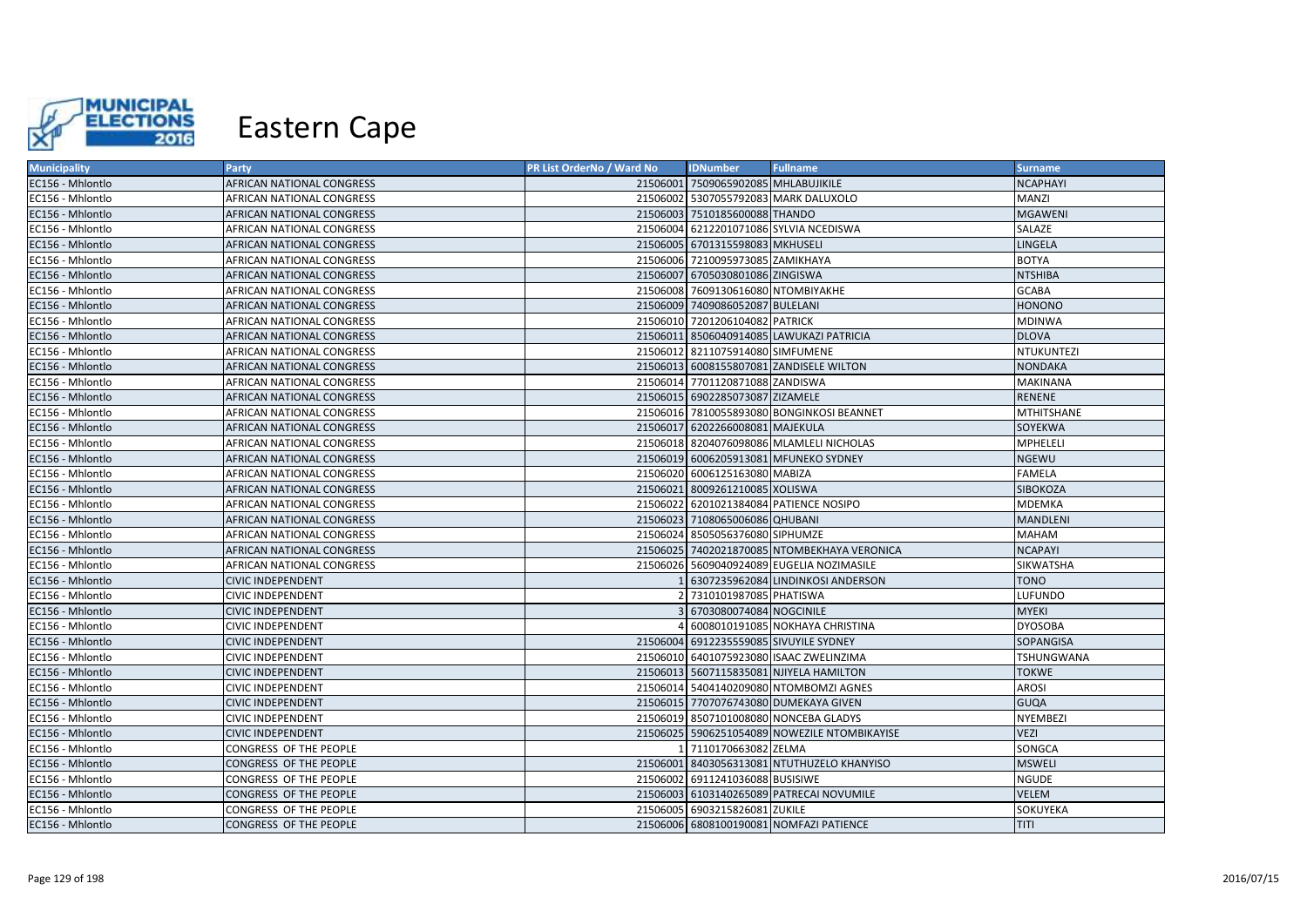# Eastern Cape

| Municipality | Party | PR List OrderNo / Ward No | IDNumber | Fullname | Surname |
|---|---|---|---|---|---|
| EC156 - Mhlontlo | AFRICAN NATIONAL CONGRESS | 21506001 | 7509065902085 | MHLABUJIKILE | NCAPHAYI |
| EC156 - Mhlontlo | AFRICAN NATIONAL CONGRESS | 21506002 | 5307055792083 | MARK DALUXOLO | MANZI |
| EC156 - Mhlontlo | AFRICAN NATIONAL CONGRESS | 21506003 | 7510185600088 | THANDO | MGAWENI |
| EC156 - Mhlontlo | AFRICAN NATIONAL CONGRESS | 21506004 | 6212201071086 | SYLVIA NCEDISWA | SALAZE |
| EC156 - Mhlontlo | AFRICAN NATIONAL CONGRESS | 21506005 | 6701315598083 | MKHUSELI | LINGELA |
| EC156 - Mhlontlo | AFRICAN NATIONAL CONGRESS | 21506006 | 7210095973085 | ZAMIKHAYA | BOTYA |
| EC156 - Mhlontlo | AFRICAN NATIONAL CONGRESS | 21506007 | 6705030801086 | ZINGISWA | NTSHIBA |
| EC156 - Mhlontlo | AFRICAN NATIONAL CONGRESS | 21506008 | 7609130616080 | NTOMBIYAKHE | GCABA |
| EC156 - Mhlontlo | AFRICAN NATIONAL CONGRESS | 21506009 | 7409086052087 | BULELANI | HONONO |
| EC156 - Mhlontlo | AFRICAN NATIONAL CONGRESS | 21506010 | 7201206104082 | PATRICK | MDINWA |
| EC156 - Mhlontlo | AFRICAN NATIONAL CONGRESS | 21506011 | 8506040914085 | LAWUKAZI PATRICIA | DLOVA |
| EC156 - Mhlontlo | AFRICAN NATIONAL CONGRESS | 21506012 | 8211075914080 | SIMFUMENE | NTUKUNTEZI |
| EC156 - Mhlontlo | AFRICAN NATIONAL CONGRESS | 21506013 | 6008155807081 | ZANDISELE WILTON | NONDAKA |
| EC156 - Mhlontlo | AFRICAN NATIONAL CONGRESS | 21506014 | 7701120871088 | ZANDISWA | MAKINANA |
| EC156 - Mhlontlo | AFRICAN NATIONAL CONGRESS | 21506015 | 6902285073087 | ZIZAMELE | RENENE |
| EC156 - Mhlontlo | AFRICAN NATIONAL CONGRESS | 21506016 | 7810055893080 | BONGINKOSI BEANNET | MTHITSHANE |
| EC156 - Mhlontlo | AFRICAN NATIONAL CONGRESS | 21506017 | 6202266008081 | MAJEKULA | SOYEKWA |
| EC156 - Mhlontlo | AFRICAN NATIONAL CONGRESS | 21506018 | 8204076098086 | MLAMLELI NICHOLAS | MPHELELI |
| EC156 - Mhlontlo | AFRICAN NATIONAL CONGRESS | 21506019 | 6006205913081 | MFUNEKO SYDNEY | NGEWU |
| EC156 - Mhlontlo | AFRICAN NATIONAL CONGRESS | 21506020 | 6006125163080 | MABIZA | FAMELA |
| EC156 - Mhlontlo | AFRICAN NATIONAL CONGRESS | 21506021 | 8009261210085 | XOLISWA | SIBOKOZA |
| EC156 - Mhlontlo | AFRICAN NATIONAL CONGRESS | 21506022 | 6201021384084 | PATIENCE NOSIPO | MDEMKA |
| EC156 - Mhlontlo | AFRICAN NATIONAL CONGRESS | 21506023 | 7108065006086 | QHUBANI | MANDLENI |
| EC156 - Mhlontlo | AFRICAN NATIONAL CONGRESS | 21506024 | 8505056376080 | SIPHUMZE | MAHAM |
| EC156 - Mhlontlo | AFRICAN NATIONAL CONGRESS | 21506025 | 7402021870085 | NTOMBEKHAYA VERONICA | NCAPAYI |
| EC156 - Mhlontlo | AFRICAN NATIONAL CONGRESS | 21506026 | 5609040924089 | EUGELIA NOZIMASILE | SIKWATSHA |
| EC156 - Mhlontlo | CIVIC INDEPENDENT | 1 | 6307235962084 | LINDINKOSI ANDERSON | TONO |
| EC156 - Mhlontlo | CIVIC INDEPENDENT | 2 | 7310101987085 | PHATISWA | LUFUNDO |
| EC156 - Mhlontlo | CIVIC INDEPENDENT | 3 | 6703080074084 | NOGCINILE | MYEKI |
| EC156 - Mhlontlo | CIVIC INDEPENDENT | 4 | 6008010191085 | NOKHAYA CHRISTINA | DYOSOBA |
| EC156 - Mhlontlo | CIVIC INDEPENDENT | 21506004 | 6912235559085 | SIVUYILE SYDNEY | SOPANGISA |
| EC156 - Mhlontlo | CIVIC INDEPENDENT | 21506010 | 6401075923080 | ISAAC ZWELINZIMA | TSHUNGWANA |
| EC156 - Mhlontlo | CIVIC INDEPENDENT | 21506013 | 5607115835081 | NJIYELA HAMILTON | TOKWE |
| EC156 - Mhlontlo | CIVIC INDEPENDENT | 21506014 | 5404140209080 | NTOMBOMZI AGNES | AROSI |
| EC156 - Mhlontlo | CIVIC INDEPENDENT | 21506015 | 7707076743080 | DUMEKAYA GIVEN | GUQA |
| EC156 - Mhlontlo | CIVIC INDEPENDENT | 21506019 | 8507101008080 | NONCEBA GLADYS | NYEMBEZI |
| EC156 - Mhlontlo | CIVIC INDEPENDENT | 21506025 | 5906251054089 | NOWEZILE NTOMBIKAYISE | VEZI |
| EC156 - Mhlontlo | CONGRESS OF THE PEOPLE | 1 | 7110170663082 | ZELMA | SONGCA |
| EC156 - Mhlontlo | CONGRESS OF THE PEOPLE | 21506001 | 8403056313081 | NTUTHUZELO KHANYISO | MSWELI |
| EC156 - Mhlontlo | CONGRESS OF THE PEOPLE | 21506002 | 6911241036088 | BUSISIWE | NGUDE |
| EC156 - Mhlontlo | CONGRESS OF THE PEOPLE | 21506003 | 6103140265089 | PATRECAI NOVUMILE | VELEM |
| EC156 - Mhlontlo | CONGRESS OF THE PEOPLE | 21506005 | 6903215826081 | ZUKILE | SOKUYEKA |
| EC156 - Mhlontlo | CONGRESS OF THE PEOPLE | 21506006 | 6808100190081 | NOMFAZI PATIENCE | TITI |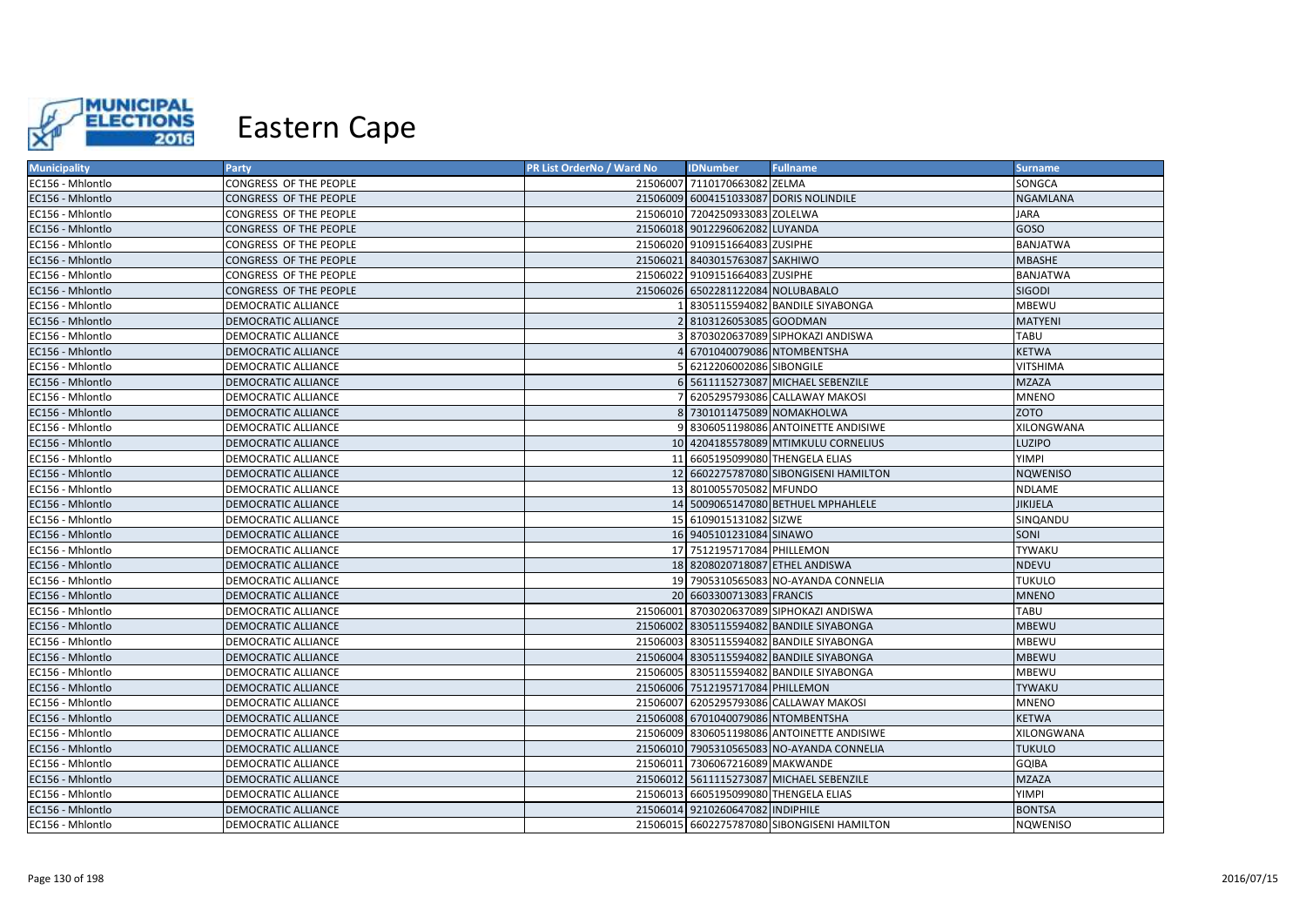# Eastern Cape

| Municipality | Party | PR List OrderNo / Ward No | IDNumber | Fullname | Surname |
|---|---|---|---|---|---|
| EC156 - Mhlontlo | CONGRESS OF THE PEOPLE | 21506007 | 7110170663082 | ZELMA | SONGCA |
| EC156 - Mhlontlo | CONGRESS OF THE PEOPLE | 21506009 | 6004151033087 | DORIS NOLINDILE | NGAMLANA |
| EC156 - Mhlontlo | CONGRESS OF THE PEOPLE | 21506010 | 7204250933083 | ZOLELWA | JARA |
| EC156 - Mhlontlo | CONGRESS OF THE PEOPLE | 21506018 | 9012296062082 | LUYANDA | GOSO |
| EC156 - Mhlontlo | CONGRESS OF THE PEOPLE | 21506020 | 9109151664083 | ZUSIPHE | BANJATWA |
| EC156 - Mhlontlo | CONGRESS OF THE PEOPLE | 21506021 | 8403015763087 | SAKHIWO | MBASHE |
| EC156 - Mhlontlo | CONGRESS OF THE PEOPLE | 21506022 | 9109151664083 | ZUSIPHE | BANJATWA |
| EC156 - Mhlontlo | CONGRESS OF THE PEOPLE | 21506026 | 6502281122084 | NOLUBABALO | SIGODI |
| EC156 - Mhlontlo | DEMOCRATIC ALLIANCE | 1 | 8305115594082 | BANDILE SIYABONGA | MBEWU |
| EC156 - Mhlontlo | DEMOCRATIC ALLIANCE | 2 | 8103126053085 | GOODMAN | MATYENI |
| EC156 - Mhlontlo | DEMOCRATIC ALLIANCE | 3 | 8703020637089 | SIPHOKAZI ANDISWA | TABU |
| EC156 - Mhlontlo | DEMOCRATIC ALLIANCE | 4 | 6701040079086 | NTOMBENTSHA | KETWA |
| EC156 - Mhlontlo | DEMOCRATIC ALLIANCE | 5 | 6212206002086 | SIBONGILE | VITSHIMA |
| EC156 - Mhlontlo | DEMOCRATIC ALLIANCE | 6 | 5611115273087 | MICHAEL SEBENZILE | MZAZA |
| EC156 - Mhlontlo | DEMOCRATIC ALLIANCE | 7 | 6205295793086 | CALLAWAY MAKOSI | MNENO |
| EC156 - Mhlontlo | DEMOCRATIC ALLIANCE | 8 | 7301011475089 | NOMAKHOLWA | ZOTO |
| EC156 - Mhlontlo | DEMOCRATIC ALLIANCE | 9 | 8306051198086 | ANTOINETTE ANDISIWE | XILONGWANA |
| EC156 - Mhlontlo | DEMOCRATIC ALLIANCE | 10 | 4204185578089 | MTIMKULU CORNELIUS | LUZIPO |
| EC156 - Mhlontlo | DEMOCRATIC ALLIANCE | 11 | 6605195099080 | THENGELA ELIAS | YIMPI |
| EC156 - Mhlontlo | DEMOCRATIC ALLIANCE | 12 | 6602275787080 | SIBONGISENI HAMILTON | NQWENISO |
| EC156 - Mhlontlo | DEMOCRATIC ALLIANCE | 13 | 8010055705082 | MFUNDO | NDLAME |
| EC156 - Mhlontlo | DEMOCRATIC ALLIANCE | 14 | 5009065147080 | BETHUEL MPHAHLELE | JIKIJELA |
| EC156 - Mhlontlo | DEMOCRATIC ALLIANCE | 15 | 6109015131082 | SIZWE | SINQANDU |
| EC156 - Mhlontlo | DEMOCRATIC ALLIANCE | 16 | 9405101231084 | SINAWO | SONI |
| EC156 - Mhlontlo | DEMOCRATIC ALLIANCE | 17 | 7512195717084 | PHILLEMON | TYWAKU |
| EC156 - Mhlontlo | DEMOCRATIC ALLIANCE | 18 | 8208020718087 | ETHEL ANDISWA | NDEVU |
| EC156 - Mhlontlo | DEMOCRATIC ALLIANCE | 19 | 7905310565083 | NO-AYANDA CONNELIA | TUKULO |
| EC156 - Mhlontlo | DEMOCRATIC ALLIANCE | 20 | 6603300713083 | FRANCIS | MNENO |
| EC156 - Mhlontlo | DEMOCRATIC ALLIANCE | 21506001 | 8703020637089 | SIPHOKAZI ANDISWA | TABU |
| EC156 - Mhlontlo | DEMOCRATIC ALLIANCE | 21506002 | 8305115594082 | BANDILE SIYABONGA | MBEWU |
| EC156 - Mhlontlo | DEMOCRATIC ALLIANCE | 21506003 | 8305115594082 | BANDILE SIYABONGA | MBEWU |
| EC156 - Mhlontlo | DEMOCRATIC ALLIANCE | 21506004 | 8305115594082 | BANDILE SIYABONGA | MBEWU |
| EC156 - Mhlontlo | DEMOCRATIC ALLIANCE | 21506005 | 8305115594082 | BANDILE SIYABONGA | MBEWU |
| EC156 - Mhlontlo | DEMOCRATIC ALLIANCE | 21506006 | 7512195717084 | PHILLEMON | TYWAKU |
| EC156 - Mhlontlo | DEMOCRATIC ALLIANCE | 21506007 | 6205295793086 | CALLAWAY MAKOSI | MNENO |
| EC156 - Mhlontlo | DEMOCRATIC ALLIANCE | 21506008 | 6701040079086 | NTOMBENTSHA | KETWA |
| EC156 - Mhlontlo | DEMOCRATIC ALLIANCE | 21506009 | 8306051198086 | ANTOINETTE ANDISIWE | XILONGWANA |
| EC156 - Mhlontlo | DEMOCRATIC ALLIANCE | 21506010 | 7905310565083 | NO-AYANDA CONNELIA | TUKULO |
| EC156 - Mhlontlo | DEMOCRATIC ALLIANCE | 21506011 | 7306067216089 | MAKWANDE | GQIBA |
| EC156 - Mhlontlo | DEMOCRATIC ALLIANCE | 21506012 | 5611115273087 | MICHAEL SEBENZILE | MZAZA |
| EC156 - Mhlontlo | DEMOCRATIC ALLIANCE | 21506013 | 6605195099080 | THENGELA ELIAS | YIMPI |
| EC156 - Mhlontlo | DEMOCRATIC ALLIANCE | 21506014 | 9210260647082 | INDIPHILE | BONTSA |
| EC156 - Mhlontlo | DEMOCRATIC ALLIANCE | 21506015 | 6602275787080 | SIBONGISENI HAMILTON | NQWENISO |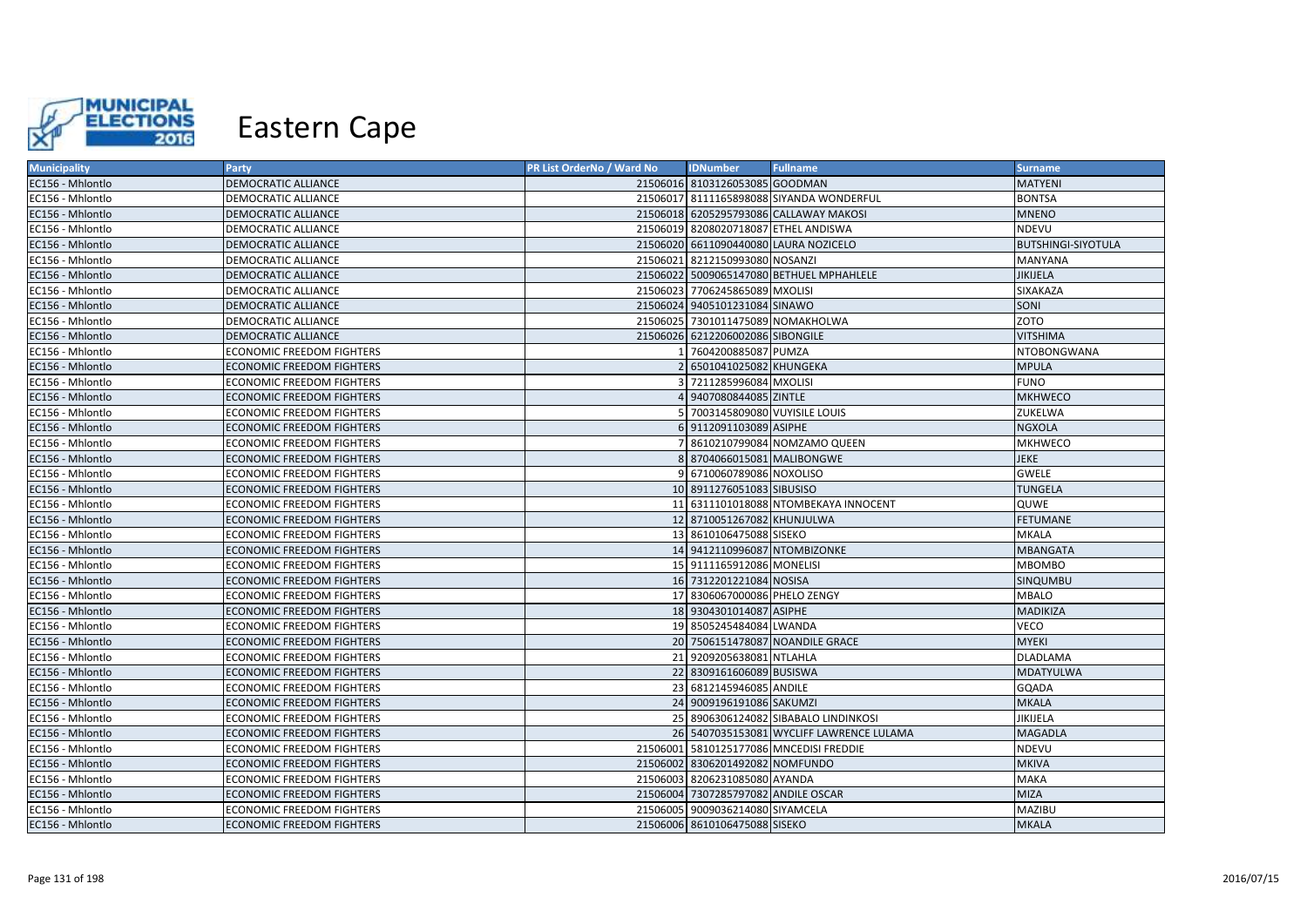# Eastern Cape

| Municipality | Party | PR List OrderNo / Ward No | IDNumber | Fullname | Surname |
|---|---|---|---|---|---|
| EC156 - Mhlontlo | DEMOCRATIC ALLIANCE | 21506016 | 8103126053085 | GOODMAN | MATYENI |
| EC156 - Mhlontlo | DEMOCRATIC ALLIANCE | 21506017 | 8111165898088 | SIYANDA WONDERFUL | BONTSA |
| EC156 - Mhlontlo | DEMOCRATIC ALLIANCE | 21506018 | 6205295793086 | CALLAWAY MAKOSI | MNENO |
| EC156 - Mhlontlo | DEMOCRATIC ALLIANCE | 21506019 | 8208020718087 | ETHEL ANDISWA | NDEVU |
| EC156 - Mhlontlo | DEMOCRATIC ALLIANCE | 21506020 | 6611090440080 | LAURA NOZICELO | BUTSHINGI-SIYOTULA |
| EC156 - Mhlontlo | DEMOCRATIC ALLIANCE | 21506021 | 8212150993080 | NOSANZI | MANYANA |
| EC156 - Mhlontlo | DEMOCRATIC ALLIANCE | 21506022 | 5009065147080 | BETHUEL MPHAHLELE | JIKIJELA |
| EC156 - Mhlontlo | DEMOCRATIC ALLIANCE | 21506023 | 7706245865089 | MXOLISI | SIXAKAZA |
| EC156 - Mhlontlo | DEMOCRATIC ALLIANCE | 21506024 | 9405101231084 | SINAWO | SONI |
| EC156 - Mhlontlo | DEMOCRATIC ALLIANCE | 21506025 | 7301011475089 | NOMAKHOLWA | ZOTO |
| EC156 - Mhlontlo | DEMOCRATIC ALLIANCE | 21506026 | 6212206002086 | SIBONGILE | VITSHIMA |
| EC156 - Mhlontlo | ECONOMIC FREEDOM FIGHTERS | 1 | 7604200885087 | PUMZA | NTOBONGWANA |
| EC156 - Mhlontlo | ECONOMIC FREEDOM FIGHTERS | 2 | 6501041025082 | KHUNGEKA | MPULA |
| EC156 - Mhlontlo | ECONOMIC FREEDOM FIGHTERS | 3 | 7211285996084 | MXOLISI | FUNO |
| EC156 - Mhlontlo | ECONOMIC FREEDOM FIGHTERS | 4 | 9407080844085 | ZINTLE | MKHWECO |
| EC156 - Mhlontlo | ECONOMIC FREEDOM FIGHTERS | 5 | 7003145809080 | VUYISILE LOUIS | ZUKELWA |
| EC156 - Mhlontlo | ECONOMIC FREEDOM FIGHTERS | 6 | 9112091103089 | ASIPHE | NGXOLA |
| EC156 - Mhlontlo | ECONOMIC FREEDOM FIGHTERS | 7 | 8610210799084 | NOMZAMO QUEEN | MKHWECO |
| EC156 - Mhlontlo | ECONOMIC FREEDOM FIGHTERS | 8 | 8704066015081 | MALIBONGWE | JEKE |
| EC156 - Mhlontlo | ECONOMIC FREEDOM FIGHTERS | 9 | 6710060789086 | NOXOLISO | GWELE |
| EC156 - Mhlontlo | ECONOMIC FREEDOM FIGHTERS | 10 | 8911276051083 | SIBUSISO | TUNGELA |
| EC156 - Mhlontlo | ECONOMIC FREEDOM FIGHTERS | 11 | 6311101018088 | NTOMBEKAYA INNOCENT | QUWE |
| EC156 - Mhlontlo | ECONOMIC FREEDOM FIGHTERS | 12 | 8710051267082 | KHUNJULWA | FETUMANE |
| EC156 - Mhlontlo | ECONOMIC FREEDOM FIGHTERS | 13 | 8610106475088 | SISEKO | MKALA |
| EC156 - Mhlontlo | ECONOMIC FREEDOM FIGHTERS | 14 | 9412110996087 | NTOMBIZONKE | MBANGATA |
| EC156 - Mhlontlo | ECONOMIC FREEDOM FIGHTERS | 15 | 9111165912086 | MONELISI | MBOMBO |
| EC156 - Mhlontlo | ECONOMIC FREEDOM FIGHTERS | 16 | 7312201221084 | NOSISA | SINQUMBU |
| EC156 - Mhlontlo | ECONOMIC FREEDOM FIGHTERS | 17 | 8306067000086 | PHELO ZENGY | MBALO |
| EC156 - Mhlontlo | ECONOMIC FREEDOM FIGHTERS | 18 | 9304301014087 | ASIPHE | MADIKIZA |
| EC156 - Mhlontlo | ECONOMIC FREEDOM FIGHTERS | 19 | 8505245484084 | LWANDA | VECO |
| EC156 - Mhlontlo | ECONOMIC FREEDOM FIGHTERS | 20 | 7506151478087 | NOANDILE GRACE | MYEKI |
| EC156 - Mhlontlo | ECONOMIC FREEDOM FIGHTERS | 21 | 9209205638081 | NTLAHLA | DLADLAMA |
| EC156 - Mhlontlo | ECONOMIC FREEDOM FIGHTERS | 22 | 8309161606089 | BUSISWA | MDATYULWA |
| EC156 - Mhlontlo | ECONOMIC FREEDOM FIGHTERS | 23 | 6812145946085 | ANDILE | GQADA |
| EC156 - Mhlontlo | ECONOMIC FREEDOM FIGHTERS | 24 | 9009196191086 | SAKUMZI | MKALA |
| EC156 - Mhlontlo | ECONOMIC FREEDOM FIGHTERS | 25 | 8906306124082 | SIBABALO LINDINKOSI | JIKIJELA |
| EC156 - Mhlontlo | ECONOMIC FREEDOM FIGHTERS | 26 | 5407035153081 | WYCLIFF LAWRENCE LULAMA | MAGADLA |
| EC156 - Mhlontlo | ECONOMIC FREEDOM FIGHTERS | 21506001 | 5810125177086 | MNCEDISI FREDDIE | NDEVU |
| EC156 - Mhlontlo | ECONOMIC FREEDOM FIGHTERS | 21506002 | 8306201492082 | NOMFUNDO | MKIVA |
| EC156 - Mhlontlo | ECONOMIC FREEDOM FIGHTERS | 21506003 | 8206231085080 | AYANDA | MAKA |
| EC156 - Mhlontlo | ECONOMIC FREEDOM FIGHTERS | 21506004 | 7307285797082 | ANDILE OSCAR | MIZA |
| EC156 - Mhlontlo | ECONOMIC FREEDOM FIGHTERS | 21506005 | 9009036214080 | SIYAMCELA | MAZIBU |
| EC156 - Mhlontlo | ECONOMIC FREEDOM FIGHTERS | 21506006 | 8610106475088 | SISEKO | MKALA |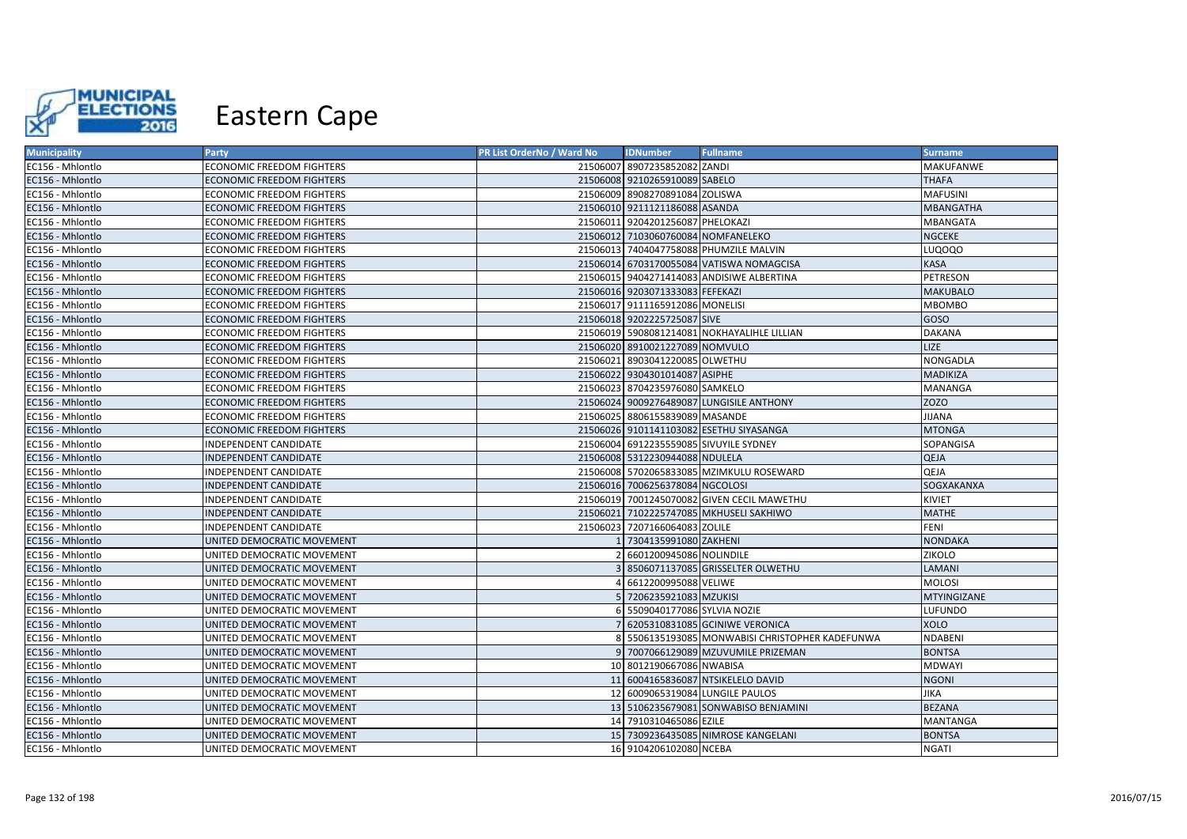# Eastern Cape

| Municipality | Party | PR List OrderNo / Ward No | IDNumber | Fullname | Surname |
|---|---|---|---|---|---|
| EC156 - Mhlontlo | ECONOMIC FREEDOM FIGHTERS | 21506007 | 8907235852082 | ZANDI | MAKUFANWE |
| EC156 - Mhlontlo | ECONOMIC FREEDOM FIGHTERS | 21506008 | 9210265910089 | SABELO | THAFA |
| EC156 - Mhlontlo | ECONOMIC FREEDOM FIGHTERS | 21506009 | 8908270891084 | ZOLISWA | MAFUSINI |
| EC156 - Mhlontlo | ECONOMIC FREEDOM FIGHTERS | 21506010 | 9211121186088 | ASANDA | MBANGATHA |
| EC156 - Mhlontlo | ECONOMIC FREEDOM FIGHTERS | 21506011 | 9204201256087 | PHELOKAZI | MBANGATA |
| EC156 - Mhlontlo | ECONOMIC FREEDOM FIGHTERS | 21506012 | 7103060760084 | NOMFANELEKO | NGCEKE |
| EC156 - Mhlontlo | ECONOMIC FREEDOM FIGHTERS | 21506013 | 7404047758088 | PHUMZILE MALVIN | LUQOQO |
| EC156 - Mhlontlo | ECONOMIC FREEDOM FIGHTERS | 21506014 | 6703170055084 | VATISWA NOMAGCISA | KASA |
| EC156 - Mhlontlo | ECONOMIC FREEDOM FIGHTERS | 21506015 | 9404271414083 | ANDISIWE ALBERTINA | PETRESON |
| EC156 - Mhlontlo | ECONOMIC FREEDOM FIGHTERS | 21506016 | 9203071333083 | FEFEKAZI | MAKUBALO |
| EC156 - Mhlontlo | ECONOMIC FREEDOM FIGHTERS | 21506017 | 9111165912086 | MONELISI | MBOMBO |
| EC156 - Mhlontlo | ECONOMIC FREEDOM FIGHTERS | 21506018 | 9202225725087 | SIVE | GOSO |
| EC156 - Mhlontlo | ECONOMIC FREEDOM FIGHTERS | 21506019 | 5908081214081 | NOKHAYALIHLE LILLIAN | DAKANA |
| EC156 - Mhlontlo | ECONOMIC FREEDOM FIGHTERS | 21506020 | 8910021227089 | NOMVULO | LIZE |
| EC156 - Mhlontlo | ECONOMIC FREEDOM FIGHTERS | 21506021 | 8903041220085 | OLWETHU | NONGADLA |
| EC156 - Mhlontlo | ECONOMIC FREEDOM FIGHTERS | 21506022 | 9304301014087 | ASIPHE | MADIKIZA |
| EC156 - Mhlontlo | ECONOMIC FREEDOM FIGHTERS | 21506023 | 8704235976080 | SAMKELO | MANANGA |
| EC156 - Mhlontlo | ECONOMIC FREEDOM FIGHTERS | 21506024 | 9009276489087 | LUNGISILE ANTHONY | ZOZO |
| EC156 - Mhlontlo | ECONOMIC FREEDOM FIGHTERS | 21506025 | 8806155839089 | MASANDE | JIJANA |
| EC156 - Mhlontlo | ECONOMIC FREEDOM FIGHTERS | 21506026 | 9101141103082 | ESETHU SIYASANGA | MTONGA |
| EC156 - Mhlontlo | INDEPENDENT CANDIDATE | 21506004 | 6912235559085 | SIVUYILE SYDNEY | SOPANGISA |
| EC156 - Mhlontlo | INDEPENDENT CANDIDATE | 21506008 | 5312230944088 | NDULELA | QEJA |
| EC156 - Mhlontlo | INDEPENDENT CANDIDATE | 21506008 | 5702065833085 | MZIMKULU ROSEWARD | QEJA |
| EC156 - Mhlontlo | INDEPENDENT CANDIDATE | 21506016 | 7006256378084 | NGCOLOSI | SOGXAKANXA |
| EC156 - Mhlontlo | INDEPENDENT CANDIDATE | 21506019 | 7001245070082 | GIVEN CECIL MAWETHU | KIVIET |
| EC156 - Mhlontlo | INDEPENDENT CANDIDATE | 21506021 | 7102225747085 | MKHUSELI SAKHIWO | MATHE |
| EC156 - Mhlontlo | INDEPENDENT CANDIDATE | 21506023 | 7207166064083 | ZOLILE | FENI |
| EC156 - Mhlontlo | UNITED DEMOCRATIC MOVEMENT | 1 | 7304135991080 | ZAKHENI | NONDAKA |
| EC156 - Mhlontlo | UNITED DEMOCRATIC MOVEMENT | 2 | 6601200945086 | NOLINDILE | ZIKOLO |
| EC156 - Mhlontlo | UNITED DEMOCRATIC MOVEMENT | 3 | 8506071137085 | GRISSELTER OLWETHU | LAMANI |
| EC156 - Mhlontlo | UNITED DEMOCRATIC MOVEMENT | 4 | 6612200995088 | VELIWE | MOLOSI |
| EC156 - Mhlontlo | UNITED DEMOCRATIC MOVEMENT | 5 | 7206235921083 | MZUKISI | MTYINGIZANE |
| EC156 - Mhlontlo | UNITED DEMOCRATIC MOVEMENT | 6 | 5509040177086 | SYLVIA NOZIE | LUFUNDO |
| EC156 - Mhlontlo | UNITED DEMOCRATIC MOVEMENT | 7 | 6205310831085 | GCINIWE VERONICA | XOLO |
| EC156 - Mhlontlo | UNITED DEMOCRATIC MOVEMENT | 8 | 5506135193085 | MONWABISI CHRISTOPHER KADEFUNWA | NDABENI |
| EC156 - Mhlontlo | UNITED DEMOCRATIC MOVEMENT | 9 | 7007066129089 | MZUVUMILE PRIZEMAN | BONTSA |
| EC156 - Mhlontlo | UNITED DEMOCRATIC MOVEMENT | 10 | 8012190667086 | NWABISA | MDWAYI |
| EC156 - Mhlontlo | UNITED DEMOCRATIC MOVEMENT | 11 | 6004165836087 | NTSIKELELO DAVID | NGONI |
| EC156 - Mhlontlo | UNITED DEMOCRATIC MOVEMENT | 12 | 6009065319084 | LUNGILE PAULOS | JIKA |
| EC156 - Mhlontlo | UNITED DEMOCRATIC MOVEMENT | 13 | 5106235679081 | SONWABISO BENJAMINI | BEZANA |
| EC156 - Mhlontlo | UNITED DEMOCRATIC MOVEMENT | 14 | 7910310465086 | EZILE | MANTANGA |
| EC156 - Mhlontlo | UNITED DEMOCRATIC MOVEMENT | 15 | 7309236435085 | NIMROSE KANGELANI | BONTSA |
| EC156 - Mhlontlo | UNITED DEMOCRATIC MOVEMENT | 16 | 9104206102080 | NCEBA | NGATI |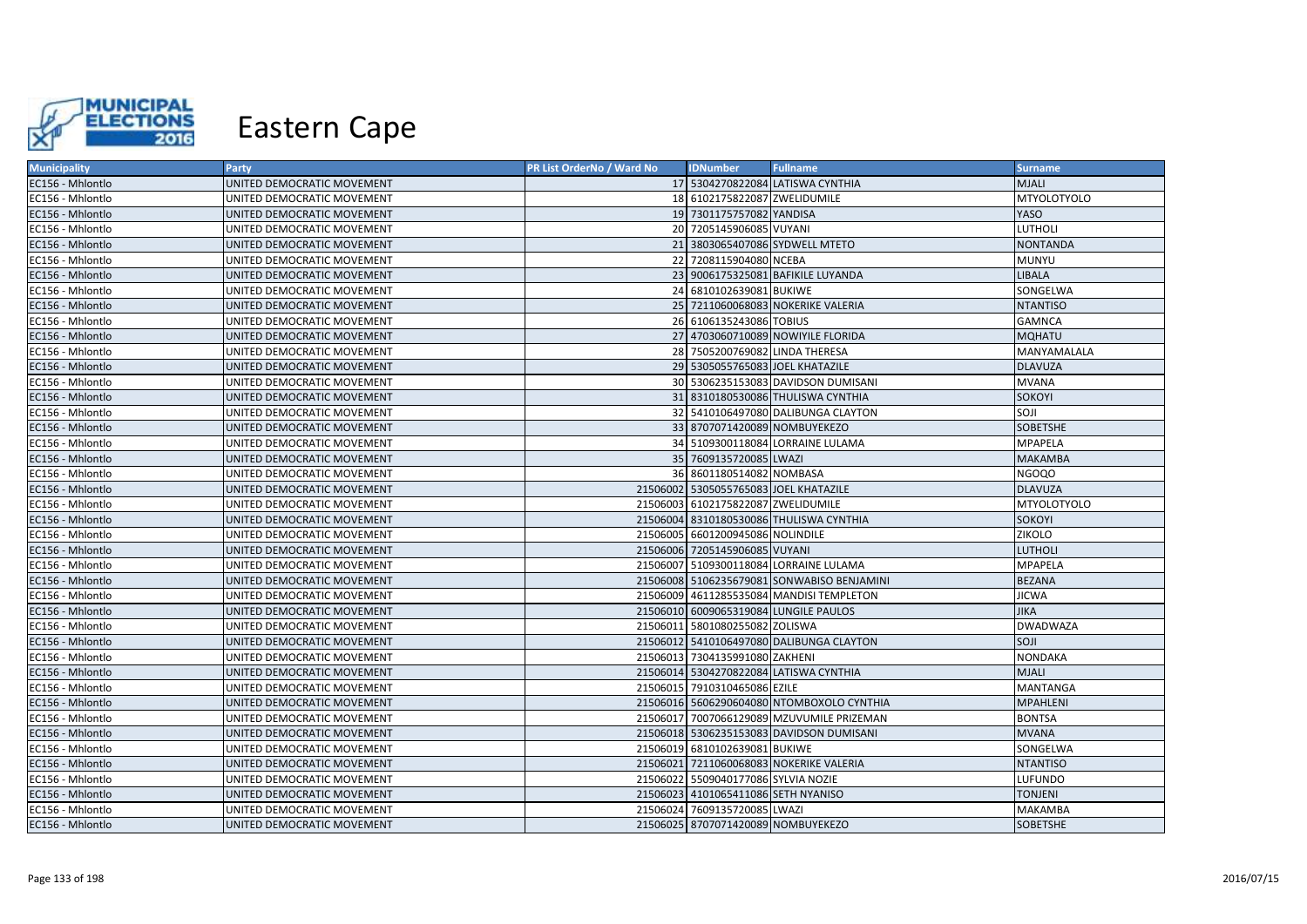# Eastern Cape

| Municipality | Party | PR List OrderNo / Ward No | IDNumber | Fullname | Surname |
|---|---|---|---|---|---|
| EC156 - Mhlontlo | UNITED DEMOCRATIC MOVEMENT | 17 | 5304270822084 | LATISWA CYNTHIA | MJALI |
| EC156 - Mhlontlo | UNITED DEMOCRATIC MOVEMENT | 18 | 6102175822087 | ZWELIDUMILE | MTYOLOTYOLO |
| EC156 - Mhlontlo | UNITED DEMOCRATIC MOVEMENT | 19 | 7301175757082 | YANDISA | YASO |
| EC156 - Mhlontlo | UNITED DEMOCRATIC MOVEMENT | 20 | 7205145906085 | VUYANI | LUTHOLI |
| EC156 - Mhlontlo | UNITED DEMOCRATIC MOVEMENT | 21 | 3803065407086 | SYDWELL MTETO | NONTANDA |
| EC156 - Mhlontlo | UNITED DEMOCRATIC MOVEMENT | 22 | 7208115904080 | NCEBA | MUNYU |
| EC156 - Mhlontlo | UNITED DEMOCRATIC MOVEMENT | 23 | 9006175325081 | BAFIKILE LUYANDA | LIBALA |
| EC156 - Mhlontlo | UNITED DEMOCRATIC MOVEMENT | 24 | 6810102639081 | BUKIWE | SONGELWA |
| EC156 - Mhlontlo | UNITED DEMOCRATIC MOVEMENT | 25 | 7211060068083 | NOKERIKE VALERIA | NTANTISO |
| EC156 - Mhlontlo | UNITED DEMOCRATIC MOVEMENT | 26 | 6106135243086 | TOBIUS | GAMNCA |
| EC156 - Mhlontlo | UNITED DEMOCRATIC MOVEMENT | 27 | 4703060710089 | NOWIYILE FLORIDA | MQHATU |
| EC156 - Mhlontlo | UNITED DEMOCRATIC MOVEMENT | 28 | 7505200769082 | LINDA THERESA | MANYAMALALA |
| EC156 - Mhlontlo | UNITED DEMOCRATIC MOVEMENT | 29 | 5305055765083 | JOEL KHATAZILE | DLAVUZA |
| EC156 - Mhlontlo | UNITED DEMOCRATIC MOVEMENT | 30 | 5306235153083 | DAVIDSON DUMISANI | MVANA |
| EC156 - Mhlontlo | UNITED DEMOCRATIC MOVEMENT | 31 | 8310180530086 | THULISWA CYNTHIA | SOKOYI |
| EC156 - Mhlontlo | UNITED DEMOCRATIC MOVEMENT | 32 | 5410106497080 | DALIBUNGA CLAYTON | SOJI |
| EC156 - Mhlontlo | UNITED DEMOCRATIC MOVEMENT | 33 | 8707071420089 | NOMBUYEKEZO | SOBETSHE |
| EC156 - Mhlontlo | UNITED DEMOCRATIC MOVEMENT | 34 | 5109300118084 | LORRAINE LULAMA | MPAPELA |
| EC156 - Mhlontlo | UNITED DEMOCRATIC MOVEMENT | 35 | 7609135720085 | LWAZI | MAKAMBA |
| EC156 - Mhlontlo | UNITED DEMOCRATIC MOVEMENT | 36 | 8601180514082 | NOMBASA | NGOQO |
| EC156 - Mhlontlo | UNITED DEMOCRATIC MOVEMENT | 21506002 | 5305055765083 | JOEL KHATAZILE | DLAVUZA |
| EC156 - Mhlontlo | UNITED DEMOCRATIC MOVEMENT | 21506003 | 6102175822087 | ZWELIDUMILE | MTYOLOTYOLO |
| EC156 - Mhlontlo | UNITED DEMOCRATIC MOVEMENT | 21506004 | 8310180530086 | THULISWA CYNTHIA | SOKOYI |
| EC156 - Mhlontlo | UNITED DEMOCRATIC MOVEMENT | 21506005 | 6601200945086 | NOLINDILE | ZIKOLO |
| EC156 - Mhlontlo | UNITED DEMOCRATIC MOVEMENT | 21506006 | 7205145906085 | VUYANI | LUTHOLI |
| EC156 - Mhlontlo | UNITED DEMOCRATIC MOVEMENT | 21506007 | 5109300118084 | LORRAINE LULAMA | MPAPELA |
| EC156 - Mhlontlo | UNITED DEMOCRATIC MOVEMENT | 21506008 | 5106235679081 | SONWABISO BENJAMINI | BEZANA |
| EC156 - Mhlontlo | UNITED DEMOCRATIC MOVEMENT | 21506009 | 4611285535084 | MANDISI TEMPLETON | JICWA |
| EC156 - Mhlontlo | UNITED DEMOCRATIC MOVEMENT | 21506010 | 6009065319084 | LUNGILE PAULOS | JIKA |
| EC156 - Mhlontlo | UNITED DEMOCRATIC MOVEMENT | 21506011 | 5801080255082 | ZOLISWA | DWADWAZA |
| EC156 - Mhlontlo | UNITED DEMOCRATIC MOVEMENT | 21506012 | 5410106497080 | DALIBUNGA CLAYTON | SOJI |
| EC156 - Mhlontlo | UNITED DEMOCRATIC MOVEMENT | 21506013 | 7304135991080 | ZAKHENI | NONDAKA |
| EC156 - Mhlontlo | UNITED DEMOCRATIC MOVEMENT | 21506014 | 5304270822084 | LATISWA CYNTHIA | MJALI |
| EC156 - Mhlontlo | UNITED DEMOCRATIC MOVEMENT | 21506015 | 7910310465086 | EZILE | MANTANGA |
| EC156 - Mhlontlo | UNITED DEMOCRATIC MOVEMENT | 21506016 | 5606290604080 | NTOMBOXOLO CYNTHIA | MPAHLENI |
| EC156 - Mhlontlo | UNITED DEMOCRATIC MOVEMENT | 21506017 | 7007066129089 | MZUVUMILE PRIZEMAN | BONTSA |
| EC156 - Mhlontlo | UNITED DEMOCRATIC MOVEMENT | 21506018 | 5306235153083 | DAVIDSON DUMISANI | MVANA |
| EC156 - Mhlontlo | UNITED DEMOCRATIC MOVEMENT | 21506019 | 6810102639081 | BUKIWE | SONGELWA |
| EC156 - Mhlontlo | UNITED DEMOCRATIC MOVEMENT | 21506021 | 7211060068083 | NOKERIKE VALERIA | NTANTISO |
| EC156 - Mhlontlo | UNITED DEMOCRATIC MOVEMENT | 21506022 | 5509040177086 | SYLVIA NOZIE | LUFUNDO |
| EC156 - Mhlontlo | UNITED DEMOCRATIC MOVEMENT | 21506023 | 4101065411086 | SETH NYANISO | TONJENI |
| EC156 - Mhlontlo | UNITED DEMOCRATIC MOVEMENT | 21506024 | 7609135720085 | LWAZI | MAKAMBA |
| EC156 - Mhlontlo | UNITED DEMOCRATIC MOVEMENT | 21506025 | 8707071420089 | NOMBUYEKEZO | SOBETSHE |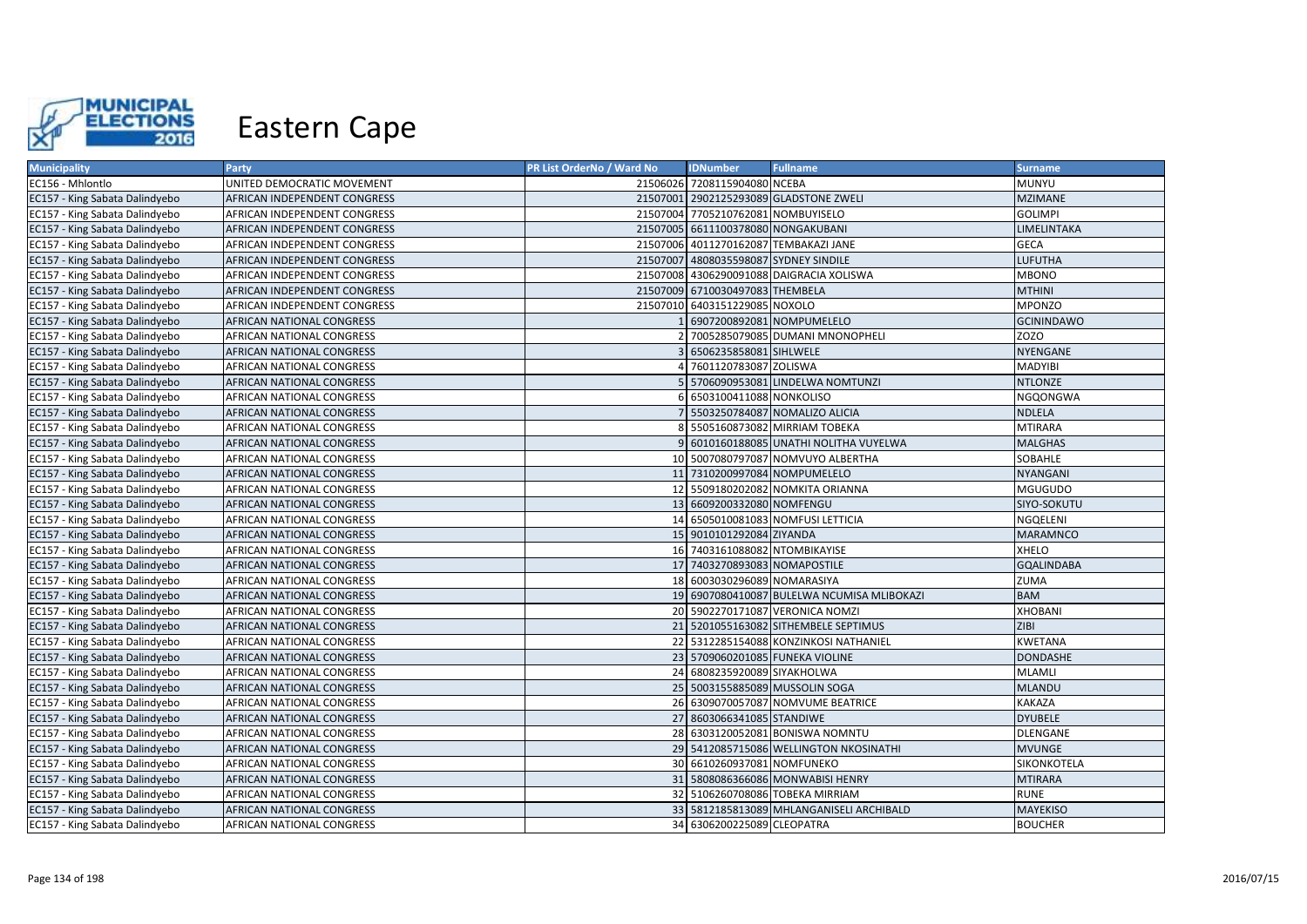# Eastern Cape

| Municipality | Party | PR List OrderNo / Ward No | IDNumber | Fullname | Surname |
|---|---|---|---|---|---|
| EC156 - Mhlontlo | UNITED DEMOCRATIC MOVEMENT | 21506026 | 7208115904080 | NCEBA | MUNYU |
| EC157 - King Sabata Dalindyebo | AFRICAN INDEPENDENT CONGRESS | 21507001 | 2902125293089 | GLADSTONE ZWELI | MZIMANE |
| EC157 - King Sabata Dalindyebo | AFRICAN INDEPENDENT CONGRESS | 21507004 | 7705210762081 | NOMBUYISELO | GOLIMPI |
| EC157 - King Sabata Dalindyebo | AFRICAN INDEPENDENT CONGRESS | 21507005 | 6611100378080 | NONGAKUBANI | LIMELINTAKA |
| EC157 - King Sabata Dalindyebo | AFRICAN INDEPENDENT CONGRESS | 21507006 | 4011270162087 | TEMBAKAZI JANE | GECA |
| EC157 - King Sabata Dalindyebo | AFRICAN INDEPENDENT CONGRESS | 21507007 | 4808035598087 | SYDNEY SINDILE | LUFUTHA |
| EC157 - King Sabata Dalindyebo | AFRICAN INDEPENDENT CONGRESS | 21507008 | 4306290091088 | DAIGRACIA XOLISWA | MBONO |
| EC157 - King Sabata Dalindyebo | AFRICAN INDEPENDENT CONGRESS | 21507009 | 6710030497083 | THEMBELA | MTHINI |
| EC157 - King Sabata Dalindyebo | AFRICAN INDEPENDENT CONGRESS | 21507010 | 6403151229085 | NOXOLO | MPONZO |
| EC157 - King Sabata Dalindyebo | AFRICAN NATIONAL CONGRESS | 1 | 6907200892081 | NOMPUMELELO | GCININDAWO |
| EC157 - King Sabata Dalindyebo | AFRICAN NATIONAL CONGRESS | 2 | 7005285079085 | DUMANI MNONOPHELI | ZOZO |
| EC157 - King Sabata Dalindyebo | AFRICAN NATIONAL CONGRESS | 3 | 6506235858081 | SIHLWELE | NYENGANE |
| EC157 - King Sabata Dalindyebo | AFRICAN NATIONAL CONGRESS | 4 | 7601120783087 | ZOLISWA | MADYIBI |
| EC157 - King Sabata Dalindyebo | AFRICAN NATIONAL CONGRESS | 5 | 5706090953081 | LINDELWA NOMTUNZI | NTLONZE |
| EC157 - King Sabata Dalindyebo | AFRICAN NATIONAL CONGRESS | 6 | 6503100411088 | NONKOLISO | NGQONGWA |
| EC157 - King Sabata Dalindyebo | AFRICAN NATIONAL CONGRESS | 7 | 5503250784087 | NOMALIZO ALICIA | NDLELA |
| EC157 - King Sabata Dalindyebo | AFRICAN NATIONAL CONGRESS | 8 | 5505160873082 | MIRRIAM TOBEKA | MTIRARA |
| EC157 - King Sabata Dalindyebo | AFRICAN NATIONAL CONGRESS | 9 | 6010160188085 | UNATHI NOLITHA VUYELWA | MALGHAS |
| EC157 - King Sabata Dalindyebo | AFRICAN NATIONAL CONGRESS | 10 | 5007080797087 | NOMVUYO ALBERTHA | SOBAHLE |
| EC157 - King Sabata Dalindyebo | AFRICAN NATIONAL CONGRESS | 11 | 7310200997084 | NOMPUMELELO | NYANGANI |
| EC157 - King Sabata Dalindyebo | AFRICAN NATIONAL CONGRESS | 12 | 5509180202082 | NOMKITA ORIANNA | MGUGUDO |
| EC157 - King Sabata Dalindyebo | AFRICAN NATIONAL CONGRESS | 13 | 6609200332080 | NOMFENGU | SIYO-SOKUTU |
| EC157 - King Sabata Dalindyebo | AFRICAN NATIONAL CONGRESS | 14 | 6505010081083 | NOMFUSI LETTICIA | NGQELENI |
| EC157 - King Sabata Dalindyebo | AFRICAN NATIONAL CONGRESS | 15 | 9010101292084 | ZIYANDA | MARAMNCO |
| EC157 - King Sabata Dalindyebo | AFRICAN NATIONAL CONGRESS | 16 | 7403161088082 | NTOMBIKAYISE | XHELO |
| EC157 - King Sabata Dalindyebo | AFRICAN NATIONAL CONGRESS | 17 | 7403270893083 | NOMAPOSTILE | GQALINDABA |
| EC157 - King Sabata Dalindyebo | AFRICAN NATIONAL CONGRESS | 18 | 6003030296089 | NOMARASIYA | ZUMA |
| EC157 - King Sabata Dalindyebo | AFRICAN NATIONAL CONGRESS | 19 | 6907080410087 | BULELWA NCUMISA MLIBOKAZI | BAM |
| EC157 - King Sabata Dalindyebo | AFRICAN NATIONAL CONGRESS | 20 | 5902270171087 | VERONICA NOMZI | XHOBANI |
| EC157 - King Sabata Dalindyebo | AFRICAN NATIONAL CONGRESS | 21 | 5201055163082 | SITHEMBELE SEPTIMUS | ZIBI |
| EC157 - King Sabata Dalindyebo | AFRICAN NATIONAL CONGRESS | 22 | 5312285154088 | KONZINKOSI NATHANIEL | KWETANA |
| EC157 - King Sabata Dalindyebo | AFRICAN NATIONAL CONGRESS | 23 | 5709060201085 | FUNEKA VIOLINE | DONDASHE |
| EC157 - King Sabata Dalindyebo | AFRICAN NATIONAL CONGRESS | 24 | 6808235920089 | SIYAKHOLWA | MLAMLI |
| EC157 - King Sabata Dalindyebo | AFRICAN NATIONAL CONGRESS | 25 | 5003155885089 | MUSSOLIN SOGA | MLANDU |
| EC157 - King Sabata Dalindyebo | AFRICAN NATIONAL CONGRESS | 26 | 6309070057087 | NOMVUME BEATRICE | KAKAZA |
| EC157 - King Sabata Dalindyebo | AFRICAN NATIONAL CONGRESS | 27 | 8603066341085 | STANDIWE | DYUBELE |
| EC157 - King Sabata Dalindyebo | AFRICAN NATIONAL CONGRESS | 28 | 6303120052081 | BONISWA NOMNTU | DLENGANE |
| EC157 - King Sabata Dalindyebo | AFRICAN NATIONAL CONGRESS | 29 | 5412085715086 | WELLINGTON NKOSINATHI | MVUNGE |
| EC157 - King Sabata Dalindyebo | AFRICAN NATIONAL CONGRESS | 30 | 6610260937081 | NOMFUNEKO | SIKONKOTELA |
| EC157 - King Sabata Dalindyebo | AFRICAN NATIONAL CONGRESS | 31 | 5808086366086 | MONWABISI HENRY | MTIRARA |
| EC157 - King Sabata Dalindyebo | AFRICAN NATIONAL CONGRESS | 32 | 5106260708086 | TOBEKA MIRRIAM | RUNE |
| EC157 - King Sabata Dalindyebo | AFRICAN NATIONAL CONGRESS | 33 | 5812185813089 | MHLANGANISELI ARCHIBALD | MAYEKISO |
| EC157 - King Sabata Dalindyebo | AFRICAN NATIONAL CONGRESS | 34 | 6306200225089 | CLEOPATRA | BOUCHER |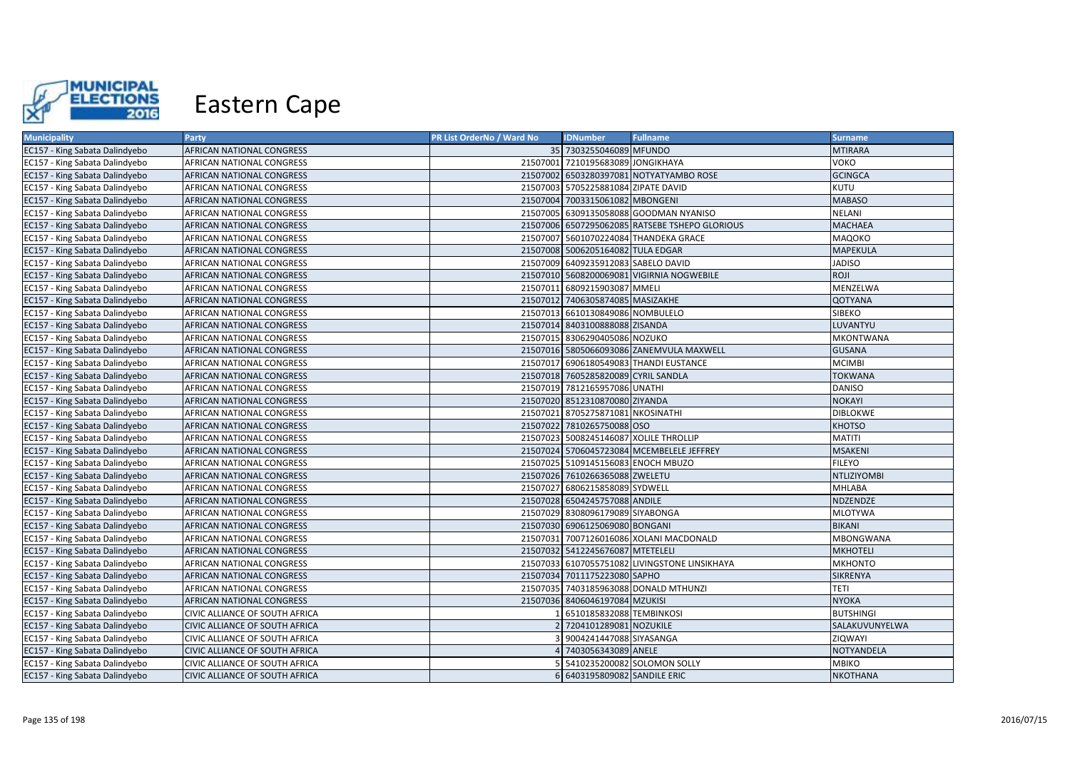# Eastern Cape

| Municipality | Party | PR List OrderNo / Ward No | IDNumber | Fullname | Surname |
|---|---|---|---|---|---|
| EC157 - King Sabata Dalindyebo | AFRICAN NATIONAL CONGRESS | 35 | 7303255046089 | MFUNDO | MTIRARA |
| EC157 - King Sabata Dalindyebo | AFRICAN NATIONAL CONGRESS | 21507001 | 7210195683089 | JONGIKHAYA | VOKO |
| EC157 - King Sabata Dalindyebo | AFRICAN NATIONAL CONGRESS | 21507002 | 6503280397081 | NOTYATYAMBO ROSE | GCINGCA |
| EC157 - King Sabata Dalindyebo | AFRICAN NATIONAL CONGRESS | 21507003 | 5705225881084 | ZIPATE DAVID | KUTU |
| EC157 - King Sabata Dalindyebo | AFRICAN NATIONAL CONGRESS | 21507004 | 7003315061082 | MBONGENI | MABASO |
| EC157 - King Sabata Dalindyebo | AFRICAN NATIONAL CONGRESS | 21507005 | 6309135058088 | GOODMAN NYANISO | NELANI |
| EC157 - King Sabata Dalindyebo | AFRICAN NATIONAL CONGRESS | 21507006 | 6507295062085 | RATSEBE TSHEPO GLORIOUS | MACHAEA |
| EC157 - King Sabata Dalindyebo | AFRICAN NATIONAL CONGRESS | 21507007 | 5601070224084 | THANDEKA GRACE | MAQOKO |
| EC157 - King Sabata Dalindyebo | AFRICAN NATIONAL CONGRESS | 21507008 | 5006205164082 | TULA EDGAR | MAPEKULA |
| EC157 - King Sabata Dalindyebo | AFRICAN NATIONAL CONGRESS | 21507009 | 6409235912083 | SABELO DAVID | JADISO |
| EC157 - King Sabata Dalindyebo | AFRICAN NATIONAL CONGRESS | 21507010 | 5608200069081 | VIGIRNIA NOGWEBILE | ROJI |
| EC157 - King Sabata Dalindyebo | AFRICAN NATIONAL CONGRESS | 21507011 | 6809215903087 | MMELI | MENZELWA |
| EC157 - King Sabata Dalindyebo | AFRICAN NATIONAL CONGRESS | 21507012 | 7406305874085 | MASIZAKHE | QOTYANA |
| EC157 - King Sabata Dalindyebo | AFRICAN NATIONAL CONGRESS | 21507013 | 6610130849086 | NOMBULELO | SIBEKO |
| EC157 - King Sabata Dalindyebo | AFRICAN NATIONAL CONGRESS | 21507014 | 8403100888088 | ZISANDA | LUVANTYU |
| EC157 - King Sabata Dalindyebo | AFRICAN NATIONAL CONGRESS | 21507015 | 8306290405086 | NOZUKO | MKONTWANA |
| EC157 - King Sabata Dalindyebo | AFRICAN NATIONAL CONGRESS | 21507016 | 5805066093086 | ZANEMVULA MAXWELL | GUSANA |
| EC157 - King Sabata Dalindyebo | AFRICAN NATIONAL CONGRESS | 21507017 | 6906180549083 | THANDI EUSTANCE | MCIMBI |
| EC157 - King Sabata Dalindyebo | AFRICAN NATIONAL CONGRESS | 21507018 | 7605285820089 | CYRIL SANDLA | TOKWANA |
| EC157 - King Sabata Dalindyebo | AFRICAN NATIONAL CONGRESS | 21507019 | 7812165957086 | UNATHI | DANISO |
| EC157 - King Sabata Dalindyebo | AFRICAN NATIONAL CONGRESS | 21507020 | 8512310870080 | ZIYANDA | NOKAYI |
| EC157 - King Sabata Dalindyebo | AFRICAN NATIONAL CONGRESS | 21507021 | 8705275871081 | NKOSINATHI | DIBLOKWE |
| EC157 - King Sabata Dalindyebo | AFRICAN NATIONAL CONGRESS | 21507022 | 7810265750088 | OSO | KHOTSO |
| EC157 - King Sabata Dalindyebo | AFRICAN NATIONAL CONGRESS | 21507023 | 5008245146087 | XOLILE THROLLIP | MATITI |
| EC157 - King Sabata Dalindyebo | AFRICAN NATIONAL CONGRESS | 21507024 | 5706045723084 | MCEMBELELE JEFFREY | MSAKENI |
| EC157 - King Sabata Dalindyebo | AFRICAN NATIONAL CONGRESS | 21507025 | 5109145156083 | ENOCH MBUZO | FILEYO |
| EC157 - King Sabata Dalindyebo | AFRICAN NATIONAL CONGRESS | 21507026 | 7610266365088 | ZWELETU | NTLIZIYOMBI |
| EC157 - King Sabata Dalindyebo | AFRICAN NATIONAL CONGRESS | 21507027 | 6806215858089 | SYDWELL | MHLABA |
| EC157 - King Sabata Dalindyebo | AFRICAN NATIONAL CONGRESS | 21507028 | 6504245757088 | ANDILE | NDZENDZE |
| EC157 - King Sabata Dalindyebo | AFRICAN NATIONAL CONGRESS | 21507029 | 8308096179089 | SIYABONGA | MLOTYWA |
| EC157 - King Sabata Dalindyebo | AFRICAN NATIONAL CONGRESS | 21507030 | 6906125069080 | BONGANI | BIKANI |
| EC157 - King Sabata Dalindyebo | AFRICAN NATIONAL CONGRESS | 21507031 | 7007126016086 | XOLANI MACDONALD | MBONGWANA |
| EC157 - King Sabata Dalindyebo | AFRICAN NATIONAL CONGRESS | 21507032 | 5412245676087 | MTETELELI | MKHOTELI |
| EC157 - King Sabata Dalindyebo | AFRICAN NATIONAL CONGRESS | 21507033 | 6107055751082 | LIVINGSTONE LINSIKHAYA | MKHONTO |
| EC157 - King Sabata Dalindyebo | AFRICAN NATIONAL CONGRESS | 21507034 | 7011175223080 | SAPHO | SIKRENYA |
| EC157 - King Sabata Dalindyebo | AFRICAN NATIONAL CONGRESS | 21507035 | 7403185963088 | DONALD MTHUNZI | TETI |
| EC157 - King Sabata Dalindyebo | AFRICAN NATIONAL CONGRESS | 21507036 | 8406046197084 | MZUKISI | NYOKA |
| EC157 - King Sabata Dalindyebo | CIVIC ALLIANCE OF SOUTH AFRICA | 1 | 6510185832088 | TEMBINKOSI | BUTSHINGI |
| EC157 - King Sabata Dalindyebo | CIVIC ALLIANCE OF SOUTH AFRICA | 2 | 7204101289081 | NOZUKILE | SALAKUVUNYELWA |
| EC157 - King Sabata Dalindyebo | CIVIC ALLIANCE OF SOUTH AFRICA | 3 | 9004241447088 | SIYASANGA | ZIQWAYI |
| EC157 - King Sabata Dalindyebo | CIVIC ALLIANCE OF SOUTH AFRICA | 4 | 7403056343089 | ANELE | NOTYANDELA |
| EC157 - King Sabata Dalindyebo | CIVIC ALLIANCE OF SOUTH AFRICA | 5 | 5410235200082 | SOLOMON SOLLY | MBIKO |
| EC157 - King Sabata Dalindyebo | CIVIC ALLIANCE OF SOUTH AFRICA | 6 | 6403195809082 | SANDILE ERIC | NKOTHANA |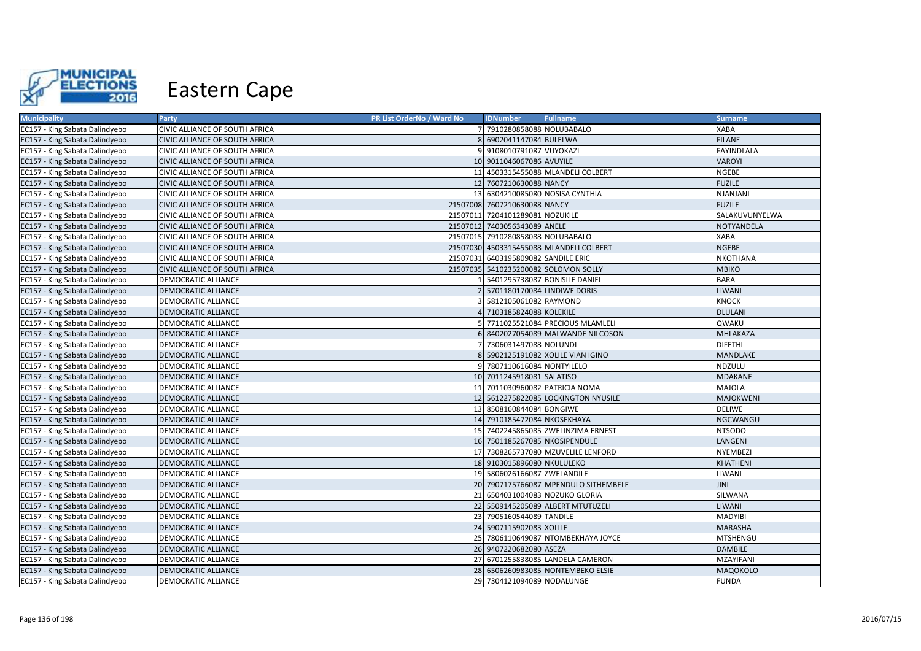# Eastern Cape

| Municipality | Party | PR List OrderNo / Ward No | IDNumber | Fullname | Surname |
|---|---|---|---|---|---|
| EC157 - King Sabata Dalindyebo | CIVIC ALLIANCE OF SOUTH AFRICA | 7 | 7910280858088 | NOLUBABALO | XABA |
| EC157 - King Sabata Dalindyebo | CIVIC ALLIANCE OF SOUTH AFRICA | 8 | 6902041147084 | BULELWA | FILANE |
| EC157 - King Sabata Dalindyebo | CIVIC ALLIANCE OF SOUTH AFRICA | 9 | 9108010791087 | VUYOKAZI | FAYINDLALA |
| EC157 - King Sabata Dalindyebo | CIVIC ALLIANCE OF SOUTH AFRICA | 10 | 9011046067086 | AVUYILE | VAROYI |
| EC157 - King Sabata Dalindyebo | CIVIC ALLIANCE OF SOUTH AFRICA | 11 | 4503315455088 | MLANDELI COLBERT | NGEBE |
| EC157 - King Sabata Dalindyebo | CIVIC ALLIANCE OF SOUTH AFRICA | 12 | 7607210630088 | NANCY | FUZILE |
| EC157 - King Sabata Dalindyebo | CIVIC ALLIANCE OF SOUTH AFRICA | 13 | 6304210085080 | NOSISA CYNTHIA | NJANJANI |
| EC157 - King Sabata Dalindyebo | CIVIC ALLIANCE OF SOUTH AFRICA | 21507008 | 7607210630088 | NANCY | FUZILE |
| EC157 - King Sabata Dalindyebo | CIVIC ALLIANCE OF SOUTH AFRICA | 21507011 | 7204101289081 | NOZUKILE | SALAKUVUNYELWA |
| EC157 - King Sabata Dalindyebo | CIVIC ALLIANCE OF SOUTH AFRICA | 21507012 | 7403056343089 | ANELE | NOTYANDELA |
| EC157 - King Sabata Dalindyebo | CIVIC ALLIANCE OF SOUTH AFRICA | 21507015 | 7910280858088 | NOLUBABALO | XABA |
| EC157 - King Sabata Dalindyebo | CIVIC ALLIANCE OF SOUTH AFRICA | 21507030 | 4503315455088 | MLANDELI COLBERT | NGEBE |
| EC157 - King Sabata Dalindyebo | CIVIC ALLIANCE OF SOUTH AFRICA | 21507031 | 6403195809082 | SANDILE ERIC | NKOTHANA |
| EC157 - King Sabata Dalindyebo | CIVIC ALLIANCE OF SOUTH AFRICA | 21507035 | 5410235200082 | SOLOMON SOLLY | MBIKO |
| EC157 - King Sabata Dalindyebo | DEMOCRATIC ALLIANCE | 1 | 5401295738087 | BONISILE DANIEL | BARA |
| EC157 - King Sabata Dalindyebo | DEMOCRATIC ALLIANCE | 2 | 5701180170084 | LINDIWE DORIS | LIWANI |
| EC157 - King Sabata Dalindyebo | DEMOCRATIC ALLIANCE | 3 | 5812105061082 | RAYMOND | KNOCK |
| EC157 - King Sabata Dalindyebo | DEMOCRATIC ALLIANCE | 4 | 7103185824088 | KOLEKILE | DLULANI |
| EC157 - King Sabata Dalindyebo | DEMOCRATIC ALLIANCE | 5 | 7711025521084 | PRECIOUS MLAMLELI | QWAKU |
| EC157 - King Sabata Dalindyebo | DEMOCRATIC ALLIANCE | 6 | 8402027054089 | MALWANDE NILCOSON | MHLAKAZA |
| EC157 - King Sabata Dalindyebo | DEMOCRATIC ALLIANCE | 7 | 7306031497088 | NOLUNDI | DIFETHI |
| EC157 - King Sabata Dalindyebo | DEMOCRATIC ALLIANCE | 8 | 5902125191082 | XOLILE VIAN IGINO | MANDLAKE |
| EC157 - King Sabata Dalindyebo | DEMOCRATIC ALLIANCE | 9 | 7807110616084 | NONTYILELO | NDZULU |
| EC157 - King Sabata Dalindyebo | DEMOCRATIC ALLIANCE | 10 | 7011245918081 | SALATISO | MDAKANE |
| EC157 - King Sabata Dalindyebo | DEMOCRATIC ALLIANCE | 11 | 7011030960082 | PATRICIA NOMA | MAJOLA |
| EC157 - King Sabata Dalindyebo | DEMOCRATIC ALLIANCE | 12 | 5612275822085 | LOCKINGTON NYUSILE | MAJOKWENI |
| EC157 - King Sabata Dalindyebo | DEMOCRATIC ALLIANCE | 13 | 8508160844084 | BONGIWE | DELIWE |
| EC157 - King Sabata Dalindyebo | DEMOCRATIC ALLIANCE | 14 | 7910185472084 | NKOSEKHAYA | NGCWANGU |
| EC157 - King Sabata Dalindyebo | DEMOCRATIC ALLIANCE | 15 | 7402245865085 | ZWELINZIMA ERNEST | NTSODO |
| EC157 - King Sabata Dalindyebo | DEMOCRATIC ALLIANCE | 16 | 7501185267085 | NKOSIPENDULE | LANGENI |
| EC157 - King Sabata Dalindyebo | DEMOCRATIC ALLIANCE | 17 | 7308265737080 | MZUVELILE LENFORD | NYEMBEZI |
| EC157 - King Sabata Dalindyebo | DEMOCRATIC ALLIANCE | 18 | 9103015896080 | NKULULEKO | KHATHENI |
| EC157 - King Sabata Dalindyebo | DEMOCRATIC ALLIANCE | 19 | 5806026166087 | ZWELANDILE | LIWANI |
| EC157 - King Sabata Dalindyebo | DEMOCRATIC ALLIANCE | 20 | 7907175766087 | MPENDULO SITHEMBELE | JINI |
| EC157 - King Sabata Dalindyebo | DEMOCRATIC ALLIANCE | 21 | 6504031004083 | NOZUKO GLORIA | SILWANA |
| EC157 - King Sabata Dalindyebo | DEMOCRATIC ALLIANCE | 22 | 5509145205089 | ALBERT MTUTUZELI | LIWANI |
| EC157 - King Sabata Dalindyebo | DEMOCRATIC ALLIANCE | 23 | 7905160544089 | TANDILE | MADYIBI |
| EC157 - King Sabata Dalindyebo | DEMOCRATIC ALLIANCE | 24 | 5907115902083 | XOLILE | MARASHA |
| EC157 - King Sabata Dalindyebo | DEMOCRATIC ALLIANCE | 25 | 7806110649087 | NTOMBEKHAYA JOYCE | MTSHENGU |
| EC157 - King Sabata Dalindyebo | DEMOCRATIC ALLIANCE | 26 | 9407220682080 | ASEZA | DAMBILE |
| EC157 - King Sabata Dalindyebo | DEMOCRATIC ALLIANCE | 27 | 6701255838085 | LANDELA CAMERON | MZAYIFANI |
| EC157 - King Sabata Dalindyebo | DEMOCRATIC ALLIANCE | 28 | 6506260983085 | NONTEMBEKO ELSIE | MAQOKOLO |
| EC157 - King Sabata Dalindyebo | DEMOCRATIC ALLIANCE | 29 | 7304121094089 | NODALUNGE | FUNDA |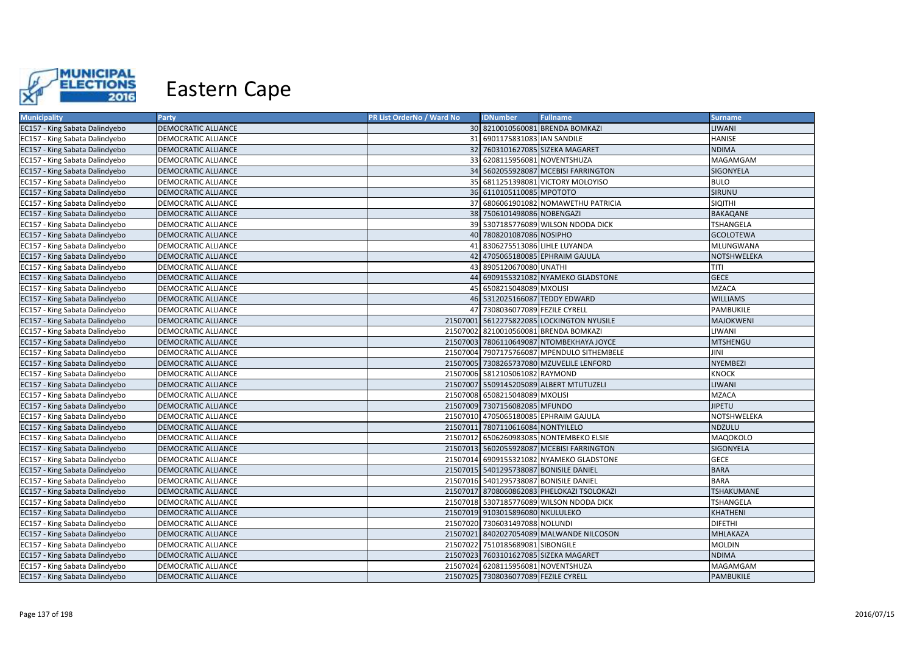# Eastern Cape

| Municipality | Party | PR List OrderNo / Ward No | IDNumber | Fullname | Surname |
|---|---|---|---|---|---|
| EC157 - King Sabata Dalindyebo | DEMOCRATIC ALLIANCE | 30 | 8210010560081 | BRENDA BOMKAZI | LIWANI |
| EC157 - King Sabata Dalindyebo | DEMOCRATIC ALLIANCE | 31 | 6901175831083 | IAN SANDILE | HANISE |
| EC157 - King Sabata Dalindyebo | DEMOCRATIC ALLIANCE | 32 | 7603101627085 | SIZEKA MAGARET | NDIMA |
| EC157 - King Sabata Dalindyebo | DEMOCRATIC ALLIANCE | 33 | 6208115956081 | NOVENTSHUZA | MAGAMGAM |
| EC157 - King Sabata Dalindyebo | DEMOCRATIC ALLIANCE | 34 | 5602055928087 | MCEBISI FARRINGTON | SIGONYELA |
| EC157 - King Sabata Dalindyebo | DEMOCRATIC ALLIANCE | 35 | 6811251398081 | VICTORY MOLOYISO | BULO |
| EC157 - King Sabata Dalindyebo | DEMOCRATIC ALLIANCE | 36 | 6110105110085 | MPOTOTO | SIRUNU |
| EC157 - King Sabata Dalindyebo | DEMOCRATIC ALLIANCE | 37 | 6806061901082 | NOMAWETHU PATRICIA | SIQITHI |
| EC157 - King Sabata Dalindyebo | DEMOCRATIC ALLIANCE | 38 | 7506101498086 | NOBENGAZI | BAKAQANE |
| EC157 - King Sabata Dalindyebo | DEMOCRATIC ALLIANCE | 39 | 5307185776089 | WILSON NDODA DICK | TSHANGELA |
| EC157 - King Sabata Dalindyebo | DEMOCRATIC ALLIANCE | 40 | 7808201087086 | NOSIPHO | GCOLOTEWA |
| EC157 - King Sabata Dalindyebo | DEMOCRATIC ALLIANCE | 41 | 8306275513086 | LIHLE LUYANDA | MLUNGWANA |
| EC157 - King Sabata Dalindyebo | DEMOCRATIC ALLIANCE | 42 | 4705065180085 | EPHRAIM GAJULA | NOTSHWELEKA |
| EC157 - King Sabata Dalindyebo | DEMOCRATIC ALLIANCE | 43 | 8905120670080 | UNATHI | TITI |
| EC157 - King Sabata Dalindyebo | DEMOCRATIC ALLIANCE | 44 | 6909155321082 | NYAMEKO GLADSTONE | GECE |
| EC157 - King Sabata Dalindyebo | DEMOCRATIC ALLIANCE | 45 | 6508215048089 | MXOLISI | MZACA |
| EC157 - King Sabata Dalindyebo | DEMOCRATIC ALLIANCE | 46 | 5312025166087 | TEDDY EDWARD | WILLIAMS |
| EC157 - King Sabata Dalindyebo | DEMOCRATIC ALLIANCE | 47 | 7308036077089 | FEZILE CYRELL | PAMBUKILE |
| EC157 - King Sabata Dalindyebo | DEMOCRATIC ALLIANCE | 21507001 | 5612275822085 | LOCKINGTON NYUSILE | MAJOKWENI |
| EC157 - King Sabata Dalindyebo | DEMOCRATIC ALLIANCE | 21507002 | 8210010560081 | BRENDA BOMKAZI | LIWANI |
| EC157 - King Sabata Dalindyebo | DEMOCRATIC ALLIANCE | 21507003 | 7806110649087 | NTOMBEKHAYA JOYCE | MTSHENGU |
| EC157 - King Sabata Dalindyebo | DEMOCRATIC ALLIANCE | 21507004 | 7907175766087 | MPENDULO SITHEMBELE | JINI |
| EC157 - King Sabata Dalindyebo | DEMOCRATIC ALLIANCE | 21507005 | 7308265737080 | MZUVELILE LENFORD | NYEMBEZI |
| EC157 - King Sabata Dalindyebo | DEMOCRATIC ALLIANCE | 21507006 | 5812105061082 | RAYMOND | KNOCK |
| EC157 - King Sabata Dalindyebo | DEMOCRATIC ALLIANCE | 21507007 | 5509145205089 | ALBERT MTUTUZELI | LIWANI |
| EC157 - King Sabata Dalindyebo | DEMOCRATIC ALLIANCE | 21507008 | 6508215048089 | MXOLISI | MZACA |
| EC157 - King Sabata Dalindyebo | DEMOCRATIC ALLIANCE | 21507009 | 7307156082085 | MFUNDO | JIPETU |
| EC157 - King Sabata Dalindyebo | DEMOCRATIC ALLIANCE | 21507010 | 4705065180085 | EPHRAIM GAJULA | NOTSHWELEKA |
| EC157 - King Sabata Dalindyebo | DEMOCRATIC ALLIANCE | 21507011 | 7807110616084 | NONTYILELO | NDZULU |
| EC157 - King Sabata Dalindyebo | DEMOCRATIC ALLIANCE | 21507012 | 6506260983085 | NONTEMBEKO ELSIE | MAQOKOLO |
| EC157 - King Sabata Dalindyebo | DEMOCRATIC ALLIANCE | 21507013 | 5602055928087 | MCEBISI FARRINGTON | SIGONYELA |
| EC157 - King Sabata Dalindyebo | DEMOCRATIC ALLIANCE | 21507014 | 6909155321082 | NYAMEKO GLADSTONE | GECE |
| EC157 - King Sabata Dalindyebo | DEMOCRATIC ALLIANCE | 21507015 | 5401295738087 | BONISILE DANIEL | BARA |
| EC157 - King Sabata Dalindyebo | DEMOCRATIC ALLIANCE | 21507016 | 5401295738087 | BONISILE DANIEL | BARA |
| EC157 - King Sabata Dalindyebo | DEMOCRATIC ALLIANCE | 21507017 | 8708060862083 | PHELOKAZI TSOLOKAZI | TSHAKUMANE |
| EC157 - King Sabata Dalindyebo | DEMOCRATIC ALLIANCE | 21507018 | 5307185776089 | WILSON NDODA DICK | TSHANGELA |
| EC157 - King Sabata Dalindyebo | DEMOCRATIC ALLIANCE | 21507019 | 9103015896080 | NKULULEKO | KHATHENI |
| EC157 - King Sabata Dalindyebo | DEMOCRATIC ALLIANCE | 21507020 | 7306031497088 | NOLUNDI | DIFETHI |
| EC157 - King Sabata Dalindyebo | DEMOCRATIC ALLIANCE | 21507021 | 8402027054089 | MALWANDE NILCOSON | MHLAKAZA |
| EC157 - King Sabata Dalindyebo | DEMOCRATIC ALLIANCE | 21507022 | 7510185689081 | SIBONGILE | MOLDIN |
| EC157 - King Sabata Dalindyebo | DEMOCRATIC ALLIANCE | 21507023 | 7603101627085 | SIZEKA MAGARET | NDIMA |
| EC157 - King Sabata Dalindyebo | DEMOCRATIC ALLIANCE | 21507024 | 6208115956081 | NOVENTSHUZA | MAGAMGAM |
| EC157 - King Sabata Dalindyebo | DEMOCRATIC ALLIANCE | 21507025 | 7308036077089 | FEZILE CYRELL | PAMBUKILE |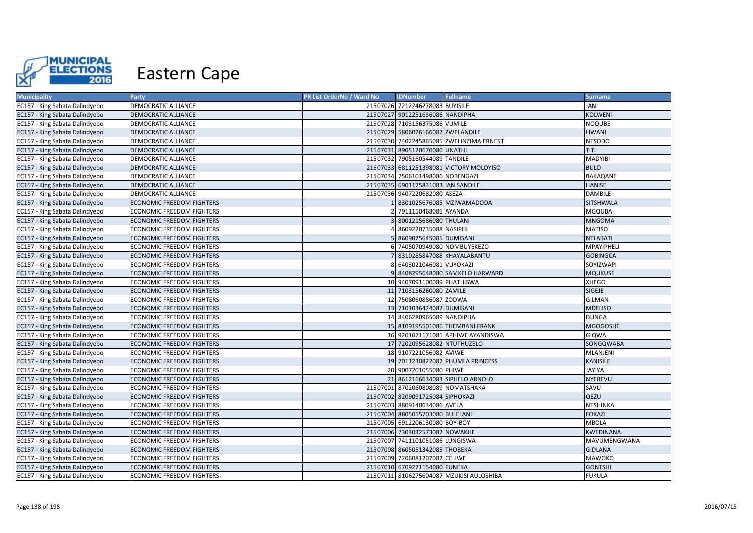# Eastern Cape

| Municipality | Party | PR List OrderNo / Ward No | IDNumber | Fullname | Surname |
|---|---|---|---|---|---|
| EC157 - King Sabata Dalindyebo | DEMOCRATIC ALLIANCE | 21507026 | 7212246278083 | BUYISILE | JANI |
| EC157 - King Sabata Dalindyebo | DEMOCRATIC ALLIANCE | 21507027 | 9012251636086 | NANDIPHA | KOLWENI |
| EC157 - King Sabata Dalindyebo | DEMOCRATIC ALLIANCE | 21507028 | 7103156375086 | VUMILE | NOQUBE |
| EC157 - King Sabata Dalindyebo | DEMOCRATIC ALLIANCE | 21507029 | 5806026166087 | ZWELANDILE | LIWANI |
| EC157 - King Sabata Dalindyebo | DEMOCRATIC ALLIANCE | 21507030 | 7402245865085 | ZWELINZIMA ERNEST | NTSODO |
| EC157 - King Sabata Dalindyebo | DEMOCRATIC ALLIANCE | 21507031 | 8905120670080 | UNATHI | TITI |
| EC157 - King Sabata Dalindyebo | DEMOCRATIC ALLIANCE | 21507032 | 7905160544089 | TANDILE | MADYIBI |
| EC157 - King Sabata Dalindyebo | DEMOCRATIC ALLIANCE | 21507033 | 6811251398081 | VICTORY MOLOYISO | BULO |
| EC157 - King Sabata Dalindyebo | DEMOCRATIC ALLIANCE | 21507034 | 7506101498086 | NOBENGAZI | BAKAQANE |
| EC157 - King Sabata Dalindyebo | DEMOCRATIC ALLIANCE | 21507035 | 6901175831083 | IAN SANDILE | HANISE |
| EC157 - King Sabata Dalindyebo | DEMOCRATIC ALLIANCE | 21507036 | 9407220682080 | ASEZA | DAMBILE |
| EC157 - King Sabata Dalindyebo | ECONOMIC FREEDOM FIGHTERS | 1 | 8301025676085 | MZIWAMADODA | SITSHWALA |
| EC157 - King Sabata Dalindyebo | ECONOMIC FREEDOM FIGHTERS | 2 | 7911150468081 | AYANDA | MGQUBA |
| EC157 - King Sabata Dalindyebo | ECONOMIC FREEDOM FIGHTERS | 3 | 8001215686080 | THULANI | MNGOMA |
| EC157 - King Sabata Dalindyebo | ECONOMIC FREEDOM FIGHTERS | 4 | 8609220735088 | NASIPHI | MATISO |
| EC157 - King Sabata Dalindyebo | ECONOMIC FREEDOM FIGHTERS | 5 | 8609075645085 | DUMISANI | NTLABATI |
| EC157 - King Sabata Dalindyebo | ECONOMIC FREEDOM FIGHTERS | 6 | 7405070949080 | NOMBUYEKEZO | MPAYIPHELI |
| EC157 - King Sabata Dalindyebo | ECONOMIC FREEDOM FIGHTERS | 7 | 8310285847088 | KHAYALABANTU | GOBINGCA |
| EC157 - King Sabata Dalindyebo | ECONOMIC FREEDOM FIGHTERS | 8 | 6403021046081 | VUYOKAZI | SOYIZWAPI |
| EC157 - King Sabata Dalindyebo | ECONOMIC FREEDOM FIGHTERS | 9 | 8408295648080 | SAMKELO HARWARD | MQUKUSE |
| EC157 - King Sabata Dalindyebo | ECONOMIC FREEDOM FIGHTERS | 10 | 9407091100089 | PHATHISWA | XHEGO |
| EC157 - King Sabata Dalindyebo | ECONOMIC FREEDOM FIGHTERS | 11 | 7103156260080 | ZAMILE | SIGEJE |
| EC157 - King Sabata Dalindyebo | ECONOMIC FREEDOM FIGHTERS | 12 | 7508060886087 | ZODWA | GILMAN |
| EC157 - King Sabata Dalindyebo | ECONOMIC FREEDOM FIGHTERS | 13 | 7101036424082 | DUMISANI | MDELISO |
| EC157 - King Sabata Dalindyebo | ECONOMIC FREEDOM FIGHTERS | 14 | 8406280965089 | NANDIPHA | DUNGA |
| EC157 - King Sabata Dalindyebo | ECONOMIC FREEDOM FIGHTERS | 15 | 8109195501086 | THEMBANI FRANK | MGOGOSHE |
| EC157 - King Sabata Dalindyebo | ECONOMIC FREEDOM FIGHTERS | 16 | 9201071171081 | APHIWE AYANDISWA | GIQWA |
| EC157 - King Sabata Dalindyebo | ECONOMIC FREEDOM FIGHTERS | 17 | 7202095628082 | NTUTHUZELO | SONGQWABA |
| EC157 - King Sabata Dalindyebo | ECONOMIC FREEDOM FIGHTERS | 18 | 9107221056082 | AVIWE | MLANJENI |
| EC157 - King Sabata Dalindyebo | ECONOMIC FREEDOM FIGHTERS | 19 | 7011230822082 | PHUMLA PRINCESS | KANISILE |
| EC157 - King Sabata Dalindyebo | ECONOMIC FREEDOM FIGHTERS | 20 | 9007201055080 | PHIWE | JAYIYA |
| EC157 - King Sabata Dalindyebo | ECONOMIC FREEDOM FIGHTERS | 21 | 8612166634083 | SIPHELO ARNOLD | NYEBEVU |
| EC157 - King Sabata Dalindyebo | ECONOMIC FREEDOM FIGHTERS | 21507001 | 8702060808089 | NOMATSHAKA | SAVU |
| EC157 - King Sabata Dalindyebo | ECONOMIC FREEDOM FIGHTERS | 21507002 | 8209091725084 | SIPHOKAZI | QEZU |
| EC157 - King Sabata Dalindyebo | ECONOMIC FREEDOM FIGHTERS | 21507003 | 8809140634086 | AVELA | NTSHINKA |
| EC157 - King Sabata Dalindyebo | ECONOMIC FREEDOM FIGHTERS | 21507004 | 8805055703080 | BULELANI | FOKAZI |
| EC157 - King Sabata Dalindyebo | ECONOMIC FREEDOM FIGHTERS | 21507005 | 6912206130080 | BOY-BOY | MBOLA |
| EC157 - King Sabata Dalindyebo | ECONOMIC FREEDOM FIGHTERS | 21507006 | 7303032573082 | NOWAKHE | KWEDINANA |
| EC157 - King Sabata Dalindyebo | ECONOMIC FREEDOM FIGHTERS | 21507007 | 7411101051086 | LUNGISWA | MAVUMENGWANA |
| EC157 - King Sabata Dalindyebo | ECONOMIC FREEDOM FIGHTERS | 21507008 | 8605051342085 | THOBEKA | GIDLANA |
| EC157 - King Sabata Dalindyebo | ECONOMIC FREEDOM FIGHTERS | 21507009 | 7206081207082 | CELIWE | MAWOKO |
| EC157 - King Sabata Dalindyebo | ECONOMIC FREEDOM FIGHTERS | 21507010 | 6709271154080 | FUNEKA | GONTSHI |
| EC157 - King Sabata Dalindyebo | ECONOMIC FREEDOM FIGHTERS | 21507011 | 8106275604087 | MZUKISI AULOSHIBA | FUKULA |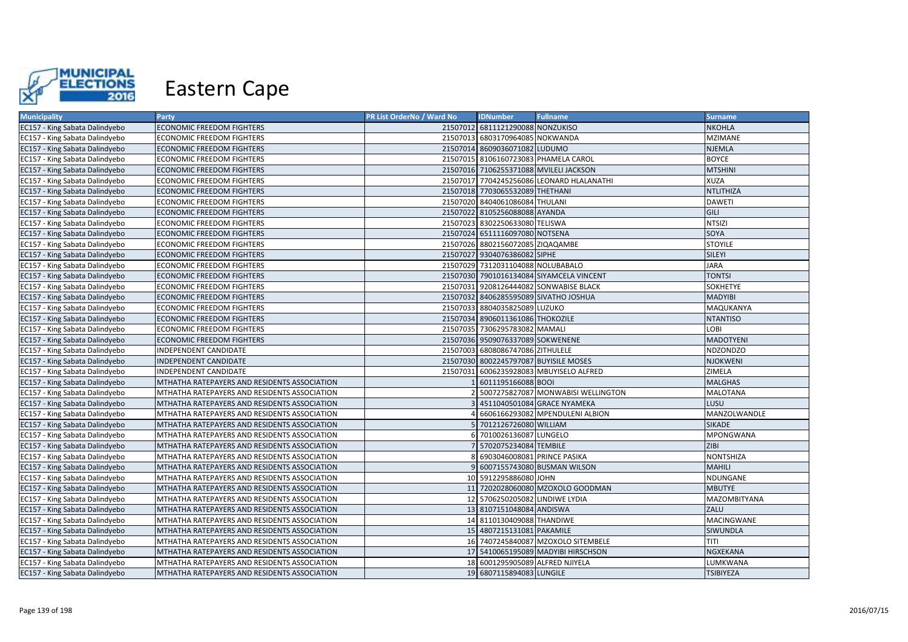# Eastern Cape

| Municipality | Party | PR List OrderNo / Ward No | IDNumber | Fullname | Surname |
|---|---|---|---|---|---|
| EC157 - King Sabata Dalindyebo | ECONOMIC FREEDOM FIGHTERS | 21507012 | 6811121290088 | NONZUKISO | NKOHLA |
| EC157 - King Sabata Dalindyebo | ECONOMIC FREEDOM FIGHTERS | 21507013 | 6803170964085 | NOKWANDA | MZIMANE |
| EC157 - King Sabata Dalindyebo | ECONOMIC FREEDOM FIGHTERS | 21507014 | 8609036071082 | LUDUMO | NJEMLA |
| EC157 - King Sabata Dalindyebo | ECONOMIC FREEDOM FIGHTERS | 21507015 | 8106160723083 | PHAMELA CAROL | BOYCE |
| EC157 - King Sabata Dalindyebo | ECONOMIC FREEDOM FIGHTERS | 21507016 | 7106255371088 | MVILELI JACKSON | MTSHINI |
| EC157 - King Sabata Dalindyebo | ECONOMIC FREEDOM FIGHTERS | 21507017 | 7704245256086 | LEONARD HLALANATHI | XUZA |
| EC157 - King Sabata Dalindyebo | ECONOMIC FREEDOM FIGHTERS | 21507018 | 7703065532089 | THETHANI | NTLITHIZA |
| EC157 - King Sabata Dalindyebo | ECONOMIC FREEDOM FIGHTERS | 21507020 | 8404061086084 | THULANI | DAWETI |
| EC157 - King Sabata Dalindyebo | ECONOMIC FREEDOM FIGHTERS | 21507022 | 8105256088088 | AYANDA | GILI |
| EC157 - King Sabata Dalindyebo | ECONOMIC FREEDOM FIGHTERS | 21507023 | 8302250633080 | TELISWA | NTSIZI |
| EC157 - King Sabata Dalindyebo | ECONOMIC FREEDOM FIGHTERS | 21507024 | 6511116097080 | NOTSENA | SOYA |
| EC157 - King Sabata Dalindyebo | ECONOMIC FREEDOM FIGHTERS | 21507026 | 8802156072085 | ZIQAQAMBE | STOYILE |
| EC157 - King Sabata Dalindyebo | ECONOMIC FREEDOM FIGHTERS | 21507027 | 9304076386082 | SIPHE | SILEYI |
| EC157 - King Sabata Dalindyebo | ECONOMIC FREEDOM FIGHTERS | 21507029 | 7312031104088 | NOLUBABALO | JARA |
| EC157 - King Sabata Dalindyebo | ECONOMIC FREEDOM FIGHTERS | 21507030 | 7901016134084 | SIYAMCELA VINCENT | TONTSI |
| EC157 - King Sabata Dalindyebo | ECONOMIC FREEDOM FIGHTERS | 21507031 | 9208126444082 | SONWABISE BLACK | SOKHETYE |
| EC157 - King Sabata Dalindyebo | ECONOMIC FREEDOM FIGHTERS | 21507032 | 8406285595089 | SIVATHO JOSHUA | MADYIBI |
| EC157 - King Sabata Dalindyebo | ECONOMIC FREEDOM FIGHTERS | 21507033 | 8804035825089 | LUZUKO | MAQUKANYA |
| EC157 - King Sabata Dalindyebo | ECONOMIC FREEDOM FIGHTERS | 21507034 | 8906011361086 | THOKOZILE | NTANTISO |
| EC157 - King Sabata Dalindyebo | ECONOMIC FREEDOM FIGHTERS | 21507035 | 7306295783082 | MAMALI | LOBI |
| EC157 - King Sabata Dalindyebo | ECONOMIC FREEDOM FIGHTERS | 21507036 | 9509076337089 | SOKWENENE | MADOTYENI |
| EC157 - King Sabata Dalindyebo | INDEPENDENT CANDIDATE | 21507003 | 6808086747086 | ZITHULELE | NDZONDZO |
| EC157 - King Sabata Dalindyebo | INDEPENDENT CANDIDATE | 21507030 | 8002245797087 | BUYISILE MOSES | NJOKWENI |
| EC157 - King Sabata Dalindyebo | INDEPENDENT CANDIDATE | 21507031 | 6006235928083 | MBUYISELO ALFRED | ZIMELA |
| EC157 - King Sabata Dalindyebo | MTHATHA RATEPAYERS AND RESIDENTS ASSOCIATION | 1 | 6011195166088 | BOOI | MALGHAS |
| EC157 - King Sabata Dalindyebo | MTHATHA RATEPAYERS AND RESIDENTS ASSOCIATION | 2 | 5007275827087 | MONWABISI WELLINGTON | MALOTANA |
| EC157 - King Sabata Dalindyebo | MTHATHA RATEPAYERS AND RESIDENTS ASSOCIATION | 3 | 4511040501084 | GRACE NYAMEKA | LUSU |
| EC157 - King Sabata Dalindyebo | MTHATHA RATEPAYERS AND RESIDENTS ASSOCIATION | 4 | 6606166293082 | MPENDULENI ALBION | MANZOLWANDLE |
| EC157 - King Sabata Dalindyebo | MTHATHA RATEPAYERS AND RESIDENTS ASSOCIATION | 5 | 7012126726080 | WILLIAM | SIKADE |
| EC157 - King Sabata Dalindyebo | MTHATHA RATEPAYERS AND RESIDENTS ASSOCIATION | 6 | 7010026136087 | LUNGELO | MPONGWANA |
| EC157 - King Sabata Dalindyebo | MTHATHA RATEPAYERS AND RESIDENTS ASSOCIATION | 7 | 5702075234084 | TEMBILE | ZIBI |
| EC157 - King Sabata Dalindyebo | MTHATHA RATEPAYERS AND RESIDENTS ASSOCIATION | 8 | 6903046008081 | PRINCE PASIKA | NONTSHIZA |
| EC157 - King Sabata Dalindyebo | MTHATHA RATEPAYERS AND RESIDENTS ASSOCIATION | 9 | 6007155743080 | BUSMAN WILSON | MAHILI |
| EC157 - King Sabata Dalindyebo | MTHATHA RATEPAYERS AND RESIDENTS ASSOCIATION | 10 | 5912295886080 | JOHN | NDUNGANE |
| EC157 - King Sabata Dalindyebo | MTHATHA RATEPAYERS AND RESIDENTS ASSOCIATION | 11 | 7202028060080 | MZOXOLO GOODMAN | MBUTYE |
| EC157 - King Sabata Dalindyebo | MTHATHA RATEPAYERS AND RESIDENTS ASSOCIATION | 12 | 5706250205082 | LINDIWE LYDIA | MAZOMBITYANA |
| EC157 - King Sabata Dalindyebo | MTHATHA RATEPAYERS AND RESIDENTS ASSOCIATION | 13 | 8107151048084 | ANDISWA | ZALU |
| EC157 - King Sabata Dalindyebo | MTHATHA RATEPAYERS AND RESIDENTS ASSOCIATION | 14 | 8110130409088 | THANDIWE | MACINGWANE |
| EC157 - King Sabata Dalindyebo | MTHATHA RATEPAYERS AND RESIDENTS ASSOCIATION | 15 | 4807215131081 | PAKAMILE | SIWUNDLA |
| EC157 - King Sabata Dalindyebo | MTHATHA RATEPAYERS AND RESIDENTS ASSOCIATION | 16 | 7407245840087 | MZOXOLO SITEMBELE | TITI |
| EC157 - King Sabata Dalindyebo | MTHATHA RATEPAYERS AND RESIDENTS ASSOCIATION | 17 | 5410065195089 | MADYIBI HIRSCHSON | NGXEKANA |
| EC157 - King Sabata Dalindyebo | MTHATHA RATEPAYERS AND RESIDENTS ASSOCIATION | 18 | 6001295905089 | ALFRED NJIYELA | LUMKWANA |
| EC157 - King Sabata Dalindyebo | MTHATHA RATEPAYERS AND RESIDENTS ASSOCIATION | 19 | 6807115894083 | LUNGILE | TSIBIYEZA |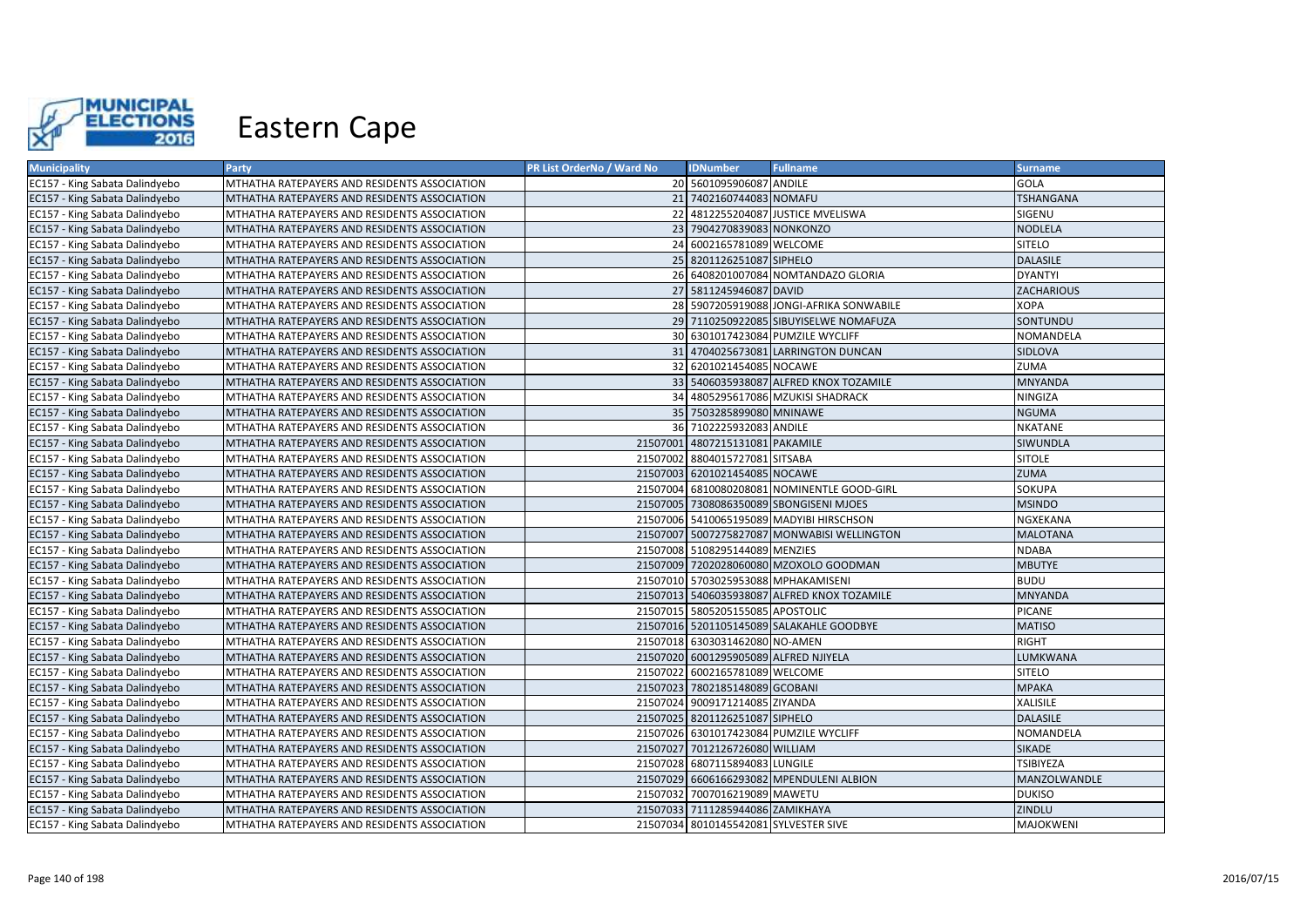# Eastern Cape

| Municipality | Party | PR List OrderNo / Ward No | IDNumber | Fullname | Surname |
|---|---|---|---|---|---|
| EC157 - King Sabata Dalindyebo | MTHATHA RATEPAYERS AND RESIDENTS ASSOCIATION | 20 | 5601095906087 | ANDILE | GOLA |
| EC157 - King Sabata Dalindyebo | MTHATHA RATEPAYERS AND RESIDENTS ASSOCIATION | 21 | 7402160744083 | NOMAFU | TSHANGANA |
| EC157 - King Sabata Dalindyebo | MTHATHA RATEPAYERS AND RESIDENTS ASSOCIATION | 22 | 4812255204087 | JUSTICE MVELISWA | SIGENU |
| EC157 - King Sabata Dalindyebo | MTHATHA RATEPAYERS AND RESIDENTS ASSOCIATION | 23 | 7904270839083 | NONKONZO | NODLELA |
| EC157 - King Sabata Dalindyebo | MTHATHA RATEPAYERS AND RESIDENTS ASSOCIATION | 24 | 6002165781089 | WELCOME | SITELO |
| EC157 - King Sabata Dalindyebo | MTHATHA RATEPAYERS AND RESIDENTS ASSOCIATION | 25 | 8201126251087 | SIPHELO | DALASILE |
| EC157 - King Sabata Dalindyebo | MTHATHA RATEPAYERS AND RESIDENTS ASSOCIATION | 26 | 6408201007084 | NOMTANDAZO GLORIA | DYANTYI |
| EC157 - King Sabata Dalindyebo | MTHATHA RATEPAYERS AND RESIDENTS ASSOCIATION | 27 | 5811245946087 | DAVID | ZACHARIOUS |
| EC157 - King Sabata Dalindyebo | MTHATHA RATEPAYERS AND RESIDENTS ASSOCIATION | 28 | 5907205919088 | JONGI-AFRIKA SONWABILE | XOPA |
| EC157 - King Sabata Dalindyebo | MTHATHA RATEPAYERS AND RESIDENTS ASSOCIATION | 29 | 7110250922085 | SIBUYISELWE NOMAFUZA | SONTUNDU |
| EC157 - King Sabata Dalindyebo | MTHATHA RATEPAYERS AND RESIDENTS ASSOCIATION | 30 | 6301017423084 | PUMZILE WYCLIFF | NOMANDELA |
| EC157 - King Sabata Dalindyebo | MTHATHA RATEPAYERS AND RESIDENTS ASSOCIATION | 31 | 4704025673081 | LARRINGTON DUNCAN | SIDLOVA |
| EC157 - King Sabata Dalindyebo | MTHATHA RATEPAYERS AND RESIDENTS ASSOCIATION | 32 | 6201021454085 | NOCAWE | ZUMA |
| EC157 - King Sabata Dalindyebo | MTHATHA RATEPAYERS AND RESIDENTS ASSOCIATION | 33 | 5406035938087 | ALFRED KNOX TOZAMILE | MNYANDA |
| EC157 - King Sabata Dalindyebo | MTHATHA RATEPAYERS AND RESIDENTS ASSOCIATION | 34 | 4805295617086 | MZUKISI SHADRACK | NINGIZA |
| EC157 - King Sabata Dalindyebo | MTHATHA RATEPAYERS AND RESIDENTS ASSOCIATION | 35 | 7503285899080 | MNINAWE | NGUMA |
| EC157 - King Sabata Dalindyebo | MTHATHA RATEPAYERS AND RESIDENTS ASSOCIATION | 36 | 7102225932083 | ANDILE | NKATANE |
| EC157 - King Sabata Dalindyebo | MTHATHA RATEPAYERS AND RESIDENTS ASSOCIATION | 21507001 | 4807215131081 | PAKAMILE | SIWUNDLA |
| EC157 - King Sabata Dalindyebo | MTHATHA RATEPAYERS AND RESIDENTS ASSOCIATION | 21507002 | 8804015727081 | SITSABA | SITOLE |
| EC157 - King Sabata Dalindyebo | MTHATHA RATEPAYERS AND RESIDENTS ASSOCIATION | 21507003 | 6201021454085 | NOCAWE | ZUMA |
| EC157 - King Sabata Dalindyebo | MTHATHA RATEPAYERS AND RESIDENTS ASSOCIATION | 21507004 | 6810080208081 | NOMINENTLE GOOD-GIRL | SOKUPA |
| EC157 - King Sabata Dalindyebo | MTHATHA RATEPAYERS AND RESIDENTS ASSOCIATION | 21507005 | 7308086350089 | SBONGISENI MJOES | MSINDO |
| EC157 - King Sabata Dalindyebo | MTHATHA RATEPAYERS AND RESIDENTS ASSOCIATION | 21507006 | 5410065195089 | MADYIBI HIRSCHSON | NGXEKANA |
| EC157 - King Sabata Dalindyebo | MTHATHA RATEPAYERS AND RESIDENTS ASSOCIATION | 21507007 | 5007275827087 | MONWABISI WELLINGTON | MALOTANA |
| EC157 - King Sabata Dalindyebo | MTHATHA RATEPAYERS AND RESIDENTS ASSOCIATION | 21507008 | 5108295144089 | MENZIES | NDABA |
| EC157 - King Sabata Dalindyebo | MTHATHA RATEPAYERS AND RESIDENTS ASSOCIATION | 21507009 | 7202028060080 | MZOXOLO GOODMAN | MBUTYE |
| EC157 - King Sabata Dalindyebo | MTHATHA RATEPAYERS AND RESIDENTS ASSOCIATION | 21507010 | 5703025953088 | MPHAKAMISENI | BUDU |
| EC157 - King Sabata Dalindyebo | MTHATHA RATEPAYERS AND RESIDENTS ASSOCIATION | 21507013 | 5406035938087 | ALFRED KNOX TOZAMILE | MNYANDA |
| EC157 - King Sabata Dalindyebo | MTHATHA RATEPAYERS AND RESIDENTS ASSOCIATION | 21507015 | 5805205155085 | APOSTOLIC | PICANE |
| EC157 - King Sabata Dalindyebo | MTHATHA RATEPAYERS AND RESIDENTS ASSOCIATION | 21507016 | 5201105145089 | SALAKAHLE GOODBYE | MATISO |
| EC157 - King Sabata Dalindyebo | MTHATHA RATEPAYERS AND RESIDENTS ASSOCIATION | 21507018 | 6303031462080 | NO-AMEN | RIGHT |
| EC157 - King Sabata Dalindyebo | MTHATHA RATEPAYERS AND RESIDENTS ASSOCIATION | 21507020 | 6001295905089 | ALFRED NJIYELA | LUMKWANA |
| EC157 - King Sabata Dalindyebo | MTHATHA RATEPAYERS AND RESIDENTS ASSOCIATION | 21507022 | 6002165781089 | WELCOME | SITELO |
| EC157 - King Sabata Dalindyebo | MTHATHA RATEPAYERS AND RESIDENTS ASSOCIATION | 21507023 | 7802185148089 | GCOBANI | MPAKA |
| EC157 - King Sabata Dalindyebo | MTHATHA RATEPAYERS AND RESIDENTS ASSOCIATION | 21507024 | 9009171214085 | ZIYANDA | XALISILE |
| EC157 - King Sabata Dalindyebo | MTHATHA RATEPAYERS AND RESIDENTS ASSOCIATION | 21507025 | 8201126251087 | SIPHELO | DALASILE |
| EC157 - King Sabata Dalindyebo | MTHATHA RATEPAYERS AND RESIDENTS ASSOCIATION | 21507026 | 6301017423084 | PUMZILE WYCLIFF | NOMANDELA |
| EC157 - King Sabata Dalindyebo | MTHATHA RATEPAYERS AND RESIDENTS ASSOCIATION | 21507027 | 7012126726080 | WILLIAM | SIKADE |
| EC157 - King Sabata Dalindyebo | MTHATHA RATEPAYERS AND RESIDENTS ASSOCIATION | 21507028 | 6807115894083 | LUNGILE | TSIBIYEZA |
| EC157 - King Sabata Dalindyebo | MTHATHA RATEPAYERS AND RESIDENTS ASSOCIATION | 21507029 | 6606166293082 | MPENDULENI ALBION | MANZOLWANDLE |
| EC157 - King Sabata Dalindyebo | MTHATHA RATEPAYERS AND RESIDENTS ASSOCIATION | 21507032 | 7007016219089 | MAWETU | DUKISO |
| EC157 - King Sabata Dalindyebo | MTHATHA RATEPAYERS AND RESIDENTS ASSOCIATION | 21507033 | 7111285944086 | ZAMIKHAYA | ZINDLU |
| EC157 - King Sabata Dalindyebo | MTHATHA RATEPAYERS AND RESIDENTS ASSOCIATION | 21507034 | 8010145542081 | SYLVESTER SIVE | MAJOKWENI |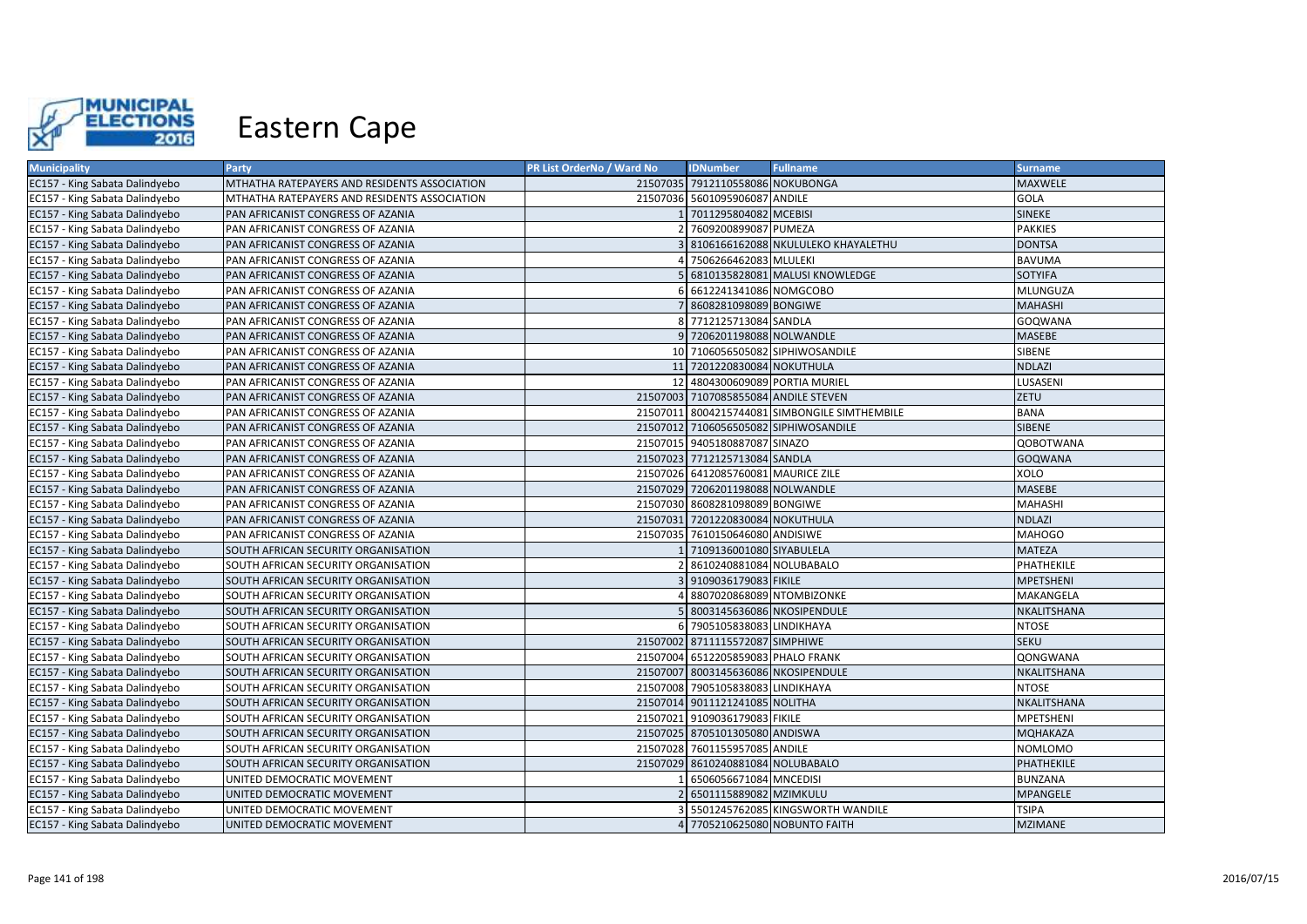# Eastern Cape

| Municipality | Party | PR List OrderNo / Ward No | IDNumber | Fullname | Surname |
|---|---|---|---|---|---|
| EC157 - King Sabata Dalindyebo | MTHATHA RATEPAYERS AND RESIDENTS ASSOCIATION | 21507035 | 7912110558086 | NOKUBONGA | MAXWELE |
| EC157 - King Sabata Dalindyebo | MTHATHA RATEPAYERS AND RESIDENTS ASSOCIATION | 21507036 | 5601095906087 | ANDILE | GOLA |
| EC157 - King Sabata Dalindyebo | PAN AFRICANIST CONGRESS OF AZANIA | 1 | 7011295804082 | MCEBISI | SINEKE |
| EC157 - King Sabata Dalindyebo | PAN AFRICANIST CONGRESS OF AZANIA | 2 | 7609200899087 | PUMEZA | PAKKIES |
| EC157 - King Sabata Dalindyebo | PAN AFRICANIST CONGRESS OF AZANIA | 3 | 8106166162088 | NKULULEKO KHAYALETHU | DONTSA |
| EC157 - King Sabata Dalindyebo | PAN AFRICANIST CONGRESS OF AZANIA | 4 | 7506266462083 | MLULEKI | BAVUMA |
| EC157 - King Sabata Dalindyebo | PAN AFRICANIST CONGRESS OF AZANIA | 5 | 6810135828081 | MALUSI KNOWLEDGE | SOTYIFA |
| EC157 - King Sabata Dalindyebo | PAN AFRICANIST CONGRESS OF AZANIA | 6 | 6612241341086 | NOMGCOBO | MLUNGUZA |
| EC157 - King Sabata Dalindyebo | PAN AFRICANIST CONGRESS OF AZANIA | 7 | 8608281098089 | BONGIWE | MAHASHI |
| EC157 - King Sabata Dalindyebo | PAN AFRICANIST CONGRESS OF AZANIA | 8 | 7712125713084 | SANDLA | GOQWANA |
| EC157 - King Sabata Dalindyebo | PAN AFRICANIST CONGRESS OF AZANIA | 9 | 7206201198088 | NOLWANDLE | MASEBE |
| EC157 - King Sabata Dalindyebo | PAN AFRICANIST CONGRESS OF AZANIA | 10 | 7106056505082 | SIPHIWOSANDILE | SIBENE |
| EC157 - King Sabata Dalindyebo | PAN AFRICANIST CONGRESS OF AZANIA | 11 | 7201220830084 | NOKUTHULA | NDLAZI |
| EC157 - King Sabata Dalindyebo | PAN AFRICANIST CONGRESS OF AZANIA | 12 | 4804300609089 | PORTIA MURIEL | LUSASENI |
| EC157 - King Sabata Dalindyebo | PAN AFRICANIST CONGRESS OF AZANIA | 21507003 | 7107085855084 | ANDILE STEVEN | ZETU |
| EC157 - King Sabata Dalindyebo | PAN AFRICANIST CONGRESS OF AZANIA | 21507011 | 8004215744081 | SIMBONGILE SIMTHEMBILE | BANA |
| EC157 - King Sabata Dalindyebo | PAN AFRICANIST CONGRESS OF AZANIA | 21507012 | 7106056505082 | SIPHIWOSANDILE | SIBENE |
| EC157 - King Sabata Dalindyebo | PAN AFRICANIST CONGRESS OF AZANIA | 21507015 | 9405180887087 | SINAZO | QOBOTWANA |
| EC157 - King Sabata Dalindyebo | PAN AFRICANIST CONGRESS OF AZANIA | 21507023 | 7712125713084 | SANDLA | GOQWANA |
| EC157 - King Sabata Dalindyebo | PAN AFRICANIST CONGRESS OF AZANIA | 21507026 | 6412085760081 | MAURICE ZILE | XOLO |
| EC157 - King Sabata Dalindyebo | PAN AFRICANIST CONGRESS OF AZANIA | 21507029 | 7206201198088 | NOLWANDLE | MASEBE |
| EC157 - King Sabata Dalindyebo | PAN AFRICANIST CONGRESS OF AZANIA | 21507030 | 8608281098089 | BONGIWE | MAHASHI |
| EC157 - King Sabata Dalindyebo | PAN AFRICANIST CONGRESS OF AZANIA | 21507031 | 7201220830084 | NOKUTHULA | NDLAZI |
| EC157 - King Sabata Dalindyebo | PAN AFRICANIST CONGRESS OF AZANIA | 21507035 | 7610150646080 | ANDISIWE | MAHOGO |
| EC157 - King Sabata Dalindyebo | SOUTH AFRICAN SECURITY ORGANISATION | 1 | 7109136001080 | SIYABULELA | MATEZA |
| EC157 - King Sabata Dalindyebo | SOUTH AFRICAN SECURITY ORGANISATION | 2 | 8610240881084 | NOLUBABALO | PHATHEKILE |
| EC157 - King Sabata Dalindyebo | SOUTH AFRICAN SECURITY ORGANISATION | 3 | 9109036179083 | FIKILE | MPETSHENI |
| EC157 - King Sabata Dalindyebo | SOUTH AFRICAN SECURITY ORGANISATION | 4 | 8807020868089 | NTOMBIZONKE | MAKANGELA |
| EC157 - King Sabata Dalindyebo | SOUTH AFRICAN SECURITY ORGANISATION | 5 | 8003145636086 | NKOSIPENDULE | NKALITSHANA |
| EC157 - King Sabata Dalindyebo | SOUTH AFRICAN SECURITY ORGANISATION | 6 | 7905105838083 | LINDIKHAYA | NTOSE |
| EC157 - King Sabata Dalindyebo | SOUTH AFRICAN SECURITY ORGANISATION | 21507002 | 8711115572087 | SIMPHIWE | SEKU |
| EC157 - King Sabata Dalindyebo | SOUTH AFRICAN SECURITY ORGANISATION | 21507004 | 6512205859083 | PHALO FRANK | QONGWANA |
| EC157 - King Sabata Dalindyebo | SOUTH AFRICAN SECURITY ORGANISATION | 21507007 | 8003145636086 | NKOSIPENDULE | NKALITSHANA |
| EC157 - King Sabata Dalindyebo | SOUTH AFRICAN SECURITY ORGANISATION | 21507008 | 7905105838083 | LINDIKHAYA | NTOSE |
| EC157 - King Sabata Dalindyebo | SOUTH AFRICAN SECURITY ORGANISATION | 21507014 | 9011121241085 | NOLITHA | NKALITSHANA |
| EC157 - King Sabata Dalindyebo | SOUTH AFRICAN SECURITY ORGANISATION | 21507021 | 9109036179083 | FIKILE | MPETSHENI |
| EC157 - King Sabata Dalindyebo | SOUTH AFRICAN SECURITY ORGANISATION | 21507025 | 8705101305080 | ANDISWA | MQHAKAZA |
| EC157 - King Sabata Dalindyebo | SOUTH AFRICAN SECURITY ORGANISATION | 21507028 | 7601155957085 | ANDILE | NOMLOMO |
| EC157 - King Sabata Dalindyebo | SOUTH AFRICAN SECURITY ORGANISATION | 21507029 | 8610240881084 | NOLUBABALO | PHATHEKILE |
| EC157 - King Sabata Dalindyebo | UNITED DEMOCRATIC MOVEMENT | 1 | 6506056671084 | MNCEDISI | BUNZANA |
| EC157 - King Sabata Dalindyebo | UNITED DEMOCRATIC MOVEMENT | 2 | 6501115889082 | MZIMKULU | MPANGELE |
| EC157 - King Sabata Dalindyebo | UNITED DEMOCRATIC MOVEMENT | 3 | 5501245762085 | KINGSWORTH WANDILE | TSIPA |
| EC157 - King Sabata Dalindyebo | UNITED DEMOCRATIC MOVEMENT | 4 | 7705210625080 | NOBUNTO FAITH | MZIMANE |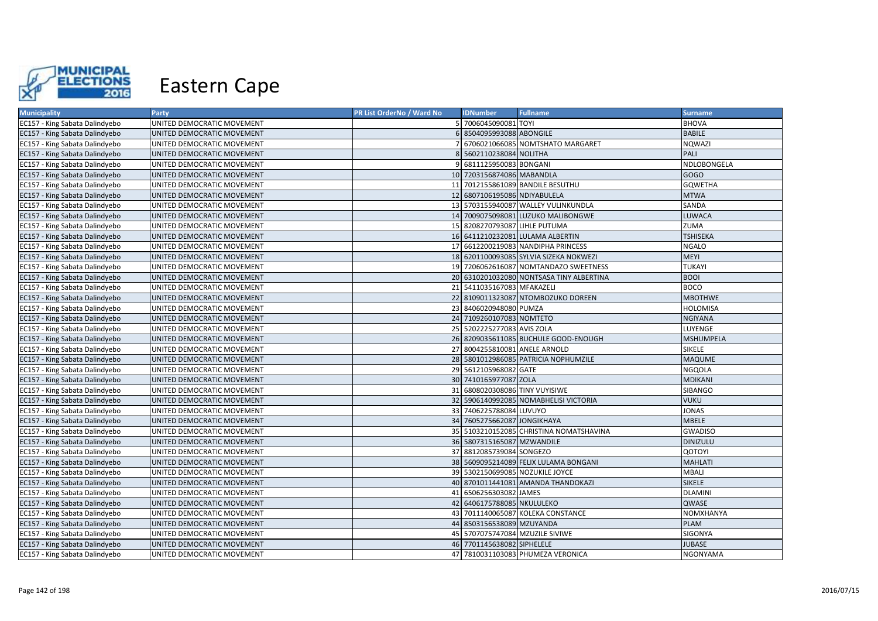# Eastern Cape

| Municipality | Party | PR List OrderNo / Ward No | IDNumber | Fullname | Surname |
|---|---|---|---|---|---|
| EC157 - King Sabata Dalindyebo | UNITED DEMOCRATIC MOVEMENT | 5 | 7006045090081 | TOYI | BHOVA |
| EC157 - King Sabata Dalindyebo | UNITED DEMOCRATIC MOVEMENT | 6 | 8504095993088 | ABONGILE | BABILE |
| EC157 - King Sabata Dalindyebo | UNITED DEMOCRATIC MOVEMENT | 7 | 6706021066085 | NOMTSHATO MARGARET | NQWAZI |
| EC157 - King Sabata Dalindyebo | UNITED DEMOCRATIC MOVEMENT | 8 | 5602110238084 | NOLITHA | PALI |
| EC157 - King Sabata Dalindyebo | UNITED DEMOCRATIC MOVEMENT | 9 | 6811125950083 | BONGANI | NDLOBONGELA |
| EC157 - King Sabata Dalindyebo | UNITED DEMOCRATIC MOVEMENT | 10 | 7203156874086 | MABANDLA | GOGO |
| EC157 - King Sabata Dalindyebo | UNITED DEMOCRATIC MOVEMENT | 11 | 7012155861089 | BANDILE BESUTHU | GQWETHA |
| EC157 - King Sabata Dalindyebo | UNITED DEMOCRATIC MOVEMENT | 12 | 6807106195086 | NDIYABULELA | MTWA |
| EC157 - King Sabata Dalindyebo | UNITED DEMOCRATIC MOVEMENT | 13 | 5703155940087 | WALLEY VULINKUNDLA | SANDA |
| EC157 - King Sabata Dalindyebo | UNITED DEMOCRATIC MOVEMENT | 14 | 7009075098081 | LUZUKO MALIBONGWE | LUWACA |
| EC157 - King Sabata Dalindyebo | UNITED DEMOCRATIC MOVEMENT | 15 | 8208270793087 | LIHLE PUTUMA | ZUMA |
| EC157 - King Sabata Dalindyebo | UNITED DEMOCRATIC MOVEMENT | 16 | 6411210232081 | LULAMA ALBERTIN | TSHISEKA |
| EC157 - King Sabata Dalindyebo | UNITED DEMOCRATIC MOVEMENT | 17 | 6612200219083 | NANDIPHA PRINCESS | NGALO |
| EC157 - King Sabata Dalindyebo | UNITED DEMOCRATIC MOVEMENT | 18 | 6201100093085 | SYLVIA SIZEKA NOKWEZI | MEYI |
| EC157 - King Sabata Dalindyebo | UNITED DEMOCRATIC MOVEMENT | 19 | 7206062616087 | NOMTANDAZO SWEETNESS | TUKAYI |
| EC157 - King Sabata Dalindyebo | UNITED DEMOCRATIC MOVEMENT | 20 | 6310201032080 | NONTSASA TINY ALBERTINA | BOOI |
| EC157 - King Sabata Dalindyebo | UNITED DEMOCRATIC MOVEMENT | 21 | 5411035167083 | MFAKAZELI | BOCO |
| EC157 - King Sabata Dalindyebo | UNITED DEMOCRATIC MOVEMENT | 22 | 8109011323087 | NTOMBOZUKO DOREEN | MBOTHWE |
| EC157 - King Sabata Dalindyebo | UNITED DEMOCRATIC MOVEMENT | 23 | 8406020948080 | PUMZA | HOLOMISA |
| EC157 - King Sabata Dalindyebo | UNITED DEMOCRATIC MOVEMENT | 24 | 7109260107083 | NOMTETO | NGIYANA |
| EC157 - King Sabata Dalindyebo | UNITED DEMOCRATIC MOVEMENT | 25 | 5202225277083 | AVIS ZOLA | LUYENGE |
| EC157 - King Sabata Dalindyebo | UNITED DEMOCRATIC MOVEMENT | 26 | 8209035611085 | BUCHULE GOOD-ENOUGH | MSHUMPELA |
| EC157 - King Sabata Dalindyebo | UNITED DEMOCRATIC MOVEMENT | 27 | 8004255810081 | ANELE ARNOLD | SIKELE |
| EC157 - King Sabata Dalindyebo | UNITED DEMOCRATIC MOVEMENT | 28 | 5801012986085 | PATRICIA NOPHUMZILE | MAQUME |
| EC157 - King Sabata Dalindyebo | UNITED DEMOCRATIC MOVEMENT | 29 | 5612105968082 | GATE | NGQOLA |
| EC157 - King Sabata Dalindyebo | UNITED DEMOCRATIC MOVEMENT | 30 | 7410165977087 | ZOLA | MDIKANI |
| EC157 - King Sabata Dalindyebo | UNITED DEMOCRATIC MOVEMENT | 31 | 6808020308086 | TINY VUYISIWE | SIBANGO |
| EC157 - King Sabata Dalindyebo | UNITED DEMOCRATIC MOVEMENT | 32 | 5906140992085 | NOMABHELISI VICTORIA | VUKU |
| EC157 - King Sabata Dalindyebo | UNITED DEMOCRATIC MOVEMENT | 33 | 7406225788084 | LUVUYO | JONAS |
| EC157 - King Sabata Dalindyebo | UNITED DEMOCRATIC MOVEMENT | 34 | 7605275662087 | JONGIKHAYA | MBELE |
| EC157 - King Sabata Dalindyebo | UNITED DEMOCRATIC MOVEMENT | 35 | 5103210152085 | CHRISTINA NOMATSHAVINA | GWADISO |
| EC157 - King Sabata Dalindyebo | UNITED DEMOCRATIC MOVEMENT | 36 | 5807315165087 | MZWANDILE | DINIZULU |
| EC157 - King Sabata Dalindyebo | UNITED DEMOCRATIC MOVEMENT | 37 | 8812085739084 | SONGEZO | QOTOYI |
| EC157 - King Sabata Dalindyebo | UNITED DEMOCRATIC MOVEMENT | 38 | 5609095214089 | FELIX LULAMA BONGANI | MAHLATI |
| EC157 - King Sabata Dalindyebo | UNITED DEMOCRATIC MOVEMENT | 39 | 5302150699085 | NOZUKILE JOYCE | MBALI |
| EC157 - King Sabata Dalindyebo | UNITED DEMOCRATIC MOVEMENT | 40 | 8701011441081 | AMANDA THANDOKAZI | SIKELE |
| EC157 - King Sabata Dalindyebo | UNITED DEMOCRATIC MOVEMENT | 41 | 6506256303082 | JAMES | DLAMINI |
| EC157 - King Sabata Dalindyebo | UNITED DEMOCRATIC MOVEMENT | 42 | 6406175788085 | NKULULEKO | QWASE |
| EC157 - King Sabata Dalindyebo | UNITED DEMOCRATIC MOVEMENT | 43 | 7011140065087 | KOLEKA CONSTANCE | NOMXHANYA |
| EC157 - King Sabata Dalindyebo | UNITED DEMOCRATIC MOVEMENT | 44 | 8503156538089 | MZUYANDA | PLAM |
| EC157 - King Sabata Dalindyebo | UNITED DEMOCRATIC MOVEMENT | 45 | 5707075747084 | MZUZILE SIVIWE | SIGONYA |
| EC157 - King Sabata Dalindyebo | UNITED DEMOCRATIC MOVEMENT | 46 | 7701145638082 | SIPHELELE | JUBASE |
| EC157 - King Sabata Dalindyebo | UNITED DEMOCRATIC MOVEMENT | 47 | 7810031103083 | PHUMEZA VERONICA | NGONYAMA |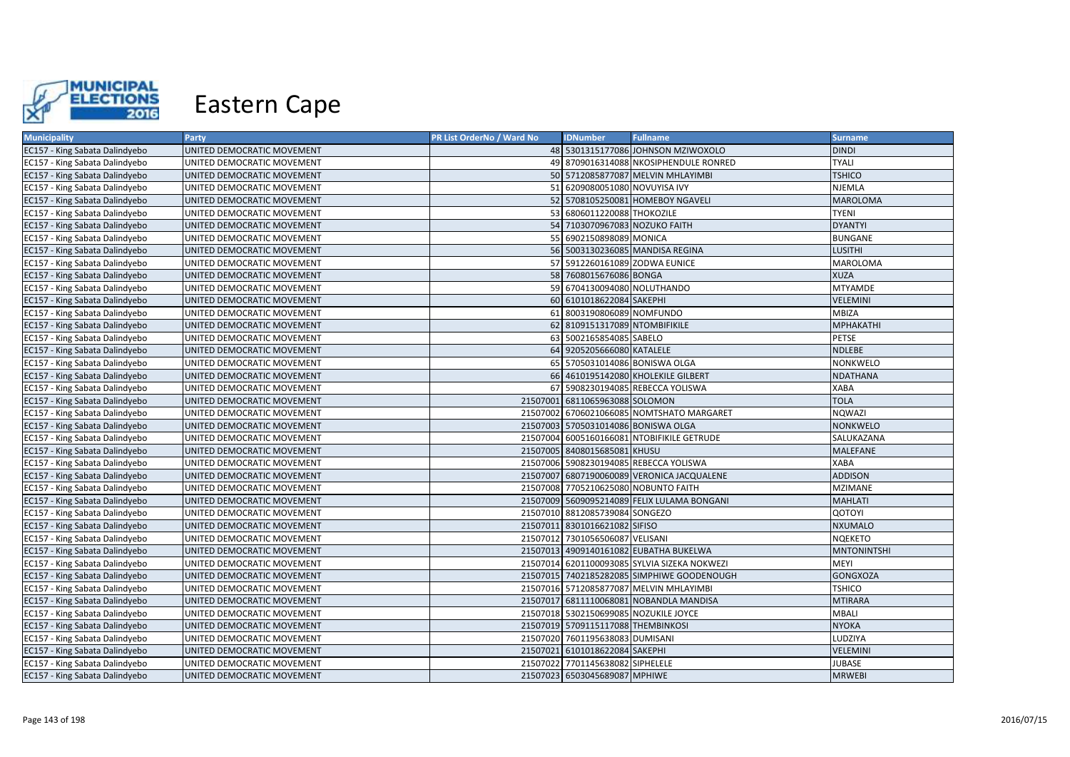# Eastern Cape

| Municipality | Party | PR List OrderNo / Ward No | IDNumber | Fullname | Surname |
|---|---|---|---|---|---|
| EC157 - King Sabata Dalindyebo | UNITED DEMOCRATIC MOVEMENT | 48 | 5301315177086 | JOHNSON MZIWOXOLO | DINDI |
| EC157 - King Sabata Dalindyebo | UNITED DEMOCRATIC MOVEMENT | 49 | 8709016314088 | NKOSIPHENDULE RONRED | TYALI |
| EC157 - King Sabata Dalindyebo | UNITED DEMOCRATIC MOVEMENT | 50 | 5712085877087 | MELVIN MHLAYIMBI | TSHICO |
| EC157 - King Sabata Dalindyebo | UNITED DEMOCRATIC MOVEMENT | 51 | 6209080051080 | NOVUYISA IVY | NJEMLA |
| EC157 - King Sabata Dalindyebo | UNITED DEMOCRATIC MOVEMENT | 52 | 5708105250081 | HOMEBOY NGAVELI | MAROLOMA |
| EC157 - King Sabata Dalindyebo | UNITED DEMOCRATIC MOVEMENT | 53 | 6806011220088 | THOKOZILE | TYENI |
| EC157 - King Sabata Dalindyebo | UNITED DEMOCRATIC MOVEMENT | 54 | 7103070967083 | NOZUKO FAITH | DYANTYI |
| EC157 - King Sabata Dalindyebo | UNITED DEMOCRATIC MOVEMENT | 55 | 6902150898089 | MONICA | BUNGANE |
| EC157 - King Sabata Dalindyebo | UNITED DEMOCRATIC MOVEMENT | 56 | 5003130236085 | MANDISA REGINA | LUSITHI |
| EC157 - King Sabata Dalindyebo | UNITED DEMOCRATIC MOVEMENT | 57 | 5912260161089 | ZODWA EUNICE | MAROLOMA |
| EC157 - King Sabata Dalindyebo | UNITED DEMOCRATIC MOVEMENT | 58 | 7608015676086 | BONGA | XUZA |
| EC157 - King Sabata Dalindyebo | UNITED DEMOCRATIC MOVEMENT | 59 | 6704130094080 | NOLUTHANDO | MTYAMDE |
| EC157 - King Sabata Dalindyebo | UNITED DEMOCRATIC MOVEMENT | 60 | 6101018622084 | SAKEPHI | VELEMINI |
| EC157 - King Sabata Dalindyebo | UNITED DEMOCRATIC MOVEMENT | 61 | 8003190806089 | NOMFUNDO | MBIZA |
| EC157 - King Sabata Dalindyebo | UNITED DEMOCRATIC MOVEMENT | 62 | 8109151317089 | NTOMBIFIKILE | MPHAKATHI |
| EC157 - King Sabata Dalindyebo | UNITED DEMOCRATIC MOVEMENT | 63 | 5002165854085 | SABELO | PETSE |
| EC157 - King Sabata Dalindyebo | UNITED DEMOCRATIC MOVEMENT | 64 | 9205205666080 | KATALELE | NDLEBE |
| EC157 - King Sabata Dalindyebo | UNITED DEMOCRATIC MOVEMENT | 65 | 5705031014086 | BONISWA OLGA | NONKWELO |
| EC157 - King Sabata Dalindyebo | UNITED DEMOCRATIC MOVEMENT | 66 | 4610195142080 | KHOLEKILE GILBERT | NDATHANA |
| EC157 - King Sabata Dalindyebo | UNITED DEMOCRATIC MOVEMENT | 67 | 5908230194085 | REBECCA YOLISWA | XABA |
| EC157 - King Sabata Dalindyebo | UNITED DEMOCRATIC MOVEMENT | 21507001 | 6811065963088 | SOLOMON | TOLA |
| EC157 - King Sabata Dalindyebo | UNITED DEMOCRATIC MOVEMENT | 21507002 | 6706021066085 | NOMTSHATO MARGARET | NQWAZI |
| EC157 - King Sabata Dalindyebo | UNITED DEMOCRATIC MOVEMENT | 21507003 | 5705031014086 | BONISWA OLGA | NONKWELO |
| EC157 - King Sabata Dalindyebo | UNITED DEMOCRATIC MOVEMENT | 21507004 | 6005160166081 | NTOBIFIKILE GETRUDE | SALUKAZANA |
| EC157 - King Sabata Dalindyebo | UNITED DEMOCRATIC MOVEMENT | 21507005 | 8408015685081 | KHUSU | MALEFANE |
| EC157 - King Sabata Dalindyebo | UNITED DEMOCRATIC MOVEMENT | 21507006 | 5908230194085 | REBECCA YOLISWA | XABA |
| EC157 - King Sabata Dalindyebo | UNITED DEMOCRATIC MOVEMENT | 21507007 | 6807190060089 | VERONICA JACQUALENE | ADDISON |
| EC157 - King Sabata Dalindyebo | UNITED DEMOCRATIC MOVEMENT | 21507008 | 7705210625080 | NOBUNTO FAITH | MZIMANE |
| EC157 - King Sabata Dalindyebo | UNITED DEMOCRATIC MOVEMENT | 21507009 | 5609095214089 | FELIX LULAMA BONGANI | MAHLATI |
| EC157 - King Sabata Dalindyebo | UNITED DEMOCRATIC MOVEMENT | 21507010 | 8812085739084 | SONGEZO | QOTOYI |
| EC157 - King Sabata Dalindyebo | UNITED DEMOCRATIC MOVEMENT | 21507011 | 8301016621082 | SIFISO | NXUMALO |
| EC157 - King Sabata Dalindyebo | UNITED DEMOCRATIC MOVEMENT | 21507012 | 7301056506087 | VELISANI | NQEKETO |
| EC157 - King Sabata Dalindyebo | UNITED DEMOCRATIC MOVEMENT | 21507013 | 4909140161082 | EUBATHA BUKELWA | MNTONINTSHI |
| EC157 - King Sabata Dalindyebo | UNITED DEMOCRATIC MOVEMENT | 21507014 | 6201100093085 | SYLVIA SIZEKA NOKWEZI | MEYI |
| EC157 - King Sabata Dalindyebo | UNITED DEMOCRATIC MOVEMENT | 21507015 | 7402185282085 | SIMPHIWE GOODENOUGH | GONGXOZA |
| EC157 - King Sabata Dalindyebo | UNITED DEMOCRATIC MOVEMENT | 21507016 | 5712085877087 | MELVIN MHLAYIMBI | TSHICO |
| EC157 - King Sabata Dalindyebo | UNITED DEMOCRATIC MOVEMENT | 21507017 | 6811110068081 | NOBANDLA MANDISA | MTIRARA |
| EC157 - King Sabata Dalindyebo | UNITED DEMOCRATIC MOVEMENT | 21507018 | 5302150699085 | NOZUKILE JOYCE | MBALI |
| EC157 - King Sabata Dalindyebo | UNITED DEMOCRATIC MOVEMENT | 21507019 | 5709115117088 | THEMBINKOSI | NYOKA |
| EC157 - King Sabata Dalindyebo | UNITED DEMOCRATIC MOVEMENT | 21507020 | 7601195638083 | DUMISANI | LUDZIYA |
| EC157 - King Sabata Dalindyebo | UNITED DEMOCRATIC MOVEMENT | 21507021 | 6101018622084 | SAKEPHI | VELEMINI |
| EC157 - King Sabata Dalindyebo | UNITED DEMOCRATIC MOVEMENT | 21507022 | 7701145638082 | SIPHELELE | JUBASE |
| EC157 - King Sabata Dalindyebo | UNITED DEMOCRATIC MOVEMENT | 21507023 | 6503045689087 | MPHIWE | MRWEBI |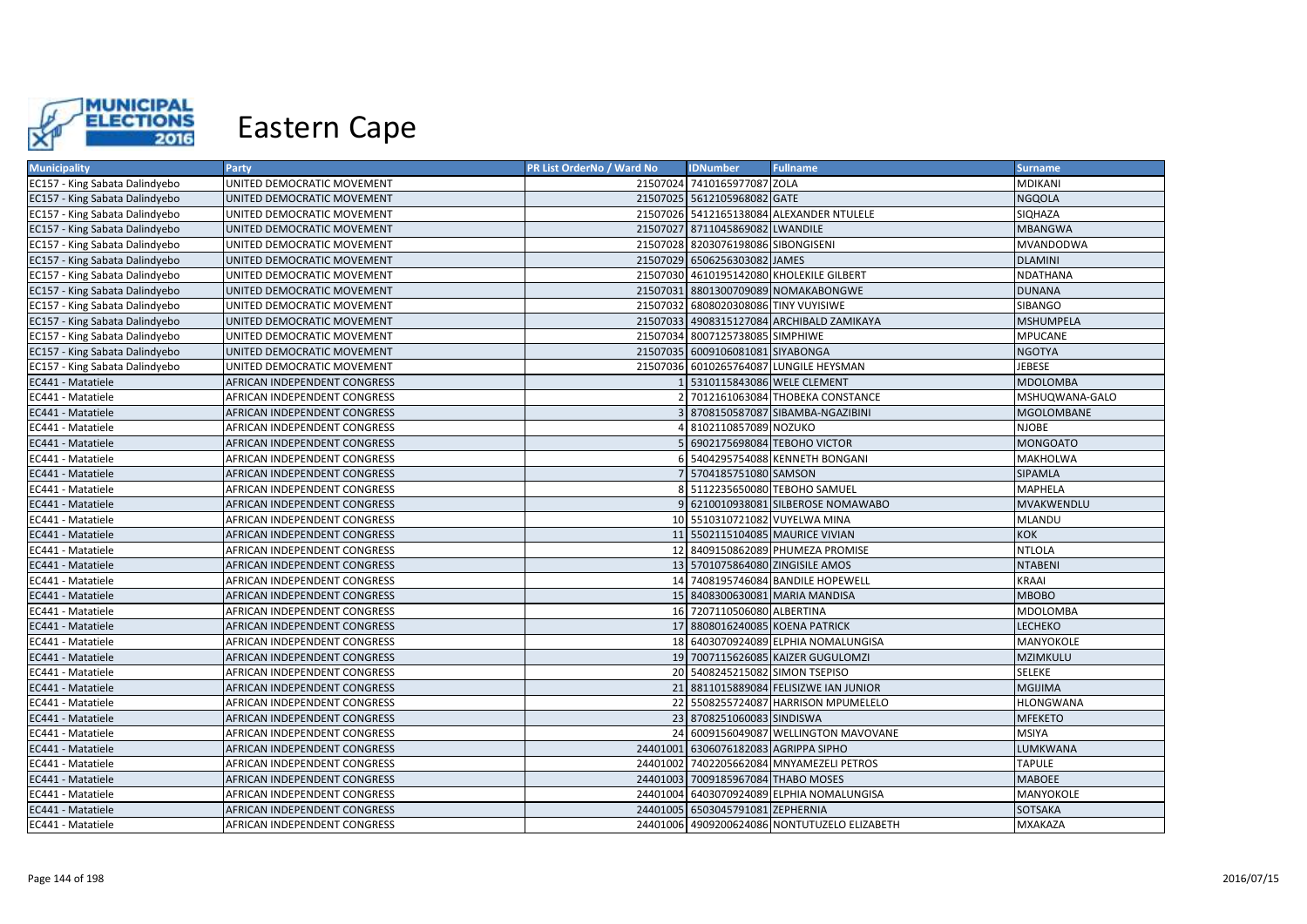# Eastern Cape

| Municipality | Party | PR List OrderNo / Ward No | IDNumber | Fullname | Surname |
|---|---|---|---|---|---|
| EC157 - King Sabata Dalindyebo | UNITED DEMOCRATIC MOVEMENT | 21507024 | 7410165977087 | ZOLA | MDIKANI |
| EC157 - King Sabata Dalindyebo | UNITED DEMOCRATIC MOVEMENT | 21507025 | 5612105968082 | GATE | NGQOLA |
| EC157 - King Sabata Dalindyebo | UNITED DEMOCRATIC MOVEMENT | 21507026 | 5412165138084 | ALEXANDER NTULELE | SIQHAZA |
| EC157 - King Sabata Dalindyebo | UNITED DEMOCRATIC MOVEMENT | 21507027 | 8711045869082 | LWANDILE | MBANGWA |
| EC157 - King Sabata Dalindyebo | UNITED DEMOCRATIC MOVEMENT | 21507028 | 8203076198086 | SIBONGISENI | MVANDODWA |
| EC157 - King Sabata Dalindyebo | UNITED DEMOCRATIC MOVEMENT | 21507029 | 6506256303082 | JAMES | DLAMINI |
| EC157 - King Sabata Dalindyebo | UNITED DEMOCRATIC MOVEMENT | 21507030 | 4610195142080 | KHOLEKILE GILBERT | NDATHANA |
| EC157 - King Sabata Dalindyebo | UNITED DEMOCRATIC MOVEMENT | 21507031 | 8801300709089 | NOMAKABONGWE | DUNANA |
| EC157 - King Sabata Dalindyebo | UNITED DEMOCRATIC MOVEMENT | 21507032 | 6808020308086 | TINY VUYISIWE | SIBANGO |
| EC157 - King Sabata Dalindyebo | UNITED DEMOCRATIC MOVEMENT | 21507033 | 4908315127084 | ARCHIBALD ZAMIKAYA | MSHUMPELA |
| EC157 - King Sabata Dalindyebo | UNITED DEMOCRATIC MOVEMENT | 21507034 | 8007125738085 | SIMPHIWE | MPUCANE |
| EC157 - King Sabata Dalindyebo | UNITED DEMOCRATIC MOVEMENT | 21507035 | 6009106081081 | SIYABONGA | NGOTYA |
| EC157 - King Sabata Dalindyebo | UNITED DEMOCRATIC MOVEMENT | 21507036 | 6010265764087 | LUNGILE HEYSMAN | JEBESE |
| EC441 - Matatiele | AFRICAN INDEPENDENT CONGRESS | 1 | 5310115843086 | WELE CLEMENT | MDOLOMBA |
| EC441 - Matatiele | AFRICAN INDEPENDENT CONGRESS | 2 | 7012161063084 | THOBEKA CONSTANCE | MSHUQWANA-GALO |
| EC441 - Matatiele | AFRICAN INDEPENDENT CONGRESS | 3 | 8708150587087 | SIBAMBA-NGAZIBINI | MGOLOMBANE |
| EC441 - Matatiele | AFRICAN INDEPENDENT CONGRESS | 4 | 8102110857089 | NOZUKO | NJOBE |
| EC441 - Matatiele | AFRICAN INDEPENDENT CONGRESS | 5 | 6902175698084 | TEBOHO VICTOR | MONGOATO |
| EC441 - Matatiele | AFRICAN INDEPENDENT CONGRESS | 6 | 5404295754088 | KENNETH BONGANI | MAKHOLWA |
| EC441 - Matatiele | AFRICAN INDEPENDENT CONGRESS | 7 | 5704185751080 | SAMSON | SIPAMLA |
| EC441 - Matatiele | AFRICAN INDEPENDENT CONGRESS | 8 | 5112235650080 | TEBOHO SAMUEL | MAPHELA |
| EC441 - Matatiele | AFRICAN INDEPENDENT CONGRESS | 9 | 6210010938081 | SILBEROSE NOMAWABO | MVAKWENDLU |
| EC441 - Matatiele | AFRICAN INDEPENDENT CONGRESS | 10 | 5510310721082 | VUYELWA MINA | MLANDU |
| EC441 - Matatiele | AFRICAN INDEPENDENT CONGRESS | 11 | 5502115104085 | MAURICE VIVIAN | KOK |
| EC441 - Matatiele | AFRICAN INDEPENDENT CONGRESS | 12 | 8409150862089 | PHUMEZA PROMISE | NTLOLA |
| EC441 - Matatiele | AFRICAN INDEPENDENT CONGRESS | 13 | 5701075864080 | ZINGISILE AMOS | NTABENI |
| EC441 - Matatiele | AFRICAN INDEPENDENT CONGRESS | 14 | 7408195746084 | BANDILE HOPEWELL | KRAAI |
| EC441 - Matatiele | AFRICAN INDEPENDENT CONGRESS | 15 | 8408300630081 | MARIA MANDISA | MBOBO |
| EC441 - Matatiele | AFRICAN INDEPENDENT CONGRESS | 16 | 7207110506080 | ALBERTINA | MDOLOMBA |
| EC441 - Matatiele | AFRICAN INDEPENDENT CONGRESS | 17 | 8808016240085 | KOENA PATRICK | LECHEKO |
| EC441 - Matatiele | AFRICAN INDEPENDENT CONGRESS | 18 | 6403070924089 | ELPHIA NOMALUNGISA | MANYOKOLE |
| EC441 - Matatiele | AFRICAN INDEPENDENT CONGRESS | 19 | 7007115626085 | KAIZER GUGULOMZI | MZIMKULU |
| EC441 - Matatiele | AFRICAN INDEPENDENT CONGRESS | 20 | 5408245215082 | SIMON TSEPISO | SELEKE |
| EC441 - Matatiele | AFRICAN INDEPENDENT CONGRESS | 21 | 8811015889084 | FELISIZWE IAN JUNIOR | MGIJIMA |
| EC441 - Matatiele | AFRICAN INDEPENDENT CONGRESS | 22 | 5508255724087 | HARRISON MPUMELELO | HLONGWANA |
| EC441 - Matatiele | AFRICAN INDEPENDENT CONGRESS | 23 | 8708251060083 | SINDISWA | MFEKETO |
| EC441 - Matatiele | AFRICAN INDEPENDENT CONGRESS | 24 | 6009156049087 | WELLINGTON MAVOVANE | MSIYA |
| EC441 - Matatiele | AFRICAN INDEPENDENT CONGRESS | 24401001 | 6306076182083 | AGRIPPA SIPHO | LUMKWANA |
| EC441 - Matatiele | AFRICAN INDEPENDENT CONGRESS | 24401002 | 7402205662084 | MNYAMEZELI PETROS | TAPULE |
| EC441 - Matatiele | AFRICAN INDEPENDENT CONGRESS | 24401003 | 7009185967084 | THABO MOSES | MABOEE |
| EC441 - Matatiele | AFRICAN INDEPENDENT CONGRESS | 24401004 | 6403070924089 | ELPHIA NOMALUNGISA | MANYOKOLE |
| EC441 - Matatiele | AFRICAN INDEPENDENT CONGRESS | 24401005 | 6503045791081 | ZEPHERNIA | SOTSAKA |
| EC441 - Matatiele | AFRICAN INDEPENDENT CONGRESS | 24401006 | 4909200624086 | NONTUTUZELO ELIZABETH | MXAKAZA |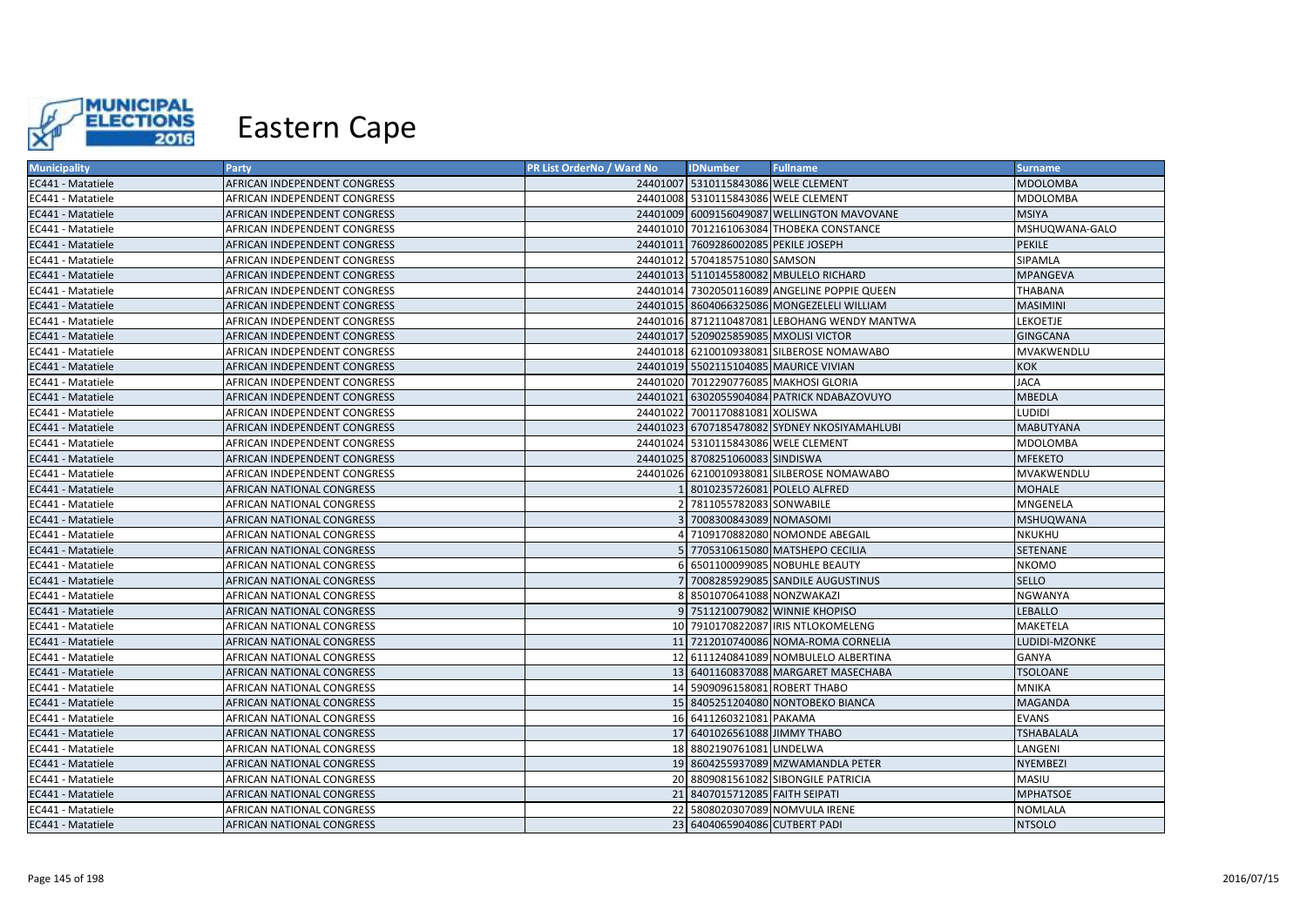# Eastern Cape

| Municipality | Party | PR List OrderNo / Ward No | IDNumber | Fullname | Surname |
|---|---|---|---|---|---|
| EC441 - Matatiele | AFRICAN INDEPENDENT CONGRESS | 24401007 | 5310115843086 | WELE CLEMENT | MDOLOMBA |
| EC441 - Matatiele | AFRICAN INDEPENDENT CONGRESS | 24401008 | 5310115843086 | WELE CLEMENT | MDOLOMBA |
| EC441 - Matatiele | AFRICAN INDEPENDENT CONGRESS | 24401009 | 6009156049087 | WELLINGTON MAVOVANE | MSIYA |
| EC441 - Matatiele | AFRICAN INDEPENDENT CONGRESS | 24401010 | 7012161063084 | THOBEKA CONSTANCE | MSHUQWANA-GALO |
| EC441 - Matatiele | AFRICAN INDEPENDENT CONGRESS | 24401011 | 7609286002085 | PEKILE JOSEPH | PEKILE |
| EC441 - Matatiele | AFRICAN INDEPENDENT CONGRESS | 24401012 | 5704185751080 | SAMSON | SIPAMLA |
| EC441 - Matatiele | AFRICAN INDEPENDENT CONGRESS | 24401013 | 5110145580082 | MBULELO RICHARD | MPANGEVA |
| EC441 - Matatiele | AFRICAN INDEPENDENT CONGRESS | 24401014 | 7302050116089 | ANGELINE POPPIE QUEEN | THABANA |
| EC441 - Matatiele | AFRICAN INDEPENDENT CONGRESS | 24401015 | 8604066325086 | MONGEZELELI WILLIAM | MASIMINI |
| EC441 - Matatiele | AFRICAN INDEPENDENT CONGRESS | 24401016 | 8712110487081 | LEBOHANG WENDY MANTWA | LEKOETJE |
| EC441 - Matatiele | AFRICAN INDEPENDENT CONGRESS | 24401017 | 5209025859085 | MXOLISI VICTOR | GINGCANA |
| EC441 - Matatiele | AFRICAN INDEPENDENT CONGRESS | 24401018 | 6210010938081 | SILBEROSE NOMAWABO | MVAKWENDLU |
| EC441 - Matatiele | AFRICAN INDEPENDENT CONGRESS | 24401019 | 5502115104085 | MAURICE VIVIAN | KOK |
| EC441 - Matatiele | AFRICAN INDEPENDENT CONGRESS | 24401020 | 7012290776085 | MAKHOSI GLORIA | JACA |
| EC441 - Matatiele | AFRICAN INDEPENDENT CONGRESS | 24401021 | 6302055904084 | PATRICK NDABAZOVUYO | MBEDLA |
| EC441 - Matatiele | AFRICAN INDEPENDENT CONGRESS | 24401022 | 7001170881081 | XOLISWA | LUDIDI |
| EC441 - Matatiele | AFRICAN INDEPENDENT CONGRESS | 24401023 | 6707185478082 | SYDNEY NKOSIYAMAHLUBI | MABUTYANA |
| EC441 - Matatiele | AFRICAN INDEPENDENT CONGRESS | 24401024 | 5310115843086 | WELE CLEMENT | MDOLOMBA |
| EC441 - Matatiele | AFRICAN INDEPENDENT CONGRESS | 24401025 | 8708251060083 | SINDISWA | MFEKETO |
| EC441 - Matatiele | AFRICAN INDEPENDENT CONGRESS | 24401026 | 6210010938081 | SILBEROSE NOMAWABO | MVAKWENDLU |
| EC441 - Matatiele | AFRICAN NATIONAL CONGRESS | 1 | 8010235726081 | POLELO ALFRED | MOHALE |
| EC441 - Matatiele | AFRICAN NATIONAL CONGRESS | 2 | 7811055782083 | SONWABILE | MNGENELA |
| EC441 - Matatiele | AFRICAN NATIONAL CONGRESS | 3 | 7008300843089 | NOMASOMI | MSHUQWANA |
| EC441 - Matatiele | AFRICAN NATIONAL CONGRESS | 4 | 7109170882080 | NOMONDE ABEGAIL | NKUKHU |
| EC441 - Matatiele | AFRICAN NATIONAL CONGRESS | 5 | 7705310615080 | MATSHEPO CECILIA | SETENANE |
| EC441 - Matatiele | AFRICAN NATIONAL CONGRESS | 6 | 6501100099085 | NOBUHLE BEAUTY | NKOMO |
| EC441 - Matatiele | AFRICAN NATIONAL CONGRESS | 7 | 7008285929085 | SANDILE AUGUSTINUS | SELLO |
| EC441 - Matatiele | AFRICAN NATIONAL CONGRESS | 8 | 8501070641088 | NONZWAKAZI | NGWANYA |
| EC441 - Matatiele | AFRICAN NATIONAL CONGRESS | 9 | 7511210079082 | WINNIE KHOPISO | LEBALLO |
| EC441 - Matatiele | AFRICAN NATIONAL CONGRESS | 10 | 7910170822087 | IRIS NTLOKOMELENG | MAKETELA |
| EC441 - Matatiele | AFRICAN NATIONAL CONGRESS | 11 | 7212010740086 | NOMA-ROMA CORNELIA | LUDIDI-MZONKE |
| EC441 - Matatiele | AFRICAN NATIONAL CONGRESS | 12 | 6111240841089 | NOMBULELO ALBERTINA | GANYA |
| EC441 - Matatiele | AFRICAN NATIONAL CONGRESS | 13 | 6401160837088 | MARGARET MASECHABA | TSOLOANE |
| EC441 - Matatiele | AFRICAN NATIONAL CONGRESS | 14 | 5909096158081 | ROBERT THABO | MNIKA |
| EC441 - Matatiele | AFRICAN NATIONAL CONGRESS | 15 | 8405251204080 | NONTOBEKO BIANCA | MAGANDA |
| EC441 - Matatiele | AFRICAN NATIONAL CONGRESS | 16 | 6411260321081 | PAKAMA | EVANS |
| EC441 - Matatiele | AFRICAN NATIONAL CONGRESS | 17 | 6401026561088 | JIMMY THABO | TSHABALALA |
| EC441 - Matatiele | AFRICAN NATIONAL CONGRESS | 18 | 8802190761081 | LINDELWA | LANGENI |
| EC441 - Matatiele | AFRICAN NATIONAL CONGRESS | 19 | 8604255937089 | MZWAMANDLA PETER | NYEMBEZI |
| EC441 - Matatiele | AFRICAN NATIONAL CONGRESS | 20 | 8809081561082 | SIBONGILE PATRICIA | MASIU |
| EC441 - Matatiele | AFRICAN NATIONAL CONGRESS | 21 | 8407015712085 | FAITH SEIPATI | MPHATSOE |
| EC441 - Matatiele | AFRICAN NATIONAL CONGRESS | 22 | 5808020307089 | NOMVULA IRENE | NOMLALA |
| EC441 - Matatiele | AFRICAN NATIONAL CONGRESS | 23 | 6404065904086 | CUTBERT PADI | NTSOLO |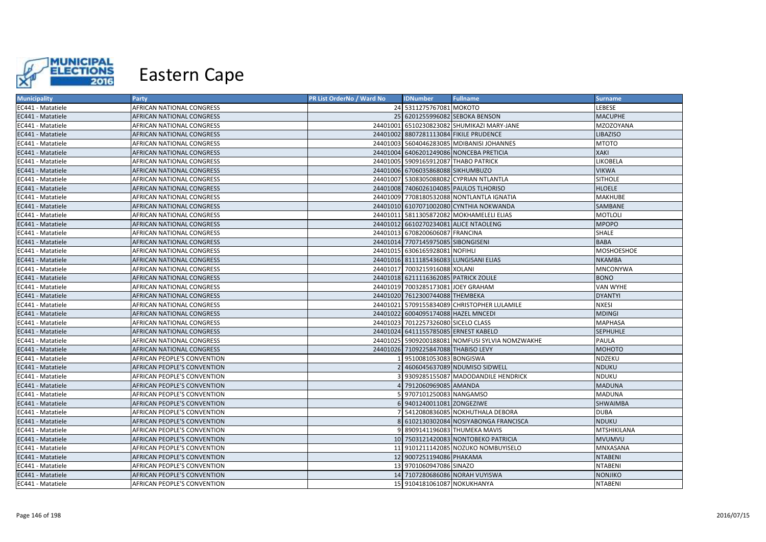# Eastern Cape

| Municipality | Party | PR List OrderNo / Ward No | IDNumber | Fullname | Surname |
|---|---|---|---|---|---|
| EC441 - Matatiele | AFRICAN NATIONAL CONGRESS | 24 | 5311275767081 | MOKOTO | LEBESE |
| EC441 - Matatiele | AFRICAN NATIONAL CONGRESS | 25 | 6201255996082 | SEBOKA BENSON | MACUPHE |
| EC441 - Matatiele | AFRICAN NATIONAL CONGRESS | 24401001 | 6510230823082 | SHUMIKAZI MARY-JANE | MZOZOYANA |
| EC441 - Matatiele | AFRICAN NATIONAL CONGRESS | 24401002 | 8807281113084 | FIKILE PRUDENCE | LIBAZISO |
| EC441 - Matatiele | AFRICAN NATIONAL CONGRESS | 24401003 | 5604046283085 | MDIBANISI JOHANNES | MTOTO |
| EC441 - Matatiele | AFRICAN NATIONAL CONGRESS | 24401004 | 6406201249086 | NONCEBA PRETICIA | XAKI |
| EC441 - Matatiele | AFRICAN NATIONAL CONGRESS | 24401005 | 5909165912087 | THABO PATRICK | LIKOBELA |
| EC441 - Matatiele | AFRICAN NATIONAL CONGRESS | 24401006 | 6706035868088 | SIKHUMBUZO | VIKWA |
| EC441 - Matatiele | AFRICAN NATIONAL CONGRESS | 24401007 | 5308305088082 | CYPRIAN NTLANTLA | SITHOLE |
| EC441 - Matatiele | AFRICAN NATIONAL CONGRESS | 24401008 | 7406026104085 | PAULOS TLHORISO | HLOELE |
| EC441 - Matatiele | AFRICAN NATIONAL CONGRESS | 24401009 | 7708180532088 | NONTLANTLA IGNATIA | MAKHUBE |
| EC441 - Matatiele | AFRICAN NATIONAL CONGRESS | 24401010 | 6107071002080 | CYNTHIA NOKWANDA | SAMBANE |
| EC441 - Matatiele | AFRICAN NATIONAL CONGRESS | 24401011 | 5811305872082 | MOKHAMELELI ELIAS | MOTLOLI |
| EC441 - Matatiele | AFRICAN NATIONAL CONGRESS | 24401012 | 6610270234081 | ALICE NTAOLENG | MPOPO |
| EC441 - Matatiele | AFRICAN NATIONAL CONGRESS | 24401013 | 6708200606087 | FRANCINA | SHALE |
| EC441 - Matatiele | AFRICAN NATIONAL CONGRESS | 24401014 | 7707145975085 | SIBONGISENI | BABA |
| EC441 - Matatiele | AFRICAN NATIONAL CONGRESS | 24401015 | 6306165928081 | NOFIHLI | MOSHOESHOE |
| EC441 - Matatiele | AFRICAN NATIONAL CONGRESS | 24401016 | 8111185436083 | LUNGISANI ELIAS | NKAMBA |
| EC441 - Matatiele | AFRICAN NATIONAL CONGRESS | 24401017 | 7003215916088 | XOLANI | MNCONYWA |
| EC441 - Matatiele | AFRICAN NATIONAL CONGRESS | 24401018 | 6211116362085 | PATRICK ZOLILE | BONO |
| EC441 - Matatiele | AFRICAN NATIONAL CONGRESS | 24401019 | 7003285173081 | JOEY GRAHAM | VAN WYHE |
| EC441 - Matatiele | AFRICAN NATIONAL CONGRESS | 24401020 | 7612300744088 | THEMBEKA | DYANTYI |
| EC441 - Matatiele | AFRICAN NATIONAL CONGRESS | 24401021 | 5709155834089 | CHRISTOPHER LULAMILE | NXESI |
| EC441 - Matatiele | AFRICAN NATIONAL CONGRESS | 24401022 | 6004095174088 | HAZEL MNCEDI | MDINGI |
| EC441 - Matatiele | AFRICAN NATIONAL CONGRESS | 24401023 | 7012257326080 | SICELO CLASS | MAPHASA |
| EC441 - Matatiele | AFRICAN NATIONAL CONGRESS | 24401024 | 6411155785085 | ERNEST KABELO | SEPHUHLE |
| EC441 - Matatiele | AFRICAN NATIONAL CONGRESS | 24401025 | 5909200188081 | NOMFUSI SYLVIA NOMZWAKHE | PAULA |
| EC441 - Matatiele | AFRICAN NATIONAL CONGRESS | 24401026 | 7109225847088 | THABISO LEVY | MOHOTO |
| EC441 - Matatiele | AFRICAN PEOPLE'S CONVENTION | 1 | 9510081053083 | BONGISWA | NDZEKU |
| EC441 - Matatiele | AFRICAN PEOPLE'S CONVENTION | 2 | 4606045637089 | NDUMISO SIDWELL | NDUKU |
| EC441 - Matatiele | AFRICAN PEOPLE'S CONVENTION | 3 | 9309285155087 | MADODANDILE HENDRICK | NDUKU |
| EC441 - Matatiele | AFRICAN PEOPLE'S CONVENTION | 4 | 7912060969085 | AMANDA | MADUNA |
| EC441 - Matatiele | AFRICAN PEOPLE'S CONVENTION | 5 | 9707101250083 | NANGAMSO | MADUNA |
| EC441 - Matatiele | AFRICAN PEOPLE'S CONVENTION | 6 | 9401240011081 | ZONGEZIWE | SHWAIMBA |
| EC441 - Matatiele | AFRICAN PEOPLE'S CONVENTION | 7 | 5412080836085 | NOKHUTHALA DEBORA | DUBA |
| EC441 - Matatiele | AFRICAN PEOPLE'S CONVENTION | 8 | 6102130302084 | NOSIYABONGA FRANCISCA | NDUKU |
| EC441 - Matatiele | AFRICAN PEOPLE'S CONVENTION | 9 | 8909141196083 | THUMEKA MAVIS | MTSHIKILANA |
| EC441 - Matatiele | AFRICAN PEOPLE'S CONVENTION | 10 | 7503121420083 | NONTOBEKO PATRICIA | MVUMVU |
| EC441 - Matatiele | AFRICAN PEOPLE'S CONVENTION | 11 | 9101211142085 | NOZUKO NOMBUYISELO | MNXASANA |
| EC441 - Matatiele | AFRICAN PEOPLE'S CONVENTION | 12 | 9007251194086 | PHAKAMA | NTABENI |
| EC441 - Matatiele | AFRICAN PEOPLE'S CONVENTION | 13 | 9701060947086 | SINAZO | NTABENI |
| EC441 - Matatiele | AFRICAN PEOPLE'S CONVENTION | 14 | 7107280686086 | NORAH VUYISWA | NONJIKO |
| EC441 - Matatiele | AFRICAN PEOPLE'S CONVENTION | 15 | 9104181061087 | NOKUKHANYA | NTABENI |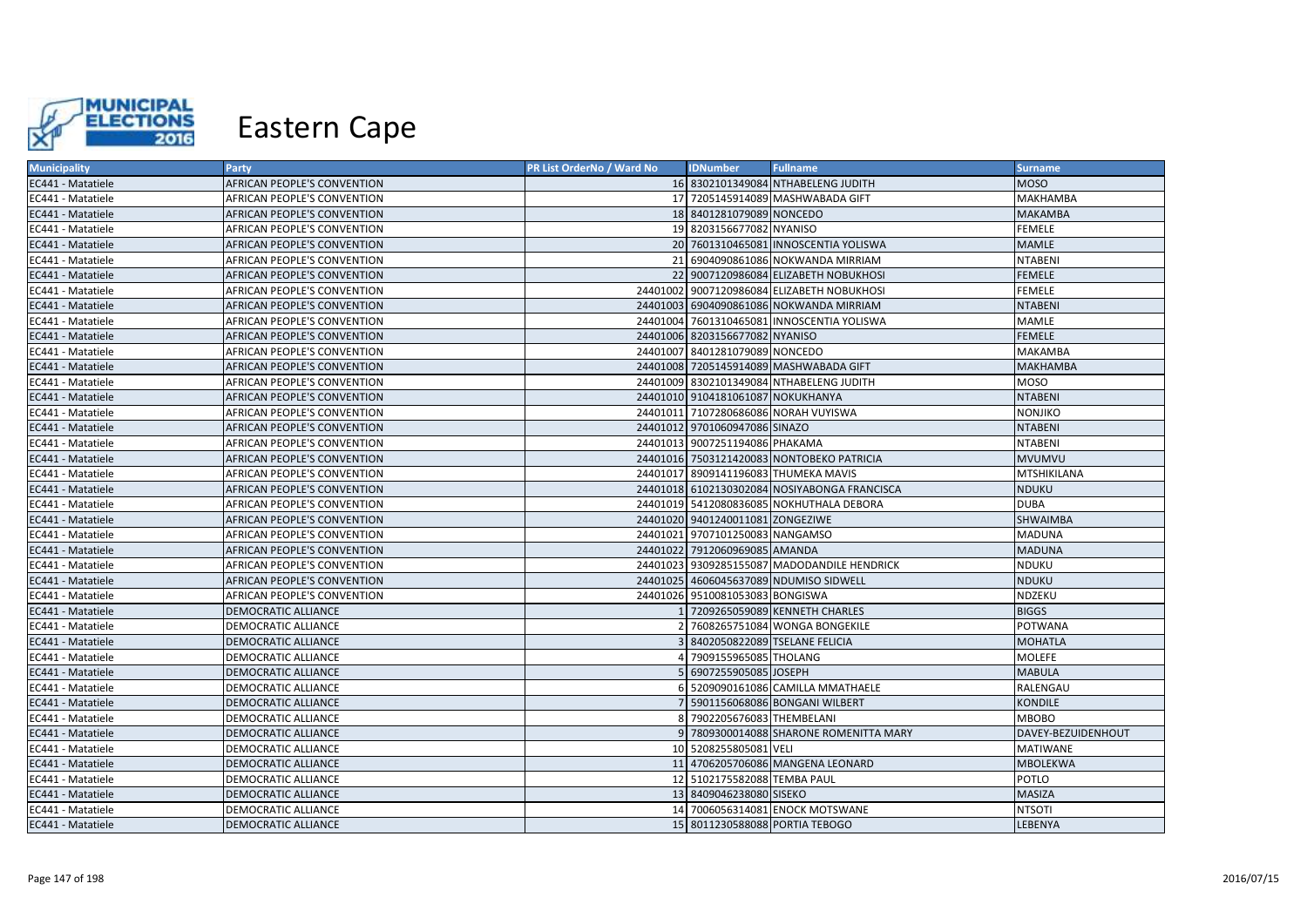# Eastern Cape

| Municipality | Party | PR List OrderNo / Ward No | IDNumber | Fullname | Surname |
|---|---|---|---|---|---|
| EC441 - Matatiele | AFRICAN PEOPLE'S CONVENTION | 16 | 8302101349084 | NTHABELENG JUDITH | MOSO |
| EC441 - Matatiele | AFRICAN PEOPLE'S CONVENTION | 17 | 7205145914089 | MASHWABADA GIFT | MAKHAMBA |
| EC441 - Matatiele | AFRICAN PEOPLE'S CONVENTION | 18 | 8401281079089 | NONCEDO | MAKAMBA |
| EC441 - Matatiele | AFRICAN PEOPLE'S CONVENTION | 19 | 8203156677082 | NYANISO | FEMELE |
| EC441 - Matatiele | AFRICAN PEOPLE'S CONVENTION | 20 | 7601310465081 | INNOSCENTIA YOLISWA | MAMLE |
| EC441 - Matatiele | AFRICAN PEOPLE'S CONVENTION | 21 | 6904090861086 | NOKWANDA MIRRIAM | NTABENI |
| EC441 - Matatiele | AFRICAN PEOPLE'S CONVENTION | 22 | 9007120986084 | ELIZABETH NOBUKHOSI | FEMELE |
| EC441 - Matatiele | AFRICAN PEOPLE'S CONVENTION | 24401002 | 9007120986084 | ELIZABETH NOBUKHOSI | FEMELE |
| EC441 - Matatiele | AFRICAN PEOPLE'S CONVENTION | 24401003 | 6904090861086 | NOKWANDA MIRRIAM | NTABENI |
| EC441 - Matatiele | AFRICAN PEOPLE'S CONVENTION | 24401004 | 7601310465081 | INNOSCENTIA YOLISWA | MAMLE |
| EC441 - Matatiele | AFRICAN PEOPLE'S CONVENTION | 24401006 | 8203156677082 | NYANISO | FEMELE |
| EC441 - Matatiele | AFRICAN PEOPLE'S CONVENTION | 24401007 | 8401281079089 | NONCEDO | MAKAMBA |
| EC441 - Matatiele | AFRICAN PEOPLE'S CONVENTION | 24401008 | 7205145914089 | MASHWABADA GIFT | MAKHAMBA |
| EC441 - Matatiele | AFRICAN PEOPLE'S CONVENTION | 24401009 | 8302101349084 | NTHABELENG JUDITH | MOSO |
| EC441 - Matatiele | AFRICAN PEOPLE'S CONVENTION | 24401010 | 9104181061087 | NOKUKHANYA | NTABENI |
| EC441 - Matatiele | AFRICAN PEOPLE'S CONVENTION | 24401011 | 7107280686086 | NORAH VUYISWA | NONJIKO |
| EC441 - Matatiele | AFRICAN PEOPLE'S CONVENTION | 24401012 | 9701060947086 | SINAZO | NTABENI |
| EC441 - Matatiele | AFRICAN PEOPLE'S CONVENTION | 24401013 | 9007251194086 | PHAKAMA | NTABENI |
| EC441 - Matatiele | AFRICAN PEOPLE'S CONVENTION | 24401016 | 7503121420083 | NONTOBEKO PATRICIA | MVUMVU |
| EC441 - Matatiele | AFRICAN PEOPLE'S CONVENTION | 24401017 | 8909141196083 | THUMEKA MAVIS | MTSHIKILANA |
| EC441 - Matatiele | AFRICAN PEOPLE'S CONVENTION | 24401018 | 6102130302084 | NOSIYABONGA FRANCISCA | NDUKU |
| EC441 - Matatiele | AFRICAN PEOPLE'S CONVENTION | 24401019 | 5412080836085 | NOKHUTHALA DEBORA | DUBA |
| EC441 - Matatiele | AFRICAN PEOPLE'S CONVENTION | 24401020 | 9401240011081 | ZONGEZIWE | SHWAIMBA |
| EC441 - Matatiele | AFRICAN PEOPLE'S CONVENTION | 24401021 | 9707101250083 | NANGAMSO | MADUNA |
| EC441 - Matatiele | AFRICAN PEOPLE'S CONVENTION | 24401022 | 7912060969085 | AMANDA | MADUNA |
| EC441 - Matatiele | AFRICAN PEOPLE'S CONVENTION | 24401023 | 9309285155087 | MADODANDILE HENDRICK | NDUKU |
| EC441 - Matatiele | AFRICAN PEOPLE'S CONVENTION | 24401025 | 4606045637089 | NDUMISO SIDWELL | NDUKU |
| EC441 - Matatiele | AFRICAN PEOPLE'S CONVENTION | 24401026 | 9510081053083 | BONGISWA | NDZEKU |
| EC441 - Matatiele | DEMOCRATIC ALLIANCE | 1 | 7209265059089 | KENNETH CHARLES | BIGGS |
| EC441 - Matatiele | DEMOCRATIC ALLIANCE | 2 | 7608265751084 | WONGA BONGEKILE | POTWANA |
| EC441 - Matatiele | DEMOCRATIC ALLIANCE | 3 | 8402050822089 | TSELANE FELICIA | MOHATLA |
| EC441 - Matatiele | DEMOCRATIC ALLIANCE | 4 | 7909155965085 | THOLANG | MOLEFE |
| EC441 - Matatiele | DEMOCRATIC ALLIANCE | 5 | 6907255905085 | JOSEPH | MABULA |
| EC441 - Matatiele | DEMOCRATIC ALLIANCE | 6 | 5209090161086 | CAMILLA MMATHAELE | RALENGAU |
| EC441 - Matatiele | DEMOCRATIC ALLIANCE | 7 | 5901156068086 | BONGANI WILBERT | KONDILE |
| EC441 - Matatiele | DEMOCRATIC ALLIANCE | 8 | 7902205676083 | THEMBELANI | MBOBO |
| EC441 - Matatiele | DEMOCRATIC ALLIANCE | 9 | 7809300014088 | SHARONE ROMENITTA MARY | DAVEY-BEZUIDENHOUT |
| EC441 - Matatiele | DEMOCRATIC ALLIANCE | 10 | 5208255805081 | VELI | MATIWANE |
| EC441 - Matatiele | DEMOCRATIC ALLIANCE | 11 | 4706205706086 | MANGENA LEONARD | MBOLEKWA |
| EC441 - Matatiele | DEMOCRATIC ALLIANCE | 12 | 5102175582088 | TEMBA PAUL | POTLO |
| EC441 - Matatiele | DEMOCRATIC ALLIANCE | 13 | 8409046238080 | SISEKO | MASIZA |
| EC441 - Matatiele | DEMOCRATIC ALLIANCE | 14 | 7006056314081 | ENOCK MOTSWANE | NTSOTI |
| EC441 - Matatiele | DEMOCRATIC ALLIANCE | 15 | 8011230588088 | PORTIA TEBOGO | LEBENYA |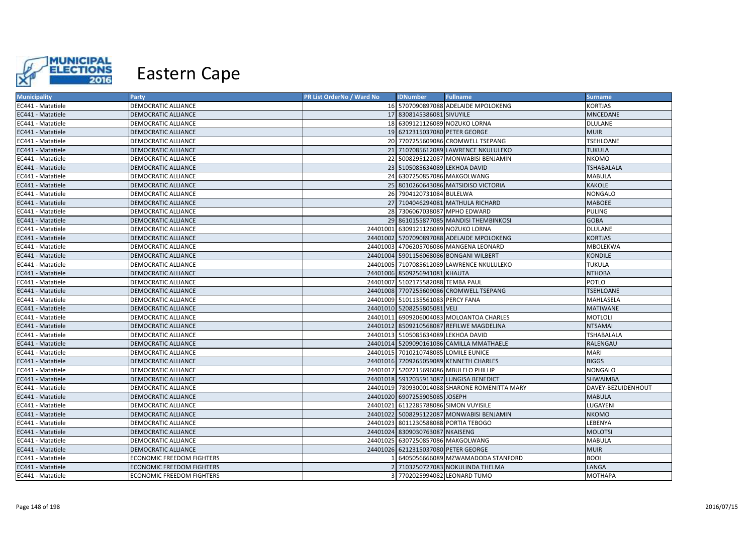# Eastern Cape

| Municipality | Party | PR List OrderNo / Ward No | IDNumber | Fullname | Surname |
|---|---|---|---|---|---|
| EC441 - Matatiele | DEMOCRATIC ALLIANCE | 16 | 5707090897088 | ADELAIDE MPOLOKENG | KORTJAS |
| EC441 - Matatiele | DEMOCRATIC ALLIANCE | 17 | 8308145386081 | SIVUYILE | MNCEDANE |
| EC441 - Matatiele | DEMOCRATIC ALLIANCE | 18 | 6309121126089 | NOZUKO LORNA | DLULANE |
| EC441 - Matatiele | DEMOCRATIC ALLIANCE | 19 | 6212315037080 | PETER GEORGE | MUIR |
| EC441 - Matatiele | DEMOCRATIC ALLIANCE | 20 | 7707255609086 | CROMWELL TSEPANG | TSEHLOANE |
| EC441 - Matatiele | DEMOCRATIC ALLIANCE | 21 | 7107085612089 | LAWRENCE NKULULEKO | TUKULA |
| EC441 - Matatiele | DEMOCRATIC ALLIANCE | 22 | 5008295122087 | MONWABISI BENJAMIN | NKOMO |
| EC441 - Matatiele | DEMOCRATIC ALLIANCE | 23 | 5105085634089 | LEKHOA DAVID | TSHABALALA |
| EC441 - Matatiele | DEMOCRATIC ALLIANCE | 24 | 6307250857086 | MAKGOLWANG | MABULA |
| EC441 - Matatiele | DEMOCRATIC ALLIANCE | 25 | 8010260643086 | MATSIDISO VICTORIA | KAKOLE |
| EC441 - Matatiele | DEMOCRATIC ALLIANCE | 26 | 7904120731084 | BULELWA | NONGALO |
| EC441 - Matatiele | DEMOCRATIC ALLIANCE | 27 | 7104046294081 | MATHULA RICHARD | MABOEE |
| EC441 - Matatiele | DEMOCRATIC ALLIANCE | 28 | 7306067038087 | MPHO EDWARD | PULING |
| EC441 - Matatiele | DEMOCRATIC ALLIANCE | 29 | 8610155877085 | MANDISI THEMBINKOSI | GOBA |
| EC441 - Matatiele | DEMOCRATIC ALLIANCE | 24401001 | 6309121126089 | NOZUKO LORNA | DLULANE |
| EC441 - Matatiele | DEMOCRATIC ALLIANCE | 24401002 | 5707090897088 | ADELAIDE MPOLOKENG | KORTJAS |
| EC441 - Matatiele | DEMOCRATIC ALLIANCE | 24401003 | 4706205706086 | MANGENA LEONARD | MBOLEKWA |
| EC441 - Matatiele | DEMOCRATIC ALLIANCE | 24401004 | 5901156068086 | BONGANI WILBERT | KONDILE |
| EC441 - Matatiele | DEMOCRATIC ALLIANCE | 24401005 | 7107085612089 | LAWRENCE NKULULEKO | TUKULA |
| EC441 - Matatiele | DEMOCRATIC ALLIANCE | 24401006 | 8509256941081 | KHAUTA | NTHOBA |
| EC441 - Matatiele | DEMOCRATIC ALLIANCE | 24401007 | 5102175582088 | TEMBA PAUL | POTLO |
| EC441 - Matatiele | DEMOCRATIC ALLIANCE | 24401008 | 7707255609086 | CROMWELL TSEPANG | TSEHLOANE |
| EC441 - Matatiele | DEMOCRATIC ALLIANCE | 24401009 | 5101135561083 | PERCY FANA | MAHLASELA |
| EC441 - Matatiele | DEMOCRATIC ALLIANCE | 24401010 | 5208255805081 | VELI | MATIWANE |
| EC441 - Matatiele | DEMOCRATIC ALLIANCE | 24401011 | 6909206004083 | MOLOANTOA CHARLES | MOTLOLI |
| EC441 - Matatiele | DEMOCRATIC ALLIANCE | 24401012 | 8509210568087 | REFILWE MAGDELINA | NTSAMAI |
| EC441 - Matatiele | DEMOCRATIC ALLIANCE | 24401013 | 5105085634089 | LEKHOA DAVID | TSHABALALA |
| EC441 - Matatiele | DEMOCRATIC ALLIANCE | 24401014 | 5209090161086 | CAMILLA MMATHAELE | RALENGAU |
| EC441 - Matatiele | DEMOCRATIC ALLIANCE | 24401015 | 7010210748085 | LOMILE EUNICE | MARI |
| EC441 - Matatiele | DEMOCRATIC ALLIANCE | 24401016 | 7209265059089 | KENNETH CHARLES | BIGGS |
| EC441 - Matatiele | DEMOCRATIC ALLIANCE | 24401017 | 5202215696086 | MBULELO PHILLIP | NONGALO |
| EC441 - Matatiele | DEMOCRATIC ALLIANCE | 24401018 | 5912035913087 | LUNGISA BENEDICT | SHWAIMBA |
| EC441 - Matatiele | DEMOCRATIC ALLIANCE | 24401019 | 7809300014088 | SHARONE ROMENITTA MARY | DAVEY-BEZUIDENHOUT |
| EC441 - Matatiele | DEMOCRATIC ALLIANCE | 24401020 | 6907255905085 | JOSEPH | MABULA |
| EC441 - Matatiele | DEMOCRATIC ALLIANCE | 24401021 | 6112285788086 | SIMON VUYISILE | LUGAYENI |
| EC441 - Matatiele | DEMOCRATIC ALLIANCE | 24401022 | 5008295122087 | MONWABISI BENJAMIN | NKOMO |
| EC441 - Matatiele | DEMOCRATIC ALLIANCE | 24401023 | 8011230588088 | PORTIA TEBOGO | LEBENYA |
| EC441 - Matatiele | DEMOCRATIC ALLIANCE | 24401024 | 8309030763087 | NKAISENG | MOLOTSI |
| EC441 - Matatiele | DEMOCRATIC ALLIANCE | 24401025 | 6307250857086 | MAKGOLWANG | MABULA |
| EC441 - Matatiele | DEMOCRATIC ALLIANCE | 24401026 | 6212315037080 | PETER GEORGE | MUIR |
| EC441 - Matatiele | ECONOMIC FREEDOM FIGHTERS | 1 | 6405056666089 | MZWAMADODA STANFORD | BOOI |
| EC441 - Matatiele | ECONOMIC FREEDOM FIGHTERS | 2 | 7103250727083 | NOKULINDA THELMA | LANGA |
| EC441 - Matatiele | ECONOMIC FREEDOM FIGHTERS | 3 | 7702025994082 | LEONARD TUMO | MOTHAPA |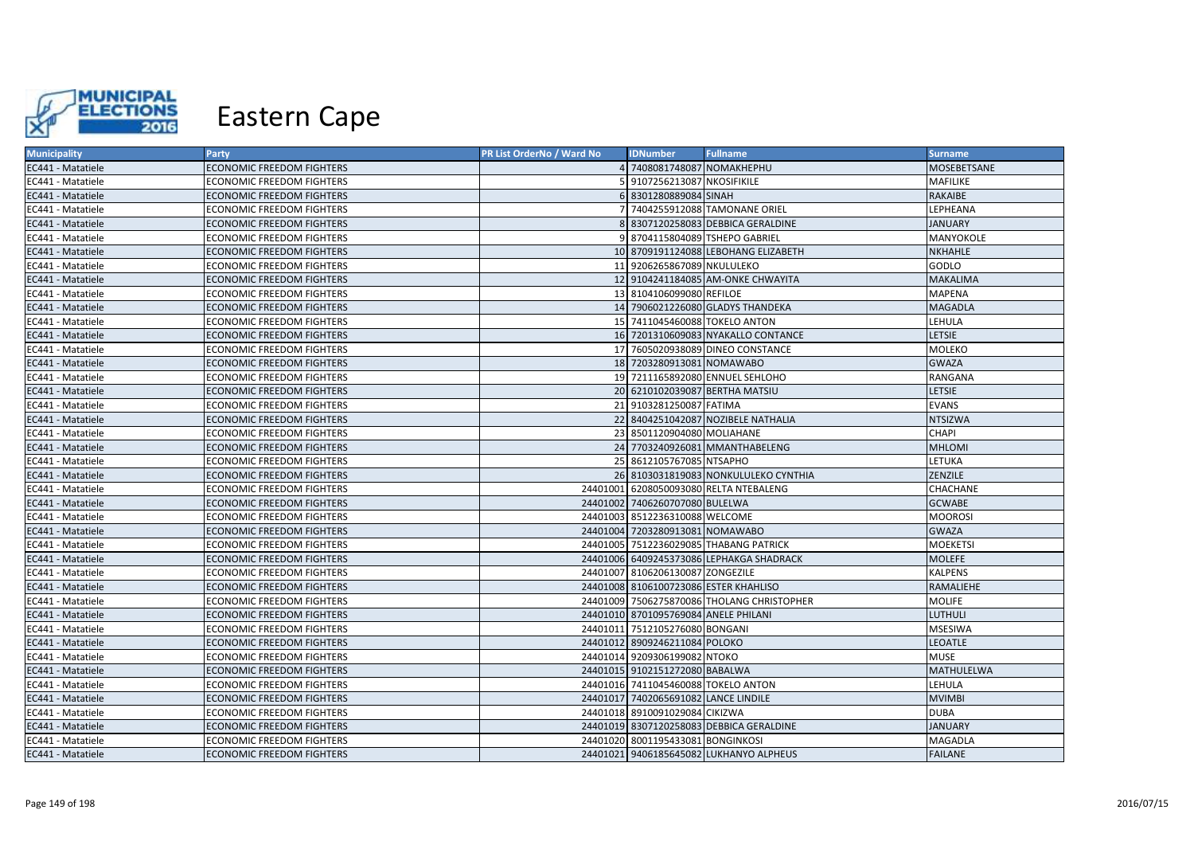# Eastern Cape

| Municipality | Party | PR List OrderNo / Ward No | IDNumber | Fullname | Surname |
|---|---|---|---|---|---|
| EC441 - Matatiele | ECONOMIC FREEDOM FIGHTERS | 4 | 7408081748087 | NOMAKHEPHU | MOSEBETSANE |
| EC441 - Matatiele | ECONOMIC FREEDOM FIGHTERS | 5 | 9107256213087 | NKOSIFIKILE | MAFILIKE |
| EC441 - Matatiele | ECONOMIC FREEDOM FIGHTERS | 6 | 8301280889084 | SINAH | RAKAIBE |
| EC441 - Matatiele | ECONOMIC FREEDOM FIGHTERS | 7 | 7404255912088 | TAMONANE ORIEL | LEPHEANA |
| EC441 - Matatiele | ECONOMIC FREEDOM FIGHTERS | 8 | 8307120258083 | DEBBICA GERALDINE | JANUARY |
| EC441 - Matatiele | ECONOMIC FREEDOM FIGHTERS | 9 | 8704115804089 | TSHEPO GABRIEL | MANYOKOLE |
| EC441 - Matatiele | ECONOMIC FREEDOM FIGHTERS | 10 | 8709191124088 | LEBOHANG ELIZABETH | NKHAHLE |
| EC441 - Matatiele | ECONOMIC FREEDOM FIGHTERS | 11 | 9206265867089 | NKULULEKO | GODLO |
| EC441 - Matatiele | ECONOMIC FREEDOM FIGHTERS | 12 | 9104241184085 | AM-ONKE CHWAYITA | MAKALIMA |
| EC441 - Matatiele | ECONOMIC FREEDOM FIGHTERS | 13 | 8104106099080 | REFILOE | MAPENA |
| EC441 - Matatiele | ECONOMIC FREEDOM FIGHTERS | 14 | 7906021226080 | GLADYS THANDEKA | MAGADLA |
| EC441 - Matatiele | ECONOMIC FREEDOM FIGHTERS | 15 | 7411045460088 | TOKELO ANTON | LEHULA |
| EC441 - Matatiele | ECONOMIC FREEDOM FIGHTERS | 16 | 7201310609083 | NYAKALLO CONTANCE | LETSIE |
| EC441 - Matatiele | ECONOMIC FREEDOM FIGHTERS | 17 | 7605020938089 | DINEO CONSTANCE | MOLEKO |
| EC441 - Matatiele | ECONOMIC FREEDOM FIGHTERS | 18 | 7203280913081 | NOMAWABO | GWAZA |
| EC441 - Matatiele | ECONOMIC FREEDOM FIGHTERS | 19 | 7211165892080 | ENNUEL SEHLOHO | RANGANA |
| EC441 - Matatiele | ECONOMIC FREEDOM FIGHTERS | 20 | 6210102039087 | BERTHA MATSIU | LETSIE |
| EC441 - Matatiele | ECONOMIC FREEDOM FIGHTERS | 21 | 9103281250087 | FATIMA | EVANS |
| EC441 - Matatiele | ECONOMIC FREEDOM FIGHTERS | 22 | 8404251042087 | NOZIBELE NATHALIA | NTSIZWA |
| EC441 - Matatiele | ECONOMIC FREEDOM FIGHTERS | 23 | 8501120904080 | MOLIAHANE | CHAPI |
| EC441 - Matatiele | ECONOMIC FREEDOM FIGHTERS | 24 | 7703240926081 | MMANTHABELENG | MHLOMI |
| EC441 - Matatiele | ECONOMIC FREEDOM FIGHTERS | 25 | 8612105767085 | NTSAPHO | LETUKA |
| EC441 - Matatiele | ECONOMIC FREEDOM FIGHTERS | 26 | 8103031819083 | NONKULULEKO CYNTHIA | ZENZILE |
| EC441 - Matatiele | ECONOMIC FREEDOM FIGHTERS | 24401001 | 6208050093080 | RELTA NTEBALENG | CHACHANE |
| EC441 - Matatiele | ECONOMIC FREEDOM FIGHTERS | 24401002 | 7406260707080 | BULELWA | GCWABE |
| EC441 - Matatiele | ECONOMIC FREEDOM FIGHTERS | 24401003 | 8512236310088 | WELCOME | MOOROSI |
| EC441 - Matatiele | ECONOMIC FREEDOM FIGHTERS | 24401004 | 7203280913081 | NOMAWABO | GWAZA |
| EC441 - Matatiele | ECONOMIC FREEDOM FIGHTERS | 24401005 | 7512236029085 | THABANG PATRICK | MOEKETSI |
| EC441 - Matatiele | ECONOMIC FREEDOM FIGHTERS | 24401006 | 6409245373086 | LEPHAKGA SHADRACK | MOLEFE |
| EC441 - Matatiele | ECONOMIC FREEDOM FIGHTERS | 24401007 | 8106206130087 | ZONGEZILE | KALPENS |
| EC441 - Matatiele | ECONOMIC FREEDOM FIGHTERS | 24401008 | 8106100723086 | ESTER KHAHLISO | RAMALIEHE |
| EC441 - Matatiele | ECONOMIC FREEDOM FIGHTERS | 24401009 | 7506275870086 | THOLANG CHRISTOPHER | MOLIFE |
| EC441 - Matatiele | ECONOMIC FREEDOM FIGHTERS | 24401010 | 8701095769084 | ANELE PHILANI | LUTHULI |
| EC441 - Matatiele | ECONOMIC FREEDOM FIGHTERS | 24401011 | 7512105276080 | BONGANI | MSESIWA |
| EC441 - Matatiele | ECONOMIC FREEDOM FIGHTERS | 24401012 | 8909246211084 | POLOKO | LEOATLE |
| EC441 - Matatiele | ECONOMIC FREEDOM FIGHTERS | 24401014 | 9209306199082 | NTOKO | MUSE |
| EC441 - Matatiele | ECONOMIC FREEDOM FIGHTERS | 24401015 | 9102151272080 | BABALWA | MATHULELWA |
| EC441 - Matatiele | ECONOMIC FREEDOM FIGHTERS | 24401016 | 7411045460088 | TOKELO ANTON | LEHULA |
| EC441 - Matatiele | ECONOMIC FREEDOM FIGHTERS | 24401017 | 7402065691082 | LANCE LINDILE | MVIMBI |
| EC441 - Matatiele | ECONOMIC FREEDOM FIGHTERS | 24401018 | 8910091029084 | CIKIZWA | DUBA |
| EC441 - Matatiele | ECONOMIC FREEDOM FIGHTERS | 24401019 | 8307120258083 | DEBBICA GERALDINE | JANUARY |
| EC441 - Matatiele | ECONOMIC FREEDOM FIGHTERS | 24401020 | 8001195433081 | BONGINKOSI | MAGADLA |
| EC441 - Matatiele | ECONOMIC FREEDOM FIGHTERS | 24401021 | 9406185645082 | LUKHANYO ALPHEUS | FAILANE |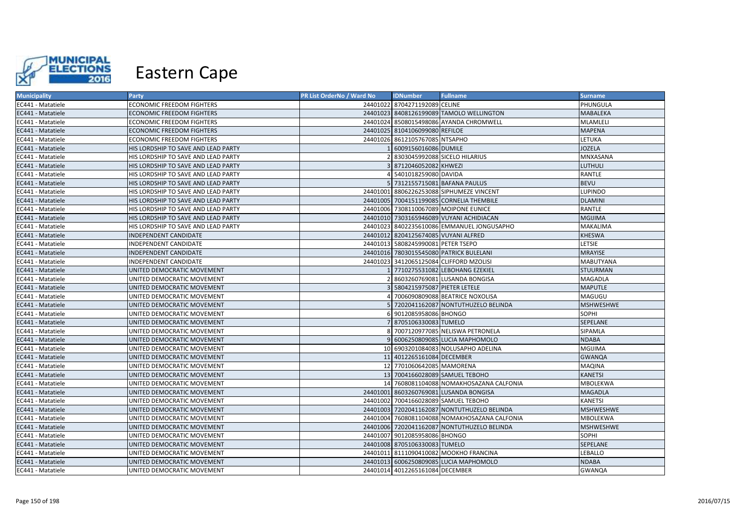# Eastern Cape

| Municipality | Party | PR List OrderNo / Ward No | IDNumber | Fullname | Surname |
|---|---|---|---|---|---|
| EC441 - Matatiele | ECONOMIC FREEDOM FIGHTERS | 24401022 | 8704271192089 | CELINE | PHUNGULA |
| EC441 - Matatiele | ECONOMIC FREEDOM FIGHTERS | 24401023 | 8408126199089 | TAMOLO WELLINGTON | MABALEKA |
| EC441 - Matatiele | ECONOMIC FREEDOM FIGHTERS | 24401024 | 8508015498086 | AYANDA CHROMWELL | MLAMLELI |
| EC441 - Matatiele | ECONOMIC FREEDOM FIGHTERS | 24401025 | 8104106099080 | REFILOE | MAPENA |
| EC441 - Matatiele | ECONOMIC FREEDOM FIGHTERS | 24401026 | 8612105767085 | NTSAPHO | LETUKA |
| EC441 - Matatiele | HIS LORDSHIP TO SAVE AND LEAD PARTY | 1 | 6009156016086 | DUMILE | JOZELA |
| EC441 - Matatiele | HIS LORDSHIP TO SAVE AND LEAD PARTY | 2 | 8303045992088 | SICELO HILARIUS | MNXASANA |
| EC441 - Matatiele | HIS LORDSHIP TO SAVE AND LEAD PARTY | 3 | 8712046052082 | KHWEZI | LUTHULI |
| EC441 - Matatiele | HIS LORDSHIP TO SAVE AND LEAD PARTY | 4 | 5401018259080 | DAVIDA | RANTLE |
| EC441 - Matatiele | HIS LORDSHIP TO SAVE AND LEAD PARTY | 5 | 7312155715081 | BAFANA PAULUS | BEVU |
| EC441 - Matatiele | HIS LORDSHIP TO SAVE AND LEAD PARTY | 24401001 | 8806226253088 | SIPHUMEZE VINCENT | LUPINDO |
| EC441 - Matatiele | HIS LORDSHIP TO SAVE AND LEAD PARTY | 24401005 | 7004151199085 | CORNELIA THEMBILE | DLAMINI |
| EC441 - Matatiele | HIS LORDSHIP TO SAVE AND LEAD PARTY | 24401006 | 7308110067089 | MOIPONE EUNICE | RANTLE |
| EC441 - Matatiele | HIS LORDSHIP TO SAVE AND LEAD PARTY | 24401010 | 7303165946089 | VUYANI ACHIDIACAN | MGIJIMA |
| EC441 - Matatiele | HIS LORDSHIP TO SAVE AND LEAD PARTY | 24401023 | 8402235610086 | EMMANUEL JONGUSAPHO | MAKALIMA |
| EC441 - Matatiele | INDEPENDENT CANDIDATE | 24401012 | 8204125674085 | VUYANI ALFRED | KHESWA |
| EC441 - Matatiele | INDEPENDENT CANDIDATE | 24401013 | 5808245990081 | PETER TSEPO | LETSIE |
| EC441 - Matatiele | INDEPENDENT CANDIDATE | 24401016 | 7803015545080 | PATRICK BULELANI | MRAYISE |
| EC441 - Matatiele | INDEPENDENT CANDIDATE | 24401023 | 3412065125084 | CLIFFORD MZOLISI | MABUTYANA |
| EC441 - Matatiele | UNITED DEMOCRATIC MOVEMENT | 1 | 7710275531082 | LEBOHANG EZEKIEL | STUURMAN |
| EC441 - Matatiele | UNITED DEMOCRATIC MOVEMENT | 2 | 8603260769081 | LUSANDA BONGISA | MAGADLA |
| EC441 - Matatiele | UNITED DEMOCRATIC MOVEMENT | 3 | 5804215975087 | PIETER LETELE | MAPUTLE |
| EC441 - Matatiele | UNITED DEMOCRATIC MOVEMENT | 4 | 7006090809088 | BEATRICE NOXOLISA | MAGUGU |
| EC441 - Matatiele | UNITED DEMOCRATIC MOVEMENT | 5 | 7202041162087 | NONTUTHUZELO BELINDA | MSHWESHWE |
| EC441 - Matatiele | UNITED DEMOCRATIC MOVEMENT | 6 | 9012085958086 | BHONGO | SOPHI |
| EC441 - Matatiele | UNITED DEMOCRATIC MOVEMENT | 7 | 8705106330083 | TUMELO | SEPELANE |
| EC441 - Matatiele | UNITED DEMOCRATIC MOVEMENT | 8 | 7007120977085 | NELISWA PETRONELA | SIPAMLA |
| EC441 - Matatiele | UNITED DEMOCRATIC MOVEMENT | 9 | 6006250809085 | LUCIA MAPHOMOLO | NDABA |
| EC441 - Matatiele | UNITED DEMOCRATIC MOVEMENT | 10 | 6903201084083 | NOLUSAPHO ADELINA | MGIJIMA |
| EC441 - Matatiele | UNITED DEMOCRATIC MOVEMENT | 11 | 4012265161084 | DECEMBER | GWANQA |
| EC441 - Matatiele | UNITED DEMOCRATIC MOVEMENT | 12 | 7701060642085 | MAMORENA | MAQINA |
| EC441 - Matatiele | UNITED DEMOCRATIC MOVEMENT | 13 | 7004166028089 | SAMUEL TEBOHO | KANETSI |
| EC441 - Matatiele | UNITED DEMOCRATIC MOVEMENT | 14 | 7608081104088 | NOMAKHOSAZANA CALFONIA | MBOLEKWA |
| EC441 - Matatiele | UNITED DEMOCRATIC MOVEMENT | 24401001 | 8603260769081 | LUSANDA BONGISA | MAGADLA |
| EC441 - Matatiele | UNITED DEMOCRATIC MOVEMENT | 24401002 | 7004166028089 | SAMUEL TEBOHO | KANETSI |
| EC441 - Matatiele | UNITED DEMOCRATIC MOVEMENT | 24401003 | 7202041162087 | NONTUTHUZELO BELINDA | MSHWESHWE |
| EC441 - Matatiele | UNITED DEMOCRATIC MOVEMENT | 24401004 | 7608081104088 | NOMAKHOSAZANA CALFONIA | MBOLEKWA |
| EC441 - Matatiele | UNITED DEMOCRATIC MOVEMENT | 24401006 | 7202041162087 | NONTUTHUZELO BELINDA | MSHWESHWE |
| EC441 - Matatiele | UNITED DEMOCRATIC MOVEMENT | 24401007 | 9012085958086 | BHONGO | SOPHI |
| EC441 - Matatiele | UNITED DEMOCRATIC MOVEMENT | 24401008 | 8705106330083 | TUMELO | SEPELANE |
| EC441 - Matatiele | UNITED DEMOCRATIC MOVEMENT | 24401011 | 8111090410082 | MOOKHO FRANCINA | LEBALLO |
| EC441 - Matatiele | UNITED DEMOCRATIC MOVEMENT | 24401013 | 6006250809085 | LUCIA MAPHOMOLO | NDABA |
| EC441 - Matatiele | UNITED DEMOCRATIC MOVEMENT | 24401014 | 4012265161084 | DECEMBER | GWANQA |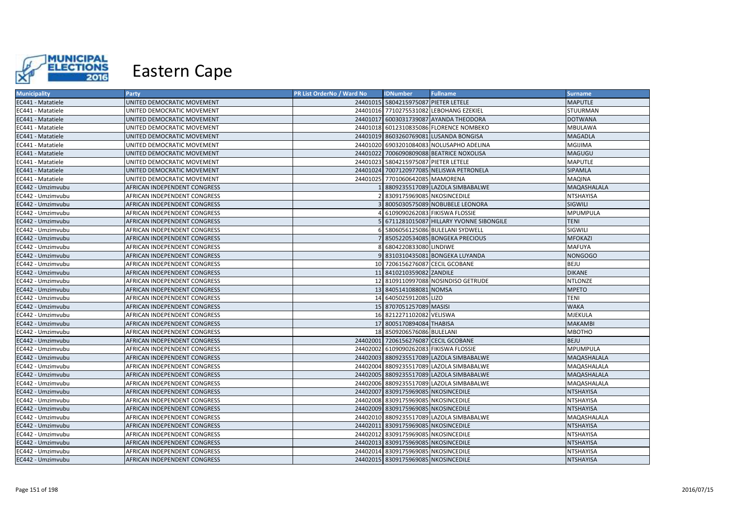# Eastern Cape

| Municipality | Party | PR List OrderNo / Ward No | IDNumber | Fullname | Surname |
|---|---|---|---|---|---|
| EC441 - Matatiele | UNITED DEMOCRATIC MOVEMENT | 24401015 | 5804215975087 | PIETER LETELE | MAPUTLE |
| EC441 - Matatiele | UNITED DEMOCRATIC MOVEMENT | 24401016 | 7710275531082 | LEBOHANG EZEKIEL | STUURMAN |
| EC441 - Matatiele | UNITED DEMOCRATIC MOVEMENT | 24401017 | 6003031739087 | AYANDA THEODORA | DOTWANA |
| EC441 - Matatiele | UNITED DEMOCRATIC MOVEMENT | 24401018 | 6012310835086 | FLORENCE NOMBEKO | MBULAWA |
| EC441 - Matatiele | UNITED DEMOCRATIC MOVEMENT | 24401019 | 8603260769081 | LUSANDA BONGISA | MAGADLA |
| EC441 - Matatiele | UNITED DEMOCRATIC MOVEMENT | 24401020 | 6903201084083 | NOLUSAPHO ADELINA | MGIJIMA |
| EC441 - Matatiele | UNITED DEMOCRATIC MOVEMENT | 24401022 | 7006090809088 | BEATRICE NOXOLISA | MAGUGU |
| EC441 - Matatiele | UNITED DEMOCRATIC MOVEMENT | 24401023 | 5804215975087 | PIETER LETELE | MAPUTLE |
| EC441 - Matatiele | UNITED DEMOCRATIC MOVEMENT | 24401024 | 7007120977085 | NELISWA PETRONELA | SIPAMLA |
| EC441 - Matatiele | UNITED DEMOCRATIC MOVEMENT | 24401025 | 7701060642085 | MAMORENA | MAQINA |
| EC442 - Umzimvubu | AFRICAN INDEPENDENT CONGRESS | 1 | 8809235517089 | LAZOLA SIMBABALWE | MAQASHALALA |
| EC442 - Umzimvubu | AFRICAN INDEPENDENT CONGRESS | 2 | 8309175969085 | NKOSINCEDILE | NTSHAYISA |
| EC442 - Umzimvubu | AFRICAN INDEPENDENT CONGRESS | 3 | 8005030575089 | NOBUBELE LEONORA | SIGWILI |
| EC442 - Umzimvubu | AFRICAN INDEPENDENT CONGRESS | 4 | 6109090262083 | FIKISWA FLOSSIE | MPUMPULA |
| EC442 - Umzimvubu | AFRICAN INDEPENDENT CONGRESS | 5 | 6711281015087 | HILLARY YVONNE SIBONGILE | TENI |
| EC442 - Umzimvubu | AFRICAN INDEPENDENT CONGRESS | 6 | 5806056125086 | BULELANI SYDWELL | SIGWILI |
| EC442 - Umzimvubu | AFRICAN INDEPENDENT CONGRESS | 7 | 8505220534085 | BONGEKA PRECIOUS | MFOKAZI |
| EC442 - Umzimvubu | AFRICAN INDEPENDENT CONGRESS | 8 | 6804220833080 | LINDIWE | MAFUYA |
| EC442 - Umzimvubu | AFRICAN INDEPENDENT CONGRESS | 9 | 8310310435081 | BONGEKA LUYANDA | NONGOGO |
| EC442 - Umzimvubu | AFRICAN INDEPENDENT CONGRESS | 10 | 7206156276087 | CECIL GCOBANE | BEJU |
| EC442 - Umzimvubu | AFRICAN INDEPENDENT CONGRESS | 11 | 8410210359082 | ZANDILE | DIKANE |
| EC442 - Umzimvubu | AFRICAN INDEPENDENT CONGRESS | 12 | 8109110997088 | NOSINDISO GETRUDE | NTLONZE |
| EC442 - Umzimvubu | AFRICAN INDEPENDENT CONGRESS | 13 | 8405141088081 | NOMSA | MPETO |
| EC442 - Umzimvubu | AFRICAN INDEPENDENT CONGRESS | 14 | 6405025912085 | LIZO | TENI |
| EC442 - Umzimvubu | AFRICAN INDEPENDENT CONGRESS | 15 | 8707051257089 | MASISI | WAKA |
| EC442 - Umzimvubu | AFRICAN INDEPENDENT CONGRESS | 16 | 8212271102082 | VELISWA | MJEKULA |
| EC442 - Umzimvubu | AFRICAN INDEPENDENT CONGRESS | 17 | 8005170894084 | THABISA | MAKAMBI |
| EC442 - Umzimvubu | AFRICAN INDEPENDENT CONGRESS | 18 | 8509206576086 | BULELANI | MBOTHO |
| EC442 - Umzimvubu | AFRICAN INDEPENDENT CONGRESS | 24402001 | 7206156276087 | CECIL GCOBANE | BEJU |
| EC442 - Umzimvubu | AFRICAN INDEPENDENT CONGRESS | 24402002 | 6109090262083 | FIKISWA FLOSSIE | MPUMPULA |
| EC442 - Umzimvubu | AFRICAN INDEPENDENT CONGRESS | 24402003 | 8809235517089 | LAZOLA SIMBABALWE | MAQASHALALA |
| EC442 - Umzimvubu | AFRICAN INDEPENDENT CONGRESS | 24402004 | 8809235517089 | LAZOLA SIMBABALWE | MAQASHALALA |
| EC442 - Umzimvubu | AFRICAN INDEPENDENT CONGRESS | 24402005 | 8809235517089 | LAZOLA SIMBABALWE | MAQASHALALA |
| EC442 - Umzimvubu | AFRICAN INDEPENDENT CONGRESS | 24402006 | 8809235517089 | LAZOLA SIMBABALWE | MAQASHALALA |
| EC442 - Umzimvubu | AFRICAN INDEPENDENT CONGRESS | 24402007 | 8309175969085 | NKOSINCEDILE | NTSHAYISA |
| EC442 - Umzimvubu | AFRICAN INDEPENDENT CONGRESS | 24402008 | 8309175969085 | NKOSINCEDILE | NTSHAYISA |
| EC442 - Umzimvubu | AFRICAN INDEPENDENT CONGRESS | 24402009 | 8309175969085 | NKOSINCEDILE | NTSHAYISA |
| EC442 - Umzimvubu | AFRICAN INDEPENDENT CONGRESS | 24402010 | 8809235517089 | LAZOLA SIMBABALWE | MAQASHALALA |
| EC442 - Umzimvubu | AFRICAN INDEPENDENT CONGRESS | 24402011 | 8309175969085 | NKOSINCEDILE | NTSHAYISA |
| EC442 - Umzimvubu | AFRICAN INDEPENDENT CONGRESS | 24402012 | 8309175969085 | NKOSINCEDILE | NTSHAYISA |
| EC442 - Umzimvubu | AFRICAN INDEPENDENT CONGRESS | 24402013 | 8309175969085 | NKOSINCEDILE | NTSHAYISA |
| EC442 - Umzimvubu | AFRICAN INDEPENDENT CONGRESS | 24402014 | 8309175969085 | NKOSINCEDILE | NTSHAYISA |
| EC442 - Umzimvubu | AFRICAN INDEPENDENT CONGRESS | 24402015 | 8309175969085 | NKOSINCEDILE | NTSHAYISA |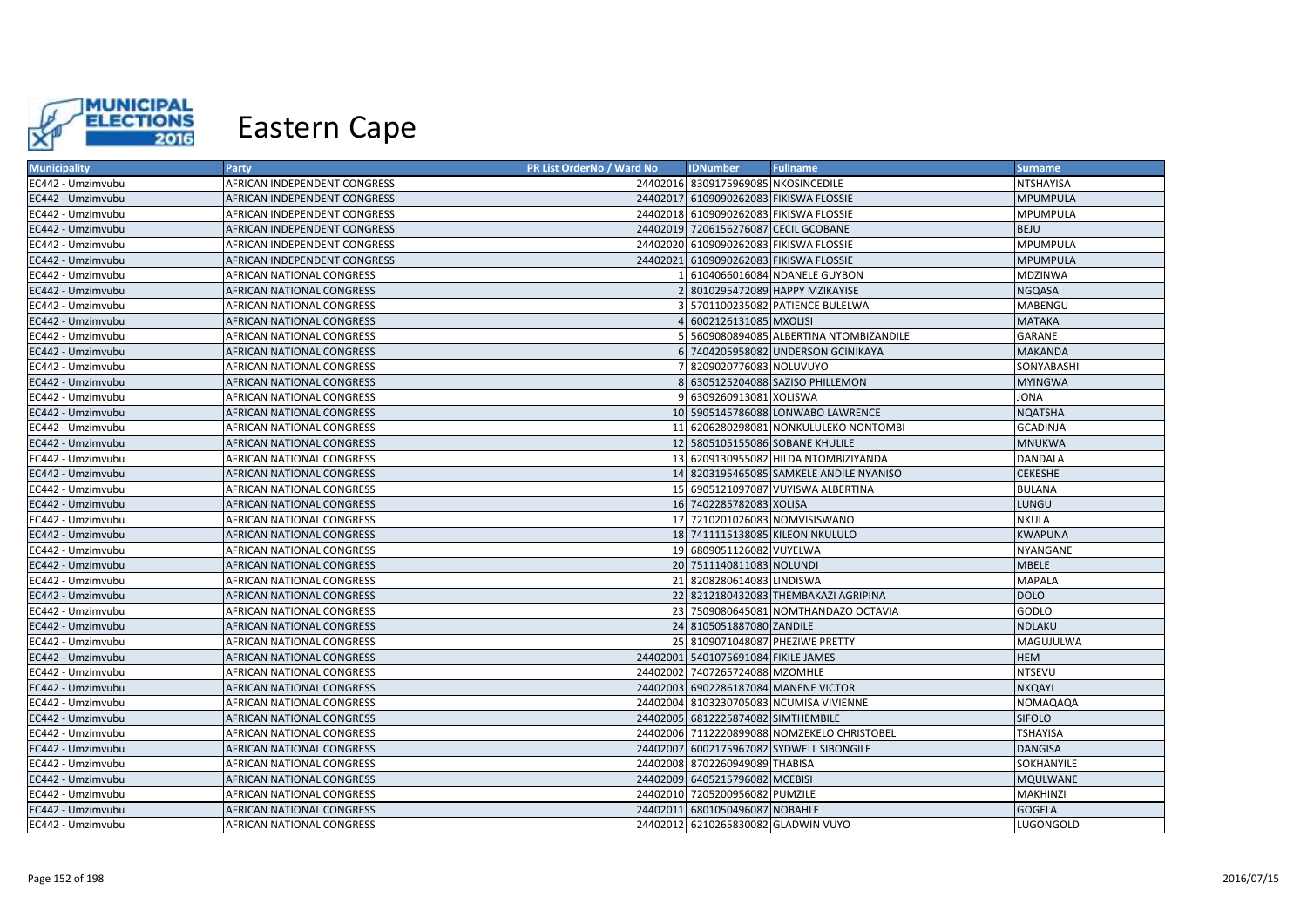# Eastern Cape

| Municipality | Party | PR List OrderNo / Ward No | IDNumber | Fullname | Surname |
|---|---|---|---|---|---|
| EC442 - Umzimvubu | AFRICAN INDEPENDENT CONGRESS | 24402016 | 8309175969085 | NKOSINCEDILE | NTSHAYISA |
| EC442 - Umzimvubu | AFRICAN INDEPENDENT CONGRESS | 24402017 | 6109090262083 | FIKISWA FLOSSIE | MPUMPULA |
| EC442 - Umzimvubu | AFRICAN INDEPENDENT CONGRESS | 24402018 | 6109090262083 | FIKISWA FLOSSIE | MPUMPULA |
| EC442 - Umzimvubu | AFRICAN INDEPENDENT CONGRESS | 24402019 | 7206156276087 | CECIL GCOBANE | BEJU |
| EC442 - Umzimvubu | AFRICAN INDEPENDENT CONGRESS | 24402020 | 6109090262083 | FIKISWA FLOSSIE | MPUMPULA |
| EC442 - Umzimvubu | AFRICAN INDEPENDENT CONGRESS | 24402021 | 6109090262083 | FIKISWA FLOSSIE | MPUMPULA |
| EC442 - Umzimvubu | AFRICAN NATIONAL CONGRESS | 1 | 6104066016084 | NDANELE GUYBON | MDZINWA |
| EC442 - Umzimvubu | AFRICAN NATIONAL CONGRESS | 2 | 8010295472089 | HAPPY MZIKAYISE | NGQASA |
| EC442 - Umzimvubu | AFRICAN NATIONAL CONGRESS | 3 | 5701100235082 | PATIENCE BULELWA | MABENGU |
| EC442 - Umzimvubu | AFRICAN NATIONAL CONGRESS | 4 | 6002126131085 | MXOLISI | MATAKA |
| EC442 - Umzimvubu | AFRICAN NATIONAL CONGRESS | 5 | 5609080894085 | ALBERTINA NTOMBIZANDILE | GARANE |
| EC442 - Umzimvubu | AFRICAN NATIONAL CONGRESS | 6 | 7404205958082 | UNDERSON GCINIKAYA | MAKANDA |
| EC442 - Umzimvubu | AFRICAN NATIONAL CONGRESS | 7 | 8209020776083 | NOLUVUYO | SONYABASHI |
| EC442 - Umzimvubu | AFRICAN NATIONAL CONGRESS | 8 | 6305125204088 | SAZISO PHILLEMON | MYINGWA |
| EC442 - Umzimvubu | AFRICAN NATIONAL CONGRESS | 9 | 6309260913081 | XOLISWA | JONA |
| EC442 - Umzimvubu | AFRICAN NATIONAL CONGRESS | 10 | 5905145786088 | LONWABO LAWRENCE | NQATSHA |
| EC442 - Umzimvubu | AFRICAN NATIONAL CONGRESS | 11 | 6206280298081 | NONKULULEKO NONTOMBI | GCADINJA |
| EC442 - Umzimvubu | AFRICAN NATIONAL CONGRESS | 12 | 5805105155086 | SOBANE KHULILE | MNUKWA |
| EC442 - Umzimvubu | AFRICAN NATIONAL CONGRESS | 13 | 6209130955082 | HILDA NTOMBIZIYANDA | DANDALA |
| EC442 - Umzimvubu | AFRICAN NATIONAL CONGRESS | 14 | 8203195465085 | SAMKELE ANDILE NYANISO | CEKESHE |
| EC442 - Umzimvubu | AFRICAN NATIONAL CONGRESS | 15 | 6905121097087 | VUYISWA ALBERTINA | BULANA |
| EC442 - Umzimvubu | AFRICAN NATIONAL CONGRESS | 16 | 7402285782083 | XOLISA | LUNGU |
| EC442 - Umzimvubu | AFRICAN NATIONAL CONGRESS | 17 | 7210201026083 | NOMVISISWANO | NKULA |
| EC442 - Umzimvubu | AFRICAN NATIONAL CONGRESS | 18 | 7411115138085 | KILEON NKULULO | KWAPUNA |
| EC442 - Umzimvubu | AFRICAN NATIONAL CONGRESS | 19 | 6809051126082 | VUYELWA | NYANGANE |
| EC442 - Umzimvubu | AFRICAN NATIONAL CONGRESS | 20 | 7511140811083 | NOLUNDI | MBELE |
| EC442 - Umzimvubu | AFRICAN NATIONAL CONGRESS | 21 | 8208280614083 | LINDISWA | MAPALA |
| EC442 - Umzimvubu | AFRICAN NATIONAL CONGRESS | 22 | 8212180432083 | THEMBAKAZI AGRIPINA | DOLO |
| EC442 - Umzimvubu | AFRICAN NATIONAL CONGRESS | 23 | 7509080645081 | NOMTHANDAZO OCTAVIA | GODLO |
| EC442 - Umzimvubu | AFRICAN NATIONAL CONGRESS | 24 | 8105051887080 | ZANDILE | NDLAKU |
| EC442 - Umzimvubu | AFRICAN NATIONAL CONGRESS | 25 | 8109071048087 | PHEZIWE PRETTY | MAGUJULWA |
| EC442 - Umzimvubu | AFRICAN NATIONAL CONGRESS | 24402001 | 5401075691084 | FIKILE JAMES | HEM |
| EC442 - Umzimvubu | AFRICAN NATIONAL CONGRESS | 24402002 | 7407265724088 | MZOMHLE | NTSEVU |
| EC442 - Umzimvubu | AFRICAN NATIONAL CONGRESS | 24402003 | 6902286187084 | MANENE VICTOR | NKQAYI |
| EC442 - Umzimvubu | AFRICAN NATIONAL CONGRESS | 24402004 | 8103230705083 | NCUMISA VIVIENNE | NOMAQAQA |
| EC442 - Umzimvubu | AFRICAN NATIONAL CONGRESS | 24402005 | 6812225874082 | SIMTHEMBILE | SIFOLO |
| EC442 - Umzimvubu | AFRICAN NATIONAL CONGRESS | 24402006 | 7112220899088 | NOMZEKELO CHRISTOBEL | TSHAYISA |
| EC442 - Umzimvubu | AFRICAN NATIONAL CONGRESS | 24402007 | 6002175967082 | SYDWELL SIBONGILE | DANGISA |
| EC442 - Umzimvubu | AFRICAN NATIONAL CONGRESS | 24402008 | 8702260949089 | THABISA | SOKHANYILE |
| EC442 - Umzimvubu | AFRICAN NATIONAL CONGRESS | 24402009 | 6405215796082 | MCEBISI | MQULWANE |
| EC442 - Umzimvubu | AFRICAN NATIONAL CONGRESS | 24402010 | 7205200956082 | PUMZILE | MAKHINZI |
| EC442 - Umzimvubu | AFRICAN NATIONAL CONGRESS | 24402011 | 6801050496087 | NOBAHLE | GOGELA |
| EC442 - Umzimvubu | AFRICAN NATIONAL CONGRESS | 24402012 | 6210265830082 | GLADWIN VUYO | LUGONGOLD |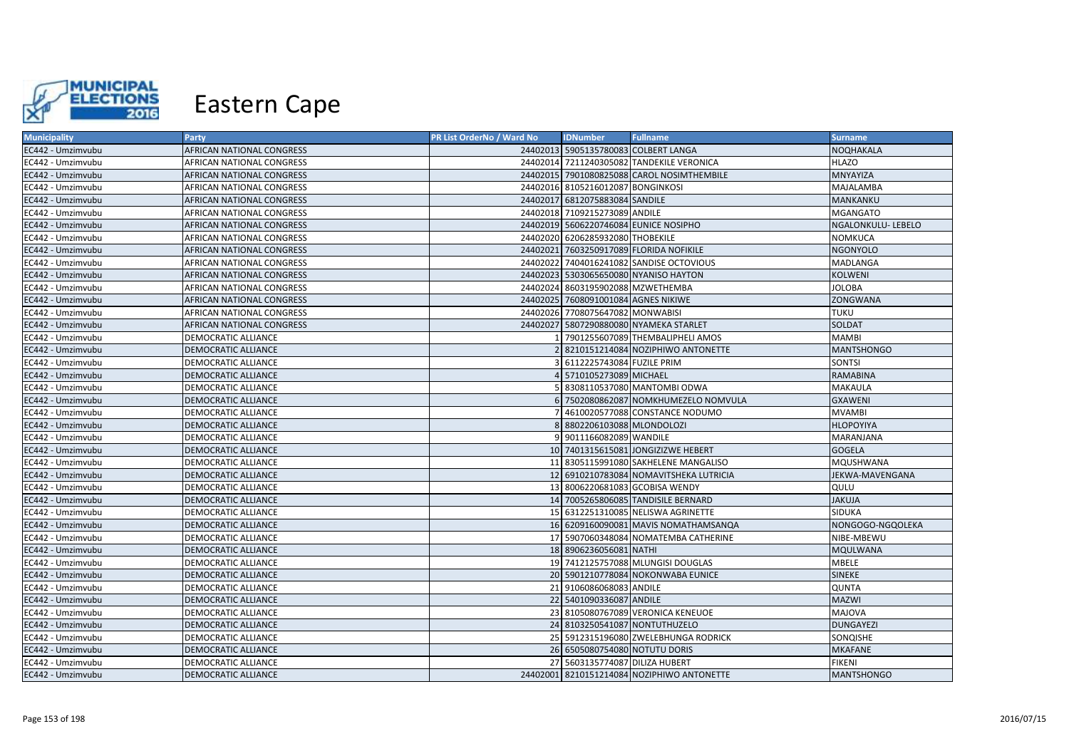# Eastern Cape

| Municipality | Party | PR List OrderNo / Ward No | IDNumber | Fullname | Surname |
|---|---|---|---|---|---|
| EC442 - Umzimvubu | AFRICAN NATIONAL CONGRESS | 24402013 | 5905135780083 | COLBERT LANGA | NOQHAKALA |
| EC442 - Umzimvubu | AFRICAN NATIONAL CONGRESS | 24402014 | 7211240305082 | TANDEKILE VERONICA | HLAZO |
| EC442 - Umzimvubu | AFRICAN NATIONAL CONGRESS | 24402015 | 7901080825088 | CAROL NOSIMTHEMBILE | MNYAYIZA |
| EC442 - Umzimvubu | AFRICAN NATIONAL CONGRESS | 24402016 | 8105216012087 | BONGINKOSI | MAJALAMBA |
| EC442 - Umzimvubu | AFRICAN NATIONAL CONGRESS | 24402017 | 6812075883084 | SANDILE | MANKANKU |
| EC442 - Umzimvubu | AFRICAN NATIONAL CONGRESS | 24402018 | 7109215273089 | ANDILE | MGANGATO |
| EC442 - Umzimvubu | AFRICAN NATIONAL CONGRESS | 24402019 | 5606220746084 | EUNICE NOSIPHO | NGALONKULU- LEBELO |
| EC442 - Umzimvubu | AFRICAN NATIONAL CONGRESS | 24402020 | 6206285932080 | THOBEKILE | NOMKUCA |
| EC442 - Umzimvubu | AFRICAN NATIONAL CONGRESS | 24402021 | 7603250917089 | FLORIDA NOFIKILE | NGONYOLO |
| EC442 - Umzimvubu | AFRICAN NATIONAL CONGRESS | 24402022 | 7404016241082 | SANDISE OCTOVIOUS | MADLANGA |
| EC442 - Umzimvubu | AFRICAN NATIONAL CONGRESS | 24402023 | 5303065650080 | NYANISO HAYTON | KOLWENI |
| EC442 - Umzimvubu | AFRICAN NATIONAL CONGRESS | 24402024 | 8603195902088 | MZWETHEMBA | JOLOBA |
| EC442 - Umzimvubu | AFRICAN NATIONAL CONGRESS | 24402025 | 7608091001084 | AGNES NIKIWE | ZONGWANA |
| EC442 - Umzimvubu | AFRICAN NATIONAL CONGRESS | 24402026 | 7708075647082 | MONWABISI | TUKU |
| EC442 - Umzimvubu | AFRICAN NATIONAL CONGRESS | 24402027 | 5807290880080 | NYAMEKA STARLET | SOLDAT |
| EC442 - Umzimvubu | DEMOCRATIC ALLIANCE | 1 | 7901255607089 | THEMBALIPHELI AMOS | MAMBI |
| EC442 - Umzimvubu | DEMOCRATIC ALLIANCE | 2 | 8210151214084 | NOZIPHIWO ANTONETTE | MANTSHONGO |
| EC442 - Umzimvubu | DEMOCRATIC ALLIANCE | 3 | 6112225743084 | FUZILE PRIM | SONTSI |
| EC442 - Umzimvubu | DEMOCRATIC ALLIANCE | 4 | 5710105273089 | MICHAEL | RAMABINA |
| EC442 - Umzimvubu | DEMOCRATIC ALLIANCE | 5 | 8308110537080 | MANTOMBI ODWA | MAKAULA |
| EC442 - Umzimvubu | DEMOCRATIC ALLIANCE | 6 | 7502080862087 | NOMKHUMEZELO NOMVULA | GXAWENI |
| EC442 - Umzimvubu | DEMOCRATIC ALLIANCE | 7 | 4610020577088 | CONSTANCE NODUMO | MVAMBI |
| EC442 - Umzimvubu | DEMOCRATIC ALLIANCE | 8 | 8802206103088 | MLONDOLOZI | HLOPOYIYA |
| EC442 - Umzimvubu | DEMOCRATIC ALLIANCE | 9 | 9011166082089 | WANDILE | MARANJANA |
| EC442 - Umzimvubu | DEMOCRATIC ALLIANCE | 10 | 7401315615081 | JONGIZIZWE HEBERT | GOGELA |
| EC442 - Umzimvubu | DEMOCRATIC ALLIANCE | 11 | 8305115991080 | SAKHELENE MANGALISO | MQUSHWANA |
| EC442 - Umzimvubu | DEMOCRATIC ALLIANCE | 12 | 6910210783084 | NOMAVITSHEKA LUTRICIA | JEKWA-MAVENGANA |
| EC442 - Umzimvubu | DEMOCRATIC ALLIANCE | 13 | 8006220681083 | GCOBISA WENDY | QULU |
| EC442 - Umzimvubu | DEMOCRATIC ALLIANCE | 14 | 7005265806085 | TANDISILE BERNARD | JAKUJA |
| EC442 - Umzimvubu | DEMOCRATIC ALLIANCE | 15 | 6312251310085 | NELISWA AGRINETTE | SIDUKA |
| EC442 - Umzimvubu | DEMOCRATIC ALLIANCE | 16 | 6209160090081 | MAVIS NOMATHAMSANQA | NONGOGO-NGQOLEKA |
| EC442 - Umzimvubu | DEMOCRATIC ALLIANCE | 17 | 5907060348084 | NOMATEMBA CATHERINE | NIBE-MBEWU |
| EC442 - Umzimvubu | DEMOCRATIC ALLIANCE | 18 | 8906236056081 | NATHI | MQULWANA |
| EC442 - Umzimvubu | DEMOCRATIC ALLIANCE | 19 | 7412125757088 | MLUNGISI DOUGLAS | MBELE |
| EC442 - Umzimvubu | DEMOCRATIC ALLIANCE | 20 | 5901210778084 | NOKONWABA EUNICE | SINEKE |
| EC442 - Umzimvubu | DEMOCRATIC ALLIANCE | 21 | 9106086068083 | ANDILE | QUNTA |
| EC442 - Umzimvubu | DEMOCRATIC ALLIANCE | 22 | 5401090336087 | ANDILE | MAZWI |
| EC442 - Umzimvubu | DEMOCRATIC ALLIANCE | 23 | 8105080767089 | VERONICA KENEUOE | MAJOVA |
| EC442 - Umzimvubu | DEMOCRATIC ALLIANCE | 24 | 8103250541087 | NONTUTHUZELO | DUNGAYEZI |
| EC442 - Umzimvubu | DEMOCRATIC ALLIANCE | 25 | 5912315196080 | ZWELEBHUNGA RODRICK | SONQISHE |
| EC442 - Umzimvubu | DEMOCRATIC ALLIANCE | 26 | 6505080754080 | NOTUTU DORIS | MKAFANE |
| EC442 - Umzimvubu | DEMOCRATIC ALLIANCE | 27 | 5603135774087 | DILIZA HUBERT | FIKENI |
| EC442 - Umzimvubu | DEMOCRATIC ALLIANCE | 24402001 | 8210151214084 | NOZIPHIWO ANTONETTE | MANTSHONGO |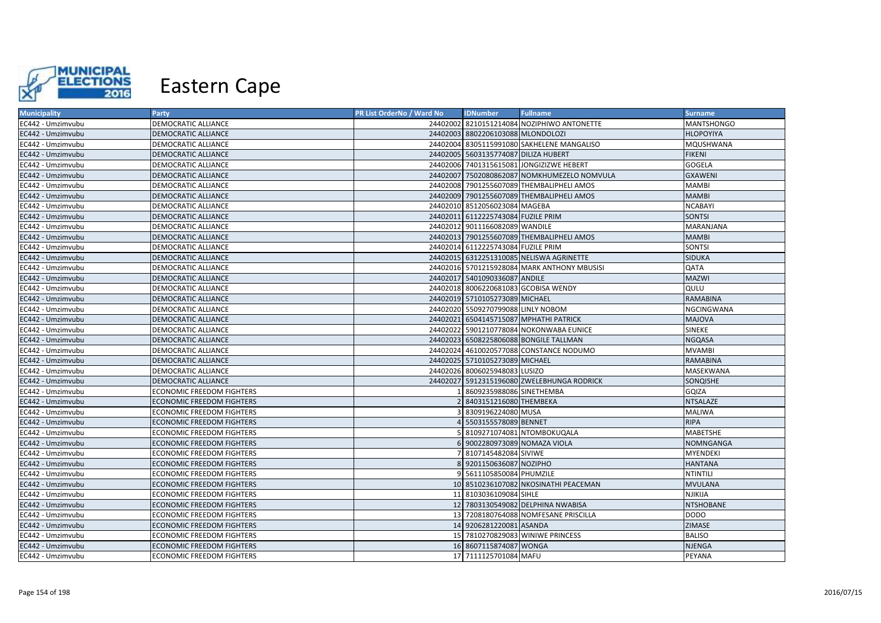# Eastern Cape

| Municipality | Party | PR List OrderNo / Ward No | IDNumber | Fullname | Surname |
|---|---|---|---|---|---|
| EC442 - Umzimvubu | DEMOCRATIC ALLIANCE | 24402002 | 8210151214084 | NOZIPHIWO ANTONETTE | MANTSHONGO |
| EC442 - Umzimvubu | DEMOCRATIC ALLIANCE | 24402003 | 8802206103088 | MLONDOLOZI | HLOPOYIYA |
| EC442 - Umzimvubu | DEMOCRATIC ALLIANCE | 24402004 | 8305115991080 | SAKHELENE MANGALISO | MQUSHWANA |
| EC442 - Umzimvubu | DEMOCRATIC ALLIANCE | 24402005 | 5603135774087 | DILIZA HUBERT | FIKENI |
| EC442 - Umzimvubu | DEMOCRATIC ALLIANCE | 24402006 | 7401315615081 | JONGIZIZWE HEBERT | GOGELA |
| EC442 - Umzimvubu | DEMOCRATIC ALLIANCE | 24402007 | 7502080862087 | NOMKHUMEZELO NOMVULA | GXAWENI |
| EC442 - Umzimvubu | DEMOCRATIC ALLIANCE | 24402008 | 7901255607089 | THEMBALIPHELI AMOS | MAMBI |
| EC442 - Umzimvubu | DEMOCRATIC ALLIANCE | 24402009 | 7901255607089 | THEMBALIPHELI AMOS | MAMBI |
| EC442 - Umzimvubu | DEMOCRATIC ALLIANCE | 24402010 | 8512056023084 | MAGEBA | NCABAYI |
| EC442 - Umzimvubu | DEMOCRATIC ALLIANCE | 24402011 | 6112225743084 | FUZILE PRIM | SONTSI |
| EC442 - Umzimvubu | DEMOCRATIC ALLIANCE | 24402012 | 9011166082089 | WANDILE | MARANJANA |
| EC442 - Umzimvubu | DEMOCRATIC ALLIANCE | 24402013 | 7901255607089 | THEMBALIPHELI AMOS | MAMBI |
| EC442 - Umzimvubu | DEMOCRATIC ALLIANCE | 24402014 | 6112225743084 | FUZILE PRIM | SONTSI |
| EC442 - Umzimvubu | DEMOCRATIC ALLIANCE | 24402015 | 6312251310085 | NELISWA AGRINETTE | SIDUKA |
| EC442 - Umzimvubu | DEMOCRATIC ALLIANCE | 24402016 | 5701215928084 | MARK ANTHONY MBUSISI | QATA |
| EC442 - Umzimvubu | DEMOCRATIC ALLIANCE | 24402017 | 5401090336087 | ANDILE | MAZWI |
| EC442 - Umzimvubu | DEMOCRATIC ALLIANCE | 24402018 | 8006220681083 | GCOBISA WENDY | QULU |
| EC442 - Umzimvubu | DEMOCRATIC ALLIANCE | 24402019 | 5710105273089 | MICHAEL | RAMABINA |
| EC442 - Umzimvubu | DEMOCRATIC ALLIANCE | 24402020 | 5509270799088 | LINLY NOBOM | NGCINGWANA |
| EC442 - Umzimvubu | DEMOCRATIC ALLIANCE | 24402021 | 6504145715087 | MPHATHI PATRICK | MAJOVA |
| EC442 - Umzimvubu | DEMOCRATIC ALLIANCE | 24402022 | 5901210778084 | NOKONWABA EUNICE | SINEKE |
| EC442 - Umzimvubu | DEMOCRATIC ALLIANCE | 24402023 | 6508225806088 | BONGILE TALLMAN | NGQASA |
| EC442 - Umzimvubu | DEMOCRATIC ALLIANCE | 24402024 | 4610020577088 | CONSTANCE NODUMO | MVAMBI |
| EC442 - Umzimvubu | DEMOCRATIC ALLIANCE | 24402025 | 5710105273089 | MICHAEL | RAMABINA |
| EC442 - Umzimvubu | DEMOCRATIC ALLIANCE | 24402026 | 8006025948083 | LUSIZO | MASEKWANA |
| EC442 - Umzimvubu | DEMOCRATIC ALLIANCE | 24402027 | 5912315196080 | ZWELEBHUNGA RODRICK | SONQISHE |
| EC442 - Umzimvubu | ECONOMIC FREEDOM FIGHTERS | 1 | 8609235988086 | SINETHEMBA | GQIZA |
| EC442 - Umzimvubu | ECONOMIC FREEDOM FIGHTERS | 2 | 8403151216080 | THEMBEKA | NTSALAZE |
| EC442 - Umzimvubu | ECONOMIC FREEDOM FIGHTERS | 3 | 8309196224080 | MUSA | MALIWA |
| EC442 - Umzimvubu | ECONOMIC FREEDOM FIGHTERS | 4 | 5503155578089 | BENNET | RIPA |
| EC442 - Umzimvubu | ECONOMIC FREEDOM FIGHTERS | 5 | 8109271074081 | NTOMBOKUQALA | MABETSHE |
| EC442 - Umzimvubu | ECONOMIC FREEDOM FIGHTERS | 6 | 9002280973089 | NOMAZA VIOLA | NOMNGANGA |
| EC442 - Umzimvubu | ECONOMIC FREEDOM FIGHTERS | 7 | 8107145482084 | SIVIWE | MYENDEKI |
| EC442 - Umzimvubu | ECONOMIC FREEDOM FIGHTERS | 8 | 9201150636087 | NOZIPHO | HANTANA |
| EC442 - Umzimvubu | ECONOMIC FREEDOM FIGHTERS | 9 | 5611105850084 | PHUMZILE | NTINTILI |
| EC442 - Umzimvubu | ECONOMIC FREEDOM FIGHTERS | 10 | 8510236107082 | NKOSINATHI PEACEMAN | MVULANA |
| EC442 - Umzimvubu | ECONOMIC FREEDOM FIGHTERS | 11 | 8103036109084 | SIHLE | NJIKIJA |
| EC442 - Umzimvubu | ECONOMIC FREEDOM FIGHTERS | 12 | 7803130549082 | DELPHINA NWABISA | NTSHOBANE |
| EC442 - Umzimvubu | ECONOMIC FREEDOM FIGHTERS | 13 | 7208180764088 | NOMFESANE PRISCILLA | DODO |
| EC442 - Umzimvubu | ECONOMIC FREEDOM FIGHTERS | 14 | 9206281220081 | ASANDA | ZIMASE |
| EC442 - Umzimvubu | ECONOMIC FREEDOM FIGHTERS | 15 | 7810270829083 | WINIWE PRINCESS | BALISO |
| EC442 - Umzimvubu | ECONOMIC FREEDOM FIGHTERS | 16 | 8607115874087 | WONGA | NJENGA |
| EC442 - Umzimvubu | ECONOMIC FREEDOM FIGHTERS | 17 | 7111125701084 | MAFU | PEYANA |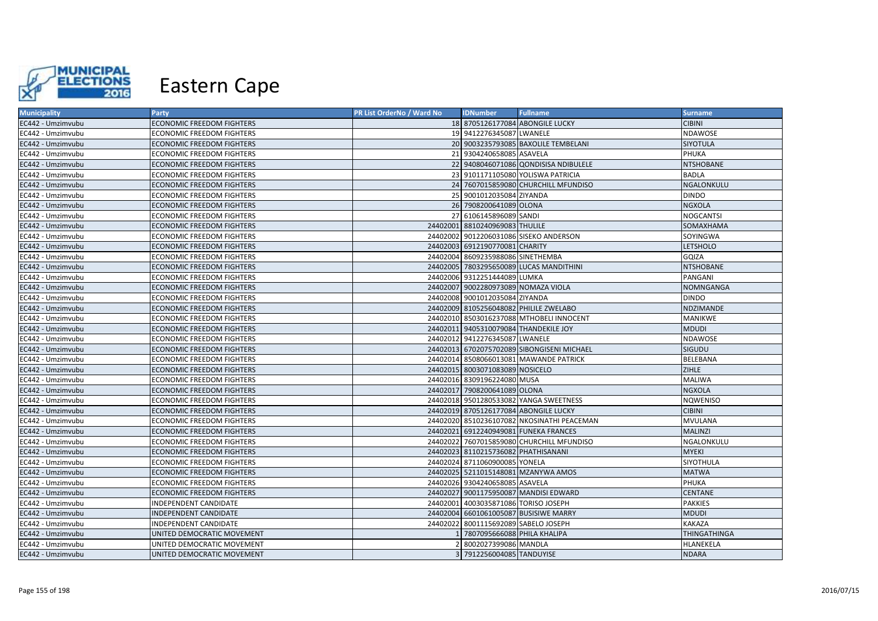# Eastern Cape

| Municipality | Party | PR List OrderNo / Ward No | IDNumber | Fullname | Surname |
|---|---|---|---|---|---|
| EC442 - Umzimvubu | ECONOMIC FREEDOM FIGHTERS | 18 | 8705126177084 | ABONGILE LUCKY | CIBINI |
| EC442 - Umzimvubu | ECONOMIC FREEDOM FIGHTERS | 19 | 9412276345087 | LWANELE | NDAWOSE |
| EC442 - Umzimvubu | ECONOMIC FREEDOM FIGHTERS | 20 | 9003235793085 | BAXOLILE TEMBELANI | SIYOTULA |
| EC442 - Umzimvubu | ECONOMIC FREEDOM FIGHTERS | 21 | 9304240658085 | ASAVELA | PHUKA |
| EC442 - Umzimvubu | ECONOMIC FREEDOM FIGHTERS | 22 | 9408046071086 | QONDISISA NDIBULELE | NTSHOBANE |
| EC442 - Umzimvubu | ECONOMIC FREEDOM FIGHTERS | 23 | 9101171105080 | YOLISWA PATRICIA | BADLA |
| EC442 - Umzimvubu | ECONOMIC FREEDOM FIGHTERS | 24 | 7607015859080 | CHURCHILL MFUNDISO | NGALONKULU |
| EC442 - Umzimvubu | ECONOMIC FREEDOM FIGHTERS | 25 | 9001012035084 | ZIYANDA | DINDO |
| EC442 - Umzimvubu | ECONOMIC FREEDOM FIGHTERS | 26 | 7908200641089 | OLONA | NGXOLA |
| EC442 - Umzimvubu | ECONOMIC FREEDOM FIGHTERS | 27 | 6106145896089 | SANDI | NOGCANTSI |
| EC442 - Umzimvubu | ECONOMIC FREEDOM FIGHTERS | 24402001 | 8810240969083 | THULILE | SOMAXHAMA |
| EC442 - Umzimvubu | ECONOMIC FREEDOM FIGHTERS | 24402002 | 9012206031086 | SISEKO ANDERSON | SOYINGWA |
| EC442 - Umzimvubu | ECONOMIC FREEDOM FIGHTERS | 24402003 | 6912190770081 | CHARITY | LETSHOLO |
| EC442 - Umzimvubu | ECONOMIC FREEDOM FIGHTERS | 24402004 | 8609235988086 | SINETHEMBA | GQIZA |
| EC442 - Umzimvubu | ECONOMIC FREEDOM FIGHTERS | 24402005 | 7803295650089 | LUCAS MANDITHINI | NTSHOBANE |
| EC442 - Umzimvubu | ECONOMIC FREEDOM FIGHTERS | 24402006 | 9312251444089 | LUMKA | PANGANI |
| EC442 - Umzimvubu | ECONOMIC FREEDOM FIGHTERS | 24402007 | 9002280973089 | NOMAZA VIOLA | NOMNGANGA |
| EC442 - Umzimvubu | ECONOMIC FREEDOM FIGHTERS | 24402008 | 9001012035084 | ZIYANDA | DINDO |
| EC442 - Umzimvubu | ECONOMIC FREEDOM FIGHTERS | 24402009 | 8105256048082 | PHILILE ZWELABO | NDZIMANDE |
| EC442 - Umzimvubu | ECONOMIC FREEDOM FIGHTERS | 24402010 | 8503016237088 | MTHOBELI INNOCENT | MANIKWE |
| EC442 - Umzimvubu | ECONOMIC FREEDOM FIGHTERS | 24402011 | 9405310079084 | THANDEKILE JOY | MDUDI |
| EC442 - Umzimvubu | ECONOMIC FREEDOM FIGHTERS | 24402012 | 9412276345087 | LWANELE | NDAWOSE |
| EC442 - Umzimvubu | ECONOMIC FREEDOM FIGHTERS | 24402013 | 6702075702089 | SIBONGISENI MICHAEL | SIGUDU |
| EC442 - Umzimvubu | ECONOMIC FREEDOM FIGHTERS | 24402014 | 8508066013081 | MAWANDE PATRICK | BELEBANA |
| EC442 - Umzimvubu | ECONOMIC FREEDOM FIGHTERS | 24402015 | 8003071083089 | NOSICELO | ZIHLE |
| EC442 - Umzimvubu | ECONOMIC FREEDOM FIGHTERS | 24402016 | 8309196224080 | MUSA | MALIWA |
| EC442 - Umzimvubu | ECONOMIC FREEDOM FIGHTERS | 24402017 | 7908200641089 | OLONA | NGXOLA |
| EC442 - Umzimvubu | ECONOMIC FREEDOM FIGHTERS | 24402018 | 9501280533082 | YANGA SWEETNESS | NQWENISO |
| EC442 - Umzimvubu | ECONOMIC FREEDOM FIGHTERS | 24402019 | 8705126177084 | ABONGILE LUCKY | CIBINI |
| EC442 - Umzimvubu | ECONOMIC FREEDOM FIGHTERS | 24402020 | 8510236107082 | NKOSINATHI PEACEMAN | MVULANA |
| EC442 - Umzimvubu | ECONOMIC FREEDOM FIGHTERS | 24402021 | 6912240949081 | FUNEKA FRANCES | MALINZI |
| EC442 - Umzimvubu | ECONOMIC FREEDOM FIGHTERS | 24402022 | 7607015859080 | CHURCHILL MFUNDISO | NGALONKULU |
| EC442 - Umzimvubu | ECONOMIC FREEDOM FIGHTERS | 24402023 | 8110215736082 | PHATHISANANI | MYEKI |
| EC442 - Umzimvubu | ECONOMIC FREEDOM FIGHTERS | 24402024 | 8711060900085 | YONELA | SIYOTHULA |
| EC442 - Umzimvubu | ECONOMIC FREEDOM FIGHTERS | 24402025 | 5211015148081 | MZANYWA AMOS | MATWA |
| EC442 - Umzimvubu | ECONOMIC FREEDOM FIGHTERS | 24402026 | 9304240658085 | ASAVELA | PHUKA |
| EC442 - Umzimvubu | ECONOMIC FREEDOM FIGHTERS | 24402027 | 9001175950087 | MANDISI EDWARD | CENTANE |
| EC442 - Umzimvubu | INDEPENDENT CANDIDATE | 24402001 | 4003035871086 | TORISO JOSEPH | PAKKIES |
| EC442 - Umzimvubu | INDEPENDENT CANDIDATE | 24402004 | 6601061005087 | BUSISIWE MARRY | MDUDI |
| EC442 - Umzimvubu | INDEPENDENT CANDIDATE | 24402022 | 8001115692089 | SABELO JOSEPH | KAKAZA |
| EC442 - Umzimvubu | UNITED DEMOCRATIC MOVEMENT | 1 | 7807095666088 | PHILA KHALIPA | THINGATHINGA |
| EC442 - Umzimvubu | UNITED DEMOCRATIC MOVEMENT | 2 | 8002027399086 | MANDLA | HLANEKELA |
| EC442 - Umzimvubu | UNITED DEMOCRATIC MOVEMENT | 3 | 7912256004085 | TANDUYISE | NDARA |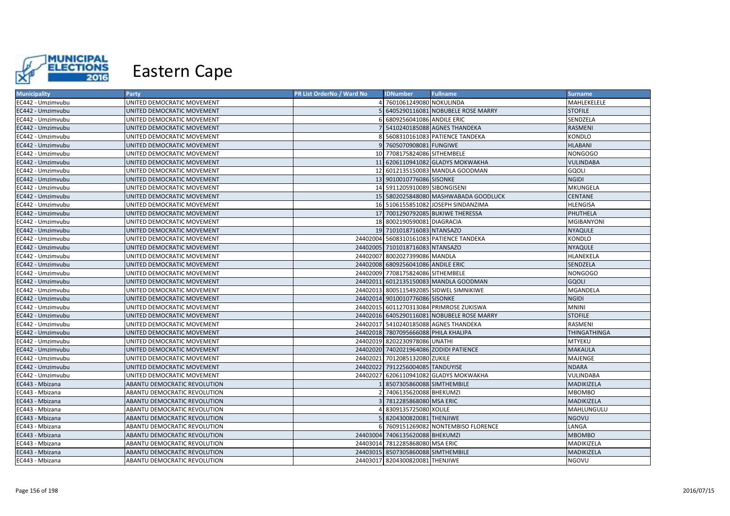# Eastern Cape

| Municipality | Party | PR List OrderNo / Ward No | IDNumber | Fullname | Surname |
|---|---|---|---|---|---|
| EC442 - Umzimvubu | UNITED DEMOCRATIC MOVEMENT | 4 | 7601061249080 | NOKULINDA | MAHLEKELELE |
| EC442 - Umzimvubu | UNITED DEMOCRATIC MOVEMENT | 5 | 6405290116081 | NOBUBELE ROSE MARRY | STOFILE |
| EC442 - Umzimvubu | UNITED DEMOCRATIC MOVEMENT | 6 | 6809256041086 | ANDILE ERIC | SENDZELA |
| EC442 - Umzimvubu | UNITED DEMOCRATIC MOVEMENT | 7 | 5410240185088 | AGNES THANDEKA | RASMENI |
| EC442 - Umzimvubu | UNITED DEMOCRATIC MOVEMENT | 8 | 5608310161083 | PATIENCE TANDEKA | KONDLO |
| EC442 - Umzimvubu | UNITED DEMOCRATIC MOVEMENT | 9 | 7605070908081 | FUNGIWE | HLABANI |
| EC442 - Umzimvubu | UNITED DEMOCRATIC MOVEMENT | 10 | 7708175824086 | SITHEMBELE | NONGOGO |
| EC442 - Umzimvubu | UNITED DEMOCRATIC MOVEMENT | 11 | 6206110941082 | GLADYS MOKWAKHA | VULINDABA |
| EC442 - Umzimvubu | UNITED DEMOCRATIC MOVEMENT | 12 | 6012135150083 | MANDLA GOODMAN | GQOLI |
| EC442 - Umzimvubu | UNITED DEMOCRATIC MOVEMENT | 13 | 9010010776086 | SISONKE | NGIDI |
| EC442 - Umzimvubu | UNITED DEMOCRATIC MOVEMENT | 14 | 5911205910089 | SIBONGISENI | MKUNGELA |
| EC442 - Umzimvubu | UNITED DEMOCRATIC MOVEMENT | 15 | 5802025848080 | MASHWABADA GOODLUCK | CENTANE |
| EC442 - Umzimvubu | UNITED DEMOCRATIC MOVEMENT | 16 | 5106155851082 | JOSEPH SINDANZIMA | HLENGISA |
| EC442 - Umzimvubu | UNITED DEMOCRATIC MOVEMENT | 17 | 7001290792085 | BUKIWE THERESSA | PHUTHELA |
| EC442 - Umzimvubu | UNITED DEMOCRATIC MOVEMENT | 18 | 8002190590081 | DIAGRACIA | MGIBANYONI |
| EC442 - Umzimvubu | UNITED DEMOCRATIC MOVEMENT | 19 | 7101018716083 | NTANSAZO | NYAQULE |
| EC442 - Umzimvubu | UNITED DEMOCRATIC MOVEMENT | 24402004 | 5608310161083 | PATIENCE TANDEKA | KONDLO |
| EC442 - Umzimvubu | UNITED DEMOCRATIC MOVEMENT | 24402005 | 7101018716083 | NTANSAZO | NYAQULE |
| EC442 - Umzimvubu | UNITED DEMOCRATIC MOVEMENT | 24402007 | 8002027399086 | MANDLA | HLANEKELA |
| EC442 - Umzimvubu | UNITED DEMOCRATIC MOVEMENT | 24402008 | 6809256041086 | ANDILE ERIC | SENDZELA |
| EC442 - Umzimvubu | UNITED DEMOCRATIC MOVEMENT | 24402009 | 7708175824086 | SITHEMBELE | NONGOGO |
| EC442 - Umzimvubu | UNITED DEMOCRATIC MOVEMENT | 24402011 | 6012135150083 | MANDLA GOODMAN | GQOLI |
| EC442 - Umzimvubu | UNITED DEMOCRATIC MOVEMENT | 24402013 | 8005115492085 | SIDWEL SIMNIKIWE | MGANDELA |
| EC442 - Umzimvubu | UNITED DEMOCRATIC MOVEMENT | 24402014 | 9010010776086 | SISONKE | NGIDI |
| EC442 - Umzimvubu | UNITED DEMOCRATIC MOVEMENT | 24402015 | 6011270313084 | PRIMROSE ZUKISWA | MNINI |
| EC442 - Umzimvubu | UNITED DEMOCRATIC MOVEMENT | 24402016 | 6405290116081 | NOBUBELE ROSE MARRY | STOFILE |
| EC442 - Umzimvubu | UNITED DEMOCRATIC MOVEMENT | 24402017 | 5410240185088 | AGNES THANDEKA | RASMENI |
| EC442 - Umzimvubu | UNITED DEMOCRATIC MOVEMENT | 24402018 | 7807095666088 | PHILA KHALIPA | THINGATHINGA |
| EC442 - Umzimvubu | UNITED DEMOCRATIC MOVEMENT | 24402019 | 8202230978086 | UNATHI | MTYEKU |
| EC442 - Umzimvubu | UNITED DEMOCRATIC MOVEMENT | 24402020 | 7402021964086 | ZODIDI PATIENCE | MAKAULA |
| EC442 - Umzimvubu | UNITED DEMOCRATIC MOVEMENT | 24402021 | 7012085132080 | ZUKILE | MAJENGE |
| EC442 - Umzimvubu | UNITED DEMOCRATIC MOVEMENT | 24402022 | 7912256004085 | TANDUYISE | NDARA |
| EC442 - Umzimvubu | UNITED DEMOCRATIC MOVEMENT | 24402027 | 6206110941082 | GLADYS MOKWAKHA | VULINDABA |
| EC443 - Mbizana | ABANTU DEMOCRATIC REVOLUTION | 1 | 8507305860088 | SIMTHEMBILE | MADIKIZELA |
| EC443 - Mbizana | ABANTU DEMOCRATIC REVOLUTION | 2 | 7406135620088 | BHEKUMZI | MBOMBO |
| EC443 - Mbizana | ABANTU DEMOCRATIC REVOLUTION | 3 | 7812285868080 | MSA ERIC | MADIKIZELA |
| EC443 - Mbizana | ABANTU DEMOCRATIC REVOLUTION | 4 | 8309135725080 | XOLILE | MAHLUNGULU |
| EC443 - Mbizana | ABANTU DEMOCRATIC REVOLUTION | 5 | 8204300820081 | THENJIWE | NGOVU |
| EC443 - Mbizana | ABANTU DEMOCRATIC REVOLUTION | 6 | 7609151269082 | NONTEMBISO FLORENCE | LANGA |
| EC443 - Mbizana | ABANTU DEMOCRATIC REVOLUTION | 24403004 | 7406135620088 | BHEKUMZI | MBOMBO |
| EC443 - Mbizana | ABANTU DEMOCRATIC REVOLUTION | 24403014 | 7812285868080 | MSA ERIC | MADIKIZELA |
| EC443 - Mbizana | ABANTU DEMOCRATIC REVOLUTION | 24403015 | 8507305860088 | SIMTHEMBILE | MADIKIZELA |
| EC443 - Mbizana | ABANTU DEMOCRATIC REVOLUTION | 24403017 | 8204300820081 | THENJIWE | NGOVU |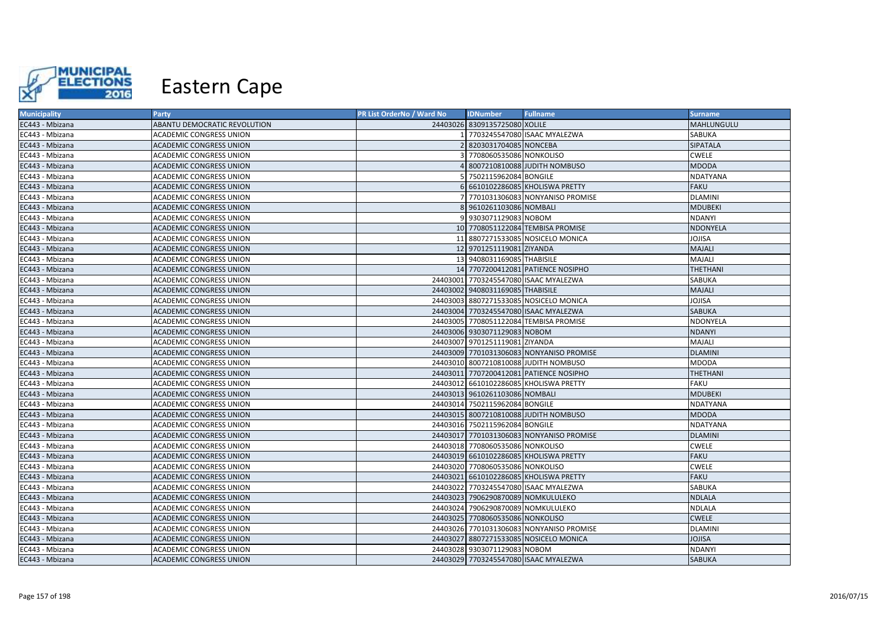# Eastern Cape

| Municipality | Party | PR List OrderNo / Ward No | IDNumber | Fullname | Surname |
|---|---|---|---|---|---|
| EC443 - Mbizana | ABANTU DEMOCRATIC REVOLUTION | 24403026 | 8309135725080 | XOLILE | MAHLUNGULU |
| EC443 - Mbizana | ACADEMIC CONGRESS UNION | 1 | 7703245547080 | ISAAC MYALEZWA | SABUKA |
| EC443 - Mbizana | ACADEMIC CONGRESS UNION | 2 | 8203031704085 | NONCEBA | SIPATALA |
| EC443 - Mbizana | ACADEMIC CONGRESS UNION | 3 | 7708060535086 | NONKOLISO | CWELE |
| EC443 - Mbizana | ACADEMIC CONGRESS UNION | 4 | 8007210810088 | JUDITH NOMBUSO | MDODA |
| EC443 - Mbizana | ACADEMIC CONGRESS UNION | 5 | 7502115962084 | BONGILE | NDATYANA |
| EC443 - Mbizana | ACADEMIC CONGRESS UNION | 6 | 6610102286085 | KHOLISWA PRETTY | FAKU |
| EC443 - Mbizana | ACADEMIC CONGRESS UNION | 7 | 7701031306083 | NONYANISO PROMISE | DLAMINI |
| EC443 - Mbizana | ACADEMIC CONGRESS UNION | 8 | 9610261103086 | NOMBALI | MDUBEKI |
| EC443 - Mbizana | ACADEMIC CONGRESS UNION | 9 | 9303071129083 | NOBOM | NDANYI |
| EC443 - Mbizana | ACADEMIC CONGRESS UNION | 10 | 7708051122084 | TEMBISA PROMISE | NDONYELA |
| EC443 - Mbizana | ACADEMIC CONGRESS UNION | 11 | 8807271533085 | NOSICELO MONICA | JOJISA |
| EC443 - Mbizana | ACADEMIC CONGRESS UNION | 12 | 9701251119081 | ZIYANDA | MAJALI |
| EC443 - Mbizana | ACADEMIC CONGRESS UNION | 13 | 9408031169085 | THABISILE | MAJALI |
| EC443 - Mbizana | ACADEMIC CONGRESS UNION | 14 | 7707200412081 | PATIENCE NOSIPHO | THETHANI |
| EC443 - Mbizana | ACADEMIC CONGRESS UNION | 24403001 | 7703245547080 | ISAAC MYALEZWA | SABUKA |
| EC443 - Mbizana | ACADEMIC CONGRESS UNION | 24403002 | 9408031169085 | THABISILE | MAJALI |
| EC443 - Mbizana | ACADEMIC CONGRESS UNION | 24403003 | 8807271533085 | NOSICELO MONICA | JOJISA |
| EC443 - Mbizana | ACADEMIC CONGRESS UNION | 24403004 | 7703245547080 | ISAAC MYALEZWA | SABUKA |
| EC443 - Mbizana | ACADEMIC CONGRESS UNION | 24403005 | 7708051122084 | TEMBISA PROMISE | NDONYELA |
| EC443 - Mbizana | ACADEMIC CONGRESS UNION | 24403006 | 9303071129083 | NOBOM | NDANYI |
| EC443 - Mbizana | ACADEMIC CONGRESS UNION | 24403007 | 9701251119081 | ZIYANDA | MAJALI |
| EC443 - Mbizana | ACADEMIC CONGRESS UNION | 24403009 | 7701031306083 | NONYANISO PROMISE | DLAMINI |
| EC443 - Mbizana | ACADEMIC CONGRESS UNION | 24403010 | 8007210810088 | JUDITH NOMBUSO | MDODA |
| EC443 - Mbizana | ACADEMIC CONGRESS UNION | 24403011 | 7707200412081 | PATIENCE NOSIPHO | THETHANI |
| EC443 - Mbizana | ACADEMIC CONGRESS UNION | 24403012 | 6610102286085 | KHOLISWA PRETTY | FAKU |
| EC443 - Mbizana | ACADEMIC CONGRESS UNION | 24403013 | 9610261103086 | NOMBALI | MDUBEKI |
| EC443 - Mbizana | ACADEMIC CONGRESS UNION | 24403014 | 7502115962084 | BONGILE | NDATYANA |
| EC443 - Mbizana | ACADEMIC CONGRESS UNION | 24403015 | 8007210810088 | JUDITH NOMBUSO | MDODA |
| EC443 - Mbizana | ACADEMIC CONGRESS UNION | 24403016 | 7502115962084 | BONGILE | NDATYANA |
| EC443 - Mbizana | ACADEMIC CONGRESS UNION | 24403017 | 7701031306083 | NONYANISO PROMISE | DLAMINI |
| EC443 - Mbizana | ACADEMIC CONGRESS UNION | 24403018 | 7708060535086 | NONKOLISO | CWELE |
| EC443 - Mbizana | ACADEMIC CONGRESS UNION | 24403019 | 6610102286085 | KHOLISWA PRETTY | FAKU |
| EC443 - Mbizana | ACADEMIC CONGRESS UNION | 24403020 | 7708060535086 | NONKOLISO | CWELE |
| EC443 - Mbizana | ACADEMIC CONGRESS UNION | 24403021 | 6610102286085 | KHOLISWA PRETTY | FAKU |
| EC443 - Mbizana | ACADEMIC CONGRESS UNION | 24403022 | 7703245547080 | ISAAC MYALEZWA | SABUKA |
| EC443 - Mbizana | ACADEMIC CONGRESS UNION | 24403023 | 7906290870089 | NOMKULULEKO | NDLALA |
| EC443 - Mbizana | ACADEMIC CONGRESS UNION | 24403024 | 7906290870089 | NOMKULULEKO | NDLALA |
| EC443 - Mbizana | ACADEMIC CONGRESS UNION | 24403025 | 7708060535086 | NONKOLISO | CWELE |
| EC443 - Mbizana | ACADEMIC CONGRESS UNION | 24403026 | 7701031306083 | NONYANISO PROMISE | DLAMINI |
| EC443 - Mbizana | ACADEMIC CONGRESS UNION | 24403027 | 8807271533085 | NOSICELO MONICA | JOJISA |
| EC443 - Mbizana | ACADEMIC CONGRESS UNION | 24403028 | 9303071129083 | NOBOM | NDANYI |
| EC443 - Mbizana | ACADEMIC CONGRESS UNION | 24403029 | 7703245547080 | ISAAC MYALEZWA | SABUKA |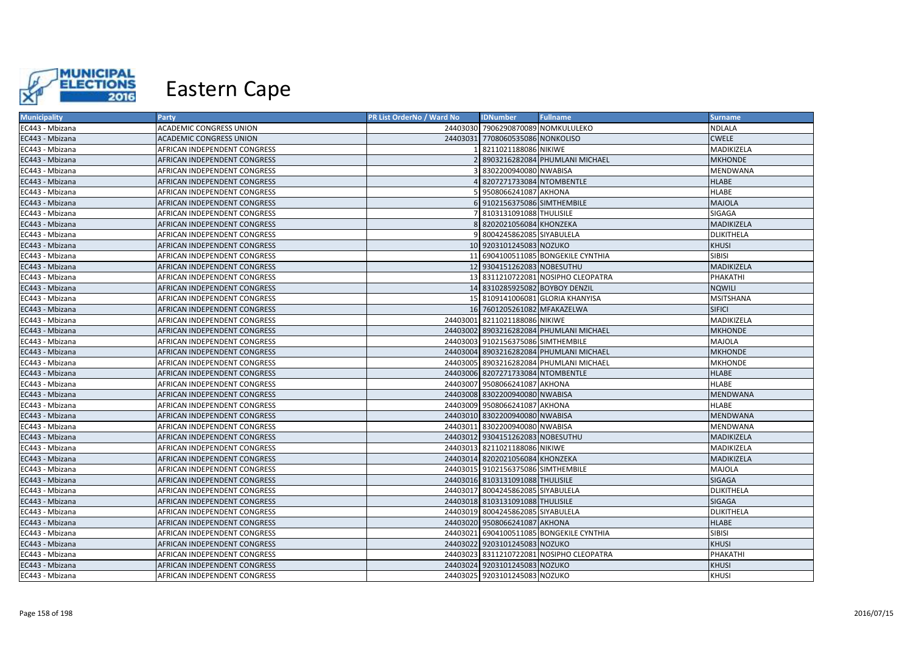# Eastern Cape

| Municipality | Party | PR List OrderNo / Ward No | IDNumber | Fullname | Surname |
|---|---|---|---|---|---|
| EC443 - Mbizana | ACADEMIC CONGRESS UNION | 24403030 | 7906290870089 | NOMKULULEKO | NDLALA |
| EC443 - Mbizana | ACADEMIC CONGRESS UNION | 24403031 | 7708060535086 | NONKOLISO | CWELE |
| EC443 - Mbizana | AFRICAN INDEPENDENT CONGRESS | 1 | 8211021188086 | NIKIWE | MADIKIZELA |
| EC443 - Mbizana | AFRICAN INDEPENDENT CONGRESS | 2 | 8903216282084 | PHUMLANI MICHAEL | MKHONDE |
| EC443 - Mbizana | AFRICAN INDEPENDENT CONGRESS | 3 | 8302200940080 | NWABISA | MENDWANA |
| EC443 - Mbizana | AFRICAN INDEPENDENT CONGRESS | 4 | 8207271733084 | NTOMBENTLE | HLABE |
| EC443 - Mbizana | AFRICAN INDEPENDENT CONGRESS | 5 | 9508066241087 | AKHONA | HLABE |
| EC443 - Mbizana | AFRICAN INDEPENDENT CONGRESS | 6 | 9102156375086 | SIMTHEMBILE | MAJOLA |
| EC443 - Mbizana | AFRICAN INDEPENDENT CONGRESS | 7 | 8103131091088 | THULISILE | SIGAGA |
| EC443 - Mbizana | AFRICAN INDEPENDENT CONGRESS | 8 | 8202021056084 | KHONZEKA | MADIKIZELA |
| EC443 - Mbizana | AFRICAN INDEPENDENT CONGRESS | 9 | 8004245862085 | SIYABULELA | DLIKITHELA |
| EC443 - Mbizana | AFRICAN INDEPENDENT CONGRESS | 10 | 9203101245083 | NOZUKO | KHUSI |
| EC443 - Mbizana | AFRICAN INDEPENDENT CONGRESS | 11 | 6904100511085 | BONGEKILE CYNTHIA | SIBISI |
| EC443 - Mbizana | AFRICAN INDEPENDENT CONGRESS | 12 | 9304151262083 | NOBESUTHU | MADIKIZELA |
| EC443 - Mbizana | AFRICAN INDEPENDENT CONGRESS | 13 | 8311210722081 | NOSIPHO CLEOPATRA | PHAKATHI |
| EC443 - Mbizana | AFRICAN INDEPENDENT CONGRESS | 14 | 8310285925082 | BOYBOY DENZIL | NQWILI |
| EC443 - Mbizana | AFRICAN INDEPENDENT CONGRESS | 15 | 8109141006081 | GLORIA KHANYISA | MSITSHANA |
| EC443 - Mbizana | AFRICAN INDEPENDENT CONGRESS | 16 | 7601205261082 | MFAKAZELWA | SIFICI |
| EC443 - Mbizana | AFRICAN INDEPENDENT CONGRESS | 24403001 | 8211021188086 | NIKIWE | MADIKIZELA |
| EC443 - Mbizana | AFRICAN INDEPENDENT CONGRESS | 24403002 | 8903216282084 | PHUMLANI MICHAEL | MKHONDE |
| EC443 - Mbizana | AFRICAN INDEPENDENT CONGRESS | 24403003 | 9102156375086 | SIMTHEMBILE | MAJOLA |
| EC443 - Mbizana | AFRICAN INDEPENDENT CONGRESS | 24403004 | 8903216282084 | PHUMLANI MICHAEL | MKHONDE |
| EC443 - Mbizana | AFRICAN INDEPENDENT CONGRESS | 24403005 | 8903216282084 | PHUMLANI MICHAEL | MKHONDE |
| EC443 - Mbizana | AFRICAN INDEPENDENT CONGRESS | 24403006 | 8207271733084 | NTOMBENTLE | HLABE |
| EC443 - Mbizana | AFRICAN INDEPENDENT CONGRESS | 24403007 | 9508066241087 | AKHONA | HLABE |
| EC443 - Mbizana | AFRICAN INDEPENDENT CONGRESS | 24403008 | 8302200940080 | NWABISA | MENDWANA |
| EC443 - Mbizana | AFRICAN INDEPENDENT CONGRESS | 24403009 | 9508066241087 | AKHONA | HLABE |
| EC443 - Mbizana | AFRICAN INDEPENDENT CONGRESS | 24403010 | 8302200940080 | NWABISA | MENDWANA |
| EC443 - Mbizana | AFRICAN INDEPENDENT CONGRESS | 24403011 | 8302200940080 | NWABISA | MENDWANA |
| EC443 - Mbizana | AFRICAN INDEPENDENT CONGRESS | 24403012 | 9304151262083 | NOBESUTHU | MADIKIZELA |
| EC443 - Mbizana | AFRICAN INDEPENDENT CONGRESS | 24403013 | 8211021188086 | NIKIWE | MADIKIZELA |
| EC443 - Mbizana | AFRICAN INDEPENDENT CONGRESS | 24403014 | 8202021056084 | KHONZEKA | MADIKIZELA |
| EC443 - Mbizana | AFRICAN INDEPENDENT CONGRESS | 24403015 | 9102156375086 | SIMTHEMBILE | MAJOLA |
| EC443 - Mbizana | AFRICAN INDEPENDENT CONGRESS | 24403016 | 8103131091088 | THULISILE | SIGAGA |
| EC443 - Mbizana | AFRICAN INDEPENDENT CONGRESS | 24403017 | 8004245862085 | SIYABULELA | DLIKITHELA |
| EC443 - Mbizana | AFRICAN INDEPENDENT CONGRESS | 24403018 | 8103131091088 | THULISILE | SIGAGA |
| EC443 - Mbizana | AFRICAN INDEPENDENT CONGRESS | 24403019 | 8004245862085 | SIYABULELA | DLIKITHELA |
| EC443 - Mbizana | AFRICAN INDEPENDENT CONGRESS | 24403020 | 9508066241087 | AKHONA | HLABE |
| EC443 - Mbizana | AFRICAN INDEPENDENT CONGRESS | 24403021 | 6904100511085 | BONGEKILE CYNTHIA | SIBISI |
| EC443 - Mbizana | AFRICAN INDEPENDENT CONGRESS | 24403022 | 9203101245083 | NOZUKO | KHUSI |
| EC443 - Mbizana | AFRICAN INDEPENDENT CONGRESS | 24403023 | 8311210722081 | NOSIPHO CLEOPATRA | PHAKATHI |
| EC443 - Mbizana | AFRICAN INDEPENDENT CONGRESS | 24403024 | 9203101245083 | NOZUKO | KHUSI |
| EC443 - Mbizana | AFRICAN INDEPENDENT CONGRESS | 24403025 | 9203101245083 | NOZUKO | KHUSI |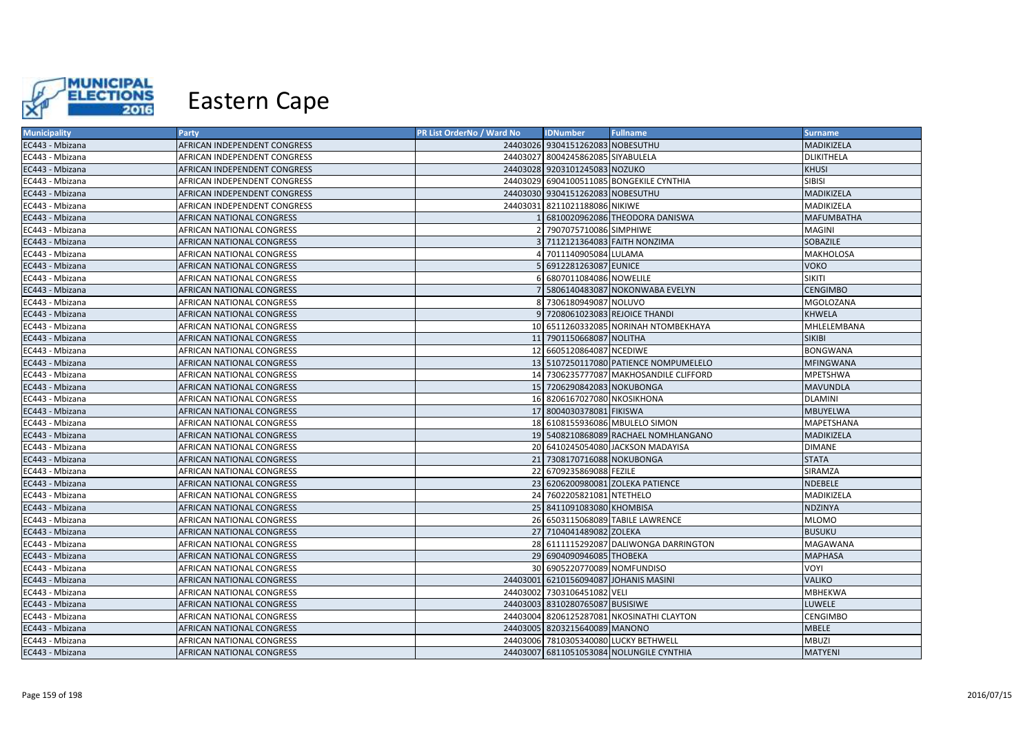# Eastern Cape

| Municipality | Party | PR List OrderNo / Ward No | IDNumber | Fullname | Surname |
|---|---|---|---|---|---|
| EC443 - Mbizana | AFRICAN INDEPENDENT CONGRESS | 24403026 | 9304151262083 | NOBESUTHU | MADIKIZELA |
| EC443 - Mbizana | AFRICAN INDEPENDENT CONGRESS | 24403027 | 8004245862085 | SIYABULELA | DLIKITHELA |
| EC443 - Mbizana | AFRICAN INDEPENDENT CONGRESS | 24403028 | 9203101245083 | NOZUKO | KHUSI |
| EC443 - Mbizana | AFRICAN INDEPENDENT CONGRESS | 24403029 | 6904100511085 | BONGEKILE CYNTHIA | SIBISI |
| EC443 - Mbizana | AFRICAN INDEPENDENT CONGRESS | 24403030 | 9304151262083 | NOBESUTHU | MADIKIZELA |
| EC443 - Mbizana | AFRICAN INDEPENDENT CONGRESS | 24403031 | 8211021188086 | NIKIWE | MADIKIZELA |
| EC443 - Mbizana | AFRICAN NATIONAL CONGRESS | 1 | 6810020962086 | THEODORA DANISWA | MAFUMBATHA |
| EC443 - Mbizana | AFRICAN NATIONAL CONGRESS | 2 | 7907075710086 | SIMPHIWE | MAGINI |
| EC443 - Mbizana | AFRICAN NATIONAL CONGRESS | 3 | 7112121364083 | FAITH NONZIMA | SOBAZILE |
| EC443 - Mbizana | AFRICAN NATIONAL CONGRESS | 4 | 7011140905084 | LULAMA | MAKHOLOSA |
| EC443 - Mbizana | AFRICAN NATIONAL CONGRESS | 5 | 6912281263087 | EUNICE | VOKO |
| EC443 - Mbizana | AFRICAN NATIONAL CONGRESS | 6 | 6807011084086 | NOWELILE | SIKITI |
| EC443 - Mbizana | AFRICAN NATIONAL CONGRESS | 7 | 5806140483087 | NOKONWABA EVELYN | CENGIMBO |
| EC443 - Mbizana | AFRICAN NATIONAL CONGRESS | 8 | 7306180949087 | NOLUVO | MGOLOZANA |
| EC443 - Mbizana | AFRICAN NATIONAL CONGRESS | 9 | 7208061023083 | REJOICE THANDI | KHWELA |
| EC443 - Mbizana | AFRICAN NATIONAL CONGRESS | 10 | 6511260332085 | NORINAH NTOMBEKHAYA | MHLELEMBANA |
| EC443 - Mbizana | AFRICAN NATIONAL CONGRESS | 11 | 7901150668087 | NOLITHA | SIKIBI |
| EC443 - Mbizana | AFRICAN NATIONAL CONGRESS | 12 | 6605120864087 | NCEDIWE | BONGWANA |
| EC443 - Mbizana | AFRICAN NATIONAL CONGRESS | 13 | 5107250117080 | PATIENCE NOMPUMELELO | MFINGWANA |
| EC443 - Mbizana | AFRICAN NATIONAL CONGRESS | 14 | 7306235777087 | MAKHOSANDILE CLIFFORD | MPETSHWA |
| EC443 - Mbizana | AFRICAN NATIONAL CONGRESS | 15 | 7206290842083 | NOKUBONGA | MAVUNDLA |
| EC443 - Mbizana | AFRICAN NATIONAL CONGRESS | 16 | 8206167027080 | NKOSIKHONA | DLAMINI |
| EC443 - Mbizana | AFRICAN NATIONAL CONGRESS | 17 | 8004030378081 | FIKISWA | MBUYELWA |
| EC443 - Mbizana | AFRICAN NATIONAL CONGRESS | 18 | 6108155936086 | MBULELO SIMON | MAPETSHANA |
| EC443 - Mbizana | AFRICAN NATIONAL CONGRESS | 19 | 5408210868089 | RACHAEL NOMHLANGANO | MADIKIZELA |
| EC443 - Mbizana | AFRICAN NATIONAL CONGRESS | 20 | 6410245054080 | JACKSON MADAYISA | DIMANE |
| EC443 - Mbizana | AFRICAN NATIONAL CONGRESS | 21 | 7308170716088 | NOKUBONGA | STATA |
| EC443 - Mbizana | AFRICAN NATIONAL CONGRESS | 22 | 6709235869088 | FEZILE | SIRAMZA |
| EC443 - Mbizana | AFRICAN NATIONAL CONGRESS | 23 | 6206200980081 | ZOLEKA PATIENCE | NDEBELE |
| EC443 - Mbizana | AFRICAN NATIONAL CONGRESS | 24 | 7602205821081 | NTETHELO | MADIKIZELA |
| EC443 - Mbizana | AFRICAN NATIONAL CONGRESS | 25 | 8411091083080 | KHOMBISA | NDZINYA |
| EC443 - Mbizana | AFRICAN NATIONAL CONGRESS | 26 | 6503115068089 | TABILE LAWRENCE | MLOMO |
| EC443 - Mbizana | AFRICAN NATIONAL CONGRESS | 27 | 7104041489082 | ZOLEKA | BUSUKU |
| EC443 - Mbizana | AFRICAN NATIONAL CONGRESS | 28 | 6111115292087 | DALIWONGA DARRINGTON | MAGAWANA |
| EC443 - Mbizana | AFRICAN NATIONAL CONGRESS | 29 | 6904090946085 | THOBEKA | MAPHASA |
| EC443 - Mbizana | AFRICAN NATIONAL CONGRESS | 30 | 6905220770089 | NOMFUNDISO | VOYI |
| EC443 - Mbizana | AFRICAN NATIONAL CONGRESS | 24403001 | 6210156094087 | JOHANIS MASINI | VALIKO |
| EC443 - Mbizana | AFRICAN NATIONAL CONGRESS | 24403002 | 7303106451082 | VELI | MBHEKWA |
| EC443 - Mbizana | AFRICAN NATIONAL CONGRESS | 24403003 | 8310280765087 | BUSISIWE | LUWELE |
| EC443 - Mbizana | AFRICAN NATIONAL CONGRESS | 24403004 | 8206125287081 | NKOSINATHI CLAYTON | CENGIMBO |
| EC443 - Mbizana | AFRICAN NATIONAL CONGRESS | 24403005 | 8203215640089 | MANONO | MBELE |
| EC443 - Mbizana | AFRICAN NATIONAL CONGRESS | 24403006 | 7810305340080 | LUCKY BETHWELL | MBUZI |
| EC443 - Mbizana | AFRICAN NATIONAL CONGRESS | 24403007 | 6811051053084 | NOLUNGILE CYNTHIA | MATYENI |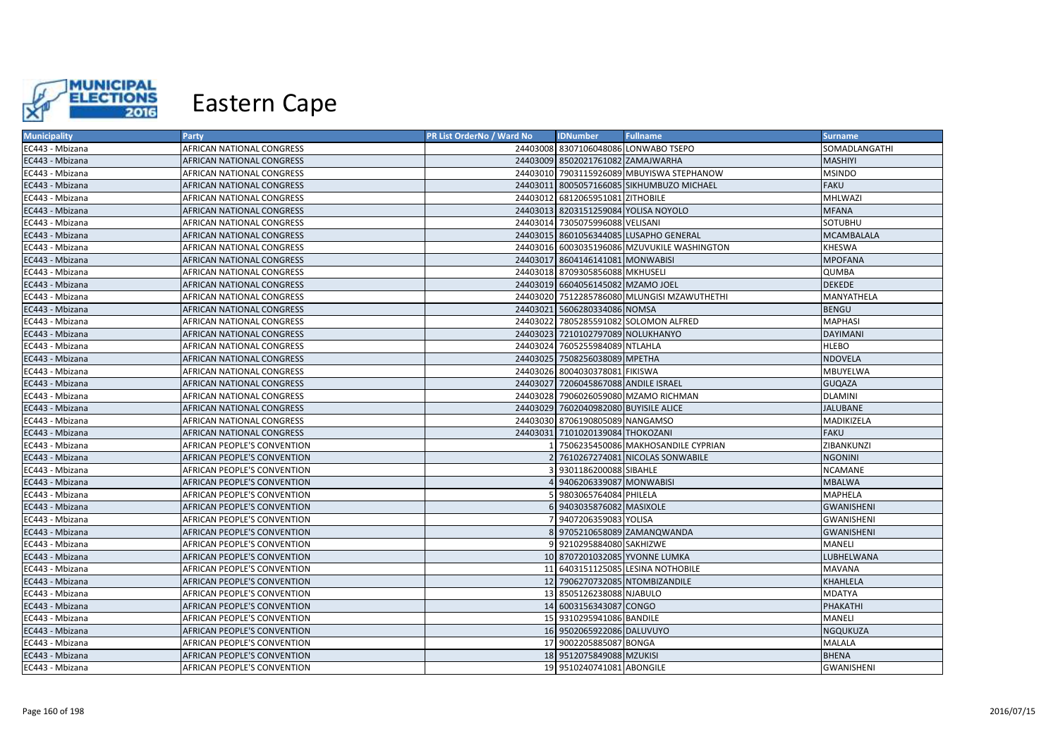# Eastern Cape

| Municipality | Party | PR List OrderNo / Ward No | IDNumber | Fullname | Surname |
|---|---|---|---|---|---|
| EC443 - Mbizana | AFRICAN NATIONAL CONGRESS | 24403008 | 8307106048086 | LONWABO TSEPO | SOMADLANGATHI |
| EC443 - Mbizana | AFRICAN NATIONAL CONGRESS | 24403009 | 8502021761082 | ZAMAJWARHA | MASHIYI |
| EC443 - Mbizana | AFRICAN NATIONAL CONGRESS | 24403010 | 7903115926089 | MBUYISWA STEPHANOW | MSINDO |
| EC443 - Mbizana | AFRICAN NATIONAL CONGRESS | 24403011 | 8005057166085 | SIKHUMBUZO MICHAEL | FAKU |
| EC443 - Mbizana | AFRICAN NATIONAL CONGRESS | 24403012 | 6812065951081 | ZITHOBILE | MHLWAZI |
| EC443 - Mbizana | AFRICAN NATIONAL CONGRESS | 24403013 | 8203151259084 | YOLISA NOYOLO | MFANA |
| EC443 - Mbizana | AFRICAN NATIONAL CONGRESS | 24403014 | 7305075996088 | VELISANI | SOTUBHU |
| EC443 - Mbizana | AFRICAN NATIONAL CONGRESS | 24403015 | 8601056344085 | LUSAPHO GENERAL | MCAMBALALA |
| EC443 - Mbizana | AFRICAN NATIONAL CONGRESS | 24403016 | 6003035196086 | MZUVUKILE WASHINGTON | KHESWA |
| EC443 - Mbizana | AFRICAN NATIONAL CONGRESS | 24403017 | 8604146141081 | MONWABISI | MPOFANA |
| EC443 - Mbizana | AFRICAN NATIONAL CONGRESS | 24403018 | 8709305856088 | MKHUSELI | QUMBA |
| EC443 - Mbizana | AFRICAN NATIONAL CONGRESS | 24403019 | 6604056145082 | MZAMO JOEL | DEKEDE |
| EC443 - Mbizana | AFRICAN NATIONAL CONGRESS | 24403020 | 7512285786080 | MLUNGISI MZAWUTHETHI | MANYATHELA |
| EC443 - Mbizana | AFRICAN NATIONAL CONGRESS | 24403021 | 5606280334086 | NOMSA | BENGU |
| EC443 - Mbizana | AFRICAN NATIONAL CONGRESS | 24403022 | 7805285591082 | SOLOMON ALFRED | MAPHASI |
| EC443 - Mbizana | AFRICAN NATIONAL CONGRESS | 24403023 | 7210102797089 | NOLUKHANYO | DAYIMANI |
| EC443 - Mbizana | AFRICAN NATIONAL CONGRESS | 24403024 | 7605255984089 | NTLAHLA | HLEBO |
| EC443 - Mbizana | AFRICAN NATIONAL CONGRESS | 24403025 | 7508256038089 | MPETHA | NDOVELA |
| EC443 - Mbizana | AFRICAN NATIONAL CONGRESS | 24403026 | 8004030378081 | FIKISWA | MBUYELWA |
| EC443 - Mbizana | AFRICAN NATIONAL CONGRESS | 24403027 | 7206045867088 | ANDILE ISRAEL | GUQAZA |
| EC443 - Mbizana | AFRICAN NATIONAL CONGRESS | 24403028 | 7906026059080 | MZAMO RICHMAN | DLAMINI |
| EC443 - Mbizana | AFRICAN NATIONAL CONGRESS | 24403029 | 7602040982080 | BUYISILE ALICE | JALUBANE |
| EC443 - Mbizana | AFRICAN NATIONAL CONGRESS | 24403030 | 8706190805089 | NANGAMSO | MADIKIZELA |
| EC443 - Mbizana | AFRICAN NATIONAL CONGRESS | 24403031 | 7101020139084 | THOKOZANI | FAKU |
| EC443 - Mbizana | AFRICAN PEOPLE'S CONVENTION | 1 | 7506235450086 | MAKHOSANDILE CYPRIAN | ZIBANKUNZI |
| EC443 - Mbizana | AFRICAN PEOPLE'S CONVENTION | 2 | 7610267274081 | NICOLAS SONWABILE | NGONINI |
| EC443 - Mbizana | AFRICAN PEOPLE'S CONVENTION | 3 | 9301186200088 | SIBAHLE | NCAMANE |
| EC443 - Mbizana | AFRICAN PEOPLE'S CONVENTION | 4 | 9406206339087 | MONWABISI | MBALWA |
| EC443 - Mbizana | AFRICAN PEOPLE'S CONVENTION | 5 | 9803065764084 | PHILELA | MAPHELA |
| EC443 - Mbizana | AFRICAN PEOPLE'S CONVENTION | 6 | 9403035876082 | MASIXOLE | GWANISHENI |
| EC443 - Mbizana | AFRICAN PEOPLE'S CONVENTION | 7 | 9407206359083 | YOLISA | GWANISHENI |
| EC443 - Mbizana | AFRICAN PEOPLE'S CONVENTION | 8 | 9705210658089 | ZAMANQWANDA | GWANISHENI |
| EC443 - Mbizana | AFRICAN PEOPLE'S CONVENTION | 9 | 9210295884080 | SAKHIZWE | MANELI |
| EC443 - Mbizana | AFRICAN PEOPLE'S CONVENTION | 10 | 8707201032085 | YVONNE LUMKA | LUBHELWANA |
| EC443 - Mbizana | AFRICAN PEOPLE'S CONVENTION | 11 | 6403151125085 | LESINA NOTHOBILE | MAVANA |
| EC443 - Mbizana | AFRICAN PEOPLE'S CONVENTION | 12 | 7906270732085 | NTOMBIZANDILE | KHAHLELA |
| EC443 - Mbizana | AFRICAN PEOPLE'S CONVENTION | 13 | 8505126238088 | NJABULO | MDATYA |
| EC443 - Mbizana | AFRICAN PEOPLE'S CONVENTION | 14 | 6003156343087 | CONGO | PHAKATHI |
| EC443 - Mbizana | AFRICAN PEOPLE'S CONVENTION | 15 | 9310295941086 | BANDILE | MANELI |
| EC443 - Mbizana | AFRICAN PEOPLE'S CONVENTION | 16 | 9502065922086 | DALUVUYO | NGQUKUZA |
| EC443 - Mbizana | AFRICAN PEOPLE'S CONVENTION | 17 | 9002205885087 | BONGA | MALALA |
| EC443 - Mbizana | AFRICAN PEOPLE'S CONVENTION | 18 | 9512075849088 | MZUKISI | BHENA |
| EC443 - Mbizana | AFRICAN PEOPLE'S CONVENTION | 19 | 9510240741081 | ABONGILE | GWANISHENI |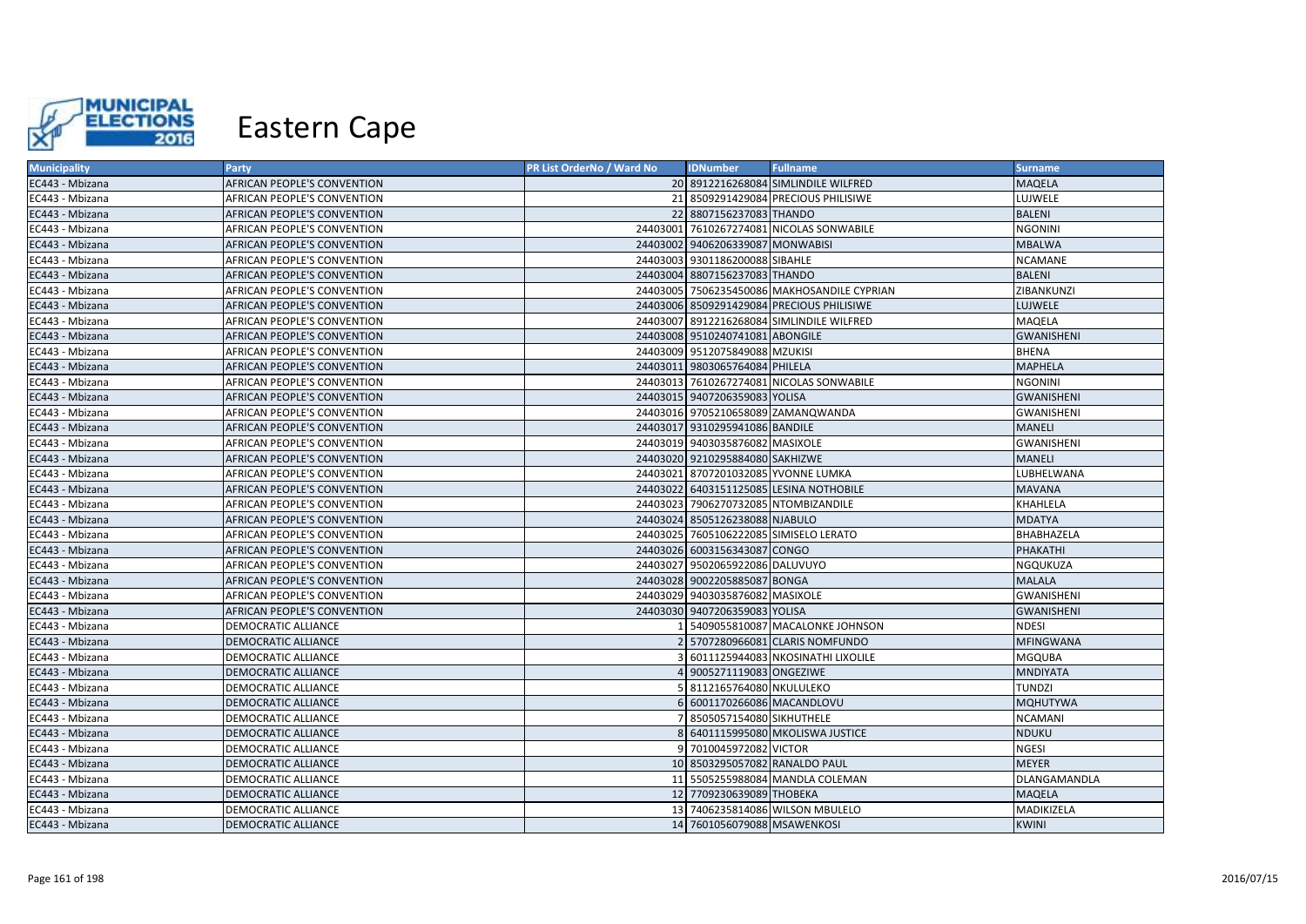# Eastern Cape

| Municipality | Party | PR List OrderNo / Ward No | IDNumber | Fullname | Surname |
|---|---|---|---|---|---|
| EC443 - Mbizana | AFRICAN PEOPLE'S CONVENTION | 20 | 8912216268084 | SIMLINDILE WILFRED | MAQELA |
| EC443 - Mbizana | AFRICAN PEOPLE'S CONVENTION | 21 | 8509291429084 | PRECIOUS PHILISIWE | LUJWELE |
| EC443 - Mbizana | AFRICAN PEOPLE'S CONVENTION | 22 | 8807156237083 | THANDO | BALENI |
| EC443 - Mbizana | AFRICAN PEOPLE'S CONVENTION | 24403001 | 7610267274081 | NICOLAS SONWABILE | NGONINI |
| EC443 - Mbizana | AFRICAN PEOPLE'S CONVENTION | 24403002 | 9406206339087 | MONWABISI | MBALWA |
| EC443 - Mbizana | AFRICAN PEOPLE'S CONVENTION | 24403003 | 9301186200088 | SIBAHLE | NCAMANE |
| EC443 - Mbizana | AFRICAN PEOPLE'S CONVENTION | 24403004 | 8807156237083 | THANDO | BALENI |
| EC443 - Mbizana | AFRICAN PEOPLE'S CONVENTION | 24403005 | 7506235450086 | MAKHOSANDILE CYPRIAN | ZIBANKUNZI |
| EC443 - Mbizana | AFRICAN PEOPLE'S CONVENTION | 24403006 | 8509291429084 | PRECIOUS PHILISIWE | LUJWELE |
| EC443 - Mbizana | AFRICAN PEOPLE'S CONVENTION | 24403007 | 8912216268084 | SIMLINDILE WILFRED | MAQELA |
| EC443 - Mbizana | AFRICAN PEOPLE'S CONVENTION | 24403008 | 9510240741081 | ABONGILE | GWANISHENI |
| EC443 - Mbizana | AFRICAN PEOPLE'S CONVENTION | 24403009 | 9512075849088 | MZUKISI | BHENA |
| EC443 - Mbizana | AFRICAN PEOPLE'S CONVENTION | 24403011 | 9803065764084 | PHILELA | MAPHELA |
| EC443 - Mbizana | AFRICAN PEOPLE'S CONVENTION | 24403013 | 7610267274081 | NICOLAS SONWABILE | NGONINI |
| EC443 - Mbizana | AFRICAN PEOPLE'S CONVENTION | 24403015 | 9407206359083 | YOLISA | GWANISHENI |
| EC443 - Mbizana | AFRICAN PEOPLE'S CONVENTION | 24403016 | 9705210658089 | ZAMANQWANDA | GWANISHENI |
| EC443 - Mbizana | AFRICAN PEOPLE'S CONVENTION | 24403017 | 9310295941086 | BANDILE | MANELI |
| EC443 - Mbizana | AFRICAN PEOPLE'S CONVENTION | 24403019 | 9403035876082 | MASIXOLE | GWANISHENI |
| EC443 - Mbizana | AFRICAN PEOPLE'S CONVENTION | 24403020 | 9210295884080 | SAKHIZWE | MANELI |
| EC443 - Mbizana | AFRICAN PEOPLE'S CONVENTION | 24403021 | 8707201032085 | YVONNE LUMKA | LUBHELWANA |
| EC443 - Mbizana | AFRICAN PEOPLE'S CONVENTION | 24403022 | 6403151125085 | LESINA NOTHOBILE | MAVANA |
| EC443 - Mbizana | AFRICAN PEOPLE'S CONVENTION | 24403023 | 7906270732085 | NTOMBIZANDILE | KHAHLELA |
| EC443 - Mbizana | AFRICAN PEOPLE'S CONVENTION | 24403024 | 8505126238088 | NJABULO | MDATYA |
| EC443 - Mbizana | AFRICAN PEOPLE'S CONVENTION | 24403025 | 7605106222085 | SIMISELO LERATO | BHABHAZELA |
| EC443 - Mbizana | AFRICAN PEOPLE'S CONVENTION | 24403026 | 6003156343087 | CONGO | PHAKATHI |
| EC443 - Mbizana | AFRICAN PEOPLE'S CONVENTION | 24403027 | 9502065922086 | DALUVUYO | NGQUKUZA |
| EC443 - Mbizana | AFRICAN PEOPLE'S CONVENTION | 24403028 | 9002205885087 | BONGA | MALALA |
| EC443 - Mbizana | AFRICAN PEOPLE'S CONVENTION | 24403029 | 9403035876082 | MASIXOLE | GWANISHENI |
| EC443 - Mbizana | AFRICAN PEOPLE'S CONVENTION | 24403030 | 9407206359083 | YOLISA | GWANISHENI |
| EC443 - Mbizana | DEMOCRATIC ALLIANCE | 1 | 5409055810087 | MACALONKE JOHNSON | NDESI |
| EC443 - Mbizana | DEMOCRATIC ALLIANCE | 2 | 5707280966081 | CLARIS NOMFUNDO | MFINGWANA |
| EC443 - Mbizana | DEMOCRATIC ALLIANCE | 3 | 6011125944083 | NKOSINATHI LIXOLILE | MGQUBA |
| EC443 - Mbizana | DEMOCRATIC ALLIANCE | 4 | 9005271119083 | ONGEZIWE | MNDIYATA |
| EC443 - Mbizana | DEMOCRATIC ALLIANCE | 5 | 8112165764080 | NKULULEKO | TUNDZI |
| EC443 - Mbizana | DEMOCRATIC ALLIANCE | 6 | 6001170266086 | MACANDLOVU | MQHUTYWA |
| EC443 - Mbizana | DEMOCRATIC ALLIANCE | 7 | 8505057154080 | SIKHUTHELE | NCAMANI |
| EC443 - Mbizana | DEMOCRATIC ALLIANCE | 8 | 6401115995080 | MKOLISWA JUSTICE | NDUKU |
| EC443 - Mbizana | DEMOCRATIC ALLIANCE | 9 | 7010045972082 | VICTOR | NGESI |
| EC443 - Mbizana | DEMOCRATIC ALLIANCE | 10 | 8503295057082 | RANALDO PAUL | MEYER |
| EC443 - Mbizana | DEMOCRATIC ALLIANCE | 11 | 5505255988084 | MANDLA COLEMAN | DLANGAMANDLA |
| EC443 - Mbizana | DEMOCRATIC ALLIANCE | 12 | 7709230639089 | THOBEKA | MAQELA |
| EC443 - Mbizana | DEMOCRATIC ALLIANCE | 13 | 7406235814086 | WILSON MBULELO | MADIKIZELA |
| EC443 - Mbizana | DEMOCRATIC ALLIANCE | 14 | 7601056079088 | MSAWENKOSI | KWINI |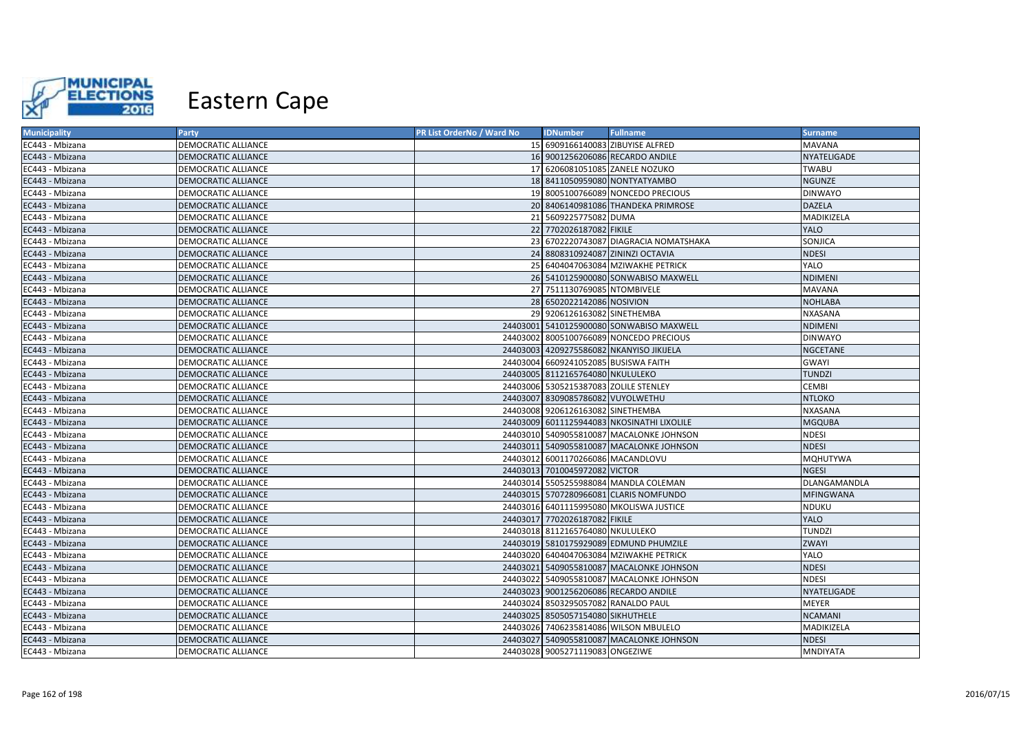# Eastern Cape

| Municipality | Party | PR List OrderNo / Ward No | IDNumber | Fullname | Surname |
|---|---|---|---|---|---|
| EC443 - Mbizana | DEMOCRATIC ALLIANCE | 15 | 6909166140083 | ZIBUYISE ALFRED | MAVANA |
| EC443 - Mbizana | DEMOCRATIC ALLIANCE | 16 | 9001256206086 | RECARDO ANDILE | NYATELIGADE |
| EC443 - Mbizana | DEMOCRATIC ALLIANCE | 17 | 6206081051085 | ZANELE NOZUKO | TWABU |
| EC443 - Mbizana | DEMOCRATIC ALLIANCE | 18 | 8411050959080 | NONTYATYAMBO | NGUNZE |
| EC443 - Mbizana | DEMOCRATIC ALLIANCE | 19 | 8005100766089 | NONCEDO PRECIOUS | DINWAYO |
| EC443 - Mbizana | DEMOCRATIC ALLIANCE | 20 | 8406140981086 | THANDEKA PRIMROSE | DAZELA |
| EC443 - Mbizana | DEMOCRATIC ALLIANCE | 21 | 5609225775082 | DUMA | MADIKIZELA |
| EC443 - Mbizana | DEMOCRATIC ALLIANCE | 22 | 7702026187082 | FIKILE | YALO |
| EC443 - Mbizana | DEMOCRATIC ALLIANCE | 23 | 6702220743087 | DIAGRACIA NOMATSHAKA | SONJICA |
| EC443 - Mbizana | DEMOCRATIC ALLIANCE | 24 | 8808310924087 | ZININZI OCTAVIA | NDESI |
| EC443 - Mbizana | DEMOCRATIC ALLIANCE | 25 | 6404047063084 | MZIWAKHE PETRICK | YALO |
| EC443 - Mbizana | DEMOCRATIC ALLIANCE | 26 | 5410125900080 | SONWABISO MAXWELL | NDIMENI |
| EC443 - Mbizana | DEMOCRATIC ALLIANCE | 27 | 7511130769085 | NTOMBIVELE | MAVANA |
| EC443 - Mbizana | DEMOCRATIC ALLIANCE | 28 | 6502022142086 | NOSIVION | NOHLABA |
| EC443 - Mbizana | DEMOCRATIC ALLIANCE | 29 | 9206126163082 | SINETHEMBA | NXASANA |
| EC443 - Mbizana | DEMOCRATIC ALLIANCE | 24403001 | 5410125900080 | SONWABISO MAXWELL | NDIMENI |
| EC443 - Mbizana | DEMOCRATIC ALLIANCE | 24403002 | 8005100766089 | NONCEDO PRECIOUS | DINWAYO |
| EC443 - Mbizana | DEMOCRATIC ALLIANCE | 24403003 | 4209275586082 | NKANYISO JIKIJELA | NGCETANE |
| EC443 - Mbizana | DEMOCRATIC ALLIANCE | 24403004 | 6609241052085 | BUSISWA FAITH | GWAYI |
| EC443 - Mbizana | DEMOCRATIC ALLIANCE | 24403005 | 8112165764080 | NKULULEKO | TUNDZI |
| EC443 - Mbizana | DEMOCRATIC ALLIANCE | 24403006 | 5305215387083 | ZOLILE STENLEY | CEMBI |
| EC443 - Mbizana | DEMOCRATIC ALLIANCE | 24403007 | 8309085786082 | VUYOLWETHU | NTLOKO |
| EC443 - Mbizana | DEMOCRATIC ALLIANCE | 24403008 | 9206126163082 | SINETHEMBA | NXASANA |
| EC443 - Mbizana | DEMOCRATIC ALLIANCE | 24403009 | 6011125944083 | NKOSINATHI LIXOLILE | MGQUBA |
| EC443 - Mbizana | DEMOCRATIC ALLIANCE | 24403010 | 5409055810087 | MACALONKE JOHNSON | NDESI |
| EC443 - Mbizana | DEMOCRATIC ALLIANCE | 24403011 | 5409055810087 | MACALONKE JOHNSON | NDESI |
| EC443 - Mbizana | DEMOCRATIC ALLIANCE | 24403012 | 6001170266086 | MACANDLOVU | MQHUTYWA |
| EC443 - Mbizana | DEMOCRATIC ALLIANCE | 24403013 | 7010045972082 | VICTOR | NGESI |
| EC443 - Mbizana | DEMOCRATIC ALLIANCE | 24403014 | 5505255988084 | MANDLA COLEMAN | DLANGAMANDLA |
| EC443 - Mbizana | DEMOCRATIC ALLIANCE | 24403015 | 5707280966081 | CLARIS NOMFUNDO | MFINGWANA |
| EC443 - Mbizana | DEMOCRATIC ALLIANCE | 24403016 | 6401115995080 | MKOLISWA JUSTICE | NDUKU |
| EC443 - Mbizana | DEMOCRATIC ALLIANCE | 24403017 | 7702026187082 | FIKILE | YALO |
| EC443 - Mbizana | DEMOCRATIC ALLIANCE | 24403018 | 8112165764080 | NKULULEKO | TUNDZI |
| EC443 - Mbizana | DEMOCRATIC ALLIANCE | 24403019 | 5810175929089 | EDMUND PHUMZILE | ZWAYI |
| EC443 - Mbizana | DEMOCRATIC ALLIANCE | 24403020 | 6404047063084 | MZIWAKHE PETRICK | YALO |
| EC443 - Mbizana | DEMOCRATIC ALLIANCE | 24403021 | 5409055810087 | MACALONKE JOHNSON | NDESI |
| EC443 - Mbizana | DEMOCRATIC ALLIANCE | 24403022 | 5409055810087 | MACALONKE JOHNSON | NDESI |
| EC443 - Mbizana | DEMOCRATIC ALLIANCE | 24403023 | 9001256206086 | RECARDO ANDILE | NYATELIGADE |
| EC443 - Mbizana | DEMOCRATIC ALLIANCE | 24403024 | 8503295057082 | RANALDO PAUL | MEYER |
| EC443 - Mbizana | DEMOCRATIC ALLIANCE | 24403025 | 8505057154080 | SIKHUTHELE | NCAMANI |
| EC443 - Mbizana | DEMOCRATIC ALLIANCE | 24403026 | 7406235814086 | WILSON MBULELO | MADIKIZELA |
| EC443 - Mbizana | DEMOCRATIC ALLIANCE | 24403027 | 5409055810087 | MACALONKE JOHNSON | NDESI |
| EC443 - Mbizana | DEMOCRATIC ALLIANCE | 24403028 | 9005271119083 | ONGEZIWE | MNDIYATA |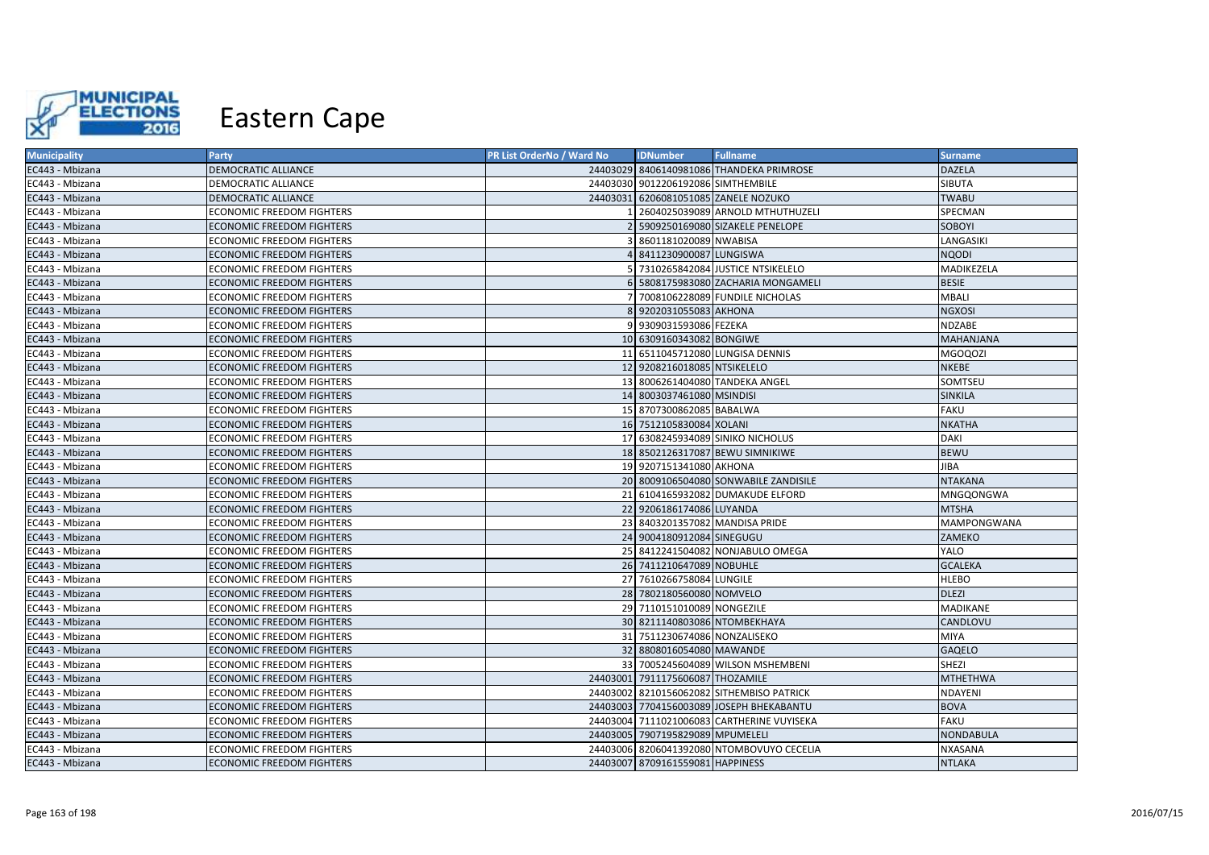# Eastern Cape

| Municipality | Party | PR List OrderNo / Ward No | IDNumber | Fullname | Surname |
|---|---|---|---|---|---|
| EC443 - Mbizana | DEMOCRATIC ALLIANCE | 24403029 | 8406140981086 | THANDEKA PRIMROSE | DAZELA |
| EC443 - Mbizana | DEMOCRATIC ALLIANCE | 24403030 | 9012206192086 | SIMTHEMBILE | SIBUTA |
| EC443 - Mbizana | DEMOCRATIC ALLIANCE | 24403031 | 6206081051085 | ZANELE NOZUKO | TWABU |
| EC443 - Mbizana | ECONOMIC FREEDOM FIGHTERS | 1 | 2604025039089 | ARNOLD MTHUTHUZELI | SPECMAN |
| EC443 - Mbizana | ECONOMIC FREEDOM FIGHTERS | 2 | 5909250169080 | SIZAKELE PENELOPE | SOBOYI |
| EC443 - Mbizana | ECONOMIC FREEDOM FIGHTERS | 3 | 8601181020089 | NWABISA | LANGASIKI |
| EC443 - Mbizana | ECONOMIC FREEDOM FIGHTERS | 4 | 8411230900087 | LUNGISWA | NQODI |
| EC443 - Mbizana | ECONOMIC FREEDOM FIGHTERS | 5 | 7310265842084 | JUSTICE NTSIKELELO | MADIKEZELA |
| EC443 - Mbizana | ECONOMIC FREEDOM FIGHTERS | 6 | 5808175983080 | ZACHARIA MONGAMELI | BESIE |
| EC443 - Mbizana | ECONOMIC FREEDOM FIGHTERS | 7 | 7008106228089 | FUNDILE NICHOLAS | MBALI |
| EC443 - Mbizana | ECONOMIC FREEDOM FIGHTERS | 8 | 9202031055083 | AKHONA | NGXOSI |
| EC443 - Mbizana | ECONOMIC FREEDOM FIGHTERS | 9 | 9309031593086 | FEZEKA | NDZABE |
| EC443 - Mbizana | ECONOMIC FREEDOM FIGHTERS | 10 | 6309160343082 | BONGIWE | MAHANJANA |
| EC443 - Mbizana | ECONOMIC FREEDOM FIGHTERS | 11 | 6511045712080 | LUNGISA DENNIS | MGOQOZI |
| EC443 - Mbizana | ECONOMIC FREEDOM FIGHTERS | 12 | 9208216018085 | NTSIKELELO | NKEBE |
| EC443 - Mbizana | ECONOMIC FREEDOM FIGHTERS | 13 | 8006261404080 | TANDEKA ANGEL | SOMTSEU |
| EC443 - Mbizana | ECONOMIC FREEDOM FIGHTERS | 14 | 8003037461080 | MSINDISI | SINKILA |
| EC443 - Mbizana | ECONOMIC FREEDOM FIGHTERS | 15 | 8707300862085 | BABALWA | FAKU |
| EC443 - Mbizana | ECONOMIC FREEDOM FIGHTERS | 16 | 7512105830084 | XOLANI | NKATHA |
| EC443 - Mbizana | ECONOMIC FREEDOM FIGHTERS | 17 | 6308245934089 | SINIKO NICHOLUS | DAKI |
| EC443 - Mbizana | ECONOMIC FREEDOM FIGHTERS | 18 | 8502126317087 | BEWU SIMNIKIWE | BEWU |
| EC443 - Mbizana | ECONOMIC FREEDOM FIGHTERS | 19 | 9207151341080 | AKHONA | JIBA |
| EC443 - Mbizana | ECONOMIC FREEDOM FIGHTERS | 20 | 8009106504080 | SONWABILE ZANDISILE | NTAKANA |
| EC443 - Mbizana | ECONOMIC FREEDOM FIGHTERS | 21 | 6104165932082 | DUMAKUDE ELFORD | MNGQONGWA |
| EC443 - Mbizana | ECONOMIC FREEDOM FIGHTERS | 22 | 9206186174086 | LUYANDA | MTSHA |
| EC443 - Mbizana | ECONOMIC FREEDOM FIGHTERS | 23 | 8403201357082 | MANDISA PRIDE | MAMPONGWANA |
| EC443 - Mbizana | ECONOMIC FREEDOM FIGHTERS | 24 | 9004180912084 | SINEGUGU | ZAMEKO |
| EC443 - Mbizana | ECONOMIC FREEDOM FIGHTERS | 25 | 8412241504082 | NONJABULO OMEGA | YALO |
| EC443 - Mbizana | ECONOMIC FREEDOM FIGHTERS | 26 | 7411210647089 | NOBUHLE | GCALEKA |
| EC443 - Mbizana | ECONOMIC FREEDOM FIGHTERS | 27 | 7610266758084 | LUNGILE | HLEBO |
| EC443 - Mbizana | ECONOMIC FREEDOM FIGHTERS | 28 | 7802180560080 | NOMVELO | DLEZI |
| EC443 - Mbizana | ECONOMIC FREEDOM FIGHTERS | 29 | 7110151010089 | NONGEZILE | MADIKANE |
| EC443 - Mbizana | ECONOMIC FREEDOM FIGHTERS | 30 | 8211140803086 | NTOMBEKHAYA | CANDLOVU |
| EC443 - Mbizana | ECONOMIC FREEDOM FIGHTERS | 31 | 7511230674086 | NONZALISEKO | MIYA |
| EC443 - Mbizana | ECONOMIC FREEDOM FIGHTERS | 32 | 8808016054080 | MAWANDE | GAQELO |
| EC443 - Mbizana | ECONOMIC FREEDOM FIGHTERS | 33 | 7005245604089 | WILSON MSHEMBENI | SHEZI |
| EC443 - Mbizana | ECONOMIC FREEDOM FIGHTERS | 24403001 | 7911175606087 | THOZAMILE | MTHETHWA |
| EC443 - Mbizana | ECONOMIC FREEDOM FIGHTERS | 24403002 | 8210156062082 | SITHEMBISO PATRICK | NDAYENI |
| EC443 - Mbizana | ECONOMIC FREEDOM FIGHTERS | 24403003 | 7704156003089 | JOSEPH BHEKABANTU | BOVA |
| EC443 - Mbizana | ECONOMIC FREEDOM FIGHTERS | 24403004 | 7111021006083 | CARTHERINE VUYISEKA | FAKU |
| EC443 - Mbizana | ECONOMIC FREEDOM FIGHTERS | 24403005 | 7907195829089 | MPUMELELI | NONDABULA |
| EC443 - Mbizana | ECONOMIC FREEDOM FIGHTERS | 24403006 | 8206041392080 | NTOMBOVUYO CECELIA | NXASANA |
| EC443 - Mbizana | ECONOMIC FREEDOM FIGHTERS | 24403007 | 8709161559081 | HAPPINESS | NTLAKA |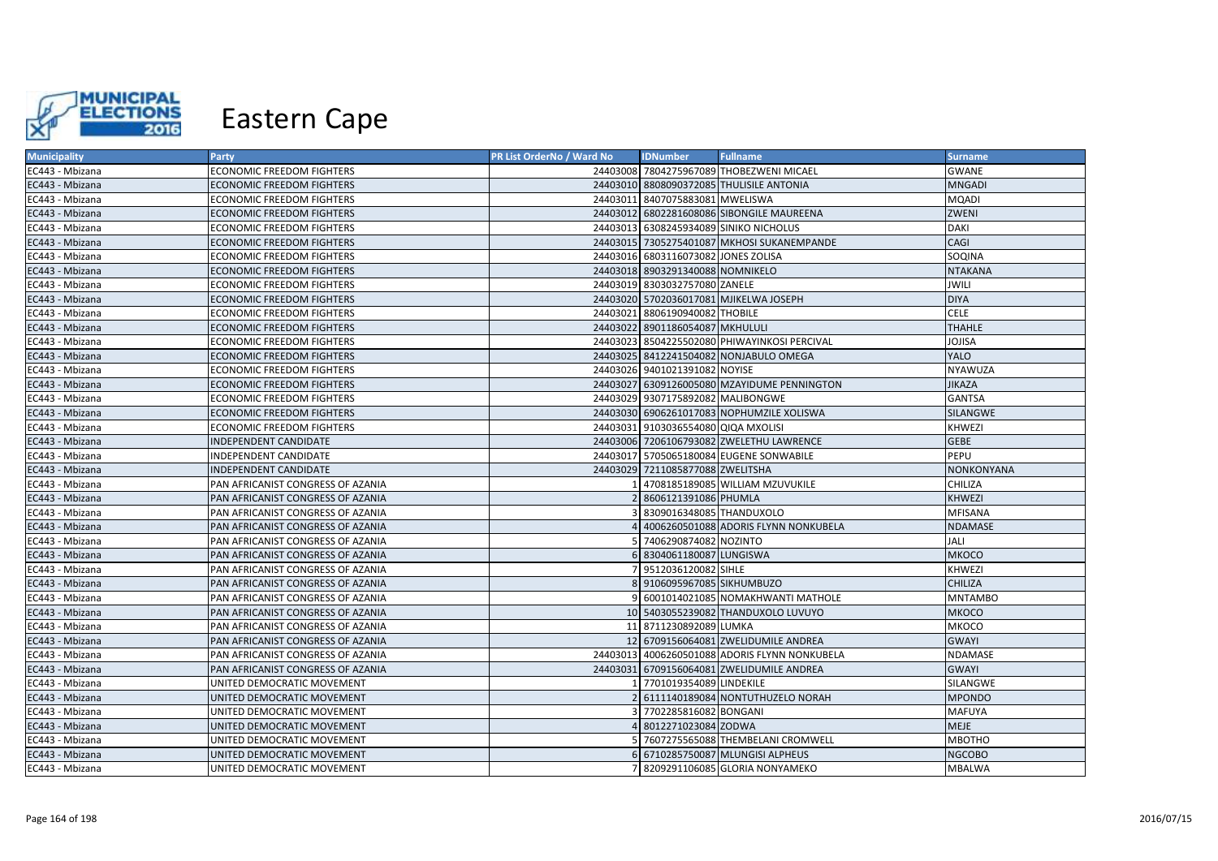# Eastern Cape

| Municipality | Party | PR List OrderNo / Ward No | IDNumber | Fullname | Surname |
|---|---|---|---|---|---|
| EC443 - Mbizana | ECONOMIC FREEDOM FIGHTERS | 24403008 | 7804275967089 | THOBEZWENI MICAEL | GWANE |
| EC443 - Mbizana | ECONOMIC FREEDOM FIGHTERS | 24403010 | 8808090372085 | THULISILE ANTONIA | MNGADI |
| EC443 - Mbizana | ECONOMIC FREEDOM FIGHTERS | 24403011 | 8407075883081 | MWELISWA | MQADI |
| EC443 - Mbizana | ECONOMIC FREEDOM FIGHTERS | 24403012 | 6802281608086 | SIBONGILE MAUREENA | ZWENI |
| EC443 - Mbizana | ECONOMIC FREEDOM FIGHTERS | 24403013 | 6308245934089 | SINIKO NICHOLUS | DAKI |
| EC443 - Mbizana | ECONOMIC FREEDOM FIGHTERS | 24403015 | 7305275401087 | MKHOSI SUKANEMPANDE | CAGI |
| EC443 - Mbizana | ECONOMIC FREEDOM FIGHTERS | 24403016 | 6803116073082 | JONES ZOLISA | SOQINA |
| EC443 - Mbizana | ECONOMIC FREEDOM FIGHTERS | 24403018 | 8903291340088 | NOMNIKELO | NTAKANA |
| EC443 - Mbizana | ECONOMIC FREEDOM FIGHTERS | 24403019 | 8303032757080 | ZANELE | JWILI |
| EC443 - Mbizana | ECONOMIC FREEDOM FIGHTERS | 24403020 | 5702036017081 | MJIKELWA JOSEPH | DIYA |
| EC443 - Mbizana | ECONOMIC FREEDOM FIGHTERS | 24403021 | 8806190940082 | THOBILE | CELE |
| EC443 - Mbizana | ECONOMIC FREEDOM FIGHTERS | 24403022 | 8901186054087 | MKHULULI | THAHLE |
| EC443 - Mbizana | ECONOMIC FREEDOM FIGHTERS | 24403023 | 8504225502080 | PHIWAYINKOSI PERCIVAL | JOJISA |
| EC443 - Mbizana | ECONOMIC FREEDOM FIGHTERS | 24403025 | 8412241504082 | NONJABULO OMEGA | YALO |
| EC443 - Mbizana | ECONOMIC FREEDOM FIGHTERS | 24403026 | 9401021391082 | NOYISE | NYAWUZA |
| EC443 - Mbizana | ECONOMIC FREEDOM FIGHTERS | 24403027 | 6309126005080 | MZAYIDUME PENNINGTON | JIKAZA |
| EC443 - Mbizana | ECONOMIC FREEDOM FIGHTERS | 24403029 | 9307175892082 | MALIBONGWE | GANTSA |
| EC443 - Mbizana | ECONOMIC FREEDOM FIGHTERS | 24403030 | 6906261017083 | NOPHUMZILE XOLISWA | SILANGWE |
| EC443 - Mbizana | ECONOMIC FREEDOM FIGHTERS | 24403031 | 9103036554080 | QIQA MXOLISI | KHWEZI |
| EC443 - Mbizana | INDEPENDENT CANDIDATE | 24403006 | 7206106793082 | ZWELETHU LAWRENCE | GEBE |
| EC443 - Mbizana | INDEPENDENT CANDIDATE | 24403017 | 5705065180084 | EUGENE SONWABILE | PEPU |
| EC443 - Mbizana | INDEPENDENT CANDIDATE | 24403029 | 7211085877088 | ZWELITSHA | NONKONYANA |
| EC443 - Mbizana | PAN AFRICANIST CONGRESS OF AZANIA | 1 | 4708185189085 | WILLIAM MZUVUKILE | CHILIZA |
| EC443 - Mbizana | PAN AFRICANIST CONGRESS OF AZANIA | 2 | 8606121391086 | PHUMLA | KHWEZI |
| EC443 - Mbizana | PAN AFRICANIST CONGRESS OF AZANIA | 3 | 8309016348085 | THANDUXOLO | MFISANA |
| EC443 - Mbizana | PAN AFRICANIST CONGRESS OF AZANIA | 4 | 4006260501088 | ADORIS FLYNN NONKUBELA | NDAMASE |
| EC443 - Mbizana | PAN AFRICANIST CONGRESS OF AZANIA | 5 | 7406290874082 | NOZINTO | JALI |
| EC443 - Mbizana | PAN AFRICANIST CONGRESS OF AZANIA | 6 | 8304061180087 | LUNGISWA | MKOCO |
| EC443 - Mbizana | PAN AFRICANIST CONGRESS OF AZANIA | 7 | 9512036120082 | SIHLE | KHWEZI |
| EC443 - Mbizana | PAN AFRICANIST CONGRESS OF AZANIA | 8 | 9106095967085 | SIKHUMBUZO | CHILIZA |
| EC443 - Mbizana | PAN AFRICANIST CONGRESS OF AZANIA | 9 | 6001014021085 | NOMAKHWANTI MATHOLE | MNTAMBO |
| EC443 - Mbizana | PAN AFRICANIST CONGRESS OF AZANIA | 10 | 5403055239082 | THANDUXOLO LUVUYO | MKOCO |
| EC443 - Mbizana | PAN AFRICANIST CONGRESS OF AZANIA | 11 | 8711230892089 | LUMKA | MKOCO |
| EC443 - Mbizana | PAN AFRICANIST CONGRESS OF AZANIA | 12 | 6709156064081 | ZWELIDUMILE ANDREA | GWAYI |
| EC443 - Mbizana | PAN AFRICANIST CONGRESS OF AZANIA | 24403013 | 4006260501088 | ADORIS FLYNN NONKUBELA | NDAMASE |
| EC443 - Mbizana | PAN AFRICANIST CONGRESS OF AZANIA | 24403031 | 6709156064081 | ZWELIDUMILE ANDREA | GWAYI |
| EC443 - Mbizana | UNITED DEMOCRATIC MOVEMENT | 1 | 7701019354089 | LINDEKILE | SILANGWE |
| EC443 - Mbizana | UNITED DEMOCRATIC MOVEMENT | 2 | 6111140189084 | NONTUTHUZELO NORAH | MPONDO |
| EC443 - Mbizana | UNITED DEMOCRATIC MOVEMENT | 3 | 7702285816082 | BONGANI | MAFUYA |
| EC443 - Mbizana | UNITED DEMOCRATIC MOVEMENT | 4 | 8012271023084 | ZODWA | MEJE |
| EC443 - Mbizana | UNITED DEMOCRATIC MOVEMENT | 5 | 7607275565088 | THEMBELANI CROMWELL | MBOTHO |
| EC443 - Mbizana | UNITED DEMOCRATIC MOVEMENT | 6 | 6710285750087 | MLUNGISI ALPHEUS | NGCOBO |
| EC443 - Mbizana | UNITED DEMOCRATIC MOVEMENT | 7 | 8209291106085 | GLORIA NONYAMEKO | MBALWA |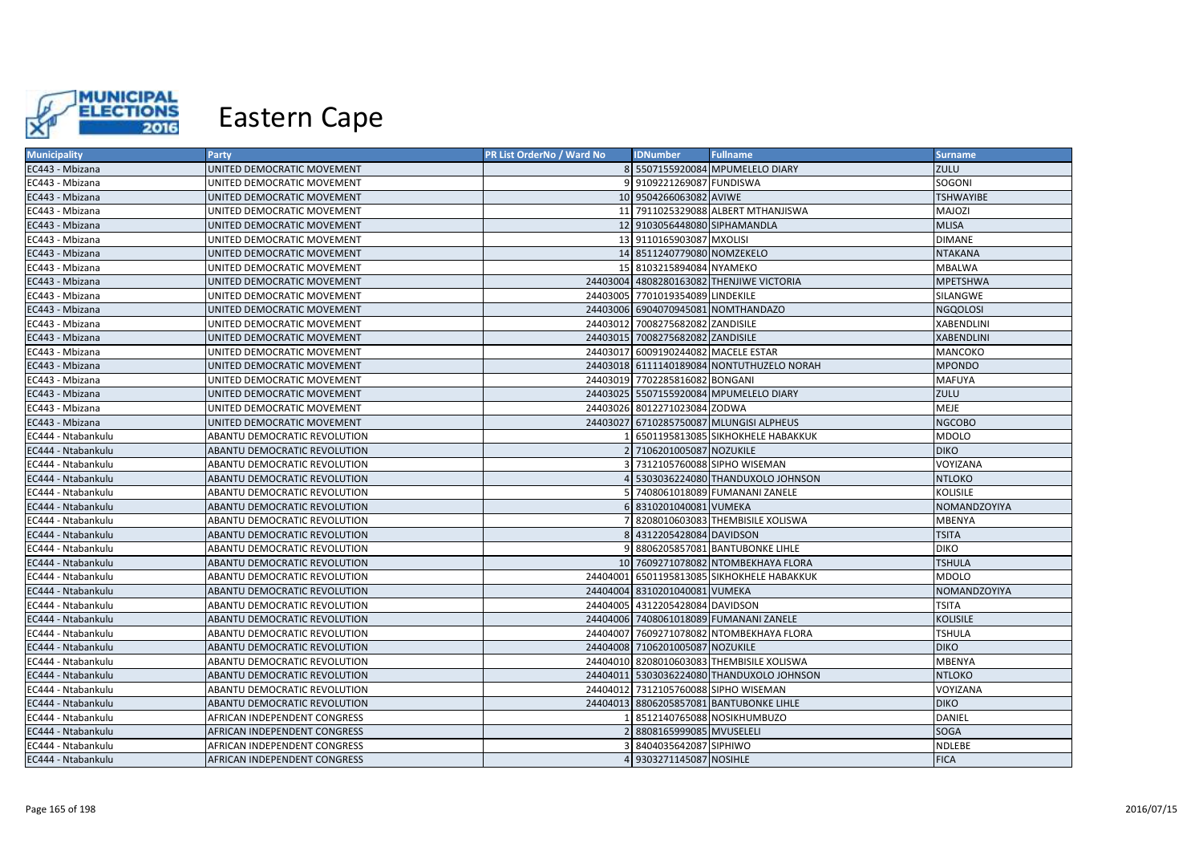# Eastern Cape

| Municipality | Party | PR List OrderNo / Ward No | IDNumber | Fullname | Surname |
|---|---|---|---|---|---|
| EC443 - Mbizana | UNITED DEMOCRATIC MOVEMENT | 8 | 5507155920084 | MPUMELELO DIARY | ZULU |
| EC443 - Mbizana | UNITED DEMOCRATIC MOVEMENT | 9 | 9109221269087 | FUNDISWA | SOGONI |
| EC443 - Mbizana | UNITED DEMOCRATIC MOVEMENT | 10 | 9504266063082 | AVIWE | TSHWAYIBE |
| EC443 - Mbizana | UNITED DEMOCRATIC MOVEMENT | 11 | 7911025329088 | ALBERT MTHANJISWA | MAJOZI |
| EC443 - Mbizana | UNITED DEMOCRATIC MOVEMENT | 12 | 9103056448080 | SIPHAMANDLA | MLISA |
| EC443 - Mbizana | UNITED DEMOCRATIC MOVEMENT | 13 | 9110165903087 | MXOLISI | DIMANE |
| EC443 - Mbizana | UNITED DEMOCRATIC MOVEMENT | 14 | 8511240779080 | NOMZEKELO | NTAKANA |
| EC443 - Mbizana | UNITED DEMOCRATIC MOVEMENT | 15 | 8103215894084 | NYAMEKO | MBALWA |
| EC443 - Mbizana | UNITED DEMOCRATIC MOVEMENT | 24403004 | 4808280163082 | THENJIWE VICTORIA | MPETSHWA |
| EC443 - Mbizana | UNITED DEMOCRATIC MOVEMENT | 24403005 | 7701019354089 | LINDEKILE | SILANGWE |
| EC443 - Mbizana | UNITED DEMOCRATIC MOVEMENT | 24403006 | 6904070945081 | NOMTHANDAZO | NGQOLOSI |
| EC443 - Mbizana | UNITED DEMOCRATIC MOVEMENT | 24403012 | 7008275682082 | ZANDISILE | XABENDLINI |
| EC443 - Mbizana | UNITED DEMOCRATIC MOVEMENT | 24403015 | 7008275682082 | ZANDISILE | XABENDLINI |
| EC443 - Mbizana | UNITED DEMOCRATIC MOVEMENT | 24403017 | 6009190244082 | MACELE ESTAR | MANCOKO |
| EC443 - Mbizana | UNITED DEMOCRATIC MOVEMENT | 24403018 | 6111140189084 | NONTUTHUZELO NORAH | MPONDO |
| EC443 - Mbizana | UNITED DEMOCRATIC MOVEMENT | 24403019 | 7702285816082 | BONGANI | MAFUYA |
| EC443 - Mbizana | UNITED DEMOCRATIC MOVEMENT | 24403025 | 5507155920084 | MPUMELELO DIARY | ZULU |
| EC443 - Mbizana | UNITED DEMOCRATIC MOVEMENT | 24403026 | 8012271023084 | ZODWA | MEJE |
| EC443 - Mbizana | UNITED DEMOCRATIC MOVEMENT | 24403027 | 6710285750087 | MLUNGISI ALPHEUS | NGCOBO |
| EC444 - Ntabankulu | ABANTU DEMOCRATIC REVOLUTION | 1 | 6501195813085 | SIKHOKHELE HABAKKUK | MDOLO |
| EC444 - Ntabankulu | ABANTU DEMOCRATIC REVOLUTION | 2 | 7106201005087 | NOZUKILE | DIKO |
| EC444 - Ntabankulu | ABANTU DEMOCRATIC REVOLUTION | 3 | 7312105760088 | SIPHO WISEMAN | VOYIZANA |
| EC444 - Ntabankulu | ABANTU DEMOCRATIC REVOLUTION | 4 | 5303036224080 | THANDUXOLO JOHNSON | NTLOKO |
| EC444 - Ntabankulu | ABANTU DEMOCRATIC REVOLUTION | 5 | 7408061018089 | FUMANANI ZANELE | KOLISILE |
| EC444 - Ntabankulu | ABANTU DEMOCRATIC REVOLUTION | 6 | 8310201040081 | VUMEKA | NOMANDZOYIYA |
| EC444 - Ntabankulu | ABANTU DEMOCRATIC REVOLUTION | 7 | 8208010603083 | THEMBISILE XOLISWA | MBENYA |
| EC444 - Ntabankulu | ABANTU DEMOCRATIC REVOLUTION | 8 | 4312205428084 | DAVIDSON | TSITA |
| EC444 - Ntabankulu | ABANTU DEMOCRATIC REVOLUTION | 9 | 8806205857081 | BANTUBONKE LIHLE | DIKO |
| EC444 - Ntabankulu | ABANTU DEMOCRATIC REVOLUTION | 10 | 7609271078082 | NTOMBEKHAYA FLORA | TSHULA |
| EC444 - Ntabankulu | ABANTU DEMOCRATIC REVOLUTION | 24404001 | 6501195813085 | SIKHOKHELE HABAKKUK | MDOLO |
| EC444 - Ntabankulu | ABANTU DEMOCRATIC REVOLUTION | 24404004 | 8310201040081 | VUMEKA | NOMANDZOYIYA |
| EC444 - Ntabankulu | ABANTU DEMOCRATIC REVOLUTION | 24404005 | 4312205428084 | DAVIDSON | TSITA |
| EC444 - Ntabankulu | ABANTU DEMOCRATIC REVOLUTION | 24404006 | 7408061018089 | FUMANANI ZANELE | KOLISILE |
| EC444 - Ntabankulu | ABANTU DEMOCRATIC REVOLUTION | 24404007 | 7609271078082 | NTOMBEKHAYA FLORA | TSHULA |
| EC444 - Ntabankulu | ABANTU DEMOCRATIC REVOLUTION | 24404008 | 7106201005087 | NOZUKILE | DIKO |
| EC444 - Ntabankulu | ABANTU DEMOCRATIC REVOLUTION | 24404010 | 8208010603083 | THEMBISILE XOLISWA | MBENYA |
| EC444 - Ntabankulu | ABANTU DEMOCRATIC REVOLUTION | 24404011 | 5303036224080 | THANDUXOLO JOHNSON | NTLOKO |
| EC444 - Ntabankulu | ABANTU DEMOCRATIC REVOLUTION | 24404012 | 7312105760088 | SIPHO WISEMAN | VOYIZANA |
| EC444 - Ntabankulu | ABANTU DEMOCRATIC REVOLUTION | 24404013 | 8806205857081 | BANTUBONKE LIHLE | DIKO |
| EC444 - Ntabankulu | AFRICAN INDEPENDENT CONGRESS | 1 | 8512140765088 | NOSIKHUMBUZO | DANIEL |
| EC444 - Ntabankulu | AFRICAN INDEPENDENT CONGRESS | 2 | 8808165999085 | MVUSELELI | SOGA |
| EC444 - Ntabankulu | AFRICAN INDEPENDENT CONGRESS | 3 | 8404035642087 | SIPHIWO | NDLEBE |
| EC444 - Ntabankulu | AFRICAN INDEPENDENT CONGRESS | 4 | 9303271145087 | NOSIHLE | FICA |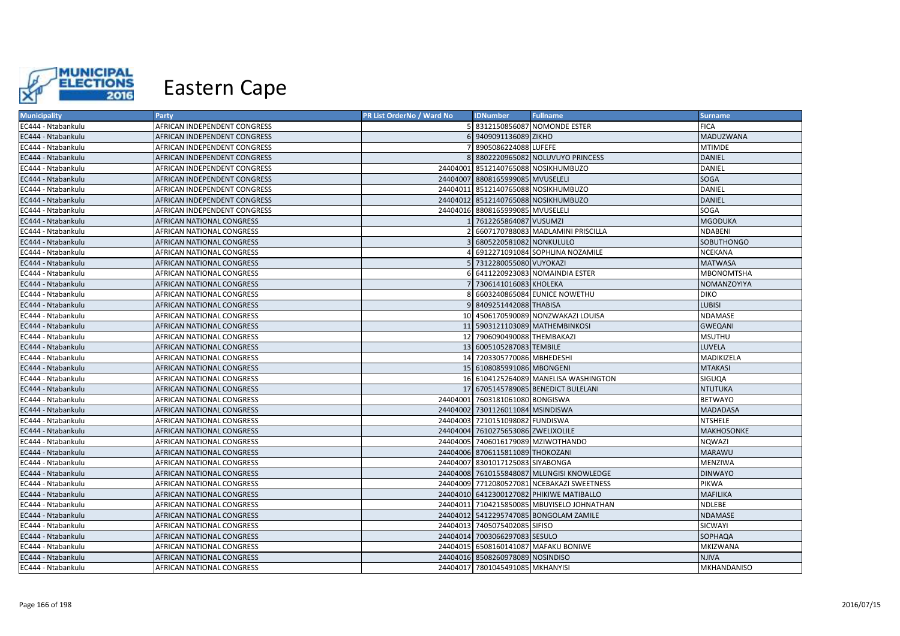# Eastern Cape

| Municipality | Party | PR List OrderNo / Ward No | IDNumber | Fullname | Surname |
|---|---|---|---|---|---|
| EC444 - Ntabankulu | AFRICAN INDEPENDENT CONGRESS | 5 | 8312150856087 | NOMONDE ESTER | FICA |
| EC444 - Ntabankulu | AFRICAN INDEPENDENT CONGRESS | 6 | 9409091136089 | ZIKHO | MADUZWANA |
| EC444 - Ntabankulu | AFRICAN INDEPENDENT CONGRESS | 7 | 8905086224088 | LUFEFE | MTIMDE |
| EC444 - Ntabankulu | AFRICAN INDEPENDENT CONGRESS | 8 | 8802220965082 | NOLUVUYO PRINCESS | DANIEL |
| EC444 - Ntabankulu | AFRICAN INDEPENDENT CONGRESS | 24404001 | 8512140765088 | NOSIKHUMBUZO | DANIEL |
| EC444 - Ntabankulu | AFRICAN INDEPENDENT CONGRESS | 24404007 | 8808165999085 | MVUSELELI | SOGA |
| EC444 - Ntabankulu | AFRICAN INDEPENDENT CONGRESS | 24404011 | 8512140765088 | NOSIKHUMBUZO | DANIEL |
| EC444 - Ntabankulu | AFRICAN INDEPENDENT CONGRESS | 24404012 | 8512140765088 | NOSIKHUMBUZO | DANIEL |
| EC444 - Ntabankulu | AFRICAN INDEPENDENT CONGRESS | 24404016 | 8808165999085 | MVUSELELI | SOGA |
| EC444 - Ntabankulu | AFRICAN NATIONAL CONGRESS | 1 | 7612265864087 | VUSUMZI | MGODUKA |
| EC444 - Ntabankulu | AFRICAN NATIONAL CONGRESS | 2 | 6607170788083 | MADLAMINI PRISCILLA | NDABENI |
| EC444 - Ntabankulu | AFRICAN NATIONAL CONGRESS | 3 | 6805220581082 | NONKULULO | SOBUTHONGO |
| EC444 - Ntabankulu | AFRICAN NATIONAL CONGRESS | 4 | 6912271091084 | SOPHLINA NOZAMILE | NCEKANA |
| EC444 - Ntabankulu | AFRICAN NATIONAL CONGRESS | 5 | 7312280055080 | VUYOKAZI | MATWASA |
| EC444 - Ntabankulu | AFRICAN NATIONAL CONGRESS | 6 | 6411220923083 | NOMAINDIA ESTER | MBONOMTSHA |
| EC444 - Ntabankulu | AFRICAN NATIONAL CONGRESS | 7 | 7306141016083 | KHOLEKA | NOMANZOYIYA |
| EC444 - Ntabankulu | AFRICAN NATIONAL CONGRESS | 8 | 6603240865084 | EUNICE NOWETHU | DIKO |
| EC444 - Ntabankulu | AFRICAN NATIONAL CONGRESS | 9 | 8409251442088 | THABISA | LUBISI |
| EC444 - Ntabankulu | AFRICAN NATIONAL CONGRESS | 10 | 4506170590089 | NONZWAKAZI LOUISA | NDAMASE |
| EC444 - Ntabankulu | AFRICAN NATIONAL CONGRESS | 11 | 5903121103089 | MATHEMBINKOSI | GWEQANI |
| EC444 - Ntabankulu | AFRICAN NATIONAL CONGRESS | 12 | 7906090490088 | THEMBAKAZI | MSUTHU |
| EC444 - Ntabankulu | AFRICAN NATIONAL CONGRESS | 13 | 6005105287083 | TEMBILE | LUVELA |
| EC444 - Ntabankulu | AFRICAN NATIONAL CONGRESS | 14 | 7203305770086 | MBHEDESHI | MADIKIZELA |
| EC444 - Ntabankulu | AFRICAN NATIONAL CONGRESS | 15 | 6108085991086 | MBONGENI | MTAKASI |
| EC444 - Ntabankulu | AFRICAN NATIONAL CONGRESS | 16 | 6104125264089 | MANELISA WASHINGTON | SIGUQA |
| EC444 - Ntabankulu | AFRICAN NATIONAL CONGRESS | 17 | 6705145789085 | BENEDICT BULELANI | NTUTUKA |
| EC444 - Ntabankulu | AFRICAN NATIONAL CONGRESS | 24404001 | 7603181061080 | BONGISWA | BETWAYO |
| EC444 - Ntabankulu | AFRICAN NATIONAL CONGRESS | 24404002 | 7301126011084 | MSINDISWA | MADADASA |
| EC444 - Ntabankulu | AFRICAN NATIONAL CONGRESS | 24404003 | 7210151098082 | FUNDISWA | NTSHELE |
| EC444 - Ntabankulu | AFRICAN NATIONAL CONGRESS | 24404004 | 7610275653086 | ZWELIXOLILE | MAKHOSONKE |
| EC444 - Ntabankulu | AFRICAN NATIONAL CONGRESS | 24404005 | 7406016179089 | MZIWOTHANDO | NQWAZI |
| EC444 - Ntabankulu | AFRICAN NATIONAL CONGRESS | 24404006 | 8706115811089 | THOKOZANI | MARAWU |
| EC444 - Ntabankulu | AFRICAN NATIONAL CONGRESS | 24404007 | 8301017125083 | SIYABONGA | MENZIWA |
| EC444 - Ntabankulu | AFRICAN NATIONAL CONGRESS | 24404008 | 7610155848087 | MLUNGISI KNOWLEDGE | DINWAYO |
| EC444 - Ntabankulu | AFRICAN NATIONAL CONGRESS | 24404009 | 7712080527081 | NCEBAKAZI SWEETNESS | PIKWA |
| EC444 - Ntabankulu | AFRICAN NATIONAL CONGRESS | 24404010 | 6412300127082 | PHIKIWE MATIBALLO | MAFILIKA |
| EC444 - Ntabankulu | AFRICAN NATIONAL CONGRESS | 24404011 | 7104215850085 | MBUYISELO JOHNATHAN | NDLEBE |
| EC444 - Ntabankulu | AFRICAN NATIONAL CONGRESS | 24404012 | 5412295747085 | BONGOLAM ZAMILE | NDAMASE |
| EC444 - Ntabankulu | AFRICAN NATIONAL CONGRESS | 24404013 | 7405075402085 | SIFISO | SICWAYI |
| EC444 - Ntabankulu | AFRICAN NATIONAL CONGRESS | 24404014 | 7003066297083 | SESULO | SOPHAQA |
| EC444 - Ntabankulu | AFRICAN NATIONAL CONGRESS | 24404015 | 6508160141087 | MAFAKU BONIWE | MKIZWANA |
| EC444 - Ntabankulu | AFRICAN NATIONAL CONGRESS | 24404016 | 8508260978089 | NOSINDISO | NJIVA |
| EC444 - Ntabankulu | AFRICAN NATIONAL CONGRESS | 24404017 | 7801045491085 | MKHANYISI | MKHANDANISO |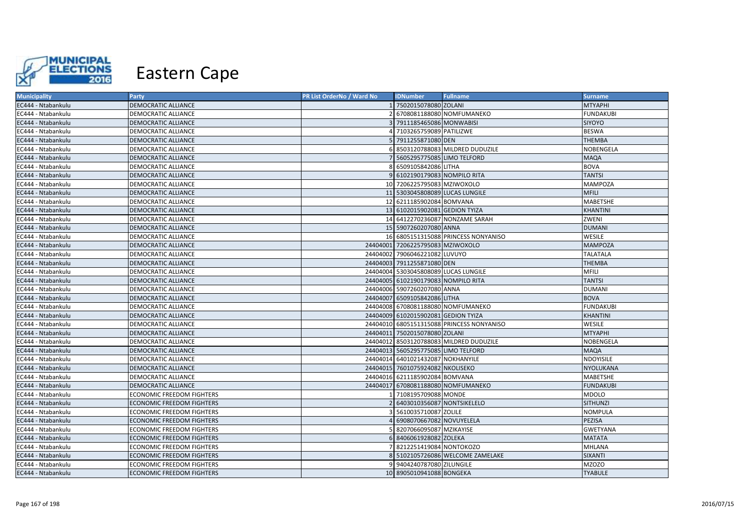# Eastern Cape

| Municipality | Party | PR List OrderNo / Ward No | IDNumber | Fullname | Surname |
|---|---|---|---|---|---|
| EC444 - Ntabankulu | DEMOCRATIC ALLIANCE | 1 | 7502015078080 | ZOLANI | MTYAPHI |
| EC444 - Ntabankulu | DEMOCRATIC ALLIANCE | 2 | 6708081188080 | NOMFUMANEKO | FUNDAKUBI |
| EC444 - Ntabankulu | DEMOCRATIC ALLIANCE | 3 | 7911185465086 | MONWABISI | SIYOYO |
| EC444 - Ntabankulu | DEMOCRATIC ALLIANCE | 4 | 7103265759089 | PATILIZWE | BESWA |
| EC444 - Ntabankulu | DEMOCRATIC ALLIANCE | 5 | 7911255871080 | DEN | THEMBA |
| EC444 - Ntabankulu | DEMOCRATIC ALLIANCE | 6 | 8503120788083 | MILDRED DUDUZILE | NOBENGELA |
| EC444 - Ntabankulu | DEMOCRATIC ALLIANCE | 7 | 5605295775085 | LIMO TELFORD | MAQA |
| EC444 - Ntabankulu | DEMOCRATIC ALLIANCE | 8 | 6509105842086 | LITHA | BOVA |
| EC444 - Ntabankulu | DEMOCRATIC ALLIANCE | 9 | 6102190179083 | NOMPILO RITA | TANTSI |
| EC444 - Ntabankulu | DEMOCRATIC ALLIANCE | 10 | 7206225795083 | MZIWOXOLO | MAMPOZA |
| EC444 - Ntabankulu | DEMOCRATIC ALLIANCE | 11 | 5303045808089 | LUCAS LUNGILE | MFILI |
| EC444 - Ntabankulu | DEMOCRATIC ALLIANCE | 12 | 6211185902084 | BOMVANA | MABETSHE |
| EC444 - Ntabankulu | DEMOCRATIC ALLIANCE | 13 | 6102015902081 | GEDION TYIZA | KHANTINI |
| EC444 - Ntabankulu | DEMOCRATIC ALLIANCE | 14 | 6412270236087 | NONZAME SARAH | ZWENI |
| EC444 - Ntabankulu | DEMOCRATIC ALLIANCE | 15 | 5907260207080 | ANNA | DUMANI |
| EC444 - Ntabankulu | DEMOCRATIC ALLIANCE | 16 | 6805151315088 | PRINCESS NONYANISO | WESILE |
| EC444 - Ntabankulu | DEMOCRATIC ALLIANCE | 24404001 | 7206225795083 | MZIWOXOLO | MAMPOZA |
| EC444 - Ntabankulu | DEMOCRATIC ALLIANCE | 24404002 | 7906046221082 | LUVUYO | TALATALA |
| EC444 - Ntabankulu | DEMOCRATIC ALLIANCE | 24404003 | 7911255871080 | DEN | THEMBA |
| EC444 - Ntabankulu | DEMOCRATIC ALLIANCE | 24404004 | 5303045808089 | LUCAS LUNGILE | MFILI |
| EC444 - Ntabankulu | DEMOCRATIC ALLIANCE | 24404005 | 6102190179083 | NOMPILO RITA | TANTSI |
| EC444 - Ntabankulu | DEMOCRATIC ALLIANCE | 24404006 | 5907260207080 | ANNA | DUMANI |
| EC444 - Ntabankulu | DEMOCRATIC ALLIANCE | 24404007 | 6509105842086 | LITHA | BOVA |
| EC444 - Ntabankulu | DEMOCRATIC ALLIANCE | 24404008 | 6708081188080 | NOMFUMANEKO | FUNDAKUBI |
| EC444 - Ntabankulu | DEMOCRATIC ALLIANCE | 24404009 | 6102015902081 | GEDION TYIZA | KHANTINI |
| EC444 - Ntabankulu | DEMOCRATIC ALLIANCE | 24404010 | 6805151315088 | PRINCESS NONYANISO | WESILE |
| EC444 - Ntabankulu | DEMOCRATIC ALLIANCE | 24404011 | 7502015078080 | ZOLANI | MTYAPHI |
| EC444 - Ntabankulu | DEMOCRATIC ALLIANCE | 24404012 | 8503120788083 | MILDRED DUDUZILE | NOBENGELA |
| EC444 - Ntabankulu | DEMOCRATIC ALLIANCE | 24404013 | 5605295775085 | LIMO TELFORD | MAQA |
| EC444 - Ntabankulu | DEMOCRATIC ALLIANCE | 24404014 | 6401021432087 | NOKHANYILE | NDOYISILE |
| EC444 - Ntabankulu | DEMOCRATIC ALLIANCE | 24404015 | 7601075924082 | NKOLISEKO | NYOLUKANA |
| EC444 - Ntabankulu | DEMOCRATIC ALLIANCE | 24404016 | 6211185902084 | BOMVANA | MABETSHE |
| EC444 - Ntabankulu | DEMOCRATIC ALLIANCE | 24404017 | 6708081188080 | NOMFUMANEKO | FUNDAKUBI |
| EC444 - Ntabankulu | ECONOMIC FREEDOM FIGHTERS | 1 | 7108195709088 | MONDE | MDOLO |
| EC444 - Ntabankulu | ECONOMIC FREEDOM FIGHTERS | 2 | 6403010356087 | NONTSIKELELO | SITHUNZI |
| EC444 - Ntabankulu | ECONOMIC FREEDOM FIGHTERS | 3 | 5610035710087 | ZOLILE | NOMPULA |
| EC444 - Ntabankulu | ECONOMIC FREEDOM FIGHTERS | 4 | 6908070667082 | NOVUYELELA | PEZISA |
| EC444 - Ntabankulu | ECONOMIC FREEDOM FIGHTERS | 5 | 8207066095087 | MZIKAYISE | GWETYANA |
| EC444 - Ntabankulu | ECONOMIC FREEDOM FIGHTERS | 6 | 8406061928082 | ZOLEKA | MATATA |
| EC444 - Ntabankulu | ECONOMIC FREEDOM FIGHTERS | 7 | 8212251419084 | NONTOKOZO | MHLANA |
| EC444 - Ntabankulu | ECONOMIC FREEDOM FIGHTERS | 8 | 5102105726086 | WELCOME ZAMELAKE | SIXANTI |
| EC444 - Ntabankulu | ECONOMIC FREEDOM FIGHTERS | 9 | 9404240787080 | ZILUNGILE | MZOZO |
| EC444 - Ntabankulu | ECONOMIC FREEDOM FIGHTERS | 10 | 8905010941088 | BONGEKA | TYABULE |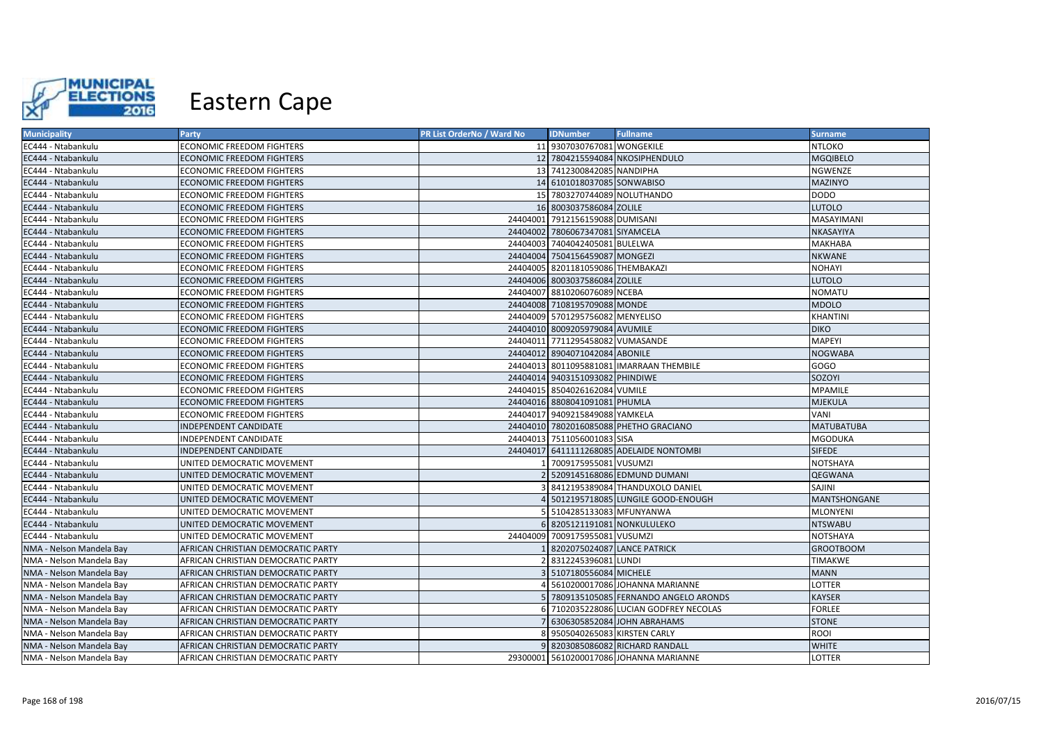# Eastern Cape

| Municipality | Party | PR List OrderNo / Ward No | IDNumber | Fullname | Surname |
| --- | --- | --- | --- | --- | --- |
| EC444 - Ntabankulu | ECONOMIC FREEDOM FIGHTERS | 11 | 9307030767081 | WONGEKILE | NTLOKO |
| EC444 - Ntabankulu | ECONOMIC FREEDOM FIGHTERS | 12 | 7804215594084 | NKOSIPHENDULO | MGQIBELO |
| EC444 - Ntabankulu | ECONOMIC FREEDOM FIGHTERS | 13 | 7412300842085 | NANDIPHA | NGWENZE |
| EC444 - Ntabankulu | ECONOMIC FREEDOM FIGHTERS | 14 | 6101018037085 | SONWABISO | MAZINYO |
| EC444 - Ntabankulu | ECONOMIC FREEDOM FIGHTERS | 15 | 7803270744089 | NOLUTHANDO | DODO |
| EC444 - Ntabankulu | ECONOMIC FREEDOM FIGHTERS | 16 | 8003037586084 | ZOLILE | LUTOLO |
| EC444 - Ntabankulu | ECONOMIC FREEDOM FIGHTERS | 24404001 | 7912156159088 | DUMISANI | MASAYIMANI |
| EC444 - Ntabankulu | ECONOMIC FREEDOM FIGHTERS | 24404002 | 7806067347081 | SIYAMCELA | NKASAYIYA |
| EC444 - Ntabankulu | ECONOMIC FREEDOM FIGHTERS | 24404003 | 7404042405081 | BULELWA | MAKHABA |
| EC444 - Ntabankulu | ECONOMIC FREEDOM FIGHTERS | 24404004 | 7504156459087 | MONGEZI | NKWANE |
| EC444 - Ntabankulu | ECONOMIC FREEDOM FIGHTERS | 24404005 | 8201181059086 | THEMBAKAZI | NOHAYI |
| EC444 - Ntabankulu | ECONOMIC FREEDOM FIGHTERS | 24404006 | 8003037586084 | ZOLILE | LUTOLO |
| EC444 - Ntabankulu | ECONOMIC FREEDOM FIGHTERS | 24404007 | 8810206076089 | NCEBA | NOMATU |
| EC444 - Ntabankulu | ECONOMIC FREEDOM FIGHTERS | 24404008 | 7108195709088 | MONDE | MDOLO |
| EC444 - Ntabankulu | ECONOMIC FREEDOM FIGHTERS | 24404009 | 5701295756082 | MENYELISO | KHANTINI |
| EC444 - Ntabankulu | ECONOMIC FREEDOM FIGHTERS | 24404010 | 8009205979084 | AVUMILE | DIKO |
| EC444 - Ntabankulu | ECONOMIC FREEDOM FIGHTERS | 24404011 | 7711295458082 | VUMASANDE | MAPEYI |
| EC444 - Ntabankulu | ECONOMIC FREEDOM FIGHTERS | 24404012 | 8904071042084 | ABONILE | NOGWABA |
| EC444 - Ntabankulu | ECONOMIC FREEDOM FIGHTERS | 24404013 | 8011095881081 | IMARRAAN THEMBILE | GOGO |
| EC444 - Ntabankulu | ECONOMIC FREEDOM FIGHTERS | 24404014 | 9403151093082 | PHINDIWE | SOZOYI |
| EC444 - Ntabankulu | ECONOMIC FREEDOM FIGHTERS | 24404015 | 8504026162084 | VUMILE | MPAMILE |
| EC444 - Ntabankulu | ECONOMIC FREEDOM FIGHTERS | 24404016 | 8808041091081 | PHUMLA | MJEKULA |
| EC444 - Ntabankulu | ECONOMIC FREEDOM FIGHTERS | 24404017 | 9409215849088 | YAMKELA | VANI |
| EC444 - Ntabankulu | INDEPENDENT CANDIDATE | 24404010 | 7802016085088 | PHETHO GRACIANO | MATUBATUBA |
| EC444 - Ntabankulu | INDEPENDENT CANDIDATE | 24404013 | 7511056001083 | SISA | MGODUKA |
| EC444 - Ntabankulu | INDEPENDENT CANDIDATE | 24404017 | 6411111268085 | ADELAIDE NONTOMBI | SIFEDE |
| EC444 - Ntabankulu | UNITED DEMOCRATIC MOVEMENT | 1 | 7009175955081 | VUSUMZI | NOTSHAYA |
| EC444 - Ntabankulu | UNITED DEMOCRATIC MOVEMENT | 2 | 5209145168086 | EDMUND DUMANI | QEGWANA |
| EC444 - Ntabankulu | UNITED DEMOCRATIC MOVEMENT | 3 | 8412195389084 | THANDUXOLO DANIEL | SAJINI |
| EC444 - Ntabankulu | UNITED DEMOCRATIC MOVEMENT | 4 | 5012195718085 | LUNGILE GOOD-ENOUGH | MANTSHONGANE |
| EC444 - Ntabankulu | UNITED DEMOCRATIC MOVEMENT | 5 | 5104285133083 | MFUNYANWA | MLONYENI |
| EC444 - Ntabankulu | UNITED DEMOCRATIC MOVEMENT | 6 | 8205121191081 | NONKULULEKO | NTSWABU |
| EC444 - Ntabankulu | UNITED DEMOCRATIC MOVEMENT | 24404009 | 7009175955081 | VUSUMZI | NOTSHAYA |
| NMA - Nelson Mandela Bay | AFRICAN CHRISTIAN DEMOCRATIC PARTY | 1 | 8202075024087 | LANCE PATRICK | GROOTBOOM |
| NMA - Nelson Mandela Bay | AFRICAN CHRISTIAN DEMOCRATIC PARTY | 2 | 8312245396081 | LUNDI | TIMAKWE |
| NMA - Nelson Mandela Bay | AFRICAN CHRISTIAN DEMOCRATIC PARTY | 3 | 5107180556084 | MICHELE | MANN |
| NMA - Nelson Mandela Bay | AFRICAN CHRISTIAN DEMOCRATIC PARTY | 4 | 5610200017086 | JOHANNA MARIANNE | LOTTER |
| NMA - Nelson Mandela Bay | AFRICAN CHRISTIAN DEMOCRATIC PARTY | 5 | 7809135105085 | FERNANDO ANGELO ARONDS | KAYSER |
| NMA - Nelson Mandela Bay | AFRICAN CHRISTIAN DEMOCRATIC PARTY | 6 | 7102035228086 | LUCIAN GODFREY NECOLAS | FORLEE |
| NMA - Nelson Mandela Bay | AFRICAN CHRISTIAN DEMOCRATIC PARTY | 7 | 6306305852084 | JOHN ABRAHAMS | STONE |
| NMA - Nelson Mandela Bay | AFRICAN CHRISTIAN DEMOCRATIC PARTY | 8 | 9505040265083 | KIRSTEN CARLY | ROOI |
| NMA - Nelson Mandela Bay | AFRICAN CHRISTIAN DEMOCRATIC PARTY | 9 | 8203085086082 | RICHARD RANDALL | WHITE |
| NMA - Nelson Mandela Bay | AFRICAN CHRISTIAN DEMOCRATIC PARTY | 29300001 | 5610200017086 | JOHANNA MARIANNE | LOTTER |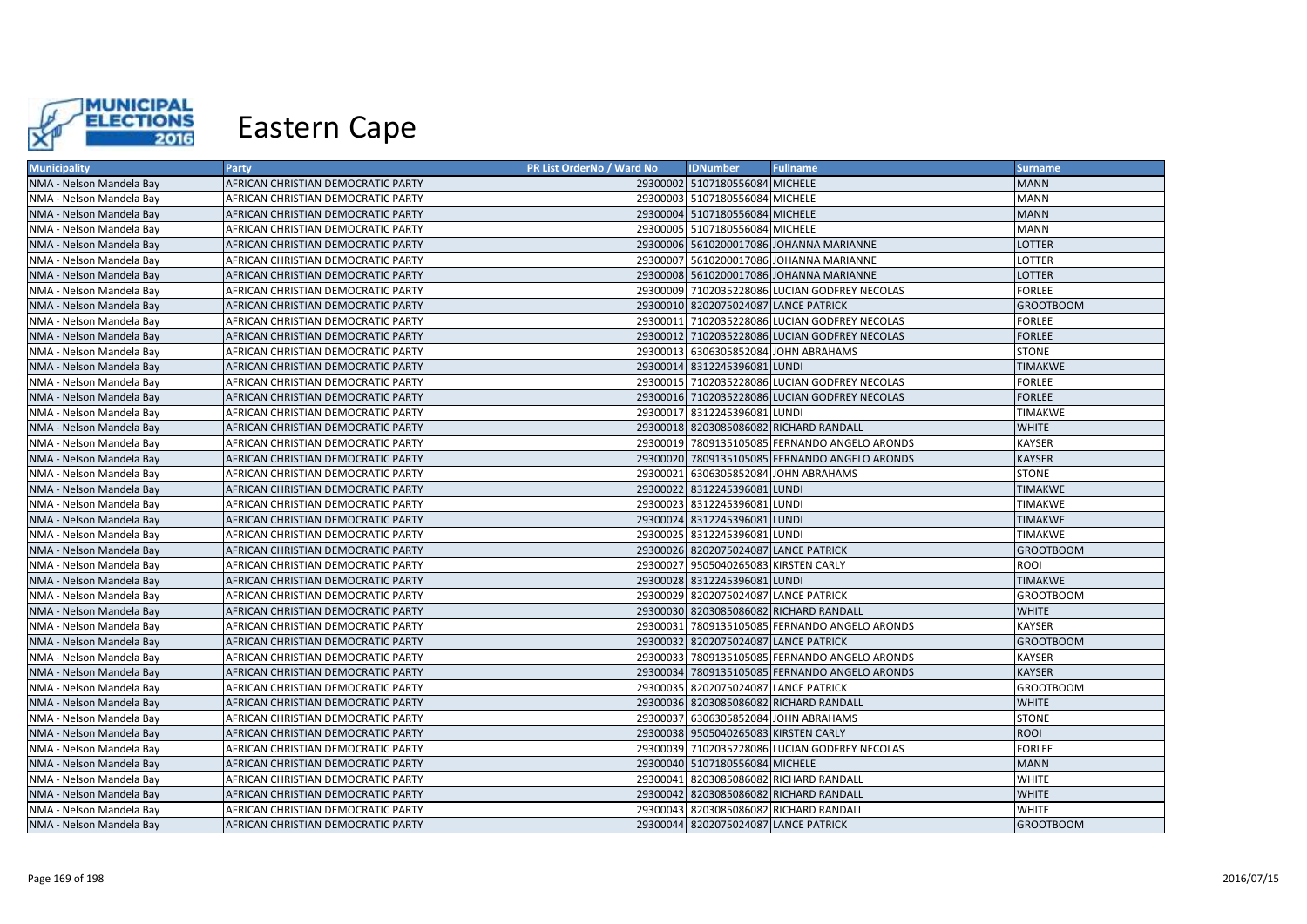# Eastern Cape

| Municipality | Party | PR List OrderNo / Ward No | IDNumber | Fullname | Surname |
|---|---|---|---|---|---|
| NMA - Nelson Mandela Bay | AFRICAN CHRISTIAN DEMOCRATIC PARTY | 29300002 | 5107180556084 | MICHELE | MANN |
| NMA - Nelson Mandela Bay | AFRICAN CHRISTIAN DEMOCRATIC PARTY | 29300003 | 5107180556084 | MICHELE | MANN |
| NMA - Nelson Mandela Bay | AFRICAN CHRISTIAN DEMOCRATIC PARTY | 29300004 | 5107180556084 | MICHELE | MANN |
| NMA - Nelson Mandela Bay | AFRICAN CHRISTIAN DEMOCRATIC PARTY | 29300005 | 5107180556084 | MICHELE | MANN |
| NMA - Nelson Mandela Bay | AFRICAN CHRISTIAN DEMOCRATIC PARTY | 29300006 | 5610200017086 | JOHANNA MARIANNE | LOTTER |
| NMA - Nelson Mandela Bay | AFRICAN CHRISTIAN DEMOCRATIC PARTY | 29300007 | 5610200017086 | JOHANNA MARIANNE | LOTTER |
| NMA - Nelson Mandela Bay | AFRICAN CHRISTIAN DEMOCRATIC PARTY | 29300008 | 5610200017086 | JOHANNA MARIANNE | LOTTER |
| NMA - Nelson Mandela Bay | AFRICAN CHRISTIAN DEMOCRATIC PARTY | 29300009 | 7102035228086 | LUCIAN GODFREY NECOLAS | FORLEE |
| NMA - Nelson Mandela Bay | AFRICAN CHRISTIAN DEMOCRATIC PARTY | 29300010 | 8202075024087 | LANCE PATRICK | GROOTBOOM |
| NMA - Nelson Mandela Bay | AFRICAN CHRISTIAN DEMOCRATIC PARTY | 29300011 | 7102035228086 | LUCIAN GODFREY NECOLAS | FORLEE |
| NMA - Nelson Mandela Bay | AFRICAN CHRISTIAN DEMOCRATIC PARTY | 29300012 | 7102035228086 | LUCIAN GODFREY NECOLAS | FORLEE |
| NMA - Nelson Mandela Bay | AFRICAN CHRISTIAN DEMOCRATIC PARTY | 29300013 | 6306305852084 | JOHN ABRAHAMS | STONE |
| NMA - Nelson Mandela Bay | AFRICAN CHRISTIAN DEMOCRATIC PARTY | 29300014 | 8312245396081 | LUNDI | TIMAKWE |
| NMA - Nelson Mandela Bay | AFRICAN CHRISTIAN DEMOCRATIC PARTY | 29300015 | 7102035228086 | LUCIAN GODFREY NECOLAS | FORLEE |
| NMA - Nelson Mandela Bay | AFRICAN CHRISTIAN DEMOCRATIC PARTY | 29300016 | 7102035228086 | LUCIAN GODFREY NECOLAS | FORLEE |
| NMA - Nelson Mandela Bay | AFRICAN CHRISTIAN DEMOCRATIC PARTY | 29300017 | 8312245396081 | LUNDI | TIMAKWE |
| NMA - Nelson Mandela Bay | AFRICAN CHRISTIAN DEMOCRATIC PARTY | 29300018 | 8203085086082 | RICHARD RANDALL | WHITE |
| NMA - Nelson Mandela Bay | AFRICAN CHRISTIAN DEMOCRATIC PARTY | 29300019 | 7809135105085 | FERNANDO ANGELO ARONDS | KAYSER |
| NMA - Nelson Mandela Bay | AFRICAN CHRISTIAN DEMOCRATIC PARTY | 29300020 | 7809135105085 | FERNANDO ANGELO ARONDS | KAYSER |
| NMA - Nelson Mandela Bay | AFRICAN CHRISTIAN DEMOCRATIC PARTY | 29300021 | 6306305852084 | JOHN ABRAHAMS | STONE |
| NMA - Nelson Mandela Bay | AFRICAN CHRISTIAN DEMOCRATIC PARTY | 29300022 | 8312245396081 | LUNDI | TIMAKWE |
| NMA - Nelson Mandela Bay | AFRICAN CHRISTIAN DEMOCRATIC PARTY | 29300023 | 8312245396081 | LUNDI | TIMAKWE |
| NMA - Nelson Mandela Bay | AFRICAN CHRISTIAN DEMOCRATIC PARTY | 29300024 | 8312245396081 | LUNDI | TIMAKWE |
| NMA - Nelson Mandela Bay | AFRICAN CHRISTIAN DEMOCRATIC PARTY | 29300025 | 8312245396081 | LUNDI | TIMAKWE |
| NMA - Nelson Mandela Bay | AFRICAN CHRISTIAN DEMOCRATIC PARTY | 29300026 | 8202075024087 | LANCE PATRICK | GROOTBOOM |
| NMA - Nelson Mandela Bay | AFRICAN CHRISTIAN DEMOCRATIC PARTY | 29300027 | 9505040265083 | KIRSTEN CARLY | ROOI |
| NMA - Nelson Mandela Bay | AFRICAN CHRISTIAN DEMOCRATIC PARTY | 29300028 | 8312245396081 | LUNDI | TIMAKWE |
| NMA - Nelson Mandela Bay | AFRICAN CHRISTIAN DEMOCRATIC PARTY | 29300029 | 8202075024087 | LANCE PATRICK | GROOTBOOM |
| NMA - Nelson Mandela Bay | AFRICAN CHRISTIAN DEMOCRATIC PARTY | 29300030 | 8203085086082 | RICHARD RANDALL | WHITE |
| NMA - Nelson Mandela Bay | AFRICAN CHRISTIAN DEMOCRATIC PARTY | 29300031 | 7809135105085 | FERNANDO ANGELO ARONDS | KAYSER |
| NMA - Nelson Mandela Bay | AFRICAN CHRISTIAN DEMOCRATIC PARTY | 29300032 | 8202075024087 | LANCE PATRICK | GROOTBOOM |
| NMA - Nelson Mandela Bay | AFRICAN CHRISTIAN DEMOCRATIC PARTY | 29300033 | 7809135105085 | FERNANDO ANGELO ARONDS | KAYSER |
| NMA - Nelson Mandela Bay | AFRICAN CHRISTIAN DEMOCRATIC PARTY | 29300034 | 7809135105085 | FERNANDO ANGELO ARONDS | KAYSER |
| NMA - Nelson Mandela Bay | AFRICAN CHRISTIAN DEMOCRATIC PARTY | 29300035 | 8202075024087 | LANCE PATRICK | GROOTBOOM |
| NMA - Nelson Mandela Bay | AFRICAN CHRISTIAN DEMOCRATIC PARTY | 29300036 | 8203085086082 | RICHARD RANDALL | WHITE |
| NMA - Nelson Mandela Bay | AFRICAN CHRISTIAN DEMOCRATIC PARTY | 29300037 | 6306305852084 | JOHN ABRAHAMS | STONE |
| NMA - Nelson Mandela Bay | AFRICAN CHRISTIAN DEMOCRATIC PARTY | 29300038 | 9505040265083 | KIRSTEN CARLY | ROOI |
| NMA - Nelson Mandela Bay | AFRICAN CHRISTIAN DEMOCRATIC PARTY | 29300039 | 7102035228086 | LUCIAN GODFREY NECOLAS | FORLEE |
| NMA - Nelson Mandela Bay | AFRICAN CHRISTIAN DEMOCRATIC PARTY | 29300040 | 5107180556084 | MICHELE | MANN |
| NMA - Nelson Mandela Bay | AFRICAN CHRISTIAN DEMOCRATIC PARTY | 29300041 | 8203085086082 | RICHARD RANDALL | WHITE |
| NMA - Nelson Mandela Bay | AFRICAN CHRISTIAN DEMOCRATIC PARTY | 29300042 | 8203085086082 | RICHARD RANDALL | WHITE |
| NMA - Nelson Mandela Bay | AFRICAN CHRISTIAN DEMOCRATIC PARTY | 29300043 | 8203085086082 | RICHARD RANDALL | WHITE |
| NMA - Nelson Mandela Bay | AFRICAN CHRISTIAN DEMOCRATIC PARTY | 29300044 | 8202075024087 | LANCE PATRICK | GROOTBOOM |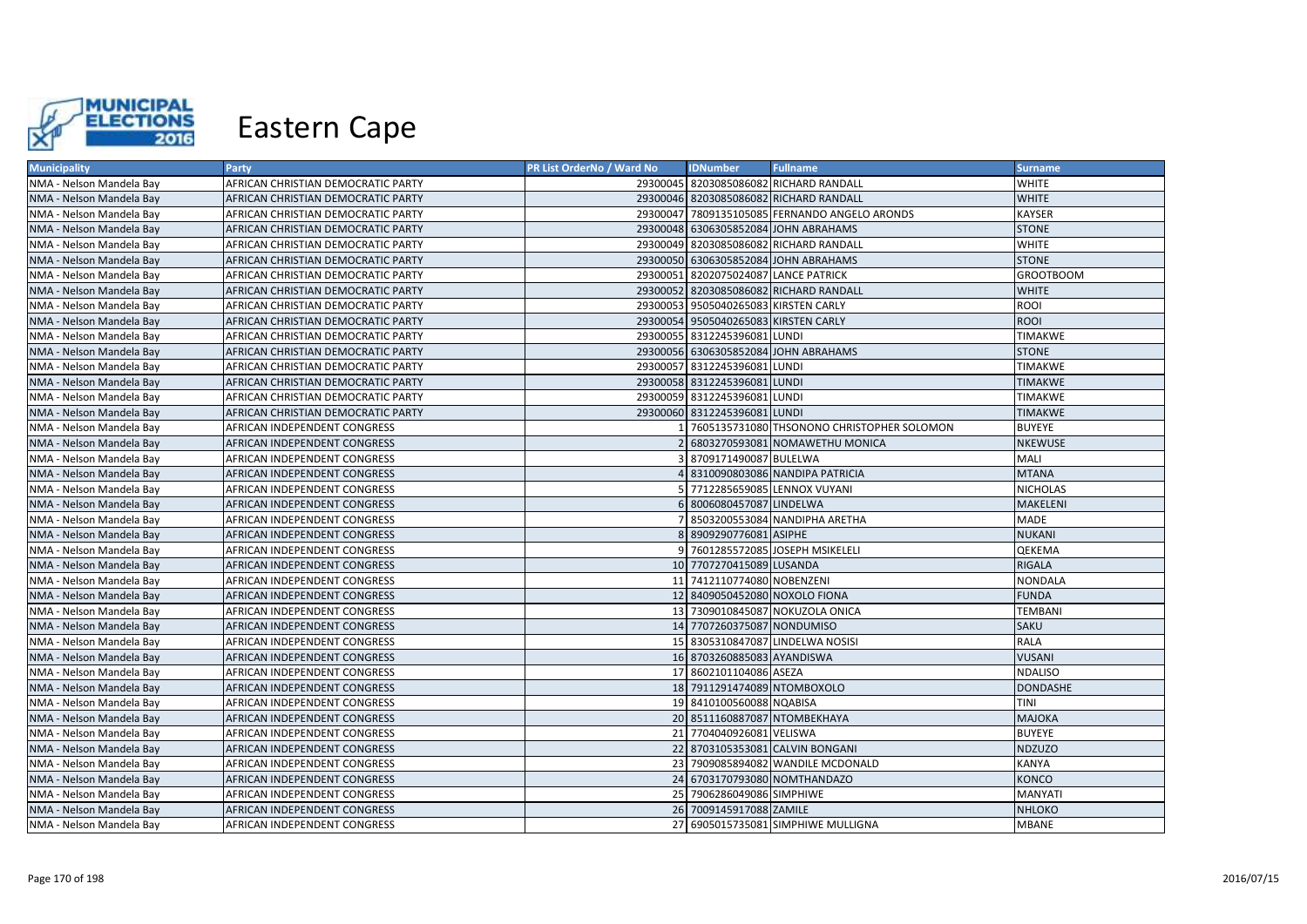# Eastern Cape

| Municipality | Party | PR List OrderNo / Ward No | IDNumber | Fullname | Surname |
|---|---|---|---|---|---|
| NMA - Nelson Mandela Bay | AFRICAN CHRISTIAN DEMOCRATIC PARTY | 29300045 | 8203085086082 | RICHARD RANDALL | WHITE |
| NMA - Nelson Mandela Bay | AFRICAN CHRISTIAN DEMOCRATIC PARTY | 29300046 | 8203085086082 | RICHARD RANDALL | WHITE |
| NMA - Nelson Mandela Bay | AFRICAN CHRISTIAN DEMOCRATIC PARTY | 29300047 | 7809135105085 | FERNANDO ANGELO ARONDS | KAYSER |
| NMA - Nelson Mandela Bay | AFRICAN CHRISTIAN DEMOCRATIC PARTY | 29300048 | 6306305852084 | JOHN ABRAHAMS | STONE |
| NMA - Nelson Mandela Bay | AFRICAN CHRISTIAN DEMOCRATIC PARTY | 29300049 | 8203085086082 | RICHARD RANDALL | WHITE |
| NMA - Nelson Mandela Bay | AFRICAN CHRISTIAN DEMOCRATIC PARTY | 29300050 | 6306305852084 | JOHN ABRAHAMS | STONE |
| NMA - Nelson Mandela Bay | AFRICAN CHRISTIAN DEMOCRATIC PARTY | 29300051 | 8202075024087 | LANCE PATRICK | GROOTBOOM |
| NMA - Nelson Mandela Bay | AFRICAN CHRISTIAN DEMOCRATIC PARTY | 29300052 | 8203085086082 | RICHARD RANDALL | WHITE |
| NMA - Nelson Mandela Bay | AFRICAN CHRISTIAN DEMOCRATIC PARTY | 29300053 | 9505040265083 | KIRSTEN CARLY | ROOI |
| NMA - Nelson Mandela Bay | AFRICAN CHRISTIAN DEMOCRATIC PARTY | 29300054 | 9505040265083 | KIRSTEN CARLY | ROOI |
| NMA - Nelson Mandela Bay | AFRICAN CHRISTIAN DEMOCRATIC PARTY | 29300055 | 8312245396081 | LUNDI | TIMAKWE |
| NMA - Nelson Mandela Bay | AFRICAN CHRISTIAN DEMOCRATIC PARTY | 29300056 | 6306305852084 | JOHN ABRAHAMS | STONE |
| NMA - Nelson Mandela Bay | AFRICAN CHRISTIAN DEMOCRATIC PARTY | 29300057 | 8312245396081 | LUNDI | TIMAKWE |
| NMA - Nelson Mandela Bay | AFRICAN CHRISTIAN DEMOCRATIC PARTY | 29300058 | 8312245396081 | LUNDI | TIMAKWE |
| NMA - Nelson Mandela Bay | AFRICAN CHRISTIAN DEMOCRATIC PARTY | 29300059 | 8312245396081 | LUNDI | TIMAKWE |
| NMA - Nelson Mandela Bay | AFRICAN CHRISTIAN DEMOCRATIC PARTY | 29300060 | 8312245396081 | LUNDI | TIMAKWE |
| NMA - Nelson Mandela Bay | AFRICAN INDEPENDENT CONGRESS | 1 | 7605135731080 | THSONONO CHRISTOPHER SOLOMON | BUYEYE |
| NMA - Nelson Mandela Bay | AFRICAN INDEPENDENT CONGRESS | 2 | 6803270593081 | NOMAWETHU MONICA | NKEWUSE |
| NMA - Nelson Mandela Bay | AFRICAN INDEPENDENT CONGRESS | 3 | 8709171490087 | BULELWA | MALI |
| NMA - Nelson Mandela Bay | AFRICAN INDEPENDENT CONGRESS | 4 | 8310090803086 | NANDIPA PATRICIA | MTANA |
| NMA - Nelson Mandela Bay | AFRICAN INDEPENDENT CONGRESS | 5 | 7712285659085 | LENNOX VUYANI | NICHOLAS |
| NMA - Nelson Mandela Bay | AFRICAN INDEPENDENT CONGRESS | 6 | 8006080457087 | LINDELWA | MAKELENI |
| NMA - Nelson Mandela Bay | AFRICAN INDEPENDENT CONGRESS | 7 | 8503200553084 | NANDIPHA ARETHA | MADE |
| NMA - Nelson Mandela Bay | AFRICAN INDEPENDENT CONGRESS | 8 | 8909290776081 | ASIPHE | NUKANI |
| NMA - Nelson Mandela Bay | AFRICAN INDEPENDENT CONGRESS | 9 | 7601285572085 | JOSEPH MSIKELELI | QEKEMA |
| NMA - Nelson Mandela Bay | AFRICAN INDEPENDENT CONGRESS | 10 | 7707270415089 | LUSANDA | RIGALA |
| NMA - Nelson Mandela Bay | AFRICAN INDEPENDENT CONGRESS | 11 | 7412110774080 | NOBENZENI | NONDALA |
| NMA - Nelson Mandela Bay | AFRICAN INDEPENDENT CONGRESS | 12 | 8409050452080 | NOXOLO FIONA | FUNDA |
| NMA - Nelson Mandela Bay | AFRICAN INDEPENDENT CONGRESS | 13 | 7309010845087 | NOKUZOLA ONICA | TEMBANI |
| NMA - Nelson Mandela Bay | AFRICAN INDEPENDENT CONGRESS | 14 | 7707260375087 | NONDUMISO | SAKU |
| NMA - Nelson Mandela Bay | AFRICAN INDEPENDENT CONGRESS | 15 | 8305310847087 | LINDELWA NOSISI | RALA |
| NMA - Nelson Mandela Bay | AFRICAN INDEPENDENT CONGRESS | 16 | 8703260885083 | AYANDISWA | VUSANI |
| NMA - Nelson Mandela Bay | AFRICAN INDEPENDENT CONGRESS | 17 | 8602101104086 | ASEZA | NDALISO |
| NMA - Nelson Mandela Bay | AFRICAN INDEPENDENT CONGRESS | 18 | 7911291474089 | NTOMBOXOLO | DONDASHE |
| NMA - Nelson Mandela Bay | AFRICAN INDEPENDENT CONGRESS | 19 | 8410100560088 | NQABISA | TINI |
| NMA - Nelson Mandela Bay | AFRICAN INDEPENDENT CONGRESS | 20 | 8511160887087 | NTOMBEKHAYA | MAJOKA |
| NMA - Nelson Mandela Bay | AFRICAN INDEPENDENT CONGRESS | 21 | 7704040926081 | VELISWA | BUYEYE |
| NMA - Nelson Mandela Bay | AFRICAN INDEPENDENT CONGRESS | 22 | 8703105353081 | CALVIN BONGANI | NDZUZO |
| NMA - Nelson Mandela Bay | AFRICAN INDEPENDENT CONGRESS | 23 | 7909085894082 | WANDILE MCDONALD | KANYA |
| NMA - Nelson Mandela Bay | AFRICAN INDEPENDENT CONGRESS | 24 | 6703170793080 | NOMTHANDAZO | KONCO |
| NMA - Nelson Mandela Bay | AFRICAN INDEPENDENT CONGRESS | 25 | 7906286049086 | SIMPHIWE | MANYATI |
| NMA - Nelson Mandela Bay | AFRICAN INDEPENDENT CONGRESS | 26 | 7009145917088 | ZAMILE | NHLOKO |
| NMA - Nelson Mandela Bay | AFRICAN INDEPENDENT CONGRESS | 27 | 6905015735081 | SIMPHIWE MULLIGNA | MBANE |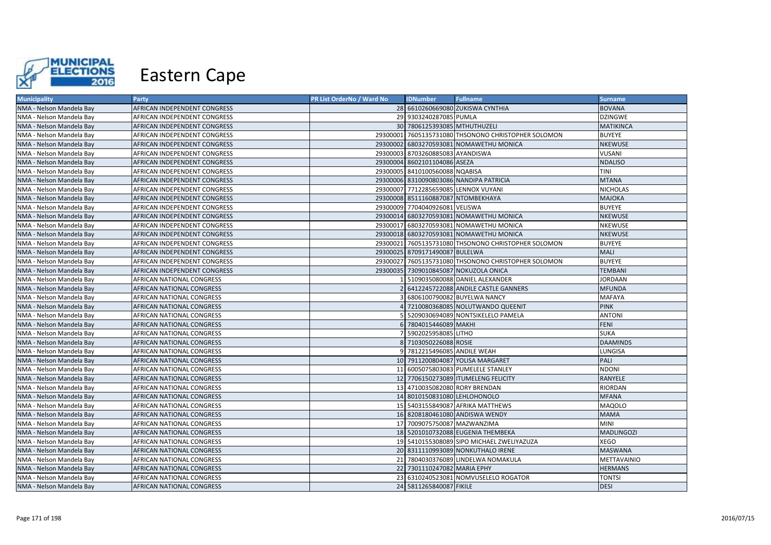# Eastern Cape

| Municipality | Party | PR List OrderNo / Ward No | IDNumber | Fullname | Surname |
|---|---|---|---|---|---|
| NMA - Nelson Mandela Bay | AFRICAN INDEPENDENT CONGRESS | 28 | 6610260669080 | ZUKISWA CYNTHIA | BOVANA |
| NMA - Nelson Mandela Bay | AFRICAN INDEPENDENT CONGRESS | 29 | 9303240287085 | PUMLA | DZINGWE |
| NMA - Nelson Mandela Bay | AFRICAN INDEPENDENT CONGRESS | 30 | 7806125393085 | MTHUTHUZELI | MATIKINCA |
| NMA - Nelson Mandela Bay | AFRICAN INDEPENDENT CONGRESS | 29300001 | 7605135731080 | THSONONO CHRISTOPHER SOLOMON | BUYEYE |
| NMA - Nelson Mandela Bay | AFRICAN INDEPENDENT CONGRESS | 29300002 | 6803270593081 | NOMAWETHU MONICA | NKEWUSE |
| NMA - Nelson Mandela Bay | AFRICAN INDEPENDENT CONGRESS | 29300003 | 8703260885083 | AYANDISWA | VUSANI |
| NMA - Nelson Mandela Bay | AFRICAN INDEPENDENT CONGRESS | 29300004 | 8602101104086 | ASEZA | NDALISO |
| NMA - Nelson Mandela Bay | AFRICAN INDEPENDENT CONGRESS | 29300005 | 8410100560088 | NQABISA | TINI |
| NMA - Nelson Mandela Bay | AFRICAN INDEPENDENT CONGRESS | 29300006 | 8310090803086 | NANDIPA PATRICIA | MTANA |
| NMA - Nelson Mandela Bay | AFRICAN INDEPENDENT CONGRESS | 29300007 | 7712285659085 | LENNOX VUYANI | NICHOLAS |
| NMA - Nelson Mandela Bay | AFRICAN INDEPENDENT CONGRESS | 29300008 | 8511160887087 | NTOMBEKHAYA | MAJOKA |
| NMA - Nelson Mandela Bay | AFRICAN INDEPENDENT CONGRESS | 29300009 | 7704040926081 | VELISWA | BUYEYE |
| NMA - Nelson Mandela Bay | AFRICAN INDEPENDENT CONGRESS | 29300014 | 6803270593081 | NOMAWETHU MONICA | NKEWUSE |
| NMA - Nelson Mandela Bay | AFRICAN INDEPENDENT CONGRESS | 29300017 | 6803270593081 | NOMAWETHU MONICA | NKEWUSE |
| NMA - Nelson Mandela Bay | AFRICAN INDEPENDENT CONGRESS | 29300018 | 6803270593081 | NOMAWETHU MONICA | NKEWUSE |
| NMA - Nelson Mandela Bay | AFRICAN INDEPENDENT CONGRESS | 29300021 | 7605135731080 | THSONONO CHRISTOPHER SOLOMON | BUYEYE |
| NMA - Nelson Mandela Bay | AFRICAN INDEPENDENT CONGRESS | 29300025 | 8709171490087 | BULELWA | MALI |
| NMA - Nelson Mandela Bay | AFRICAN INDEPENDENT CONGRESS | 29300027 | 7605135731080 | THSONONO CHRISTOPHER SOLOMON | BUYEYE |
| NMA - Nelson Mandela Bay | AFRICAN INDEPENDENT CONGRESS | 29300035 | 7309010845087 | NOKUZOLA ONICA | TEMBANI |
| NMA - Nelson Mandela Bay | AFRICAN NATIONAL CONGRESS | 1 | 5109035080088 | DANIEL ALEXANDER | JORDAAN |
| NMA - Nelson Mandela Bay | AFRICAN NATIONAL CONGRESS | 2 | 6412245722088 | ANDILE CASTLE GANNERS | MFUNDA |
| NMA - Nelson Mandela Bay | AFRICAN NATIONAL CONGRESS | 3 | 6806100790082 | BUYELWA NANCY | MAFAYA |
| NMA - Nelson Mandela Bay | AFRICAN NATIONAL CONGRESS | 4 | 7210080368085 | NOLUTWANDO QUEENIT | PINK |
| NMA - Nelson Mandela Bay | AFRICAN NATIONAL CONGRESS | 5 | 5209030694089 | NONTSIKELELO PAMELA | ANTONI |
| NMA - Nelson Mandela Bay | AFRICAN NATIONAL CONGRESS | 6 | 7804015446089 | MAKHI | FENI |
| NMA - Nelson Mandela Bay | AFRICAN NATIONAL CONGRESS | 7 | 5902025958085 | LITHO | SUKA |
| NMA - Nelson Mandela Bay | AFRICAN NATIONAL CONGRESS | 8 | 7103050226088 | ROSIE | DAAMINDS |
| NMA - Nelson Mandela Bay | AFRICAN NATIONAL CONGRESS | 9 | 7812215496085 | ANDILE WEAH | LUNGISA |
| NMA - Nelson Mandela Bay | AFRICAN NATIONAL CONGRESS | 10 | 7911200804087 | YOLISA MARGARET | PALI |
| NMA - Nelson Mandela Bay | AFRICAN NATIONAL CONGRESS | 11 | 6005075803083 | PUMELELE STANLEY | NDONI |
| NMA - Nelson Mandela Bay | AFRICAN NATIONAL CONGRESS | 12 | 7706150273089 | ITUMELENG FELICITY | RANYELE |
| NMA - Nelson Mandela Bay | AFRICAN NATIONAL CONGRESS | 13 | 4710035082080 | RORY BRENDAN | RIORDAN |
| NMA - Nelson Mandela Bay | AFRICAN NATIONAL CONGRESS | 14 | 8010150831080 | LEHLOHONOLO | MFANA |
| NMA - Nelson Mandela Bay | AFRICAN NATIONAL CONGRESS | 15 | 5403155849087 | AFRIKA MATTHEWS | MAQOLO |
| NMA - Nelson Mandela Bay | AFRICAN NATIONAL CONGRESS | 16 | 8208180461080 | ANDISWA WENDY | MAMA |
| NMA - Nelson Mandela Bay | AFRICAN NATIONAL CONGRESS | 17 | 7009075750087 | MAZWANZIMA | MINI |
| NMA - Nelson Mandela Bay | AFRICAN NATIONAL CONGRESS | 18 | 5201010732088 | EUGENIA THEMBEKA | MADLINGOZI |
| NMA - Nelson Mandela Bay | AFRICAN NATIONAL CONGRESS | 19 | 5410155308089 | SIPO MICHAEL ZWELIYAZUZA | XEGO |
| NMA - Nelson Mandela Bay | AFRICAN NATIONAL CONGRESS | 20 | 8311110993089 | NONKUTHALO IRENE | MASWANA |
| NMA - Nelson Mandela Bay | AFRICAN NATIONAL CONGRESS | 21 | 7804030376089 | LINDELWA NOMAKULA | METTAVAINIO |
| NMA - Nelson Mandela Bay | AFRICAN NATIONAL CONGRESS | 22 | 7301110247082 | MARIA EPHY | HERMANS |
| NMA - Nelson Mandela Bay | AFRICAN NATIONAL CONGRESS | 23 | 6310240523081 | NOMVUSELELO ROGATOR | TONTSI |
| NMA - Nelson Mandela Bay | AFRICAN NATIONAL CONGRESS | 24 | 5811265840087 | FIKILE | DESI |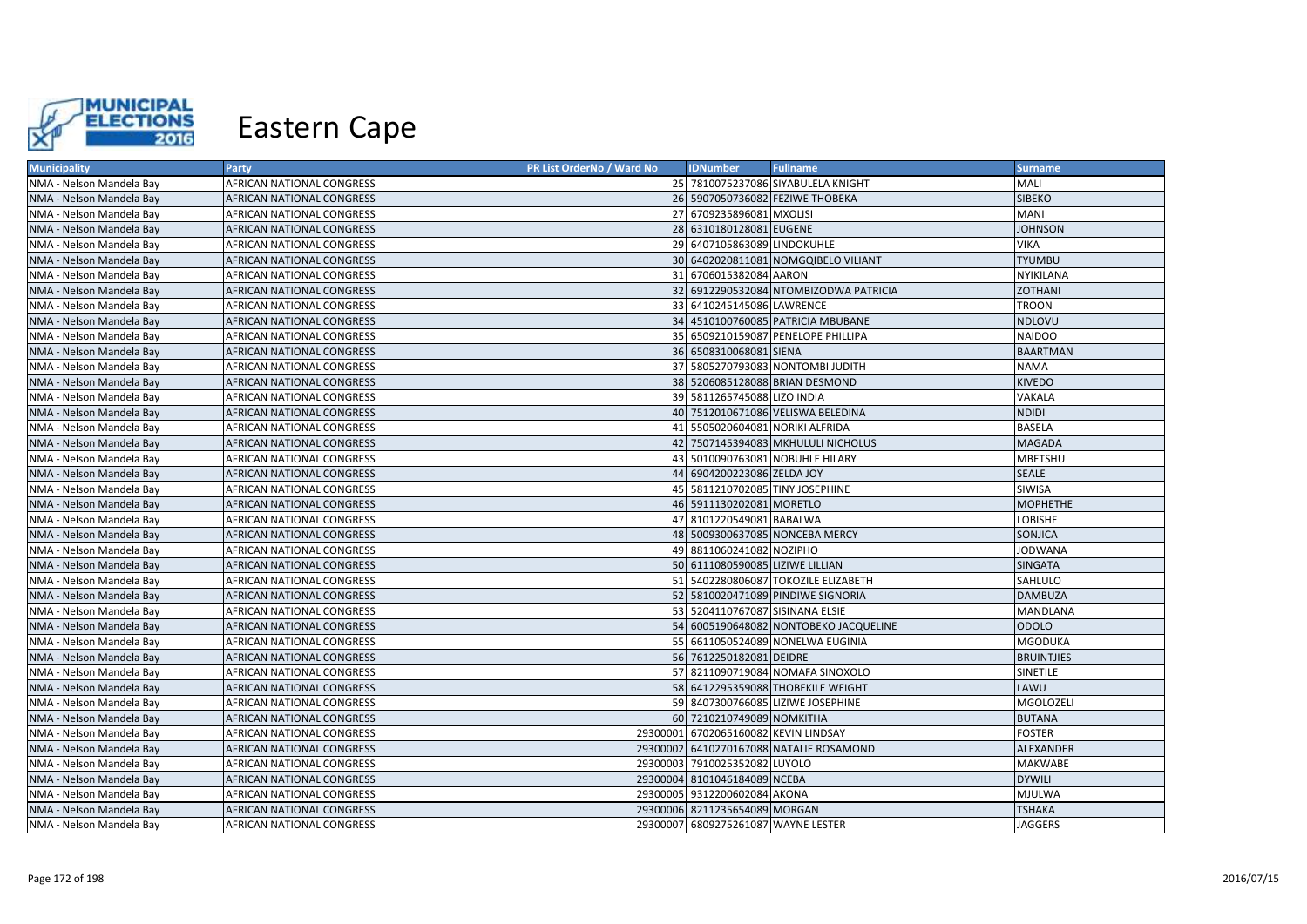# Eastern Cape

| Municipality | Party | PR List OrderNo / Ward No | IDNumber | Fullname | Surname |
|---|---|---|---|---|---|
| NMA - Nelson Mandela Bay | AFRICAN NATIONAL CONGRESS | 25 | 7810075237086 | SIYABULELA KNIGHT | MALI |
| NMA - Nelson Mandela Bay | AFRICAN NATIONAL CONGRESS | 26 | 5907050736082 | FEZIWE THOBEKA | SIBEKO |
| NMA - Nelson Mandela Bay | AFRICAN NATIONAL CONGRESS | 27 | 6709235896081 | MXOLISI | MANI |
| NMA - Nelson Mandela Bay | AFRICAN NATIONAL CONGRESS | 28 | 6310180128081 | EUGENE | JOHNSON |
| NMA - Nelson Mandela Bay | AFRICAN NATIONAL CONGRESS | 29 | 6407105863089 | LINDOKUHLE | VIKA |
| NMA - Nelson Mandela Bay | AFRICAN NATIONAL CONGRESS | 30 | 6402020811081 | NOMGQIBELO VILIANT | TYUMBU |
| NMA - Nelson Mandela Bay | AFRICAN NATIONAL CONGRESS | 31 | 6706015382084 | AARON | NYIKILANA |
| NMA - Nelson Mandela Bay | AFRICAN NATIONAL CONGRESS | 32 | 6912290532084 | NTOMBIZODWA PATRICIA | ZOTHANI |
| NMA - Nelson Mandela Bay | AFRICAN NATIONAL CONGRESS | 33 | 6410245145086 | LAWRENCE | TROON |
| NMA - Nelson Mandela Bay | AFRICAN NATIONAL CONGRESS | 34 | 4510100760085 | PATRICIA MBUBANE | NDLOVU |
| NMA - Nelson Mandela Bay | AFRICAN NATIONAL CONGRESS | 35 | 6509210159087 | PENELOPE PHILLIPA | NAIDOO |
| NMA - Nelson Mandela Bay | AFRICAN NATIONAL CONGRESS | 36 | 6508310068081 | SIENA | BAARTMAN |
| NMA - Nelson Mandela Bay | AFRICAN NATIONAL CONGRESS | 37 | 5805270793083 | NONTOMBI JUDITH | NAMA |
| NMA - Nelson Mandela Bay | AFRICAN NATIONAL CONGRESS | 38 | 5206085128088 | BRIAN DESMOND | KIVEDO |
| NMA - Nelson Mandela Bay | AFRICAN NATIONAL CONGRESS | 39 | 5811265745088 | LIZO INDIA | VAKALA |
| NMA - Nelson Mandela Bay | AFRICAN NATIONAL CONGRESS | 40 | 7512010671086 | VELISWA BELEDINA | NDIDI |
| NMA - Nelson Mandela Bay | AFRICAN NATIONAL CONGRESS | 41 | 5505020604081 | NORIKI ALFRIDA | BASELA |
| NMA - Nelson Mandela Bay | AFRICAN NATIONAL CONGRESS | 42 | 7507145394083 | MKHULULI NICHOLUS | MAGADA |
| NMA - Nelson Mandela Bay | AFRICAN NATIONAL CONGRESS | 43 | 5010090763081 | NOBUHLE HILARY | MBETSHU |
| NMA - Nelson Mandela Bay | AFRICAN NATIONAL CONGRESS | 44 | 6904200223086 | ZELDA JOY | SEALE |
| NMA - Nelson Mandela Bay | AFRICAN NATIONAL CONGRESS | 45 | 5811210702085 | TINY JOSEPHINE | SIWISA |
| NMA - Nelson Mandela Bay | AFRICAN NATIONAL CONGRESS | 46 | 5911130202081 | MORETLO | MOPHETHE |
| NMA - Nelson Mandela Bay | AFRICAN NATIONAL CONGRESS | 47 | 8101220549081 | BABALWA | LOBISHE |
| NMA - Nelson Mandela Bay | AFRICAN NATIONAL CONGRESS | 48 | 5009300637085 | NONCEBA MERCY | SONJICA |
| NMA - Nelson Mandela Bay | AFRICAN NATIONAL CONGRESS | 49 | 8811060241082 | NOZIPHO | JODWANA |
| NMA - Nelson Mandela Bay | AFRICAN NATIONAL CONGRESS | 50 | 6111080590085 | LIZIWE LILLIAN | SINGATA |
| NMA - Nelson Mandela Bay | AFRICAN NATIONAL CONGRESS | 51 | 5402280806087 | TOKOZILE ELIZABETH | SAHLULO |
| NMA - Nelson Mandela Bay | AFRICAN NATIONAL CONGRESS | 52 | 5810020471089 | PINDIWE SIGNORIA | DAMBUZA |
| NMA - Nelson Mandela Bay | AFRICAN NATIONAL CONGRESS | 53 | 5204110767087 | SISINANA ELSIE | MANDLANA |
| NMA - Nelson Mandela Bay | AFRICAN NATIONAL CONGRESS | 54 | 6005190648082 | NONTOBEKO JACQUELINE | ODOLO |
| NMA - Nelson Mandela Bay | AFRICAN NATIONAL CONGRESS | 55 | 6611050524089 | NONELWA EUGINIA | MGODUKA |
| NMA - Nelson Mandela Bay | AFRICAN NATIONAL CONGRESS | 56 | 7612250182081 | DEIDRE | BRUINTJIES |
| NMA - Nelson Mandela Bay | AFRICAN NATIONAL CONGRESS | 57 | 8211090719084 | NOMAFA SINOXOLO | SINETILE |
| NMA - Nelson Mandela Bay | AFRICAN NATIONAL CONGRESS | 58 | 6412295359088 | THOBEKILE WEIGHT | LAWU |
| NMA - Nelson Mandela Bay | AFRICAN NATIONAL CONGRESS | 59 | 8407300766085 | LIZIWE JOSEPHINE | MGOLOZELI |
| NMA - Nelson Mandela Bay | AFRICAN NATIONAL CONGRESS | 60 | 7210210749089 | NOMKITHA | BUTANA |
| NMA - Nelson Mandela Bay | AFRICAN NATIONAL CONGRESS | 29300001 | 6702065160082 | KEVIN LINDSAY | FOSTER |
| NMA - Nelson Mandela Bay | AFRICAN NATIONAL CONGRESS | 29300002 | 6410270167088 | NATALIE ROSAMOND | ALEXANDER |
| NMA - Nelson Mandela Bay | AFRICAN NATIONAL CONGRESS | 29300003 | 7910025352082 | LUYOLO | MAKWABE |
| NMA - Nelson Mandela Bay | AFRICAN NATIONAL CONGRESS | 29300004 | 8101046184089 | NCEBA | DYWILI |
| NMA - Nelson Mandela Bay | AFRICAN NATIONAL CONGRESS | 29300005 | 9312200602084 | AKONA | MJULWA |
| NMA - Nelson Mandela Bay | AFRICAN NATIONAL CONGRESS | 29300006 | 8211235654089 | MORGAN | TSHAKA |
| NMA - Nelson Mandela Bay | AFRICAN NATIONAL CONGRESS | 29300007 | 6809275261087 | WAYNE LESTER | JAGGERS |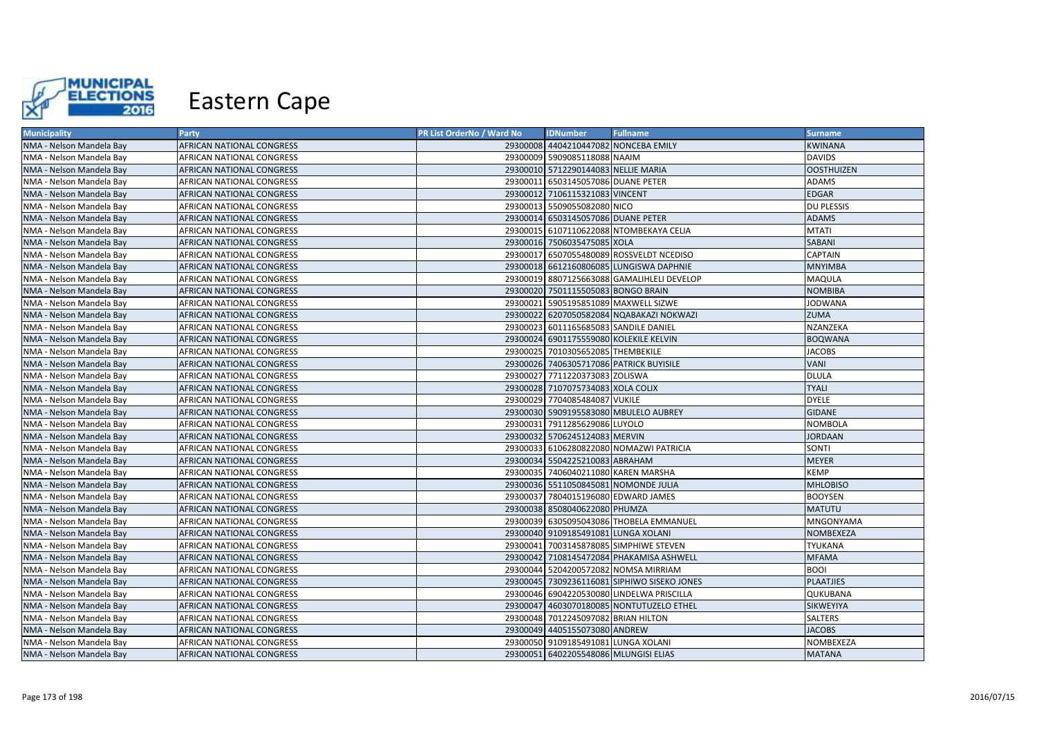# Eastern Cape

| Municipality | Party | PR List OrderNo / Ward No | IDNumber | Fullname | Surname |
|---|---|---|---|---|---|
| NMA - Nelson Mandela Bay | AFRICAN NATIONAL CONGRESS | 29300008 | 4404210447082 | NONCEBA EMILY | KWINANA |
| NMA - Nelson Mandela Bay | AFRICAN NATIONAL CONGRESS | 29300009 | 5909085118088 | NAAIM | DAVIDS |
| NMA - Nelson Mandela Bay | AFRICAN NATIONAL CONGRESS | 29300010 | 5712290144083 | NELLIE MARIA | OOSTHUIZEN |
| NMA - Nelson Mandela Bay | AFRICAN NATIONAL CONGRESS | 29300011 | 6503145057086 | DUANE PETER | ADAMS |
| NMA - Nelson Mandela Bay | AFRICAN NATIONAL CONGRESS | 29300012 | 7106115321083 | VINCENT | EDGAR |
| NMA - Nelson Mandela Bay | AFRICAN NATIONAL CONGRESS | 29300013 | 5509055082080 | NICO | DU PLESSIS |
| NMA - Nelson Mandela Bay | AFRICAN NATIONAL CONGRESS | 29300014 | 6503145057086 | DUANE PETER | ADAMS |
| NMA - Nelson Mandela Bay | AFRICAN NATIONAL CONGRESS | 29300015 | 6107110622088 | NTOMBEKAYA CELIA | MTATI |
| NMA - Nelson Mandela Bay | AFRICAN NATIONAL CONGRESS | 29300016 | 7506035475085 | XOLA | SABANI |
| NMA - Nelson Mandela Bay | AFRICAN NATIONAL CONGRESS | 29300017 | 6507055480089 | ROSSVELDT NCEDISO | CAPTAIN |
| NMA - Nelson Mandela Bay | AFRICAN NATIONAL CONGRESS | 29300018 | 6612160806085 | LUNGISWA DAPHNIE | MNYIMBA |
| NMA - Nelson Mandela Bay | AFRICAN NATIONAL CONGRESS | 29300019 | 8807125663088 | GAMALIHLELI DEVELOP | MAQULA |
| NMA - Nelson Mandela Bay | AFRICAN NATIONAL CONGRESS | 29300020 | 7501115505083 | BONGO BRAIN | NOMBIBA |
| NMA - Nelson Mandela Bay | AFRICAN NATIONAL CONGRESS | 29300021 | 5905195851089 | MAXWELL SIZWE | JODWANA |
| NMA - Nelson Mandela Bay | AFRICAN NATIONAL CONGRESS | 29300022 | 6207050582084 | NQABAKAZI NOKWAZI | ZUMA |
| NMA - Nelson Mandela Bay | AFRICAN NATIONAL CONGRESS | 29300023 | 6011165685083 | SANDILE DANIEL | NZANZEKA |
| NMA - Nelson Mandela Bay | AFRICAN NATIONAL CONGRESS | 29300024 | 6901175559080 | KOLEKILE KELVIN | BOQWANA |
| NMA - Nelson Mandela Bay | AFRICAN NATIONAL CONGRESS | 29300025 | 7010305652085 | THEMBEKILE | JACOBS |
| NMA - Nelson Mandela Bay | AFRICAN NATIONAL CONGRESS | 29300026 | 7406305717086 | PATRICK BUYISILE | VANI |
| NMA - Nelson Mandela Bay | AFRICAN NATIONAL CONGRESS | 29300027 | 7711220373083 | ZOLISWA | DLULA |
| NMA - Nelson Mandela Bay | AFRICAN NATIONAL CONGRESS | 29300028 | 7107075734083 | XOLA COLIX | TYALI |
| NMA - Nelson Mandela Bay | AFRICAN NATIONAL CONGRESS | 29300029 | 7704085484087 | VUKILE | DYELE |
| NMA - Nelson Mandela Bay | AFRICAN NATIONAL CONGRESS | 29300030 | 5909195583080 | MBULELO AUBREY | GIDANE |
| NMA - Nelson Mandela Bay | AFRICAN NATIONAL CONGRESS | 29300031 | 7911285629086 | LUYOLO | NOMBOLA |
| NMA - Nelson Mandela Bay | AFRICAN NATIONAL CONGRESS | 29300032 | 5706245124083 | MERVIN | JORDAAN |
| NMA - Nelson Mandela Bay | AFRICAN NATIONAL CONGRESS | 29300033 | 6106280822080 | NOMAZWI PATRICIA | SONTI |
| NMA - Nelson Mandela Bay | AFRICAN NATIONAL CONGRESS | 29300034 | 5504225210083 | ABRAHAM | MEYER |
| NMA - Nelson Mandela Bay | AFRICAN NATIONAL CONGRESS | 29300035 | 7406040211080 | KAREN MARSHA | KEMP |
| NMA - Nelson Mandela Bay | AFRICAN NATIONAL CONGRESS | 29300036 | 5511050845081 | NOMONDE JULIA | MHLOBISO |
| NMA - Nelson Mandela Bay | AFRICAN NATIONAL CONGRESS | 29300037 | 7804015196080 | EDWARD JAMES | BOOYSEN |
| NMA - Nelson Mandela Bay | AFRICAN NATIONAL CONGRESS | 29300038 | 8508040622080 | PHUMZA | MATUTU |
| NMA - Nelson Mandela Bay | AFRICAN NATIONAL CONGRESS | 29300039 | 6305095043086 | THOBELA EMMANUEL | MNGONYAMA |
| NMA - Nelson Mandela Bay | AFRICAN NATIONAL CONGRESS | 29300040 | 9109185491081 | LUNGA XOLANI | NOMBEXEZA |
| NMA - Nelson Mandela Bay | AFRICAN NATIONAL CONGRESS | 29300041 | 7003145878085 | SIMPHIWE STEVEN | TYUKANA |
| NMA - Nelson Mandela Bay | AFRICAN NATIONAL CONGRESS | 29300042 | 7108145472084 | PHAKAMISA ASHWELL | MFAMA |
| NMA - Nelson Mandela Bay | AFRICAN NATIONAL CONGRESS | 29300044 | 5204200572082 | NOMSA MIRRIAM | BOOI |
| NMA - Nelson Mandela Bay | AFRICAN NATIONAL CONGRESS | 29300045 | 7309236116081 | SIPHIWO SISEKO JONES | PLAATJIES |
| NMA - Nelson Mandela Bay | AFRICAN NATIONAL CONGRESS | 29300046 | 6904220530080 | LINDELWA PRISCILLA | QUKUBANA |
| NMA - Nelson Mandela Bay | AFRICAN NATIONAL CONGRESS | 29300047 | 4603070180085 | NONTUTUZELO ETHEL | SIKWEYIYA |
| NMA - Nelson Mandela Bay | AFRICAN NATIONAL CONGRESS | 29300048 | 7012245097082 | BRIAN HILTON | SALTERS |
| NMA - Nelson Mandela Bay | AFRICAN NATIONAL CONGRESS | 29300049 | 4405155073080 | ANDREW | JACOBS |
| NMA - Nelson Mandela Bay | AFRICAN NATIONAL CONGRESS | 29300050 | 9109185491081 | LUNGA XOLANI | NOMBEXEZA |
| NMA - Nelson Mandela Bay | AFRICAN NATIONAL CONGRESS | 29300051 | 6402205548086 | MLUNGISI ELIAS | MATANA |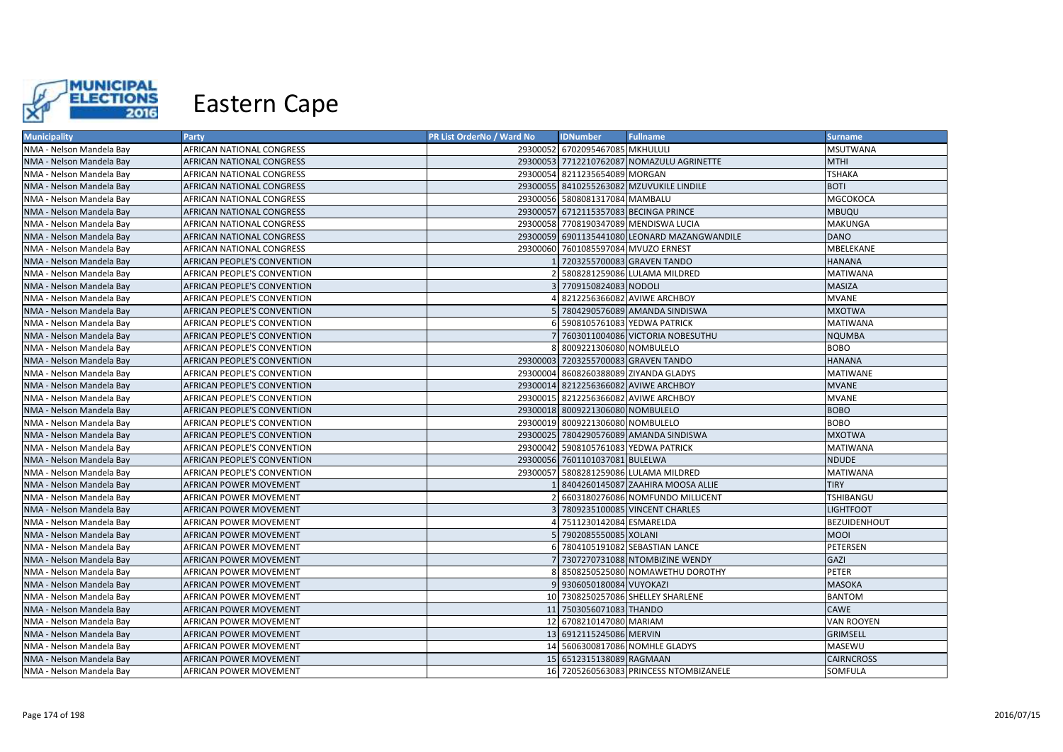# Eastern Cape

| Municipality | Party | PR List OrderNo / Ward No | IDNumber | Fullname | Surname |
|---|---|---|---|---|---|
| NMA - Nelson Mandela Bay | AFRICAN NATIONAL CONGRESS | 29300052 | 6702095467085 | MKHULULI | MSUTWANA |
| NMA - Nelson Mandela Bay | AFRICAN NATIONAL CONGRESS | 29300053 | 7712210762087 | NOMAZULU AGRINETTE | MTHI |
| NMA - Nelson Mandela Bay | AFRICAN NATIONAL CONGRESS | 29300054 | 8211235654089 | MORGAN | TSHAKA |
| NMA - Nelson Mandela Bay | AFRICAN NATIONAL CONGRESS | 29300055 | 8410255263082 | MZUVUKILE LINDILE | BOTI |
| NMA - Nelson Mandela Bay | AFRICAN NATIONAL CONGRESS | 29300056 | 5808081317084 | MAMBALU | MGCOKOCA |
| NMA - Nelson Mandela Bay | AFRICAN NATIONAL CONGRESS | 29300057 | 6712115357083 | BECINGA PRINCE | MBUQU |
| NMA - Nelson Mandela Bay | AFRICAN NATIONAL CONGRESS | 29300058 | 7708190347089 | MENDISWA LUCIA | MAKUNGA |
| NMA - Nelson Mandela Bay | AFRICAN NATIONAL CONGRESS | 29300059 | 6901135441080 | LEONARD MAZANGWANDILE | DANO |
| NMA - Nelson Mandela Bay | AFRICAN NATIONAL CONGRESS | 29300060 | 7601085597084 | MVUZO ERNEST | MBELEKANE |
| NMA - Nelson Mandela Bay | AFRICAN PEOPLE'S CONVENTION | 1 | 7203255700083 | GRAVEN TANDO | HANANA |
| NMA - Nelson Mandela Bay | AFRICAN PEOPLE'S CONVENTION | 2 | 5808281259086 | LULAMA MILDRED | MATIWANA |
| NMA - Nelson Mandela Bay | AFRICAN PEOPLE'S CONVENTION | 3 | 7709150824083 | NODOLI | MASIZA |
| NMA - Nelson Mandela Bay | AFRICAN PEOPLE'S CONVENTION | 4 | 8212256366082 | AVIWE ARCHBOY | MVANE |
| NMA - Nelson Mandela Bay | AFRICAN PEOPLE'S CONVENTION | 5 | 7804290576089 | AMANDA SINDISWA | MXOTWA |
| NMA - Nelson Mandela Bay | AFRICAN PEOPLE'S CONVENTION | 6 | 5908105761083 | YEDWA PATRICK | MATIWANA |
| NMA - Nelson Mandela Bay | AFRICAN PEOPLE'S CONVENTION | 7 | 7603011004086 | VICTORIA NOBESUTHU | NQUMBA |
| NMA - Nelson Mandela Bay | AFRICAN PEOPLE'S CONVENTION | 8 | 8009221306080 | NOMBULELO | BOBO |
| NMA - Nelson Mandela Bay | AFRICAN PEOPLE'S CONVENTION | 29300003 | 7203255700083 | GRAVEN TANDO | HANANA |
| NMA - Nelson Mandela Bay | AFRICAN PEOPLE'S CONVENTION | 29300004 | 8608260388089 | ZIYANDA GLADYS | MATIWANE |
| NMA - Nelson Mandela Bay | AFRICAN PEOPLE'S CONVENTION | 29300014 | 8212256366082 | AVIWE ARCHBOY | MVANE |
| NMA - Nelson Mandela Bay | AFRICAN PEOPLE'S CONVENTION | 29300015 | 8212256366082 | AVIWE ARCHBOY | MVANE |
| NMA - Nelson Mandela Bay | AFRICAN PEOPLE'S CONVENTION | 29300018 | 8009221306080 | NOMBULELO | BOBO |
| NMA - Nelson Mandela Bay | AFRICAN PEOPLE'S CONVENTION | 29300019 | 8009221306080 | NOMBULELO | BOBO |
| NMA - Nelson Mandela Bay | AFRICAN PEOPLE'S CONVENTION | 29300025 | 7804290576089 | AMANDA SINDISWA | MXOTWA |
| NMA - Nelson Mandela Bay | AFRICAN PEOPLE'S CONVENTION | 29300042 | 5908105761083 | YEDWA PATRICK | MATIWANA |
| NMA - Nelson Mandela Bay | AFRICAN PEOPLE'S CONVENTION | 29300056 | 7601101037081 | BULELWA | NDUDE |
| NMA - Nelson Mandela Bay | AFRICAN PEOPLE'S CONVENTION | 29300057 | 5808281259086 | LULAMA MILDRED | MATIWANA |
| NMA - Nelson Mandela Bay | AFRICAN POWER MOVEMENT | 1 | 8404260145087 | ZAAHIRA MOOSA ALLIE | TIRY |
| NMA - Nelson Mandela Bay | AFRICAN POWER MOVEMENT | 2 | 6603180276086 | NOMFUNDO MILLICENT | TSHIBANGU |
| NMA - Nelson Mandela Bay | AFRICAN POWER MOVEMENT | 3 | 7809235100085 | VINCENT CHARLES | LIGHTFOOT |
| NMA - Nelson Mandela Bay | AFRICAN POWER MOVEMENT | 4 | 7511230142084 | ESMARELDA | BEZUIDENHOUT |
| NMA - Nelson Mandela Bay | AFRICAN POWER MOVEMENT | 5 | 7902085550085 | XOLANI | MOOI |
| NMA - Nelson Mandela Bay | AFRICAN POWER MOVEMENT | 6 | 7804105191082 | SEBASTIAN LANCE | PETERSEN |
| NMA - Nelson Mandela Bay | AFRICAN POWER MOVEMENT | 7 | 7307270731088 | NTOMBIZINE WENDY | GAZI |
| NMA - Nelson Mandela Bay | AFRICAN POWER MOVEMENT | 8 | 8508250525080 | NOMAWETHU DOROTHY | PETER |
| NMA - Nelson Mandela Bay | AFRICAN POWER MOVEMENT | 9 | 9306050180084 | VUYOKAZI | MASOKA |
| NMA - Nelson Mandela Bay | AFRICAN POWER MOVEMENT | 10 | 7308250257086 | SHELLEY SHARLENE | BANTOM |
| NMA - Nelson Mandela Bay | AFRICAN POWER MOVEMENT | 11 | 7503056071083 | THANDO | CAWE |
| NMA - Nelson Mandela Bay | AFRICAN POWER MOVEMENT | 12 | 6708210147080 | MARIAM | VAN ROOYEN |
| NMA - Nelson Mandela Bay | AFRICAN POWER MOVEMENT | 13 | 6912115245086 | MERVIN | GRIMSELL |
| NMA - Nelson Mandela Bay | AFRICAN POWER MOVEMENT | 14 | 5606300817086 | NOMHLE GLADYS | MASEWU |
| NMA - Nelson Mandela Bay | AFRICAN POWER MOVEMENT | 15 | 6512315138089 | RAGMAAN | CAIRNCROSS |
| NMA - Nelson Mandela Bay | AFRICAN POWER MOVEMENT | 16 | 7205260563083 | PRINCESS NTOMBIZANELE | SOMFULA |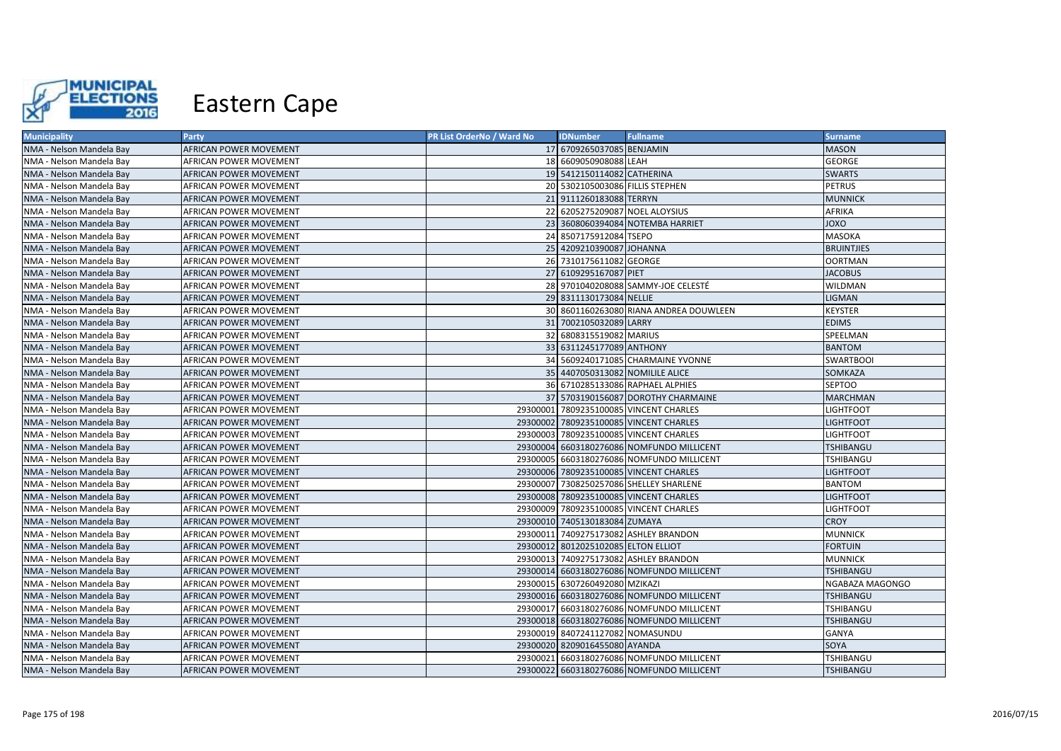# Eastern Cape

| Municipality | Party | PR List OrderNo / Ward No | IDNumber | Fullname | Surname |
|---|---|---|---|---|---|
| NMA - Nelson Mandela Bay | AFRICAN POWER MOVEMENT | 17 | 6709265037085 | BENJAMIN | MASON |
| NMA - Nelson Mandela Bay | AFRICAN POWER MOVEMENT | 18 | 6609050908088 | LEAH | GEORGE |
| NMA - Nelson Mandela Bay | AFRICAN POWER MOVEMENT | 19 | 5412150114082 | CATHERINA | SWARTS |
| NMA - Nelson Mandela Bay | AFRICAN POWER MOVEMENT | 20 | 5302105003086 | FILLIS STEPHEN | PETRUS |
| NMA - Nelson Mandela Bay | AFRICAN POWER MOVEMENT | 21 | 9111260183088 | TERRYN | MUNNICK |
| NMA - Nelson Mandela Bay | AFRICAN POWER MOVEMENT | 22 | 6205275209087 | NOEL ALOYSIUS | AFRIKA |
| NMA - Nelson Mandela Bay | AFRICAN POWER MOVEMENT | 23 | 3608060394084 | NOTEMBA HARRIET | JOXO |
| NMA - Nelson Mandela Bay | AFRICAN POWER MOVEMENT | 24 | 8507175912084 | TSEPO | MASOKA |
| NMA - Nelson Mandela Bay | AFRICAN POWER MOVEMENT | 25 | 4209210390087 | JOHANNA | BRUINTJIES |
| NMA - Nelson Mandela Bay | AFRICAN POWER MOVEMENT | 26 | 7310175611082 | GEORGE | OORTMAN |
| NMA - Nelson Mandela Bay | AFRICAN POWER MOVEMENT | 27 | 6109295167087 | PIET | JACOBUS |
| NMA - Nelson Mandela Bay | AFRICAN POWER MOVEMENT | 28 | 9701040208088 | SAMMY-JOE CELESTÉ | WILDMAN |
| NMA - Nelson Mandela Bay | AFRICAN POWER MOVEMENT | 29 | 8311130173084 | NELLIE | LIGMAN |
| NMA - Nelson Mandela Bay | AFRICAN POWER MOVEMENT | 30 | 8601160263080 | RIANA ANDREA DOUWLEEN | KEYSTER |
| NMA - Nelson Mandela Bay | AFRICAN POWER MOVEMENT | 31 | 7002105032089 | LARRY | EDIMS |
| NMA - Nelson Mandela Bay | AFRICAN POWER MOVEMENT | 32 | 6808315519082 | MARIUS | SPEELMAN |
| NMA - Nelson Mandela Bay | AFRICAN POWER MOVEMENT | 33 | 6311245177089 | ANTHONY | BANTOM |
| NMA - Nelson Mandela Bay | AFRICAN POWER MOVEMENT | 34 | 5609240171085 | CHARMAINE YVONNE | SWARTBOOI |
| NMA - Nelson Mandela Bay | AFRICAN POWER MOVEMENT | 35 | 4407050313082 | NOMILILE ALICE | SOMKAZA |
| NMA - Nelson Mandela Bay | AFRICAN POWER MOVEMENT | 36 | 6710285133086 | RAPHAEL ALPHIES | SEPTOO |
| NMA - Nelson Mandela Bay | AFRICAN POWER MOVEMENT | 37 | 5703190156087 | DOROTHY CHARMAINE | MARCHMAN |
| NMA - Nelson Mandela Bay | AFRICAN POWER MOVEMENT | 29300001 | 7809235100085 | VINCENT CHARLES | LIGHTFOOT |
| NMA - Nelson Mandela Bay | AFRICAN POWER MOVEMENT | 29300002 | 7809235100085 | VINCENT CHARLES | LIGHTFOOT |
| NMA - Nelson Mandela Bay | AFRICAN POWER MOVEMENT | 29300003 | 7809235100085 | VINCENT CHARLES | LIGHTFOOT |
| NMA - Nelson Mandela Bay | AFRICAN POWER MOVEMENT | 29300004 | 6603180276086 | NOMFUNDO MILLICENT | TSHIBANGU |
| NMA - Nelson Mandela Bay | AFRICAN POWER MOVEMENT | 29300005 | 6603180276086 | NOMFUNDO MILLICENT | TSHIBANGU |
| NMA - Nelson Mandela Bay | AFRICAN POWER MOVEMENT | 29300006 | 7809235100085 | VINCENT CHARLES | LIGHTFOOT |
| NMA - Nelson Mandela Bay | AFRICAN POWER MOVEMENT | 29300007 | 7308250257086 | SHELLEY SHARLENE | BANTOM |
| NMA - Nelson Mandela Bay | AFRICAN POWER MOVEMENT | 29300008 | 7809235100085 | VINCENT CHARLES | LIGHTFOOT |
| NMA - Nelson Mandela Bay | AFRICAN POWER MOVEMENT | 29300009 | 7809235100085 | VINCENT CHARLES | LIGHTFOOT |
| NMA - Nelson Mandela Bay | AFRICAN POWER MOVEMENT | 29300010 | 7405130183084 | ZUMAYA | CROY |
| NMA - Nelson Mandela Bay | AFRICAN POWER MOVEMENT | 29300011 | 7409275173082 | ASHLEY BRANDON | MUNNICK |
| NMA - Nelson Mandela Bay | AFRICAN POWER MOVEMENT | 29300012 | 8012025102085 | ELTON ELLIOT | FORTUIN |
| NMA - Nelson Mandela Bay | AFRICAN POWER MOVEMENT | 29300013 | 7409275173082 | ASHLEY BRANDON | MUNNICK |
| NMA - Nelson Mandela Bay | AFRICAN POWER MOVEMENT | 29300014 | 6603180276086 | NOMFUNDO MILLICENT | TSHIBANGU |
| NMA - Nelson Mandela Bay | AFRICAN POWER MOVEMENT | 29300015 | 6307260492080 | MZIKAZI | NGABAZA MAGONGO |
| NMA - Nelson Mandela Bay | AFRICAN POWER MOVEMENT | 29300016 | 6603180276086 | NOMFUNDO MILLICENT | TSHIBANGU |
| NMA - Nelson Mandela Bay | AFRICAN POWER MOVEMENT | 29300017 | 6603180276086 | NOMFUNDO MILLICENT | TSHIBANGU |
| NMA - Nelson Mandela Bay | AFRICAN POWER MOVEMENT | 29300018 | 6603180276086 | NOMFUNDO MILLICENT | TSHIBANGU |
| NMA - Nelson Mandela Bay | AFRICAN POWER MOVEMENT | 29300019 | 8407241127082 | NOMASUNDU | GANYA |
| NMA - Nelson Mandela Bay | AFRICAN POWER MOVEMENT | 29300020 | 8209016455080 | AYANDA | SOYA |
| NMA - Nelson Mandela Bay | AFRICAN POWER MOVEMENT | 29300021 | 6603180276086 | NOMFUNDO MILLICENT | TSHIBANGU |
| NMA - Nelson Mandela Bay | AFRICAN POWER MOVEMENT | 29300022 | 6603180276086 | NOMFUNDO MILLICENT | TSHIBANGU |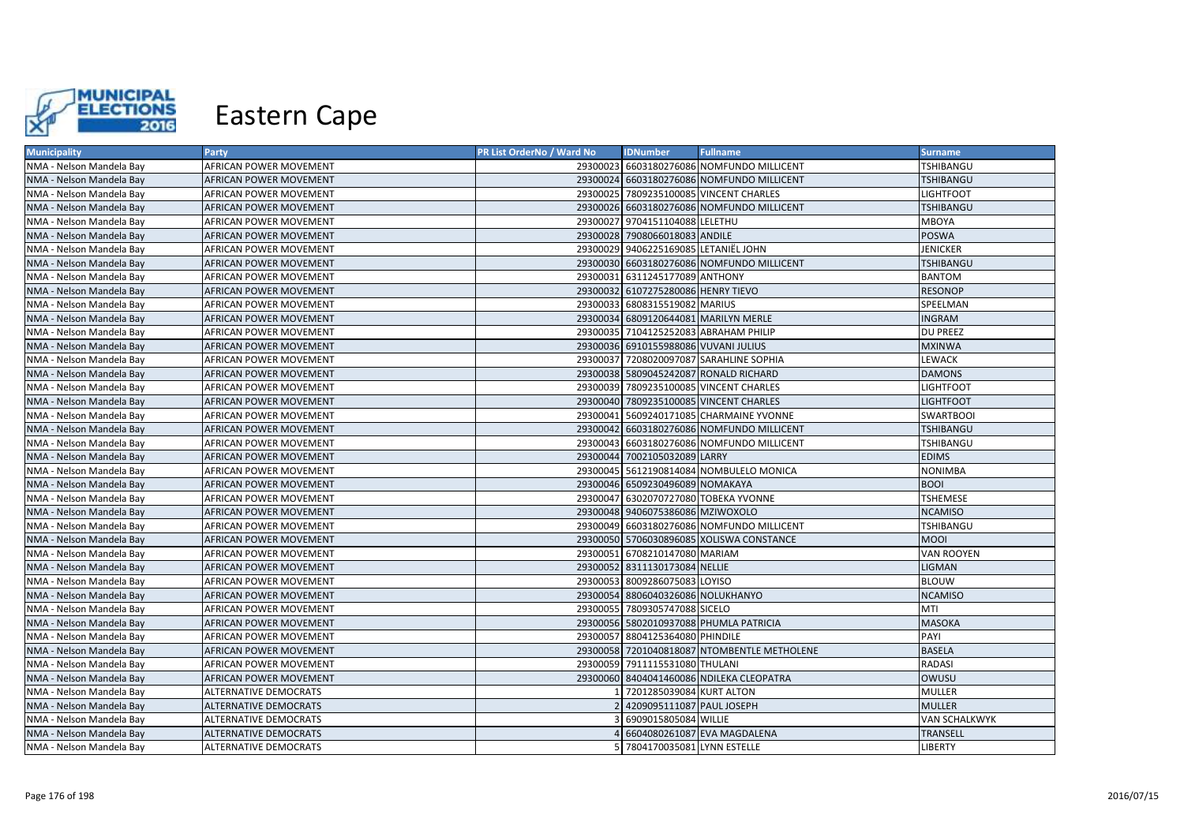# Eastern Cape

| Municipality | Party | PR List OrderNo / Ward No | IDNumber | Fullname | Surname |
|---|---|---|---|---|---|
| NMA - Nelson Mandela Bay | AFRICAN POWER MOVEMENT | 29300023 | 6603180276086 | NOMFUNDO MILLICENT | TSHIBANGU |
| NMA - Nelson Mandela Bay | AFRICAN POWER MOVEMENT | 29300024 | 6603180276086 | NOMFUNDO MILLICENT | TSHIBANGU |
| NMA - Nelson Mandela Bay | AFRICAN POWER MOVEMENT | 29300025 | 7809235100085 | VINCENT CHARLES | LIGHTFOOT |
| NMA - Nelson Mandela Bay | AFRICAN POWER MOVEMENT | 29300026 | 6603180276086 | NOMFUNDO MILLICENT | TSHIBANGU |
| NMA - Nelson Mandela Bay | AFRICAN POWER MOVEMENT | 29300027 | 9704151104088 | LELETHU | MBOYA |
| NMA - Nelson Mandela Bay | AFRICAN POWER MOVEMENT | 29300028 | 7908066018083 | ANDILE | POSWA |
| NMA - Nelson Mandela Bay | AFRICAN POWER MOVEMENT | 29300029 | 9406225169085 | LETANIËL JOHN | JENICKER |
| NMA - Nelson Mandela Bay | AFRICAN POWER MOVEMENT | 29300030 | 6603180276086 | NOMFUNDO MILLICENT | TSHIBANGU |
| NMA - Nelson Mandela Bay | AFRICAN POWER MOVEMENT | 29300031 | 6311245177089 | ANTHONY | BANTOM |
| NMA - Nelson Mandela Bay | AFRICAN POWER MOVEMENT | 29300032 | 6107275280086 | HENRY TIEVO | RESONOP |
| NMA - Nelson Mandela Bay | AFRICAN POWER MOVEMENT | 29300033 | 6808315519082 | MARIUS | SPEELMAN |
| NMA - Nelson Mandela Bay | AFRICAN POWER MOVEMENT | 29300034 | 6809120644081 | MARILYN MERLE | INGRAM |
| NMA - Nelson Mandela Bay | AFRICAN POWER MOVEMENT | 29300035 | 7104125252083 | ABRAHAM PHILIP | DU PREEZ |
| NMA - Nelson Mandela Bay | AFRICAN POWER MOVEMENT | 29300036 | 6910155988086 | VUVANI JULIUS | MXINWA |
| NMA - Nelson Mandela Bay | AFRICAN POWER MOVEMENT | 29300037 | 7208020097087 | SARAHLINE SOPHIA | LEWACK |
| NMA - Nelson Mandela Bay | AFRICAN POWER MOVEMENT | 29300038 | 5809045242087 | RONALD RICHARD | DAMONS |
| NMA - Nelson Mandela Bay | AFRICAN POWER MOVEMENT | 29300039 | 7809235100085 | VINCENT CHARLES | LIGHTFOOT |
| NMA - Nelson Mandela Bay | AFRICAN POWER MOVEMENT | 29300040 | 7809235100085 | VINCENT CHARLES | LIGHTFOOT |
| NMA - Nelson Mandela Bay | AFRICAN POWER MOVEMENT | 29300041 | 5609240171085 | CHARMAINE YVONNE | SWARTBOOI |
| NMA - Nelson Mandela Bay | AFRICAN POWER MOVEMENT | 29300042 | 6603180276086 | NOMFUNDO MILLICENT | TSHIBANGU |
| NMA - Nelson Mandela Bay | AFRICAN POWER MOVEMENT | 29300043 | 6603180276086 | NOMFUNDO MILLICENT | TSHIBANGU |
| NMA - Nelson Mandela Bay | AFRICAN POWER MOVEMENT | 29300044 | 7002105032089 | LARRY | EDIMS |
| NMA - Nelson Mandela Bay | AFRICAN POWER MOVEMENT | 29300045 | 5612190814084 | NOMBULELO MONICA | NONIMBA |
| NMA - Nelson Mandela Bay | AFRICAN POWER MOVEMENT | 29300046 | 6509230496089 | NOMAKAYA | BOOI |
| NMA - Nelson Mandela Bay | AFRICAN POWER MOVEMENT | 29300047 | 6302070727080 | TOBEKA YVONNE | TSHEMESE |
| NMA - Nelson Mandela Bay | AFRICAN POWER MOVEMENT | 29300048 | 9406075386086 | MZIWOXOLO | NCAMISO |
| NMA - Nelson Mandela Bay | AFRICAN POWER MOVEMENT | 29300049 | 6603180276086 | NOMFUNDO MILLICENT | TSHIBANGU |
| NMA - Nelson Mandela Bay | AFRICAN POWER MOVEMENT | 29300050 | 5706030896085 | XOLISWA CONSTANCE | MOOI |
| NMA - Nelson Mandela Bay | AFRICAN POWER MOVEMENT | 29300051 | 6708210147080 | MARIAM | VAN ROOYEN |
| NMA - Nelson Mandela Bay | AFRICAN POWER MOVEMENT | 29300052 | 8311130173084 | NELLIE | LIGMAN |
| NMA - Nelson Mandela Bay | AFRICAN POWER MOVEMENT | 29300053 | 8009286075083 | LOYISO | BLOUW |
| NMA - Nelson Mandela Bay | AFRICAN POWER MOVEMENT | 29300054 | 8806040326086 | NOLUKHANYO | NCAMISO |
| NMA - Nelson Mandela Bay | AFRICAN POWER MOVEMENT | 29300055 | 7809305747088 | SICELO | MTI |
| NMA - Nelson Mandela Bay | AFRICAN POWER MOVEMENT | 29300056 | 5802010937088 | PHUMLA PATRICIA | MASOKA |
| NMA - Nelson Mandela Bay | AFRICAN POWER MOVEMENT | 29300057 | 8804125364080 | PHINDILE | PAYI |
| NMA - Nelson Mandela Bay | AFRICAN POWER MOVEMENT | 29300058 | 7201040818087 | NTOMBENTLE METHOLENE | BASELA |
| NMA - Nelson Mandela Bay | AFRICAN POWER MOVEMENT | 29300059 | 7911115531080 | THULANI | RADASI |
| NMA - Nelson Mandela Bay | AFRICAN POWER MOVEMENT | 29300060 | 8404041460086 | NDILEKA CLEOPATRA | OWUSU |
| NMA - Nelson Mandela Bay | ALTERNATIVE DEMOCRATS | 1 | 7201285039084 | KURT ALTON | MULLER |
| NMA - Nelson Mandela Bay | ALTERNATIVE DEMOCRATS | 2 | 4209095111087 | PAUL JOSEPH | MULLER |
| NMA - Nelson Mandela Bay | ALTERNATIVE DEMOCRATS | 3 | 6909015805084 | WILLIE | VAN SCHALKWYK |
| NMA - Nelson Mandela Bay | ALTERNATIVE DEMOCRATS | 4 | 6604080261087 | EVA MAGDALENA | TRANSELL |
| NMA - Nelson Mandela Bay | ALTERNATIVE DEMOCRATS | 5 | 7804170035081 | LYNN ESTELLE | LIBERTY |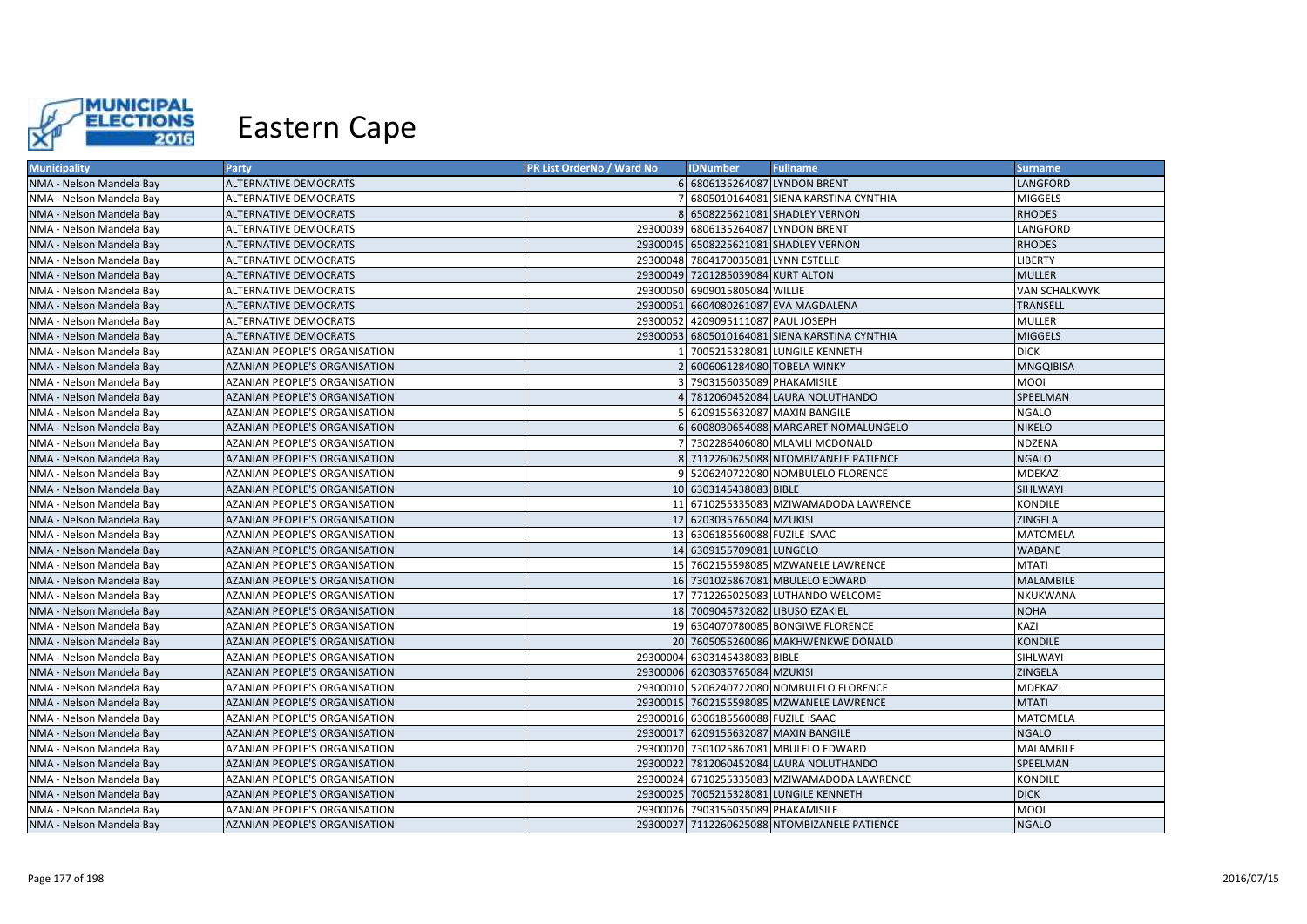# Eastern Cape

| Municipality | Party | PR List OrderNo / Ward No | IDNumber | Fullname | Surname |
|---|---|---|---|---|---|
| NMA - Nelson Mandela Bay | ALTERNATIVE DEMOCRATS | 6 | 6806135264087 | LYNDON BRENT | LANGFORD |
| NMA - Nelson Mandela Bay | ALTERNATIVE DEMOCRATS | 7 | 6805010164081 | SIENA KARSTINA CYNTHIA | MIGGELS |
| NMA - Nelson Mandela Bay | ALTERNATIVE DEMOCRATS | 8 | 6508225621081 | SHADLEY VERNON | RHODES |
| NMA - Nelson Mandela Bay | ALTERNATIVE DEMOCRATS | 29300039 | 6806135264087 | LYNDON BRENT | LANGFORD |
| NMA - Nelson Mandela Bay | ALTERNATIVE DEMOCRATS | 29300045 | 6508225621081 | SHADLEY VERNON | RHODES |
| NMA - Nelson Mandela Bay | ALTERNATIVE DEMOCRATS | 29300048 | 7804170035081 | LYNN ESTELLE | LIBERTY |
| NMA - Nelson Mandela Bay | ALTERNATIVE DEMOCRATS | 29300049 | 7201285039084 | KURT ALTON | MULLER |
| NMA - Nelson Mandela Bay | ALTERNATIVE DEMOCRATS | 29300050 | 6909015805084 | WILLIE | VAN SCHALKWYK |
| NMA - Nelson Mandela Bay | ALTERNATIVE DEMOCRATS | 29300051 | 6604080261087 | EVA MAGDALENA | TRANSELL |
| NMA - Nelson Mandela Bay | ALTERNATIVE DEMOCRATS | 29300052 | 4209095111087 | PAUL JOSEPH | MULLER |
| NMA - Nelson Mandela Bay | ALTERNATIVE DEMOCRATS | 29300053 | 6805010164081 | SIENA KARSTINA CYNTHIA | MIGGELS |
| NMA - Nelson Mandela Bay | AZANIAN PEOPLE'S ORGANISATION | 1 | 7005215328081 | LUNGILE KENNETH | DICK |
| NMA - Nelson Mandela Bay | AZANIAN PEOPLE'S ORGANISATION | 2 | 6006061284080 | TOBELA WINKY | MNGQIBISA |
| NMA - Nelson Mandela Bay | AZANIAN PEOPLE'S ORGANISATION | 3 | 7903156035089 | PHAKAMISILE | MOOI |
| NMA - Nelson Mandela Bay | AZANIAN PEOPLE'S ORGANISATION | 4 | 7812060452084 | LAURA NOLUTHANDO | SPEELMAN |
| NMA - Nelson Mandela Bay | AZANIAN PEOPLE'S ORGANISATION | 5 | 6209155632087 | MAXIN BANGILE | NGALO |
| NMA - Nelson Mandela Bay | AZANIAN PEOPLE'S ORGANISATION | 6 | 6008030654088 | MARGARET NOMALUNGELO | NIKELO |
| NMA - Nelson Mandela Bay | AZANIAN PEOPLE'S ORGANISATION | 7 | 7302286406080 | MLAMLI MCDONALD | NDZENA |
| NMA - Nelson Mandela Bay | AZANIAN PEOPLE'S ORGANISATION | 8 | 7112260625088 | NTOMBIZANELE PATIENCE | NGALO |
| NMA - Nelson Mandela Bay | AZANIAN PEOPLE'S ORGANISATION | 9 | 5206240722080 | NOMBULELO FLORENCE | MDEKAZI |
| NMA - Nelson Mandela Bay | AZANIAN PEOPLE'S ORGANISATION | 10 | 6303145438083 | BIBLE | SIHLWAYI |
| NMA - Nelson Mandela Bay | AZANIAN PEOPLE'S ORGANISATION | 11 | 6710255335083 | MZIWAMADODA LAWRENCE | KONDILE |
| NMA - Nelson Mandela Bay | AZANIAN PEOPLE'S ORGANISATION | 12 | 6203035765084 | MZUKISI | ZINGELA |
| NMA - Nelson Mandela Bay | AZANIAN PEOPLE'S ORGANISATION | 13 | 6306185560088 | FUZILE ISAAC | MATOMELA |
| NMA - Nelson Mandela Bay | AZANIAN PEOPLE'S ORGANISATION | 14 | 6309155709081 | LUNGELO | WABANE |
| NMA - Nelson Mandela Bay | AZANIAN PEOPLE'S ORGANISATION | 15 | 7602155598085 | MZWANELE LAWRENCE | MTATI |
| NMA - Nelson Mandela Bay | AZANIAN PEOPLE'S ORGANISATION | 16 | 7301025867081 | MBULELO EDWARD | MALAMBILE |
| NMA - Nelson Mandela Bay | AZANIAN PEOPLE'S ORGANISATION | 17 | 7712265025083 | LUTHANDO WELCOME | NKUKWANA |
| NMA - Nelson Mandela Bay | AZANIAN PEOPLE'S ORGANISATION | 18 | 7009045732082 | LIBUSO EZAKIEL | NOHA |
| NMA - Nelson Mandela Bay | AZANIAN PEOPLE'S ORGANISATION | 19 | 6304070780085 | BONGIWE FLORENCE | KAZI |
| NMA - Nelson Mandela Bay | AZANIAN PEOPLE'S ORGANISATION | 20 | 7605055260086 | MAKHWENKWE DONALD | KONDILE |
| NMA - Nelson Mandela Bay | AZANIAN PEOPLE'S ORGANISATION | 29300004 | 6303145438083 | BIBLE | SIHLWAYI |
| NMA - Nelson Mandela Bay | AZANIAN PEOPLE'S ORGANISATION | 29300006 | 6203035765084 | MZUKISI | ZINGELA |
| NMA - Nelson Mandela Bay | AZANIAN PEOPLE'S ORGANISATION | 29300010 | 5206240722080 | NOMBULELO FLORENCE | MDEKAZI |
| NMA - Nelson Mandela Bay | AZANIAN PEOPLE'S ORGANISATION | 29300015 | 7602155598085 | MZWANELE LAWRENCE | MTATI |
| NMA - Nelson Mandela Bay | AZANIAN PEOPLE'S ORGANISATION | 29300016 | 6306185560088 | FUZILE ISAAC | MATOMELA |
| NMA - Nelson Mandela Bay | AZANIAN PEOPLE'S ORGANISATION | 29300017 | 6209155632087 | MAXIN BANGILE | NGALO |
| NMA - Nelson Mandela Bay | AZANIAN PEOPLE'S ORGANISATION | 29300020 | 7301025867081 | MBULELO EDWARD | MALAMBILE |
| NMA - Nelson Mandela Bay | AZANIAN PEOPLE'S ORGANISATION | 29300022 | 7812060452084 | LAURA NOLUTHANDO | SPEELMAN |
| NMA - Nelson Mandela Bay | AZANIAN PEOPLE'S ORGANISATION | 29300024 | 6710255335083 | MZIWAMADODA LAWRENCE | KONDILE |
| NMA - Nelson Mandela Bay | AZANIAN PEOPLE'S ORGANISATION | 29300025 | 7005215328081 | LUNGILE KENNETH | DICK |
| NMA - Nelson Mandela Bay | AZANIAN PEOPLE'S ORGANISATION | 29300026 | 7903156035089 | PHAKAMISILE | MOOI |
| NMA - Nelson Mandela Bay | AZANIAN PEOPLE'S ORGANISATION | 29300027 | 7112260625088 | NTOMBIZANELE PATIENCE | NGALO |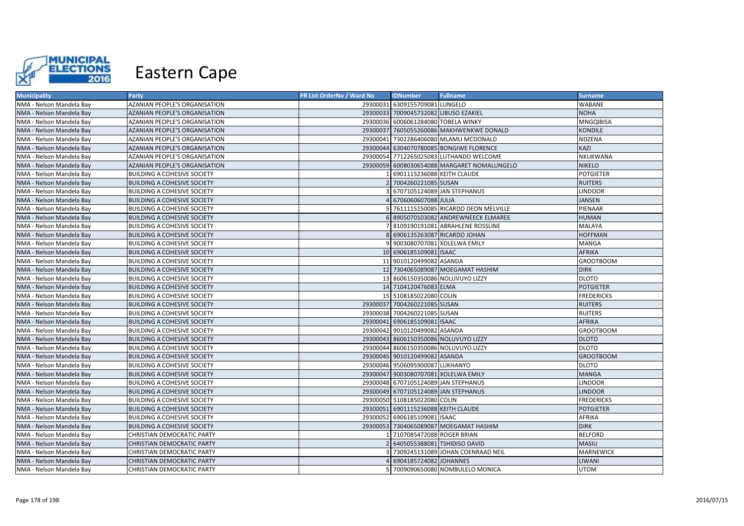# Eastern Cape

| Municipality | Party | PR List OrderNo / Ward No | IDNumber | Fullname | Surname |
|---|---|---|---|---|---|
| NMA - Nelson Mandela Bay | AZANIAN PEOPLE'S ORGANISATION | 29300031 | 6309155709081 | LUNGELO | WABANE |
| NMA - Nelson Mandela Bay | AZANIAN PEOPLE'S ORGANISATION | 29300033 | 7009045732082 | LIBUSO EZAKIEL | NOHA |
| NMA - Nelson Mandela Bay | AZANIAN PEOPLE'S ORGANISATION | 29300036 | 6006061284080 | TOBELA WINKY | MNGQIBISA |
| NMA - Nelson Mandela Bay | AZANIAN PEOPLE'S ORGANISATION | 29300037 | 7605055260086 | MAKHWENKWE DONALD | KONDILE |
| NMA - Nelson Mandela Bay | AZANIAN PEOPLE'S ORGANISATION | 29300041 | 7302286406080 | MLAMLI MCDONALD | NDZENA |
| NMA - Nelson Mandela Bay | AZANIAN PEOPLE'S ORGANISATION | 29300044 | 6304070780085 | BONGIWE FLORENCE | KAZI |
| NMA - Nelson Mandela Bay | AZANIAN PEOPLE'S ORGANISATION | 29300054 | 7712265025083 | LUTHANDO WELCOME | NKUKWANA |
| NMA - Nelson Mandela Bay | AZANIAN PEOPLE'S ORGANISATION | 29300059 | 6008030654088 | MARGARET NOMALUNGELO | NIKELO |
| NMA - Nelson Mandela Bay | BUILDING A COHESIVE SOCIETY | 1 | 6901115236088 | KEITH CLAUDE | POTGIETER |
| NMA - Nelson Mandela Bay | BUILDING A COHESIVE SOCIETY | 2 | 7004260221085 | SUSAN | RUITERS |
| NMA - Nelson Mandela Bay | BUILDING A COHESIVE SOCIETY | 3 | 6707105124089 | JAN STEPHANUS | LINDOOR |
| NMA - Nelson Mandela Bay | BUILDING A COHESIVE SOCIETY | 4 | 6706060607088 | JULIA | JANSEN |
| NMA - Nelson Mandela Bay | BUILDING A COHESIVE SOCIETY | 5 | 7611115150085 | RICARDO DEON MELVILLE | PIENAAR |
| NMA - Nelson Mandela Bay | BUILDING A COHESIVE SOCIETY | 6 | 8905070103082 | ANDREWNEECK ELMAREE | HUMAN |
| NMA - Nelson Mandela Bay | BUILDING A COHESIVE SOCIETY | 7 | 8109190191081 | ABRAHLENE ROSSLINE | MALAYA |
| NMA - Nelson Mandela Bay | BUILDING A COHESIVE SOCIETY | 8 | 6906135263087 | RICARDO JOHAN | HOFFMAN |
| NMA - Nelson Mandela Bay | BUILDING A COHESIVE SOCIETY | 9 | 9003080707081 | XOLELWA EMILY | MANGA |
| NMA - Nelson Mandela Bay | BUILDING A COHESIVE SOCIETY | 10 | 6906185109081 | ISAAC | AFRIKA |
| NMA - Nelson Mandela Bay | BUILDING A COHESIVE SOCIETY | 11 | 9010120499082 | ASANDA | GROOTBOOM |
| NMA - Nelson Mandela Bay | BUILDING A COHESIVE SOCIETY | 12 | 7304065089087 | MOEGAMAT HASHIM | DIRK |
| NMA - Nelson Mandela Bay | BUILDING A COHESIVE SOCIETY | 13 | 8606150350086 | NOLUVUYO LIZZY | DLOTO |
| NMA - Nelson Mandela Bay | BUILDING A COHESIVE SOCIETY | 14 | 7104120476083 | ELMA | POTGIETER |
| NMA - Nelson Mandela Bay | BUILDING A COHESIVE SOCIETY | 15 | 5108185022080 | COLIN | FREDERICKS |
| NMA - Nelson Mandela Bay | BUILDING A COHESIVE SOCIETY | 29300037 | 7004260221085 | SUSAN | RUITERS |
| NMA - Nelson Mandela Bay | BUILDING A COHESIVE SOCIETY | 29300038 | 7004260221085 | SUSAN | RUITERS |
| NMA - Nelson Mandela Bay | BUILDING A COHESIVE SOCIETY | 29300041 | 6906185109081 | ISAAC | AFRIKA |
| NMA - Nelson Mandela Bay | BUILDING A COHESIVE SOCIETY | 29300042 | 9010120499082 | ASANDA | GROOTBOOM |
| NMA - Nelson Mandela Bay | BUILDING A COHESIVE SOCIETY | 29300043 | 8606150350086 | NOLUVUYO LIZZY | DLOTO |
| NMA - Nelson Mandela Bay | BUILDING A COHESIVE SOCIETY | 29300044 | 8606150350086 | NOLUVUYO LIZZY | DLOTO |
| NMA - Nelson Mandela Bay | BUILDING A COHESIVE SOCIETY | 29300045 | 9010120499082 | ASANDA | GROOTBOOM |
| NMA - Nelson Mandela Bay | BUILDING A COHESIVE SOCIETY | 29300046 | 9506095900087 | LUKHANYO | DLOTO |
| NMA - Nelson Mandela Bay | BUILDING A COHESIVE SOCIETY | 29300047 | 9003080707081 | XOLELWA EMILY | MANGA |
| NMA - Nelson Mandela Bay | BUILDING A COHESIVE SOCIETY | 29300048 | 6707105124089 | JAN STEPHANUS | LINDOOR |
| NMA - Nelson Mandela Bay | BUILDING A COHESIVE SOCIETY | 29300049 | 6707105124089 | JAN STEPHANUS | LINDOOR |
| NMA - Nelson Mandela Bay | BUILDING A COHESIVE SOCIETY | 29300050 | 5108185022080 | COLIN | FREDERICKS |
| NMA - Nelson Mandela Bay | BUILDING A COHESIVE SOCIETY | 29300051 | 6901115236088 | KEITH CLAUDE | POTGIETER |
| NMA - Nelson Mandela Bay | BUILDING A COHESIVE SOCIETY | 29300052 | 6906185109081 | ISAAC | AFRIKA |
| NMA - Nelson Mandela Bay | BUILDING A COHESIVE SOCIETY | 29300053 | 7304065089087 | MOEGAMAT HASHIM | DIRK |
| NMA - Nelson Mandela Bay | CHRISTIAN DEMOCRATIC PARTY | 1 | 7107085472088 | ROGER BRIAN | BELFORD |
| NMA - Nelson Mandela Bay | CHRISTIAN DEMOCRATIC PARTY | 2 | 6405055388081 | TSHIDISO DAVID | MASIU |
| NMA - Nelson Mandela Bay | CHRISTIAN DEMOCRATIC PARTY | 3 | 7309245131089 | JOHAN COENRAAD NEIL | MARNEWICK |
| NMA - Nelson Mandela Bay | CHRISTIAN DEMOCRATIC PARTY | 4 | 6904185724082 | JOHANNES | LIWANI |
| NMA - Nelson Mandela Bay | CHRISTIAN DEMOCRATIC PARTY | 5 | 7009090650080 | NOMBULELO MONICA | UTOM |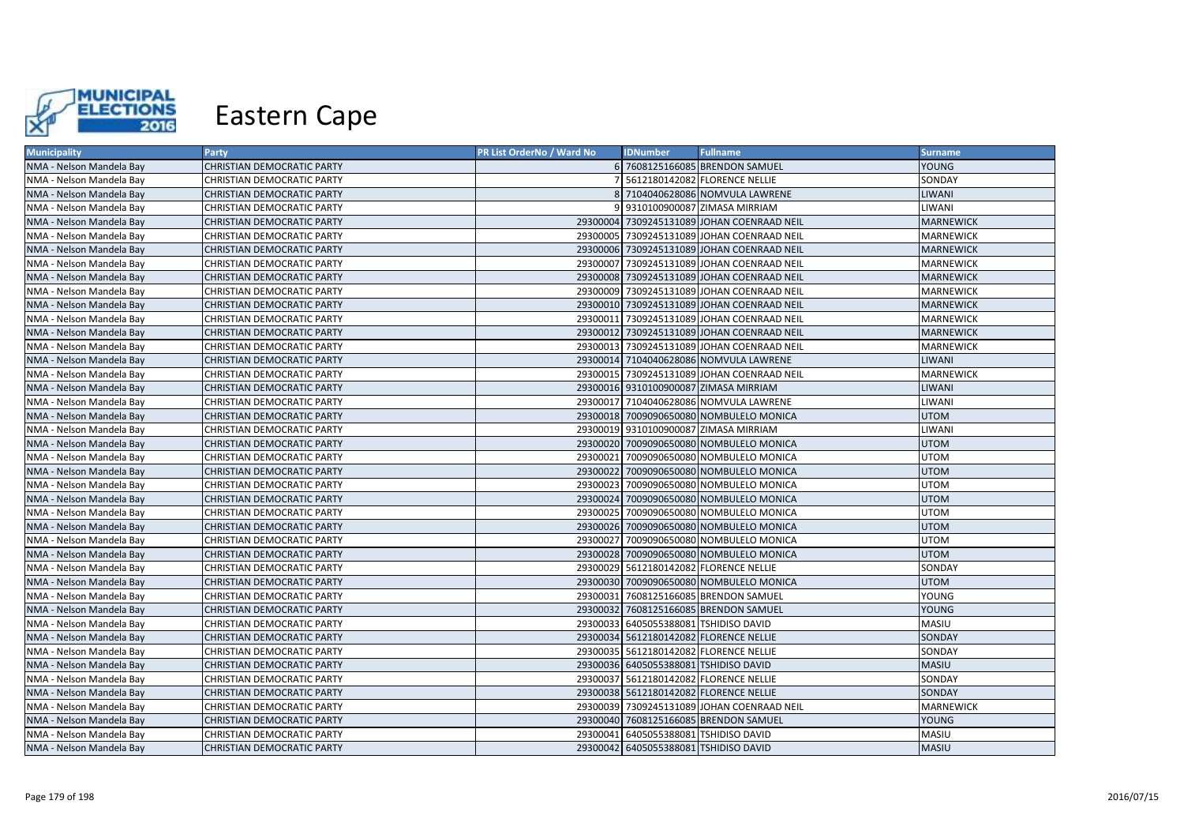# Eastern Cape

| Municipality | Party | PR List OrderNo / Ward No | IDNumber | Fullname | Surname |
|---|---|---|---|---|---|
| NMA - Nelson Mandela Bay | CHRISTIAN DEMOCRATIC PARTY | 6 | 7608125166085 | BRENDON SAMUEL | YOUNG |
| NMA - Nelson Mandela Bay | CHRISTIAN DEMOCRATIC PARTY | 7 | 5612180142082 | FLORENCE NELLIE | SONDAY |
| NMA - Nelson Mandela Bay | CHRISTIAN DEMOCRATIC PARTY | 8 | 7104040628086 | NOMVULA LAWRENE | LIWANI |
| NMA - Nelson Mandela Bay | CHRISTIAN DEMOCRATIC PARTY | 9 | 9310100900087 | ZIMASA MIRRIAM | LIWANI |
| NMA - Nelson Mandela Bay | CHRISTIAN DEMOCRATIC PARTY | 29300004 | 7309245131089 | JOHAN COENRAAD NEIL | MARNEWICK |
| NMA - Nelson Mandela Bay | CHRISTIAN DEMOCRATIC PARTY | 29300005 | 7309245131089 | JOHAN COENRAAD NEIL | MARNEWICK |
| NMA - Nelson Mandela Bay | CHRISTIAN DEMOCRATIC PARTY | 29300006 | 7309245131089 | JOHAN COENRAAD NEIL | MARNEWICK |
| NMA - Nelson Mandela Bay | CHRISTIAN DEMOCRATIC PARTY | 29300007 | 7309245131089 | JOHAN COENRAAD NEIL | MARNEWICK |
| NMA - Nelson Mandela Bay | CHRISTIAN DEMOCRATIC PARTY | 29300008 | 7309245131089 | JOHAN COENRAAD NEIL | MARNEWICK |
| NMA - Nelson Mandela Bay | CHRISTIAN DEMOCRATIC PARTY | 29300009 | 7309245131089 | JOHAN COENRAAD NEIL | MARNEWICK |
| NMA - Nelson Mandela Bay | CHRISTIAN DEMOCRATIC PARTY | 29300010 | 7309245131089 | JOHAN COENRAAD NEIL | MARNEWICK |
| NMA - Nelson Mandela Bay | CHRISTIAN DEMOCRATIC PARTY | 29300011 | 7309245131089 | JOHAN COENRAAD NEIL | MARNEWICK |
| NMA - Nelson Mandela Bay | CHRISTIAN DEMOCRATIC PARTY | 29300012 | 7309245131089 | JOHAN COENRAAD NEIL | MARNEWICK |
| NMA - Nelson Mandela Bay | CHRISTIAN DEMOCRATIC PARTY | 29300013 | 7309245131089 | JOHAN COENRAAD NEIL | MARNEWICK |
| NMA - Nelson Mandela Bay | CHRISTIAN DEMOCRATIC PARTY | 29300014 | 7104040628086 | NOMVULA LAWRENE | LIWANI |
| NMA - Nelson Mandela Bay | CHRISTIAN DEMOCRATIC PARTY | 29300015 | 7309245131089 | JOHAN COENRAAD NEIL | MARNEWICK |
| NMA - Nelson Mandela Bay | CHRISTIAN DEMOCRATIC PARTY | 29300016 | 9310100900087 | ZIMASA MIRRIAM | LIWANI |
| NMA - Nelson Mandela Bay | CHRISTIAN DEMOCRATIC PARTY | 29300017 | 7104040628086 | NOMVULA LAWRENE | LIWANI |
| NMA - Nelson Mandela Bay | CHRISTIAN DEMOCRATIC PARTY | 29300018 | 7009090650080 | NOMBULELO MONICA | UTOM |
| NMA - Nelson Mandela Bay | CHRISTIAN DEMOCRATIC PARTY | 29300019 | 9310100900087 | ZIMASA MIRRIAM | LIWANI |
| NMA - Nelson Mandela Bay | CHRISTIAN DEMOCRATIC PARTY | 29300020 | 7009090650080 | NOMBULELO MONICA | UTOM |
| NMA - Nelson Mandela Bay | CHRISTIAN DEMOCRATIC PARTY | 29300021 | 7009090650080 | NOMBULELO MONICA | UTOM |
| NMA - Nelson Mandela Bay | CHRISTIAN DEMOCRATIC PARTY | 29300022 | 7009090650080 | NOMBULELO MONICA | UTOM |
| NMA - Nelson Mandela Bay | CHRISTIAN DEMOCRATIC PARTY | 29300023 | 7009090650080 | NOMBULELO MONICA | UTOM |
| NMA - Nelson Mandela Bay | CHRISTIAN DEMOCRATIC PARTY | 29300024 | 7009090650080 | NOMBULELO MONICA | UTOM |
| NMA - Nelson Mandela Bay | CHRISTIAN DEMOCRATIC PARTY | 29300025 | 7009090650080 | NOMBULELO MONICA | UTOM |
| NMA - Nelson Mandela Bay | CHRISTIAN DEMOCRATIC PARTY | 29300026 | 7009090650080 | NOMBULELO MONICA | UTOM |
| NMA - Nelson Mandela Bay | CHRISTIAN DEMOCRATIC PARTY | 29300027 | 7009090650080 | NOMBULELO MONICA | UTOM |
| NMA - Nelson Mandela Bay | CHRISTIAN DEMOCRATIC PARTY | 29300028 | 7009090650080 | NOMBULELO MONICA | UTOM |
| NMA - Nelson Mandela Bay | CHRISTIAN DEMOCRATIC PARTY | 29300029 | 5612180142082 | FLORENCE NELLIE | SONDAY |
| NMA - Nelson Mandela Bay | CHRISTIAN DEMOCRATIC PARTY | 29300030 | 7009090650080 | NOMBULELO MONICA | UTOM |
| NMA - Nelson Mandela Bay | CHRISTIAN DEMOCRATIC PARTY | 29300031 | 7608125166085 | BRENDON SAMUEL | YOUNG |
| NMA - Nelson Mandela Bay | CHRISTIAN DEMOCRATIC PARTY | 29300032 | 7608125166085 | BRENDON SAMUEL | YOUNG |
| NMA - Nelson Mandela Bay | CHRISTIAN DEMOCRATIC PARTY | 29300033 | 6405055388081 | TSHIDISO DAVID | MASIU |
| NMA - Nelson Mandela Bay | CHRISTIAN DEMOCRATIC PARTY | 29300034 | 5612180142082 | FLORENCE NELLIE | SONDAY |
| NMA - Nelson Mandela Bay | CHRISTIAN DEMOCRATIC PARTY | 29300035 | 5612180142082 | FLORENCE NELLIE | SONDAY |
| NMA - Nelson Mandela Bay | CHRISTIAN DEMOCRATIC PARTY | 29300036 | 6405055388081 | TSHIDISO DAVID | MASIU |
| NMA - Nelson Mandela Bay | CHRISTIAN DEMOCRATIC PARTY | 29300037 | 5612180142082 | FLORENCE NELLIE | SONDAY |
| NMA - Nelson Mandela Bay | CHRISTIAN DEMOCRATIC PARTY | 29300038 | 5612180142082 | FLORENCE NELLIE | SONDAY |
| NMA - Nelson Mandela Bay | CHRISTIAN DEMOCRATIC PARTY | 29300039 | 7309245131089 | JOHAN COENRAAD NEIL | MARNEWICK |
| NMA - Nelson Mandela Bay | CHRISTIAN DEMOCRATIC PARTY | 29300040 | 7608125166085 | BRENDON SAMUEL | YOUNG |
| NMA - Nelson Mandela Bay | CHRISTIAN DEMOCRATIC PARTY | 29300041 | 6405055388081 | TSHIDISO DAVID | MASIU |
| NMA - Nelson Mandela Bay | CHRISTIAN DEMOCRATIC PARTY | 29300042 | 6405055388081 | TSHIDISO DAVID | MASIU |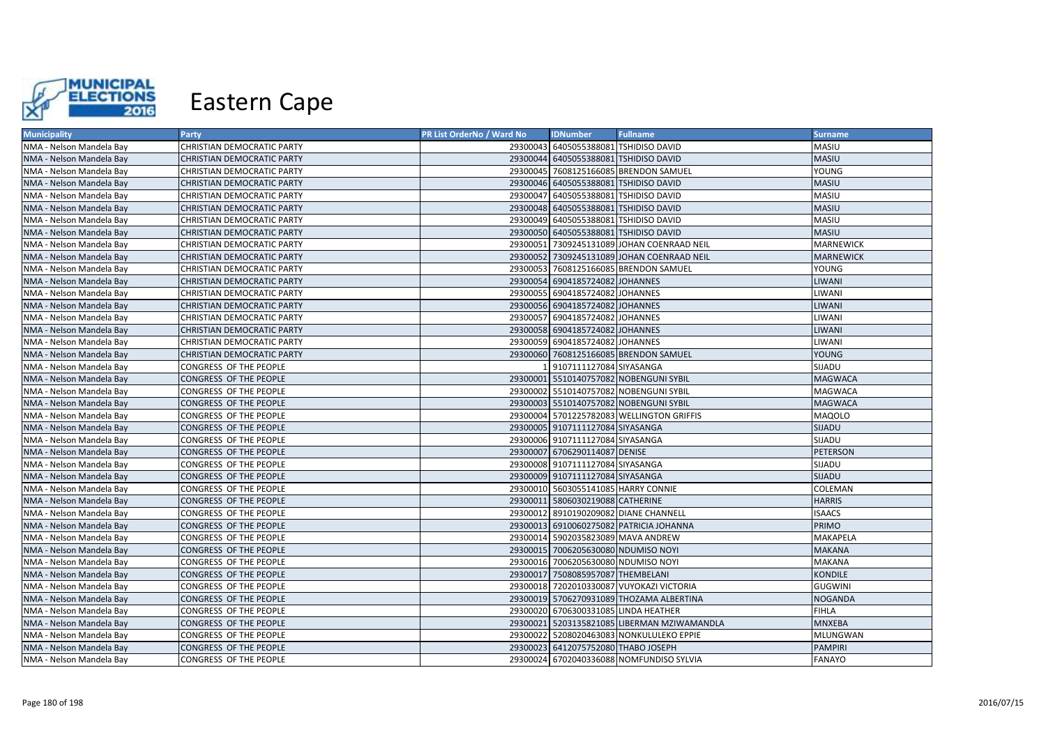# Eastern Cape

| Municipality | Party | PR List OrderNo / Ward No | IDNumber | Fullname | Surname |
|---|---|---|---|---|---|
| NMA - Nelson Mandela Bay | CHRISTIAN DEMOCRATIC PARTY | 29300043 | 6405055388081 | TSHIDISO DAVID | MASIU |
| NMA - Nelson Mandela Bay | CHRISTIAN DEMOCRATIC PARTY | 29300044 | 6405055388081 | TSHIDISO DAVID | MASIU |
| NMA - Nelson Mandela Bay | CHRISTIAN DEMOCRATIC PARTY | 29300045 | 7608125166085 | BRENDON SAMUEL | YOUNG |
| NMA - Nelson Mandela Bay | CHRISTIAN DEMOCRATIC PARTY | 29300046 | 6405055388081 | TSHIDISO DAVID | MASIU |
| NMA - Nelson Mandela Bay | CHRISTIAN DEMOCRATIC PARTY | 29300047 | 6405055388081 | TSHIDISO DAVID | MASIU |
| NMA - Nelson Mandela Bay | CHRISTIAN DEMOCRATIC PARTY | 29300048 | 6405055388081 | TSHIDISO DAVID | MASIU |
| NMA - Nelson Mandela Bay | CHRISTIAN DEMOCRATIC PARTY | 29300049 | 6405055388081 | TSHIDISO DAVID | MASIU |
| NMA - Nelson Mandela Bay | CHRISTIAN DEMOCRATIC PARTY | 29300050 | 6405055388081 | TSHIDISO DAVID | MASIU |
| NMA - Nelson Mandela Bay | CHRISTIAN DEMOCRATIC PARTY | 29300051 | 7309245131089 | JOHAN COENRAAD NEIL | MARNEWICK |
| NMA - Nelson Mandela Bay | CHRISTIAN DEMOCRATIC PARTY | 29300052 | 7309245131089 | JOHAN COENRAAD NEIL | MARNEWICK |
| NMA - Nelson Mandela Bay | CHRISTIAN DEMOCRATIC PARTY | 29300053 | 7608125166085 | BRENDON SAMUEL | YOUNG |
| NMA - Nelson Mandela Bay | CHRISTIAN DEMOCRATIC PARTY | 29300054 | 6904185724082 | JOHANNES | LIWANI |
| NMA - Nelson Mandela Bay | CHRISTIAN DEMOCRATIC PARTY | 29300055 | 6904185724082 | JOHANNES | LIWANI |
| NMA - Nelson Mandela Bay | CHRISTIAN DEMOCRATIC PARTY | 29300056 | 6904185724082 | JOHANNES | LIWANI |
| NMA - Nelson Mandela Bay | CHRISTIAN DEMOCRATIC PARTY | 29300057 | 6904185724082 | JOHANNES | LIWANI |
| NMA - Nelson Mandela Bay | CHRISTIAN DEMOCRATIC PARTY | 29300058 | 6904185724082 | JOHANNES | LIWANI |
| NMA - Nelson Mandela Bay | CHRISTIAN DEMOCRATIC PARTY | 29300059 | 6904185724082 | JOHANNES | LIWANI |
| NMA - Nelson Mandela Bay | CHRISTIAN DEMOCRATIC PARTY | 29300060 | 7608125166085 | BRENDON SAMUEL | YOUNG |
| NMA - Nelson Mandela Bay | CONGRESS OF THE PEOPLE | 1 | 9107111127084 | SIYASANGA | SIJADU |
| NMA - Nelson Mandela Bay | CONGRESS OF THE PEOPLE | 29300001 | 5510140757082 | NOBENGUNI SYBIL | MAGWACA |
| NMA - Nelson Mandela Bay | CONGRESS OF THE PEOPLE | 29300002 | 5510140757082 | NOBENGUNI SYBIL | MAGWACA |
| NMA - Nelson Mandela Bay | CONGRESS OF THE PEOPLE | 29300003 | 5510140757082 | NOBENGUNI SYBIL | MAGWACA |
| NMA - Nelson Mandela Bay | CONGRESS OF THE PEOPLE | 29300004 | 5701225782083 | WELLINGTON GRIFFIS | MAQOLO |
| NMA - Nelson Mandela Bay | CONGRESS OF THE PEOPLE | 29300005 | 9107111127084 | SIYASANGA | SIJADU |
| NMA - Nelson Mandela Bay | CONGRESS OF THE PEOPLE | 29300006 | 9107111127084 | SIYASANGA | SIJADU |
| NMA - Nelson Mandela Bay | CONGRESS OF THE PEOPLE | 29300007 | 6706290114087 | DENISE | PETERSON |
| NMA - Nelson Mandela Bay | CONGRESS OF THE PEOPLE | 29300008 | 9107111127084 | SIYASANGA | SIJADU |
| NMA - Nelson Mandela Bay | CONGRESS OF THE PEOPLE | 29300009 | 9107111127084 | SIYASANGA | SIJADU |
| NMA - Nelson Mandela Bay | CONGRESS OF THE PEOPLE | 29300010 | 5603055141085 | HARRY CONNIE | COLEMAN |
| NMA - Nelson Mandela Bay | CONGRESS OF THE PEOPLE | 29300011 | 5806030219088 | CATHERINE | HARRIS |
| NMA - Nelson Mandela Bay | CONGRESS OF THE PEOPLE | 29300012 | 8910190209082 | DIANE CHANNELL | ISAACS |
| NMA - Nelson Mandela Bay | CONGRESS OF THE PEOPLE | 29300013 | 6910060275082 | PATRICIA JOHANNA | PRIMO |
| NMA - Nelson Mandela Bay | CONGRESS OF THE PEOPLE | 29300014 | 5902035823089 | MAVA ANDREW | MAKAPELA |
| NMA - Nelson Mandela Bay | CONGRESS OF THE PEOPLE | 29300015 | 7006205630080 | NDUMISO NOYI | MAKANA |
| NMA - Nelson Mandela Bay | CONGRESS OF THE PEOPLE | 29300016 | 7006205630080 | NDUMISO NOYI | MAKANA |
| NMA - Nelson Mandela Bay | CONGRESS OF THE PEOPLE | 29300017 | 7508085957087 | THEMBELANI | KONDILE |
| NMA - Nelson Mandela Bay | CONGRESS OF THE PEOPLE | 29300018 | 7202010330087 | VUYOKAZI VICTORIA | GUGWINI |
| NMA - Nelson Mandela Bay | CONGRESS OF THE PEOPLE | 29300019 | 5706270931089 | THOZAMA ALBERTINA | NOGANDA |
| NMA - Nelson Mandela Bay | CONGRESS OF THE PEOPLE | 29300020 | 6706300331085 | LINDA HEATHER | FIHLA |
| NMA - Nelson Mandela Bay | CONGRESS OF THE PEOPLE | 29300021 | 5203135821085 | LIBERMAN MZIWAMANDLA | MNXEBA |
| NMA - Nelson Mandela Bay | CONGRESS OF THE PEOPLE | 29300022 | 5208020463083 | NONKULULEKO EPPIE | MLUNGWAN |
| NMA - Nelson Mandela Bay | CONGRESS OF THE PEOPLE | 29300023 | 6412075752080 | THABO JOSEPH | PAMPIRI |
| NMA - Nelson Mandela Bay | CONGRESS OF THE PEOPLE | 29300024 | 6702040336088 | NOMFUNDISO SYLVIA | FANAYO |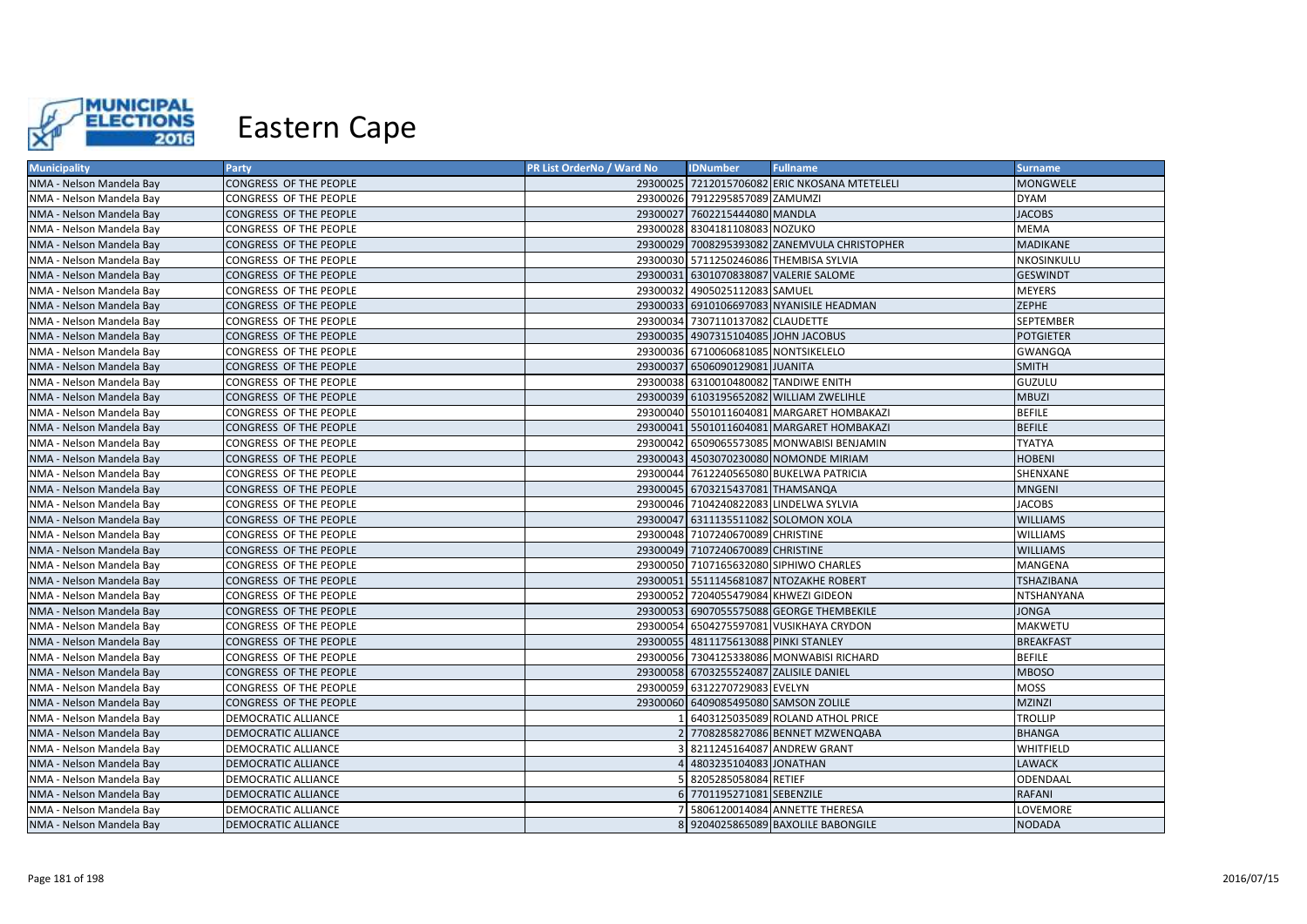# Eastern Cape

| Municipality | Party | PR List OrderNo / Ward No | IDNumber | Fullname | Surname |
|---|---|---|---|---|---|
| NMA - Nelson Mandela Bay | CONGRESS OF THE PEOPLE | 29300025 | 7212015706082 | ERIC NKOSANA MTETELELI | MONGWELE |
| NMA - Nelson Mandela Bay | CONGRESS OF THE PEOPLE | 29300026 | 7912295857089 | ZAMUMZI | DYAM |
| NMA - Nelson Mandela Bay | CONGRESS OF THE PEOPLE | 29300027 | 7602215444080 | MANDLA | JACOBS |
| NMA - Nelson Mandela Bay | CONGRESS OF THE PEOPLE | 29300028 | 8304181108083 | NOZUKO | MEMA |
| NMA - Nelson Mandela Bay | CONGRESS OF THE PEOPLE | 29300029 | 7008295393082 | ZANEMVULA CHRISTOPHER | MADIKANE |
| NMA - Nelson Mandela Bay | CONGRESS OF THE PEOPLE | 29300030 | 5711250246086 | THEMBISA SYLVIA | NKOSINKULU |
| NMA - Nelson Mandela Bay | CONGRESS OF THE PEOPLE | 29300031 | 6301070838087 | VALERIE SALOME | GESWINDT |
| NMA - Nelson Mandela Bay | CONGRESS OF THE PEOPLE | 29300032 | 4905025112083 | SAMUEL | MEYERS |
| NMA - Nelson Mandela Bay | CONGRESS OF THE PEOPLE | 29300033 | 6910106697083 | NYANISILE HEADMAN | ZEPHE |
| NMA - Nelson Mandela Bay | CONGRESS OF THE PEOPLE | 29300034 | 7307110137082 | CLAUDETTE | SEPTEMBER |
| NMA - Nelson Mandela Bay | CONGRESS OF THE PEOPLE | 29300035 | 4907315104085 | JOHN JACOBUS | POTGIETER |
| NMA - Nelson Mandela Bay | CONGRESS OF THE PEOPLE | 29300036 | 6710060681085 | NONTSIKELELO | GWANGQA |
| NMA - Nelson Mandela Bay | CONGRESS OF THE PEOPLE | 29300037 | 6506090129081 | JUANITA | SMITH |
| NMA - Nelson Mandela Bay | CONGRESS OF THE PEOPLE | 29300038 | 6310010480082 | TANDIWE ENITH | GUZULU |
| NMA - Nelson Mandela Bay | CONGRESS OF THE PEOPLE | 29300039 | 6103195652082 | WILLIAM ZWELIHLE | MBUZI |
| NMA - Nelson Mandela Bay | CONGRESS OF THE PEOPLE | 29300040 | 5501011604081 | MARGARET HOMBAKAZI | BEFILE |
| NMA - Nelson Mandela Bay | CONGRESS OF THE PEOPLE | 29300041 | 5501011604081 | MARGARET HOMBAKAZI | BEFILE |
| NMA - Nelson Mandela Bay | CONGRESS OF THE PEOPLE | 29300042 | 6509065573085 | MONWABISI BENJAMIN | TYATYA |
| NMA - Nelson Mandela Bay | CONGRESS OF THE PEOPLE | 29300043 | 4503070230080 | NOMONDE MIRIAM | HOBENI |
| NMA - Nelson Mandela Bay | CONGRESS OF THE PEOPLE | 29300044 | 7612240565080 | BUKELWA PATRICIA | SHENXANE |
| NMA - Nelson Mandela Bay | CONGRESS OF THE PEOPLE | 29300045 | 6703215437081 | THAMSANQA | MNGENI |
| NMA - Nelson Mandela Bay | CONGRESS OF THE PEOPLE | 29300046 | 7104240822083 | LINDELWA SYLVIA | JACOBS |
| NMA - Nelson Mandela Bay | CONGRESS OF THE PEOPLE | 29300047 | 6311135511082 | SOLOMON XOLA | WILLIAMS |
| NMA - Nelson Mandela Bay | CONGRESS OF THE PEOPLE | 29300048 | 7107240670089 | CHRISTINE | WILLIAMS |
| NMA - Nelson Mandela Bay | CONGRESS OF THE PEOPLE | 29300049 | 7107240670089 | CHRISTINE | WILLIAMS |
| NMA - Nelson Mandela Bay | CONGRESS OF THE PEOPLE | 29300050 | 7107165632080 | SIPHIWO CHARLES | MANGENA |
| NMA - Nelson Mandela Bay | CONGRESS OF THE PEOPLE | 29300051 | 5511145681087 | NTOZAKHE ROBERT | TSHAZIBANA |
| NMA - Nelson Mandela Bay | CONGRESS OF THE PEOPLE | 29300052 | 7204055479084 | KHWEZI GIDEON | NTSHANYANA |
| NMA - Nelson Mandela Bay | CONGRESS OF THE PEOPLE | 29300053 | 6907055575088 | GEORGE THEMBEKILE | JONGA |
| NMA - Nelson Mandela Bay | CONGRESS OF THE PEOPLE | 29300054 | 6504275597081 | VUSIKHAYA CRYDON | MAKWETU |
| NMA - Nelson Mandela Bay | CONGRESS OF THE PEOPLE | 29300055 | 4811175613088 | PINKI STANLEY | BREAKFAST |
| NMA - Nelson Mandela Bay | CONGRESS OF THE PEOPLE | 29300056 | 7304125338086 | MONWABISI RICHARD | BEFILE |
| NMA - Nelson Mandela Bay | CONGRESS OF THE PEOPLE | 29300058 | 6703255524087 | ZALISILE DANIEL | MBOSO |
| NMA - Nelson Mandela Bay | CONGRESS OF THE PEOPLE | 29300059 | 6312270729083 | EVELYN | MOSS |
| NMA - Nelson Mandela Bay | CONGRESS OF THE PEOPLE | 29300060 | 6409085495080 | SAMSON ZOLILE | MZINZI |
| NMA - Nelson Mandela Bay | DEMOCRATIC ALLIANCE | 1 | 6403125035089 | ROLAND ATHOL PRICE | TROLLIP |
| NMA - Nelson Mandela Bay | DEMOCRATIC ALLIANCE | 2 | 7708285827086 | BENNET MZWENQABA | BHANGA |
| NMA - Nelson Mandela Bay | DEMOCRATIC ALLIANCE | 3 | 8211245164087 | ANDREW GRANT | WHITFIELD |
| NMA - Nelson Mandela Bay | DEMOCRATIC ALLIANCE | 4 | 4803235104083 | JONATHAN | LAWACK |
| NMA - Nelson Mandela Bay | DEMOCRATIC ALLIANCE | 5 | 8205285058084 | RETIEF | ODENDAAL |
| NMA - Nelson Mandela Bay | DEMOCRATIC ALLIANCE | 6 | 7701195271081 | SEBENZILE | RAFANI |
| NMA - Nelson Mandela Bay | DEMOCRATIC ALLIANCE | 7 | 5806120014084 | ANNETTE THERESA | LOVEMORE |
| NMA - Nelson Mandela Bay | DEMOCRATIC ALLIANCE | 8 | 9204025865089 | BAXOLILE BABONGILE | NODADA |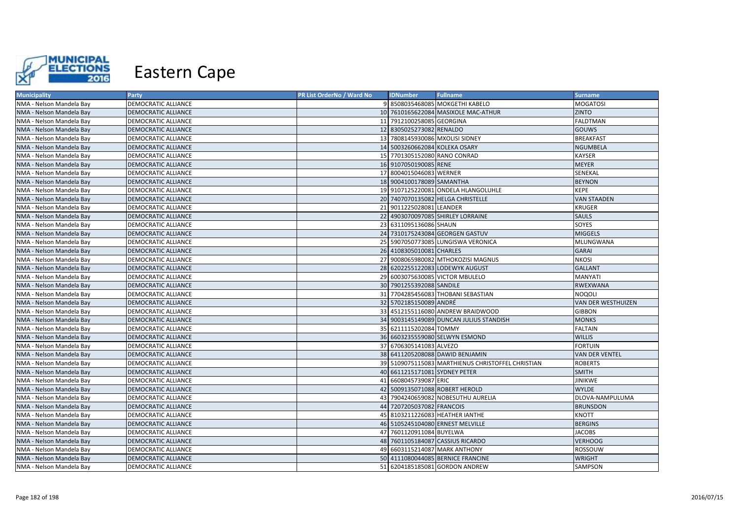# Eastern Cape

| Municipality | Party | PR List OrderNo / Ward No | IDNumber | Fullname | Surname |
|---|---|---|---|---|---|
| NMA - Nelson Mandela Bay | DEMOCRATIC ALLIANCE | 9 | 8508035468085 | MOKGETHI KABELO | MOGATOSI |
| NMA - Nelson Mandela Bay | DEMOCRATIC ALLIANCE | 10 | 7610165622084 | MASIXOLE MAC-ATHUR | ZINTO |
| NMA - Nelson Mandela Bay | DEMOCRATIC ALLIANCE | 11 | 7912100258085 | GEORGINA | FALDTMAN |
| NMA - Nelson Mandela Bay | DEMOCRATIC ALLIANCE | 12 | 8305025273082 | RENALDO | GOUWS |
| NMA - Nelson Mandela Bay | DEMOCRATIC ALLIANCE | 13 | 7808145930086 | MXOLISI SIDNEY | BREAKFAST |
| NMA - Nelson Mandela Bay | DEMOCRATIC ALLIANCE | 14 | 5003260662084 | KOLEKA OSARY | NGUMBELA |
| NMA - Nelson Mandela Bay | DEMOCRATIC ALLIANCE | 15 | 7701305152080 | RANO CONRAD | KAYSER |
| NMA - Nelson Mandela Bay | DEMOCRATIC ALLIANCE | 16 | 9107050190085 | RENE | MEYER |
| NMA - Nelson Mandela Bay | DEMOCRATIC ALLIANCE | 17 | 8004015046083 | WERNER | SENEKAL |
| NMA - Nelson Mandela Bay | DEMOCRATIC ALLIANCE | 18 | 9004100178089 | SAMANTHA | BEYNON |
| NMA - Nelson Mandela Bay | DEMOCRATIC ALLIANCE | 19 | 9107125220081 | ONDELA HLANGOLUHLE | KEPE |
| NMA - Nelson Mandela Bay | DEMOCRATIC ALLIANCE | 20 | 7407070135082 | HELGA CHRISTELLE | VAN STAADEN |
| NMA - Nelson Mandela Bay | DEMOCRATIC ALLIANCE | 21 | 9011225028081 | LEANDER | KRUGER |
| NMA - Nelson Mandela Bay | DEMOCRATIC ALLIANCE | 22 | 4903070097085 | SHIRLEY LORRAINE | SAULS |
| NMA - Nelson Mandela Bay | DEMOCRATIC ALLIANCE | 23 | 6311095136086 | SHAUN | SOYES |
| NMA - Nelson Mandela Bay | DEMOCRATIC ALLIANCE | 24 | 7310175243084 | GEORGEN GASTUV | MIGGELS |
| NMA - Nelson Mandela Bay | DEMOCRATIC ALLIANCE | 25 | 5907050773085 | LUNGISWA VERONICA | MLUNGWANA |
| NMA - Nelson Mandela Bay | DEMOCRATIC ALLIANCE | 26 | 4108305010081 | CHARLES | GARAI |
| NMA - Nelson Mandela Bay | DEMOCRATIC ALLIANCE | 27 | 9008065980082 | MTHOKOZISI MAGNUS | NKOSI |
| NMA - Nelson Mandela Bay | DEMOCRATIC ALLIANCE | 28 | 6202255122083 | LODEWYK AUGUST | GALLANT |
| NMA - Nelson Mandela Bay | DEMOCRATIC ALLIANCE | 29 | 6003075630085 | VICTOR MBULELO | MANYATI |
| NMA - Nelson Mandela Bay | DEMOCRATIC ALLIANCE | 30 | 7901255392088 | SANDILE | RWEXWANA |
| NMA - Nelson Mandela Bay | DEMOCRATIC ALLIANCE | 31 | 7704285456083 | THOBANI SEBASTIAN | NOQOLI |
| NMA - Nelson Mandela Bay | DEMOCRATIC ALLIANCE | 32 | 5702185150089 | ANDRÉ | VAN DER WESTHUIZEN |
| NMA - Nelson Mandela Bay | DEMOCRATIC ALLIANCE | 33 | 4512155116080 | ANDREW BRAIDWOOD | GIBBON |
| NMA - Nelson Mandela Bay | DEMOCRATIC ALLIANCE | 34 | 9003145149089 | DUNCAN JULIUS STANDISH | MONKS |
| NMA - Nelson Mandela Bay | DEMOCRATIC ALLIANCE | 35 | 6211115202084 | TOMMY | FALTAIN |
| NMA - Nelson Mandela Bay | DEMOCRATIC ALLIANCE | 36 | 6603235559080 | SELWYN ESMOND | WILLIS |
| NMA - Nelson Mandela Bay | DEMOCRATIC ALLIANCE | 37 | 6706305141083 | ALVEZO | FORTUIN |
| NMA - Nelson Mandela Bay | DEMOCRATIC ALLIANCE | 38 | 6411205208088 | DAWID BENJAMIN | VAN DER VENTEL |
| NMA - Nelson Mandela Bay | DEMOCRATIC ALLIANCE | 39 | 5109075115083 | MARTHIENUS CHRISTOFFEL CHRISTIAN | ROBERTS |
| NMA - Nelson Mandela Bay | DEMOCRATIC ALLIANCE | 40 | 6611215171081 | SYDNEY PETER | SMITH |
| NMA - Nelson Mandela Bay | DEMOCRATIC ALLIANCE | 41 | 6608045739087 | ERIC | JINIKWE |
| NMA - Nelson Mandela Bay | DEMOCRATIC ALLIANCE | 42 | 5009135071088 | ROBERT HEROLD | WYLDE |
| NMA - Nelson Mandela Bay | DEMOCRATIC ALLIANCE | 43 | 7904240659082 | NOBESUTHU AURELIA | DLOVA-NAMPULUMA |
| NMA - Nelson Mandela Bay | DEMOCRATIC ALLIANCE | 44 | 7207205037082 | FRANCOIS | BRUNSDON |
| NMA - Nelson Mandela Bay | DEMOCRATIC ALLIANCE | 45 | 8103211226083 | HEATHER IANTHE | KNOTT |
| NMA - Nelson Mandela Bay | DEMOCRATIC ALLIANCE | 46 | 5105245104080 | ERNEST MELVILLE | BERGINS |
| NMA - Nelson Mandela Bay | DEMOCRATIC ALLIANCE | 47 | 7601120911084 | BUYELWA | JACOBS |
| NMA - Nelson Mandela Bay | DEMOCRATIC ALLIANCE | 48 | 7601105184087 | CASSIUS RICARDO | VERHOOG |
| NMA - Nelson Mandela Bay | DEMOCRATIC ALLIANCE | 49 | 6603115214087 | MARK ANTHONY | ROSSOUW |
| NMA - Nelson Mandela Bay | DEMOCRATIC ALLIANCE | 50 | 4111080044085 | BERNICE FRANCINE | WRIGHT |
| NMA - Nelson Mandela Bay | DEMOCRATIC ALLIANCE | 51 | 6204185185081 | GORDON ANDREW | SAMPSON |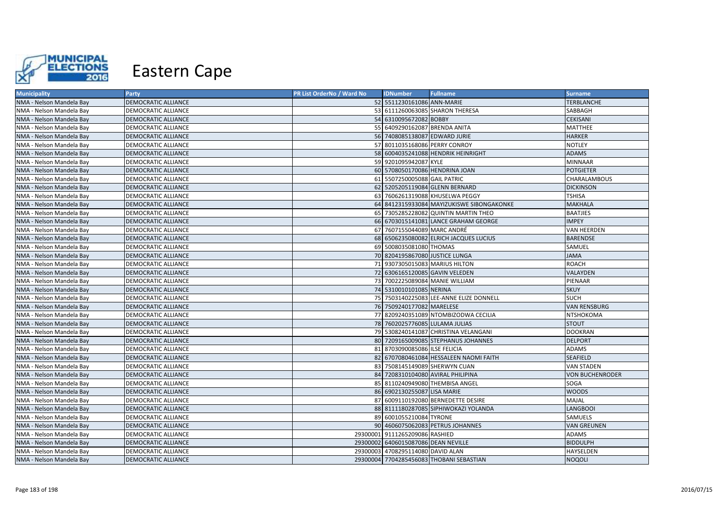# Eastern Cape

| Municipality | Party | PR List OrderNo / Ward No | IDNumber | Fullname | Surname |
|---|---|---|---|---|---|
| NMA - Nelson Mandela Bay | DEMOCRATIC ALLIANCE | 52 | 5511230161086 | ANN-MARIE | TERBLANCHE |
| NMA - Nelson Mandela Bay | DEMOCRATIC ALLIANCE | 53 | 6111260063085 | SHARON THERESA | SABBAGH |
| NMA - Nelson Mandela Bay | DEMOCRATIC ALLIANCE | 54 | 6310095672082 | BOBBY | CEKISANI |
| NMA - Nelson Mandela Bay | DEMOCRATIC ALLIANCE | 55 | 6409290162087 | BRENDA ANITA | MATTHEE |
| NMA - Nelson Mandela Bay | DEMOCRATIC ALLIANCE | 56 | 7408085138087 | EDWARD JURIE | HARKER |
| NMA - Nelson Mandela Bay | DEMOCRATIC ALLIANCE | 57 | 8011035168086 | PERRY CONROY | NOTLEY |
| NMA - Nelson Mandela Bay | DEMOCRATIC ALLIANCE | 58 | 6004035241088 | HENDRIK HEINRIGHT | ADAMS |
| NMA - Nelson Mandela Bay | DEMOCRATIC ALLIANCE | 59 | 9201095942087 | KYLE | MINNAAR |
| NMA - Nelson Mandela Bay | DEMOCRATIC ALLIANCE | 60 | 5708050170086 | HENDRINA JOAN | POTGIETER |
| NMA - Nelson Mandela Bay | DEMOCRATIC ALLIANCE | 61 | 5507250005088 | GAIL PATRIC | CHARALAMBOUS |
| NMA - Nelson Mandela Bay | DEMOCRATIC ALLIANCE | 62 | 5205205119084 | GLENN BERNARD | DICKINSON |
| NMA - Nelson Mandela Bay | DEMOCRATIC ALLIANCE | 63 | 7606261319088 | KHUSELWA PEGGY | TSHISA |
| NMA - Nelson Mandela Bay | DEMOCRATIC ALLIANCE | 64 | 8412315933084 | MAYIZUKISWE SIBONGAKONKE | MAKHALA |
| NMA - Nelson Mandela Bay | DEMOCRATIC ALLIANCE | 65 | 7305285228082 | QUINTIN MARTIN THEO | BAATJIES |
| NMA - Nelson Mandela Bay | DEMOCRATIC ALLIANCE | 66 | 6703015141081 | LANCE GRAHAM GEORGE | IMPEY |
| NMA - Nelson Mandela Bay | DEMOCRATIC ALLIANCE | 67 | 7607155044089 | MARC ANDRÉ | VAN HEERDEN |
| NMA - Nelson Mandela Bay | DEMOCRATIC ALLIANCE | 68 | 6506235080082 | ELRICH JACQUES LUCIUS | BARENDSE |
| NMA - Nelson Mandela Bay | DEMOCRATIC ALLIANCE | 69 | 5008035081080 | THOMAS | SAMUEL |
| NMA - Nelson Mandela Bay | DEMOCRATIC ALLIANCE | 70 | 8204195867080 | JUSTICE LUNGA | JAMA |
| NMA - Nelson Mandela Bay | DEMOCRATIC ALLIANCE | 71 | 9307305015083 | MARIUS HILTON | ROACH |
| NMA - Nelson Mandela Bay | DEMOCRATIC ALLIANCE | 72 | 6306165120085 | GAVIN VELEDEN | VALAYDEN |
| NMA - Nelson Mandela Bay | DEMOCRATIC ALLIANCE | 73 | 7002225089084 | MANIE WILLIAM | PIENAAR |
| NMA - Nelson Mandela Bay | DEMOCRATIC ALLIANCE | 74 | 5310010101085 | NERINA | SKUY |
| NMA - Nelson Mandela Bay | DEMOCRATIC ALLIANCE | 75 | 7503140225083 | LEE-ANNE ELIZE DONNELL | SUCH |
| NMA - Nelson Mandela Bay | DEMOCRATIC ALLIANCE | 76 | 7509240177082 | MARELESE | VAN RENSBURG |
| NMA - Nelson Mandela Bay | DEMOCRATIC ALLIANCE | 77 | 8209240351089 | NTOMBIZODWA CECILIA | NTSHOKOMA |
| NMA - Nelson Mandela Bay | DEMOCRATIC ALLIANCE | 78 | 7602025776085 | LULAMA JULIAS | STOUT |
| NMA - Nelson Mandela Bay | DEMOCRATIC ALLIANCE | 79 | 5308240141087 | CHRISTINA VELANGANI | DOOKRAN |
| NMA - Nelson Mandela Bay | DEMOCRATIC ALLIANCE | 80 | 7209165009085 | STEPHANUS JOHANNES | DELPORT |
| NMA - Nelson Mandela Bay | DEMOCRATIC ALLIANCE | 81 | 8703090085086 | ILSE FELICIA | ADAMS |
| NMA - Nelson Mandela Bay | DEMOCRATIC ALLIANCE | 82 | 6707080461084 | HESSALEEN NAOMI FAITH | SEAFIELD |
| NMA - Nelson Mandela Bay | DEMOCRATIC ALLIANCE | 83 | 7508145149089 | SHERWYN CUAN | VAN STADEN |
| NMA - Nelson Mandela Bay | DEMOCRATIC ALLIANCE | 84 | 7208310104080 | AVIRAL PHILIPINA | VON BUCHENRODER |
| NMA - Nelson Mandela Bay | DEMOCRATIC ALLIANCE | 85 | 8110240949080 | THEMBISA ANGEL | SOGA |
| NMA - Nelson Mandela Bay | DEMOCRATIC ALLIANCE | 86 | 6902130255087 | LISA MARIE | WOODS |
| NMA - Nelson Mandela Bay | DEMOCRATIC ALLIANCE | 87 | 6009110192080 | BERNEDETTE DESIRE | MAJAL |
| NMA - Nelson Mandela Bay | DEMOCRATIC ALLIANCE | 88 | 8111180287085 | SIPHIWOKAZI YOLANDA | LANGBOOI |
| NMA - Nelson Mandela Bay | DEMOCRATIC ALLIANCE | 89 | 6001055210084 | TYRONE | SAMUELS |
| NMA - Nelson Mandela Bay | DEMOCRATIC ALLIANCE | 90 | 4606075062083 | PETRUS JOHANNES | VAN GREUNEN |
| NMA - Nelson Mandela Bay | DEMOCRATIC ALLIANCE | 29300001 | 9111265209086 | RASHIED | ADAMS |
| NMA - Nelson Mandela Bay | DEMOCRATIC ALLIANCE | 29300002 | 6406015087086 | DEAN NEVILLE | BIDDULPH |
| NMA - Nelson Mandela Bay | DEMOCRATIC ALLIANCE | 29300003 | 4708295114080 | DAVID ALAN | HAYSELDEN |
| NMA - Nelson Mandela Bay | DEMOCRATIC ALLIANCE | 29300004 | 7704285456083 | THOBANI SEBASTIAN | NOQOLI |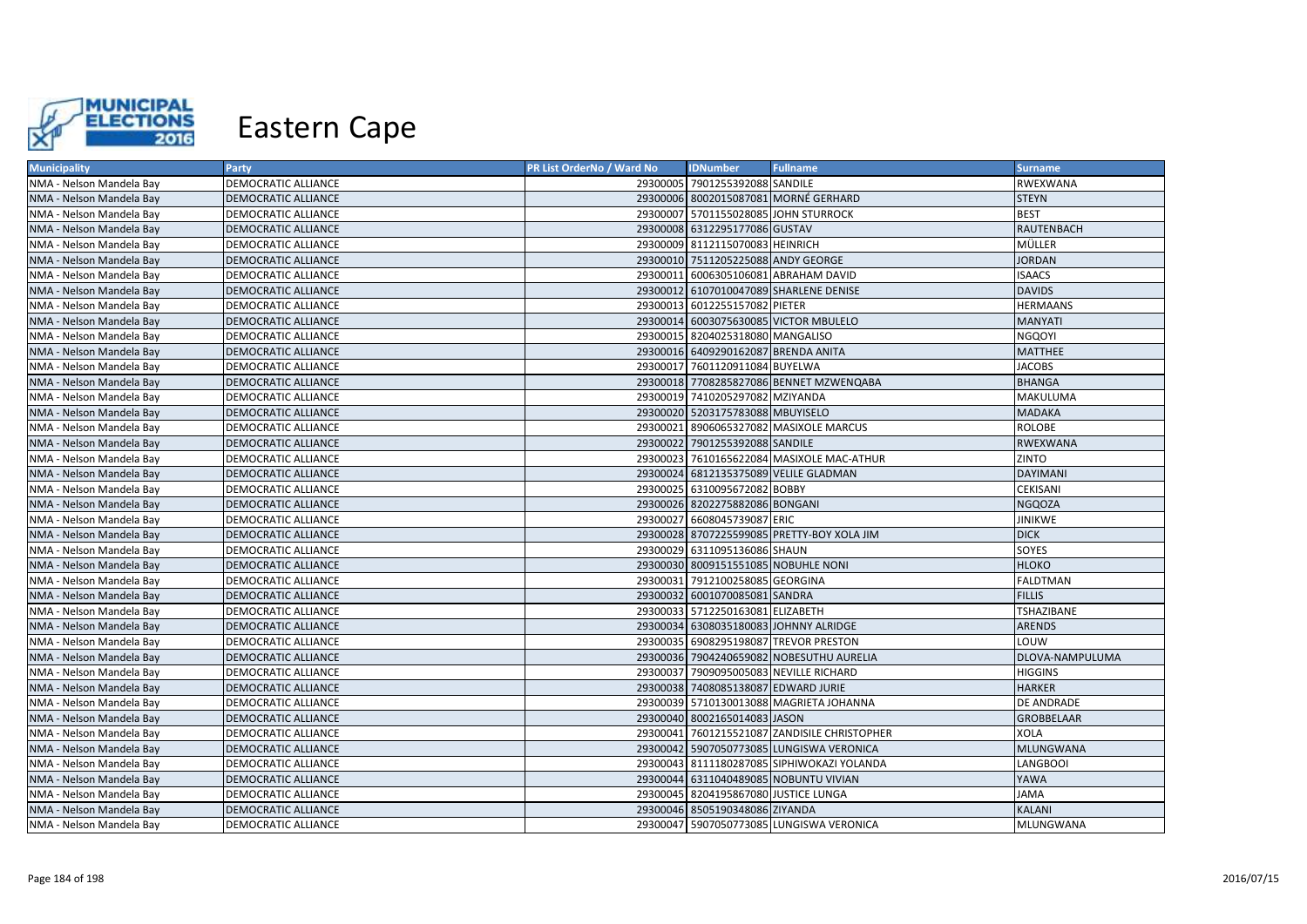# Eastern Cape

| Municipality | Party | PR List OrderNo / Ward No | IDNumber | Fullname | Surname |
|---|---|---|---|---|---|
| NMA - Nelson Mandela Bay | DEMOCRATIC ALLIANCE | 29300005 | 7901255392088 | SANDILE | RWEXWANA |
| NMA - Nelson Mandela Bay | DEMOCRATIC ALLIANCE | 29300006 | 8002015087081 | MORNÉ GERHARD | STEYN |
| NMA - Nelson Mandela Bay | DEMOCRATIC ALLIANCE | 29300007 | 5701155028085 | JOHN STURROCK | BEST |
| NMA - Nelson Mandela Bay | DEMOCRATIC ALLIANCE | 29300008 | 6312295177086 | GUSTAV | RAUTENBACH |
| NMA - Nelson Mandela Bay | DEMOCRATIC ALLIANCE | 29300009 | 8112115070083 | HEINRICH | MÜLLER |
| NMA - Nelson Mandela Bay | DEMOCRATIC ALLIANCE | 29300010 | 7511205225088 | ANDY GEORGE | JORDAN |
| NMA - Nelson Mandela Bay | DEMOCRATIC ALLIANCE | 29300011 | 6006305106081 | ABRAHAM DAVID | ISAACS |
| NMA - Nelson Mandela Bay | DEMOCRATIC ALLIANCE | 29300012 | 6107010047089 | SHARLENE DENISE | DAVIDS |
| NMA - Nelson Mandela Bay | DEMOCRATIC ALLIANCE | 29300013 | 6012255157082 | PIETER | HERMAANS |
| NMA - Nelson Mandela Bay | DEMOCRATIC ALLIANCE | 29300014 | 6003075630085 | VICTOR MBULELO | MANYATI |
| NMA - Nelson Mandela Bay | DEMOCRATIC ALLIANCE | 29300015 | 8204025318080 | MANGALISO | NGQOYI |
| NMA - Nelson Mandela Bay | DEMOCRATIC ALLIANCE | 29300016 | 6409290162087 | BRENDA ANITA | MATTHEE |
| NMA - Nelson Mandela Bay | DEMOCRATIC ALLIANCE | 29300017 | 7601120911084 | BUYELWA | JACOBS |
| NMA - Nelson Mandela Bay | DEMOCRATIC ALLIANCE | 29300018 | 7708285827086 | BENNET MZWENQABA | BHANGA |
| NMA - Nelson Mandela Bay | DEMOCRATIC ALLIANCE | 29300019 | 7410205297082 | MZIYANDA | MAKULUMA |
| NMA - Nelson Mandela Bay | DEMOCRATIC ALLIANCE | 29300020 | 5203175783088 | MBUYISELO | MADAKA |
| NMA - Nelson Mandela Bay | DEMOCRATIC ALLIANCE | 29300021 | 8906065327082 | MASIXOLE MARCUS | ROLOBE |
| NMA - Nelson Mandela Bay | DEMOCRATIC ALLIANCE | 29300022 | 7901255392088 | SANDILE | RWEXWANA |
| NMA - Nelson Mandela Bay | DEMOCRATIC ALLIANCE | 29300023 | 7610165622084 | MASIXOLE MAC-ATHUR | ZINTO |
| NMA - Nelson Mandela Bay | DEMOCRATIC ALLIANCE | 29300024 | 6812135375089 | VELILE GLADMAN | DAYIMANI |
| NMA - Nelson Mandela Bay | DEMOCRATIC ALLIANCE | 29300025 | 6310095672082 | BOBBY | CEKISANI |
| NMA - Nelson Mandela Bay | DEMOCRATIC ALLIANCE | 29300026 | 8202275882086 | BONGANI | NGQOZA |
| NMA - Nelson Mandela Bay | DEMOCRATIC ALLIANCE | 29300027 | 6608045739087 | ERIC | JINIKWE |
| NMA - Nelson Mandela Bay | DEMOCRATIC ALLIANCE | 29300028 | 8707225599085 | PRETTY-BOY XOLA JIM | DICK |
| NMA - Nelson Mandela Bay | DEMOCRATIC ALLIANCE | 29300029 | 6311095136086 | SHAUN | SOYES |
| NMA - Nelson Mandela Bay | DEMOCRATIC ALLIANCE | 29300030 | 8009151551085 | NOBUHLE NONI | HLOKO |
| NMA - Nelson Mandela Bay | DEMOCRATIC ALLIANCE | 29300031 | 7912100258085 | GEORGINA | FALDTMAN |
| NMA - Nelson Mandela Bay | DEMOCRATIC ALLIANCE | 29300032 | 6001070085081 | SANDRA | FILLIS |
| NMA - Nelson Mandela Bay | DEMOCRATIC ALLIANCE | 29300033 | 5712250163081 | ELIZABETH | TSHAZIBANE |
| NMA - Nelson Mandela Bay | DEMOCRATIC ALLIANCE | 29300034 | 6308035180083 | JOHNNY ALRIDGE | ARENDS |
| NMA - Nelson Mandela Bay | DEMOCRATIC ALLIANCE | 29300035 | 6908295198087 | TREVOR PRESTON | LOUW |
| NMA - Nelson Mandela Bay | DEMOCRATIC ALLIANCE | 29300036 | 7904240659082 | NOBESUTHU AURELIA | DLOVA-NAMPULUMA |
| NMA - Nelson Mandela Bay | DEMOCRATIC ALLIANCE | 29300037 | 7909095005083 | NEVILLE RICHARD | HIGGINS |
| NMA - Nelson Mandela Bay | DEMOCRATIC ALLIANCE | 29300038 | 7408085138087 | EDWARD JURIE | HARKER |
| NMA - Nelson Mandela Bay | DEMOCRATIC ALLIANCE | 29300039 | 5710130013088 | MAGRIETA JOHANNA | DE ANDRADE |
| NMA - Nelson Mandela Bay | DEMOCRATIC ALLIANCE | 29300040 | 8002165014083 | JASON | GROBBELAAR |
| NMA - Nelson Mandela Bay | DEMOCRATIC ALLIANCE | 29300041 | 7601215521087 | ZANDISILE CHRISTOPHER | XOLA |
| NMA - Nelson Mandela Bay | DEMOCRATIC ALLIANCE | 29300042 | 5907050773085 | LUNGISWA VERONICA | MLUNGWANA |
| NMA - Nelson Mandela Bay | DEMOCRATIC ALLIANCE | 29300043 | 8111180287085 | SIPHIWOKAZI YOLANDA | LANGBOOI |
| NMA - Nelson Mandela Bay | DEMOCRATIC ALLIANCE | 29300044 | 6311040489085 | NOBUNTU VIVIAN | YAWA |
| NMA - Nelson Mandela Bay | DEMOCRATIC ALLIANCE | 29300045 | 8204195867080 | JUSTICE LUNGA | JAMA |
| NMA - Nelson Mandela Bay | DEMOCRATIC ALLIANCE | 29300046 | 8505190348086 | ZIYANDA | KALANI |
| NMA - Nelson Mandela Bay | DEMOCRATIC ALLIANCE | 29300047 | 5907050773085 | LUNGISWA VERONICA | MLUNGWANA |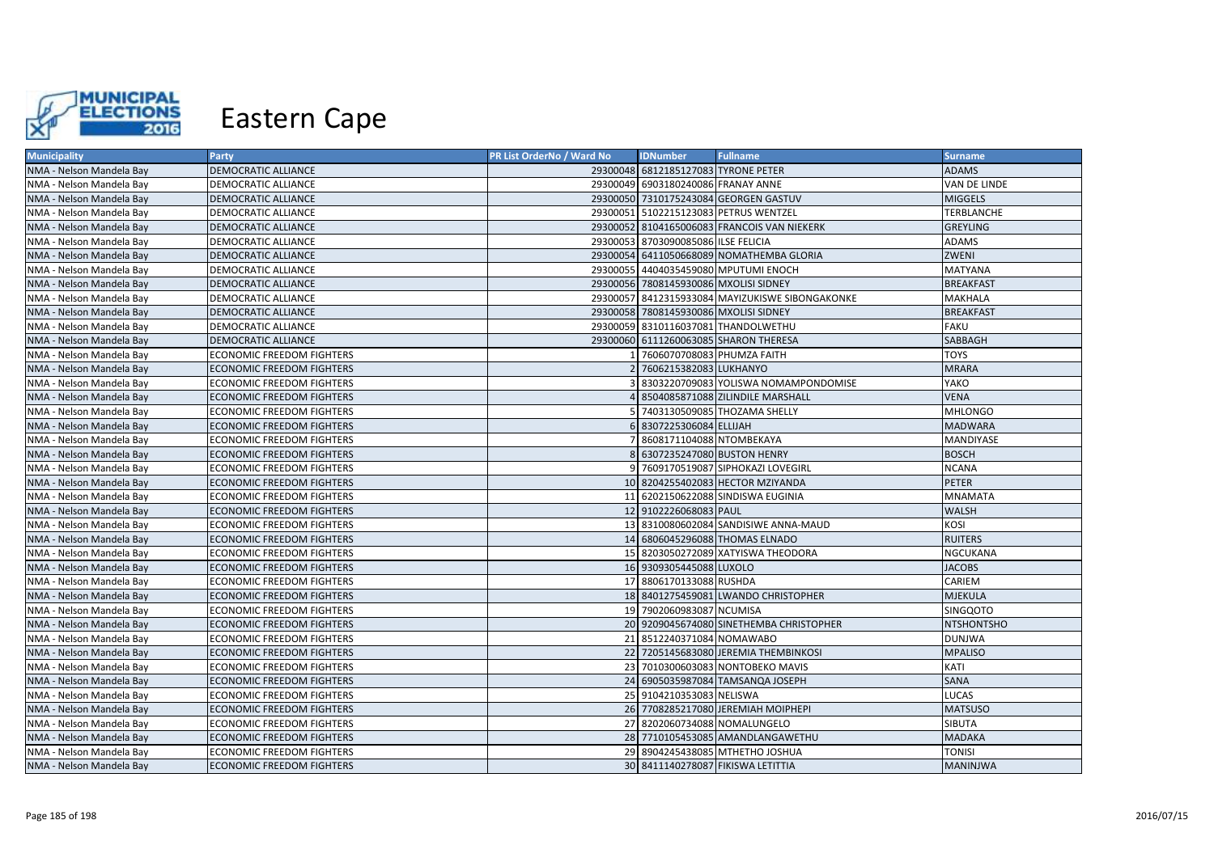# Eastern Cape

| Municipality | Party | PR List OrderNo / Ward No | IDNumber | Fullname | Surname |
|---|---|---|---|---|---|
| NMA - Nelson Mandela Bay | DEMOCRATIC ALLIANCE | 29300048 | 6812185127083 | TYRONE PETER | ADAMS |
| NMA - Nelson Mandela Bay | DEMOCRATIC ALLIANCE | 29300049 | 6903180240086 | FRANAY ANNE | VAN DE LINDE |
| NMA - Nelson Mandela Bay | DEMOCRATIC ALLIANCE | 29300050 | 7310175243084 | GEORGEN GASTUV | MIGGELS |
| NMA - Nelson Mandela Bay | DEMOCRATIC ALLIANCE | 29300051 | 5102215123083 | PETRUS WENTZEL | TERBLANCHE |
| NMA - Nelson Mandela Bay | DEMOCRATIC ALLIANCE | 29300052 | 8104165006083 | FRANCOIS VAN NIEKERK | GREYLING |
| NMA - Nelson Mandela Bay | DEMOCRATIC ALLIANCE | 29300053 | 8703090085086 | ILSE FELICIA | ADAMS |
| NMA - Nelson Mandela Bay | DEMOCRATIC ALLIANCE | 29300054 | 6411050668089 | NOMATHEMBA GLORIA | ZWENI |
| NMA - Nelson Mandela Bay | DEMOCRATIC ALLIANCE | 29300055 | 4404035459080 | MPUTUMI ENOCH | MATYANA |
| NMA - Nelson Mandela Bay | DEMOCRATIC ALLIANCE | 29300056 | 7808145930086 | MXOLISI SIDNEY | BREAKFAST |
| NMA - Nelson Mandela Bay | DEMOCRATIC ALLIANCE | 29300057 | 8412315933084 | MAYIZUKISWE SIBONGAKONKE | MAKHALA |
| NMA - Nelson Mandela Bay | DEMOCRATIC ALLIANCE | 29300058 | 7808145930086 | MXOLISI SIDNEY | BREAKFAST |
| NMA - Nelson Mandela Bay | DEMOCRATIC ALLIANCE | 29300059 | 8310116037081 | THANDOLWETHU | FAKU |
| NMA - Nelson Mandela Bay | DEMOCRATIC ALLIANCE | 29300060 | 6111260063085 | SHARON THERESA | SABBAGH |
| NMA - Nelson Mandela Bay | ECONOMIC FREEDOM FIGHTERS | 1 | 7606070708083 | PHUMZA FAITH | TOYS |
| NMA - Nelson Mandela Bay | ECONOMIC FREEDOM FIGHTERS | 2 | 7606215382083 | LUKHANYO | MRARA |
| NMA - Nelson Mandela Bay | ECONOMIC FREEDOM FIGHTERS | 3 | 8303220709083 | YOLISWA NOMAMPONDOMISE | YAKO |
| NMA - Nelson Mandela Bay | ECONOMIC FREEDOM FIGHTERS | 4 | 8504085871088 | ZILINDILE MARSHALL | VENA |
| NMA - Nelson Mandela Bay | ECONOMIC FREEDOM FIGHTERS | 5 | 7403130509085 | THOZAMA SHELLY | MHLONGO |
| NMA - Nelson Mandela Bay | ECONOMIC FREEDOM FIGHTERS | 6 | 8307225306084 | ELLIJAH | MADWARA |
| NMA - Nelson Mandela Bay | ECONOMIC FREEDOM FIGHTERS | 7 | 8608171104088 | NTOMBEKAYA | MANDIYASE |
| NMA - Nelson Mandela Bay | ECONOMIC FREEDOM FIGHTERS | 8 | 6307235247080 | BUSTON HENRY | BOSCH |
| NMA - Nelson Mandela Bay | ECONOMIC FREEDOM FIGHTERS | 9 | 7609170519087 | SIPHOKAZI LOVEGIRL | NCANA |
| NMA - Nelson Mandela Bay | ECONOMIC FREEDOM FIGHTERS | 10 | 8204255402083 | HECTOR MZIYANDA | PETER |
| NMA - Nelson Mandela Bay | ECONOMIC FREEDOM FIGHTERS | 11 | 6202150622088 | SINDISWA EUGINIA | MNAMATA |
| NMA - Nelson Mandela Bay | ECONOMIC FREEDOM FIGHTERS | 12 | 9102226068083 | PAUL | WALSH |
| NMA - Nelson Mandela Bay | ECONOMIC FREEDOM FIGHTERS | 13 | 8310080602084 | SANDISIWE ANNA-MAUD | KOSI |
| NMA - Nelson Mandela Bay | ECONOMIC FREEDOM FIGHTERS | 14 | 6806045296088 | THOMAS ELNADO | RUITERS |
| NMA - Nelson Mandela Bay | ECONOMIC FREEDOM FIGHTERS | 15 | 8203050272089 | XATYISWA THEODORA | NGCUKANA |
| NMA - Nelson Mandela Bay | ECONOMIC FREEDOM FIGHTERS | 16 | 9309305445088 | LUXOLO | JACOBS |
| NMA - Nelson Mandela Bay | ECONOMIC FREEDOM FIGHTERS | 17 | 8806170133088 | RUSHDA | CARIEM |
| NMA - Nelson Mandela Bay | ECONOMIC FREEDOM FIGHTERS | 18 | 8401275459081 | LWANDO CHRISTOPHER | MJEKULA |
| NMA - Nelson Mandela Bay | ECONOMIC FREEDOM FIGHTERS | 19 | 7902060983087 | NCUMISA | SINGQOTO |
| NMA - Nelson Mandela Bay | ECONOMIC FREEDOM FIGHTERS | 20 | 9209045674080 | SINETHEMBA CHRISTOPHER | NTSHONTSHO |
| NMA - Nelson Mandela Bay | ECONOMIC FREEDOM FIGHTERS | 21 | 8512240371084 | NOMAWABO | DUNJWA |
| NMA - Nelson Mandela Bay | ECONOMIC FREEDOM FIGHTERS | 22 | 7205145683080 | JEREMIA THEMBINKOSI | MPALISO |
| NMA - Nelson Mandela Bay | ECONOMIC FREEDOM FIGHTERS | 23 | 7010300603083 | NONTOBEKO MAVIS | KATI |
| NMA - Nelson Mandela Bay | ECONOMIC FREEDOM FIGHTERS | 24 | 6905035987084 | TAMSANQA JOSEPH | SANA |
| NMA - Nelson Mandela Bay | ECONOMIC FREEDOM FIGHTERS | 25 | 9104210353083 | NELISWA | LUCAS |
| NMA - Nelson Mandela Bay | ECONOMIC FREEDOM FIGHTERS | 26 | 7708285217080 | JEREMIAH MOIPHEPI | MATSUSO |
| NMA - Nelson Mandela Bay | ECONOMIC FREEDOM FIGHTERS | 27 | 8202060734088 | NOMALUNGELO | SIBUTA |
| NMA - Nelson Mandela Bay | ECONOMIC FREEDOM FIGHTERS | 28 | 7710105453085 | AMANDLANGAWETHU | MADAKA |
| NMA - Nelson Mandela Bay | ECONOMIC FREEDOM FIGHTERS | 29 | 8904245438085 | MTHETHO JOSHUA | TONISI |
| NMA - Nelson Mandela Bay | ECONOMIC FREEDOM FIGHTERS | 30 | 8411140278087 | FIKISWA LETITTIA | MANINJWA |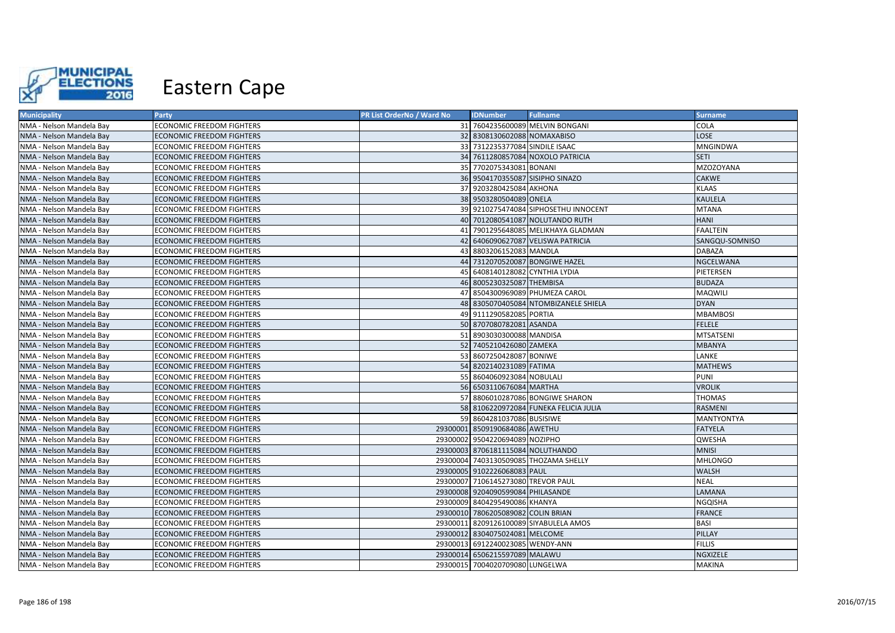# Eastern Cape

| Municipality | Party | PR List OrderNo / Ward No | IDNumber | Fullname | Surname |
|---|---|---|---|---|---|
| NMA - Nelson Mandela Bay | ECONOMIC FREEDOM FIGHTERS | 31 | 7604235600089 | MELVIN BONGANI | COLA |
| NMA - Nelson Mandela Bay | ECONOMIC FREEDOM FIGHTERS | 32 | 8308130602088 | NOMAXABISO | LOSE |
| NMA - Nelson Mandela Bay | ECONOMIC FREEDOM FIGHTERS | 33 | 7312235377084 | SINDILE ISAAC | MNGINDWA |
| NMA - Nelson Mandela Bay | ECONOMIC FREEDOM FIGHTERS | 34 | 7611280857084 | NOXOLO PATRICIA | SETI |
| NMA - Nelson Mandela Bay | ECONOMIC FREEDOM FIGHTERS | 35 | 7702075343081 | BONANI | MZOZOYANA |
| NMA - Nelson Mandela Bay | ECONOMIC FREEDOM FIGHTERS | 36 | 9504170355087 | SISIPHO SINAZO | CAKWE |
| NMA - Nelson Mandela Bay | ECONOMIC FREEDOM FIGHTERS | 37 | 9203280425084 | AKHONA | KLAAS |
| NMA - Nelson Mandela Bay | ECONOMIC FREEDOM FIGHTERS | 38 | 9503280504089 | ONELA | KAULELA |
| NMA - Nelson Mandela Bay | ECONOMIC FREEDOM FIGHTERS | 39 | 9210275474084 | SIPHOSETHU INNOCENT | MTANA |
| NMA - Nelson Mandela Bay | ECONOMIC FREEDOM FIGHTERS | 40 | 7012080541087 | NOLUTANDO RUTH | HANI |
| NMA - Nelson Mandela Bay | ECONOMIC FREEDOM FIGHTERS | 41 | 7901295648085 | MELIKHAYA GLADMAN | FAALTEIN |
| NMA - Nelson Mandela Bay | ECONOMIC FREEDOM FIGHTERS | 42 | 6406090627087 | VELISWA PATRICIA | SANGQU-SOMNISO |
| NMA - Nelson Mandela Bay | ECONOMIC FREEDOM FIGHTERS | 43 | 8803206152083 | MANDLA | DABAZA |
| NMA - Nelson Mandela Bay | ECONOMIC FREEDOM FIGHTERS | 44 | 7312070520087 | BONGIWE HAZEL | NGCELWANA |
| NMA - Nelson Mandela Bay | ECONOMIC FREEDOM FIGHTERS | 45 | 6408140128082 | CYNTHIA LYDIA | PIETERSEN |
| NMA - Nelson Mandela Bay | ECONOMIC FREEDOM FIGHTERS | 46 | 8005230325087 | THEMBISA | BUDAZA |
| NMA - Nelson Mandela Bay | ECONOMIC FREEDOM FIGHTERS | 47 | 8504300969089 | PHUMEZA CAROL | MAQWILI |
| NMA - Nelson Mandela Bay | ECONOMIC FREEDOM FIGHTERS | 48 | 8305070405084 | NTOMBIZANELE SHIELA | DYAN |
| NMA - Nelson Mandela Bay | ECONOMIC FREEDOM FIGHTERS | 49 | 9111290582085 | PORTIA | MBAMBOSI |
| NMA - Nelson Mandela Bay | ECONOMIC FREEDOM FIGHTERS | 50 | 8707080782081 | ASANDA | FELELE |
| NMA - Nelson Mandela Bay | ECONOMIC FREEDOM FIGHTERS | 51 | 8903030300088 | MANDISA | MTSATSENI |
| NMA - Nelson Mandela Bay | ECONOMIC FREEDOM FIGHTERS | 52 | 7405210426080 | ZAMEKA | MBANYA |
| NMA - Nelson Mandela Bay | ECONOMIC FREEDOM FIGHTERS | 53 | 8607250428087 | BONIWE | LANKE |
| NMA - Nelson Mandela Bay | ECONOMIC FREEDOM FIGHTERS | 54 | 8202140231089 | FATIMA | MATHEWS |
| NMA - Nelson Mandela Bay | ECONOMIC FREEDOM FIGHTERS | 55 | 8604060923084 | NOBULALI | PUNI |
| NMA - Nelson Mandela Bay | ECONOMIC FREEDOM FIGHTERS | 56 | 6503110676084 | MARTHA | VROLIK |
| NMA - Nelson Mandela Bay | ECONOMIC FREEDOM FIGHTERS | 57 | 8806010287086 | BONGIWE SHARON | THOMAS |
| NMA - Nelson Mandela Bay | ECONOMIC FREEDOM FIGHTERS | 58 | 8106220972084 | FUNEKA FELICIA JULIA | RASMENI |
| NMA - Nelson Mandela Bay | ECONOMIC FREEDOM FIGHTERS | 59 | 8604281037086 | BUSISIWE | MANTYONTYA |
| NMA - Nelson Mandela Bay | ECONOMIC FREEDOM FIGHTERS | 29300001 | 8509190684086 | AWETHU | FATYELA |
| NMA - Nelson Mandela Bay | ECONOMIC FREEDOM FIGHTERS | 29300002 | 9504220694089 | NOZIPHO | QWESHA |
| NMA - Nelson Mandela Bay | ECONOMIC FREEDOM FIGHTERS | 29300003 | 8706181115084 | NOLUTHANDO | MNISI |
| NMA - Nelson Mandela Bay | ECONOMIC FREEDOM FIGHTERS | 29300004 | 7403130509085 | THOZAMA SHELLY | MHLONGO |
| NMA - Nelson Mandela Bay | ECONOMIC FREEDOM FIGHTERS | 29300005 | 9102226068083 | PAUL | WALSH |
| NMA - Nelson Mandela Bay | ECONOMIC FREEDOM FIGHTERS | 29300007 | 7106145273080 | TREVOR PAUL | NEAL |
| NMA - Nelson Mandela Bay | ECONOMIC FREEDOM FIGHTERS | 29300008 | 9204090599084 | PHILASANDE | LAMANA |
| NMA - Nelson Mandela Bay | ECONOMIC FREEDOM FIGHTERS | 29300009 | 8404295490086 | KHANYA | NGQISHA |
| NMA - Nelson Mandela Bay | ECONOMIC FREEDOM FIGHTERS | 29300010 | 7806205089082 | COLIN BRIAN | FRANCE |
| NMA - Nelson Mandela Bay | ECONOMIC FREEDOM FIGHTERS | 29300011 | 8209126100089 | SIYABULELA AMOS | BASI |
| NMA - Nelson Mandela Bay | ECONOMIC FREEDOM FIGHTERS | 29300012 | 8304075024081 | MELCOME | PILLAY |
| NMA - Nelson Mandela Bay | ECONOMIC FREEDOM FIGHTERS | 29300013 | 6912240023085 | WENDY-ANN | FILLIS |
| NMA - Nelson Mandela Bay | ECONOMIC FREEDOM FIGHTERS | 29300014 | 6506215597089 | MALAWU | NGXIZELE |
| NMA - Nelson Mandela Bay | ECONOMIC FREEDOM FIGHTERS | 29300015 | 7004020709080 | LUNGELWA | MAKINA |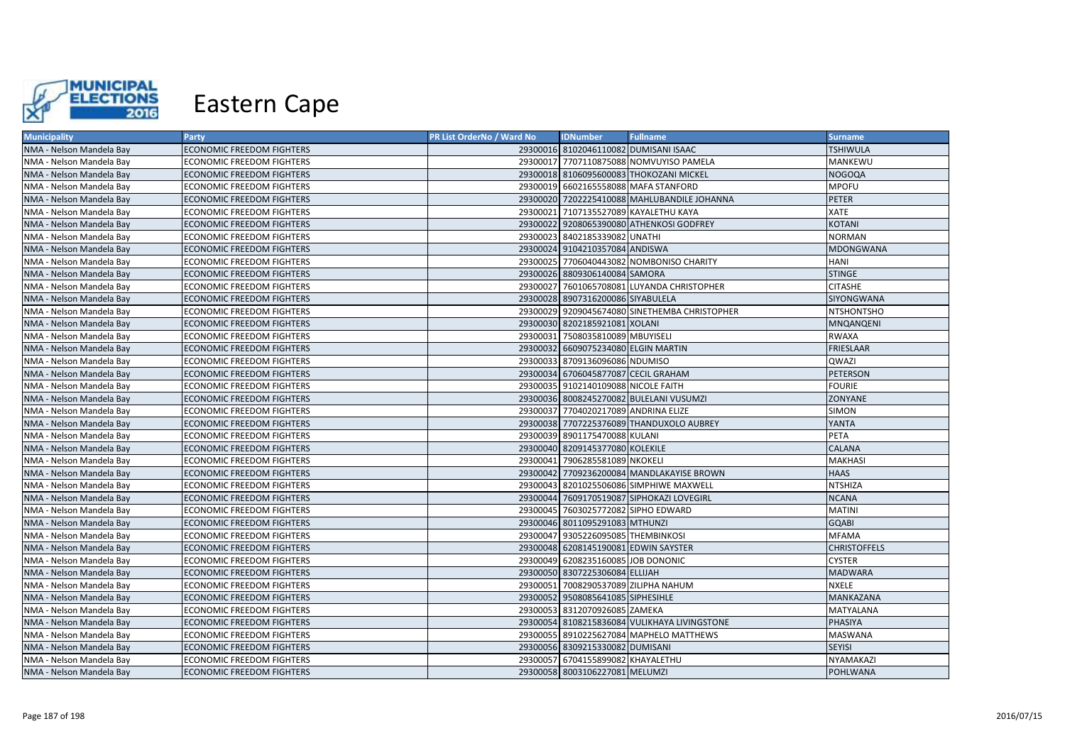# Eastern Cape

| Municipality | Party | PR List OrderNo / Ward No | IDNumber | Fullname | Surname |
|---|---|---|---|---|---|
| NMA - Nelson Mandela Bay | ECONOMIC FREEDOM FIGHTERS | 29300016 | 8102046110082 | DUMISANI ISAAC | TSHIWULA |
| NMA - Nelson Mandela Bay | ECONOMIC FREEDOM FIGHTERS | 29300017 | 7707110875088 | NOMVUYISO PAMELA | MANKEWU |
| NMA - Nelson Mandela Bay | ECONOMIC FREEDOM FIGHTERS | 29300018 | 8106095600083 | THOKOZANI MICKEL | NOGOQA |
| NMA - Nelson Mandela Bay | ECONOMIC FREEDOM FIGHTERS | 29300019 | 6602165558088 | MAFA STANFORD | MPOFU |
| NMA - Nelson Mandela Bay | ECONOMIC FREEDOM FIGHTERS | 29300020 | 7202225410088 | MAHLUBANDILE JOHANNA | PETER |
| NMA - Nelson Mandela Bay | ECONOMIC FREEDOM FIGHTERS | 29300021 | 7107135527089 | KAYALETHU KAYA | XATE |
| NMA - Nelson Mandela Bay | ECONOMIC FREEDOM FIGHTERS | 29300022 | 9208065390080 | ATHENKOSI GODFREY | KOTANI |
| NMA - Nelson Mandela Bay | ECONOMIC FREEDOM FIGHTERS | 29300023 | 8402185339082 | UNATHI | NORMAN |
| NMA - Nelson Mandela Bay | ECONOMIC FREEDOM FIGHTERS | 29300024 | 9104210357084 | ANDISWA | MDONGWANA |
| NMA - Nelson Mandela Bay | ECONOMIC FREEDOM FIGHTERS | 29300025 | 7706040443082 | NOMBONISO CHARITY | HANI |
| NMA - Nelson Mandela Bay | ECONOMIC FREEDOM FIGHTERS | 29300026 | 8809306140084 | SAMORA | STINGE |
| NMA - Nelson Mandela Bay | ECONOMIC FREEDOM FIGHTERS | 29300027 | 7601065708081 | LUYANDA CHRISTOPHER | CITASHE |
| NMA - Nelson Mandela Bay | ECONOMIC FREEDOM FIGHTERS | 29300028 | 8907316200086 | SIYABULELA | SIYONGWANA |
| NMA - Nelson Mandela Bay | ECONOMIC FREEDOM FIGHTERS | 29300029 | 9209045674080 | SINETHEMBA CHRISTOPHER | NTSHONTSHO |
| NMA - Nelson Mandela Bay | ECONOMIC FREEDOM FIGHTERS | 29300030 | 8202185921081 | XOLANI | MNQANQENI |
| NMA - Nelson Mandela Bay | ECONOMIC FREEDOM FIGHTERS | 29300031 | 7508035810089 | MBUYISELI | RWAXA |
| NMA - Nelson Mandela Bay | ECONOMIC FREEDOM FIGHTERS | 29300032 | 6609075234080 | ELGIN MARTIN | FRIESLAAR |
| NMA - Nelson Mandela Bay | ECONOMIC FREEDOM FIGHTERS | 29300033 | 8709136096086 | NDUMISO | QWAZI |
| NMA - Nelson Mandela Bay | ECONOMIC FREEDOM FIGHTERS | 29300034 | 6706045877087 | CECIL GRAHAM | PETERSON |
| NMA - Nelson Mandela Bay | ECONOMIC FREEDOM FIGHTERS | 29300035 | 9102140109088 | NICOLE FAITH | FOURIE |
| NMA - Nelson Mandela Bay | ECONOMIC FREEDOM FIGHTERS | 29300036 | 8008245270082 | BULELANI VUSUMZI | ZONYANE |
| NMA - Nelson Mandela Bay | ECONOMIC FREEDOM FIGHTERS | 29300037 | 7704020217089 | ANDRINA ELIZE | SIMON |
| NMA - Nelson Mandela Bay | ECONOMIC FREEDOM FIGHTERS | 29300038 | 7707225376089 | THANDUXOLO AUBREY | YANTA |
| NMA - Nelson Mandela Bay | ECONOMIC FREEDOM FIGHTERS | 29300039 | 8901175470088 | KULANI | PETA |
| NMA - Nelson Mandela Bay | ECONOMIC FREEDOM FIGHTERS | 29300040 | 8209145377080 | KOLEKILE | CALANA |
| NMA - Nelson Mandela Bay | ECONOMIC FREEDOM FIGHTERS | 29300041 | 7906285581089 | NKOKELI | MAKHASI |
| NMA - Nelson Mandela Bay | ECONOMIC FREEDOM FIGHTERS | 29300042 | 7709236200084 | MANDLAKAYISE BROWN | HAAS |
| NMA - Nelson Mandela Bay | ECONOMIC FREEDOM FIGHTERS | 29300043 | 8201025506086 | SIMPHIWE MAXWELL | NTSHIZA |
| NMA - Nelson Mandela Bay | ECONOMIC FREEDOM FIGHTERS | 29300044 | 7609170519087 | SIPHOKAZI LOVEGIRL | NCANA |
| NMA - Nelson Mandela Bay | ECONOMIC FREEDOM FIGHTERS | 29300045 | 7603025772082 | SIPHO EDWARD | MATINI |
| NMA - Nelson Mandela Bay | ECONOMIC FREEDOM FIGHTERS | 29300046 | 8011095291083 | MTHUNZI | GQABI |
| NMA - Nelson Mandela Bay | ECONOMIC FREEDOM FIGHTERS | 29300047 | 9305226095085 | THEMBINKOSI | MFAMA |
| NMA - Nelson Mandela Bay | ECONOMIC FREEDOM FIGHTERS | 29300048 | 6208145190081 | EDWIN SAYSTER | CHRISTOFFELS |
| NMA - Nelson Mandela Bay | ECONOMIC FREEDOM FIGHTERS | 29300049 | 6208235160085 | JOB DONONIC | CYSTER |
| NMA - Nelson Mandela Bay | ECONOMIC FREEDOM FIGHTERS | 29300050 | 8307225306084 | ELIJAH | MADWARA |
| NMA - Nelson Mandela Bay | ECONOMIC FREEDOM FIGHTERS | 29300051 | 7008290537089 | ZILIPHA NAHUM | NXELE |
| NMA - Nelson Mandela Bay | ECONOMIC FREEDOM FIGHTERS | 29300052 | 9508085641085 | SIPHESIHLE | MANKAZANA |
| NMA - Nelson Mandela Bay | ECONOMIC FREEDOM FIGHTERS | 29300053 | 8312070926085 | ZAMEKA | MATYALANA |
| NMA - Nelson Mandela Bay | ECONOMIC FREEDOM FIGHTERS | 29300054 | 8108215836084 | VULIKHAYA LIVINGSTONE | PHASIYA |
| NMA - Nelson Mandela Bay | ECONOMIC FREEDOM FIGHTERS | 29300055 | 8910225627084 | MAPHELO MATTHEWS | MASWANA |
| NMA - Nelson Mandela Bay | ECONOMIC FREEDOM FIGHTERS | 29300056 | 8309215330082 | DUMISANI | SEYISI |
| NMA - Nelson Mandela Bay | ECONOMIC FREEDOM FIGHTERS | 29300057 | 6704155899082 | KHAYALETHU | NYAMAKAZI |
| NMA - Nelson Mandela Bay | ECONOMIC FREEDOM FIGHTERS | 29300058 | 8003106227081 | MELUMZI | POHLWANA |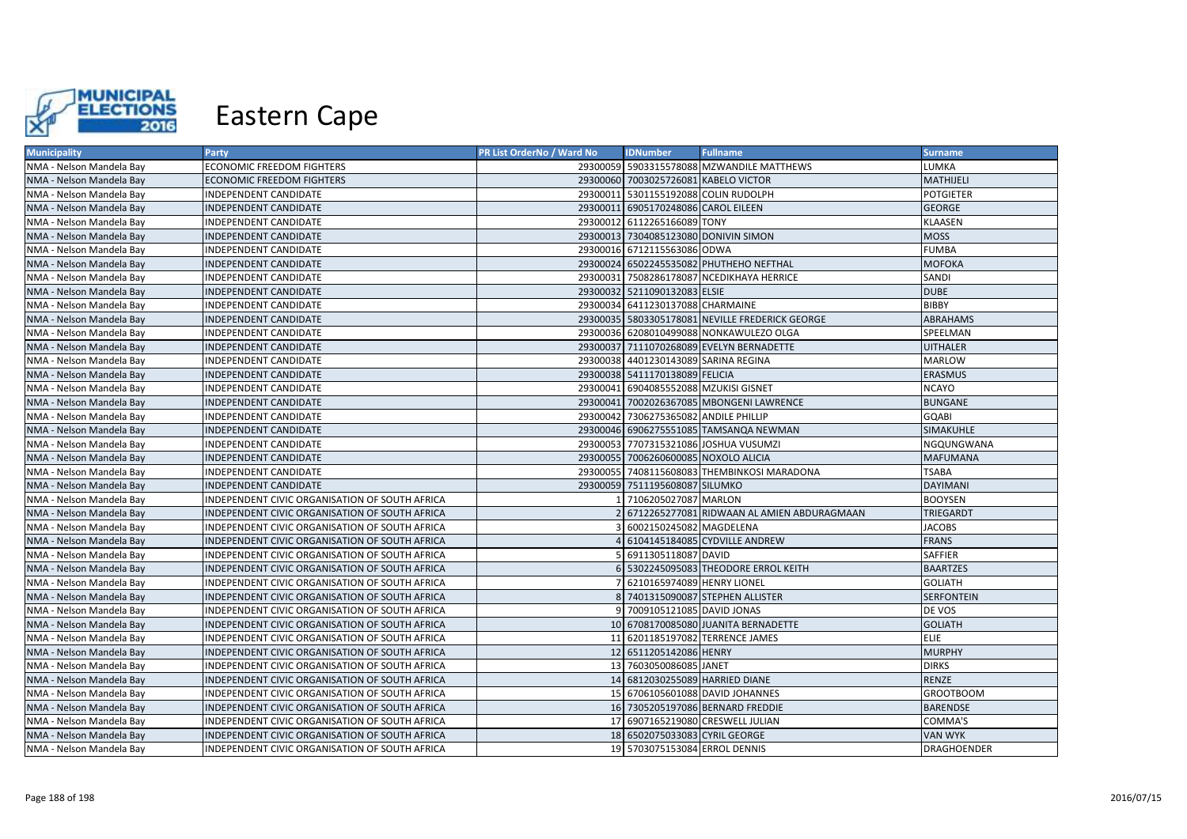# Eastern Cape

| Municipality | Party | PR List OrderNo / Ward No | IDNumber | Fullname | Surname |
|---|---|---|---|---|---|
| NMA - Nelson Mandela Bay | ECONOMIC FREEDOM FIGHTERS | 29300059 | 5903315578088 | MZWANDILE MATTHEWS | LUMKA |
| NMA - Nelson Mandela Bay | ECONOMIC FREEDOM FIGHTERS | 29300060 | 7003025726081 | KABELO VICTOR | MATHIJELI |
| NMA - Nelson Mandela Bay | INDEPENDENT CANDIDATE | 29300011 | 5301155192088 | COLIN RUDOLPH | POTGIETER |
| NMA - Nelson Mandela Bay | INDEPENDENT CANDIDATE | 29300011 | 6905170248086 | CAROL EILEEN | GEORGE |
| NMA - Nelson Mandela Bay | INDEPENDENT CANDIDATE | 29300012 | 6112265166089 | TONY | KLAASEN |
| NMA - Nelson Mandela Bay | INDEPENDENT CANDIDATE | 29300013 | 7304085123080 | DONIVIN SIMON | MOSS |
| NMA - Nelson Mandela Bay | INDEPENDENT CANDIDATE | 29300016 | 6712115563086 | ODWA | FUMBA |
| NMA - Nelson Mandela Bay | INDEPENDENT CANDIDATE | 29300024 | 6502245535082 | PHUTHEHO NEFTHAL | MOFOKA |
| NMA - Nelson Mandela Bay | INDEPENDENT CANDIDATE | 29300031 | 7508286178087 | NCEDIKHAYA HERRICE | SANDI |
| NMA - Nelson Mandela Bay | INDEPENDENT CANDIDATE | 29300032 | 5211090132083 | ELSIE | DUBE |
| NMA - Nelson Mandela Bay | INDEPENDENT CANDIDATE | 29300034 | 6411230137088 | CHARMAINE | BIBBY |
| NMA - Nelson Mandela Bay | INDEPENDENT CANDIDATE | 29300035 | 5803305178081 | NEVILLE FREDERICK GEORGE | ABRAHAMS |
| NMA - Nelson Mandela Bay | INDEPENDENT CANDIDATE | 29300036 | 6208010499088 | NONKAWULEZO OLGA | SPEELMAN |
| NMA - Nelson Mandela Bay | INDEPENDENT CANDIDATE | 29300037 | 7111070268089 | EVELYN BERNADETTE | UITHALER |
| NMA - Nelson Mandela Bay | INDEPENDENT CANDIDATE | 29300038 | 4401230143089 | SARINA REGINA | MARLOW |
| NMA - Nelson Mandela Bay | INDEPENDENT CANDIDATE | 29300038 | 5411170138089 | FELICIA | ERASMUS |
| NMA - Nelson Mandela Bay | INDEPENDENT CANDIDATE | 29300041 | 6904085552088 | MZUKISI GISNET | NCAYO |
| NMA - Nelson Mandela Bay | INDEPENDENT CANDIDATE | 29300041 | 7002026367085 | MBONGENI LAWRENCE | BUNGANE |
| NMA - Nelson Mandela Bay | INDEPENDENT CANDIDATE | 29300042 | 7306275365082 | ANDILE PHILLIP | GQABI |
| NMA - Nelson Mandela Bay | INDEPENDENT CANDIDATE | 29300046 | 6906275551085 | TAMSANQA NEWMAN | SIMAKUHLE |
| NMA - Nelson Mandela Bay | INDEPENDENT CANDIDATE | 29300053 | 7707315321086 | JOSHUA VUSUMZI | NGQUNGWANA |
| NMA - Nelson Mandela Bay | INDEPENDENT CANDIDATE | 29300055 | 7006260600085 | NOXOLO ALICIA | MAFUMANA |
| NMA - Nelson Mandela Bay | INDEPENDENT CANDIDATE | 29300055 | 7408115608083 | THEMBINKOSI MARADONA | TSABA |
| NMA - Nelson Mandela Bay | INDEPENDENT CANDIDATE | 29300059 | 7511195608087 | SILUMKO | DAYIMANI |
| NMA - Nelson Mandela Bay | INDEPENDENT CIVIC ORGANISATION OF SOUTH AFRICA | 1 | 7106205027087 | MARLON | BOOYSEN |
| NMA - Nelson Mandela Bay | INDEPENDENT CIVIC ORGANISATION OF SOUTH AFRICA | 2 | 6712265277081 | RIDWAAN AL AMIEN ABDURAGMAAN | TRIEGARDT |
| NMA - Nelson Mandela Bay | INDEPENDENT CIVIC ORGANISATION OF SOUTH AFRICA | 3 | 6002150245082 | MAGDELENA | JACOBS |
| NMA - Nelson Mandela Bay | INDEPENDENT CIVIC ORGANISATION OF SOUTH AFRICA | 4 | 6104145184085 | CYDVILLE ANDREW | FRANS |
| NMA - Nelson Mandela Bay | INDEPENDENT CIVIC ORGANISATION OF SOUTH AFRICA | 5 | 6911305118087 | DAVID | SAFFIER |
| NMA - Nelson Mandela Bay | INDEPENDENT CIVIC ORGANISATION OF SOUTH AFRICA | 6 | 5302245095083 | THEODORE ERROL KEITH | BAARTZES |
| NMA - Nelson Mandela Bay | INDEPENDENT CIVIC ORGANISATION OF SOUTH AFRICA | 7 | 6210165974089 | HENRY LIONEL | GOLIATH |
| NMA - Nelson Mandela Bay | INDEPENDENT CIVIC ORGANISATION OF SOUTH AFRICA | 8 | 7401315090087 | STEPHEN ALLISTER | SERFONTEIN |
| NMA - Nelson Mandela Bay | INDEPENDENT CIVIC ORGANISATION OF SOUTH AFRICA | 9 | 7009105121085 | DAVID JONAS | DE VOS |
| NMA - Nelson Mandela Bay | INDEPENDENT CIVIC ORGANISATION OF SOUTH AFRICA | 10 | 6708170085080 | JUANITA BERNADETTE | GOLIATH |
| NMA - Nelson Mandela Bay | INDEPENDENT CIVIC ORGANISATION OF SOUTH AFRICA | 11 | 6201185197082 | TERRENCE JAMES | ELIE |
| NMA - Nelson Mandela Bay | INDEPENDENT CIVIC ORGANISATION OF SOUTH AFRICA | 12 | 6511205142086 | HENRY | MURPHY |
| NMA - Nelson Mandela Bay | INDEPENDENT CIVIC ORGANISATION OF SOUTH AFRICA | 13 | 7603050086085 | JANET | DIRKS |
| NMA - Nelson Mandela Bay | INDEPENDENT CIVIC ORGANISATION OF SOUTH AFRICA | 14 | 6812030255089 | HARRIED DIANE | RENZE |
| NMA - Nelson Mandela Bay | INDEPENDENT CIVIC ORGANISATION OF SOUTH AFRICA | 15 | 6706105601088 | DAVID JOHANNES | GROOTBOOM |
| NMA - Nelson Mandela Bay | INDEPENDENT CIVIC ORGANISATION OF SOUTH AFRICA | 16 | 7305205197086 | BERNARD FREDDIE | BARENDSE |
| NMA - Nelson Mandela Bay | INDEPENDENT CIVIC ORGANISATION OF SOUTH AFRICA | 17 | 6907165219080 | CRESWELL JULIAN | COMMA'S |
| NMA - Nelson Mandela Bay | INDEPENDENT CIVIC ORGANISATION OF SOUTH AFRICA | 18 | 6502075033083 | CYRIL GEORGE | VAN WYK |
| NMA - Nelson Mandela Bay | INDEPENDENT CIVIC ORGANISATION OF SOUTH AFRICA | 19 | 5703075153084 | ERROL DENNIS | DRAGHOENDER |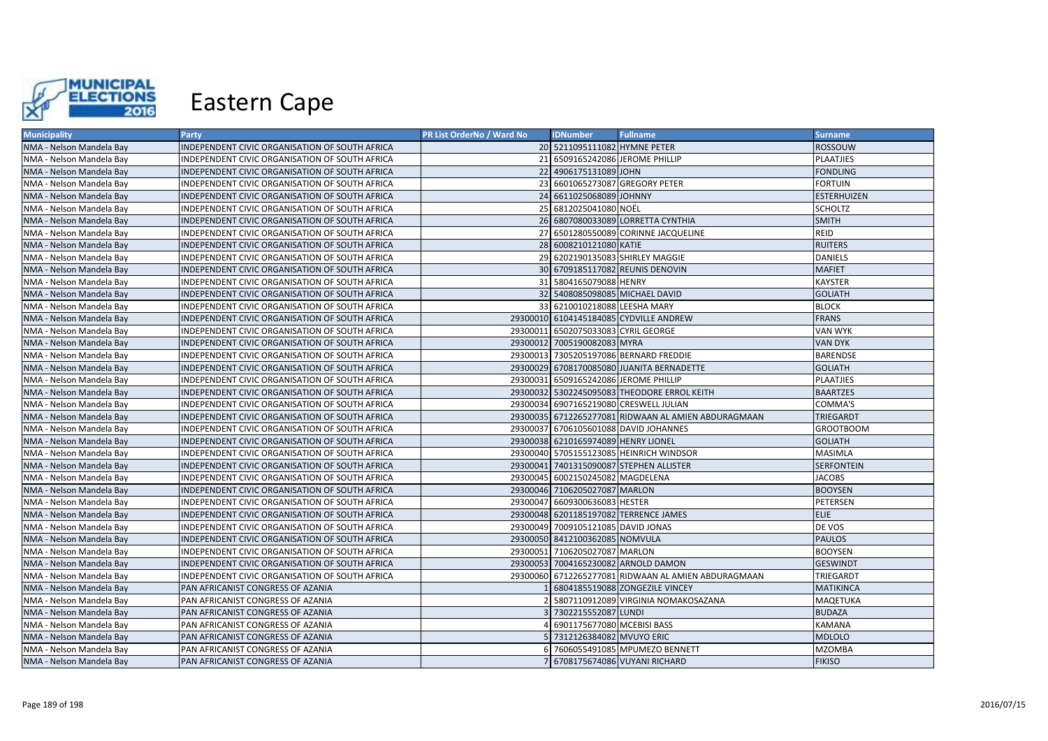# Eastern Cape

| Municipality | Party | PR List OrderNo / Ward No | IDNumber | Fullname | Surname |
|---|---|---|---|---|---|
| NMA - Nelson Mandela Bay | INDEPENDENT CIVIC ORGANISATION OF SOUTH AFRICA | 20 | 5211095111082 | HYMNE PETER | ROSSOUW |
| NMA - Nelson Mandela Bay | INDEPENDENT CIVIC ORGANISATION OF SOUTH AFRICA | 21 | 6509165242086 | JEROME PHILLIP | PLAATJIES |
| NMA - Nelson Mandela Bay | INDEPENDENT CIVIC ORGANISATION OF SOUTH AFRICA | 22 | 4906175131089 | JOHN | FONDLING |
| NMA - Nelson Mandela Bay | INDEPENDENT CIVIC ORGANISATION OF SOUTH AFRICA | 23 | 6601065273087 | GREGORY PETER | FORTUIN |
| NMA - Nelson Mandela Bay | INDEPENDENT CIVIC ORGANISATION OF SOUTH AFRICA | 24 | 6611025068089 | JOHNNY | ESTERHUIZEN |
| NMA - Nelson Mandela Bay | INDEPENDENT CIVIC ORGANISATION OF SOUTH AFRICA | 25 | 6812025041080 | NOËL | SCHOLTZ |
| NMA - Nelson Mandela Bay | INDEPENDENT CIVIC ORGANISATION OF SOUTH AFRICA | 26 | 6807080033089 | LORRETTA CYNTHIA | SMITH |
| NMA - Nelson Mandela Bay | INDEPENDENT CIVIC ORGANISATION OF SOUTH AFRICA | 27 | 6501280550089 | CORINNE JACQUELINE | REID |
| NMA - Nelson Mandela Bay | INDEPENDENT CIVIC ORGANISATION OF SOUTH AFRICA | 28 | 6008210121080 | KATIE | RUITERS |
| NMA - Nelson Mandela Bay | INDEPENDENT CIVIC ORGANISATION OF SOUTH AFRICA | 29 | 6202190135083 | SHIRLEY MAGGIE | DANIELS |
| NMA - Nelson Mandela Bay | INDEPENDENT CIVIC ORGANISATION OF SOUTH AFRICA | 30 | 6709185117082 | REUNIS DENOVIN | MAFIET |
| NMA - Nelson Mandela Bay | INDEPENDENT CIVIC ORGANISATION OF SOUTH AFRICA | 31 | 5804165079088 | HENRY | KAYSTER |
| NMA - Nelson Mandela Bay | INDEPENDENT CIVIC ORGANISATION OF SOUTH AFRICA | 32 | 5408085098085 | MICHAEL DAVID | GOLIATH |
| NMA - Nelson Mandela Bay | INDEPENDENT CIVIC ORGANISATION OF SOUTH AFRICA | 33 | 6210010218088 | LEESHA MARY | BLOCK |
| NMA - Nelson Mandela Bay | INDEPENDENT CIVIC ORGANISATION OF SOUTH AFRICA | 29300010 | 6104145184085 | CYDVILLE ANDREW | FRANS |
| NMA - Nelson Mandela Bay | INDEPENDENT CIVIC ORGANISATION OF SOUTH AFRICA | 29300011 | 6502075033083 | CYRIL GEORGE | VAN WYK |
| NMA - Nelson Mandela Bay | INDEPENDENT CIVIC ORGANISATION OF SOUTH AFRICA | 29300012 | 7005190082083 | MYRA | VAN DYK |
| NMA - Nelson Mandela Bay | INDEPENDENT CIVIC ORGANISATION OF SOUTH AFRICA | 29300013 | 7305205197086 | BERNARD FREDDIE | BARENDSE |
| NMA - Nelson Mandela Bay | INDEPENDENT CIVIC ORGANISATION OF SOUTH AFRICA | 29300029 | 6708170085080 | JUANITA BERNADETTE | GOLIATH |
| NMA - Nelson Mandela Bay | INDEPENDENT CIVIC ORGANISATION OF SOUTH AFRICA | 29300031 | 6509165242086 | JEROME PHILLIP | PLAATJIES |
| NMA - Nelson Mandela Bay | INDEPENDENT CIVIC ORGANISATION OF SOUTH AFRICA | 29300032 | 5302245095083 | THEODORE ERROL KEITH | BAARTZES |
| NMA - Nelson Mandela Bay | INDEPENDENT CIVIC ORGANISATION OF SOUTH AFRICA | 29300034 | 6907165219080 | CRESWELL JULIAN | COMMA'S |
| NMA - Nelson Mandela Bay | INDEPENDENT CIVIC ORGANISATION OF SOUTH AFRICA | 29300035 | 6712265277081 | RIDWAAN AL AMIEN ABDURAGMAAN | TRIEGARDT |
| NMA - Nelson Mandela Bay | INDEPENDENT CIVIC ORGANISATION OF SOUTH AFRICA | 29300037 | 6706105601088 | DAVID JOHANNES | GROOTBOOM |
| NMA - Nelson Mandela Bay | INDEPENDENT CIVIC ORGANISATION OF SOUTH AFRICA | 29300038 | 6210165974089 | HENRY LIONEL | GOLIATH |
| NMA - Nelson Mandela Bay | INDEPENDENT CIVIC ORGANISATION OF SOUTH AFRICA | 29300040 | 5705155123085 | HEINRICH WINDSOR | MASIMLA |
| NMA - Nelson Mandela Bay | INDEPENDENT CIVIC ORGANISATION OF SOUTH AFRICA | 29300041 | 7401315090087 | STEPHEN ALLISTER | SERFONTEIN |
| NMA - Nelson Mandela Bay | INDEPENDENT CIVIC ORGANISATION OF SOUTH AFRICA | 29300045 | 6002150245082 | MAGDELENA | JACOBS |
| NMA - Nelson Mandela Bay | INDEPENDENT CIVIC ORGANISATION OF SOUTH AFRICA | 29300046 | 7106205027087 | MARLON | BOOYSEN |
| NMA - Nelson Mandela Bay | INDEPENDENT CIVIC ORGANISATION OF SOUTH AFRICA | 29300047 | 6609300636083 | HESTER | PETERSEN |
| NMA - Nelson Mandela Bay | INDEPENDENT CIVIC ORGANISATION OF SOUTH AFRICA | 29300048 | 6201185197082 | TERRENCE JAMES | ELIE |
| NMA - Nelson Mandela Bay | INDEPENDENT CIVIC ORGANISATION OF SOUTH AFRICA | 29300049 | 7009105121085 | DAVID JONAS | DE VOS |
| NMA - Nelson Mandela Bay | INDEPENDENT CIVIC ORGANISATION OF SOUTH AFRICA | 29300050 | 8412100362085 | NOMVULA | PAULOS |
| NMA - Nelson Mandela Bay | INDEPENDENT CIVIC ORGANISATION OF SOUTH AFRICA | 29300051 | 7106205027087 | MARLON | BOOYSEN |
| NMA - Nelson Mandela Bay | INDEPENDENT CIVIC ORGANISATION OF SOUTH AFRICA | 29300053 | 7004165230082 | ARNOLD DAMON | GESWINDT |
| NMA - Nelson Mandela Bay | INDEPENDENT CIVIC ORGANISATION OF SOUTH AFRICA | 29300060 | 6712265277081 | RIDWAAN AL AMIEN ABDURAGMAAN | TRIEGARDT |
| NMA - Nelson Mandela Bay | PAN AFRICANIST CONGRESS OF AZANIA | 1 | 6804185519088 | ZONGEZILE VINCEY | MATIKINCA |
| NMA - Nelson Mandela Bay | PAN AFRICANIST CONGRESS OF AZANIA | 2 | 5807110912089 | VIRGINIA NOMAKOSAZANA | MAQETUKA |
| NMA - Nelson Mandela Bay | PAN AFRICANIST CONGRESS OF AZANIA | 3 | 7302215552087 | LUNDI | BUDAZA |
| NMA - Nelson Mandela Bay | PAN AFRICANIST CONGRESS OF AZANIA | 4 | 6901175677080 | MCEBISI BASS | KAMANA |
| NMA - Nelson Mandela Bay | PAN AFRICANIST CONGRESS OF AZANIA | 5 | 7312126384082 | MVUYO ERIC | MDLOLO |
| NMA - Nelson Mandela Bay | PAN AFRICANIST CONGRESS OF AZANIA | 6 | 7606055491085 | MPUMEZO BENNETT | MZOMBA |
| NMA - Nelson Mandela Bay | PAN AFRICANIST CONGRESS OF AZANIA | 7 | 6708175674086 | VUYANI RICHARD | FIKISO |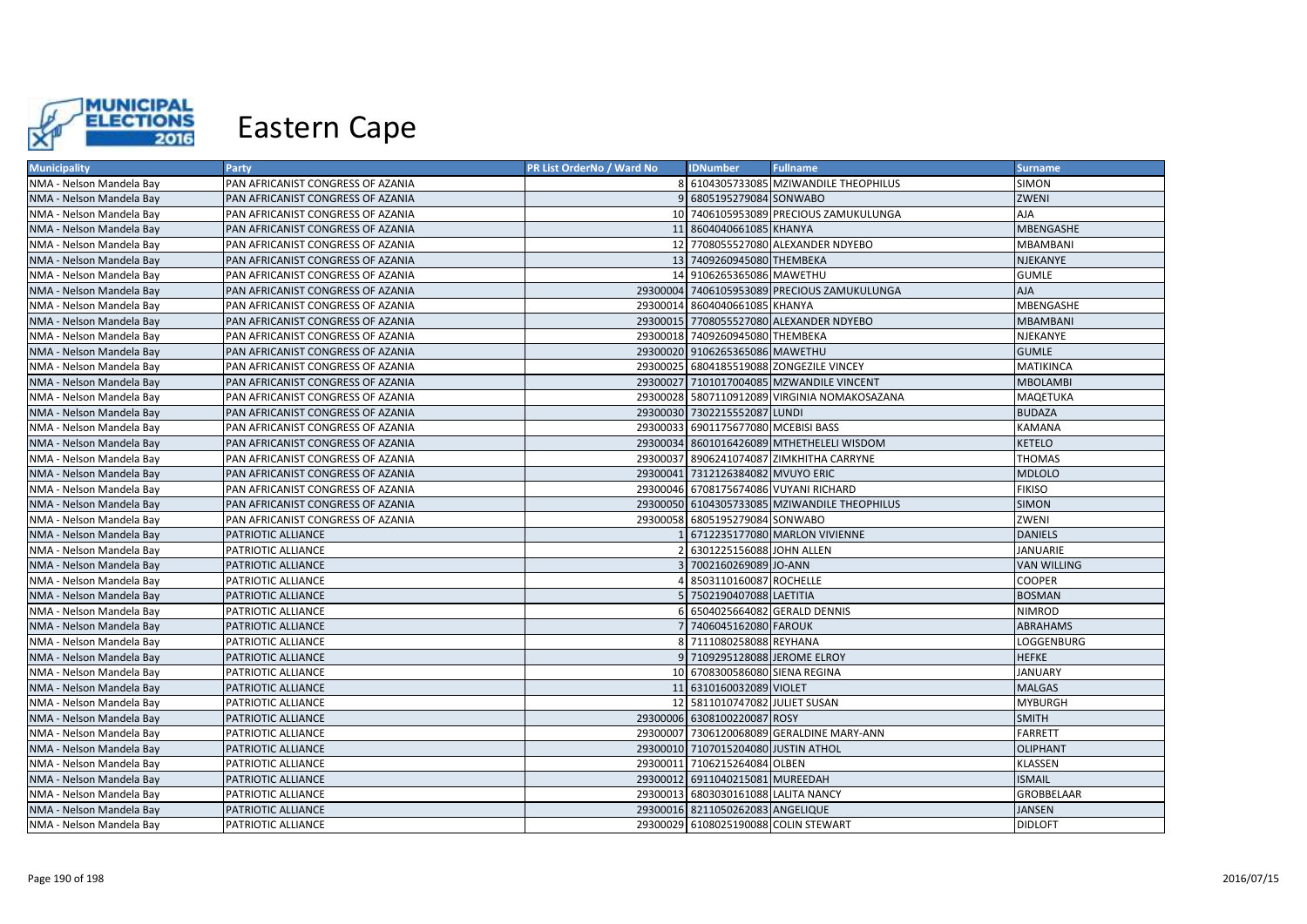# Eastern Cape

| Municipality | Party | PR List OrderNo / Ward No | IDNumber | Fullname | Surname |
|---|---|---|---|---|---|
| NMA - Nelson Mandela Bay | PAN AFRICANIST CONGRESS OF AZANIA | 8 | 6104305733085 | MZIWANDILE THEOPHILUS | SIMON |
| NMA - Nelson Mandela Bay | PAN AFRICANIST CONGRESS OF AZANIA | 9 | 6805195279084 | SONWABO | ZWENI |
| NMA - Nelson Mandela Bay | PAN AFRICANIST CONGRESS OF AZANIA | 10 | 7406105953089 | PRECIOUS ZAMUKULUNGA | AJA |
| NMA - Nelson Mandela Bay | PAN AFRICANIST CONGRESS OF AZANIA | 11 | 8604040661085 | KHANYA | MBENGASHE |
| NMA - Nelson Mandela Bay | PAN AFRICANIST CONGRESS OF AZANIA | 12 | 7708055527080 | ALEXANDER NDYEBO | MBAMBANI |
| NMA - Nelson Mandela Bay | PAN AFRICANIST CONGRESS OF AZANIA | 13 | 7409260945080 | THEMBEKA | NJEKANYE |
| NMA - Nelson Mandela Bay | PAN AFRICANIST CONGRESS OF AZANIA | 14 | 9106265365086 | MAWETHU | GUMLE |
| NMA - Nelson Mandela Bay | PAN AFRICANIST CONGRESS OF AZANIA | 29300004 | 7406105953089 | PRECIOUS ZAMUKULUNGA | AJA |
| NMA - Nelson Mandela Bay | PAN AFRICANIST CONGRESS OF AZANIA | 29300014 | 8604040661085 | KHANYA | MBENGASHE |
| NMA - Nelson Mandela Bay | PAN AFRICANIST CONGRESS OF AZANIA | 29300015 | 7708055527080 | ALEXANDER NDYEBO | MBAMBANI |
| NMA - Nelson Mandela Bay | PAN AFRICANIST CONGRESS OF AZANIA | 29300018 | 7409260945080 | THEMBEKA | NJEKANYE |
| NMA - Nelson Mandela Bay | PAN AFRICANIST CONGRESS OF AZANIA | 29300020 | 9106265365086 | MAWETHU | GUMLE |
| NMA - Nelson Mandela Bay | PAN AFRICANIST CONGRESS OF AZANIA | 29300025 | 6804185519088 | ZONGEZILE VINCEY | MATIKINCA |
| NMA - Nelson Mandela Bay | PAN AFRICANIST CONGRESS OF AZANIA | 29300027 | 7101017004085 | MZWANDILE VINCENT | MBOLAMBI |
| NMA - Nelson Mandela Bay | PAN AFRICANIST CONGRESS OF AZANIA | 29300028 | 5807110912089 | VIRGINIA NOMAKOSAZANA | MAQETUKA |
| NMA - Nelson Mandela Bay | PAN AFRICANIST CONGRESS OF AZANIA | 29300030 | 7302215552087 | LUNDI | BUDAZA |
| NMA - Nelson Mandela Bay | PAN AFRICANIST CONGRESS OF AZANIA | 29300033 | 6901175677080 | MCEBISI BASS | KAMANA |
| NMA - Nelson Mandela Bay | PAN AFRICANIST CONGRESS OF AZANIA | 29300034 | 8601016426089 | MTHETHELELI WISDOM | KETELO |
| NMA - Nelson Mandela Bay | PAN AFRICANIST CONGRESS OF AZANIA | 29300037 | 8906241074087 | ZIMKHITHA CARRYNE | THOMAS |
| NMA - Nelson Mandela Bay | PAN AFRICANIST CONGRESS OF AZANIA | 29300041 | 7312126384082 | MVUYO ERIC | MDLOLO |
| NMA - Nelson Mandela Bay | PAN AFRICANIST CONGRESS OF AZANIA | 29300046 | 6708175674086 | VUYANI RICHARD | FIKISO |
| NMA - Nelson Mandela Bay | PAN AFRICANIST CONGRESS OF AZANIA | 29300050 | 6104305733085 | MZIWANDILE THEOPHILUS | SIMON |
| NMA - Nelson Mandela Bay | PAN AFRICANIST CONGRESS OF AZANIA | 29300058 | 6805195279084 | SONWABO | ZWENI |
| NMA - Nelson Mandela Bay | PATRIOTIC ALLIANCE | 1 | 6712235177080 | MARLON VIVIENNE | DANIELS |
| NMA - Nelson Mandela Bay | PATRIOTIC ALLIANCE | 2 | 6301225156088 | JOHN ALLEN | JANUARIE |
| NMA - Nelson Mandela Bay | PATRIOTIC ALLIANCE | 3 | 7002160269089 | JO-ANN | VAN WILLING |
| NMA - Nelson Mandela Bay | PATRIOTIC ALLIANCE | 4 | 8503110160087 | ROCHELLE | COOPER |
| NMA - Nelson Mandela Bay | PATRIOTIC ALLIANCE | 5 | 7502190407088 | LAETITIA | BOSMAN |
| NMA - Nelson Mandela Bay | PATRIOTIC ALLIANCE | 6 | 6504025664082 | GERALD DENNIS | NIMROD |
| NMA - Nelson Mandela Bay | PATRIOTIC ALLIANCE | 7 | 7406045162080 | FAROUK | ABRAHAMS |
| NMA - Nelson Mandela Bay | PATRIOTIC ALLIANCE | 8 | 7111080258088 | REYHANA | LOGGENBURG |
| NMA - Nelson Mandela Bay | PATRIOTIC ALLIANCE | 9 | 7109295128088 | JEROME ELROY | HEFKE |
| NMA - Nelson Mandela Bay | PATRIOTIC ALLIANCE | 10 | 6708300586080 | SIENA REGINA | JANUARY |
| NMA - Nelson Mandela Bay | PATRIOTIC ALLIANCE | 11 | 6310160032089 | VIOLET | MALGAS |
| NMA - Nelson Mandela Bay | PATRIOTIC ALLIANCE | 12 | 5811010747082 | JULIET SUSAN | MYBURGH |
| NMA - Nelson Mandela Bay | PATRIOTIC ALLIANCE | 29300006 | 6308100220087 | ROSY | SMITH |
| NMA - Nelson Mandela Bay | PATRIOTIC ALLIANCE | 29300007 | 7306120068089 | GERALDINE MARY-ANN | FARRETT |
| NMA - Nelson Mandela Bay | PATRIOTIC ALLIANCE | 29300010 | 7107015204080 | JUSTIN ATHOL | OLIPHANT |
| NMA - Nelson Mandela Bay | PATRIOTIC ALLIANCE | 29300011 | 7106215264084 | OLBEN | KLASSEN |
| NMA - Nelson Mandela Bay | PATRIOTIC ALLIANCE | 29300012 | 6911040215081 | MUREEDAH | ISMAIL |
| NMA - Nelson Mandela Bay | PATRIOTIC ALLIANCE | 29300013 | 6803030161088 | LALITA NANCY | GROBBELAAR |
| NMA - Nelson Mandela Bay | PATRIOTIC ALLIANCE | 29300016 | 8211050262083 | ANGELIQUE | JANSEN |
| NMA - Nelson Mandela Bay | PATRIOTIC ALLIANCE | 29300029 | 6108025190088 | COLIN STEWART | DIDLOFT |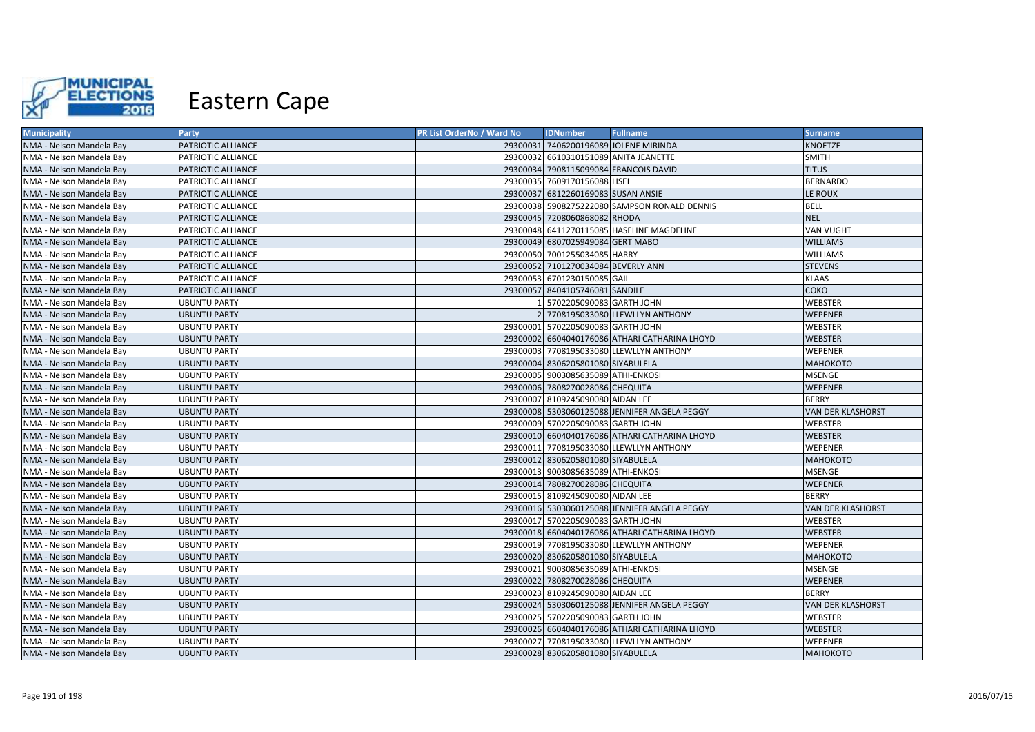# Eastern Cape

| Municipality | Party | PR List OrderNo / Ward No | IDNumber | Fullname | Surname |
|---|---|---|---|---|---|
| NMA - Nelson Mandela Bay | PATRIOTIC ALLIANCE | 29300031 | 7406200196089 | JOLENE MIRINDA | KNOETZE |
| NMA - Nelson Mandela Bay | PATRIOTIC ALLIANCE | 29300032 | 6610310151089 | ANITA JEANETTE | SMITH |
| NMA - Nelson Mandela Bay | PATRIOTIC ALLIANCE | 29300034 | 7908115099084 | FRANCOIS DAVID | TITUS |
| NMA - Nelson Mandela Bay | PATRIOTIC ALLIANCE | 29300035 | 7609170156088 | LISEL | BERNARDO |
| NMA - Nelson Mandela Bay | PATRIOTIC ALLIANCE | 29300037 | 6812260169083 | SUSAN ANSIE | LE ROUX |
| NMA - Nelson Mandela Bay | PATRIOTIC ALLIANCE | 29300038 | 5908275222080 | SAMPSON RONALD DENNIS | BELL |
| NMA - Nelson Mandela Bay | PATRIOTIC ALLIANCE | 29300045 | 7208060868082 | RHODA | NEL |
| NMA - Nelson Mandela Bay | PATRIOTIC ALLIANCE | 29300048 | 6411270115085 | HASELINE MAGDELINE | VAN VUGHT |
| NMA - Nelson Mandela Bay | PATRIOTIC ALLIANCE | 29300049 | 6807025949084 | GERT MABO | WILLIAMS |
| NMA - Nelson Mandela Bay | PATRIOTIC ALLIANCE | 29300050 | 7001255034085 | HARRY | WILLIAMS |
| NMA - Nelson Mandela Bay | PATRIOTIC ALLIANCE | 29300052 | 7101270034084 | BEVERLY ANN | STEVENS |
| NMA - Nelson Mandela Bay | PATRIOTIC ALLIANCE | 29300053 | 6701230150085 | GAIL | KLAAS |
| NMA - Nelson Mandela Bay | PATRIOTIC ALLIANCE | 29300057 | 8404105746081 | SANDILE | COKO |
| NMA - Nelson Mandela Bay | UBUNTU PARTY | 1 | 5702205090083 | GARTH JOHN | WEBSTER |
| NMA - Nelson Mandela Bay | UBUNTU PARTY | 2 | 7708195033080 | LLEWLLYN ANTHONY | WEPENER |
| NMA - Nelson Mandela Bay | UBUNTU PARTY | 29300001 | 5702205090083 | GARTH JOHN | WEBSTER |
| NMA - Nelson Mandela Bay | UBUNTU PARTY | 29300002 | 6604040176086 | ATHARI CATHARINA LHOYD | WEBSTER |
| NMA - Nelson Mandela Bay | UBUNTU PARTY | 29300003 | 7708195033080 | LLEWLLYN ANTHONY | WEPENER |
| NMA - Nelson Mandela Bay | UBUNTU PARTY | 29300004 | 8306205801080 | SIYABULELA | MAHOKOTO |
| NMA - Nelson Mandela Bay | UBUNTU PARTY | 29300005 | 9003085635089 | ATHI-ENKOSI | MSENGE |
| NMA - Nelson Mandela Bay | UBUNTU PARTY | 29300006 | 7808270028086 | CHEQUITA | WEPENER |
| NMA - Nelson Mandela Bay | UBUNTU PARTY | 29300007 | 8109245090080 | AIDAN LEE | BERRY |
| NMA - Nelson Mandela Bay | UBUNTU PARTY | 29300008 | 5303060125088 | JENNIFER ANGELA PEGGY | VAN DER KLASHORST |
| NMA - Nelson Mandela Bay | UBUNTU PARTY | 29300009 | 5702205090083 | GARTH JOHN | WEBSTER |
| NMA - Nelson Mandela Bay | UBUNTU PARTY | 29300010 | 6604040176086 | ATHARI CATHARINA LHOYD | WEBSTER |
| NMA - Nelson Mandela Bay | UBUNTU PARTY | 29300011 | 7708195033080 | LLEWLLYN ANTHONY | WEPENER |
| NMA - Nelson Mandela Bay | UBUNTU PARTY | 29300012 | 8306205801080 | SIYABULELA | MAHOKOTO |
| NMA - Nelson Mandela Bay | UBUNTU PARTY | 29300013 | 9003085635089 | ATHI-ENKOSI | MSENGE |
| NMA - Nelson Mandela Bay | UBUNTU PARTY | 29300014 | 7808270028086 | CHEQUITA | WEPENER |
| NMA - Nelson Mandela Bay | UBUNTU PARTY | 29300015 | 8109245090080 | AIDAN LEE | BERRY |
| NMA - Nelson Mandela Bay | UBUNTU PARTY | 29300016 | 5303060125088 | JENNIFER ANGELA PEGGY | VAN DER KLASHORST |
| NMA - Nelson Mandela Bay | UBUNTU PARTY | 29300017 | 5702205090083 | GARTH JOHN | WEBSTER |
| NMA - Nelson Mandela Bay | UBUNTU PARTY | 29300018 | 6604040176086 | ATHARI CATHARINA LHOYD | WEBSTER |
| NMA - Nelson Mandela Bay | UBUNTU PARTY | 29300019 | 7708195033080 | LLEWLLYN ANTHONY | WEPENER |
| NMA - Nelson Mandela Bay | UBUNTU PARTY | 29300020 | 8306205801080 | SIYABULELA | MAHOKOTO |
| NMA - Nelson Mandela Bay | UBUNTU PARTY | 29300021 | 9003085635089 | ATHI-ENKOSI | MSENGE |
| NMA - Nelson Mandela Bay | UBUNTU PARTY | 29300022 | 7808270028086 | CHEQUITA | WEPENER |
| NMA - Nelson Mandela Bay | UBUNTU PARTY | 29300023 | 8109245090080 | AIDAN LEE | BERRY |
| NMA - Nelson Mandela Bay | UBUNTU PARTY | 29300024 | 5303060125088 | JENNIFER ANGELA PEGGY | VAN DER KLASHORST |
| NMA - Nelson Mandela Bay | UBUNTU PARTY | 29300025 | 5702205090083 | GARTH JOHN | WEBSTER |
| NMA - Nelson Mandela Bay | UBUNTU PARTY | 29300026 | 6604040176086 | ATHARI CATHARINA LHOYD | WEBSTER |
| NMA - Nelson Mandela Bay | UBUNTU PARTY | 29300027 | 7708195033080 | LLEWLLYN ANTHONY | WEPENER |
| NMA - Nelson Mandela Bay | UBUNTU PARTY | 29300028 | 8306205801080 | SIYABULELA | MAHOKOTO |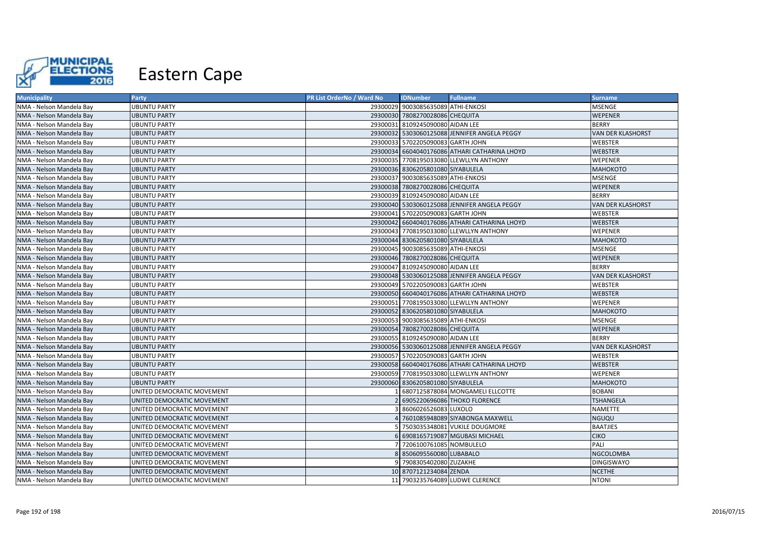# Eastern Cape

| Municipality | Party | PR List OrderNo / Ward No | IDNumber | Fullname | Surname |
|---|---|---|---|---|---|
| NMA - Nelson Mandela Bay | UBUNTU PARTY | 29300029 | 9003085635089 | ATHI-ENKOSI | MSENGE |
| NMA - Nelson Mandela Bay | UBUNTU PARTY | 29300030 | 7808270028086 | CHEQUITA | WEPENER |
| NMA - Nelson Mandela Bay | UBUNTU PARTY | 29300031 | 8109245090080 | AIDAN LEE | BERRY |
| NMA - Nelson Mandela Bay | UBUNTU PARTY | 29300032 | 5303060125088 | JENNIFER ANGELA PEGGY | VAN DER KLASHORST |
| NMA - Nelson Mandela Bay | UBUNTU PARTY | 29300033 | 5702205090083 | GARTH JOHN | WEBSTER |
| NMA - Nelson Mandela Bay | UBUNTU PARTY | 29300034 | 6604040176086 | ATHARI CATHARINA LHOYD | WEBSTER |
| NMA - Nelson Mandela Bay | UBUNTU PARTY | 29300035 | 7708195033080 | LLEWLLYN ANTHONY | WEPENER |
| NMA - Nelson Mandela Bay | UBUNTU PARTY | 29300036 | 8306205801080 | SIYABULELA | MAHOKOTO |
| NMA - Nelson Mandela Bay | UBUNTU PARTY | 29300037 | 9003085635089 | ATHI-ENKOSI | MSENGE |
| NMA - Nelson Mandela Bay | UBUNTU PARTY | 29300038 | 7808270028086 | CHEQUITA | WEPENER |
| NMA - Nelson Mandela Bay | UBUNTU PARTY | 29300039 | 8109245090080 | AIDAN LEE | BERRY |
| NMA - Nelson Mandela Bay | UBUNTU PARTY | 29300040 | 5303060125088 | JENNIFER ANGELA PEGGY | VAN DER KLASHORST |
| NMA - Nelson Mandela Bay | UBUNTU PARTY | 29300041 | 5702205090083 | GARTH JOHN | WEBSTER |
| NMA - Nelson Mandela Bay | UBUNTU PARTY | 29300042 | 6604040176086 | ATHARI CATHARINA LHOYD | WEBSTER |
| NMA - Nelson Mandela Bay | UBUNTU PARTY | 29300043 | 7708195033080 | LLEWLLYN ANTHONY | WEPENER |
| NMA - Nelson Mandela Bay | UBUNTU PARTY | 29300044 | 8306205801080 | SIYABULELA | MAHOKOTO |
| NMA - Nelson Mandela Bay | UBUNTU PARTY | 29300045 | 9003085635089 | ATHI-ENKOSI | MSENGE |
| NMA - Nelson Mandela Bay | UBUNTU PARTY | 29300046 | 7808270028086 | CHEQUITA | WEPENER |
| NMA - Nelson Mandela Bay | UBUNTU PARTY | 29300047 | 8109245090080 | AIDAN LEE | BERRY |
| NMA - Nelson Mandela Bay | UBUNTU PARTY | 29300048 | 5303060125088 | JENNIFER ANGELA PEGGY | VAN DER KLASHORST |
| NMA - Nelson Mandela Bay | UBUNTU PARTY | 29300049 | 5702205090083 | GARTH JOHN | WEBSTER |
| NMA - Nelson Mandela Bay | UBUNTU PARTY | 29300050 | 6604040176086 | ATHARI CATHARINA LHOYD | WEBSTER |
| NMA - Nelson Mandela Bay | UBUNTU PARTY | 29300051 | 7708195033080 | LLEWLLYN ANTHONY | WEPENER |
| NMA - Nelson Mandela Bay | UBUNTU PARTY | 29300052 | 8306205801080 | SIYABULELA | MAHOKOTO |
| NMA - Nelson Mandela Bay | UBUNTU PARTY | 29300053 | 9003085635089 | ATHI-ENKOSI | MSENGE |
| NMA - Nelson Mandela Bay | UBUNTU PARTY | 29300054 | 7808270028086 | CHEQUITA | WEPENER |
| NMA - Nelson Mandela Bay | UBUNTU PARTY | 29300055 | 8109245090080 | AIDAN LEE | BERRY |
| NMA - Nelson Mandela Bay | UBUNTU PARTY | 29300056 | 5303060125088 | JENNIFER ANGELA PEGGY | VAN DER KLASHORST |
| NMA - Nelson Mandela Bay | UBUNTU PARTY | 29300057 | 5702205090083 | GARTH JOHN | WEBSTER |
| NMA - Nelson Mandela Bay | UBUNTU PARTY | 29300058 | 6604040176086 | ATHARI CATHARINA LHOYD | WEBSTER |
| NMA - Nelson Mandela Bay | UBUNTU PARTY | 29300059 | 7708195033080 | LLEWLLYN ANTHONY | WEPENER |
| NMA - Nelson Mandela Bay | UBUNTU PARTY | 29300060 | 8306205801080 | SIYABULELA | MAHOKOTO |
| NMA - Nelson Mandela Bay | UNITED DEMOCRATIC MOVEMENT | 1 | 6807125878084 | MONGAMELI ELLCOTTE | BOBANI |
| NMA - Nelson Mandela Bay | UNITED DEMOCRATIC MOVEMENT | 2 | 6905220696086 | THOKO FLORENCE | TSHANGELA |
| NMA - Nelson Mandela Bay | UNITED DEMOCRATIC MOVEMENT | 3 | 8606026526083 | LUXOLO | NAMETTE |
| NMA - Nelson Mandela Bay | UNITED DEMOCRATIC MOVEMENT | 4 | 7601085948089 | SIYABONGA MAXWELL | NGUQU |
| NMA - Nelson Mandela Bay | UNITED DEMOCRATIC MOVEMENT | 5 | 7503035348081 | VUKILE DOUGMORE | BAATJIES |
| NMA - Nelson Mandela Bay | UNITED DEMOCRATIC MOVEMENT | 6 | 6908165719087 | MGUBASI MICHAEL | CIKO |
| NMA - Nelson Mandela Bay | UNITED DEMOCRATIC MOVEMENT | 7 | 7206100761085 | NOMBULELO | PALI |
| NMA - Nelson Mandela Bay | UNITED DEMOCRATIC MOVEMENT | 8 | 8506095560080 | LUBABALO | NGCOLOMBA |
| NMA - Nelson Mandela Bay | UNITED DEMOCRATIC MOVEMENT | 9 | 7908305402080 | ZUZAKHE | DINGISWAYO |
| NMA - Nelson Mandela Bay | UNITED DEMOCRATIC MOVEMENT | 10 | 8707121234084 | ZENDA | NCETHE |
| NMA - Nelson Mandela Bay | UNITED DEMOCRATIC MOVEMENT | 11 | 7903235764089 | LUDWE CLERENCE | NTONI |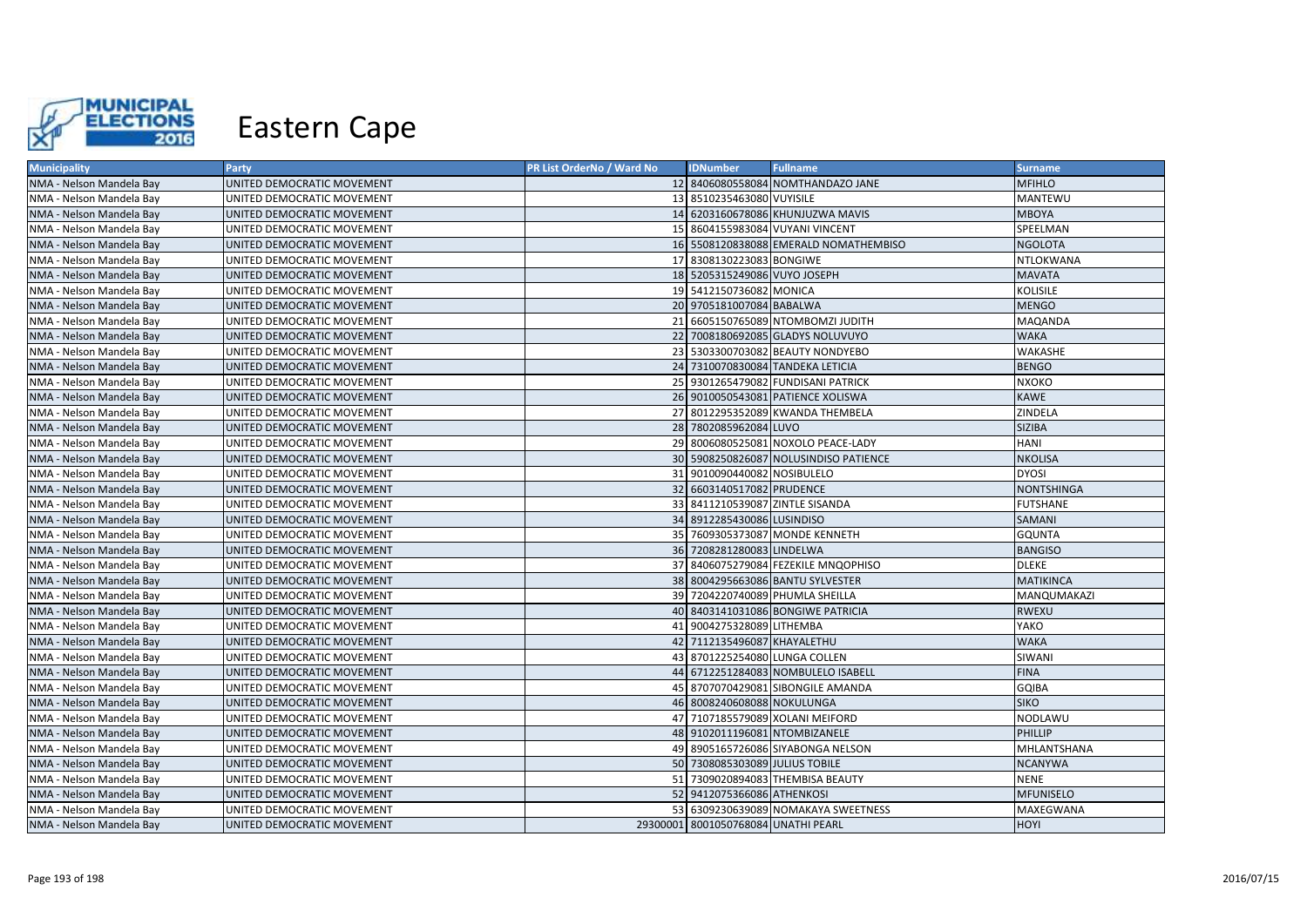# Eastern Cape

| Municipality | Party | PR List OrderNo / Ward No | IDNumber | Fullname | Surname |
|---|---|---|---|---|---|
| NMA - Nelson Mandela Bay | UNITED DEMOCRATIC MOVEMENT | 12 | 8406080558084 | NOMTHANDAZO JANE | MFIHLO |
| NMA - Nelson Mandela Bay | UNITED DEMOCRATIC MOVEMENT | 13 | 8510235463080 | VUYISILE | MANTEWU |
| NMA - Nelson Mandela Bay | UNITED DEMOCRATIC MOVEMENT | 14 | 6203160678086 | KHUNJUZWA MAVIS | MBOYA |
| NMA - Nelson Mandela Bay | UNITED DEMOCRATIC MOVEMENT | 15 | 8604155983084 | VUYANI VINCENT | SPEELMAN |
| NMA - Nelson Mandela Bay | UNITED DEMOCRATIC MOVEMENT | 16 | 5508120838088 | EMERALD NOMATHEMBISO | NGOLOTA |
| NMA - Nelson Mandela Bay | UNITED DEMOCRATIC MOVEMENT | 17 | 8308130223083 | BONGIWE | NTLOKWANA |
| NMA - Nelson Mandela Bay | UNITED DEMOCRATIC MOVEMENT | 18 | 5205315249086 | VUYO JOSEPH | MAVATA |
| NMA - Nelson Mandela Bay | UNITED DEMOCRATIC MOVEMENT | 19 | 5412150736082 | MONICA | KOLISILE |
| NMA - Nelson Mandela Bay | UNITED DEMOCRATIC MOVEMENT | 20 | 9705181007084 | BABALWA | MENGO |
| NMA - Nelson Mandela Bay | UNITED DEMOCRATIC MOVEMENT | 21 | 6605150765089 | NTOMBOMZI JUDITH | MAQANDA |
| NMA - Nelson Mandela Bay | UNITED DEMOCRATIC MOVEMENT | 22 | 7008180692085 | GLADYS NOLUVUYO | WAKA |
| NMA - Nelson Mandela Bay | UNITED DEMOCRATIC MOVEMENT | 23 | 5303300703082 | BEAUTY NONDYEBO | WAKASHE |
| NMA - Nelson Mandela Bay | UNITED DEMOCRATIC MOVEMENT | 24 | 7310070830084 | TANDEKA LETICIA | BENGO |
| NMA - Nelson Mandela Bay | UNITED DEMOCRATIC MOVEMENT | 25 | 9301265479082 | FUNDISANI PATRICK | NXOKO |
| NMA - Nelson Mandela Bay | UNITED DEMOCRATIC MOVEMENT | 26 | 9010050543081 | PATIENCE XOLISWA | KAWE |
| NMA - Nelson Mandela Bay | UNITED DEMOCRATIC MOVEMENT | 27 | 8012295352089 | KWANDA THEMBELA | ZINDELA |
| NMA - Nelson Mandela Bay | UNITED DEMOCRATIC MOVEMENT | 28 | 7802085962084 | LUVO | SIZIBA |
| NMA - Nelson Mandela Bay | UNITED DEMOCRATIC MOVEMENT | 29 | 8006080525081 | NOXOLO PEACE-LADY | HANI |
| NMA - Nelson Mandela Bay | UNITED DEMOCRATIC MOVEMENT | 30 | 5908250826087 | NOLUSINDISO PATIENCE | NKOLISA |
| NMA - Nelson Mandela Bay | UNITED DEMOCRATIC MOVEMENT | 31 | 9010090440082 | NOSIBULELO | DYOSI |
| NMA - Nelson Mandela Bay | UNITED DEMOCRATIC MOVEMENT | 32 | 6603140517082 | PRUDENCE | NONTSHINGA |
| NMA - Nelson Mandela Bay | UNITED DEMOCRATIC MOVEMENT | 33 | 8411210539087 | ZINTLE SISANDA | FUTSHANE |
| NMA - Nelson Mandela Bay | UNITED DEMOCRATIC MOVEMENT | 34 | 8912285430086 | LUSINDISO | SAMANI |
| NMA - Nelson Mandela Bay | UNITED DEMOCRATIC MOVEMENT | 35 | 7609305373087 | MONDE KENNETH | GQUNTA |
| NMA - Nelson Mandela Bay | UNITED DEMOCRATIC MOVEMENT | 36 | 7208281280083 | LINDELWA | BANGISO |
| NMA - Nelson Mandela Bay | UNITED DEMOCRATIC MOVEMENT | 37 | 8406075279084 | FEZEKILE MNQOPHISO | DLEKE |
| NMA - Nelson Mandela Bay | UNITED DEMOCRATIC MOVEMENT | 38 | 8004295663086 | BANTU SYLVESTER | MATIKINCA |
| NMA - Nelson Mandela Bay | UNITED DEMOCRATIC MOVEMENT | 39 | 7204220740089 | PHUMLA SHEILLA | MANQUMAKAZI |
| NMA - Nelson Mandela Bay | UNITED DEMOCRATIC MOVEMENT | 40 | 8403141031086 | BONGIWE PATRICIA | RWEXU |
| NMA - Nelson Mandela Bay | UNITED DEMOCRATIC MOVEMENT | 41 | 9004275328089 | LITHEMBA | YAKO |
| NMA - Nelson Mandela Bay | UNITED DEMOCRATIC MOVEMENT | 42 | 7112135496087 | KHAYALETHU | WAKA |
| NMA - Nelson Mandela Bay | UNITED DEMOCRATIC MOVEMENT | 43 | 8701225254080 | LUNGA COLLEN | SIWANI |
| NMA - Nelson Mandela Bay | UNITED DEMOCRATIC MOVEMENT | 44 | 6712251284083 | NOMBULELO ISABELL | FINA |
| NMA - Nelson Mandela Bay | UNITED DEMOCRATIC MOVEMENT | 45 | 8707070429081 | SIBONGILE AMANDA | GQIBA |
| NMA - Nelson Mandela Bay | UNITED DEMOCRATIC MOVEMENT | 46 | 8008240608088 | NOKULUNGA | SIKO |
| NMA - Nelson Mandela Bay | UNITED DEMOCRATIC MOVEMENT | 47 | 7107185579089 | XOLANI MEIFORD | NODLAWU |
| NMA - Nelson Mandela Bay | UNITED DEMOCRATIC MOVEMENT | 48 | 9102011196081 | NTOMBIZANELE | PHILLIP |
| NMA - Nelson Mandela Bay | UNITED DEMOCRATIC MOVEMENT | 49 | 8905165726086 | SIYABONGA NELSON | MHLANTSHANA |
| NMA - Nelson Mandela Bay | UNITED DEMOCRATIC MOVEMENT | 50 | 7308085303089 | JULIUS TOBILE | NCANYWA |
| NMA - Nelson Mandela Bay | UNITED DEMOCRATIC MOVEMENT | 51 | 7309020894083 | THEMBISA BEAUTY | NENE |
| NMA - Nelson Mandela Bay | UNITED DEMOCRATIC MOVEMENT | 52 | 9412075366086 | ATHENKOSI | MFUNISELO |
| NMA - Nelson Mandela Bay | UNITED DEMOCRATIC MOVEMENT | 53 | 6309230639089 | NOMAKAYA SWEETNESS | MAXEGWANA |
| NMA - Nelson Mandela Bay | UNITED DEMOCRATIC MOVEMENT | 29300001 | 8001050768084 | UNATHI PEARL | HOYI |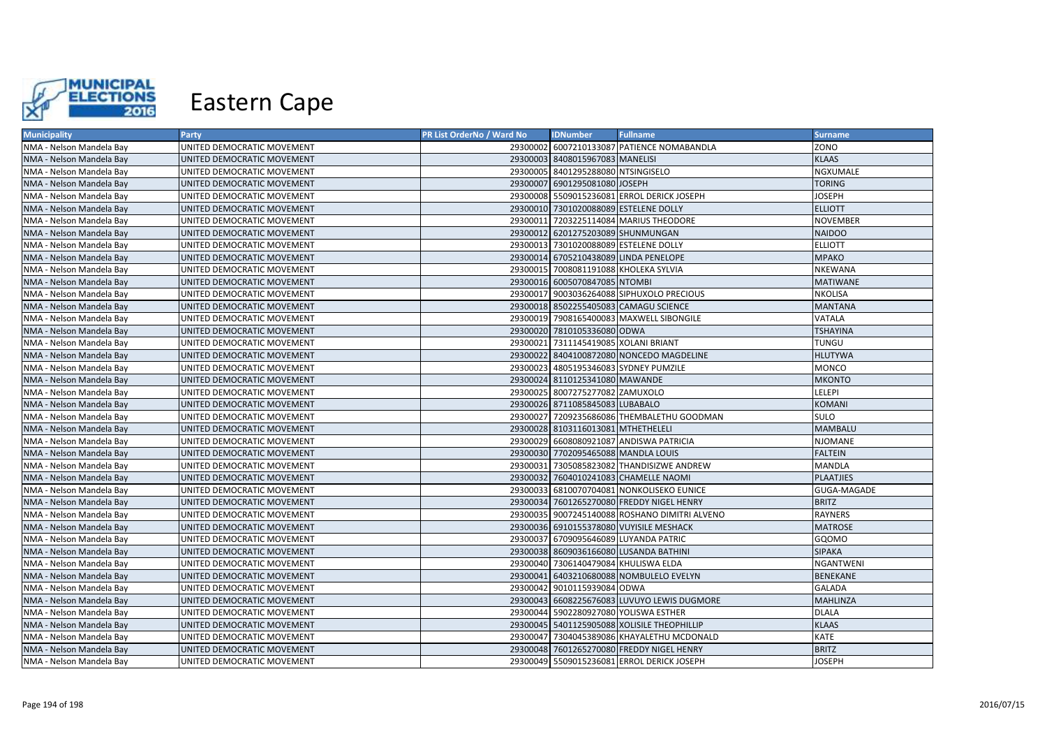# Eastern Cape

| Municipality | Party | PR List OrderNo / Ward No | IDNumber | Fullname | Surname |
|---|---|---|---|---|---|
| NMA - Nelson Mandela Bay | UNITED DEMOCRATIC MOVEMENT | 29300002 | 6007210133087 | PATIENCE NOMABANDLA | ZONO |
| NMA - Nelson Mandela Bay | UNITED DEMOCRATIC MOVEMENT | 29300003 | 8408015967083 | MANELISI | KLAAS |
| NMA - Nelson Mandela Bay | UNITED DEMOCRATIC MOVEMENT | 29300005 | 8401295288080 | NTSINGISELO | NGXUMALE |
| NMA - Nelson Mandela Bay | UNITED DEMOCRATIC MOVEMENT | 29300007 | 6901295081080 | JOSEPH | TORING |
| NMA - Nelson Mandela Bay | UNITED DEMOCRATIC MOVEMENT | 29300008 | 5509015236081 | ERROL DERICK JOSEPH | JOSEPH |
| NMA - Nelson Mandela Bay | UNITED DEMOCRATIC MOVEMENT | 29300010 | 7301020088089 | ESTELENE DOLLY | ELLIOTT |
| NMA - Nelson Mandela Bay | UNITED DEMOCRATIC MOVEMENT | 29300011 | 7203225114084 | MARIUS THEODORE | NOVEMBER |
| NMA - Nelson Mandela Bay | UNITED DEMOCRATIC MOVEMENT | 29300012 | 6201275203089 | SHUNMUNGAN | NAIDOO |
| NMA - Nelson Mandela Bay | UNITED DEMOCRATIC MOVEMENT | 29300013 | 7301020088089 | ESTELENE DOLLY | ELLIOTT |
| NMA - Nelson Mandela Bay | UNITED DEMOCRATIC MOVEMENT | 29300014 | 6705210438089 | LINDA PENELOPE | MPAKO |
| NMA - Nelson Mandela Bay | UNITED DEMOCRATIC MOVEMENT | 29300015 | 7008081191088 | KHOLEKA SYLVIA | NKEWANA |
| NMA - Nelson Mandela Bay | UNITED DEMOCRATIC MOVEMENT | 29300016 | 6005070847085 | NTOMBI | MATIWANE |
| NMA - Nelson Mandela Bay | UNITED DEMOCRATIC MOVEMENT | 29300017 | 9003036264088 | SIPHUXOLO PRECIOUS | NKOLISA |
| NMA - Nelson Mandela Bay | UNITED DEMOCRATIC MOVEMENT | 29300018 | 8502255405083 | CAMAGU SCIENCE | MANTANA |
| NMA - Nelson Mandela Bay | UNITED DEMOCRATIC MOVEMENT | 29300019 | 7908165400083 | MAXWELL SIBONGILE | VATALA |
| NMA - Nelson Mandela Bay | UNITED DEMOCRATIC MOVEMENT | 29300020 | 7810105336080 | ODWA | TSHAYINA |
| NMA - Nelson Mandela Bay | UNITED DEMOCRATIC MOVEMENT | 29300021 | 7311145419085 | XOLANI BRIANT | TUNGU |
| NMA - Nelson Mandela Bay | UNITED DEMOCRATIC MOVEMENT | 29300022 | 8404100872080 | NONCEDO MAGDELINE | HLUTYWA |
| NMA - Nelson Mandela Bay | UNITED DEMOCRATIC MOVEMENT | 29300023 | 4805195346083 | SYDNEY PUMZILE | MONCO |
| NMA - Nelson Mandela Bay | UNITED DEMOCRATIC MOVEMENT | 29300024 | 8110125341080 | MAWANDE | MKONTO |
| NMA - Nelson Mandela Bay | UNITED DEMOCRATIC MOVEMENT | 29300025 | 8007275277082 | ZAMUXOLO | LELEPI |
| NMA - Nelson Mandela Bay | UNITED DEMOCRATIC MOVEMENT | 29300026 | 8711085845083 | LUBABALO | KOMANI |
| NMA - Nelson Mandela Bay | UNITED DEMOCRATIC MOVEMENT | 29300027 | 7209235686086 | THEMBALETHU GOODMAN | SULO |
| NMA - Nelson Mandela Bay | UNITED DEMOCRATIC MOVEMENT | 29300028 | 8103116013081 | MTHETHELELI | MAMBALU |
| NMA - Nelson Mandela Bay | UNITED DEMOCRATIC MOVEMENT | 29300029 | 6608080921087 | ANDISWA PATRICIA | NJOMANE |
| NMA - Nelson Mandela Bay | UNITED DEMOCRATIC MOVEMENT | 29300030 | 7702095465088 | MANDLA LOUIS | FALTEIN |
| NMA - Nelson Mandela Bay | UNITED DEMOCRATIC MOVEMENT | 29300031 | 7305085823082 | THANDISIZWE ANDREW | MANDLA |
| NMA - Nelson Mandela Bay | UNITED DEMOCRATIC MOVEMENT | 29300032 | 7604010241083 | CHAMELLE NAOMI | PLAATJIES |
| NMA - Nelson Mandela Bay | UNITED DEMOCRATIC MOVEMENT | 29300033 | 6810070704081 | NONKOLISEKO EUNICE | GUGA-MAGADE |
| NMA - Nelson Mandela Bay | UNITED DEMOCRATIC MOVEMENT | 29300034 | 7601265270080 | FREDDY NIGEL HENRY | BRITZ |
| NMA - Nelson Mandela Bay | UNITED DEMOCRATIC MOVEMENT | 29300035 | 9007245140088 | ROSHANO DIMITRI ALVENO | RAYNERS |
| NMA - Nelson Mandela Bay | UNITED DEMOCRATIC MOVEMENT | 29300036 | 6910155378080 | VUYISILE MESHACK | MATROSE |
| NMA - Nelson Mandela Bay | UNITED DEMOCRATIC MOVEMENT | 29300037 | 6709095646089 | LUYANDA PATRIC | GQOMO |
| NMA - Nelson Mandela Bay | UNITED DEMOCRATIC MOVEMENT | 29300038 | 8609036166080 | LUSANDA BATHINI | SIPAKA |
| NMA - Nelson Mandela Bay | UNITED DEMOCRATIC MOVEMENT | 29300040 | 7306140479084 | KHULISWA ELDA | NGANTWENI |
| NMA - Nelson Mandela Bay | UNITED DEMOCRATIC MOVEMENT | 29300041 | 6403210680088 | NOMBULELO EVELYN | BENEKANE |
| NMA - Nelson Mandela Bay | UNITED DEMOCRATIC MOVEMENT | 29300042 | 9010115939084 | ODWA | GALADA |
| NMA - Nelson Mandela Bay | UNITED DEMOCRATIC MOVEMENT | 29300043 | 6608225676083 | LUVUYO LEWIS DUGMORE | MAHLINZA |
| NMA - Nelson Mandela Bay | UNITED DEMOCRATIC MOVEMENT | 29300044 | 5902280927080 | YOLISWA ESTHER | DLALA |
| NMA - Nelson Mandela Bay | UNITED DEMOCRATIC MOVEMENT | 29300045 | 5401125905088 | XOLISILE THEOPHILLIP | KLAAS |
| NMA - Nelson Mandela Bay | UNITED DEMOCRATIC MOVEMENT | 29300047 | 7304045389086 | KHAYALETHU MCDONALD | KATE |
| NMA - Nelson Mandela Bay | UNITED DEMOCRATIC MOVEMENT | 29300048 | 7601265270080 | FREDDY NIGEL HENRY | BRITZ |
| NMA - Nelson Mandela Bay | UNITED DEMOCRATIC MOVEMENT | 29300049 | 5509015236081 | ERROL DERICK JOSEPH | JOSEPH |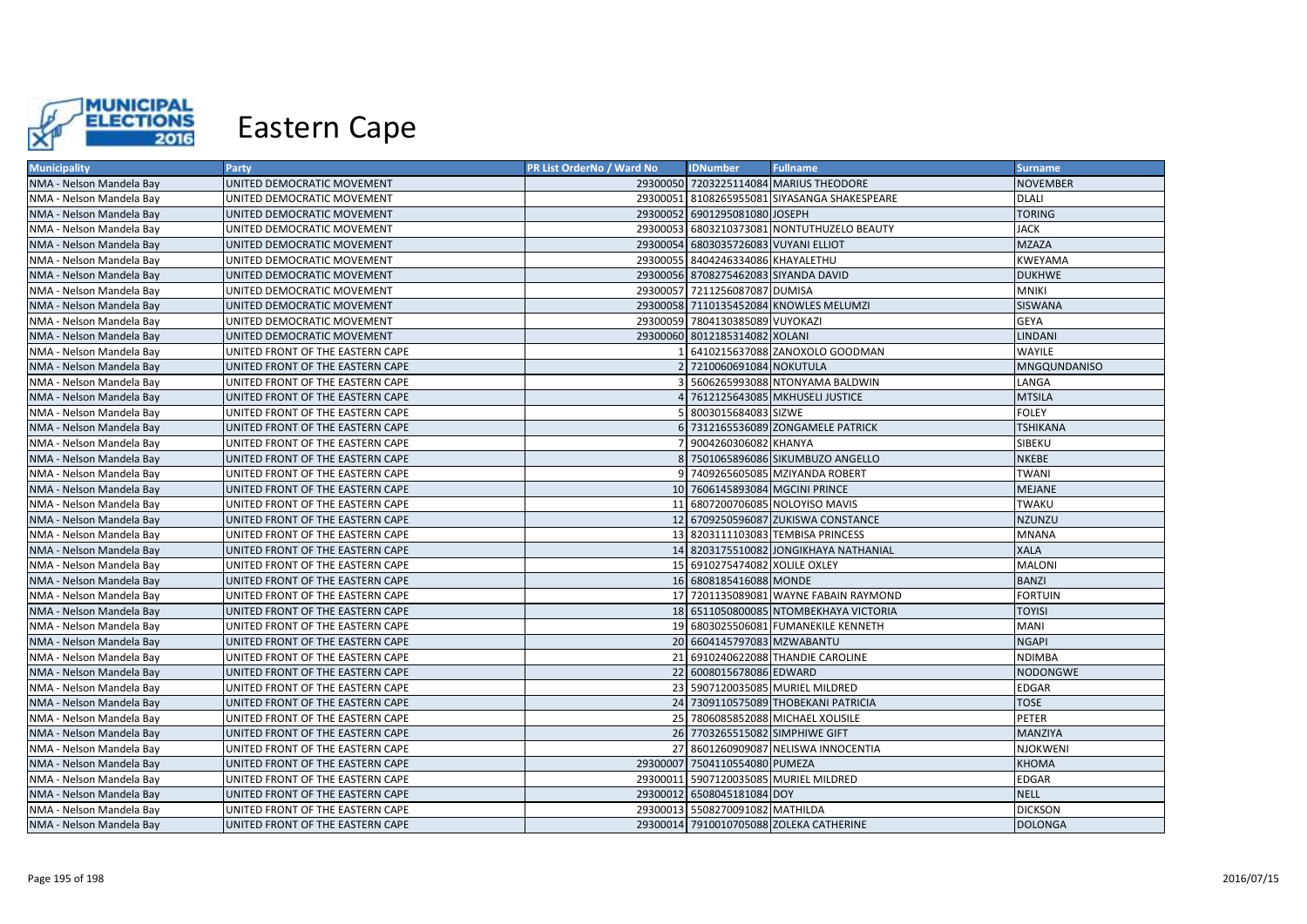# Eastern Cape

| Municipality | Party | PR List OrderNo / Ward No | IDNumber | Fullname | Surname |
|---|---|---|---|---|---|
| NMA - Nelson Mandela Bay | UNITED DEMOCRATIC MOVEMENT | 29300050 | 7203225114084 | MARIUS THEODORE | NOVEMBER |
| NMA - Nelson Mandela Bay | UNITED DEMOCRATIC MOVEMENT | 29300051 | 8108265955081 | SIYASANGA SHAKESPEARE | DLALI |
| NMA - Nelson Mandela Bay | UNITED DEMOCRATIC MOVEMENT | 29300052 | 6901295081080 | JOSEPH | TORING |
| NMA - Nelson Mandela Bay | UNITED DEMOCRATIC MOVEMENT | 29300053 | 6803210373081 | NONTUTHUZELO BEAUTY | JACK |
| NMA - Nelson Mandela Bay | UNITED DEMOCRATIC MOVEMENT | 29300054 | 6803035726083 | VUYANI ELLIOT | MZAZA |
| NMA - Nelson Mandela Bay | UNITED DEMOCRATIC MOVEMENT | 29300055 | 8404246334086 | KHAYALETHU | KWEYAMA |
| NMA - Nelson Mandela Bay | UNITED DEMOCRATIC MOVEMENT | 29300056 | 8708275462083 | SIYANDA DAVID | DUKHWE |
| NMA - Nelson Mandela Bay | UNITED DEMOCRATIC MOVEMENT | 29300057 | 7211256087087 | DUMISA | MNIKI |
| NMA - Nelson Mandela Bay | UNITED DEMOCRATIC MOVEMENT | 29300058 | 7110135452084 | KNOWLES MELUMZI | SISWANA |
| NMA - Nelson Mandela Bay | UNITED DEMOCRATIC MOVEMENT | 29300059 | 7804130385089 | VUYOKAZI | GEYA |
| NMA - Nelson Mandela Bay | UNITED DEMOCRATIC MOVEMENT | 29300060 | 8012185314082 | XOLANI | LINDANI |
| NMA - Nelson Mandela Bay | UNITED FRONT OF THE EASTERN CAPE | 1 | 6410215637088 | ZANOXOLO GOODMAN | WAYILE |
| NMA - Nelson Mandela Bay | UNITED FRONT OF THE EASTERN CAPE | 2 | 7210060691084 | NOKUTULA | MNGQUNDANISO |
| NMA - Nelson Mandela Bay | UNITED FRONT OF THE EASTERN CAPE | 3 | 5606265993088 | NTONYAMA BALDWIN | LANGA |
| NMA - Nelson Mandela Bay | UNITED FRONT OF THE EASTERN CAPE | 4 | 7612125643085 | MKHUSELI JUSTICE | MTSILA |
| NMA - Nelson Mandela Bay | UNITED FRONT OF THE EASTERN CAPE | 5 | 8003015684083 | SIZWE | FOLEY |
| NMA - Nelson Mandela Bay | UNITED FRONT OF THE EASTERN CAPE | 6 | 7312165536089 | ZONGAMELE PATRICK | TSHIKANA |
| NMA - Nelson Mandela Bay | UNITED FRONT OF THE EASTERN CAPE | 7 | 9004260306082 | KHANYA | SIBEKU |
| NMA - Nelson Mandela Bay | UNITED FRONT OF THE EASTERN CAPE | 8 | 7501065896086 | SIKUMBUZO ANGELLO | NKEBE |
| NMA - Nelson Mandela Bay | UNITED FRONT OF THE EASTERN CAPE | 9 | 7409265605085 | MZIYANDA ROBERT | TWANI |
| NMA - Nelson Mandela Bay | UNITED FRONT OF THE EASTERN CAPE | 10 | 7606145893084 | MGCINI PRINCE | MEJANE |
| NMA - Nelson Mandela Bay | UNITED FRONT OF THE EASTERN CAPE | 11 | 6807200706085 | NOLOYISO MAVIS | TWAKU |
| NMA - Nelson Mandela Bay | UNITED FRONT OF THE EASTERN CAPE | 12 | 6709250596087 | ZUKISWA CONSTANCE | NZUNZU |
| NMA - Nelson Mandela Bay | UNITED FRONT OF THE EASTERN CAPE | 13 | 8203111103083 | TEMBISA PRINCESS | MNANA |
| NMA - Nelson Mandela Bay | UNITED FRONT OF THE EASTERN CAPE | 14 | 8203175510082 | JONGIKHAYA NATHANIAL | XALA |
| NMA - Nelson Mandela Bay | UNITED FRONT OF THE EASTERN CAPE | 15 | 6910275474082 | XOLILE OXLEY | MALONI |
| NMA - Nelson Mandela Bay | UNITED FRONT OF THE EASTERN CAPE | 16 | 6808185416088 | MONDE | BANZI |
| NMA - Nelson Mandela Bay | UNITED FRONT OF THE EASTERN CAPE | 17 | 7201135089081 | WAYNE FABAIN RAYMOND | FORTUIN |
| NMA - Nelson Mandela Bay | UNITED FRONT OF THE EASTERN CAPE | 18 | 6511050800085 | NTOMBEKHAYA VICTORIA | TOYISI |
| NMA - Nelson Mandela Bay | UNITED FRONT OF THE EASTERN CAPE | 19 | 6803025506081 | FUMANEKILE KENNETH | MANI |
| NMA - Nelson Mandela Bay | UNITED FRONT OF THE EASTERN CAPE | 20 | 6604145797083 | MZWABANTU | NGAPI |
| NMA - Nelson Mandela Bay | UNITED FRONT OF THE EASTERN CAPE | 21 | 6910240622088 | THANDIE CAROLINE | NDIMBA |
| NMA - Nelson Mandela Bay | UNITED FRONT OF THE EASTERN CAPE | 22 | 6008015678086 | EDWARD | NODONGWE |
| NMA - Nelson Mandela Bay | UNITED FRONT OF THE EASTERN CAPE | 23 | 5907120035085 | MURIEL MILDRED | EDGAR |
| NMA - Nelson Mandela Bay | UNITED FRONT OF THE EASTERN CAPE | 24 | 7309110575089 | THOBEKANI PATRICIA | TOSE |
| NMA - Nelson Mandela Bay | UNITED FRONT OF THE EASTERN CAPE | 25 | 7806085852088 | MICHAEL XOLISILE | PETER |
| NMA - Nelson Mandela Bay | UNITED FRONT OF THE EASTERN CAPE | 26 | 7703265515082 | SIMPHIWE GIFT | MANZIYA |
| NMA - Nelson Mandela Bay | UNITED FRONT OF THE EASTERN CAPE | 27 | 8601260909087 | NELISWA INNOCENTIA | NJOKWENI |
| NMA - Nelson Mandela Bay | UNITED FRONT OF THE EASTERN CAPE | 29300007 | 7504110554080 | PUMEZA | KHOMA |
| NMA - Nelson Mandela Bay | UNITED FRONT OF THE EASTERN CAPE | 29300011 | 5907120035085 | MURIEL MILDRED | EDGAR |
| NMA - Nelson Mandela Bay | UNITED FRONT OF THE EASTERN CAPE | 29300012 | 6508045181084 | DOY | NELL |
| NMA - Nelson Mandela Bay | UNITED FRONT OF THE EASTERN CAPE | 29300013 | 5508270091082 | MATHILDA | DICKSON |
| NMA - Nelson Mandela Bay | UNITED FRONT OF THE EASTERN CAPE | 29300014 | 7910010705088 | ZOLEKA CATHERINE | DOLONGA |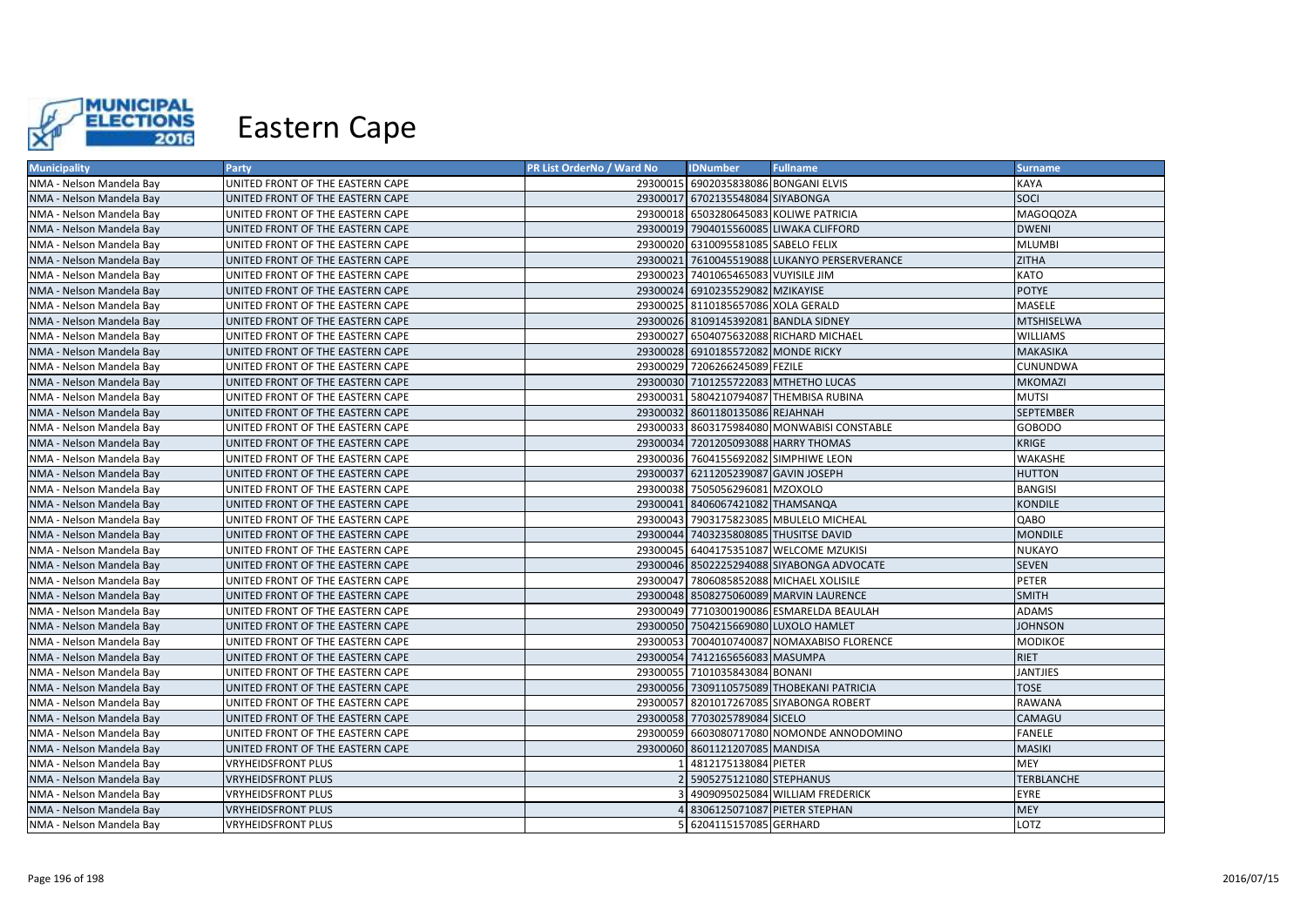# Eastern Cape

| Municipality | Party | PR List OrderNo / Ward No | IDNumber | Fullname | Surname |
|---|---|---|---|---|---|
| NMA - Nelson Mandela Bay | UNITED FRONT OF THE EASTERN CAPE | 29300015 | 6902035838086 | BONGANI ELVIS | KAYA |
| NMA - Nelson Mandela Bay | UNITED FRONT OF THE EASTERN CAPE | 29300017 | 6702135548084 | SIYABONGA | SOCI |
| NMA - Nelson Mandela Bay | UNITED FRONT OF THE EASTERN CAPE | 29300018 | 6503280645083 | KOLIWE PATRICIA | MAGOQOZA |
| NMA - Nelson Mandela Bay | UNITED FRONT OF THE EASTERN CAPE | 29300019 | 7904015560085 | LIWAKA CLIFFORD | DWENI |
| NMA - Nelson Mandela Bay | UNITED FRONT OF THE EASTERN CAPE | 29300020 | 6310095581085 | SABELO FELIX | MLUMBI |
| NMA - Nelson Mandela Bay | UNITED FRONT OF THE EASTERN CAPE | 29300021 | 7610045519088 | LUKANYO PERSERVERANCE | ZITHA |
| NMA - Nelson Mandela Bay | UNITED FRONT OF THE EASTERN CAPE | 29300023 | 7401065465083 | VUYISILE JIM | KATO |
| NMA - Nelson Mandela Bay | UNITED FRONT OF THE EASTERN CAPE | 29300024 | 6910235529082 | MZIKAYISE | POTYE |
| NMA - Nelson Mandela Bay | UNITED FRONT OF THE EASTERN CAPE | 29300025 | 8110185657086 | XOLA GERALD | MASELE |
| NMA - Nelson Mandela Bay | UNITED FRONT OF THE EASTERN CAPE | 29300026 | 8109145392081 | BANDLA SIDNEY | MTSHISELWA |
| NMA - Nelson Mandela Bay | UNITED FRONT OF THE EASTERN CAPE | 29300027 | 6504075632088 | RICHARD MICHAEL | WILLIAMS |
| NMA - Nelson Mandela Bay | UNITED FRONT OF THE EASTERN CAPE | 29300028 | 6910185572082 | MONDE RICKY | MAKASIKA |
| NMA - Nelson Mandela Bay | UNITED FRONT OF THE EASTERN CAPE | 29300029 | 7206266245089 | FEZILE | CUNUNDWA |
| NMA - Nelson Mandela Bay | UNITED FRONT OF THE EASTERN CAPE | 29300030 | 7101255722083 | MTHETHO LUCAS | MKOMAZI |
| NMA - Nelson Mandela Bay | UNITED FRONT OF THE EASTERN CAPE | 29300031 | 5804210794087 | THEMBISA RUBINA | MUTSI |
| NMA - Nelson Mandela Bay | UNITED FRONT OF THE EASTERN CAPE | 29300032 | 8601180135086 | REJAHNAH | SEPTEMBER |
| NMA - Nelson Mandela Bay | UNITED FRONT OF THE EASTERN CAPE | 29300033 | 8603175984080 | MONWABISI CONSTABLE | GOBODO |
| NMA - Nelson Mandela Bay | UNITED FRONT OF THE EASTERN CAPE | 29300034 | 7201205093088 | HARRY THOMAS | KRIGE |
| NMA - Nelson Mandela Bay | UNITED FRONT OF THE EASTERN CAPE | 29300036 | 7604155692082 | SIMPHIWE LEON | WAKASHE |
| NMA - Nelson Mandela Bay | UNITED FRONT OF THE EASTERN CAPE | 29300037 | 6211205239087 | GAVIN JOSEPH | HUTTON |
| NMA - Nelson Mandela Bay | UNITED FRONT OF THE EASTERN CAPE | 29300038 | 7505056296081 | MZOXOLO | BANGISI |
| NMA - Nelson Mandela Bay | UNITED FRONT OF THE EASTERN CAPE | 29300041 | 8406067421082 | THAMSANQA | KONDILE |
| NMA - Nelson Mandela Bay | UNITED FRONT OF THE EASTERN CAPE | 29300043 | 7903175823085 | MBULELO MICHEAL | QABO |
| NMA - Nelson Mandela Bay | UNITED FRONT OF THE EASTERN CAPE | 29300044 | 7403235808085 | THUSITSE DAVID | MONDILE |
| NMA - Nelson Mandela Bay | UNITED FRONT OF THE EASTERN CAPE | 29300045 | 6404175351087 | WELCOME MZUKISI | NUKAYO |
| NMA - Nelson Mandela Bay | UNITED FRONT OF THE EASTERN CAPE | 29300046 | 8502225294088 | SIYABONGA ADVOCATE | SEVEN |
| NMA - Nelson Mandela Bay | UNITED FRONT OF THE EASTERN CAPE | 29300047 | 7806085852088 | MICHAEL XOLISILE | PETER |
| NMA - Nelson Mandela Bay | UNITED FRONT OF THE EASTERN CAPE | 29300048 | 8508275060089 | MARVIN LAURENCE | SMITH |
| NMA - Nelson Mandela Bay | UNITED FRONT OF THE EASTERN CAPE | 29300049 | 7710300190086 | ESMARELDA BEAULAH | ADAMS |
| NMA - Nelson Mandela Bay | UNITED FRONT OF THE EASTERN CAPE | 29300050 | 7504215669080 | LUXOLO HAMLET | JOHNSON |
| NMA - Nelson Mandela Bay | UNITED FRONT OF THE EASTERN CAPE | 29300053 | 7004010740087 | NOMAXABISO FLORENCE | MODIKOE |
| NMA - Nelson Mandela Bay | UNITED FRONT OF THE EASTERN CAPE | 29300054 | 7412165656083 | MASUMPA | RIET |
| NMA - Nelson Mandela Bay | UNITED FRONT OF THE EASTERN CAPE | 29300055 | 7101035843084 | BONANI | JANTJIES |
| NMA - Nelson Mandela Bay | UNITED FRONT OF THE EASTERN CAPE | 29300056 | 7309110575089 | THOBEKANI PATRICIA | TOSE |
| NMA - Nelson Mandela Bay | UNITED FRONT OF THE EASTERN CAPE | 29300057 | 8201017267085 | SIYABONGA ROBERT | RAWANA |
| NMA - Nelson Mandela Bay | UNITED FRONT OF THE EASTERN CAPE | 29300058 | 7703025789084 | SICELO | CAMAGU |
| NMA - Nelson Mandela Bay | UNITED FRONT OF THE EASTERN CAPE | 29300059 | 6603080717080 | NOMONDE ANNODOMINO | FANELE |
| NMA - Nelson Mandela Bay | UNITED FRONT OF THE EASTERN CAPE | 29300060 | 8601121207085 | MANDISA | MASIKI |
| NMA - Nelson Mandela Bay | VRYHEIDSFRONT PLUS | 1 | 4812175138084 | PIETER | MEY |
| NMA - Nelson Mandela Bay | VRYHEIDSFRONT PLUS | 2 | 5905275121080 | STEPHANUS | TERBLANCHE |
| NMA - Nelson Mandela Bay | VRYHEIDSFRONT PLUS | 3 | 4909095025084 | WILLIAM FREDERICK | EYRE |
| NMA - Nelson Mandela Bay | VRYHEIDSFRONT PLUS | 4 | 8306125071087 | PIETER STEPHAN | MEY |
| NMA - Nelson Mandela Bay | VRYHEIDSFRONT PLUS | 5 | 6204115157085 | GERHARD | LOTZ |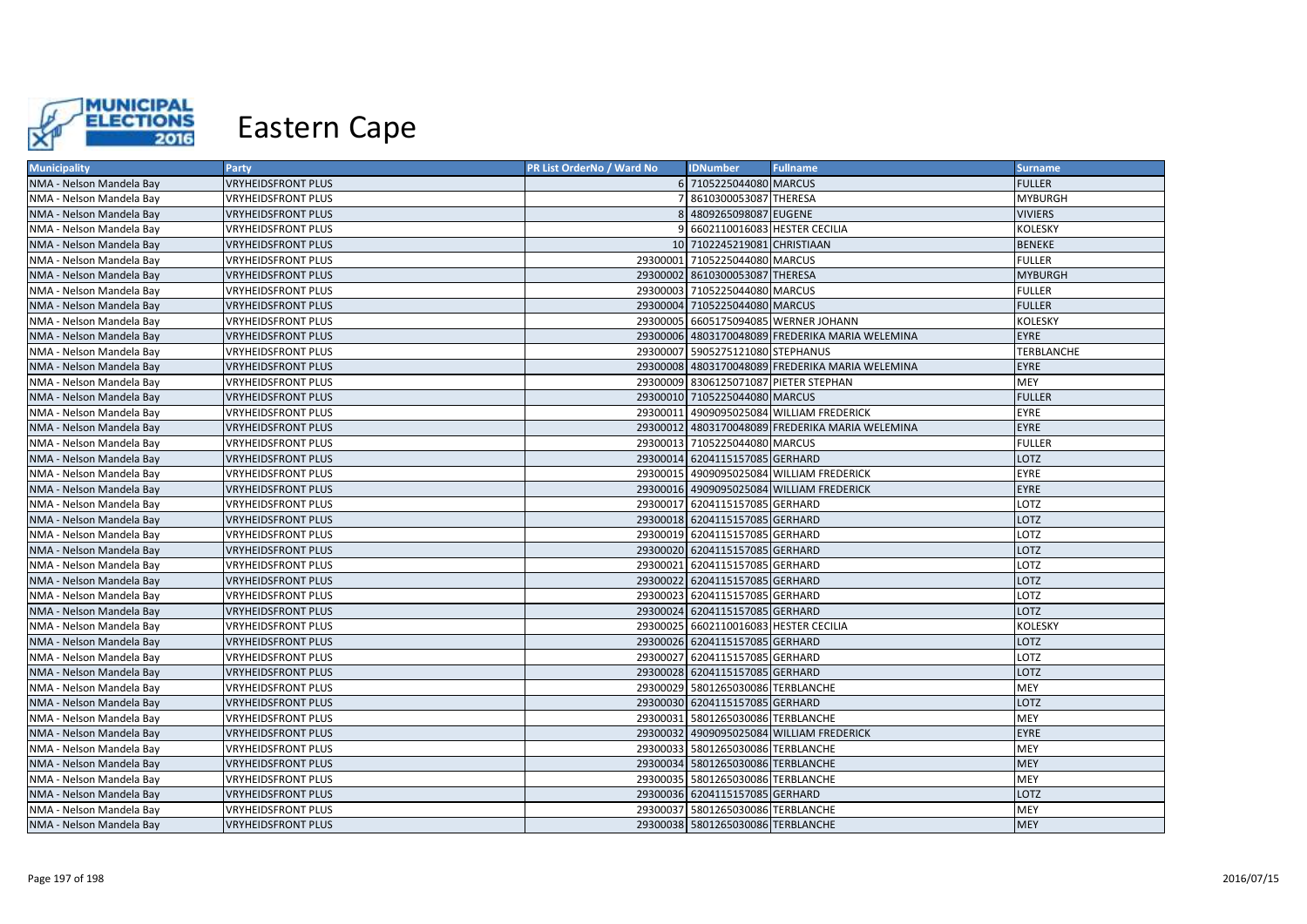# Eastern Cape

| Municipality | Party | PR List OrderNo / Ward No | IDNumber | Fullname | Surname |
|---|---|---|---|---|---|
| NMA - Nelson Mandela Bay | VRYHEIDSFRONT PLUS | 6 | 7105225044080 | MARCUS | FULLER |
| NMA - Nelson Mandela Bay | VRYHEIDSFRONT PLUS | 7 | 8610300053087 | THERESA | MYBURGH |
| NMA - Nelson Mandela Bay | VRYHEIDSFRONT PLUS | 8 | 4809265098087 | EUGENE | VIVIERS |
| NMA - Nelson Mandela Bay | VRYHEIDSFRONT PLUS | 9 | 6602110016083 | HESTER CECILIA | KOLESKY |
| NMA - Nelson Mandela Bay | VRYHEIDSFRONT PLUS | 10 | 7102245219081 | CHRISTIAAN | BENEKE |
| NMA - Nelson Mandela Bay | VRYHEIDSFRONT PLUS | 29300001 | 7105225044080 | MARCUS | FULLER |
| NMA - Nelson Mandela Bay | VRYHEIDSFRONT PLUS | 29300002 | 8610300053087 | THERESA | MYBURGH |
| NMA - Nelson Mandela Bay | VRYHEIDSFRONT PLUS | 29300003 | 7105225044080 | MARCUS | FULLER |
| NMA - Nelson Mandela Bay | VRYHEIDSFRONT PLUS | 29300004 | 7105225044080 | MARCUS | FULLER |
| NMA - Nelson Mandela Bay | VRYHEIDSFRONT PLUS | 29300005 | 6605175094085 | WERNER JOHANN | KOLESKY |
| NMA - Nelson Mandela Bay | VRYHEIDSFRONT PLUS | 29300006 | 4803170048089 | FREDERIKA MARIA WELEMINA | EYRE |
| NMA - Nelson Mandela Bay | VRYHEIDSFRONT PLUS | 29300007 | 5905275121080 | STEPHANUS | TERBLANCHE |
| NMA - Nelson Mandela Bay | VRYHEIDSFRONT PLUS | 29300008 | 4803170048089 | FREDERIKA MARIA WELEMINA | EYRE |
| NMA - Nelson Mandela Bay | VRYHEIDSFRONT PLUS | 29300009 | 8306125071087 | PIETER STEPHAN | MEY |
| NMA - Nelson Mandela Bay | VRYHEIDSFRONT PLUS | 29300010 | 7105225044080 | MARCUS | FULLER |
| NMA - Nelson Mandela Bay | VRYHEIDSFRONT PLUS | 29300011 | 4909095025084 | WILLIAM FREDERICK | EYRE |
| NMA - Nelson Mandela Bay | VRYHEIDSFRONT PLUS | 29300012 | 4803170048089 | FREDERIKA MARIA WELEMINA | EYRE |
| NMA - Nelson Mandela Bay | VRYHEIDSFRONT PLUS | 29300013 | 7105225044080 | MARCUS | FULLER |
| NMA - Nelson Mandela Bay | VRYHEIDSFRONT PLUS | 29300014 | 6204115157085 | GERHARD | LOTZ |
| NMA - Nelson Mandela Bay | VRYHEIDSFRONT PLUS | 29300015 | 4909095025084 | WILLIAM FREDERICK | EYRE |
| NMA - Nelson Mandela Bay | VRYHEIDSFRONT PLUS | 29300016 | 4909095025084 | WILLIAM FREDERICK | EYRE |
| NMA - Nelson Mandela Bay | VRYHEIDSFRONT PLUS | 29300017 | 6204115157085 | GERHARD | LOTZ |
| NMA - Nelson Mandela Bay | VRYHEIDSFRONT PLUS | 29300018 | 6204115157085 | GERHARD | LOTZ |
| NMA - Nelson Mandela Bay | VRYHEIDSFRONT PLUS | 29300019 | 6204115157085 | GERHARD | LOTZ |
| NMA - Nelson Mandela Bay | VRYHEIDSFRONT PLUS | 29300020 | 6204115157085 | GERHARD | LOTZ |
| NMA - Nelson Mandela Bay | VRYHEIDSFRONT PLUS | 29300021 | 6204115157085 | GERHARD | LOTZ |
| NMA - Nelson Mandela Bay | VRYHEIDSFRONT PLUS | 29300022 | 6204115157085 | GERHARD | LOTZ |
| NMA - Nelson Mandela Bay | VRYHEIDSFRONT PLUS | 29300023 | 6204115157085 | GERHARD | LOTZ |
| NMA - Nelson Mandela Bay | VRYHEIDSFRONT PLUS | 29300024 | 6204115157085 | GERHARD | LOTZ |
| NMA - Nelson Mandela Bay | VRYHEIDSFRONT PLUS | 29300025 | 6602110016083 | HESTER CECILIA | KOLESKY |
| NMA - Nelson Mandela Bay | VRYHEIDSFRONT PLUS | 29300026 | 6204115157085 | GERHARD | LOTZ |
| NMA - Nelson Mandela Bay | VRYHEIDSFRONT PLUS | 29300027 | 6204115157085 | GERHARD | LOTZ |
| NMA - Nelson Mandela Bay | VRYHEIDSFRONT PLUS | 29300028 | 6204115157085 | GERHARD | LOTZ |
| NMA - Nelson Mandela Bay | VRYHEIDSFRONT PLUS | 29300029 | 5801265030086 | TERBLANCHE | MEY |
| NMA - Nelson Mandela Bay | VRYHEIDSFRONT PLUS | 29300030 | 6204115157085 | GERHARD | LOTZ |
| NMA - Nelson Mandela Bay | VRYHEIDSFRONT PLUS | 29300031 | 5801265030086 | TERBLANCHE | MEY |
| NMA - Nelson Mandela Bay | VRYHEIDSFRONT PLUS | 29300032 | 4909095025084 | WILLIAM FREDERICK | EYRE |
| NMA - Nelson Mandela Bay | VRYHEIDSFRONT PLUS | 29300033 | 5801265030086 | TERBLANCHE | MEY |
| NMA - Nelson Mandela Bay | VRYHEIDSFRONT PLUS | 29300034 | 5801265030086 | TERBLANCHE | MEY |
| NMA - Nelson Mandela Bay | VRYHEIDSFRONT PLUS | 29300035 | 5801265030086 | TERBLANCHE | MEY |
| NMA - Nelson Mandela Bay | VRYHEIDSFRONT PLUS | 29300036 | 6204115157085 | GERHARD | LOTZ |
| NMA - Nelson Mandela Bay | VRYHEIDSFRONT PLUS | 29300037 | 5801265030086 | TERBLANCHE | MEY |
| NMA - Nelson Mandela Bay | VRYHEIDSFRONT PLUS | 29300038 | 5801265030086 | TERBLANCHE | MEY |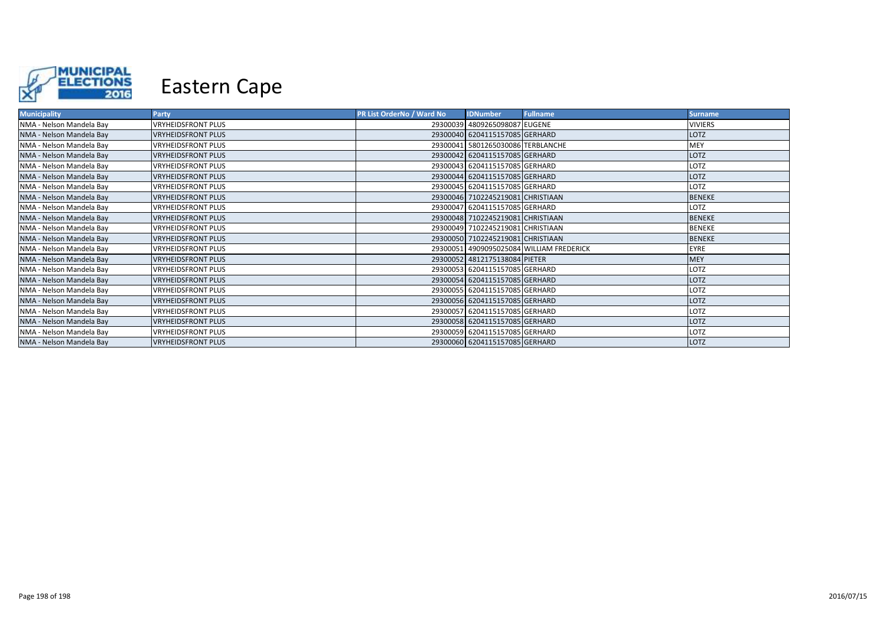# Eastern Cape

| Municipality | Party | PR List OrderNo / Ward No | IDNumber | Fullname | Surname |
|---|---|---|---|---|---|
| NMA - Nelson Mandela Bay | VRYHEIDSFRONT PLUS | 29300039 | 4809265098087 | EUGENE | VIVIERS |
| NMA - Nelson Mandela Bay | VRYHEIDSFRONT PLUS | 29300040 | 6204115157085 | GERHARD | LOTZ |
| NMA - Nelson Mandela Bay | VRYHEIDSFRONT PLUS | 29300041 | 5801265030086 | TERBLANCHE | MEY |
| NMA - Nelson Mandela Bay | VRYHEIDSFRONT PLUS | 29300042 | 6204115157085 | GERHARD | LOTZ |
| NMA - Nelson Mandela Bay | VRYHEIDSFRONT PLUS | 29300043 | 6204115157085 | GERHARD | LOTZ |
| NMA - Nelson Mandela Bay | VRYHEIDSFRONT PLUS | 29300044 | 6204115157085 | GERHARD | LOTZ |
| NMA - Nelson Mandela Bay | VRYHEIDSFRONT PLUS | 29300045 | 6204115157085 | GERHARD | LOTZ |
| NMA - Nelson Mandela Bay | VRYHEIDSFRONT PLUS | 29300046 | 7102245219081 | CHRISTIAAN | BENEKE |
| NMA - Nelson Mandela Bay | VRYHEIDSFRONT PLUS | 29300047 | 6204115157085 | GERHARD | LOTZ |
| NMA - Nelson Mandela Bay | VRYHEIDSFRONT PLUS | 29300048 | 7102245219081 | CHRISTIAAN | BENEKE |
| NMA - Nelson Mandela Bay | VRYHEIDSFRONT PLUS | 29300049 | 7102245219081 | CHRISTIAAN | BENEKE |
| NMA - Nelson Mandela Bay | VRYHEIDSFRONT PLUS | 29300050 | 7102245219081 | CHRISTIAAN | BENEKE |
| NMA - Nelson Mandela Bay | VRYHEIDSFRONT PLUS | 29300051 | 4909095025084 | WILLIAM FREDERICK | EYRE |
| NMA - Nelson Mandela Bay | VRYHEIDSFRONT PLUS | 29300052 | 4812175138084 | PIETER | MEY |
| NMA - Nelson Mandela Bay | VRYHEIDSFRONT PLUS | 29300053 | 6204115157085 | GERHARD | LOTZ |
| NMA - Nelson Mandela Bay | VRYHEIDSFRONT PLUS | 29300054 | 6204115157085 | GERHARD | LOTZ |
| NMA - Nelson Mandela Bay | VRYHEIDSFRONT PLUS | 29300055 | 6204115157085 | GERHARD | LOTZ |
| NMA - Nelson Mandela Bay | VRYHEIDSFRONT PLUS | 29300056 | 6204115157085 | GERHARD | LOTZ |
| NMA - Nelson Mandela Bay | VRYHEIDSFRONT PLUS | 29300057 | 6204115157085 | GERHARD | LOTZ |
| NMA - Nelson Mandela Bay | VRYHEIDSFRONT PLUS | 29300058 | 6204115157085 | GERHARD | LOTZ |
| NMA - Nelson Mandela Bay | VRYHEIDSFRONT PLUS | 29300059 | 6204115157085 | GERHARD | LOTZ |
| NMA - Nelson Mandela Bay | VRYHEIDSFRONT PLUS | 29300060 | 6204115157085 | GERHARD | LOTZ |